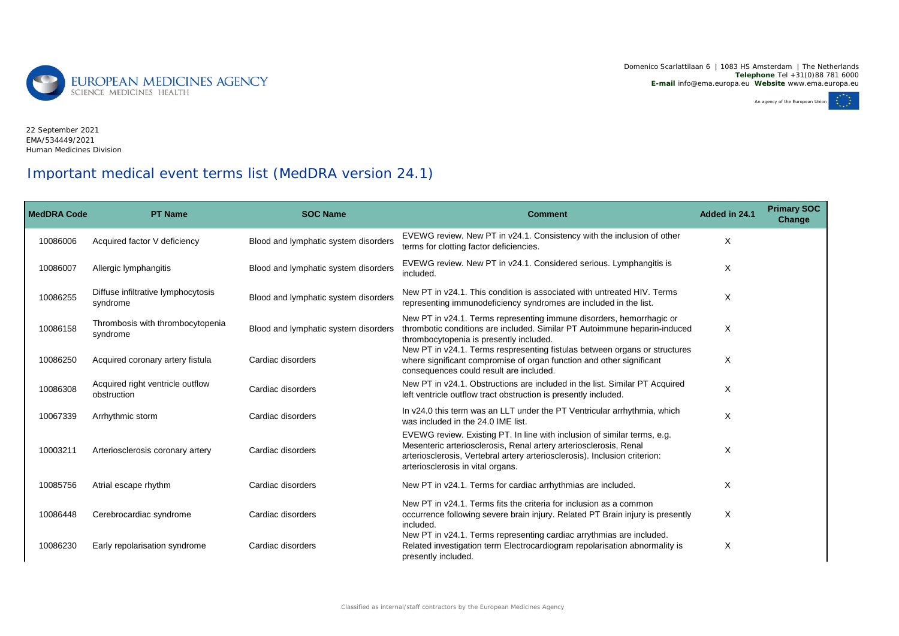Domenico Scarlattilaan 6 | 1083 HS Amsterdam | The Netherlands
**Telephone** Tel +31(0)88 781 6000
**E-mail** info@ema.europa.eu **Website** www.ema.europa.eu

An agency of the European Union

22 September 2021
EMA/534449/2021
Human Medicines Division

# Important medical event terms list (MedDRA version 24.1)

| MedDRA Code | PT Name | SOC Name | Comment | Added in 24.1 | Primary SOC Change |
|---|---|---|---|---|---|
| 10086006 | Acquired factor V deficiency | Blood and lymphatic system disorders | EVEWG review. New PT in v24.1. Consistency with the inclusion of other terms for clotting factor deficiencies. | X | |
| 10086007 | Allergic lymphangitis | Blood and lymphatic system disorders | EVEWG review. New PT in v24.1. Considered serious. Lymphangitis is included. | X | |
| 10086255 | Diffuse infiltrative lymphocytosis syndrome | Blood and lymphatic system disorders | New PT in v24.1. This condition is associated with untreated HIV. Terms representing immunodeficiency syndromes are included in the list. | X | |
| 10086158 | Thrombosis with thrombocytopenia syndrome | Blood and lymphatic system disorders | New PT in v24.1. Terms representing immune disorders, hemorrhagic or thrombotic conditions are included. Similar PT Autoimmune heparin-induced thrombocytopenia is presently included. | X | |
| 10086250 | Acquired coronary artery fistula | Cardiac disorders | New PT in v24.1. Terms respresenting fistulas between organs or structures where significant compromise of organ function and other significant consequences could result are included. | X | |
| 10086308 | Acquired right ventricle outflow obstruction | Cardiac disorders | New PT in v24.1. Obstructions are included in the list. Similar PT Acquired left ventricle outflow tract obstruction is presently included. | X | |
| 10067339 | Arrhythmic storm | Cardiac disorders | In v24.0 this term was an LLT under the PT Ventricular arrhythmia, which was included in the 24.0 IME list. | X | |
| 10003211 | Arteriosclerosis coronary artery | Cardiac disorders | EVEWG review. Existing PT. In line with inclusion of similar terms, e.g. Mesenteric arteriosclerosis, Renal artery arteriosclerosis, Renal arteriosclerosis, Vertebral artery arteriosclerosis). Inclusion criterion: arteriosclerosis in vital organs. | X | |
| 10085756 | Atrial escape rhythm | Cardiac disorders | New PT in v24.1. Terms for cardiac arrhythmias are included. | X | |
| 10086448 | Cerebrocardiac syndrome | Cardiac disorders | New PT in v24.1. Terms fits the criteria for inclusion as a common occurrence following severe brain injury. Related PT Brain injury is presently included. | X | |
| 10086230 | Early repolarisation syndrome | Cardiac disorders | New PT in v24.1. Terms representing cardiac arrythmias are included. Related investigation term Electrocardiogram repolarisation abnormality is presently included. | X | |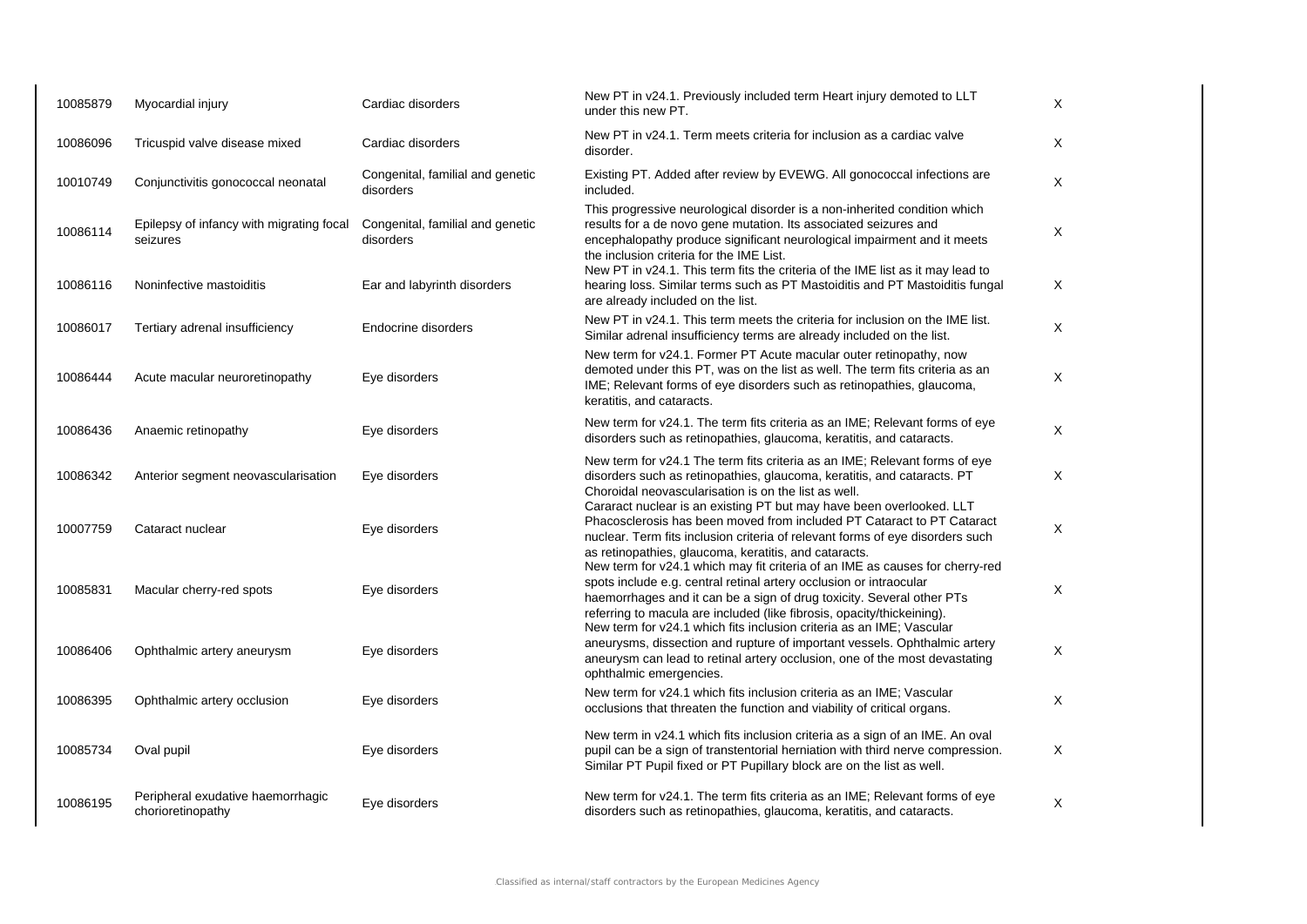| | | | | |
|---|---|---|---|---|
| 10085879 | Myocardial injury | Cardiac disorders | New PT in v24.1. Previously included term Heart injury demoted to LLT under this new PT. | X |
| 10086096 | Tricuspid valve disease mixed | Cardiac disorders | New PT in v24.1. Term meets criteria for inclusion as a cardiac valve disorder. | X |
| 10010749 | Conjunctivitis gonococcal neonatal | Congenital, familial and genetic disorders | Existing PT. Added after review by EVEWG. All gonococcal infections are included. | X |
| 10086114 | Epilepsy of infancy with migrating focal seizures | Congenital, familial and genetic disorders | This progressive neurological disorder is a non-inherited condition which results for a de novo gene mutation. Its associated seizures and encephalopathy produce significant neurological impairment and it meets the inclusion criteria for the IME List. | X |
| 10086116 | Noninfective mastoiditis | Ear and labyrinth disorders | New PT in v24.1. This term fits the criteria of the IME list as it may lead to hearing loss. Similar terms such as PT Mastoiditis and PT Mastoiditis fungal are already included on the list. | X |
| 10086017 | Tertiary adrenal insufficiency | Endocrine disorders | New PT in v24.1. This term meets the criteria for inclusion on the IME list. Similar adrenal insufficiency terms are already included on the list. | X |
| 10086444 | Acute macular neuroretinopathy | Eye disorders | New term for v24.1. Former PT Acute macular outer retinopathy, now demoted under this PT, was on the list as well. The term fits criteria as an IME; Relevant forms of eye disorders such as retinopathies, glaucoma, keratitis, and cataracts. | X |
| 10086436 | Anaemic retinopathy | Eye disorders | New term for v24.1. The term fits criteria as an IME; Relevant forms of eye disorders such as retinopathies, glaucoma, keratitis, and cataracts. | X |
| 10086342 | Anterior segment neovascularisation | Eye disorders | New term for v24.1 The term fits criteria as an IME; Relevant forms of eye disorders such as retinopathies, glaucoma, keratitis, and cataracts. PT Choroidal neovascularisation is on the list as well. | X |
| 10007759 | Cataract nuclear | Eye disorders | Cararact nuclear is an existing PT but may have been overlooked. LLT Phacosclerosis has been moved from included PT Cataract to PT Cataract nuclear. Term fits inclusion criteria of relevant forms of eye disorders such as retinopathies, glaucoma, keratitis, and cataracts. | X |
| 10085831 | Macular cherry-red spots | Eye disorders | New term for v24.1 which may fit criteria of an IME as causes for cherry-red spots include e.g. central retinal artery occlusion or intraocular haemorrhages and it can be a sign of drug toxicity. Several other PTs referring to macula are included (like fibrosis, opacity/thickeining). | X |
| 10086406 | Ophthalmic artery aneurysm | Eye disorders | New term for v24.1 which fits inclusion criteria as an IME; Vascular aneurysms, dissection and rupture of important vessels. Ophthalmic artery aneurysm can lead to retinal artery occlusion, one of the most devastating ophthalmic emergencies. | X |
| 10086395 | Ophthalmic artery occlusion | Eye disorders | New term for v24.1 which fits inclusion criteria as an IME; Vascular occlusions that threaten the function and viability of critical organs. | X |
| 10085734 | Oval pupil | Eye disorders | New term in v24.1 which fits inclusion criteria as a sign of an IME. An oval pupil can be a sign of transtentorial herniation with third nerve compression. Similar PT Pupil fixed or PT Pupillary block are on the list as well. | X |
| 10086195 | Peripheral exudative haemorrhagic chorioretinopathy | Eye disorders | New term for v24.1. The term fits criteria as an IME; Relevant forms of eye disorders such as retinopathies, glaucoma, keratitis, and cataracts. | X |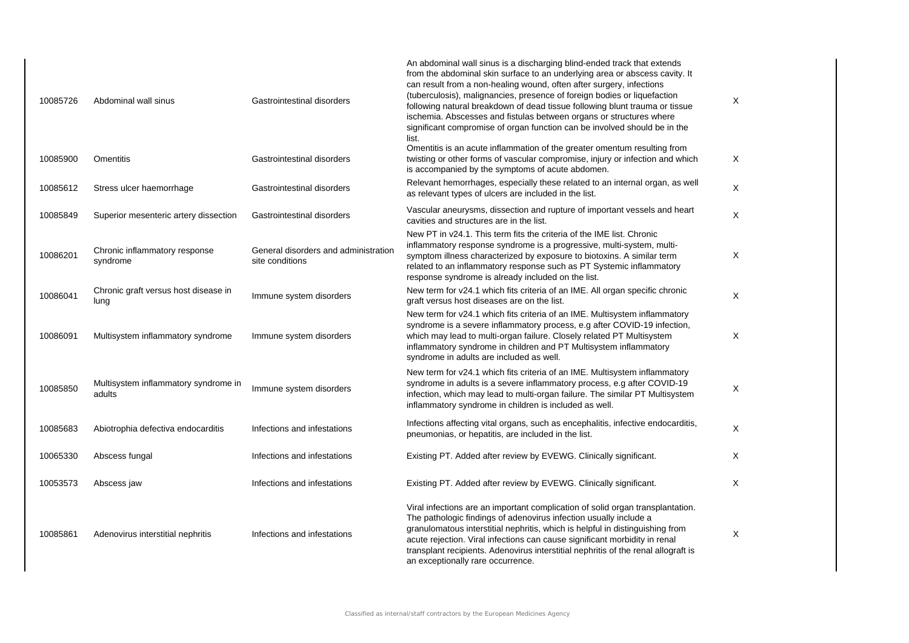| | | | | |
|---|---|---|---|---|
| 10085726 | Abdominal wall sinus | Gastrointestinal disorders | An abdominal wall sinus is a discharging blind-ended track that extends from the abdominal skin surface to an underlying area or abscess cavity. It can result from a non-healing wound, often after surgery, infections (tuberculosis), malignancies, presence of foreign bodies or liquefaction following natural breakdown of dead tissue following blunt trauma or tissue ischemia. Abscesses and fistulas between organs or structures where significant compromise of organ function can be involved should be in the list. | X |
| 10085900 | Omentitis | Gastrointestinal disorders | Omentitis is an acute inflammation of the greater omentum resulting from twisting or other forms of vascular compromise, injury or infection and which is accompanied by the symptoms of acute abdomen. | X |
| 10085612 | Stress ulcer haemorrhage | Gastrointestinal disorders | Relevant hemorrhages, especially these related to an internal organ, as well as relevant types of ulcers are included in the list. | X |
| 10085849 | Superior mesenteric artery dissection | Gastrointestinal disorders | Vascular aneurysms, dissection and rupture of important vessels and heart cavities and structures are in the list. | X |
| 10086201 | Chronic inflammatory response syndrome | General disorders and administration site conditions | New PT in v24.1. This term fits the criteria of the IME list. Chronic inflammatory response syndrome is a progressive, multi-system, multi-symptom illness characterized by exposure to biotoxins. A similar term related to an inflammatory response such as PT Systemic inflammatory response syndrome is already included on the list. | X |
| 10086041 | Chronic graft versus host disease in lung | Immune system disorders | New term for v24.1 which fits criteria of an IME. All organ specific chronic graft versus host diseases are on the list. | X |
| 10086091 | Multisystem inflammatory syndrome | Immune system disorders | New term for v24.1 which fits criteria of an IME. Multisystem inflammatory syndrome is a severe inflammatory process, e.g after COVID-19 infection, which may lead to multi-organ failure. Closely related PT Multisystem inflammatory syndrome in children and PT Multisystem inflammatory syndrome in adults are included as well. | X |
| 10085850 | Multisystem inflammatory syndrome in adults | Immune system disorders | New term for v24.1 which fits criteria of an IME. Multisystem inflammatory syndrome in adults is a severe inflammatory process, e.g after COVID-19 infection, which may lead to multi-organ failure. The similar PT Multisystem inflammatory syndrome in children is included as well. | X |
| 10085683 | Abiotrophia defectiva endocarditis | Infections and infestations | Infections affecting vital organs, such as encephalitis, infective endocarditis, pneumonias, or hepatitis, are included in the list. | X |
| 10065330 | Abscess fungal | Infections and infestations | Existing PT. Added after review by EVEWG. Clinically significant. | X |
| 10053573 | Abscess jaw | Infections and infestations | Existing PT. Added after review by EVEWG. Clinically significant. | X |
| 10085861 | Adenovirus interstitial nephritis | Infections and infestations | Viral infections are an important complication of solid organ transplantation. The pathologic findings of adenovirus infection usually include a granulomatous interstitial nephritis, which is helpful in distinguishing from acute rejection. Viral infections can cause significant morbidity in renal transplant recipients. Adenovirus interstitial nephritis of the renal allograft is an exceptionally rare occurrence. | X |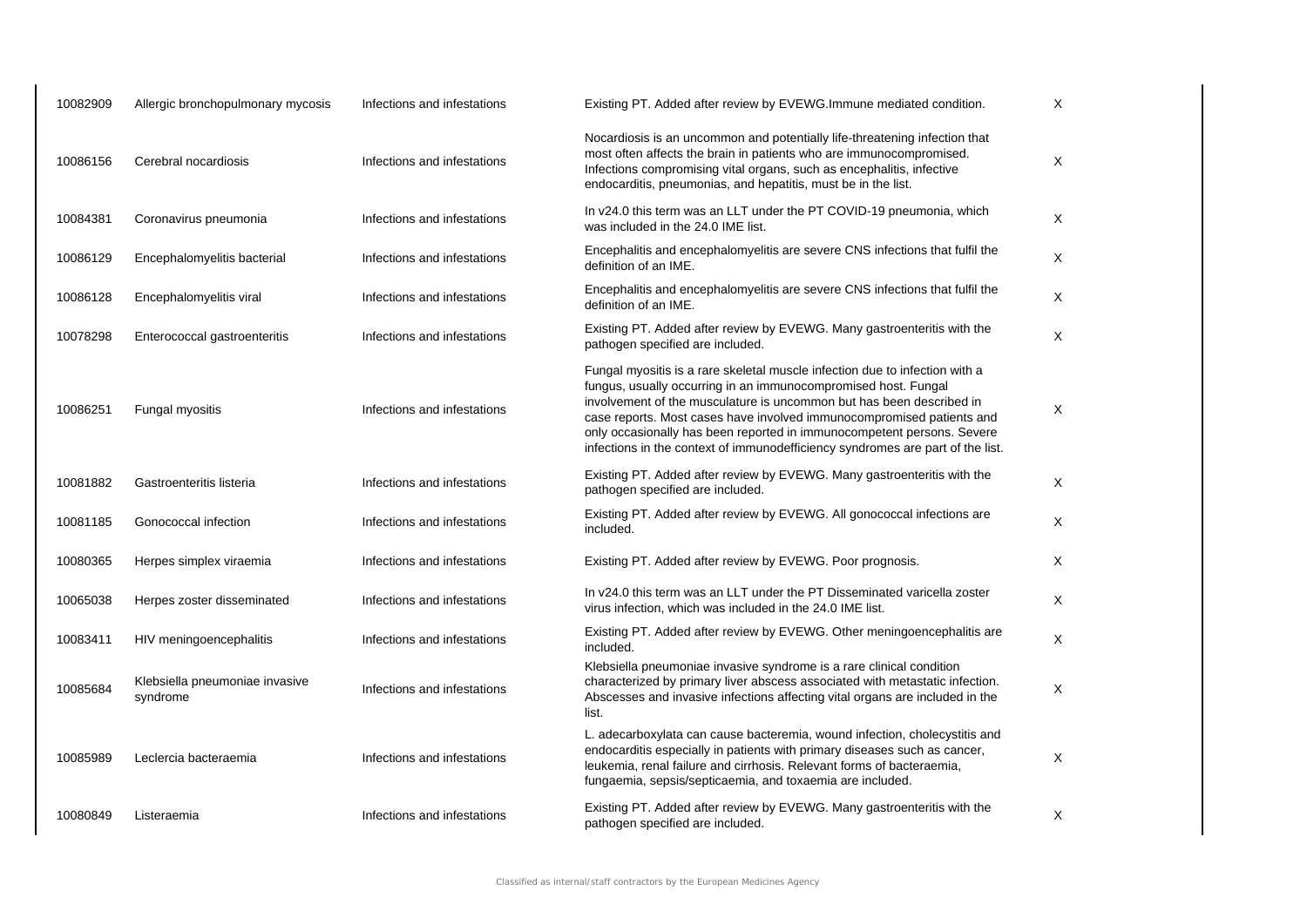| | | | | |
|---|---|---|---|---|
| 10082909 | Allergic bronchopulmonary mycosis | Infections and infestations | Existing PT. Added after review by EVEWG.Immune mediated condition. | X |
| 10086156 | Cerebral nocardiosis | Infections and infestations | Nocardiosis is an uncommon and potentially life-threatening infection that most often affects the brain in patients who are immunocompromised. Infections compromising vital organs, such as encephalitis, infective endocarditis, pneumonias, and hepatitis, must be in the list. | X |
| 10084381 | Coronavirus pneumonia | Infections and infestations | In v24.0 this term was an LLT under the PT COVID-19 pneumonia, which was included in the 24.0 IME list. | X |
| 10086129 | Encephalomyelitis bacterial | Infections and infestations | Encephalitis and encephalomyelitis are severe CNS infections that fulfil the definition of an IME. | X |
| 10086128 | Encephalomyelitis viral | Infections and infestations | Encephalitis and encephalomyelitis are severe CNS infections that fulfil the definition of an IME. | X |
| 10078298 | Enterococcal gastroenteritis | Infections and infestations | Existing PT. Added after review by EVEWG. Many gastroenteritis with the pathogen specified are included. | X |
| 10086251 | Fungal myositis | Infections and infestations | Fungal myositis is a rare skeletal muscle infection due to infection with a fungus, usually occurring in an immunocompromised host. Fungal involvement of the musculature is uncommon but has been described in case reports. Most cases have involved immunocompromised patients and only occasionally has been reported in immunocompetent persons. Severe infections in the context of immunodefficiency syndromes are part of the list. | X |
| 10081882 | Gastroenteritis listeria | Infections and infestations | Existing PT. Added after review by EVEWG. Many gastroenteritis with the pathogen specified are included. | X |
| 10081185 | Gonococcal infection | Infections and infestations | Existing PT. Added after review by EVEWG. All gonococcal infections are included. | X |
| 10080365 | Herpes simplex viraemia | Infections and infestations | Existing PT. Added after review by EVEWG. Poor prognosis. | X |
| 10065038 | Herpes zoster disseminated | Infections and infestations | In v24.0 this term was an LLT under the PT Disseminated varicella zoster virus infection, which was included in the 24.0 IME list. | X |
| 10083411 | HIV meningoencephalitis | Infections and infestations | Existing PT. Added after review by EVEWG. Other meningoencephalitis are included. | X |
| 10085684 | Klebsiella pneumoniae invasive syndrome | Infections and infestations | Klebsiella pneumoniae invasive syndrome is a rare clinical condition characterized by primary liver abscess associated with metastatic infection. Abscesses and invasive infections affecting vital organs are included in the list. | X |
| 10085989 | Leclercia bacteraemia | Infections and infestations | L. adecarboxylata can cause bacteremia, wound infection, cholecystitis and endocarditis especially in patients with primary diseases such as cancer, leukemia, renal failure and cirrhosis. Relevant forms of bacteraemia, fungaemia, sepsis/septicaemia, and toxaemia are included. | X |
| 10080849 | Listeraemia | Infections and infestations | Existing PT. Added after review by EVEWG. Many gastroenteritis with the pathogen specified are included. | X |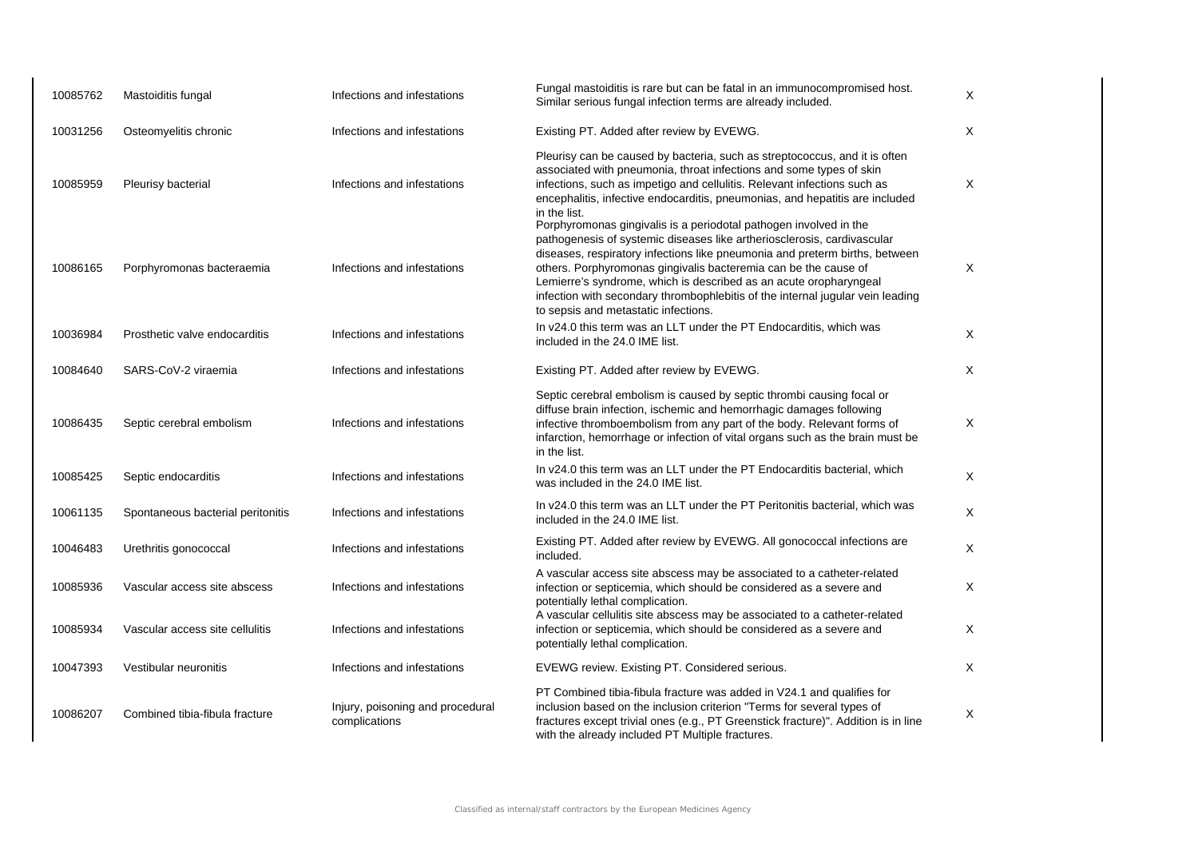| | | | | |
|---|---|---|---|---|
| 10085762 | Mastoiditis fungal | Infections and infestations | Fungal mastoiditis is rare but can be fatal in an immunocompromised host. Similar serious fungal infection terms are already included. | X |
| 10031256 | Osteomyelitis chronic | Infections and infestations | Existing PT. Added after review by EVEWG. | X |
| 10085959 | Pleurisy bacterial | Infections and infestations | Pleurisy can be caused by bacteria, such as streptococcus, and it is often associated with pneumonia, throat infections and some types of skin infections, such as impetigo and cellulitis. Relevant infections such as encephalitis, infective endocarditis, pneumonias, and hepatitis are included in the list. | X |
| 10086165 | Porphyromonas bacteraemia | Infections and infestations | Porphyromonas gingivalis is a periodotal pathogen involved in the pathogenesis of systemic diseases like artheriosclerosis, cardivascular diseases, respiratory infections like pneumonia and preterm births, between others. Porphyromonas gingivalis bacteremia can be the cause of Lemierre's syndrome, which is described as an acute oropharyngeal infection with secondary thrombophlebitis of the internal jugular vein leading to sepsis and metastatic infections. | X |
| 10036984 | Prosthetic valve endocarditis | Infections and infestations | In v24.0 this term was an LLT under the PT Endocarditis, which was included in the 24.0 IME list. | X |
| 10084640 | SARS-CoV-2 viraemia | Infections and infestations | Existing PT. Added after review by EVEWG. | X |
| 10086435 | Septic cerebral embolism | Infections and infestations | Septic cerebral embolism is caused by septic thrombi causing focal or diffuse brain infection, ischemic and hemorrhagic damages following infective thromboembolism from any part of the body. Relevant forms of infarction, hemorrhage or infection of vital organs such as the brain must be in the list. | X |
| 10085425 | Septic endocarditis | Infections and infestations | In v24.0 this term was an LLT under the PT Endocarditis bacterial, which was included in the 24.0 IME list. | X |
| 10061135 | Spontaneous bacterial peritonitis | Infections and infestations | In v24.0 this term was an LLT under the PT Peritonitis bacterial, which was included in the 24.0 IME list. | X |
| 10046483 | Urethritis gonococcal | Infections and infestations | Existing PT. Added after review by EVEWG. All gonococcal infections are included. | X |
| 10085936 | Vascular access site abscess | Infections and infestations | A vascular access site abscess may be associated to a catheter-related infection or septicemia, which should be considered as a severe and potentially lethal complication. | X |
| 10085934 | Vascular access site cellulitis | Infections and infestations | A vascular cellulitis site abscess may be associated to a catheter-related infection or septicemia, which should be considered as a severe and potentially lethal complication. | X |
| 10047393 | Vestibular neuronitis | Infections and infestations | EVEWG review. Existing PT. Considered serious. | X |
| 10086207 | Combined tibia-fibula fracture | Injury, poisoning and procedural complications | PT Combined tibia-fibula fracture was added in V24.1 and qualifies for inclusion based on the inclusion criterion "Terms for several types of fractures except trivial ones (e.g., PT Greenstick fracture)". Addition is in line with the already included PT Multiple fractures. | X |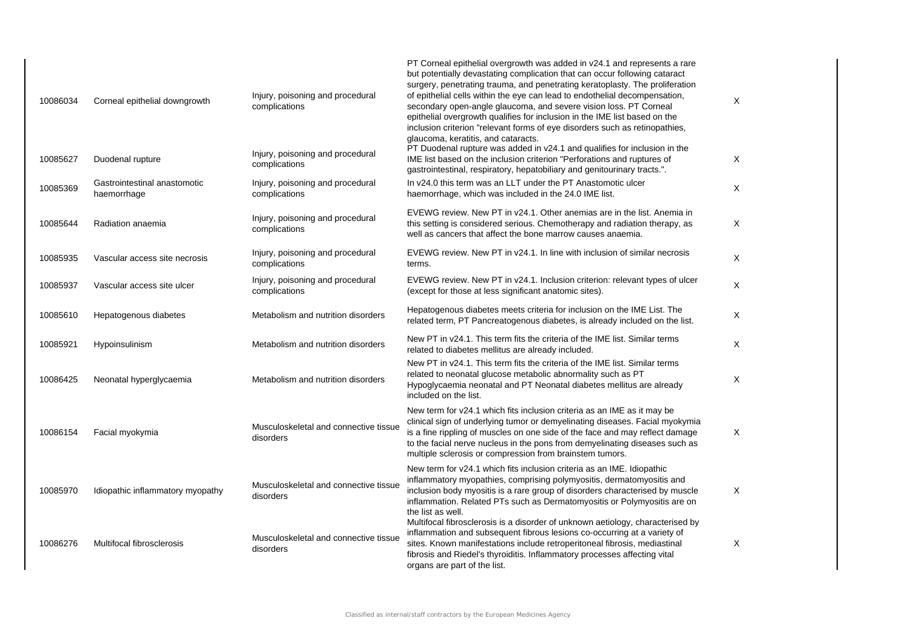| 10086034 | Corneal epithelial downgrowth | Injury, poisoning and procedural complications | PT Corneal epithelial overgrowth was added in v24.1 and represents a rare but potentially devastating complication that can occur following cataract surgery, penetrating trauma, and penetrating keratoplasty. The proliferation of epithelial cells within the eye can lead to endothelial decompensation, secondary open-angle glaucoma, and severe vision loss. PT Corneal epithelial overgrowth qualifies for inclusion in the IME list based on the inclusion criterion "relevant forms of eye disorders such as retinopathies, glaucoma, keratitis, and cataracts. | X |
|---|---|---|---|---|
| 10085627 | Duodenal rupture | Injury, poisoning and procedural complications | PT Duodenal rupture was added in v24.1 and qualifies for inclusion in the IME list based on the inclusion criterion "Perforations and ruptures of gastrointestinal, respiratory, hepatobiliary and genitourinary tracts.". | X |
| 10085369 | Gastrointestinal anastomotic haemorrhage | Injury, poisoning and procedural complications | In v24.0 this term was an LLT under the PT Anastomotic ulcer haemorrhage, which was included in the 24.0 IME list. | X |
| 10085644 | Radiation anaemia | Injury, poisoning and procedural complications | EVEWG review. New PT in v24.1. Other anemias are in the list. Anemia in this setting is considered serious. Chemotherapy and radiation therapy, as well as cancers that affect the bone marrow causes anaemia. | X |
| 10085935 | Vascular access site necrosis | Injury, poisoning and procedural complications | EVEWG review. New PT in v24.1. In line with inclusion of similar necrosis terms. | X |
| 10085937 | Vascular access site ulcer | Injury, poisoning and procedural complications | EVEWG review. New PT in v24.1. Inclusion criterion: relevant types of ulcer (except for those at less significant anatomic sites). | X |
| 10085610 | Hepatogenous diabetes | Metabolism and nutrition disorders | Hepatogenous diabetes meets criteria for inclusion on the IME List. The related term, PT Pancreatogenous diabetes, is already included on the list. | X |
| 10085921 | Hypoinsulinism | Metabolism and nutrition disorders | New PT in v24.1. This term fits the criteria of the IME list. Similar terms related to diabetes mellitus are already included. | X |
| 10086425 | Neonatal hyperglycaemia | Metabolism and nutrition disorders | New PT in v24.1. This term fits the criteria of the IME list. Similar terms related to neonatal glucose metabolic abnormality such as PT Hypoglycaemia neonatal and PT Neonatal diabetes mellitus are already included on the list. | X |
| 10086154 | Facial myokymia | Musculoskeletal and connective tissue disorders | New term for v24.1 which fits inclusion criteria as an IME as it may be clinical sign of underlying tumor or demyelinating diseases. Facial myokymia is a fine rippling of muscles on one side of the face and may reflect damage to the facial nerve nucleus in the pons from demyelinating diseases such as multiple sclerosis or compression from brainstem tumors. | X |
| 10085970 | Idiopathic inflammatory myopathy | Musculoskeletal and connective tissue disorders | New term for v24.1 which fits inclusion criteria as an IME. Idiopathic inflammatory myopathies, comprising polymyositis, dermatomyositis and inclusion body myositis is a rare group of disorders characterised by muscle inflammation. Related PTs such as Dermatomyositis or Polymyositis are on the list as well. | X |
| 10086276 | Multifocal fibrosclerosis | Musculoskeletal and connective tissue disorders | Multifocal fibrosclerosis is a disorder of unknown aetiology, characterised by inflammation and subsequent fibrous lesions co-occurring at a variety of sites. Known manifestations include retroperitoneal fibrosis, mediastinal fibrosis and Riedel's thyroiditis. Inflammatory processes affecting vital organs are part of the list. | X |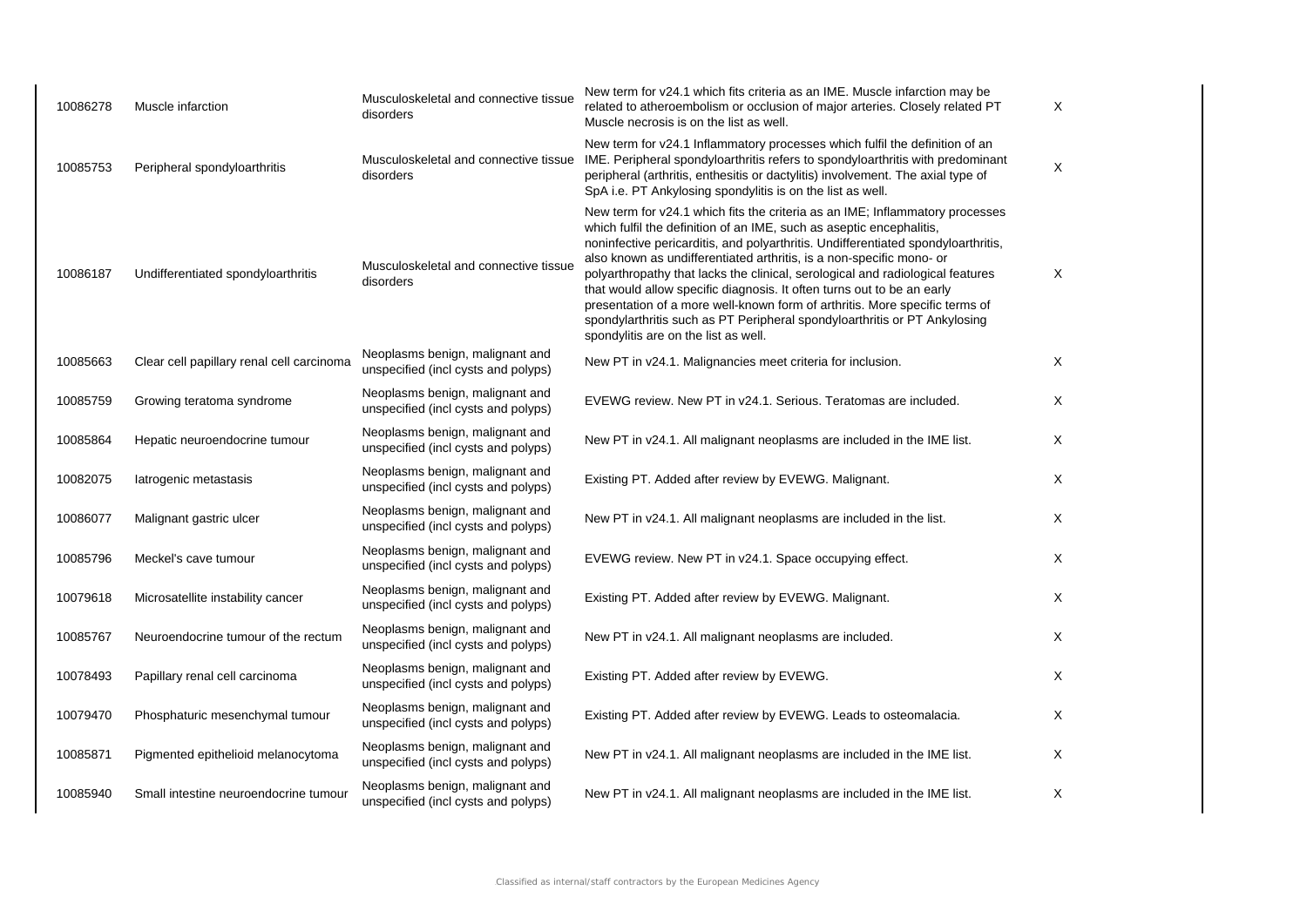| | | | | |
|---|---|---|---|---|
| 10086278 | Muscle infarction | Musculoskeletal and connective tissue disorders | New term for v24.1 which fits criteria as an IME. Muscle infarction may be related to atheroembolism or occlusion of major arteries. Closely related PT Muscle necrosis is on the list as well. | X |
| 10085753 | Peripheral spondyloarthritis | Musculoskeletal and connective tissue disorders | New term for v24.1 Inflammatory processes which fulfil the definition of an IME. Peripheral spondyloarthritis refers to spondyloarthritis with predominant peripheral (arthritis, enthesitis or dactylitis) involvement. The axial type of SpA i.e. PT Ankylosing spondylitis is on the list as well. | X |
| 10086187 | Undifferentiated spondyloarthritis | Musculoskeletal and connective tissue disorders | New term for v24.1 which fits the criteria as an IME; Inflammatory processes which fulfil the definition of an IME, such as aseptic encephalitis, noninfective pericarditis, and polyarthritis. Undifferentiated spondyloarthritis, also known as undifferentiated arthritis, is a non-specific mono- or polyarthropathy that lacks the clinical, serological and radiological features that would allow specific diagnosis. It often turns out to be an early presentation of a more well-known form of arthritis. More specific terms of spondylarthritis such as PT Peripheral spondyloarthritis or PT Ankylosing spondylitis are on the list as well. | X |
| 10085663 | Clear cell papillary renal cell carcinoma | Neoplasms benign, malignant and unspecified (incl cysts and polyps) | New PT in v24.1. Malignancies meet criteria for inclusion. | X |
| 10085759 | Growing teratoma syndrome | Neoplasms benign, malignant and unspecified (incl cysts and polyps) | EVEWG review. New PT in v24.1. Serious. Teratomas are included. | X |
| 10085864 | Hepatic neuroendocrine tumour | Neoplasms benign, malignant and unspecified (incl cysts and polyps) | New PT in v24.1. All malignant neoplasms are included in the IME list. | X |
| 10082075 | Iatrogenic metastasis | Neoplasms benign, malignant and unspecified (incl cysts and polyps) | Existing PT. Added after review by EVEWG. Malignant. | X |
| 10086077 | Malignant gastric ulcer | Neoplasms benign, malignant and unspecified (incl cysts and polyps) | New PT in v24.1. All malignant neoplasms are included in the list. | X |
| 10085796 | Meckel's cave tumour | Neoplasms benign, malignant and unspecified (incl cysts and polyps) | EVEWG review. New PT in v24.1. Space occupying effect. | X |
| 10079618 | Microsatellite instability cancer | Neoplasms benign, malignant and unspecified (incl cysts and polyps) | Existing PT. Added after review by EVEWG. Malignant. | X |
| 10085767 | Neuroendocrine tumour of the rectum | Neoplasms benign, malignant and unspecified (incl cysts and polyps) | New PT in v24.1. All malignant neoplasms are included. | X |
| 10078493 | Papillary renal cell carcinoma | Neoplasms benign, malignant and unspecified (incl cysts and polyps) | Existing PT. Added after review by EVEWG. | X |
| 10079470 | Phosphaturic mesenchymal tumour | Neoplasms benign, malignant and unspecified (incl cysts and polyps) | Existing PT. Added after review by EVEWG. Leads to osteomalacia. | X |
| 10085871 | Pigmented epithelioid melanocytoma | Neoplasms benign, malignant and unspecified (incl cysts and polyps) | New PT in v24.1. All malignant neoplasms are included in the IME list. | X |
| 10085940 | Small intestine neuroendocrine tumour | Neoplasms benign, malignant and unspecified (incl cysts and polyps) | New PT in v24.1. All malignant neoplasms are included in the IME list. | X |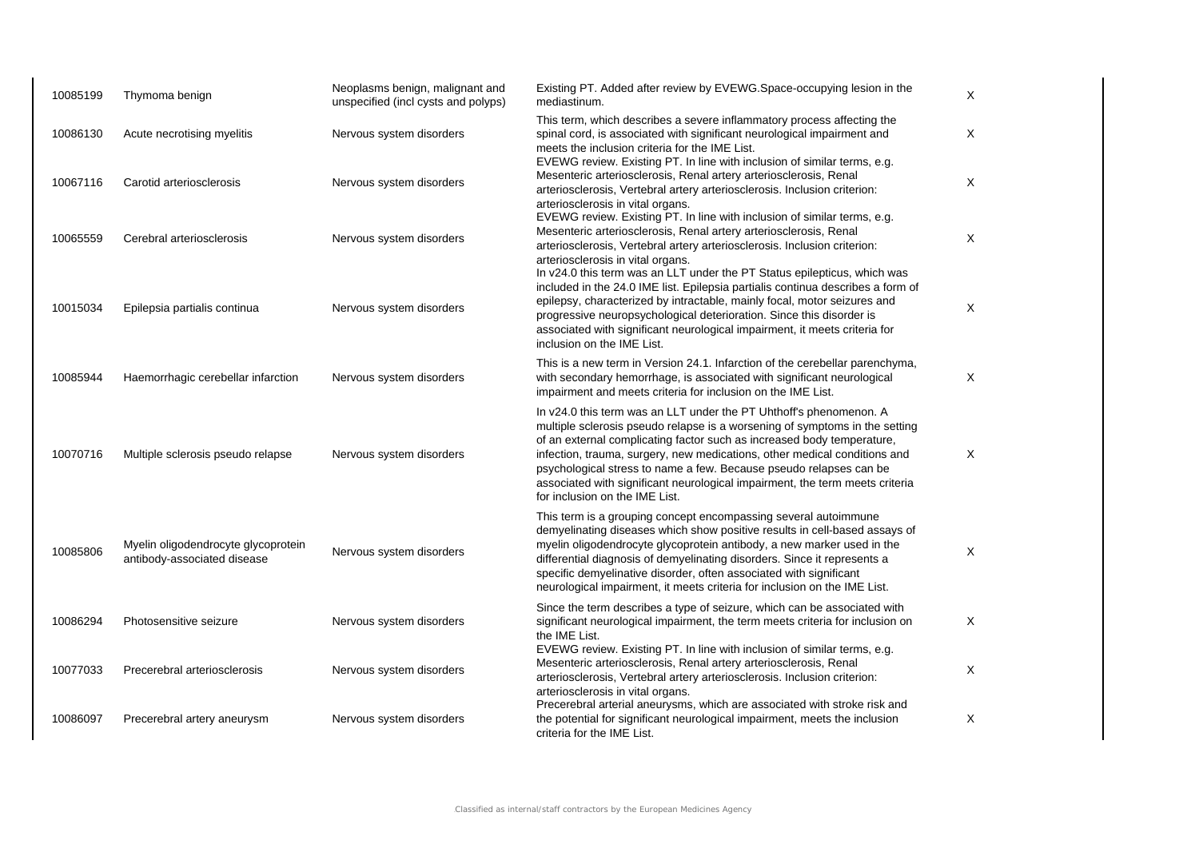| | | | | |
|---|---|---|---|---|
| 10085199 | Thymoma benign | Neoplasms benign, malignant and unspecified (incl cysts and polyps) | Existing PT. Added after review by EVEWG.Space-occupying lesion in the mediastinum. | X |
| 10086130 | Acute necrotising myelitis | Nervous system disorders | This term, which describes a severe inflammatory process affecting the spinal cord, is associated with significant neurological impairment and meets the inclusion criteria for the IME List. | X |
| 10067116 | Carotid arteriosclerosis | Nervous system disorders | EVEWG review. Existing PT. In line with inclusion of similar terms, e.g. Mesenteric arteriosclerosis, Renal artery arteriosclerosis, Renal arteriosclerosis, Vertebral artery arteriosclerosis. Inclusion criterion: arteriosclerosis in vital organs. | X |
| 10065559 | Cerebral arteriosclerosis | Nervous system disorders | EVEWG review. Existing PT. In line with inclusion of similar terms, e.g. Mesenteric arteriosclerosis, Renal artery arteriosclerosis, Renal arteriosclerosis, Vertebral artery arteriosclerosis. Inclusion criterion: arteriosclerosis in vital organs. | X |
| 10015034 | Epilepsia partialis continua | Nervous system disorders | In v24.0 this term was an LLT under the PT Status epilepticus, which was included in the 24.0 IME list. Epilepsia partialis continua describes a form of epilepsy, characterized by intractable, mainly focal, motor seizures and progressive neuropsychological deterioration. Since this disorder is associated with significant neurological impairment, it meets criteria for inclusion on the IME List. | X |
| 10085944 | Haemorrhagic cerebellar infarction | Nervous system disorders | This is a new term in Version 24.1. Infarction of the cerebellar parenchyma, with secondary hemorrhage, is associated with significant neurological impairment and meets criteria for inclusion on the IME List. | X |
| 10070716 | Multiple sclerosis pseudo relapse | Nervous system disorders | In v24.0 this term was an LLT under the PT Uhthoff's phenomenon. A multiple sclerosis pseudo relapse is a worsening of symptoms in the setting of an external complicating factor such as increased body temperature, infection, trauma, surgery, new medications, other medical conditions and psychological stress to name a few. Because pseudo relapses can be associated with significant neurological impairment, the term meets criteria for inclusion on the IME List. | X |
| 10085806 | Myelin oligodendrocyte glycoprotein antibody-associated disease | Nervous system disorders | This term is a grouping concept encompassing several autoimmune demyelinating diseases which show positive results in cell-based assays of myelin oligodendrocyte glycoprotein antibody, a new marker used in the differential diagnosis of demyelinating disorders. Since it represents a specific demyelinative disorder, often associated with significant neurological impairment, it meets criteria for inclusion on the IME List. | X |
| 10086294 | Photosensitive seizure | Nervous system disorders | Since the term describes a type of seizure, which can be associated with significant neurological impairment, the term meets criteria for inclusion on the IME List. | X |
| 10077033 | Precerebral arteriosclerosis | Nervous system disorders | EVEWG review. Existing PT. In line with inclusion of similar terms, e.g. Mesenteric arteriosclerosis, Renal artery arteriosclerosis, Renal arteriosclerosis, Vertebral artery arteriosclerosis. Inclusion criterion: arteriosclerosis in vital organs. | X |
| 10086097 | Precerebral artery aneurysm | Nervous system disorders | Precerebral arterial aneurysms, which are associated with stroke risk and the potential for significant neurological impairment, meets the inclusion criteria for the IME List. | X |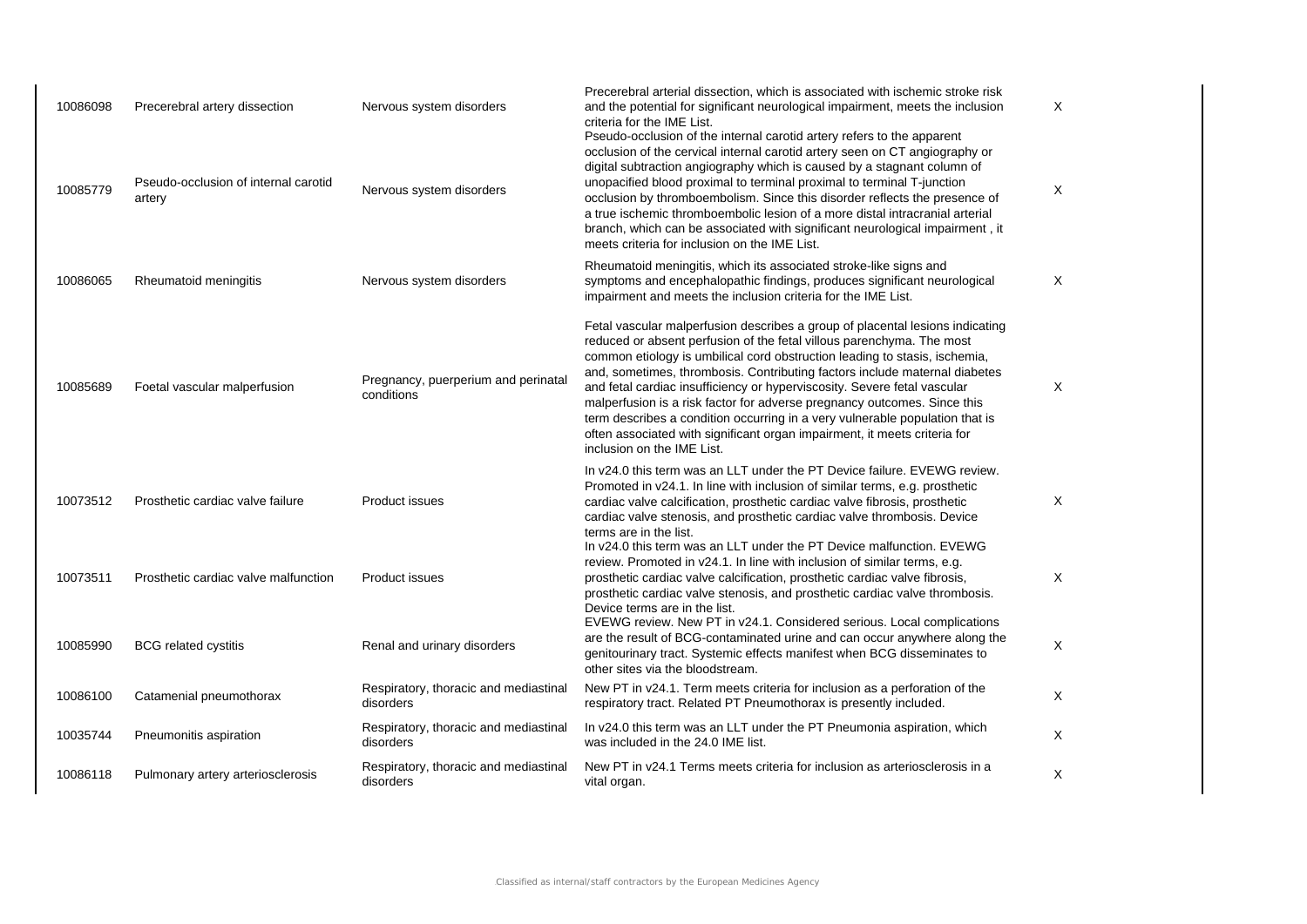| | | | | |
|---|---|---|---|---|
| 10086098 | Precerebral artery dissection | Nervous system disorders | Precerebral arterial dissection, which is associated with ischemic stroke risk and the potential for significant neurological impairment, meets the inclusion criteria for the IME List. | X |
| 10085779 | Pseudo-occlusion of internal carotid artery | Nervous system disorders | Pseudo-occlusion of the internal carotid artery refers to the apparent occlusion of the cervical internal carotid artery seen on CT angiography or digital subtraction angiography which is caused by a stagnant column of unopacified blood proximal to terminal proximal to terminal T-junction occlusion by thromboembolism. Since this disorder reflects the presence of a true ischemic thromboembolic lesion of a more distal intracranial arterial branch, which can be associated with significant neurological impairment , it meets criteria for inclusion on the IME List. | X |
| 10086065 | Rheumatoid meningitis | Nervous system disorders | Rheumatoid meningitis, which its associated stroke-like signs and symptoms and encephalopathic findings, produces significant neurological impairment and meets the inclusion criteria for the IME List. | X |
| 10085689 | Foetal vascular malperfusion | Pregnancy, puerperium and perinatal conditions | Fetal vascular malperfusion describes a group of placental lesions indicating reduced or absent perfusion of the fetal villous parenchyma. The most common etiology is umbilical cord obstruction leading to stasis, ischemia, and, sometimes, thrombosis. Contributing factors include maternal diabetes and fetal cardiac insufficiency or hyperviscosity. Severe fetal vascular malperfusion is a risk factor for adverse pregnancy outcomes. Since this term describes a condition occurring in a very vulnerable population that is often associated with significant organ impairment, it meets criteria for inclusion on the IME List. | X |
| 10073512 | Prosthetic cardiac valve failure | Product issues | In v24.0 this term was an LLT under the PT Device failure. EVEWG review. Promoted in v24.1. In line with inclusion of similar terms, e.g. prosthetic cardiac valve calcification, prosthetic cardiac valve fibrosis, prosthetic cardiac valve stenosis, and prosthetic cardiac valve thrombosis. Device terms are in the list. | X |
| 10073511 | Prosthetic cardiac valve malfunction | Product issues | In v24.0 this term was an LLT under the PT Device malfunction. EVEWG review. Promoted in v24.1. In line with inclusion of similar terms, e.g. prosthetic cardiac valve calcification, prosthetic cardiac valve fibrosis, prosthetic cardiac valve stenosis, and prosthetic cardiac valve thrombosis. Device terms are in the list. | X |
| 10085990 | BCG related cystitis | Renal and urinary disorders | EVEWG review. New PT in v24.1. Considered serious. Local complications are the result of BCG-contaminated urine and can occur anywhere along the genitourinary tract. Systemic effects manifest when BCG disseminates to other sites via the bloodstream. | X |
| 10086100 | Catamenial pneumothorax | Respiratory, thoracic and mediastinal disorders | New PT in v24.1. Term meets criteria for inclusion as a perforation of the respiratory tract. Related PT Pneumothorax is presently included. | X |
| 10035744 | Pneumonitis aspiration | Respiratory, thoracic and mediastinal disorders | In v24.0 this term was an LLT under the PT Pneumonia aspiration, which was included in the 24.0 IME list. | X |
| 10086118 | Pulmonary artery arteriosclerosis | Respiratory, thoracic and mediastinal disorders | New PT in v24.1 Terms meets criteria for inclusion as arteriosclerosis in a vital organ. | X |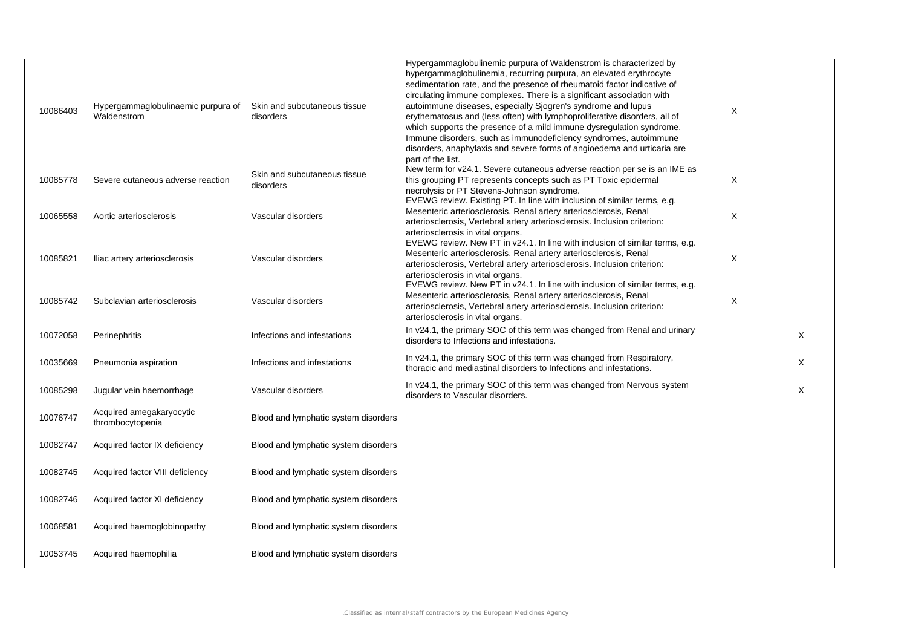| | | | | | |
|---|---|---|---|---|---|
| 10086403 | Hypergammaglobulinaemic purpura of Waldenstrom | Skin and subcutaneous tissue disorders | Hypergammaglobulinemic purpura of Waldenstrom is characterized by hypergammaglobulinemia, recurring purpura, an elevated erythrocyte sedimentation rate, and the presence of rheumatoid factor indicative of circulating immune complexes. There is a significant association with autoimmune diseases, especially Sjogren's syndrome and lupus erythematosus and (less often) with lymphoproliferative disorders, all of which supports the presence of a mild immune dysregulation syndrome. Immune disorders, such as immunodeficiency syndromes, autoimmune disorders, anaphylaxis and severe forms of angioedema and urticaria are part of the list. | X | |
| 10085778 | Severe cutaneous adverse reaction | Skin and subcutaneous tissue disorders | New term for v24.1. Severe cutaneous adverse reaction per se is an IME as this grouping PT represents concepts such as PT Toxic epidermal necrolysis or PT Stevens-Johnson syndrome. | X | |
| 10065558 | Aortic arteriosclerosis | Vascular disorders | EVEWG review. Existing PT. In line with inclusion of similar terms, e.g. Mesenteric arteriosclerosis, Renal artery arteriosclerosis, Renal arteriosclerosis, Vertebral artery arteriosclerosis. Inclusion criterion: arteriosclerosis in vital organs. | X | |
| 10085821 | Iliac artery arteriosclerosis | Vascular disorders | EVEWG review. New PT in v24.1. In line with inclusion of similar terms, e.g. Mesenteric arteriosclerosis, Renal artery arteriosclerosis, Renal arteriosclerosis, Vertebral artery arteriosclerosis. Inclusion criterion: arteriosclerosis in vital organs. | X | |
| 10085742 | Subclavian arteriosclerosis | Vascular disorders | EVEWG review. New PT in v24.1. In line with inclusion of similar terms, e.g. Mesenteric arteriosclerosis, Renal artery arteriosclerosis, Renal arteriosclerosis, Vertebral artery arteriosclerosis. Inclusion criterion: arteriosclerosis in vital organs. | X | |
| 10072058 | Perinephritis | Infections and infestations | In v24.1, the primary SOC of this term was changed from Renal and urinary disorders to Infections and infestations. | | X |
| 10035669 | Pneumonia aspiration | Infections and infestations | In v24.1, the primary SOC of this term was changed from Respiratory, thoracic and mediastinal disorders to Infections and infestations. | | X |
| 10085298 | Jugular vein haemorrhage | Vascular disorders | In v24.1, the primary SOC of this term was changed from Nervous system disorders to Vascular disorders. | | X |
| 10076747 | Acquired amegakaryocytic thrombocytopenia | Blood and lymphatic system disorders | | | |
| 10082747 | Acquired factor IX deficiency | Blood and lymphatic system disorders | | | |
| 10082745 | Acquired factor VIII deficiency | Blood and lymphatic system disorders | | | |
| 10082746 | Acquired factor XI deficiency | Blood and lymphatic system disorders | | | |
| 10068581 | Acquired haemoglobinopathy | Blood and lymphatic system disorders | | | |
| 10053745 | Acquired haemophilia | Blood and lymphatic system disorders | | | |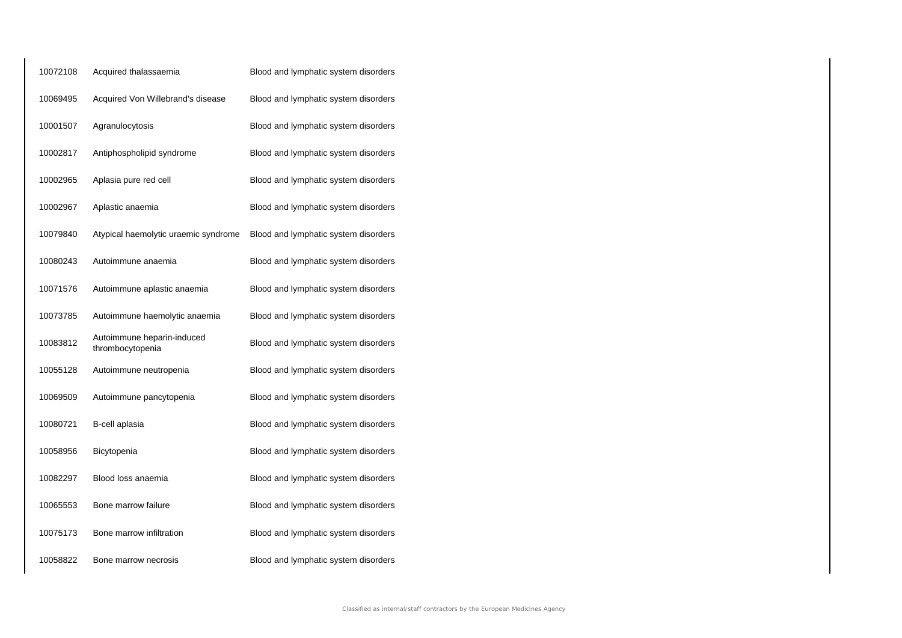| | | |
|---|---|---|
| 10072108 | Acquired thalassaemia | Blood and lymphatic system disorders |
| 10069495 | Acquired Von Willebrand's disease | Blood and lymphatic system disorders |
| 10001507 | Agranulocytosis | Blood and lymphatic system disorders |
| 10002817 | Antiphospholipid syndrome | Blood and lymphatic system disorders |
| 10002965 | Aplasia pure red cell | Blood and lymphatic system disorders |
| 10002967 | Aplastic anaemia | Blood and lymphatic system disorders |
| 10079840 | Atypical haemolytic uraemic syndrome | Blood and lymphatic system disorders |
| 10080243 | Autoimmune anaemia | Blood and lymphatic system disorders |
| 10071576 | Autoimmune aplastic anaemia | Blood and lymphatic system disorders |
| 10073785 | Autoimmune haemolytic anaemia | Blood and lymphatic system disorders |
| 10083812 | Autoimmune heparin-induced thrombocytopenia | Blood and lymphatic system disorders |
| 10055128 | Autoimmune neutropenia | Blood and lymphatic system disorders |
| 10069509 | Autoimmune pancytopenia | Blood and lymphatic system disorders |
| 10080721 | B-cell aplasia | Blood and lymphatic system disorders |
| 10058956 | Bicytopenia | Blood and lymphatic system disorders |
| 10082297 | Blood loss anaemia | Blood and lymphatic system disorders |
| 10065553 | Bone marrow failure | Blood and lymphatic system disorders |
| 10075173 | Bone marrow infiltration | Blood and lymphatic system disorders |
| 10058822 | Bone marrow necrosis | Blood and lymphatic system disorders |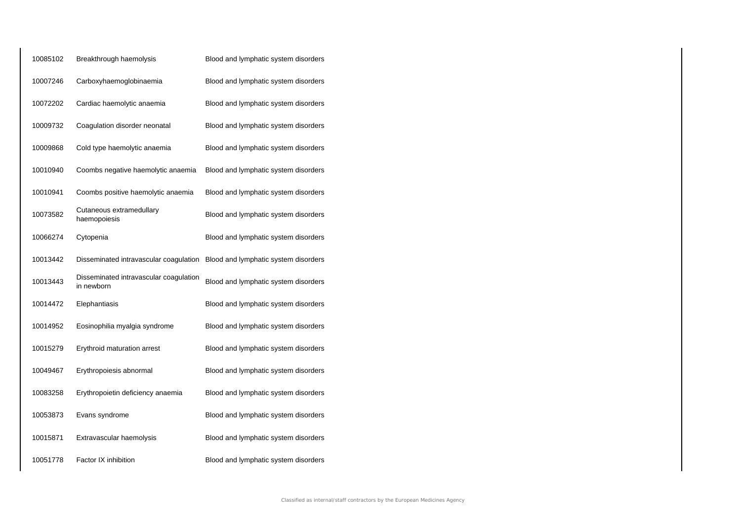| | | |
|---|---|---|
| 10085102 | Breakthrough haemolysis | Blood and lymphatic system disorders |
| 10007246 | Carboxyhaemoglobinaemia | Blood and lymphatic system disorders |
| 10072202 | Cardiac haemolytic anaemia | Blood and lymphatic system disorders |
| 10009732 | Coagulation disorder neonatal | Blood and lymphatic system disorders |
| 10009868 | Cold type haemolytic anaemia | Blood and lymphatic system disorders |
| 10010940 | Coombs negative haemolytic anaemia | Blood and lymphatic system disorders |
| 10010941 | Coombs positive haemolytic anaemia | Blood and lymphatic system disorders |
| 10073582 | Cutaneous extramedullary haemopoiesis | Blood and lymphatic system disorders |
| 10066274 | Cytopenia | Blood and lymphatic system disorders |
| 10013442 | Disseminated intravascular coagulation | Blood and lymphatic system disorders |
| 10013443 | Disseminated intravascular coagulation in newborn | Blood and lymphatic system disorders |
| 10014472 | Elephantiasis | Blood and lymphatic system disorders |
| 10014952 | Eosinophilia myalgia syndrome | Blood and lymphatic system disorders |
| 10015279 | Erythroid maturation arrest | Blood and lymphatic system disorders |
| 10049467 | Erythropoiesis abnormal | Blood and lymphatic system disorders |
| 10083258 | Erythropoietin deficiency anaemia | Blood and lymphatic system disorders |
| 10053873 | Evans syndrome | Blood and lymphatic system disorders |
| 10015871 | Extravascular haemolysis | Blood and lymphatic system disorders |
| 10051778 | Factor IX inhibition | Blood and lymphatic system disorders |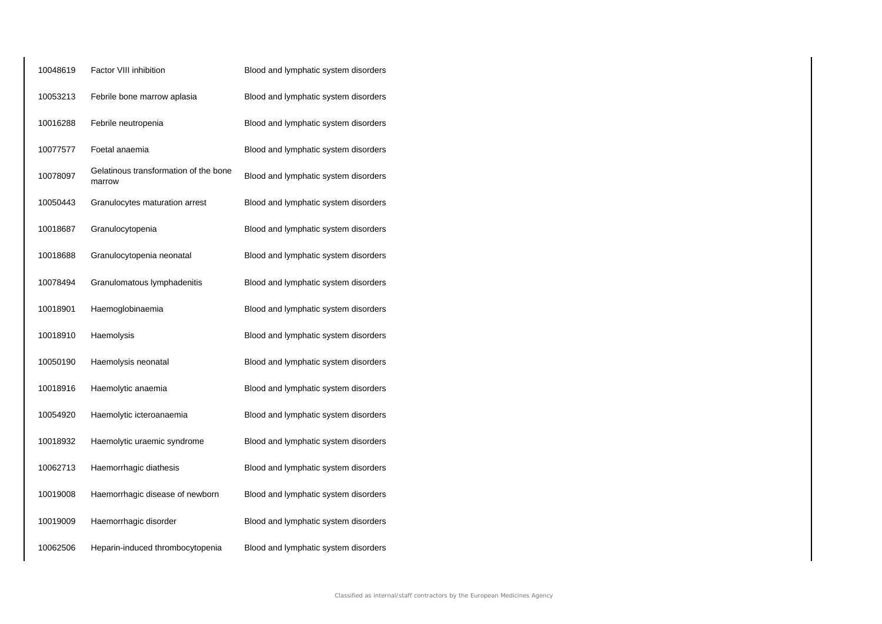| | | |
|---|---|---|
| 10048619 | Factor VIII inhibition | Blood and lymphatic system disorders |
| 10053213 | Febrile bone marrow aplasia | Blood and lymphatic system disorders |
| 10016288 | Febrile neutropenia | Blood and lymphatic system disorders |
| 10077577 | Foetal anaemia | Blood and lymphatic system disorders |
| 10078097 | Gelatinous transformation of the bone marrow | Blood and lymphatic system disorders |
| 10050443 | Granulocytes maturation arrest | Blood and lymphatic system disorders |
| 10018687 | Granulocytopenia | Blood and lymphatic system disorders |
| 10018688 | Granulocytopenia neonatal | Blood and lymphatic system disorders |
| 10078494 | Granulomatous lymphadenitis | Blood and lymphatic system disorders |
| 10018901 | Haemoglobinaemia | Blood and lymphatic system disorders |
| 10018910 | Haemolysis | Blood and lymphatic system disorders |
| 10050190 | Haemolysis neonatal | Blood and lymphatic system disorders |
| 10018916 | Haemolytic anaemia | Blood and lymphatic system disorders |
| 10054920 | Haemolytic icteroanaemia | Blood and lymphatic system disorders |
| 10018932 | Haemolytic uraemic syndrome | Blood and lymphatic system disorders |
| 10062713 | Haemorrhagic diathesis | Blood and lymphatic system disorders |
| 10019008 | Haemorrhagic disease of newborn | Blood and lymphatic system disorders |
| 10019009 | Haemorrhagic disorder | Blood and lymphatic system disorders |
| 10062506 | Heparin-induced thrombocytopenia | Blood and lymphatic system disorders |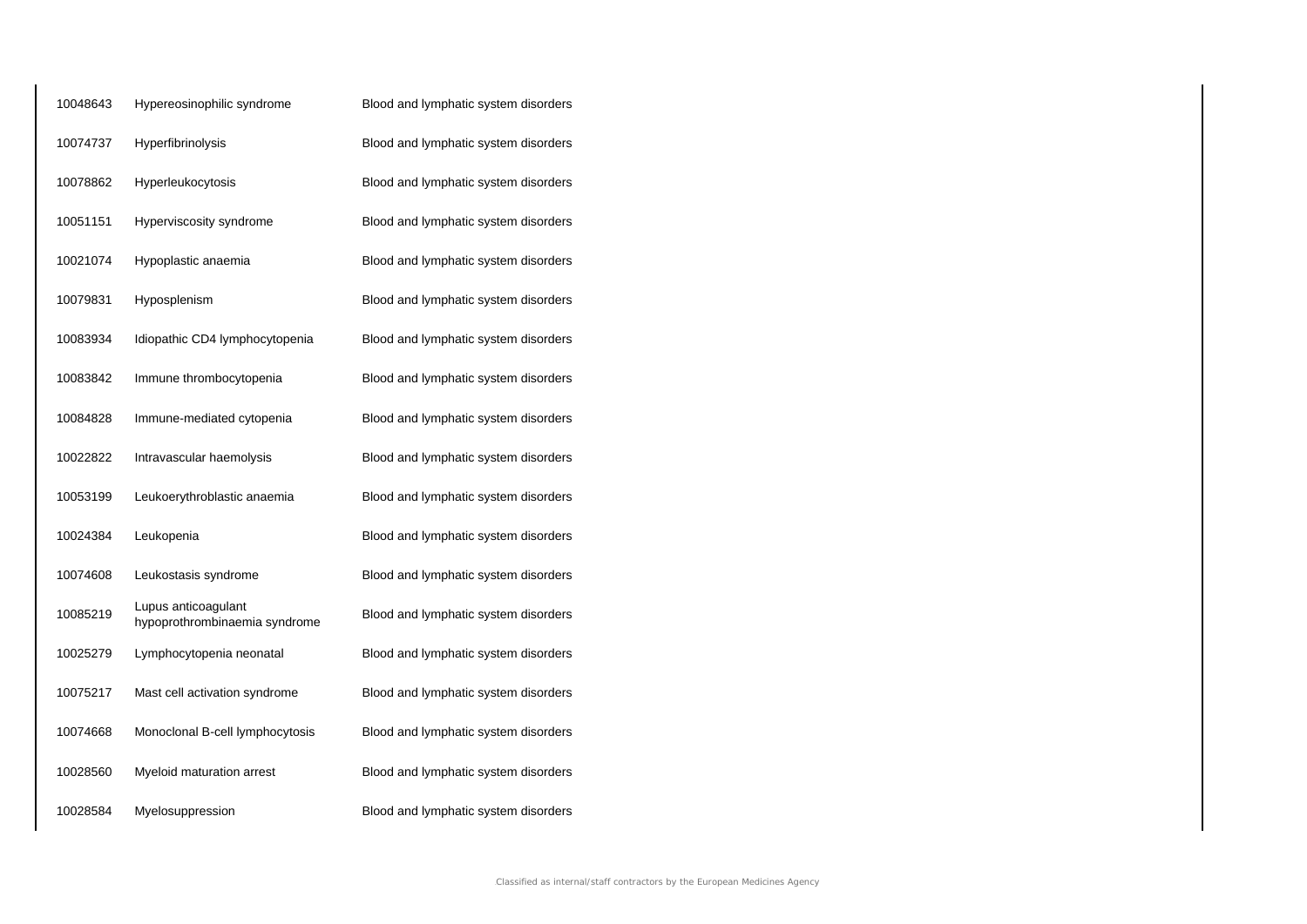| | | |
|---|---|---|
| 10048643 | Hypereosinophilic syndrome | Blood and lymphatic system disorders |
| 10074737 | Hyperfibrinolysis | Blood and lymphatic system disorders |
| 10078862 | Hyperleukocytosis | Blood and lymphatic system disorders |
| 10051151 | Hyperviscosity syndrome | Blood and lymphatic system disorders |
| 10021074 | Hypoplastic anaemia | Blood and lymphatic system disorders |
| 10079831 | Hyposplenism | Blood and lymphatic system disorders |
| 10083934 | Idiopathic CD4 lymphocytopenia | Blood and lymphatic system disorders |
| 10083842 | Immune thrombocytopenia | Blood and lymphatic system disorders |
| 10084828 | Immune-mediated cytopenia | Blood and lymphatic system disorders |
| 10022822 | Intravascular haemolysis | Blood and lymphatic system disorders |
| 10053199 | Leukoerythroblastic anaemia | Blood and lymphatic system disorders |
| 10024384 | Leukopenia | Blood and lymphatic system disorders |
| 10074608 | Leukostasis syndrome | Blood and lymphatic system disorders |
| 10085219 | Lupus anticoagulant hypoprothrombinaemia syndrome | Blood and lymphatic system disorders |
| 10025279 | Lymphocytopenia neonatal | Blood and lymphatic system disorders |
| 10075217 | Mast cell activation syndrome | Blood and lymphatic system disorders |
| 10074668 | Monoclonal B-cell lymphocytosis | Blood and lymphatic system disorders |
| 10028560 | Myeloid maturation arrest | Blood and lymphatic system disorders |
| 10028584 | Myelosuppression | Blood and lymphatic system disorders |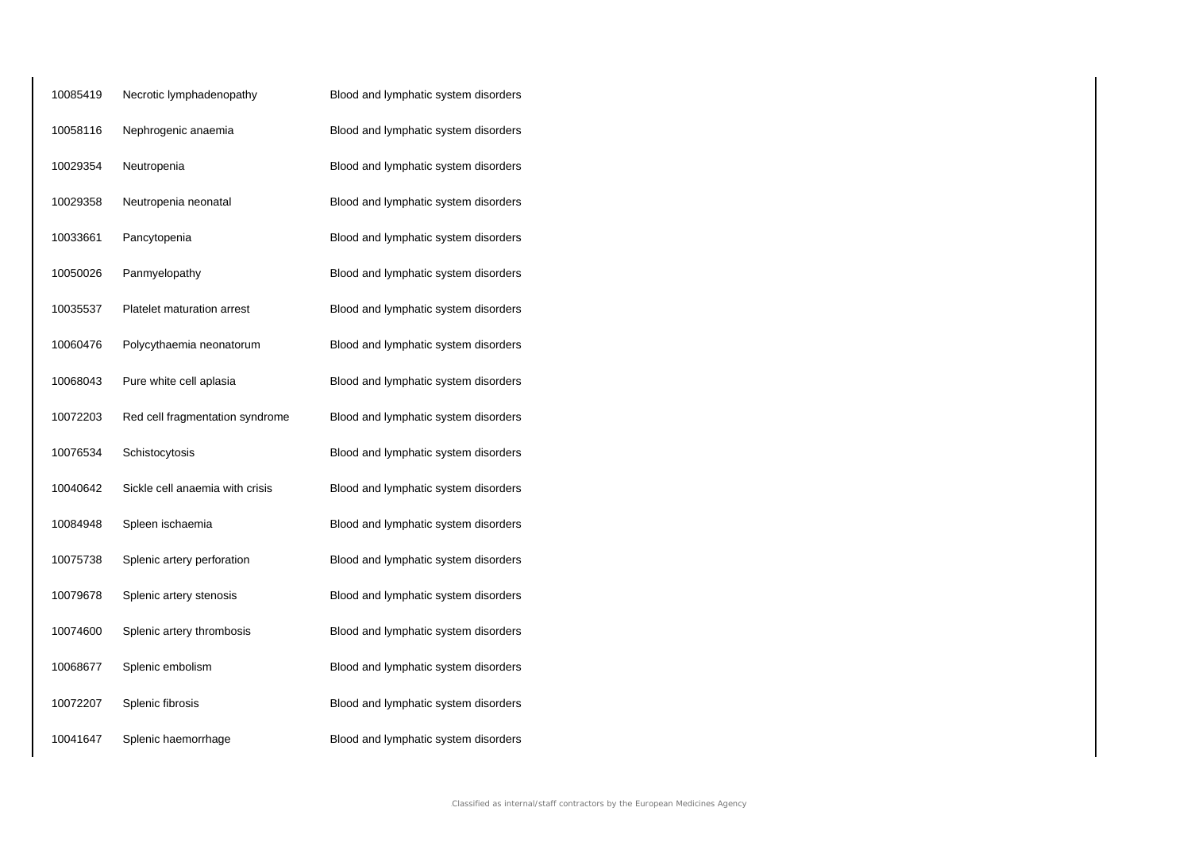| | | |
|---|---|---|
| 10085419 | Necrotic lymphadenopathy | Blood and lymphatic system disorders |
| 10058116 | Nephrogenic anaemia | Blood and lymphatic system disorders |
| 10029354 | Neutropenia | Blood and lymphatic system disorders |
| 10029358 | Neutropenia neonatal | Blood and lymphatic system disorders |
| 10033661 | Pancytopenia | Blood and lymphatic system disorders |
| 10050026 | Panmyelopathy | Blood and lymphatic system disorders |
| 10035537 | Platelet maturation arrest | Blood and lymphatic system disorders |
| 10060476 | Polycythaemia neonatorum | Blood and lymphatic system disorders |
| 10068043 | Pure white cell aplasia | Blood and lymphatic system disorders |
| 10072203 | Red cell fragmentation syndrome | Blood and lymphatic system disorders |
| 10076534 | Schistocytosis | Blood and lymphatic system disorders |
| 10040642 | Sickle cell anaemia with crisis | Blood and lymphatic system disorders |
| 10084948 | Spleen ischaemia | Blood and lymphatic system disorders |
| 10075738 | Splenic artery perforation | Blood and lymphatic system disorders |
| 10079678 | Splenic artery stenosis | Blood and lymphatic system disorders |
| 10074600 | Splenic artery thrombosis | Blood and lymphatic system disorders |
| 10068677 | Splenic embolism | Blood and lymphatic system disorders |
| 10072207 | Splenic fibrosis | Blood and lymphatic system disorders |
| 10041647 | Splenic haemorrhage | Blood and lymphatic system disorders |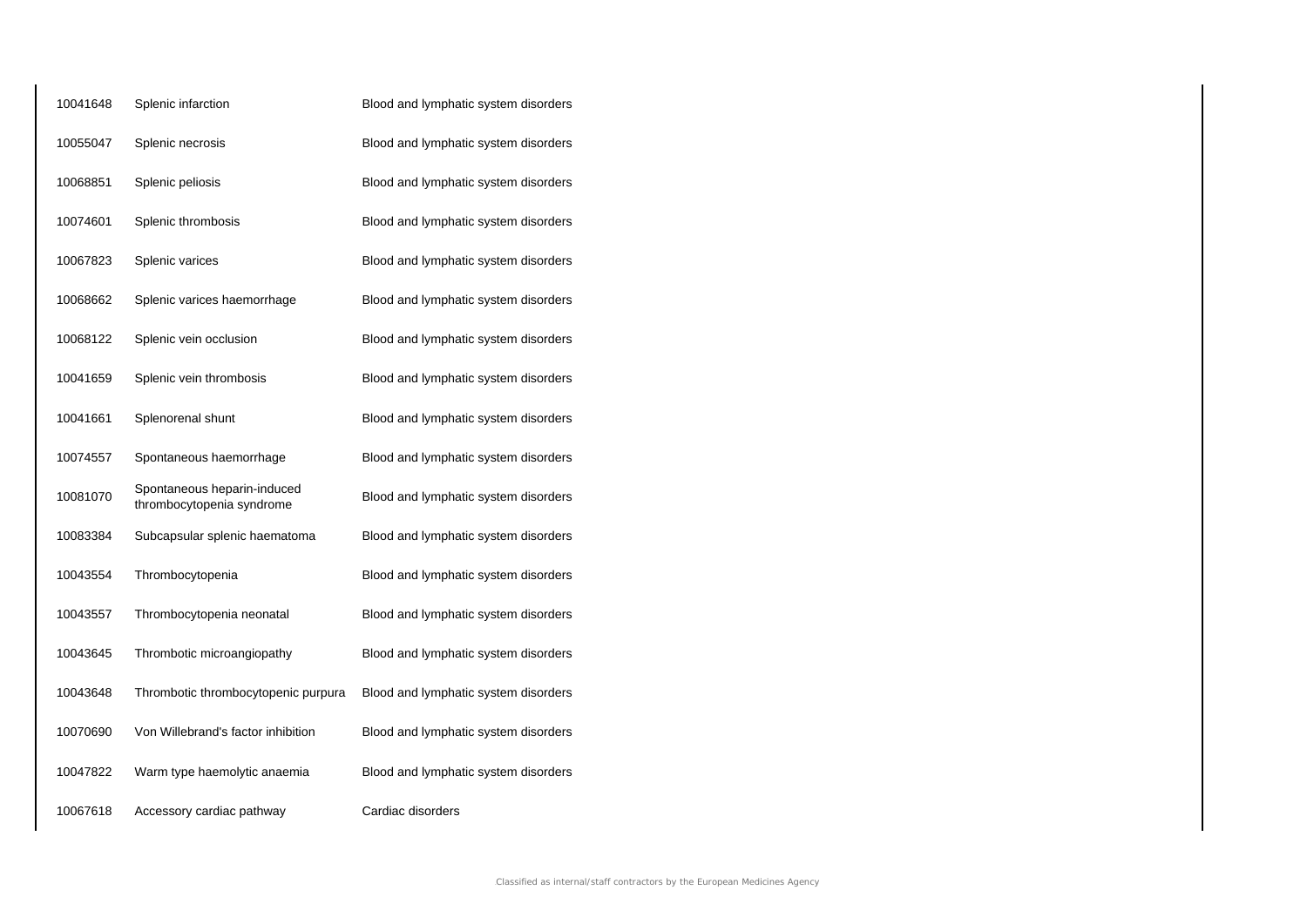| | | |
|---|---|---|
| 10041648 | Splenic infarction | Blood and lymphatic system disorders |
| 10055047 | Splenic necrosis | Blood and lymphatic system disorders |
| 10068851 | Splenic peliosis | Blood and lymphatic system disorders |
| 10074601 | Splenic thrombosis | Blood and lymphatic system disorders |
| 10067823 | Splenic varices | Blood and lymphatic system disorders |
| 10068662 | Splenic varices haemorrhage | Blood and lymphatic system disorders |
| 10068122 | Splenic vein occlusion | Blood and lymphatic system disorders |
| 10041659 | Splenic vein thrombosis | Blood and lymphatic system disorders |
| 10041661 | Splenorenal shunt | Blood and lymphatic system disorders |
| 10074557 | Spontaneous haemorrhage | Blood and lymphatic system disorders |
| 10081070 | Spontaneous heparin-induced thrombocytopenia syndrome | Blood and lymphatic system disorders |
| 10083384 | Subcapsular splenic haematoma | Blood and lymphatic system disorders |
| 10043554 | Thrombocytopenia | Blood and lymphatic system disorders |
| 10043557 | Thrombocytopenia neonatal | Blood and lymphatic system disorders |
| 10043645 | Thrombotic microangiopathy | Blood and lymphatic system disorders |
| 10043648 | Thrombotic thrombocytopenic purpura | Blood and lymphatic system disorders |
| 10070690 | Von Willebrand's factor inhibition | Blood and lymphatic system disorders |
| 10047822 | Warm type haemolytic anaemia | Blood and lymphatic system disorders |
| 10067618 | Accessory cardiac pathway | Cardiac disorders |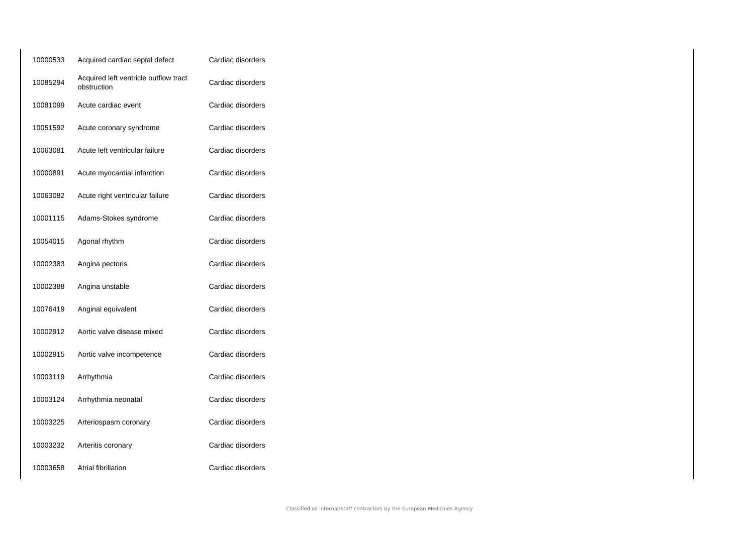| | | |
|---|---|---|
| 10000533 | Acquired cardiac septal defect | Cardiac disorders |
| 10085294 | Acquired left ventricle outflow tract obstruction | Cardiac disorders |
| 10081099 | Acute cardiac event | Cardiac disorders |
| 10051592 | Acute coronary syndrome | Cardiac disorders |
| 10063081 | Acute left ventricular failure | Cardiac disorders |
| 10000891 | Acute myocardial infarction | Cardiac disorders |
| 10063082 | Acute right ventricular failure | Cardiac disorders |
| 10001115 | Adams-Stokes syndrome | Cardiac disorders |
| 10054015 | Agonal rhythm | Cardiac disorders |
| 10002383 | Angina pectoris | Cardiac disorders |
| 10002388 | Angina unstable | Cardiac disorders |
| 10076419 | Anginal equivalent | Cardiac disorders |
| 10002912 | Aortic valve disease mixed | Cardiac disorders |
| 10002915 | Aortic valve incompetence | Cardiac disorders |
| 10003119 | Arrhythmia | Cardiac disorders |
| 10003124 | Arrhythmia neonatal | Cardiac disorders |
| 10003225 | Arteriospasm coronary | Cardiac disorders |
| 10003232 | Arteritis coronary | Cardiac disorders |
| 10003658 | Atrial fibrillation | Cardiac disorders |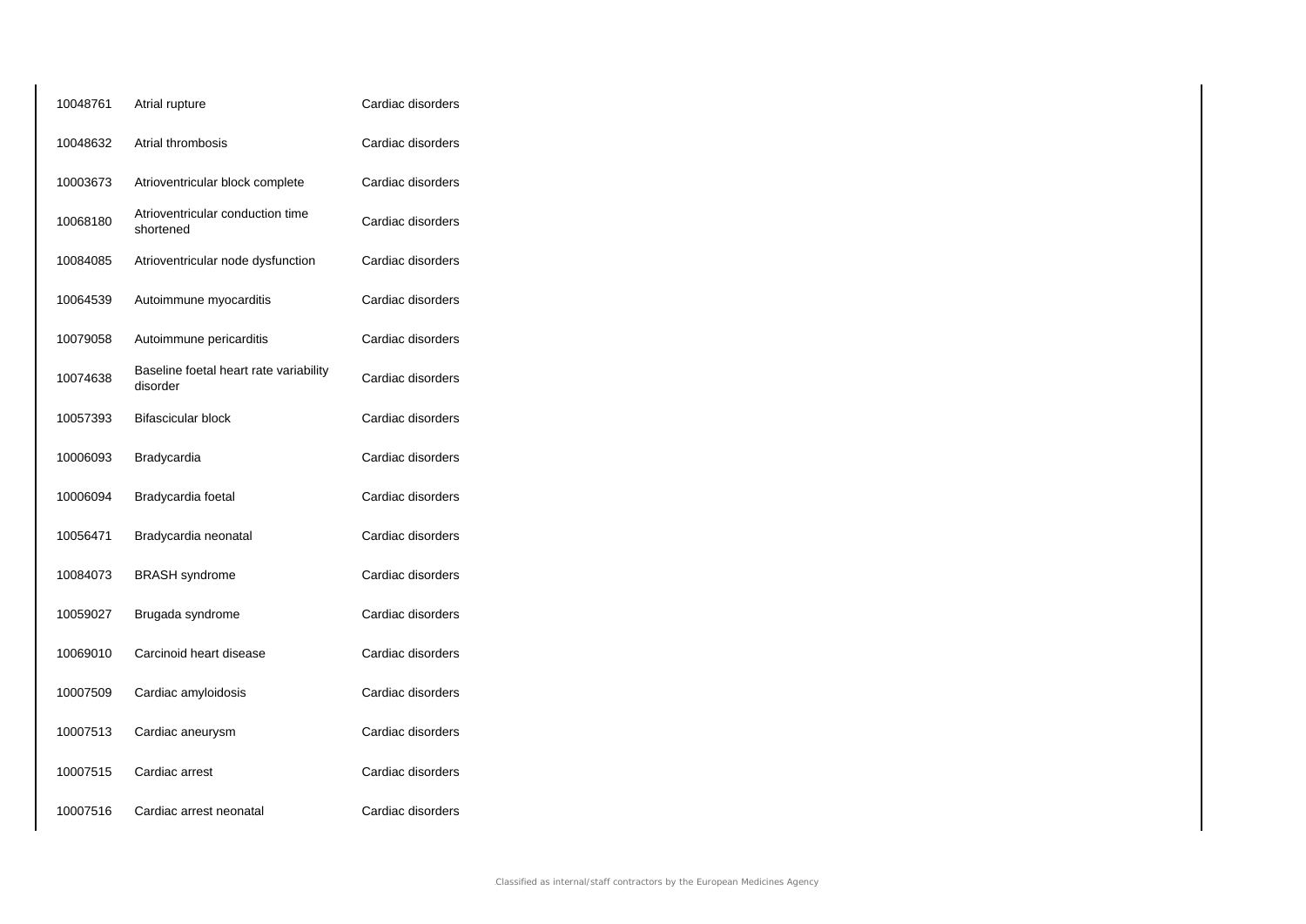| | | |
|---|---|---|
| 10048761 | Atrial rupture | Cardiac disorders |
| 10048632 | Atrial thrombosis | Cardiac disorders |
| 10003673 | Atrioventricular block complete | Cardiac disorders |
| 10068180 | Atrioventricular conduction time shortened | Cardiac disorders |
| 10084085 | Atrioventricular node dysfunction | Cardiac disorders |
| 10064539 | Autoimmune myocarditis | Cardiac disorders |
| 10079058 | Autoimmune pericarditis | Cardiac disorders |
| 10074638 | Baseline foetal heart rate variability disorder | Cardiac disorders |
| 10057393 | Bifascicular block | Cardiac disorders |
| 10006093 | Bradycardia | Cardiac disorders |
| 10006094 | Bradycardia foetal | Cardiac disorders |
| 10056471 | Bradycardia neonatal | Cardiac disorders |
| 10084073 | BRASH syndrome | Cardiac disorders |
| 10059027 | Brugada syndrome | Cardiac disorders |
| 10069010 | Carcinoid heart disease | Cardiac disorders |
| 10007509 | Cardiac amyloidosis | Cardiac disorders |
| 10007513 | Cardiac aneurysm | Cardiac disorders |
| 10007515 | Cardiac arrest | Cardiac disorders |
| 10007516 | Cardiac arrest neonatal | Cardiac disorders |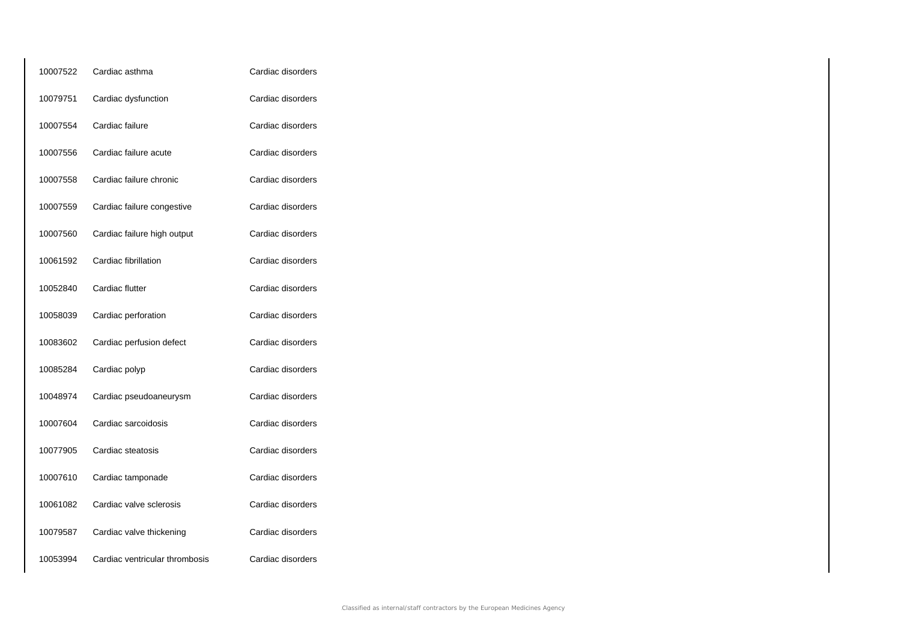| | | |
|---|---|---|
| 10007522 | Cardiac asthma | Cardiac disorders |
| 10079751 | Cardiac dysfunction | Cardiac disorders |
| 10007554 | Cardiac failure | Cardiac disorders |
| 10007556 | Cardiac failure acute | Cardiac disorders |
| 10007558 | Cardiac failure chronic | Cardiac disorders |
| 10007559 | Cardiac failure congestive | Cardiac disorders |
| 10007560 | Cardiac failure high output | Cardiac disorders |
| 10061592 | Cardiac fibrillation | Cardiac disorders |
| 10052840 | Cardiac flutter | Cardiac disorders |
| 10058039 | Cardiac perforation | Cardiac disorders |
| 10083602 | Cardiac perfusion defect | Cardiac disorders |
| 10085284 | Cardiac polyp | Cardiac disorders |
| 10048974 | Cardiac pseudoaneurysm | Cardiac disorders |
| 10007604 | Cardiac sarcoidosis | Cardiac disorders |
| 10077905 | Cardiac steatosis | Cardiac disorders |
| 10007610 | Cardiac tamponade | Cardiac disorders |
| 10061082 | Cardiac valve sclerosis | Cardiac disorders |
| 10079587 | Cardiac valve thickening | Cardiac disorders |
| 10053994 | Cardiac ventricular thrombosis | Cardiac disorders |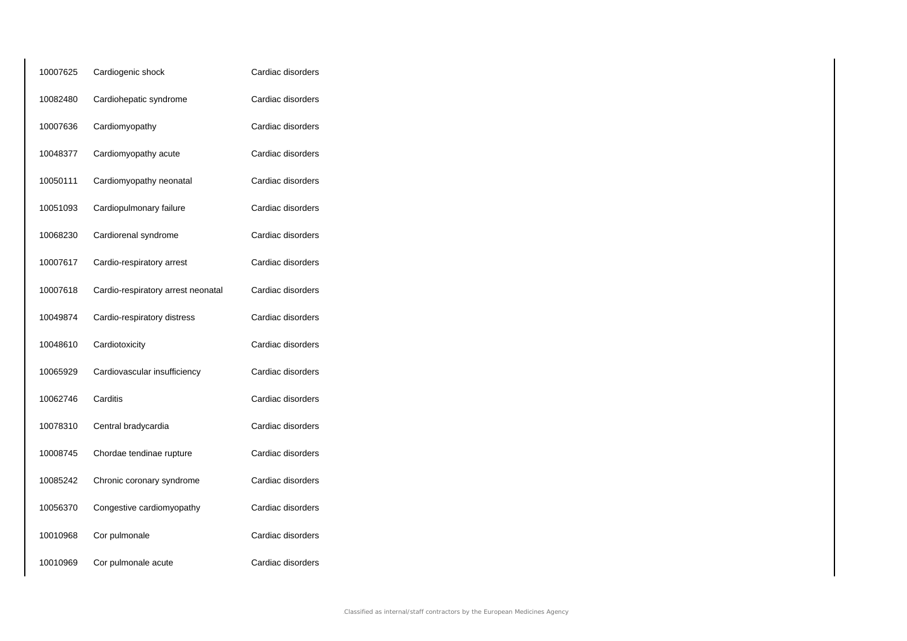| | | |
|---|---|---|
| 10007625 | Cardiogenic shock | Cardiac disorders |
| 10082480 | Cardiohepatic syndrome | Cardiac disorders |
| 10007636 | Cardiomyopathy | Cardiac disorders |
| 10048377 | Cardiomyopathy acute | Cardiac disorders |
| 10050111 | Cardiomyopathy neonatal | Cardiac disorders |
| 10051093 | Cardiopulmonary failure | Cardiac disorders |
| 10068230 | Cardiorenal syndrome | Cardiac disorders |
| 10007617 | Cardio-respiratory arrest | Cardiac disorders |
| 10007618 | Cardio-respiratory arrest neonatal | Cardiac disorders |
| 10049874 | Cardio-respiratory distress | Cardiac disorders |
| 10048610 | Cardiotoxicity | Cardiac disorders |
| 10065929 | Cardiovascular insufficiency | Cardiac disorders |
| 10062746 | Carditis | Cardiac disorders |
| 10078310 | Central bradycardia | Cardiac disorders |
| 10008745 | Chordae tendinae rupture | Cardiac disorders |
| 10085242 | Chronic coronary syndrome | Cardiac disorders |
| 10056370 | Congestive cardiomyopathy | Cardiac disorders |
| 10010968 | Cor pulmonale | Cardiac disorders |
| 10010969 | Cor pulmonale acute | Cardiac disorders |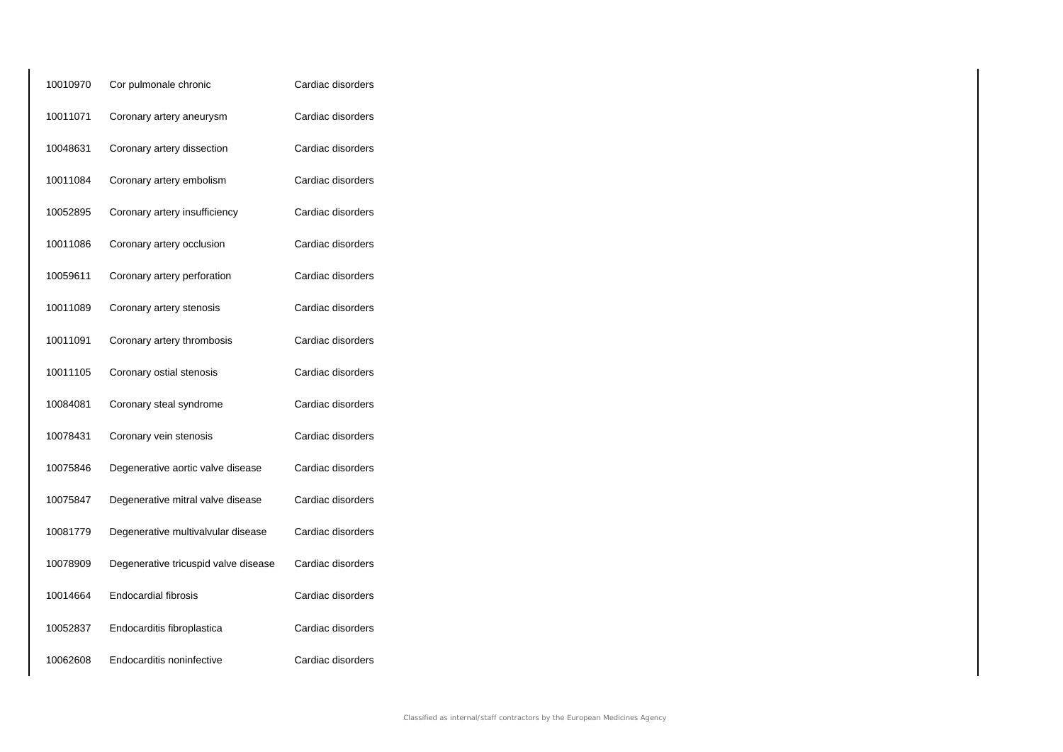| | | |
|---|---|---|
| 10010970 | Cor pulmonale chronic | Cardiac disorders |
| 10011071 | Coronary artery aneurysm | Cardiac disorders |
| 10048631 | Coronary artery dissection | Cardiac disorders |
| 10011084 | Coronary artery embolism | Cardiac disorders |
| 10052895 | Coronary artery insufficiency | Cardiac disorders |
| 10011086 | Coronary artery occlusion | Cardiac disorders |
| 10059611 | Coronary artery perforation | Cardiac disorders |
| 10011089 | Coronary artery stenosis | Cardiac disorders |
| 10011091 | Coronary artery thrombosis | Cardiac disorders |
| 10011105 | Coronary ostial stenosis | Cardiac disorders |
| 10084081 | Coronary steal syndrome | Cardiac disorders |
| 10078431 | Coronary vein stenosis | Cardiac disorders |
| 10075846 | Degenerative aortic valve disease | Cardiac disorders |
| 10075847 | Degenerative mitral valve disease | Cardiac disorders |
| 10081779 | Degenerative multivalvular disease | Cardiac disorders |
| 10078909 | Degenerative tricuspid valve disease | Cardiac disorders |
| 10014664 | Endocardial fibrosis | Cardiac disorders |
| 10052837 | Endocarditis fibroplastica | Cardiac disorders |
| 10062608 | Endocarditis noninfective | Cardiac disorders |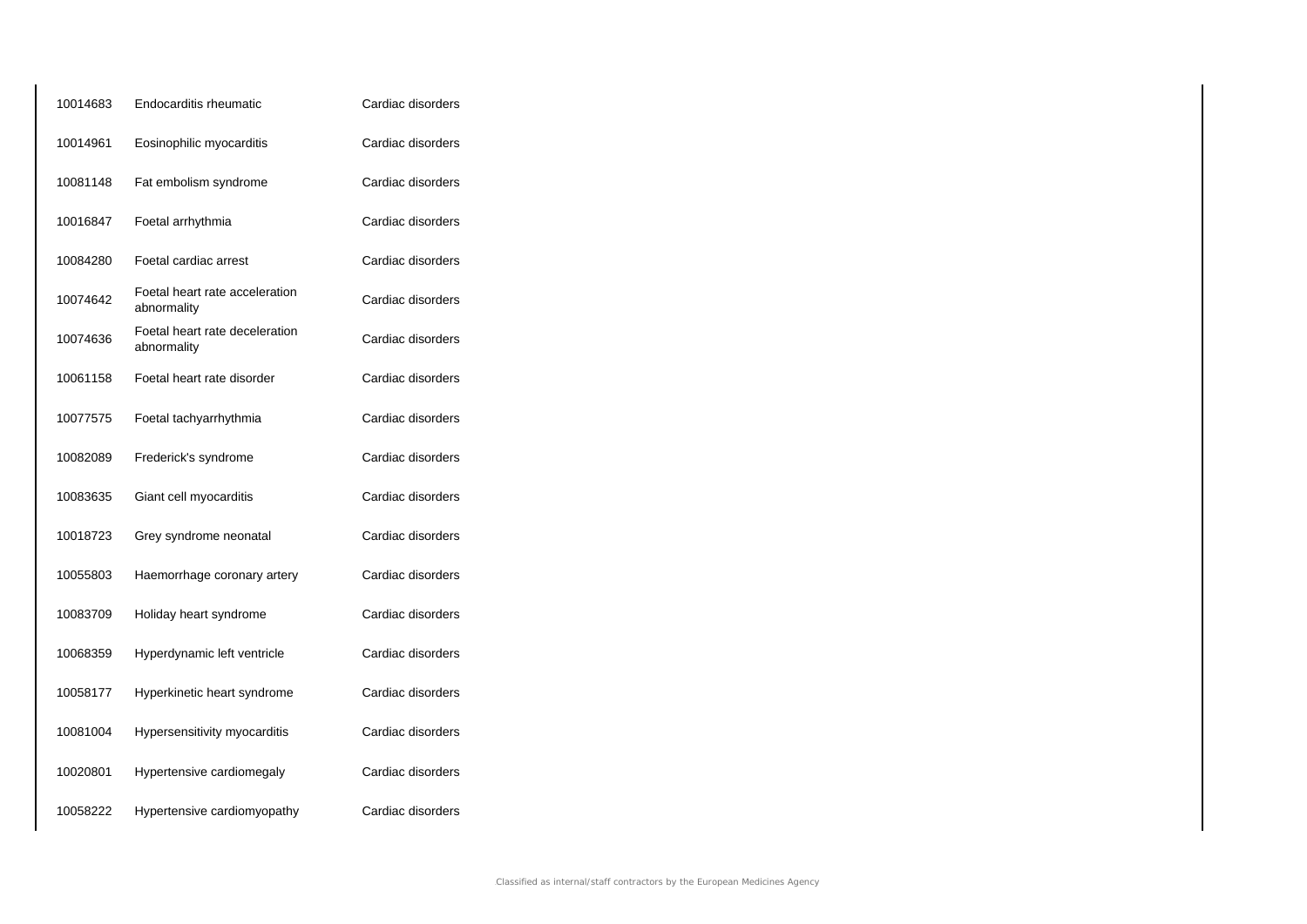| | | |
|---|---|---|
| 10014683 | Endocarditis rheumatic | Cardiac disorders |
| 10014961 | Eosinophilic myocarditis | Cardiac disorders |
| 10081148 | Fat embolism syndrome | Cardiac disorders |
| 10016847 | Foetal arrhythmia | Cardiac disorders |
| 10084280 | Foetal cardiac arrest | Cardiac disorders |
| 10074642 | Foetal heart rate acceleration abnormality | Cardiac disorders |
| 10074636 | Foetal heart rate deceleration abnormality | Cardiac disorders |
| 10061158 | Foetal heart rate disorder | Cardiac disorders |
| 10077575 | Foetal tachyarrhythmia | Cardiac disorders |
| 10082089 | Frederick's syndrome | Cardiac disorders |
| 10083635 | Giant cell myocarditis | Cardiac disorders |
| 10018723 | Grey syndrome neonatal | Cardiac disorders |
| 10055803 | Haemorrhage coronary artery | Cardiac disorders |
| 10083709 | Holiday heart syndrome | Cardiac disorders |
| 10068359 | Hyperdynamic left ventricle | Cardiac disorders |
| 10058177 | Hyperkinetic heart syndrome | Cardiac disorders |
| 10081004 | Hypersensitivity myocarditis | Cardiac disorders |
| 10020801 | Hypertensive cardiomegaly | Cardiac disorders |
| 10058222 | Hypertensive cardiomyopathy | Cardiac disorders |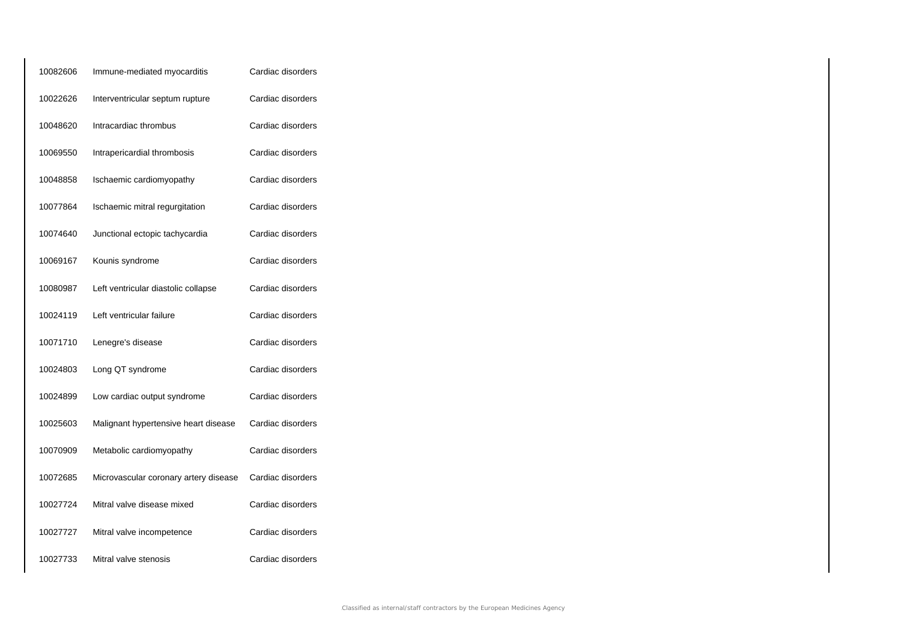| | | |
|---|---|---|
| 10082606 | Immune-mediated myocarditis | Cardiac disorders |
| 10022626 | Interventricular septum rupture | Cardiac disorders |
| 10048620 | Intracardiac thrombus | Cardiac disorders |
| 10069550 | Intrapericardial thrombosis | Cardiac disorders |
| 10048858 | Ischaemic cardiomyopathy | Cardiac disorders |
| 10077864 | Ischaemic mitral regurgitation | Cardiac disorders |
| 10074640 | Junctional ectopic tachycardia | Cardiac disorders |
| 10069167 | Kounis syndrome | Cardiac disorders |
| 10080987 | Left ventricular diastolic collapse | Cardiac disorders |
| 10024119 | Left ventricular failure | Cardiac disorders |
| 10071710 | Lenegre's disease | Cardiac disorders |
| 10024803 | Long QT syndrome | Cardiac disorders |
| 10024899 | Low cardiac output syndrome | Cardiac disorders |
| 10025603 | Malignant hypertensive heart disease | Cardiac disorders |
| 10070909 | Metabolic cardiomyopathy | Cardiac disorders |
| 10072685 | Microvascular coronary artery disease | Cardiac disorders |
| 10027724 | Mitral valve disease mixed | Cardiac disorders |
| 10027727 | Mitral valve incompetence | Cardiac disorders |
| 10027733 | Mitral valve stenosis | Cardiac disorders |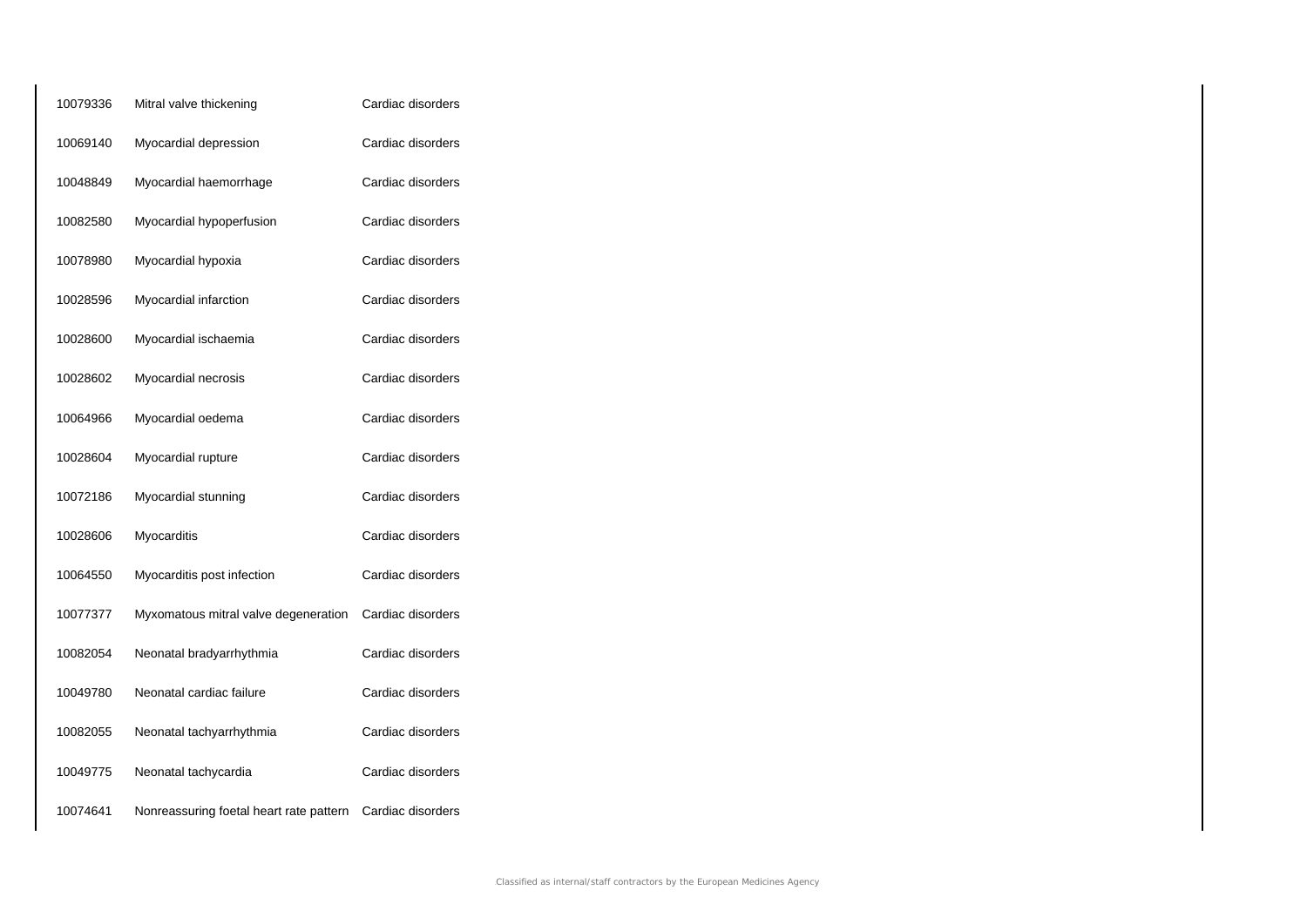| | | |
|---|---|---|
| 10079336 | Mitral valve thickening | Cardiac disorders |
| 10069140 | Myocardial depression | Cardiac disorders |
| 10048849 | Myocardial haemorrhage | Cardiac disorders |
| 10082580 | Myocardial hypoperfusion | Cardiac disorders |
| 10078980 | Myocardial hypoxia | Cardiac disorders |
| 10028596 | Myocardial infarction | Cardiac disorders |
| 10028600 | Myocardial ischaemia | Cardiac disorders |
| 10028602 | Myocardial necrosis | Cardiac disorders |
| 10064966 | Myocardial oedema | Cardiac disorders |
| 10028604 | Myocardial rupture | Cardiac disorders |
| 10072186 | Myocardial stunning | Cardiac disorders |
| 10028606 | Myocarditis | Cardiac disorders |
| 10064550 | Myocarditis post infection | Cardiac disorders |
| 10077377 | Myxomatous mitral valve degeneration | Cardiac disorders |
| 10082054 | Neonatal bradyarrhythmia | Cardiac disorders |
| 10049780 | Neonatal cardiac failure | Cardiac disorders |
| 10082055 | Neonatal tachyarrhythmia | Cardiac disorders |
| 10049775 | Neonatal tachycardia | Cardiac disorders |
| 10074641 | Nonreassuring foetal heart rate pattern | Cardiac disorders |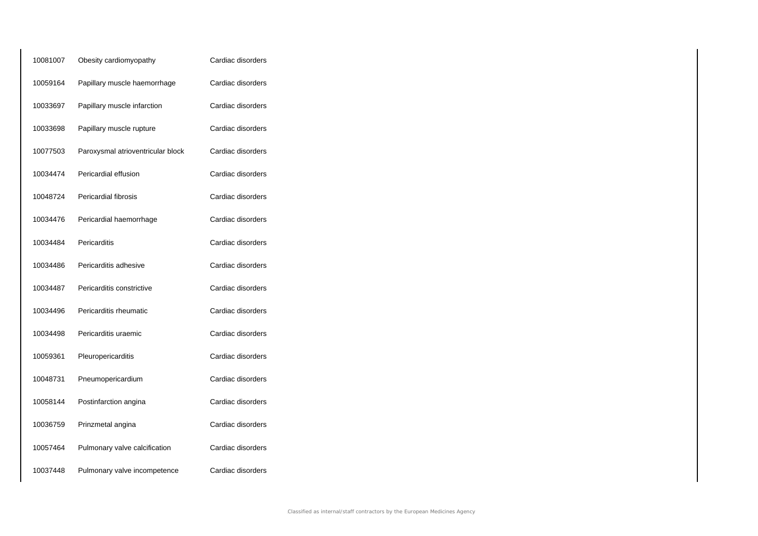| | | |
|---|---|---|
| 10081007 | Obesity cardiomyopathy | Cardiac disorders |
| 10059164 | Papillary muscle haemorrhage | Cardiac disorders |
| 10033697 | Papillary muscle infarction | Cardiac disorders |
| 10033698 | Papillary muscle rupture | Cardiac disorders |
| 10077503 | Paroxysmal atrioventricular block | Cardiac disorders |
| 10034474 | Pericardial effusion | Cardiac disorders |
| 10048724 | Pericardial fibrosis | Cardiac disorders |
| 10034476 | Pericardial haemorrhage | Cardiac disorders |
| 10034484 | Pericarditis | Cardiac disorders |
| 10034486 | Pericarditis adhesive | Cardiac disorders |
| 10034487 | Pericarditis constrictive | Cardiac disorders |
| 10034496 | Pericarditis rheumatic | Cardiac disorders |
| 10034498 | Pericarditis uraemic | Cardiac disorders |
| 10059361 | Pleuropericarditis | Cardiac disorders |
| 10048731 | Pneumopericardium | Cardiac disorders |
| 10058144 | Postinfarction angina | Cardiac disorders |
| 10036759 | Prinzmetal angina | Cardiac disorders |
| 10057464 | Pulmonary valve calcification | Cardiac disorders |
| 10037448 | Pulmonary valve incompetence | Cardiac disorders |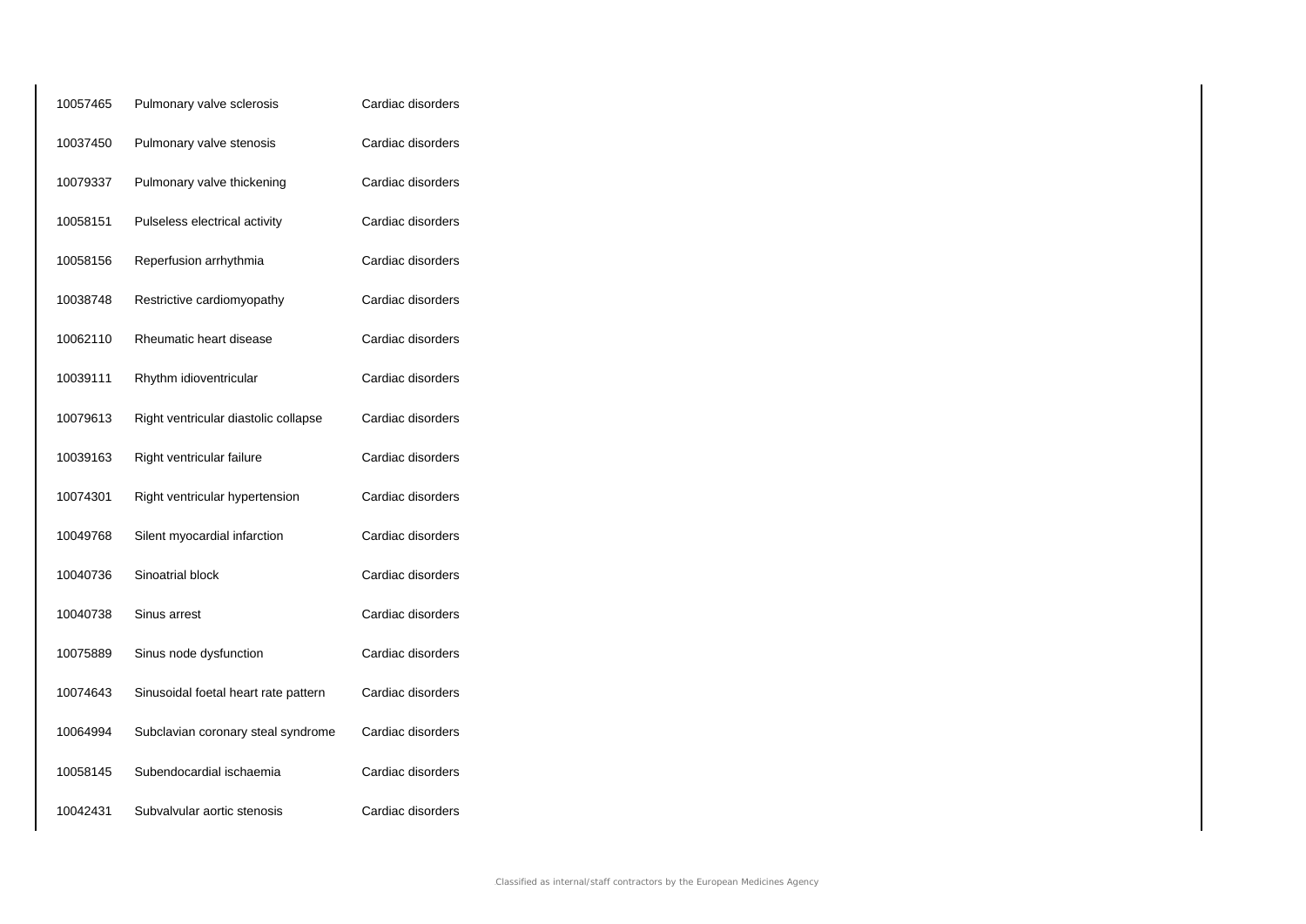| | | |
|---|---|---|
| 10057465 | Pulmonary valve sclerosis | Cardiac disorders |
| 10037450 | Pulmonary valve stenosis | Cardiac disorders |
| 10079337 | Pulmonary valve thickening | Cardiac disorders |
| 10058151 | Pulseless electrical activity | Cardiac disorders |
| 10058156 | Reperfusion arrhythmia | Cardiac disorders |
| 10038748 | Restrictive cardiomyopathy | Cardiac disorders |
| 10062110 | Rheumatic heart disease | Cardiac disorders |
| 10039111 | Rhythm idioventricular | Cardiac disorders |
| 10079613 | Right ventricular diastolic collapse | Cardiac disorders |
| 10039163 | Right ventricular failure | Cardiac disorders |
| 10074301 | Right ventricular hypertension | Cardiac disorders |
| 10049768 | Silent myocardial infarction | Cardiac disorders |
| 10040736 | Sinoatrial block | Cardiac disorders |
| 10040738 | Sinus arrest | Cardiac disorders |
| 10075889 | Sinus node dysfunction | Cardiac disorders |
| 10074643 | Sinusoidal foetal heart rate pattern | Cardiac disorders |
| 10064994 | Subclavian coronary steal syndrome | Cardiac disorders |
| 10058145 | Subendocardial ischaemia | Cardiac disorders |
| 10042431 | Subvalvular aortic stenosis | Cardiac disorders |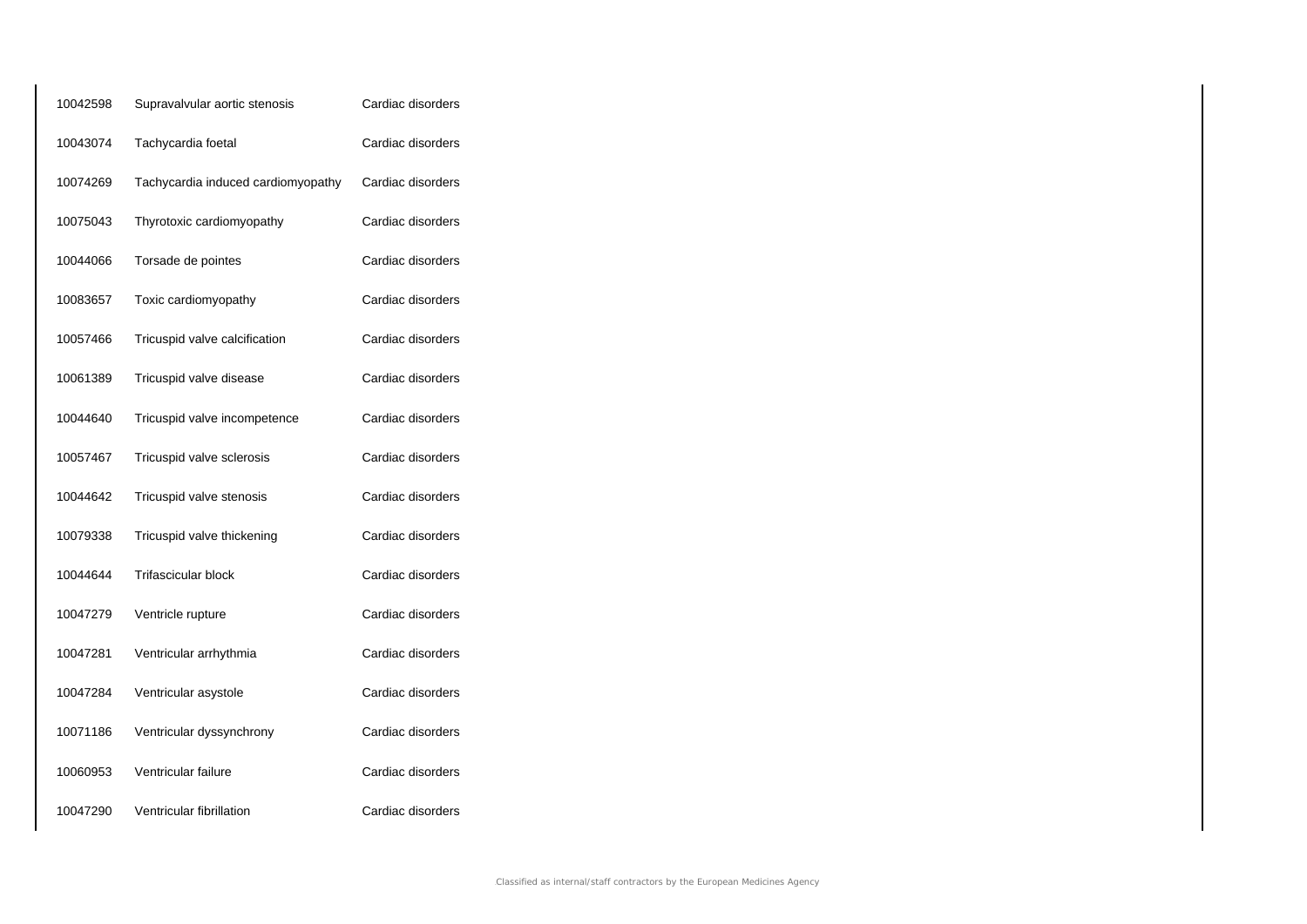| | | |
|---|---|---|
| 10042598 | Supravalvular aortic stenosis | Cardiac disorders |
| 10043074 | Tachycardia foetal | Cardiac disorders |
| 10074269 | Tachycardia induced cardiomyopathy | Cardiac disorders |
| 10075043 | Thyrotoxic cardiomyopathy | Cardiac disorders |
| 10044066 | Torsade de pointes | Cardiac disorders |
| 10083657 | Toxic cardiomyopathy | Cardiac disorders |
| 10057466 | Tricuspid valve calcification | Cardiac disorders |
| 10061389 | Tricuspid valve disease | Cardiac disorders |
| 10044640 | Tricuspid valve incompetence | Cardiac disorders |
| 10057467 | Tricuspid valve sclerosis | Cardiac disorders |
| 10044642 | Tricuspid valve stenosis | Cardiac disorders |
| 10079338 | Tricuspid valve thickening | Cardiac disorders |
| 10044644 | Trifascicular block | Cardiac disorders |
| 10047279 | Ventricle rupture | Cardiac disorders |
| 10047281 | Ventricular arrhythmia | Cardiac disorders |
| 10047284 | Ventricular asystole | Cardiac disorders |
| 10071186 | Ventricular dyssynchrony | Cardiac disorders |
| 10060953 | Ventricular failure | Cardiac disorders |
| 10047290 | Ventricular fibrillation | Cardiac disorders |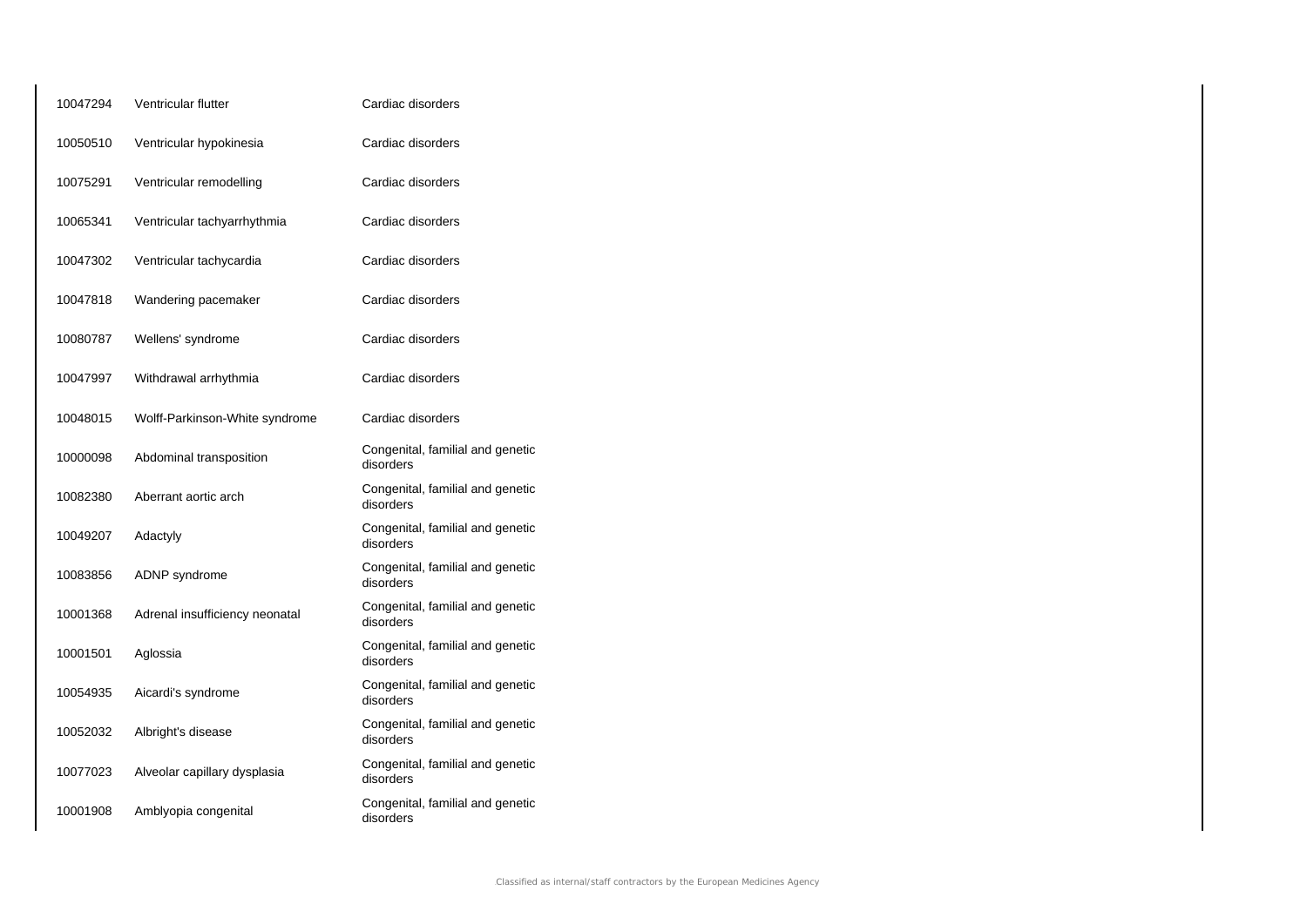| | | |
|---|---|---|
| 10047294 | Ventricular flutter | Cardiac disorders |
| 10050510 | Ventricular hypokinesia | Cardiac disorders |
| 10075291 | Ventricular remodelling | Cardiac disorders |
| 10065341 | Ventricular tachyarrhythmia | Cardiac disorders |
| 10047302 | Ventricular tachycardia | Cardiac disorders |
| 10047818 | Wandering pacemaker | Cardiac disorders |
| 10080787 | Wellens' syndrome | Cardiac disorders |
| 10047997 | Withdrawal arrhythmia | Cardiac disorders |
| 10048015 | Wolff-Parkinson-White syndrome | Cardiac disorders |
| 10000098 | Abdominal transposition | Congenital, familial and genetic disorders |
| 10082380 | Aberrant aortic arch | Congenital, familial and genetic disorders |
| 10049207 | Adactyly | Congenital, familial and genetic disorders |
| 10083856 | ADNP syndrome | Congenital, familial and genetic disorders |
| 10001368 | Adrenal insufficiency neonatal | Congenital, familial and genetic disorders |
| 10001501 | Aglossia | Congenital, familial and genetic disorders |
| 10054935 | Aicardi's syndrome | Congenital, familial and genetic disorders |
| 10052032 | Albright's disease | Congenital, familial and genetic disorders |
| 10077023 | Alveolar capillary dysplasia | Congenital, familial and genetic disorders |
| 10001908 | Amblyopia congenital | Congenital, familial and genetic disorders |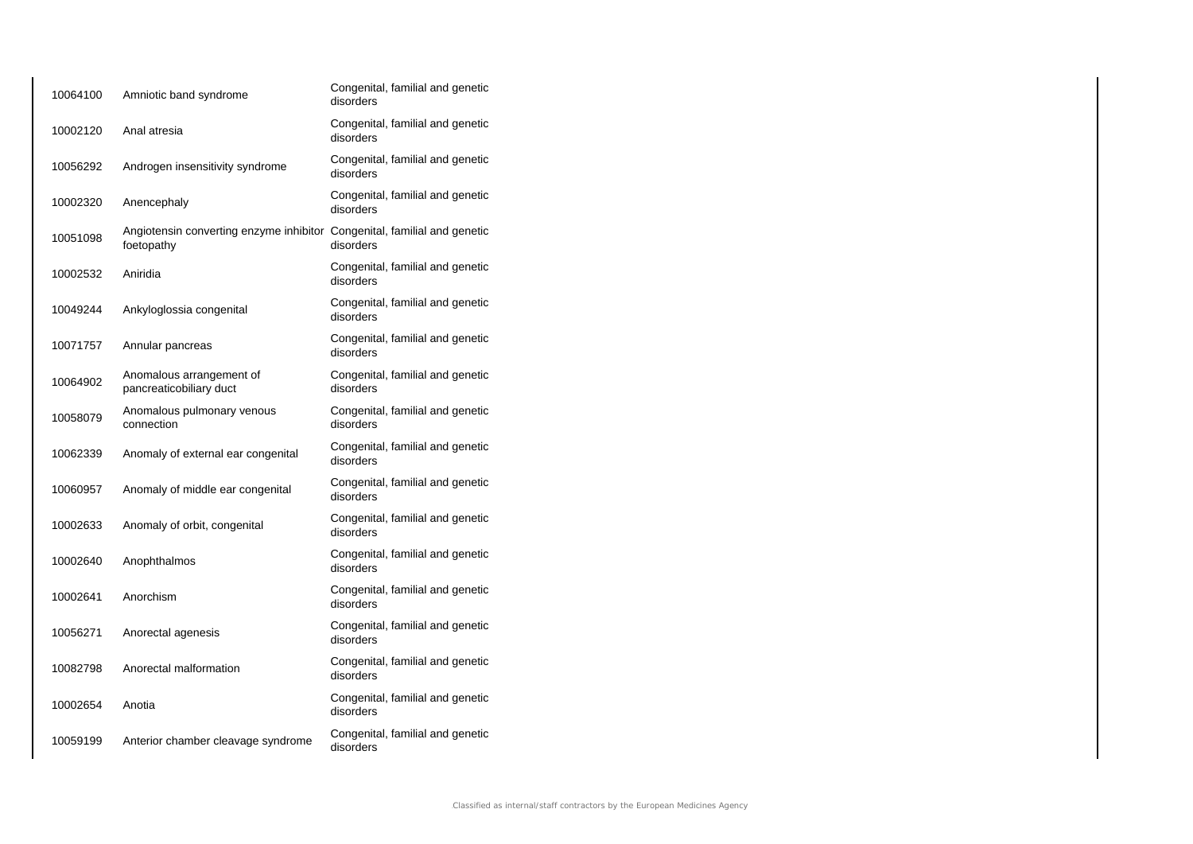| | | |
|---|---|---|
| 10064100 | Amniotic band syndrome | Congenital, familial and genetic disorders |
| 10002120 | Anal atresia | Congenital, familial and genetic disorders |
| 10056292 | Androgen insensitivity syndrome | Congenital, familial and genetic disorders |
| 10002320 | Anencephaly | Congenital, familial and genetic disorders |
| 10051098 | Angiotensin converting enzyme inhibitor foetopathy | Congenital, familial and genetic disorders |
| 10002532 | Aniridia | Congenital, familial and genetic disorders |
| 10049244 | Ankyloglossia congenital | Congenital, familial and genetic disorders |
| 10071757 | Annular pancreas | Congenital, familial and genetic disorders |
| 10064902 | Anomalous arrangement of pancreaticobiliary duct | Congenital, familial and genetic disorders |
| 10058079 | Anomalous pulmonary venous connection | Congenital, familial and genetic disorders |
| 10062339 | Anomaly of external ear congenital | Congenital, familial and genetic disorders |
| 10060957 | Anomaly of middle ear congenital | Congenital, familial and genetic disorders |
| 10002633 | Anomaly of orbit, congenital | Congenital, familial and genetic disorders |
| 10002640 | Anophthalmos | Congenital, familial and genetic disorders |
| 10002641 | Anorchism | Congenital, familial and genetic disorders |
| 10056271 | Anorectal agenesis | Congenital, familial and genetic disorders |
| 10082798 | Anorectal malformation | Congenital, familial and genetic disorders |
| 10002654 | Anotia | Congenital, familial and genetic disorders |
| 10059199 | Anterior chamber cleavage syndrome | Congenital, familial and genetic disorders |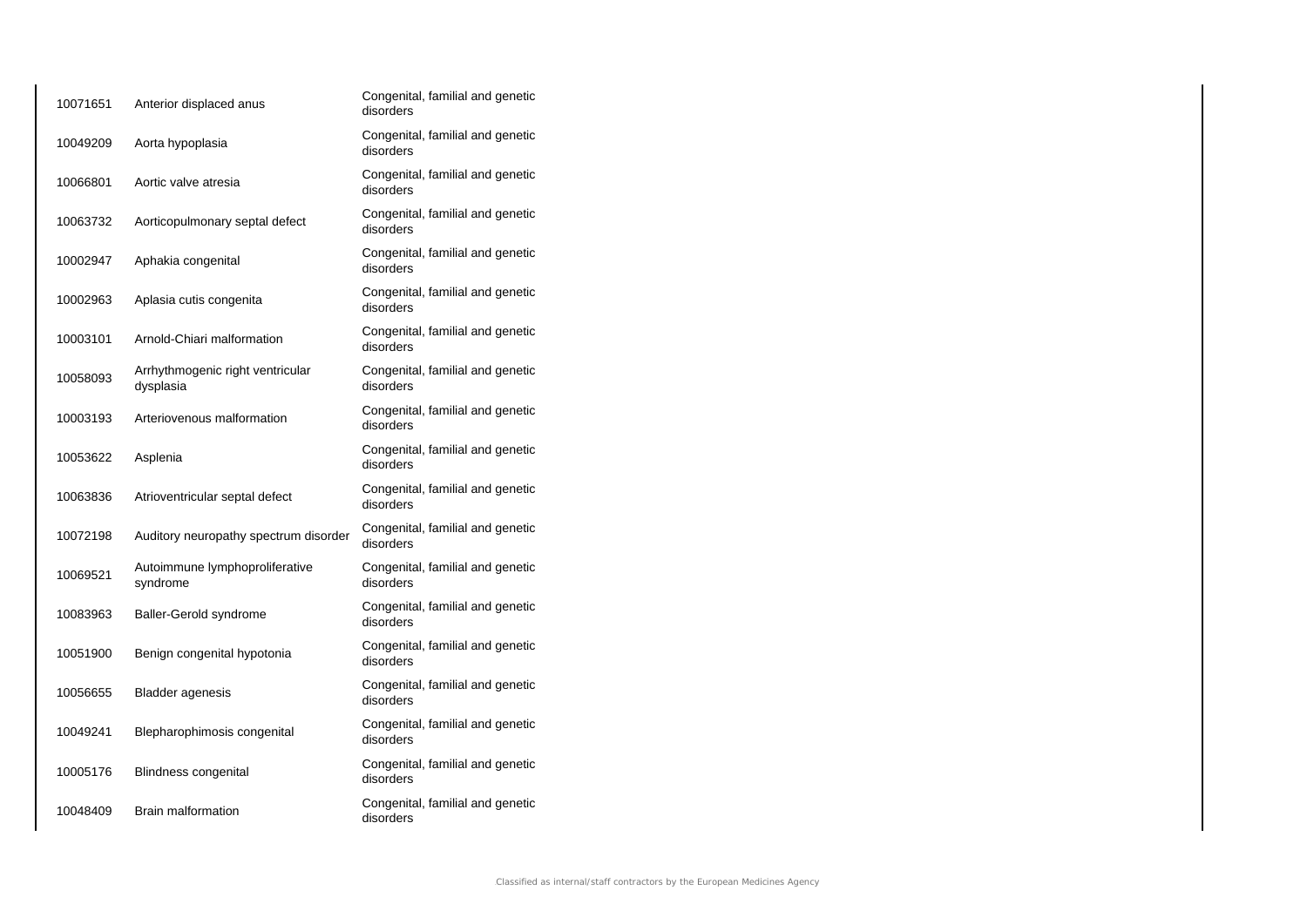| | | |
|---|---|---|
| 10071651 | Anterior displaced anus | Congenital, familial and genetic disorders |
| 10049209 | Aorta hypoplasia | Congenital, familial and genetic disorders |
| 10066801 | Aortic valve atresia | Congenital, familial and genetic disorders |
| 10063732 | Aorticopulmonary septal defect | Congenital, familial and genetic disorders |
| 10002947 | Aphakia congenital | Congenital, familial and genetic disorders |
| 10002963 | Aplasia cutis congenita | Congenital, familial and genetic disorders |
| 10003101 | Arnold-Chiari malformation | Congenital, familial and genetic disorders |
| 10058093 | Arrhythmogenic right ventricular dysplasia | Congenital, familial and genetic disorders |
| 10003193 | Arteriovenous malformation | Congenital, familial and genetic disorders |
| 10053622 | Asplenia | Congenital, familial and genetic disorders |
| 10063836 | Atrioventricular septal defect | Congenital, familial and genetic disorders |
| 10072198 | Auditory neuropathy spectrum disorder | Congenital, familial and genetic disorders |
| 10069521 | Autoimmune lymphoproliferative syndrome | Congenital, familial and genetic disorders |
| 10083963 | Baller-Gerold syndrome | Congenital, familial and genetic disorders |
| 10051900 | Benign congenital hypotonia | Congenital, familial and genetic disorders |
| 10056655 | Bladder agenesis | Congenital, familial and genetic disorders |
| 10049241 | Blepharophimosis congenital | Congenital, familial and genetic disorders |
| 10005176 | Blindness congenital | Congenital, familial and genetic disorders |
| 10048409 | Brain malformation | Congenital, familial and genetic disorders |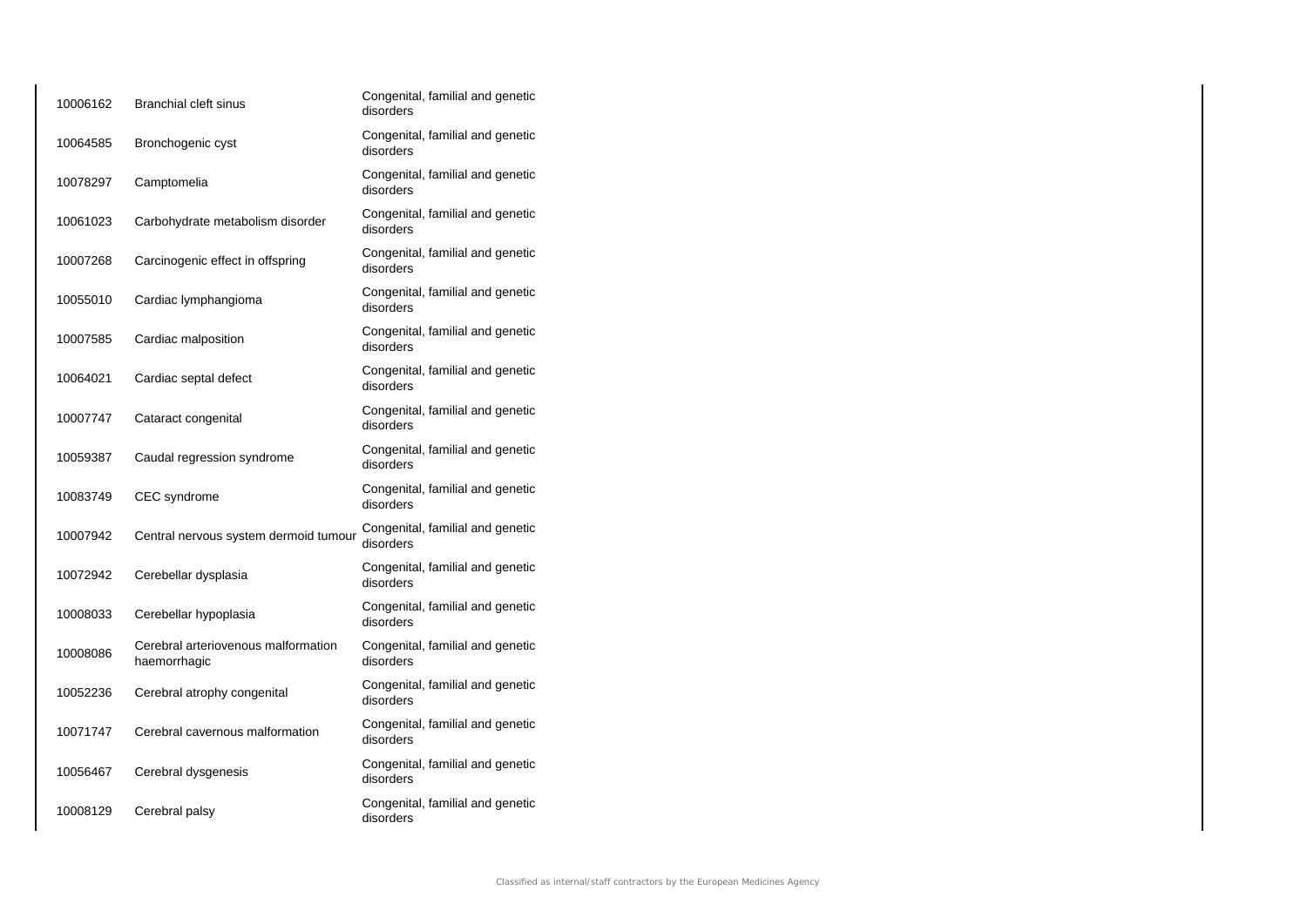| | | |
|---|---|---|
| 10006162 | Branchial cleft sinus | Congenital, familial and genetic disorders |
| 10064585 | Bronchogenic cyst | Congenital, familial and genetic disorders |
| 10078297 | Camptomelia | Congenital, familial and genetic disorders |
| 10061023 | Carbohydrate metabolism disorder | Congenital, familial and genetic disorders |
| 10007268 | Carcinogenic effect in offspring | Congenital, familial and genetic disorders |
| 10055010 | Cardiac lymphangioma | Congenital, familial and genetic disorders |
| 10007585 | Cardiac malposition | Congenital, familial and genetic disorders |
| 10064021 | Cardiac septal defect | Congenital, familial and genetic disorders |
| 10007747 | Cataract congenital | Congenital, familial and genetic disorders |
| 10059387 | Caudal regression syndrome | Congenital, familial and genetic disorders |
| 10083749 | CEC syndrome | Congenital, familial and genetic disorders |
| 10007942 | Central nervous system dermoid tumour | Congenital, familial and genetic disorders |
| 10072942 | Cerebellar dysplasia | Congenital, familial and genetic disorders |
| 10008033 | Cerebellar hypoplasia | Congenital, familial and genetic disorders |
| 10008086 | Cerebral arteriovenous malformation haemorrhagic | Congenital, familial and genetic disorders |
| 10052236 | Cerebral atrophy congenital | Congenital, familial and genetic disorders |
| 10071747 | Cerebral cavernous malformation | Congenital, familial and genetic disorders |
| 10056467 | Cerebral dysgenesis | Congenital, familial and genetic disorders |
| 10008129 | Cerebral palsy | Congenital, familial and genetic disorders |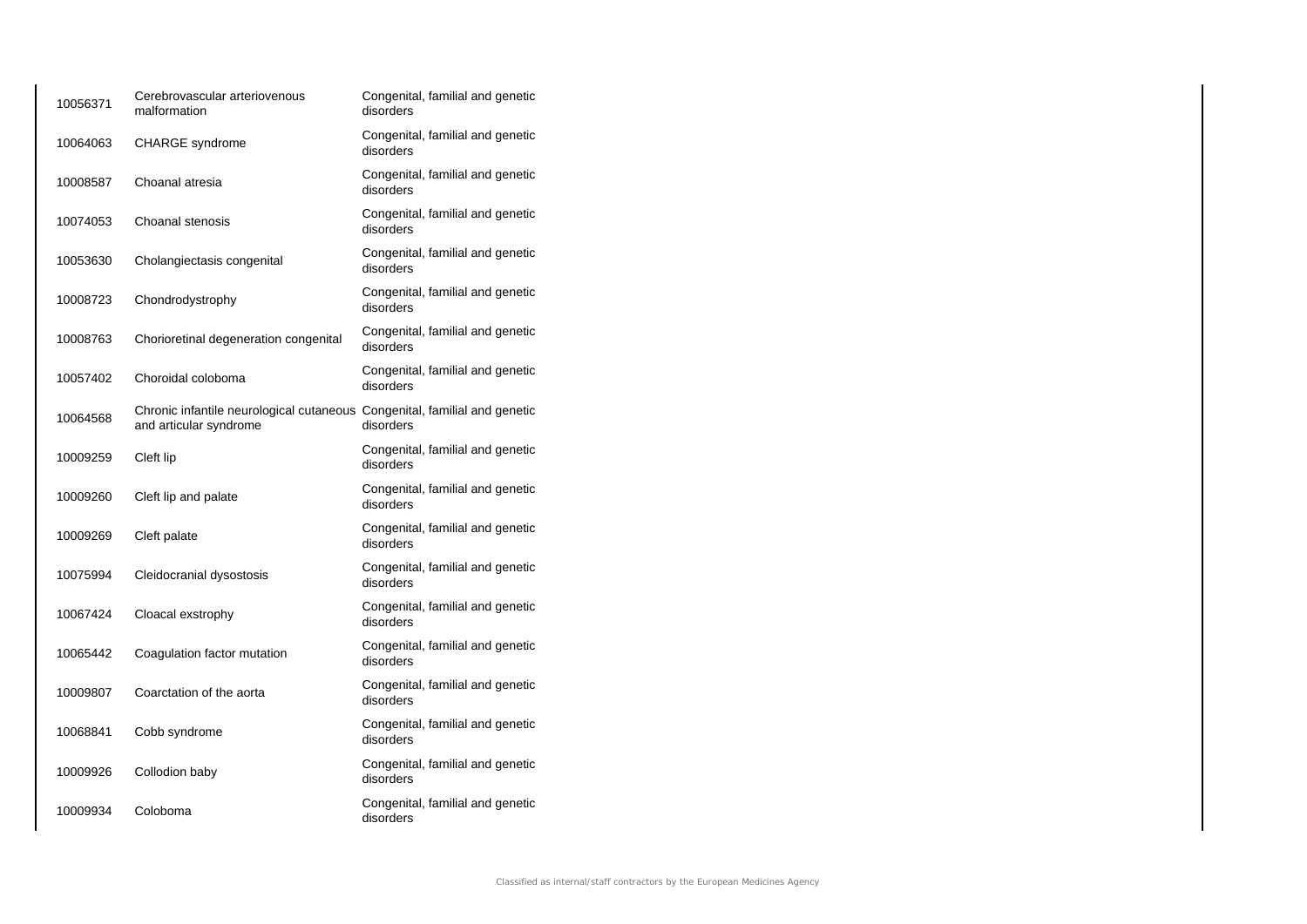| | | |
|---|---|---|
| 10056371 | Cerebrovascular arteriovenous malformation | Congenital, familial and genetic disorders |
| 10064063 | CHARGE syndrome | Congenital, familial and genetic disorders |
| 10008587 | Choanal atresia | Congenital, familial and genetic disorders |
| 10074053 | Choanal stenosis | Congenital, familial and genetic disorders |
| 10053630 | Cholangiectasis congenital | Congenital, familial and genetic disorders |
| 10008723 | Chondrodystrophy | Congenital, familial and genetic disorders |
| 10008763 | Chorioretinal degeneration congenital | Congenital, familial and genetic disorders |
| 10057402 | Choroidal coloboma | Congenital, familial and genetic disorders |
| 10064568 | Chronic infantile neurological cutaneous and articular syndrome | Congenital, familial and genetic disorders |
| 10009259 | Cleft lip | Congenital, familial and genetic disorders |
| 10009260 | Cleft lip and palate | Congenital, familial and genetic disorders |
| 10009269 | Cleft palate | Congenital, familial and genetic disorders |
| 10075994 | Cleidocranial dysostosis | Congenital, familial and genetic disorders |
| 10067424 | Cloacal exstrophy | Congenital, familial and genetic disorders |
| 10065442 | Coagulation factor mutation | Congenital, familial and genetic disorders |
| 10009807 | Coarctation of the aorta | Congenital, familial and genetic disorders |
| 10068841 | Cobb syndrome | Congenital, familial and genetic disorders |
| 10009926 | Collodion baby | Congenital, familial and genetic disorders |
| 10009934 | Coloboma | Congenital, familial and genetic disorders |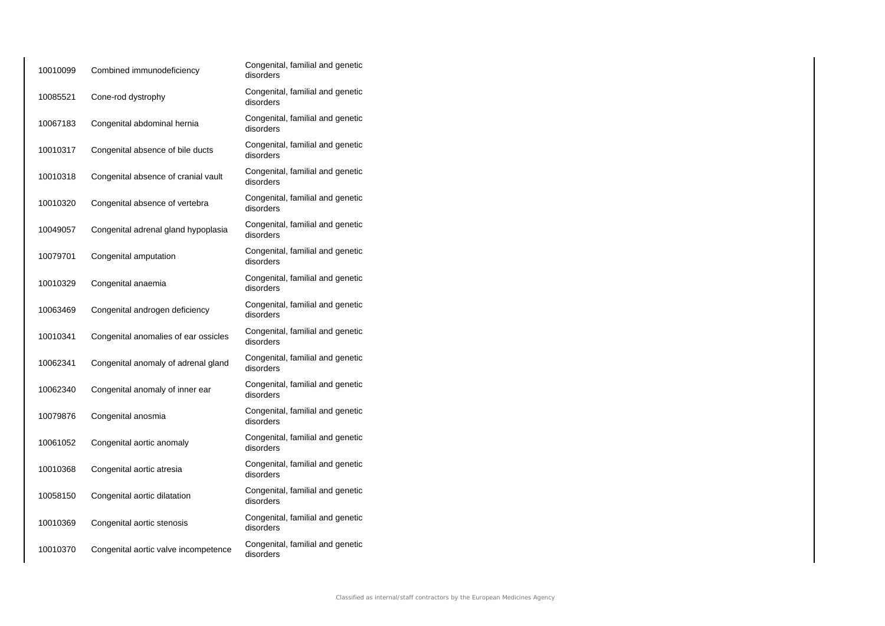| | | |
|---|---|---|
| 10010099 | Combined immunodeficiency | Congenital, familial and genetic disorders |
| 10085521 | Cone-rod dystrophy | Congenital, familial and genetic disorders |
| 10067183 | Congenital abdominal hernia | Congenital, familial and genetic disorders |
| 10010317 | Congenital absence of bile ducts | Congenital, familial and genetic disorders |
| 10010318 | Congenital absence of cranial vault | Congenital, familial and genetic disorders |
| 10010320 | Congenital absence of vertebra | Congenital, familial and genetic disorders |
| 10049057 | Congenital adrenal gland hypoplasia | Congenital, familial and genetic disorders |
| 10079701 | Congenital amputation | Congenital, familial and genetic disorders |
| 10010329 | Congenital anaemia | Congenital, familial and genetic disorders |
| 10063469 | Congenital androgen deficiency | Congenital, familial and genetic disorders |
| 10010341 | Congenital anomalies of ear ossicles | Congenital, familial and genetic disorders |
| 10062341 | Congenital anomaly of adrenal gland | Congenital, familial and genetic disorders |
| 10062340 | Congenital anomaly of inner ear | Congenital, familial and genetic disorders |
| 10079876 | Congenital anosmia | Congenital, familial and genetic disorders |
| 10061052 | Congenital aortic anomaly | Congenital, familial and genetic disorders |
| 10010368 | Congenital aortic atresia | Congenital, familial and genetic disorders |
| 10058150 | Congenital aortic dilatation | Congenital, familial and genetic disorders |
| 10010369 | Congenital aortic stenosis | Congenital, familial and genetic disorders |
| 10010370 | Congenital aortic valve incompetence | Congenital, familial and genetic disorders |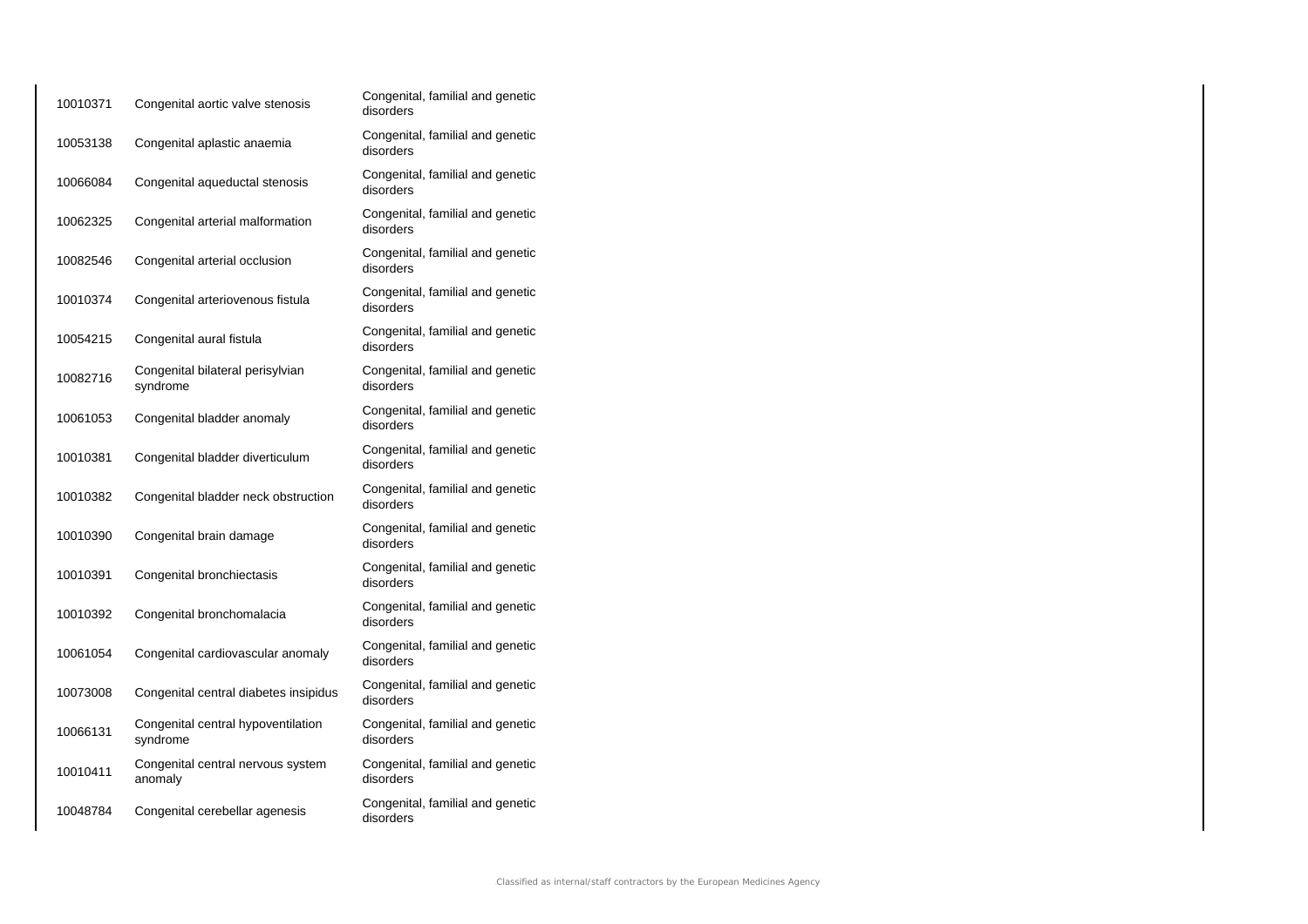| | | |
|---|---|---|
| 10010371 | Congenital aortic valve stenosis | Congenital, familial and genetic disorders |
| 10053138 | Congenital aplastic anaemia | Congenital, familial and genetic disorders |
| 10066084 | Congenital aqueductal stenosis | Congenital, familial and genetic disorders |
| 10062325 | Congenital arterial malformation | Congenital, familial and genetic disorders |
| 10082546 | Congenital arterial occlusion | Congenital, familial and genetic disorders |
| 10010374 | Congenital arteriovenous fistula | Congenital, familial and genetic disorders |
| 10054215 | Congenital aural fistula | Congenital, familial and genetic disorders |
| 10082716 | Congenital bilateral perisylvian syndrome | Congenital, familial and genetic disorders |
| 10061053 | Congenital bladder anomaly | Congenital, familial and genetic disorders |
| 10010381 | Congenital bladder diverticulum | Congenital, familial and genetic disorders |
| 10010382 | Congenital bladder neck obstruction | Congenital, familial and genetic disorders |
| 10010390 | Congenital brain damage | Congenital, familial and genetic disorders |
| 10010391 | Congenital bronchiectasis | Congenital, familial and genetic disorders |
| 10010392 | Congenital bronchomalacia | Congenital, familial and genetic disorders |
| 10061054 | Congenital cardiovascular anomaly | Congenital, familial and genetic disorders |
| 10073008 | Congenital central diabetes insipidus | Congenital, familial and genetic disorders |
| 10066131 | Congenital central hypoventilation syndrome | Congenital, familial and genetic disorders |
| 10010411 | Congenital central nervous system anomaly | Congenital, familial and genetic disorders |
| 10048784 | Congenital cerebellar agenesis | Congenital, familial and genetic disorders |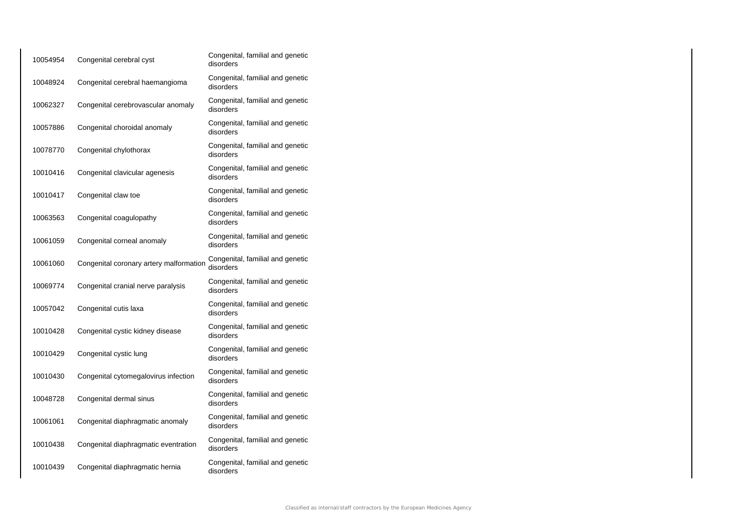| | | |
|---|---|---|
| 10054954 | Congenital cerebral cyst | Congenital, familial and genetic disorders |
| 10048924 | Congenital cerebral haemangioma | Congenital, familial and genetic disorders |
| 10062327 | Congenital cerebrovascular anomaly | Congenital, familial and genetic disorders |
| 10057886 | Congenital choroidal anomaly | Congenital, familial and genetic disorders |
| 10078770 | Congenital chylothorax | Congenital, familial and genetic disorders |
| 10010416 | Congenital clavicular agenesis | Congenital, familial and genetic disorders |
| 10010417 | Congenital claw toe | Congenital, familial and genetic disorders |
| 10063563 | Congenital coagulopathy | Congenital, familial and genetic disorders |
| 10061059 | Congenital corneal anomaly | Congenital, familial and genetic disorders |
| 10061060 | Congenital coronary artery malformation | Congenital, familial and genetic disorders |
| 10069774 | Congenital cranial nerve paralysis | Congenital, familial and genetic disorders |
| 10057042 | Congenital cutis laxa | Congenital, familial and genetic disorders |
| 10010428 | Congenital cystic kidney disease | Congenital, familial and genetic disorders |
| 10010429 | Congenital cystic lung | Congenital, familial and genetic disorders |
| 10010430 | Congenital cytomegalovirus infection | Congenital, familial and genetic disorders |
| 10048728 | Congenital dermal sinus | Congenital, familial and genetic disorders |
| 10061061 | Congenital diaphragmatic anomaly | Congenital, familial and genetic disorders |
| 10010438 | Congenital diaphragmatic eventration | Congenital, familial and genetic disorders |
| 10010439 | Congenital diaphragmatic hernia | Congenital, familial and genetic disorders |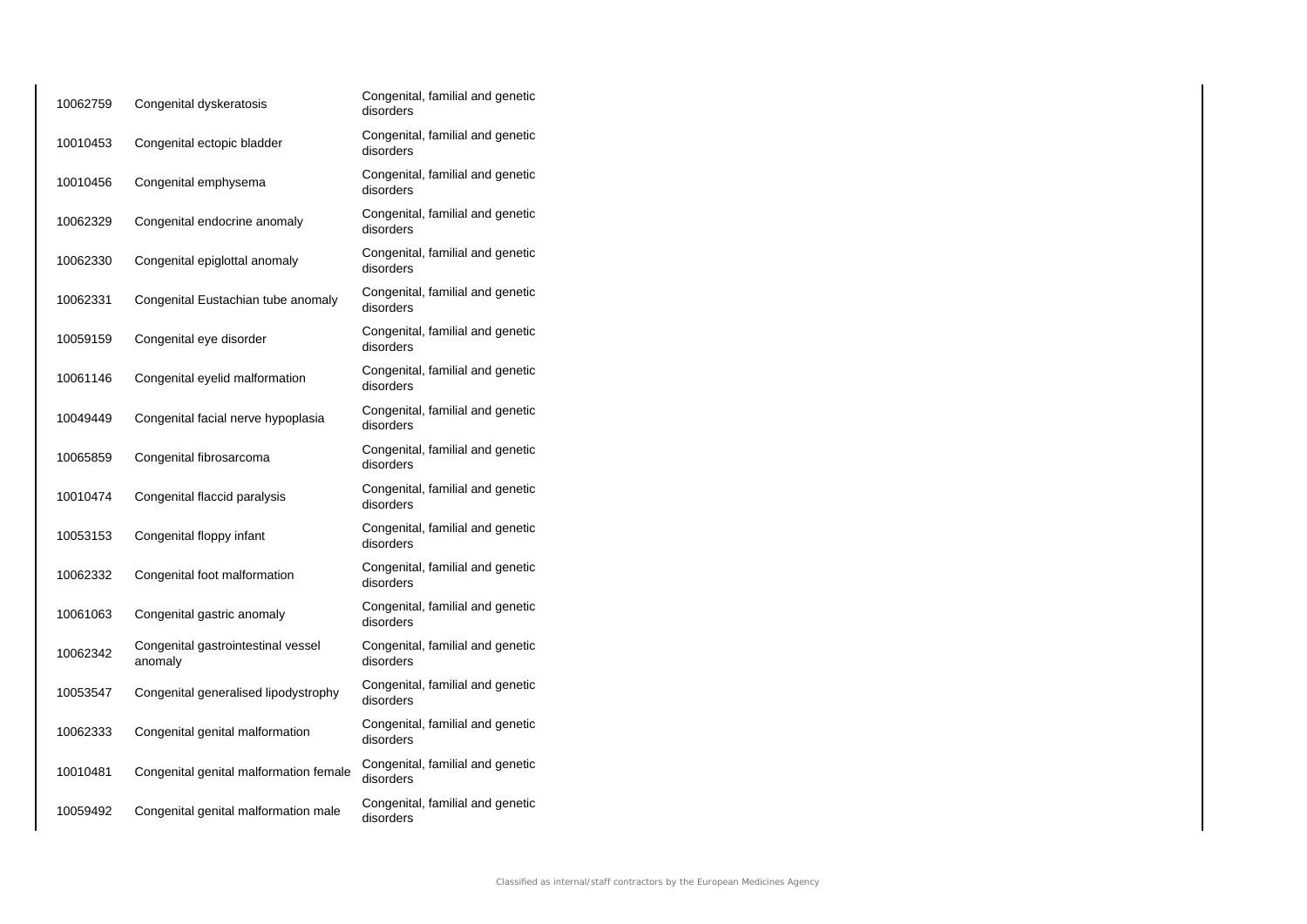| | | |
|---|---|---|
| 10062759 | Congenital dyskeratosis | Congenital, familial and genetic disorders |
| 10010453 | Congenital ectopic bladder | Congenital, familial and genetic disorders |
| 10010456 | Congenital emphysema | Congenital, familial and genetic disorders |
| 10062329 | Congenital endocrine anomaly | Congenital, familial and genetic disorders |
| 10062330 | Congenital epiglottal anomaly | Congenital, familial and genetic disorders |
| 10062331 | Congenital Eustachian tube anomaly | Congenital, familial and genetic disorders |
| 10059159 | Congenital eye disorder | Congenital, familial and genetic disorders |
| 10061146 | Congenital eyelid malformation | Congenital, familial and genetic disorders |
| 10049449 | Congenital facial nerve hypoplasia | Congenital, familial and genetic disorders |
| 10065859 | Congenital fibrosarcoma | Congenital, familial and genetic disorders |
| 10010474 | Congenital flaccid paralysis | Congenital, familial and genetic disorders |
| 10053153 | Congenital floppy infant | Congenital, familial and genetic disorders |
| 10062332 | Congenital foot malformation | Congenital, familial and genetic disorders |
| 10061063 | Congenital gastric anomaly | Congenital, familial and genetic disorders |
| 10062342 | Congenital gastrointestinal vessel anomaly | Congenital, familial and genetic disorders |
| 10053547 | Congenital generalised lipodystrophy | Congenital, familial and genetic disorders |
| 10062333 | Congenital genital malformation | Congenital, familial and genetic disorders |
| 10010481 | Congenital genital malformation female | Congenital, familial and genetic disorders |
| 10059492 | Congenital genital malformation male | Congenital, familial and genetic disorders |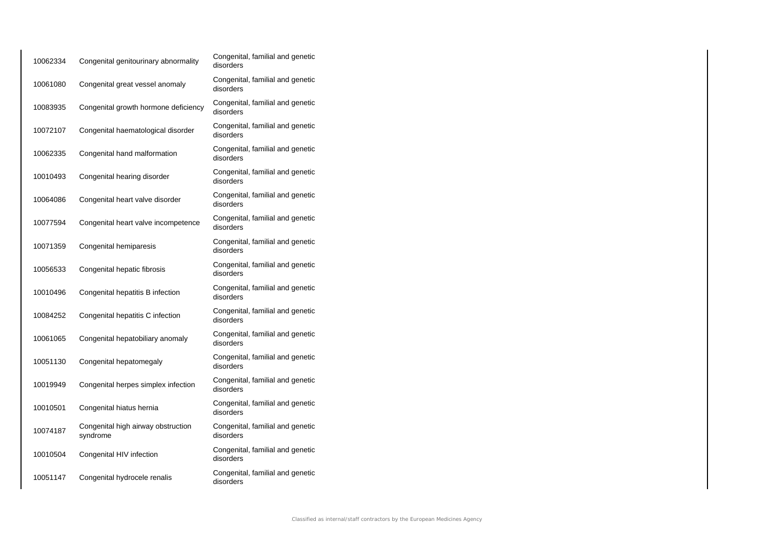| | | |
|---|---|---|
| 10062334 | Congenital genitourinary abnormality | Congenital, familial and genetic disorders |
| 10061080 | Congenital great vessel anomaly | Congenital, familial and genetic disorders |
| 10083935 | Congenital growth hormone deficiency | Congenital, familial and genetic disorders |
| 10072107 | Congenital haematological disorder | Congenital, familial and genetic disorders |
| 10062335 | Congenital hand malformation | Congenital, familial and genetic disorders |
| 10010493 | Congenital hearing disorder | Congenital, familial and genetic disorders |
| 10064086 | Congenital heart valve disorder | Congenital, familial and genetic disorders |
| 10077594 | Congenital heart valve incompetence | Congenital, familial and genetic disorders |
| 10071359 | Congenital hemiparesis | Congenital, familial and genetic disorders |
| 10056533 | Congenital hepatic fibrosis | Congenital, familial and genetic disorders |
| 10010496 | Congenital hepatitis B infection | Congenital, familial and genetic disorders |
| 10084252 | Congenital hepatitis C infection | Congenital, familial and genetic disorders |
| 10061065 | Congenital hepatobiliary anomaly | Congenital, familial and genetic disorders |
| 10051130 | Congenital hepatomegaly | Congenital, familial and genetic disorders |
| 10019949 | Congenital herpes simplex infection | Congenital, familial and genetic disorders |
| 10010501 | Congenital hiatus hernia | Congenital, familial and genetic disorders |
| 10074187 | Congenital high airway obstruction syndrome | Congenital, familial and genetic disorders |
| 10010504 | Congenital HIV infection | Congenital, familial and genetic disorders |
| 10051147 | Congenital hydrocele renalis | Congenital, familial and genetic disorders |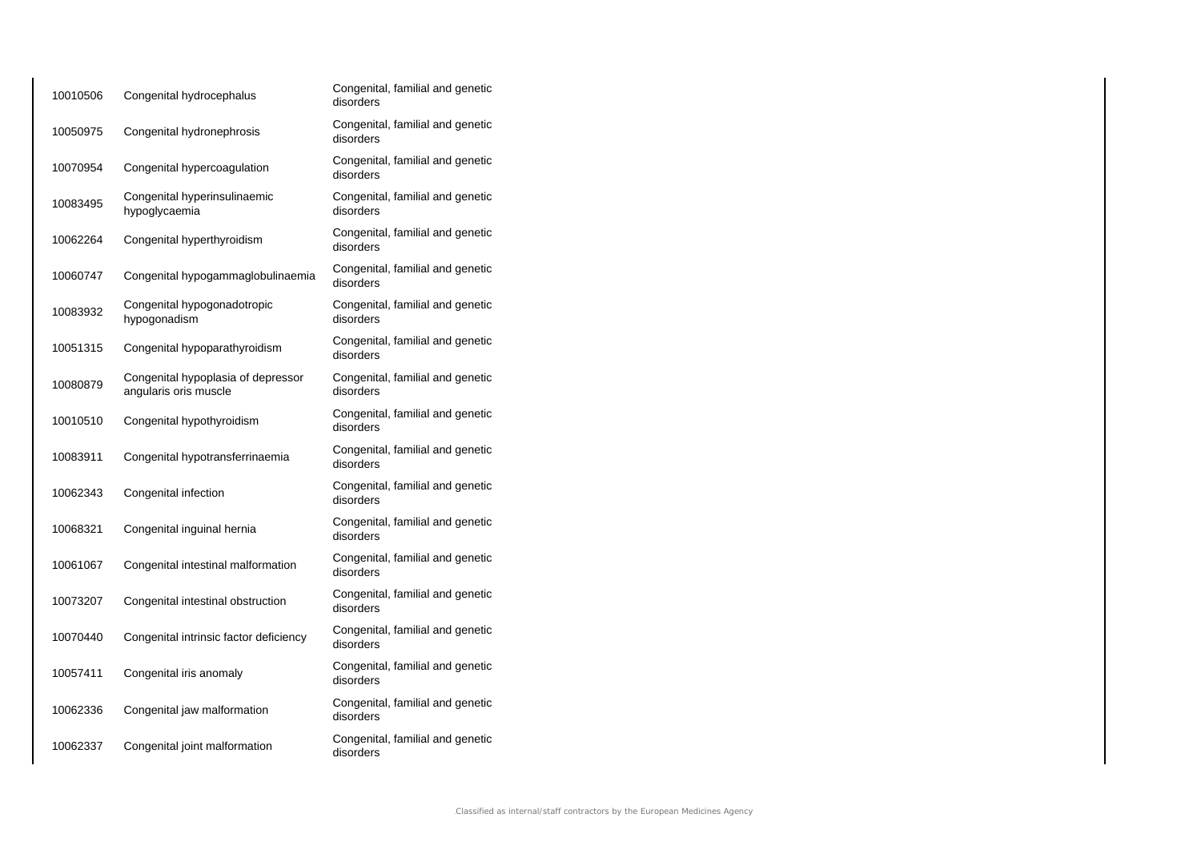| | | |
|---|---|---|
| 10010506 | Congenital hydrocephalus | Congenital, familial and genetic disorders |
| 10050975 | Congenital hydronephrosis | Congenital, familial and genetic disorders |
| 10070954 | Congenital hypercoagulation | Congenital, familial and genetic disorders |
| 10083495 | Congenital hyperinsulinaemic hypoglycaemia | Congenital, familial and genetic disorders |
| 10062264 | Congenital hyperthyroidism | Congenital, familial and genetic disorders |
| 10060747 | Congenital hypogammaglobulinaemia | Congenital, familial and genetic disorders |
| 10083932 | Congenital hypogonadotropic hypogonadism | Congenital, familial and genetic disorders |
| 10051315 | Congenital hypoparathyroidism | Congenital, familial and genetic disorders |
| 10080879 | Congenital hypoplasia of depressor angularis oris muscle | Congenital, familial and genetic disorders |
| 10010510 | Congenital hypothyroidism | Congenital, familial and genetic disorders |
| 10083911 | Congenital hypotransferrinaemia | Congenital, familial and genetic disorders |
| 10062343 | Congenital infection | Congenital, familial and genetic disorders |
| 10068321 | Congenital inguinal hernia | Congenital, familial and genetic disorders |
| 10061067 | Congenital intestinal malformation | Congenital, familial and genetic disorders |
| 10073207 | Congenital intestinal obstruction | Congenital, familial and genetic disorders |
| 10070440 | Congenital intrinsic factor deficiency | Congenital, familial and genetic disorders |
| 10057411 | Congenital iris anomaly | Congenital, familial and genetic disorders |
| 10062336 | Congenital jaw malformation | Congenital, familial and genetic disorders |
| 10062337 | Congenital joint malformation | Congenital, familial and genetic disorders |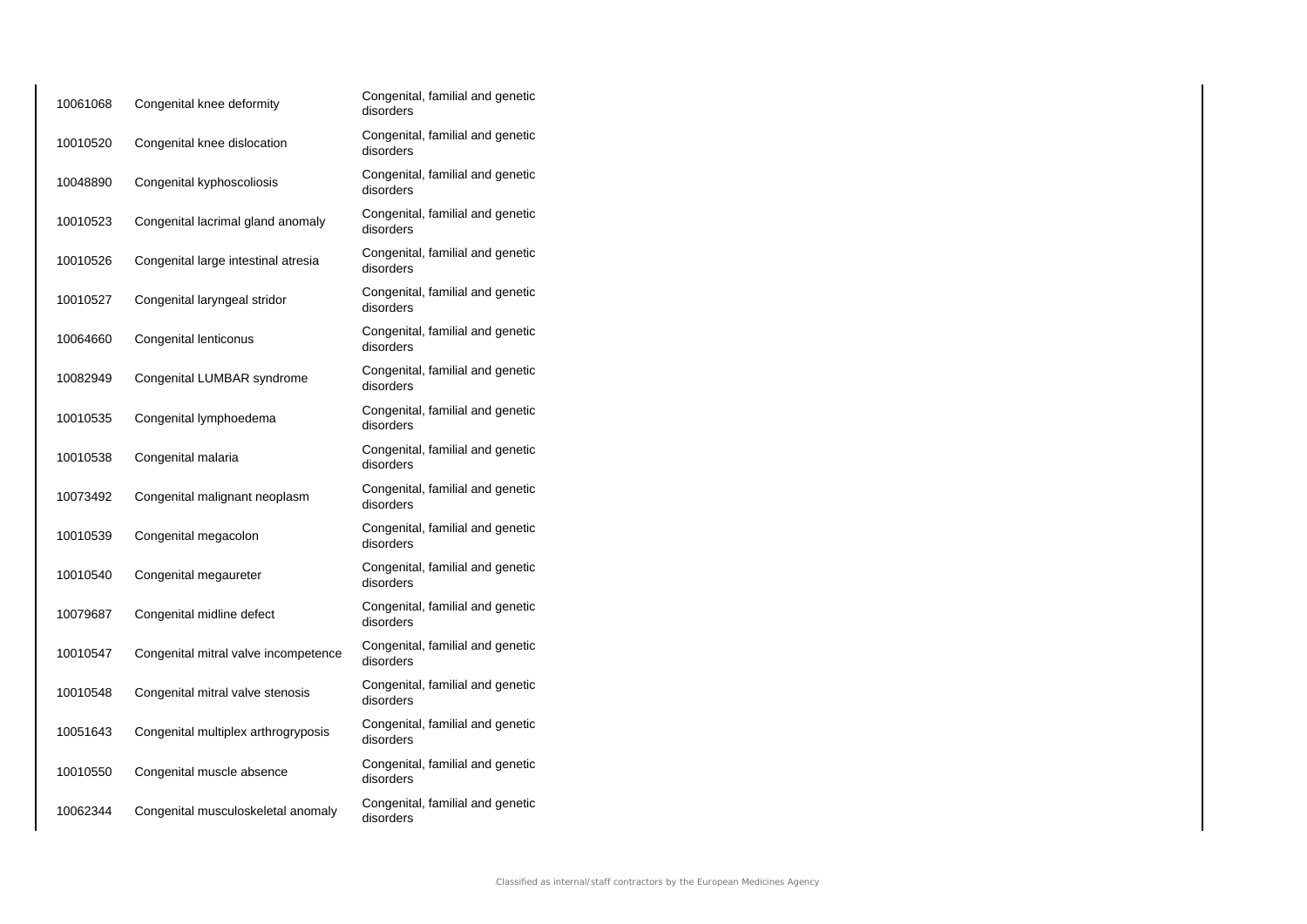| | | |
|---|---|---|
| 10061068 | Congenital knee deformity | Congenital, familial and genetic disorders |
| 10010520 | Congenital knee dislocation | Congenital, familial and genetic disorders |
| 10048890 | Congenital kyphoscoliosis | Congenital, familial and genetic disorders |
| 10010523 | Congenital lacrimal gland anomaly | Congenital, familial and genetic disorders |
| 10010526 | Congenital large intestinal atresia | Congenital, familial and genetic disorders |
| 10010527 | Congenital laryngeal stridor | Congenital, familial and genetic disorders |
| 10064660 | Congenital lenticonus | Congenital, familial and genetic disorders |
| 10082949 | Congenital LUMBAR syndrome | Congenital, familial and genetic disorders |
| 10010535 | Congenital lymphoedema | Congenital, familial and genetic disorders |
| 10010538 | Congenital malaria | Congenital, familial and genetic disorders |
| 10073492 | Congenital malignant neoplasm | Congenital, familial and genetic disorders |
| 10010539 | Congenital megacolon | Congenital, familial and genetic disorders |
| 10010540 | Congenital megaureter | Congenital, familial and genetic disorders |
| 10079687 | Congenital midline defect | Congenital, familial and genetic disorders |
| 10010547 | Congenital mitral valve incompetence | Congenital, familial and genetic disorders |
| 10010548 | Congenital mitral valve stenosis | Congenital, familial and genetic disorders |
| 10051643 | Congenital multiplex arthrogryposis | Congenital, familial and genetic disorders |
| 10010550 | Congenital muscle absence | Congenital, familial and genetic disorders |
| 10062344 | Congenital musculoskeletal anomaly | Congenital, familial and genetic disorders |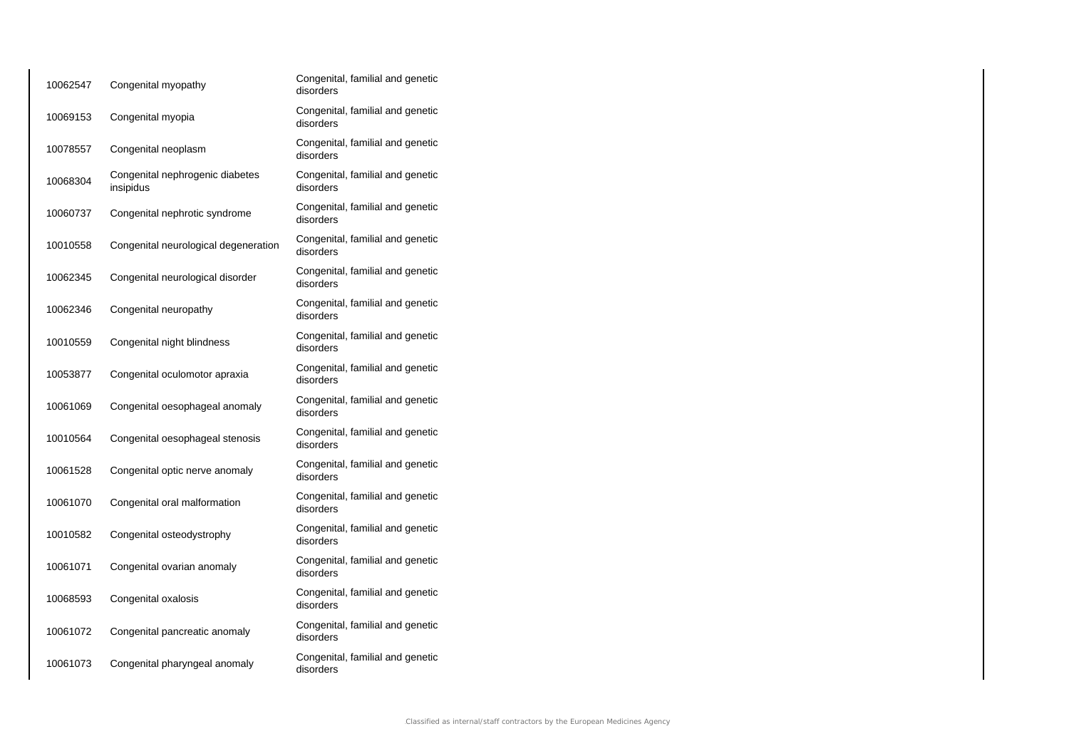| | | |
|---|---|---|
| 10062547 | Congenital myopathy | Congenital, familial and genetic disorders |
| 10069153 | Congenital myopia | Congenital, familial and genetic disorders |
| 10078557 | Congenital neoplasm | Congenital, familial and genetic disorders |
| 10068304 | Congenital nephrogenic diabetes insipidus | Congenital, familial and genetic disorders |
| 10060737 | Congenital nephrotic syndrome | Congenital, familial and genetic disorders |
| 10010558 | Congenital neurological degeneration | Congenital, familial and genetic disorders |
| 10062345 | Congenital neurological disorder | Congenital, familial and genetic disorders |
| 10062346 | Congenital neuropathy | Congenital, familial and genetic disorders |
| 10010559 | Congenital night blindness | Congenital, familial and genetic disorders |
| 10053877 | Congenital oculomotor apraxia | Congenital, familial and genetic disorders |
| 10061069 | Congenital oesophageal anomaly | Congenital, familial and genetic disorders |
| 10010564 | Congenital oesophageal stenosis | Congenital, familial and genetic disorders |
| 10061528 | Congenital optic nerve anomaly | Congenital, familial and genetic disorders |
| 10061070 | Congenital oral malformation | Congenital, familial and genetic disorders |
| 10010582 | Congenital osteodystrophy | Congenital, familial and genetic disorders |
| 10061071 | Congenital ovarian anomaly | Congenital, familial and genetic disorders |
| 10068593 | Congenital oxalosis | Congenital, familial and genetic disorders |
| 10061072 | Congenital pancreatic anomaly | Congenital, familial and genetic disorders |
| 10061073 | Congenital pharyngeal anomaly | Congenital, familial and genetic disorders |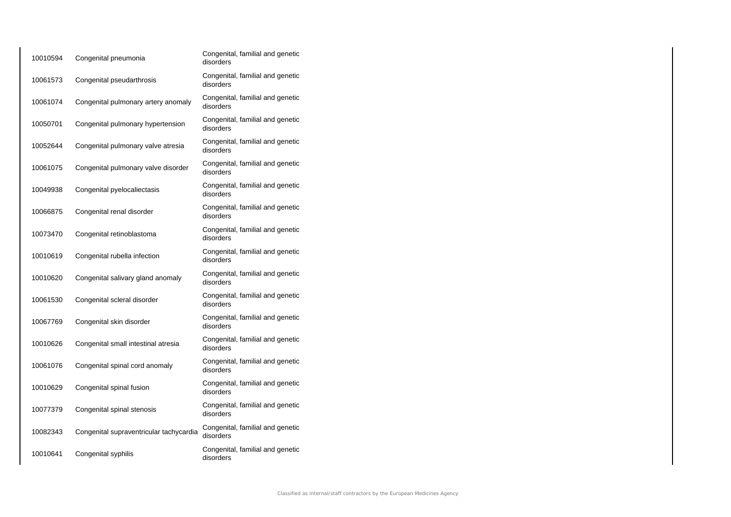| | | |
|---|---|---|
| 10010594 | Congenital pneumonia | Congenital, familial and genetic disorders |
| 10061573 | Congenital pseudarthrosis | Congenital, familial and genetic disorders |
| 10061074 | Congenital pulmonary artery anomaly | Congenital, familial and genetic disorders |
| 10050701 | Congenital pulmonary hypertension | Congenital, familial and genetic disorders |
| 10052644 | Congenital pulmonary valve atresia | Congenital, familial and genetic disorders |
| 10061075 | Congenital pulmonary valve disorder | Congenital, familial and genetic disorders |
| 10049938 | Congenital pyelocaliectasis | Congenital, familial and genetic disorders |
| 10066875 | Congenital renal disorder | Congenital, familial and genetic disorders |
| 10073470 | Congenital retinoblastoma | Congenital, familial and genetic disorders |
| 10010619 | Congenital rubella infection | Congenital, familial and genetic disorders |
| 10010620 | Congenital salivary gland anomaly | Congenital, familial and genetic disorders |
| 10061530 | Congenital scleral disorder | Congenital, familial and genetic disorders |
| 10067769 | Congenital skin disorder | Congenital, familial and genetic disorders |
| 10010626 | Congenital small intestinal atresia | Congenital, familial and genetic disorders |
| 10061076 | Congenital spinal cord anomaly | Congenital, familial and genetic disorders |
| 10010629 | Congenital spinal fusion | Congenital, familial and genetic disorders |
| 10077379 | Congenital spinal stenosis | Congenital, familial and genetic disorders |
| 10082343 | Congenital supraventricular tachycardia | Congenital, familial and genetic disorders |
| 10010641 | Congenital syphilis | Congenital, familial and genetic disorders |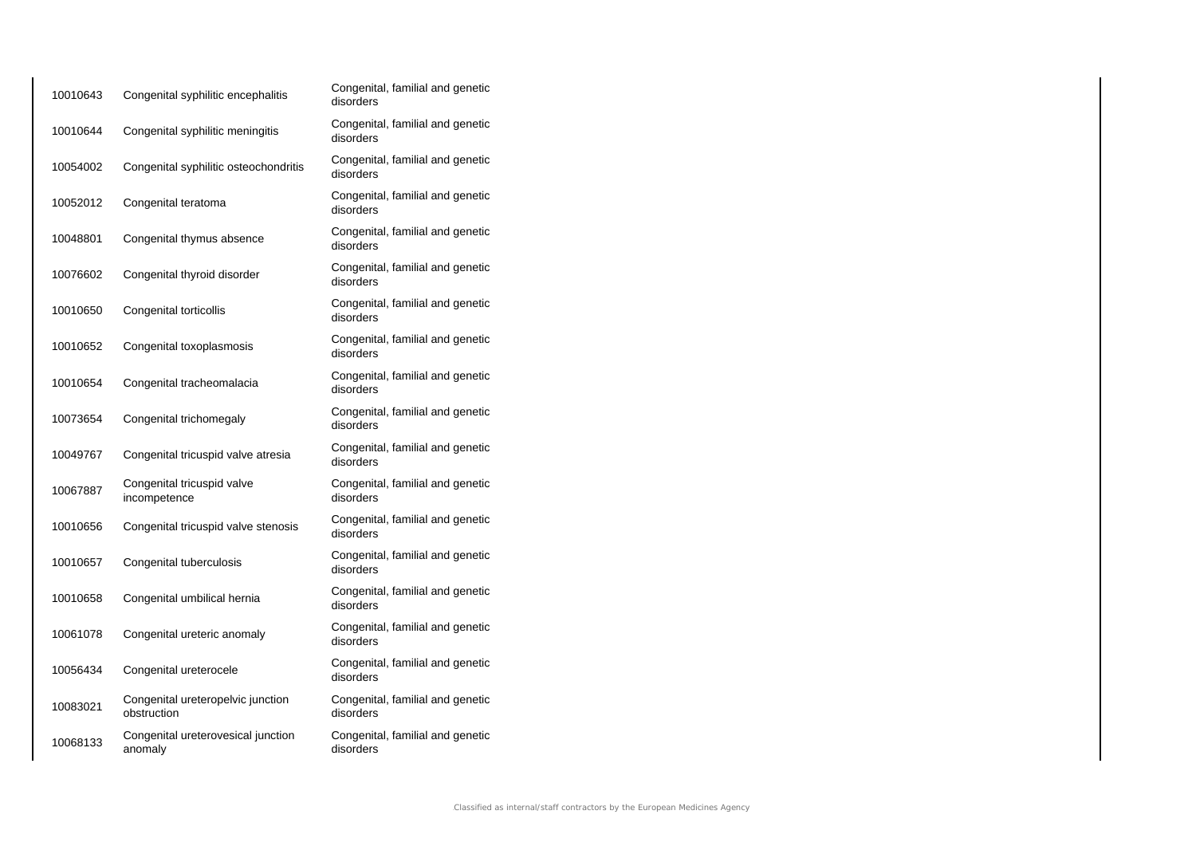| | | |
|---|---|---|
| 10010643 | Congenital syphilitic encephalitis | Congenital, familial and genetic disorders |
| 10010644 | Congenital syphilitic meningitis | Congenital, familial and genetic disorders |
| 10054002 | Congenital syphilitic osteochondritis | Congenital, familial and genetic disorders |
| 10052012 | Congenital teratoma | Congenital, familial and genetic disorders |
| 10048801 | Congenital thymus absence | Congenital, familial and genetic disorders |
| 10076602 | Congenital thyroid disorder | Congenital, familial and genetic disorders |
| 10010650 | Congenital torticollis | Congenital, familial and genetic disorders |
| 10010652 | Congenital toxoplasmosis | Congenital, familial and genetic disorders |
| 10010654 | Congenital tracheomalacia | Congenital, familial and genetic disorders |
| 10073654 | Congenital trichomegaly | Congenital, familial and genetic disorders |
| 10049767 | Congenital tricuspid valve atresia | Congenital, familial and genetic disorders |
| 10067887 | Congenital tricuspid valve incompetence | Congenital, familial and genetic disorders |
| 10010656 | Congenital tricuspid valve stenosis | Congenital, familial and genetic disorders |
| 10010657 | Congenital tuberculosis | Congenital, familial and genetic disorders |
| 10010658 | Congenital umbilical hernia | Congenital, familial and genetic disorders |
| 10061078 | Congenital ureteric anomaly | Congenital, familial and genetic disorders |
| 10056434 | Congenital ureterocele | Congenital, familial and genetic disorders |
| 10083021 | Congenital ureteropelvic junction obstruction | Congenital, familial and genetic disorders |
| 10068133 | Congenital ureterovesical junction anomaly | Congenital, familial and genetic disorders |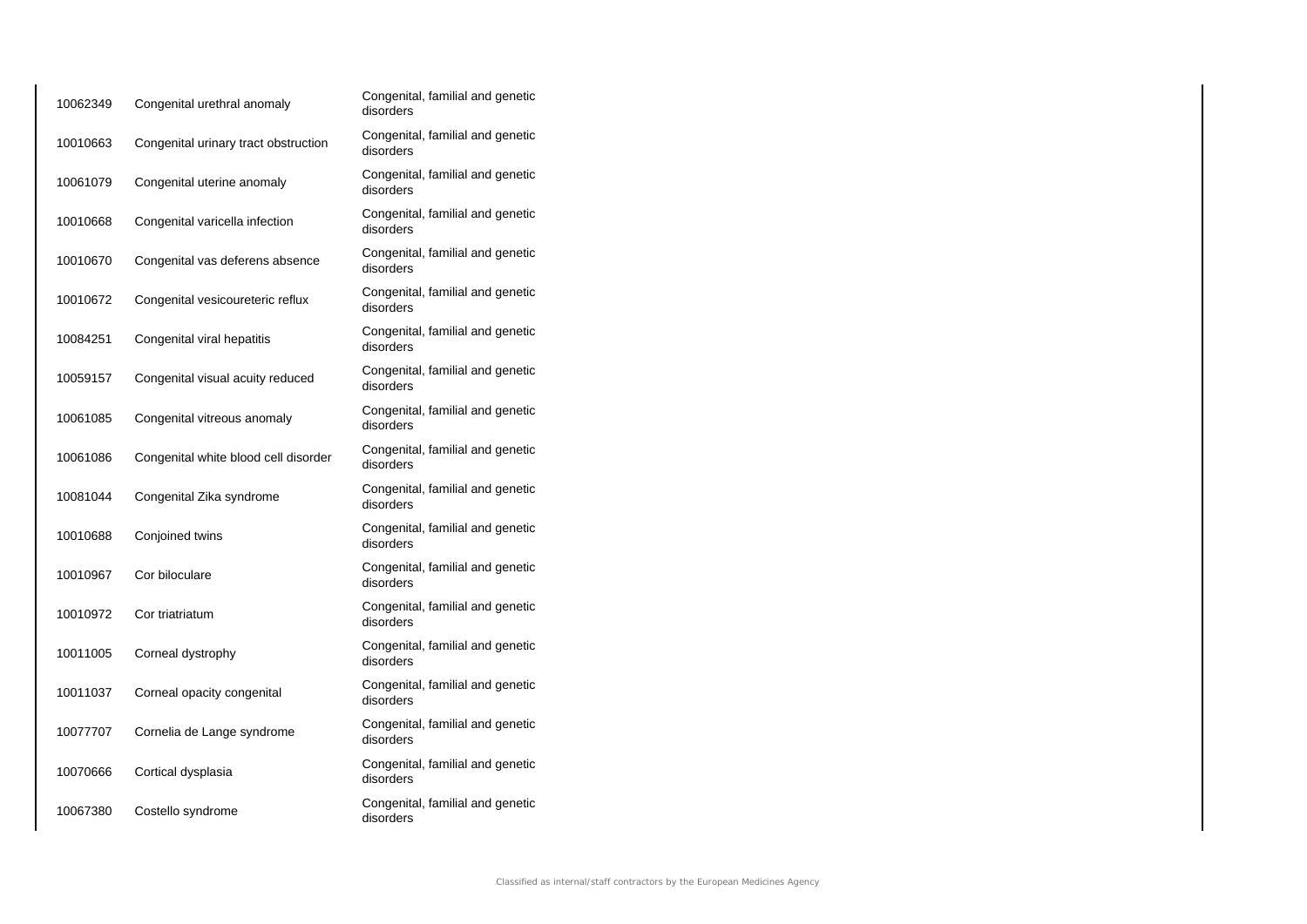| | | |
|---|---|---|
| 10062349 | Congenital urethral anomaly | Congenital, familial and genetic disorders |
| 10010663 | Congenital urinary tract obstruction | Congenital, familial and genetic disorders |
| 10061079 | Congenital uterine anomaly | Congenital, familial and genetic disorders |
| 10010668 | Congenital varicella infection | Congenital, familial and genetic disorders |
| 10010670 | Congenital vas deferens absence | Congenital, familial and genetic disorders |
| 10010672 | Congenital vesicoureteric reflux | Congenital, familial and genetic disorders |
| 10084251 | Congenital viral hepatitis | Congenital, familial and genetic disorders |
| 10059157 | Congenital visual acuity reduced | Congenital, familial and genetic disorders |
| 10061085 | Congenital vitreous anomaly | Congenital, familial and genetic disorders |
| 10061086 | Congenital white blood cell disorder | Congenital, familial and genetic disorders |
| 10081044 | Congenital Zika syndrome | Congenital, familial and genetic disorders |
| 10010688 | Conjoined twins | Congenital, familial and genetic disorders |
| 10010967 | Cor biloculare | Congenital, familial and genetic disorders |
| 10010972 | Cor triatriatum | Congenital, familial and genetic disorders |
| 10011005 | Corneal dystrophy | Congenital, familial and genetic disorders |
| 10011037 | Corneal opacity congenital | Congenital, familial and genetic disorders |
| 10077707 | Cornelia de Lange syndrome | Congenital, familial and genetic disorders |
| 10070666 | Cortical dysplasia | Congenital, familial and genetic disorders |
| 10067380 | Costello syndrome | Congenital, familial and genetic disorders |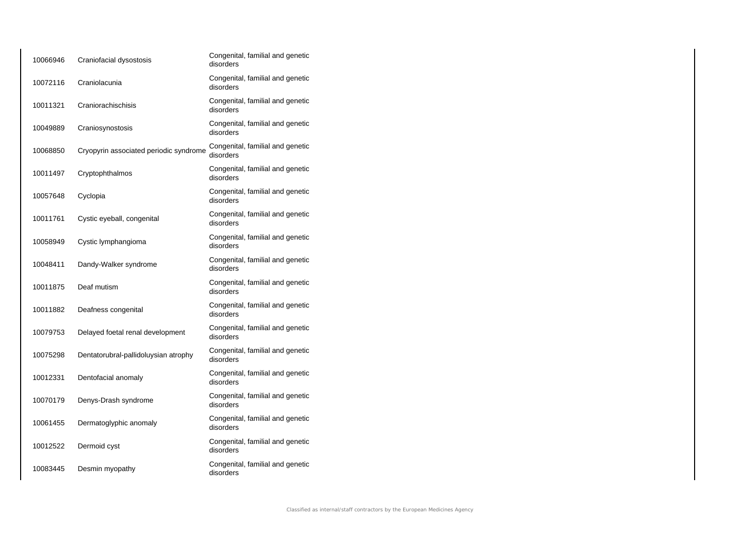| | | |
|---|---|---|
| 10066946 | Craniofacial dysostosis | Congenital, familial and genetic disorders |
| 10072116 | Craniolacunia | Congenital, familial and genetic disorders |
| 10011321 | Craniorachischisis | Congenital, familial and genetic disorders |
| 10049889 | Craniosynostosis | Congenital, familial and genetic disorders |
| 10068850 | Cryopyrin associated periodic syndrome | Congenital, familial and genetic disorders |
| 10011497 | Cryptophthalmos | Congenital, familial and genetic disorders |
| 10057648 | Cyclopia | Congenital, familial and genetic disorders |
| 10011761 | Cystic eyeball, congenital | Congenital, familial and genetic disorders |
| 10058949 | Cystic lymphangioma | Congenital, familial and genetic disorders |
| 10048411 | Dandy-Walker syndrome | Congenital, familial and genetic disorders |
| 10011875 | Deaf mutism | Congenital, familial and genetic disorders |
| 10011882 | Deafness congenital | Congenital, familial and genetic disorders |
| 10079753 | Delayed foetal renal development | Congenital, familial and genetic disorders |
| 10075298 | Dentatorubral-pallidoluysian atrophy | Congenital, familial and genetic disorders |
| 10012331 | Dentofacial anomaly | Congenital, familial and genetic disorders |
| 10070179 | Denys-Drash syndrome | Congenital, familial and genetic disorders |
| 10061455 | Dermatoglyphic anomaly | Congenital, familial and genetic disorders |
| 10012522 | Dermoid cyst | Congenital, familial and genetic disorders |
| 10083445 | Desmin myopathy | Congenital, familial and genetic disorders |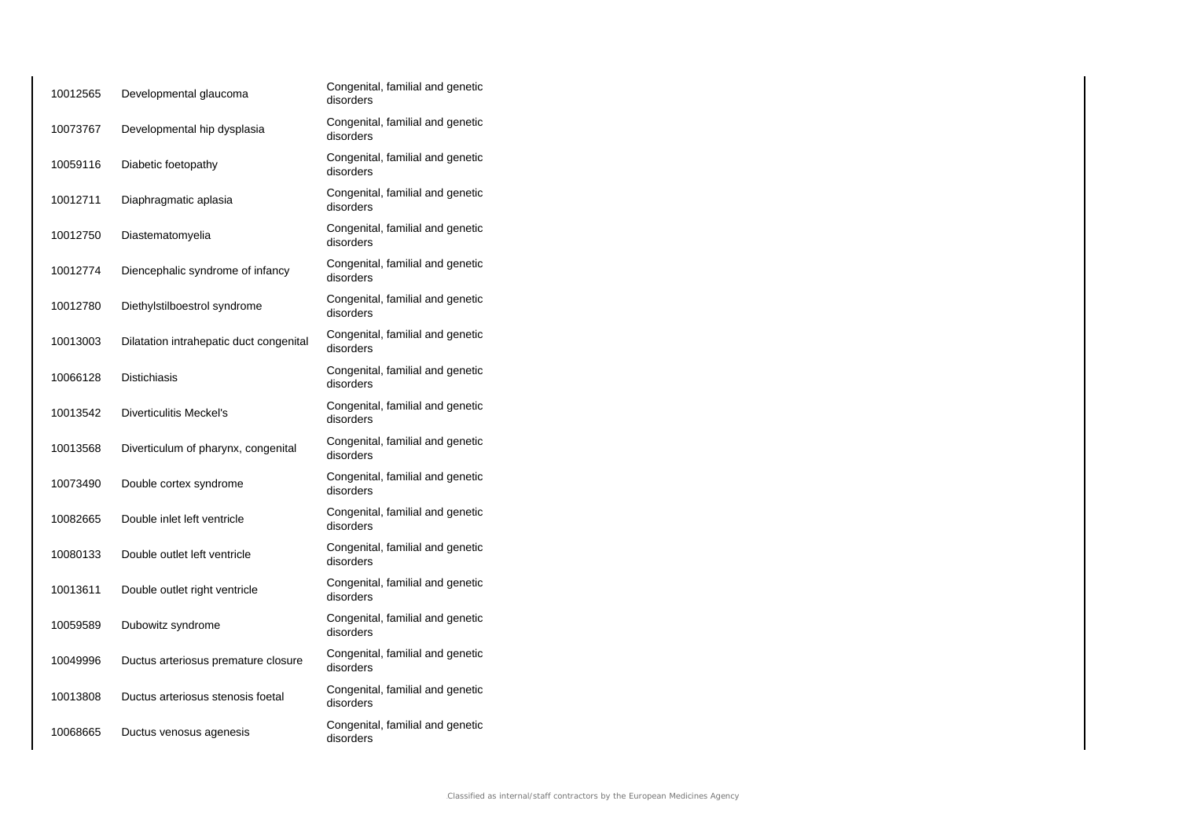| | | |
|---|---|---|
| 10012565 | Developmental glaucoma | Congenital, familial and genetic disorders |
| 10073767 | Developmental hip dysplasia | Congenital, familial and genetic disorders |
| 10059116 | Diabetic foetopathy | Congenital, familial and genetic disorders |
| 10012711 | Diaphragmatic aplasia | Congenital, familial and genetic disorders |
| 10012750 | Diastematomyelia | Congenital, familial and genetic disorders |
| 10012774 | Diencephalic syndrome of infancy | Congenital, familial and genetic disorders |
| 10012780 | Diethylstilboestrol syndrome | Congenital, familial and genetic disorders |
| 10013003 | Dilatation intrahepatic duct congenital | Congenital, familial and genetic disorders |
| 10066128 | Distichiasis | Congenital, familial and genetic disorders |
| 10013542 | Diverticulitis Meckel's | Congenital, familial and genetic disorders |
| 10013568 | Diverticulum of pharynx, congenital | Congenital, familial and genetic disorders |
| 10073490 | Double cortex syndrome | Congenital, familial and genetic disorders |
| 10082665 | Double inlet left ventricle | Congenital, familial and genetic disorders |
| 10080133 | Double outlet left ventricle | Congenital, familial and genetic disorders |
| 10013611 | Double outlet right ventricle | Congenital, familial and genetic disorders |
| 10059589 | Dubowitz syndrome | Congenital, familial and genetic disorders |
| 10049996 | Ductus arteriosus premature closure | Congenital, familial and genetic disorders |
| 10013808 | Ductus arteriosus stenosis foetal | Congenital, familial and genetic disorders |
| 10068665 | Ductus venosus agenesis | Congenital, familial and genetic disorders |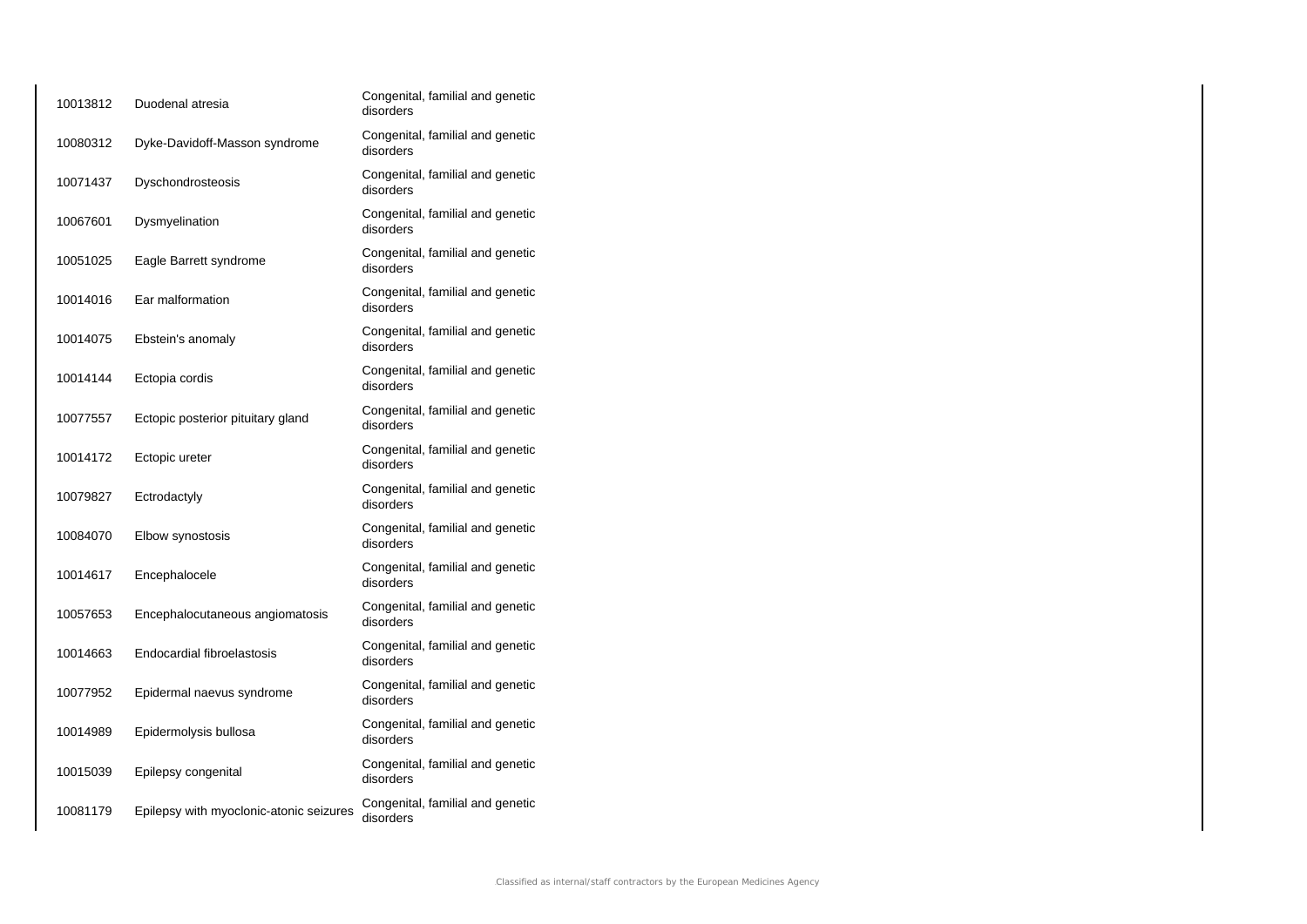| | | |
|---|---|---|
| 10013812 | Duodenal atresia | Congenital, familial and genetic disorders |
| 10080312 | Dyke-Davidoff-Masson syndrome | Congenital, familial and genetic disorders |
| 10071437 | Dyschondrosteosis | Congenital, familial and genetic disorders |
| 10067601 | Dysmyelination | Congenital, familial and genetic disorders |
| 10051025 | Eagle Barrett syndrome | Congenital, familial and genetic disorders |
| 10014016 | Ear malformation | Congenital, familial and genetic disorders |
| 10014075 | Ebstein's anomaly | Congenital, familial and genetic disorders |
| 10014144 | Ectopia cordis | Congenital, familial and genetic disorders |
| 10077557 | Ectopic posterior pituitary gland | Congenital, familial and genetic disorders |
| 10014172 | Ectopic ureter | Congenital, familial and genetic disorders |
| 10079827 | Ectrodactyly | Congenital, familial and genetic disorders |
| 10084070 | Elbow synostosis | Congenital, familial and genetic disorders |
| 10014617 | Encephalocele | Congenital, familial and genetic disorders |
| 10057653 | Encephalocutaneous angiomatosis | Congenital, familial and genetic disorders |
| 10014663 | Endocardial fibroelastosis | Congenital, familial and genetic disorders |
| 10077952 | Epidermal naevus syndrome | Congenital, familial and genetic disorders |
| 10014989 | Epidermolysis bullosa | Congenital, familial and genetic disorders |
| 10015039 | Epilepsy congenital | Congenital, familial and genetic disorders |
| 10081179 | Epilepsy with myoclonic-atonic seizures | Congenital, familial and genetic disorders |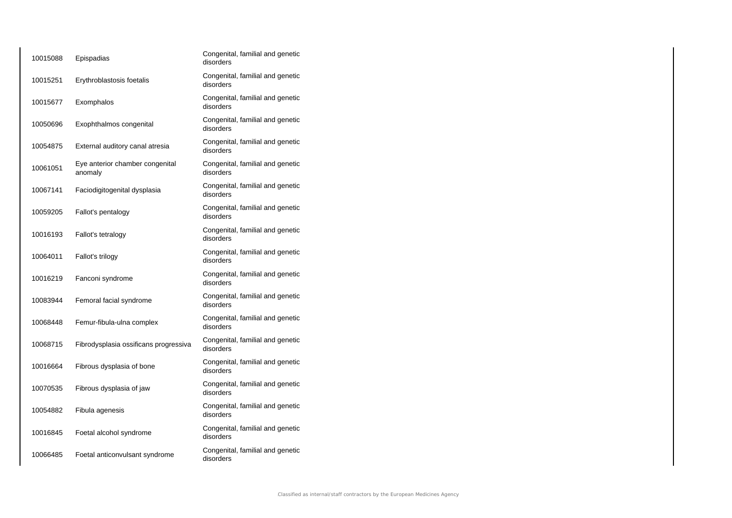| | | |
|---|---|---|
| 10015088 | Epispadias | Congenital, familial and genetic disorders |
| 10015251 | Erythroblastosis foetalis | Congenital, familial and genetic disorders |
| 10015677 | Exomphalos | Congenital, familial and genetic disorders |
| 10050696 | Exophthalmos congenital | Congenital, familial and genetic disorders |
| 10054875 | External auditory canal atresia | Congenital, familial and genetic disorders |
| 10061051 | Eye anterior chamber congenital anomaly | Congenital, familial and genetic disorders |
| 10067141 | Faciodigitogenital dysplasia | Congenital, familial and genetic disorders |
| 10059205 | Fallot's pentalogy | Congenital, familial and genetic disorders |
| 10016193 | Fallot's tetralogy | Congenital, familial and genetic disorders |
| 10064011 | Fallot's trilogy | Congenital, familial and genetic disorders |
| 10016219 | Fanconi syndrome | Congenital, familial and genetic disorders |
| 10083944 | Femoral facial syndrome | Congenital, familial and genetic disorders |
| 10068448 | Femur-fibula-ulna complex | Congenital, familial and genetic disorders |
| 10068715 | Fibrodysplasia ossificans progressiva | Congenital, familial and genetic disorders |
| 10016664 | Fibrous dysplasia of bone | Congenital, familial and genetic disorders |
| 10070535 | Fibrous dysplasia of jaw | Congenital, familial and genetic disorders |
| 10054882 | Fibula agenesis | Congenital, familial and genetic disorders |
| 10016845 | Foetal alcohol syndrome | Congenital, familial and genetic disorders |
| 10066485 | Foetal anticonvulsant syndrome | Congenital, familial and genetic disorders |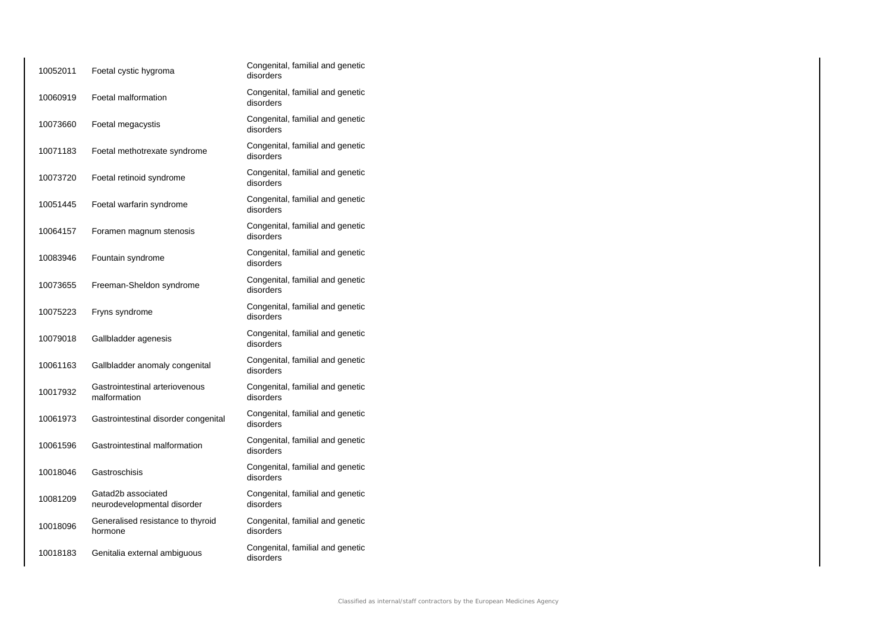| | | |
|---|---|---|
| 10052011 | Foetal cystic hygroma | Congenital, familial and genetic disorders |
| 10060919 | Foetal malformation | Congenital, familial and genetic disorders |
| 10073660 | Foetal megacystis | Congenital, familial and genetic disorders |
| 10071183 | Foetal methotrexate syndrome | Congenital, familial and genetic disorders |
| 10073720 | Foetal retinoid syndrome | Congenital, familial and genetic disorders |
| 10051445 | Foetal warfarin syndrome | Congenital, familial and genetic disorders |
| 10064157 | Foramen magnum stenosis | Congenital, familial and genetic disorders |
| 10083946 | Fountain syndrome | Congenital, familial and genetic disorders |
| 10073655 | Freeman-Sheldon syndrome | Congenital, familial and genetic disorders |
| 10075223 | Fryns syndrome | Congenital, familial and genetic disorders |
| 10079018 | Gallbladder agenesis | Congenital, familial and genetic disorders |
| 10061163 | Gallbladder anomaly congenital | Congenital, familial and genetic disorders |
| 10017932 | Gastrointestinal arteriovenous malformation | Congenital, familial and genetic disorders |
| 10061973 | Gastrointestinal disorder congenital | Congenital, familial and genetic disorders |
| 10061596 | Gastrointestinal malformation | Congenital, familial and genetic disorders |
| 10018046 | Gastroschisis | Congenital, familial and genetic disorders |
| 10081209 | Gatad2b associated neurodevelopmental disorder | Congenital, familial and genetic disorders |
| 10018096 | Generalised resistance to thyroid hormone | Congenital, familial and genetic disorders |
| 10018183 | Genitalia external ambiguous | Congenital, familial and genetic disorders |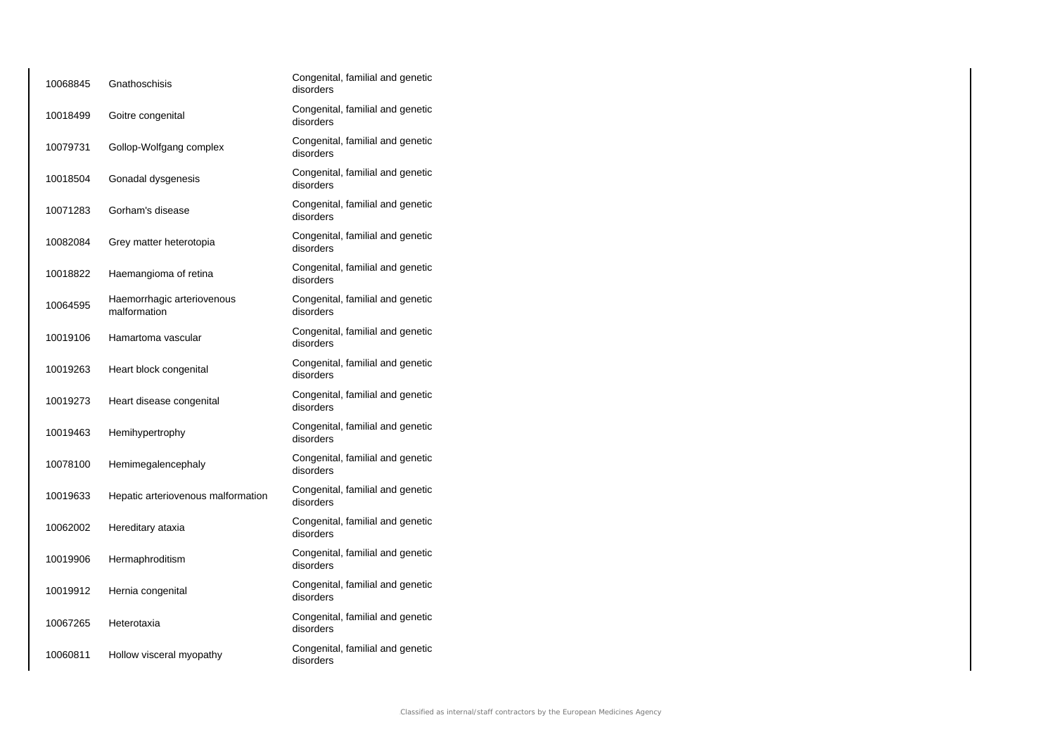| | | |
|---|---|---|
| 10068845 | Gnathoschisis | Congenital, familial and genetic disorders |
| 10018499 | Goitre congenital | Congenital, familial and genetic disorders |
| 10079731 | Gollop-Wolfgang complex | Congenital, familial and genetic disorders |
| 10018504 | Gonadal dysgenesis | Congenital, familial and genetic disorders |
| 10071283 | Gorham's disease | Congenital, familial and genetic disorders |
| 10082084 | Grey matter heterotopia | Congenital, familial and genetic disorders |
| 10018822 | Haemangioma of retina | Congenital, familial and genetic disorders |
| 10064595 | Haemorrhagic arteriovenous malformation | Congenital, familial and genetic disorders |
| 10019106 | Hamartoma vascular | Congenital, familial and genetic disorders |
| 10019263 | Heart block congenital | Congenital, familial and genetic disorders |
| 10019273 | Heart disease congenital | Congenital, familial and genetic disorders |
| 10019463 | Hemihypertrophy | Congenital, familial and genetic disorders |
| 10078100 | Hemimegalencephaly | Congenital, familial and genetic disorders |
| 10019633 | Hepatic arteriovenous malformation | Congenital, familial and genetic disorders |
| 10062002 | Hereditary ataxia | Congenital, familial and genetic disorders |
| 10019906 | Hermaphroditism | Congenital, familial and genetic disorders |
| 10019912 | Hernia congenital | Congenital, familial and genetic disorders |
| 10067265 | Heterotaxia | Congenital, familial and genetic disorders |
| 10060811 | Hollow visceral myopathy | Congenital, familial and genetic disorders |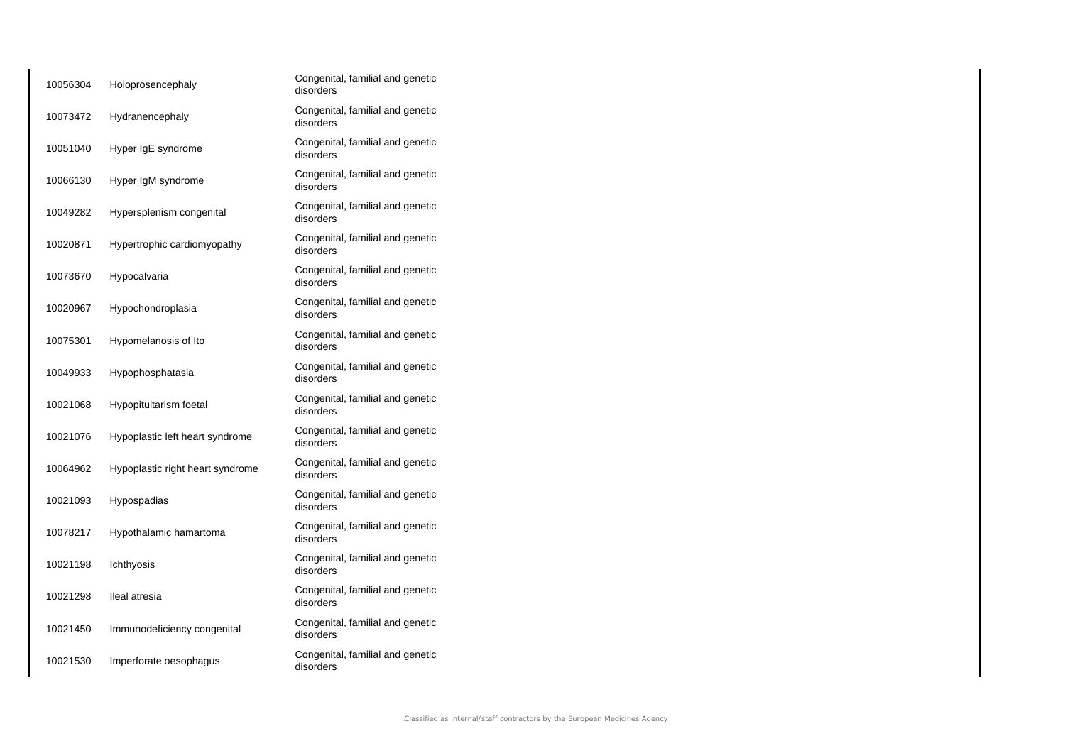| | | |
|---|---|---|
| 10056304 | Holoprosencephaly | Congenital, familial and genetic disorders |
| 10073472 | Hydranencephaly | Congenital, familial and genetic disorders |
| 10051040 | Hyper IgE syndrome | Congenital, familial and genetic disorders |
| 10066130 | Hyper IgM syndrome | Congenital, familial and genetic disorders |
| 10049282 | Hypersplenism congenital | Congenital, familial and genetic disorders |
| 10020871 | Hypertrophic cardiomyopathy | Congenital, familial and genetic disorders |
| 10073670 | Hypocalvaria | Congenital, familial and genetic disorders |
| 10020967 | Hypochondroplasia | Congenital, familial and genetic disorders |
| 10075301 | Hypomelanosis of Ito | Congenital, familial and genetic disorders |
| 10049933 | Hypophosphatasia | Congenital, familial and genetic disorders |
| 10021068 | Hypopituitarism foetal | Congenital, familial and genetic disorders |
| 10021076 | Hypoplastic left heart syndrome | Congenital, familial and genetic disorders |
| 10064962 | Hypoplastic right heart syndrome | Congenital, familial and genetic disorders |
| 10021093 | Hypospadias | Congenital, familial and genetic disorders |
| 10078217 | Hypothalamic hamartoma | Congenital, familial and genetic disorders |
| 10021198 | Ichthyosis | Congenital, familial and genetic disorders |
| 10021298 | Ileal atresia | Congenital, familial and genetic disorders |
| 10021450 | Immunodeficiency congenital | Congenital, familial and genetic disorders |
| 10021530 | Imperforate oesophagus | Congenital, familial and genetic disorders |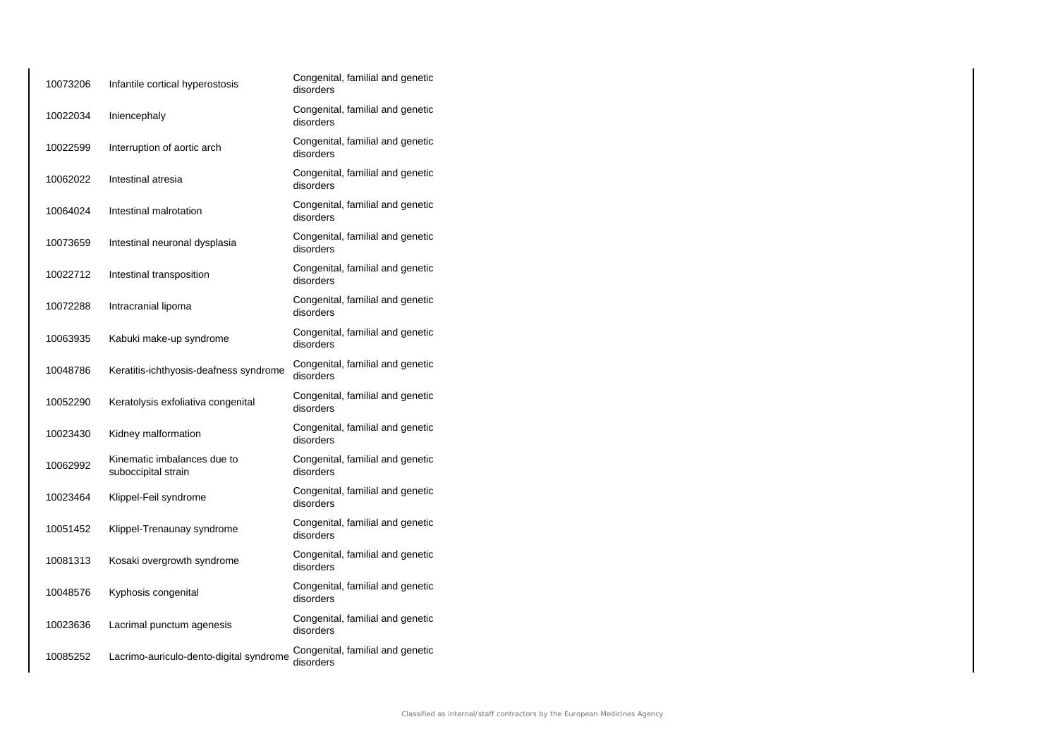| | | |
|---|---|---|
| 10073206 | Infantile cortical hyperostosis | Congenital, familial and genetic disorders |
| 10022034 | Iniencephaly | Congenital, familial and genetic disorders |
| 10022599 | Interruption of aortic arch | Congenital, familial and genetic disorders |
| 10062022 | Intestinal atresia | Congenital, familial and genetic disorders |
| 10064024 | Intestinal malrotation | Congenital, familial and genetic disorders |
| 10073659 | Intestinal neuronal dysplasia | Congenital, familial and genetic disorders |
| 10022712 | Intestinal transposition | Congenital, familial and genetic disorders |
| 10072288 | Intracranial lipoma | Congenital, familial and genetic disorders |
| 10063935 | Kabuki make-up syndrome | Congenital, familial and genetic disorders |
| 10048786 | Keratitis-ichthyosis-deafness syndrome | Congenital, familial and genetic disorders |
| 10052290 | Keratolysis exfoliativa congenital | Congenital, familial and genetic disorders |
| 10023430 | Kidney malformation | Congenital, familial and genetic disorders |
| 10062992 | Kinematic imbalances due to suboccipital strain | Congenital, familial and genetic disorders |
| 10023464 | Klippel-Feil syndrome | Congenital, familial and genetic disorders |
| 10051452 | Klippel-Trenaunay syndrome | Congenital, familial and genetic disorders |
| 10081313 | Kosaki overgrowth syndrome | Congenital, familial and genetic disorders |
| 10048576 | Kyphosis congenital | Congenital, familial and genetic disorders |
| 10023636 | Lacrimal punctum agenesis | Congenital, familial and genetic disorders |
| 10085252 | Lacrimo-auriculo-dento-digital syndrome | Congenital, familial and genetic disorders |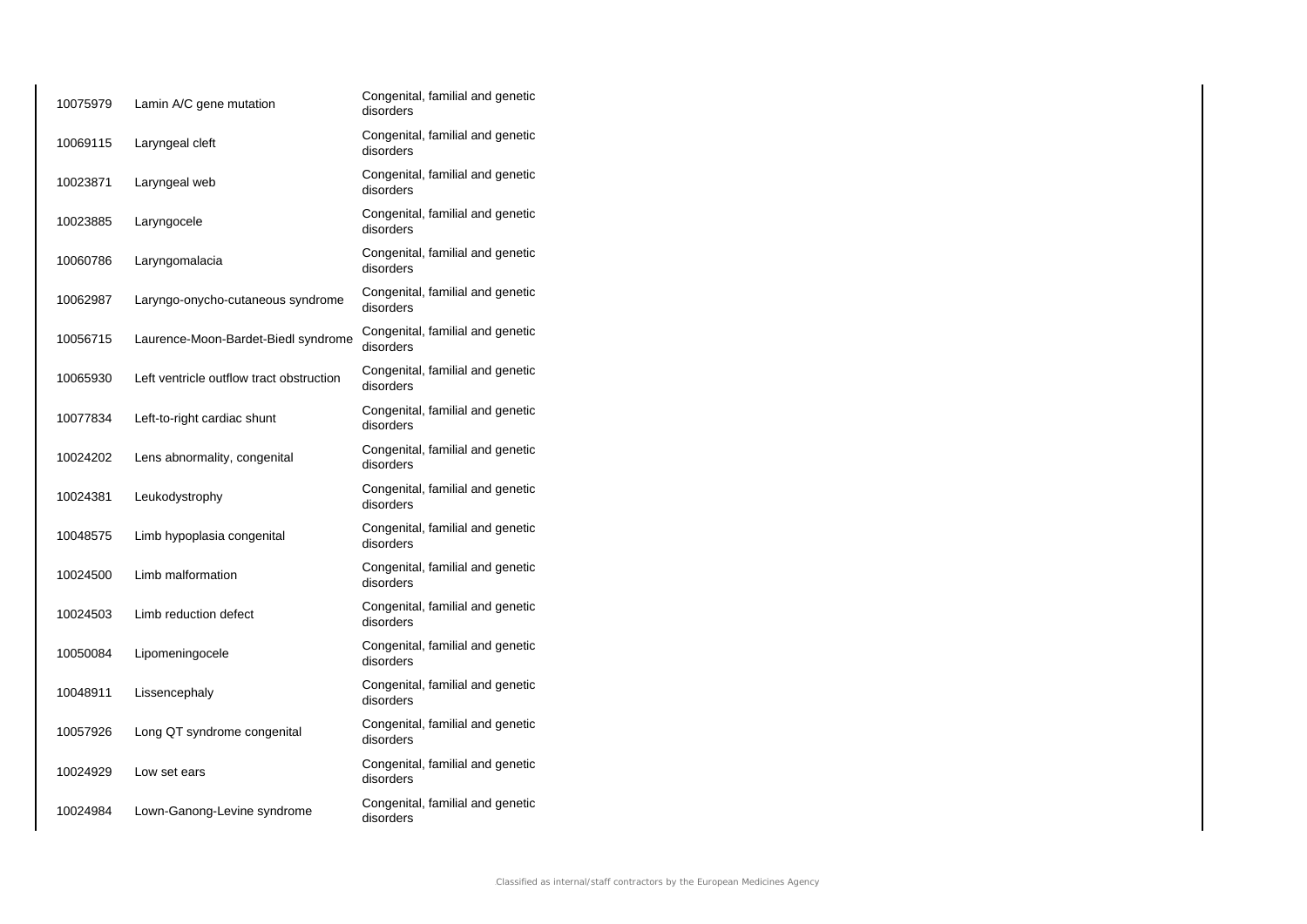| | | |
|---|---|---|
| 10075979 | Lamin A/C gene mutation | Congenital, familial and genetic disorders |
| 10069115 | Laryngeal cleft | Congenital, familial and genetic disorders |
| 10023871 | Laryngeal web | Congenital, familial and genetic disorders |
| 10023885 | Laryngocele | Congenital, familial and genetic disorders |
| 10060786 | Laryngomalacia | Congenital, familial and genetic disorders |
| 10062987 | Laryngo-onycho-cutaneous syndrome | Congenital, familial and genetic disorders |
| 10056715 | Laurence-Moon-Bardet-Biedl syndrome | Congenital, familial and genetic disorders |
| 10065930 | Left ventricle outflow tract obstruction | Congenital, familial and genetic disorders |
| 10077834 | Left-to-right cardiac shunt | Congenital, familial and genetic disorders |
| 10024202 | Lens abnormality, congenital | Congenital, familial and genetic disorders |
| 10024381 | Leukodystrophy | Congenital, familial and genetic disorders |
| 10048575 | Limb hypoplasia congenital | Congenital, familial and genetic disorders |
| 10024500 | Limb malformation | Congenital, familial and genetic disorders |
| 10024503 | Limb reduction defect | Congenital, familial and genetic disorders |
| 10050084 | Lipomeningocele | Congenital, familial and genetic disorders |
| 10048911 | Lissencephaly | Congenital, familial and genetic disorders |
| 10057926 | Long QT syndrome congenital | Congenital, familial and genetic disorders |
| 10024929 | Low set ears | Congenital, familial and genetic disorders |
| 10024984 | Lown-Ganong-Levine syndrome | Congenital, familial and genetic disorders |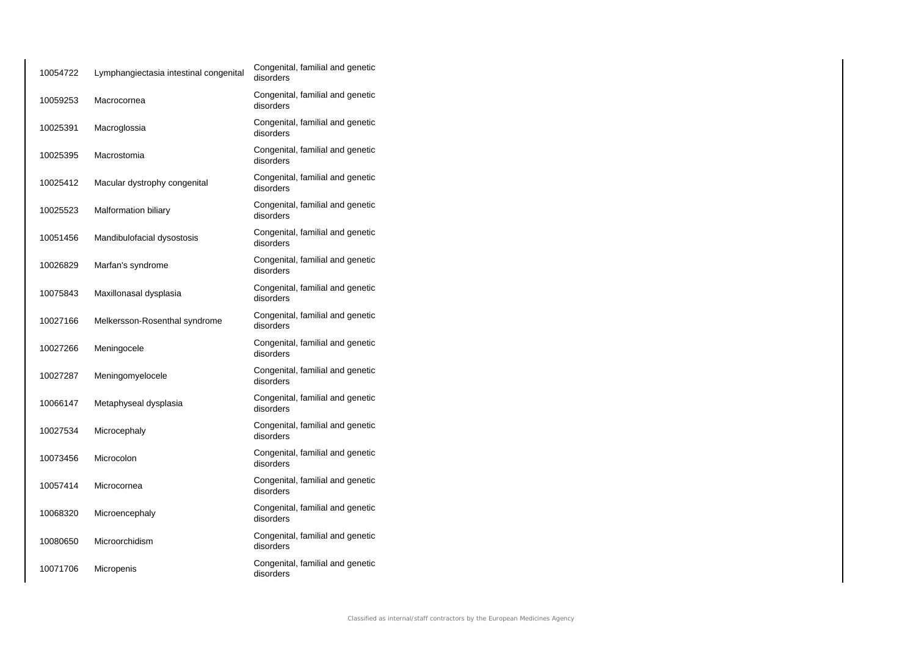| | | |
|---|---|---|
| 10054722 | Lymphangiectasia intestinal congenital | Congenital, familial and genetic disorders |
| 10059253 | Macrocornea | Congenital, familial and genetic disorders |
| 10025391 | Macroglossia | Congenital, familial and genetic disorders |
| 10025395 | Macrostomia | Congenital, familial and genetic disorders |
| 10025412 | Macular dystrophy congenital | Congenital, familial and genetic disorders |
| 10025523 | Malformation biliary | Congenital, familial and genetic disorders |
| 10051456 | Mandibulofacial dysostosis | Congenital, familial and genetic disorders |
| 10026829 | Marfan's syndrome | Congenital, familial and genetic disorders |
| 10075843 | Maxillonasal dysplasia | Congenital, familial and genetic disorders |
| 10027166 | Melkersson-Rosenthal syndrome | Congenital, familial and genetic disorders |
| 10027266 | Meningocele | Congenital, familial and genetic disorders |
| 10027287 | Meningomyelocele | Congenital, familial and genetic disorders |
| 10066147 | Metaphyseal dysplasia | Congenital, familial and genetic disorders |
| 10027534 | Microcephaly | Congenital, familial and genetic disorders |
| 10073456 | Microcolon | Congenital, familial and genetic disorders |
| 10057414 | Microcornea | Congenital, familial and genetic disorders |
| 10068320 | Microencephaly | Congenital, familial and genetic disorders |
| 10080650 | Microorchidism | Congenital, familial and genetic disorders |
| 10071706 | Micropenis | Congenital, familial and genetic disorders |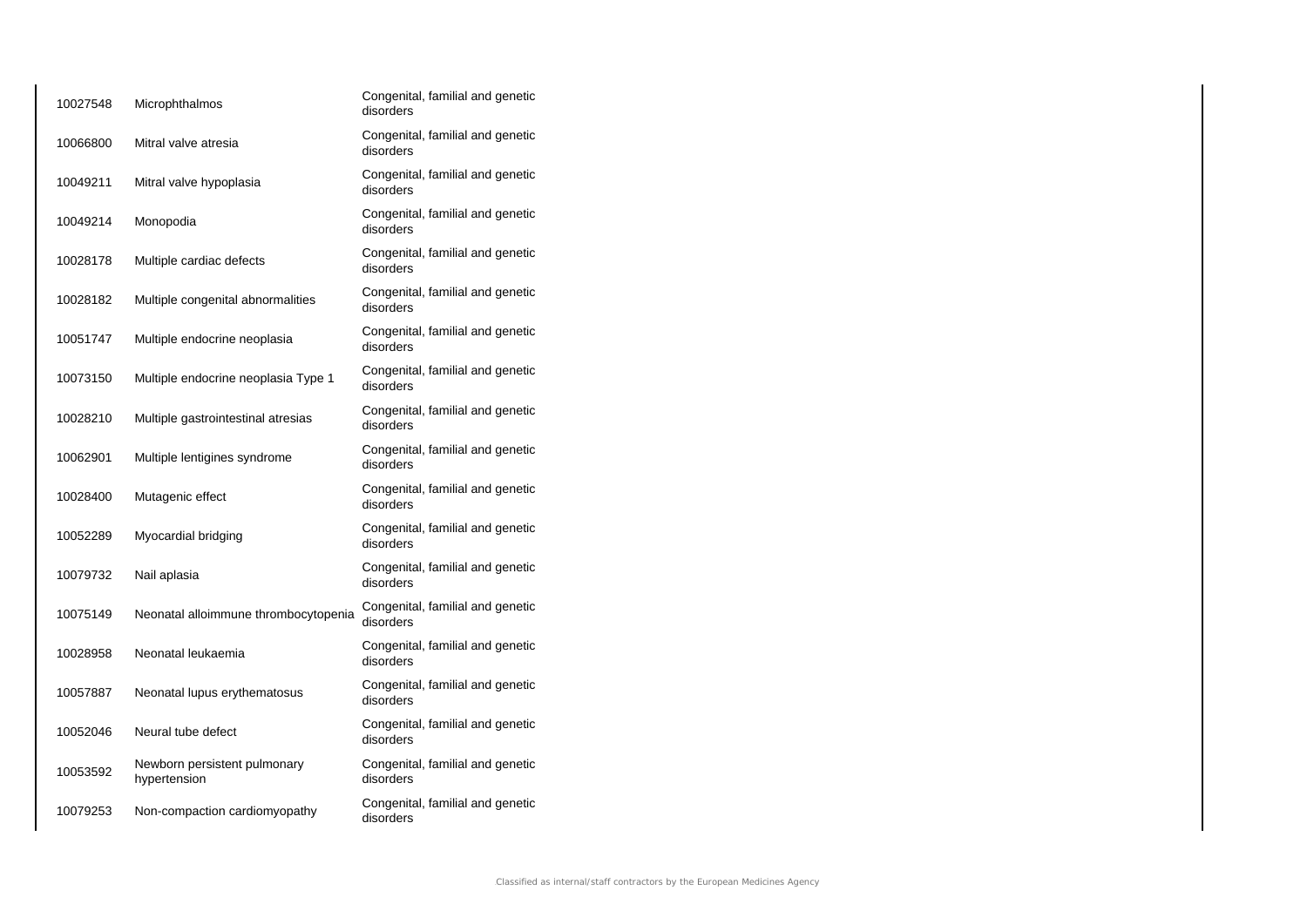| | | |
|---|---|---|
| 10027548 | Microphthalmos | Congenital, familial and genetic disorders |
| 10066800 | Mitral valve atresia | Congenital, familial and genetic disorders |
| 10049211 | Mitral valve hypoplasia | Congenital, familial and genetic disorders |
| 10049214 | Monopodia | Congenital, familial and genetic disorders |
| 10028178 | Multiple cardiac defects | Congenital, familial and genetic disorders |
| 10028182 | Multiple congenital abnormalities | Congenital, familial and genetic disorders |
| 10051747 | Multiple endocrine neoplasia | Congenital, familial and genetic disorders |
| 10073150 | Multiple endocrine neoplasia Type 1 | Congenital, familial and genetic disorders |
| 10028210 | Multiple gastrointestinal atresias | Congenital, familial and genetic disorders |
| 10062901 | Multiple lentigines syndrome | Congenital, familial and genetic disorders |
| 10028400 | Mutagenic effect | Congenital, familial and genetic disorders |
| 10052289 | Myocardial bridging | Congenital, familial and genetic disorders |
| 10079732 | Nail aplasia | Congenital, familial and genetic disorders |
| 10075149 | Neonatal alloimmune thrombocytopenia | Congenital, familial and genetic disorders |
| 10028958 | Neonatal leukaemia | Congenital, familial and genetic disorders |
| 10057887 | Neonatal lupus erythematosus | Congenital, familial and genetic disorders |
| 10052046 | Neural tube defect | Congenital, familial and genetic disorders |
| 10053592 | Newborn persistent pulmonary hypertension | Congenital, familial and genetic disorders |
| 10079253 | Non-compaction cardiomyopathy | Congenital, familial and genetic disorders |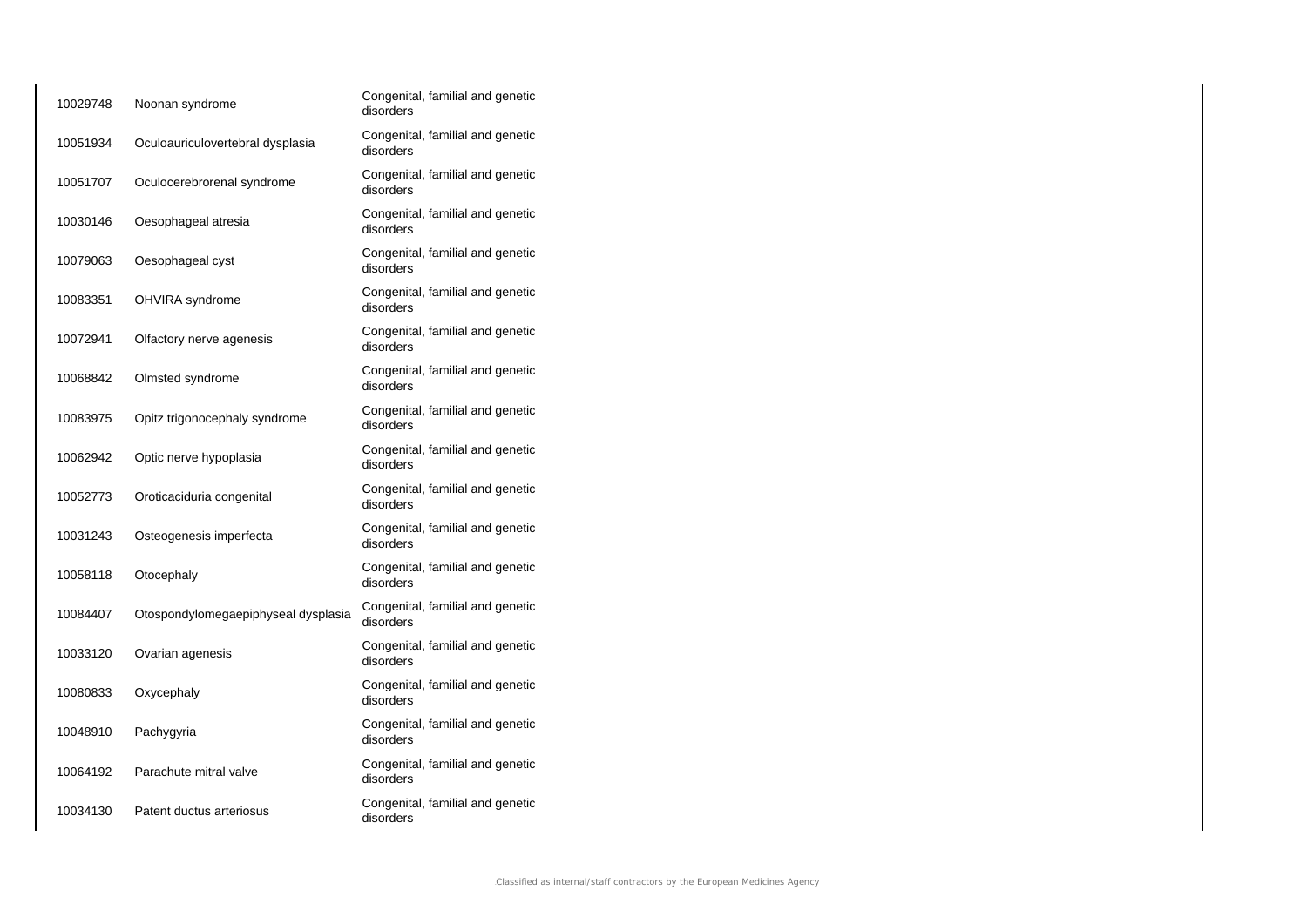| | | |
|---|---|---|
| 10029748 | Noonan syndrome | Congenital, familial and genetic disorders |
| 10051934 | Oculoauriculovertebral dysplasia | Congenital, familial and genetic disorders |
| 10051707 | Oculocerebrorenal syndrome | Congenital, familial and genetic disorders |
| 10030146 | Oesophageal atresia | Congenital, familial and genetic disorders |
| 10079063 | Oesophageal cyst | Congenital, familial and genetic disorders |
| 10083351 | OHVIRA syndrome | Congenital, familial and genetic disorders |
| 10072941 | Olfactory nerve agenesis | Congenital, familial and genetic disorders |
| 10068842 | Olmsted syndrome | Congenital, familial and genetic disorders |
| 10083975 | Opitz trigonocephaly syndrome | Congenital, familial and genetic disorders |
| 10062942 | Optic nerve hypoplasia | Congenital, familial and genetic disorders |
| 10052773 | Oroticaciduria congenital | Congenital, familial and genetic disorders |
| 10031243 | Osteogenesis imperfecta | Congenital, familial and genetic disorders |
| 10058118 | Otocephaly | Congenital, familial and genetic disorders |
| 10084407 | Otospondylomegaepiphyseal dysplasia | Congenital, familial and genetic disorders |
| 10033120 | Ovarian agenesis | Congenital, familial and genetic disorders |
| 10080833 | Oxycephaly | Congenital, familial and genetic disorders |
| 10048910 | Pachygyria | Congenital, familial and genetic disorders |
| 10064192 | Parachute mitral valve | Congenital, familial and genetic disorders |
| 10034130 | Patent ductus arteriosus | Congenital, familial and genetic disorders |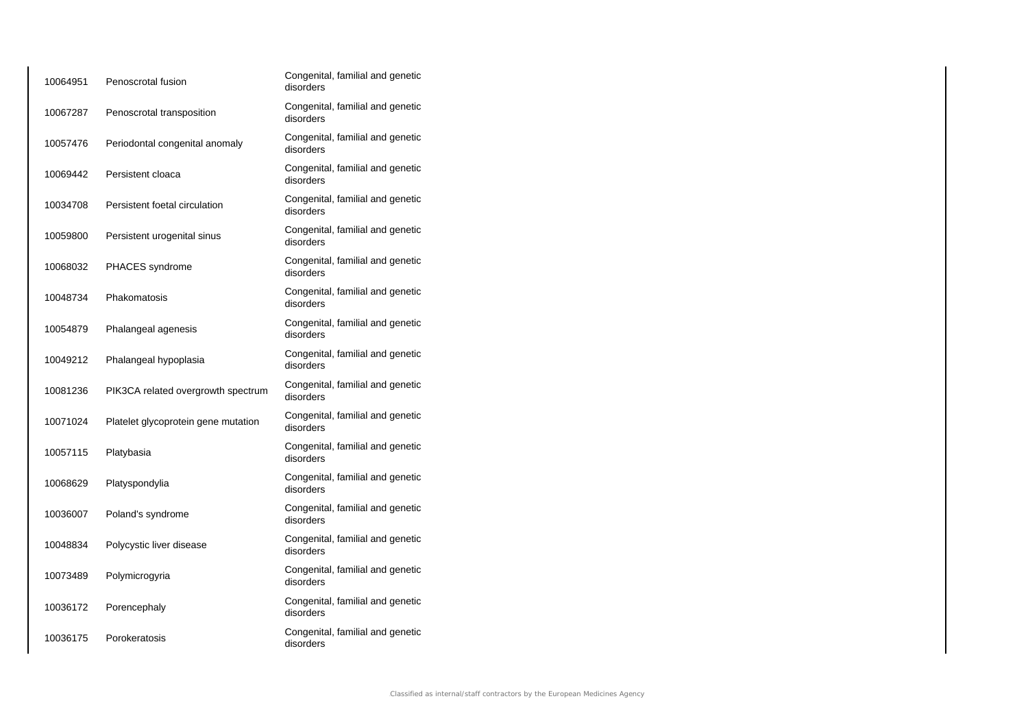| | | |
|---|---|---|
| 10064951 | Penoscrotal fusion | Congenital, familial and genetic disorders |
| 10067287 | Penoscrotal transposition | Congenital, familial and genetic disorders |
| 10057476 | Periodontal congenital anomaly | Congenital, familial and genetic disorders |
| 10069442 | Persistent cloaca | Congenital, familial and genetic disorders |
| 10034708 | Persistent foetal circulation | Congenital, familial and genetic disorders |
| 10059800 | Persistent urogenital sinus | Congenital, familial and genetic disorders |
| 10068032 | PHACES syndrome | Congenital, familial and genetic disorders |
| 10048734 | Phakomatosis | Congenital, familial and genetic disorders |
| 10054879 | Phalangeal agenesis | Congenital, familial and genetic disorders |
| 10049212 | Phalangeal hypoplasia | Congenital, familial and genetic disorders |
| 10081236 | PIK3CA related overgrowth spectrum | Congenital, familial and genetic disorders |
| 10071024 | Platelet glycoprotein gene mutation | Congenital, familial and genetic disorders |
| 10057115 | Platybasia | Congenital, familial and genetic disorders |
| 10068629 | Platyspondylia | Congenital, familial and genetic disorders |
| 10036007 | Poland's syndrome | Congenital, familial and genetic disorders |
| 10048834 | Polycystic liver disease | Congenital, familial and genetic disorders |
| 10073489 | Polymicrogyria | Congenital, familial and genetic disorders |
| 10036172 | Porencephaly | Congenital, familial and genetic disorders |
| 10036175 | Porokeratosis | Congenital, familial and genetic disorders |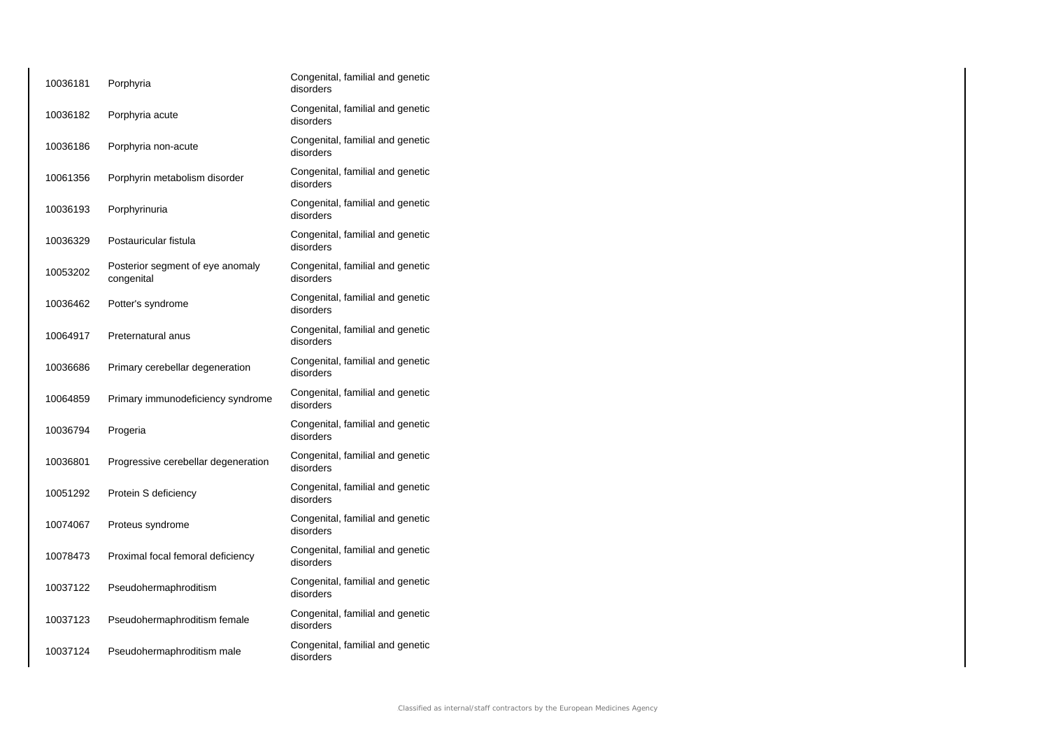| | | |
|---|---|---|
| 10036181 | Porphyria | Congenital, familial and genetic disorders |
| 10036182 | Porphyria acute | Congenital, familial and genetic disorders |
| 10036186 | Porphyria non-acute | Congenital, familial and genetic disorders |
| 10061356 | Porphyrin metabolism disorder | Congenital, familial and genetic disorders |
| 10036193 | Porphyrinuria | Congenital, familial and genetic disorders |
| 10036329 | Postauricular fistula | Congenital, familial and genetic disorders |
| 10053202 | Posterior segment of eye anomaly congenital | Congenital, familial and genetic disorders |
| 10036462 | Potter's syndrome | Congenital, familial and genetic disorders |
| 10064917 | Preternatural anus | Congenital, familial and genetic disorders |
| 10036686 | Primary cerebellar degeneration | Congenital, familial and genetic disorders |
| 10064859 | Primary immunodeficiency syndrome | Congenital, familial and genetic disorders |
| 10036794 | Progeria | Congenital, familial and genetic disorders |
| 10036801 | Progressive cerebellar degeneration | Congenital, familial and genetic disorders |
| 10051292 | Protein S deficiency | Congenital, familial and genetic disorders |
| 10074067 | Proteus syndrome | Congenital, familial and genetic disorders |
| 10078473 | Proximal focal femoral deficiency | Congenital, familial and genetic disorders |
| 10037122 | Pseudohermaphroditism | Congenital, familial and genetic disorders |
| 10037123 | Pseudohermaphroditism female | Congenital, familial and genetic disorders |
| 10037124 | Pseudohermaphroditism male | Congenital, familial and genetic disorders |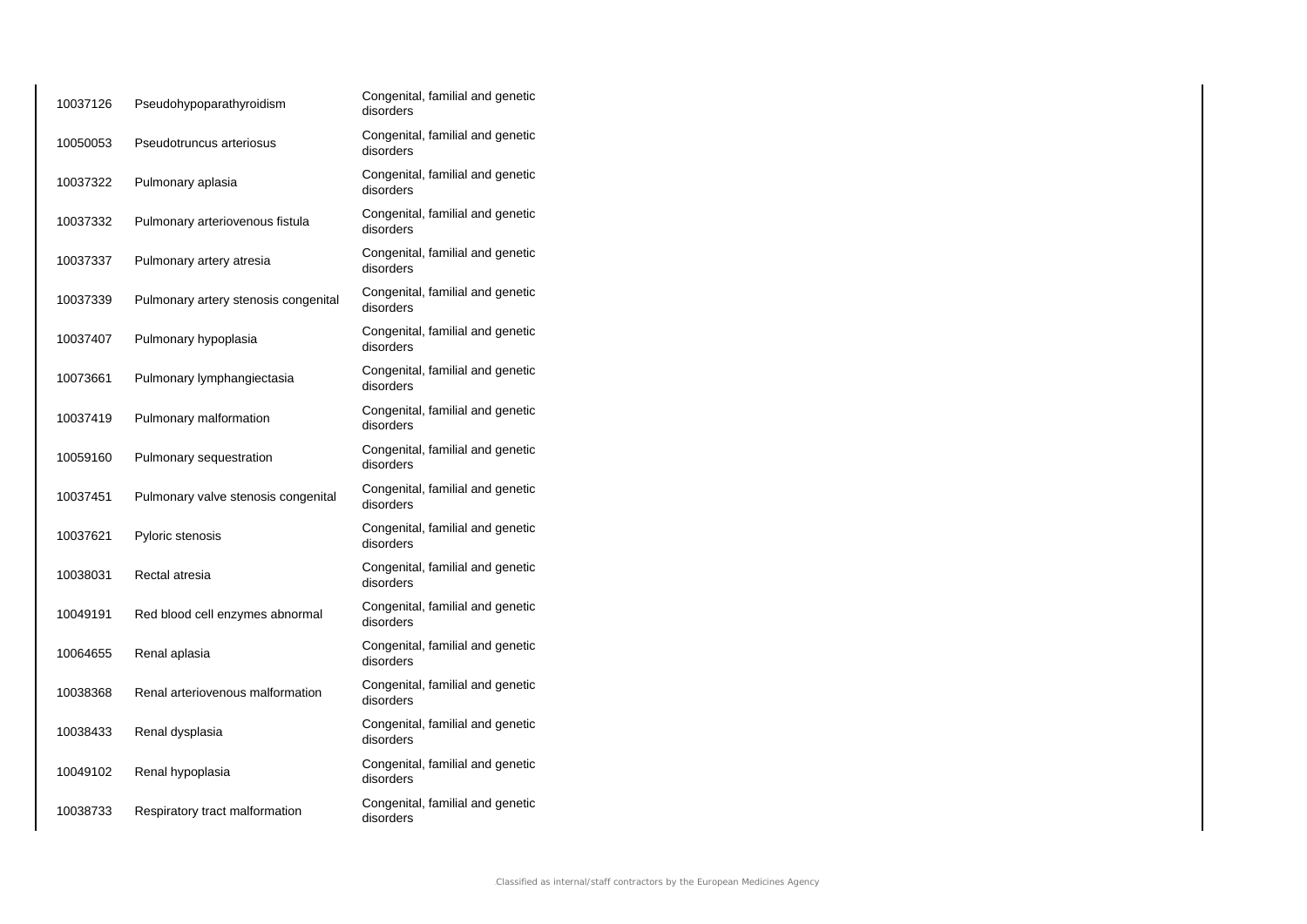| | | |
|---|---|---|
| 10037126 | Pseudohypoparathyroidism | Congenital, familial and genetic disorders |
| 10050053 | Pseudotruncus arteriosus | Congenital, familial and genetic disorders |
| 10037322 | Pulmonary aplasia | Congenital, familial and genetic disorders |
| 10037332 | Pulmonary arteriovenous fistula | Congenital, familial and genetic disorders |
| 10037337 | Pulmonary artery atresia | Congenital, familial and genetic disorders |
| 10037339 | Pulmonary artery stenosis congenital | Congenital, familial and genetic disorders |
| 10037407 | Pulmonary hypoplasia | Congenital, familial and genetic disorders |
| 10073661 | Pulmonary lymphangiectasia | Congenital, familial and genetic disorders |
| 10037419 | Pulmonary malformation | Congenital, familial and genetic disorders |
| 10059160 | Pulmonary sequestration | Congenital, familial and genetic disorders |
| 10037451 | Pulmonary valve stenosis congenital | Congenital, familial and genetic disorders |
| 10037621 | Pyloric stenosis | Congenital, familial and genetic disorders |
| 10038031 | Rectal atresia | Congenital, familial and genetic disorders |
| 10049191 | Red blood cell enzymes abnormal | Congenital, familial and genetic disorders |
| 10064655 | Renal aplasia | Congenital, familial and genetic disorders |
| 10038368 | Renal arteriovenous malformation | Congenital, familial and genetic disorders |
| 10038433 | Renal dysplasia | Congenital, familial and genetic disorders |
| 10049102 | Renal hypoplasia | Congenital, familial and genetic disorders |
| 10038733 | Respiratory tract malformation | Congenital, familial and genetic disorders |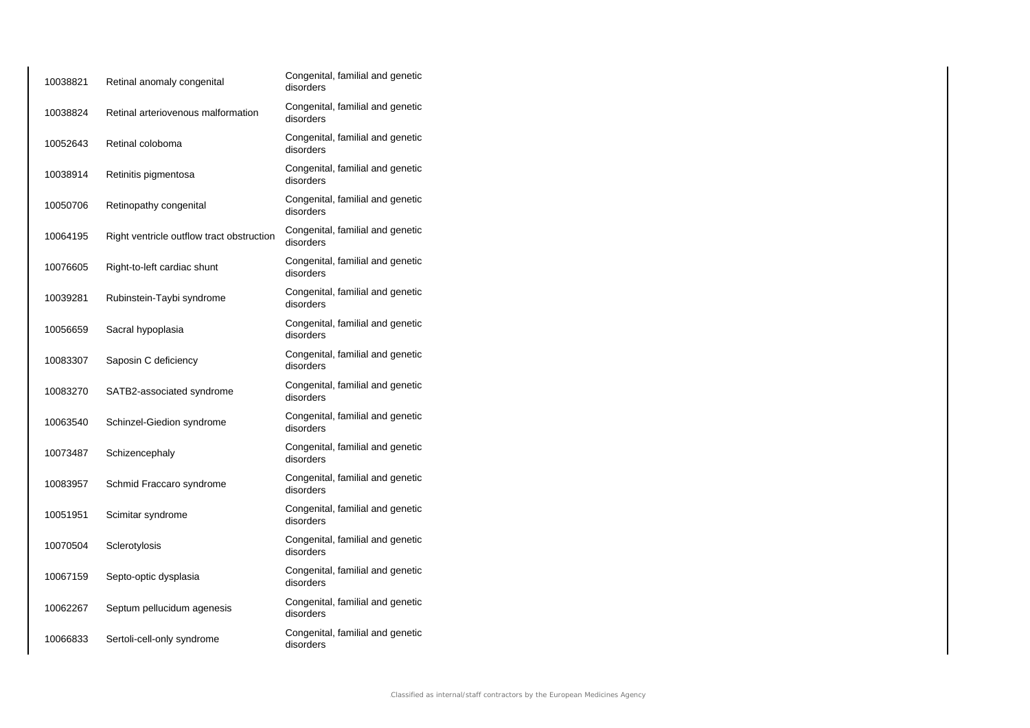| | | |
|---|---|---|
| 10038821 | Retinal anomaly congenital | Congenital, familial and genetic disorders |
| 10038824 | Retinal arteriovenous malformation | Congenital, familial and genetic disorders |
| 10052643 | Retinal coloboma | Congenital, familial and genetic disorders |
| 10038914 | Retinitis pigmentosa | Congenital, familial and genetic disorders |
| 10050706 | Retinopathy congenital | Congenital, familial and genetic disorders |
| 10064195 | Right ventricle outflow tract obstruction | Congenital, familial and genetic disorders |
| 10076605 | Right-to-left cardiac shunt | Congenital, familial and genetic disorders |
| 10039281 | Rubinstein-Taybi syndrome | Congenital, familial and genetic disorders |
| 10056659 | Sacral hypoplasia | Congenital, familial and genetic disorders |
| 10083307 | Saposin C deficiency | Congenital, familial and genetic disorders |
| 10083270 | SATB2-associated syndrome | Congenital, familial and genetic disorders |
| 10063540 | Schinzel-Giedion syndrome | Congenital, familial and genetic disorders |
| 10073487 | Schizencephaly | Congenital, familial and genetic disorders |
| 10083957 | Schmid Fraccaro syndrome | Congenital, familial and genetic disorders |
| 10051951 | Scimitar syndrome | Congenital, familial and genetic disorders |
| 10070504 | Sclerotylosis | Congenital, familial and genetic disorders |
| 10067159 | Septo-optic dysplasia | Congenital, familial and genetic disorders |
| 10062267 | Septum pellucidum agenesis | Congenital, familial and genetic disorders |
| 10066833 | Sertoli-cell-only syndrome | Congenital, familial and genetic disorders |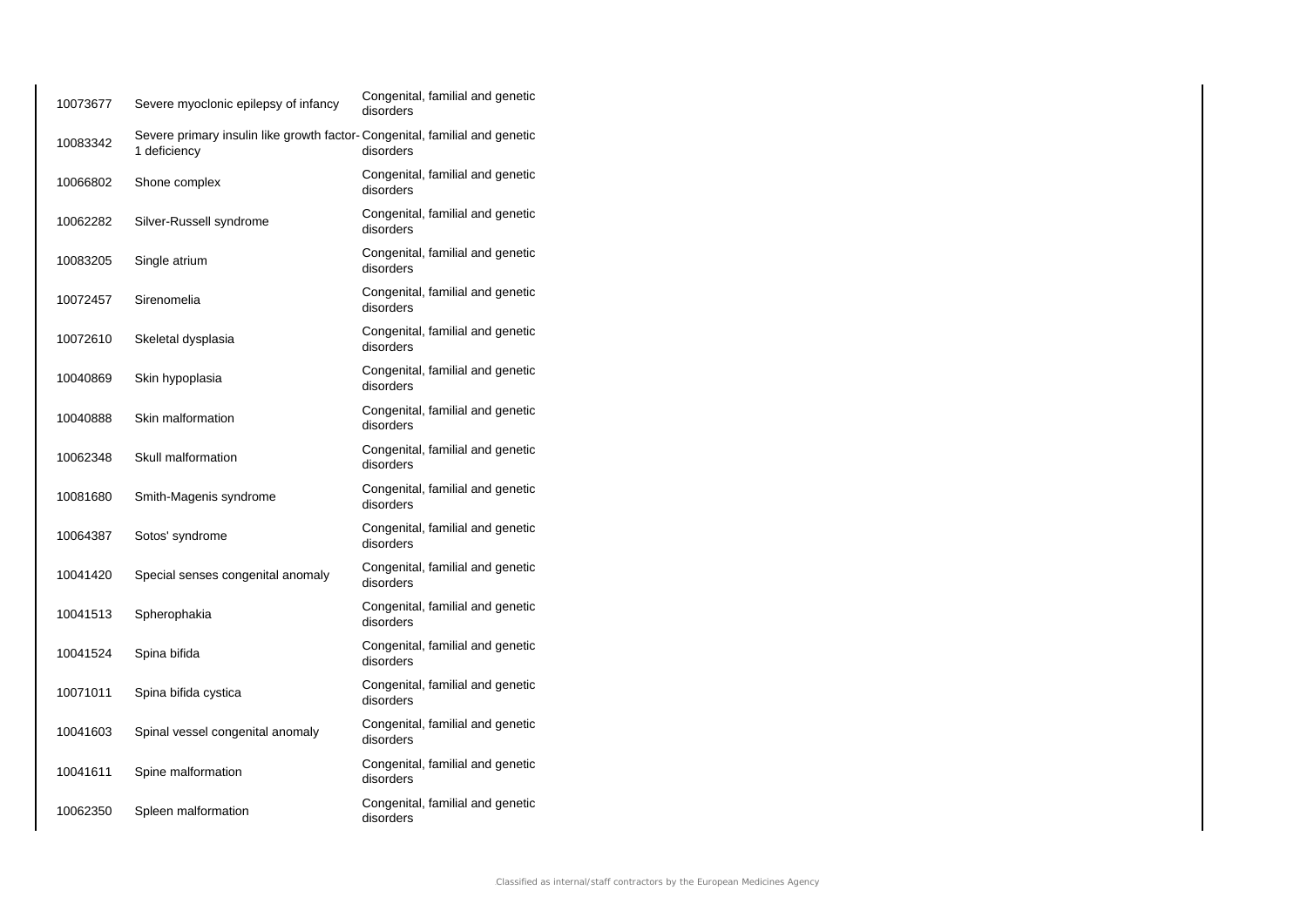| | | |
|---|---|---|
| 10073677 | Severe myoclonic epilepsy of infancy | Congenital, familial and genetic disorders |
| 10083342 | Severe primary insulin like growth factor-1 deficiency | Congenital, familial and genetic disorders |
| 10066802 | Shone complex | Congenital, familial and genetic disorders |
| 10062282 | Silver-Russell syndrome | Congenital, familial and genetic disorders |
| 10083205 | Single atrium | Congenital, familial and genetic disorders |
| 10072457 | Sirenomelia | Congenital, familial and genetic disorders |
| 10072610 | Skeletal dysplasia | Congenital, familial and genetic disorders |
| 10040869 | Skin hypoplasia | Congenital, familial and genetic disorders |
| 10040888 | Skin malformation | Congenital, familial and genetic disorders |
| 10062348 | Skull malformation | Congenital, familial and genetic disorders |
| 10081680 | Smith-Magenis syndrome | Congenital, familial and genetic disorders |
| 10064387 | Sotos' syndrome | Congenital, familial and genetic disorders |
| 10041420 | Special senses congenital anomaly | Congenital, familial and genetic disorders |
| 10041513 | Spherophakia | Congenital, familial and genetic disorders |
| 10041524 | Spina bifida | Congenital, familial and genetic disorders |
| 10071011 | Spina bifida cystica | Congenital, familial and genetic disorders |
| 10041603 | Spinal vessel congenital anomaly | Congenital, familial and genetic disorders |
| 10041611 | Spine malformation | Congenital, familial and genetic disorders |
| 10062350 | Spleen malformation | Congenital, familial and genetic disorders |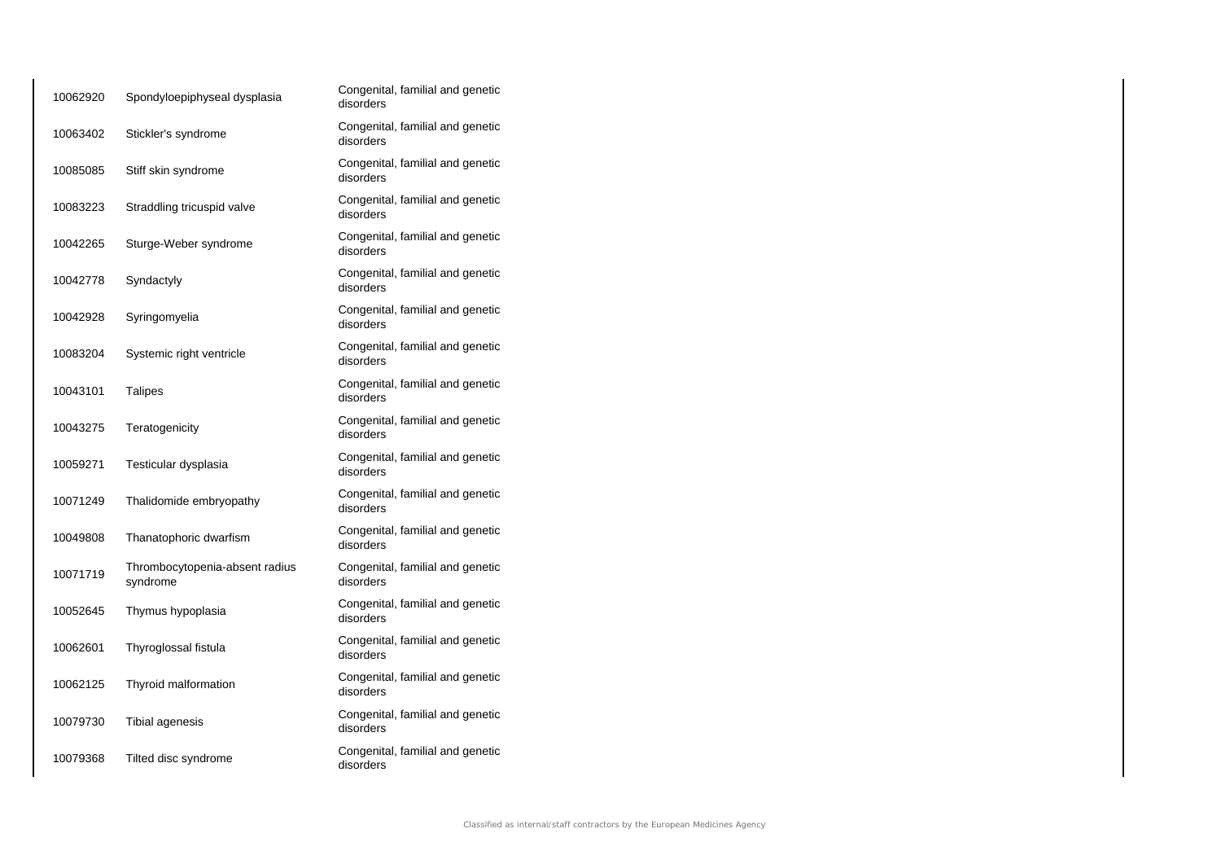| | | |
|---|---|---|
| 10062920 | Spondyloepiphyseal dysplasia | Congenital, familial and genetic disorders |
| 10063402 | Stickler's syndrome | Congenital, familial and genetic disorders |
| 10085085 | Stiff skin syndrome | Congenital, familial and genetic disorders |
| 10083223 | Straddling tricuspid valve | Congenital, familial and genetic disorders |
| 10042265 | Sturge-Weber syndrome | Congenital, familial and genetic disorders |
| 10042778 | Syndactyly | Congenital, familial and genetic disorders |
| 10042928 | Syringomyelia | Congenital, familial and genetic disorders |
| 10083204 | Systemic right ventricle | Congenital, familial and genetic disorders |
| 10043101 | Talipes | Congenital, familial and genetic disorders |
| 10043275 | Teratogenicity | Congenital, familial and genetic disorders |
| 10059271 | Testicular dysplasia | Congenital, familial and genetic disorders |
| 10071249 | Thalidomide embryopathy | Congenital, familial and genetic disorders |
| 10049808 | Thanatophoric dwarfism | Congenital, familial and genetic disorders |
| 10071719 | Thrombocytopenia-absent radius syndrome | Congenital, familial and genetic disorders |
| 10052645 | Thymus hypoplasia | Congenital, familial and genetic disorders |
| 10062601 | Thyroglossal fistula | Congenital, familial and genetic disorders |
| 10062125 | Thyroid malformation | Congenital, familial and genetic disorders |
| 10079730 | Tibial agenesis | Congenital, familial and genetic disorders |
| 10079368 | Tilted disc syndrome | Congenital, familial and genetic disorders |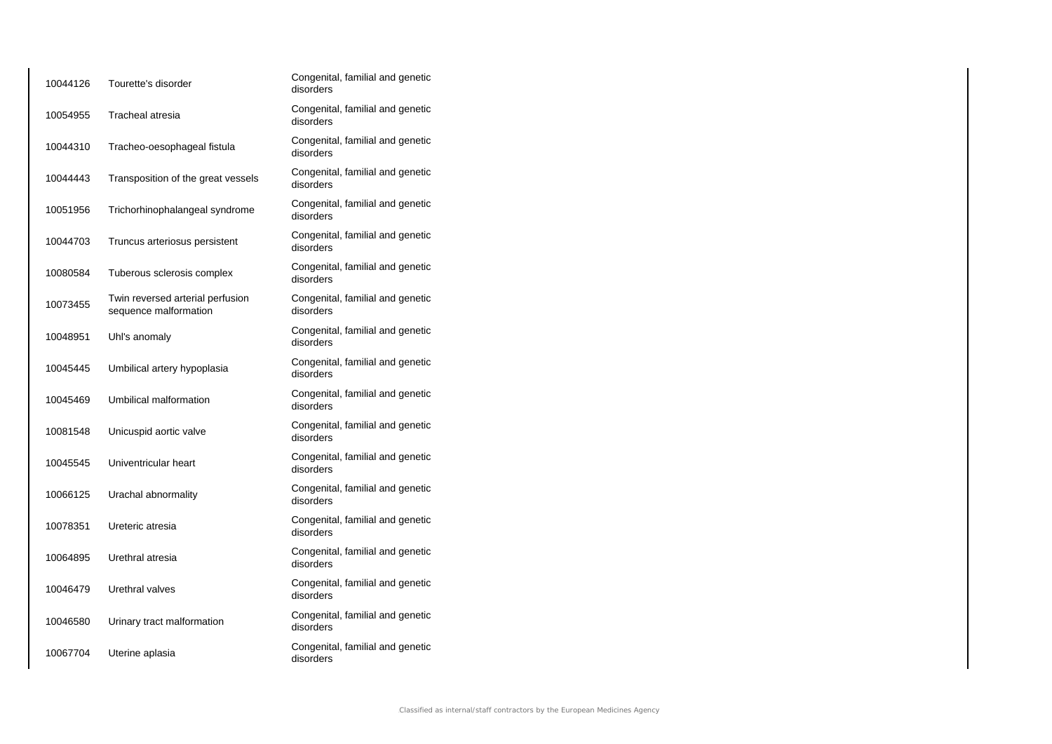| | | |
|---|---|---|
| 10044126 | Tourette's disorder | Congenital, familial and genetic disorders |
| 10054955 | Tracheal atresia | Congenital, familial and genetic disorders |
| 10044310 | Tracheo-oesophageal fistula | Congenital, familial and genetic disorders |
| 10044443 | Transposition of the great vessels | Congenital, familial and genetic disorders |
| 10051956 | Trichorhinophalangeal syndrome | Congenital, familial and genetic disorders |
| 10044703 | Truncus arteriosus persistent | Congenital, familial and genetic disorders |
| 10080584 | Tuberous sclerosis complex | Congenital, familial and genetic disorders |
| 10073455 | Twin reversed arterial perfusion sequence malformation | Congenital, familial and genetic disorders |
| 10048951 | Uhl's anomaly | Congenital, familial and genetic disorders |
| 10045445 | Umbilical artery hypoplasia | Congenital, familial and genetic disorders |
| 10045469 | Umbilical malformation | Congenital, familial and genetic disorders |
| 10081548 | Unicuspid aortic valve | Congenital, familial and genetic disorders |
| 10045545 | Univentricular heart | Congenital, familial and genetic disorders |
| 10066125 | Urachal abnormality | Congenital, familial and genetic disorders |
| 10078351 | Ureteric atresia | Congenital, familial and genetic disorders |
| 10064895 | Urethral atresia | Congenital, familial and genetic disorders |
| 10046479 | Urethral valves | Congenital, familial and genetic disorders |
| 10046580 | Urinary tract malformation | Congenital, familial and genetic disorders |
| 10067704 | Uterine aplasia | Congenital, familial and genetic disorders |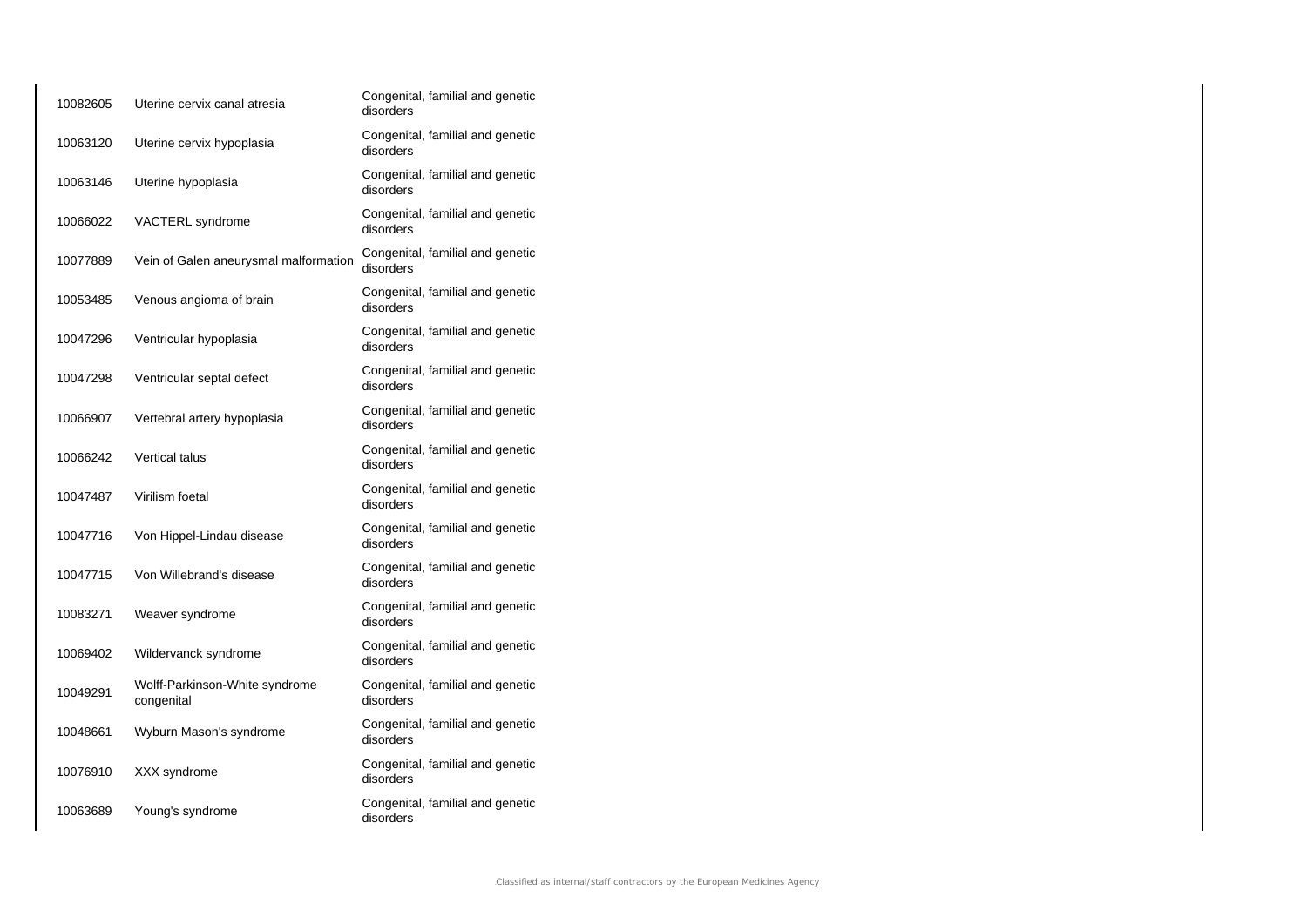| | | |
|---|---|---|
| 10082605 | Uterine cervix canal atresia | Congenital, familial and genetic disorders |
| 10063120 | Uterine cervix hypoplasia | Congenital, familial and genetic disorders |
| 10063146 | Uterine hypoplasia | Congenital, familial and genetic disorders |
| 10066022 | VACTERL syndrome | Congenital, familial and genetic disorders |
| 10077889 | Vein of Galen aneurysmal malformation | Congenital, familial and genetic disorders |
| 10053485 | Venous angioma of brain | Congenital, familial and genetic disorders |
| 10047296 | Ventricular hypoplasia | Congenital, familial and genetic disorders |
| 10047298 | Ventricular septal defect | Congenital, familial and genetic disorders |
| 10066907 | Vertebral artery hypoplasia | Congenital, familial and genetic disorders |
| 10066242 | Vertical talus | Congenital, familial and genetic disorders |
| 10047487 | Virilism foetal | Congenital, familial and genetic disorders |
| 10047716 | Von Hippel-Lindau disease | Congenital, familial and genetic disorders |
| 10047715 | Von Willebrand's disease | Congenital, familial and genetic disorders |
| 10083271 | Weaver syndrome | Congenital, familial and genetic disorders |
| 10069402 | Wildervanck syndrome | Congenital, familial and genetic disorders |
| 10049291 | Wolff-Parkinson-White syndrome congenital | Congenital, familial and genetic disorders |
| 10048661 | Wyburn Mason's syndrome | Congenital, familial and genetic disorders |
| 10076910 | XXX syndrome | Congenital, familial and genetic disorders |
| 10063689 | Young's syndrome | Congenital, familial and genetic disorders |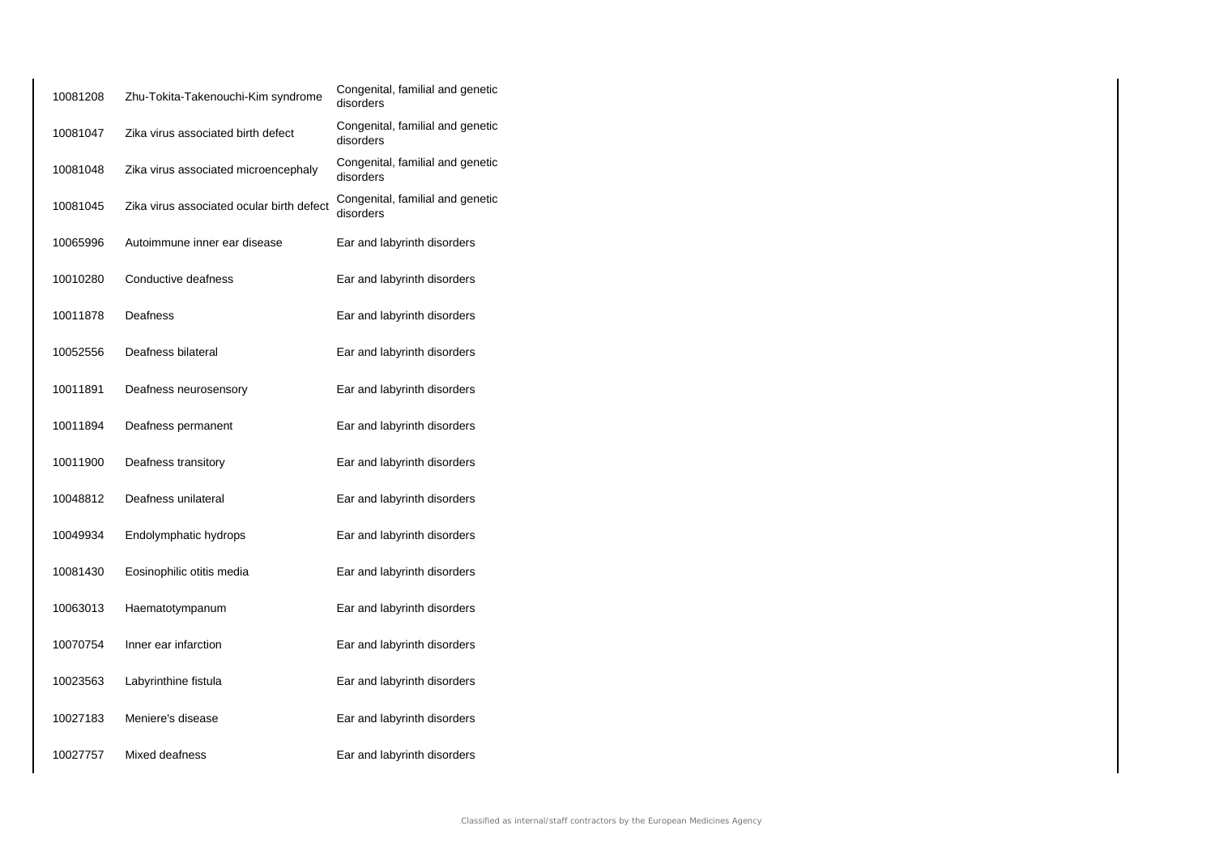| | | |
|---|---|---|
| 10081208 | Zhu-Tokita-Takenouchi-Kim syndrome | Congenital, familial and genetic disorders |
| 10081047 | Zika virus associated birth defect | Congenital, familial and genetic disorders |
| 10081048 | Zika virus associated microencephaly | Congenital, familial and genetic disorders |
| 10081045 | Zika virus associated ocular birth defect | Congenital, familial and genetic disorders |
| 10065996 | Autoimmune inner ear disease | Ear and labyrinth disorders |
| 10010280 | Conductive deafness | Ear and labyrinth disorders |
| 10011878 | Deafness | Ear and labyrinth disorders |
| 10052556 | Deafness bilateral | Ear and labyrinth disorders |
| 10011891 | Deafness neurosensory | Ear and labyrinth disorders |
| 10011894 | Deafness permanent | Ear and labyrinth disorders |
| 10011900 | Deafness transitory | Ear and labyrinth disorders |
| 10048812 | Deafness unilateral | Ear and labyrinth disorders |
| 10049934 | Endolymphatic hydrops | Ear and labyrinth disorders |
| 10081430 | Eosinophilic otitis media | Ear and labyrinth disorders |
| 10063013 | Haematotympanum | Ear and labyrinth disorders |
| 10070754 | Inner ear infarction | Ear and labyrinth disorders |
| 10023563 | Labyrinthine fistula | Ear and labyrinth disorders |
| 10027183 | Meniere's disease | Ear and labyrinth disorders |
| 10027757 | Mixed deafness | Ear and labyrinth disorders |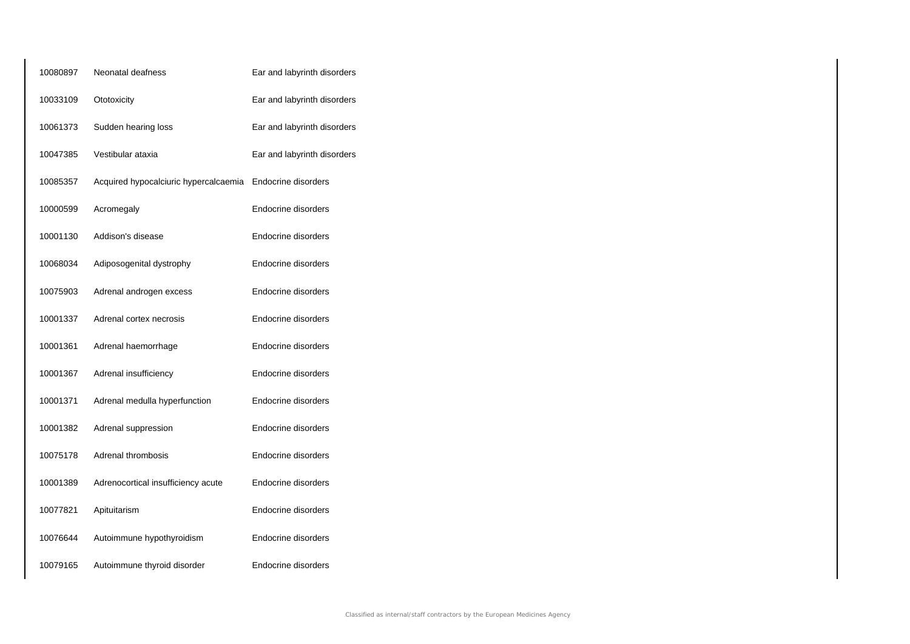| | | |
|---|---|---|
| 10080897 | Neonatal deafness | Ear and labyrinth disorders |
| 10033109 | Ototoxicity | Ear and labyrinth disorders |
| 10061373 | Sudden hearing loss | Ear and labyrinth disorders |
| 10047385 | Vestibular ataxia | Ear and labyrinth disorders |
| 10085357 | Acquired hypocalciuric hypercalcaemia | Endocrine disorders |
| 10000599 | Acromegaly | Endocrine disorders |
| 10001130 | Addison's disease | Endocrine disorders |
| 10068034 | Adiposogenital dystrophy | Endocrine disorders |
| 10075903 | Adrenal androgen excess | Endocrine disorders |
| 10001337 | Adrenal cortex necrosis | Endocrine disorders |
| 10001361 | Adrenal haemorrhage | Endocrine disorders |
| 10001367 | Adrenal insufficiency | Endocrine disorders |
| 10001371 | Adrenal medulla hyperfunction | Endocrine disorders |
| 10001382 | Adrenal suppression | Endocrine disorders |
| 10075178 | Adrenal thrombosis | Endocrine disorders |
| 10001389 | Adrenocortical insufficiency acute | Endocrine disorders |
| 10077821 | Apituitarism | Endocrine disorders |
| 10076644 | Autoimmune hypothyroidism | Endocrine disorders |
| 10079165 | Autoimmune thyroid disorder | Endocrine disorders |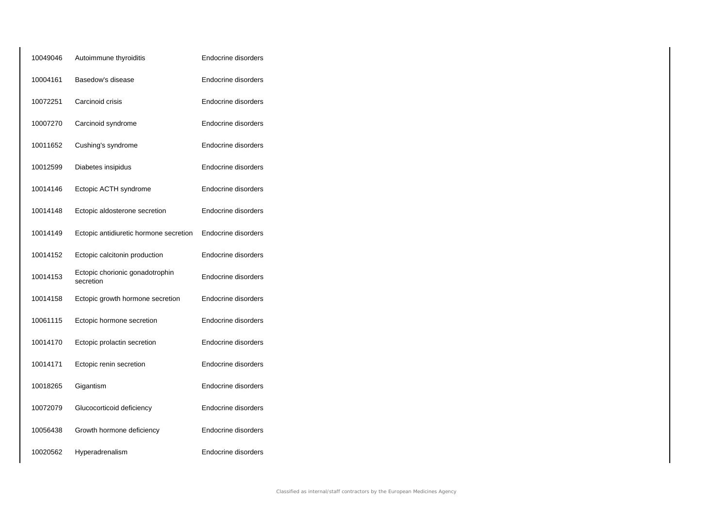| | | |
|---|---|---|
| 10049046 | Autoimmune thyroiditis | Endocrine disorders |
| 10004161 | Basedow's disease | Endocrine disorders |
| 10072251 | Carcinoid crisis | Endocrine disorders |
| 10007270 | Carcinoid syndrome | Endocrine disorders |
| 10011652 | Cushing's syndrome | Endocrine disorders |
| 10012599 | Diabetes insipidus | Endocrine disorders |
| 10014146 | Ectopic ACTH syndrome | Endocrine disorders |
| 10014148 | Ectopic aldosterone secretion | Endocrine disorders |
| 10014149 | Ectopic antidiuretic hormone secretion | Endocrine disorders |
| 10014152 | Ectopic calcitonin production | Endocrine disorders |
| 10014153 | Ectopic chorionic gonadotrophin secretion | Endocrine disorders |
| 10014158 | Ectopic growth hormone secretion | Endocrine disorders |
| 10061115 | Ectopic hormone secretion | Endocrine disorders |
| 10014170 | Ectopic prolactin secretion | Endocrine disorders |
| 10014171 | Ectopic renin secretion | Endocrine disorders |
| 10018265 | Gigantism | Endocrine disorders |
| 10072079 | Glucocorticoid deficiency | Endocrine disorders |
| 10056438 | Growth hormone deficiency | Endocrine disorders |
| 10020562 | Hyperadrenalism | Endocrine disorders |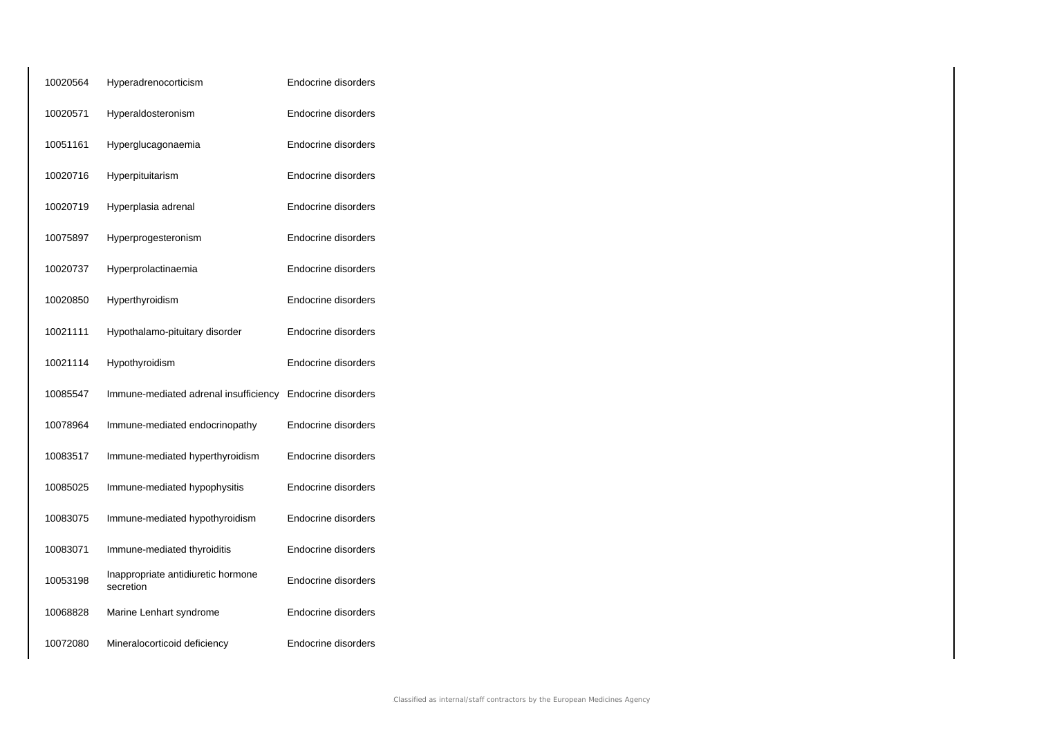| | | |
|---|---|---|
| 10020564 | Hyperadrenocorticism | Endocrine disorders |
| 10020571 | Hyperaldosteronism | Endocrine disorders |
| 10051161 | Hyperglucagonaemia | Endocrine disorders |
| 10020716 | Hyperpituitarism | Endocrine disorders |
| 10020719 | Hyperplasia adrenal | Endocrine disorders |
| 10075897 | Hyperprogesteronism | Endocrine disorders |
| 10020737 | Hyperprolactinaemia | Endocrine disorders |
| 10020850 | Hyperthyroidism | Endocrine disorders |
| 10021111 | Hypothalamo-pituitary disorder | Endocrine disorders |
| 10021114 | Hypothyroidism | Endocrine disorders |
| 10085547 | Immune-mediated adrenal insufficiency | Endocrine disorders |
| 10078964 | Immune-mediated endocrinopathy | Endocrine disorders |
| 10083517 | Immune-mediated hyperthyroidism | Endocrine disorders |
| 10085025 | Immune-mediated hypophysitis | Endocrine disorders |
| 10083075 | Immune-mediated hypothyroidism | Endocrine disorders |
| 10083071 | Immune-mediated thyroiditis | Endocrine disorders |
| 10053198 | Inappropriate antidiuretic hormone secretion | Endocrine disorders |
| 10068828 | Marine Lenhart syndrome | Endocrine disorders |
| 10072080 | Mineralocorticoid deficiency | Endocrine disorders |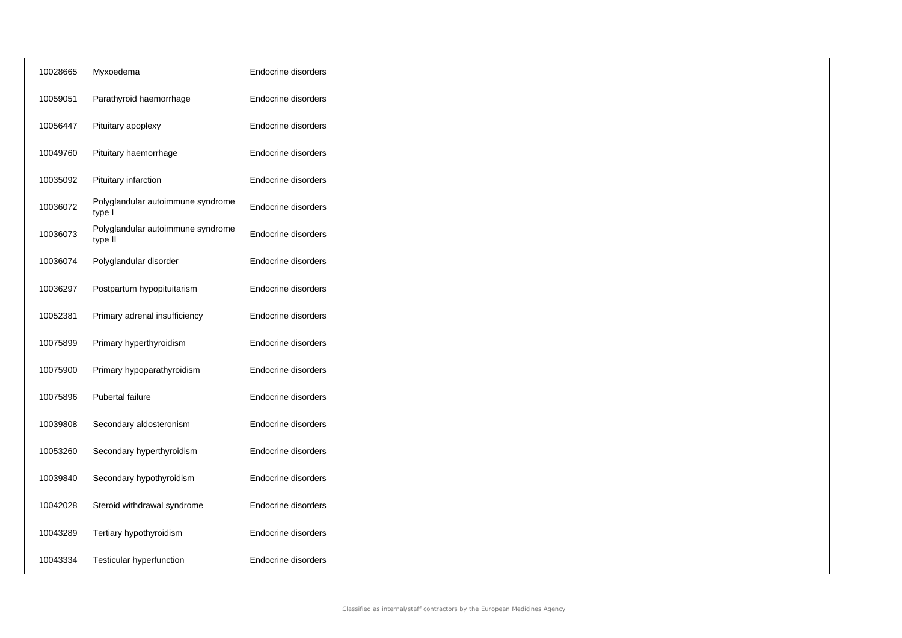| | | |
|---|---|---|
| 10028665 | Myxoedema | Endocrine disorders |
| 10059051 | Parathyroid haemorrhage | Endocrine disorders |
| 10056447 | Pituitary apoplexy | Endocrine disorders |
| 10049760 | Pituitary haemorrhage | Endocrine disorders |
| 10035092 | Pituitary infarction | Endocrine disorders |
| 10036072 | Polyglandular autoimmune syndrome type I | Endocrine disorders |
| 10036073 | Polyglandular autoimmune syndrome type II | Endocrine disorders |
| 10036074 | Polyglandular disorder | Endocrine disorders |
| 10036297 | Postpartum hypopituitarism | Endocrine disorders |
| 10052381 | Primary adrenal insufficiency | Endocrine disorders |
| 10075899 | Primary hyperthyroidism | Endocrine disorders |
| 10075900 | Primary hypoparathyroidism | Endocrine disorders |
| 10075896 | Pubertal failure | Endocrine disorders |
| 10039808 | Secondary aldosteronism | Endocrine disorders |
| 10053260 | Secondary hyperthyroidism | Endocrine disorders |
| 10039840 | Secondary hypothyroidism | Endocrine disorders |
| 10042028 | Steroid withdrawal syndrome | Endocrine disorders |
| 10043289 | Tertiary hypothyroidism | Endocrine disorders |
| 10043334 | Testicular hyperfunction | Endocrine disorders |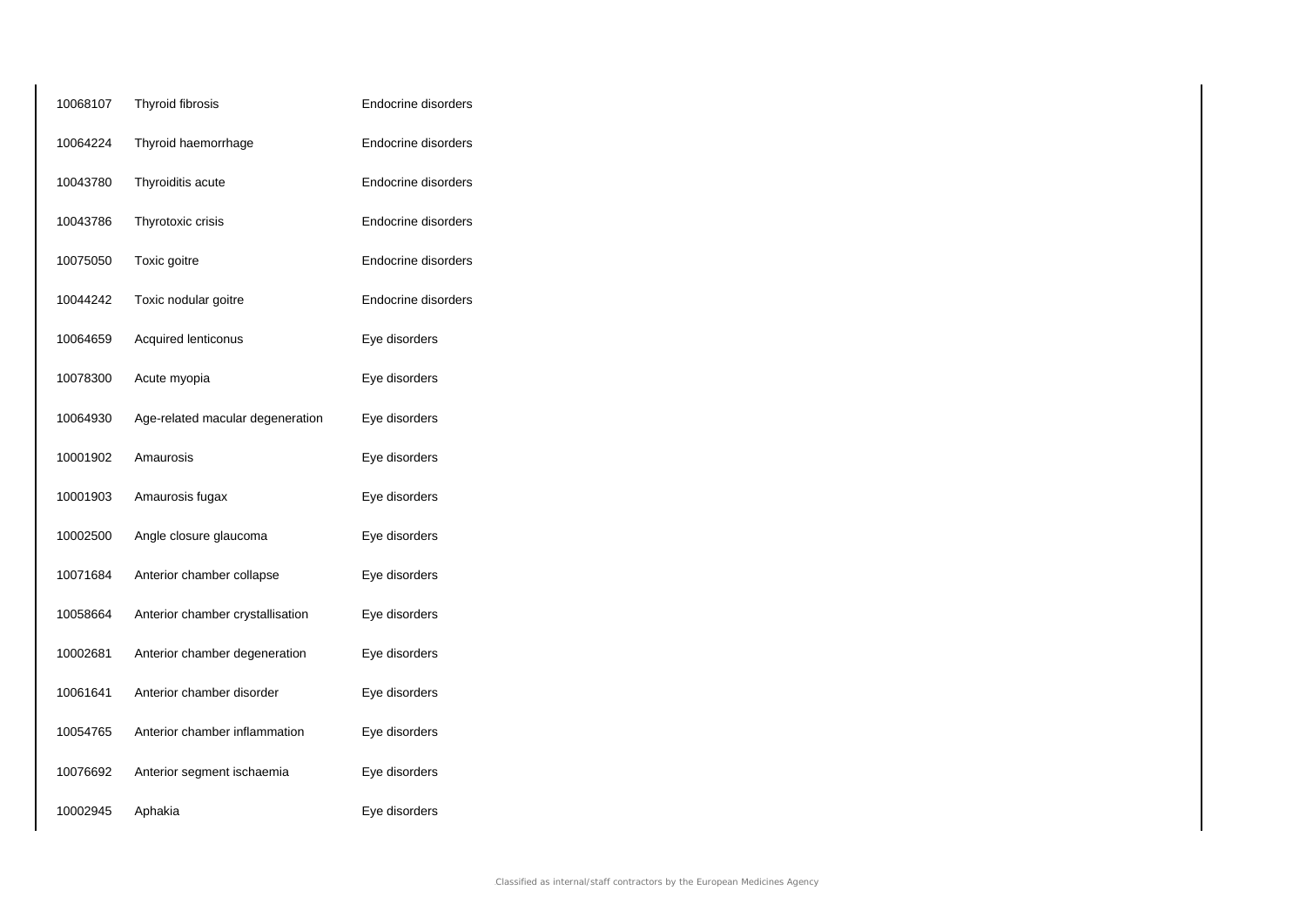| | | |
|---|---|---|
| 10068107 | Thyroid fibrosis | Endocrine disorders |
| 10064224 | Thyroid haemorrhage | Endocrine disorders |
| 10043780 | Thyroiditis acute | Endocrine disorders |
| 10043786 | Thyrotoxic crisis | Endocrine disorders |
| 10075050 | Toxic goitre | Endocrine disorders |
| 10044242 | Toxic nodular goitre | Endocrine disorders |
| 10064659 | Acquired lenticonus | Eye disorders |
| 10078300 | Acute myopia | Eye disorders |
| 10064930 | Age-related macular degeneration | Eye disorders |
| 10001902 | Amaurosis | Eye disorders |
| 10001903 | Amaurosis fugax | Eye disorders |
| 10002500 | Angle closure glaucoma | Eye disorders |
| 10071684 | Anterior chamber collapse | Eye disorders |
| 10058664 | Anterior chamber crystallisation | Eye disorders |
| 10002681 | Anterior chamber degeneration | Eye disorders |
| 10061641 | Anterior chamber disorder | Eye disorders |
| 10054765 | Anterior chamber inflammation | Eye disorders |
| 10076692 | Anterior segment ischaemia | Eye disorders |
| 10002945 | Aphakia | Eye disorders |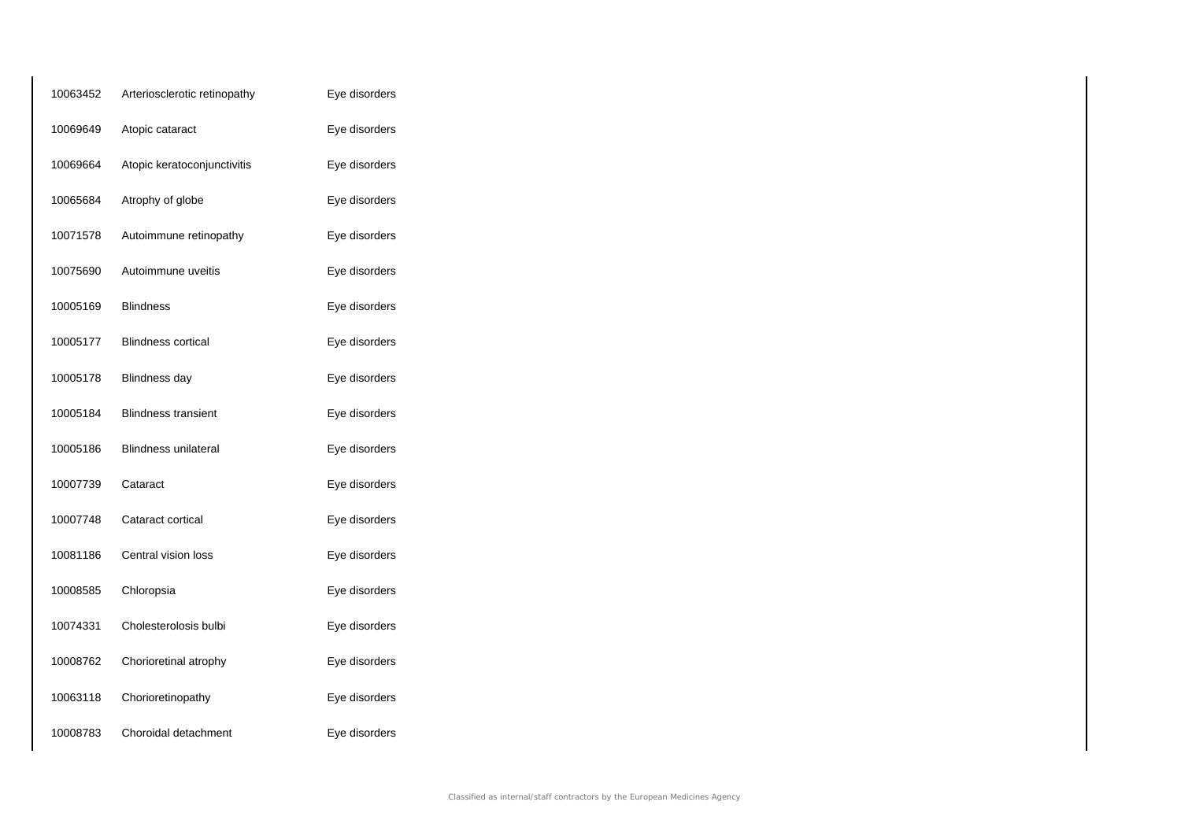| | | |
|---|---|---|
| 10063452 | Arteriosclerotic retinopathy | Eye disorders |
| 10069649 | Atopic cataract | Eye disorders |
| 10069664 | Atopic keratoconjunctivitis | Eye disorders |
| 10065684 | Atrophy of globe | Eye disorders |
| 10071578 | Autoimmune retinopathy | Eye disorders |
| 10075690 | Autoimmune uveitis | Eye disorders |
| 10005169 | Blindness | Eye disorders |
| 10005177 | Blindness cortical | Eye disorders |
| 10005178 | Blindness day | Eye disorders |
| 10005184 | Blindness transient | Eye disorders |
| 10005186 | Blindness unilateral | Eye disorders |
| 10007739 | Cataract | Eye disorders |
| 10007748 | Cataract cortical | Eye disorders |
| 10081186 | Central vision loss | Eye disorders |
| 10008585 | Chloropsia | Eye disorders |
| 10074331 | Cholesterolosis bulbi | Eye disorders |
| 10008762 | Chorioretinal atrophy | Eye disorders |
| 10063118 | Chorioretinopathy | Eye disorders |
| 10008783 | Choroidal detachment | Eye disorders |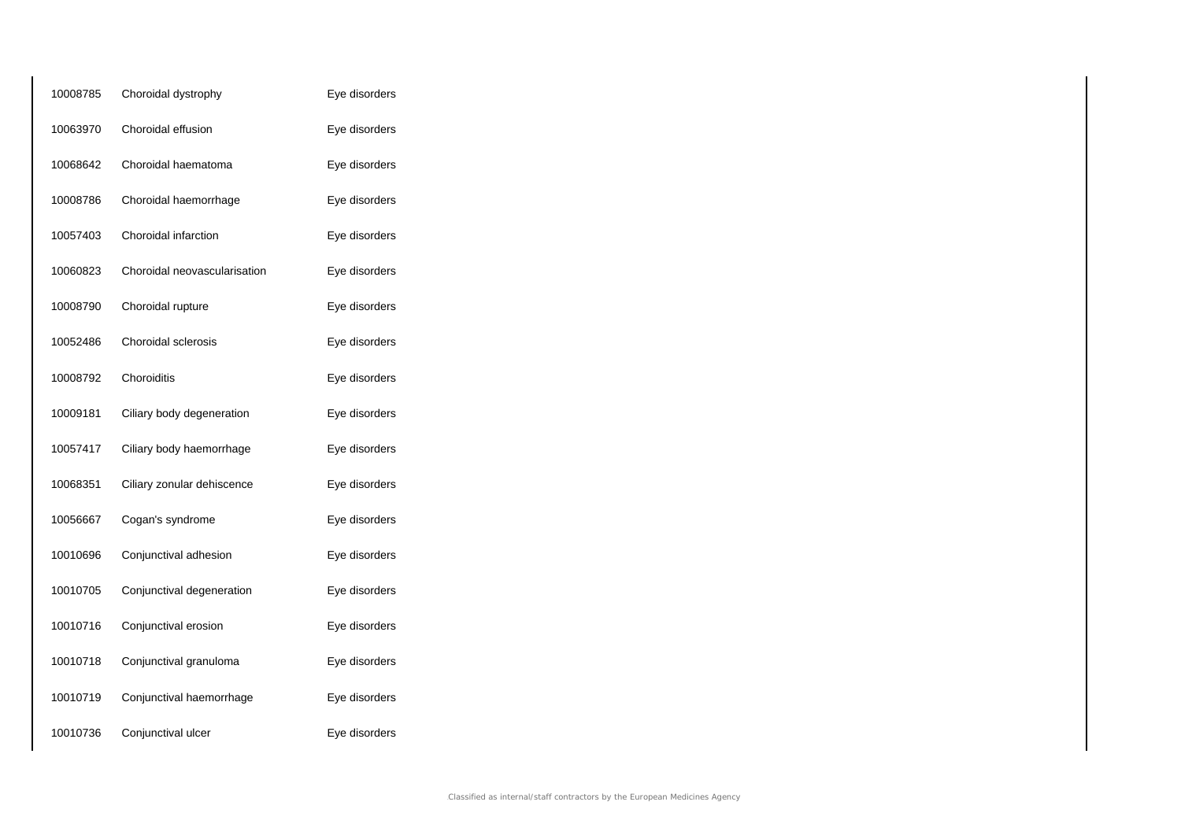| | | |
|---|---|---|
| 10008785 | Choroidal dystrophy | Eye disorders |
| 10063970 | Choroidal effusion | Eye disorders |
| 10068642 | Choroidal haematoma | Eye disorders |
| 10008786 | Choroidal haemorrhage | Eye disorders |
| 10057403 | Choroidal infarction | Eye disorders |
| 10060823 | Choroidal neovascularisation | Eye disorders |
| 10008790 | Choroidal rupture | Eye disorders |
| 10052486 | Choroidal sclerosis | Eye disorders |
| 10008792 | Choroiditis | Eye disorders |
| 10009181 | Ciliary body degeneration | Eye disorders |
| 10057417 | Ciliary body haemorrhage | Eye disorders |
| 10068351 | Ciliary zonular dehiscence | Eye disorders |
| 10056667 | Cogan's syndrome | Eye disorders |
| 10010696 | Conjunctival adhesion | Eye disorders |
| 10010705 | Conjunctival degeneration | Eye disorders |
| 10010716 | Conjunctival erosion | Eye disorders |
| 10010718 | Conjunctival granuloma | Eye disorders |
| 10010719 | Conjunctival haemorrhage | Eye disorders |
| 10010736 | Conjunctival ulcer | Eye disorders |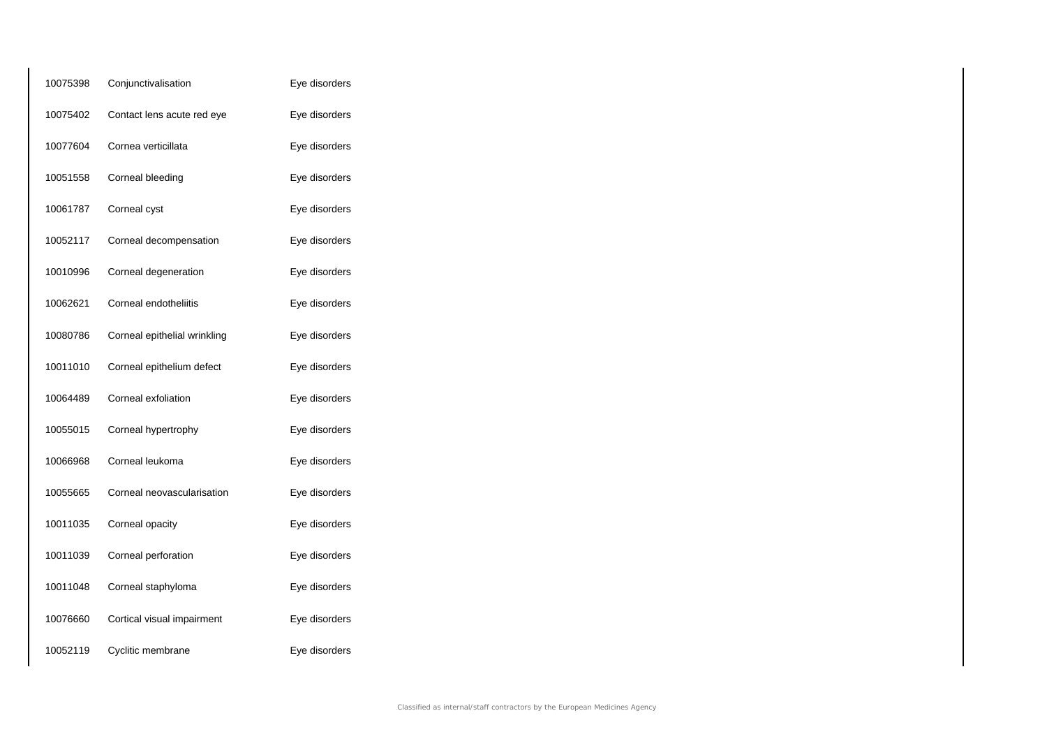| | | |
|---|---|---|
| 10075398 | Conjunctivalisation | Eye disorders |
| 10075402 | Contact lens acute red eye | Eye disorders |
| 10077604 | Cornea verticillata | Eye disorders |
| 10051558 | Corneal bleeding | Eye disorders |
| 10061787 | Corneal cyst | Eye disorders |
| 10052117 | Corneal decompensation | Eye disorders |
| 10010996 | Corneal degeneration | Eye disorders |
| 10062621 | Corneal endotheliitis | Eye disorders |
| 10080786 | Corneal epithelial wrinkling | Eye disorders |
| 10011010 | Corneal epithelium defect | Eye disorders |
| 10064489 | Corneal exfoliation | Eye disorders |
| 10055015 | Corneal hypertrophy | Eye disorders |
| 10066968 | Corneal leukoma | Eye disorders |
| 10055665 | Corneal neovascularisation | Eye disorders |
| 10011035 | Corneal opacity | Eye disorders |
| 10011039 | Corneal perforation | Eye disorders |
| 10011048 | Corneal staphyloma | Eye disorders |
| 10076660 | Cortical visual impairment | Eye disorders |
| 10052119 | Cyclitic membrane | Eye disorders |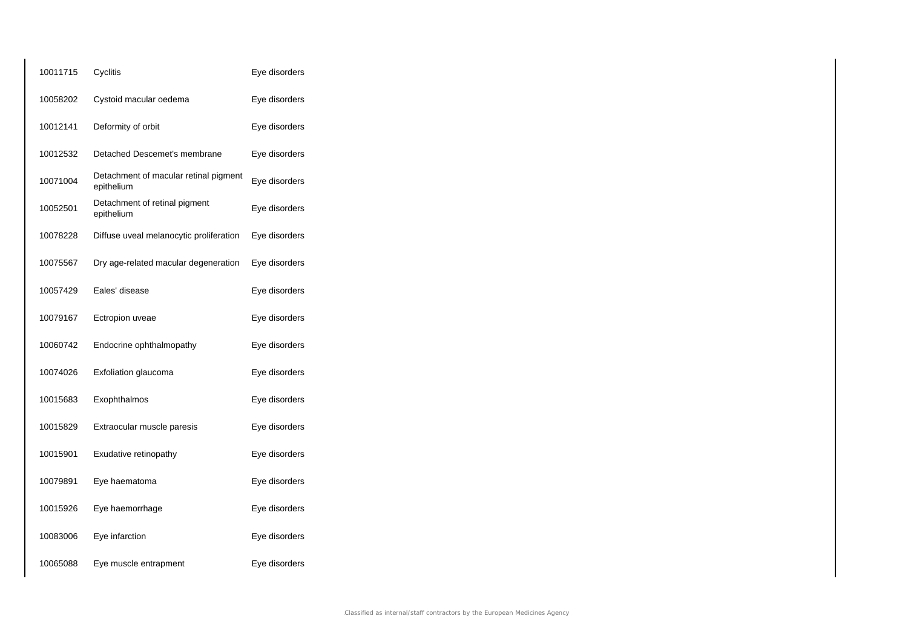| | | |
|---|---|---|
| 10011715 | Cyclitis | Eye disorders |
| 10058202 | Cystoid macular oedema | Eye disorders |
| 10012141 | Deformity of orbit | Eye disorders |
| 10012532 | Detached Descemet's membrane | Eye disorders |
| 10071004 | Detachment of macular retinal pigment epithelium | Eye disorders |
| 10052501 | Detachment of retinal pigment epithelium | Eye disorders |
| 10078228 | Diffuse uveal melanocytic proliferation | Eye disorders |
| 10075567 | Dry age-related macular degeneration | Eye disorders |
| 10057429 | Eales' disease | Eye disorders |
| 10079167 | Ectropion uveae | Eye disorders |
| 10060742 | Endocrine ophthalmopathy | Eye disorders |
| 10074026 | Exfoliation glaucoma | Eye disorders |
| 10015683 | Exophthalmos | Eye disorders |
| 10015829 | Extraocular muscle paresis | Eye disorders |
| 10015901 | Exudative retinopathy | Eye disorders |
| 10079891 | Eye haematoma | Eye disorders |
| 10015926 | Eye haemorrhage | Eye disorders |
| 10083006 | Eye infarction | Eye disorders |
| 10065088 | Eye muscle entrapment | Eye disorders |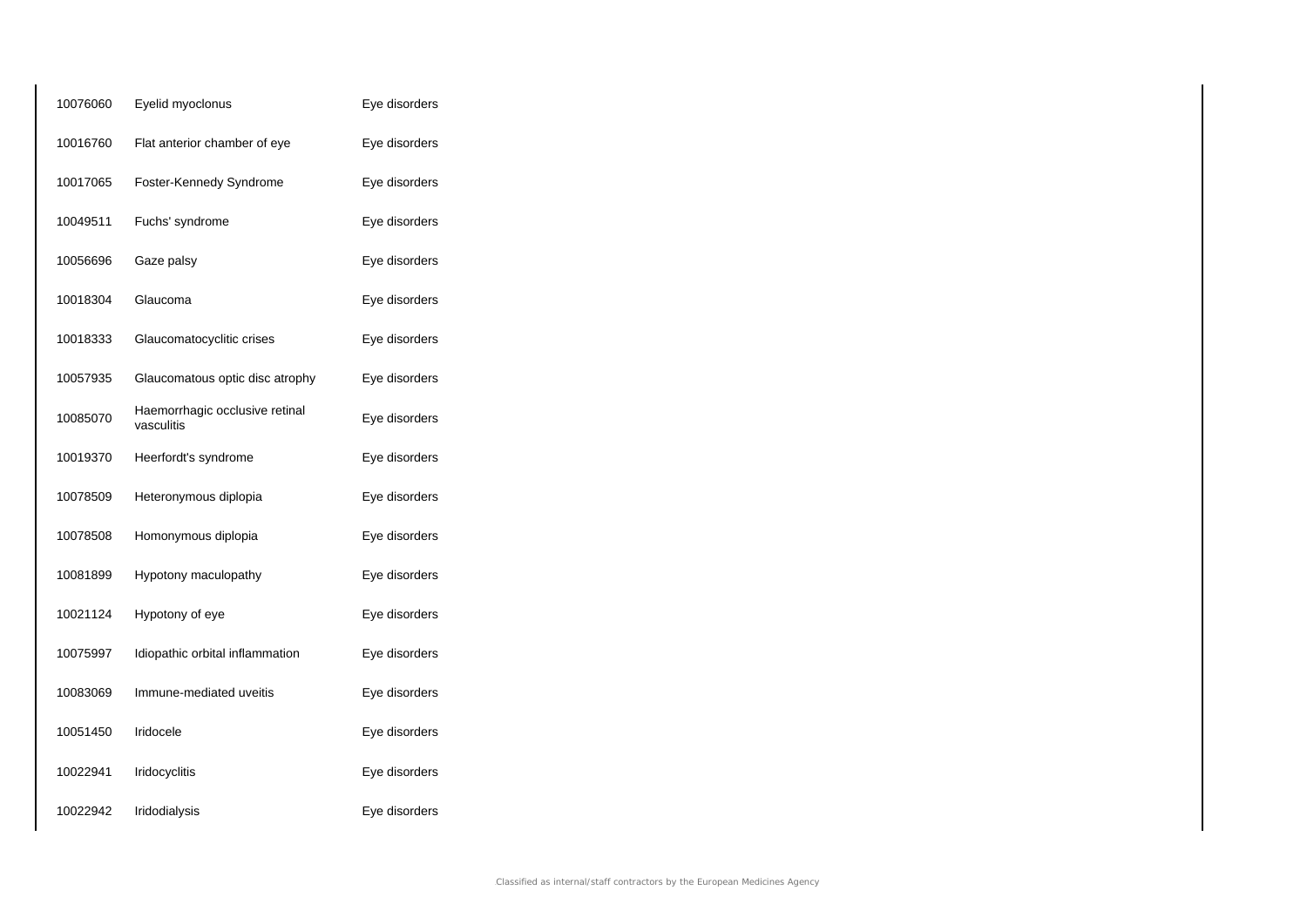| | | |
|---|---|---|
| 10076060 | Eyelid myoclonus | Eye disorders |
| 10016760 | Flat anterior chamber of eye | Eye disorders |
| 10017065 | Foster-Kennedy Syndrome | Eye disorders |
| 10049511 | Fuchs' syndrome | Eye disorders |
| 10056696 | Gaze palsy | Eye disorders |
| 10018304 | Glaucoma | Eye disorders |
| 10018333 | Glaucomatocyclitic crises | Eye disorders |
| 10057935 | Glaucomatous optic disc atrophy | Eye disorders |
| 10085070 | Haemorrhagic occlusive retinal vasculitis | Eye disorders |
| 10019370 | Heerfordt's syndrome | Eye disorders |
| 10078509 | Heteronymous diplopia | Eye disorders |
| 10078508 | Homonymous diplopia | Eye disorders |
| 10081899 | Hypotony maculopathy | Eye disorders |
| 10021124 | Hypotony of eye | Eye disorders |
| 10075997 | Idiopathic orbital inflammation | Eye disorders |
| 10083069 | Immune-mediated uveitis | Eye disorders |
| 10051450 | Iridocele | Eye disorders |
| 10022941 | Iridocyclitis | Eye disorders |
| 10022942 | Iridodialysis | Eye disorders |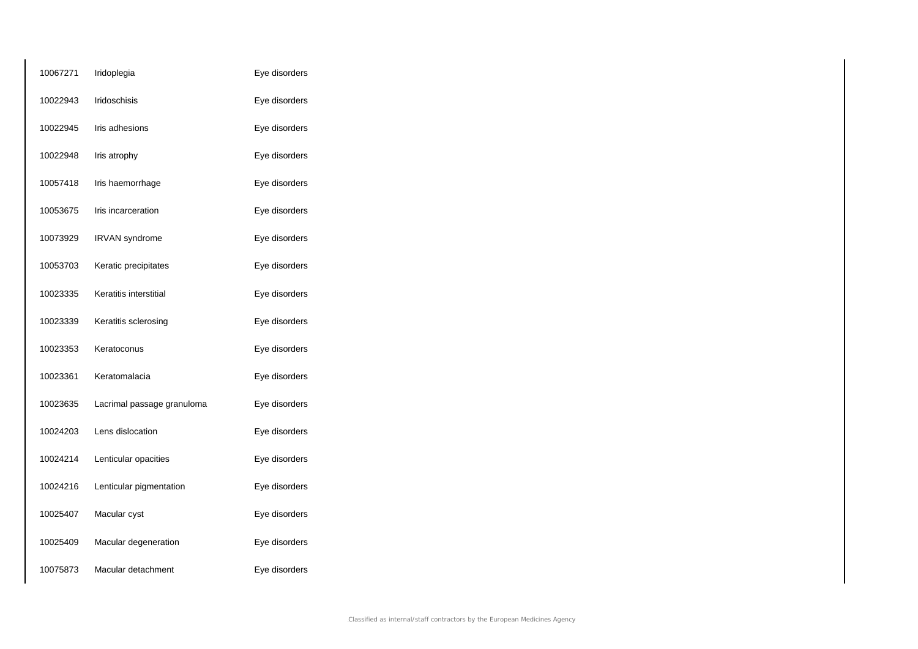| | | |
|---|---|---|
| 10067271 | Iridoplegia | Eye disorders |
| 10022943 | Iridoschisis | Eye disorders |
| 10022945 | Iris adhesions | Eye disorders |
| 10022948 | Iris atrophy | Eye disorders |
| 10057418 | Iris haemorrhage | Eye disorders |
| 10053675 | Iris incarceration | Eye disorders |
| 10073929 | IRVAN syndrome | Eye disorders |
| 10053703 | Keratic precipitates | Eye disorders |
| 10023335 | Keratitis interstitial | Eye disorders |
| 10023339 | Keratitis sclerosing | Eye disorders |
| 10023353 | Keratoconus | Eye disorders |
| 10023361 | Keratomalacia | Eye disorders |
| 10023635 | Lacrimal passage granuloma | Eye disorders |
| 10024203 | Lens dislocation | Eye disorders |
| 10024214 | Lenticular opacities | Eye disorders |
| 10024216 | Lenticular pigmentation | Eye disorders |
| 10025407 | Macular cyst | Eye disorders |
| 10025409 | Macular degeneration | Eye disorders |
| 10075873 | Macular detachment | Eye disorders |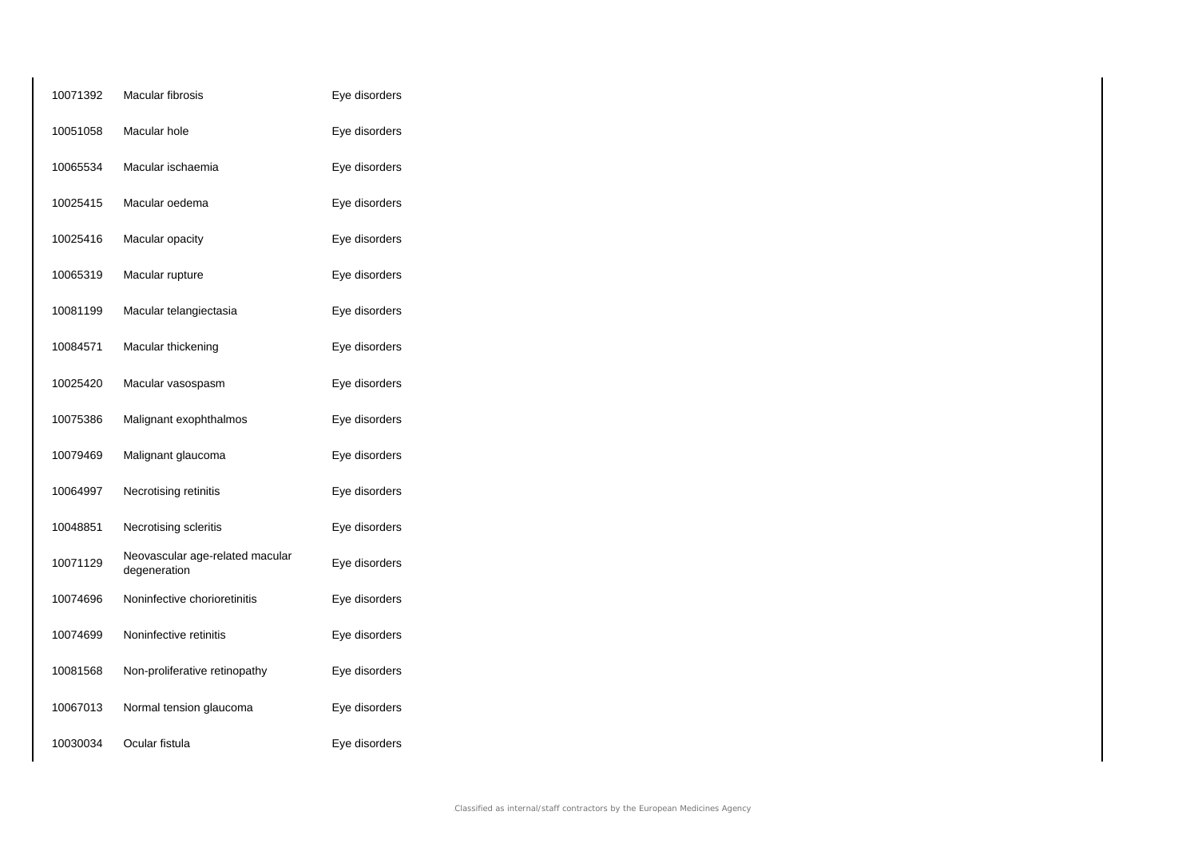| | | |
|---|---|---|
| 10071392 | Macular fibrosis | Eye disorders |
| 10051058 | Macular hole | Eye disorders |
| 10065534 | Macular ischaemia | Eye disorders |
| 10025415 | Macular oedema | Eye disorders |
| 10025416 | Macular opacity | Eye disorders |
| 10065319 | Macular rupture | Eye disorders |
| 10081199 | Macular telangiectasia | Eye disorders |
| 10084571 | Macular thickening | Eye disorders |
| 10025420 | Macular vasospasm | Eye disorders |
| 10075386 | Malignant exophthalmos | Eye disorders |
| 10079469 | Malignant glaucoma | Eye disorders |
| 10064997 | Necrotising retinitis | Eye disorders |
| 10048851 | Necrotising scleritis | Eye disorders |
| 10071129 | Neovascular age-related macular degeneration | Eye disorders |
| 10074696 | Noninfective chorioretinitis | Eye disorders |
| 10074699 | Noninfective retinitis | Eye disorders |
| 10081568 | Non-proliferative retinopathy | Eye disorders |
| 10067013 | Normal tension glaucoma | Eye disorders |
| 10030034 | Ocular fistula | Eye disorders |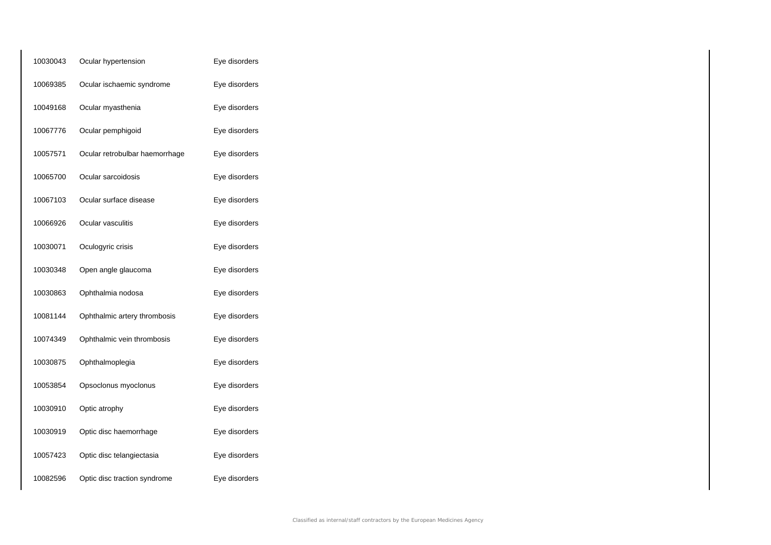| | | |
|---|---|---|
| 10030043 | Ocular hypertension | Eye disorders |
| 10069385 | Ocular ischaemic syndrome | Eye disorders |
| 10049168 | Ocular myasthenia | Eye disorders |
| 10067776 | Ocular pemphigoid | Eye disorders |
| 10057571 | Ocular retrobulbar haemorrhage | Eye disorders |
| 10065700 | Ocular sarcoidosis | Eye disorders |
| 10067103 | Ocular surface disease | Eye disorders |
| 10066926 | Ocular vasculitis | Eye disorders |
| 10030071 | Oculogyric crisis | Eye disorders |
| 10030348 | Open angle glaucoma | Eye disorders |
| 10030863 | Ophthalmia nodosa | Eye disorders |
| 10081144 | Ophthalmic artery thrombosis | Eye disorders |
| 10074349 | Ophthalmic vein thrombosis | Eye disorders |
| 10030875 | Ophthalmoplegia | Eye disorders |
| 10053854 | Opsoclonus myoclonus | Eye disorders |
| 10030910 | Optic atrophy | Eye disorders |
| 10030919 | Optic disc haemorrhage | Eye disorders |
| 10057423 | Optic disc telangiectasia | Eye disorders |
| 10082596 | Optic disc traction syndrome | Eye disorders |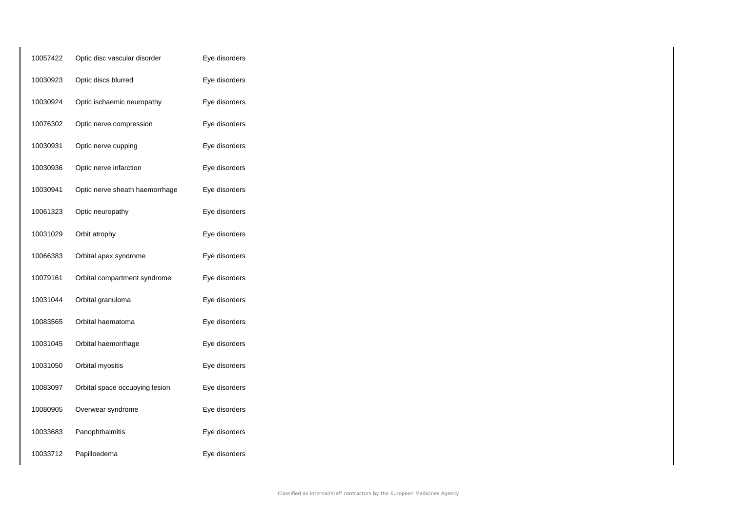| | | |
|---|---|---|
| 10057422 | Optic disc vascular disorder | Eye disorders |
| 10030923 | Optic discs blurred | Eye disorders |
| 10030924 | Optic ischaemic neuropathy | Eye disorders |
| 10076302 | Optic nerve compression | Eye disorders |
| 10030931 | Optic nerve cupping | Eye disorders |
| 10030936 | Optic nerve infarction | Eye disorders |
| 10030941 | Optic nerve sheath haemorrhage | Eye disorders |
| 10061323 | Optic neuropathy | Eye disorders |
| 10031029 | Orbit atrophy | Eye disorders |
| 10066383 | Orbital apex syndrome | Eye disorders |
| 10079161 | Orbital compartment syndrome | Eye disorders |
| 10031044 | Orbital granuloma | Eye disorders |
| 10083565 | Orbital haematoma | Eye disorders |
| 10031045 | Orbital haemorrhage | Eye disorders |
| 10031050 | Orbital myositis | Eye disorders |
| 10083097 | Orbital space occupying lesion | Eye disorders |
| 10080905 | Overwear syndrome | Eye disorders |
| 10033683 | Panophthalmitis | Eye disorders |
| 10033712 | Papilloedema | Eye disorders |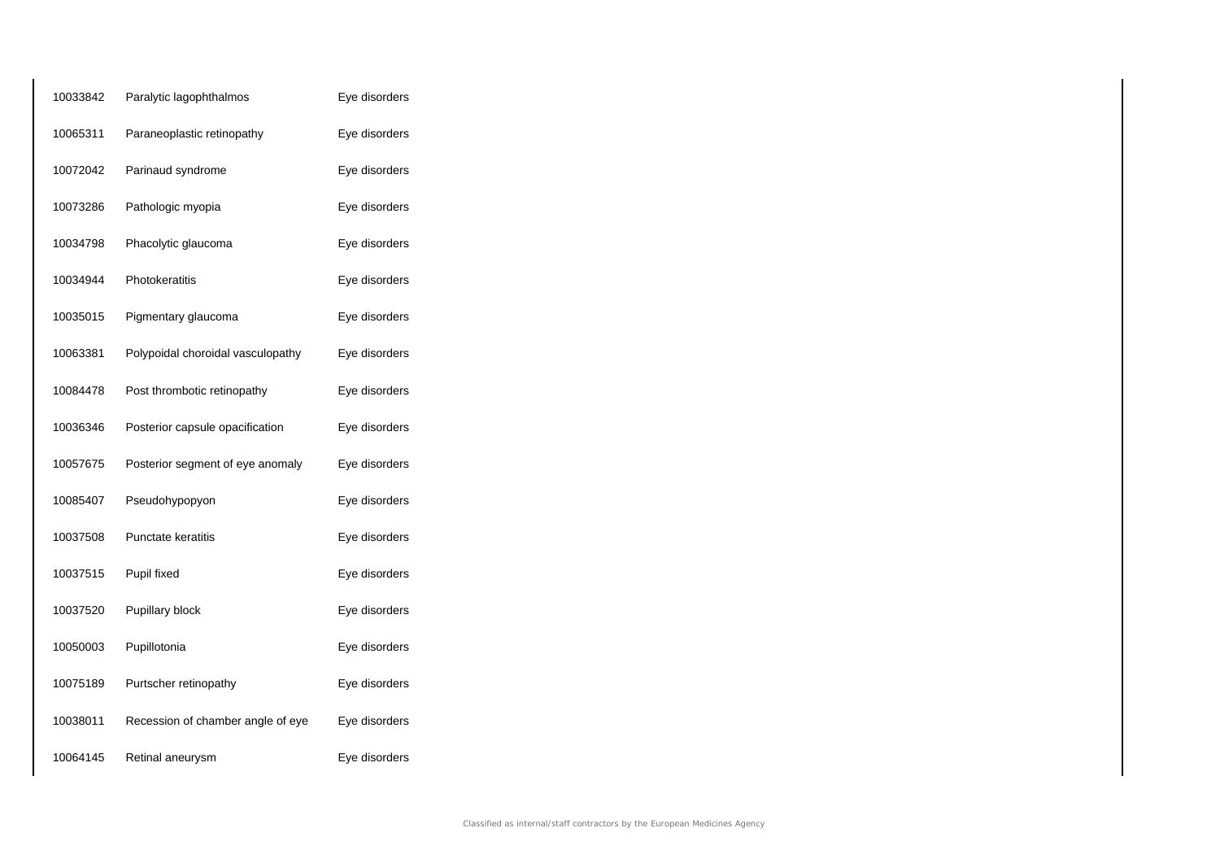| | | |
|---|---|---|
| 10033842 | Paralytic lagophthalmos | Eye disorders |
| 10065311 | Paraneoplastic retinopathy | Eye disorders |
| 10072042 | Parinaud syndrome | Eye disorders |
| 10073286 | Pathologic myopia | Eye disorders |
| 10034798 | Phacolytic glaucoma | Eye disorders |
| 10034944 | Photokeratitis | Eye disorders |
| 10035015 | Pigmentary glaucoma | Eye disorders |
| 10063381 | Polypoidal choroidal vasculopathy | Eye disorders |
| 10084478 | Post thrombotic retinopathy | Eye disorders |
| 10036346 | Posterior capsule opacification | Eye disorders |
| 10057675 | Posterior segment of eye anomaly | Eye disorders |
| 10085407 | Pseudohypopyon | Eye disorders |
| 10037508 | Punctate keratitis | Eye disorders |
| 10037515 | Pupil fixed | Eye disorders |
| 10037520 | Pupillary block | Eye disorders |
| 10050003 | Pupillotonia | Eye disorders |
| 10075189 | Purtscher retinopathy | Eye disorders |
| 10038011 | Recession of chamber angle of eye | Eye disorders |
| 10064145 | Retinal aneurysm | Eye disorders |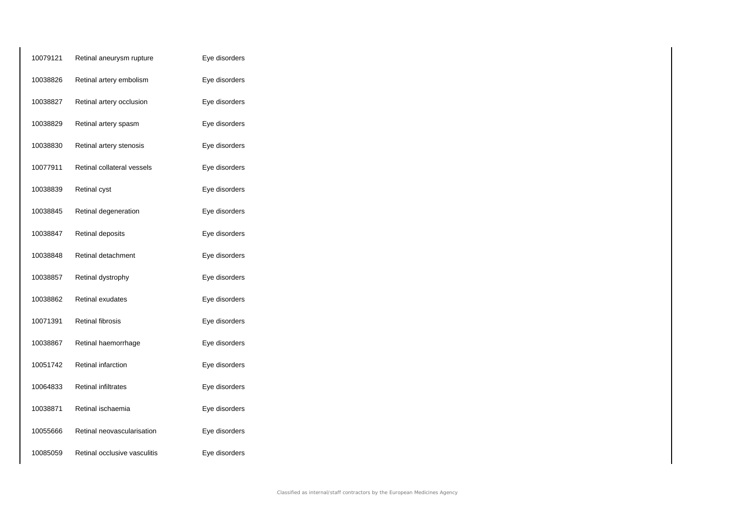| | | |
|---|---|---|
| 10079121 | Retinal aneurysm rupture | Eye disorders |
| 10038826 | Retinal artery embolism | Eye disorders |
| 10038827 | Retinal artery occlusion | Eye disorders |
| 10038829 | Retinal artery spasm | Eye disorders |
| 10038830 | Retinal artery stenosis | Eye disorders |
| 10077911 | Retinal collateral vessels | Eye disorders |
| 10038839 | Retinal cyst | Eye disorders |
| 10038845 | Retinal degeneration | Eye disorders |
| 10038847 | Retinal deposits | Eye disorders |
| 10038848 | Retinal detachment | Eye disorders |
| 10038857 | Retinal dystrophy | Eye disorders |
| 10038862 | Retinal exudates | Eye disorders |
| 10071391 | Retinal fibrosis | Eye disorders |
| 10038867 | Retinal haemorrhage | Eye disorders |
| 10051742 | Retinal infarction | Eye disorders |
| 10064833 | Retinal infiltrates | Eye disorders |
| 10038871 | Retinal ischaemia | Eye disorders |
| 10055666 | Retinal neovascularisation | Eye disorders |
| 10085059 | Retinal occlusive vasculitis | Eye disorders |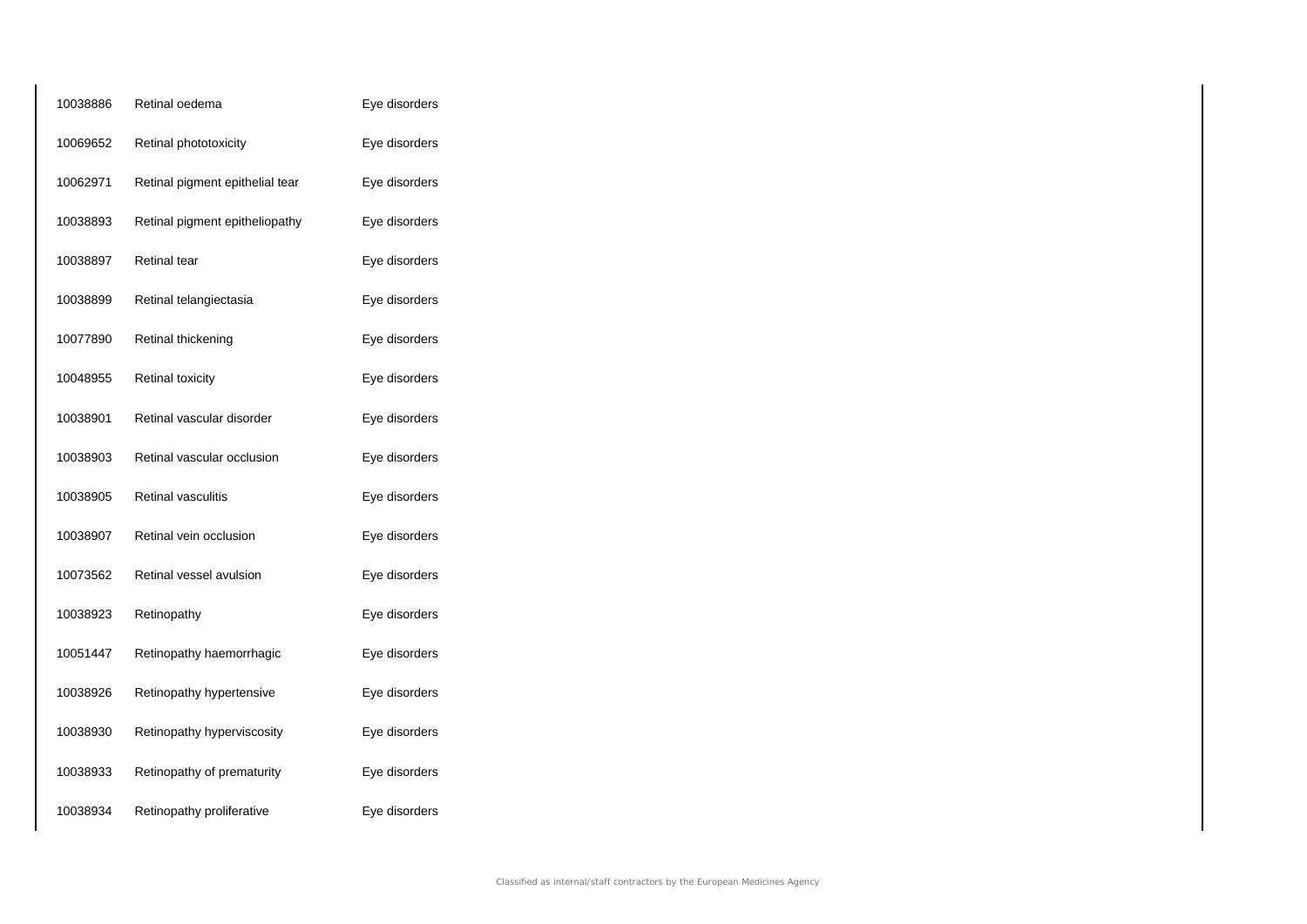| | | |
|---|---|---|
| 10038886 | Retinal oedema | Eye disorders |
| 10069652 | Retinal phototoxicity | Eye disorders |
| 10062971 | Retinal pigment epithelial tear | Eye disorders |
| 10038893 | Retinal pigment epitheliopathy | Eye disorders |
| 10038897 | Retinal tear | Eye disorders |
| 10038899 | Retinal telangiectasia | Eye disorders |
| 10077890 | Retinal thickening | Eye disorders |
| 10048955 | Retinal toxicity | Eye disorders |
| 10038901 | Retinal vascular disorder | Eye disorders |
| 10038903 | Retinal vascular occlusion | Eye disorders |
| 10038905 | Retinal vasculitis | Eye disorders |
| 10038907 | Retinal vein occlusion | Eye disorders |
| 10073562 | Retinal vessel avulsion | Eye disorders |
| 10038923 | Retinopathy | Eye disorders |
| 10051447 | Retinopathy haemorrhagic | Eye disorders |
| 10038926 | Retinopathy hypertensive | Eye disorders |
| 10038930 | Retinopathy hyperviscosity | Eye disorders |
| 10038933 | Retinopathy of prematurity | Eye disorders |
| 10038934 | Retinopathy proliferative | Eye disorders |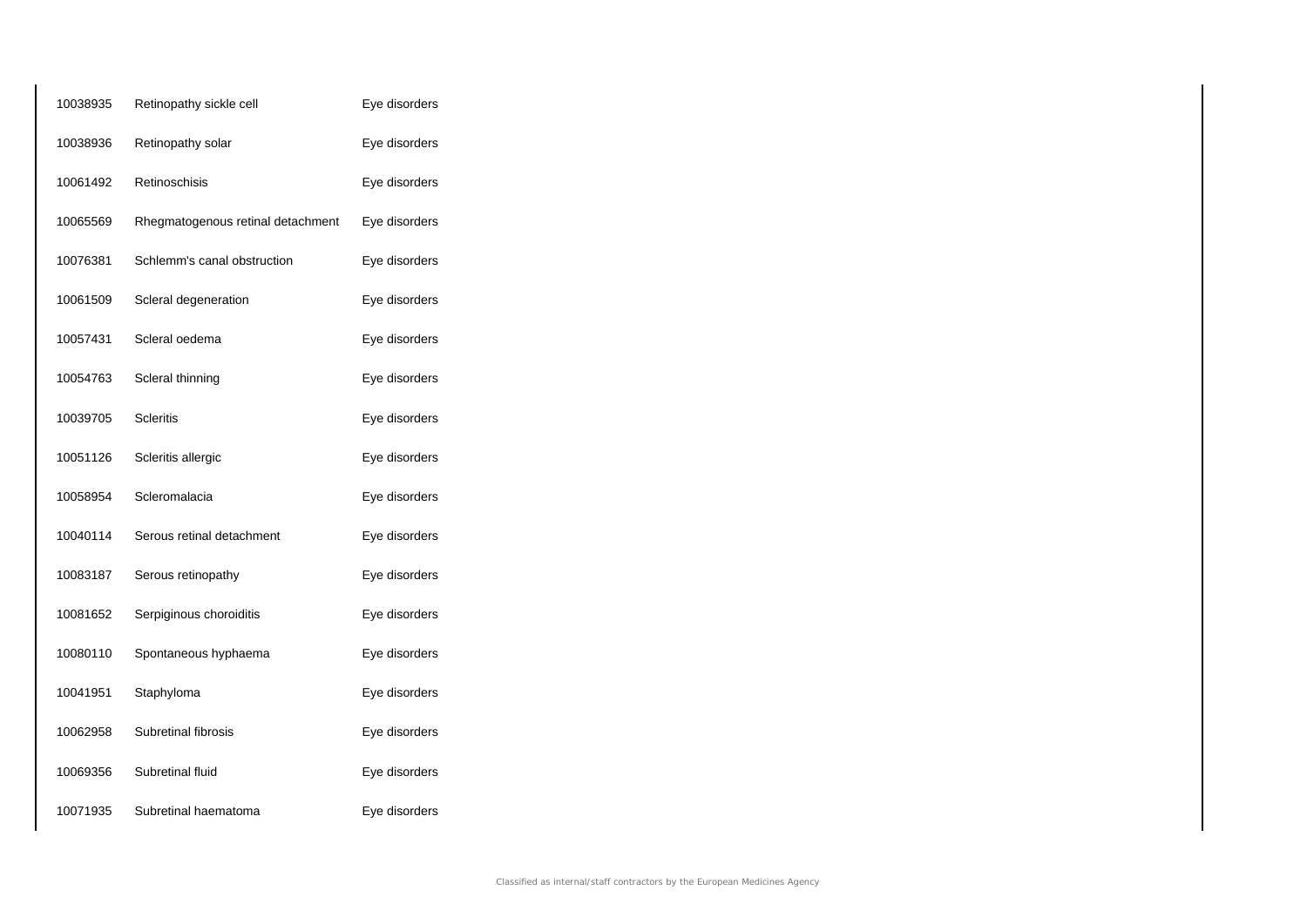| | | |
|---|---|---|
| 10038935 | Retinopathy sickle cell | Eye disorders |
| 10038936 | Retinopathy solar | Eye disorders |
| 10061492 | Retinoschisis | Eye disorders |
| 10065569 | Rhegmatogenous retinal detachment | Eye disorders |
| 10076381 | Schlemm's canal obstruction | Eye disorders |
| 10061509 | Scleral degeneration | Eye disorders |
| 10057431 | Scleral oedema | Eye disorders |
| 10054763 | Scleral thinning | Eye disorders |
| 10039705 | Scleritis | Eye disorders |
| 10051126 | Scleritis allergic | Eye disorders |
| 10058954 | Scleromalacia | Eye disorders |
| 10040114 | Serous retinal detachment | Eye disorders |
| 10083187 | Serous retinopathy | Eye disorders |
| 10081652 | Serpiginous choroiditis | Eye disorders |
| 10080110 | Spontaneous hyphaema | Eye disorders |
| 10041951 | Staphyloma | Eye disorders |
| 10062958 | Subretinal fibrosis | Eye disorders |
| 10069356 | Subretinal fluid | Eye disorders |
| 10071935 | Subretinal haematoma | Eye disorders |

Classified as internal/staff contractors by the European Medicines Agency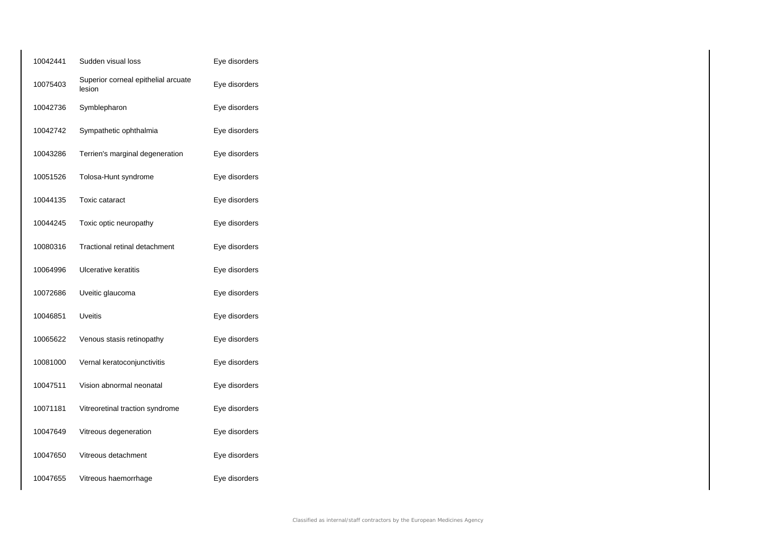| | | |
|---|---|---|
| 10042441 | Sudden visual loss | Eye disorders |
| 10075403 | Superior corneal epithelial arcuate lesion | Eye disorders |
| 10042736 | Symblepharon | Eye disorders |
| 10042742 | Sympathetic ophthalmia | Eye disorders |
| 10043286 | Terrien's marginal degeneration | Eye disorders |
| 10051526 | Tolosa-Hunt syndrome | Eye disorders |
| 10044135 | Toxic cataract | Eye disorders |
| 10044245 | Toxic optic neuropathy | Eye disorders |
| 10080316 | Tractional retinal detachment | Eye disorders |
| 10064996 | Ulcerative keratitis | Eye disorders |
| 10072686 | Uveitic glaucoma | Eye disorders |
| 10046851 | Uveitis | Eye disorders |
| 10065622 | Venous stasis retinopathy | Eye disorders |
| 10081000 | Vernal keratoconjunctivitis | Eye disorders |
| 10047511 | Vision abnormal neonatal | Eye disorders |
| 10071181 | Vitreoretinal traction syndrome | Eye disorders |
| 10047649 | Vitreous degeneration | Eye disorders |
| 10047650 | Vitreous detachment | Eye disorders |
| 10047655 | Vitreous haemorrhage | Eye disorders |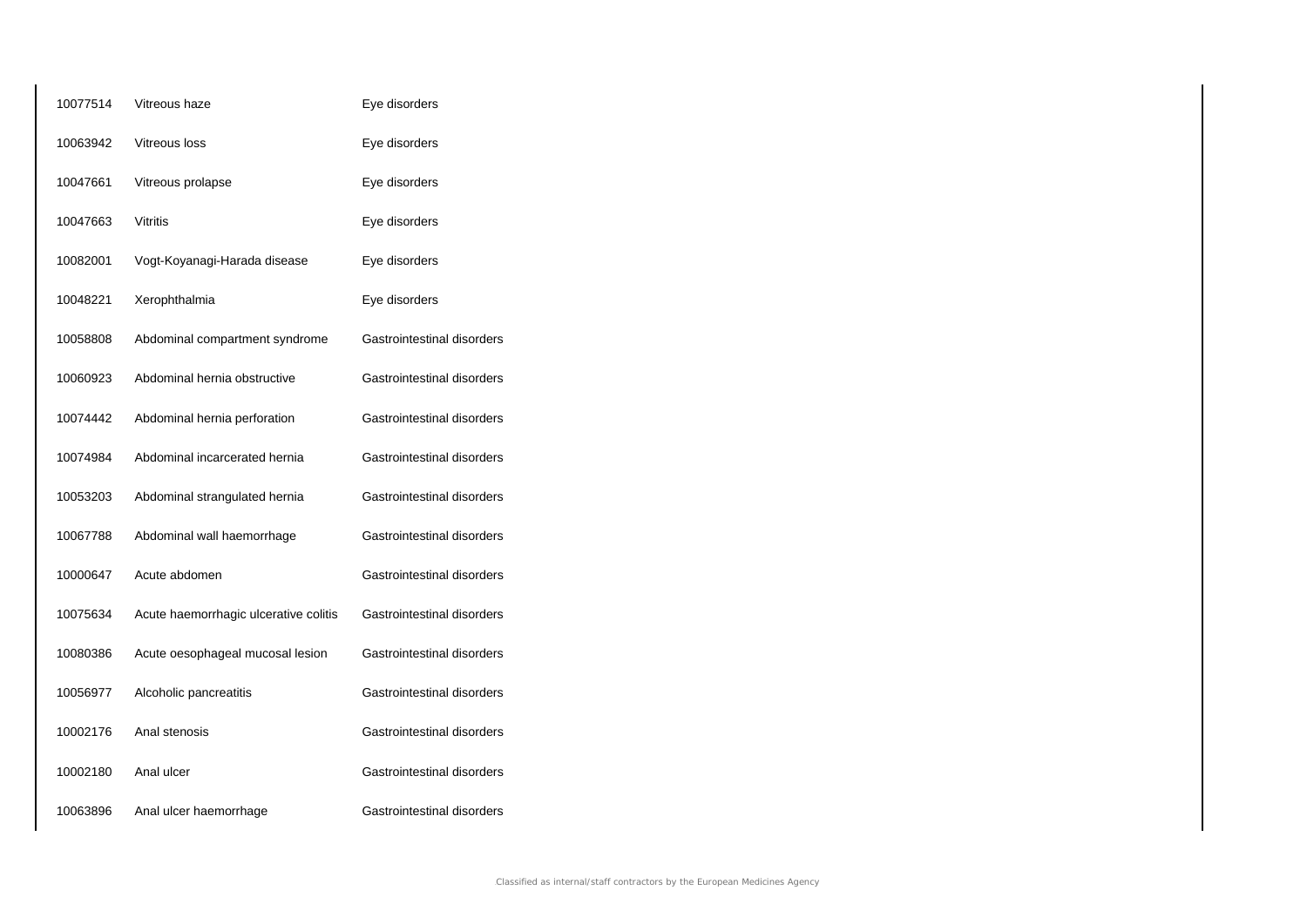| | | |
|---|---|---|
| 10077514 | Vitreous haze | Eye disorders |
| 10063942 | Vitreous loss | Eye disorders |
| 10047661 | Vitreous prolapse | Eye disorders |
| 10047663 | Vitritis | Eye disorders |
| 10082001 | Vogt-Koyanagi-Harada disease | Eye disorders |
| 10048221 | Xerophthalmia | Eye disorders |
| 10058808 | Abdominal compartment syndrome | Gastrointestinal disorders |
| 10060923 | Abdominal hernia obstructive | Gastrointestinal disorders |
| 10074442 | Abdominal hernia perforation | Gastrointestinal disorders |
| 10074984 | Abdominal incarcerated hernia | Gastrointestinal disorders |
| 10053203 | Abdominal strangulated hernia | Gastrointestinal disorders |
| 10067788 | Abdominal wall haemorrhage | Gastrointestinal disorders |
| 10000647 | Acute abdomen | Gastrointestinal disorders |
| 10075634 | Acute haemorrhagic ulcerative colitis | Gastrointestinal disorders |
| 10080386 | Acute oesophageal mucosal lesion | Gastrointestinal disorders |
| 10056977 | Alcoholic pancreatitis | Gastrointestinal disorders |
| 10002176 | Anal stenosis | Gastrointestinal disorders |
| 10002180 | Anal ulcer | Gastrointestinal disorders |
| 10063896 | Anal ulcer haemorrhage | Gastrointestinal disorders |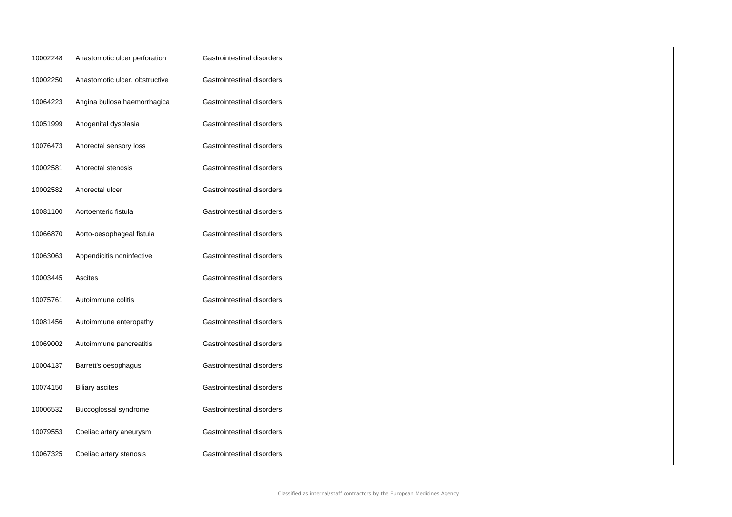| | | |
|---|---|---|
| 10002248 | Anastomotic ulcer perforation | Gastrointestinal disorders |
| 10002250 | Anastomotic ulcer, obstructive | Gastrointestinal disorders |
| 10064223 | Angina bullosa haemorrhagica | Gastrointestinal disorders |
| 10051999 | Anogenital dysplasia | Gastrointestinal disorders |
| 10076473 | Anorectal sensory loss | Gastrointestinal disorders |
| 10002581 | Anorectal stenosis | Gastrointestinal disorders |
| 10002582 | Anorectal ulcer | Gastrointestinal disorders |
| 10081100 | Aortoenteric fistula | Gastrointestinal disorders |
| 10066870 | Aorto-oesophageal fistula | Gastrointestinal disorders |
| 10063063 | Appendicitis noninfective | Gastrointestinal disorders |
| 10003445 | Ascites | Gastrointestinal disorders |
| 10075761 | Autoimmune colitis | Gastrointestinal disorders |
| 10081456 | Autoimmune enteropathy | Gastrointestinal disorders |
| 10069002 | Autoimmune pancreatitis | Gastrointestinal disorders |
| 10004137 | Barrett's oesophagus | Gastrointestinal disorders |
| 10074150 | Biliary ascites | Gastrointestinal disorders |
| 10006532 | Buccoglossal syndrome | Gastrointestinal disorders |
| 10079553 | Coeliac artery aneurysm | Gastrointestinal disorders |
| 10067325 | Coeliac artery stenosis | Gastrointestinal disorders |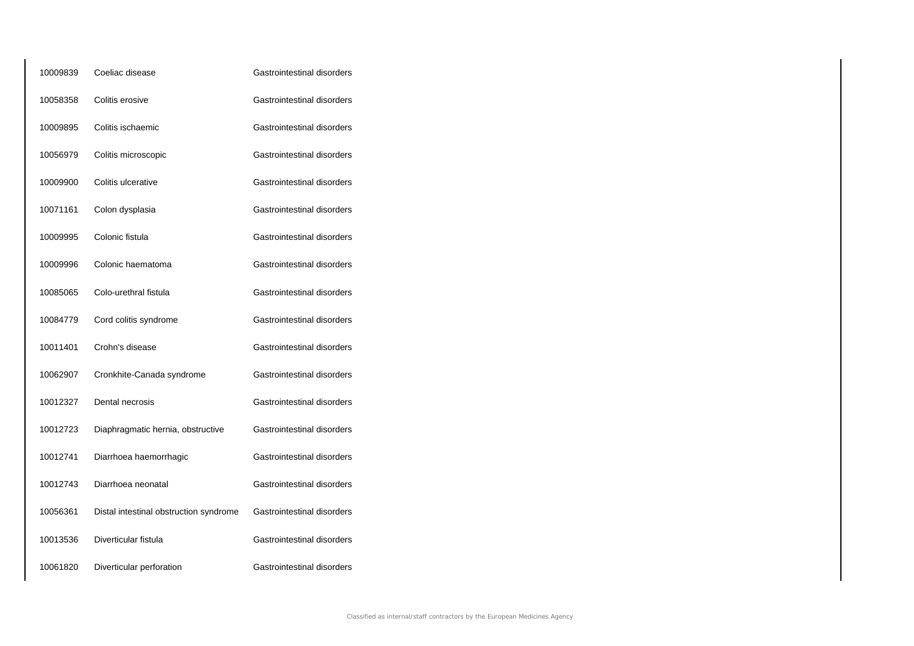| | | |
|---|---|---|
| 10009839 | Coeliac disease | Gastrointestinal disorders |
| 10058358 | Colitis erosive | Gastrointestinal disorders |
| 10009895 | Colitis ischaemic | Gastrointestinal disorders |
| 10056979 | Colitis microscopic | Gastrointestinal disorders |
| 10009900 | Colitis ulcerative | Gastrointestinal disorders |
| 10071161 | Colon dysplasia | Gastrointestinal disorders |
| 10009995 | Colonic fistula | Gastrointestinal disorders |
| 10009996 | Colonic haematoma | Gastrointestinal disorders |
| 10085065 | Colo-urethral fistula | Gastrointestinal disorders |
| 10084779 | Cord colitis syndrome | Gastrointestinal disorders |
| 10011401 | Crohn's disease | Gastrointestinal disorders |
| 10062907 | Cronkhite-Canada syndrome | Gastrointestinal disorders |
| 10012327 | Dental necrosis | Gastrointestinal disorders |
| 10012723 | Diaphragmatic hernia, obstructive | Gastrointestinal disorders |
| 10012741 | Diarrhoea haemorrhagic | Gastrointestinal disorders |
| 10012743 | Diarrhoea neonatal | Gastrointestinal disorders |
| 10056361 | Distal intestinal obstruction syndrome | Gastrointestinal disorders |
| 10013536 | Diverticular fistula | Gastrointestinal disorders |
| 10061820 | Diverticular perforation | Gastrointestinal disorders |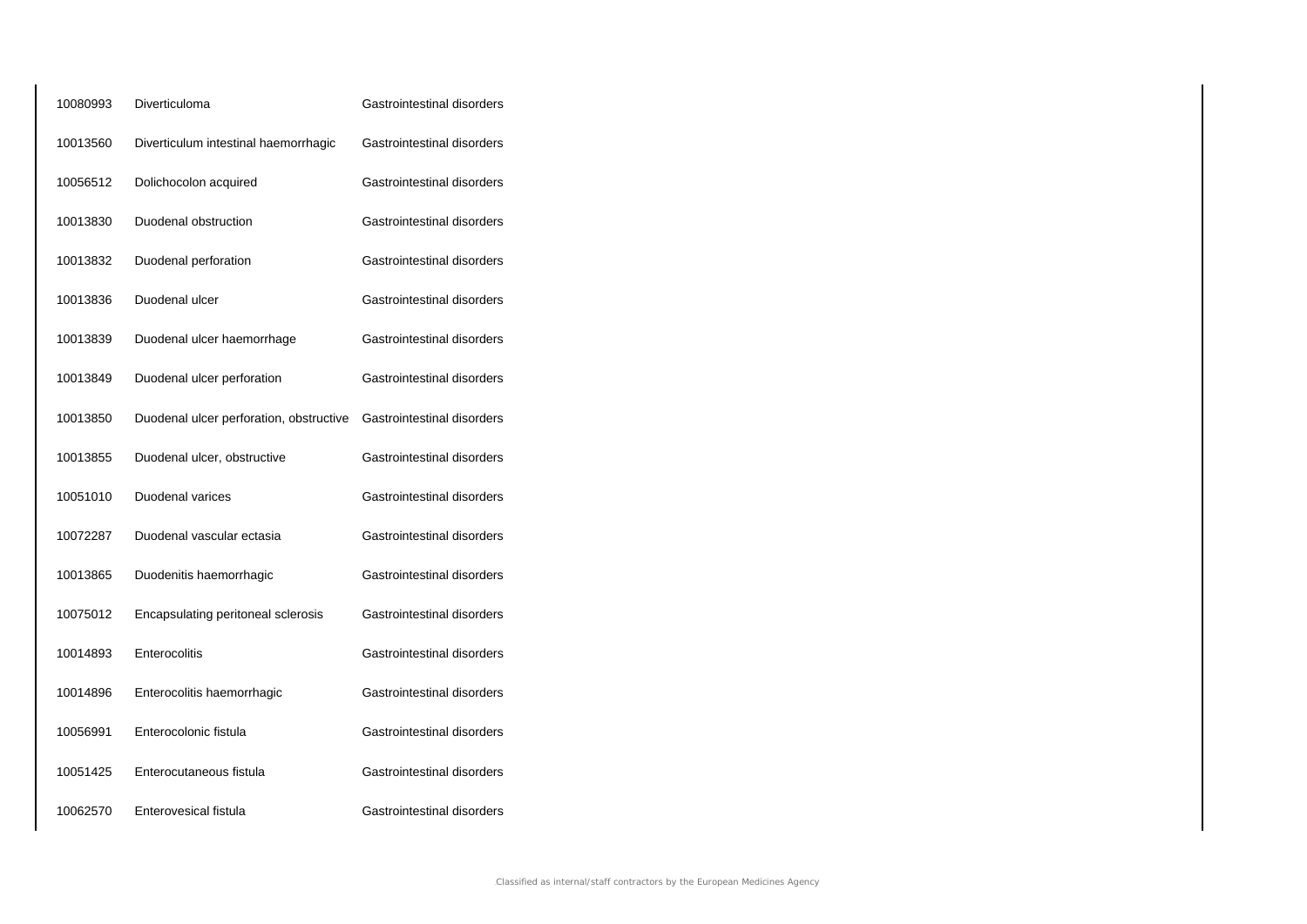| | | |
|---|---|---|
| 10080993 | Diverticuloma | Gastrointestinal disorders |
| 10013560 | Diverticulum intestinal haemorrhagic | Gastrointestinal disorders |
| 10056512 | Dolichocolon acquired | Gastrointestinal disorders |
| 10013830 | Duodenal obstruction | Gastrointestinal disorders |
| 10013832 | Duodenal perforation | Gastrointestinal disorders |
| 10013836 | Duodenal ulcer | Gastrointestinal disorders |
| 10013839 | Duodenal ulcer haemorrhage | Gastrointestinal disorders |
| 10013849 | Duodenal ulcer perforation | Gastrointestinal disorders |
| 10013850 | Duodenal ulcer perforation, obstructive | Gastrointestinal disorders |
| 10013855 | Duodenal ulcer, obstructive | Gastrointestinal disorders |
| 10051010 | Duodenal varices | Gastrointestinal disorders |
| 10072287 | Duodenal vascular ectasia | Gastrointestinal disorders |
| 10013865 | Duodenitis haemorrhagic | Gastrointestinal disorders |
| 10075012 | Encapsulating peritoneal sclerosis | Gastrointestinal disorders |
| 10014893 | Enterocolitis | Gastrointestinal disorders |
| 10014896 | Enterocolitis haemorrhagic | Gastrointestinal disorders |
| 10056991 | Enterocolonic fistula | Gastrointestinal disorders |
| 10051425 | Enterocutaneous fistula | Gastrointestinal disorders |
| 10062570 | Enterovesical fistula | Gastrointestinal disorders |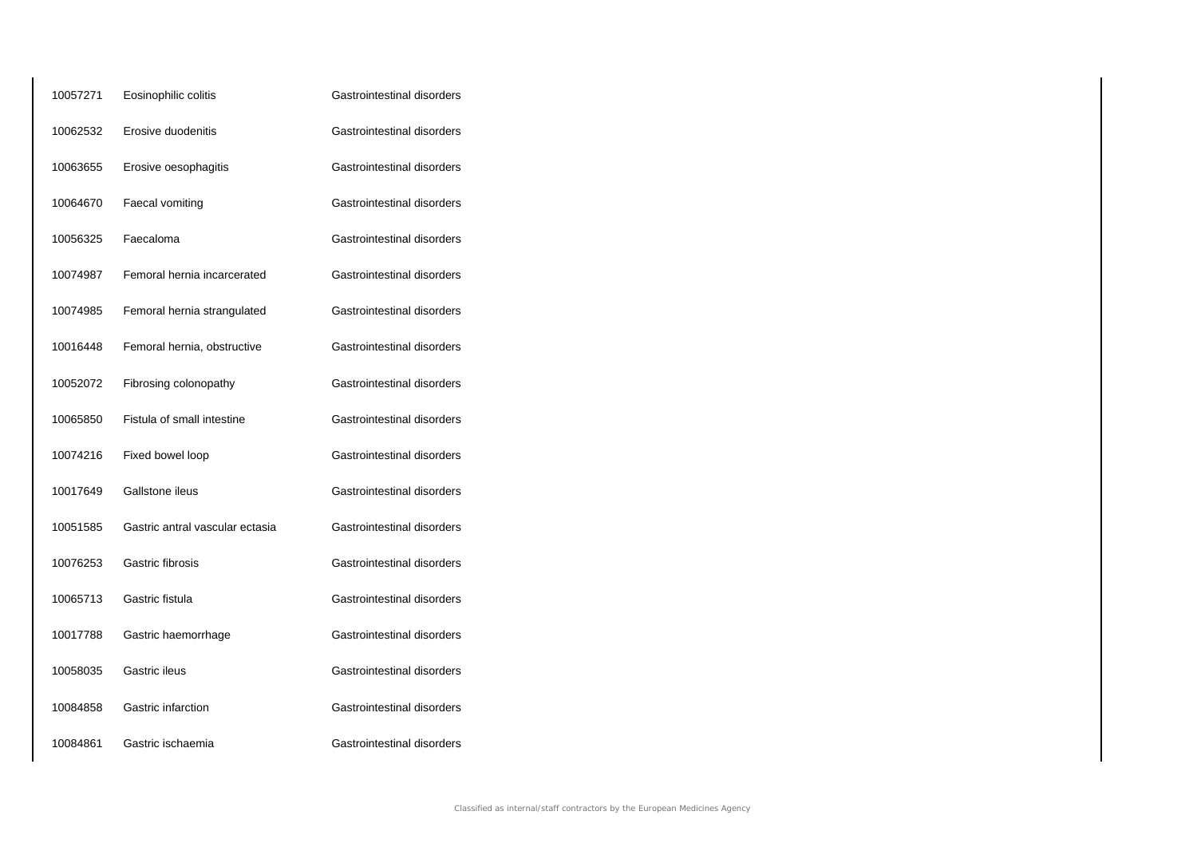| | | |
|---|---|---|
| 10057271 | Eosinophilic colitis | Gastrointestinal disorders |
| 10062532 | Erosive duodenitis | Gastrointestinal disorders |
| 10063655 | Erosive oesophagitis | Gastrointestinal disorders |
| 10064670 | Faecal vomiting | Gastrointestinal disorders |
| 10056325 | Faecaloma | Gastrointestinal disorders |
| 10074987 | Femoral hernia incarcerated | Gastrointestinal disorders |
| 10074985 | Femoral hernia strangulated | Gastrointestinal disorders |
| 10016448 | Femoral hernia, obstructive | Gastrointestinal disorders |
| 10052072 | Fibrosing colonopathy | Gastrointestinal disorders |
| 10065850 | Fistula of small intestine | Gastrointestinal disorders |
| 10074216 | Fixed bowel loop | Gastrointestinal disorders |
| 10017649 | Gallstone ileus | Gastrointestinal disorders |
| 10051585 | Gastric antral vascular ectasia | Gastrointestinal disorders |
| 10076253 | Gastric fibrosis | Gastrointestinal disorders |
| 10065713 | Gastric fistula | Gastrointestinal disorders |
| 10017788 | Gastric haemorrhage | Gastrointestinal disorders |
| 10058035 | Gastric ileus | Gastrointestinal disorders |
| 10084858 | Gastric infarction | Gastrointestinal disorders |
| 10084861 | Gastric ischaemia | Gastrointestinal disorders |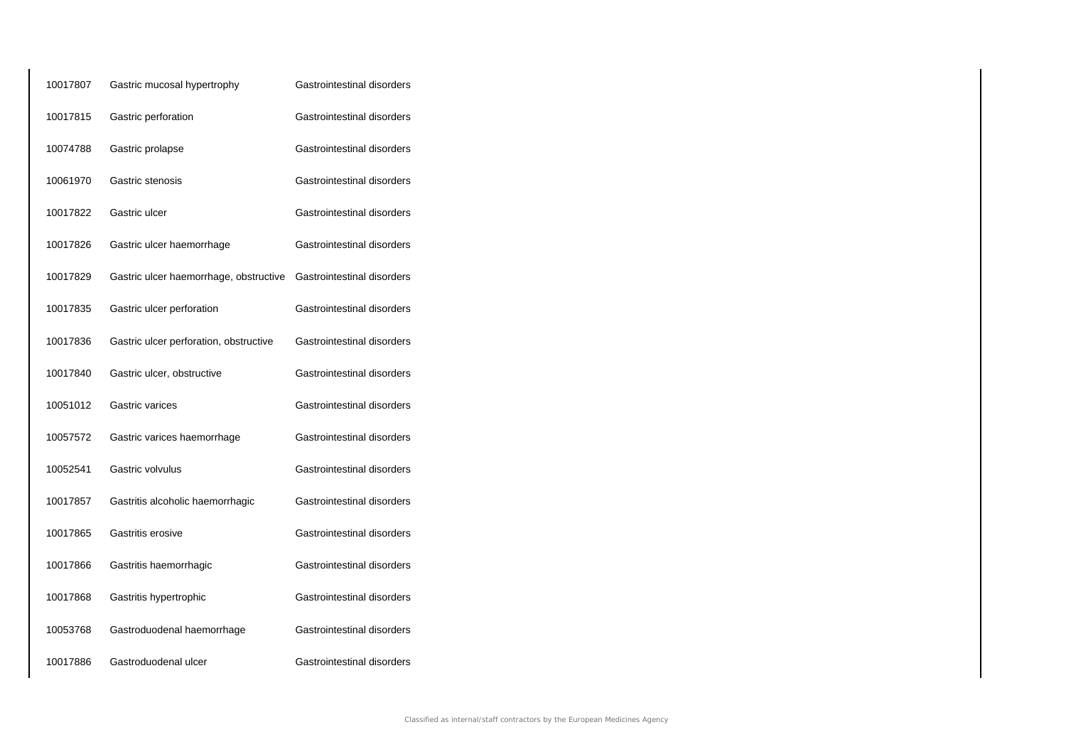| | | |
|---|---|---|
| 10017807 | Gastric mucosal hypertrophy | Gastrointestinal disorders |
| 10017815 | Gastric perforation | Gastrointestinal disorders |
| 10074788 | Gastric prolapse | Gastrointestinal disorders |
| 10061970 | Gastric stenosis | Gastrointestinal disorders |
| 10017822 | Gastric ulcer | Gastrointestinal disorders |
| 10017826 | Gastric ulcer haemorrhage | Gastrointestinal disorders |
| 10017829 | Gastric ulcer haemorrhage, obstructive | Gastrointestinal disorders |
| 10017835 | Gastric ulcer perforation | Gastrointestinal disorders |
| 10017836 | Gastric ulcer perforation, obstructive | Gastrointestinal disorders |
| 10017840 | Gastric ulcer, obstructive | Gastrointestinal disorders |
| 10051012 | Gastric varices | Gastrointestinal disorders |
| 10057572 | Gastric varices haemorrhage | Gastrointestinal disorders |
| 10052541 | Gastric volvulus | Gastrointestinal disorders |
| 10017857 | Gastritis alcoholic haemorrhagic | Gastrointestinal disorders |
| 10017865 | Gastritis erosive | Gastrointestinal disorders |
| 10017866 | Gastritis haemorrhagic | Gastrointestinal disorders |
| 10017868 | Gastritis hypertrophic | Gastrointestinal disorders |
| 10053768 | Gastroduodenal haemorrhage | Gastrointestinal disorders |
| 10017886 | Gastroduodenal ulcer | Gastrointestinal disorders |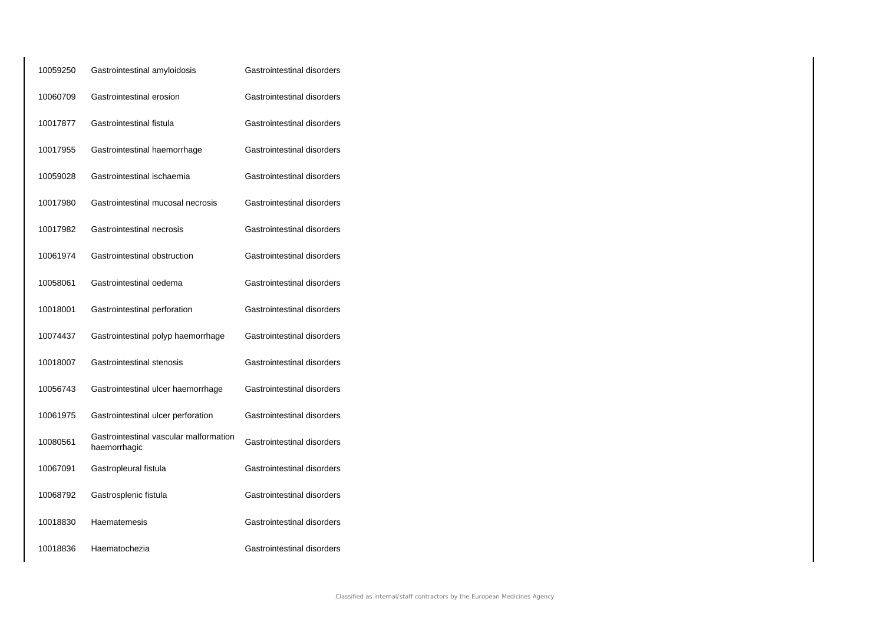| | | |
|---|---|---|
| 10059250 | Gastrointestinal amyloidosis | Gastrointestinal disorders |
| 10060709 | Gastrointestinal erosion | Gastrointestinal disorders |
| 10017877 | Gastrointestinal fistula | Gastrointestinal disorders |
| 10017955 | Gastrointestinal haemorrhage | Gastrointestinal disorders |
| 10059028 | Gastrointestinal ischaemia | Gastrointestinal disorders |
| 10017980 | Gastrointestinal mucosal necrosis | Gastrointestinal disorders |
| 10017982 | Gastrointestinal necrosis | Gastrointestinal disorders |
| 10061974 | Gastrointestinal obstruction | Gastrointestinal disorders |
| 10058061 | Gastrointestinal oedema | Gastrointestinal disorders |
| 10018001 | Gastrointestinal perforation | Gastrointestinal disorders |
| 10074437 | Gastrointestinal polyp haemorrhage | Gastrointestinal disorders |
| 10018007 | Gastrointestinal stenosis | Gastrointestinal disorders |
| 10056743 | Gastrointestinal ulcer haemorrhage | Gastrointestinal disorders |
| 10061975 | Gastrointestinal ulcer perforation | Gastrointestinal disorders |
| 10080561 | Gastrointestinal vascular malformation haemorrhagic | Gastrointestinal disorders |
| 10067091 | Gastropleural fistula | Gastrointestinal disorders |
| 10068792 | Gastrosplenic fistula | Gastrointestinal disorders |
| 10018830 | Haematemesis | Gastrointestinal disorders |
| 10018836 | Haematochezia | Gastrointestinal disorders |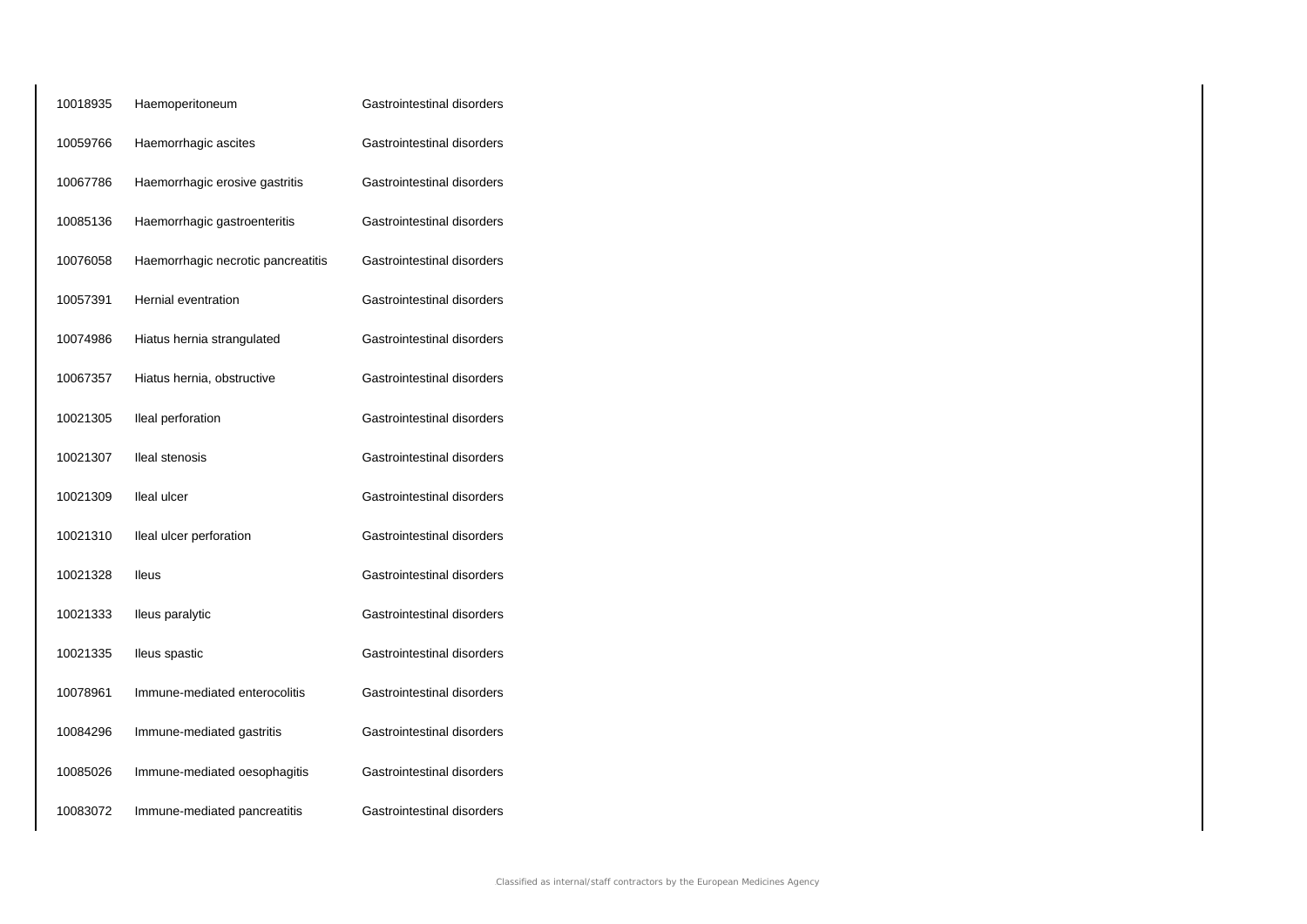| | | |
|---|---|---|
| 10018935 | Haemoperitoneum | Gastrointestinal disorders |
| 10059766 | Haemorrhagic ascites | Gastrointestinal disorders |
| 10067786 | Haemorrhagic erosive gastritis | Gastrointestinal disorders |
| 10085136 | Haemorrhagic gastroenteritis | Gastrointestinal disorders |
| 10076058 | Haemorrhagic necrotic pancreatitis | Gastrointestinal disorders |
| 10057391 | Hernial eventration | Gastrointestinal disorders |
| 10074986 | Hiatus hernia strangulated | Gastrointestinal disorders |
| 10067357 | Hiatus hernia, obstructive | Gastrointestinal disorders |
| 10021305 | Ileal perforation | Gastrointestinal disorders |
| 10021307 | Ileal stenosis | Gastrointestinal disorders |
| 10021309 | Ileal ulcer | Gastrointestinal disorders |
| 10021310 | Ileal ulcer perforation | Gastrointestinal disorders |
| 10021328 | Ileus | Gastrointestinal disorders |
| 10021333 | Ileus paralytic | Gastrointestinal disorders |
| 10021335 | Ileus spastic | Gastrointestinal disorders |
| 10078961 | Immune-mediated enterocolitis | Gastrointestinal disorders |
| 10084296 | Immune-mediated gastritis | Gastrointestinal disorders |
| 10085026 | Immune-mediated oesophagitis | Gastrointestinal disorders |
| 10083072 | Immune-mediated pancreatitis | Gastrointestinal disorders |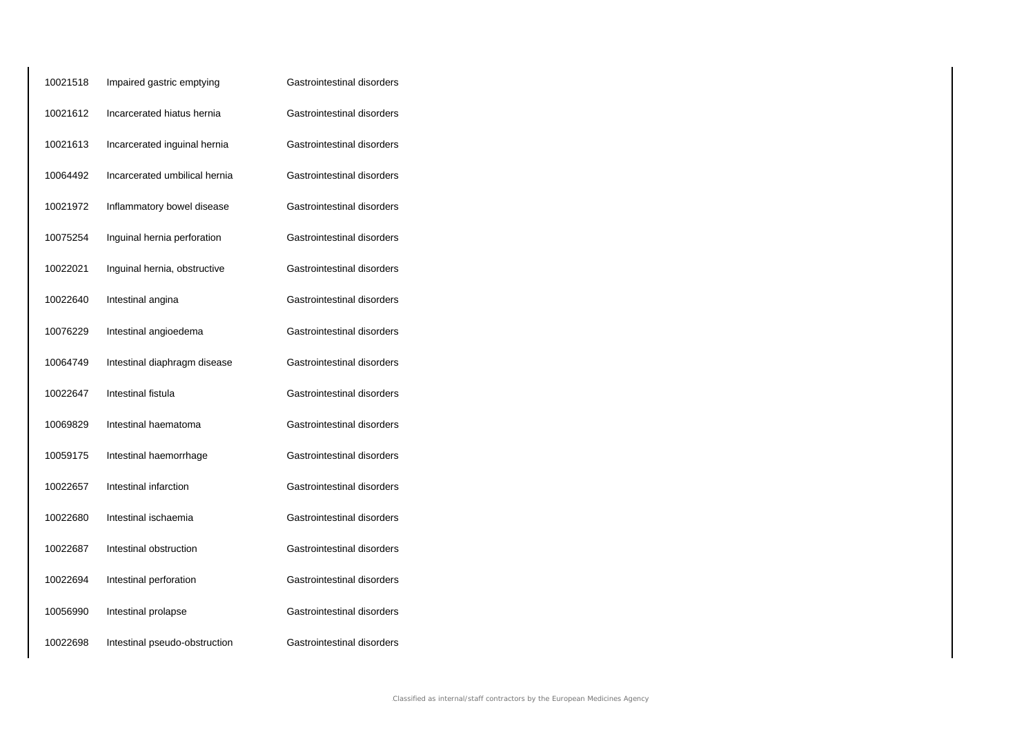| | | |
|---|---|---|
| 10021518 | Impaired gastric emptying | Gastrointestinal disorders |
| 10021612 | Incarcerated hiatus hernia | Gastrointestinal disorders |
| 10021613 | Incarcerated inguinal hernia | Gastrointestinal disorders |
| 10064492 | Incarcerated umbilical hernia | Gastrointestinal disorders |
| 10021972 | Inflammatory bowel disease | Gastrointestinal disorders |
| 10075254 | Inguinal hernia perforation | Gastrointestinal disorders |
| 10022021 | Inguinal hernia, obstructive | Gastrointestinal disorders |
| 10022640 | Intestinal angina | Gastrointestinal disorders |
| 10076229 | Intestinal angioedema | Gastrointestinal disorders |
| 10064749 | Intestinal diaphragm disease | Gastrointestinal disorders |
| 10022647 | Intestinal fistula | Gastrointestinal disorders |
| 10069829 | Intestinal haematoma | Gastrointestinal disorders |
| 10059175 | Intestinal haemorrhage | Gastrointestinal disorders |
| 10022657 | Intestinal infarction | Gastrointestinal disorders |
| 10022680 | Intestinal ischaemia | Gastrointestinal disorders |
| 10022687 | Intestinal obstruction | Gastrointestinal disorders |
| 10022694 | Intestinal perforation | Gastrointestinal disorders |
| 10056990 | Intestinal prolapse | Gastrointestinal disorders |
| 10022698 | Intestinal pseudo-obstruction | Gastrointestinal disorders |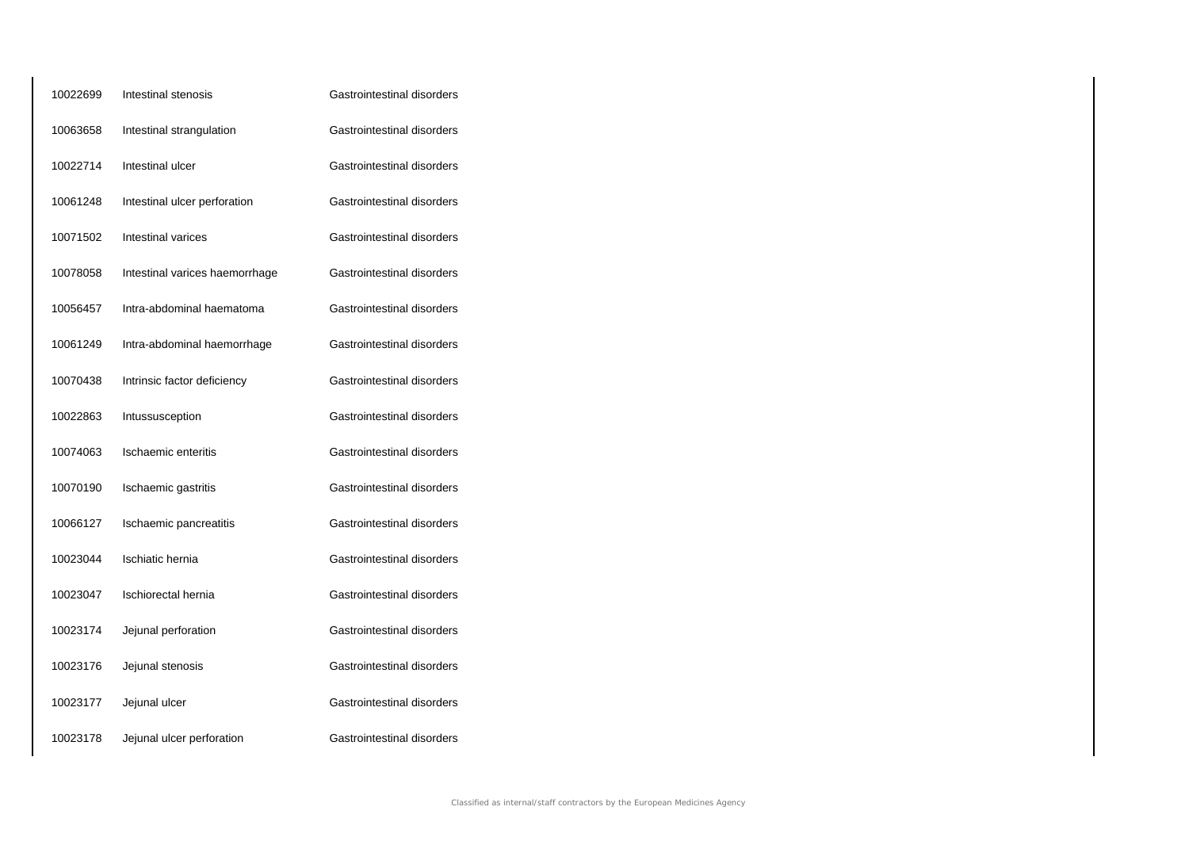| | | |
|---|---|---|
| 10022699 | Intestinal stenosis | Gastrointestinal disorders |
| 10063658 | Intestinal strangulation | Gastrointestinal disorders |
| 10022714 | Intestinal ulcer | Gastrointestinal disorders |
| 10061248 | Intestinal ulcer perforation | Gastrointestinal disorders |
| 10071502 | Intestinal varices | Gastrointestinal disorders |
| 10078058 | Intestinal varices haemorrhage | Gastrointestinal disorders |
| 10056457 | Intra-abdominal haematoma | Gastrointestinal disorders |
| 10061249 | Intra-abdominal haemorrhage | Gastrointestinal disorders |
| 10070438 | Intrinsic factor deficiency | Gastrointestinal disorders |
| 10022863 | Intussusception | Gastrointestinal disorders |
| 10074063 | Ischaemic enteritis | Gastrointestinal disorders |
| 10070190 | Ischaemic gastritis | Gastrointestinal disorders |
| 10066127 | Ischaemic pancreatitis | Gastrointestinal disorders |
| 10023044 | Ischiatic hernia | Gastrointestinal disorders |
| 10023047 | Ischiorectal hernia | Gastrointestinal disorders |
| 10023174 | Jejunal perforation | Gastrointestinal disorders |
| 10023176 | Jejunal stenosis | Gastrointestinal disorders |
| 10023177 | Jejunal ulcer | Gastrointestinal disorders |
| 10023178 | Jejunal ulcer perforation | Gastrointestinal disorders |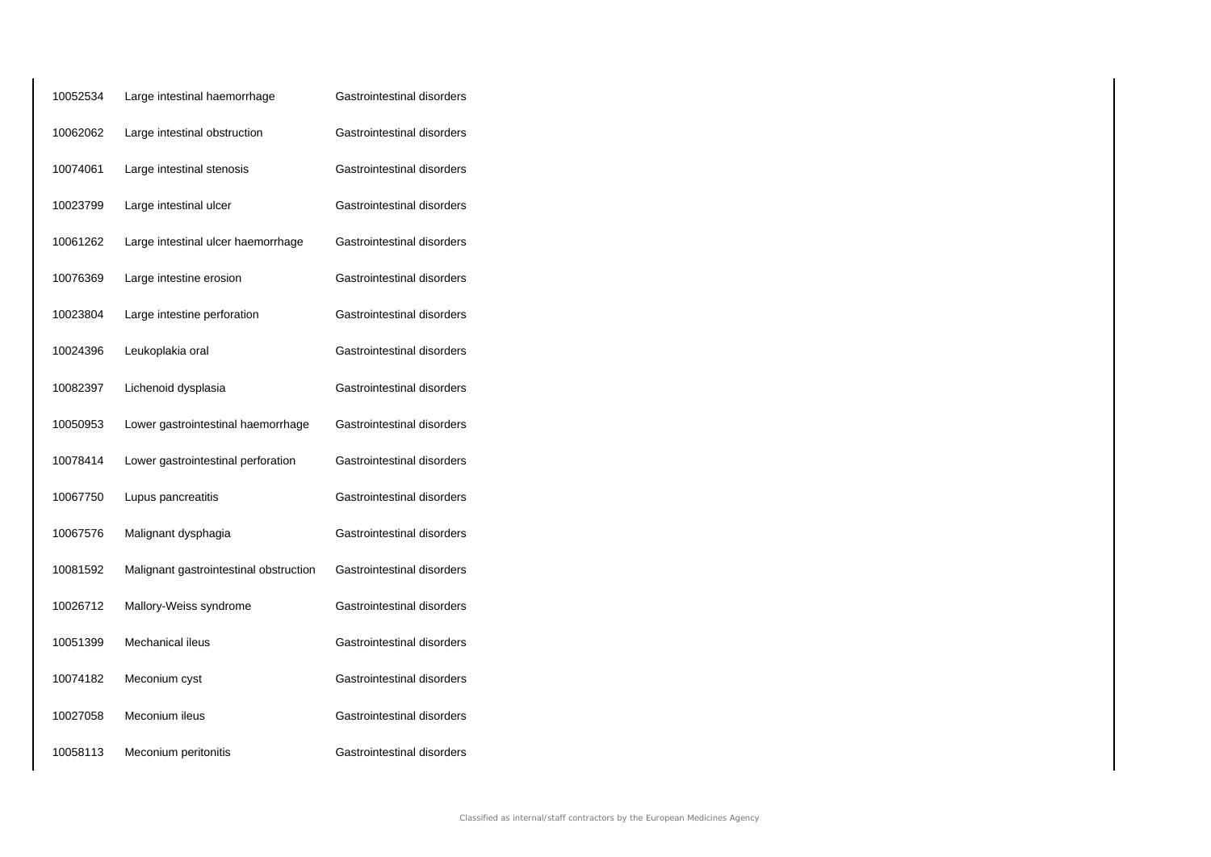| | | |
|---|---|---|
| 10052534 | Large intestinal haemorrhage | Gastrointestinal disorders |
| 10062062 | Large intestinal obstruction | Gastrointestinal disorders |
| 10074061 | Large intestinal stenosis | Gastrointestinal disorders |
| 10023799 | Large intestinal ulcer | Gastrointestinal disorders |
| 10061262 | Large intestinal ulcer haemorrhage | Gastrointestinal disorders |
| 10076369 | Large intestine erosion | Gastrointestinal disorders |
| 10023804 | Large intestine perforation | Gastrointestinal disorders |
| 10024396 | Leukoplakia oral | Gastrointestinal disorders |
| 10082397 | Lichenoid dysplasia | Gastrointestinal disorders |
| 10050953 | Lower gastrointestinal haemorrhage | Gastrointestinal disorders |
| 10078414 | Lower gastrointestinal perforation | Gastrointestinal disorders |
| 10067750 | Lupus pancreatitis | Gastrointestinal disorders |
| 10067576 | Malignant dysphagia | Gastrointestinal disorders |
| 10081592 | Malignant gastrointestinal obstruction | Gastrointestinal disorders |
| 10026712 | Mallory-Weiss syndrome | Gastrointestinal disorders |
| 10051399 | Mechanical ileus | Gastrointestinal disorders |
| 10074182 | Meconium cyst | Gastrointestinal disorders |
| 10027058 | Meconium ileus | Gastrointestinal disorders |
| 10058113 | Meconium peritonitis | Gastrointestinal disorders |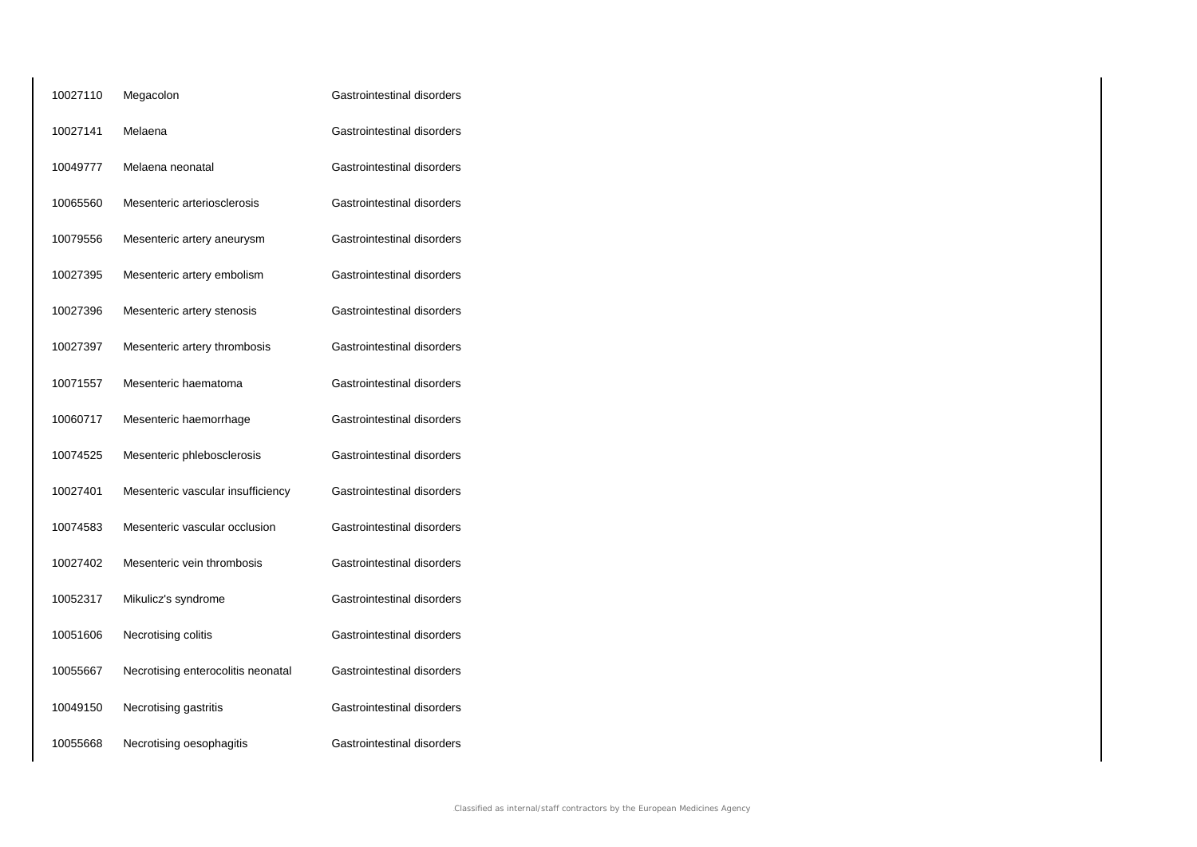| | | |
|---|---|---|
| 10027110 | Megacolon | Gastrointestinal disorders |
| 10027141 | Melaena | Gastrointestinal disorders |
| 10049777 | Melaena neonatal | Gastrointestinal disorders |
| 10065560 | Mesenteric arteriosclerosis | Gastrointestinal disorders |
| 10079556 | Mesenteric artery aneurysm | Gastrointestinal disorders |
| 10027395 | Mesenteric artery embolism | Gastrointestinal disorders |
| 10027396 | Mesenteric artery stenosis | Gastrointestinal disorders |
| 10027397 | Mesenteric artery thrombosis | Gastrointestinal disorders |
| 10071557 | Mesenteric haematoma | Gastrointestinal disorders |
| 10060717 | Mesenteric haemorrhage | Gastrointestinal disorders |
| 10074525 | Mesenteric phlebosclerosis | Gastrointestinal disorders |
| 10027401 | Mesenteric vascular insufficiency | Gastrointestinal disorders |
| 10074583 | Mesenteric vascular occlusion | Gastrointestinal disorders |
| 10027402 | Mesenteric vein thrombosis | Gastrointestinal disorders |
| 10052317 | Mikulicz's syndrome | Gastrointestinal disorders |
| 10051606 | Necrotising colitis | Gastrointestinal disorders |
| 10055667 | Necrotising enterocolitis neonatal | Gastrointestinal disorders |
| 10049150 | Necrotising gastritis | Gastrointestinal disorders |
| 10055668 | Necrotising oesophagitis | Gastrointestinal disorders |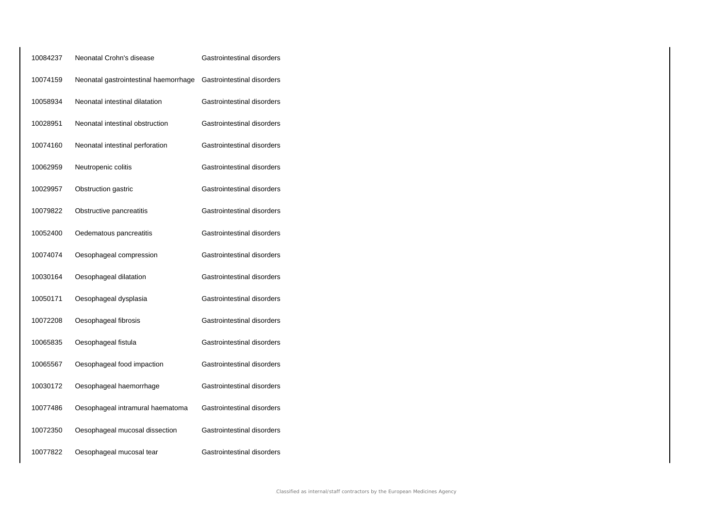| | | |
|---|---|---|
| 10084237 | Neonatal Crohn's disease | Gastrointestinal disorders |
| 10074159 | Neonatal gastrointestinal haemorrhage | Gastrointestinal disorders |
| 10058934 | Neonatal intestinal dilatation | Gastrointestinal disorders |
| 10028951 | Neonatal intestinal obstruction | Gastrointestinal disorders |
| 10074160 | Neonatal intestinal perforation | Gastrointestinal disorders |
| 10062959 | Neutropenic colitis | Gastrointestinal disorders |
| 10029957 | Obstruction gastric | Gastrointestinal disorders |
| 10079822 | Obstructive pancreatitis | Gastrointestinal disorders |
| 10052400 | Oedematous pancreatitis | Gastrointestinal disorders |
| 10074074 | Oesophageal compression | Gastrointestinal disorders |
| 10030164 | Oesophageal dilatation | Gastrointestinal disorders |
| 10050171 | Oesophageal dysplasia | Gastrointestinal disorders |
| 10072208 | Oesophageal fibrosis | Gastrointestinal disorders |
| 10065835 | Oesophageal fistula | Gastrointestinal disorders |
| 10065567 | Oesophageal food impaction | Gastrointestinal disorders |
| 10030172 | Oesophageal haemorrhage | Gastrointestinal disorders |
| 10077486 | Oesophageal intramural haematoma | Gastrointestinal disorders |
| 10072350 | Oesophageal mucosal dissection | Gastrointestinal disorders |
| 10077822 | Oesophageal mucosal tear | Gastrointestinal disorders |

Classified as internal/staff contractors by the European Medicines Agency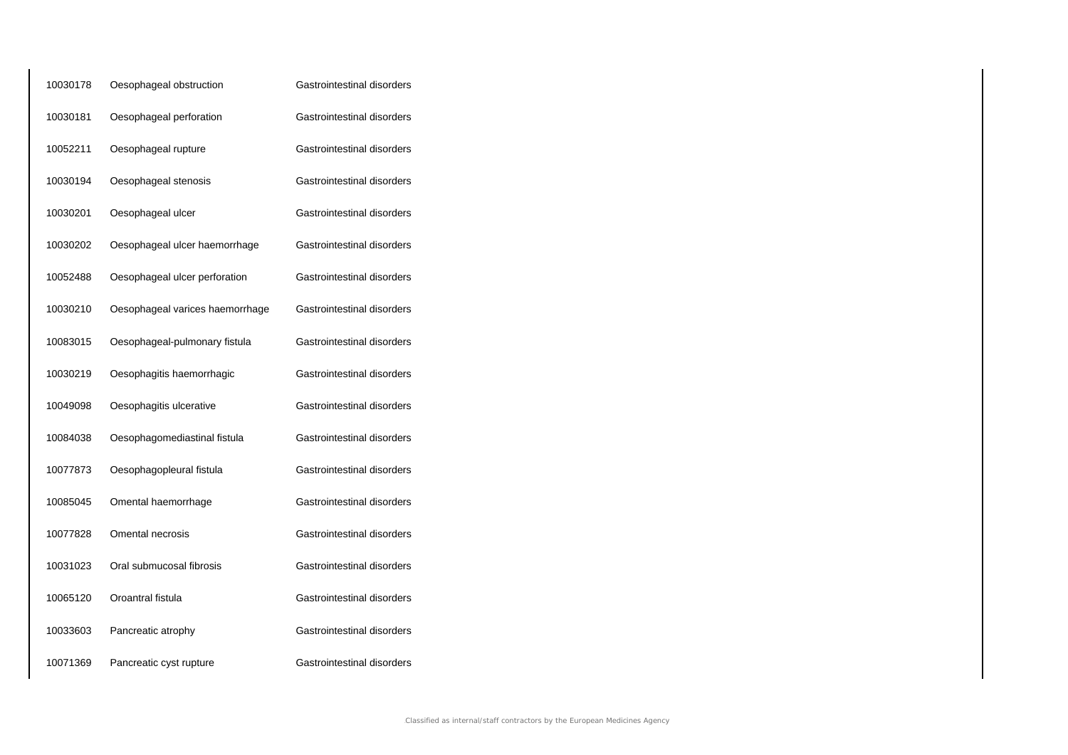| | | |
|---|---|---|
| 10030178 | Oesophageal obstruction | Gastrointestinal disorders |
| 10030181 | Oesophageal perforation | Gastrointestinal disorders |
| 10052211 | Oesophageal rupture | Gastrointestinal disorders |
| 10030194 | Oesophageal stenosis | Gastrointestinal disorders |
| 10030201 | Oesophageal ulcer | Gastrointestinal disorders |
| 10030202 | Oesophageal ulcer haemorrhage | Gastrointestinal disorders |
| 10052488 | Oesophageal ulcer perforation | Gastrointestinal disorders |
| 10030210 | Oesophageal varices haemorrhage | Gastrointestinal disorders |
| 10083015 | Oesophageal-pulmonary fistula | Gastrointestinal disorders |
| 10030219 | Oesophagitis haemorrhagic | Gastrointestinal disorders |
| 10049098 | Oesophagitis ulcerative | Gastrointestinal disorders |
| 10084038 | Oesophagomediastinal fistula | Gastrointestinal disorders |
| 10077873 | Oesophagopleural fistula | Gastrointestinal disorders |
| 10085045 | Omental haemorrhage | Gastrointestinal disorders |
| 10077828 | Omental necrosis | Gastrointestinal disorders |
| 10031023 | Oral submucosal fibrosis | Gastrointestinal disorders |
| 10065120 | Oroantral fistula | Gastrointestinal disorders |
| 10033603 | Pancreatic atrophy | Gastrointestinal disorders |
| 10071369 | Pancreatic cyst rupture | Gastrointestinal disorders |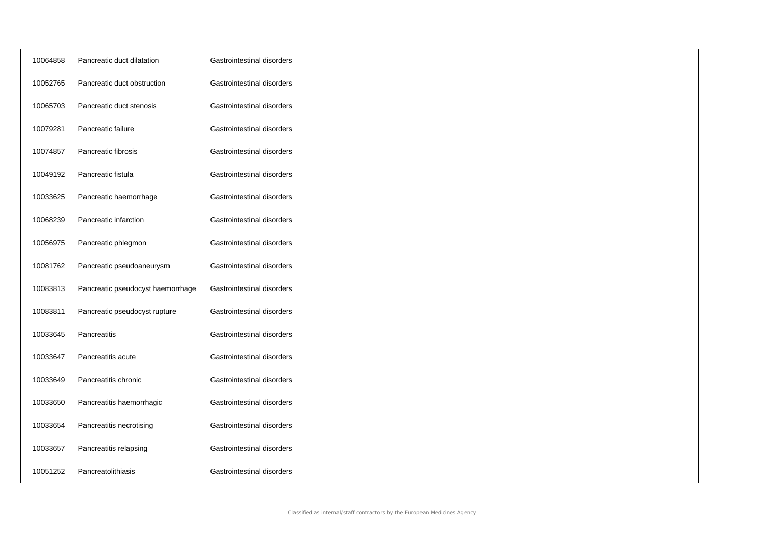| | | |
|---|---|---|
| 10064858 | Pancreatic duct dilatation | Gastrointestinal disorders |
| 10052765 | Pancreatic duct obstruction | Gastrointestinal disorders |
| 10065703 | Pancreatic duct stenosis | Gastrointestinal disorders |
| 10079281 | Pancreatic failure | Gastrointestinal disorders |
| 10074857 | Pancreatic fibrosis | Gastrointestinal disorders |
| 10049192 | Pancreatic fistula | Gastrointestinal disorders |
| 10033625 | Pancreatic haemorrhage | Gastrointestinal disorders |
| 10068239 | Pancreatic infarction | Gastrointestinal disorders |
| 10056975 | Pancreatic phlegmon | Gastrointestinal disorders |
| 10081762 | Pancreatic pseudoaneurysm | Gastrointestinal disorders |
| 10083813 | Pancreatic pseudocyst haemorrhage | Gastrointestinal disorders |
| 10083811 | Pancreatic pseudocyst rupture | Gastrointestinal disorders |
| 10033645 | Pancreatitis | Gastrointestinal disorders |
| 10033647 | Pancreatitis acute | Gastrointestinal disorders |
| 10033649 | Pancreatitis chronic | Gastrointestinal disorders |
| 10033650 | Pancreatitis haemorrhagic | Gastrointestinal disorders |
| 10033654 | Pancreatitis necrotising | Gastrointestinal disorders |
| 10033657 | Pancreatitis relapsing | Gastrointestinal disorders |
| 10051252 | Pancreatolithiasis | Gastrointestinal disorders |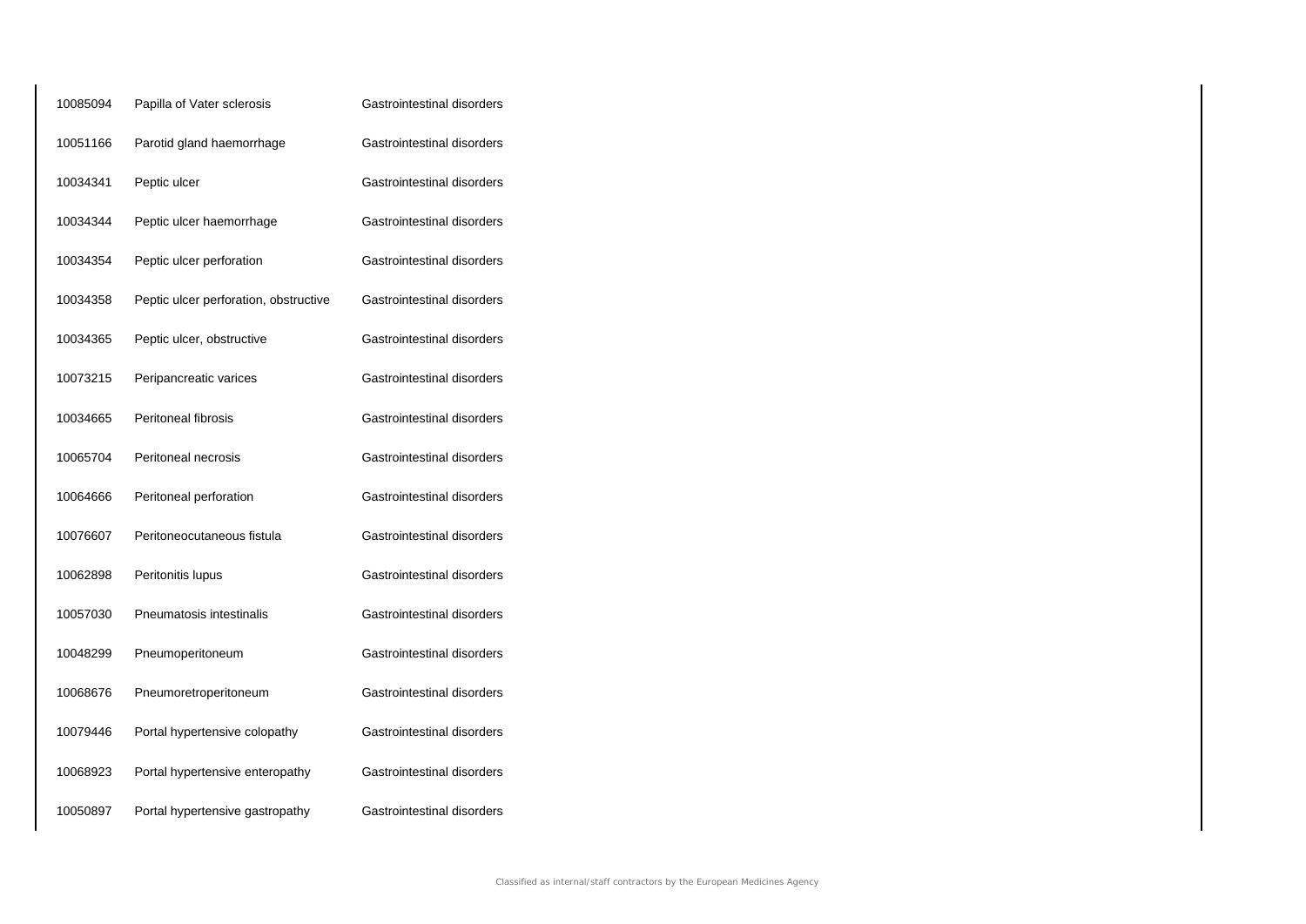| | | |
|---|---|---|
| 10085094 | Papilla of Vater sclerosis | Gastrointestinal disorders |
| 10051166 | Parotid gland haemorrhage | Gastrointestinal disorders |
| 10034341 | Peptic ulcer | Gastrointestinal disorders |
| 10034344 | Peptic ulcer haemorrhage | Gastrointestinal disorders |
| 10034354 | Peptic ulcer perforation | Gastrointestinal disorders |
| 10034358 | Peptic ulcer perforation, obstructive | Gastrointestinal disorders |
| 10034365 | Peptic ulcer, obstructive | Gastrointestinal disorders |
| 10073215 | Peripancreatic varices | Gastrointestinal disorders |
| 10034665 | Peritoneal fibrosis | Gastrointestinal disorders |
| 10065704 | Peritoneal necrosis | Gastrointestinal disorders |
| 10064666 | Peritoneal perforation | Gastrointestinal disorders |
| 10076607 | Peritoneocutaneous fistula | Gastrointestinal disorders |
| 10062898 | Peritonitis lupus | Gastrointestinal disorders |
| 10057030 | Pneumatosis intestinalis | Gastrointestinal disorders |
| 10048299 | Pneumoperitoneum | Gastrointestinal disorders |
| 10068676 | Pneumoretroperitoneum | Gastrointestinal disorders |
| 10079446 | Portal hypertensive colopathy | Gastrointestinal disorders |
| 10068923 | Portal hypertensive enteropathy | Gastrointestinal disorders |
| 10050897 | Portal hypertensive gastropathy | Gastrointestinal disorders |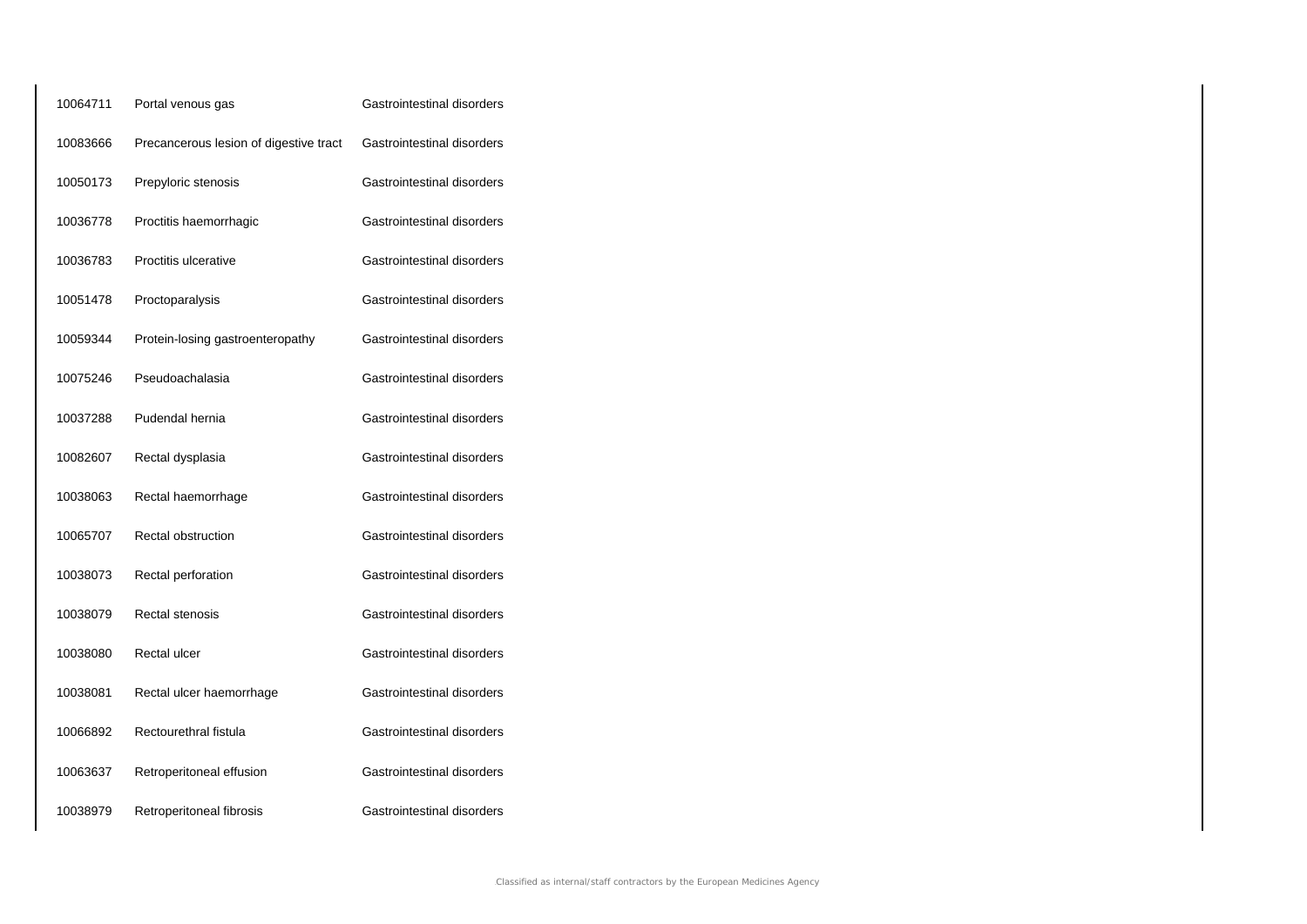| | | |
|---|---|---|
| 10064711 | Portal venous gas | Gastrointestinal disorders |
| 10083666 | Precancerous lesion of digestive tract | Gastrointestinal disorders |
| 10050173 | Prepyloric stenosis | Gastrointestinal disorders |
| 10036778 | Proctitis haemorrhagic | Gastrointestinal disorders |
| 10036783 | Proctitis ulcerative | Gastrointestinal disorders |
| 10051478 | Proctoparalysis | Gastrointestinal disorders |
| 10059344 | Protein-losing gastroenteropathy | Gastrointestinal disorders |
| 10075246 | Pseudoachalasia | Gastrointestinal disorders |
| 10037288 | Pudendal hernia | Gastrointestinal disorders |
| 10082607 | Rectal dysplasia | Gastrointestinal disorders |
| 10038063 | Rectal haemorrhage | Gastrointestinal disorders |
| 10065707 | Rectal obstruction | Gastrointestinal disorders |
| 10038073 | Rectal perforation | Gastrointestinal disorders |
| 10038079 | Rectal stenosis | Gastrointestinal disorders |
| 10038080 | Rectal ulcer | Gastrointestinal disorders |
| 10038081 | Rectal ulcer haemorrhage | Gastrointestinal disorders |
| 10066892 | Rectourethral fistula | Gastrointestinal disorders |
| 10063637 | Retroperitoneal effusion | Gastrointestinal disorders |
| 10038979 | Retroperitoneal fibrosis | Gastrointestinal disorders |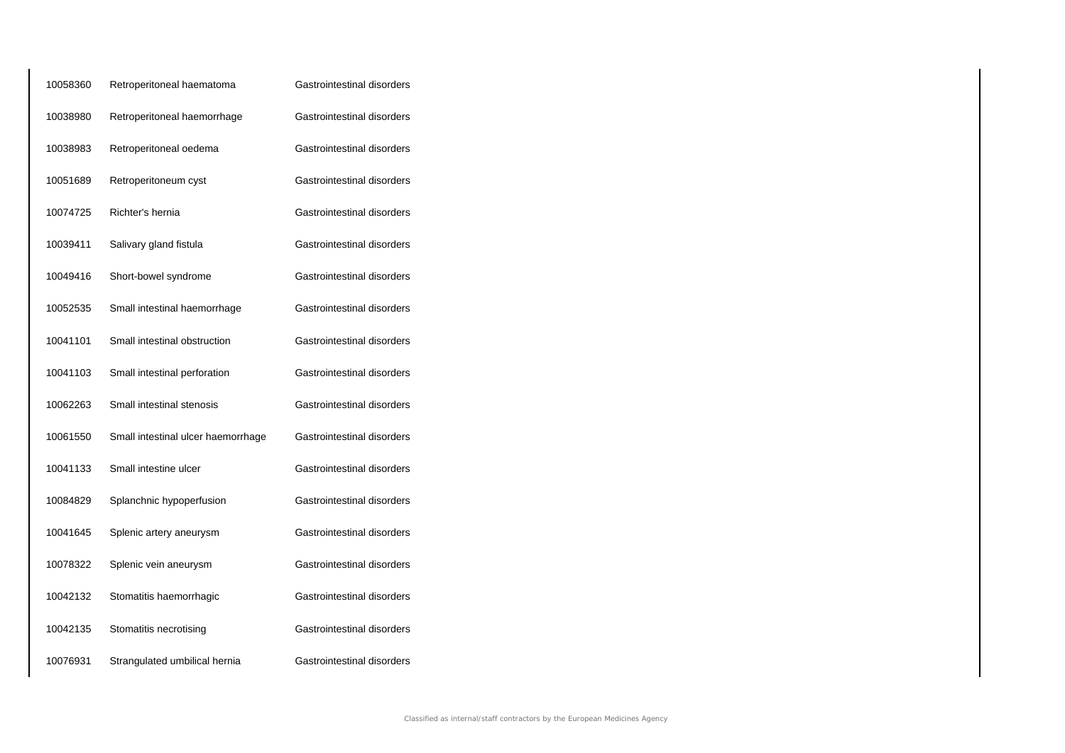| | | |
|---|---|---|
| 10058360 | Retroperitoneal haematoma | Gastrointestinal disorders |
| 10038980 | Retroperitoneal haemorrhage | Gastrointestinal disorders |
| 10038983 | Retroperitoneal oedema | Gastrointestinal disorders |
| 10051689 | Retroperitoneum cyst | Gastrointestinal disorders |
| 10074725 | Richter's hernia | Gastrointestinal disorders |
| 10039411 | Salivary gland fistula | Gastrointestinal disorders |
| 10049416 | Short-bowel syndrome | Gastrointestinal disorders |
| 10052535 | Small intestinal haemorrhage | Gastrointestinal disorders |
| 10041101 | Small intestinal obstruction | Gastrointestinal disorders |
| 10041103 | Small intestinal perforation | Gastrointestinal disorders |
| 10062263 | Small intestinal stenosis | Gastrointestinal disorders |
| 10061550 | Small intestinal ulcer haemorrhage | Gastrointestinal disorders |
| 10041133 | Small intestine ulcer | Gastrointestinal disorders |
| 10084829 | Splanchnic hypoperfusion | Gastrointestinal disorders |
| 10041645 | Splenic artery aneurysm | Gastrointestinal disorders |
| 10078322 | Splenic vein aneurysm | Gastrointestinal disorders |
| 10042132 | Stomatitis haemorrhagic | Gastrointestinal disorders |
| 10042135 | Stomatitis necrotising | Gastrointestinal disorders |
| 10076931 | Strangulated umbilical hernia | Gastrointestinal disorders |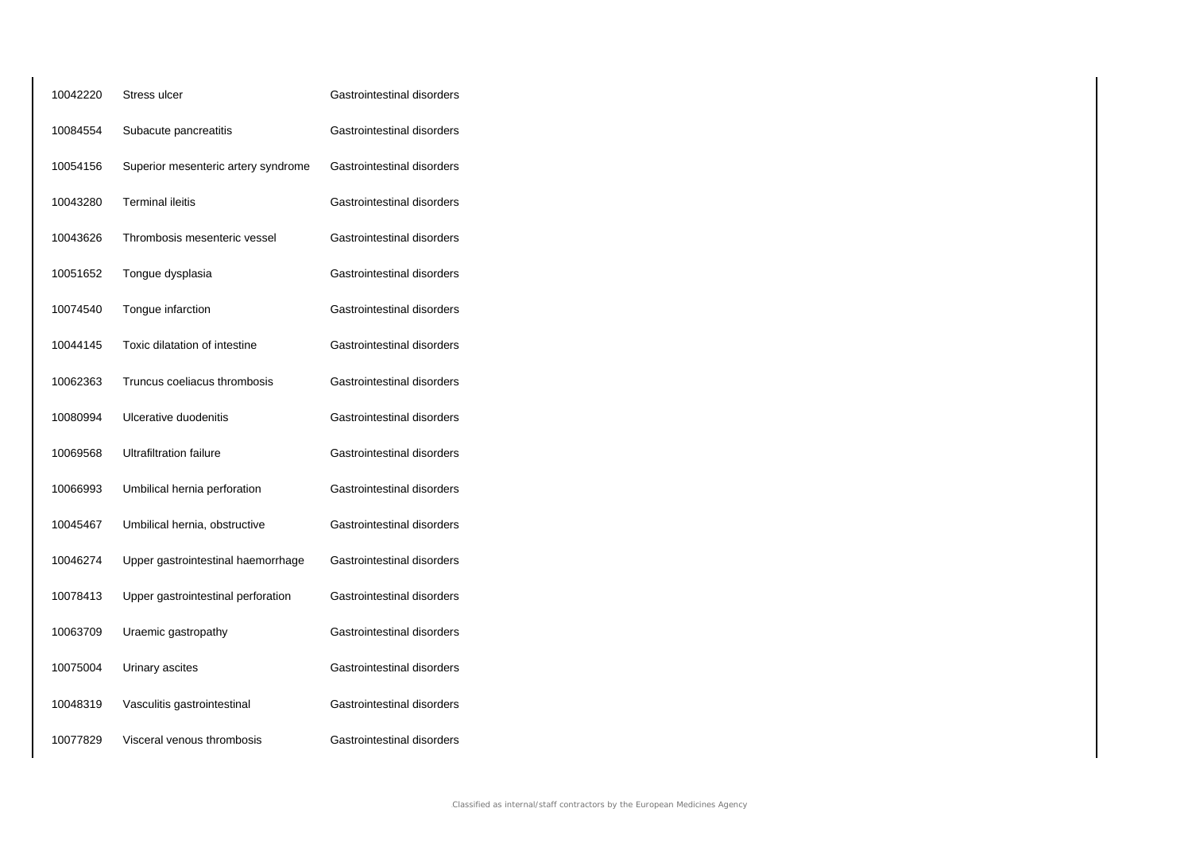| | | |
|---|---|---|
| 10042220 | Stress ulcer | Gastrointestinal disorders |
| 10084554 | Subacute pancreatitis | Gastrointestinal disorders |
| 10054156 | Superior mesenteric artery syndrome | Gastrointestinal disorders |
| 10043280 | Terminal ileitis | Gastrointestinal disorders |
| 10043626 | Thrombosis mesenteric vessel | Gastrointestinal disorders |
| 10051652 | Tongue dysplasia | Gastrointestinal disorders |
| 10074540 | Tongue infarction | Gastrointestinal disorders |
| 10044145 | Toxic dilatation of intestine | Gastrointestinal disorders |
| 10062363 | Truncus coeliacus thrombosis | Gastrointestinal disorders |
| 10080994 | Ulcerative duodenitis | Gastrointestinal disorders |
| 10069568 | Ultrafiltration failure | Gastrointestinal disorders |
| 10066993 | Umbilical hernia perforation | Gastrointestinal disorders |
| 10045467 | Umbilical hernia, obstructive | Gastrointestinal disorders |
| 10046274 | Upper gastrointestinal haemorrhage | Gastrointestinal disorders |
| 10078413 | Upper gastrointestinal perforation | Gastrointestinal disorders |
| 10063709 | Uraemic gastropathy | Gastrointestinal disorders |
| 10075004 | Urinary ascites | Gastrointestinal disorders |
| 10048319 | Vasculitis gastrointestinal | Gastrointestinal disorders |
| 10077829 | Visceral venous thrombosis | Gastrointestinal disorders |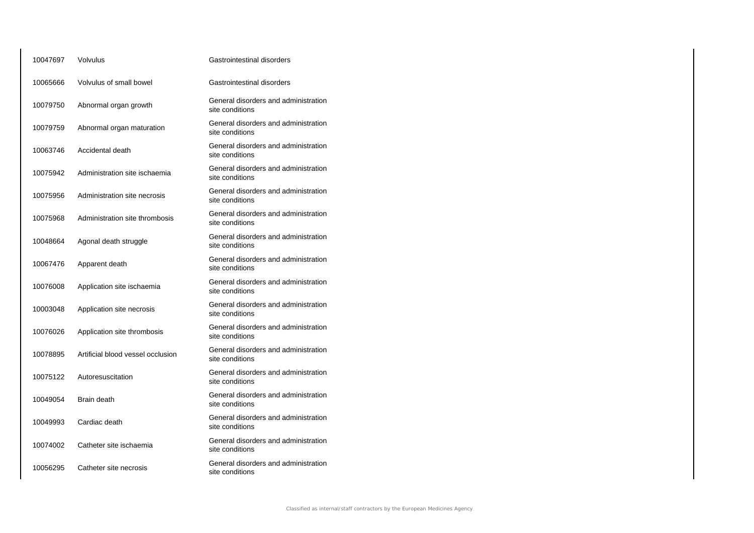| | | |
|---|---|---|
| 10047697 | Volvulus | Gastrointestinal disorders |
| 10065666 | Volvulus of small bowel | Gastrointestinal disorders |
| 10079750 | Abnormal organ growth | General disorders and administration site conditions |
| 10079759 | Abnormal organ maturation | General disorders and administration site conditions |
| 10063746 | Accidental death | General disorders and administration site conditions |
| 10075942 | Administration site ischaemia | General disorders and administration site conditions |
| 10075956 | Administration site necrosis | General disorders and administration site conditions |
| 10075968 | Administration site thrombosis | General disorders and administration site conditions |
| 10048664 | Agonal death struggle | General disorders and administration site conditions |
| 10067476 | Apparent death | General disorders and administration site conditions |
| 10076008 | Application site ischaemia | General disorders and administration site conditions |
| 10003048 | Application site necrosis | General disorders and administration site conditions |
| 10076026 | Application site thrombosis | General disorders and administration site conditions |
| 10078895 | Artificial blood vessel occlusion | General disorders and administration site conditions |
| 10075122 | Autoresuscitation | General disorders and administration site conditions |
| 10049054 | Brain death | General disorders and administration site conditions |
| 10049993 | Cardiac death | General disorders and administration site conditions |
| 10074002 | Catheter site ischaemia | General disorders and administration site conditions |
| 10056295 | Catheter site necrosis | General disorders and administration site conditions |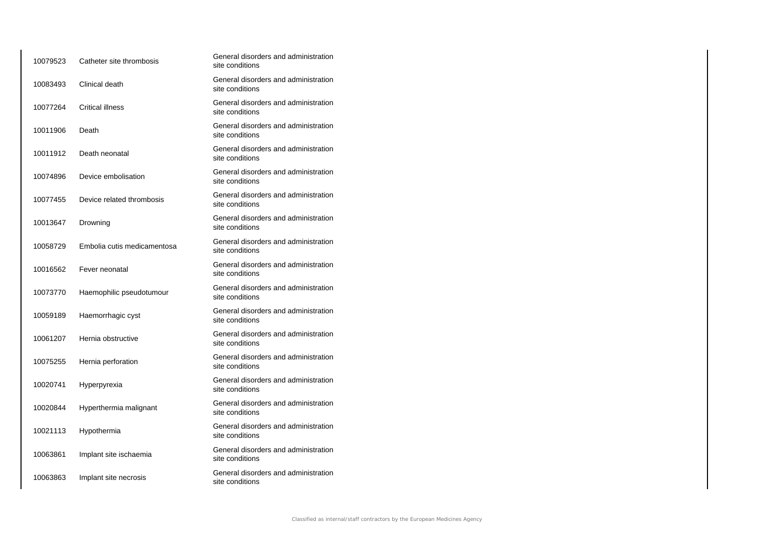| | | |
|---|---|---|
| 10079523 | Catheter site thrombosis | General disorders and administration site conditions |
| 10083493 | Clinical death | General disorders and administration site conditions |
| 10077264 | Critical illness | General disorders and administration site conditions |
| 10011906 | Death | General disorders and administration site conditions |
| 10011912 | Death neonatal | General disorders and administration site conditions |
| 10074896 | Device embolisation | General disorders and administration site conditions |
| 10077455 | Device related thrombosis | General disorders and administration site conditions |
| 10013647 | Drowning | General disorders and administration site conditions |
| 10058729 | Embolia cutis medicamentosa | General disorders and administration site conditions |
| 10016562 | Fever neonatal | General disorders and administration site conditions |
| 10073770 | Haemophilic pseudotumour | General disorders and administration site conditions |
| 10059189 | Haemorrhagic cyst | General disorders and administration site conditions |
| 10061207 | Hernia obstructive | General disorders and administration site conditions |
| 10075255 | Hernia perforation | General disorders and administration site conditions |
| 10020741 | Hyperpyrexia | General disorders and administration site conditions |
| 10020844 | Hyperthermia malignant | General disorders and administration site conditions |
| 10021113 | Hypothermia | General disorders and administration site conditions |
| 10063861 | Implant site ischaemia | General disorders and administration site conditions |
| 10063863 | Implant site necrosis | General disorders and administration site conditions |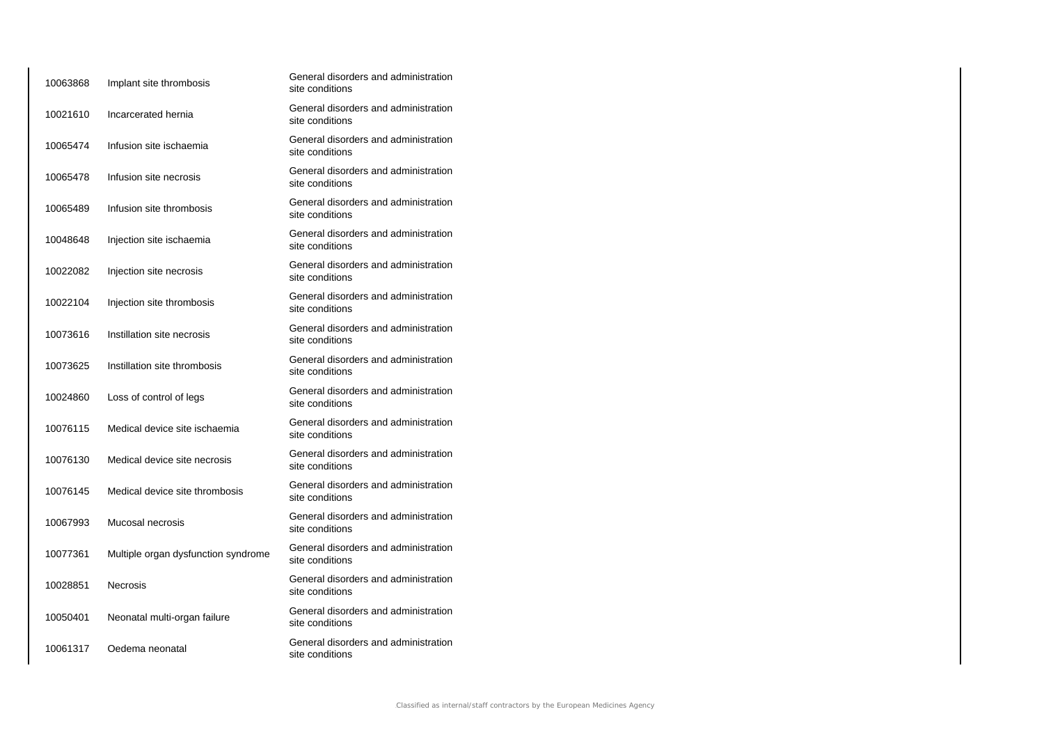| | | |
|---|---|---|
| 10063868 | Implant site thrombosis | General disorders and administration site conditions |
| 10021610 | Incarcerated hernia | General disorders and administration site conditions |
| 10065474 | Infusion site ischaemia | General disorders and administration site conditions |
| 10065478 | Infusion site necrosis | General disorders and administration site conditions |
| 10065489 | Infusion site thrombosis | General disorders and administration site conditions |
| 10048648 | Injection site ischaemia | General disorders and administration site conditions |
| 10022082 | Injection site necrosis | General disorders and administration site conditions |
| 10022104 | Injection site thrombosis | General disorders and administration site conditions |
| 10073616 | Instillation site necrosis | General disorders and administration site conditions |
| 10073625 | Instillation site thrombosis | General disorders and administration site conditions |
| 10024860 | Loss of control of legs | General disorders and administration site conditions |
| 10076115 | Medical device site ischaemia | General disorders and administration site conditions |
| 10076130 | Medical device site necrosis | General disorders and administration site conditions |
| 10076145 | Medical device site thrombosis | General disorders and administration site conditions |
| 10067993 | Mucosal necrosis | General disorders and administration site conditions |
| 10077361 | Multiple organ dysfunction syndrome | General disorders and administration site conditions |
| 10028851 | Necrosis | General disorders and administration site conditions |
| 10050401 | Neonatal multi-organ failure | General disorders and administration site conditions |
| 10061317 | Oedema neonatal | General disorders and administration site conditions |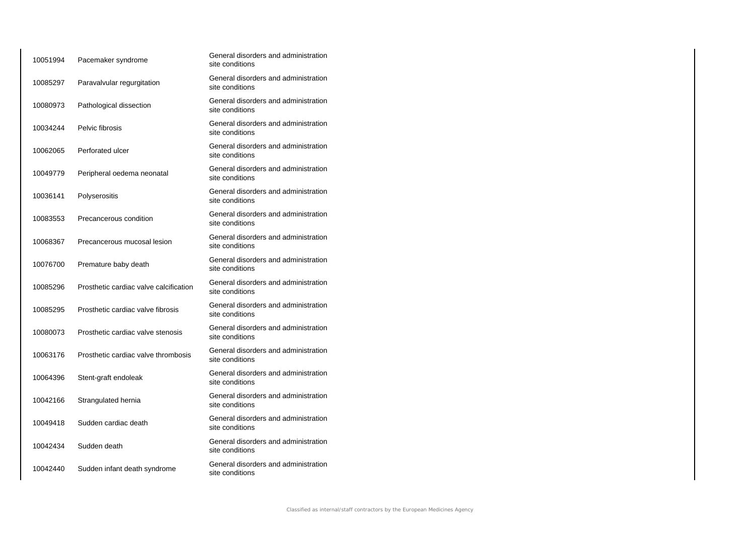| | | |
|---|---|---|
| 10051994 | Pacemaker syndrome | General disorders and administration site conditions |
| 10085297 | Paravalvular regurgitation | General disorders and administration site conditions |
| 10080973 | Pathological dissection | General disorders and administration site conditions |
| 10034244 | Pelvic fibrosis | General disorders and administration site conditions |
| 10062065 | Perforated ulcer | General disorders and administration site conditions |
| 10049779 | Peripheral oedema neonatal | General disorders and administration site conditions |
| 10036141 | Polyserositis | General disorders and administration site conditions |
| 10083553 | Precancerous condition | General disorders and administration site conditions |
| 10068367 | Precancerous mucosal lesion | General disorders and administration site conditions |
| 10076700 | Premature baby death | General disorders and administration site conditions |
| 10085296 | Prosthetic cardiac valve calcification | General disorders and administration site conditions |
| 10085295 | Prosthetic cardiac valve fibrosis | General disorders and administration site conditions |
| 10080073 | Prosthetic cardiac valve stenosis | General disorders and administration site conditions |
| 10063176 | Prosthetic cardiac valve thrombosis | General disorders and administration site conditions |
| 10064396 | Stent-graft endoleak | General disorders and administration site conditions |
| 10042166 | Strangulated hernia | General disorders and administration site conditions |
| 10049418 | Sudden cardiac death | General disorders and administration site conditions |
| 10042434 | Sudden death | General disorders and administration site conditions |
| 10042440 | Sudden infant death syndrome | General disorders and administration site conditions |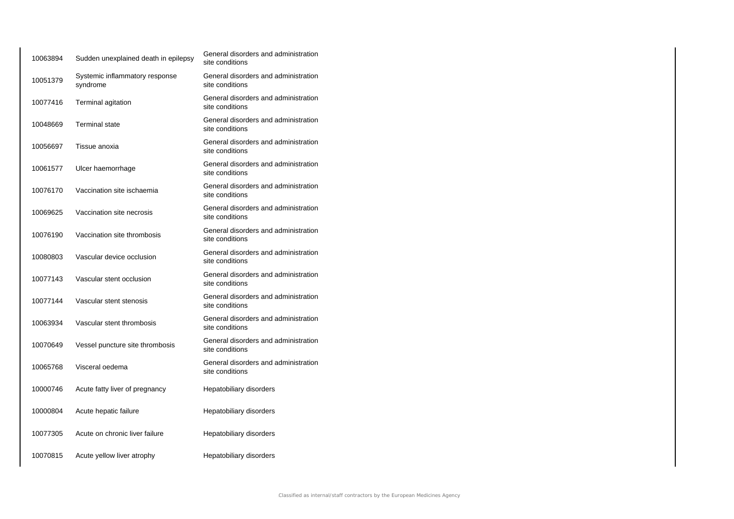| | | |
|---|---|---|
| 10063894 | Sudden unexplained death in epilepsy | General disorders and administration site conditions |
| 10051379 | Systemic inflammatory response syndrome | General disorders and administration site conditions |
| 10077416 | Terminal agitation | General disorders and administration site conditions |
| 10048669 | Terminal state | General disorders and administration site conditions |
| 10056697 | Tissue anoxia | General disorders and administration site conditions |
| 10061577 | Ulcer haemorrhage | General disorders and administration site conditions |
| 10076170 | Vaccination site ischaemia | General disorders and administration site conditions |
| 10069625 | Vaccination site necrosis | General disorders and administration site conditions |
| 10076190 | Vaccination site thrombosis | General disorders and administration site conditions |
| 10080803 | Vascular device occlusion | General disorders and administration site conditions |
| 10077143 | Vascular stent occlusion | General disorders and administration site conditions |
| 10077144 | Vascular stent stenosis | General disorders and administration site conditions |
| 10063934 | Vascular stent thrombosis | General disorders and administration site conditions |
| 10070649 | Vessel puncture site thrombosis | General disorders and administration site conditions |
| 10065768 | Visceral oedema | General disorders and administration site conditions |
| 10000746 | Acute fatty liver of pregnancy | Hepatobiliary disorders |
| 10000804 | Acute hepatic failure | Hepatobiliary disorders |
| 10077305 | Acute on chronic liver failure | Hepatobiliary disorders |
| 10070815 | Acute yellow liver atrophy | Hepatobiliary disorders |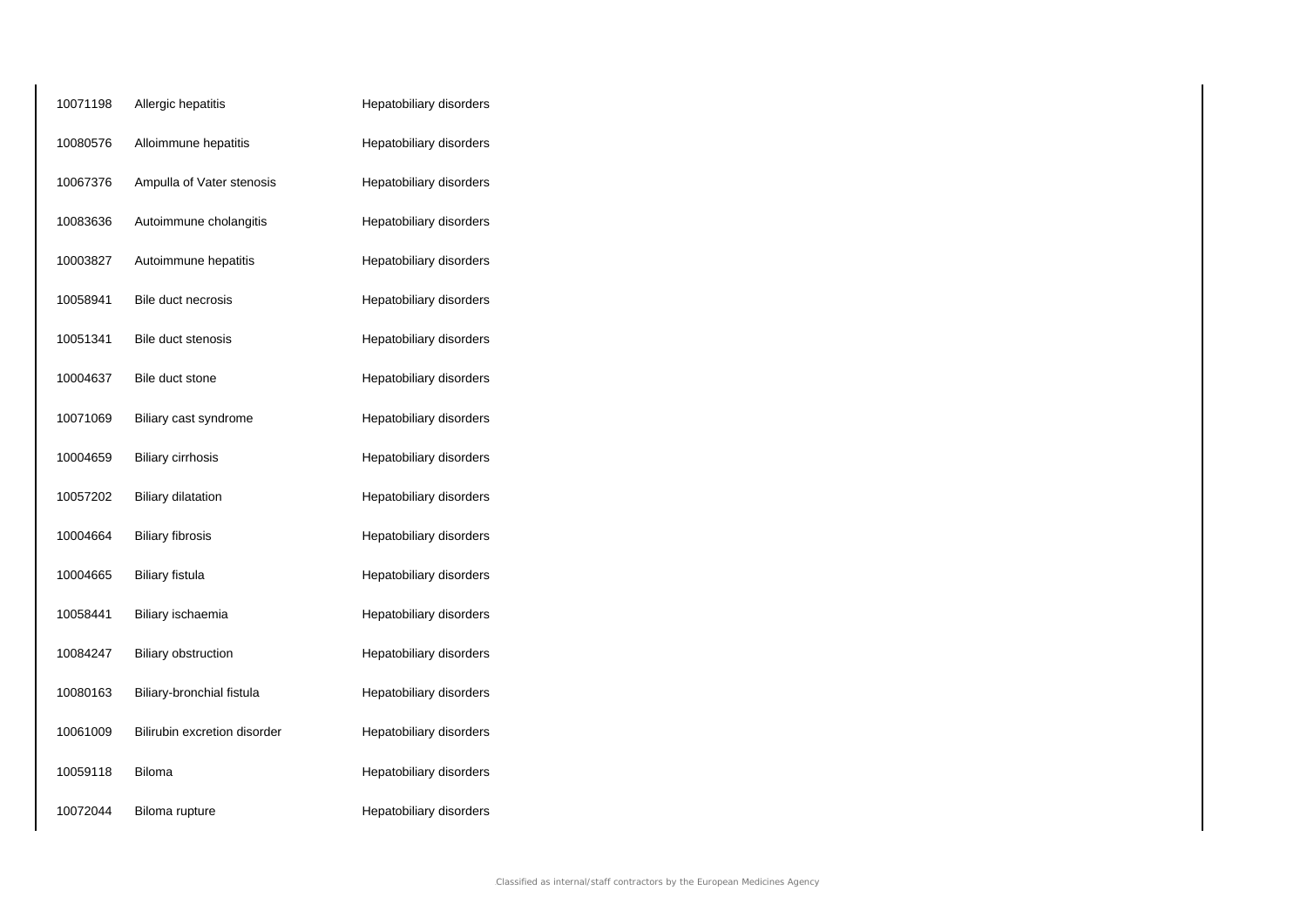| | | |
|---|---|---|
| 10071198 | Allergic hepatitis | Hepatobiliary disorders |
| 10080576 | Alloimmune hepatitis | Hepatobiliary disorders |
| 10067376 | Ampulla of Vater stenosis | Hepatobiliary disorders |
| 10083636 | Autoimmune cholangitis | Hepatobiliary disorders |
| 10003827 | Autoimmune hepatitis | Hepatobiliary disorders |
| 10058941 | Bile duct necrosis | Hepatobiliary disorders |
| 10051341 | Bile duct stenosis | Hepatobiliary disorders |
| 10004637 | Bile duct stone | Hepatobiliary disorders |
| 10071069 | Biliary cast syndrome | Hepatobiliary disorders |
| 10004659 | Biliary cirrhosis | Hepatobiliary disorders |
| 10057202 | Biliary dilatation | Hepatobiliary disorders |
| 10004664 | Biliary fibrosis | Hepatobiliary disorders |
| 10004665 | Biliary fistula | Hepatobiliary disorders |
| 10058441 | Biliary ischaemia | Hepatobiliary disorders |
| 10084247 | Biliary obstruction | Hepatobiliary disorders |
| 10080163 | Biliary-bronchial fistula | Hepatobiliary disorders |
| 10061009 | Bilirubin excretion disorder | Hepatobiliary disorders |
| 10059118 | Biloma | Hepatobiliary disorders |
| 10072044 | Biloma rupture | Hepatobiliary disorders |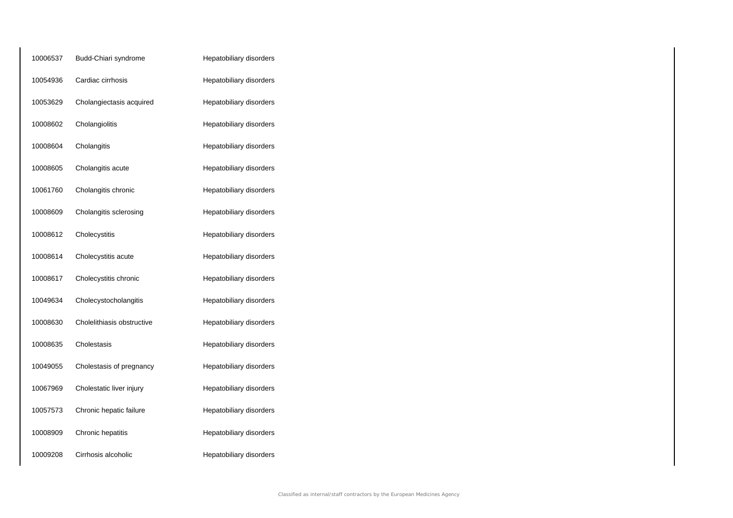| | | |
|---|---|---|
| 10006537 | Budd-Chiari syndrome | Hepatobiliary disorders |
| 10054936 | Cardiac cirrhosis | Hepatobiliary disorders |
| 10053629 | Cholangiectasis acquired | Hepatobiliary disorders |
| 10008602 | Cholangiolitis | Hepatobiliary disorders |
| 10008604 | Cholangitis | Hepatobiliary disorders |
| 10008605 | Cholangitis acute | Hepatobiliary disorders |
| 10061760 | Cholangitis chronic | Hepatobiliary disorders |
| 10008609 | Cholangitis sclerosing | Hepatobiliary disorders |
| 10008612 | Cholecystitis | Hepatobiliary disorders |
| 10008614 | Cholecystitis acute | Hepatobiliary disorders |
| 10008617 | Cholecystitis chronic | Hepatobiliary disorders |
| 10049634 | Cholecystocholangitis | Hepatobiliary disorders |
| 10008630 | Cholelithiasis obstructive | Hepatobiliary disorders |
| 10008635 | Cholestasis | Hepatobiliary disorders |
| 10049055 | Cholestasis of pregnancy | Hepatobiliary disorders |
| 10067969 | Cholestatic liver injury | Hepatobiliary disorders |
| 10057573 | Chronic hepatic failure | Hepatobiliary disorders |
| 10008909 | Chronic hepatitis | Hepatobiliary disorders |
| 10009208 | Cirrhosis alcoholic | Hepatobiliary disorders |

Classified as internal/staff contractors by the European Medicines Agency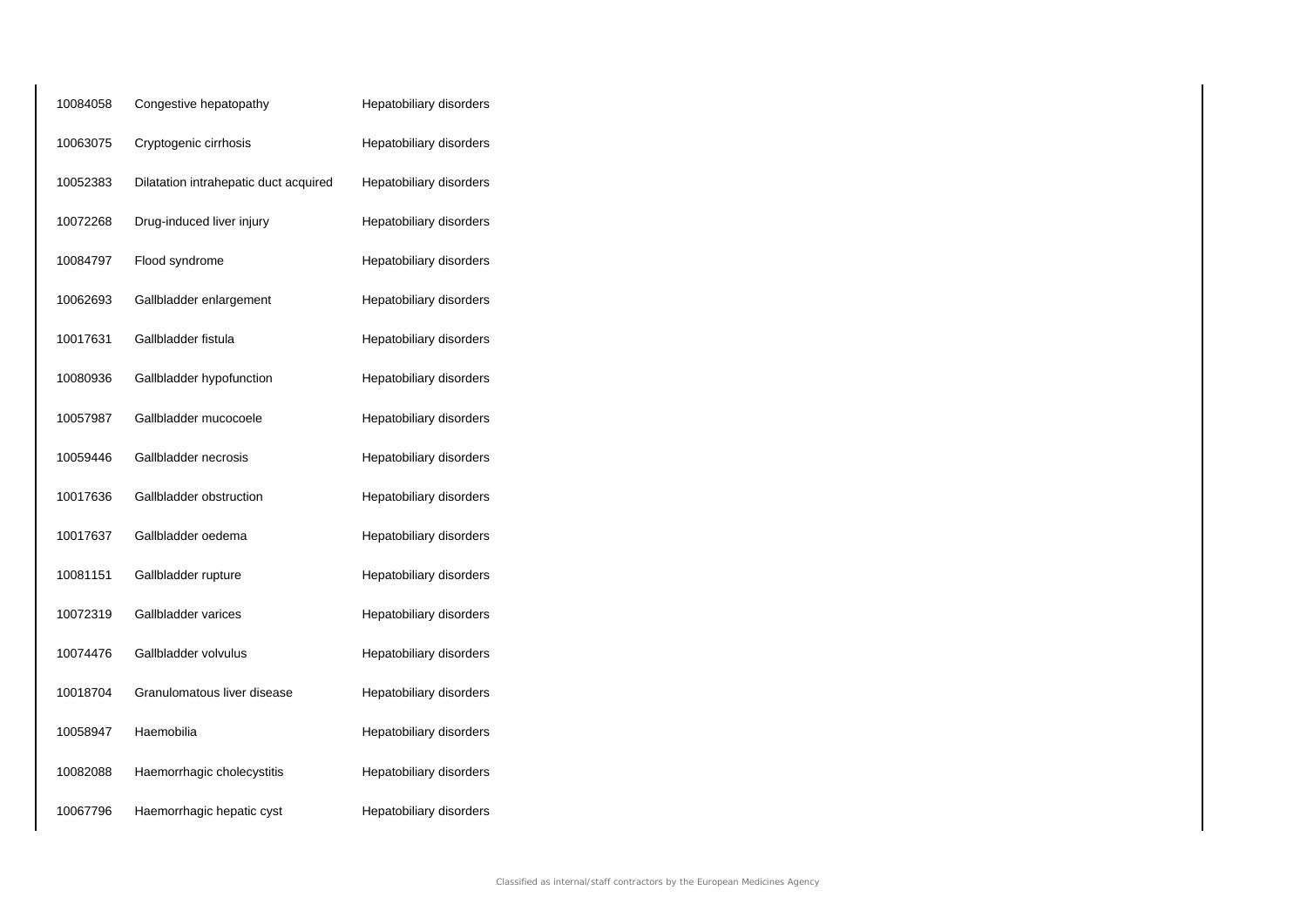| | | |
|---|---|---|
| 10084058 | Congestive hepatopathy | Hepatobiliary disorders |
| 10063075 | Cryptogenic cirrhosis | Hepatobiliary disorders |
| 10052383 | Dilatation intrahepatic duct acquired | Hepatobiliary disorders |
| 10072268 | Drug-induced liver injury | Hepatobiliary disorders |
| 10084797 | Flood syndrome | Hepatobiliary disorders |
| 10062693 | Gallbladder enlargement | Hepatobiliary disorders |
| 10017631 | Gallbladder fistula | Hepatobiliary disorders |
| 10080936 | Gallbladder hypofunction | Hepatobiliary disorders |
| 10057987 | Gallbladder mucocoele | Hepatobiliary disorders |
| 10059446 | Gallbladder necrosis | Hepatobiliary disorders |
| 10017636 | Gallbladder obstruction | Hepatobiliary disorders |
| 10017637 | Gallbladder oedema | Hepatobiliary disorders |
| 10081151 | Gallbladder rupture | Hepatobiliary disorders |
| 10072319 | Gallbladder varices | Hepatobiliary disorders |
| 10074476 | Gallbladder volvulus | Hepatobiliary disorders |
| 10018704 | Granulomatous liver disease | Hepatobiliary disorders |
| 10058947 | Haemobilia | Hepatobiliary disorders |
| 10082088 | Haemorrhagic cholecystitis | Hepatobiliary disorders |
| 10067796 | Haemorrhagic hepatic cyst | Hepatobiliary disorders |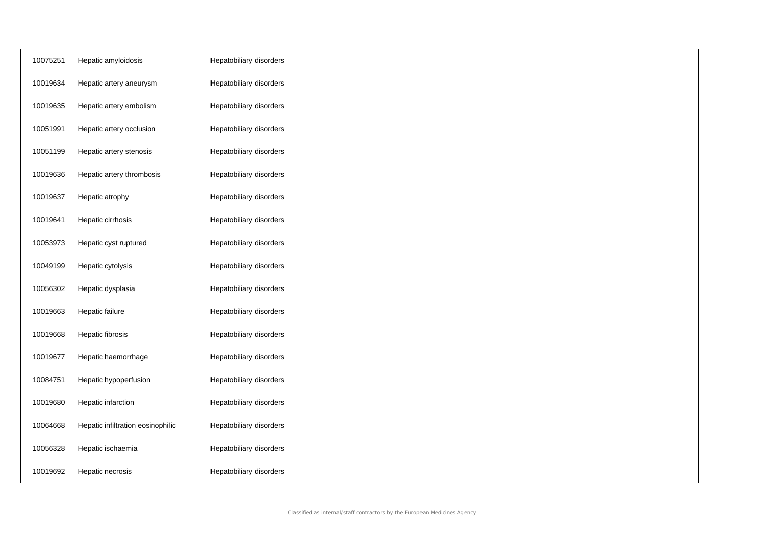| | | |
|---|---|---|
| 10075251 | Hepatic amyloidosis | Hepatobiliary disorders |
| 10019634 | Hepatic artery aneurysm | Hepatobiliary disorders |
| 10019635 | Hepatic artery embolism | Hepatobiliary disorders |
| 10051991 | Hepatic artery occlusion | Hepatobiliary disorders |
| 10051199 | Hepatic artery stenosis | Hepatobiliary disorders |
| 10019636 | Hepatic artery thrombosis | Hepatobiliary disorders |
| 10019637 | Hepatic atrophy | Hepatobiliary disorders |
| 10019641 | Hepatic cirrhosis | Hepatobiliary disorders |
| 10053973 | Hepatic cyst ruptured | Hepatobiliary disorders |
| 10049199 | Hepatic cytolysis | Hepatobiliary disorders |
| 10056302 | Hepatic dysplasia | Hepatobiliary disorders |
| 10019663 | Hepatic failure | Hepatobiliary disorders |
| 10019668 | Hepatic fibrosis | Hepatobiliary disorders |
| 10019677 | Hepatic haemorrhage | Hepatobiliary disorders |
| 10084751 | Hepatic hypoperfusion | Hepatobiliary disorders |
| 10019680 | Hepatic infarction | Hepatobiliary disorders |
| 10064668 | Hepatic infiltration eosinophilic | Hepatobiliary disorders |
| 10056328 | Hepatic ischaemia | Hepatobiliary disorders |
| 10019692 | Hepatic necrosis | Hepatobiliary disorders |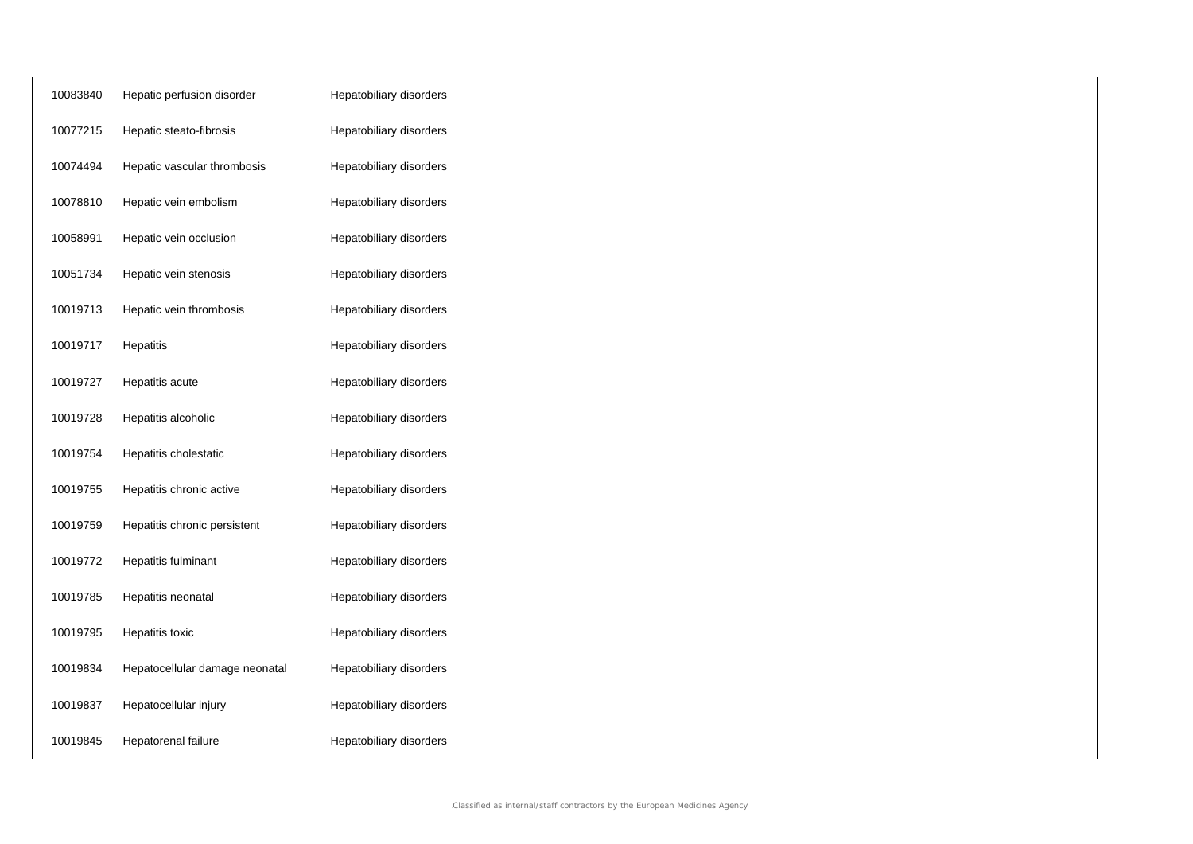| | | |
|---|---|---|
| 10083840 | Hepatic perfusion disorder | Hepatobiliary disorders |
| 10077215 | Hepatic steato-fibrosis | Hepatobiliary disorders |
| 10074494 | Hepatic vascular thrombosis | Hepatobiliary disorders |
| 10078810 | Hepatic vein embolism | Hepatobiliary disorders |
| 10058991 | Hepatic vein occlusion | Hepatobiliary disorders |
| 10051734 | Hepatic vein stenosis | Hepatobiliary disorders |
| 10019713 | Hepatic vein thrombosis | Hepatobiliary disorders |
| 10019717 | Hepatitis | Hepatobiliary disorders |
| 10019727 | Hepatitis acute | Hepatobiliary disorders |
| 10019728 | Hepatitis alcoholic | Hepatobiliary disorders |
| 10019754 | Hepatitis cholestatic | Hepatobiliary disorders |
| 10019755 | Hepatitis chronic active | Hepatobiliary disorders |
| 10019759 | Hepatitis chronic persistent | Hepatobiliary disorders |
| 10019772 | Hepatitis fulminant | Hepatobiliary disorders |
| 10019785 | Hepatitis neonatal | Hepatobiliary disorders |
| 10019795 | Hepatitis toxic | Hepatobiliary disorders |
| 10019834 | Hepatocellular damage neonatal | Hepatobiliary disorders |
| 10019837 | Hepatocellular injury | Hepatobiliary disorders |
| 10019845 | Hepatorenal failure | Hepatobiliary disorders |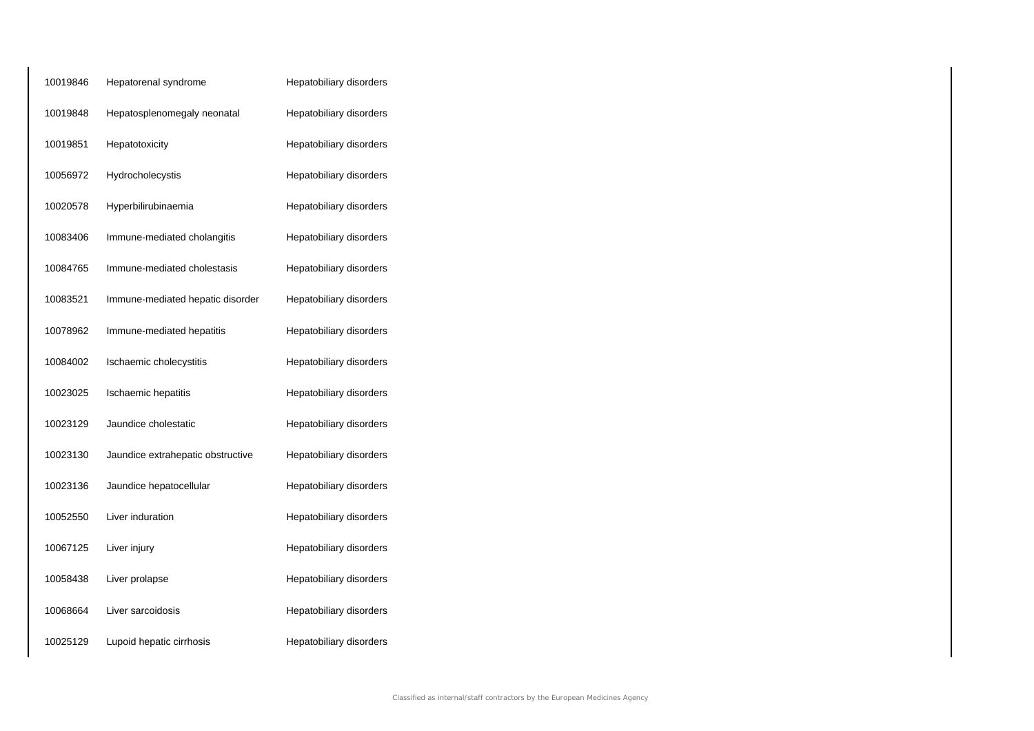| | | |
|---|---|---|
| 10019846 | Hepatorenal syndrome | Hepatobiliary disorders |
| 10019848 | Hepatosplenomegaly neonatal | Hepatobiliary disorders |
| 10019851 | Hepatotoxicity | Hepatobiliary disorders |
| 10056972 | Hydrocholecystis | Hepatobiliary disorders |
| 10020578 | Hyperbilirubinaemia | Hepatobiliary disorders |
| 10083406 | Immune-mediated cholangitis | Hepatobiliary disorders |
| 10084765 | Immune-mediated cholestasis | Hepatobiliary disorders |
| 10083521 | Immune-mediated hepatic disorder | Hepatobiliary disorders |
| 10078962 | Immune-mediated hepatitis | Hepatobiliary disorders |
| 10084002 | Ischaemic cholecystitis | Hepatobiliary disorders |
| 10023025 | Ischaemic hepatitis | Hepatobiliary disorders |
| 10023129 | Jaundice cholestatic | Hepatobiliary disorders |
| 10023130 | Jaundice extrahepatic obstructive | Hepatobiliary disorders |
| 10023136 | Jaundice hepatocellular | Hepatobiliary disorders |
| 10052550 | Liver induration | Hepatobiliary disorders |
| 10067125 | Liver injury | Hepatobiliary disorders |
| 10058438 | Liver prolapse | Hepatobiliary disorders |
| 10068664 | Liver sarcoidosis | Hepatobiliary disorders |
| 10025129 | Lupoid hepatic cirrhosis | Hepatobiliary disorders |

Classified as internal/staff contractors by the European Medicines Agency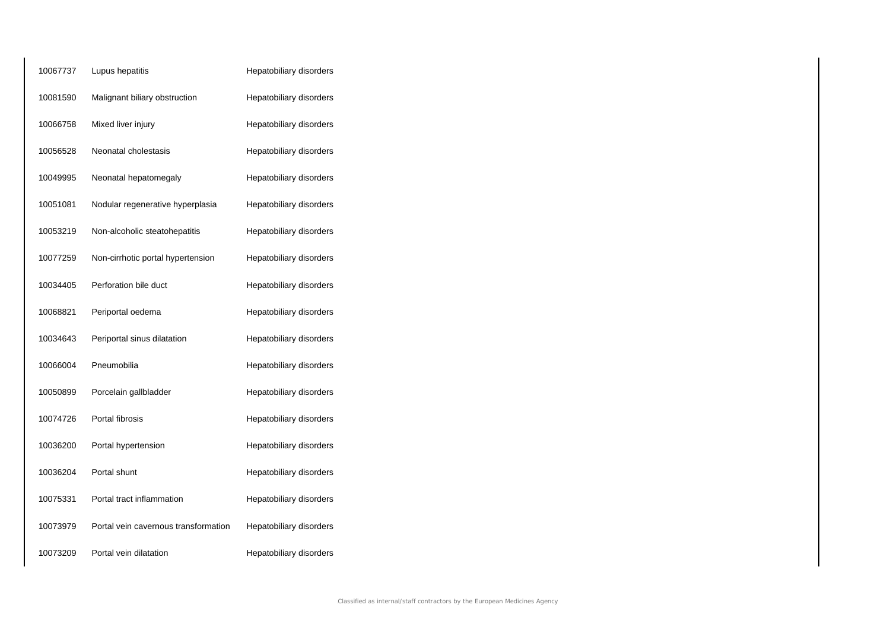| | | |
|---|---|---|
| 10067737 | Lupus hepatitis | Hepatobiliary disorders |
| 10081590 | Malignant biliary obstruction | Hepatobiliary disorders |
| 10066758 | Mixed liver injury | Hepatobiliary disorders |
| 10056528 | Neonatal cholestasis | Hepatobiliary disorders |
| 10049995 | Neonatal hepatomegaly | Hepatobiliary disorders |
| 10051081 | Nodular regenerative hyperplasia | Hepatobiliary disorders |
| 10053219 | Non-alcoholic steatohepatitis | Hepatobiliary disorders |
| 10077259 | Non-cirrhotic portal hypertension | Hepatobiliary disorders |
| 10034405 | Perforation bile duct | Hepatobiliary disorders |
| 10068821 | Periportal oedema | Hepatobiliary disorders |
| 10034643 | Periportal sinus dilatation | Hepatobiliary disorders |
| 10066004 | Pneumobilia | Hepatobiliary disorders |
| 10050899 | Porcelain gallbladder | Hepatobiliary disorders |
| 10074726 | Portal fibrosis | Hepatobiliary disorders |
| 10036200 | Portal hypertension | Hepatobiliary disorders |
| 10036204 | Portal shunt | Hepatobiliary disorders |
| 10075331 | Portal tract inflammation | Hepatobiliary disorders |
| 10073979 | Portal vein cavernous transformation | Hepatobiliary disorders |
| 10073209 | Portal vein dilatation | Hepatobiliary disorders |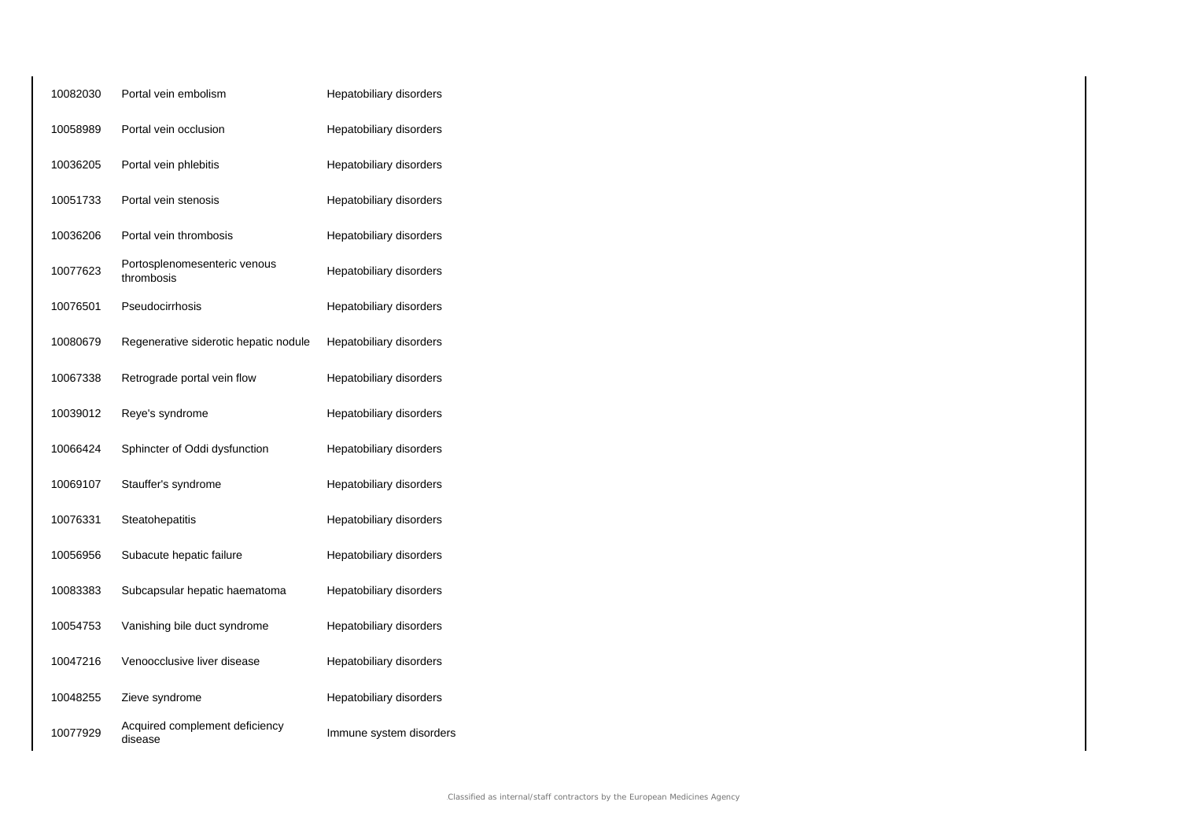| | | |
|---|---|---|
| 10082030 | Portal vein embolism | Hepatobiliary disorders |
| 10058989 | Portal vein occlusion | Hepatobiliary disorders |
| 10036205 | Portal vein phlebitis | Hepatobiliary disorders |
| 10051733 | Portal vein stenosis | Hepatobiliary disorders |
| 10036206 | Portal vein thrombosis | Hepatobiliary disorders |
| 10077623 | Portosplenomesenteric venous thrombosis | Hepatobiliary disorders |
| 10076501 | Pseudocirrhosis | Hepatobiliary disorders |
| 10080679 | Regenerative siderotic hepatic nodule | Hepatobiliary disorders |
| 10067338 | Retrograde portal vein flow | Hepatobiliary disorders |
| 10039012 | Reye's syndrome | Hepatobiliary disorders |
| 10066424 | Sphincter of Oddi dysfunction | Hepatobiliary disorders |
| 10069107 | Stauffer's syndrome | Hepatobiliary disorders |
| 10076331 | Steatohepatitis | Hepatobiliary disorders |
| 10056956 | Subacute hepatic failure | Hepatobiliary disorders |
| 10083383 | Subcapsular hepatic haematoma | Hepatobiliary disorders |
| 10054753 | Vanishing bile duct syndrome | Hepatobiliary disorders |
| 10047216 | Venoocclusive liver disease | Hepatobiliary disorders |
| 10048255 | Zieve syndrome | Hepatobiliary disorders |
| 10077929 | Acquired complement deficiency disease | Immune system disorders |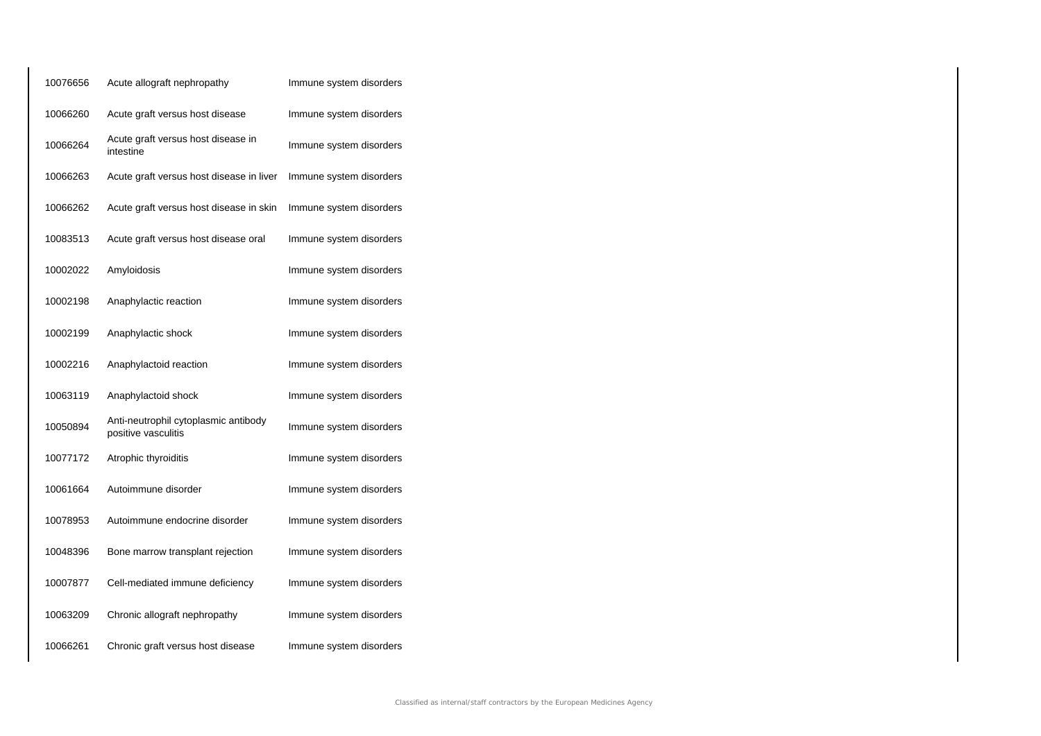| | | |
|---|---|---|
| 10076656 | Acute allograft nephropathy | Immune system disorders |
| 10066260 | Acute graft versus host disease | Immune system disorders |
| 10066264 | Acute graft versus host disease in intestine | Immune system disorders |
| 10066263 | Acute graft versus host disease in liver | Immune system disorders |
| 10066262 | Acute graft versus host disease in skin | Immune system disorders |
| 10083513 | Acute graft versus host disease oral | Immune system disorders |
| 10002022 | Amyloidosis | Immune system disorders |
| 10002198 | Anaphylactic reaction | Immune system disorders |
| 10002199 | Anaphylactic shock | Immune system disorders |
| 10002216 | Anaphylactoid reaction | Immune system disorders |
| 10063119 | Anaphylactoid shock | Immune system disorders |
| 10050894 | Anti-neutrophil cytoplasmic antibody positive vasculitis | Immune system disorders |
| 10077172 | Atrophic thyroiditis | Immune system disorders |
| 10061664 | Autoimmune disorder | Immune system disorders |
| 10078953 | Autoimmune endocrine disorder | Immune system disorders |
| 10048396 | Bone marrow transplant rejection | Immune system disorders |
| 10007877 | Cell-mediated immune deficiency | Immune system disorders |
| 10063209 | Chronic allograft nephropathy | Immune system disorders |
| 10066261 | Chronic graft versus host disease | Immune system disorders |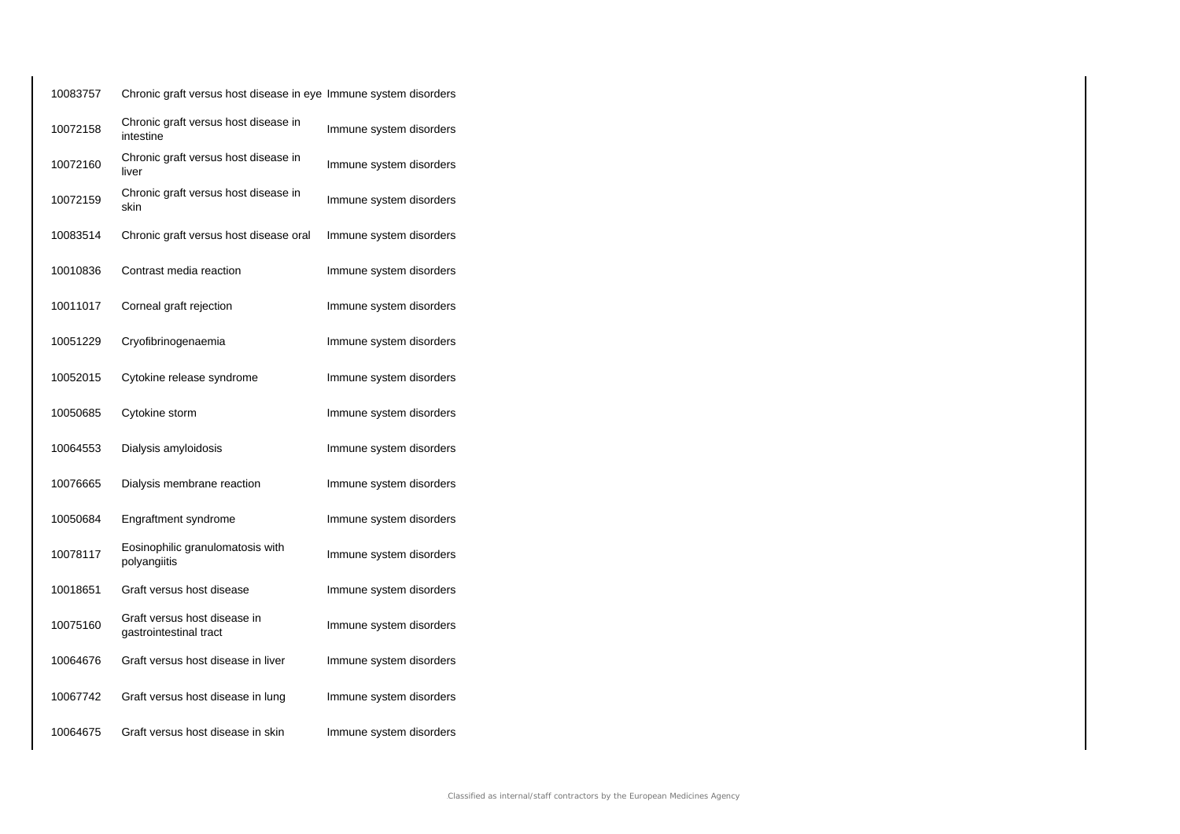| | | |
|---|---|---|
| 10083757 | Chronic graft versus host disease in eye | Immune system disorders |
| 10072158 | Chronic graft versus host disease in intestine | Immune system disorders |
| 10072160 | Chronic graft versus host disease in liver | Immune system disorders |
| 10072159 | Chronic graft versus host disease in skin | Immune system disorders |
| 10083514 | Chronic graft versus host disease oral | Immune system disorders |
| 10010836 | Contrast media reaction | Immune system disorders |
| 10011017 | Corneal graft rejection | Immune system disorders |
| 10051229 | Cryofibrinogenaemia | Immune system disorders |
| 10052015 | Cytokine release syndrome | Immune system disorders |
| 10050685 | Cytokine storm | Immune system disorders |
| 10064553 | Dialysis amyloidosis | Immune system disorders |
| 10076665 | Dialysis membrane reaction | Immune system disorders |
| 10050684 | Engraftment syndrome | Immune system disorders |
| 10078117 | Eosinophilic granulomatosis with polyangiitis | Immune system disorders |
| 10018651 | Graft versus host disease | Immune system disorders |
| 10075160 | Graft versus host disease in gastrointestinal tract | Immune system disorders |
| 10064676 | Graft versus host disease in liver | Immune system disorders |
| 10067742 | Graft versus host disease in lung | Immune system disorders |
| 10064675 | Graft versus host disease in skin | Immune system disorders |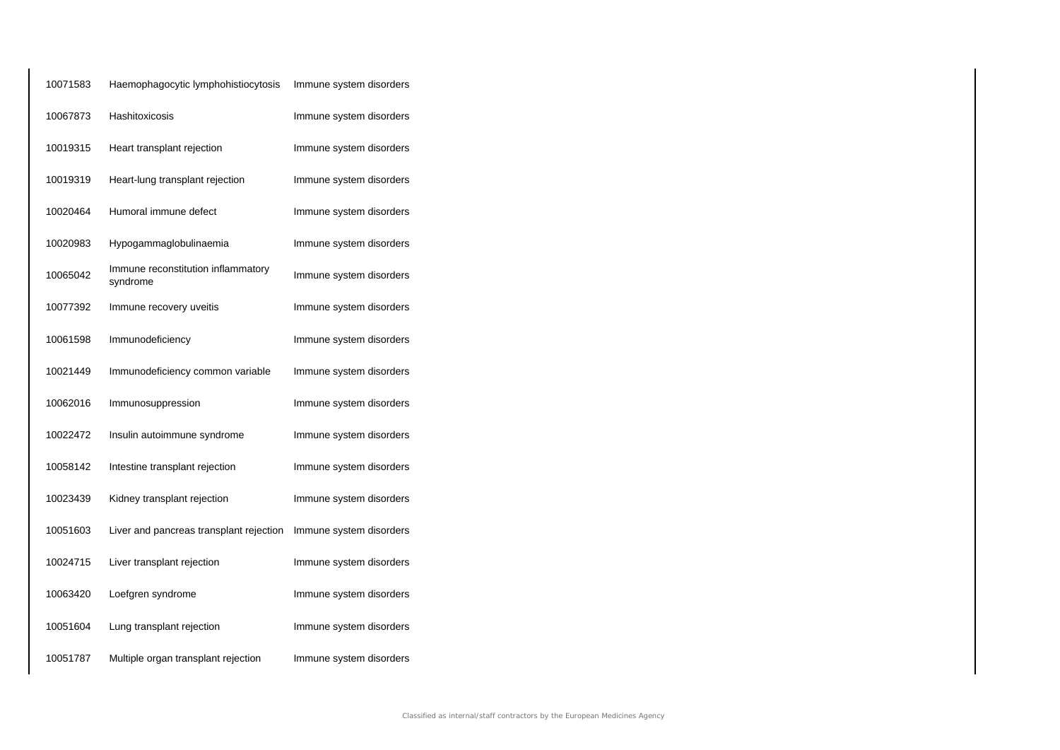| | | |
|---|---|---|
| 10071583 | Haemophagocytic lymphohistiocytosis | Immune system disorders |
| 10067873 | Hashitoxicosis | Immune system disorders |
| 10019315 | Heart transplant rejection | Immune system disorders |
| 10019319 | Heart-lung transplant rejection | Immune system disorders |
| 10020464 | Humoral immune defect | Immune system disorders |
| 10020983 | Hypogammaglobulinaemia | Immune system disorders |
| 10065042 | Immune reconstitution inflammatory syndrome | Immune system disorders |
| 10077392 | Immune recovery uveitis | Immune system disorders |
| 10061598 | Immunodeficiency | Immune system disorders |
| 10021449 | Immunodeficiency common variable | Immune system disorders |
| 10062016 | Immunosuppression | Immune system disorders |
| 10022472 | Insulin autoimmune syndrome | Immune system disorders |
| 10058142 | Intestine transplant rejection | Immune system disorders |
| 10023439 | Kidney transplant rejection | Immune system disorders |
| 10051603 | Liver and pancreas transplant rejection | Immune system disorders |
| 10024715 | Liver transplant rejection | Immune system disorders |
| 10063420 | Loefgren syndrome | Immune system disorders |
| 10051604 | Lung transplant rejection | Immune system disorders |
| 10051787 | Multiple organ transplant rejection | Immune system disorders |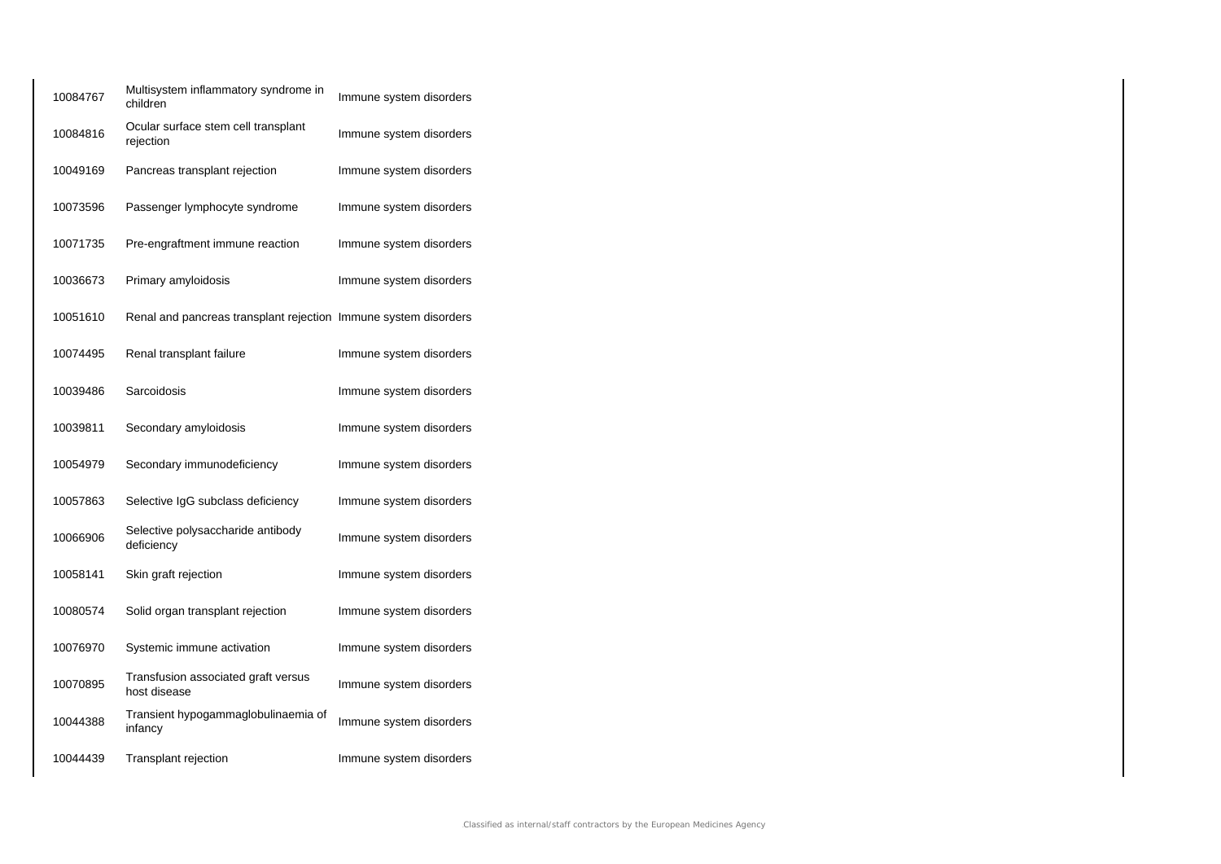| | | |
|---|---|---|
| 10084767 | Multisystem inflammatory syndrome in children | Immune system disorders |
| 10084816 | Ocular surface stem cell transplant rejection | Immune system disorders |
| 10049169 | Pancreas transplant rejection | Immune system disorders |
| 10073596 | Passenger lymphocyte syndrome | Immune system disorders |
| 10071735 | Pre-engraftment immune reaction | Immune system disorders |
| 10036673 | Primary amyloidosis | Immune system disorders |
| 10051610 | Renal and pancreas transplant rejection | Immune system disorders |
| 10074495 | Renal transplant failure | Immune system disorders |
| 10039486 | Sarcoidosis | Immune system disorders |
| 10039811 | Secondary amyloidosis | Immune system disorders |
| 10054979 | Secondary immunodeficiency | Immune system disorders |
| 10057863 | Selective IgG subclass deficiency | Immune system disorders |
| 10066906 | Selective polysaccharide antibody deficiency | Immune system disorders |
| 10058141 | Skin graft rejection | Immune system disorders |
| 10080574 | Solid organ transplant rejection | Immune system disorders |
| 10076970 | Systemic immune activation | Immune system disorders |
| 10070895 | Transfusion associated graft versus host disease | Immune system disorders |
| 10044388 | Transient hypogammaglobulinaemia of infancy | Immune system disorders |
| 10044439 | Transplant rejection | Immune system disorders |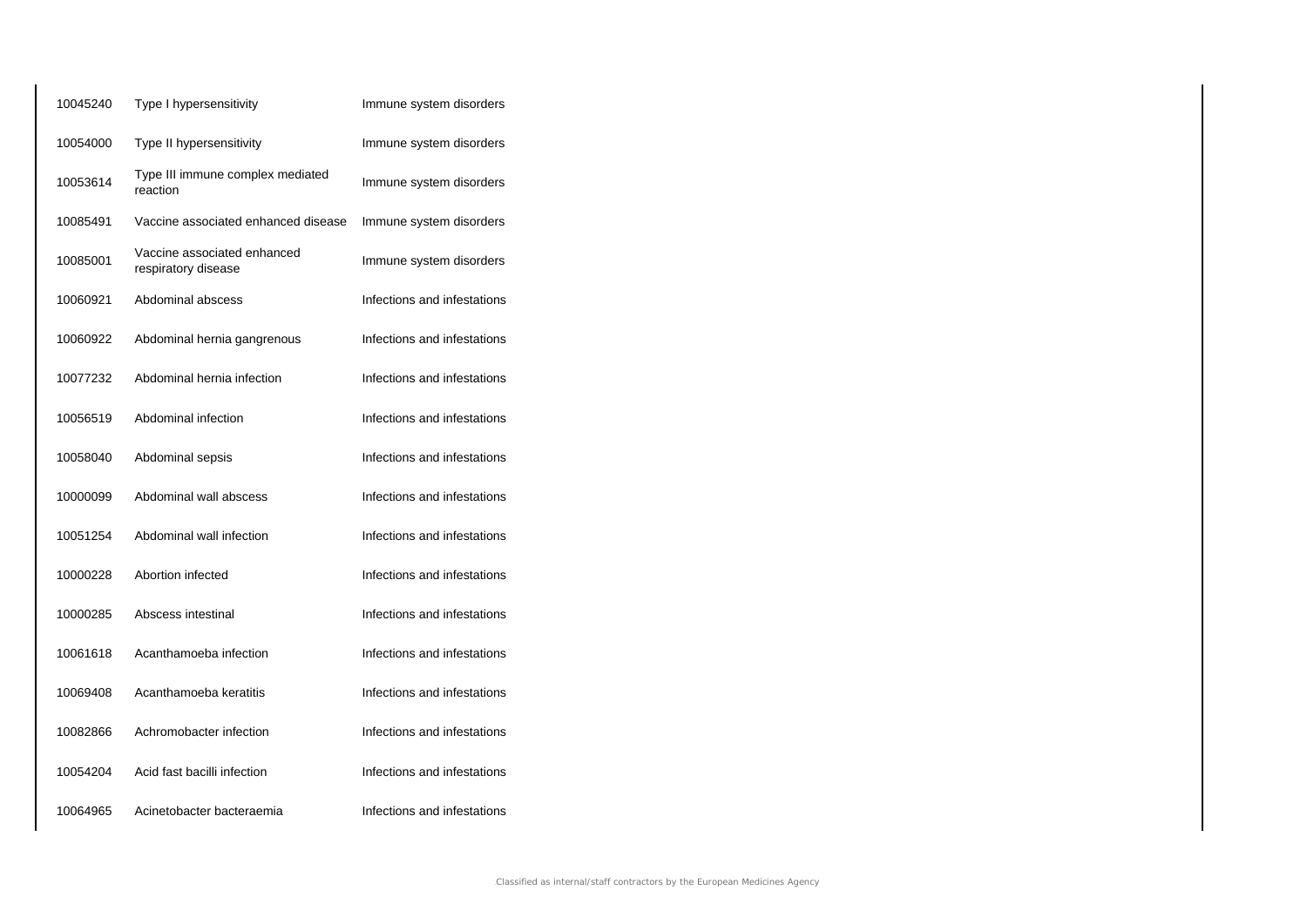| | | |
|---|---|---|
| 10045240 | Type I hypersensitivity | Immune system disorders |
| 10054000 | Type II hypersensitivity | Immune system disorders |
| 10053614 | Type III immune complex mediated reaction | Immune system disorders |
| 10085491 | Vaccine associated enhanced disease | Immune system disorders |
| 10085001 | Vaccine associated enhanced respiratory disease | Immune system disorders |
| 10060921 | Abdominal abscess | Infections and infestations |
| 10060922 | Abdominal hernia gangrenous | Infections and infestations |
| 10077232 | Abdominal hernia infection | Infections and infestations |
| 10056519 | Abdominal infection | Infections and infestations |
| 10058040 | Abdominal sepsis | Infections and infestations |
| 10000099 | Abdominal wall abscess | Infections and infestations |
| 10051254 | Abdominal wall infection | Infections and infestations |
| 10000228 | Abortion infected | Infections and infestations |
| 10000285 | Abscess intestinal | Infections and infestations |
| 10061618 | Acanthamoeba infection | Infections and infestations |
| 10069408 | Acanthamoeba keratitis | Infections and infestations |
| 10082866 | Achromobacter infection | Infections and infestations |
| 10054204 | Acid fast bacilli infection | Infections and infestations |
| 10064965 | Acinetobacter bacteraemia | Infections and infestations |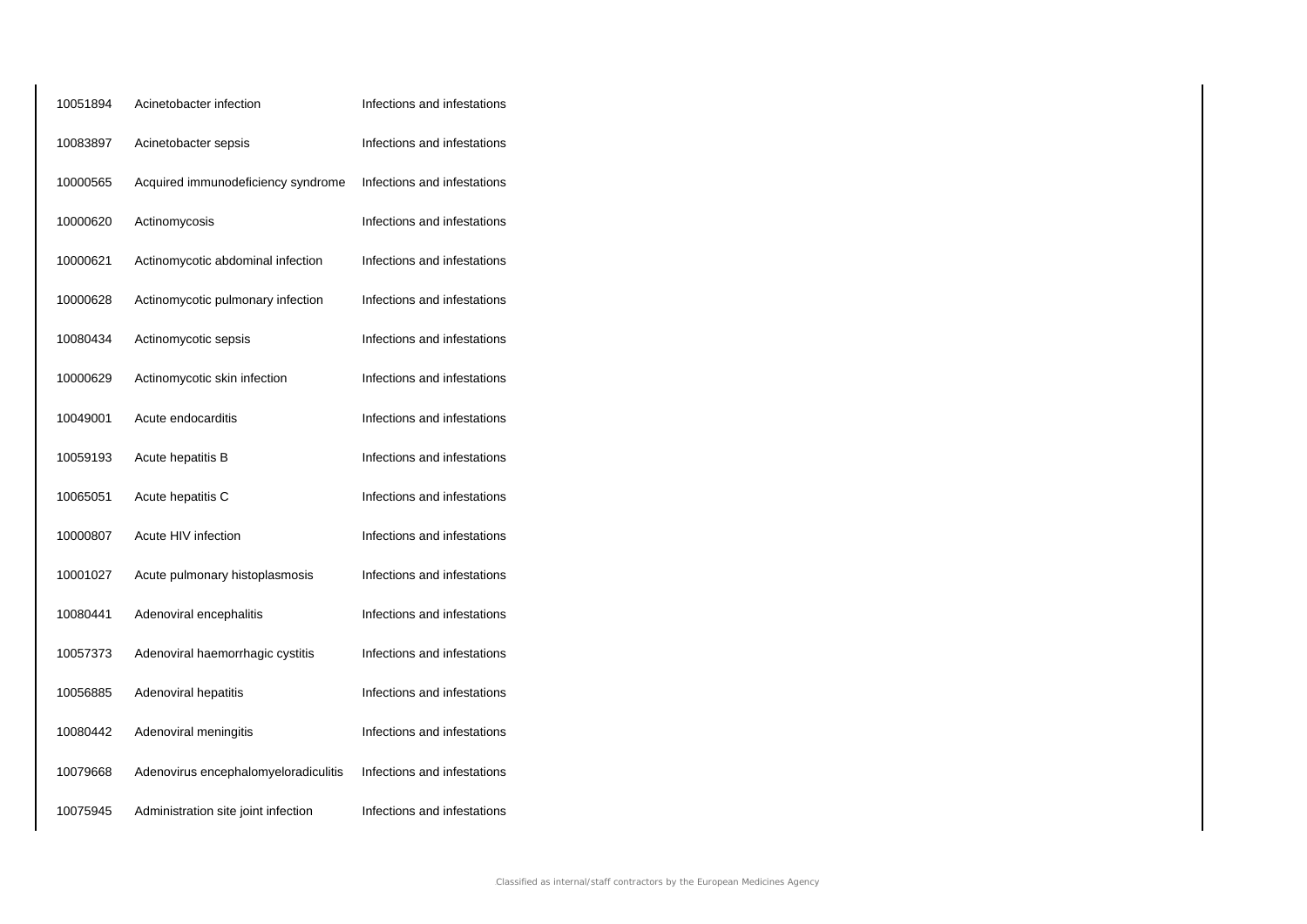| | | |
|---|---|---|
| 10051894 | Acinetobacter infection | Infections and infestations |
| 10083897 | Acinetobacter sepsis | Infections and infestations |
| 10000565 | Acquired immunodeficiency syndrome | Infections and infestations |
| 10000620 | Actinomycosis | Infections and infestations |
| 10000621 | Actinomycotic abdominal infection | Infections and infestations |
| 10000628 | Actinomycotic pulmonary infection | Infections and infestations |
| 10080434 | Actinomycotic sepsis | Infections and infestations |
| 10000629 | Actinomycotic skin infection | Infections and infestations |
| 10049001 | Acute endocarditis | Infections and infestations |
| 10059193 | Acute hepatitis B | Infections and infestations |
| 10065051 | Acute hepatitis C | Infections and infestations |
| 10000807 | Acute HIV infection | Infections and infestations |
| 10001027 | Acute pulmonary histoplasmosis | Infections and infestations |
| 10080441 | Adenoviral encephalitis | Infections and infestations |
| 10057373 | Adenoviral haemorrhagic cystitis | Infections and infestations |
| 10056885 | Adenoviral hepatitis | Infections and infestations |
| 10080442 | Adenoviral meningitis | Infections and infestations |
| 10079668 | Adenovirus encephalomyeloradiculitis | Infections and infestations |
| 10075945 | Administration site joint infection | Infections and infestations |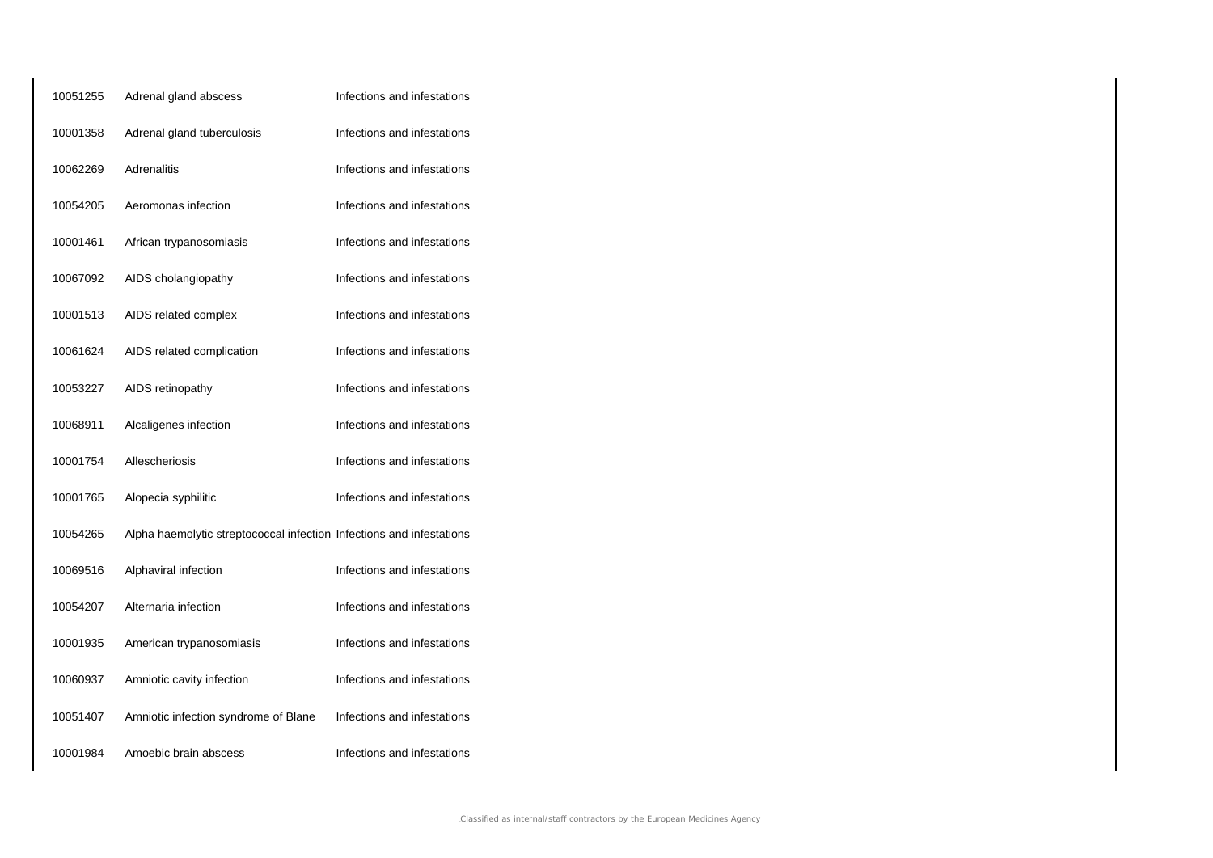| | | |
|---|---|---|
| 10051255 | Adrenal gland abscess | Infections and infestations |
| 10001358 | Adrenal gland tuberculosis | Infections and infestations |
| 10062269 | Adrenalitis | Infections and infestations |
| 10054205 | Aeromonas infection | Infections and infestations |
| 10001461 | African trypanosomiasis | Infections and infestations |
| 10067092 | AIDS cholangiopathy | Infections and infestations |
| 10001513 | AIDS related complex | Infections and infestations |
| 10061624 | AIDS related complication | Infections and infestations |
| 10053227 | AIDS retinopathy | Infections and infestations |
| 10068911 | Alcaligenes infection | Infections and infestations |
| 10001754 | Allescheriosis | Infections and infestations |
| 10001765 | Alopecia syphilitic | Infections and infestations |
| 10054265 | Alpha haemolytic streptococcal infection | Infections and infestations |
| 10069516 | Alphaviral infection | Infections and infestations |
| 10054207 | Alternaria infection | Infections and infestations |
| 10001935 | American trypanosomiasis | Infections and infestations |
| 10060937 | Amniotic cavity infection | Infections and infestations |
| 10051407 | Amniotic infection syndrome of Blane | Infections and infestations |
| 10001984 | Amoebic brain abscess | Infections and infestations |

Classified as internal/staff contractors by the European Medicines Agency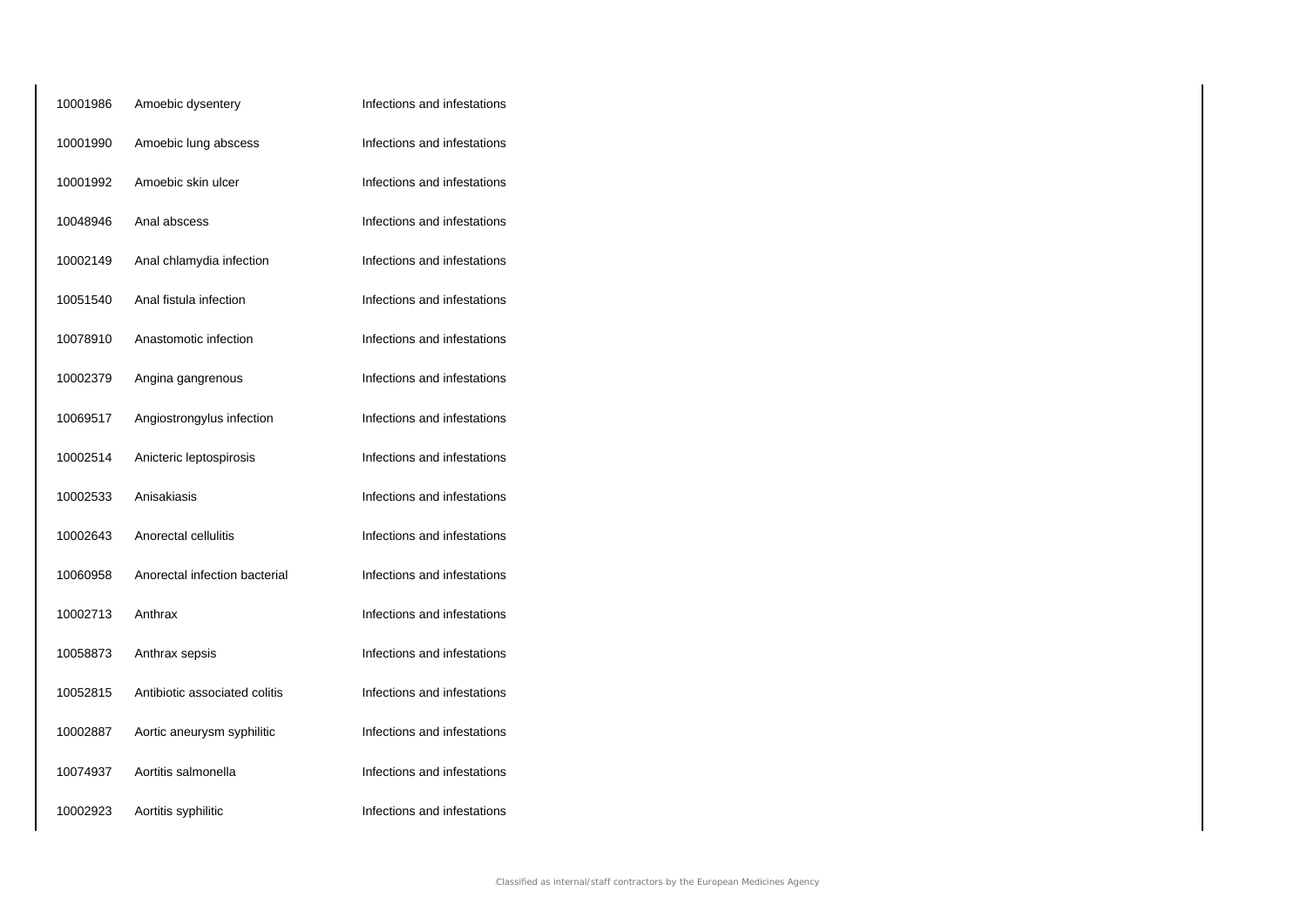| | | |
|---|---|---|
| 10001986 | Amoebic dysentery | Infections and infestations |
| 10001990 | Amoebic lung abscess | Infections and infestations |
| 10001992 | Amoebic skin ulcer | Infections and infestations |
| 10048946 | Anal abscess | Infections and infestations |
| 10002149 | Anal chlamydia infection | Infections and infestations |
| 10051540 | Anal fistula infection | Infections and infestations |
| 10078910 | Anastomotic infection | Infections and infestations |
| 10002379 | Angina gangrenous | Infections and infestations |
| 10069517 | Angiostrongylus infection | Infections and infestations |
| 10002514 | Anicteric leptospirosis | Infections and infestations |
| 10002533 | Anisakiasis | Infections and infestations |
| 10002643 | Anorectal cellulitis | Infections and infestations |
| 10060958 | Anorectal infection bacterial | Infections and infestations |
| 10002713 | Anthrax | Infections and infestations |
| 10058873 | Anthrax sepsis | Infections and infestations |
| 10052815 | Antibiotic associated colitis | Infections and infestations |
| 10002887 | Aortic aneurysm syphilitic | Infections and infestations |
| 10074937 | Aortitis salmonella | Infections and infestations |
| 10002923 | Aortitis syphilitic | Infections and infestations |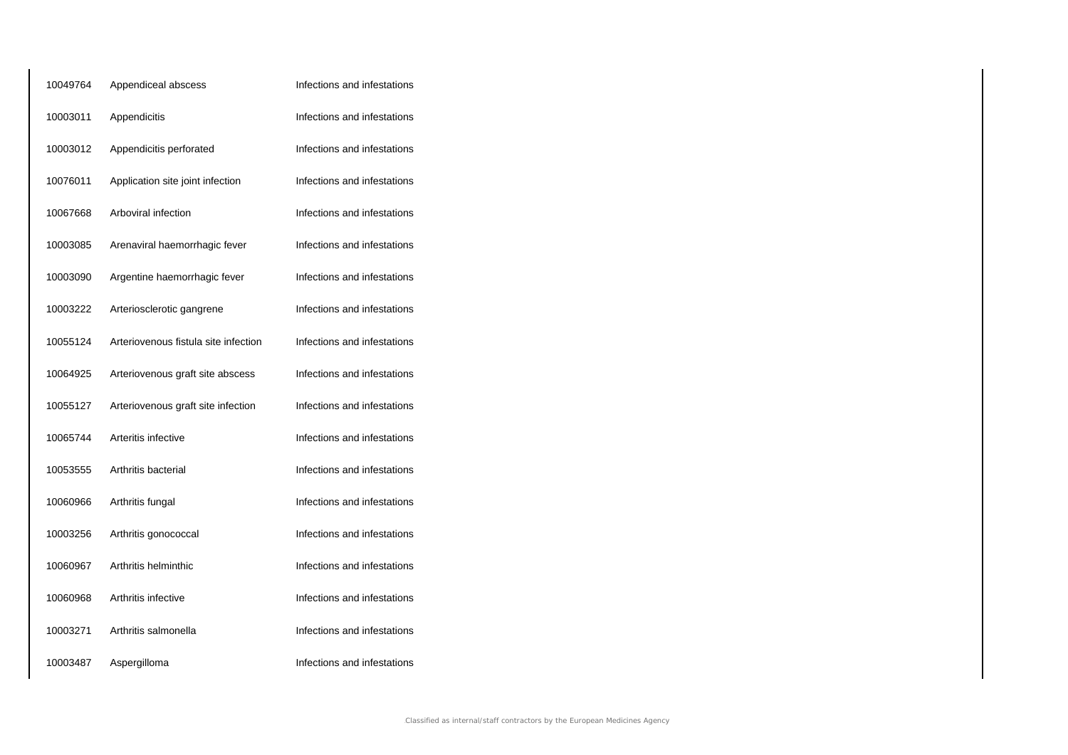| | | |
|---|---|---|
| 10049764 | Appendiceal abscess | Infections and infestations |
| 10003011 | Appendicitis | Infections and infestations |
| 10003012 | Appendicitis perforated | Infections and infestations |
| 10076011 | Application site joint infection | Infections and infestations |
| 10067668 | Arboviral infection | Infections and infestations |
| 10003085 | Arenaviral haemorrhagic fever | Infections and infestations |
| 10003090 | Argentine haemorrhagic fever | Infections and infestations |
| 10003222 | Arteriosclerotic gangrene | Infections and infestations |
| 10055124 | Arteriovenous fistula site infection | Infections and infestations |
| 10064925 | Arteriovenous graft site abscess | Infections and infestations |
| 10055127 | Arteriovenous graft site infection | Infections and infestations |
| 10065744 | Arteritis infective | Infections and infestations |
| 10053555 | Arthritis bacterial | Infections and infestations |
| 10060966 | Arthritis fungal | Infections and infestations |
| 10003256 | Arthritis gonococcal | Infections and infestations |
| 10060967 | Arthritis helminthic | Infections and infestations |
| 10060968 | Arthritis infective | Infections and infestations |
| 10003271 | Arthritis salmonella | Infections and infestations |
| 10003487 | Aspergilloma | Infections and infestations |

Classified as internal/staff contractors by the European Medicines Agency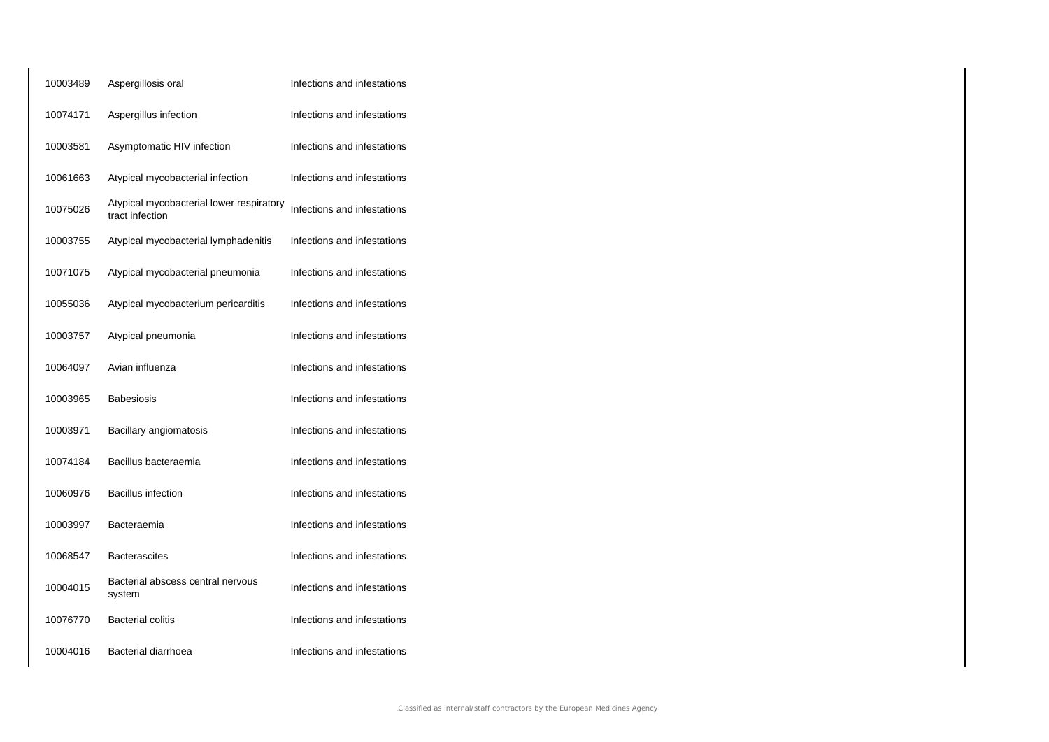| | | |
|---|---|---|
| 10003489 | Aspergillosis oral | Infections and infestations |
| 10074171 | Aspergillus infection | Infections and infestations |
| 10003581 | Asymptomatic HIV infection | Infections and infestations |
| 10061663 | Atypical mycobacterial infection | Infections and infestations |
| 10075026 | Atypical mycobacterial lower respiratory tract infection | Infections and infestations |
| 10003755 | Atypical mycobacterial lymphadenitis | Infections and infestations |
| 10071075 | Atypical mycobacterial pneumonia | Infections and infestations |
| 10055036 | Atypical mycobacterium pericarditis | Infections and infestations |
| 10003757 | Atypical pneumonia | Infections and infestations |
| 10064097 | Avian influenza | Infections and infestations |
| 10003965 | Babesiosis | Infections and infestations |
| 10003971 | Bacillary angiomatosis | Infections and infestations |
| 10074184 | Bacillus bacteraemia | Infections and infestations |
| 10060976 | Bacillus infection | Infections and infestations |
| 10003997 | Bacteraemia | Infections and infestations |
| 10068547 | Bacterascites | Infections and infestations |
| 10004015 | Bacterial abscess central nervous system | Infections and infestations |
| 10076770 | Bacterial colitis | Infections and infestations |
| 10004016 | Bacterial diarrhoea | Infections and infestations |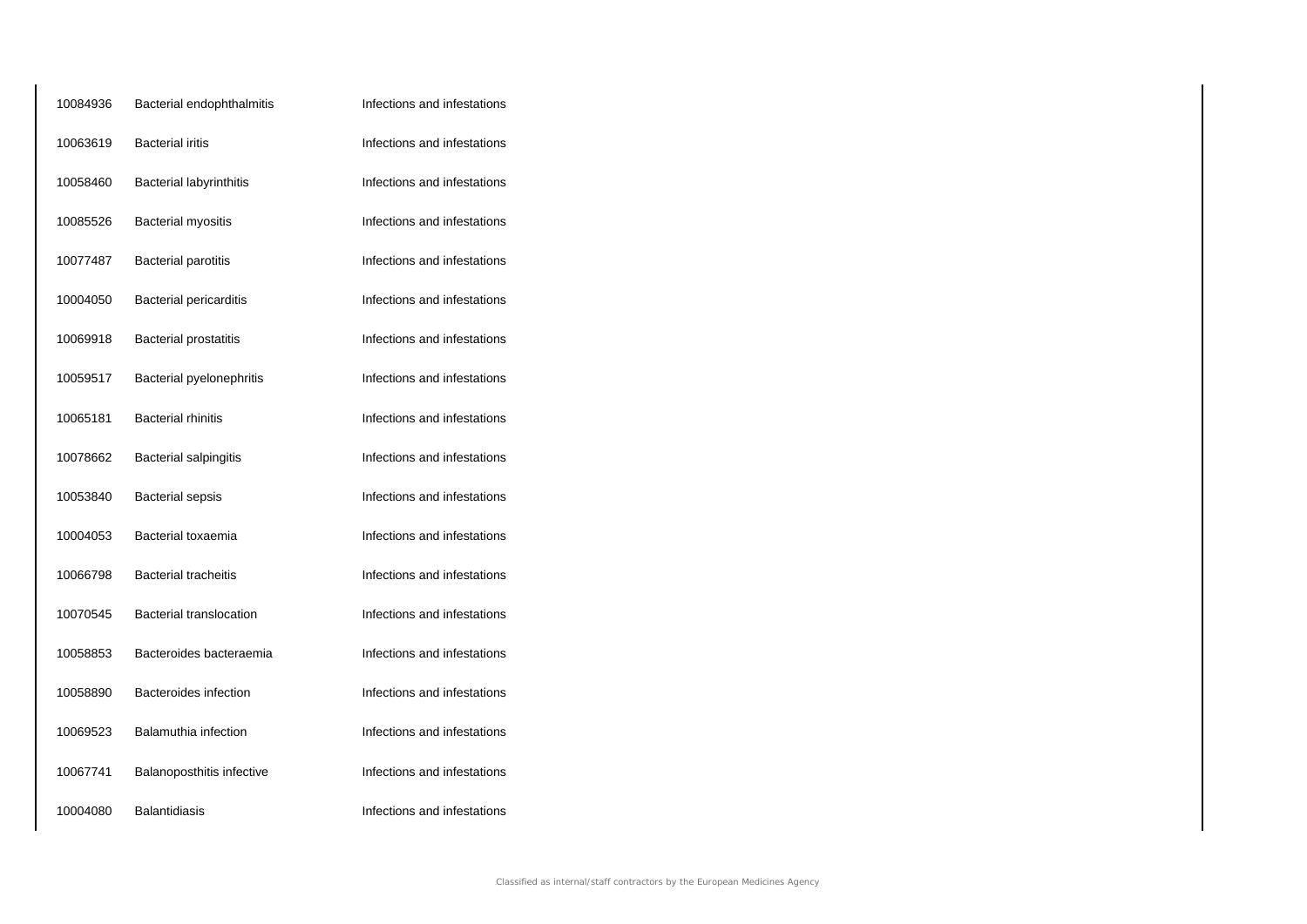| | | |
|---|---|---|
| 10084936 | Bacterial endophthalmitis | Infections and infestations |
| 10063619 | Bacterial iritis | Infections and infestations |
| 10058460 | Bacterial labyrinthitis | Infections and infestations |
| 10085526 | Bacterial myositis | Infections and infestations |
| 10077487 | Bacterial parotitis | Infections and infestations |
| 10004050 | Bacterial pericarditis | Infections and infestations |
| 10069918 | Bacterial prostatitis | Infections and infestations |
| 10059517 | Bacterial pyelonephritis | Infections and infestations |
| 10065181 | Bacterial rhinitis | Infections and infestations |
| 10078662 | Bacterial salpingitis | Infections and infestations |
| 10053840 | Bacterial sepsis | Infections and infestations |
| 10004053 | Bacterial toxaemia | Infections and infestations |
| 10066798 | Bacterial tracheitis | Infections and infestations |
| 10070545 | Bacterial translocation | Infections and infestations |
| 10058853 | Bacteroides bacteraemia | Infections and infestations |
| 10058890 | Bacteroides infection | Infections and infestations |
| 10069523 | Balamuthia infection | Infections and infestations |
| 10067741 | Balanoposthitis infective | Infections and infestations |
| 10004080 | Balantidiasis | Infections and infestations |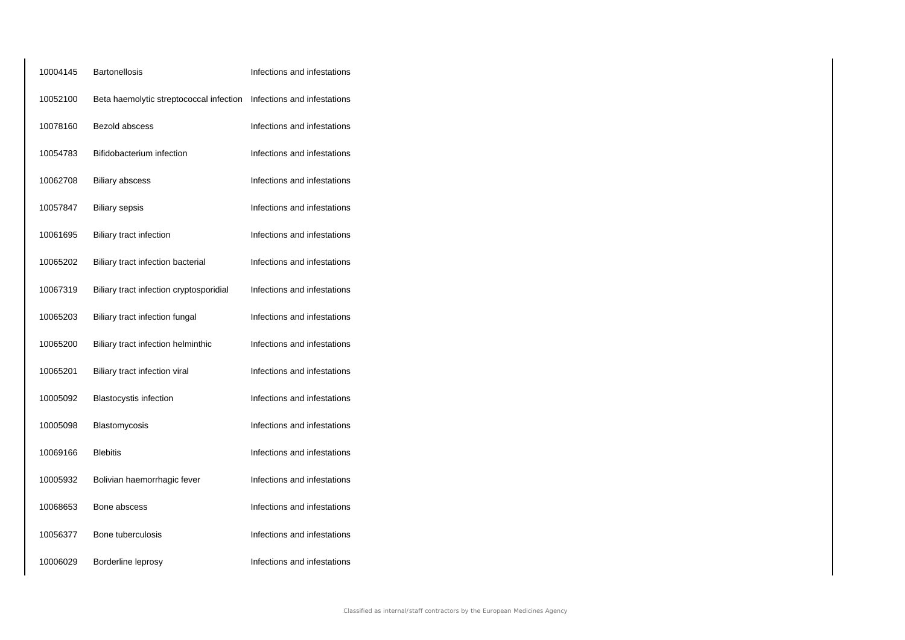| | | |
|---|---|---|
| 10004145 | Bartonellosis | Infections and infestations |
| 10052100 | Beta haemolytic streptococcal infection | Infections and infestations |
| 10078160 | Bezold abscess | Infections and infestations |
| 10054783 | Bifidobacterium infection | Infections and infestations |
| 10062708 | Biliary abscess | Infections and infestations |
| 10057847 | Biliary sepsis | Infections and infestations |
| 10061695 | Biliary tract infection | Infections and infestations |
| 10065202 | Biliary tract infection bacterial | Infections and infestations |
| 10067319 | Biliary tract infection cryptosporidial | Infections and infestations |
| 10065203 | Biliary tract infection fungal | Infections and infestations |
| 10065200 | Biliary tract infection helminthic | Infections and infestations |
| 10065201 | Biliary tract infection viral | Infections and infestations |
| 10005092 | Blastocystis infection | Infections and infestations |
| 10005098 | Blastomycosis | Infections and infestations |
| 10069166 | Blebitis | Infections and infestations |
| 10005932 | Bolivian haemorrhagic fever | Infections and infestations |
| 10068653 | Bone abscess | Infections and infestations |
| 10056377 | Bone tuberculosis | Infections and infestations |
| 10006029 | Borderline leprosy | Infections and infestations |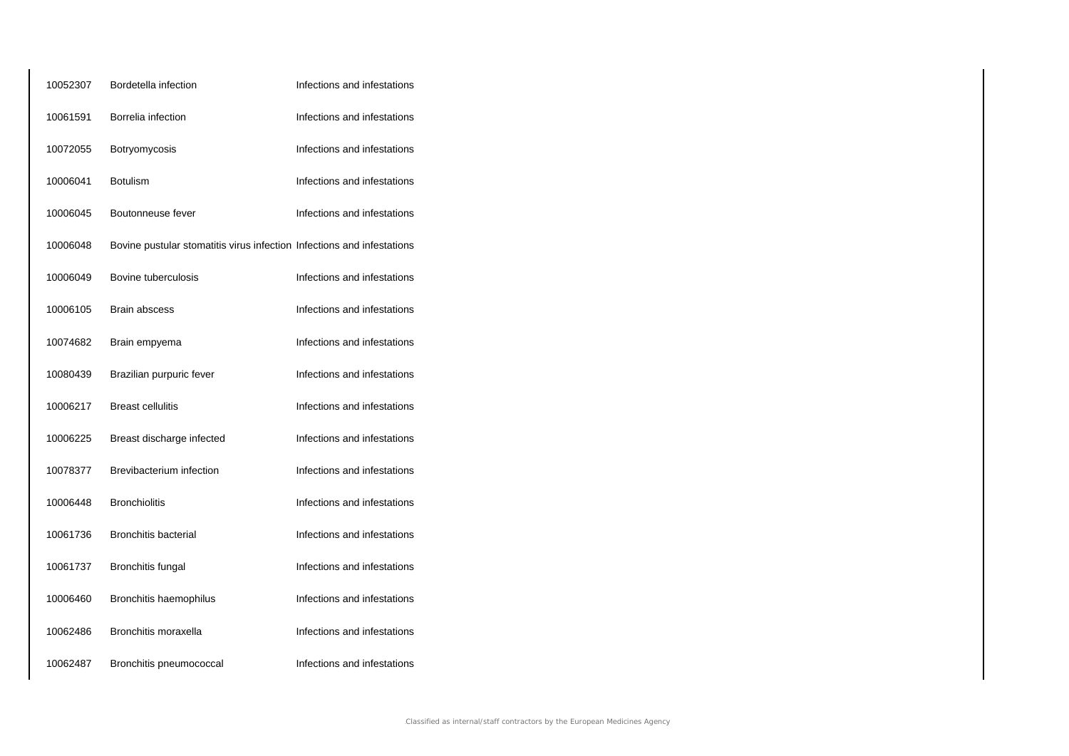| | | |
|---|---|---|
| 10052307 | Bordetella infection | Infections and infestations |
| 10061591 | Borrelia infection | Infections and infestations |
| 10072055 | Botryomycosis | Infections and infestations |
| 10006041 | Botulism | Infections and infestations |
| 10006045 | Boutonneuse fever | Infections and infestations |
| 10006048 | Bovine pustular stomatitis virus infection | Infections and infestations |
| 10006049 | Bovine tuberculosis | Infections and infestations |
| 10006105 | Brain abscess | Infections and infestations |
| 10074682 | Brain empyema | Infections and infestations |
| 10080439 | Brazilian purpuric fever | Infections and infestations |
| 10006217 | Breast cellulitis | Infections and infestations |
| 10006225 | Breast discharge infected | Infections and infestations |
| 10078377 | Brevibacterium infection | Infections and infestations |
| 10006448 | Bronchiolitis | Infections and infestations |
| 10061736 | Bronchitis bacterial | Infections and infestations |
| 10061737 | Bronchitis fungal | Infections and infestations |
| 10006460 | Bronchitis haemophilus | Infections and infestations |
| 10062486 | Bronchitis moraxella | Infections and infestations |
| 10062487 | Bronchitis pneumococcal | Infections and infestations |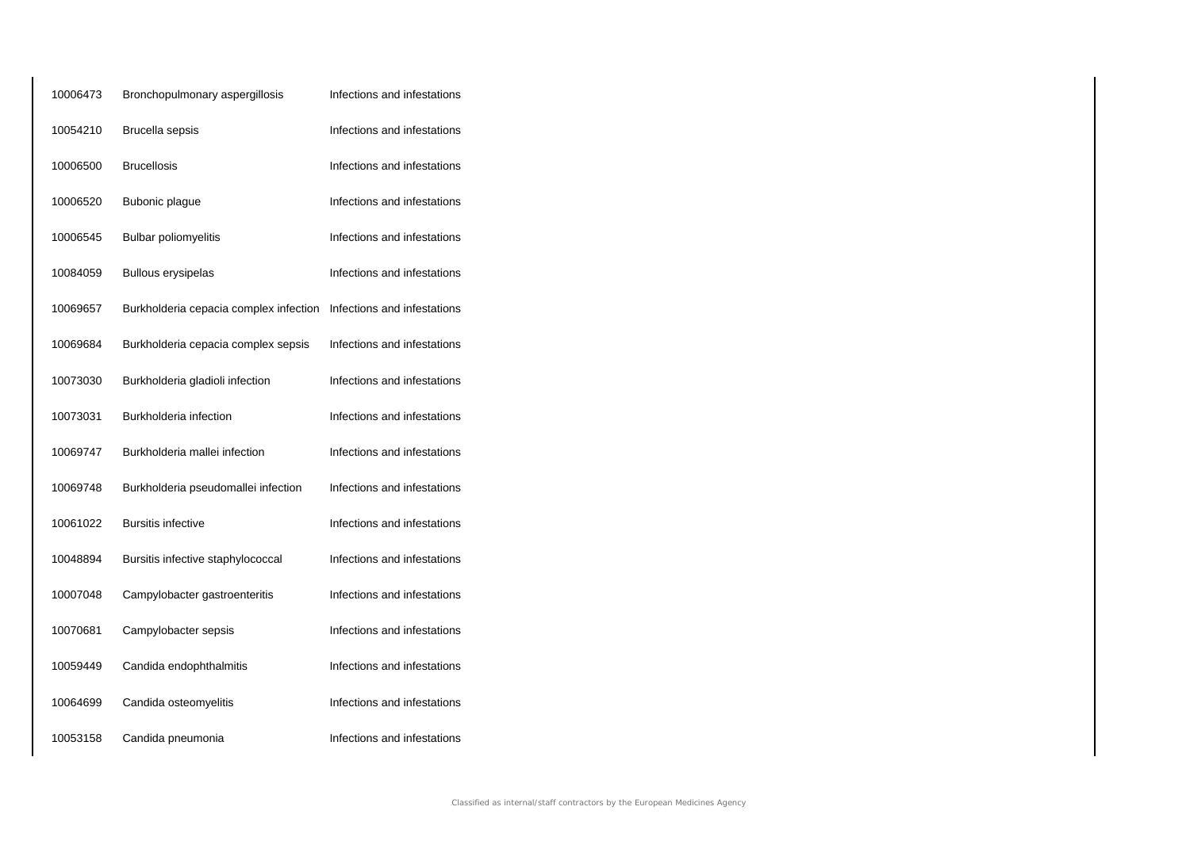| | | |
|---|---|---|
| 10006473 | Bronchopulmonary aspergillosis | Infections and infestations |
| 10054210 | Brucella sepsis | Infections and infestations |
| 10006500 | Brucellosis | Infections and infestations |
| 10006520 | Bubonic plague | Infections and infestations |
| 10006545 | Bulbar poliomyelitis | Infections and infestations |
| 10084059 | Bullous erysipelas | Infections and infestations |
| 10069657 | Burkholderia cepacia complex infection | Infections and infestations |
| 10069684 | Burkholderia cepacia complex sepsis | Infections and infestations |
| 10073030 | Burkholderia gladioli infection | Infections and infestations |
| 10073031 | Burkholderia infection | Infections and infestations |
| 10069747 | Burkholderia mallei infection | Infections and infestations |
| 10069748 | Burkholderia pseudomallei infection | Infections and infestations |
| 10061022 | Bursitis infective | Infections and infestations |
| 10048894 | Bursitis infective staphylococcal | Infections and infestations |
| 10007048 | Campylobacter gastroenteritis | Infections and infestations |
| 10070681 | Campylobacter sepsis | Infections and infestations |
| 10059449 | Candida endophthalmitis | Infections and infestations |
| 10064699 | Candida osteomyelitis | Infections and infestations |
| 10053158 | Candida pneumonia | Infections and infestations |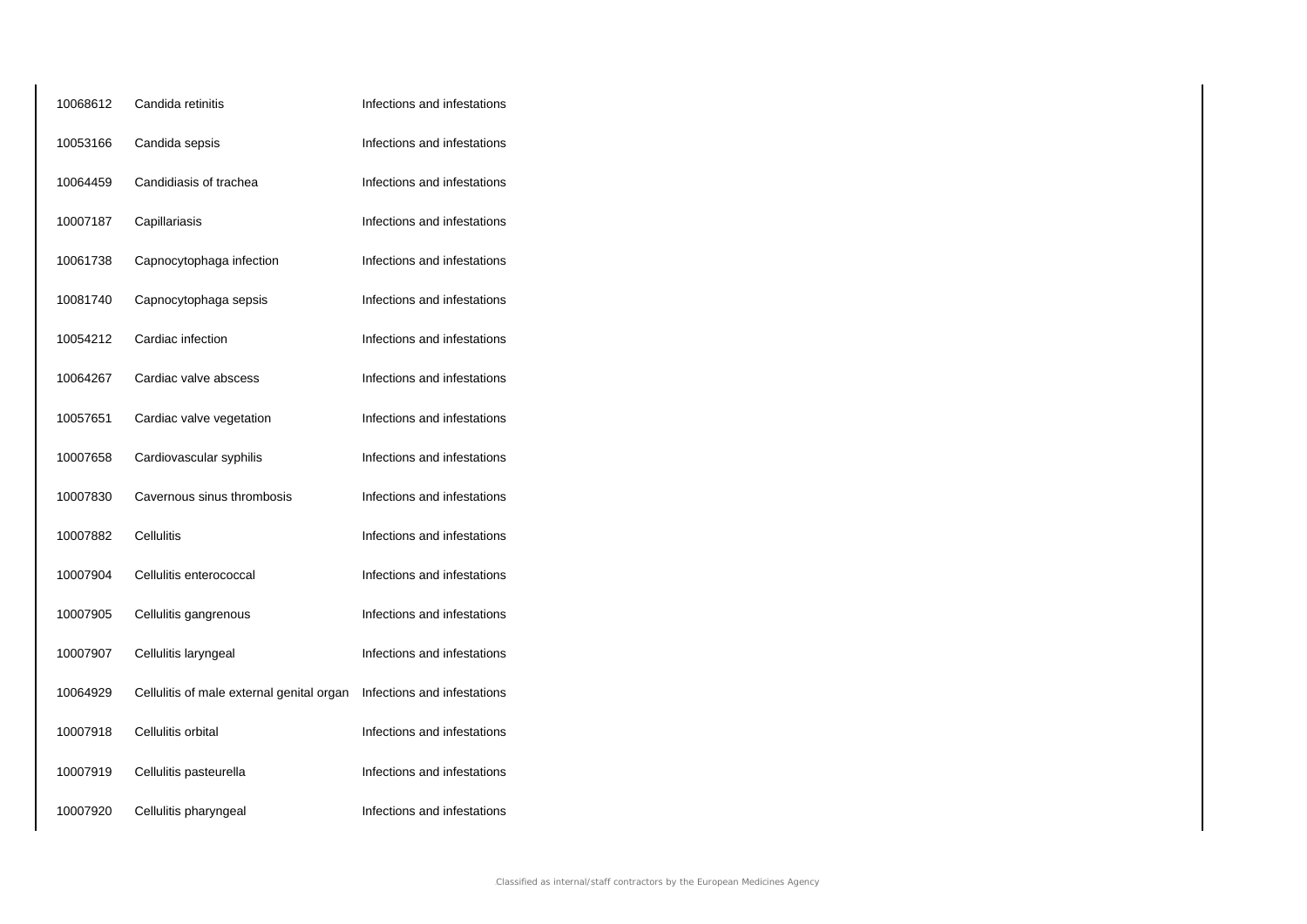| | | |
|---|---|---|
| 10068612 | Candida retinitis | Infections and infestations |
| 10053166 | Candida sepsis | Infections and infestations |
| 10064459 | Candidiasis of trachea | Infections and infestations |
| 10007187 | Capillariasis | Infections and infestations |
| 10061738 | Capnocytophaga infection | Infections and infestations |
| 10081740 | Capnocytophaga sepsis | Infections and infestations |
| 10054212 | Cardiac infection | Infections and infestations |
| 10064267 | Cardiac valve abscess | Infections and infestations |
| 10057651 | Cardiac valve vegetation | Infections and infestations |
| 10007658 | Cardiovascular syphilis | Infections and infestations |
| 10007830 | Cavernous sinus thrombosis | Infections and infestations |
| 10007882 | Cellulitis | Infections and infestations |
| 10007904 | Cellulitis enterococcal | Infections and infestations |
| 10007905 | Cellulitis gangrenous | Infections and infestations |
| 10007907 | Cellulitis laryngeal | Infections and infestations |
| 10064929 | Cellulitis of male external genital organ | Infections and infestations |
| 10007918 | Cellulitis orbital | Infections and infestations |
| 10007919 | Cellulitis pasteurella | Infections and infestations |
| 10007920 | Cellulitis pharyngeal | Infections and infestations |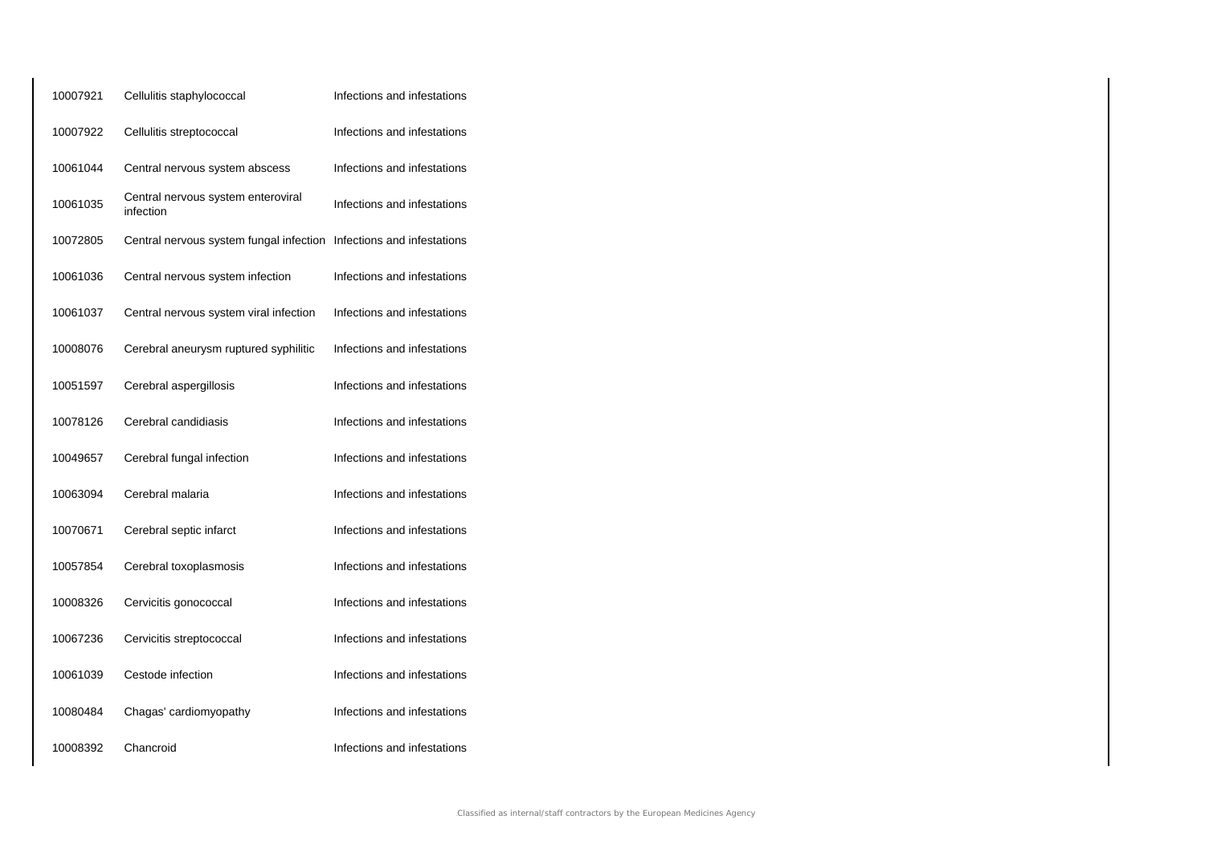| | | |
|---|---|---|
| 10007921 | Cellulitis staphylococcal | Infections and infestations |
| 10007922 | Cellulitis streptococcal | Infections and infestations |
| 10061044 | Central nervous system abscess | Infections and infestations |
| 10061035 | Central nervous system enteroviral infection | Infections and infestations |
| 10072805 | Central nervous system fungal infection | Infections and infestations |
| 10061036 | Central nervous system infection | Infections and infestations |
| 10061037 | Central nervous system viral infection | Infections and infestations |
| 10008076 | Cerebral aneurysm ruptured syphilitic | Infections and infestations |
| 10051597 | Cerebral aspergillosis | Infections and infestations |
| 10078126 | Cerebral candidiasis | Infections and infestations |
| 10049657 | Cerebral fungal infection | Infections and infestations |
| 10063094 | Cerebral malaria | Infections and infestations |
| 10070671 | Cerebral septic infarct | Infections and infestations |
| 10057854 | Cerebral toxoplasmosis | Infections and infestations |
| 10008326 | Cervicitis gonococcal | Infections and infestations |
| 10067236 | Cervicitis streptococcal | Infections and infestations |
| 10061039 | Cestode infection | Infections and infestations |
| 10080484 | Chagas' cardiomyopathy | Infections and infestations |
| 10008392 | Chancroid | Infections and infestations |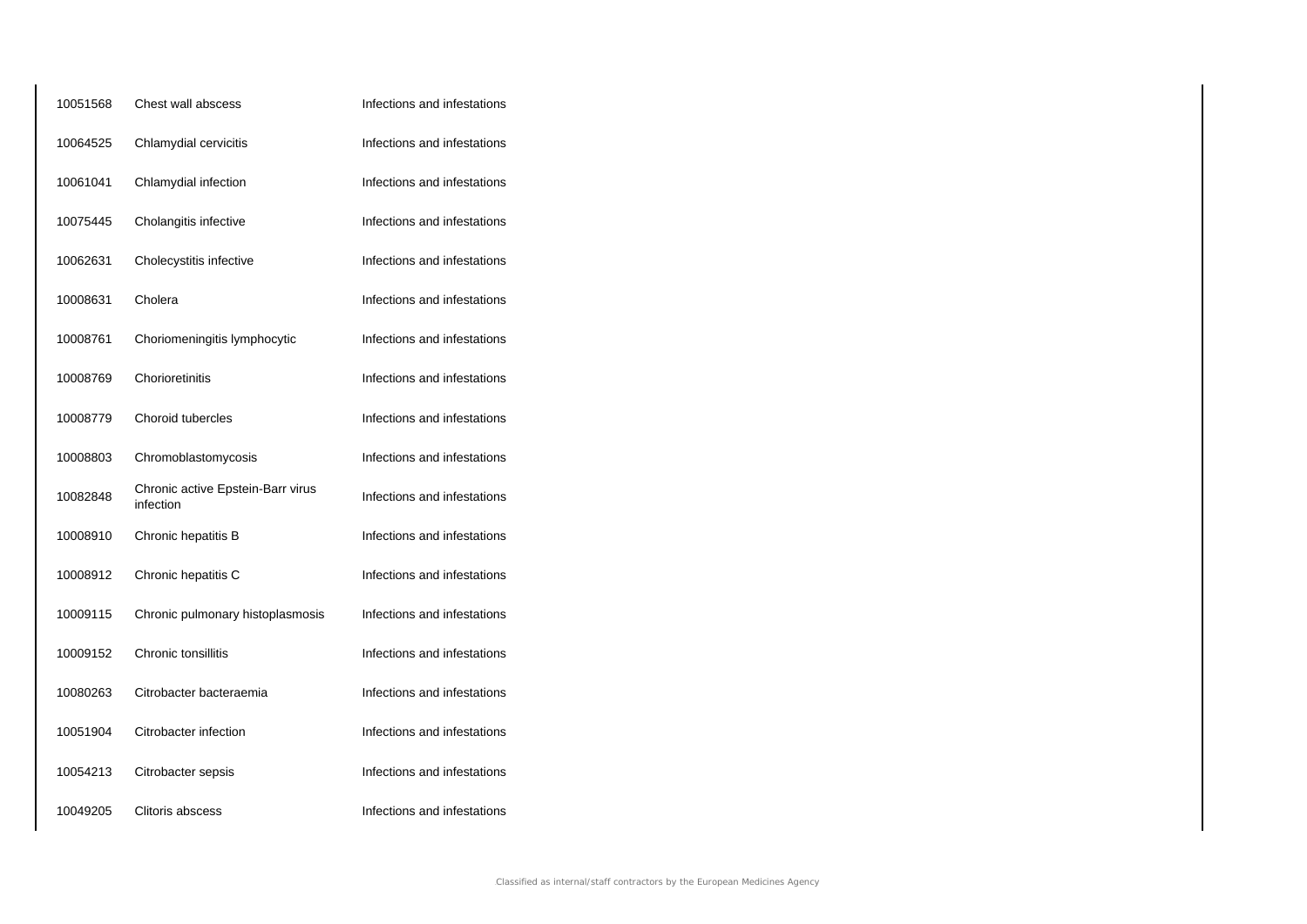| | | |
|---|---|---|
| 10051568 | Chest wall abscess | Infections and infestations |
| 10064525 | Chlamydial cervicitis | Infections and infestations |
| 10061041 | Chlamydial infection | Infections and infestations |
| 10075445 | Cholangitis infective | Infections and infestations |
| 10062631 | Cholecystitis infective | Infections and infestations |
| 10008631 | Cholera | Infections and infestations |
| 10008761 | Choriomeningitis lymphocytic | Infections and infestations |
| 10008769 | Chorioretinitis | Infections and infestations |
| 10008779 | Choroid tubercles | Infections and infestations |
| 10008803 | Chromoblastomycosis | Infections and infestations |
| 10082848 | Chronic active Epstein-Barr virus infection | Infections and infestations |
| 10008910 | Chronic hepatitis B | Infections and infestations |
| 10008912 | Chronic hepatitis C | Infections and infestations |
| 10009115 | Chronic pulmonary histoplasmosis | Infections and infestations |
| 10009152 | Chronic tonsillitis | Infections and infestations |
| 10080263 | Citrobacter bacteraemia | Infections and infestations |
| 10051904 | Citrobacter infection | Infections and infestations |
| 10054213 | Citrobacter sepsis | Infections and infestations |
| 10049205 | Clitoris abscess | Infections and infestations |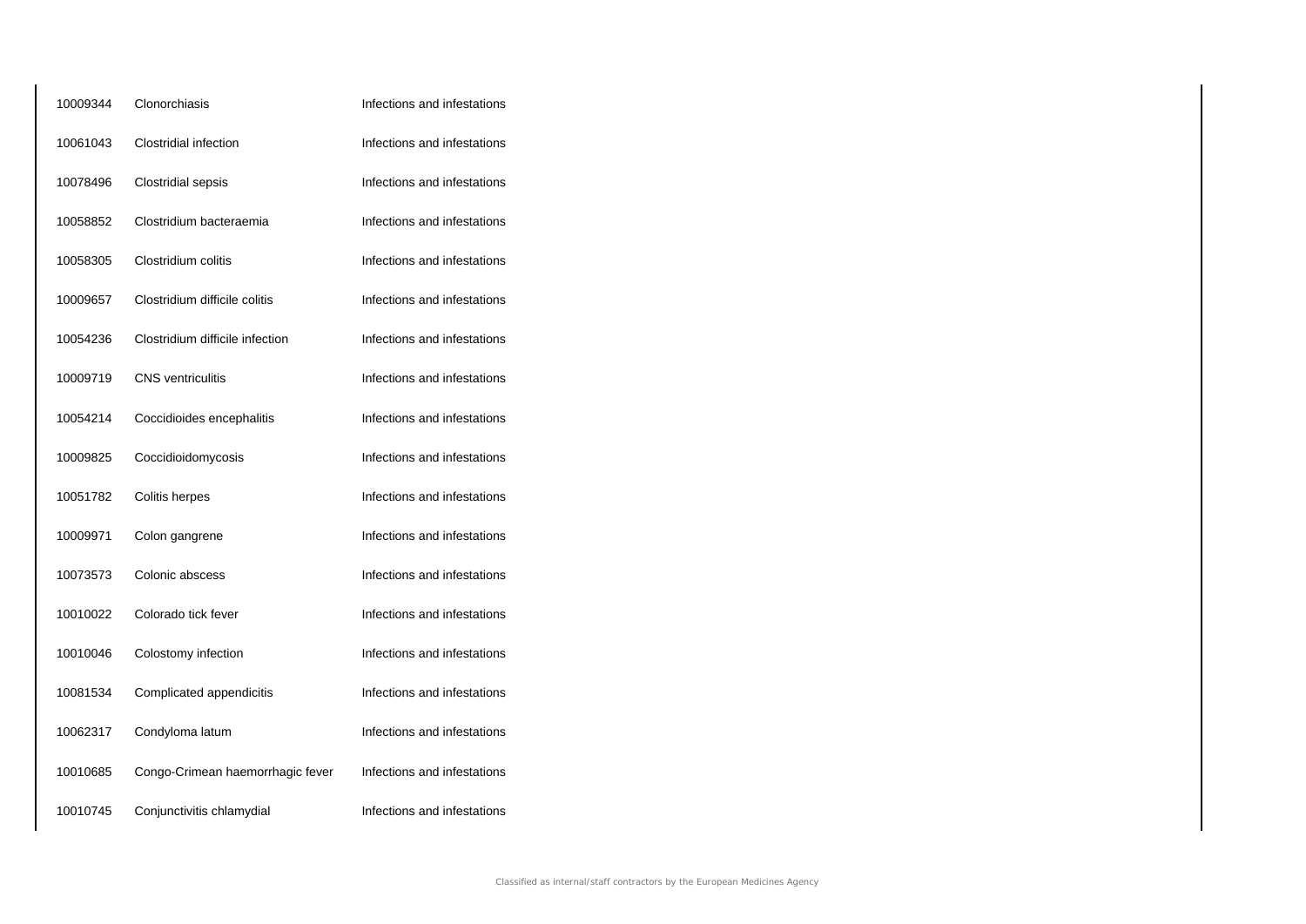| | | |
|---|---|---|
| 10009344 | Clonorchiasis | Infections and infestations |
| 10061043 | Clostridial infection | Infections and infestations |
| 10078496 | Clostridial sepsis | Infections and infestations |
| 10058852 | Clostridium bacteraemia | Infections and infestations |
| 10058305 | Clostridium colitis | Infections and infestations |
| 10009657 | Clostridium difficile colitis | Infections and infestations |
| 10054236 | Clostridium difficile infection | Infections and infestations |
| 10009719 | CNS ventriculitis | Infections and infestations |
| 10054214 | Coccidioides encephalitis | Infections and infestations |
| 10009825 | Coccidioidomycosis | Infections and infestations |
| 10051782 | Colitis herpes | Infections and infestations |
| 10009971 | Colon gangrene | Infections and infestations |
| 10073573 | Colonic abscess | Infections and infestations |
| 10010022 | Colorado tick fever | Infections and infestations |
| 10010046 | Colostomy infection | Infections and infestations |
| 10081534 | Complicated appendicitis | Infections and infestations |
| 10062317 | Condyloma latum | Infections and infestations |
| 10010685 | Congo-Crimean haemorrhagic fever | Infections and infestations |
| 10010745 | Conjunctivitis chlamydial | Infections and infestations |

Classified as internal/staff contractors by the European Medicines Agency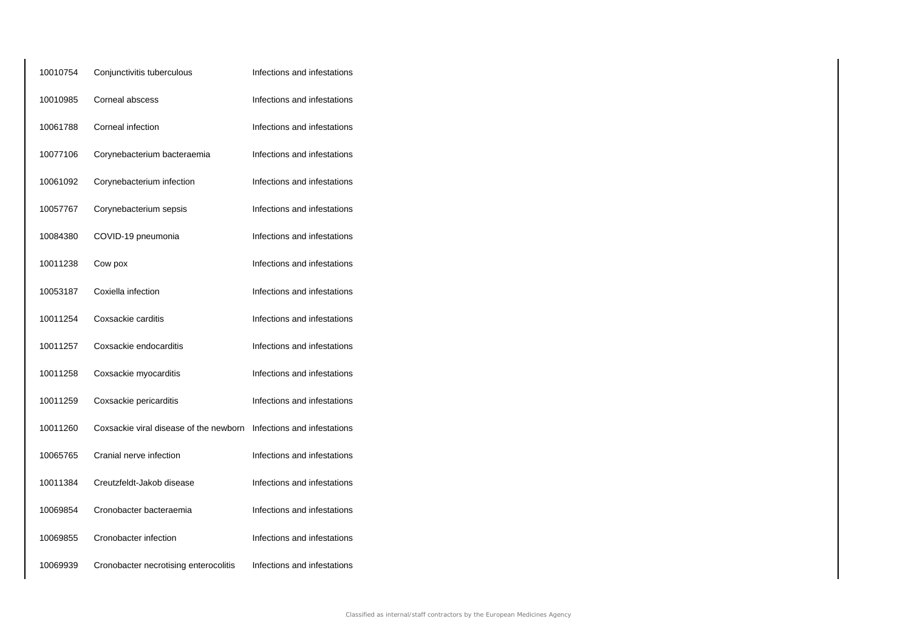| | | |
|---|---|---|
| 10010754 | Conjunctivitis tuberculous | Infections and infestations |
| 10010985 | Corneal abscess | Infections and infestations |
| 10061788 | Corneal infection | Infections and infestations |
| 10077106 | Corynebacterium bacteraemia | Infections and infestations |
| 10061092 | Corynebacterium infection | Infections and infestations |
| 10057767 | Corynebacterium sepsis | Infections and infestations |
| 10084380 | COVID-19 pneumonia | Infections and infestations |
| 10011238 | Cow pox | Infections and infestations |
| 10053187 | Coxiella infection | Infections and infestations |
| 10011254 | Coxsackie carditis | Infections and infestations |
| 10011257 | Coxsackie endocarditis | Infections and infestations |
| 10011258 | Coxsackie myocarditis | Infections and infestations |
| 10011259 | Coxsackie pericarditis | Infections and infestations |
| 10011260 | Coxsackie viral disease of the newborn | Infections and infestations |
| 10065765 | Cranial nerve infection | Infections and infestations |
| 10011384 | Creutzfeldt-Jakob disease | Infections and infestations |
| 10069854 | Cronobacter bacteraemia | Infections and infestations |
| 10069855 | Cronobacter infection | Infections and infestations |
| 10069939 | Cronobacter necrotising enterocolitis | Infections and infestations |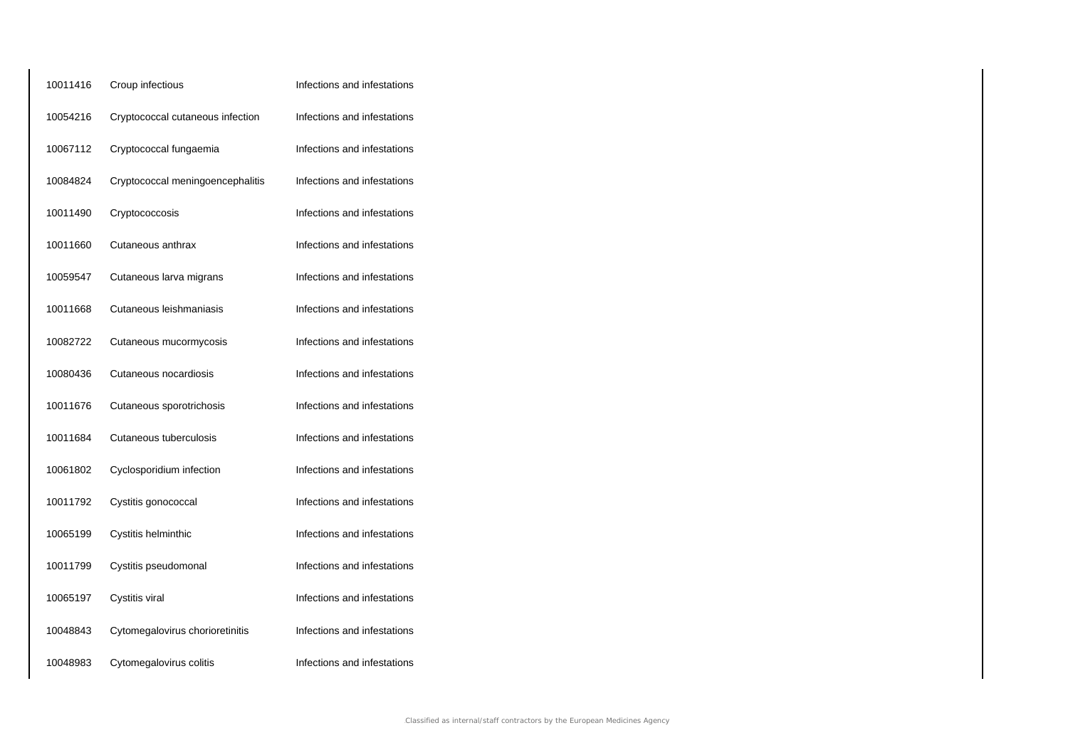| | | |
|---|---|---|
| 10011416 | Croup infectious | Infections and infestations |
| 10054216 | Cryptococcal cutaneous infection | Infections and infestations |
| 10067112 | Cryptococcal fungaemia | Infections and infestations |
| 10084824 | Cryptococcal meningoencephalitis | Infections and infestations |
| 10011490 | Cryptococcosis | Infections and infestations |
| 10011660 | Cutaneous anthrax | Infections and infestations |
| 10059547 | Cutaneous larva migrans | Infections and infestations |
| 10011668 | Cutaneous leishmaniasis | Infections and infestations |
| 10082722 | Cutaneous mucormycosis | Infections and infestations |
| 10080436 | Cutaneous nocardiosis | Infections and infestations |
| 10011676 | Cutaneous sporotrichosis | Infections and infestations |
| 10011684 | Cutaneous tuberculosis | Infections and infestations |
| 10061802 | Cyclosporidium infection | Infections and infestations |
| 10011792 | Cystitis gonococcal | Infections and infestations |
| 10065199 | Cystitis helminthic | Infections and infestations |
| 10011799 | Cystitis pseudomonal | Infections and infestations |
| 10065197 | Cystitis viral | Infections and infestations |
| 10048843 | Cytomegalovirus chorioretinitis | Infections and infestations |
| 10048983 | Cytomegalovirus colitis | Infections and infestations |

Classified as internal/staff contractors by the European Medicines Agency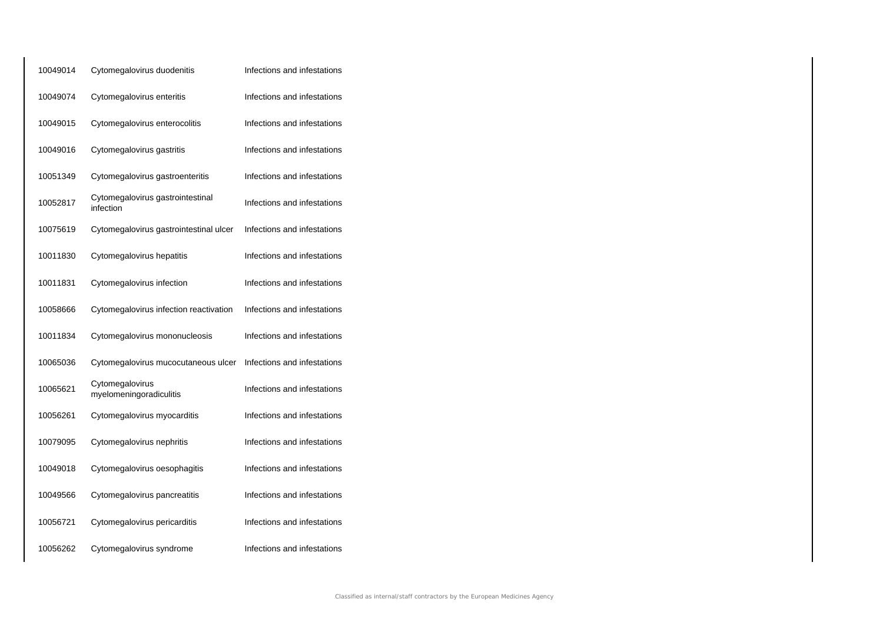| | | |
|---|---|---|
| 10049014 | Cytomegalovirus duodenitis | Infections and infestations |
| 10049074 | Cytomegalovirus enteritis | Infections and infestations |
| 10049015 | Cytomegalovirus enterocolitis | Infections and infestations |
| 10049016 | Cytomegalovirus gastritis | Infections and infestations |
| 10051349 | Cytomegalovirus gastroenteritis | Infections and infestations |
| 10052817 | Cytomegalovirus gastrointestinal infection | Infections and infestations |
| 10075619 | Cytomegalovirus gastrointestinal ulcer | Infections and infestations |
| 10011830 | Cytomegalovirus hepatitis | Infections and infestations |
| 10011831 | Cytomegalovirus infection | Infections and infestations |
| 10058666 | Cytomegalovirus infection reactivation | Infections and infestations |
| 10011834 | Cytomegalovirus mononucleosis | Infections and infestations |
| 10065036 | Cytomegalovirus mucocutaneous ulcer | Infections and infestations |
| 10065621 | Cytomegalovirus myelomeningoradiculitis | Infections and infestations |
| 10056261 | Cytomegalovirus myocarditis | Infections and infestations |
| 10079095 | Cytomegalovirus nephritis | Infections and infestations |
| 10049018 | Cytomegalovirus oesophagitis | Infections and infestations |
| 10049566 | Cytomegalovirus pancreatitis | Infections and infestations |
| 10056721 | Cytomegalovirus pericarditis | Infections and infestations |
| 10056262 | Cytomegalovirus syndrome | Infections and infestations |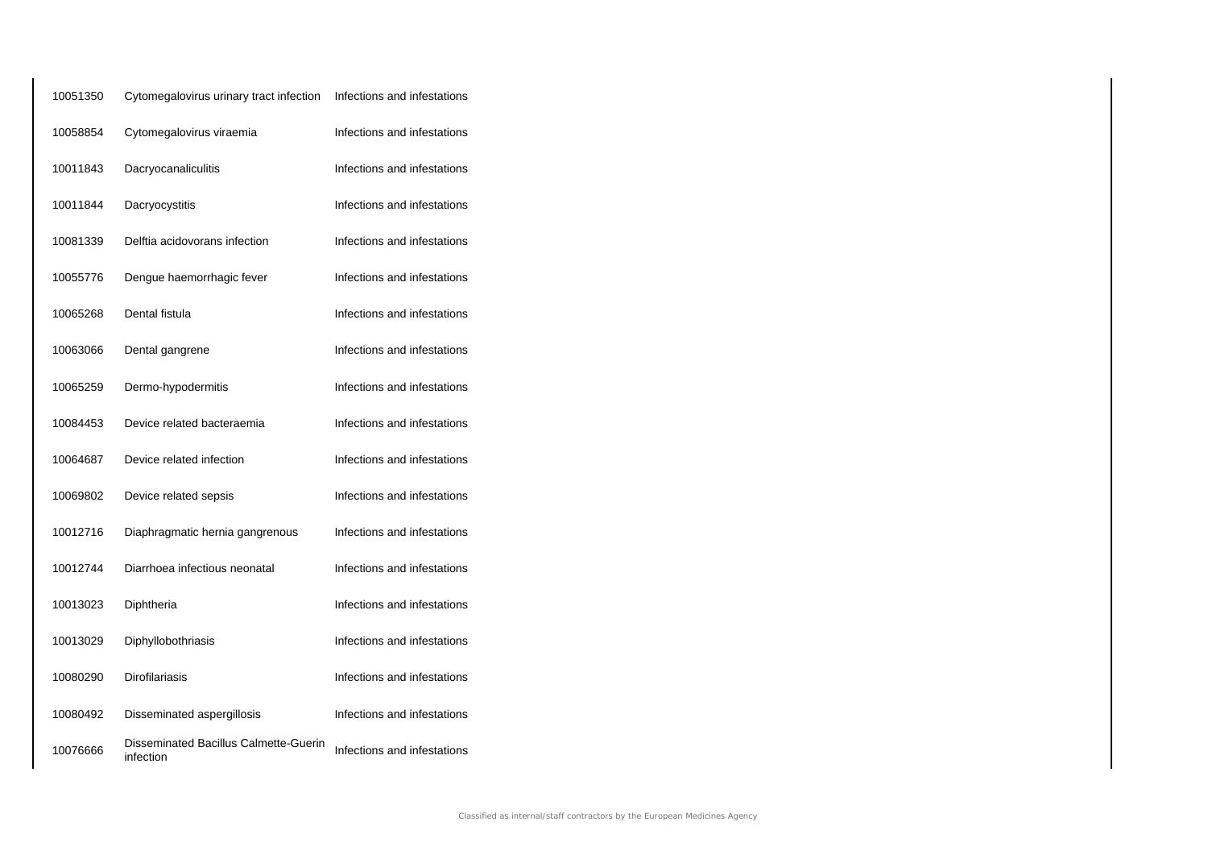| | | |
|---|---|---|
| 10051350 | Cytomegalovirus urinary tract infection | Infections and infestations |
| 10058854 | Cytomegalovirus viraemia | Infections and infestations |
| 10011843 | Dacryocanaliculitis | Infections and infestations |
| 10011844 | Dacryocystitis | Infections and infestations |
| 10081339 | Delftia acidovorans infection | Infections and infestations |
| 10055776 | Dengue haemorrhagic fever | Infections and infestations |
| 10065268 | Dental fistula | Infections and infestations |
| 10063066 | Dental gangrene | Infections and infestations |
| 10065259 | Dermo-hypodermitis | Infections and infestations |
| 10084453 | Device related bacteraemia | Infections and infestations |
| 10064687 | Device related infection | Infections and infestations |
| 10069802 | Device related sepsis | Infections and infestations |
| 10012716 | Diaphragmatic hernia gangrenous | Infections and infestations |
| 10012744 | Diarrhoea infectious neonatal | Infections and infestations |
| 10013023 | Diphtheria | Infections and infestations |
| 10013029 | Diphyllobothriasis | Infections and infestations |
| 10080290 | Dirofilariasis | Infections and infestations |
| 10080492 | Disseminated aspergillosis | Infections and infestations |
| 10076666 | Disseminated Bacillus Calmette-Guerin infection | Infections and infestations |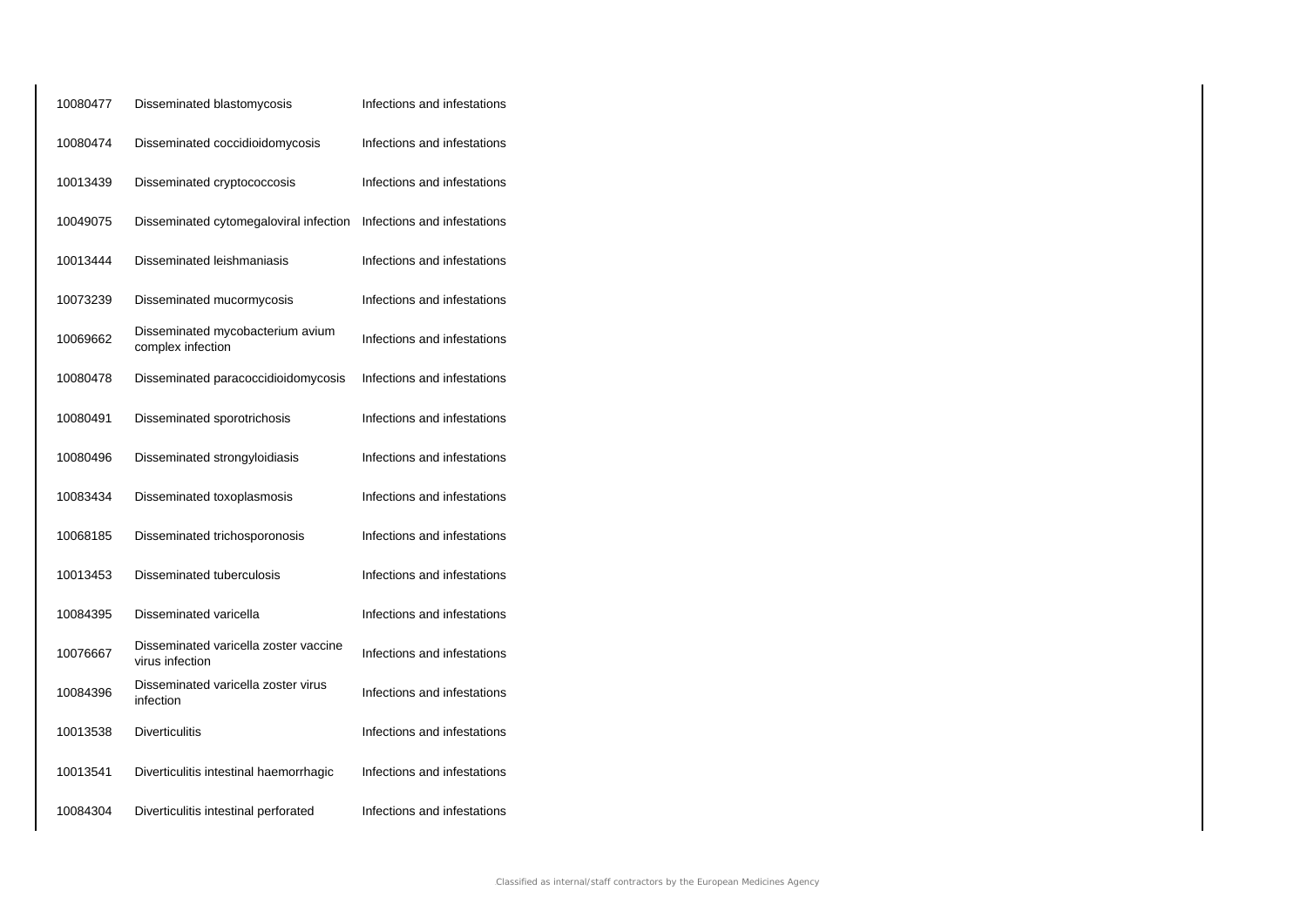| | | |
|---|---|---|
| 10080477 | Disseminated blastomycosis | Infections and infestations |
| 10080474 | Disseminated coccidioidomycosis | Infections and infestations |
| 10013439 | Disseminated cryptococcosis | Infections and infestations |
| 10049075 | Disseminated cytomegaloviral infection | Infections and infestations |
| 10013444 | Disseminated leishmaniasis | Infections and infestations |
| 10073239 | Disseminated mucormycosis | Infections and infestations |
| 10069662 | Disseminated mycobacterium avium complex infection | Infections and infestations |
| 10080478 | Disseminated paracoccidioidomycosis | Infections and infestations |
| 10080491 | Disseminated sporotrichosis | Infections and infestations |
| 10080496 | Disseminated strongyloidiasis | Infections and infestations |
| 10083434 | Disseminated toxoplasmosis | Infections and infestations |
| 10068185 | Disseminated trichosporonosis | Infections and infestations |
| 10013453 | Disseminated tuberculosis | Infections and infestations |
| 10084395 | Disseminated varicella | Infections and infestations |
| 10076667 | Disseminated varicella zoster vaccine virus infection | Infections and infestations |
| 10084396 | Disseminated varicella zoster virus infection | Infections and infestations |
| 10013538 | Diverticulitis | Infections and infestations |
| 10013541 | Diverticulitis intestinal haemorrhagic | Infections and infestations |
| 10084304 | Diverticulitis intestinal perforated | Infections and infestations |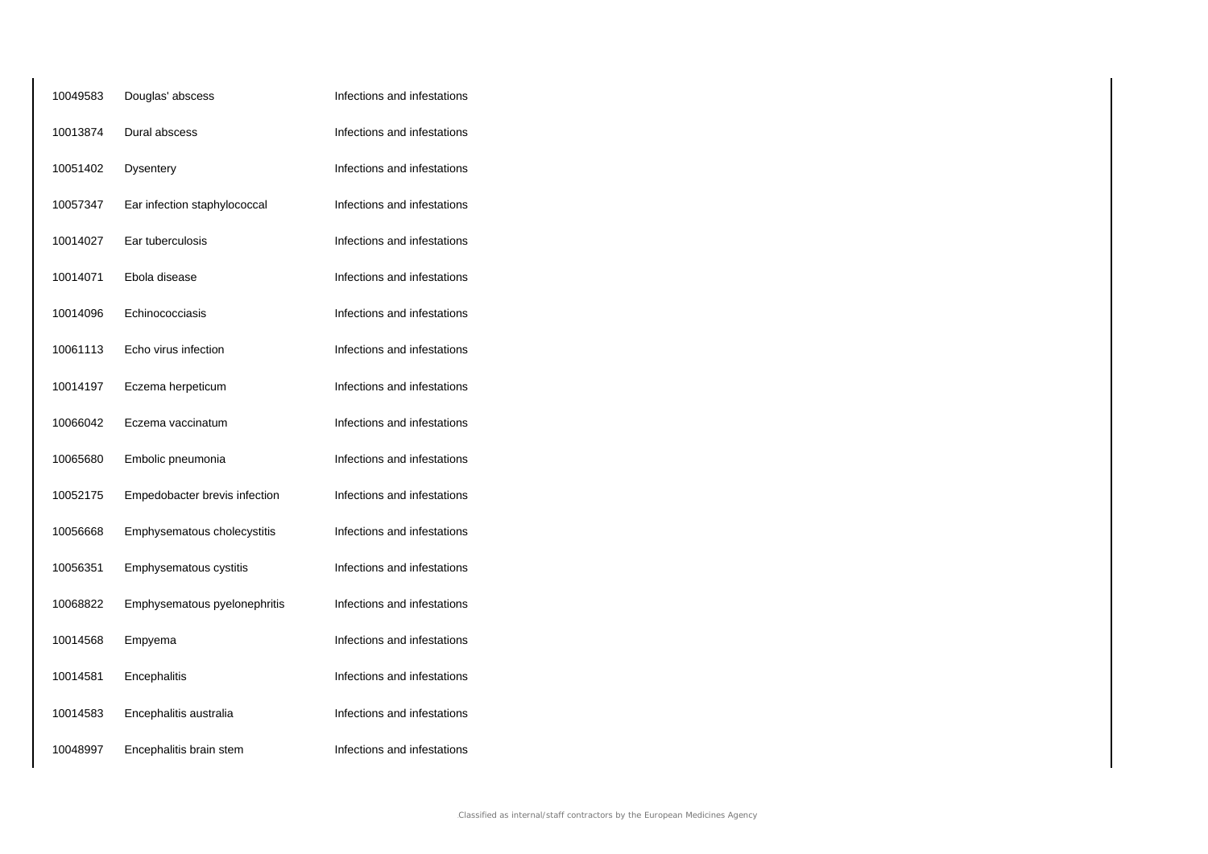| | | |
|---|---|---|
| 10049583 | Douglas' abscess | Infections and infestations |
| 10013874 | Dural abscess | Infections and infestations |
| 10051402 | Dysentery | Infections and infestations |
| 10057347 | Ear infection staphylococcal | Infections and infestations |
| 10014027 | Ear tuberculosis | Infections and infestations |
| 10014071 | Ebola disease | Infections and infestations |
| 10014096 | Echinococciasis | Infections and infestations |
| 10061113 | Echo virus infection | Infections and infestations |
| 10014197 | Eczema herpeticum | Infections and infestations |
| 10066042 | Eczema vaccinatum | Infections and infestations |
| 10065680 | Embolic pneumonia | Infections and infestations |
| 10052175 | Empedobacter brevis infection | Infections and infestations |
| 10056668 | Emphysematous cholecystitis | Infections and infestations |
| 10056351 | Emphysematous cystitis | Infections and infestations |
| 10068822 | Emphysematous pyelonephritis | Infections and infestations |
| 10014568 | Empyema | Infections and infestations |
| 10014581 | Encephalitis | Infections and infestations |
| 10014583 | Encephalitis australia | Infections and infestations |
| 10048997 | Encephalitis brain stem | Infections and infestations |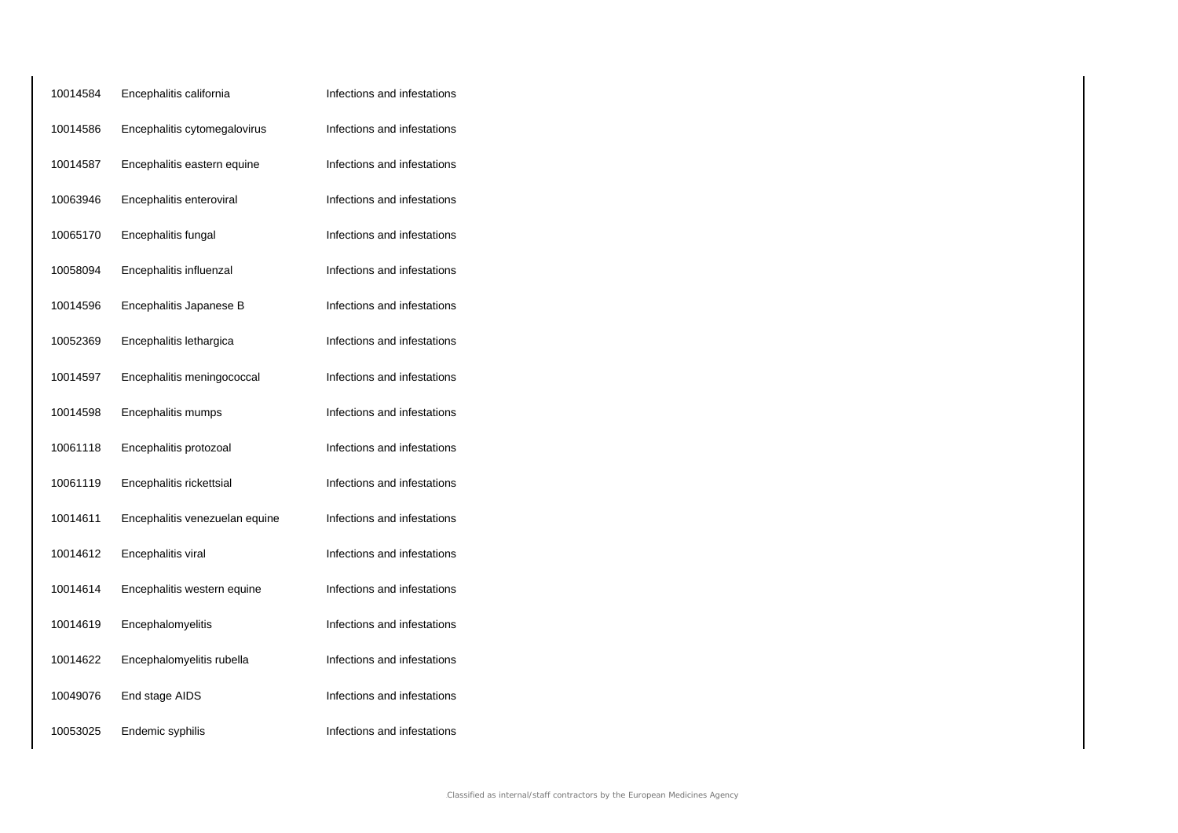| | | |
|---|---|---|
| 10014584 | Encephalitis california | Infections and infestations |
| 10014586 | Encephalitis cytomegalovirus | Infections and infestations |
| 10014587 | Encephalitis eastern equine | Infections and infestations |
| 10063946 | Encephalitis enteroviral | Infections and infestations |
| 10065170 | Encephalitis fungal | Infections and infestations |
| 10058094 | Encephalitis influenzal | Infections and infestations |
| 10014596 | Encephalitis Japanese B | Infections and infestations |
| 10052369 | Encephalitis lethargica | Infections and infestations |
| 10014597 | Encephalitis meningococcal | Infections and infestations |
| 10014598 | Encephalitis mumps | Infections and infestations |
| 10061118 | Encephalitis protozoal | Infections and infestations |
| 10061119 | Encephalitis rickettsial | Infections and infestations |
| 10014611 | Encephalitis venezuelan equine | Infections and infestations |
| 10014612 | Encephalitis viral | Infections and infestations |
| 10014614 | Encephalitis western equine | Infections and infestations |
| 10014619 | Encephalomyelitis | Infections and infestations |
| 10014622 | Encephalomyelitis rubella | Infections and infestations |
| 10049076 | End stage AIDS | Infections and infestations |
| 10053025 | Endemic syphilis | Infections and infestations |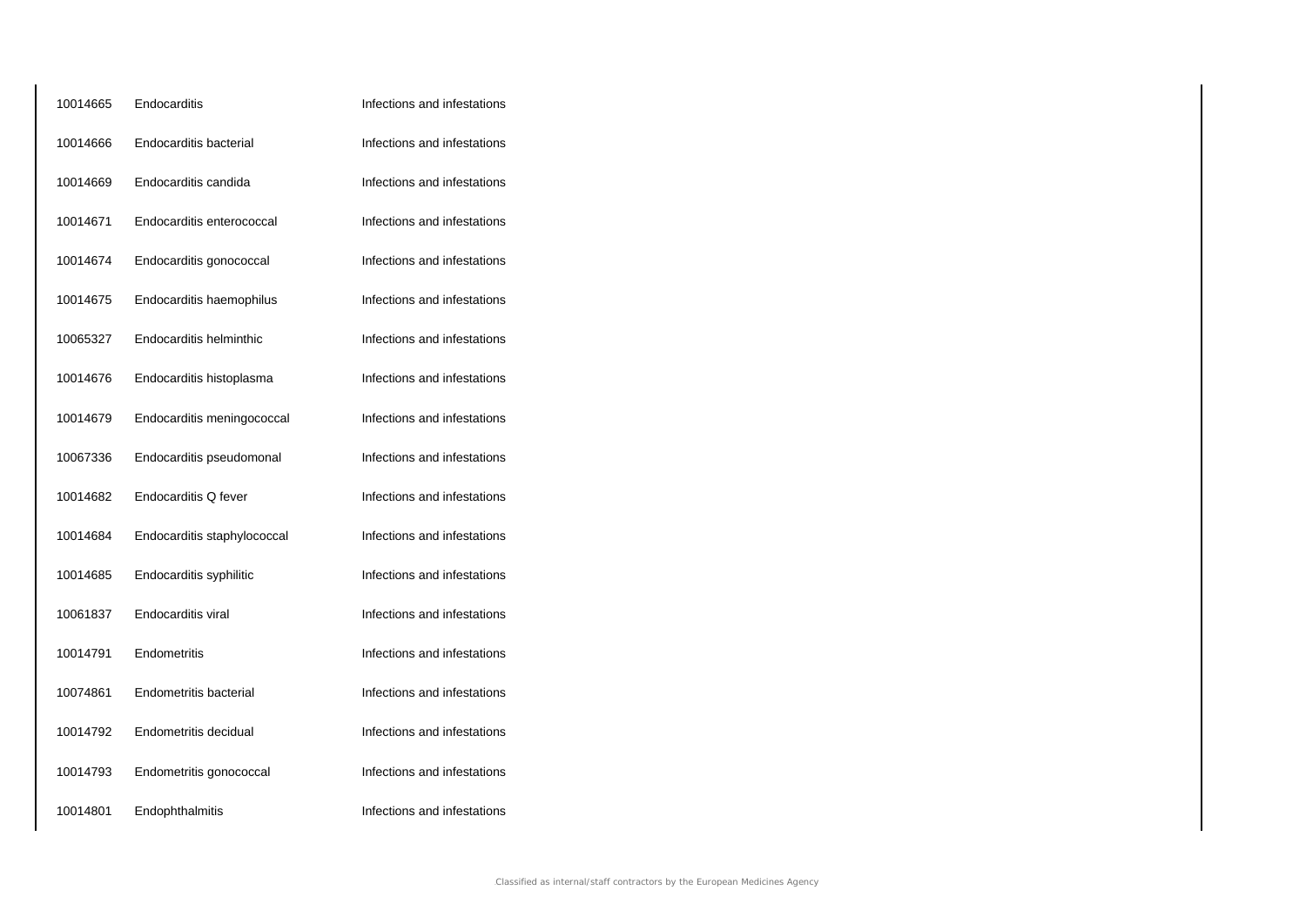| | | |
|---|---|---|
| 10014665 | Endocarditis | Infections and infestations |
| 10014666 | Endocarditis bacterial | Infections and infestations |
| 10014669 | Endocarditis candida | Infections and infestations |
| 10014671 | Endocarditis enterococcal | Infections and infestations |
| 10014674 | Endocarditis gonococcal | Infections and infestations |
| 10014675 | Endocarditis haemophilus | Infections and infestations |
| 10065327 | Endocarditis helminthic | Infections and infestations |
| 10014676 | Endocarditis histoplasma | Infections and infestations |
| 10014679 | Endocarditis meningococcal | Infections and infestations |
| 10067336 | Endocarditis pseudomonal | Infections and infestations |
| 10014682 | Endocarditis Q fever | Infections and infestations |
| 10014684 | Endocarditis staphylococcal | Infections and infestations |
| 10014685 | Endocarditis syphilitic | Infections and infestations |
| 10061837 | Endocarditis viral | Infections and infestations |
| 10014791 | Endometritis | Infections and infestations |
| 10074861 | Endometritis bacterial | Infections and infestations |
| 10014792 | Endometritis decidual | Infections and infestations |
| 10014793 | Endometritis gonococcal | Infections and infestations |
| 10014801 | Endophthalmitis | Infections and infestations |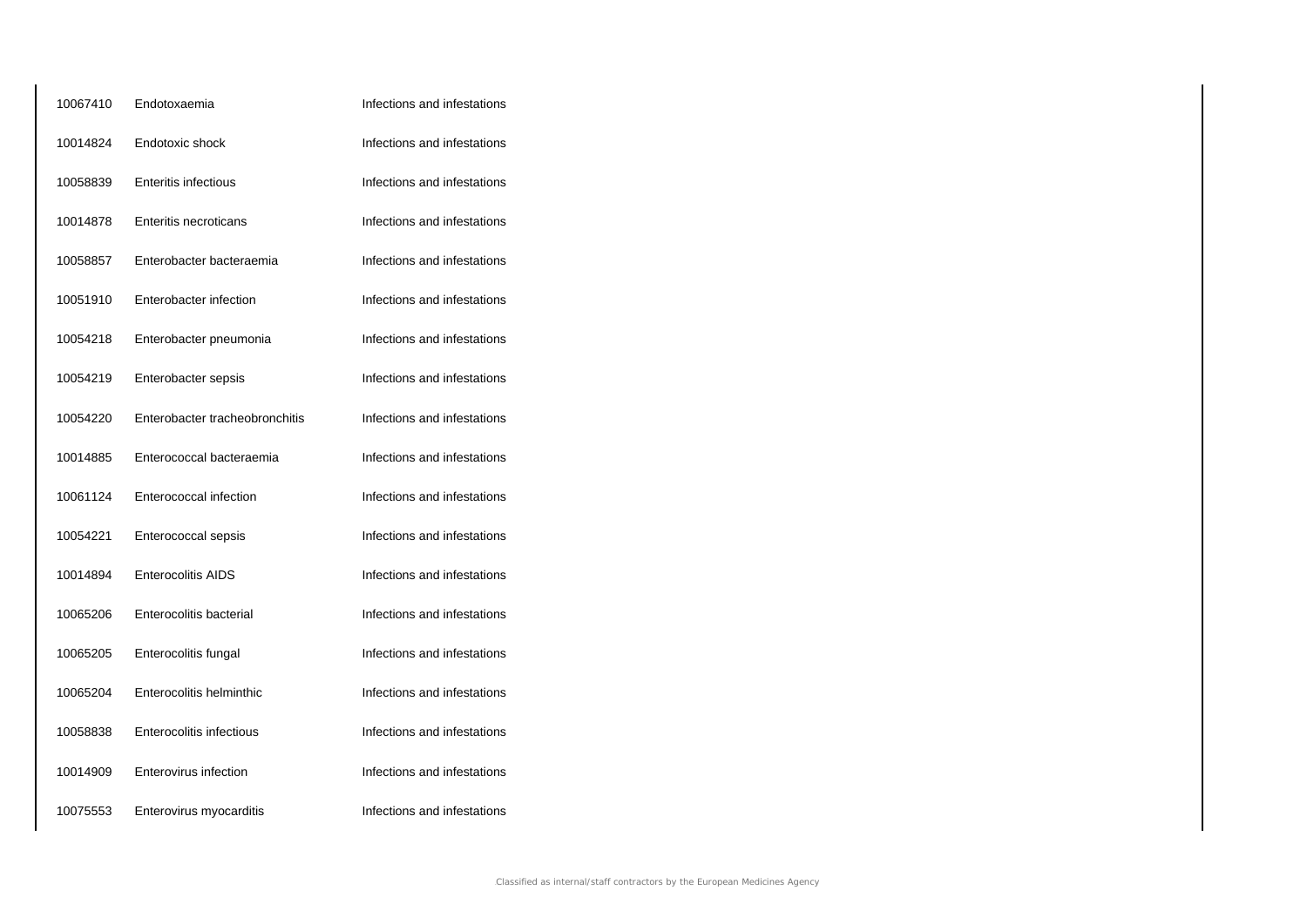| | | |
|---|---|---|
| 10067410 | Endotoxaemia | Infections and infestations |
| 10014824 | Endotoxic shock | Infections and infestations |
| 10058839 | Enteritis infectious | Infections and infestations |
| 10014878 | Enteritis necroticans | Infections and infestations |
| 10058857 | Enterobacter bacteraemia | Infections and infestations |
| 10051910 | Enterobacter infection | Infections and infestations |
| 10054218 | Enterobacter pneumonia | Infections and infestations |
| 10054219 | Enterobacter sepsis | Infections and infestations |
| 10054220 | Enterobacter tracheobronchitis | Infections and infestations |
| 10014885 | Enterococcal bacteraemia | Infections and infestations |
| 10061124 | Enterococcal infection | Infections and infestations |
| 10054221 | Enterococcal sepsis | Infections and infestations |
| 10014894 | Enterocolitis AIDS | Infections and infestations |
| 10065206 | Enterocolitis bacterial | Infections and infestations |
| 10065205 | Enterocolitis fungal | Infections and infestations |
| 10065204 | Enterocolitis helminthic | Infections and infestations |
| 10058838 | Enterocolitis infectious | Infections and infestations |
| 10014909 | Enterovirus infection | Infections and infestations |
| 10075553 | Enterovirus myocarditis | Infections and infestations |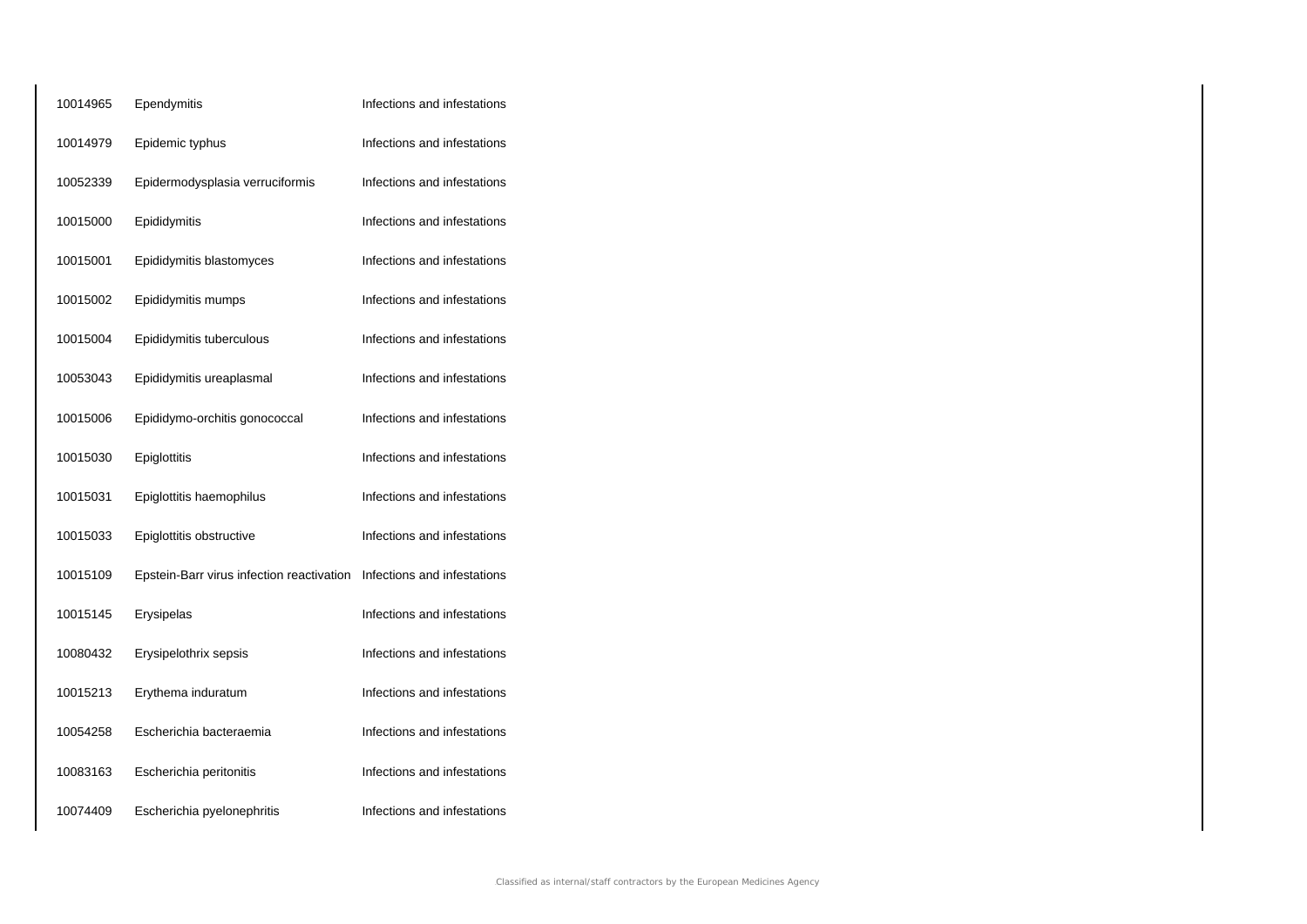| | | |
|---|---|---|
| 10014965 | Ependymitis | Infections and infestations |
| 10014979 | Epidemic typhus | Infections and infestations |
| 10052339 | Epidermodysplasia verruciformis | Infections and infestations |
| 10015000 | Epididymitis | Infections and infestations |
| 10015001 | Epididymitis blastomyces | Infections and infestations |
| 10015002 | Epididymitis mumps | Infections and infestations |
| 10015004 | Epididymitis tuberculous | Infections and infestations |
| 10053043 | Epididymitis ureaplasmal | Infections and infestations |
| 10015006 | Epididymo-orchitis gonococcal | Infections and infestations |
| 10015030 | Epiglottitis | Infections and infestations |
| 10015031 | Epiglottitis haemophilus | Infections and infestations |
| 10015033 | Epiglottitis obstructive | Infections and infestations |
| 10015109 | Epstein-Barr virus infection reactivation | Infections and infestations |
| 10015145 | Erysipelas | Infections and infestations |
| 10080432 | Erysipelothrix sepsis | Infections and infestations |
| 10015213 | Erythema induratum | Infections and infestations |
| 10054258 | Escherichia bacteraemia | Infections and infestations |
| 10083163 | Escherichia peritonitis | Infections and infestations |
| 10074409 | Escherichia pyelonephritis | Infections and infestations |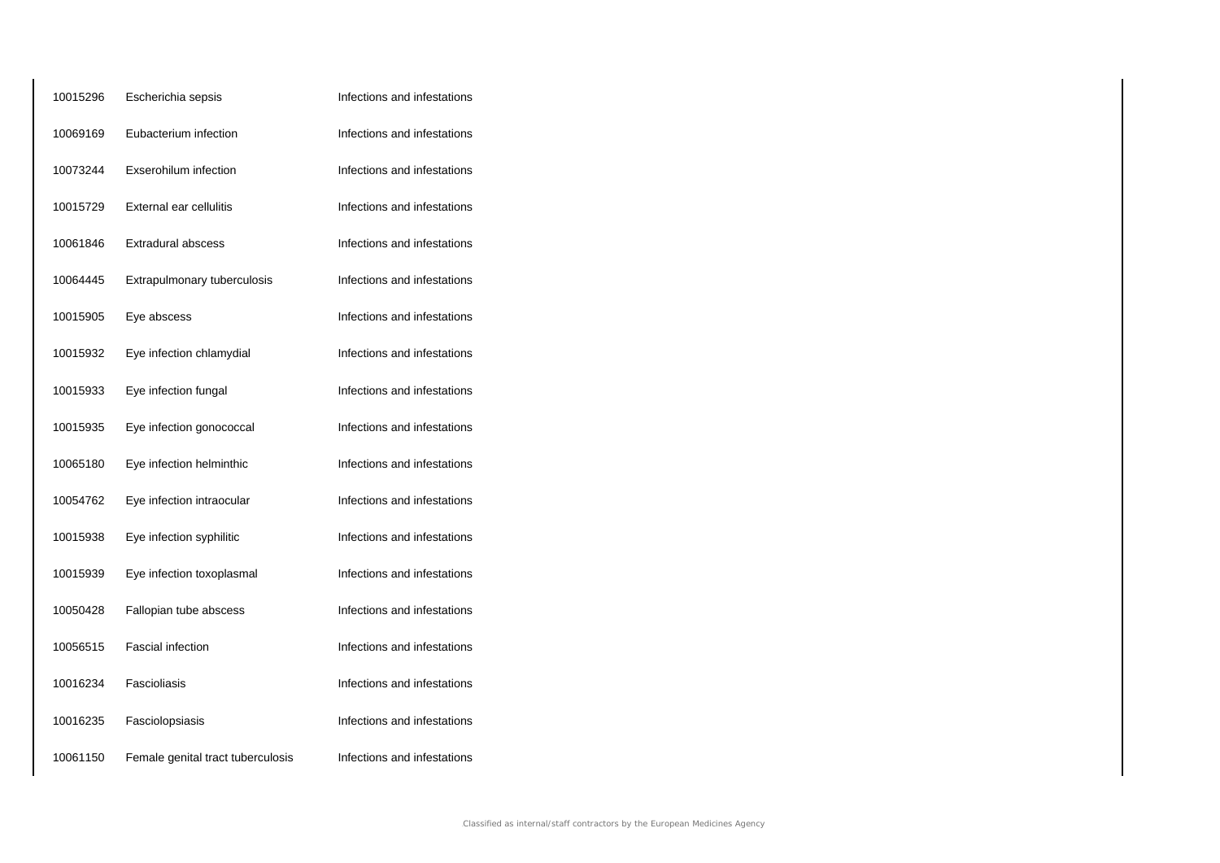| | | |
|---|---|---|
| 10015296 | Escherichia sepsis | Infections and infestations |
| 10069169 | Eubacterium infection | Infections and infestations |
| 10073244 | Exserohilum infection | Infections and infestations |
| 10015729 | External ear cellulitis | Infections and infestations |
| 10061846 | Extradural abscess | Infections and infestations |
| 10064445 | Extrapulmonary tuberculosis | Infections and infestations |
| 10015905 | Eye abscess | Infections and infestations |
| 10015932 | Eye infection chlamydial | Infections and infestations |
| 10015933 | Eye infection fungal | Infections and infestations |
| 10015935 | Eye infection gonococcal | Infections and infestations |
| 10065180 | Eye infection helminthic | Infections and infestations |
| 10054762 | Eye infection intraocular | Infections and infestations |
| 10015938 | Eye infection syphilitic | Infections and infestations |
| 10015939 | Eye infection toxoplasmal | Infections and infestations |
| 10050428 | Fallopian tube abscess | Infections and infestations |
| 10056515 | Fascial infection | Infections and infestations |
| 10016234 | Fascioliasis | Infections and infestations |
| 10016235 | Fasciolopsiasis | Infections and infestations |
| 10061150 | Female genital tract tuberculosis | Infections and infestations |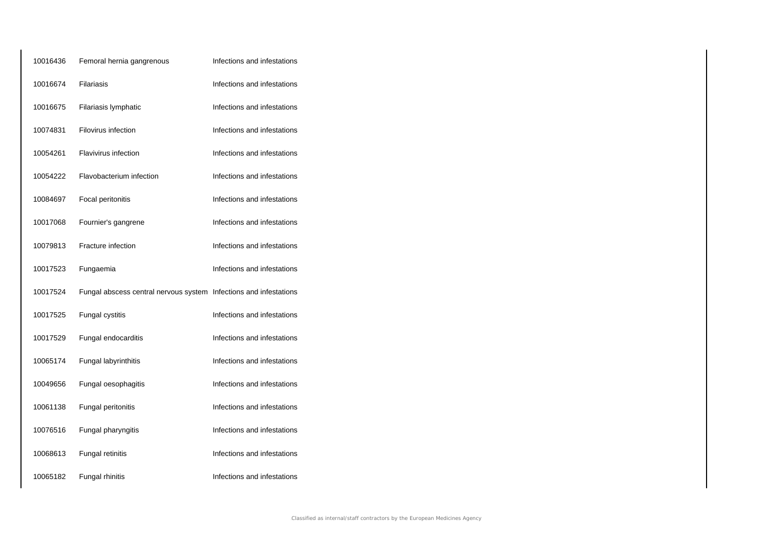| | | |
|---|---|---|
| 10016436 | Femoral hernia gangrenous | Infections and infestations |
| 10016674 | Filariasis | Infections and infestations |
| 10016675 | Filariasis lymphatic | Infections and infestations |
| 10074831 | Filovirus infection | Infections and infestations |
| 10054261 | Flavivirus infection | Infections and infestations |
| 10054222 | Flavobacterium infection | Infections and infestations |
| 10084697 | Focal peritonitis | Infections and infestations |
| 10017068 | Fournier's gangrene | Infections and infestations |
| 10079813 | Fracture infection | Infections and infestations |
| 10017523 | Fungaemia | Infections and infestations |
| 10017524 | Fungal abscess central nervous system | Infections and infestations |
| 10017525 | Fungal cystitis | Infections and infestations |
| 10017529 | Fungal endocarditis | Infections and infestations |
| 10065174 | Fungal labyrinthitis | Infections and infestations |
| 10049656 | Fungal oesophagitis | Infections and infestations |
| 10061138 | Fungal peritonitis | Infections and infestations |
| 10076516 | Fungal pharyngitis | Infections and infestations |
| 10068613 | Fungal retinitis | Infections and infestations |
| 10065182 | Fungal rhinitis | Infections and infestations |

Classified as internal/staff contractors by the European Medicines Agency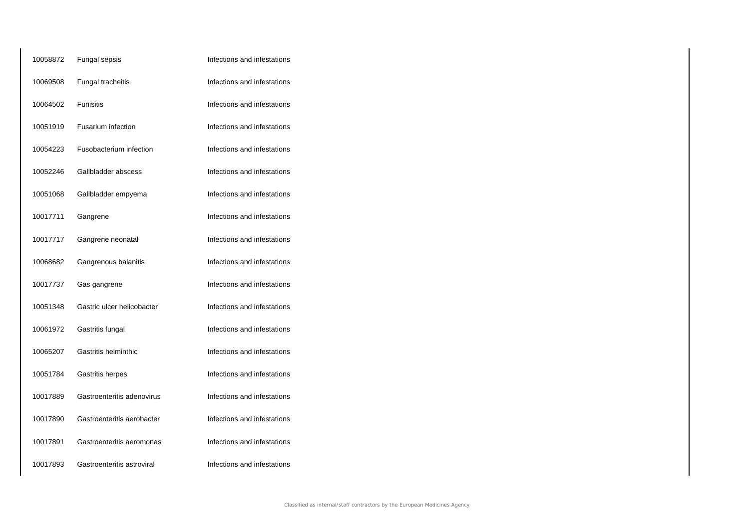| | | |
|---|---|---|
| 10058872 | Fungal sepsis | Infections and infestations |
| 10069508 | Fungal tracheitis | Infections and infestations |
| 10064502 | Funisitis | Infections and infestations |
| 10051919 | Fusarium infection | Infections and infestations |
| 10054223 | Fusobacterium infection | Infections and infestations |
| 10052246 | Gallbladder abscess | Infections and infestations |
| 10051068 | Gallbladder empyema | Infections and infestations |
| 10017711 | Gangrene | Infections and infestations |
| 10017717 | Gangrene neonatal | Infections and infestations |
| 10068682 | Gangrenous balanitis | Infections and infestations |
| 10017737 | Gas gangrene | Infections and infestations |
| 10051348 | Gastric ulcer helicobacter | Infections and infestations |
| 10061972 | Gastritis fungal | Infections and infestations |
| 10065207 | Gastritis helminthic | Infections and infestations |
| 10051784 | Gastritis herpes | Infections and infestations |
| 10017889 | Gastroenteritis adenovirus | Infections and infestations |
| 10017890 | Gastroenteritis aerobacter | Infections and infestations |
| 10017891 | Gastroenteritis aeromonas | Infections and infestations |
| 10017893 | Gastroenteritis astroviral | Infections and infestations |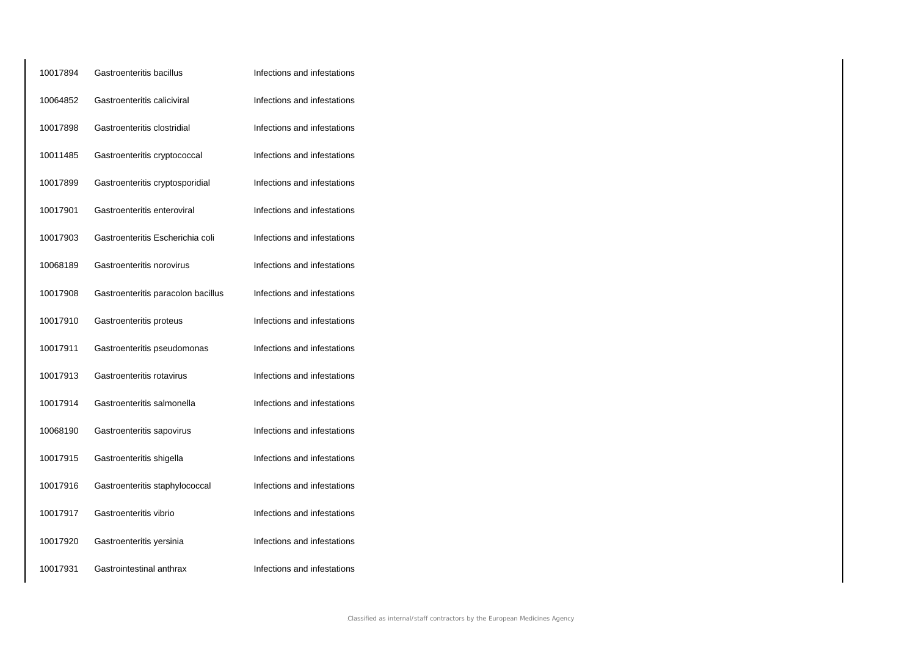| | | |
|---|---|---|
| 10017894 | Gastroenteritis bacillus | Infections and infestations |
| 10064852 | Gastroenteritis caliciviral | Infections and infestations |
| 10017898 | Gastroenteritis clostridial | Infections and infestations |
| 10011485 | Gastroenteritis cryptococcal | Infections and infestations |
| 10017899 | Gastroenteritis cryptosporidial | Infections and infestations |
| 10017901 | Gastroenteritis enteroviral | Infections and infestations |
| 10017903 | Gastroenteritis Escherichia coli | Infections and infestations |
| 10068189 | Gastroenteritis norovirus | Infections and infestations |
| 10017908 | Gastroenteritis paracolon bacillus | Infections and infestations |
| 10017910 | Gastroenteritis proteus | Infections and infestations |
| 10017911 | Gastroenteritis pseudomonas | Infections and infestations |
| 10017913 | Gastroenteritis rotavirus | Infections and infestations |
| 10017914 | Gastroenteritis salmonella | Infections and infestations |
| 10068190 | Gastroenteritis sapovirus | Infections and infestations |
| 10017915 | Gastroenteritis shigella | Infections and infestations |
| 10017916 | Gastroenteritis staphylococcal | Infections and infestations |
| 10017917 | Gastroenteritis vibrio | Infections and infestations |
| 10017920 | Gastroenteritis yersinia | Infections and infestations |
| 10017931 | Gastrointestinal anthrax | Infections and infestations |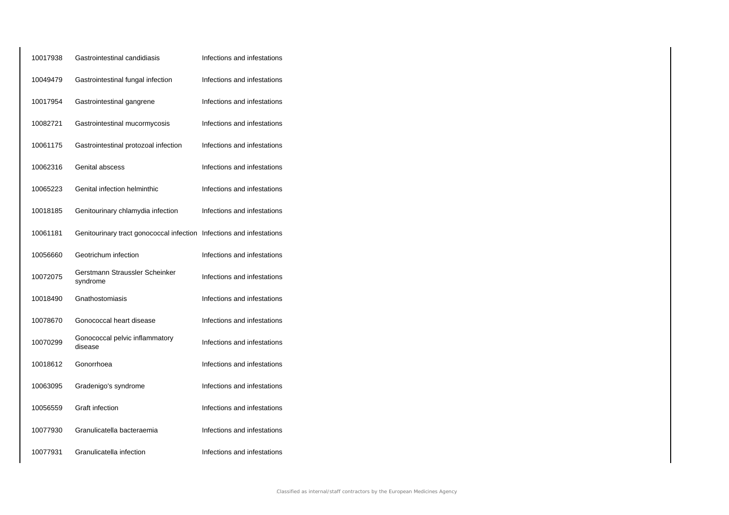| | | |
|---|---|---|
| 10017938 | Gastrointestinal candidiasis | Infections and infestations |
| 10049479 | Gastrointestinal fungal infection | Infections and infestations |
| 10017954 | Gastrointestinal gangrene | Infections and infestations |
| 10082721 | Gastrointestinal mucormycosis | Infections and infestations |
| 10061175 | Gastrointestinal protozoal infection | Infections and infestations |
| 10062316 | Genital abscess | Infections and infestations |
| 10065223 | Genital infection helminthic | Infections and infestations |
| 10018185 | Genitourinary chlamydia infection | Infections and infestations |
| 10061181 | Genitourinary tract gonococcal infection | Infections and infestations |
| 10056660 | Geotrichum infection | Infections and infestations |
| 10072075 | Gerstmann Straussler Scheinker syndrome | Infections and infestations |
| 10018490 | Gnathostomiasis | Infections and infestations |
| 10078670 | Gonococcal heart disease | Infections and infestations |
| 10070299 | Gonococcal pelvic inflammatory disease | Infections and infestations |
| 10018612 | Gonorrhoea | Infections and infestations |
| 10063095 | Gradenigo's syndrome | Infections and infestations |
| 10056559 | Graft infection | Infections and infestations |
| 10077930 | Granulicatella bacteraemia | Infections and infestations |
| 10077931 | Granulicatella infection | Infections and infestations |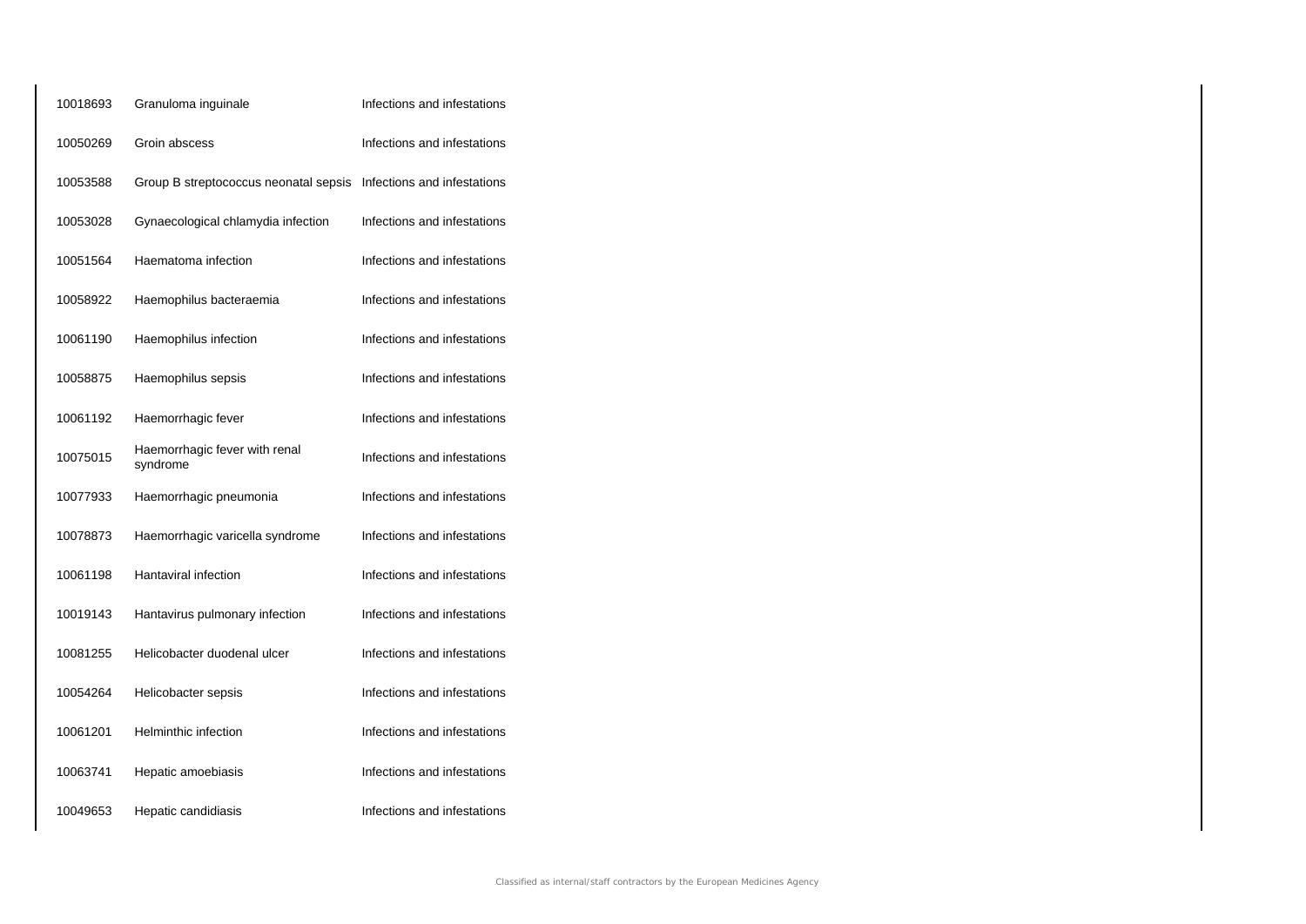| | | |
|---|---|---|
| 10018693 | Granuloma inguinale | Infections and infestations |
| 10050269 | Groin abscess | Infections and infestations |
| 10053588 | Group B streptococcus neonatal sepsis | Infections and infestations |
| 10053028 | Gynaecological chlamydia infection | Infections and infestations |
| 10051564 | Haematoma infection | Infections and infestations |
| 10058922 | Haemophilus bacteraemia | Infections and infestations |
| 10061190 | Haemophilus infection | Infections and infestations |
| 10058875 | Haemophilus sepsis | Infections and infestations |
| 10061192 | Haemorrhagic fever | Infections and infestations |
| 10075015 | Haemorrhagic fever with renal syndrome | Infections and infestations |
| 10077933 | Haemorrhagic pneumonia | Infections and infestations |
| 10078873 | Haemorrhagic varicella syndrome | Infections and infestations |
| 10061198 | Hantaviral infection | Infections and infestations |
| 10019143 | Hantavirus pulmonary infection | Infections and infestations |
| 10081255 | Helicobacter duodenal ulcer | Infections and infestations |
| 10054264 | Helicobacter sepsis | Infections and infestations |
| 10061201 | Helminthic infection | Infections and infestations |
| 10063741 | Hepatic amoebiasis | Infections and infestations |
| 10049653 | Hepatic candidiasis | Infections and infestations |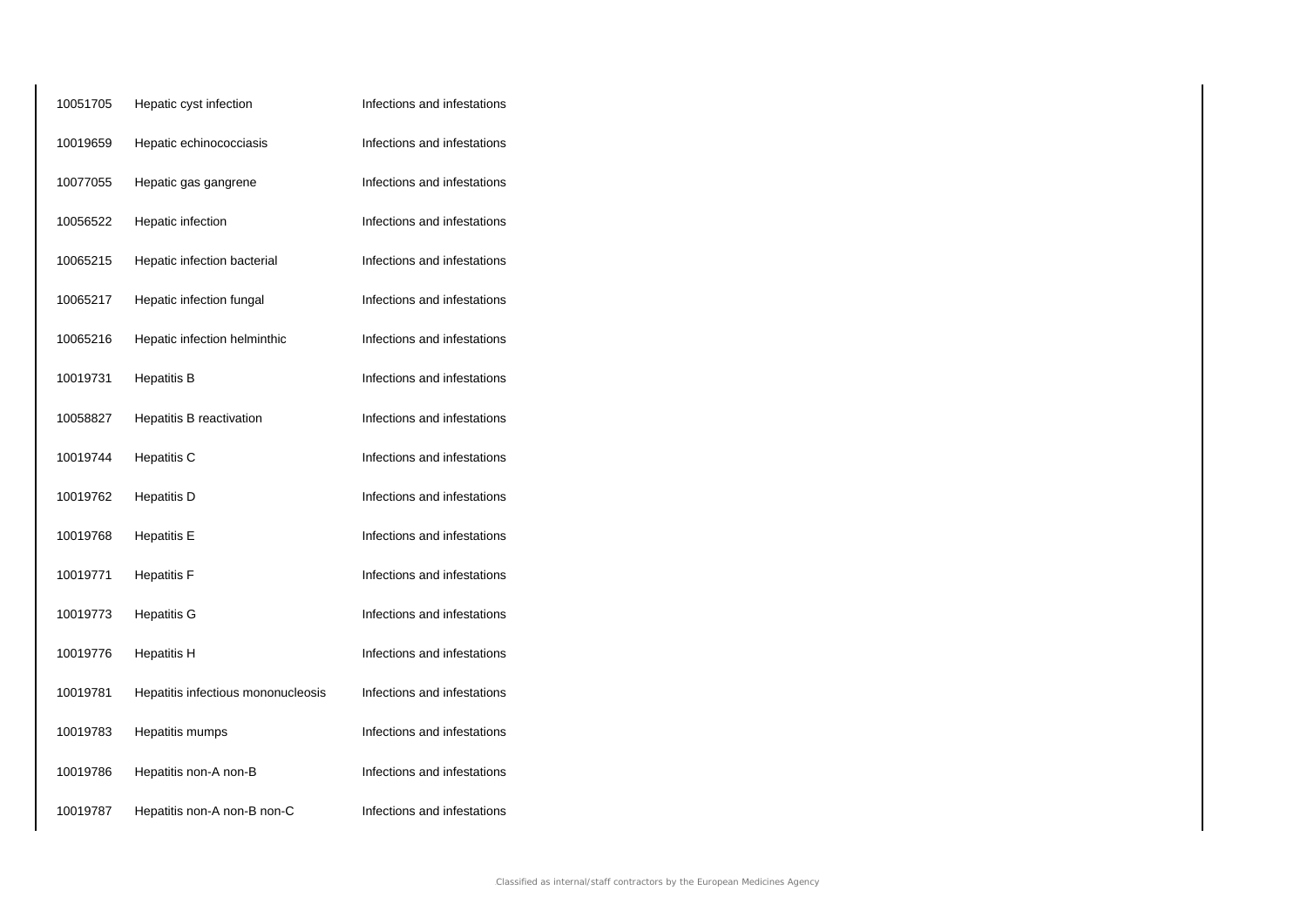| | | |
|---|---|---|
| 10051705 | Hepatic cyst infection | Infections and infestations |
| 10019659 | Hepatic echinococciasis | Infections and infestations |
| 10077055 | Hepatic gas gangrene | Infections and infestations |
| 10056522 | Hepatic infection | Infections and infestations |
| 10065215 | Hepatic infection bacterial | Infections and infestations |
| 10065217 | Hepatic infection fungal | Infections and infestations |
| 10065216 | Hepatic infection helminthic | Infections and infestations |
| 10019731 | Hepatitis B | Infections and infestations |
| 10058827 | Hepatitis B reactivation | Infections and infestations |
| 10019744 | Hepatitis C | Infections and infestations |
| 10019762 | Hepatitis D | Infections and infestations |
| 10019768 | Hepatitis E | Infections and infestations |
| 10019771 | Hepatitis F | Infections and infestations |
| 10019773 | Hepatitis G | Infections and infestations |
| 10019776 | Hepatitis H | Infections and infestations |
| 10019781 | Hepatitis infectious mononucleosis | Infections and infestations |
| 10019783 | Hepatitis mumps | Infections and infestations |
| 10019786 | Hepatitis non-A non-B | Infections and infestations |
| 10019787 | Hepatitis non-A non-B non-C | Infections and infestations |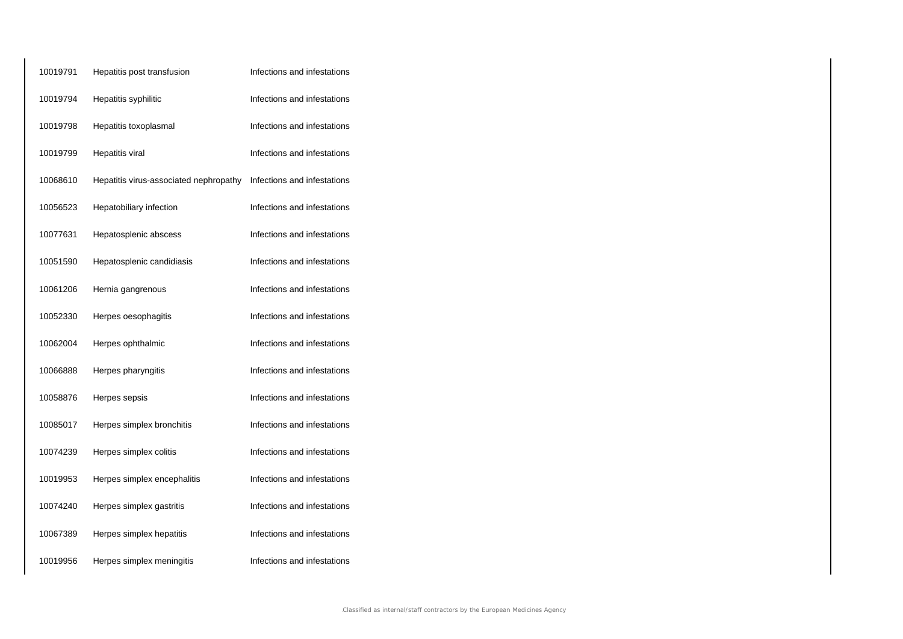| | | |
|---|---|---|
| 10019791 | Hepatitis post transfusion | Infections and infestations |
| 10019794 | Hepatitis syphilitic | Infections and infestations |
| 10019798 | Hepatitis toxoplasmal | Infections and infestations |
| 10019799 | Hepatitis viral | Infections and infestations |
| 10068610 | Hepatitis virus-associated nephropathy | Infections and infestations |
| 10056523 | Hepatobiliary infection | Infections and infestations |
| 10077631 | Hepatosplenic abscess | Infections and infestations |
| 10051590 | Hepatosplenic candidiasis | Infections and infestations |
| 10061206 | Hernia gangrenous | Infections and infestations |
| 10052330 | Herpes oesophagitis | Infections and infestations |
| 10062004 | Herpes ophthalmic | Infections and infestations |
| 10066888 | Herpes pharyngitis | Infections and infestations |
| 10058876 | Herpes sepsis | Infections and infestations |
| 10085017 | Herpes simplex bronchitis | Infections and infestations |
| 10074239 | Herpes simplex colitis | Infections and infestations |
| 10019953 | Herpes simplex encephalitis | Infections and infestations |
| 10074240 | Herpes simplex gastritis | Infections and infestations |
| 10067389 | Herpes simplex hepatitis | Infections and infestations |
| 10019956 | Herpes simplex meningitis | Infections and infestations |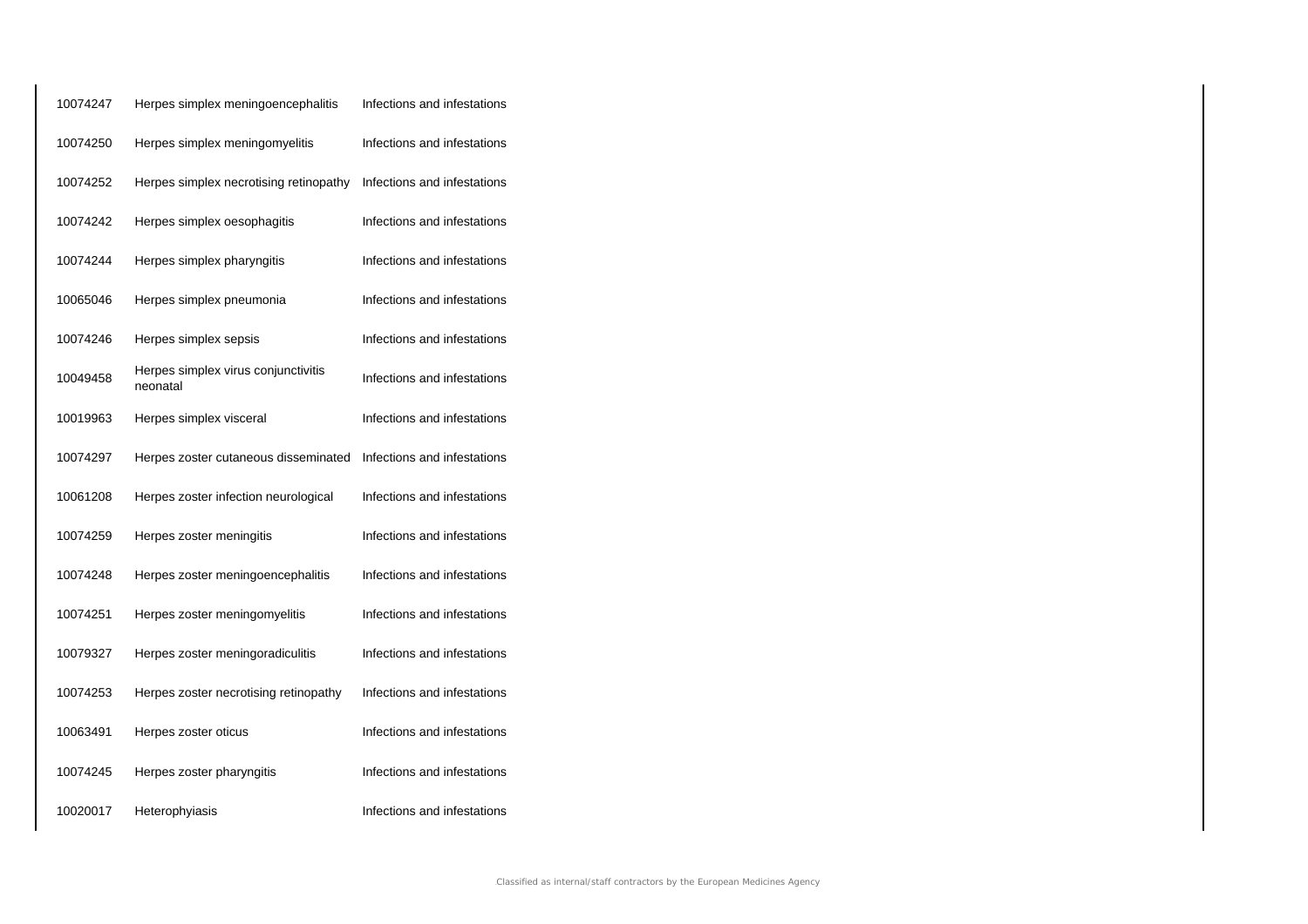| | | |
|---|---|---|
| 10074247 | Herpes simplex meningoencephalitis | Infections and infestations |
| 10074250 | Herpes simplex meningomyelitis | Infections and infestations |
| 10074252 | Herpes simplex necrotising retinopathy | Infections and infestations |
| 10074242 | Herpes simplex oesophagitis | Infections and infestations |
| 10074244 | Herpes simplex pharyngitis | Infections and infestations |
| 10065046 | Herpes simplex pneumonia | Infections and infestations |
| 10074246 | Herpes simplex sepsis | Infections and infestations |
| 10049458 | Herpes simplex virus conjunctivitis neonatal | Infections and infestations |
| 10019963 | Herpes simplex visceral | Infections and infestations |
| 10074297 | Herpes zoster cutaneous disseminated | Infections and infestations |
| 10061208 | Herpes zoster infection neurological | Infections and infestations |
| 10074259 | Herpes zoster meningitis | Infections and infestations |
| 10074248 | Herpes zoster meningoencephalitis | Infections and infestations |
| 10074251 | Herpes zoster meningomyelitis | Infections and infestations |
| 10079327 | Herpes zoster meningoradiculitis | Infections and infestations |
| 10074253 | Herpes zoster necrotising retinopathy | Infections and infestations |
| 10063491 | Herpes zoster oticus | Infections and infestations |
| 10074245 | Herpes zoster pharyngitis | Infections and infestations |
| 10020017 | Heterophyiasis | Infections and infestations |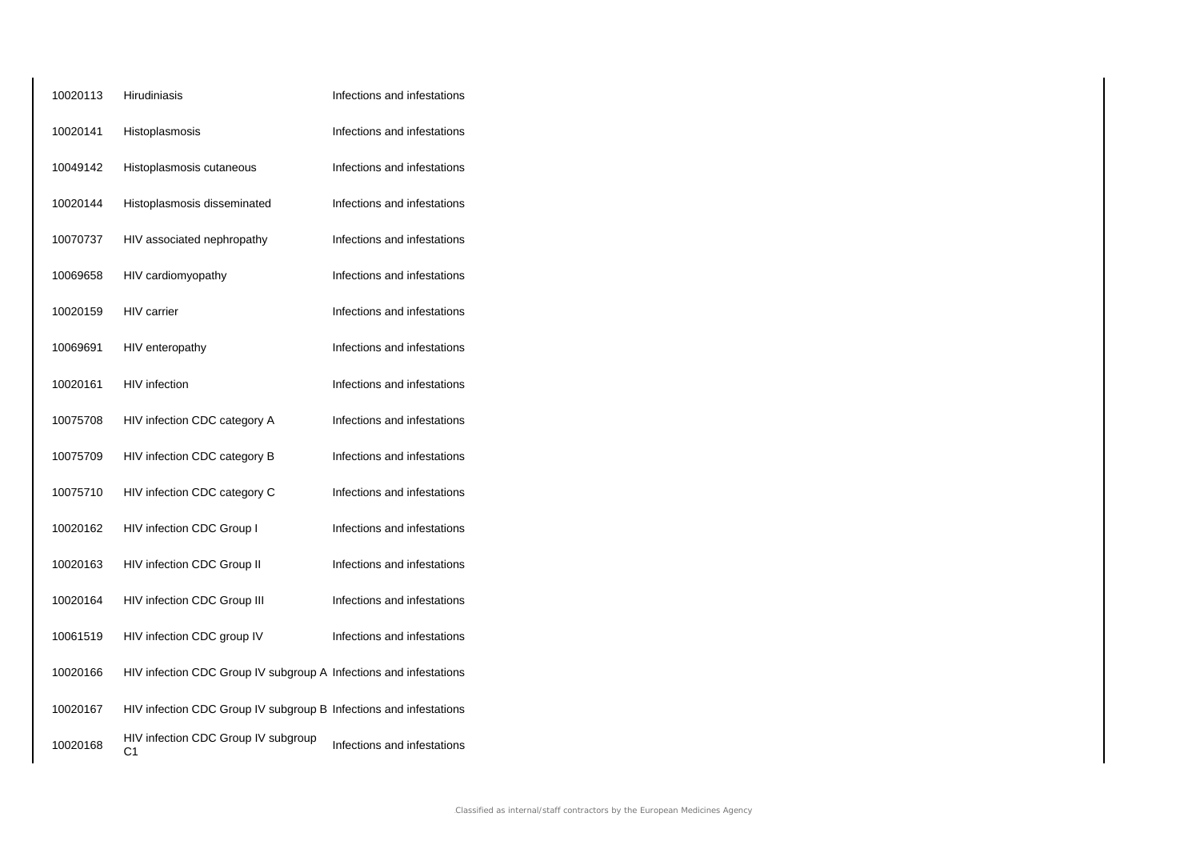| | | |
|---|---|---|
| 10020113 | Hirudiniasis | Infections and infestations |
| 10020141 | Histoplasmosis | Infections and infestations |
| 10049142 | Histoplasmosis cutaneous | Infections and infestations |
| 10020144 | Histoplasmosis disseminated | Infections and infestations |
| 10070737 | HIV associated nephropathy | Infections and infestations |
| 10069658 | HIV cardiomyopathy | Infections and infestations |
| 10020159 | HIV carrier | Infections and infestations |
| 10069691 | HIV enteropathy | Infections and infestations |
| 10020161 | HIV infection | Infections and infestations |
| 10075708 | HIV infection CDC category A | Infections and infestations |
| 10075709 | HIV infection CDC category B | Infections and infestations |
| 10075710 | HIV infection CDC category C | Infections and infestations |
| 10020162 | HIV infection CDC Group I | Infections and infestations |
| 10020163 | HIV infection CDC Group II | Infections and infestations |
| 10020164 | HIV infection CDC Group III | Infections and infestations |
| 10061519 | HIV infection CDC group IV | Infections and infestations |
| 10020166 | HIV infection CDC Group IV subgroup A | Infections and infestations |
| 10020167 | HIV infection CDC Group IV subgroup B | Infections and infestations |
| 10020168 | HIV infection CDC Group IV subgroup C1 | Infections and infestations |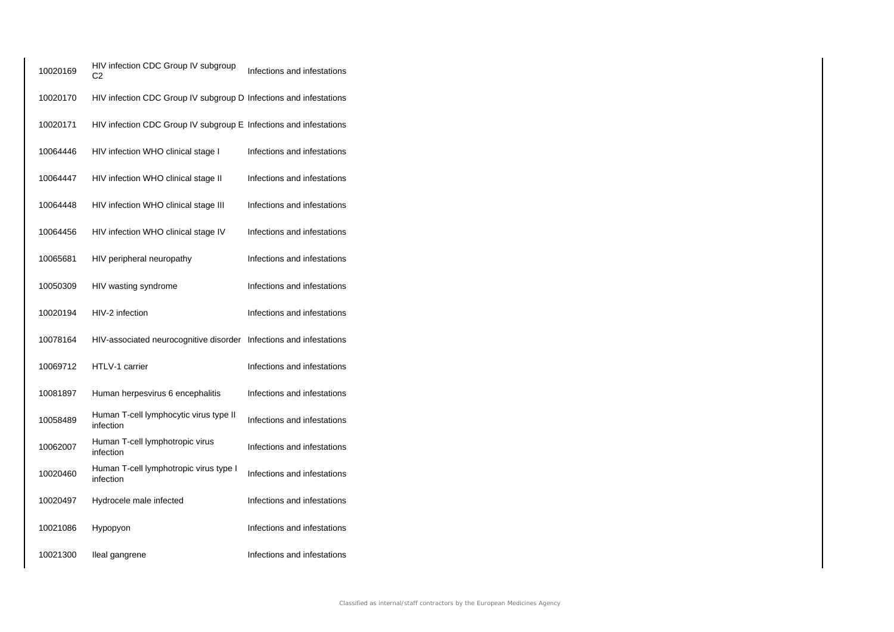| | | |
|---|---|---|
| 10020169 | HIV infection CDC Group IV subgroup C2 | Infections and infestations |
| 10020170 | HIV infection CDC Group IV subgroup D | Infections and infestations |
| 10020171 | HIV infection CDC Group IV subgroup E | Infections and infestations |
| 10064446 | HIV infection WHO clinical stage I | Infections and infestations |
| 10064447 | HIV infection WHO clinical stage II | Infections and infestations |
| 10064448 | HIV infection WHO clinical stage III | Infections and infestations |
| 10064456 | HIV infection WHO clinical stage IV | Infections and infestations |
| 10065681 | HIV peripheral neuropathy | Infections and infestations |
| 10050309 | HIV wasting syndrome | Infections and infestations |
| 10020194 | HIV-2 infection | Infections and infestations |
| 10078164 | HIV-associated neurocognitive disorder | Infections and infestations |
| 10069712 | HTLV-1 carrier | Infections and infestations |
| 10081897 | Human herpesvirus 6 encephalitis | Infections and infestations |
| 10058489 | Human T-cell lymphocytic virus type II infection | Infections and infestations |
| 10062007 | Human T-cell lymphotropic virus infection | Infections and infestations |
| 10020460 | Human T-cell lymphotropic virus type I infection | Infections and infestations |
| 10020497 | Hydrocele male infected | Infections and infestations |
| 10021086 | Hypopyon | Infections and infestations |
| 10021300 | Ileal gangrene | Infections and infestations |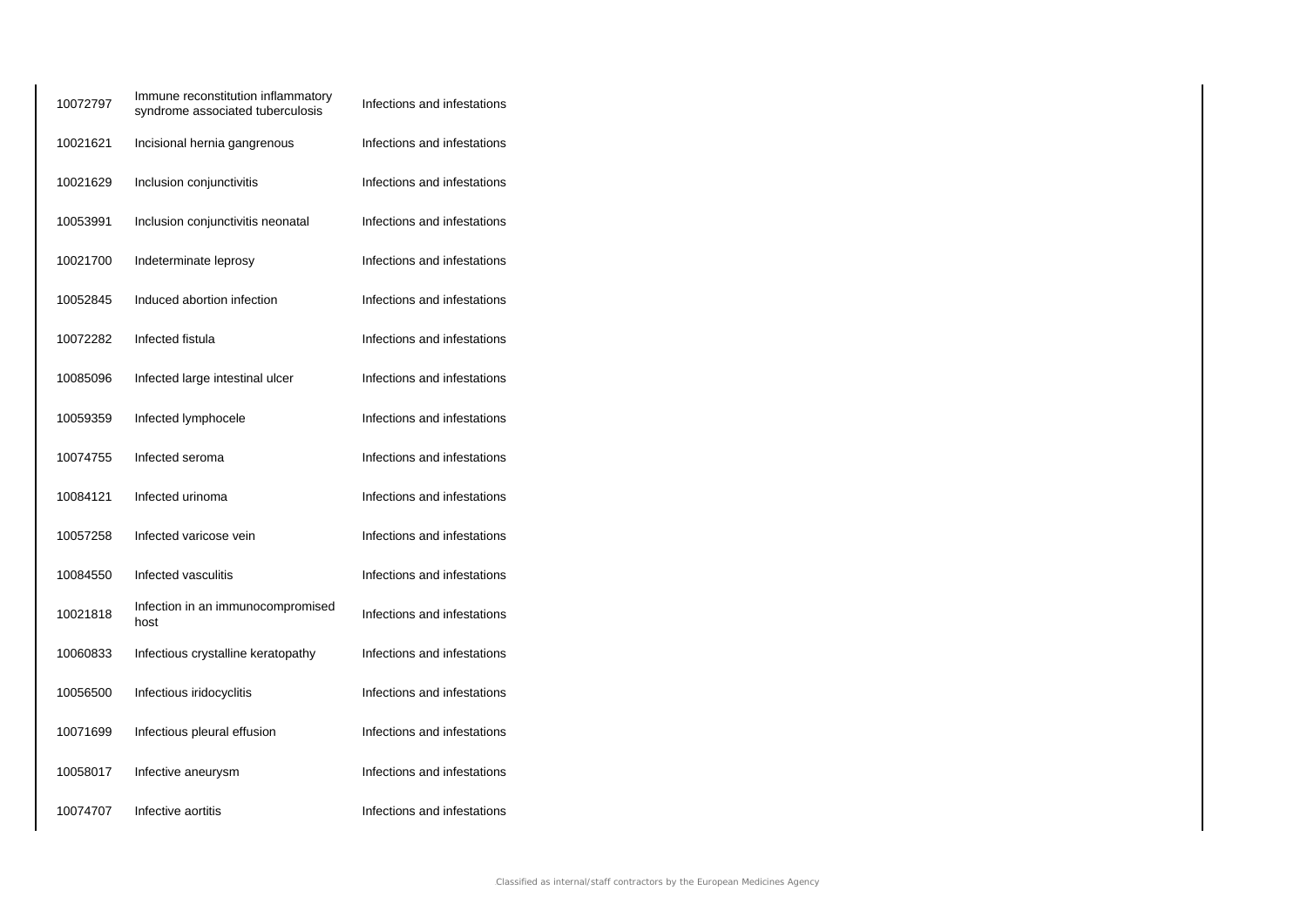| | | |
|---|---|---|
| 10072797 | Immune reconstitution inflammatory syndrome associated tuberculosis | Infections and infestations |
| 10021621 | Incisional hernia gangrenous | Infections and infestations |
| 10021629 | Inclusion conjunctivitis | Infections and infestations |
| 10053991 | Inclusion conjunctivitis neonatal | Infections and infestations |
| 10021700 | Indeterminate leprosy | Infections and infestations |
| 10052845 | Induced abortion infection | Infections and infestations |
| 10072282 | Infected fistula | Infections and infestations |
| 10085096 | Infected large intestinal ulcer | Infections and infestations |
| 10059359 | Infected lymphocele | Infections and infestations |
| 10074755 | Infected seroma | Infections and infestations |
| 10084121 | Infected urinoma | Infections and infestations |
| 10057258 | Infected varicose vein | Infections and infestations |
| 10084550 | Infected vasculitis | Infections and infestations |
| 10021818 | Infection in an immunocompromised host | Infections and infestations |
| 10060833 | Infectious crystalline keratopathy | Infections and infestations |
| 10056500 | Infectious iridocyclitis | Infections and infestations |
| 10071699 | Infectious pleural effusion | Infections and infestations |
| 10058017 | Infective aneurysm | Infections and infestations |
| 10074707 | Infective aortitis | Infections and infestations |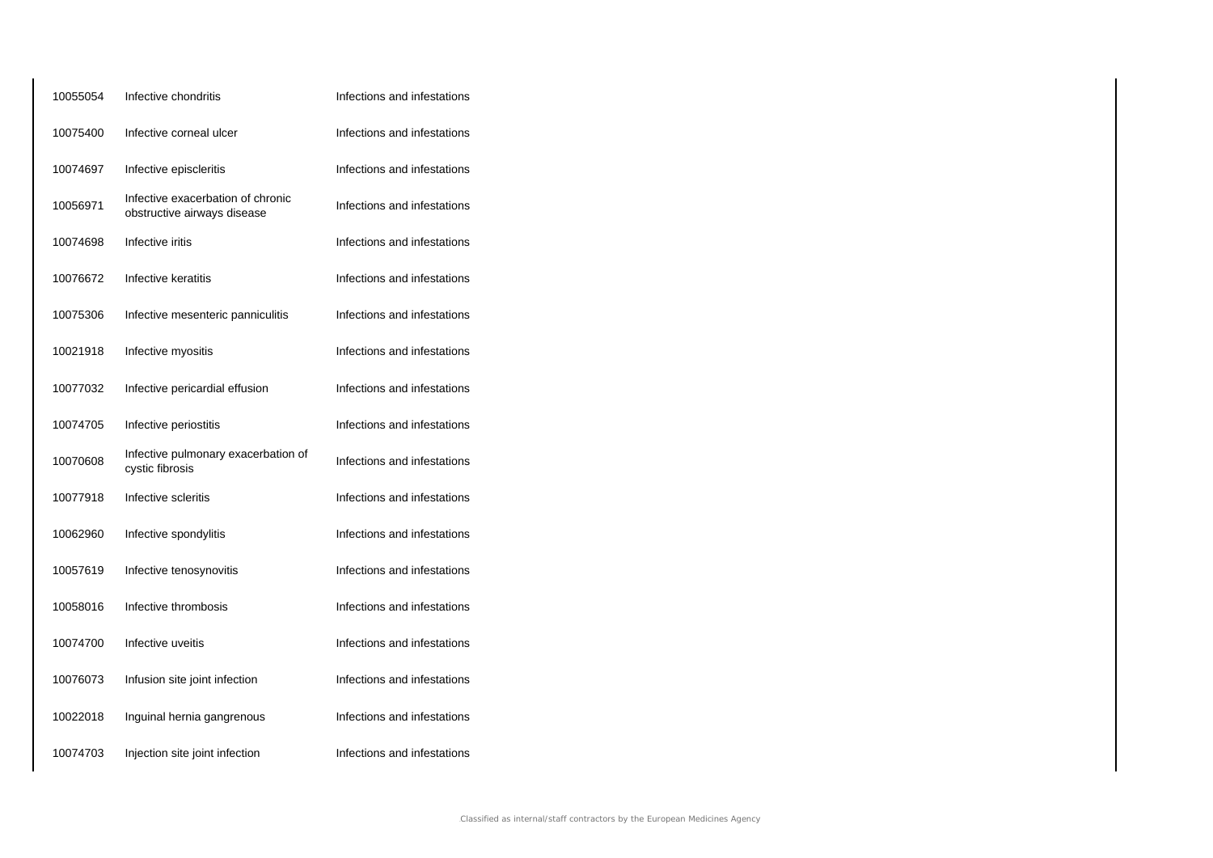| | | |
|---|---|---|
| 10055054 | Infective chondritis | Infections and infestations |
| 10075400 | Infective corneal ulcer | Infections and infestations |
| 10074697 | Infective episcleritis | Infections and infestations |
| 10056971 | Infective exacerbation of chronic obstructive airways disease | Infections and infestations |
| 10074698 | Infective iritis | Infections and infestations |
| 10076672 | Infective keratitis | Infections and infestations |
| 10075306 | Infective mesenteric panniculitis | Infections and infestations |
| 10021918 | Infective myositis | Infections and infestations |
| 10077032 | Infective pericardial effusion | Infections and infestations |
| 10074705 | Infective periostitis | Infections and infestations |
| 10070608 | Infective pulmonary exacerbation of cystic fibrosis | Infections and infestations |
| 10077918 | Infective scleritis | Infections and infestations |
| 10062960 | Infective spondylitis | Infections and infestations |
| 10057619 | Infective tenosynovitis | Infections and infestations |
| 10058016 | Infective thrombosis | Infections and infestations |
| 10074700 | Infective uveitis | Infections and infestations |
| 10076073 | Infusion site joint infection | Infections and infestations |
| 10022018 | Inguinal hernia gangrenous | Infections and infestations |
| 10074703 | Injection site joint infection | Infections and infestations |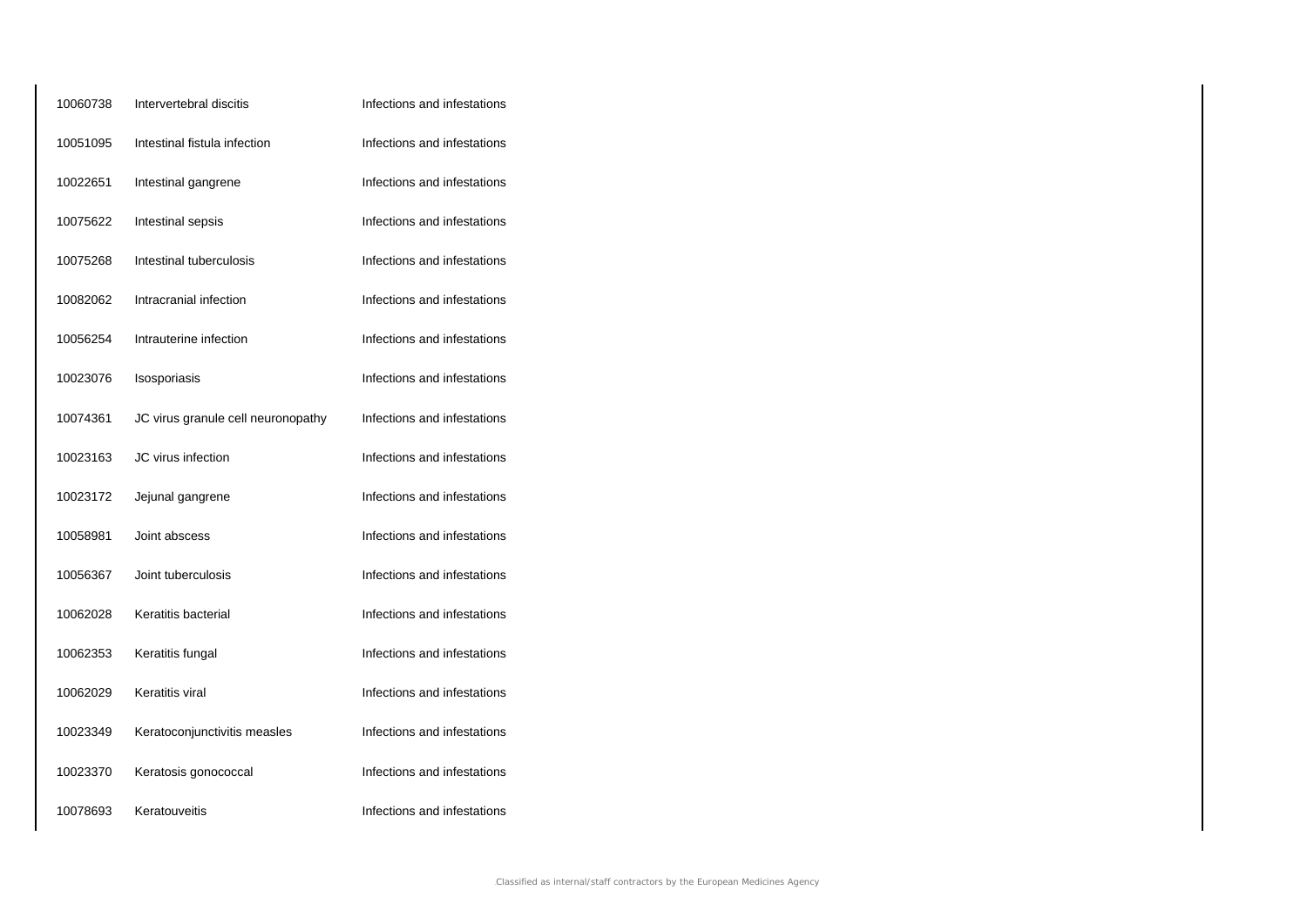| | | |
|---|---|---|
| 10060738 | Intervertebral discitis | Infections and infestations |
| 10051095 | Intestinal fistula infection | Infections and infestations |
| 10022651 | Intestinal gangrene | Infections and infestations |
| 10075622 | Intestinal sepsis | Infections and infestations |
| 10075268 | Intestinal tuberculosis | Infections and infestations |
| 10082062 | Intracranial infection | Infections and infestations |
| 10056254 | Intrauterine infection | Infections and infestations |
| 10023076 | Isosporiasis | Infections and infestations |
| 10074361 | JC virus granule cell neuronopathy | Infections and infestations |
| 10023163 | JC virus infection | Infections and infestations |
| 10023172 | Jejunal gangrene | Infections and infestations |
| 10058981 | Joint abscess | Infections and infestations |
| 10056367 | Joint tuberculosis | Infections and infestations |
| 10062028 | Keratitis bacterial | Infections and infestations |
| 10062353 | Keratitis fungal | Infections and infestations |
| 10062029 | Keratitis viral | Infections and infestations |
| 10023349 | Keratoconjunctivitis measles | Infections and infestations |
| 10023370 | Keratosis gonococcal | Infections and infestations |
| 10078693 | Keratouveitis | Infections and infestations |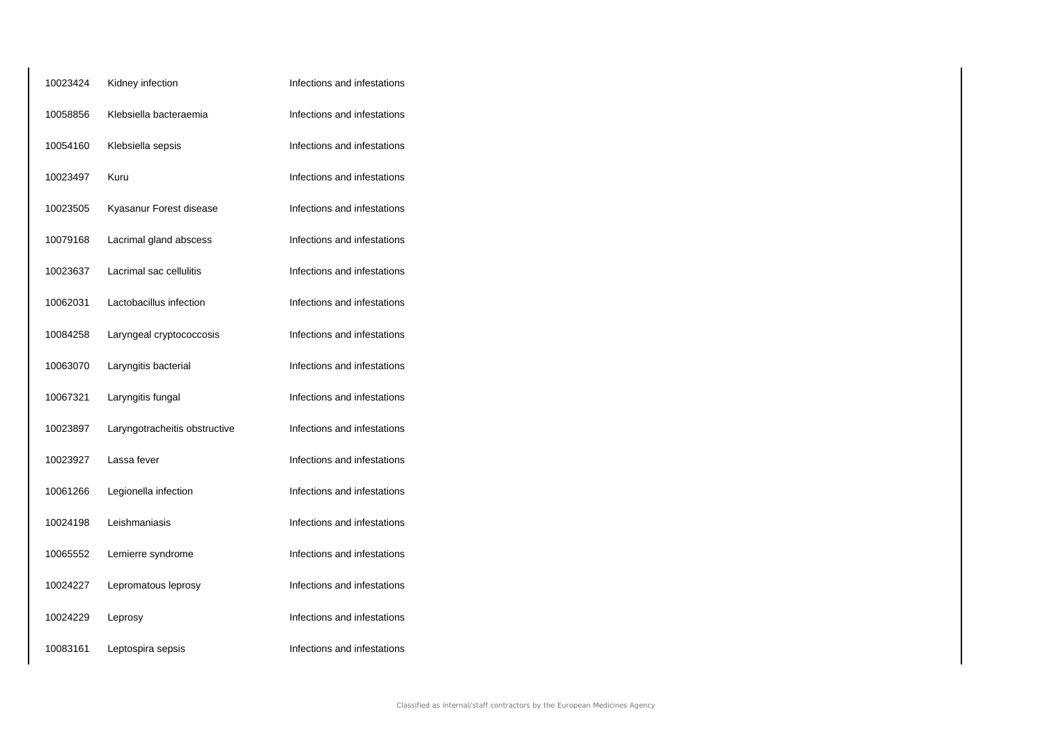| | | |
|---|---|---|
| 10023424 | Kidney infection | Infections and infestations |
| 10058856 | Klebsiella bacteraemia | Infections and infestations |
| 10054160 | Klebsiella sepsis | Infections and infestations |
| 10023497 | Kuru | Infections and infestations |
| 10023505 | Kyasanur Forest disease | Infections and infestations |
| 10079168 | Lacrimal gland abscess | Infections and infestations |
| 10023637 | Lacrimal sac cellulitis | Infections and infestations |
| 10062031 | Lactobacillus infection | Infections and infestations |
| 10084258 | Laryngeal cryptococcosis | Infections and infestations |
| 10063070 | Laryngitis bacterial | Infections and infestations |
| 10067321 | Laryngitis fungal | Infections and infestations |
| 10023897 | Laryngotracheitis obstructive | Infections and infestations |
| 10023927 | Lassa fever | Infections and infestations |
| 10061266 | Legionella infection | Infections and infestations |
| 10024198 | Leishmaniasis | Infections and infestations |
| 10065552 | Lemierre syndrome | Infections and infestations |
| 10024227 | Lepromatous leprosy | Infections and infestations |
| 10024229 | Leprosy | Infections and infestations |
| 10083161 | Leptospira sepsis | Infections and infestations |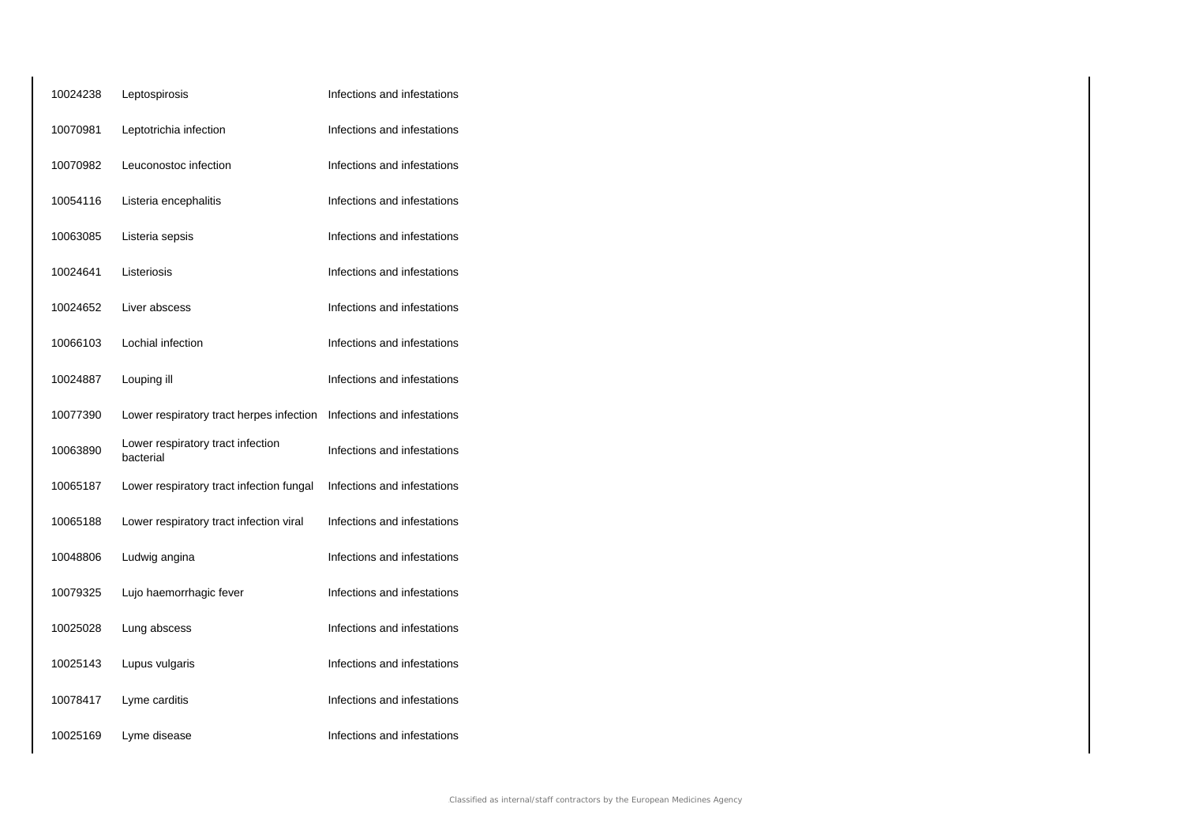| | | |
|---|---|---|
| 10024238 | Leptospirosis | Infections and infestations |
| 10070981 | Leptotrichia infection | Infections and infestations |
| 10070982 | Leuconostoc infection | Infections and infestations |
| 10054116 | Listeria encephalitis | Infections and infestations |
| 10063085 | Listeria sepsis | Infections and infestations |
| 10024641 | Listeriosis | Infections and infestations |
| 10024652 | Liver abscess | Infections and infestations |
| 10066103 | Lochial infection | Infections and infestations |
| 10024887 | Louping ill | Infections and infestations |
| 10077390 | Lower respiratory tract herpes infection | Infections and infestations |
| 10063890 | Lower respiratory tract infection bacterial | Infections and infestations |
| 10065187 | Lower respiratory tract infection fungal | Infections and infestations |
| 10065188 | Lower respiratory tract infection viral | Infections and infestations |
| 10048806 | Ludwig angina | Infections and infestations |
| 10079325 | Lujo haemorrhagic fever | Infections and infestations |
| 10025028 | Lung abscess | Infections and infestations |
| 10025143 | Lupus vulgaris | Infections and infestations |
| 10078417 | Lyme carditis | Infections and infestations |
| 10025169 | Lyme disease | Infections and infestations |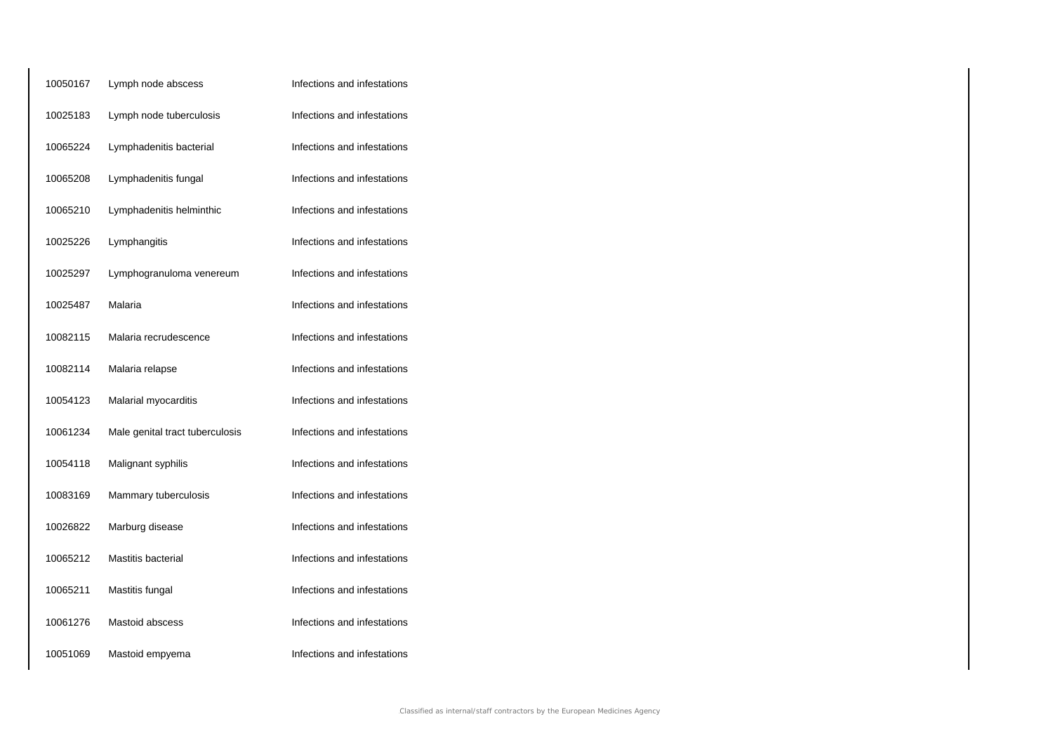| | | |
|---|---|---|
| 10050167 | Lymph node abscess | Infections and infestations |
| 10025183 | Lymph node tuberculosis | Infections and infestations |
| 10065224 | Lymphadenitis bacterial | Infections and infestations |
| 10065208 | Lymphadenitis fungal | Infections and infestations |
| 10065210 | Lymphadenitis helminthic | Infections and infestations |
| 10025226 | Lymphangitis | Infections and infestations |
| 10025297 | Lymphogranuloma venereum | Infections and infestations |
| 10025487 | Malaria | Infections and infestations |
| 10082115 | Malaria recrudescence | Infections and infestations |
| 10082114 | Malaria relapse | Infections and infestations |
| 10054123 | Malarial myocarditis | Infections and infestations |
| 10061234 | Male genital tract tuberculosis | Infections and infestations |
| 10054118 | Malignant syphilis | Infections and infestations |
| 10083169 | Mammary tuberculosis | Infections and infestations |
| 10026822 | Marburg disease | Infections and infestations |
| 10065212 | Mastitis bacterial | Infections and infestations |
| 10065211 | Mastitis fungal | Infections and infestations |
| 10061276 | Mastoid abscess | Infections and infestations |
| 10051069 | Mastoid empyema | Infections and infestations |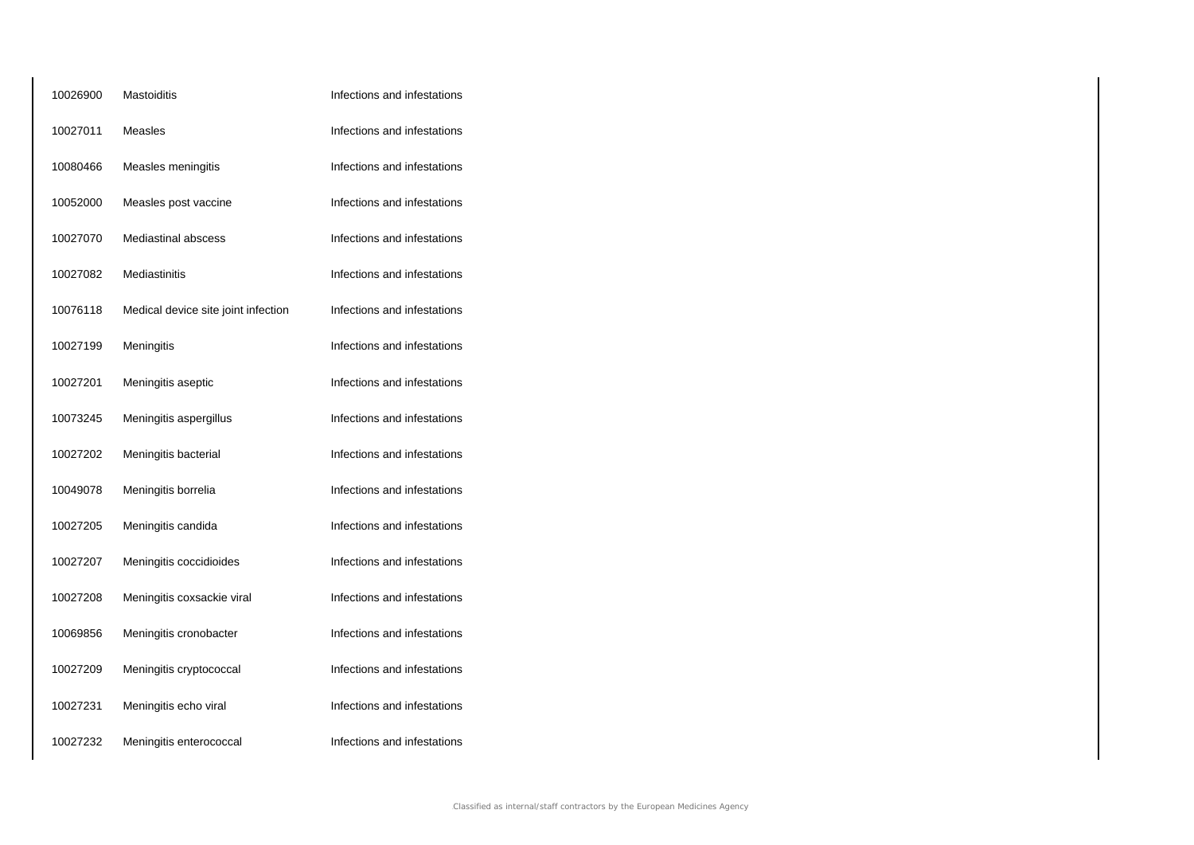| | | |
|---|---|---|
| 10026900 | Mastoiditis | Infections and infestations |
| 10027011 | Measles | Infections and infestations |
| 10080466 | Measles meningitis | Infections and infestations |
| 10052000 | Measles post vaccine | Infections and infestations |
| 10027070 | Mediastinal abscess | Infections and infestations |
| 10027082 | Mediastinitis | Infections and infestations |
| 10076118 | Medical device site joint infection | Infections and infestations |
| 10027199 | Meningitis | Infections and infestations |
| 10027201 | Meningitis aseptic | Infections and infestations |
| 10073245 | Meningitis aspergillus | Infections and infestations |
| 10027202 | Meningitis bacterial | Infections and infestations |
| 10049078 | Meningitis borrelia | Infections and infestations |
| 10027205 | Meningitis candida | Infections and infestations |
| 10027207 | Meningitis coccidioides | Infections and infestations |
| 10027208 | Meningitis coxsackie viral | Infections and infestations |
| 10069856 | Meningitis cronobacter | Infections and infestations |
| 10027209 | Meningitis cryptococcal | Infections and infestations |
| 10027231 | Meningitis echo viral | Infections and infestations |
| 10027232 | Meningitis enterococcal | Infections and infestations |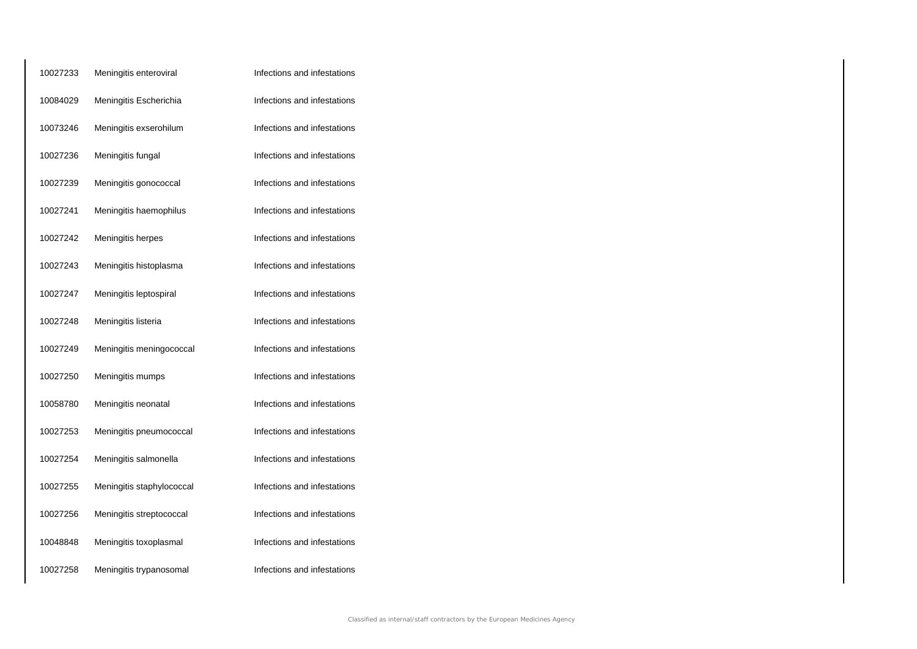| | | |
|---|---|---|
| 10027233 | Meningitis enteroviral | Infections and infestations |
| 10084029 | Meningitis Escherichia | Infections and infestations |
| 10073246 | Meningitis exserohilum | Infections and infestations |
| 10027236 | Meningitis fungal | Infections and infestations |
| 10027239 | Meningitis gonococcal | Infections and infestations |
| 10027241 | Meningitis haemophilus | Infections and infestations |
| 10027242 | Meningitis herpes | Infections and infestations |
| 10027243 | Meningitis histoplasma | Infections and infestations |
| 10027247 | Meningitis leptospiral | Infections and infestations |
| 10027248 | Meningitis listeria | Infections and infestations |
| 10027249 | Meningitis meningococcal | Infections and infestations |
| 10027250 | Meningitis mumps | Infections and infestations |
| 10058780 | Meningitis neonatal | Infections and infestations |
| 10027253 | Meningitis pneumococcal | Infections and infestations |
| 10027254 | Meningitis salmonella | Infections and infestations |
| 10027255 | Meningitis staphylococcal | Infections and infestations |
| 10027256 | Meningitis streptococcal | Infections and infestations |
| 10048848 | Meningitis toxoplasmal | Infections and infestations |
| 10027258 | Meningitis trypanosomal | Infections and infestations |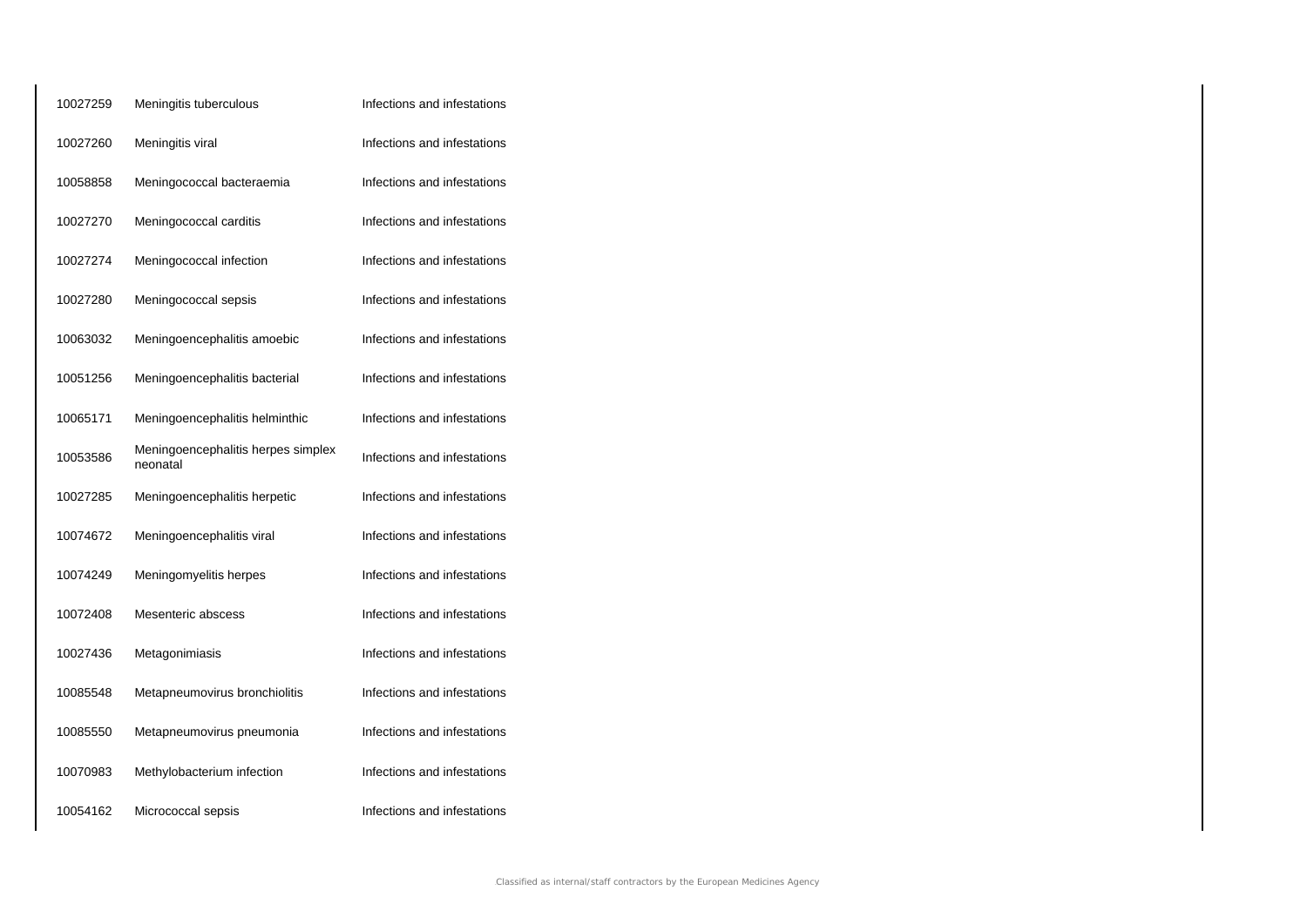| | | |
|---|---|---|
| 10027259 | Meningitis tuberculous | Infections and infestations |
| 10027260 | Meningitis viral | Infections and infestations |
| 10058858 | Meningococcal bacteraemia | Infections and infestations |
| 10027270 | Meningococcal carditis | Infections and infestations |
| 10027274 | Meningococcal infection | Infections and infestations |
| 10027280 | Meningococcal sepsis | Infections and infestations |
| 10063032 | Meningoencephalitis amoebic | Infections and infestations |
| 10051256 | Meningoencephalitis bacterial | Infections and infestations |
| 10065171 | Meningoencephalitis helminthic | Infections and infestations |
| 10053586 | Meningoencephalitis herpes simplex neonatal | Infections and infestations |
| 10027285 | Meningoencephalitis herpetic | Infections and infestations |
| 10074672 | Meningoencephalitis viral | Infections and infestations |
| 10074249 | Meningomyelitis herpes | Infections and infestations |
| 10072408 | Mesenteric abscess | Infections and infestations |
| 10027436 | Metagonimiasis | Infections and infestations |
| 10085548 | Metapneumovirus bronchiolitis | Infections and infestations |
| 10085550 | Metapneumovirus pneumonia | Infections and infestations |
| 10070983 | Methylobacterium infection | Infections and infestations |
| 10054162 | Micrococcal sepsis | Infections and infestations |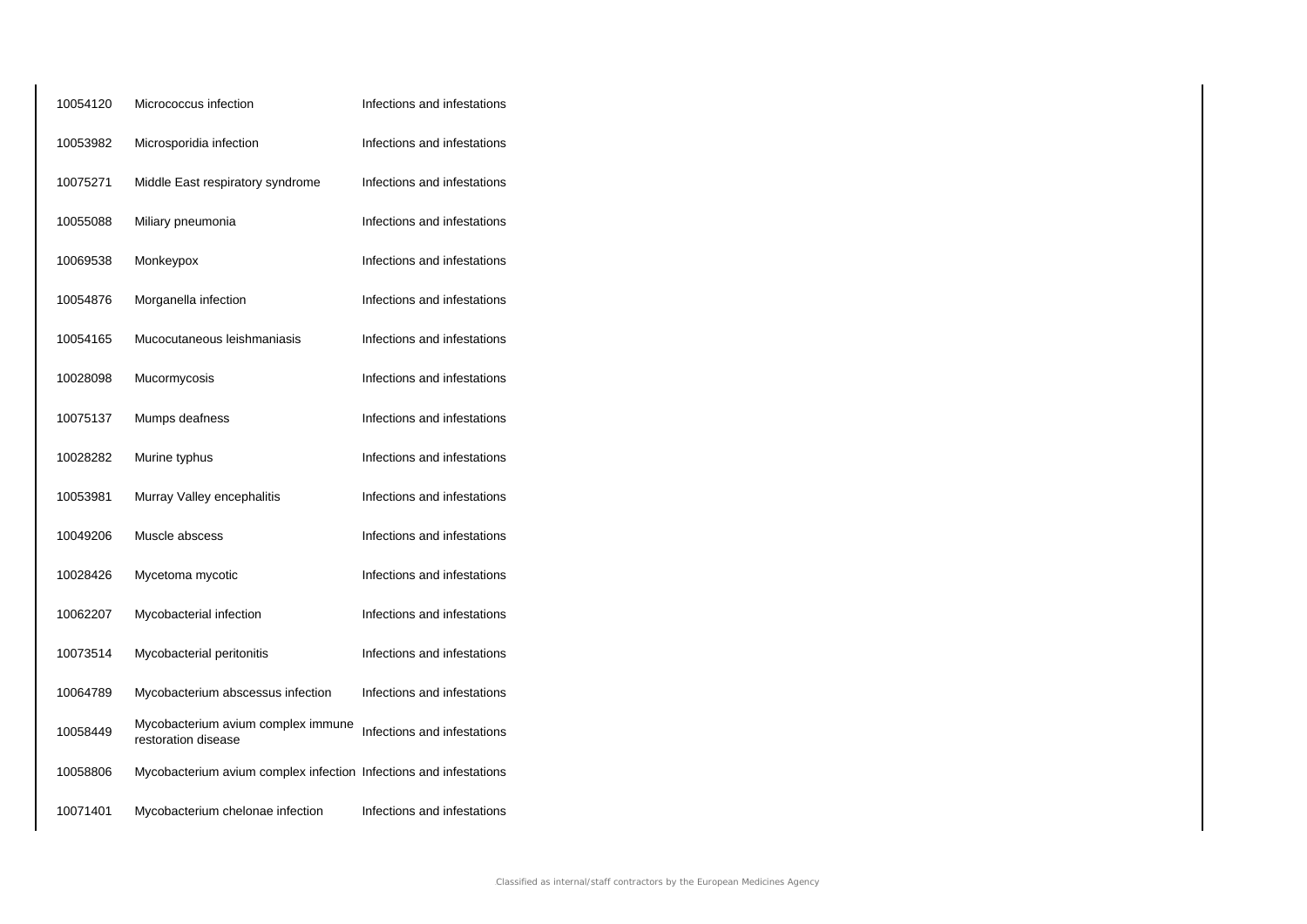| | | |
|---|---|---|
| 10054120 | Micrococcus infection | Infections and infestations |
| 10053982 | Microsporidia infection | Infections and infestations |
| 10075271 | Middle East respiratory syndrome | Infections and infestations |
| 10055088 | Miliary pneumonia | Infections and infestations |
| 10069538 | Monkeypox | Infections and infestations |
| 10054876 | Morganella infection | Infections and infestations |
| 10054165 | Mucocutaneous leishmaniasis | Infections and infestations |
| 10028098 | Mucormycosis | Infections and infestations |
| 10075137 | Mumps deafness | Infections and infestations |
| 10028282 | Murine typhus | Infections and infestations |
| 10053981 | Murray Valley encephalitis | Infections and infestations |
| 10049206 | Muscle abscess | Infections and infestations |
| 10028426 | Mycetoma mycotic | Infections and infestations |
| 10062207 | Mycobacterial infection | Infections and infestations |
| 10073514 | Mycobacterial peritonitis | Infections and infestations |
| 10064789 | Mycobacterium abscessus infection | Infections and infestations |
| 10058449 | Mycobacterium avium complex immune restoration disease | Infections and infestations |
| 10058806 | Mycobacterium avium complex infection | Infections and infestations |
| 10071401 | Mycobacterium chelonae infection | Infections and infestations |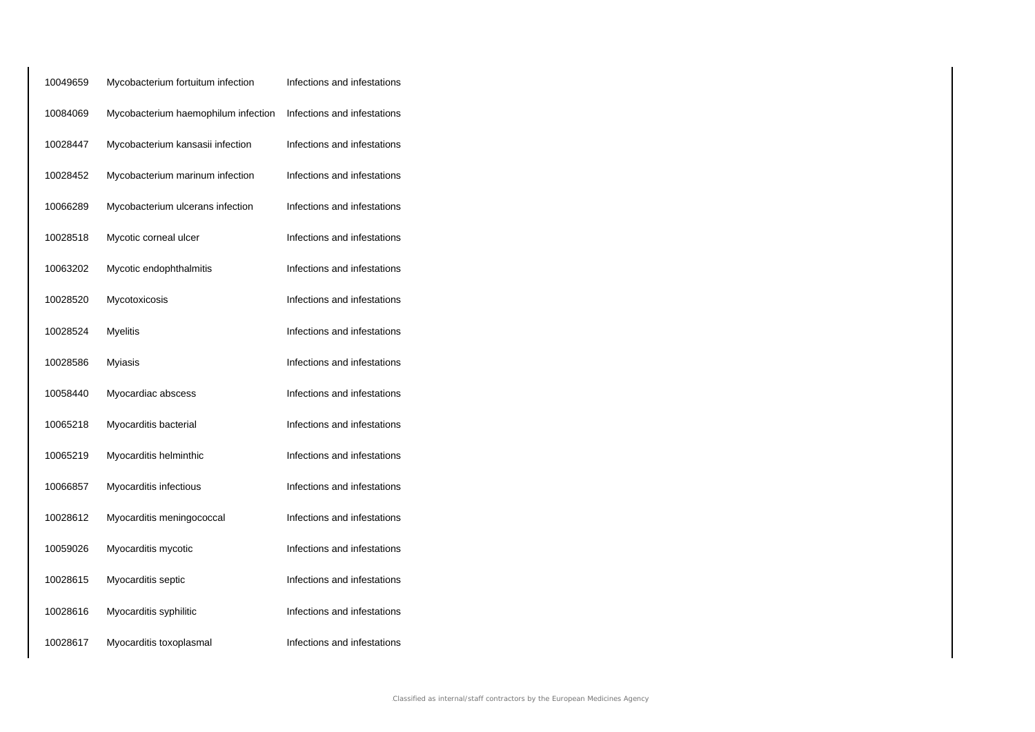| | | |
|---|---|---|
| 10049659 | Mycobacterium fortuitum infection | Infections and infestations |
| 10084069 | Mycobacterium haemophilum infection | Infections and infestations |
| 10028447 | Mycobacterium kansasii infection | Infections and infestations |
| 10028452 | Mycobacterium marinum infection | Infections and infestations |
| 10066289 | Mycobacterium ulcerans infection | Infections and infestations |
| 10028518 | Mycotic corneal ulcer | Infections and infestations |
| 10063202 | Mycotic endophthalmitis | Infections and infestations |
| 10028520 | Mycotoxicosis | Infections and infestations |
| 10028524 | Myelitis | Infections and infestations |
| 10028586 | Myiasis | Infections and infestations |
| 10058440 | Myocardiac abscess | Infections and infestations |
| 10065218 | Myocarditis bacterial | Infections and infestations |
| 10065219 | Myocarditis helminthic | Infections and infestations |
| 10066857 | Myocarditis infectious | Infections and infestations |
| 10028612 | Myocarditis meningococcal | Infections and infestations |
| 10059026 | Myocarditis mycotic | Infections and infestations |
| 10028615 | Myocarditis septic | Infections and infestations |
| 10028616 | Myocarditis syphilitic | Infections and infestations |
| 10028617 | Myocarditis toxoplasmal | Infections and infestations |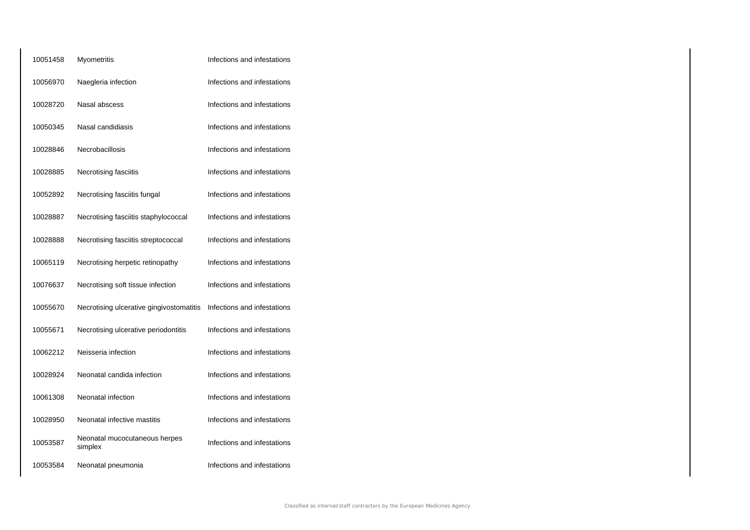| | | |
|---|---|---|
| 10051458 | Myometritis | Infections and infestations |
| 10056970 | Naegleria infection | Infections and infestations |
| 10028720 | Nasal abscess | Infections and infestations |
| 10050345 | Nasal candidiasis | Infections and infestations |
| 10028846 | Necrobacillosis | Infections and infestations |
| 10028885 | Necrotising fasciitis | Infections and infestations |
| 10052892 | Necrotising fasciitis fungal | Infections and infestations |
| 10028887 | Necrotising fasciitis staphylococcal | Infections and infestations |
| 10028888 | Necrotising fasciitis streptococcal | Infections and infestations |
| 10065119 | Necrotising herpetic retinopathy | Infections and infestations |
| 10076637 | Necrotising soft tissue infection | Infections and infestations |
| 10055670 | Necrotising ulcerative gingivostomatitis | Infections and infestations |
| 10055671 | Necrotising ulcerative periodontitis | Infections and infestations |
| 10062212 | Neisseria infection | Infections and infestations |
| 10028924 | Neonatal candida infection | Infections and infestations |
| 10061308 | Neonatal infection | Infections and infestations |
| 10028950 | Neonatal infective mastitis | Infections and infestations |
| 10053587 | Neonatal mucocutaneous herpes simplex | Infections and infestations |
| 10053584 | Neonatal pneumonia | Infections and infestations |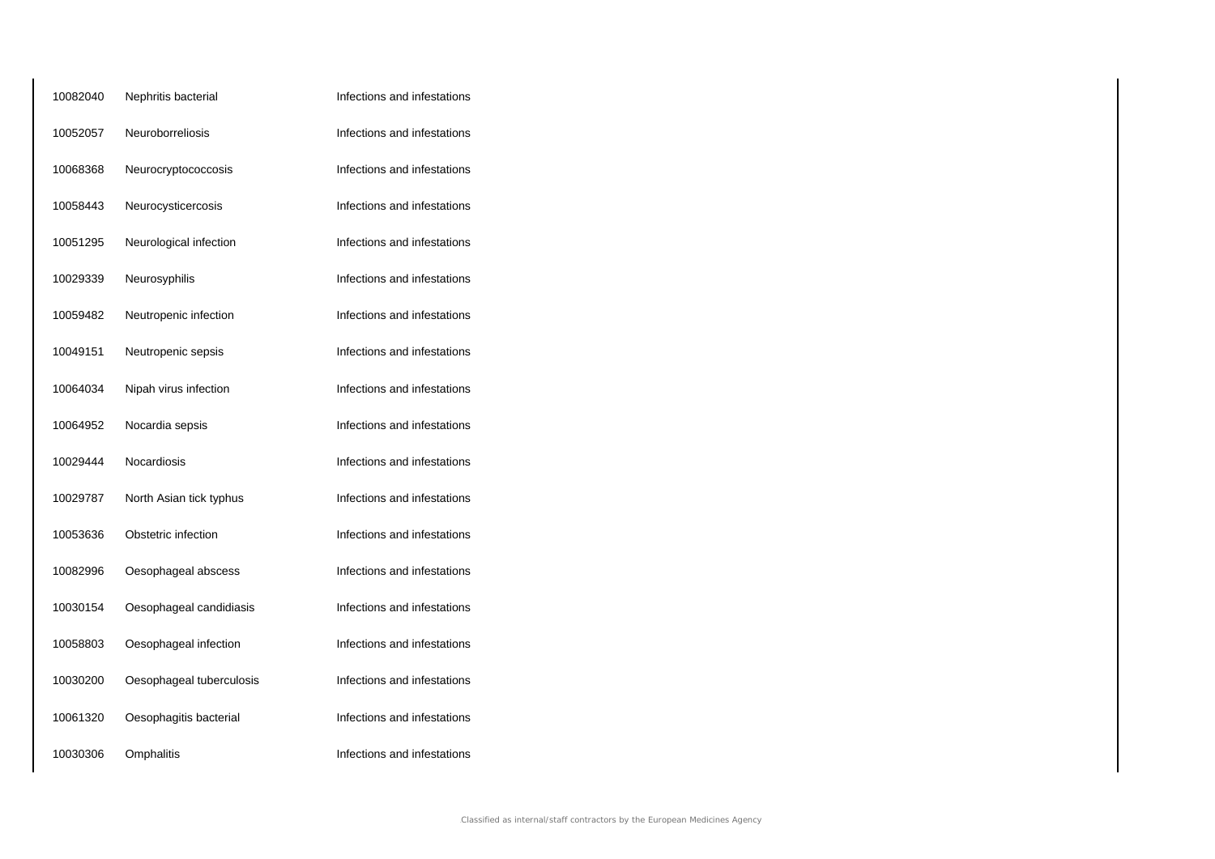| | | |
|---|---|---|
| 10082040 | Nephritis bacterial | Infections and infestations |
| 10052057 | Neuroborreliosis | Infections and infestations |
| 10068368 | Neurocryptococcosis | Infections and infestations |
| 10058443 | Neurocysticercosis | Infections and infestations |
| 10051295 | Neurological infection | Infections and infestations |
| 10029339 | Neurosyphilis | Infections and infestations |
| 10059482 | Neutropenic infection | Infections and infestations |
| 10049151 | Neutropenic sepsis | Infections and infestations |
| 10064034 | Nipah virus infection | Infections and infestations |
| 10064952 | Nocardia sepsis | Infections and infestations |
| 10029444 | Nocardiosis | Infections and infestations |
| 10029787 | North Asian tick typhus | Infections and infestations |
| 10053636 | Obstetric infection | Infections and infestations |
| 10082996 | Oesophageal abscess | Infections and infestations |
| 10030154 | Oesophageal candidiasis | Infections and infestations |
| 10058803 | Oesophageal infection | Infections and infestations |
| 10030200 | Oesophageal tuberculosis | Infections and infestations |
| 10061320 | Oesophagitis bacterial | Infections and infestations |
| 10030306 | Omphalitis | Infections and infestations |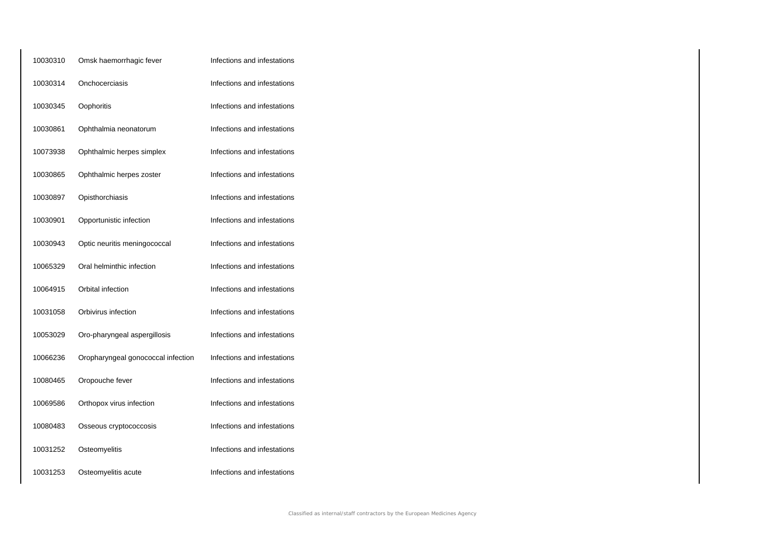| | | |
|---|---|---|
| 10030310 | Omsk haemorrhagic fever | Infections and infestations |
| 10030314 | Onchocerciasis | Infections and infestations |
| 10030345 | Oophoritis | Infections and infestations |
| 10030861 | Ophthalmia neonatorum | Infections and infestations |
| 10073938 | Ophthalmic herpes simplex | Infections and infestations |
| 10030865 | Ophthalmic herpes zoster | Infections and infestations |
| 10030897 | Opisthorchiasis | Infections and infestations |
| 10030901 | Opportunistic infection | Infections and infestations |
| 10030943 | Optic neuritis meningococcal | Infections and infestations |
| 10065329 | Oral helminthic infection | Infections and infestations |
| 10064915 | Orbital infection | Infections and infestations |
| 10031058 | Orbivirus infection | Infections and infestations |
| 10053029 | Oro-pharyngeal aspergillosis | Infections and infestations |
| 10066236 | Oropharyngeal gonococcal infection | Infections and infestations |
| 10080465 | Oropouche fever | Infections and infestations |
| 10069586 | Orthopox virus infection | Infections and infestations |
| 10080483 | Osseous cryptococcosis | Infections and infestations |
| 10031252 | Osteomyelitis | Infections and infestations |
| 10031253 | Osteomyelitis acute | Infections and infestations |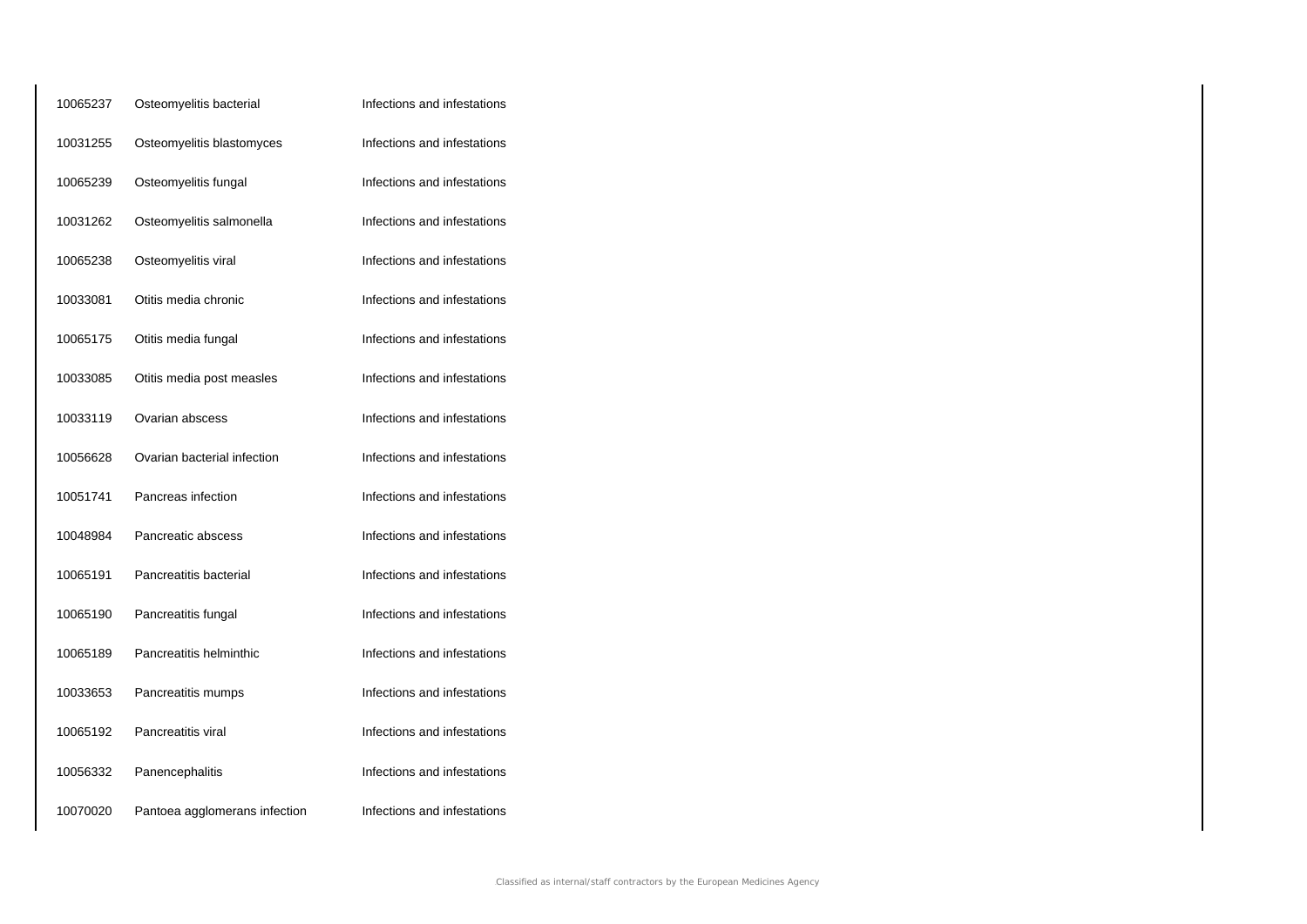| | | |
|---|---|---|
| 10065237 | Osteomyelitis bacterial | Infections and infestations |
| 10031255 | Osteomyelitis blastomyces | Infections and infestations |
| 10065239 | Osteomyelitis fungal | Infections and infestations |
| 10031262 | Osteomyelitis salmonella | Infections and infestations |
| 10065238 | Osteomyelitis viral | Infections and infestations |
| 10033081 | Otitis media chronic | Infections and infestations |
| 10065175 | Otitis media fungal | Infections and infestations |
| 10033085 | Otitis media post measles | Infections and infestations |
| 10033119 | Ovarian abscess | Infections and infestations |
| 10056628 | Ovarian bacterial infection | Infections and infestations |
| 10051741 | Pancreas infection | Infections and infestations |
| 10048984 | Pancreatic abscess | Infections and infestations |
| 10065191 | Pancreatitis bacterial | Infections and infestations |
| 10065190 | Pancreatitis fungal | Infections and infestations |
| 10065189 | Pancreatitis helminthic | Infections and infestations |
| 10033653 | Pancreatitis mumps | Infections and infestations |
| 10065192 | Pancreatitis viral | Infections and infestations |
| 10056332 | Panencephalitis | Infections and infestations |
| 10070020 | Pantoea agglomerans infection | Infections and infestations |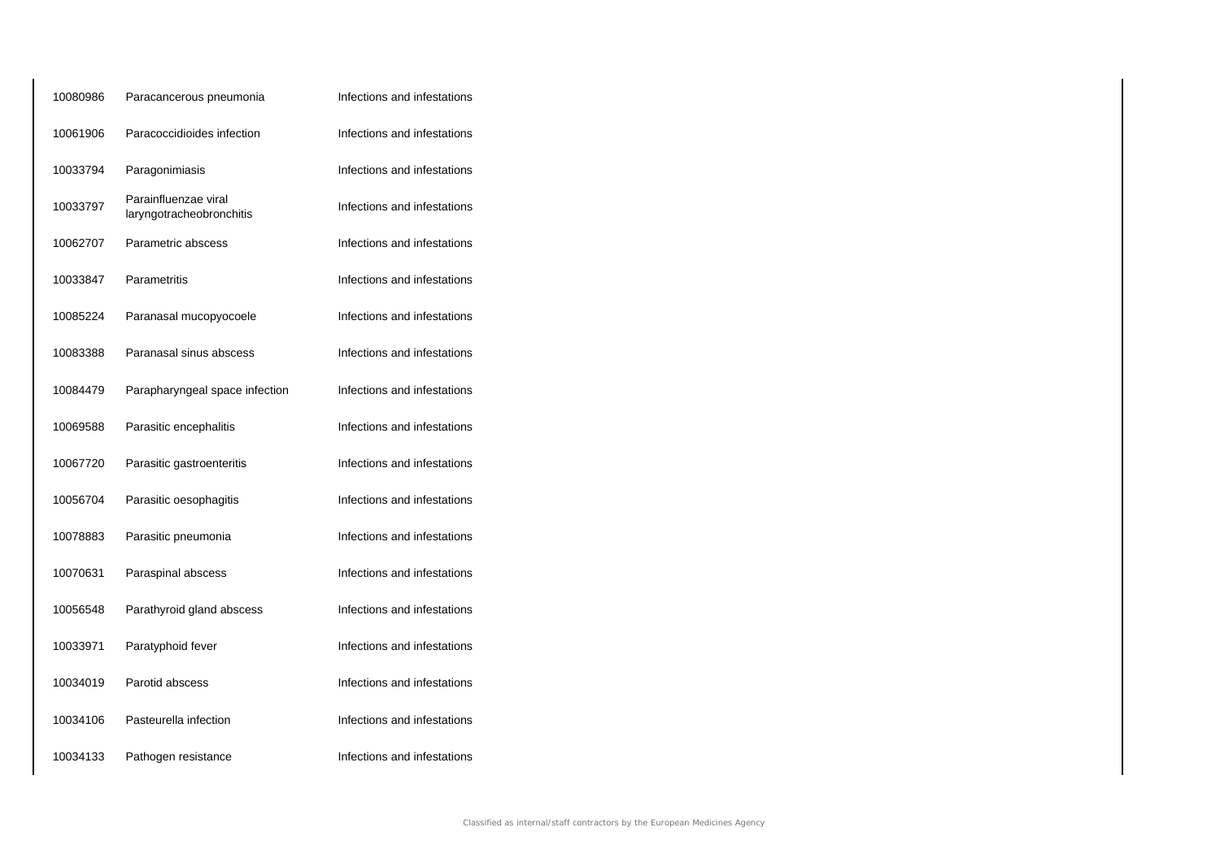| | | |
|---|---|---|
| 10080986 | Paracancerous pneumonia | Infections and infestations |
| 10061906 | Paracoccidioides infection | Infections and infestations |
| 10033794 | Paragonimiasis | Infections and infestations |
| 10033797 | Parainfluenzae viral laryngotracheobronchitis | Infections and infestations |
| 10062707 | Parametric abscess | Infections and infestations |
| 10033847 | Parametritis | Infections and infestations |
| 10085224 | Paranasal mucopyocoele | Infections and infestations |
| 10083388 | Paranasal sinus abscess | Infections and infestations |
| 10084479 | Parapharyngeal space infection | Infections and infestations |
| 10069588 | Parasitic encephalitis | Infections and infestations |
| 10067720 | Parasitic gastroenteritis | Infections and infestations |
| 10056704 | Parasitic oesophagitis | Infections and infestations |
| 10078883 | Parasitic pneumonia | Infections and infestations |
| 10070631 | Paraspinal abscess | Infections and infestations |
| 10056548 | Parathyroid gland abscess | Infections and infestations |
| 10033971 | Paratyphoid fever | Infections and infestations |
| 10034019 | Parotid abscess | Infections and infestations |
| 10034106 | Pasteurella infection | Infections and infestations |
| 10034133 | Pathogen resistance | Infections and infestations |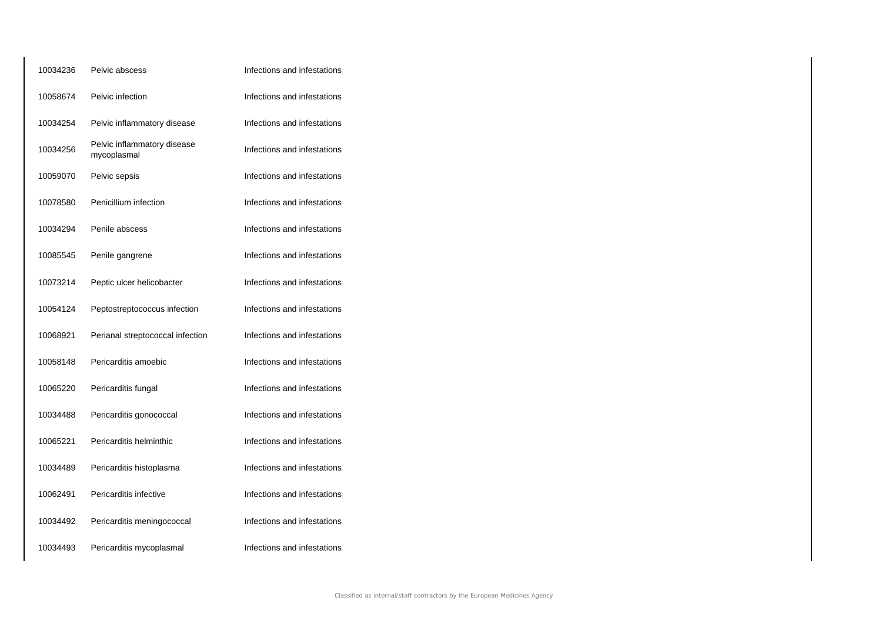| | | |
|---|---|---|
| 10034236 | Pelvic abscess | Infections and infestations |
| 10058674 | Pelvic infection | Infections and infestations |
| 10034254 | Pelvic inflammatory disease | Infections and infestations |
| 10034256 | Pelvic inflammatory disease mycoplasmal | Infections and infestations |
| 10059070 | Pelvic sepsis | Infections and infestations |
| 10078580 | Penicillium infection | Infections and infestations |
| 10034294 | Penile abscess | Infections and infestations |
| 10085545 | Penile gangrene | Infections and infestations |
| 10073214 | Peptic ulcer helicobacter | Infections and infestations |
| 10054124 | Peptostreptococcus infection | Infections and infestations |
| 10068921 | Perianal streptococcal infection | Infections and infestations |
| 10058148 | Pericarditis amoebic | Infections and infestations |
| 10065220 | Pericarditis fungal | Infections and infestations |
| 10034488 | Pericarditis gonococcal | Infections and infestations |
| 10065221 | Pericarditis helminthic | Infections and infestations |
| 10034489 | Pericarditis histoplasma | Infections and infestations |
| 10062491 | Pericarditis infective | Infections and infestations |
| 10034492 | Pericarditis meningococcal | Infections and infestations |
| 10034493 | Pericarditis mycoplasmal | Infections and infestations |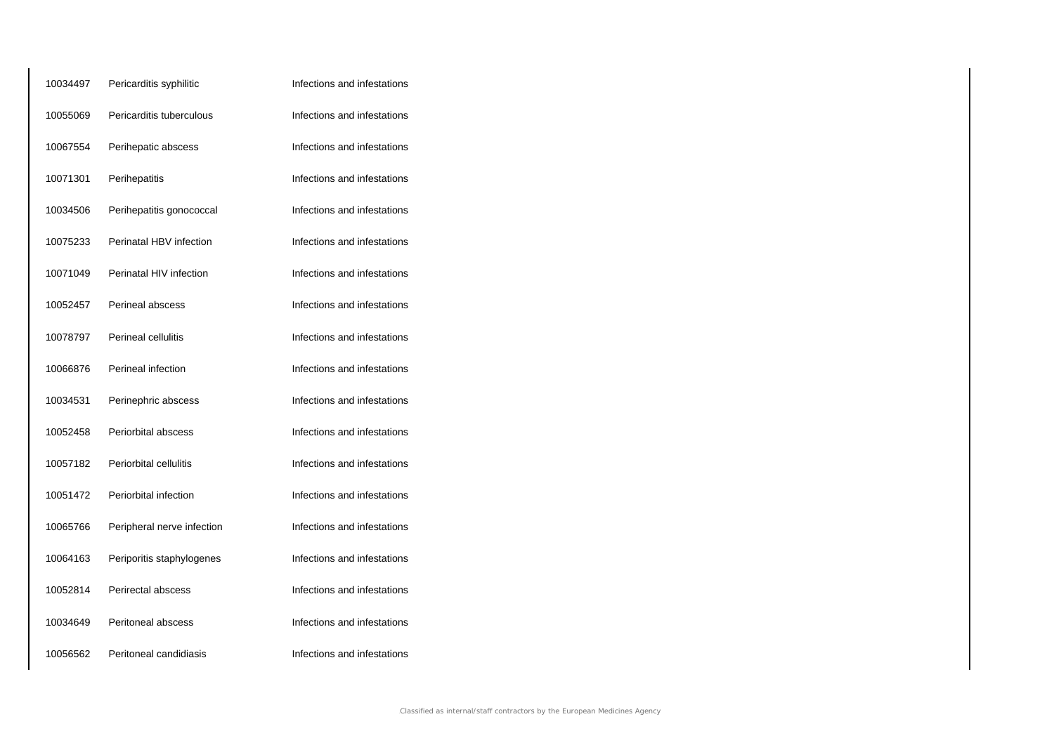| | | |
|---|---|---|
| 10034497 | Pericarditis syphilitic | Infections and infestations |
| 10055069 | Pericarditis tuberculous | Infections and infestations |
| 10067554 | Perihepatic abscess | Infections and infestations |
| 10071301 | Perihepatitis | Infections and infestations |
| 10034506 | Perihepatitis gonococcal | Infections and infestations |
| 10075233 | Perinatal HBV infection | Infections and infestations |
| 10071049 | Perinatal HIV infection | Infections and infestations |
| 10052457 | Perineal abscess | Infections and infestations |
| 10078797 | Perineal cellulitis | Infections and infestations |
| 10066876 | Perineal infection | Infections and infestations |
| 10034531 | Perinephric abscess | Infections and infestations |
| 10052458 | Periorbital abscess | Infections and infestations |
| 10057182 | Periorbital cellulitis | Infections and infestations |
| 10051472 | Periorbital infection | Infections and infestations |
| 10065766 | Peripheral nerve infection | Infections and infestations |
| 10064163 | Periporitis staphylogenes | Infections and infestations |
| 10052814 | Perirectal abscess | Infections and infestations |
| 10034649 | Peritoneal abscess | Infections and infestations |
| 10056562 | Peritoneal candidiasis | Infections and infestations |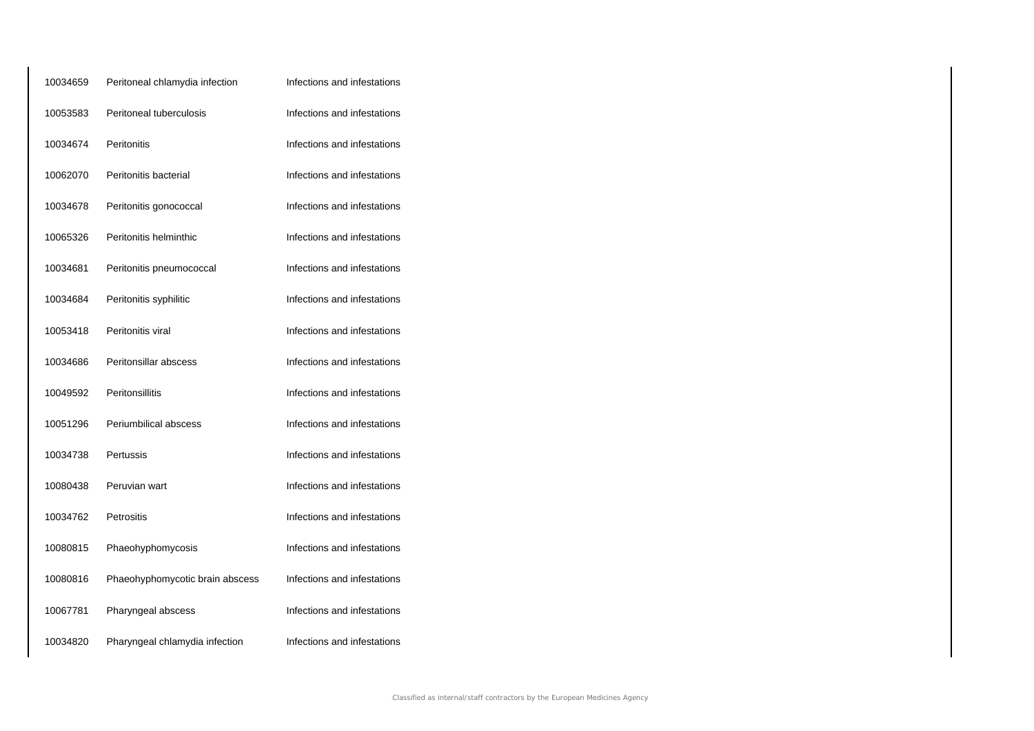| | | |
|---|---|---|
| 10034659 | Peritoneal chlamydia infection | Infections and infestations |
| 10053583 | Peritoneal tuberculosis | Infections and infestations |
| 10034674 | Peritonitis | Infections and infestations |
| 10062070 | Peritonitis bacterial | Infections and infestations |
| 10034678 | Peritonitis gonococcal | Infections and infestations |
| 10065326 | Peritonitis helminthic | Infections and infestations |
| 10034681 | Peritonitis pneumococcal | Infections and infestations |
| 10034684 | Peritonitis syphilitic | Infections and infestations |
| 10053418 | Peritonitis viral | Infections and infestations |
| 10034686 | Peritonsillar abscess | Infections and infestations |
| 10049592 | Peritonsillitis | Infections and infestations |
| 10051296 | Periumbilical abscess | Infections and infestations |
| 10034738 | Pertussis | Infections and infestations |
| 10080438 | Peruvian wart | Infections and infestations |
| 10034762 | Petrositis | Infections and infestations |
| 10080815 | Phaeohyphomycosis | Infections and infestations |
| 10080816 | Phaeohyphomycotic brain abscess | Infections and infestations |
| 10067781 | Pharyngeal abscess | Infections and infestations |
| 10034820 | Pharyngeal chlamydia infection | Infections and infestations |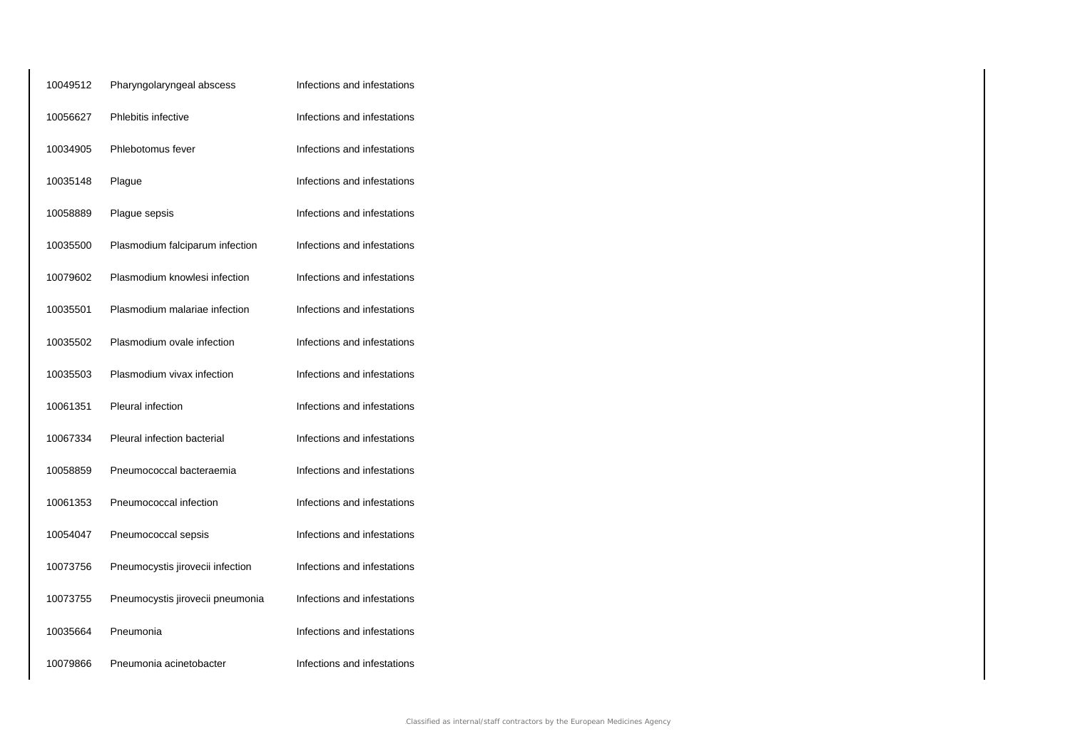| | | |
|---|---|---|
| 10049512 | Pharyngolaryngeal abscess | Infections and infestations |
| 10056627 | Phlebitis infective | Infections and infestations |
| 10034905 | Phlebotomus fever | Infections and infestations |
| 10035148 | Plague | Infections and infestations |
| 10058889 | Plague sepsis | Infections and infestations |
| 10035500 | Plasmodium falciparum infection | Infections and infestations |
| 10079602 | Plasmodium knowlesi infection | Infections and infestations |
| 10035501 | Plasmodium malariae infection | Infections and infestations |
| 10035502 | Plasmodium ovale infection | Infections and infestations |
| 10035503 | Plasmodium vivax infection | Infections and infestations |
| 10061351 | Pleural infection | Infections and infestations |
| 10067334 | Pleural infection bacterial | Infections and infestations |
| 10058859 | Pneumococcal bacteraemia | Infections and infestations |
| 10061353 | Pneumococcal infection | Infections and infestations |
| 10054047 | Pneumococcal sepsis | Infections and infestations |
| 10073756 | Pneumocystis jirovecii infection | Infections and infestations |
| 10073755 | Pneumocystis jirovecii pneumonia | Infections and infestations |
| 10035664 | Pneumonia | Infections and infestations |
| 10079866 | Pneumonia acinetobacter | Infections and infestations |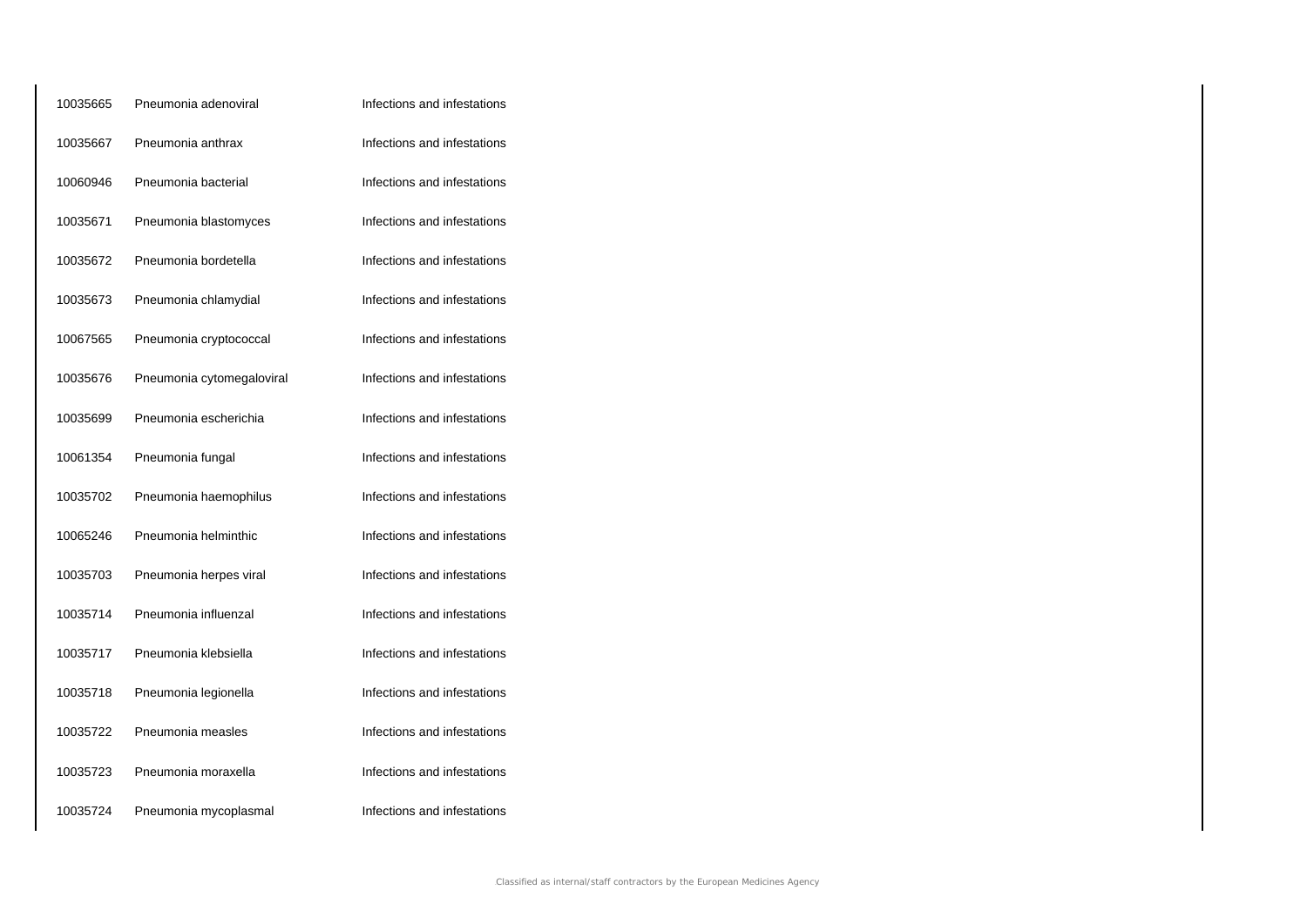| | | |
|---|---|---|
| 10035665 | Pneumonia adenoviral | Infections and infestations |
| 10035667 | Pneumonia anthrax | Infections and infestations |
| 10060946 | Pneumonia bacterial | Infections and infestations |
| 10035671 | Pneumonia blastomyces | Infections and infestations |
| 10035672 | Pneumonia bordetella | Infections and infestations |
| 10035673 | Pneumonia chlamydial | Infections and infestations |
| 10067565 | Pneumonia cryptococcal | Infections and infestations |
| 10035676 | Pneumonia cytomegaloviral | Infections and infestations |
| 10035699 | Pneumonia escherichia | Infections and infestations |
| 10061354 | Pneumonia fungal | Infections and infestations |
| 10035702 | Pneumonia haemophilus | Infections and infestations |
| 10065246 | Pneumonia helminthic | Infections and infestations |
| 10035703 | Pneumonia herpes viral | Infections and infestations |
| 10035714 | Pneumonia influenzal | Infections and infestations |
| 10035717 | Pneumonia klebsiella | Infections and infestations |
| 10035718 | Pneumonia legionella | Infections and infestations |
| 10035722 | Pneumonia measles | Infections and infestations |
| 10035723 | Pneumonia moraxella | Infections and infestations |
| 10035724 | Pneumonia mycoplasmal | Infections and infestations |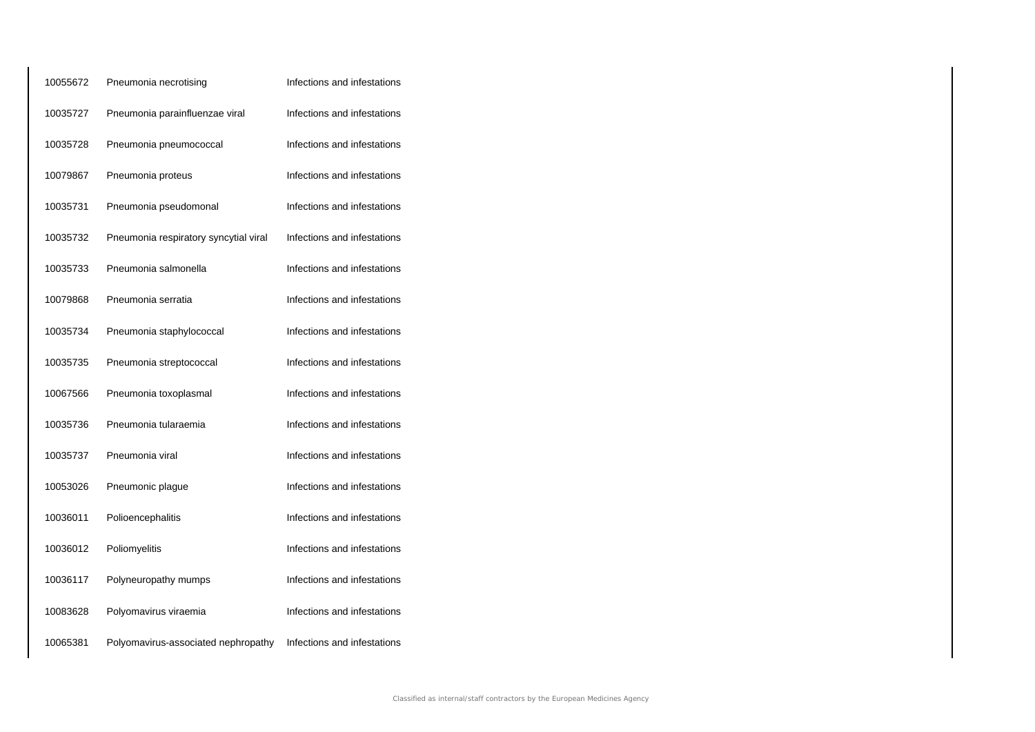| | | |
|---|---|---|
| 10055672 | Pneumonia necrotising | Infections and infestations |
| 10035727 | Pneumonia parainfluenzae viral | Infections and infestations |
| 10035728 | Pneumonia pneumococcal | Infections and infestations |
| 10079867 | Pneumonia proteus | Infections and infestations |
| 10035731 | Pneumonia pseudomonal | Infections and infestations |
| 10035732 | Pneumonia respiratory syncytial viral | Infections and infestations |
| 10035733 | Pneumonia salmonella | Infections and infestations |
| 10079868 | Pneumonia serratia | Infections and infestations |
| 10035734 | Pneumonia staphylococcal | Infections and infestations |
| 10035735 | Pneumonia streptococcal | Infections and infestations |
| 10067566 | Pneumonia toxoplasmal | Infections and infestations |
| 10035736 | Pneumonia tularaemia | Infections and infestations |
| 10035737 | Pneumonia viral | Infections and infestations |
| 10053026 | Pneumonic plague | Infections and infestations |
| 10036011 | Polioencephalitis | Infections and infestations |
| 10036012 | Poliomyelitis | Infections and infestations |
| 10036117 | Polyneuropathy mumps | Infections and infestations |
| 10083628 | Polyomavirus viraemia | Infections and infestations |
| 10065381 | Polyomavirus-associated nephropathy | Infections and infestations |

Classified as internal/staff contractors by the European Medicines Agency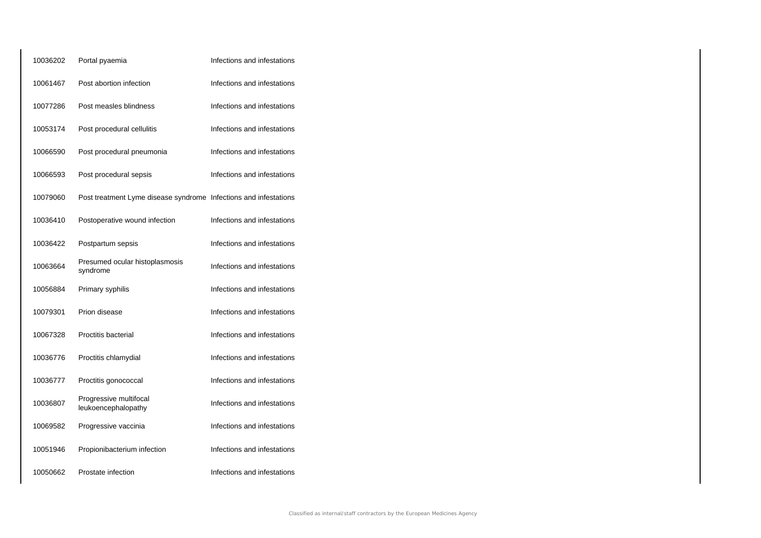| | | |
|---|---|---|
| 10036202 | Portal pyaemia | Infections and infestations |
| 10061467 | Post abortion infection | Infections and infestations |
| 10077286 | Post measles blindness | Infections and infestations |
| 10053174 | Post procedural cellulitis | Infections and infestations |
| 10066590 | Post procedural pneumonia | Infections and infestations |
| 10066593 | Post procedural sepsis | Infections and infestations |
| 10079060 | Post treatment Lyme disease syndrome | Infections and infestations |
| 10036410 | Postoperative wound infection | Infections and infestations |
| 10036422 | Postpartum sepsis | Infections and infestations |
| 10063664 | Presumed ocular histoplasmosis syndrome | Infections and infestations |
| 10056884 | Primary syphilis | Infections and infestations |
| 10079301 | Prion disease | Infections and infestations |
| 10067328 | Proctitis bacterial | Infections and infestations |
| 10036776 | Proctitis chlamydial | Infections and infestations |
| 10036777 | Proctitis gonococcal | Infections and infestations |
| 10036807 | Progressive multifocal leukoencephalopathy | Infections and infestations |
| 10069582 | Progressive vaccinia | Infections and infestations |
| 10051946 | Propionibacterium infection | Infections and infestations |
| 10050662 | Prostate infection | Infections and infestations |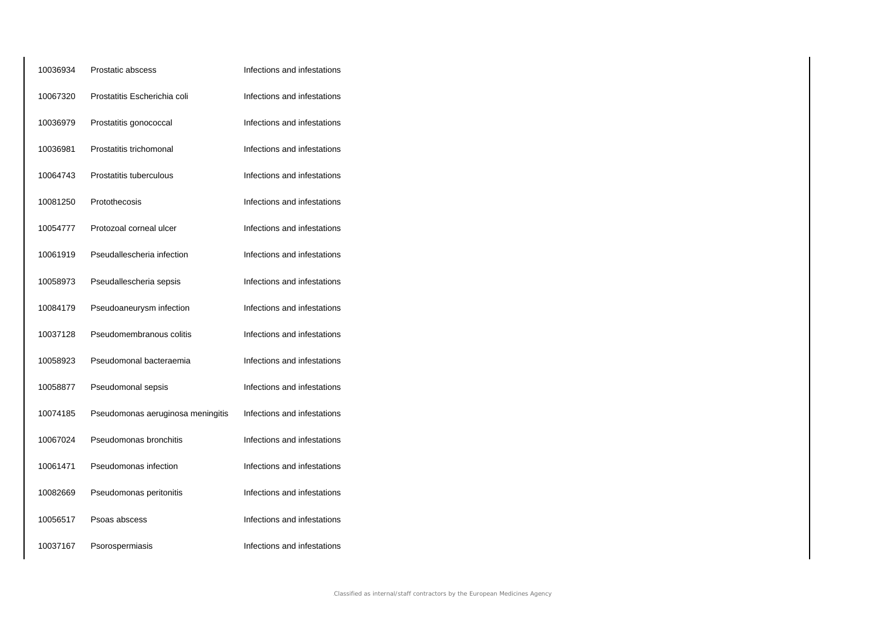| | | |
|---|---|---|
| 10036934 | Prostatic abscess | Infections and infestations |
| 10067320 | Prostatitis Escherichia coli | Infections and infestations |
| 10036979 | Prostatitis gonococcal | Infections and infestations |
| 10036981 | Prostatitis trichomonal | Infections and infestations |
| 10064743 | Prostatitis tuberculous | Infections and infestations |
| 10081250 | Protothecosis | Infections and infestations |
| 10054777 | Protozoal corneal ulcer | Infections and infestations |
| 10061919 | Pseudallescheria infection | Infections and infestations |
| 10058973 | Pseudallescheria sepsis | Infections and infestations |
| 10084179 | Pseudoaneurysm infection | Infections and infestations |
| 10037128 | Pseudomembranous colitis | Infections and infestations |
| 10058923 | Pseudomonal bacteraemia | Infections and infestations |
| 10058877 | Pseudomonal sepsis | Infections and infestations |
| 10074185 | Pseudomonas aeruginosa meningitis | Infections and infestations |
| 10067024 | Pseudomonas bronchitis | Infections and infestations |
| 10061471 | Pseudomonas infection | Infections and infestations |
| 10082669 | Pseudomonas peritonitis | Infections and infestations |
| 10056517 | Psoas abscess | Infections and infestations |
| 10037167 | Psorospermiasis | Infections and infestations |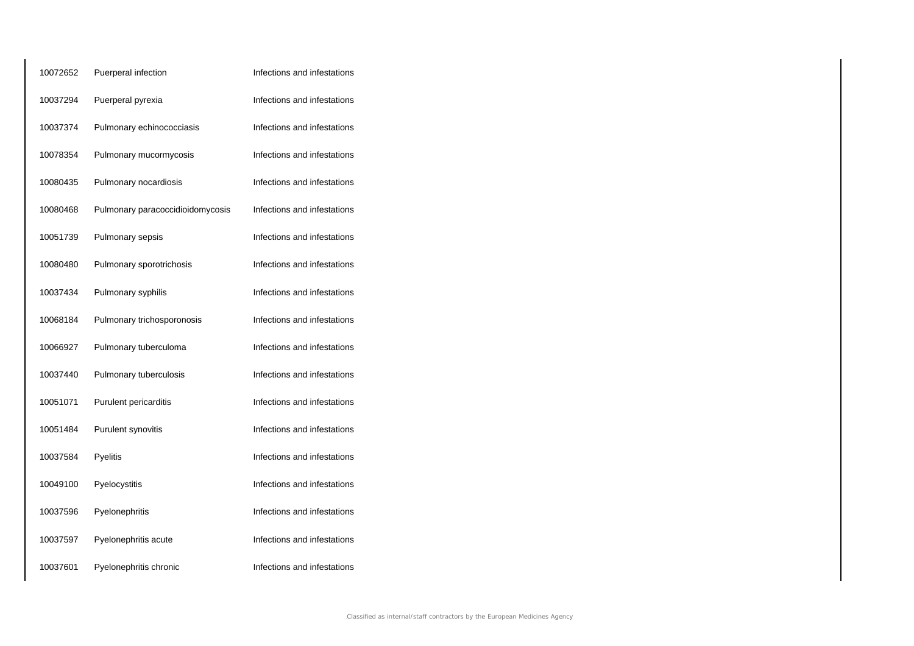| | | |
|---|---|---|
| 10072652 | Puerperal infection | Infections and infestations |
| 10037294 | Puerperal pyrexia | Infections and infestations |
| 10037374 | Pulmonary echinococciasis | Infections and infestations |
| 10078354 | Pulmonary mucormycosis | Infections and infestations |
| 10080435 | Pulmonary nocardiosis | Infections and infestations |
| 10080468 | Pulmonary paracoccidioidomycosis | Infections and infestations |
| 10051739 | Pulmonary sepsis | Infections and infestations |
| 10080480 | Pulmonary sporotrichosis | Infections and infestations |
| 10037434 | Pulmonary syphilis | Infections and infestations |
| 10068184 | Pulmonary trichosporonosis | Infections and infestations |
| 10066927 | Pulmonary tuberculoma | Infections and infestations |
| 10037440 | Pulmonary tuberculosis | Infections and infestations |
| 10051071 | Purulent pericarditis | Infections and infestations |
| 10051484 | Purulent synovitis | Infections and infestations |
| 10037584 | Pyelitis | Infections and infestations |
| 10049100 | Pyelocystitis | Infections and infestations |
| 10037596 | Pyelonephritis | Infections and infestations |
| 10037597 | Pyelonephritis acute | Infections and infestations |
| 10037601 | Pyelonephritis chronic | Infections and infestations |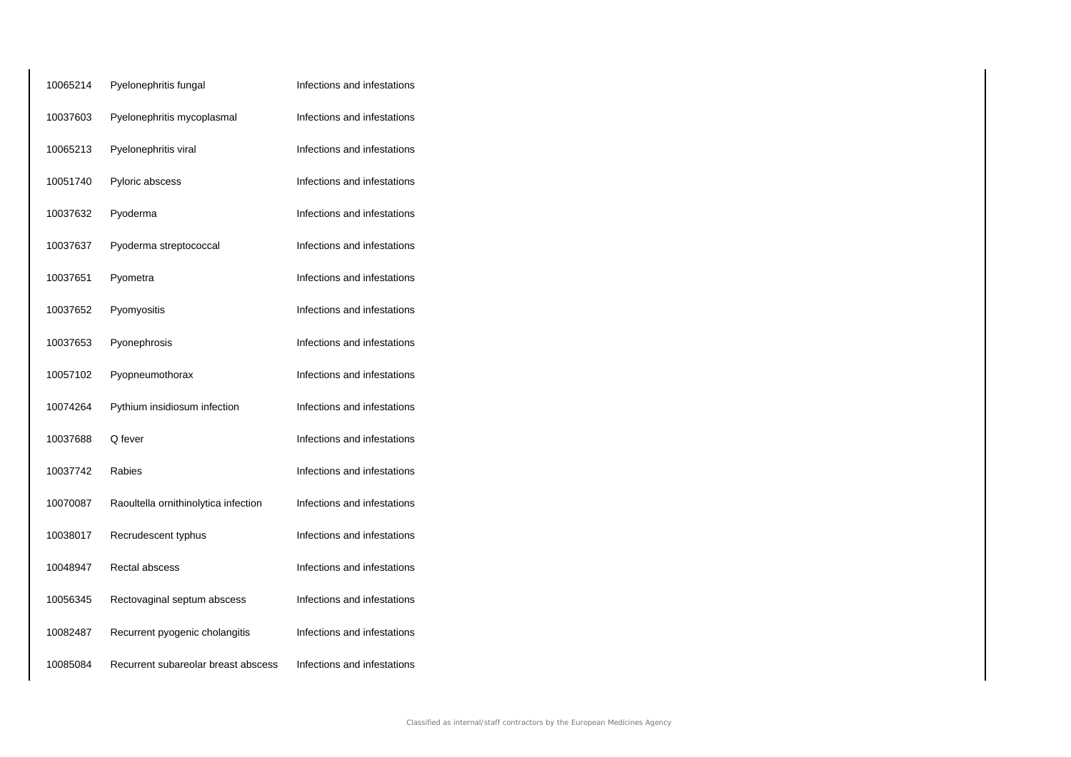| | | |
|---|---|---|
| 10065214 | Pyelonephritis fungal | Infections and infestations |
| 10037603 | Pyelonephritis mycoplasmal | Infections and infestations |
| 10065213 | Pyelonephritis viral | Infections and infestations |
| 10051740 | Pyloric abscess | Infections and infestations |
| 10037632 | Pyoderma | Infections and infestations |
| 10037637 | Pyoderma streptococcal | Infections and infestations |
| 10037651 | Pyometra | Infections and infestations |
| 10037652 | Pyomyositis | Infections and infestations |
| 10037653 | Pyonephrosis | Infections and infestations |
| 10057102 | Pyopneumothorax | Infections and infestations |
| 10074264 | Pythium insidiosum infection | Infections and infestations |
| 10037688 | Q fever | Infections and infestations |
| 10037742 | Rabies | Infections and infestations |
| 10070087 | Raoultella ornithinolytica infection | Infections and infestations |
| 10038017 | Recrudescent typhus | Infections and infestations |
| 10048947 | Rectal abscess | Infections and infestations |
| 10056345 | Rectovaginal septum abscess | Infections and infestations |
| 10082487 | Recurrent pyogenic cholangitis | Infections and infestations |
| 10085084 | Recurrent subareolar breast abscess | Infections and infestations |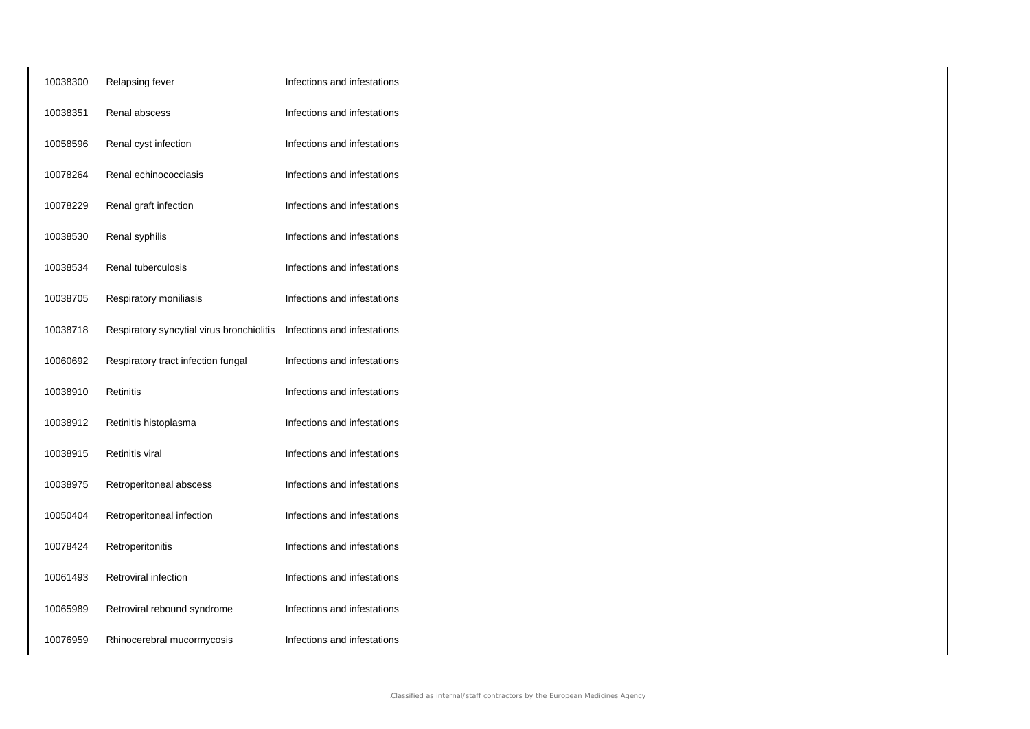| | | |
|---|---|---|
| 10038300 | Relapsing fever | Infections and infestations |
| 10038351 | Renal abscess | Infections and infestations |
| 10058596 | Renal cyst infection | Infections and infestations |
| 10078264 | Renal echinococciasis | Infections and infestations |
| 10078229 | Renal graft infection | Infections and infestations |
| 10038530 | Renal syphilis | Infections and infestations |
| 10038534 | Renal tuberculosis | Infections and infestations |
| 10038705 | Respiratory moniliasis | Infections and infestations |
| 10038718 | Respiratory syncytial virus bronchiolitis | Infections and infestations |
| 10060692 | Respiratory tract infection fungal | Infections and infestations |
| 10038910 | Retinitis | Infections and infestations |
| 10038912 | Retinitis histoplasma | Infections and infestations |
| 10038915 | Retinitis viral | Infections and infestations |
| 10038975 | Retroperitoneal abscess | Infections and infestations |
| 10050404 | Retroperitoneal infection | Infections and infestations |
| 10078424 | Retroperitonitis | Infections and infestations |
| 10061493 | Retroviral infection | Infections and infestations |
| 10065989 | Retroviral rebound syndrome | Infections and infestations |
| 10076959 | Rhinocerebral mucormycosis | Infections and infestations |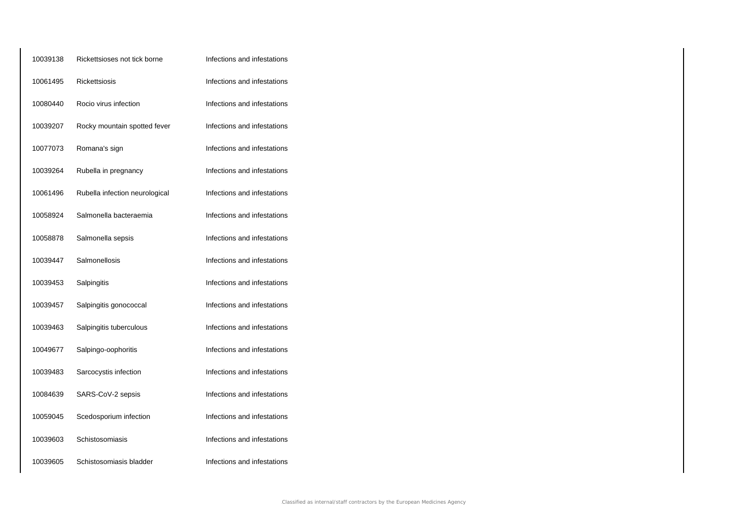| | | |
|---|---|---|
| 10039138 | Rickettsioses not tick borne | Infections and infestations |
| 10061495 | Rickettsiosis | Infections and infestations |
| 10080440 | Rocio virus infection | Infections and infestations |
| 10039207 | Rocky mountain spotted fever | Infections and infestations |
| 10077073 | Romana's sign | Infections and infestations |
| 10039264 | Rubella in pregnancy | Infections and infestations |
| 10061496 | Rubella infection neurological | Infections and infestations |
| 10058924 | Salmonella bacteraemia | Infections and infestations |
| 10058878 | Salmonella sepsis | Infections and infestations |
| 10039447 | Salmonellosis | Infections and infestations |
| 10039453 | Salpingitis | Infections and infestations |
| 10039457 | Salpingitis gonococcal | Infections and infestations |
| 10039463 | Salpingitis tuberculous | Infections and infestations |
| 10049677 | Salpingo-oophoritis | Infections and infestations |
| 10039483 | Sarcocystis infection | Infections and infestations |
| 10084639 | SARS-CoV-2 sepsis | Infections and infestations |
| 10059045 | Scedosporium infection | Infections and infestations |
| 10039603 | Schistosomiasis | Infections and infestations |
| 10039605 | Schistosomiasis bladder | Infections and infestations |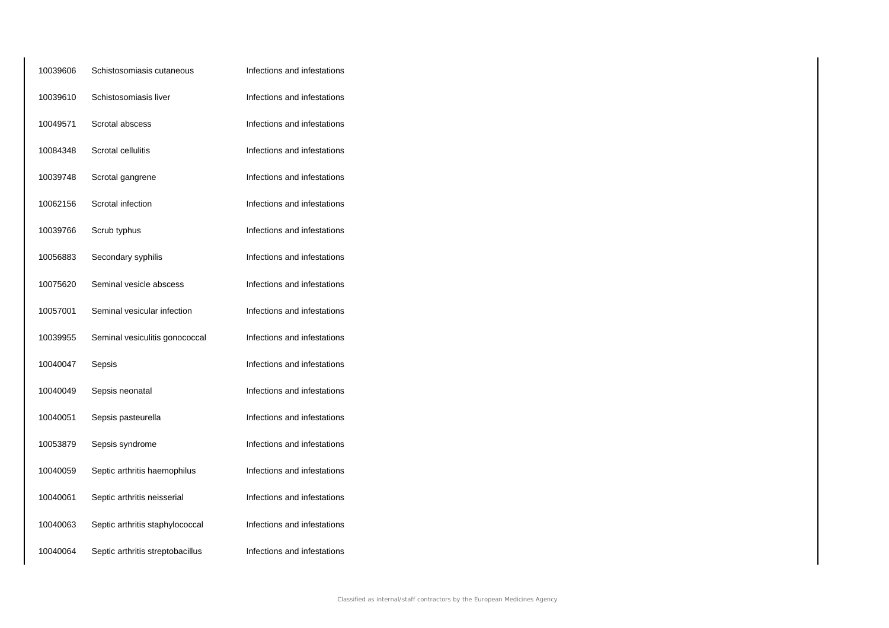| | | |
|---|---|---|
| 10039606 | Schistosomiasis cutaneous | Infections and infestations |
| 10039610 | Schistosomiasis liver | Infections and infestations |
| 10049571 | Scrotal abscess | Infections and infestations |
| 10084348 | Scrotal cellulitis | Infections and infestations |
| 10039748 | Scrotal gangrene | Infections and infestations |
| 10062156 | Scrotal infection | Infections and infestations |
| 10039766 | Scrub typhus | Infections and infestations |
| 10056883 | Secondary syphilis | Infections and infestations |
| 10075620 | Seminal vesicle abscess | Infections and infestations |
| 10057001 | Seminal vesicular infection | Infections and infestations |
| 10039955 | Seminal vesiculitis gonococcal | Infections and infestations |
| 10040047 | Sepsis | Infections and infestations |
| 10040049 | Sepsis neonatal | Infections and infestations |
| 10040051 | Sepsis pasteurella | Infections and infestations |
| 10053879 | Sepsis syndrome | Infections and infestations |
| 10040059 | Septic arthritis haemophilus | Infections and infestations |
| 10040061 | Septic arthritis neisserial | Infections and infestations |
| 10040063 | Septic arthritis staphylococcal | Infections and infestations |
| 10040064 | Septic arthritis streptobacillus | Infections and infestations |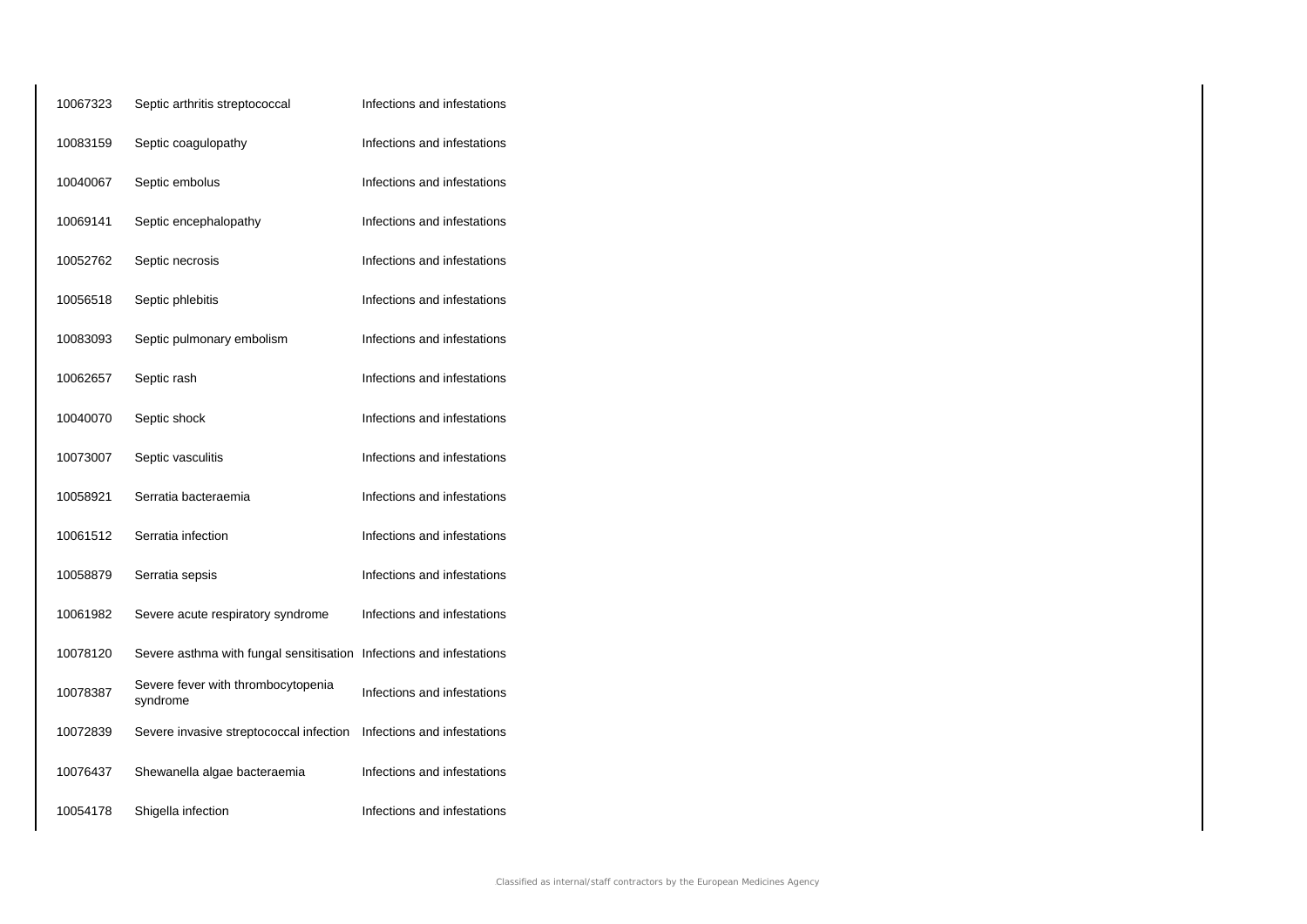| | | |
|---|---|---|
| 10067323 | Septic arthritis streptococcal | Infections and infestations |
| 10083159 | Septic coagulopathy | Infections and infestations |
| 10040067 | Septic embolus | Infections and infestations |
| 10069141 | Septic encephalopathy | Infections and infestations |
| 10052762 | Septic necrosis | Infections and infestations |
| 10056518 | Septic phlebitis | Infections and infestations |
| 10083093 | Septic pulmonary embolism | Infections and infestations |
| 10062657 | Septic rash | Infections and infestations |
| 10040070 | Septic shock | Infections and infestations |
| 10073007 | Septic vasculitis | Infections and infestations |
| 10058921 | Serratia bacteraemia | Infections and infestations |
| 10061512 | Serratia infection | Infections and infestations |
| 10058879 | Serratia sepsis | Infections and infestations |
| 10061982 | Severe acute respiratory syndrome | Infections and infestations |
| 10078120 | Severe asthma with fungal sensitisation | Infections and infestations |
| 10078387 | Severe fever with thrombocytopenia syndrome | Infections and infestations |
| 10072839 | Severe invasive streptococcal infection | Infections and infestations |
| 10076437 | Shewanella algae bacteraemia | Infections and infestations |
| 10054178 | Shigella infection | Infections and infestations |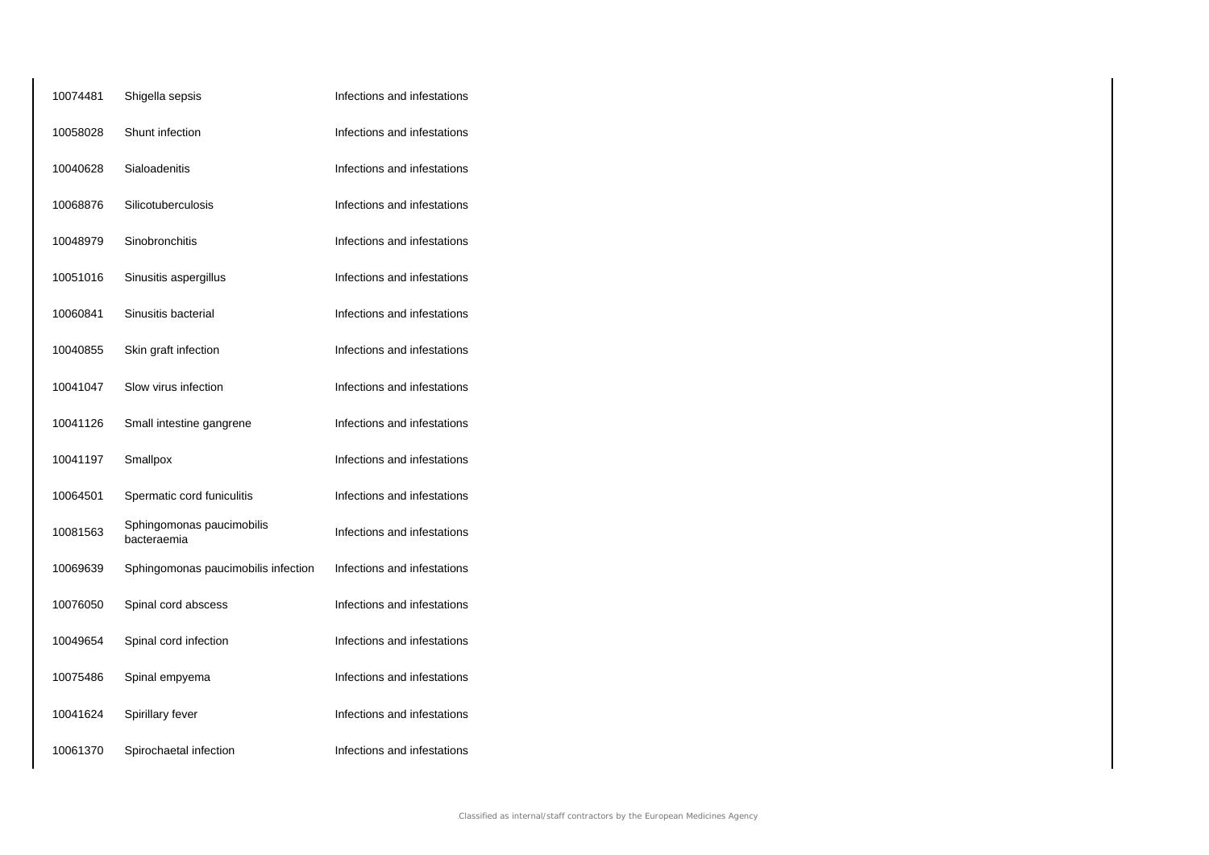| | | |
|---|---|---|
| 10074481 | Shigella sepsis | Infections and infestations |
| 10058028 | Shunt infection | Infections and infestations |
| 10040628 | Sialoadenitis | Infections and infestations |
| 10068876 | Silicotuberculosis | Infections and infestations |
| 10048979 | Sinobronchitis | Infections and infestations |
| 10051016 | Sinusitis aspergillus | Infections and infestations |
| 10060841 | Sinusitis bacterial | Infections and infestations |
| 10040855 | Skin graft infection | Infections and infestations |
| 10041047 | Slow virus infection | Infections and infestations |
| 10041126 | Small intestine gangrene | Infections and infestations |
| 10041197 | Smallpox | Infections and infestations |
| 10064501 | Spermatic cord funiculitis | Infections and infestations |
| 10081563 | Sphingomonas paucimobilis bacteraemia | Infections and infestations |
| 10069639 | Sphingomonas paucimobilis infection | Infections and infestations |
| 10076050 | Spinal cord abscess | Infections and infestations |
| 10049654 | Spinal cord infection | Infections and infestations |
| 10075486 | Spinal empyema | Infections and infestations |
| 10041624 | Spirillary fever | Infections and infestations |
| 10061370 | Spirochaetal infection | Infections and infestations |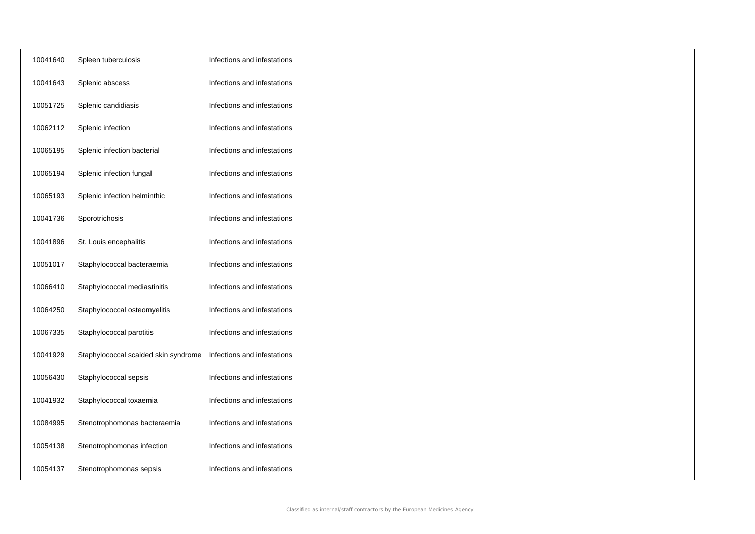| | | |
|---|---|---|
| 10041640 | Spleen tuberculosis | Infections and infestations |
| 10041643 | Splenic abscess | Infections and infestations |
| 10051725 | Splenic candidiasis | Infections and infestations |
| 10062112 | Splenic infection | Infections and infestations |
| 10065195 | Splenic infection bacterial | Infections and infestations |
| 10065194 | Splenic infection fungal | Infections and infestations |
| 10065193 | Splenic infection helminthic | Infections and infestations |
| 10041736 | Sporotrichosis | Infections and infestations |
| 10041896 | St. Louis encephalitis | Infections and infestations |
| 10051017 | Staphylococcal bacteraemia | Infections and infestations |
| 10066410 | Staphylococcal mediastinitis | Infections and infestations |
| 10064250 | Staphylococcal osteomyelitis | Infections and infestations |
| 10067335 | Staphylococcal parotitis | Infections and infestations |
| 10041929 | Staphylococcal scalded skin syndrome | Infections and infestations |
| 10056430 | Staphylococcal sepsis | Infections and infestations |
| 10041932 | Staphylococcal toxaemia | Infections and infestations |
| 10084995 | Stenotrophomonas bacteraemia | Infections and infestations |
| 10054138 | Stenotrophomonas infection | Infections and infestations |
| 10054137 | Stenotrophomonas sepsis | Infections and infestations |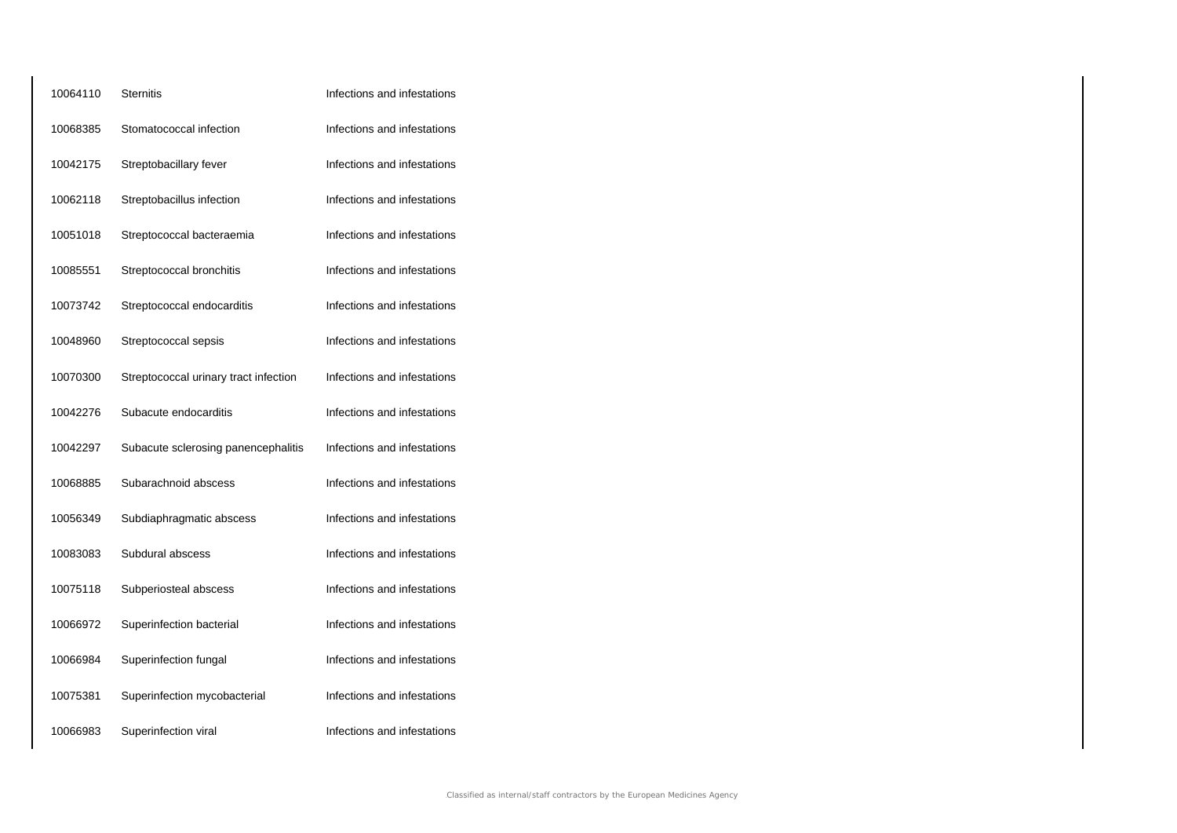| | | |
|---|---|---|
| 10064110 | Sternitis | Infections and infestations |
| 10068385 | Stomatococcal infection | Infections and infestations |
| 10042175 | Streptobacillary fever | Infections and infestations |
| 10062118 | Streptobacillus infection | Infections and infestations |
| 10051018 | Streptococcal bacteraemia | Infections and infestations |
| 10085551 | Streptococcal bronchitis | Infections and infestations |
| 10073742 | Streptococcal endocarditis | Infections and infestations |
| 10048960 | Streptococcal sepsis | Infections and infestations |
| 10070300 | Streptococcal urinary tract infection | Infections and infestations |
| 10042276 | Subacute endocarditis | Infections and infestations |
| 10042297 | Subacute sclerosing panencephalitis | Infections and infestations |
| 10068885 | Subarachnoid abscess | Infections and infestations |
| 10056349 | Subdiaphragmatic abscess | Infections and infestations |
| 10083083 | Subdural abscess | Infections and infestations |
| 10075118 | Subperiosteal abscess | Infections and infestations |
| 10066972 | Superinfection bacterial | Infections and infestations |
| 10066984 | Superinfection fungal | Infections and infestations |
| 10075381 | Superinfection mycobacterial | Infections and infestations |
| 10066983 | Superinfection viral | Infections and infestations |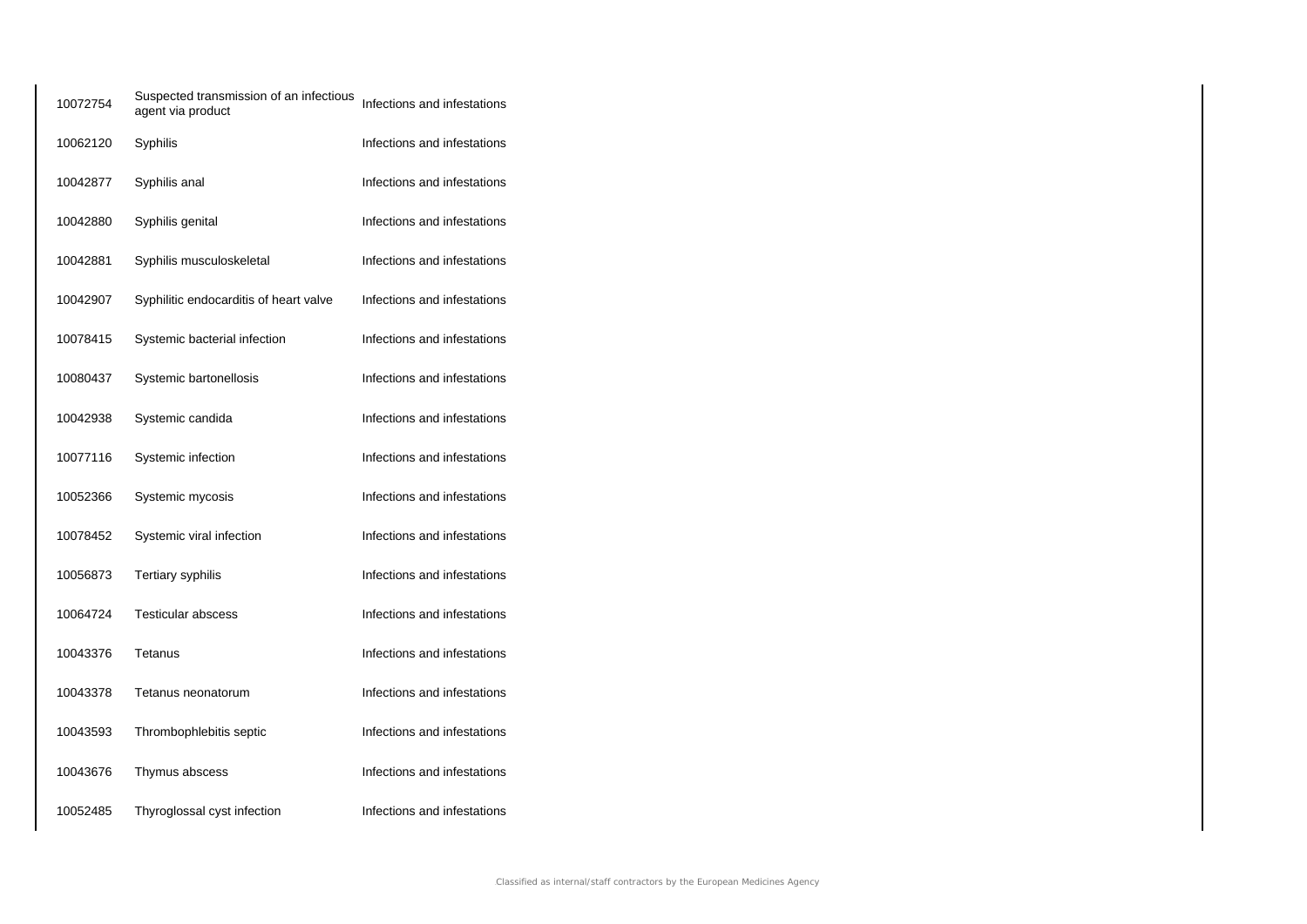| | | |
|---|---|---|
| 10072754 | Suspected transmission of an infectious agent via product | Infections and infestations |
| 10062120 | Syphilis | Infections and infestations |
| 10042877 | Syphilis anal | Infections and infestations |
| 10042880 | Syphilis genital | Infections and infestations |
| 10042881 | Syphilis musculoskeletal | Infections and infestations |
| 10042907 | Syphilitic endocarditis of heart valve | Infections and infestations |
| 10078415 | Systemic bacterial infection | Infections and infestations |
| 10080437 | Systemic bartonellosis | Infections and infestations |
| 10042938 | Systemic candida | Infections and infestations |
| 10077116 | Systemic infection | Infections and infestations |
| 10052366 | Systemic mycosis | Infections and infestations |
| 10078452 | Systemic viral infection | Infections and infestations |
| 10056873 | Tertiary syphilis | Infections and infestations |
| 10064724 | Testicular abscess | Infections and infestations |
| 10043376 | Tetanus | Infections and infestations |
| 10043378 | Tetanus neonatorum | Infections and infestations |
| 10043593 | Thrombophlebitis septic | Infections and infestations |
| 10043676 | Thymus abscess | Infections and infestations |
| 10052485 | Thyroglossal cyst infection | Infections and infestations |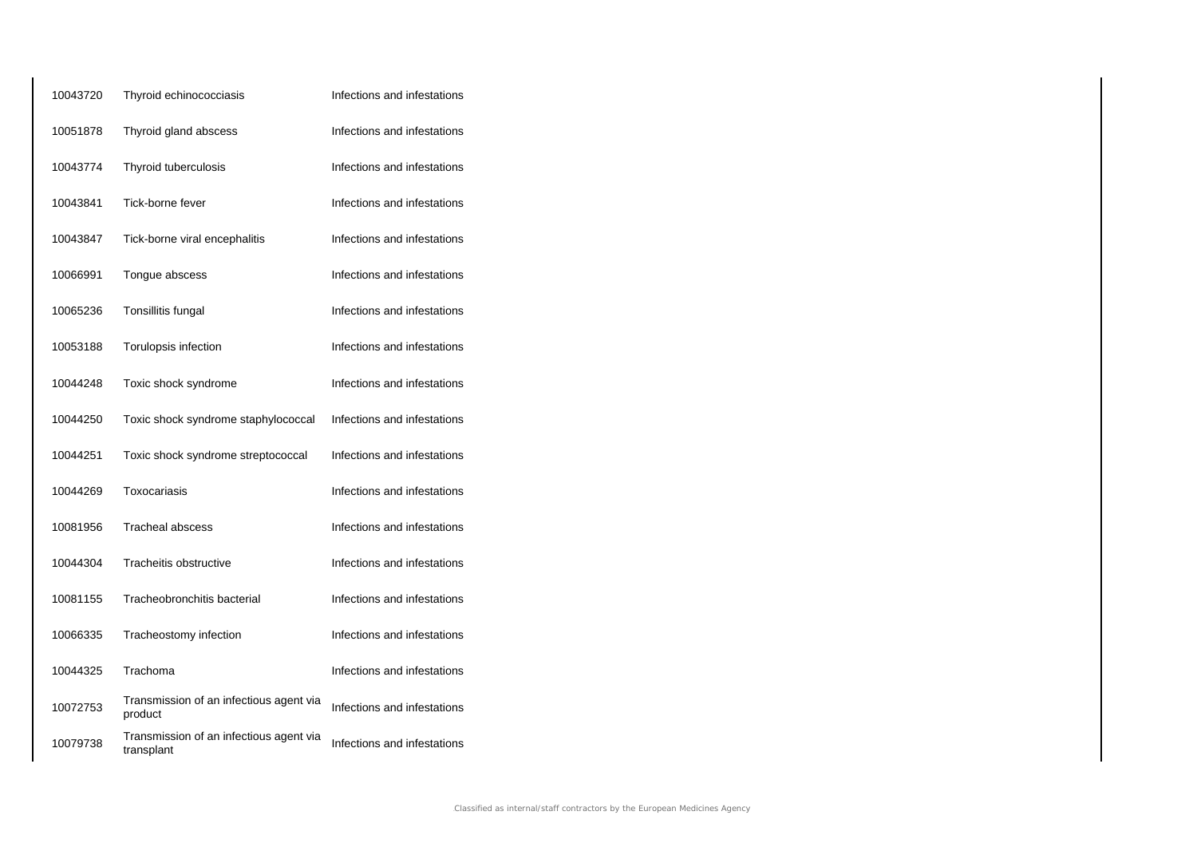| | | |
|---|---|---|
| 10043720 | Thyroid echinococciasis | Infections and infestations |
| 10051878 | Thyroid gland abscess | Infections and infestations |
| 10043774 | Thyroid tuberculosis | Infections and infestations |
| 10043841 | Tick-borne fever | Infections and infestations |
| 10043847 | Tick-borne viral encephalitis | Infections and infestations |
| 10066991 | Tongue abscess | Infections and infestations |
| 10065236 | Tonsillitis fungal | Infections and infestations |
| 10053188 | Torulopsis infection | Infections and infestations |
| 10044248 | Toxic shock syndrome | Infections and infestations |
| 10044250 | Toxic shock syndrome staphylococcal | Infections and infestations |
| 10044251 | Toxic shock syndrome streptococcal | Infections and infestations |
| 10044269 | Toxocariasis | Infections and infestations |
| 10081956 | Tracheal abscess | Infections and infestations |
| 10044304 | Tracheitis obstructive | Infections and infestations |
| 10081155 | Tracheobronchitis bacterial | Infections and infestations |
| 10066335 | Tracheostomy infection | Infections and infestations |
| 10044325 | Trachoma | Infections and infestations |
| 10072753 | Transmission of an infectious agent via product | Infections and infestations |
| 10079738 | Transmission of an infectious agent via transplant | Infections and infestations |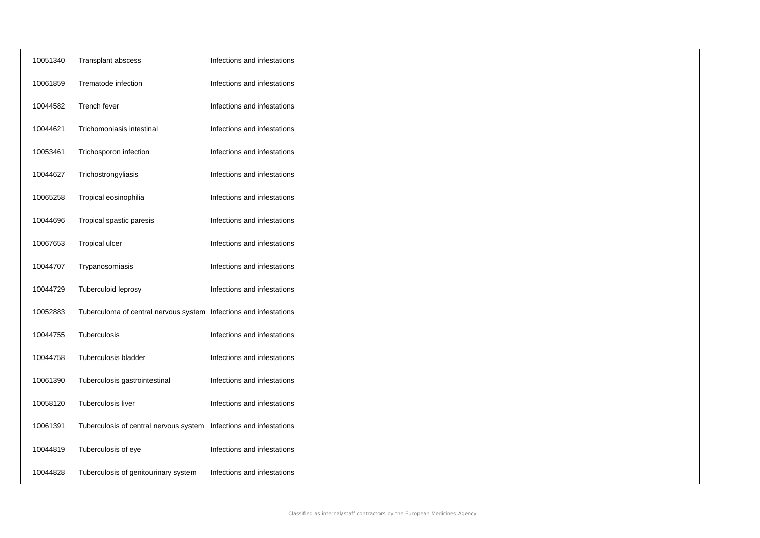| | | |
|---|---|---|
| 10051340 | Transplant abscess | Infections and infestations |
| 10061859 | Trematode infection | Infections and infestations |
| 10044582 | Trench fever | Infections and infestations |
| 10044621 | Trichomoniasis intestinal | Infections and infestations |
| 10053461 | Trichosporon infection | Infections and infestations |
| 10044627 | Trichostrongyliasis | Infections and infestations |
| 10065258 | Tropical eosinophilia | Infections and infestations |
| 10044696 | Tropical spastic paresis | Infections and infestations |
| 10067653 | Tropical ulcer | Infections and infestations |
| 10044707 | Trypanosomiasis | Infections and infestations |
| 10044729 | Tuberculoid leprosy | Infections and infestations |
| 10052883 | Tuberculoma of central nervous system | Infections and infestations |
| 10044755 | Tuberculosis | Infections and infestations |
| 10044758 | Tuberculosis bladder | Infections and infestations |
| 10061390 | Tuberculosis gastrointestinal | Infections and infestations |
| 10058120 | Tuberculosis liver | Infections and infestations |
| 10061391 | Tuberculosis of central nervous system | Infections and infestations |
| 10044819 | Tuberculosis of eye | Infections and infestations |
| 10044828 | Tuberculosis of genitourinary system | Infections and infestations |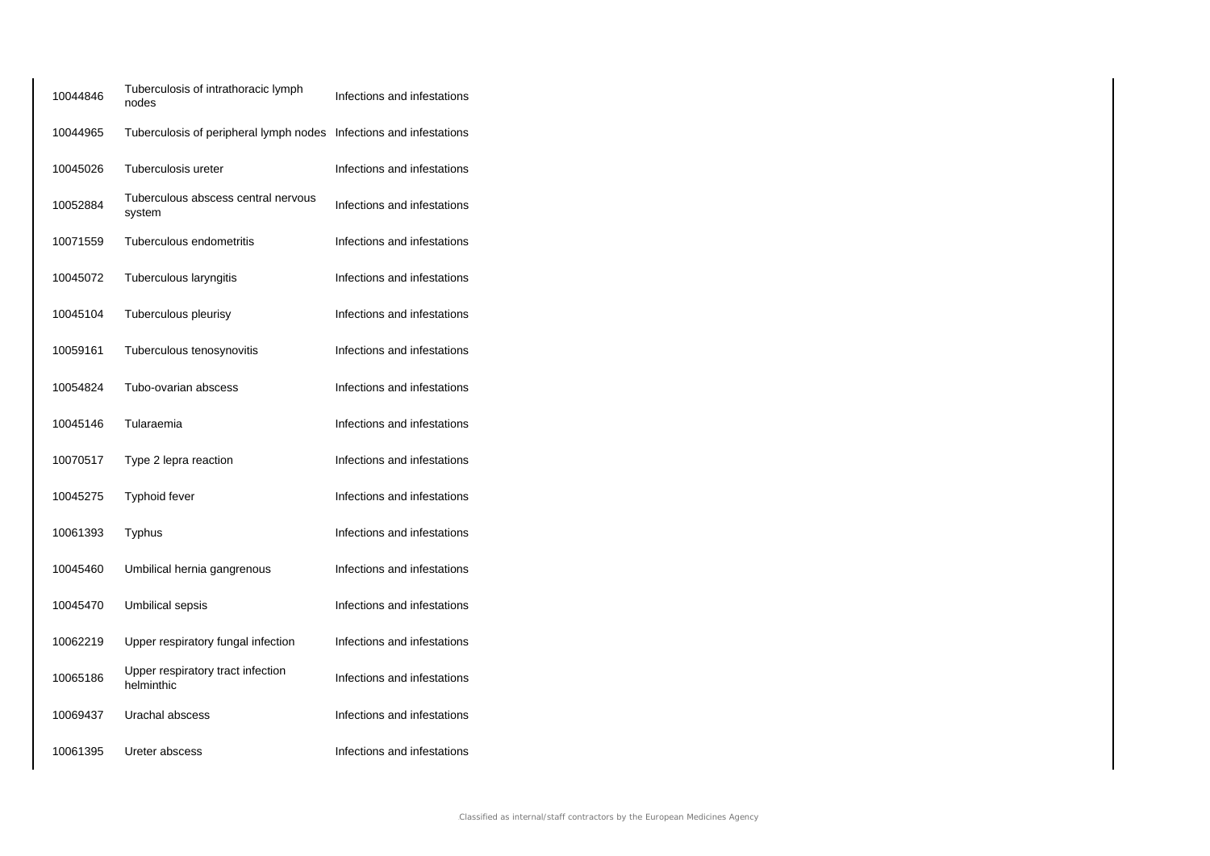| | | |
|---|---|---|
| 10044846 | Tuberculosis of intrathoracic lymph nodes | Infections and infestations |
| 10044965 | Tuberculosis of peripheral lymph nodes | Infections and infestations |
| 10045026 | Tuberculosis ureter | Infections and infestations |
| 10052884 | Tuberculous abscess central nervous system | Infections and infestations |
| 10071559 | Tuberculous endometritis | Infections and infestations |
| 10045072 | Tuberculous laryngitis | Infections and infestations |
| 10045104 | Tuberculous pleurisy | Infections and infestations |
| 10059161 | Tuberculous tenosynovitis | Infections and infestations |
| 10054824 | Tubo-ovarian abscess | Infections and infestations |
| 10045146 | Tularaemia | Infections and infestations |
| 10070517 | Type 2 lepra reaction | Infections and infestations |
| 10045275 | Typhoid fever | Infections and infestations |
| 10061393 | Typhus | Infections and infestations |
| 10045460 | Umbilical hernia gangrenous | Infections and infestations |
| 10045470 | Umbilical sepsis | Infections and infestations |
| 10062219 | Upper respiratory fungal infection | Infections and infestations |
| 10065186 | Upper respiratory tract infection helminthic | Infections and infestations |
| 10069437 | Urachal abscess | Infections and infestations |
| 10061395 | Ureter abscess | Infections and infestations |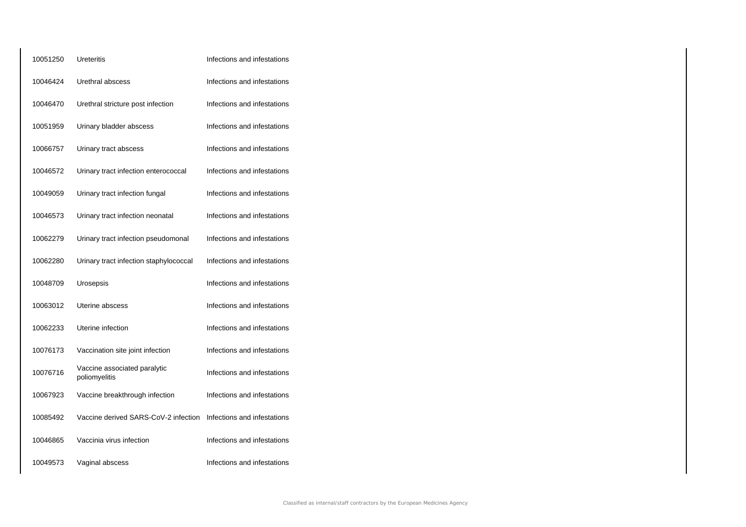| | | |
|---|---|---|
| 10051250 | Ureteritis | Infections and infestations |
| 10046424 | Urethral abscess | Infections and infestations |
| 10046470 | Urethral stricture post infection | Infections and infestations |
| 10051959 | Urinary bladder abscess | Infections and infestations |
| 10066757 | Urinary tract abscess | Infections and infestations |
| 10046572 | Urinary tract infection enterococcal | Infections and infestations |
| 10049059 | Urinary tract infection fungal | Infections and infestations |
| 10046573 | Urinary tract infection neonatal | Infections and infestations |
| 10062279 | Urinary tract infection pseudomonal | Infections and infestations |
| 10062280 | Urinary tract infection staphylococcal | Infections and infestations |
| 10048709 | Urosepsis | Infections and infestations |
| 10063012 | Uterine abscess | Infections and infestations |
| 10062233 | Uterine infection | Infections and infestations |
| 10076173 | Vaccination site joint infection | Infections and infestations |
| 10076716 | Vaccine associated paralytic poliomyelitis | Infections and infestations |
| 10067923 | Vaccine breakthrough infection | Infections and infestations |
| 10085492 | Vaccine derived SARS-CoV-2 infection | Infections and infestations |
| 10046865 | Vaccinia virus infection | Infections and infestations |
| 10049573 | Vaginal abscess | Infections and infestations |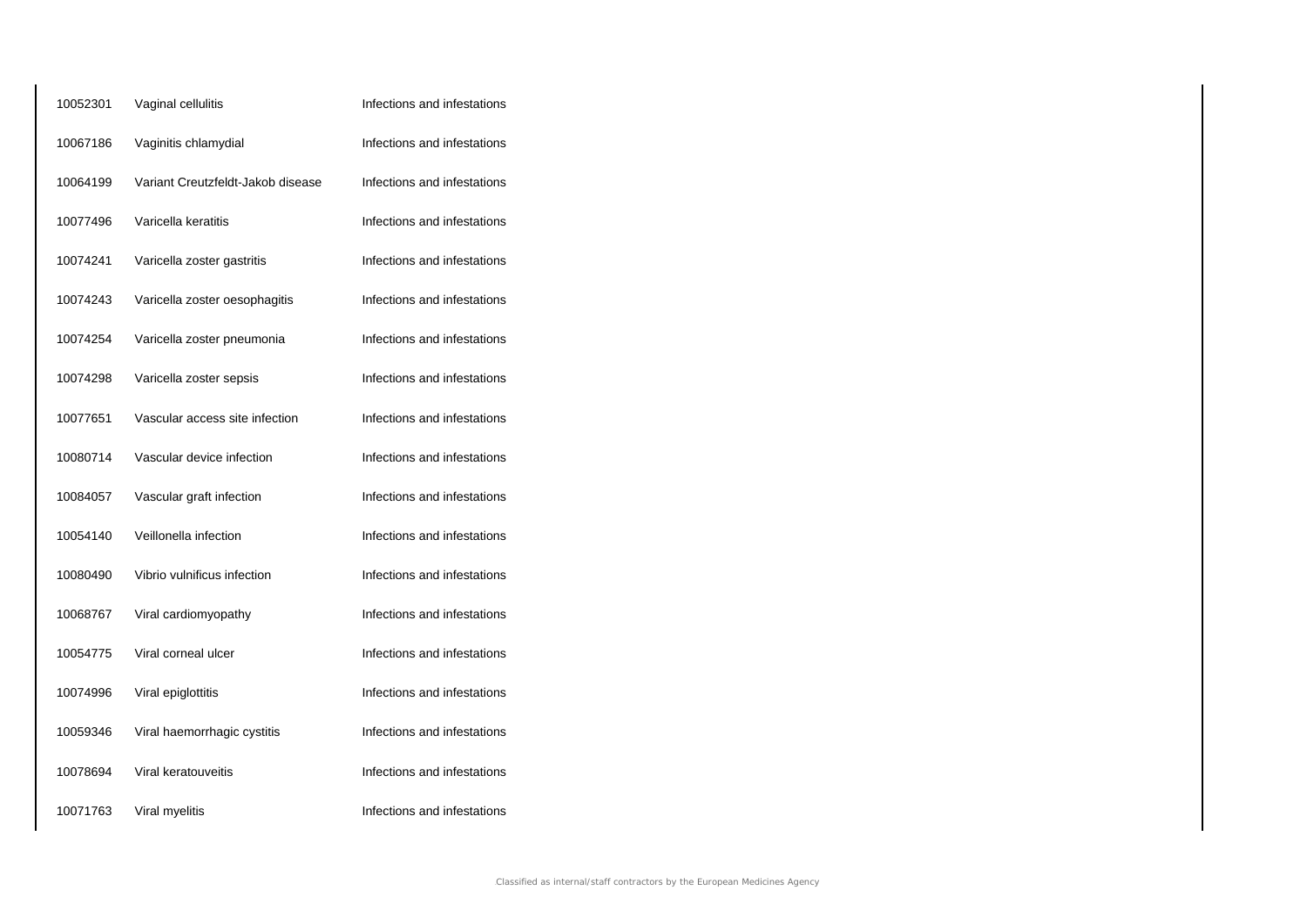| | | |
|---|---|---|
| 10052301 | Vaginal cellulitis | Infections and infestations |
| 10067186 | Vaginitis chlamydial | Infections and infestations |
| 10064199 | Variant Creutzfeldt-Jakob disease | Infections and infestations |
| 10077496 | Varicella keratitis | Infections and infestations |
| 10074241 | Varicella zoster gastritis | Infections and infestations |
| 10074243 | Varicella zoster oesophagitis | Infections and infestations |
| 10074254 | Varicella zoster pneumonia | Infections and infestations |
| 10074298 | Varicella zoster sepsis | Infections and infestations |
| 10077651 | Vascular access site infection | Infections and infestations |
| 10080714 | Vascular device infection | Infections and infestations |
| 10084057 | Vascular graft infection | Infections and infestations |
| 10054140 | Veillonella infection | Infections and infestations |
| 10080490 | Vibrio vulnificus infection | Infections and infestations |
| 10068767 | Viral cardiomyopathy | Infections and infestations |
| 10054775 | Viral corneal ulcer | Infections and infestations |
| 10074996 | Viral epiglottitis | Infections and infestations |
| 10059346 | Viral haemorrhagic cystitis | Infections and infestations |
| 10078694 | Viral keratouveitis | Infections and infestations |
| 10071763 | Viral myelitis | Infections and infestations |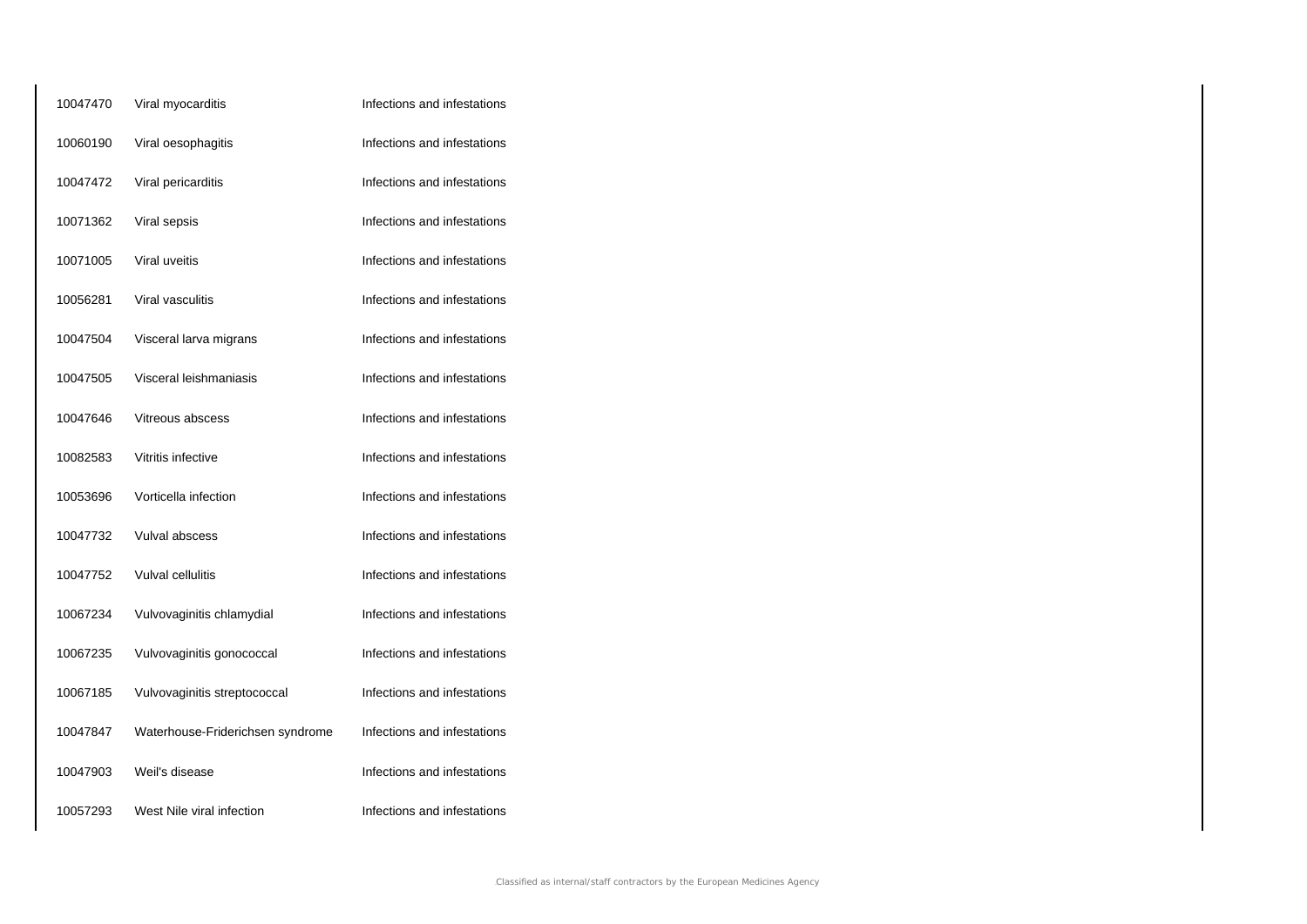| | | |
|---|---|---|
| 10047470 | Viral myocarditis | Infections and infestations |
| 10060190 | Viral oesophagitis | Infections and infestations |
| 10047472 | Viral pericarditis | Infections and infestations |
| 10071362 | Viral sepsis | Infections and infestations |
| 10071005 | Viral uveitis | Infections and infestations |
| 10056281 | Viral vasculitis | Infections and infestations |
| 10047504 | Visceral larva migrans | Infections and infestations |
| 10047505 | Visceral leishmaniasis | Infections and infestations |
| 10047646 | Vitreous abscess | Infections and infestations |
| 10082583 | Vitritis infective | Infections and infestations |
| 10053696 | Vorticella infection | Infections and infestations |
| 10047732 | Vulval abscess | Infections and infestations |
| 10047752 | Vulval cellulitis | Infections and infestations |
| 10067234 | Vulvovaginitis chlamydial | Infections and infestations |
| 10067235 | Vulvovaginitis gonococcal | Infections and infestations |
| 10067185 | Vulvovaginitis streptococcal | Infections and infestations |
| 10047847 | Waterhouse-Friderichsen syndrome | Infections and infestations |
| 10047903 | Weil's disease | Infections and infestations |
| 10057293 | West Nile viral infection | Infections and infestations |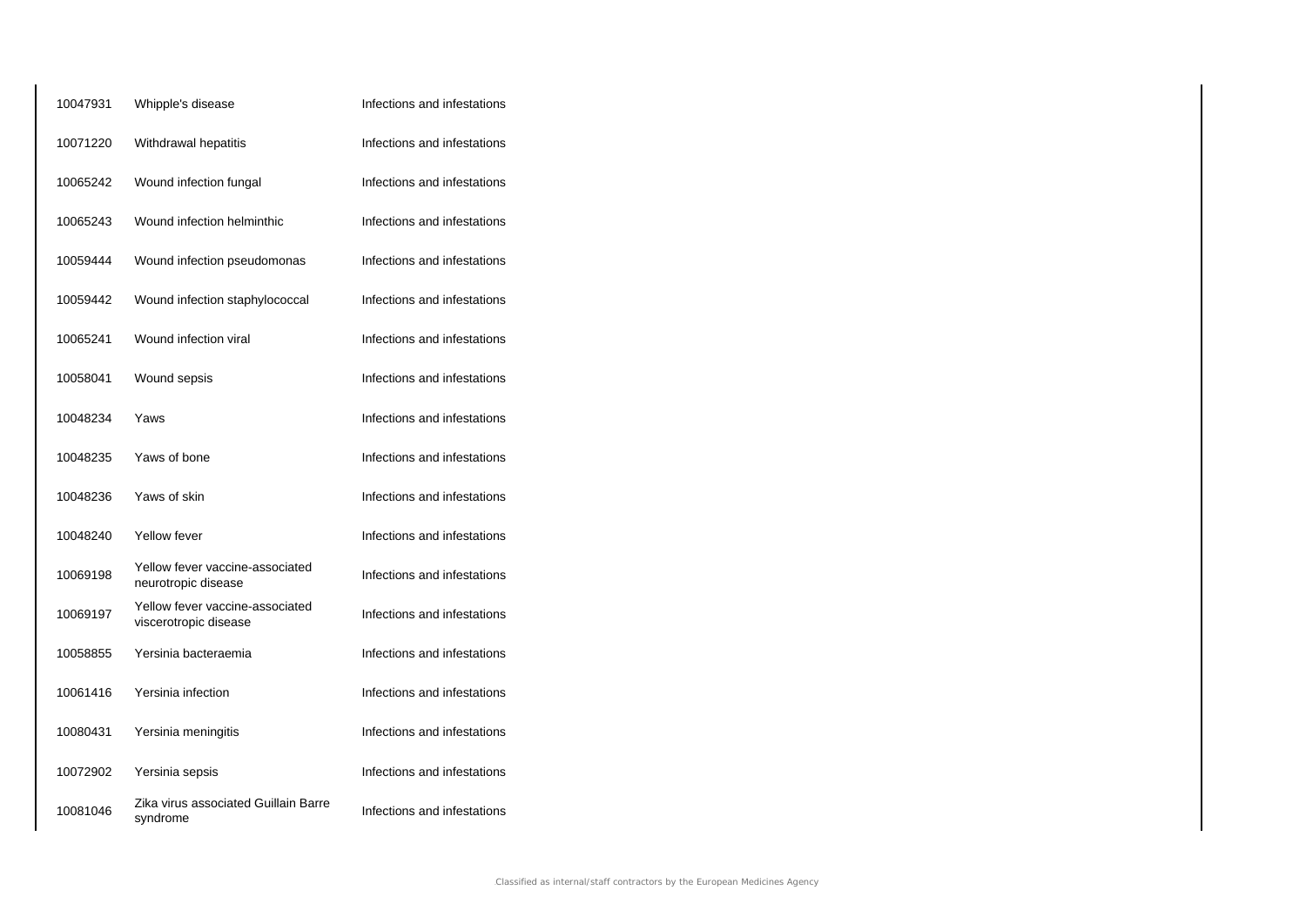| | | |
|---|---|---|
| 10047931 | Whipple's disease | Infections and infestations |
| 10071220 | Withdrawal hepatitis | Infections and infestations |
| 10065242 | Wound infection fungal | Infections and infestations |
| 10065243 | Wound infection helminthic | Infections and infestations |
| 10059444 | Wound infection pseudomonas | Infections and infestations |
| 10059442 | Wound infection staphylococcal | Infections and infestations |
| 10065241 | Wound infection viral | Infections and infestations |
| 10058041 | Wound sepsis | Infections and infestations |
| 10048234 | Yaws | Infections and infestations |
| 10048235 | Yaws of bone | Infections and infestations |
| 10048236 | Yaws of skin | Infections and infestations |
| 10048240 | Yellow fever | Infections and infestations |
| 10069198 | Yellow fever vaccine-associated neurotropic disease | Infections and infestations |
| 10069197 | Yellow fever vaccine-associated viscerotropic disease | Infections and infestations |
| 10058855 | Yersinia bacteraemia | Infections and infestations |
| 10061416 | Yersinia infection | Infections and infestations |
| 10080431 | Yersinia meningitis | Infections and infestations |
| 10072902 | Yersinia sepsis | Infections and infestations |
| 10081046 | Zika virus associated Guillain Barre syndrome | Infections and infestations |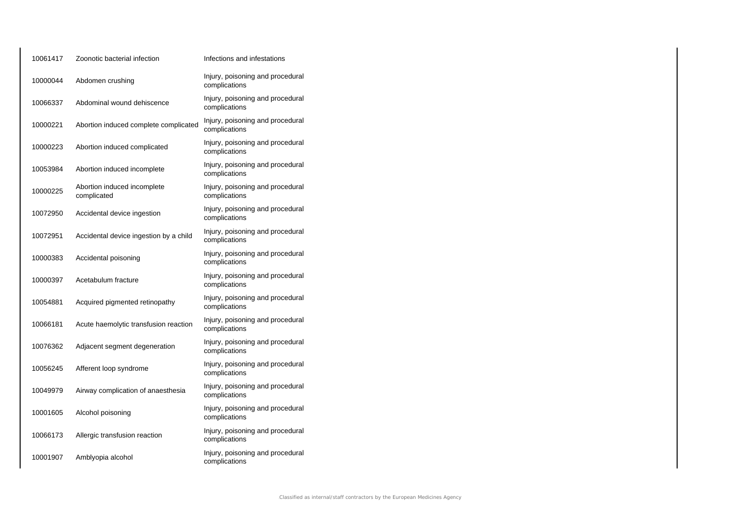| | | |
|---|---|---|
| 10061417 | Zoonotic bacterial infection | Infections and infestations |
| 10000044 | Abdomen crushing | Injury, poisoning and procedural complications |
| 10066337 | Abdominal wound dehiscence | Injury, poisoning and procedural complications |
| 10000221 | Abortion induced complete complicated | Injury, poisoning and procedural complications |
| 10000223 | Abortion induced complicated | Injury, poisoning and procedural complications |
| 10053984 | Abortion induced incomplete | Injury, poisoning and procedural complications |
| 10000225 | Abortion induced incomplete complicated | Injury, poisoning and procedural complications |
| 10072950 | Accidental device ingestion | Injury, poisoning and procedural complications |
| 10072951 | Accidental device ingestion by a child | Injury, poisoning and procedural complications |
| 10000383 | Accidental poisoning | Injury, poisoning and procedural complications |
| 10000397 | Acetabulum fracture | Injury, poisoning and procedural complications |
| 10054881 | Acquired pigmented retinopathy | Injury, poisoning and procedural complications |
| 10066181 | Acute haemolytic transfusion reaction | Injury, poisoning and procedural complications |
| 10076362 | Adjacent segment degeneration | Injury, poisoning and procedural complications |
| 10056245 | Afferent loop syndrome | Injury, poisoning and procedural complications |
| 10049979 | Airway complication of anaesthesia | Injury, poisoning and procedural complications |
| 10001605 | Alcohol poisoning | Injury, poisoning and procedural complications |
| 10066173 | Allergic transfusion reaction | Injury, poisoning and procedural complications |
| 10001907 | Amblyopia alcohol | Injury, poisoning and procedural complications |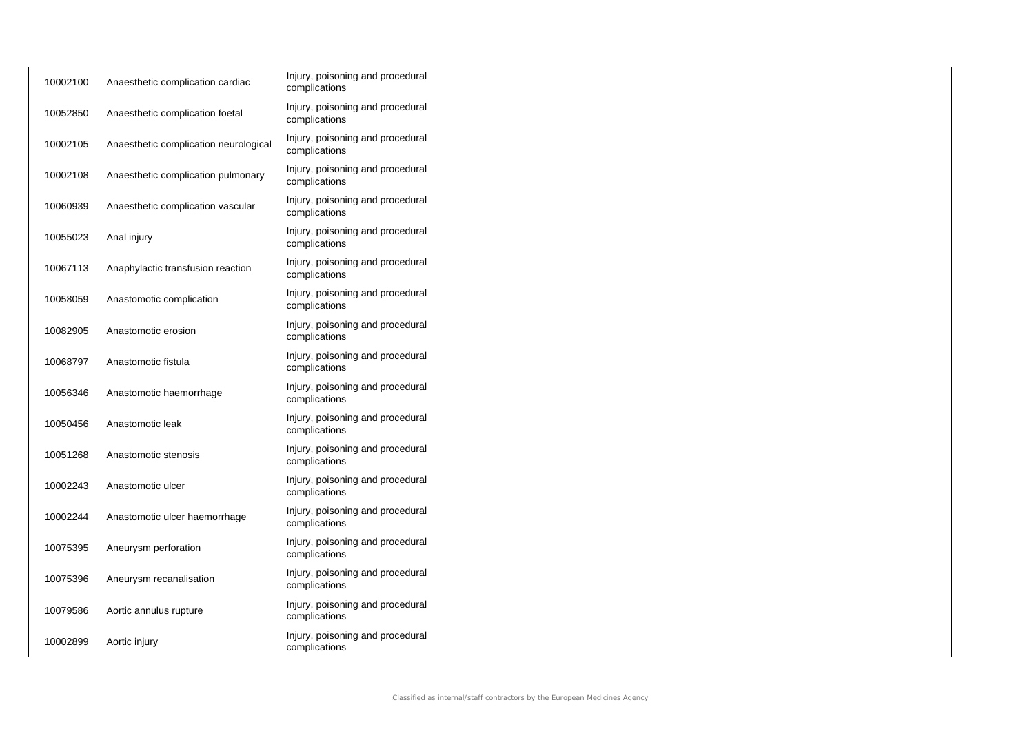| | | |
|---|---|---|
| 10002100 | Anaesthetic complication cardiac | Injury, poisoning and procedural complications |
| 10052850 | Anaesthetic complication foetal | Injury, poisoning and procedural complications |
| 10002105 | Anaesthetic complication neurological | Injury, poisoning and procedural complications |
| 10002108 | Anaesthetic complication pulmonary | Injury, poisoning and procedural complications |
| 10060939 | Anaesthetic complication vascular | Injury, poisoning and procedural complications |
| 10055023 | Anal injury | Injury, poisoning and procedural complications |
| 10067113 | Anaphylactic transfusion reaction | Injury, poisoning and procedural complications |
| 10058059 | Anastomotic complication | Injury, poisoning and procedural complications |
| 10082905 | Anastomotic erosion | Injury, poisoning and procedural complications |
| 10068797 | Anastomotic fistula | Injury, poisoning and procedural complications |
| 10056346 | Anastomotic haemorrhage | Injury, poisoning and procedural complications |
| 10050456 | Anastomotic leak | Injury, poisoning and procedural complications |
| 10051268 | Anastomotic stenosis | Injury, poisoning and procedural complications |
| 10002243 | Anastomotic ulcer | Injury, poisoning and procedural complications |
| 10002244 | Anastomotic ulcer haemorrhage | Injury, poisoning and procedural complications |
| 10075395 | Aneurysm perforation | Injury, poisoning and procedural complications |
| 10075396 | Aneurysm recanalisation | Injury, poisoning and procedural complications |
| 10079586 | Aortic annulus rupture | Injury, poisoning and procedural complications |
| 10002899 | Aortic injury | Injury, poisoning and procedural complications |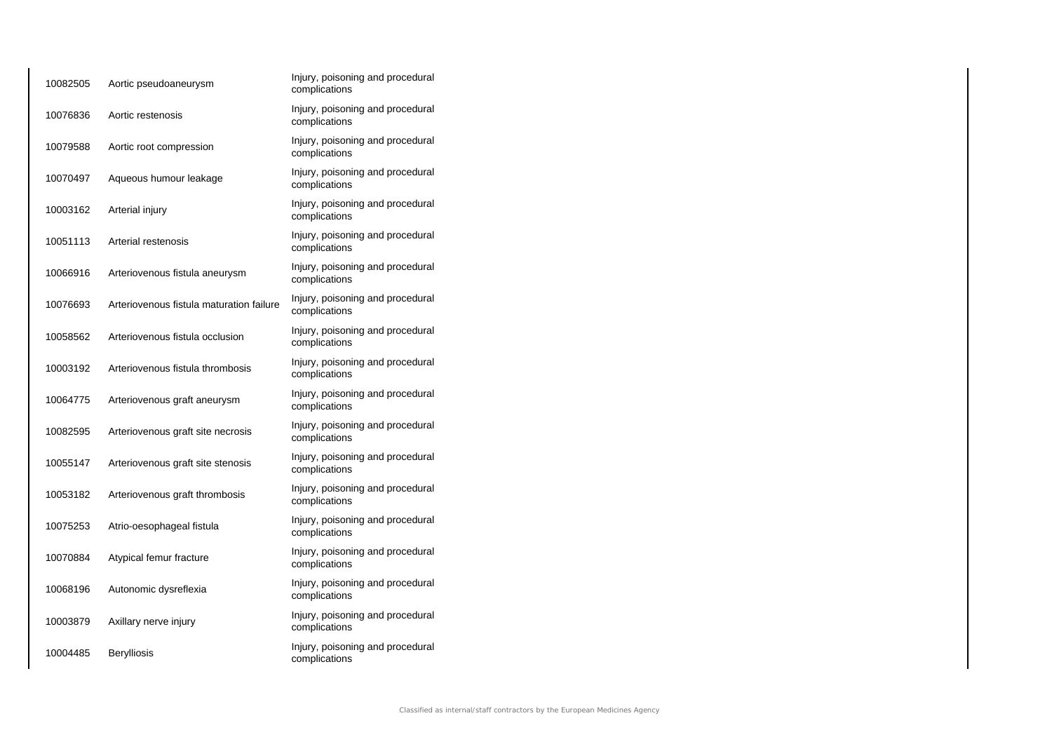| 10082505 | Aortic pseudoaneurysm | Injury, poisoning and procedural complications |
|---|---|---|
| 10076836 | Aortic restenosis | Injury, poisoning and procedural complications |
| 10079588 | Aortic root compression | Injury, poisoning and procedural complications |
| 10070497 | Aqueous humour leakage | Injury, poisoning and procedural complications |
| 10003162 | Arterial injury | Injury, poisoning and procedural complications |
| 10051113 | Arterial restenosis | Injury, poisoning and procedural complications |
| 10066916 | Arteriovenous fistula aneurysm | Injury, poisoning and procedural complications |
| 10076693 | Arteriovenous fistula maturation failure | Injury, poisoning and procedural complications |
| 10058562 | Arteriovenous fistula occlusion | Injury, poisoning and procedural complications |
| 10003192 | Arteriovenous fistula thrombosis | Injury, poisoning and procedural complications |
| 10064775 | Arteriovenous graft aneurysm | Injury, poisoning and procedural complications |
| 10082595 | Arteriovenous graft site necrosis | Injury, poisoning and procedural complications |
| 10055147 | Arteriovenous graft site stenosis | Injury, poisoning and procedural complications |
| 10053182 | Arteriovenous graft thrombosis | Injury, poisoning and procedural complications |
| 10075253 | Atrio-oesophageal fistula | Injury, poisoning and procedural complications |
| 10070884 | Atypical femur fracture | Injury, poisoning and procedural complications |
| 10068196 | Autonomic dysreflexia | Injury, poisoning and procedural complications |
| 10003879 | Axillary nerve injury | Injury, poisoning and procedural complications |
| 10004485 | Berylliosis | Injury, poisoning and procedural complications |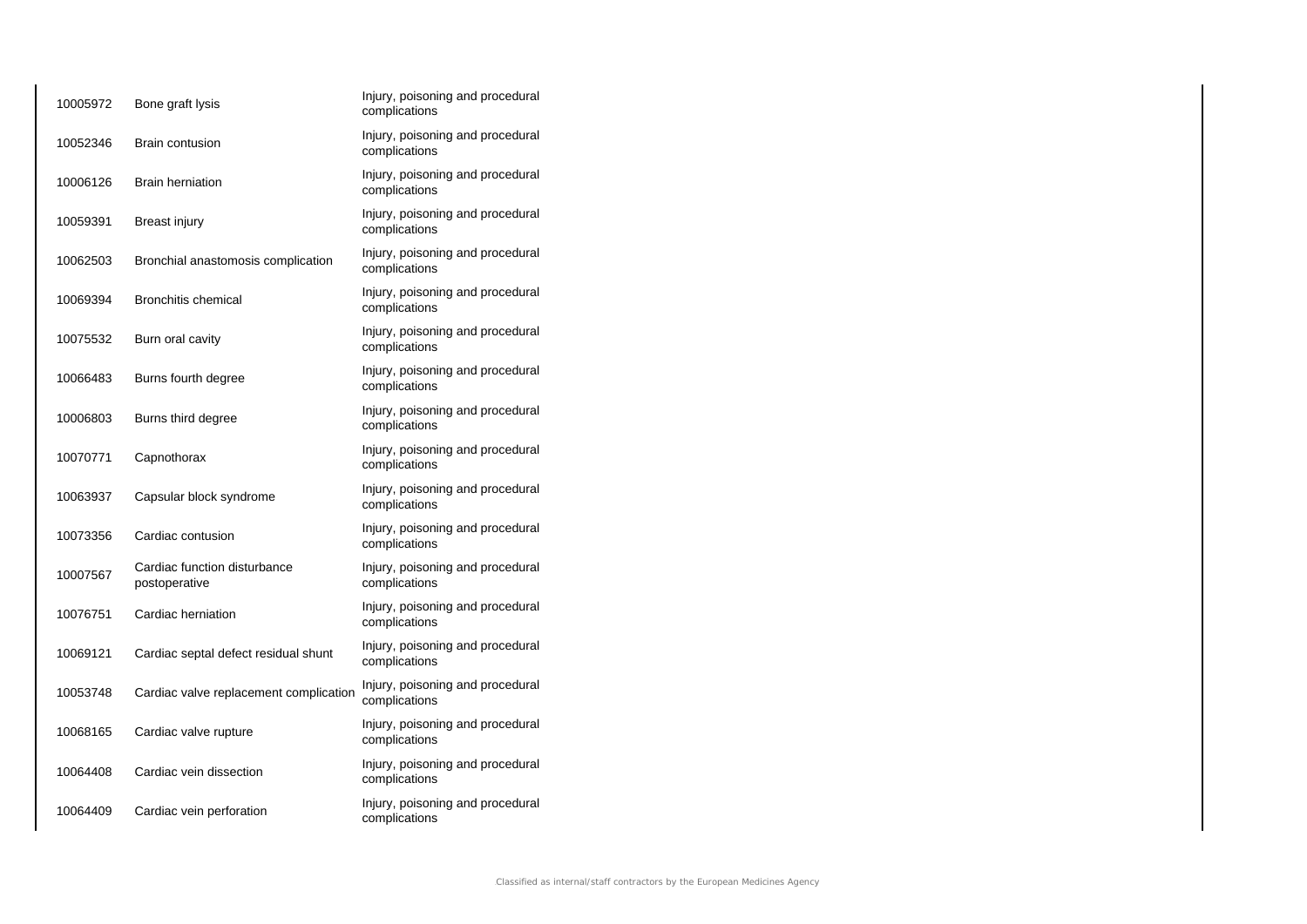| | | |
|---|---|---|
| 10005972 | Bone graft lysis | Injury, poisoning and procedural complications |
| 10052346 | Brain contusion | Injury, poisoning and procedural complications |
| 10006126 | Brain herniation | Injury, poisoning and procedural complications |
| 10059391 | Breast injury | Injury, poisoning and procedural complications |
| 10062503 | Bronchial anastomosis complication | Injury, poisoning and procedural complications |
| 10069394 | Bronchitis chemical | Injury, poisoning and procedural complications |
| 10075532 | Burn oral cavity | Injury, poisoning and procedural complications |
| 10066483 | Burns fourth degree | Injury, poisoning and procedural complications |
| 10006803 | Burns third degree | Injury, poisoning and procedural complications |
| 10070771 | Capnothorax | Injury, poisoning and procedural complications |
| 10063937 | Capsular block syndrome | Injury, poisoning and procedural complications |
| 10073356 | Cardiac contusion | Injury, poisoning and procedural complications |
| 10007567 | Cardiac function disturbance postoperative | Injury, poisoning and procedural complications |
| 10076751 | Cardiac herniation | Injury, poisoning and procedural complications |
| 10069121 | Cardiac septal defect residual shunt | Injury, poisoning and procedural complications |
| 10053748 | Cardiac valve replacement complication | Injury, poisoning and procedural complications |
| 10068165 | Cardiac valve rupture | Injury, poisoning and procedural complications |
| 10064408 | Cardiac vein dissection | Injury, poisoning and procedural complications |
| 10064409 | Cardiac vein perforation | Injury, poisoning and procedural complications |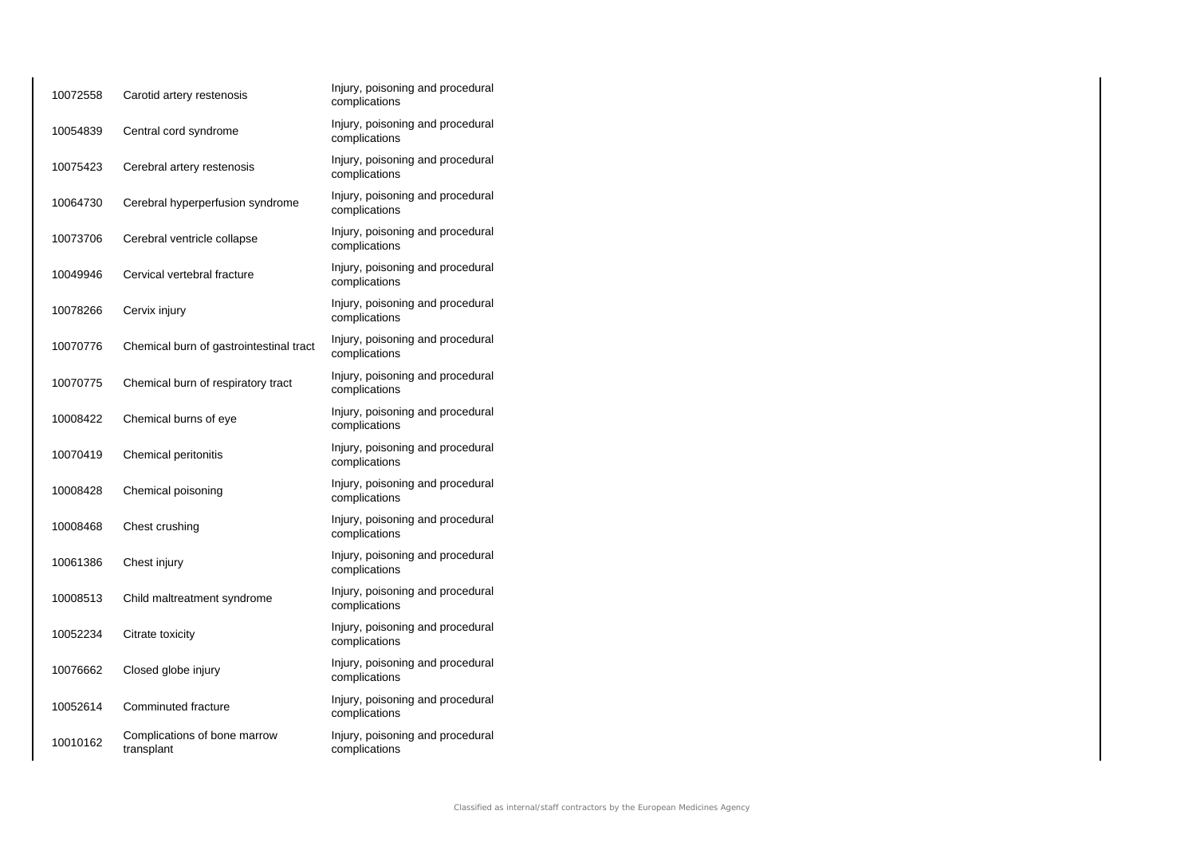| | | |
|---|---|---|
| 10072558 | Carotid artery restenosis | Injury, poisoning and procedural complications |
| 10054839 | Central cord syndrome | Injury, poisoning and procedural complications |
| 10075423 | Cerebral artery restenosis | Injury, poisoning and procedural complications |
| 10064730 | Cerebral hyperperfusion syndrome | Injury, poisoning and procedural complications |
| 10073706 | Cerebral ventricle collapse | Injury, poisoning and procedural complications |
| 10049946 | Cervical vertebral fracture | Injury, poisoning and procedural complications |
| 10078266 | Cervix injury | Injury, poisoning and procedural complications |
| 10070776 | Chemical burn of gastrointestinal tract | Injury, poisoning and procedural complications |
| 10070775 | Chemical burn of respiratory tract | Injury, poisoning and procedural complications |
| 10008422 | Chemical burns of eye | Injury, poisoning and procedural complications |
| 10070419 | Chemical peritonitis | Injury, poisoning and procedural complications |
| 10008428 | Chemical poisoning | Injury, poisoning and procedural complications |
| 10008468 | Chest crushing | Injury, poisoning and procedural complications |
| 10061386 | Chest injury | Injury, poisoning and procedural complications |
| 10008513 | Child maltreatment syndrome | Injury, poisoning and procedural complications |
| 10052234 | Citrate toxicity | Injury, poisoning and procedural complications |
| 10076662 | Closed globe injury | Injury, poisoning and procedural complications |
| 10052614 | Comminuted fracture | Injury, poisoning and procedural complications |
| 10010162 | Complications of bone marrow transplant | Injury, poisoning and procedural complications |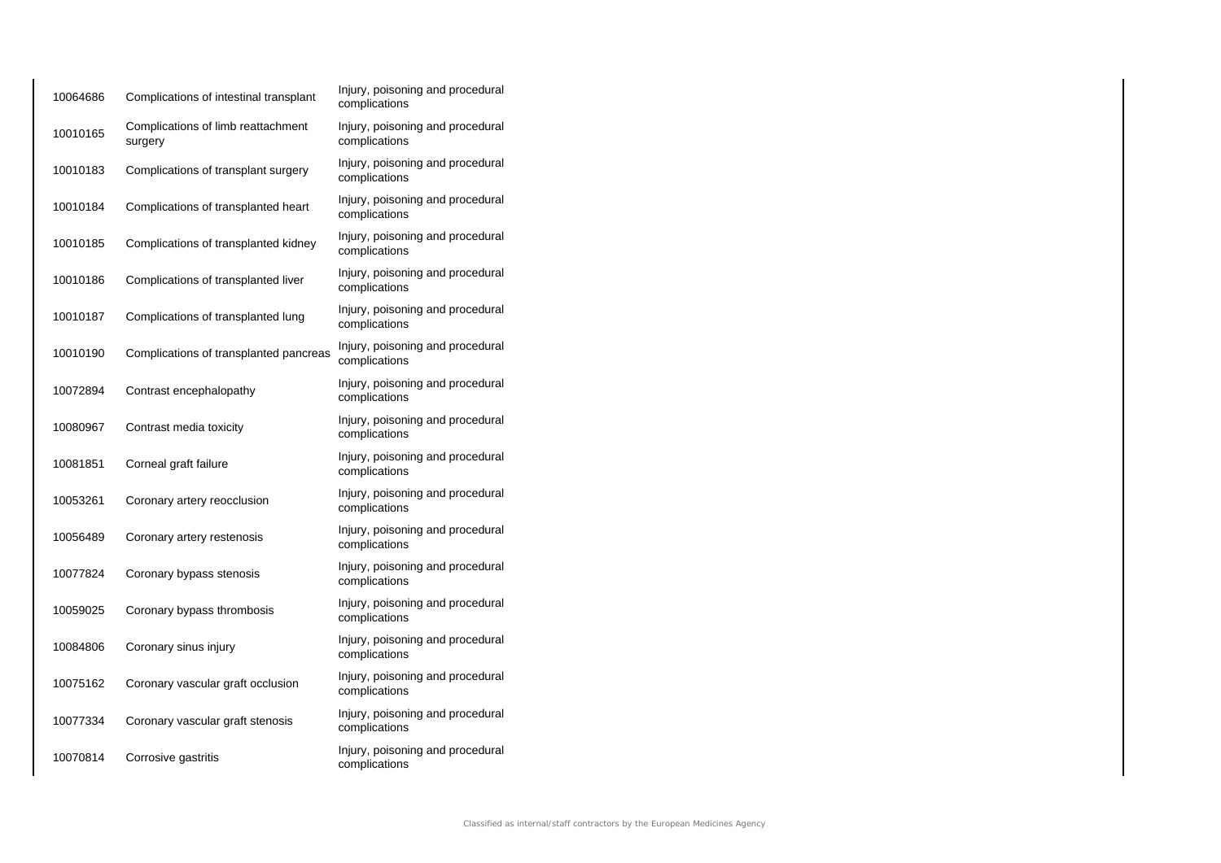| | | |
|---|---|---|
| 10064686 | Complications of intestinal transplant | Injury, poisoning and procedural complications |
| 10010165 | Complications of limb reattachment surgery | Injury, poisoning and procedural complications |
| 10010183 | Complications of transplant surgery | Injury, poisoning and procedural complications |
| 10010184 | Complications of transplanted heart | Injury, poisoning and procedural complications |
| 10010185 | Complications of transplanted kidney | Injury, poisoning and procedural complications |
| 10010186 | Complications of transplanted liver | Injury, poisoning and procedural complications |
| 10010187 | Complications of transplanted lung | Injury, poisoning and procedural complications |
| 10010190 | Complications of transplanted pancreas | Injury, poisoning and procedural complications |
| 10072894 | Contrast encephalopathy | Injury, poisoning and procedural complications |
| 10080967 | Contrast media toxicity | Injury, poisoning and procedural complications |
| 10081851 | Corneal graft failure | Injury, poisoning and procedural complications |
| 10053261 | Coronary artery reocclusion | Injury, poisoning and procedural complications |
| 10056489 | Coronary artery restenosis | Injury, poisoning and procedural complications |
| 10077824 | Coronary bypass stenosis | Injury, poisoning and procedural complications |
| 10059025 | Coronary bypass thrombosis | Injury, poisoning and procedural complications |
| 10084806 | Coronary sinus injury | Injury, poisoning and procedural complications |
| 10075162 | Coronary vascular graft occlusion | Injury, poisoning and procedural complications |
| 10077334 | Coronary vascular graft stenosis | Injury, poisoning and procedural complications |
| 10070814 | Corrosive gastritis | Injury, poisoning and procedural complications |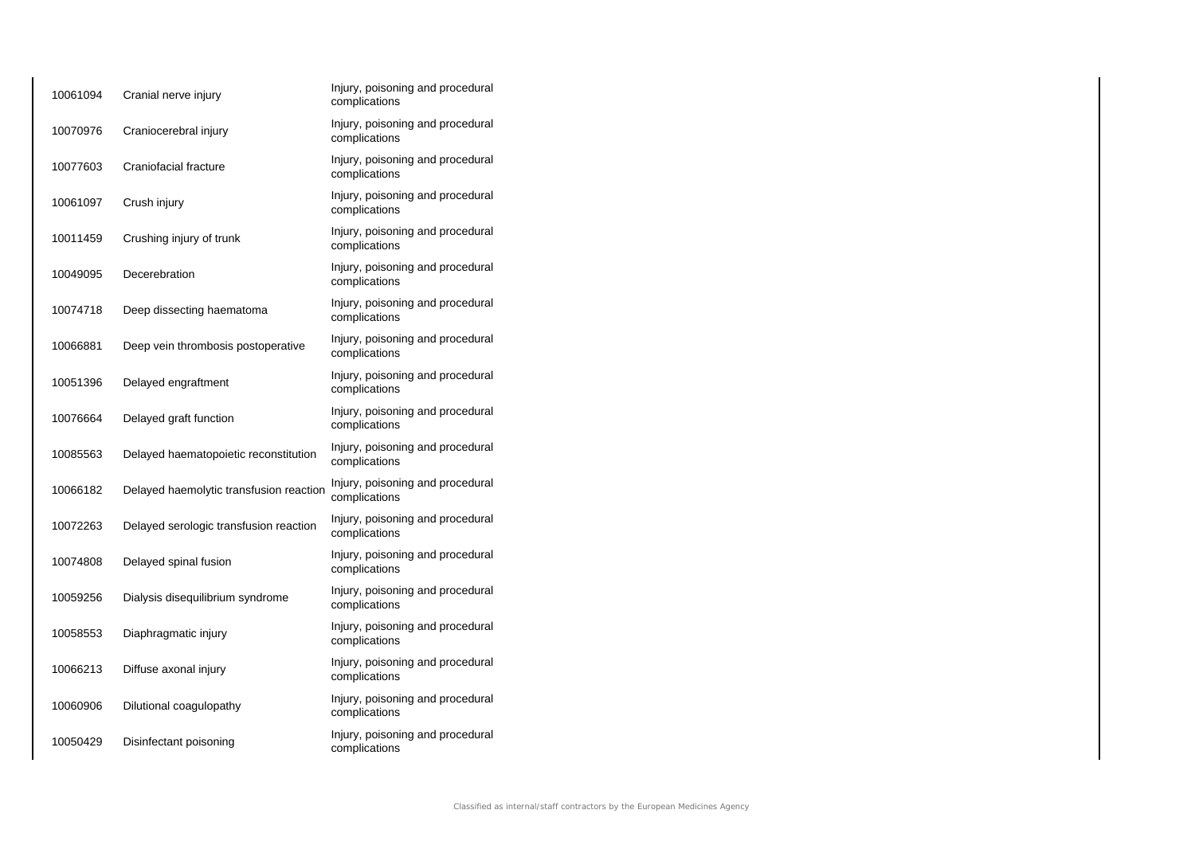| | | |
|---|---|---|
| 10061094 | Cranial nerve injury | Injury, poisoning and procedural complications |
| 10070976 | Craniocerebral injury | Injury, poisoning and procedural complications |
| 10077603 | Craniofacial fracture | Injury, poisoning and procedural complications |
| 10061097 | Crush injury | Injury, poisoning and procedural complications |
| 10011459 | Crushing injury of trunk | Injury, poisoning and procedural complications |
| 10049095 | Decerebration | Injury, poisoning and procedural complications |
| 10074718 | Deep dissecting haematoma | Injury, poisoning and procedural complications |
| 10066881 | Deep vein thrombosis postoperative | Injury, poisoning and procedural complications |
| 10051396 | Delayed engraftment | Injury, poisoning and procedural complications |
| 10076664 | Delayed graft function | Injury, poisoning and procedural complications |
| 10085563 | Delayed haematopoietic reconstitution | Injury, poisoning and procedural complications |
| 10066182 | Delayed haemolytic transfusion reaction | Injury, poisoning and procedural complications |
| 10072263 | Delayed serologic transfusion reaction | Injury, poisoning and procedural complications |
| 10074808 | Delayed spinal fusion | Injury, poisoning and procedural complications |
| 10059256 | Dialysis disequilibrium syndrome | Injury, poisoning and procedural complications |
| 10058553 | Diaphragmatic injury | Injury, poisoning and procedural complications |
| 10066213 | Diffuse axonal injury | Injury, poisoning and procedural complications |
| 10060906 | Dilutional coagulopathy | Injury, poisoning and procedural complications |
| 10050429 | Disinfectant poisoning | Injury, poisoning and procedural complications |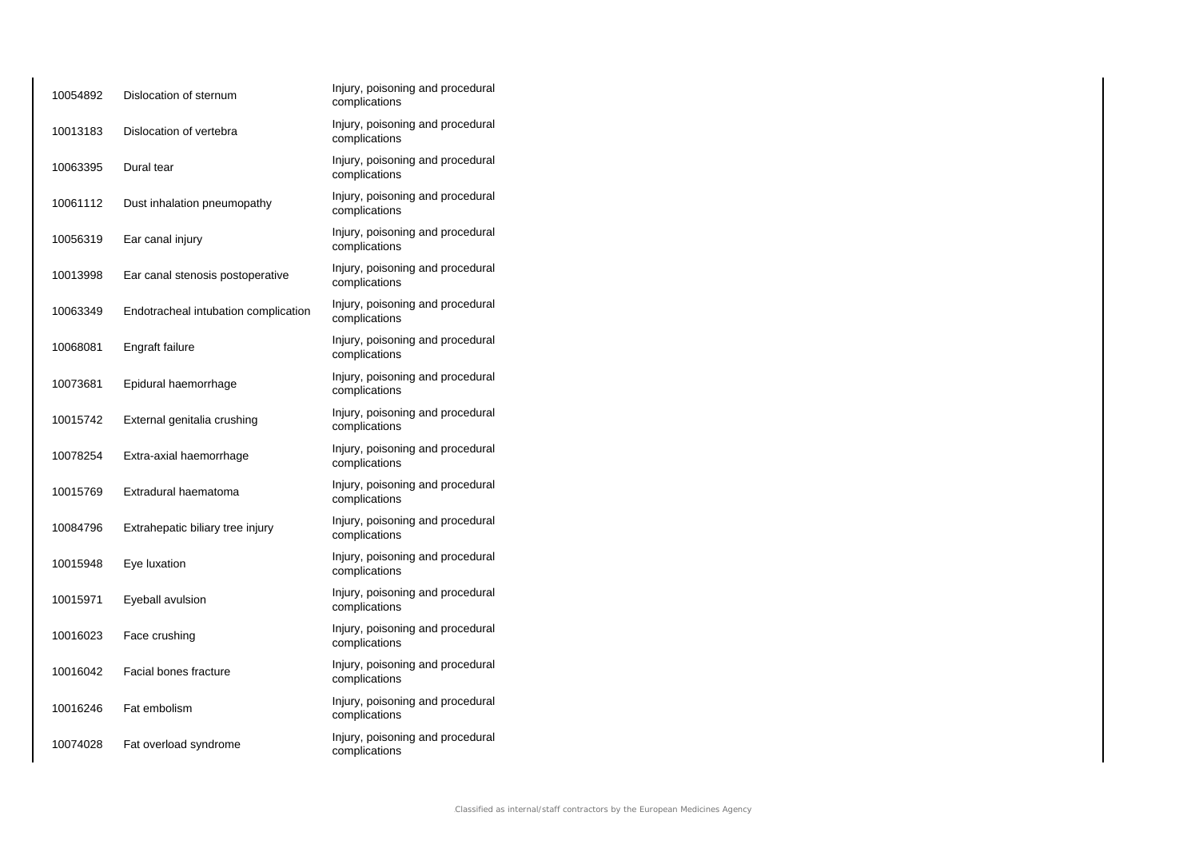| | | |
|---|---|---|
| 10054892 | Dislocation of sternum | Injury, poisoning and procedural complications |
| 10013183 | Dislocation of vertebra | Injury, poisoning and procedural complications |
| 10063395 | Dural tear | Injury, poisoning and procedural complications |
| 10061112 | Dust inhalation pneumopathy | Injury, poisoning and procedural complications |
| 10056319 | Ear canal injury | Injury, poisoning and procedural complications |
| 10013998 | Ear canal stenosis postoperative | Injury, poisoning and procedural complications |
| 10063349 | Endotracheal intubation complication | Injury, poisoning and procedural complications |
| 10068081 | Engraft failure | Injury, poisoning and procedural complications |
| 10073681 | Epidural haemorrhage | Injury, poisoning and procedural complications |
| 10015742 | External genitalia crushing | Injury, poisoning and procedural complications |
| 10078254 | Extra-axial haemorrhage | Injury, poisoning and procedural complications |
| 10015769 | Extradural haematoma | Injury, poisoning and procedural complications |
| 10084796 | Extrahepatic biliary tree injury | Injury, poisoning and procedural complications |
| 10015948 | Eye luxation | Injury, poisoning and procedural complications |
| 10015971 | Eyeball avulsion | Injury, poisoning and procedural complications |
| 10016023 | Face crushing | Injury, poisoning and procedural complications |
| 10016042 | Facial bones fracture | Injury, poisoning and procedural complications |
| 10016246 | Fat embolism | Injury, poisoning and procedural complications |
| 10074028 | Fat overload syndrome | Injury, poisoning and procedural complications |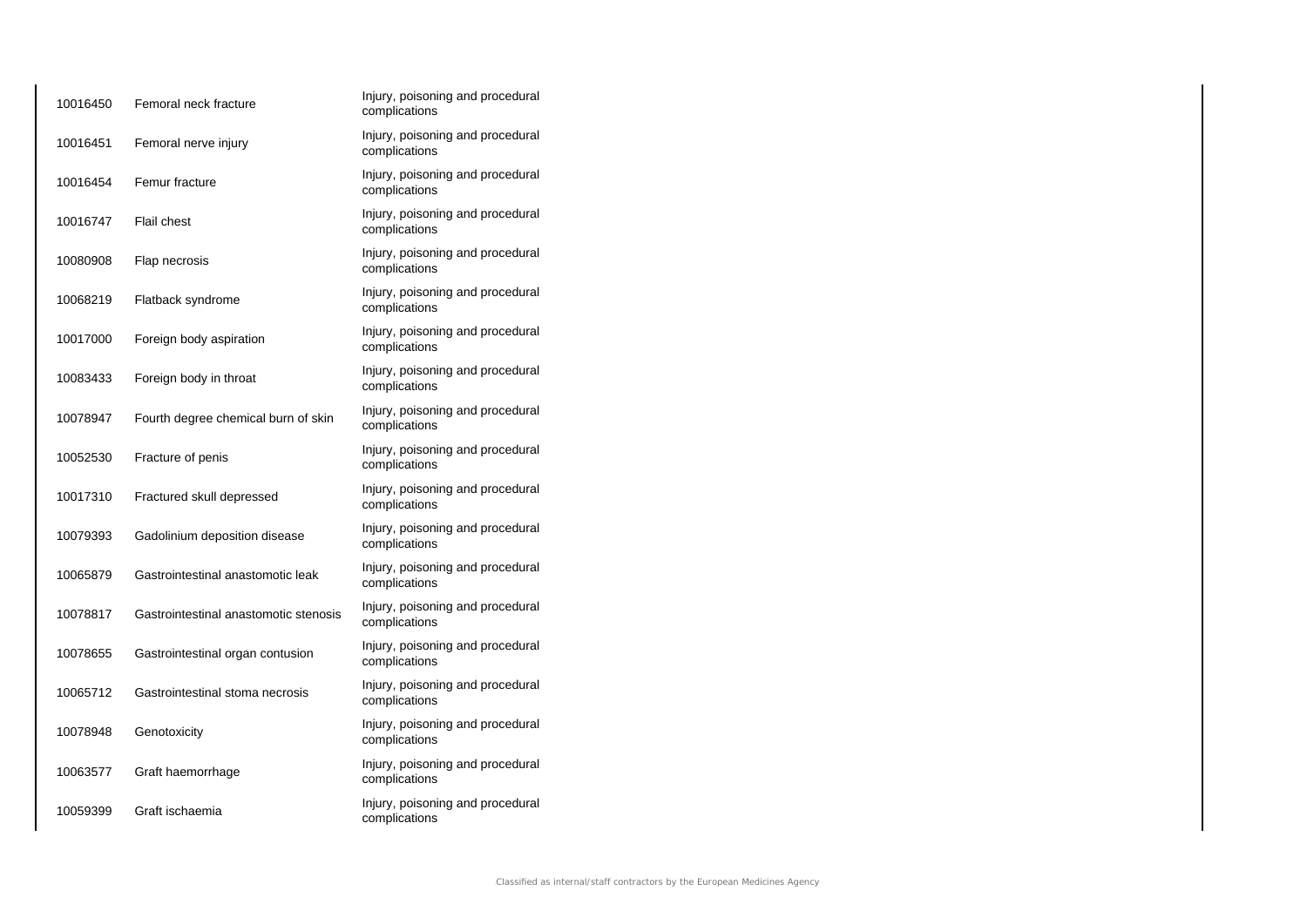| | | |
|---|---|---|
| 10016450 | Femoral neck fracture | Injury, poisoning and procedural complications |
| 10016451 | Femoral nerve injury | Injury, poisoning and procedural complications |
| 10016454 | Femur fracture | Injury, poisoning and procedural complications |
| 10016747 | Flail chest | Injury, poisoning and procedural complications |
| 10080908 | Flap necrosis | Injury, poisoning and procedural complications |
| 10068219 | Flatback syndrome | Injury, poisoning and procedural complications |
| 10017000 | Foreign body aspiration | Injury, poisoning and procedural complications |
| 10083433 | Foreign body in throat | Injury, poisoning and procedural complications |
| 10078947 | Fourth degree chemical burn of skin | Injury, poisoning and procedural complications |
| 10052530 | Fracture of penis | Injury, poisoning and procedural complications |
| 10017310 | Fractured skull depressed | Injury, poisoning and procedural complications |
| 10079393 | Gadolinium deposition disease | Injury, poisoning and procedural complications |
| 10065879 | Gastrointestinal anastomotic leak | Injury, poisoning and procedural complications |
| 10078817 | Gastrointestinal anastomotic stenosis | Injury, poisoning and procedural complications |
| 10078655 | Gastrointestinal organ contusion | Injury, poisoning and procedural complications |
| 10065712 | Gastrointestinal stoma necrosis | Injury, poisoning and procedural complications |
| 10078948 | Genotoxicity | Injury, poisoning and procedural complications |
| 10063577 | Graft haemorrhage | Injury, poisoning and procedural complications |
| 10059399 | Graft ischaemia | Injury, poisoning and procedural complications |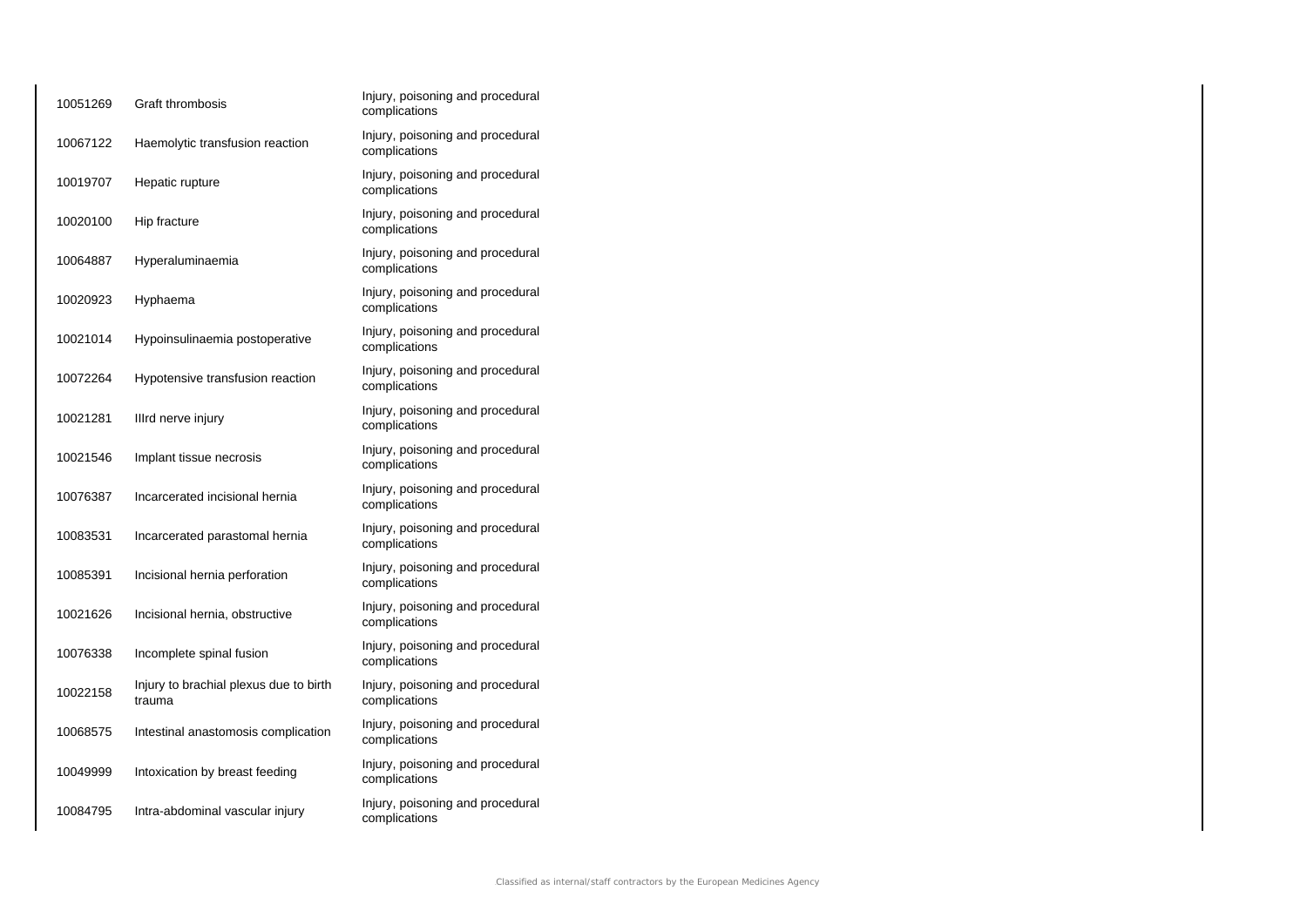| | | |
|---|---|---|
| 10051269 | Graft thrombosis | Injury, poisoning and procedural complications |
| 10067122 | Haemolytic transfusion reaction | Injury, poisoning and procedural complications |
| 10019707 | Hepatic rupture | Injury, poisoning and procedural complications |
| 10020100 | Hip fracture | Injury, poisoning and procedural complications |
| 10064887 | Hyperaluminaemia | Injury, poisoning and procedural complications |
| 10020923 | Hyphaema | Injury, poisoning and procedural complications |
| 10021014 | Hypoinsulinaemia postoperative | Injury, poisoning and procedural complications |
| 10072264 | Hypotensive transfusion reaction | Injury, poisoning and procedural complications |
| 10021281 | IIIrd nerve injury | Injury, poisoning and procedural complications |
| 10021546 | Implant tissue necrosis | Injury, poisoning and procedural complications |
| 10076387 | Incarcerated incisional hernia | Injury, poisoning and procedural complications |
| 10083531 | Incarcerated parastomal hernia | Injury, poisoning and procedural complications |
| 10085391 | Incisional hernia perforation | Injury, poisoning and procedural complications |
| 10021626 | Incisional hernia, obstructive | Injury, poisoning and procedural complications |
| 10076338 | Incomplete spinal fusion | Injury, poisoning and procedural complications |
| 10022158 | Injury to brachial plexus due to birth trauma | Injury, poisoning and procedural complications |
| 10068575 | Intestinal anastomosis complication | Injury, poisoning and procedural complications |
| 10049999 | Intoxication by breast feeding | Injury, poisoning and procedural complications |
| 10084795 | Intra-abdominal vascular injury | Injury, poisoning and procedural complications |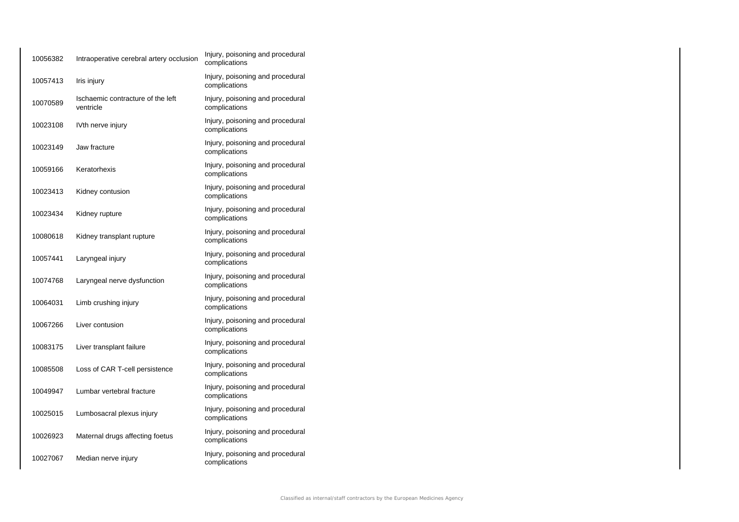| | | |
|---|---|---|
| 10056382 | Intraoperative cerebral artery occlusion | Injury, poisoning and procedural complications |
| 10057413 | Iris injury | Injury, poisoning and procedural complications |
| 10070589 | Ischaemic contracture of the left ventricle | Injury, poisoning and procedural complications |
| 10023108 | IVth nerve injury | Injury, poisoning and procedural complications |
| 10023149 | Jaw fracture | Injury, poisoning and procedural complications |
| 10059166 | Keratorhexis | Injury, poisoning and procedural complications |
| 10023413 | Kidney contusion | Injury, poisoning and procedural complications |
| 10023434 | Kidney rupture | Injury, poisoning and procedural complications |
| 10080618 | Kidney transplant rupture | Injury, poisoning and procedural complications |
| 10057441 | Laryngeal injury | Injury, poisoning and procedural complications |
| 10074768 | Laryngeal nerve dysfunction | Injury, poisoning and procedural complications |
| 10064031 | Limb crushing injury | Injury, poisoning and procedural complications |
| 10067266 | Liver contusion | Injury, poisoning and procedural complications |
| 10083175 | Liver transplant failure | Injury, poisoning and procedural complications |
| 10085508 | Loss of CAR T-cell persistence | Injury, poisoning and procedural complications |
| 10049947 | Lumbar vertebral fracture | Injury, poisoning and procedural complications |
| 10025015 | Lumbosacral plexus injury | Injury, poisoning and procedural complications |
| 10026923 | Maternal drugs affecting foetus | Injury, poisoning and procedural complications |
| 10027067 | Median nerve injury | Injury, poisoning and procedural complications |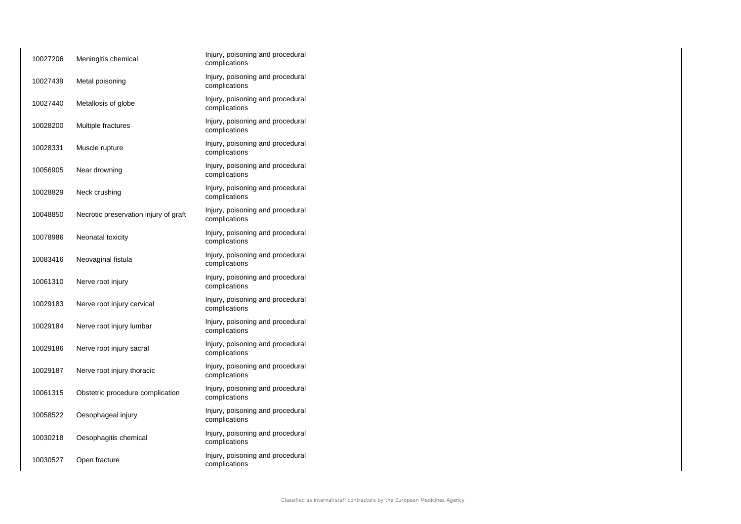| | | |
|---|---|---|
| 10027206 | Meningitis chemical | Injury, poisoning and procedural complications |
| 10027439 | Metal poisoning | Injury, poisoning and procedural complications |
| 10027440 | Metallosis of globe | Injury, poisoning and procedural complications |
| 10028200 | Multiple fractures | Injury, poisoning and procedural complications |
| 10028331 | Muscle rupture | Injury, poisoning and procedural complications |
| 10056905 | Near drowning | Injury, poisoning and procedural complications |
| 10028829 | Neck crushing | Injury, poisoning and procedural complications |
| 10048850 | Necrotic preservation injury of graft | Injury, poisoning and procedural complications |
| 10078986 | Neonatal toxicity | Injury, poisoning and procedural complications |
| 10083416 | Neovaginal fistula | Injury, poisoning and procedural complications |
| 10061310 | Nerve root injury | Injury, poisoning and procedural complications |
| 10029183 | Nerve root injury cervical | Injury, poisoning and procedural complications |
| 10029184 | Nerve root injury lumbar | Injury, poisoning and procedural complications |
| 10029186 | Nerve root injury sacral | Injury, poisoning and procedural complications |
| 10029187 | Nerve root injury thoracic | Injury, poisoning and procedural complications |
| 10061315 | Obstetric procedure complication | Injury, poisoning and procedural complications |
| 10058522 | Oesophageal injury | Injury, poisoning and procedural complications |
| 10030218 | Oesophagitis chemical | Injury, poisoning and procedural complications |
| 10030527 | Open fracture | Injury, poisoning and procedural complications |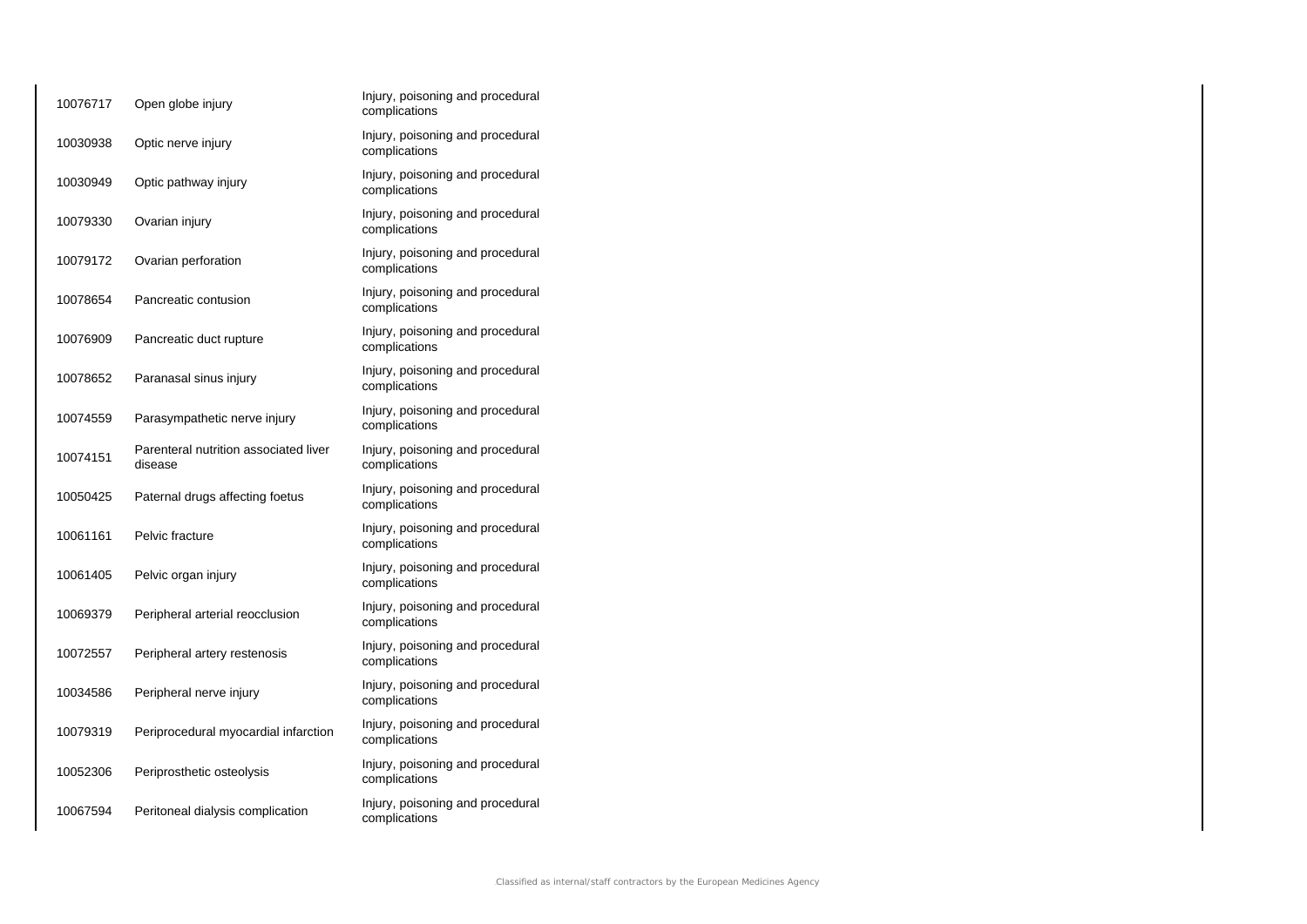| | | |
|---|---|---|
| 10076717 | Open globe injury | Injury, poisoning and procedural complications |
| 10030938 | Optic nerve injury | Injury, poisoning and procedural complications |
| 10030949 | Optic pathway injury | Injury, poisoning and procedural complications |
| 10079330 | Ovarian injury | Injury, poisoning and procedural complications |
| 10079172 | Ovarian perforation | Injury, poisoning and procedural complications |
| 10078654 | Pancreatic contusion | Injury, poisoning and procedural complications |
| 10076909 | Pancreatic duct rupture | Injury, poisoning and procedural complications |
| 10078652 | Paranasal sinus injury | Injury, poisoning and procedural complications |
| 10074559 | Parasympathetic nerve injury | Injury, poisoning and procedural complications |
| 10074151 | Parenteral nutrition associated liver disease | Injury, poisoning and procedural complications |
| 10050425 | Paternal drugs affecting foetus | Injury, poisoning and procedural complications |
| 10061161 | Pelvic fracture | Injury, poisoning and procedural complications |
| 10061405 | Pelvic organ injury | Injury, poisoning and procedural complications |
| 10069379 | Peripheral arterial reocclusion | Injury, poisoning and procedural complications |
| 10072557 | Peripheral artery restenosis | Injury, poisoning and procedural complications |
| 10034586 | Peripheral nerve injury | Injury, poisoning and procedural complications |
| 10079319 | Periprocedural myocardial infarction | Injury, poisoning and procedural complications |
| 10052306 | Periprosthetic osteolysis | Injury, poisoning and procedural complications |
| 10067594 | Peritoneal dialysis complication | Injury, poisoning and procedural complications |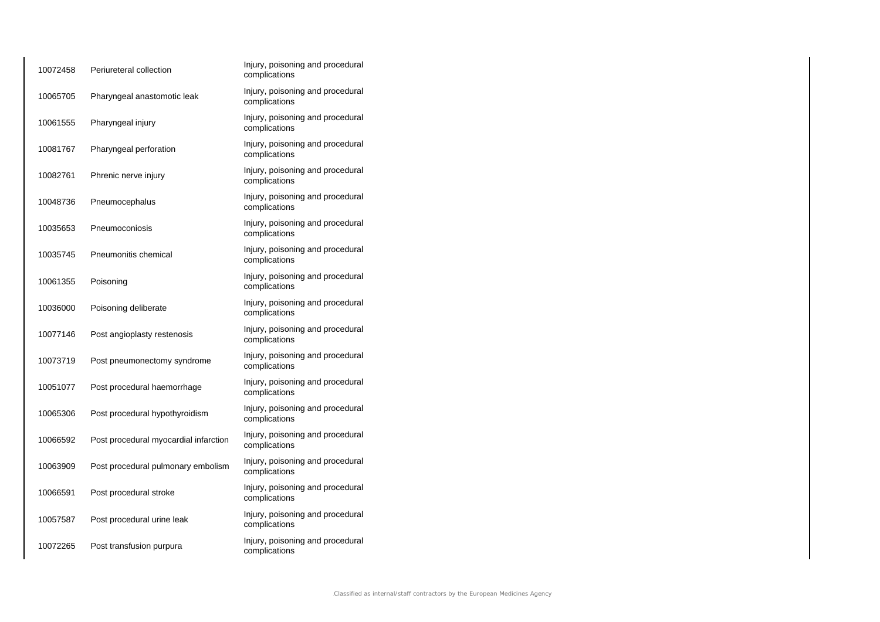| | | |
|---|---|---|
| 10072458 | Periureteral collection | Injury, poisoning and procedural complications |
| 10065705 | Pharyngeal anastomotic leak | Injury, poisoning and procedural complications |
| 10061555 | Pharyngeal injury | Injury, poisoning and procedural complications |
| 10081767 | Pharyngeal perforation | Injury, poisoning and procedural complications |
| 10082761 | Phrenic nerve injury | Injury, poisoning and procedural complications |
| 10048736 | Pneumocephalus | Injury, poisoning and procedural complications |
| 10035653 | Pneumoconiosis | Injury, poisoning and procedural complications |
| 10035745 | Pneumonitis chemical | Injury, poisoning and procedural complications |
| 10061355 | Poisoning | Injury, poisoning and procedural complications |
| 10036000 | Poisoning deliberate | Injury, poisoning and procedural complications |
| 10077146 | Post angioplasty restenosis | Injury, poisoning and procedural complications |
| 10073719 | Post pneumonectomy syndrome | Injury, poisoning and procedural complications |
| 10051077 | Post procedural haemorrhage | Injury, poisoning and procedural complications |
| 10065306 | Post procedural hypothyroidism | Injury, poisoning and procedural complications |
| 10066592 | Post procedural myocardial infarction | Injury, poisoning and procedural complications |
| 10063909 | Post procedural pulmonary embolism | Injury, poisoning and procedural complications |
| 10066591 | Post procedural stroke | Injury, poisoning and procedural complications |
| 10057587 | Post procedural urine leak | Injury, poisoning and procedural complications |
| 10072265 | Post transfusion purpura | Injury, poisoning and procedural complications |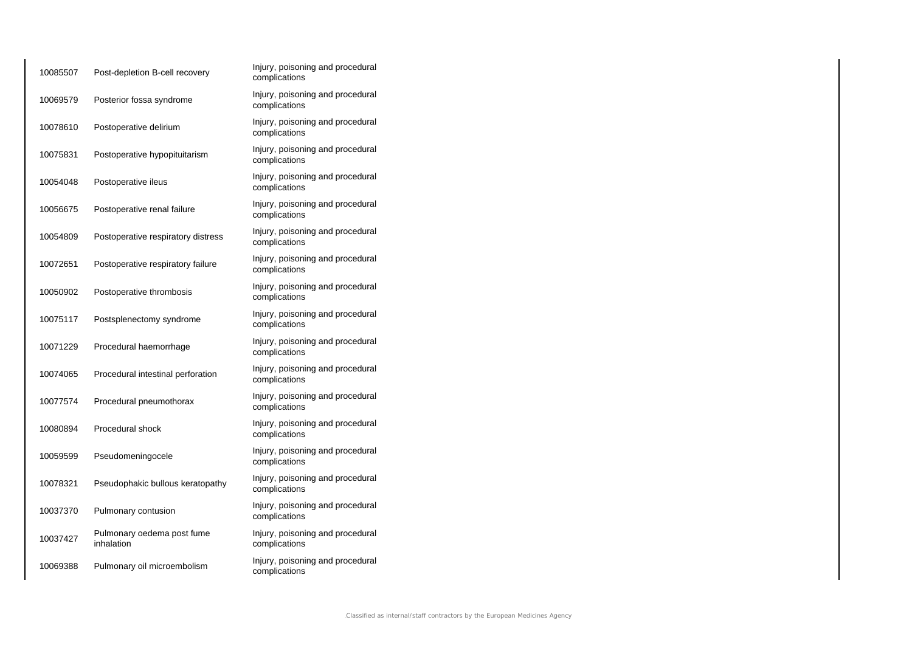| | | |
|---|---|---|
| 10085507 | Post-depletion B-cell recovery | Injury, poisoning and procedural complications |
| 10069579 | Posterior fossa syndrome | Injury, poisoning and procedural complications |
| 10078610 | Postoperative delirium | Injury, poisoning and procedural complications |
| 10075831 | Postoperative hypopituitarism | Injury, poisoning and procedural complications |
| 10054048 | Postoperative ileus | Injury, poisoning and procedural complications |
| 10056675 | Postoperative renal failure | Injury, poisoning and procedural complications |
| 10054809 | Postoperative respiratory distress | Injury, poisoning and procedural complications |
| 10072651 | Postoperative respiratory failure | Injury, poisoning and procedural complications |
| 10050902 | Postoperative thrombosis | Injury, poisoning and procedural complications |
| 10075117 | Postsplenectomy syndrome | Injury, poisoning and procedural complications |
| 10071229 | Procedural haemorrhage | Injury, poisoning and procedural complications |
| 10074065 | Procedural intestinal perforation | Injury, poisoning and procedural complications |
| 10077574 | Procedural pneumothorax | Injury, poisoning and procedural complications |
| 10080894 | Procedural shock | Injury, poisoning and procedural complications |
| 10059599 | Pseudomeningocele | Injury, poisoning and procedural complications |
| 10078321 | Pseudophakic bullous keratopathy | Injury, poisoning and procedural complications |
| 10037370 | Pulmonary contusion | Injury, poisoning and procedural complications |
| 10037427 | Pulmonary oedema post fume inhalation | Injury, poisoning and procedural complications |
| 10069388 | Pulmonary oil microembolism | Injury, poisoning and procedural complications |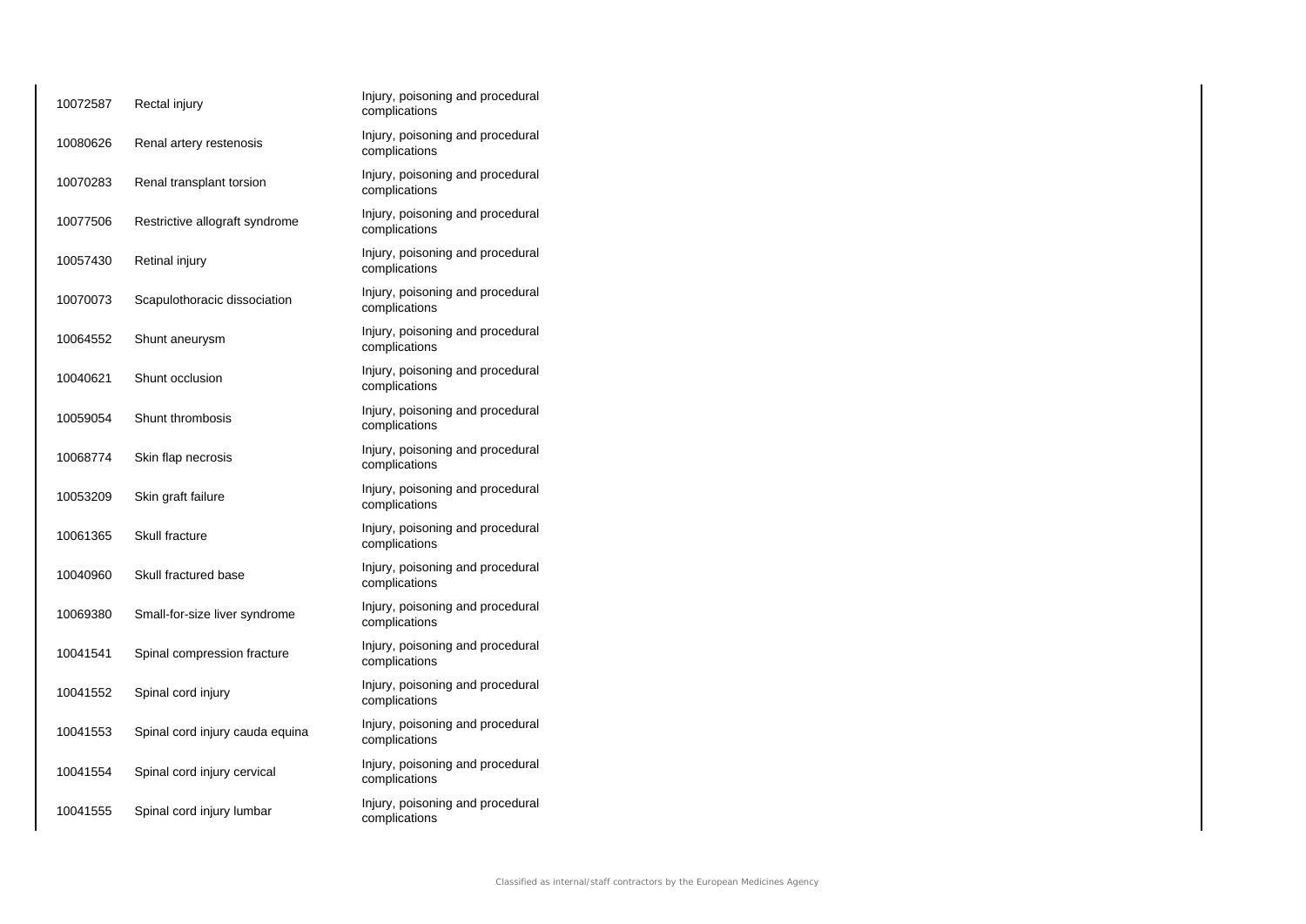| | | |
|---|---|---|
| 10072587 | Rectal injury | Injury, poisoning and procedural complications |
| 10080626 | Renal artery restenosis | Injury, poisoning and procedural complications |
| 10070283 | Renal transplant torsion | Injury, poisoning and procedural complications |
| 10077506 | Restrictive allograft syndrome | Injury, poisoning and procedural complications |
| 10057430 | Retinal injury | Injury, poisoning and procedural complications |
| 10070073 | Scapulothoracic dissociation | Injury, poisoning and procedural complications |
| 10064552 | Shunt aneurysm | Injury, poisoning and procedural complications |
| 10040621 | Shunt occlusion | Injury, poisoning and procedural complications |
| 10059054 | Shunt thrombosis | Injury, poisoning and procedural complications |
| 10068774 | Skin flap necrosis | Injury, poisoning and procedural complications |
| 10053209 | Skin graft failure | Injury, poisoning and procedural complications |
| 10061365 | Skull fracture | Injury, poisoning and procedural complications |
| 10040960 | Skull fractured base | Injury, poisoning and procedural complications |
| 10069380 | Small-for-size liver syndrome | Injury, poisoning and procedural complications |
| 10041541 | Spinal compression fracture | Injury, poisoning and procedural complications |
| 10041552 | Spinal cord injury | Injury, poisoning and procedural complications |
| 10041553 | Spinal cord injury cauda equina | Injury, poisoning and procedural complications |
| 10041554 | Spinal cord injury cervical | Injury, poisoning and procedural complications |
| 10041555 | Spinal cord injury lumbar | Injury, poisoning and procedural complications |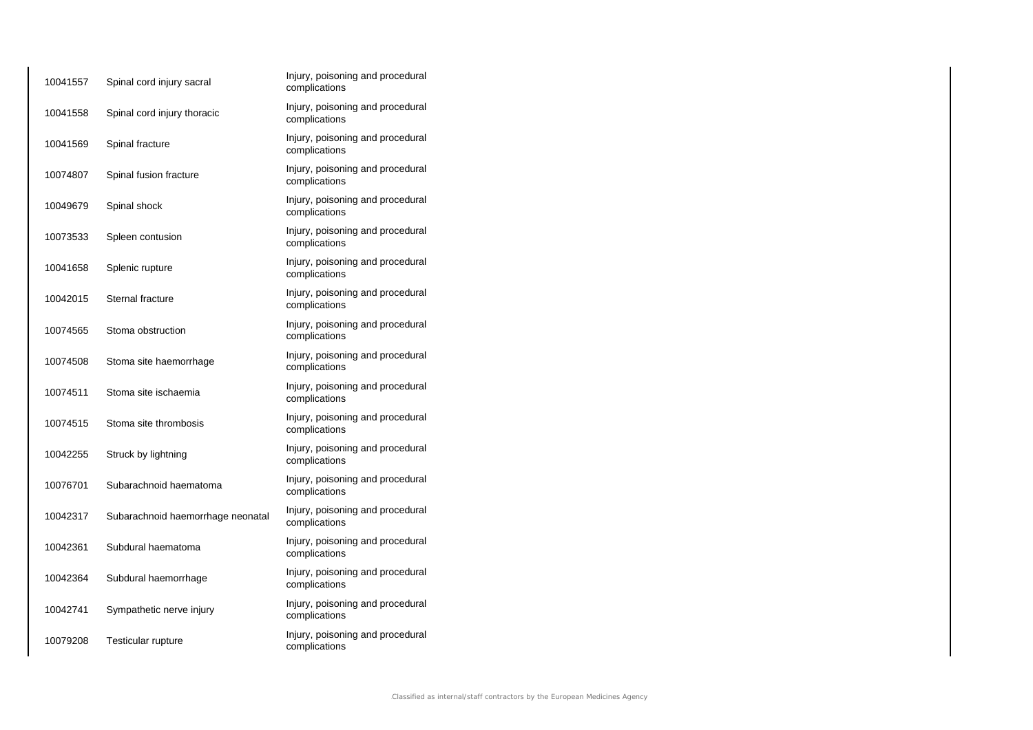| | | |
|---|---|---|
| 10041557 | Spinal cord injury sacral | Injury, poisoning and procedural complications |
| 10041558 | Spinal cord injury thoracic | Injury, poisoning and procedural complications |
| 10041569 | Spinal fracture | Injury, poisoning and procedural complications |
| 10074807 | Spinal fusion fracture | Injury, poisoning and procedural complications |
| 10049679 | Spinal shock | Injury, poisoning and procedural complications |
| 10073533 | Spleen contusion | Injury, poisoning and procedural complications |
| 10041658 | Splenic rupture | Injury, poisoning and procedural complications |
| 10042015 | Sternal fracture | Injury, poisoning and procedural complications |
| 10074565 | Stoma obstruction | Injury, poisoning and procedural complications |
| 10074508 | Stoma site haemorrhage | Injury, poisoning and procedural complications |
| 10074511 | Stoma site ischaemia | Injury, poisoning and procedural complications |
| 10074515 | Stoma site thrombosis | Injury, poisoning and procedural complications |
| 10042255 | Struck by lightning | Injury, poisoning and procedural complications |
| 10076701 | Subarachnoid haematoma | Injury, poisoning and procedural complications |
| 10042317 | Subarachnoid haemorrhage neonatal | Injury, poisoning and procedural complications |
| 10042361 | Subdural haematoma | Injury, poisoning and procedural complications |
| 10042364 | Subdural haemorrhage | Injury, poisoning and procedural complications |
| 10042741 | Sympathetic nerve injury | Injury, poisoning and procedural complications |
| 10079208 | Testicular rupture | Injury, poisoning and procedural complications |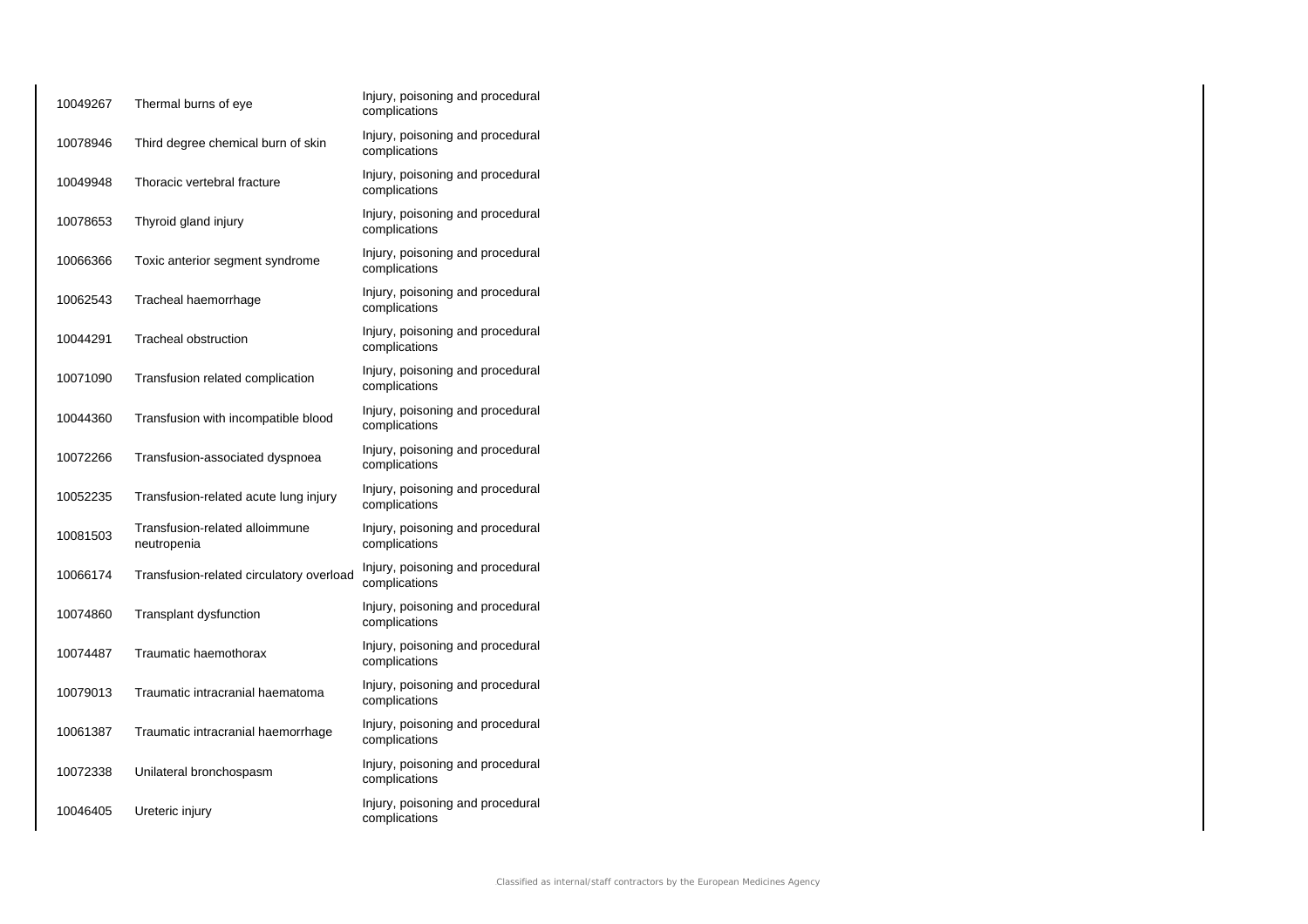| | | |
|---|---|---|
| 10049267 | Thermal burns of eye | Injury, poisoning and procedural complications |
| 10078946 | Third degree chemical burn of skin | Injury, poisoning and procedural complications |
| 10049948 | Thoracic vertebral fracture | Injury, poisoning and procedural complications |
| 10078653 | Thyroid gland injury | Injury, poisoning and procedural complications |
| 10066366 | Toxic anterior segment syndrome | Injury, poisoning and procedural complications |
| 10062543 | Tracheal haemorrhage | Injury, poisoning and procedural complications |
| 10044291 | Tracheal obstruction | Injury, poisoning and procedural complications |
| 10071090 | Transfusion related complication | Injury, poisoning and procedural complications |
| 10044360 | Transfusion with incompatible blood | Injury, poisoning and procedural complications |
| 10072266 | Transfusion-associated dyspnoea | Injury, poisoning and procedural complications |
| 10052235 | Transfusion-related acute lung injury | Injury, poisoning and procedural complications |
| 10081503 | Transfusion-related alloimmune neutropenia | Injury, poisoning and procedural complications |
| 10066174 | Transfusion-related circulatory overload | Injury, poisoning and procedural complications |
| 10074860 | Transplant dysfunction | Injury, poisoning and procedural complications |
| 10074487 | Traumatic haemothorax | Injury, poisoning and procedural complications |
| 10079013 | Traumatic intracranial haematoma | Injury, poisoning and procedural complications |
| 10061387 | Traumatic intracranial haemorrhage | Injury, poisoning and procedural complications |
| 10072338 | Unilateral bronchospasm | Injury, poisoning and procedural complications |
| 10046405 | Ureteric injury | Injury, poisoning and procedural complications |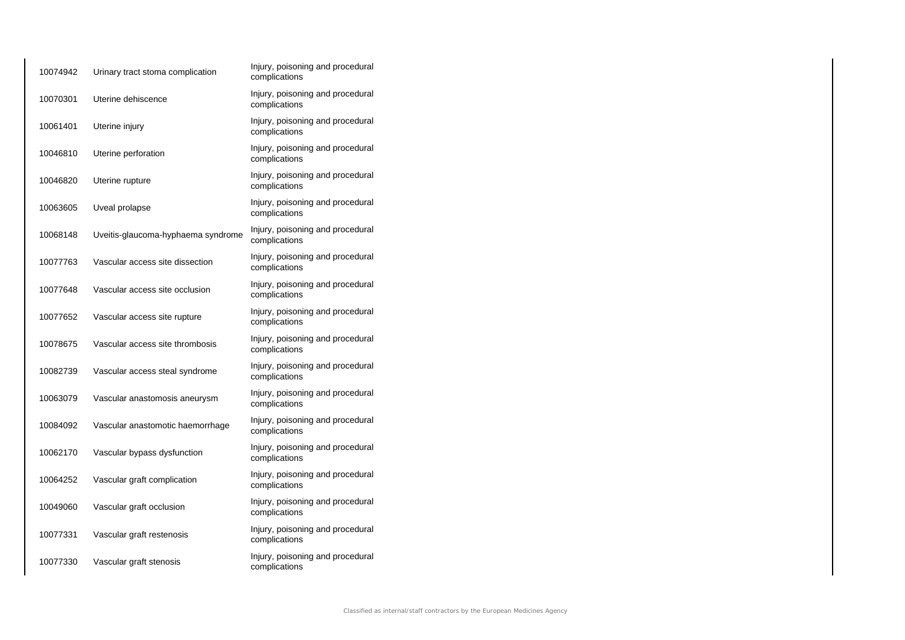| | | |
|---|---|---|
| 10074942 | Urinary tract stoma complication | Injury, poisoning and procedural complications |
| 10070301 | Uterine dehiscence | Injury, poisoning and procedural complications |
| 10061401 | Uterine injury | Injury, poisoning and procedural complications |
| 10046810 | Uterine perforation | Injury, poisoning and procedural complications |
| 10046820 | Uterine rupture | Injury, poisoning and procedural complications |
| 10063605 | Uveal prolapse | Injury, poisoning and procedural complications |
| 10068148 | Uveitis-glaucoma-hyphaema syndrome | Injury, poisoning and procedural complications |
| 10077763 | Vascular access site dissection | Injury, poisoning and procedural complications |
| 10077648 | Vascular access site occlusion | Injury, poisoning and procedural complications |
| 10077652 | Vascular access site rupture | Injury, poisoning and procedural complications |
| 10078675 | Vascular access site thrombosis | Injury, poisoning and procedural complications |
| 10082739 | Vascular access steal syndrome | Injury, poisoning and procedural complications |
| 10063079 | Vascular anastomosis aneurysm | Injury, poisoning and procedural complications |
| 10084092 | Vascular anastomotic haemorrhage | Injury, poisoning and procedural complications |
| 10062170 | Vascular bypass dysfunction | Injury, poisoning and procedural complications |
| 10064252 | Vascular graft complication | Injury, poisoning and procedural complications |
| 10049060 | Vascular graft occlusion | Injury, poisoning and procedural complications |
| 10077331 | Vascular graft restenosis | Injury, poisoning and procedural complications |
| 10077330 | Vascular graft stenosis | Injury, poisoning and procedural complications |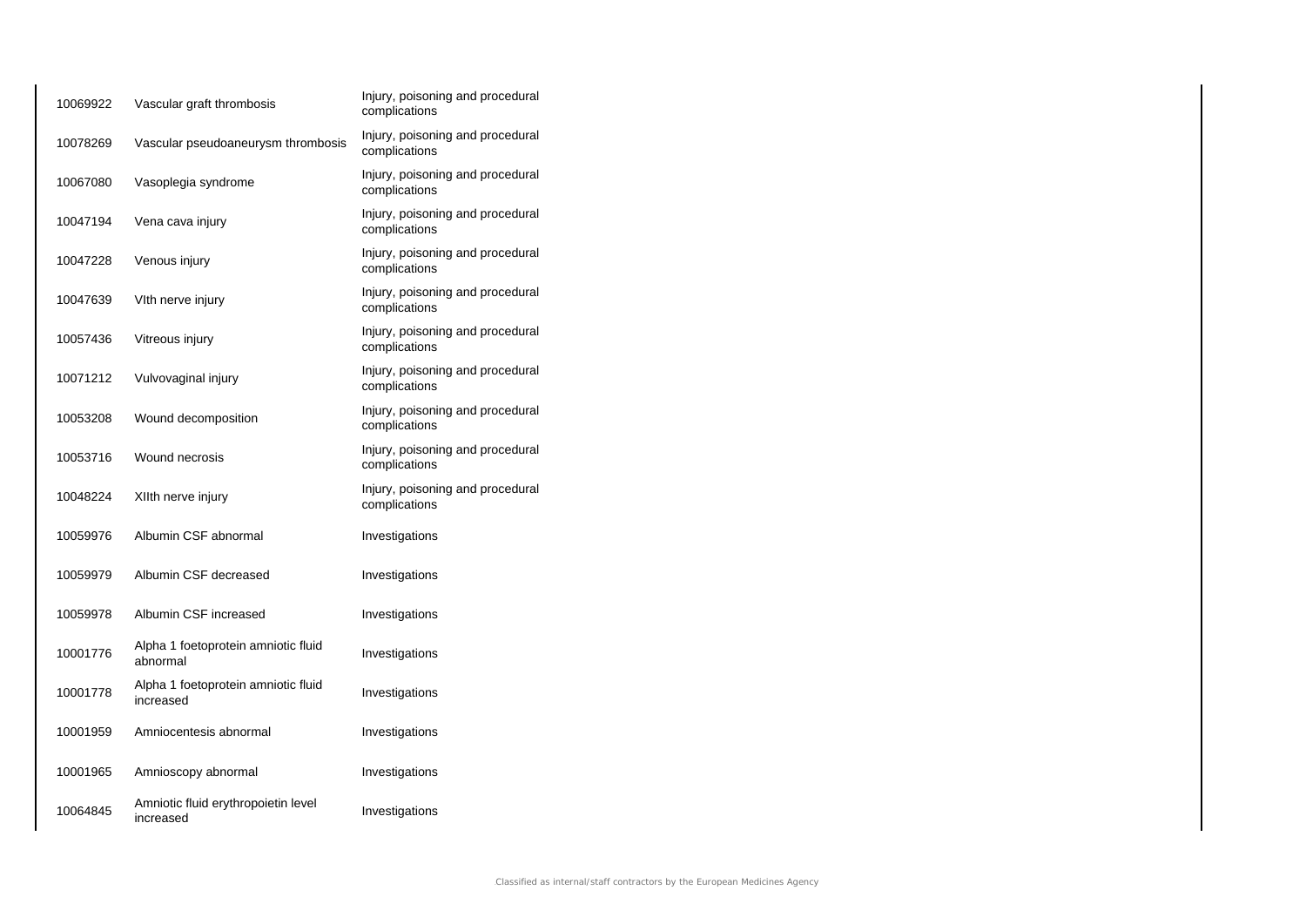| | | |
|---|---|---|
| 10069922 | Vascular graft thrombosis | Injury, poisoning and procedural complications |
| 10078269 | Vascular pseudoaneurysm thrombosis | Injury, poisoning and procedural complications |
| 10067080 | Vasoplegia syndrome | Injury, poisoning and procedural complications |
| 10047194 | Vena cava injury | Injury, poisoning and procedural complications |
| 10047228 | Venous injury | Injury, poisoning and procedural complications |
| 10047639 | VIth nerve injury | Injury, poisoning and procedural complications |
| 10057436 | Vitreous injury | Injury, poisoning and procedural complications |
| 10071212 | Vulvovaginal injury | Injury, poisoning and procedural complications |
| 10053208 | Wound decomposition | Injury, poisoning and procedural complications |
| 10053716 | Wound necrosis | Injury, poisoning and procedural complications |
| 10048224 | XIIth nerve injury | Injury, poisoning and procedural complications |
| 10059976 | Albumin CSF abnormal | Investigations |
| 10059979 | Albumin CSF decreased | Investigations |
| 10059978 | Albumin CSF increased | Investigations |
| 10001776 | Alpha 1 foetoprotein amniotic fluid abnormal | Investigations |
| 10001778 | Alpha 1 foetoprotein amniotic fluid increased | Investigations |
| 10001959 | Amniocentesis abnormal | Investigations |
| 10001965 | Amnioscopy abnormal | Investigations |
| 10064845 | Amniotic fluid erythropoietin level increased | Investigations |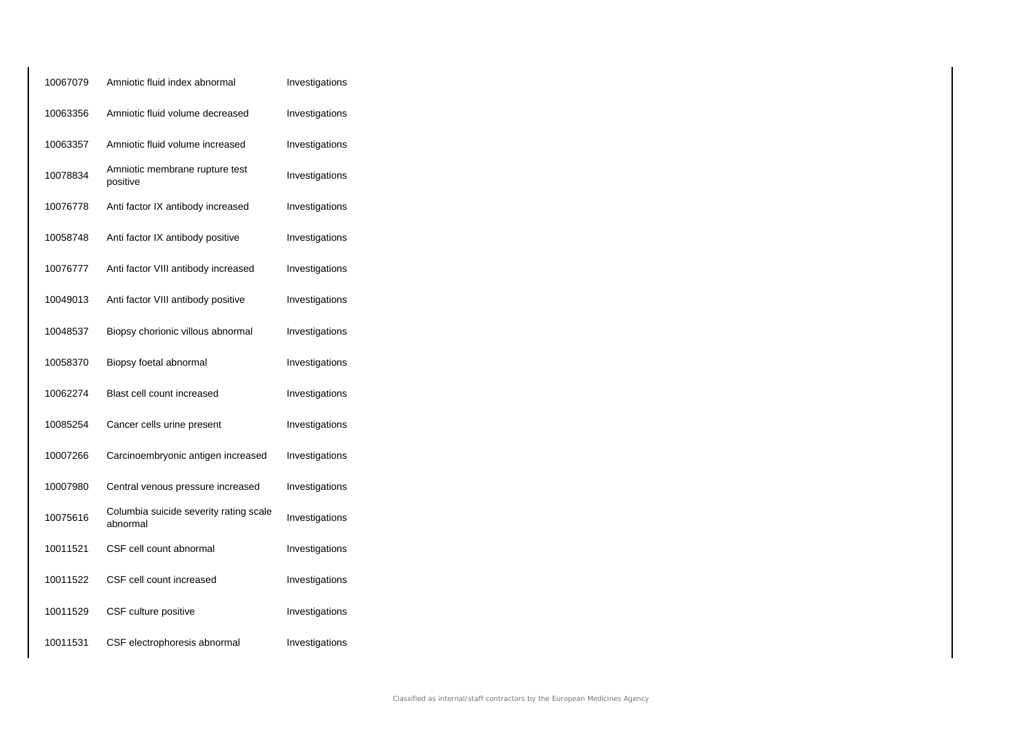| | | |
|---|---|---|
| 10067079 | Amniotic fluid index abnormal | Investigations |
| 10063356 | Amniotic fluid volume decreased | Investigations |
| 10063357 | Amniotic fluid volume increased | Investigations |
| 10078834 | Amniotic membrane rupture test positive | Investigations |
| 10076778 | Anti factor IX antibody increased | Investigations |
| 10058748 | Anti factor IX antibody positive | Investigations |
| 10076777 | Anti factor VIII antibody increased | Investigations |
| 10049013 | Anti factor VIII antibody positive | Investigations |
| 10048537 | Biopsy chorionic villous abnormal | Investigations |
| 10058370 | Biopsy foetal abnormal | Investigations |
| 10062274 | Blast cell count increased | Investigations |
| 10085254 | Cancer cells urine present | Investigations |
| 10007266 | Carcinoembryonic antigen increased | Investigations |
| 10007980 | Central venous pressure increased | Investigations |
| 10075616 | Columbia suicide severity rating scale abnormal | Investigations |
| 10011521 | CSF cell count abnormal | Investigations |
| 10011522 | CSF cell count increased | Investigations |
| 10011529 | CSF culture positive | Investigations |
| 10011531 | CSF electrophoresis abnormal | Investigations |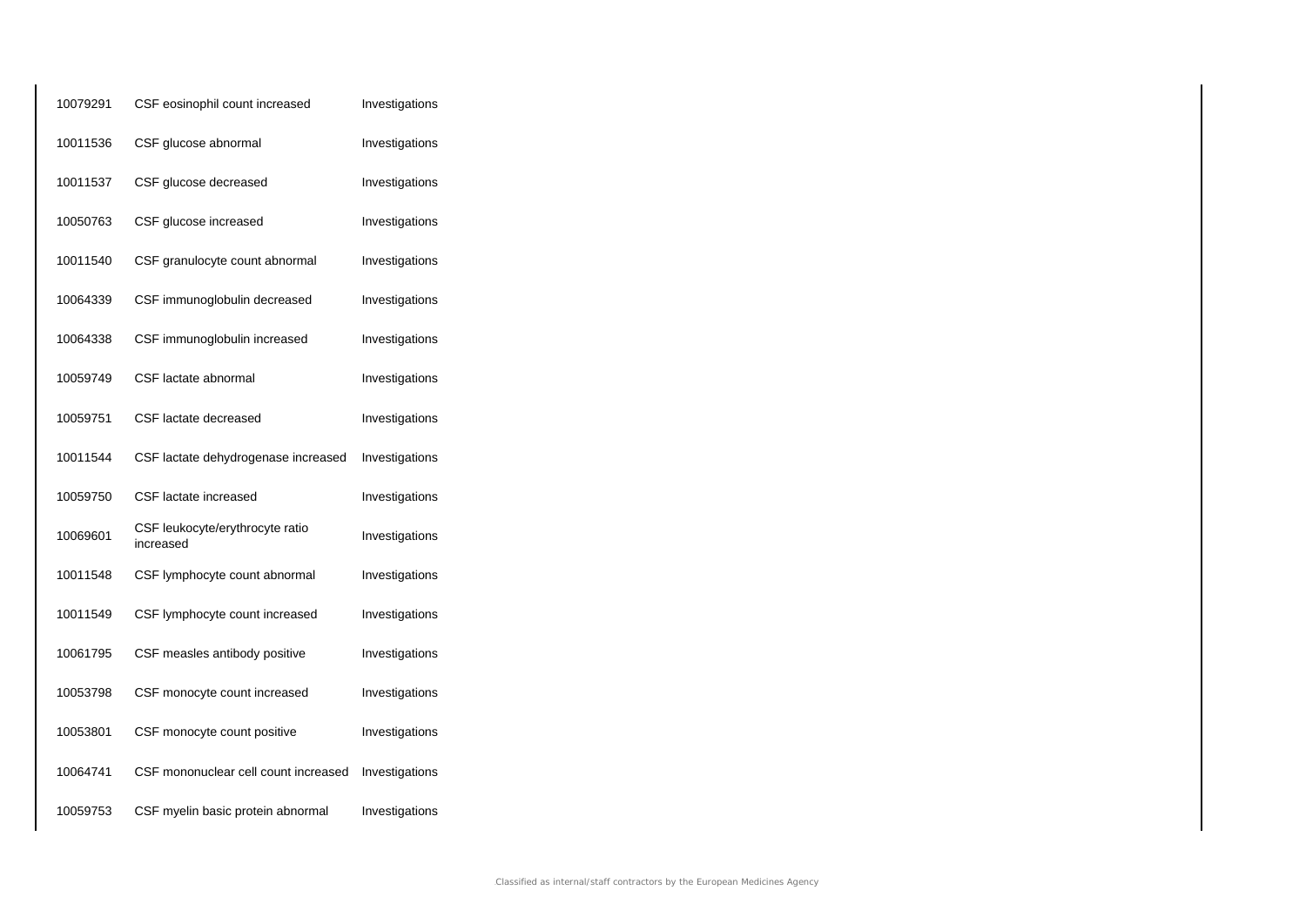| | | |
|---|---|---|
| 10079291 | CSF eosinophil count increased | Investigations |
| 10011536 | CSF glucose abnormal | Investigations |
| 10011537 | CSF glucose decreased | Investigations |
| 10050763 | CSF glucose increased | Investigations |
| 10011540 | CSF granulocyte count abnormal | Investigations |
| 10064339 | CSF immunoglobulin decreased | Investigations |
| 10064338 | CSF immunoglobulin increased | Investigations |
| 10059749 | CSF lactate abnormal | Investigations |
| 10059751 | CSF lactate decreased | Investigations |
| 10011544 | CSF lactate dehydrogenase increased | Investigations |
| 10059750 | CSF lactate increased | Investigations |
| 10069601 | CSF leukocyte/erythrocyte ratio increased | Investigations |
| 10011548 | CSF lymphocyte count abnormal | Investigations |
| 10011549 | CSF lymphocyte count increased | Investigations |
| 10061795 | CSF measles antibody positive | Investigations |
| 10053798 | CSF monocyte count increased | Investigations |
| 10053801 | CSF monocyte count positive | Investigations |
| 10064741 | CSF mononuclear cell count increased | Investigations |
| 10059753 | CSF myelin basic protein abnormal | Investigations |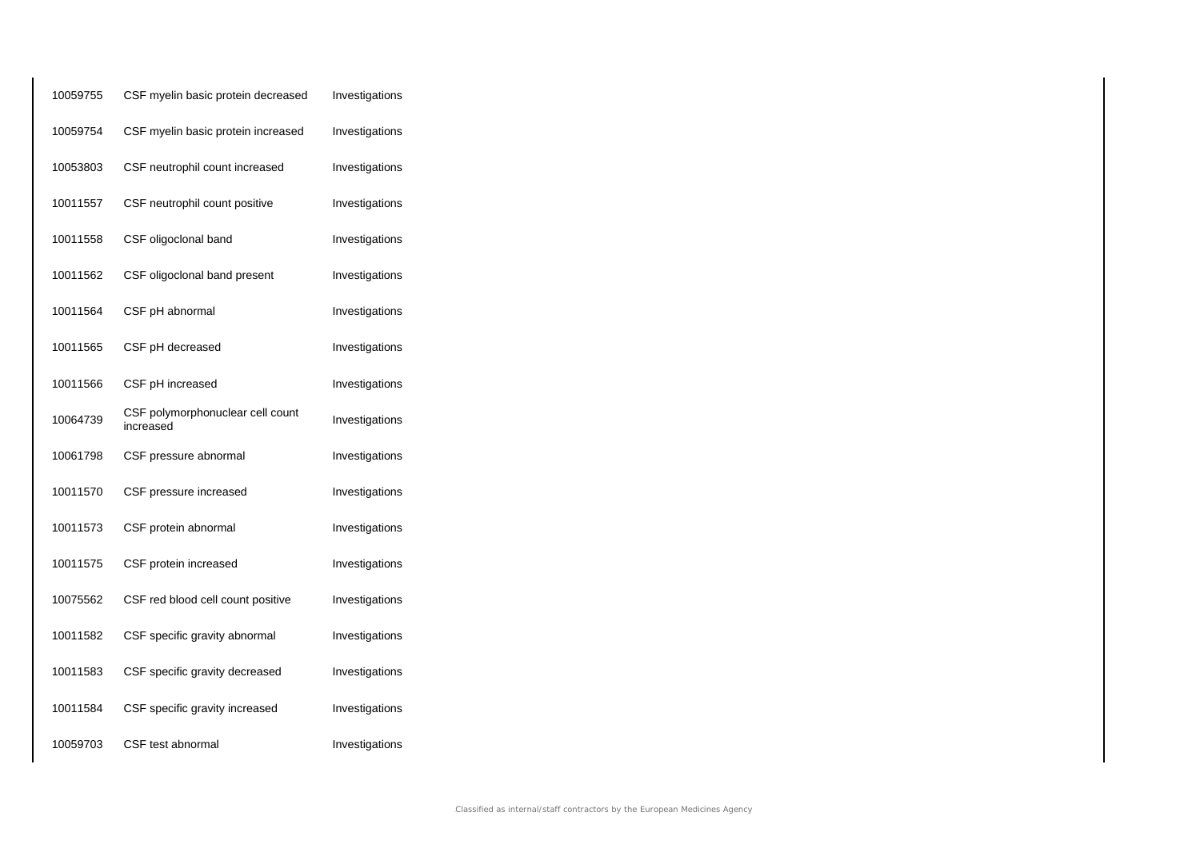| | | |
|---|---|---|
| 10059755 | CSF myelin basic protein decreased | Investigations |
| 10059754 | CSF myelin basic protein increased | Investigations |
| 10053803 | CSF neutrophil count increased | Investigations |
| 10011557 | CSF neutrophil count positive | Investigations |
| 10011558 | CSF oligoclonal band | Investigations |
| 10011562 | CSF oligoclonal band present | Investigations |
| 10011564 | CSF pH abnormal | Investigations |
| 10011565 | CSF pH decreased | Investigations |
| 10011566 | CSF pH increased | Investigations |
| 10064739 | CSF polymorphonuclear cell count increased | Investigations |
| 10061798 | CSF pressure abnormal | Investigations |
| 10011570 | CSF pressure increased | Investigations |
| 10011573 | CSF protein abnormal | Investigations |
| 10011575 | CSF protein increased | Investigations |
| 10075562 | CSF red blood cell count positive | Investigations |
| 10011582 | CSF specific gravity abnormal | Investigations |
| 10011583 | CSF specific gravity decreased | Investigations |
| 10011584 | CSF specific gravity increased | Investigations |
| 10059703 | CSF test abnormal | Investigations |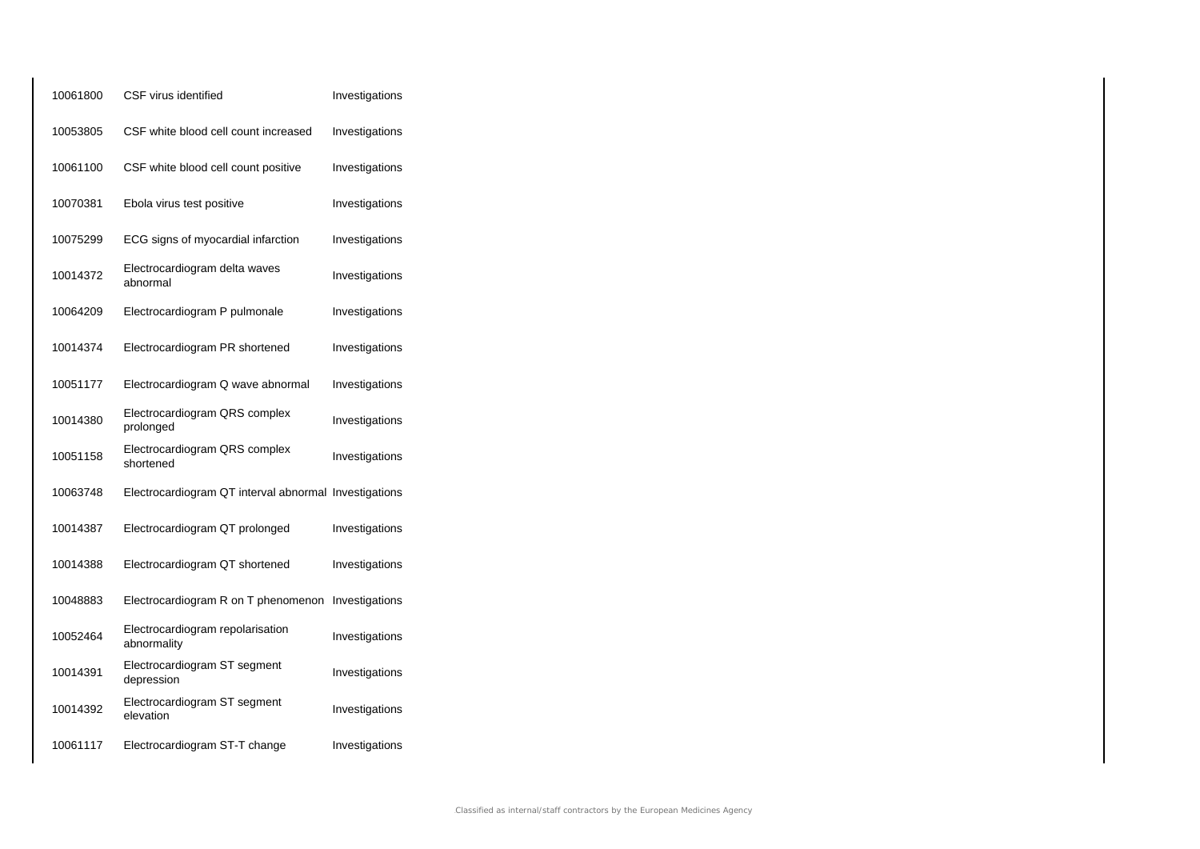| | | |
|---|---|---|
| 10061800 | CSF virus identified | Investigations |
| 10053805 | CSF white blood cell count increased | Investigations |
| 10061100 | CSF white blood cell count positive | Investigations |
| 10070381 | Ebola virus test positive | Investigations |
| 10075299 | ECG signs of myocardial infarction | Investigations |
| 10014372 | Electrocardiogram delta waves abnormal | Investigations |
| 10064209 | Electrocardiogram P pulmonale | Investigations |
| 10014374 | Electrocardiogram PR shortened | Investigations |
| 10051177 | Electrocardiogram Q wave abnormal | Investigations |
| 10014380 | Electrocardiogram QRS complex prolonged | Investigations |
| 10051158 | Electrocardiogram QRS complex shortened | Investigations |
| 10063748 | Electrocardiogram QT interval abnormal | Investigations |
| 10014387 | Electrocardiogram QT prolonged | Investigations |
| 10014388 | Electrocardiogram QT shortened | Investigations |
| 10048883 | Electrocardiogram R on T phenomenon | Investigations |
| 10052464 | Electrocardiogram repolarisation abnormality | Investigations |
| 10014391 | Electrocardiogram ST segment depression | Investigations |
| 10014392 | Electrocardiogram ST segment elevation | Investigations |
| 10061117 | Electrocardiogram ST-T change | Investigations |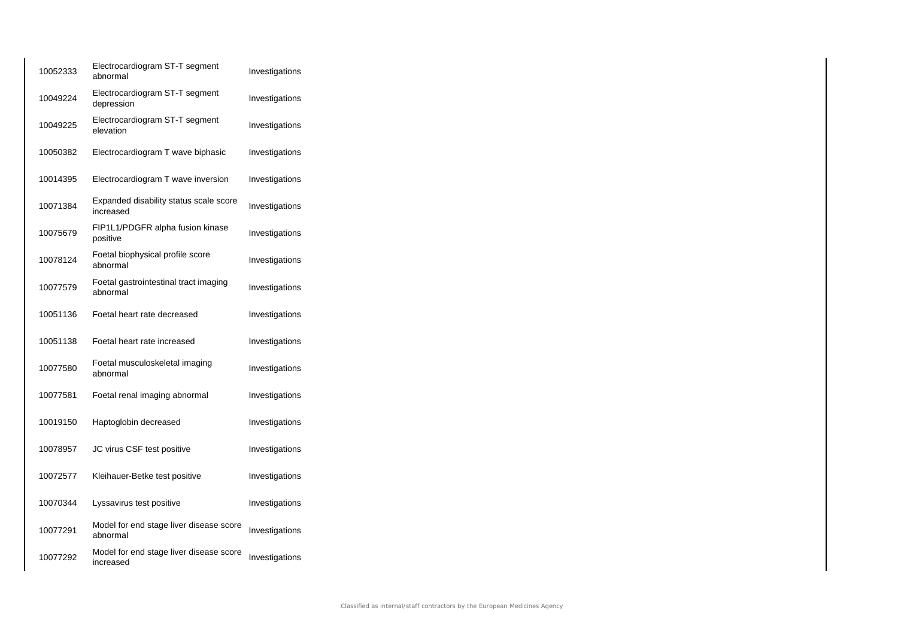| | | |
|---|---|---|
| 10052333 | Electrocardiogram ST-T segment abnormal | Investigations |
| 10049224 | Electrocardiogram ST-T segment depression | Investigations |
| 10049225 | Electrocardiogram ST-T segment elevation | Investigations |
| 10050382 | Electrocardiogram T wave biphasic | Investigations |
| 10014395 | Electrocardiogram T wave inversion | Investigations |
| 10071384 | Expanded disability status scale score increased | Investigations |
| 10075679 | FIP1L1/PDGFR alpha fusion kinase positive | Investigations |
| 10078124 | Foetal biophysical profile score abnormal | Investigations |
| 10077579 | Foetal gastrointestinal tract imaging abnormal | Investigations |
| 10051136 | Foetal heart rate decreased | Investigations |
| 10051138 | Foetal heart rate increased | Investigations |
| 10077580 | Foetal musculoskeletal imaging abnormal | Investigations |
| 10077581 | Foetal renal imaging abnormal | Investigations |
| 10019150 | Haptoglobin decreased | Investigations |
| 10078957 | JC virus CSF test positive | Investigations |
| 10072577 | Kleihauer-Betke test positive | Investigations |
| 10070344 | Lyssavirus test positive | Investigations |
| 10077291 | Model for end stage liver disease score abnormal | Investigations |
| 10077292 | Model for end stage liver disease score increased | Investigations |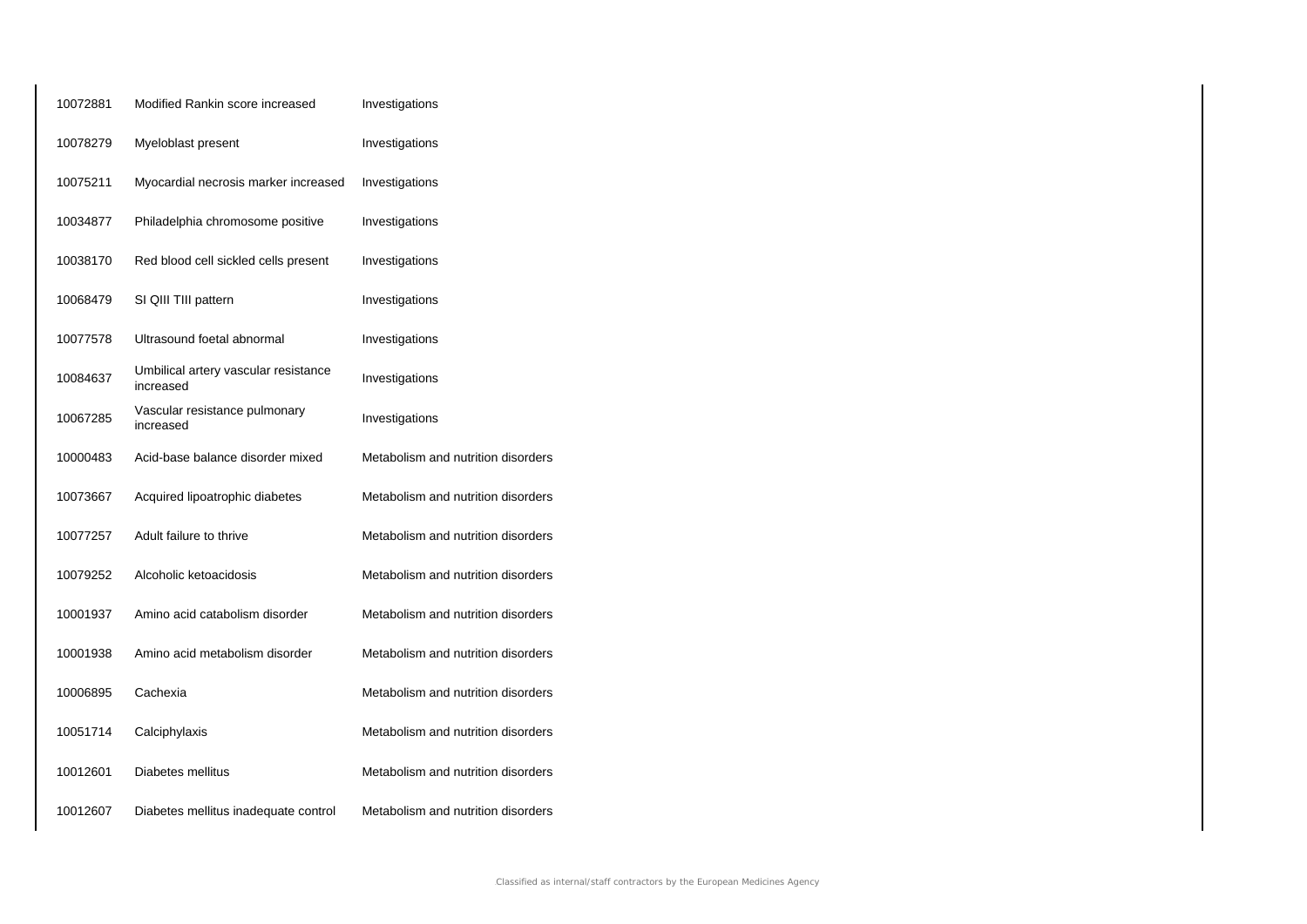| | | |
|---|---|---|
| 10072881 | Modified Rankin score increased | Investigations |
| 10078279 | Myeloblast present | Investigations |
| 10075211 | Myocardial necrosis marker increased | Investigations |
| 10034877 | Philadelphia chromosome positive | Investigations |
| 10038170 | Red blood cell sickled cells present | Investigations |
| 10068479 | SI QIII TIII pattern | Investigations |
| 10077578 | Ultrasound foetal abnormal | Investigations |
| 10084637 | Umbilical artery vascular resistance increased | Investigations |
| 10067285 | Vascular resistance pulmonary increased | Investigations |
| 10000483 | Acid-base balance disorder mixed | Metabolism and nutrition disorders |
| 10073667 | Acquired lipoatrophic diabetes | Metabolism and nutrition disorders |
| 10077257 | Adult failure to thrive | Metabolism and nutrition disorders |
| 10079252 | Alcoholic ketoacidosis | Metabolism and nutrition disorders |
| 10001937 | Amino acid catabolism disorder | Metabolism and nutrition disorders |
| 10001938 | Amino acid metabolism disorder | Metabolism and nutrition disorders |
| 10006895 | Cachexia | Metabolism and nutrition disorders |
| 10051714 | Calciphylaxis | Metabolism and nutrition disorders |
| 10012601 | Diabetes mellitus | Metabolism and nutrition disorders |
| 10012607 | Diabetes mellitus inadequate control | Metabolism and nutrition disorders |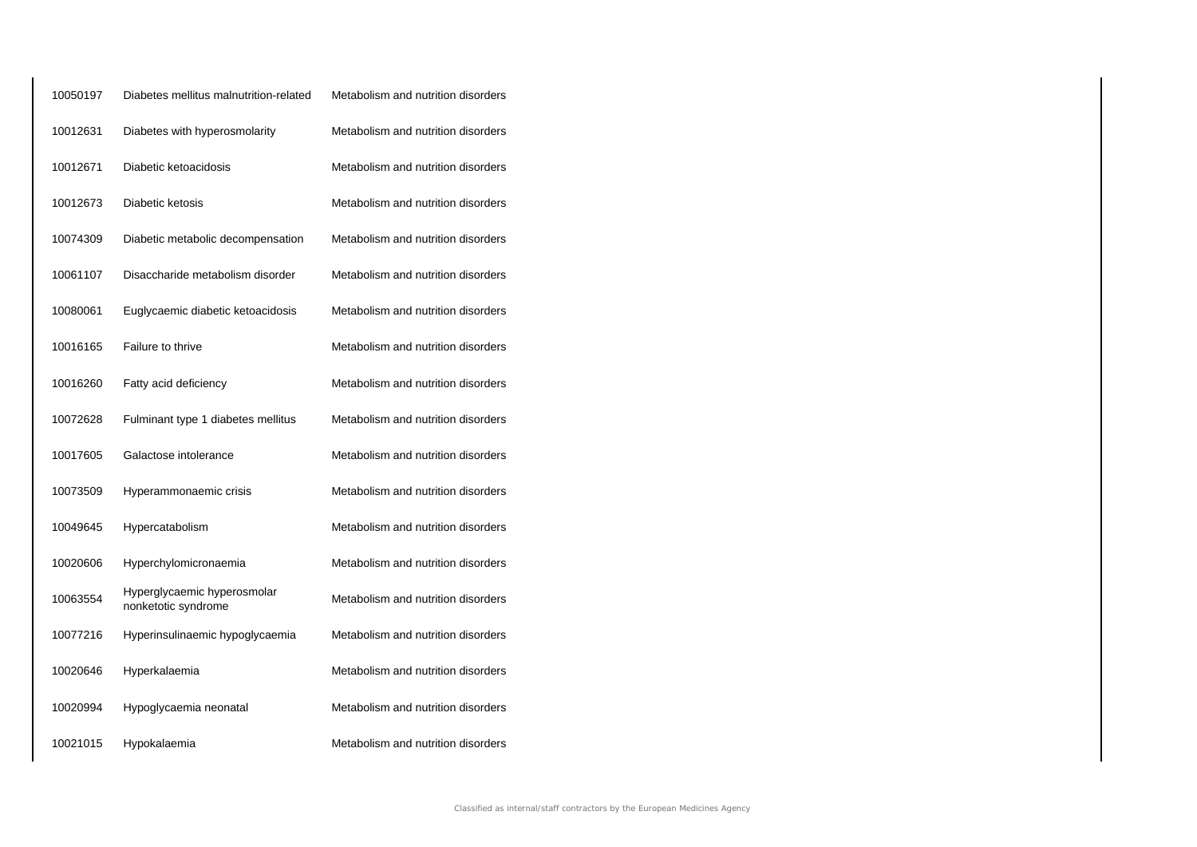| | | |
|---|---|---|
| 10050197 | Diabetes mellitus malnutrition-related | Metabolism and nutrition disorders |
| 10012631 | Diabetes with hyperosmolarity | Metabolism and nutrition disorders |
| 10012671 | Diabetic ketoacidosis | Metabolism and nutrition disorders |
| 10012673 | Diabetic ketosis | Metabolism and nutrition disorders |
| 10074309 | Diabetic metabolic decompensation | Metabolism and nutrition disorders |
| 10061107 | Disaccharide metabolism disorder | Metabolism and nutrition disorders |
| 10080061 | Euglycaemic diabetic ketoacidosis | Metabolism and nutrition disorders |
| 10016165 | Failure to thrive | Metabolism and nutrition disorders |
| 10016260 | Fatty acid deficiency | Metabolism and nutrition disorders |
| 10072628 | Fulminant type 1 diabetes mellitus | Metabolism and nutrition disorders |
| 10017605 | Galactose intolerance | Metabolism and nutrition disorders |
| 10073509 | Hyperammonaemic crisis | Metabolism and nutrition disorders |
| 10049645 | Hypercatabolism | Metabolism and nutrition disorders |
| 10020606 | Hyperchylomicronaemia | Metabolism and nutrition disorders |
| 10063554 | Hyperglycaemic hyperosmolar nonketotic syndrome | Metabolism and nutrition disorders |
| 10077216 | Hyperinsulinaemic hypoglycaemia | Metabolism and nutrition disorders |
| 10020646 | Hyperkalaemia | Metabolism and nutrition disorders |
| 10020994 | Hypoglycaemia neonatal | Metabolism and nutrition disorders |
| 10021015 | Hypokalaemia | Metabolism and nutrition disorders |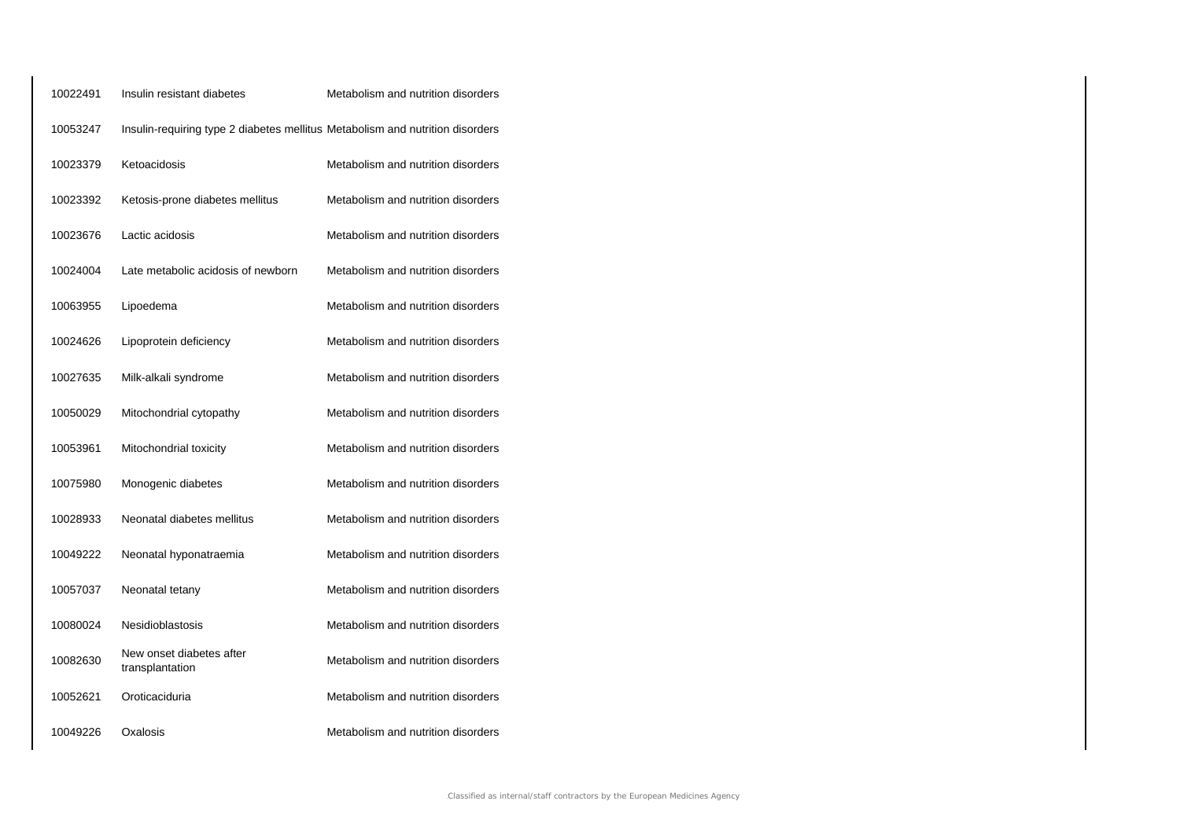| | | |
|---|---|---|
| 10022491 | Insulin resistant diabetes | Metabolism and nutrition disorders |
| 10053247 | Insulin-requiring type 2 diabetes mellitus | Metabolism and nutrition disorders |
| 10023379 | Ketoacidosis | Metabolism and nutrition disorders |
| 10023392 | Ketosis-prone diabetes mellitus | Metabolism and nutrition disorders |
| 10023676 | Lactic acidosis | Metabolism and nutrition disorders |
| 10024004 | Late metabolic acidosis of newborn | Metabolism and nutrition disorders |
| 10063955 | Lipoedema | Metabolism and nutrition disorders |
| 10024626 | Lipoprotein deficiency | Metabolism and nutrition disorders |
| 10027635 | Milk-alkali syndrome | Metabolism and nutrition disorders |
| 10050029 | Mitochondrial cytopathy | Metabolism and nutrition disorders |
| 10053961 | Mitochondrial toxicity | Metabolism and nutrition disorders |
| 10075980 | Monogenic diabetes | Metabolism and nutrition disorders |
| 10028933 | Neonatal diabetes mellitus | Metabolism and nutrition disorders |
| 10049222 | Neonatal hyponatraemia | Metabolism and nutrition disorders |
| 10057037 | Neonatal tetany | Metabolism and nutrition disorders |
| 10080024 | Nesidioblastosis | Metabolism and nutrition disorders |
| 10082630 | New onset diabetes after transplantation | Metabolism and nutrition disorders |
| 10052621 | Oroticaciduria | Metabolism and nutrition disorders |
| 10049226 | Oxalosis | Metabolism and nutrition disorders |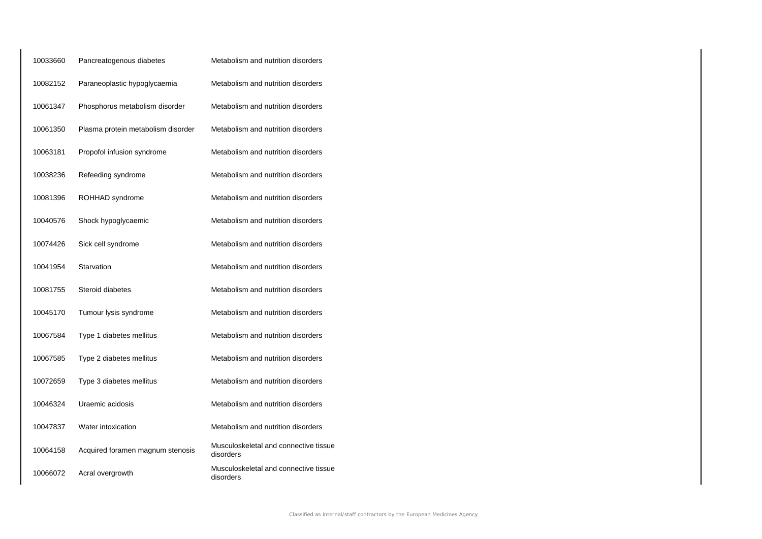| | | |
|---|---|---|
| 10033660 | Pancreatogenous diabetes | Metabolism and nutrition disorders |
| 10082152 | Paraneoplastic hypoglycaemia | Metabolism and nutrition disorders |
| 10061347 | Phosphorus metabolism disorder | Metabolism and nutrition disorders |
| 10061350 | Plasma protein metabolism disorder | Metabolism and nutrition disorders |
| 10063181 | Propofol infusion syndrome | Metabolism and nutrition disorders |
| 10038236 | Refeeding syndrome | Metabolism and nutrition disorders |
| 10081396 | ROHHAD syndrome | Metabolism and nutrition disorders |
| 10040576 | Shock hypoglycaemic | Metabolism and nutrition disorders |
| 10074426 | Sick cell syndrome | Metabolism and nutrition disorders |
| 10041954 | Starvation | Metabolism and nutrition disorders |
| 10081755 | Steroid diabetes | Metabolism and nutrition disorders |
| 10045170 | Tumour lysis syndrome | Metabolism and nutrition disorders |
| 10067584 | Type 1 diabetes mellitus | Metabolism and nutrition disorders |
| 10067585 | Type 2 diabetes mellitus | Metabolism and nutrition disorders |
| 10072659 | Type 3 diabetes mellitus | Metabolism and nutrition disorders |
| 10046324 | Uraemic acidosis | Metabolism and nutrition disorders |
| 10047837 | Water intoxication | Metabolism and nutrition disorders |
| 10064158 | Acquired foramen magnum stenosis | Musculoskeletal and connective tissue disorders |
| 10066072 | Acral overgrowth | Musculoskeletal and connective tissue disorders |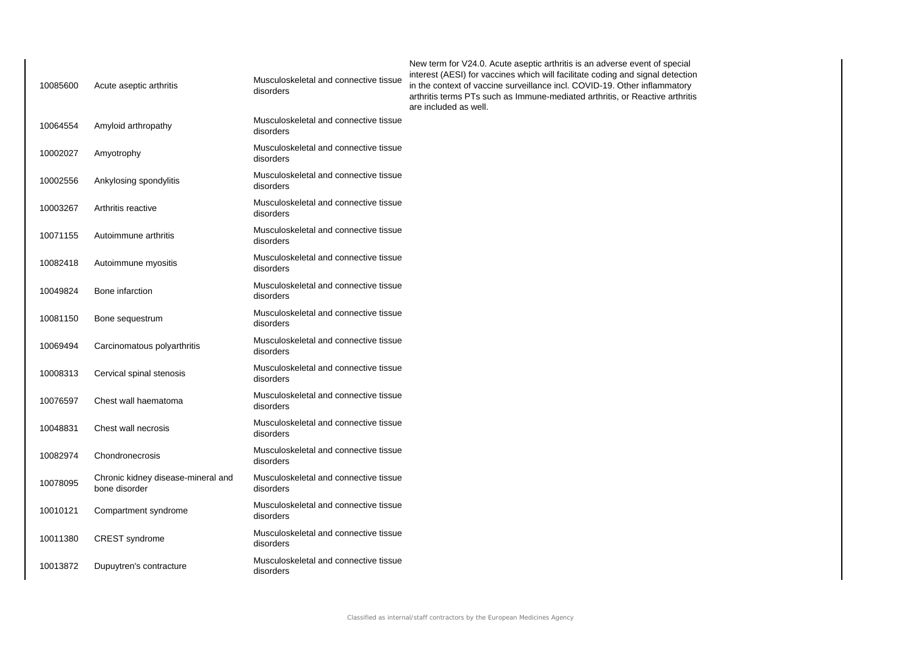| | | | |
|---|---|---|---|
| 10085600 | Acute aseptic arthritis | Musculoskeletal and connective tissue disorders | New term for V24.0. Acute aseptic arthritis is an adverse event of special interest (AESI) for vaccines which will facilitate coding and signal detection in the context of vaccine surveillance incl. COVID-19. Other inflammatory arthritis terms PTs such as Immune-mediated arthritis, or Reactive arthritis are included as well. |
| 10064554 | Amyloid arthropathy | Musculoskeletal and connective tissue disorders | |
| 10002027 | Amyotrophy | Musculoskeletal and connective tissue disorders | |
| 10002556 | Ankylosing spondylitis | Musculoskeletal and connective tissue disorders | |
| 10003267 | Arthritis reactive | Musculoskeletal and connective tissue disorders | |
| 10071155 | Autoimmune arthritis | Musculoskeletal and connective tissue disorders | |
| 10082418 | Autoimmune myositis | Musculoskeletal and connective tissue disorders | |
| 10049824 | Bone infarction | Musculoskeletal and connective tissue disorders | |
| 10081150 | Bone sequestrum | Musculoskeletal and connective tissue disorders | |
| 10069494 | Carcinomatous polyarthritis | Musculoskeletal and connective tissue disorders | |
| 10008313 | Cervical spinal stenosis | Musculoskeletal and connective tissue disorders | |
| 10076597 | Chest wall haematoma | Musculoskeletal and connective tissue disorders | |
| 10048831 | Chest wall necrosis | Musculoskeletal and connective tissue disorders | |
| 10082974 | Chondronecrosis | Musculoskeletal and connective tissue disorders | |
| 10078095 | Chronic kidney disease-mineral and bone disorder | Musculoskeletal and connective tissue disorders | |
| 10010121 | Compartment syndrome | Musculoskeletal and connective tissue disorders | |
| 10011380 | CREST syndrome | Musculoskeletal and connective tissue disorders | |
| 10013872 | Dupuytren's contracture | Musculoskeletal and connective tissue disorders | |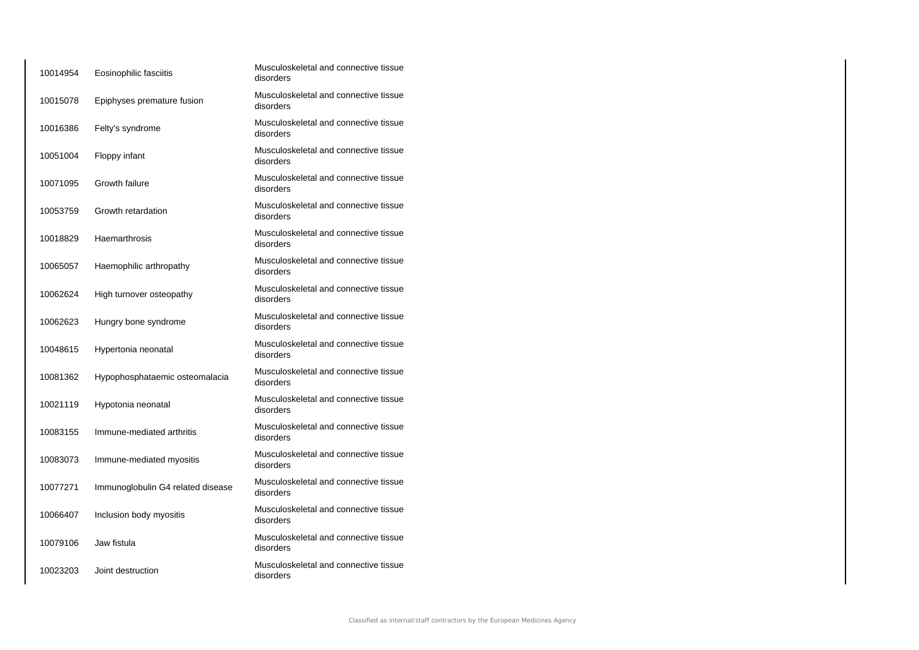| | | |
|---|---|---|
| 10014954 | Eosinophilic fasciitis | Musculoskeletal and connective tissue disorders |
| 10015078 | Epiphyses premature fusion | Musculoskeletal and connective tissue disorders |
| 10016386 | Felty's syndrome | Musculoskeletal and connective tissue disorders |
| 10051004 | Floppy infant | Musculoskeletal and connective tissue disorders |
| 10071095 | Growth failure | Musculoskeletal and connective tissue disorders |
| 10053759 | Growth retardation | Musculoskeletal and connective tissue disorders |
| 10018829 | Haemarthrosis | Musculoskeletal and connective tissue disorders |
| 10065057 | Haemophilic arthropathy | Musculoskeletal and connective tissue disorders |
| 10062624 | High turnover osteopathy | Musculoskeletal and connective tissue disorders |
| 10062623 | Hungry bone syndrome | Musculoskeletal and connective tissue disorders |
| 10048615 | Hypertonia neonatal | Musculoskeletal and connective tissue disorders |
| 10081362 | Hypophosphataemic osteomalacia | Musculoskeletal and connective tissue disorders |
| 10021119 | Hypotonia neonatal | Musculoskeletal and connective tissue disorders |
| 10083155 | Immune-mediated arthritis | Musculoskeletal and connective tissue disorders |
| 10083073 | Immune-mediated myositis | Musculoskeletal and connective tissue disorders |
| 10077271 | Immunoglobulin G4 related disease | Musculoskeletal and connective tissue disorders |
| 10066407 | Inclusion body myositis | Musculoskeletal and connective tissue disorders |
| 10079106 | Jaw fistula | Musculoskeletal and connective tissue disorders |
| 10023203 | Joint destruction | Musculoskeletal and connective tissue disorders |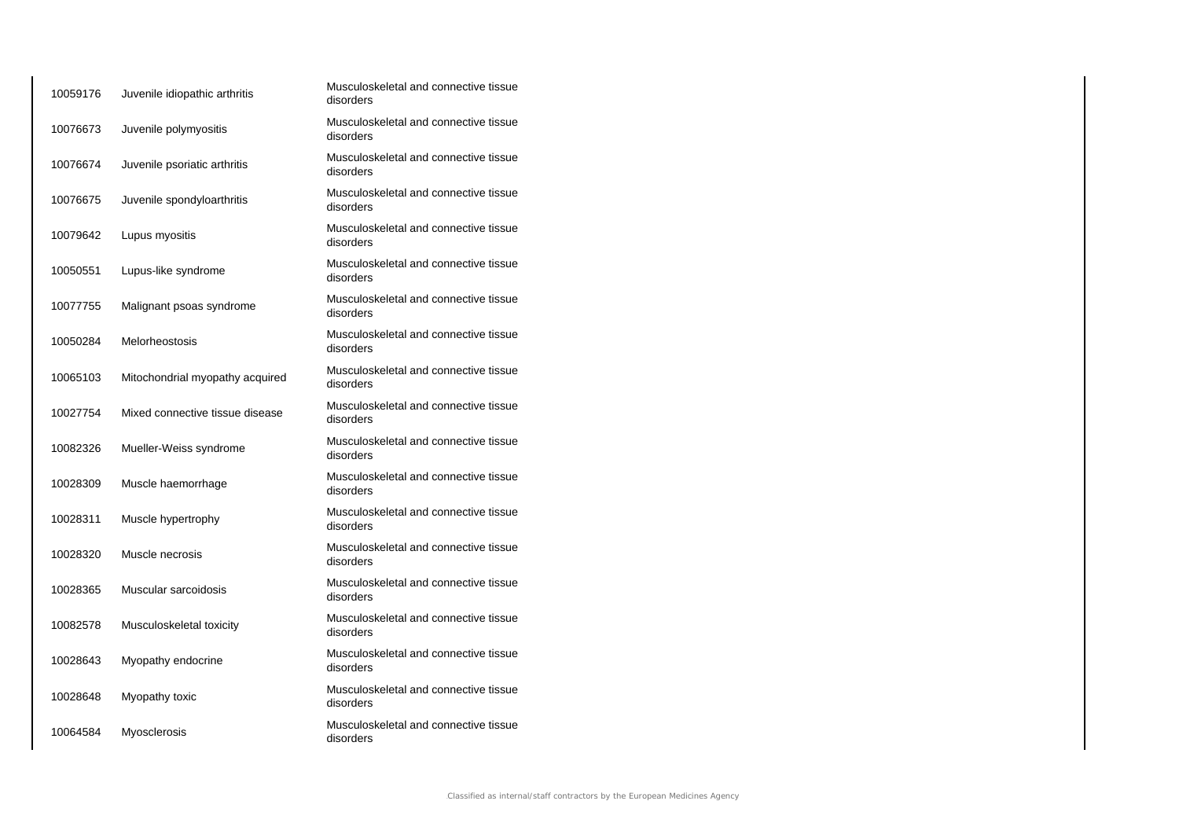| | | |
|---|---|---|
| 10059176 | Juvenile idiopathic arthritis | Musculoskeletal and connective tissue disorders |
| 10076673 | Juvenile polymyositis | Musculoskeletal and connective tissue disorders |
| 10076674 | Juvenile psoriatic arthritis | Musculoskeletal and connective tissue disorders |
| 10076675 | Juvenile spondyloarthritis | Musculoskeletal and connective tissue disorders |
| 10079642 | Lupus myositis | Musculoskeletal and connective tissue disorders |
| 10050551 | Lupus-like syndrome | Musculoskeletal and connective tissue disorders |
| 10077755 | Malignant psoas syndrome | Musculoskeletal and connective tissue disorders |
| 10050284 | Melorheostosis | Musculoskeletal and connective tissue disorders |
| 10065103 | Mitochondrial myopathy acquired | Musculoskeletal and connective tissue disorders |
| 10027754 | Mixed connective tissue disease | Musculoskeletal and connective tissue disorders |
| 10082326 | Mueller-Weiss syndrome | Musculoskeletal and connective tissue disorders |
| 10028309 | Muscle haemorrhage | Musculoskeletal and connective tissue disorders |
| 10028311 | Muscle hypertrophy | Musculoskeletal and connective tissue disorders |
| 10028320 | Muscle necrosis | Musculoskeletal and connective tissue disorders |
| 10028365 | Muscular sarcoidosis | Musculoskeletal and connective tissue disorders |
| 10082578 | Musculoskeletal toxicity | Musculoskeletal and connective tissue disorders |
| 10028643 | Myopathy endocrine | Musculoskeletal and connective tissue disorders |
| 10028648 | Myopathy toxic | Musculoskeletal and connective tissue disorders |
| 10064584 | Myosclerosis | Musculoskeletal and connective tissue disorders |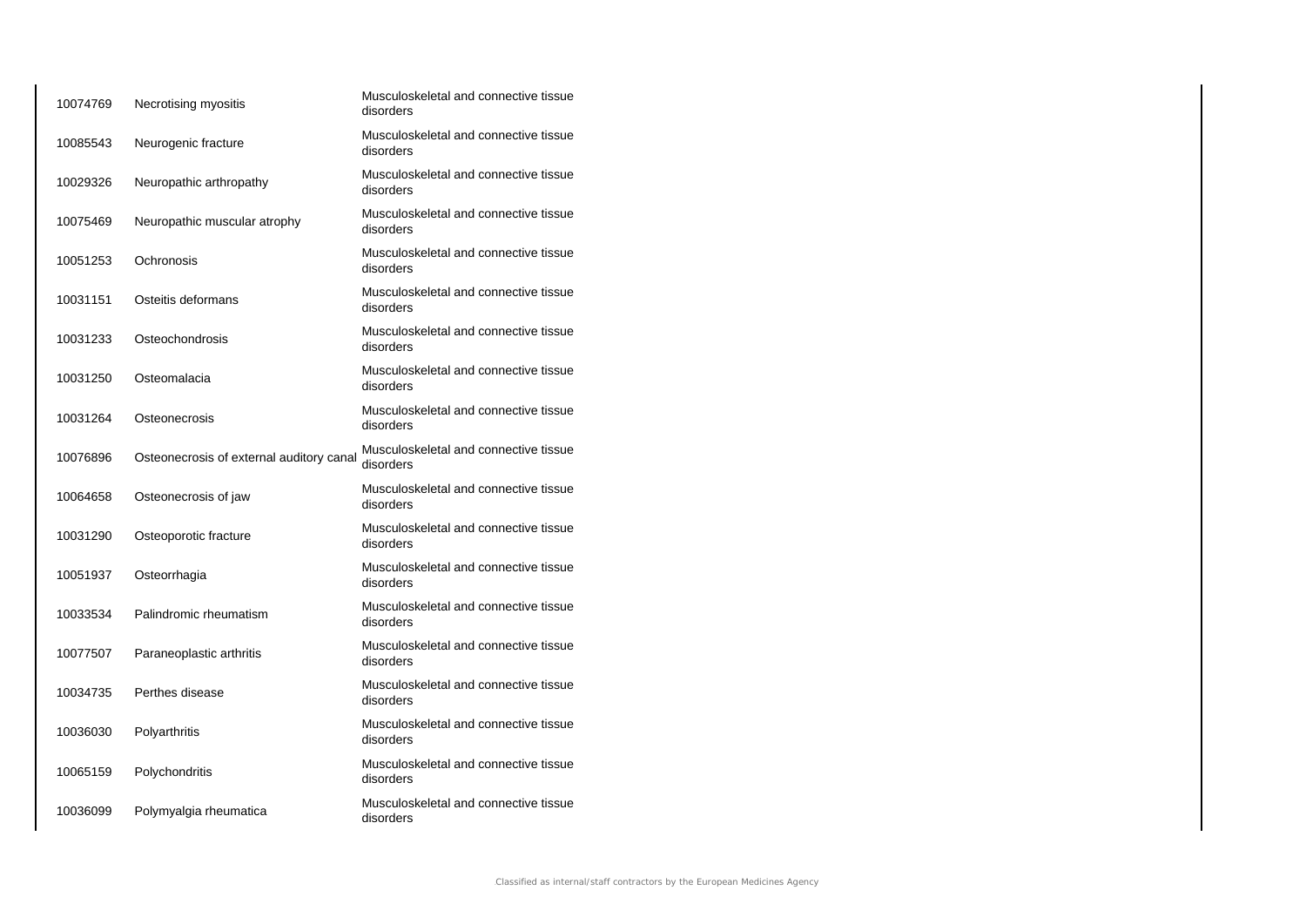| | | |
|---|---|---|
| 10074769 | Necrotising myositis | Musculoskeletal and connective tissue disorders |
| 10085543 | Neurogenic fracture | Musculoskeletal and connective tissue disorders |
| 10029326 | Neuropathic arthropathy | Musculoskeletal and connective tissue disorders |
| 10075469 | Neuropathic muscular atrophy | Musculoskeletal and connective tissue disorders |
| 10051253 | Ochronosis | Musculoskeletal and connective tissue disorders |
| 10031151 | Osteitis deformans | Musculoskeletal and connective tissue disorders |
| 10031233 | Osteochondrosis | Musculoskeletal and connective tissue disorders |
| 10031250 | Osteomalacia | Musculoskeletal and connective tissue disorders |
| 10031264 | Osteonecrosis | Musculoskeletal and connective tissue disorders |
| 10076896 | Osteonecrosis of external auditory canal | Musculoskeletal and connective tissue disorders |
| 10064658 | Osteonecrosis of jaw | Musculoskeletal and connective tissue disorders |
| 10031290 | Osteoporotic fracture | Musculoskeletal and connective tissue disorders |
| 10051937 | Osteorrhagia | Musculoskeletal and connective tissue disorders |
| 10033534 | Palindromic rheumatism | Musculoskeletal and connective tissue disorders |
| 10077507 | Paraneoplastic arthritis | Musculoskeletal and connective tissue disorders |
| 10034735 | Perthes disease | Musculoskeletal and connective tissue disorders |
| 10036030 | Polyarthritis | Musculoskeletal and connective tissue disorders |
| 10065159 | Polychondritis | Musculoskeletal and connective tissue disorders |
| 10036099 | Polymyalgia rheumatica | Musculoskeletal and connective tissue disorders |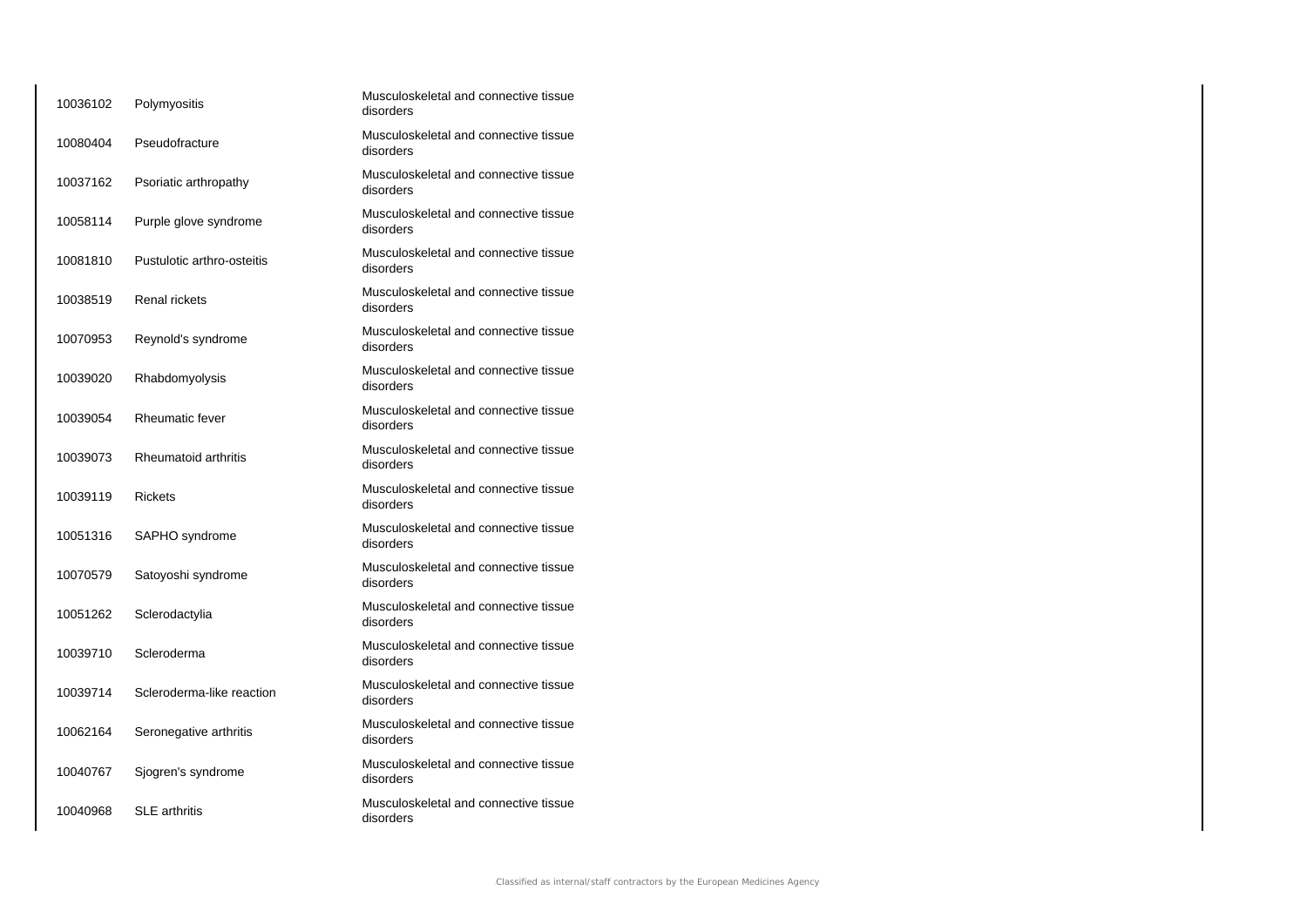| | | |
|---|---|---|
| 10036102 | Polymyositis | Musculoskeletal and connective tissue disorders |
| 10080404 | Pseudofracture | Musculoskeletal and connective tissue disorders |
| 10037162 | Psoriatic arthropathy | Musculoskeletal and connective tissue disorders |
| 10058114 | Purple glove syndrome | Musculoskeletal and connective tissue disorders |
| 10081810 | Pustulotic arthro-osteitis | Musculoskeletal and connective tissue disorders |
| 10038519 | Renal rickets | Musculoskeletal and connective tissue disorders |
| 10070953 | Reynold's syndrome | Musculoskeletal and connective tissue disorders |
| 10039020 | Rhabdomyolysis | Musculoskeletal and connective tissue disorders |
| 10039054 | Rheumatic fever | Musculoskeletal and connective tissue disorders |
| 10039073 | Rheumatoid arthritis | Musculoskeletal and connective tissue disorders |
| 10039119 | Rickets | Musculoskeletal and connective tissue disorders |
| 10051316 | SAPHO syndrome | Musculoskeletal and connective tissue disorders |
| 10070579 | Satoyoshi syndrome | Musculoskeletal and connective tissue disorders |
| 10051262 | Sclerodactylia | Musculoskeletal and connective tissue disorders |
| 10039710 | Scleroderma | Musculoskeletal and connective tissue disorders |
| 10039714 | Scleroderma-like reaction | Musculoskeletal and connective tissue disorders |
| 10062164 | Seronegative arthritis | Musculoskeletal and connective tissue disorders |
| 10040767 | Sjogren's syndrome | Musculoskeletal and connective tissue disorders |
| 10040968 | SLE arthritis | Musculoskeletal and connective tissue disorders |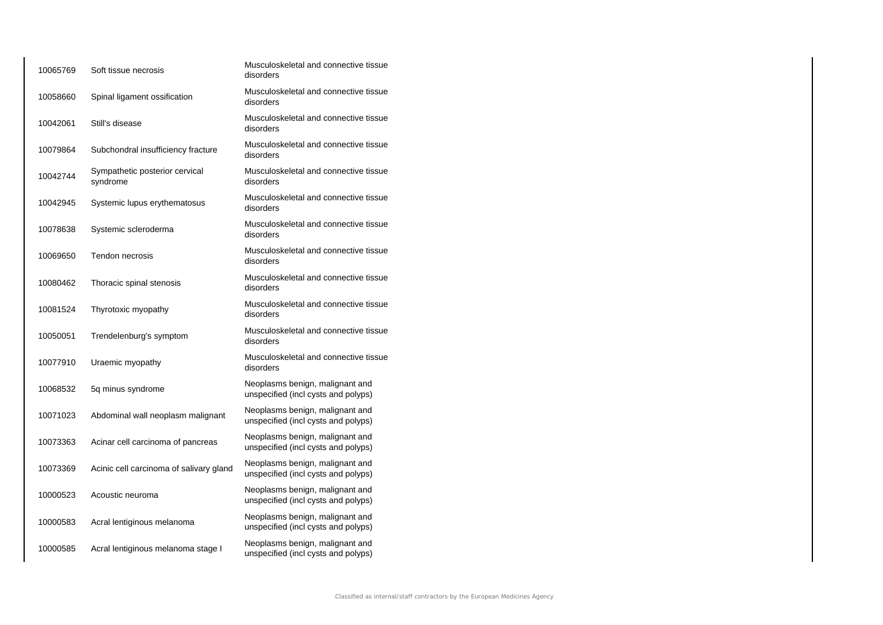| | | |
|---|---|---|
| 10065769 | Soft tissue necrosis | Musculoskeletal and connective tissue disorders |
| 10058660 | Spinal ligament ossification | Musculoskeletal and connective tissue disorders |
| 10042061 | Still's disease | Musculoskeletal and connective tissue disorders |
| 10079864 | Subchondral insufficiency fracture | Musculoskeletal and connective tissue disorders |
| 10042744 | Sympathetic posterior cervical syndrome | Musculoskeletal and connective tissue disorders |
| 10042945 | Systemic lupus erythematosus | Musculoskeletal and connective tissue disorders |
| 10078638 | Systemic scleroderma | Musculoskeletal and connective tissue disorders |
| 10069650 | Tendon necrosis | Musculoskeletal and connective tissue disorders |
| 10080462 | Thoracic spinal stenosis | Musculoskeletal and connective tissue disorders |
| 10081524 | Thyrotoxic myopathy | Musculoskeletal and connective tissue disorders |
| 10050051 | Trendelenburg's symptom | Musculoskeletal and connective tissue disorders |
| 10077910 | Uraemic myopathy | Musculoskeletal and connective tissue disorders |
| 10068532 | 5q minus syndrome | Neoplasms benign, malignant and unspecified (incl cysts and polyps) |
| 10071023 | Abdominal wall neoplasm malignant | Neoplasms benign, malignant and unspecified (incl cysts and polyps) |
| 10073363 | Acinar cell carcinoma of pancreas | Neoplasms benign, malignant and unspecified (incl cysts and polyps) |
| 10073369 | Acinic cell carcinoma of salivary gland | Neoplasms benign, malignant and unspecified (incl cysts and polyps) |
| 10000523 | Acoustic neuroma | Neoplasms benign, malignant and unspecified (incl cysts and polyps) |
| 10000583 | Acral lentiginous melanoma | Neoplasms benign, malignant and unspecified (incl cysts and polyps) |
| 10000585 | Acral lentiginous melanoma stage I | Neoplasms benign, malignant and unspecified (incl cysts and polyps) |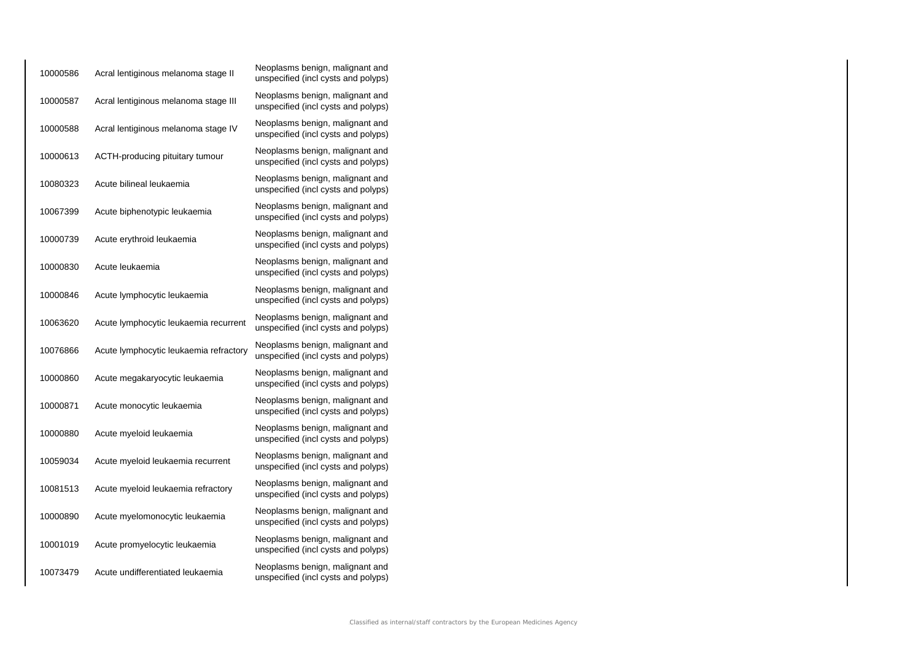| | | |
|---|---|---|
| 10000586 | Acral lentiginous melanoma stage II | Neoplasms benign, malignant and unspecified (incl cysts and polyps) |
| 10000587 | Acral lentiginous melanoma stage III | Neoplasms benign, malignant and unspecified (incl cysts and polyps) |
| 10000588 | Acral lentiginous melanoma stage IV | Neoplasms benign, malignant and unspecified (incl cysts and polyps) |
| 10000613 | ACTH-producing pituitary tumour | Neoplasms benign, malignant and unspecified (incl cysts and polyps) |
| 10080323 | Acute bilineal leukaemia | Neoplasms benign, malignant and unspecified (incl cysts and polyps) |
| 10067399 | Acute biphenotypic leukaemia | Neoplasms benign, malignant and unspecified (incl cysts and polyps) |
| 10000739 | Acute erythroid leukaemia | Neoplasms benign, malignant and unspecified (incl cysts and polyps) |
| 10000830 | Acute leukaemia | Neoplasms benign, malignant and unspecified (incl cysts and polyps) |
| 10000846 | Acute lymphocytic leukaemia | Neoplasms benign, malignant and unspecified (incl cysts and polyps) |
| 10063620 | Acute lymphocytic leukaemia recurrent | Neoplasms benign, malignant and unspecified (incl cysts and polyps) |
| 10076866 | Acute lymphocytic leukaemia refractory | Neoplasms benign, malignant and unspecified (incl cysts and polyps) |
| 10000860 | Acute megakaryocytic leukaemia | Neoplasms benign, malignant and unspecified (incl cysts and polyps) |
| 10000871 | Acute monocytic leukaemia | Neoplasms benign, malignant and unspecified (incl cysts and polyps) |
| 10000880 | Acute myeloid leukaemia | Neoplasms benign, malignant and unspecified (incl cysts and polyps) |
| 10059034 | Acute myeloid leukaemia recurrent | Neoplasms benign, malignant and unspecified (incl cysts and polyps) |
| 10081513 | Acute myeloid leukaemia refractory | Neoplasms benign, malignant and unspecified (incl cysts and polyps) |
| 10000890 | Acute myelomonocytic leukaemia | Neoplasms benign, malignant and unspecified (incl cysts and polyps) |
| 10001019 | Acute promyelocytic leukaemia | Neoplasms benign, malignant and unspecified (incl cysts and polyps) |
| 10073479 | Acute undifferentiated leukaemia | Neoplasms benign, malignant and unspecified (incl cysts and polyps) |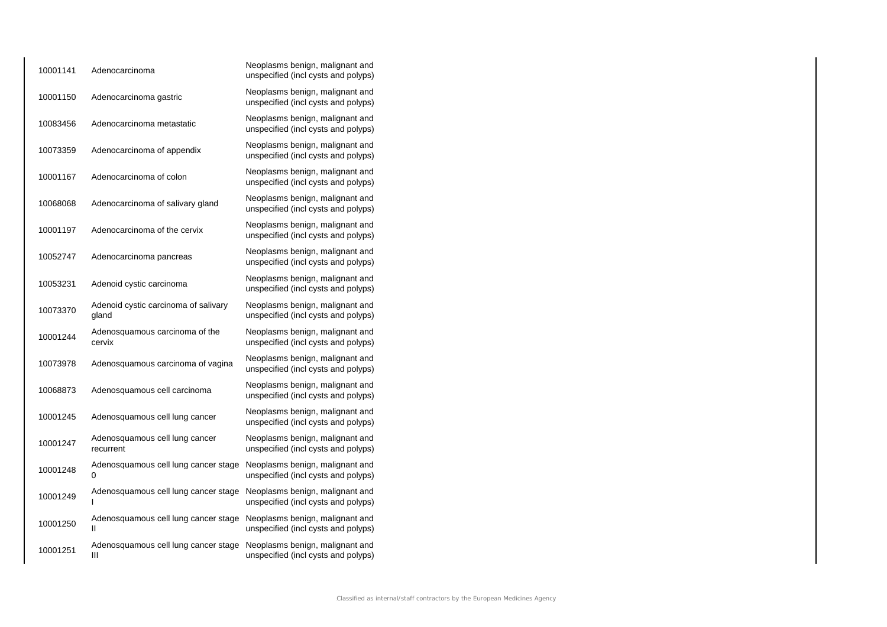| | | |
|---|---|---|
| 10001141 | Adenocarcinoma | Neoplasms benign, malignant and unspecified (incl cysts and polyps) |
| 10001150 | Adenocarcinoma gastric | Neoplasms benign, malignant and unspecified (incl cysts and polyps) |
| 10083456 | Adenocarcinoma metastatic | Neoplasms benign, malignant and unspecified (incl cysts and polyps) |
| 10073359 | Adenocarcinoma of appendix | Neoplasms benign, malignant and unspecified (incl cysts and polyps) |
| 10001167 | Adenocarcinoma of colon | Neoplasms benign, malignant and unspecified (incl cysts and polyps) |
| 10068068 | Adenocarcinoma of salivary gland | Neoplasms benign, malignant and unspecified (incl cysts and polyps) |
| 10001197 | Adenocarcinoma of the cervix | Neoplasms benign, malignant and unspecified (incl cysts and polyps) |
| 10052747 | Adenocarcinoma pancreas | Neoplasms benign, malignant and unspecified (incl cysts and polyps) |
| 10053231 | Adenoid cystic carcinoma | Neoplasms benign, malignant and unspecified (incl cysts and polyps) |
| 10073370 | Adenoid cystic carcinoma of salivary gland | Neoplasms benign, malignant and unspecified (incl cysts and polyps) |
| 10001244 | Adenosquamous carcinoma of the cervix | Neoplasms benign, malignant and unspecified (incl cysts and polyps) |
| 10073978 | Adenosquamous carcinoma of vagina | Neoplasms benign, malignant and unspecified (incl cysts and polyps) |
| 10068873 | Adenosquamous cell carcinoma | Neoplasms benign, malignant and unspecified (incl cysts and polyps) |
| 10001245 | Adenosquamous cell lung cancer | Neoplasms benign, malignant and unspecified (incl cysts and polyps) |
| 10001247 | Adenosquamous cell lung cancer recurrent | Neoplasms benign, malignant and unspecified (incl cysts and polyps) |
| 10001248 | Adenosquamous cell lung cancer stage 0 | Neoplasms benign, malignant and unspecified (incl cysts and polyps) |
| 10001249 | Adenosquamous cell lung cancer stage I | Neoplasms benign, malignant and unspecified (incl cysts and polyps) |
| 10001250 | Adenosquamous cell lung cancer stage II | Neoplasms benign, malignant and unspecified (incl cysts and polyps) |
| 10001251 | Adenosquamous cell lung cancer stage III | Neoplasms benign, malignant and unspecified (incl cysts and polyps) |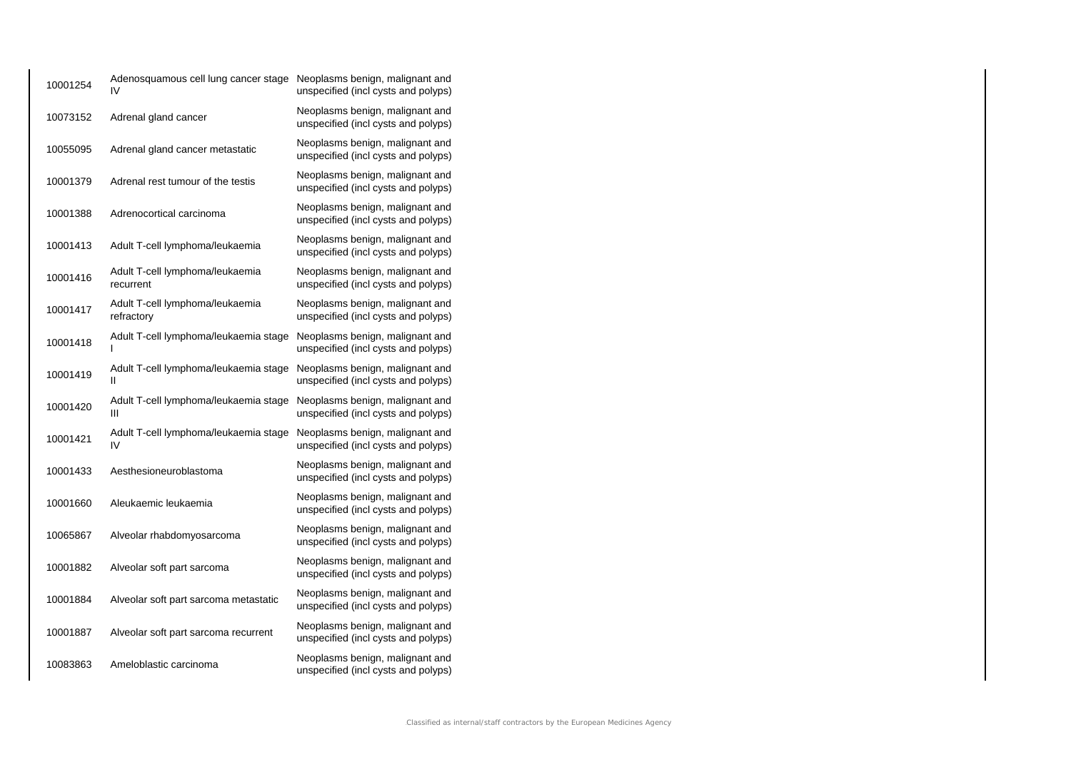| | | |
|---|---|---|
| 10001254 | Adenosquamous cell lung cancer stage IV | Neoplasms benign, malignant and unspecified (incl cysts and polyps) |
| 10073152 | Adrenal gland cancer | Neoplasms benign, malignant and unspecified (incl cysts and polyps) |
| 10055095 | Adrenal gland cancer metastatic | Neoplasms benign, malignant and unspecified (incl cysts and polyps) |
| 10001379 | Adrenal rest tumour of the testis | Neoplasms benign, malignant and unspecified (incl cysts and polyps) |
| 10001388 | Adrenocortical carcinoma | Neoplasms benign, malignant and unspecified (incl cysts and polyps) |
| 10001413 | Adult T-cell lymphoma/leukaemia | Neoplasms benign, malignant and unspecified (incl cysts and polyps) |
| 10001416 | Adult T-cell lymphoma/leukaemia recurrent | Neoplasms benign, malignant and unspecified (incl cysts and polyps) |
| 10001417 | Adult T-cell lymphoma/leukaemia refractory | Neoplasms benign, malignant and unspecified (incl cysts and polyps) |
| 10001418 | Adult T-cell lymphoma/leukaemia stage I | Neoplasms benign, malignant and unspecified (incl cysts and polyps) |
| 10001419 | Adult T-cell lymphoma/leukaemia stage II | Neoplasms benign, malignant and unspecified (incl cysts and polyps) |
| 10001420 | Adult T-cell lymphoma/leukaemia stage III | Neoplasms benign, malignant and unspecified (incl cysts and polyps) |
| 10001421 | Adult T-cell lymphoma/leukaemia stage IV | Neoplasms benign, malignant and unspecified (incl cysts and polyps) |
| 10001433 | Aesthesioneuroblastoma | Neoplasms benign, malignant and unspecified (incl cysts and polyps) |
| 10001660 | Aleukaemic leukaemia | Neoplasms benign, malignant and unspecified (incl cysts and polyps) |
| 10065867 | Alveolar rhabdomyosarcoma | Neoplasms benign, malignant and unspecified (incl cysts and polyps) |
| 10001882 | Alveolar soft part sarcoma | Neoplasms benign, malignant and unspecified (incl cysts and polyps) |
| 10001884 | Alveolar soft part sarcoma metastatic | Neoplasms benign, malignant and unspecified (incl cysts and polyps) |
| 10001887 | Alveolar soft part sarcoma recurrent | Neoplasms benign, malignant and unspecified (incl cysts and polyps) |
| 10083863 | Ameloblastic carcinoma | Neoplasms benign, malignant and unspecified (incl cysts and polyps) |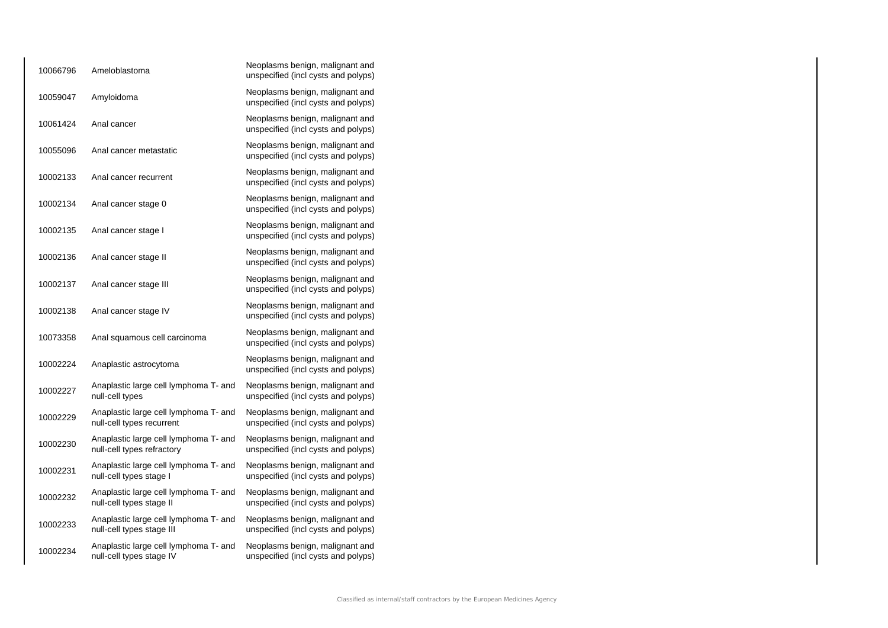| | | |
|---|---|---|
| 10066796 | Ameloblastoma | Neoplasms benign, malignant and unspecified (incl cysts and polyps) |
| 10059047 | Amyloidoma | Neoplasms benign, malignant and unspecified (incl cysts and polyps) |
| 10061424 | Anal cancer | Neoplasms benign, malignant and unspecified (incl cysts and polyps) |
| 10055096 | Anal cancer metastatic | Neoplasms benign, malignant and unspecified (incl cysts and polyps) |
| 10002133 | Anal cancer recurrent | Neoplasms benign, malignant and unspecified (incl cysts and polyps) |
| 10002134 | Anal cancer stage 0 | Neoplasms benign, malignant and unspecified (incl cysts and polyps) |
| 10002135 | Anal cancer stage I | Neoplasms benign, malignant and unspecified (incl cysts and polyps) |
| 10002136 | Anal cancer stage II | Neoplasms benign, malignant and unspecified (incl cysts and polyps) |
| 10002137 | Anal cancer stage III | Neoplasms benign, malignant and unspecified (incl cysts and polyps) |
| 10002138 | Anal cancer stage IV | Neoplasms benign, malignant and unspecified (incl cysts and polyps) |
| 10073358 | Anal squamous cell carcinoma | Neoplasms benign, malignant and unspecified (incl cysts and polyps) |
| 10002224 | Anaplastic astrocytoma | Neoplasms benign, malignant and unspecified (incl cysts and polyps) |
| 10002227 | Anaplastic large cell lymphoma T- and null-cell types | Neoplasms benign, malignant and unspecified (incl cysts and polyps) |
| 10002229 | Anaplastic large cell lymphoma T- and null-cell types recurrent | Neoplasms benign, malignant and unspecified (incl cysts and polyps) |
| 10002230 | Anaplastic large cell lymphoma T- and null-cell types refractory | Neoplasms benign, malignant and unspecified (incl cysts and polyps) |
| 10002231 | Anaplastic large cell lymphoma T- and null-cell types stage I | Neoplasms benign, malignant and unspecified (incl cysts and polyps) |
| 10002232 | Anaplastic large cell lymphoma T- and null-cell types stage II | Neoplasms benign, malignant and unspecified (incl cysts and polyps) |
| 10002233 | Anaplastic large cell lymphoma T- and null-cell types stage III | Neoplasms benign, malignant and unspecified (incl cysts and polyps) |
| 10002234 | Anaplastic large cell lymphoma T- and null-cell types stage IV | Neoplasms benign, malignant and unspecified (incl cysts and polyps) |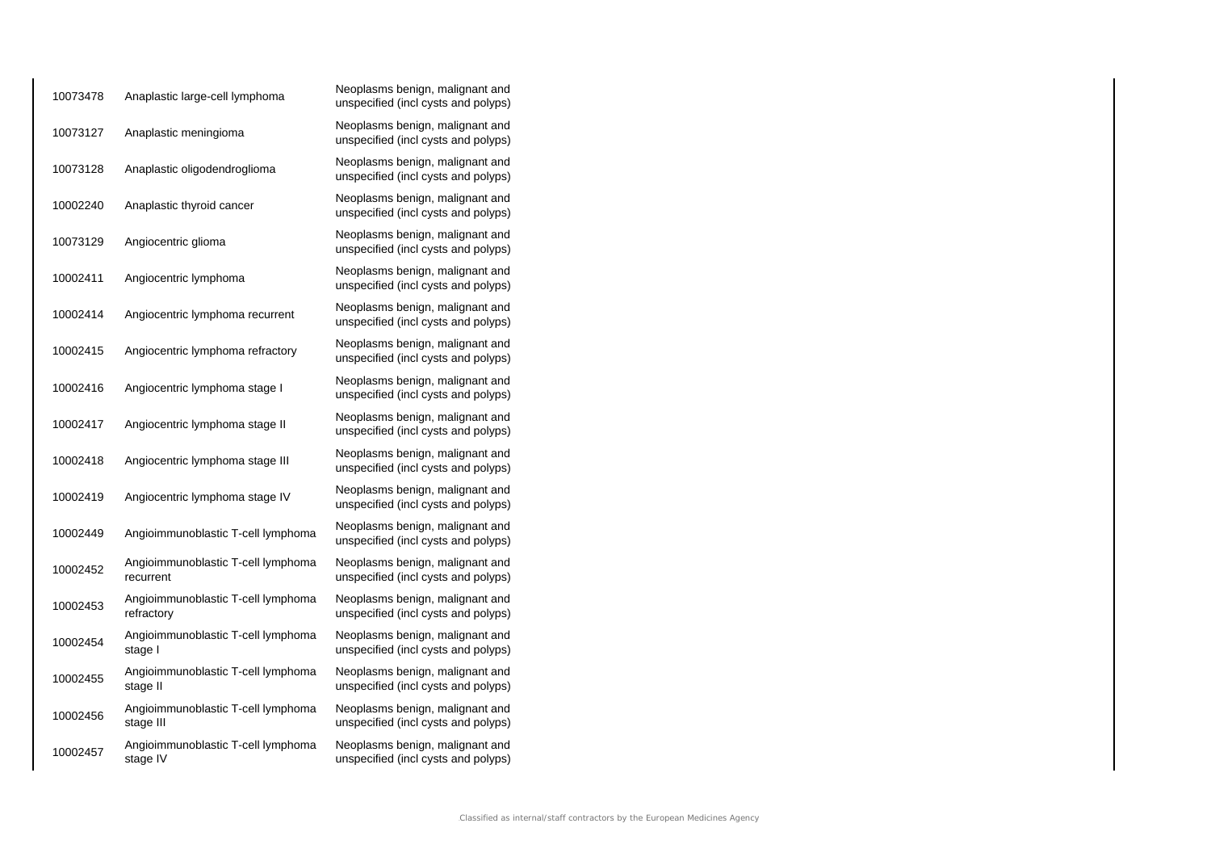| | | |
|---|---|---|
| 10073478 | Anaplastic large-cell lymphoma | Neoplasms benign, malignant and unspecified (incl cysts and polyps) |
| 10073127 | Anaplastic meningioma | Neoplasms benign, malignant and unspecified (incl cysts and polyps) |
| 10073128 | Anaplastic oligodendroglioma | Neoplasms benign, malignant and unspecified (incl cysts and polyps) |
| 10002240 | Anaplastic thyroid cancer | Neoplasms benign, malignant and unspecified (incl cysts and polyps) |
| 10073129 | Angiocentric glioma | Neoplasms benign, malignant and unspecified (incl cysts and polyps) |
| 10002411 | Angiocentric lymphoma | Neoplasms benign, malignant and unspecified (incl cysts and polyps) |
| 10002414 | Angiocentric lymphoma recurrent | Neoplasms benign, malignant and unspecified (incl cysts and polyps) |
| 10002415 | Angiocentric lymphoma refractory | Neoplasms benign, malignant and unspecified (incl cysts and polyps) |
| 10002416 | Angiocentric lymphoma stage I | Neoplasms benign, malignant and unspecified (incl cysts and polyps) |
| 10002417 | Angiocentric lymphoma stage II | Neoplasms benign, malignant and unspecified (incl cysts and polyps) |
| 10002418 | Angiocentric lymphoma stage III | Neoplasms benign, malignant and unspecified (incl cysts and polyps) |
| 10002419 | Angiocentric lymphoma stage IV | Neoplasms benign, malignant and unspecified (incl cysts and polyps) |
| 10002449 | Angioimmunoblastic T-cell lymphoma | Neoplasms benign, malignant and unspecified (incl cysts and polyps) |
| 10002452 | Angioimmunoblastic T-cell lymphoma recurrent | Neoplasms benign, malignant and unspecified (incl cysts and polyps) |
| 10002453 | Angioimmunoblastic T-cell lymphoma refractory | Neoplasms benign, malignant and unspecified (incl cysts and polyps) |
| 10002454 | Angioimmunoblastic T-cell lymphoma stage I | Neoplasms benign, malignant and unspecified (incl cysts and polyps) |
| 10002455 | Angioimmunoblastic T-cell lymphoma stage II | Neoplasms benign, malignant and unspecified (incl cysts and polyps) |
| 10002456 | Angioimmunoblastic T-cell lymphoma stage III | Neoplasms benign, malignant and unspecified (incl cysts and polyps) |
| 10002457 | Angioimmunoblastic T-cell lymphoma stage IV | Neoplasms benign, malignant and unspecified (incl cysts and polyps) |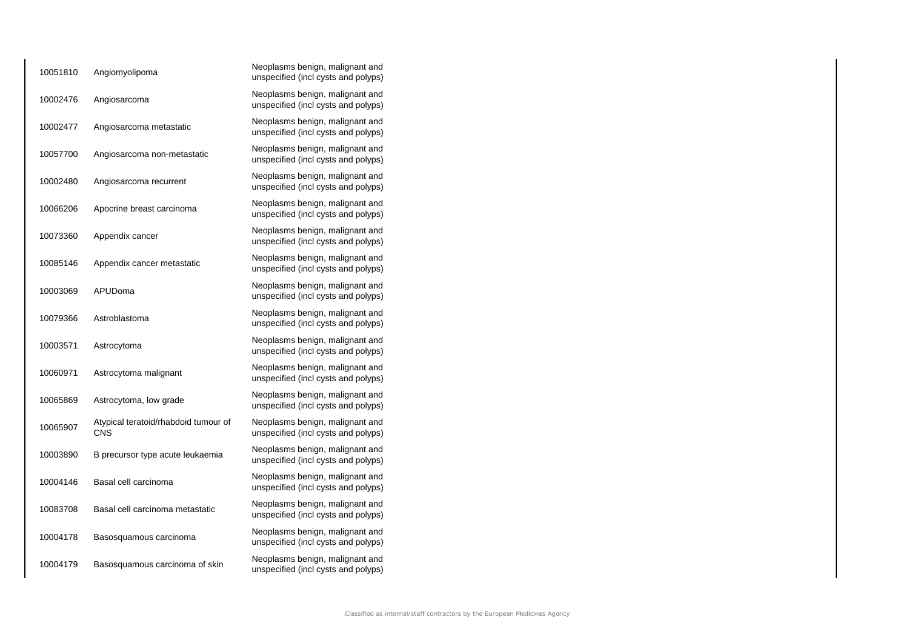| | | |
|---|---|---|
| 10051810 | Angiomyolipoma | Neoplasms benign, malignant and unspecified (incl cysts and polyps) |
| 10002476 | Angiosarcoma | Neoplasms benign, malignant and unspecified (incl cysts and polyps) |
| 10002477 | Angiosarcoma metastatic | Neoplasms benign, malignant and unspecified (incl cysts and polyps) |
| 10057700 | Angiosarcoma non-metastatic | Neoplasms benign, malignant and unspecified (incl cysts and polyps) |
| 10002480 | Angiosarcoma recurrent | Neoplasms benign, malignant and unspecified (incl cysts and polyps) |
| 10066206 | Apocrine breast carcinoma | Neoplasms benign, malignant and unspecified (incl cysts and polyps) |
| 10073360 | Appendix cancer | Neoplasms benign, malignant and unspecified (incl cysts and polyps) |
| 10085146 | Appendix cancer metastatic | Neoplasms benign, malignant and unspecified (incl cysts and polyps) |
| 10003069 | APUDoma | Neoplasms benign, malignant and unspecified (incl cysts and polyps) |
| 10079366 | Astroblastoma | Neoplasms benign, malignant and unspecified (incl cysts and polyps) |
| 10003571 | Astrocytoma | Neoplasms benign, malignant and unspecified (incl cysts and polyps) |
| 10060971 | Astrocytoma malignant | Neoplasms benign, malignant and unspecified (incl cysts and polyps) |
| 10065869 | Astrocytoma, low grade | Neoplasms benign, malignant and unspecified (incl cysts and polyps) |
| 10065907 | Atypical teratoid/rhabdoid tumour of CNS | Neoplasms benign, malignant and unspecified (incl cysts and polyps) |
| 10003890 | B precursor type acute leukaemia | Neoplasms benign, malignant and unspecified (incl cysts and polyps) |
| 10004146 | Basal cell carcinoma | Neoplasms benign, malignant and unspecified (incl cysts and polyps) |
| 10083708 | Basal cell carcinoma metastatic | Neoplasms benign, malignant and unspecified (incl cysts and polyps) |
| 10004178 | Basosquamous carcinoma | Neoplasms benign, malignant and unspecified (incl cysts and polyps) |
| 10004179 | Basosquamous carcinoma of skin | Neoplasms benign, malignant and unspecified (incl cysts and polyps) |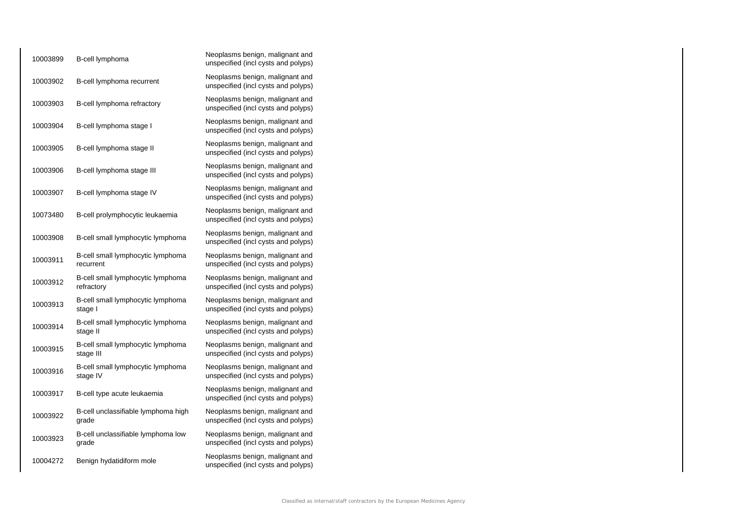| | | |
|---|---|---|
| 10003899 | B-cell lymphoma | Neoplasms benign, malignant and unspecified (incl cysts and polyps) |
| 10003902 | B-cell lymphoma recurrent | Neoplasms benign, malignant and unspecified (incl cysts and polyps) |
| 10003903 | B-cell lymphoma refractory | Neoplasms benign, malignant and unspecified (incl cysts and polyps) |
| 10003904 | B-cell lymphoma stage I | Neoplasms benign, malignant and unspecified (incl cysts and polyps) |
| 10003905 | B-cell lymphoma stage II | Neoplasms benign, malignant and unspecified (incl cysts and polyps) |
| 10003906 | B-cell lymphoma stage III | Neoplasms benign, malignant and unspecified (incl cysts and polyps) |
| 10003907 | B-cell lymphoma stage IV | Neoplasms benign, malignant and unspecified (incl cysts and polyps) |
| 10073480 | B-cell prolymphocytic leukaemia | Neoplasms benign, malignant and unspecified (incl cysts and polyps) |
| 10003908 | B-cell small lymphocytic lymphoma | Neoplasms benign, malignant and unspecified (incl cysts and polyps) |
| 10003911 | B-cell small lymphocytic lymphoma recurrent | Neoplasms benign, malignant and unspecified (incl cysts and polyps) |
| 10003912 | B-cell small lymphocytic lymphoma refractory | Neoplasms benign, malignant and unspecified (incl cysts and polyps) |
| 10003913 | B-cell small lymphocytic lymphoma stage I | Neoplasms benign, malignant and unspecified (incl cysts and polyps) |
| 10003914 | B-cell small lymphocytic lymphoma stage II | Neoplasms benign, malignant and unspecified (incl cysts and polyps) |
| 10003915 | B-cell small lymphocytic lymphoma stage III | Neoplasms benign, malignant and unspecified (incl cysts and polyps) |
| 10003916 | B-cell small lymphocytic lymphoma stage IV | Neoplasms benign, malignant and unspecified (incl cysts and polyps) |
| 10003917 | B-cell type acute leukaemia | Neoplasms benign, malignant and unspecified (incl cysts and polyps) |
| 10003922 | B-cell unclassifiable lymphoma high grade | Neoplasms benign, malignant and unspecified (incl cysts and polyps) |
| 10003923 | B-cell unclassifiable lymphoma low grade | Neoplasms benign, malignant and unspecified (incl cysts and polyps) |
| 10004272 | Benign hydatidiform mole | Neoplasms benign, malignant and unspecified (incl cysts and polyps) |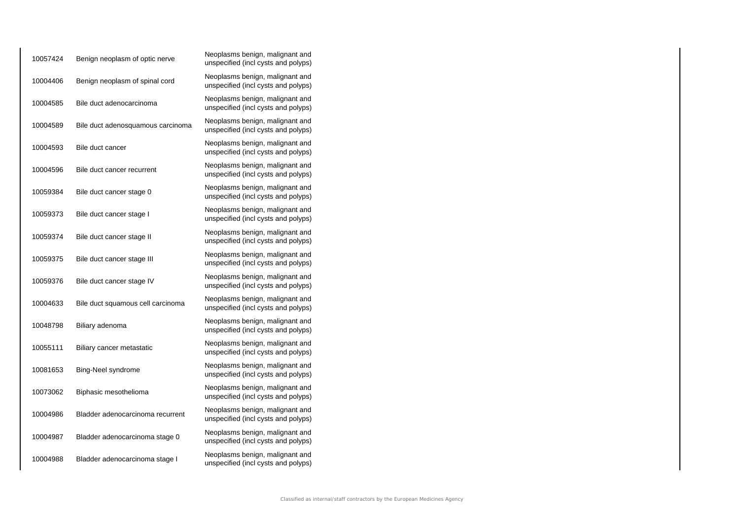| | | |
|---|---|---|
| 10057424 | Benign neoplasm of optic nerve | Neoplasms benign, malignant and unspecified (incl cysts and polyps) |
| 10004406 | Benign neoplasm of spinal cord | Neoplasms benign, malignant and unspecified (incl cysts and polyps) |
| 10004585 | Bile duct adenocarcinoma | Neoplasms benign, malignant and unspecified (incl cysts and polyps) |
| 10004589 | Bile duct adenosquamous carcinoma | Neoplasms benign, malignant and unspecified (incl cysts and polyps) |
| 10004593 | Bile duct cancer | Neoplasms benign, malignant and unspecified (incl cysts and polyps) |
| 10004596 | Bile duct cancer recurrent | Neoplasms benign, malignant and unspecified (incl cysts and polyps) |
| 10059384 | Bile duct cancer stage 0 | Neoplasms benign, malignant and unspecified (incl cysts and polyps) |
| 10059373 | Bile duct cancer stage I | Neoplasms benign, malignant and unspecified (incl cysts and polyps) |
| 10059374 | Bile duct cancer stage II | Neoplasms benign, malignant and unspecified (incl cysts and polyps) |
| 10059375 | Bile duct cancer stage III | Neoplasms benign, malignant and unspecified (incl cysts and polyps) |
| 10059376 | Bile duct cancer stage IV | Neoplasms benign, malignant and unspecified (incl cysts and polyps) |
| 10004633 | Bile duct squamous cell carcinoma | Neoplasms benign, malignant and unspecified (incl cysts and polyps) |
| 10048798 | Biliary adenoma | Neoplasms benign, malignant and unspecified (incl cysts and polyps) |
| 10055111 | Biliary cancer metastatic | Neoplasms benign, malignant and unspecified (incl cysts and polyps) |
| 10081653 | Bing-Neel syndrome | Neoplasms benign, malignant and unspecified (incl cysts and polyps) |
| 10073062 | Biphasic mesothelioma | Neoplasms benign, malignant and unspecified (incl cysts and polyps) |
| 10004986 | Bladder adenocarcinoma recurrent | Neoplasms benign, malignant and unspecified (incl cysts and polyps) |
| 10004987 | Bladder adenocarcinoma stage 0 | Neoplasms benign, malignant and unspecified (incl cysts and polyps) |
| 10004988 | Bladder adenocarcinoma stage I | Neoplasms benign, malignant and unspecified (incl cysts and polyps) |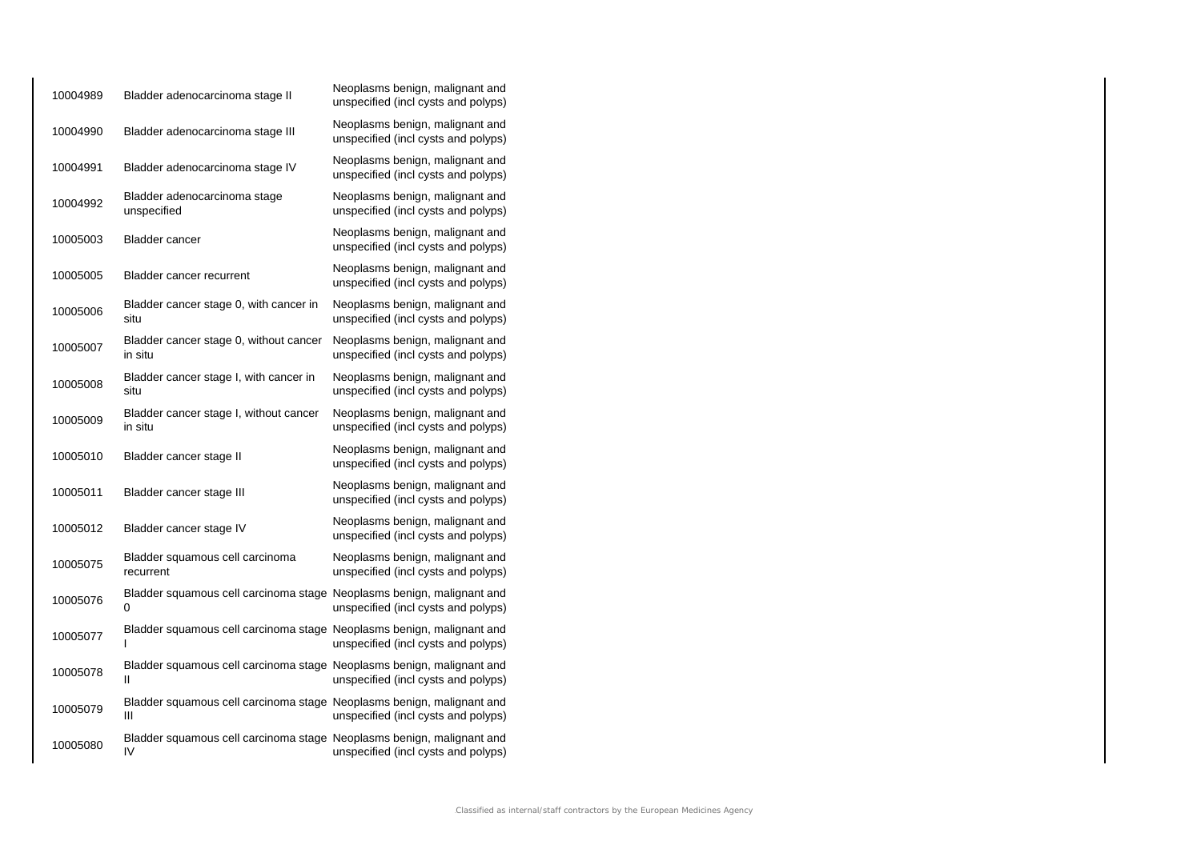| | | |
|---|---|---|
| 10004989 | Bladder adenocarcinoma stage II | Neoplasms benign, malignant and unspecified (incl cysts and polyps) |
| 10004990 | Bladder adenocarcinoma stage III | Neoplasms benign, malignant and unspecified (incl cysts and polyps) |
| 10004991 | Bladder adenocarcinoma stage IV | Neoplasms benign, malignant and unspecified (incl cysts and polyps) |
| 10004992 | Bladder adenocarcinoma stage unspecified | Neoplasms benign, malignant and unspecified (incl cysts and polyps) |
| 10005003 | Bladder cancer | Neoplasms benign, malignant and unspecified (incl cysts and polyps) |
| 10005005 | Bladder cancer recurrent | Neoplasms benign, malignant and unspecified (incl cysts and polyps) |
| 10005006 | Bladder cancer stage 0, with cancer in situ | Neoplasms benign, malignant and unspecified (incl cysts and polyps) |
| 10005007 | Bladder cancer stage 0, without cancer in situ | Neoplasms benign, malignant and unspecified (incl cysts and polyps) |
| 10005008 | Bladder cancer stage I, with cancer in situ | Neoplasms benign, malignant and unspecified (incl cysts and polyps) |
| 10005009 | Bladder cancer stage I, without cancer in situ | Neoplasms benign, malignant and unspecified (incl cysts and polyps) |
| 10005010 | Bladder cancer stage II | Neoplasms benign, malignant and unspecified (incl cysts and polyps) |
| 10005011 | Bladder cancer stage III | Neoplasms benign, malignant and unspecified (incl cysts and polyps) |
| 10005012 | Bladder cancer stage IV | Neoplasms benign, malignant and unspecified (incl cysts and polyps) |
| 10005075 | Bladder squamous cell carcinoma recurrent | Neoplasms benign, malignant and unspecified (incl cysts and polyps) |
| 10005076 | Bladder squamous cell carcinoma stage 0 | Neoplasms benign, malignant and unspecified (incl cysts and polyps) |
| 10005077 | Bladder squamous cell carcinoma stage I | Neoplasms benign, malignant and unspecified (incl cysts and polyps) |
| 10005078 | Bladder squamous cell carcinoma stage II | Neoplasms benign, malignant and unspecified (incl cysts and polyps) |
| 10005079 | Bladder squamous cell carcinoma stage III | Neoplasms benign, malignant and unspecified (incl cysts and polyps) |
| 10005080 | Bladder squamous cell carcinoma stage IV | Neoplasms benign, malignant and unspecified (incl cysts and polyps) |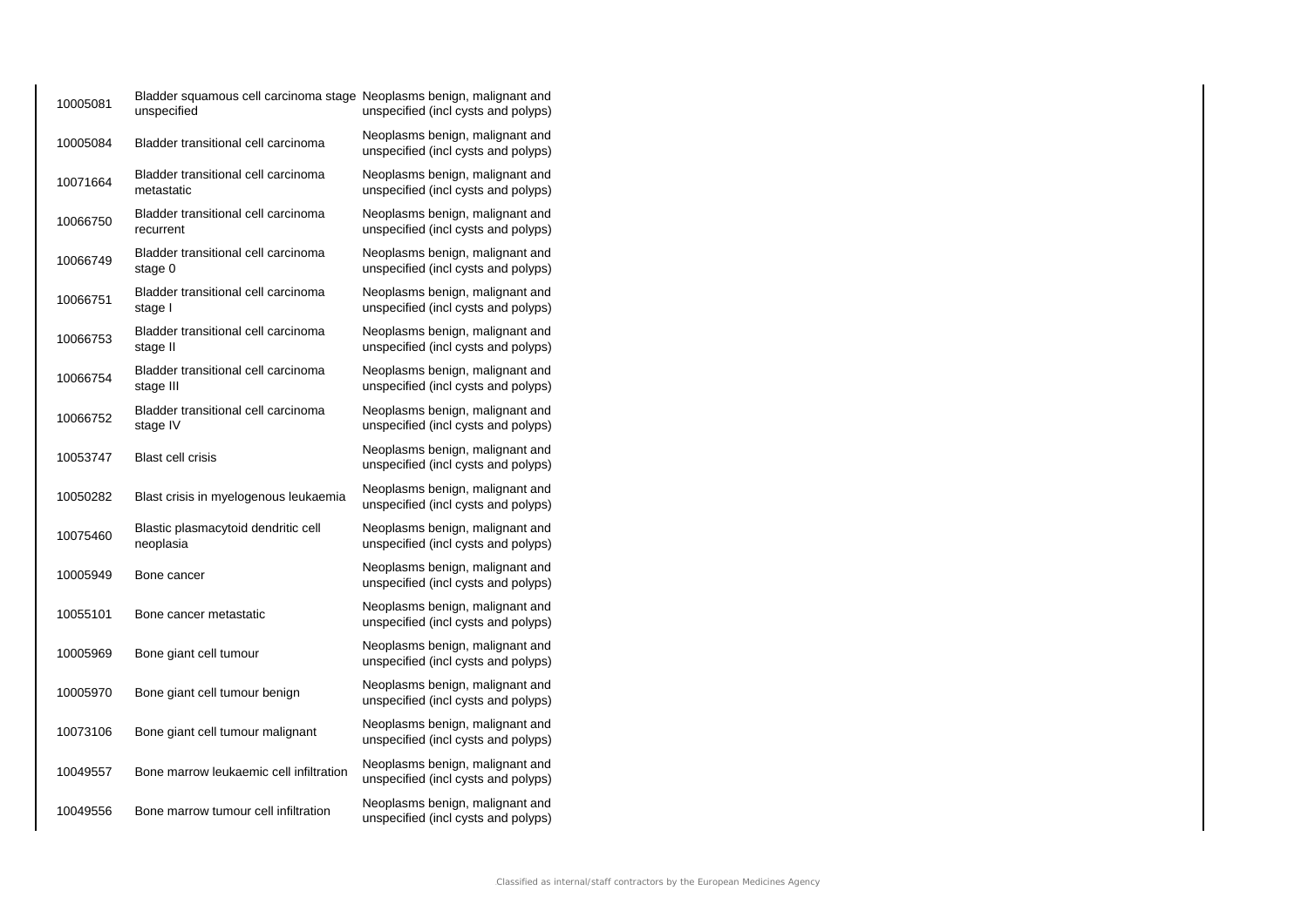| | | |
|---|---|---|
| 10005081 | Bladder squamous cell carcinoma stage unspecified | Neoplasms benign, malignant and unspecified (incl cysts and polyps) |
| 10005084 | Bladder transitional cell carcinoma | Neoplasms benign, malignant and unspecified (incl cysts and polyps) |
| 10071664 | Bladder transitional cell carcinoma metastatic | Neoplasms benign, malignant and unspecified (incl cysts and polyps) |
| 10066750 | Bladder transitional cell carcinoma recurrent | Neoplasms benign, malignant and unspecified (incl cysts and polyps) |
| 10066749 | Bladder transitional cell carcinoma stage 0 | Neoplasms benign, malignant and unspecified (incl cysts and polyps) |
| 10066751 | Bladder transitional cell carcinoma stage I | Neoplasms benign, malignant and unspecified (incl cysts and polyps) |
| 10066753 | Bladder transitional cell carcinoma stage II | Neoplasms benign, malignant and unspecified (incl cysts and polyps) |
| 10066754 | Bladder transitional cell carcinoma stage III | Neoplasms benign, malignant and unspecified (incl cysts and polyps) |
| 10066752 | Bladder transitional cell carcinoma stage IV | Neoplasms benign, malignant and unspecified (incl cysts and polyps) |
| 10053747 | Blast cell crisis | Neoplasms benign, malignant and unspecified (incl cysts and polyps) |
| 10050282 | Blast crisis in myelogenous leukaemia | Neoplasms benign, malignant and unspecified (incl cysts and polyps) |
| 10075460 | Blastic plasmacytoid dendritic cell neoplasia | Neoplasms benign, malignant and unspecified (incl cysts and polyps) |
| 10005949 | Bone cancer | Neoplasms benign, malignant and unspecified (incl cysts and polyps) |
| 10055101 | Bone cancer metastatic | Neoplasms benign, malignant and unspecified (incl cysts and polyps) |
| 10005969 | Bone giant cell tumour | Neoplasms benign, malignant and unspecified (incl cysts and polyps) |
| 10005970 | Bone giant cell tumour benign | Neoplasms benign, malignant and unspecified (incl cysts and polyps) |
| 10073106 | Bone giant cell tumour malignant | Neoplasms benign, malignant and unspecified (incl cysts and polyps) |
| 10049557 | Bone marrow leukaemic cell infiltration | Neoplasms benign, malignant and unspecified (incl cysts and polyps) |
| 10049556 | Bone marrow tumour cell infiltration | Neoplasms benign, malignant and unspecified (incl cysts and polyps) |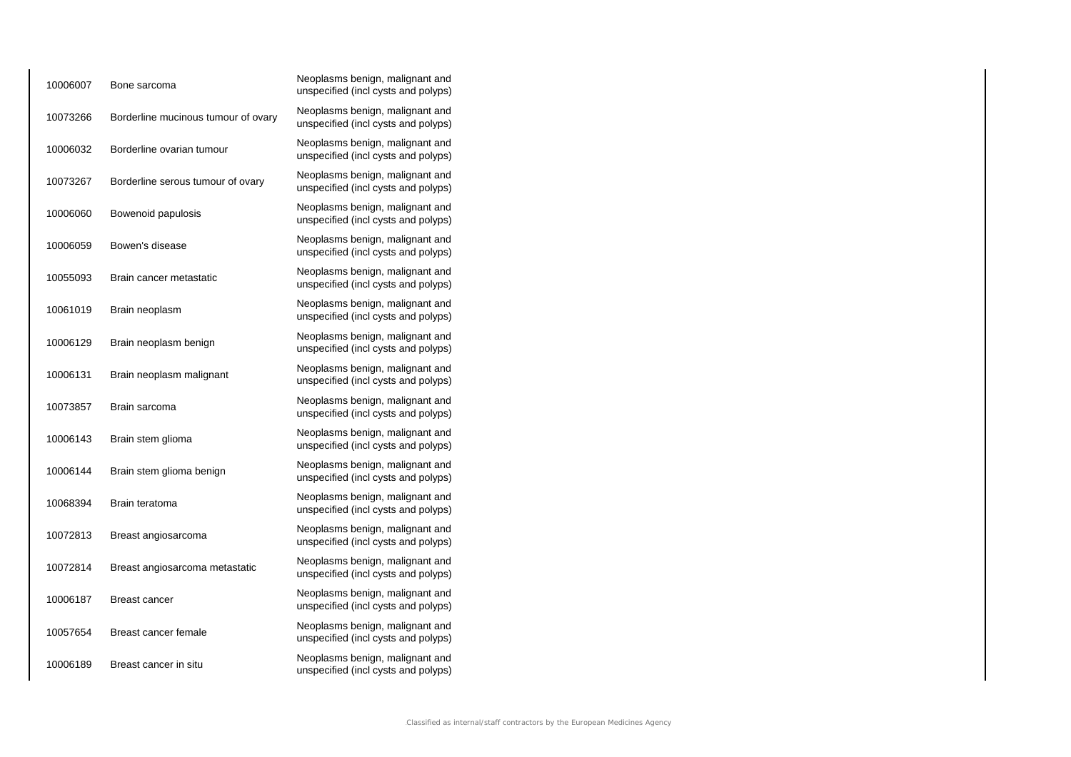| | | |
|---|---|---|
| 10006007 | Bone sarcoma | Neoplasms benign, malignant and unspecified (incl cysts and polyps) |
| 10073266 | Borderline mucinous tumour of ovary | Neoplasms benign, malignant and unspecified (incl cysts and polyps) |
| 10006032 | Borderline ovarian tumour | Neoplasms benign, malignant and unspecified (incl cysts and polyps) |
| 10073267 | Borderline serous tumour of ovary | Neoplasms benign, malignant and unspecified (incl cysts and polyps) |
| 10006060 | Bowenoid papulosis | Neoplasms benign, malignant and unspecified (incl cysts and polyps) |
| 10006059 | Bowen's disease | Neoplasms benign, malignant and unspecified (incl cysts and polyps) |
| 10055093 | Brain cancer metastatic | Neoplasms benign, malignant and unspecified (incl cysts and polyps) |
| 10061019 | Brain neoplasm | Neoplasms benign, malignant and unspecified (incl cysts and polyps) |
| 10006129 | Brain neoplasm benign | Neoplasms benign, malignant and unspecified (incl cysts and polyps) |
| 10006131 | Brain neoplasm malignant | Neoplasms benign, malignant and unspecified (incl cysts and polyps) |
| 10073857 | Brain sarcoma | Neoplasms benign, malignant and unspecified (incl cysts and polyps) |
| 10006143 | Brain stem glioma | Neoplasms benign, malignant and unspecified (incl cysts and polyps) |
| 10006144 | Brain stem glioma benign | Neoplasms benign, malignant and unspecified (incl cysts and polyps) |
| 10068394 | Brain teratoma | Neoplasms benign, malignant and unspecified (incl cysts and polyps) |
| 10072813 | Breast angiosarcoma | Neoplasms benign, malignant and unspecified (incl cysts and polyps) |
| 10072814 | Breast angiosarcoma metastatic | Neoplasms benign, malignant and unspecified (incl cysts and polyps) |
| 10006187 | Breast cancer | Neoplasms benign, malignant and unspecified (incl cysts and polyps) |
| 10057654 | Breast cancer female | Neoplasms benign, malignant and unspecified (incl cysts and polyps) |
| 10006189 | Breast cancer in situ | Neoplasms benign, malignant and unspecified (incl cysts and polyps) |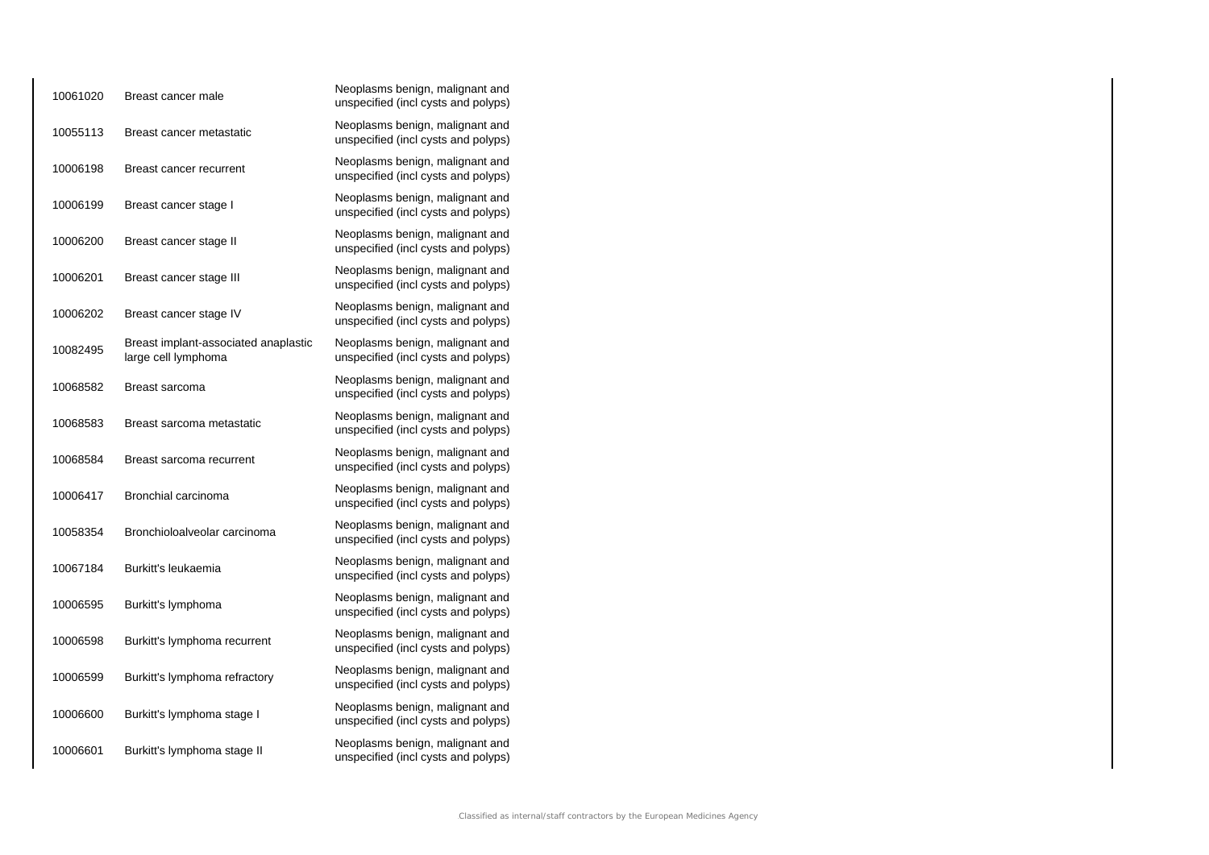| | | |
|---|---|---|
| 10061020 | Breast cancer male | Neoplasms benign, malignant and unspecified (incl cysts and polyps) |
| 10055113 | Breast cancer metastatic | Neoplasms benign, malignant and unspecified (incl cysts and polyps) |
| 10006198 | Breast cancer recurrent | Neoplasms benign, malignant and unspecified (incl cysts and polyps) |
| 10006199 | Breast cancer stage I | Neoplasms benign, malignant and unspecified (incl cysts and polyps) |
| 10006200 | Breast cancer stage II | Neoplasms benign, malignant and unspecified (incl cysts and polyps) |
| 10006201 | Breast cancer stage III | Neoplasms benign, malignant and unspecified (incl cysts and polyps) |
| 10006202 | Breast cancer stage IV | Neoplasms benign, malignant and unspecified (incl cysts and polyps) |
| 10082495 | Breast implant-associated anaplastic large cell lymphoma | Neoplasms benign, malignant and unspecified (incl cysts and polyps) |
| 10068582 | Breast sarcoma | Neoplasms benign, malignant and unspecified (incl cysts and polyps) |
| 10068583 | Breast sarcoma metastatic | Neoplasms benign, malignant and unspecified (incl cysts and polyps) |
| 10068584 | Breast sarcoma recurrent | Neoplasms benign, malignant and unspecified (incl cysts and polyps) |
| 10006417 | Bronchial carcinoma | Neoplasms benign, malignant and unspecified (incl cysts and polyps) |
| 10058354 | Bronchioloalveolar carcinoma | Neoplasms benign, malignant and unspecified (incl cysts and polyps) |
| 10067184 | Burkitt's leukaemia | Neoplasms benign, malignant and unspecified (incl cysts and polyps) |
| 10006595 | Burkitt's lymphoma | Neoplasms benign, malignant and unspecified (incl cysts and polyps) |
| 10006598 | Burkitt's lymphoma recurrent | Neoplasms benign, malignant and unspecified (incl cysts and polyps) |
| 10006599 | Burkitt's lymphoma refractory | Neoplasms benign, malignant and unspecified (incl cysts and polyps) |
| 10006600 | Burkitt's lymphoma stage I | Neoplasms benign, malignant and unspecified (incl cysts and polyps) |
| 10006601 | Burkitt's lymphoma stage II | Neoplasms benign, malignant and unspecified (incl cysts and polyps) |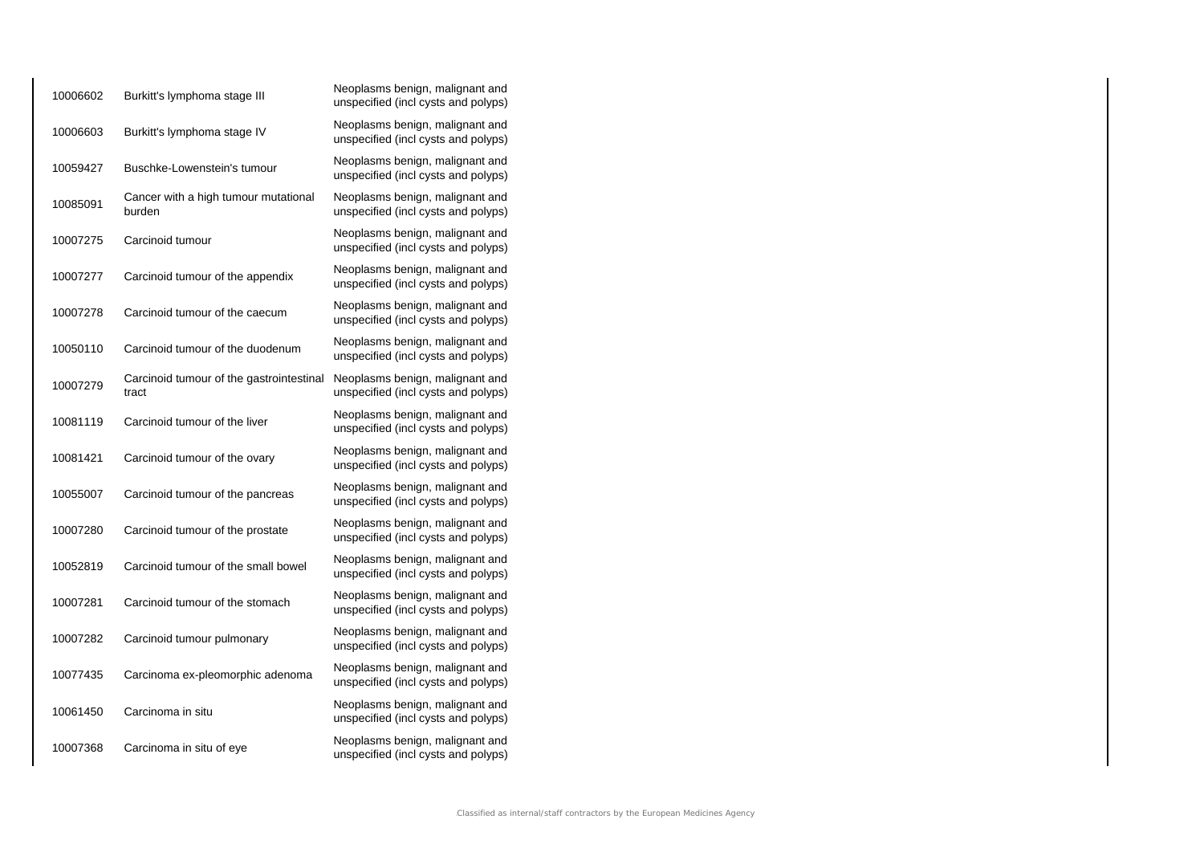| | | |
|---|---|---|
| 10006602 | Burkitt's lymphoma stage III | Neoplasms benign, malignant and unspecified (incl cysts and polyps) |
| 10006603 | Burkitt's lymphoma stage IV | Neoplasms benign, malignant and unspecified (incl cysts and polyps) |
| 10059427 | Buschke-Lowenstein's tumour | Neoplasms benign, malignant and unspecified (incl cysts and polyps) |
| 10085091 | Cancer with a high tumour mutational burden | Neoplasms benign, malignant and unspecified (incl cysts and polyps) |
| 10007275 | Carcinoid tumour | Neoplasms benign, malignant and unspecified (incl cysts and polyps) |
| 10007277 | Carcinoid tumour of the appendix | Neoplasms benign, malignant and unspecified (incl cysts and polyps) |
| 10007278 | Carcinoid tumour of the caecum | Neoplasms benign, malignant and unspecified (incl cysts and polyps) |
| 10050110 | Carcinoid tumour of the duodenum | Neoplasms benign, malignant and unspecified (incl cysts and polyps) |
| 10007279 | Carcinoid tumour of the gastrointestinal tract | Neoplasms benign, malignant and unspecified (incl cysts and polyps) |
| 10081119 | Carcinoid tumour of the liver | Neoplasms benign, malignant and unspecified (incl cysts and polyps) |
| 10081421 | Carcinoid tumour of the ovary | Neoplasms benign, malignant and unspecified (incl cysts and polyps) |
| 10055007 | Carcinoid tumour of the pancreas | Neoplasms benign, malignant and unspecified (incl cysts and polyps) |
| 10007280 | Carcinoid tumour of the prostate | Neoplasms benign, malignant and unspecified (incl cysts and polyps) |
| 10052819 | Carcinoid tumour of the small bowel | Neoplasms benign, malignant and unspecified (incl cysts and polyps) |
| 10007281 | Carcinoid tumour of the stomach | Neoplasms benign, malignant and unspecified (incl cysts and polyps) |
| 10007282 | Carcinoid tumour pulmonary | Neoplasms benign, malignant and unspecified (incl cysts and polyps) |
| 10077435 | Carcinoma ex-pleomorphic adenoma | Neoplasms benign, malignant and unspecified (incl cysts and polyps) |
| 10061450 | Carcinoma in situ | Neoplasms benign, malignant and unspecified (incl cysts and polyps) |
| 10007368 | Carcinoma in situ of eye | Neoplasms benign, malignant and unspecified (incl cysts and polyps) |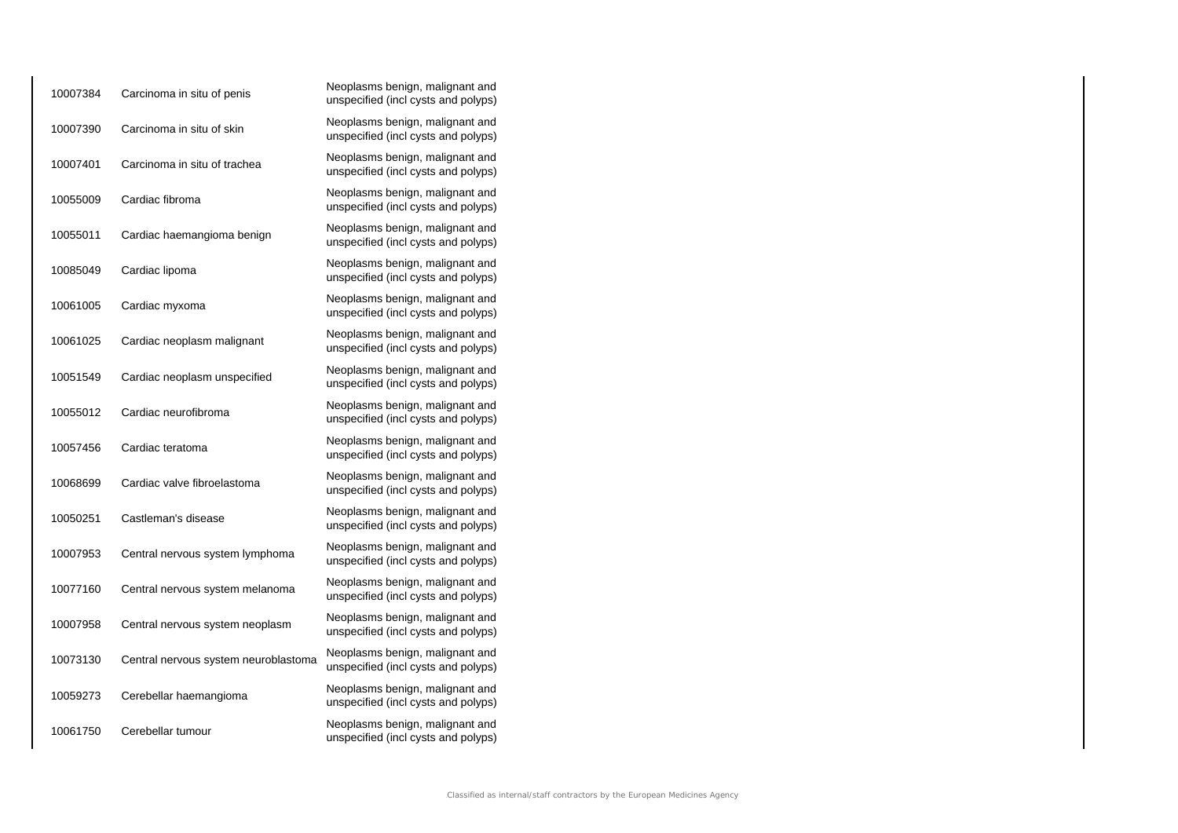| | | |
|---|---|---|
| 10007384 | Carcinoma in situ of penis | Neoplasms benign, malignant and unspecified (incl cysts and polyps) |
| 10007390 | Carcinoma in situ of skin | Neoplasms benign, malignant and unspecified (incl cysts and polyps) |
| 10007401 | Carcinoma in situ of trachea | Neoplasms benign, malignant and unspecified (incl cysts and polyps) |
| 10055009 | Cardiac fibroma | Neoplasms benign, malignant and unspecified (incl cysts and polyps) |
| 10055011 | Cardiac haemangioma benign | Neoplasms benign, malignant and unspecified (incl cysts and polyps) |
| 10085049 | Cardiac lipoma | Neoplasms benign, malignant and unspecified (incl cysts and polyps) |
| 10061005 | Cardiac myxoma | Neoplasms benign, malignant and unspecified (incl cysts and polyps) |
| 10061025 | Cardiac neoplasm malignant | Neoplasms benign, malignant and unspecified (incl cysts and polyps) |
| 10051549 | Cardiac neoplasm unspecified | Neoplasms benign, malignant and unspecified (incl cysts and polyps) |
| 10055012 | Cardiac neurofibroma | Neoplasms benign, malignant and unspecified (incl cysts and polyps) |
| 10057456 | Cardiac teratoma | Neoplasms benign, malignant and unspecified (incl cysts and polyps) |
| 10068699 | Cardiac valve fibroelastoma | Neoplasms benign, malignant and unspecified (incl cysts and polyps) |
| 10050251 | Castleman's disease | Neoplasms benign, malignant and unspecified (incl cysts and polyps) |
| 10007953 | Central nervous system lymphoma | Neoplasms benign, malignant and unspecified (incl cysts and polyps) |
| 10077160 | Central nervous system melanoma | Neoplasms benign, malignant and unspecified (incl cysts and polyps) |
| 10007958 | Central nervous system neoplasm | Neoplasms benign, malignant and unspecified (incl cysts and polyps) |
| 10073130 | Central nervous system neuroblastoma | Neoplasms benign, malignant and unspecified (incl cysts and polyps) |
| 10059273 | Cerebellar haemangioma | Neoplasms benign, malignant and unspecified (incl cysts and polyps) |
| 10061750 | Cerebellar tumour | Neoplasms benign, malignant and unspecified (incl cysts and polyps) |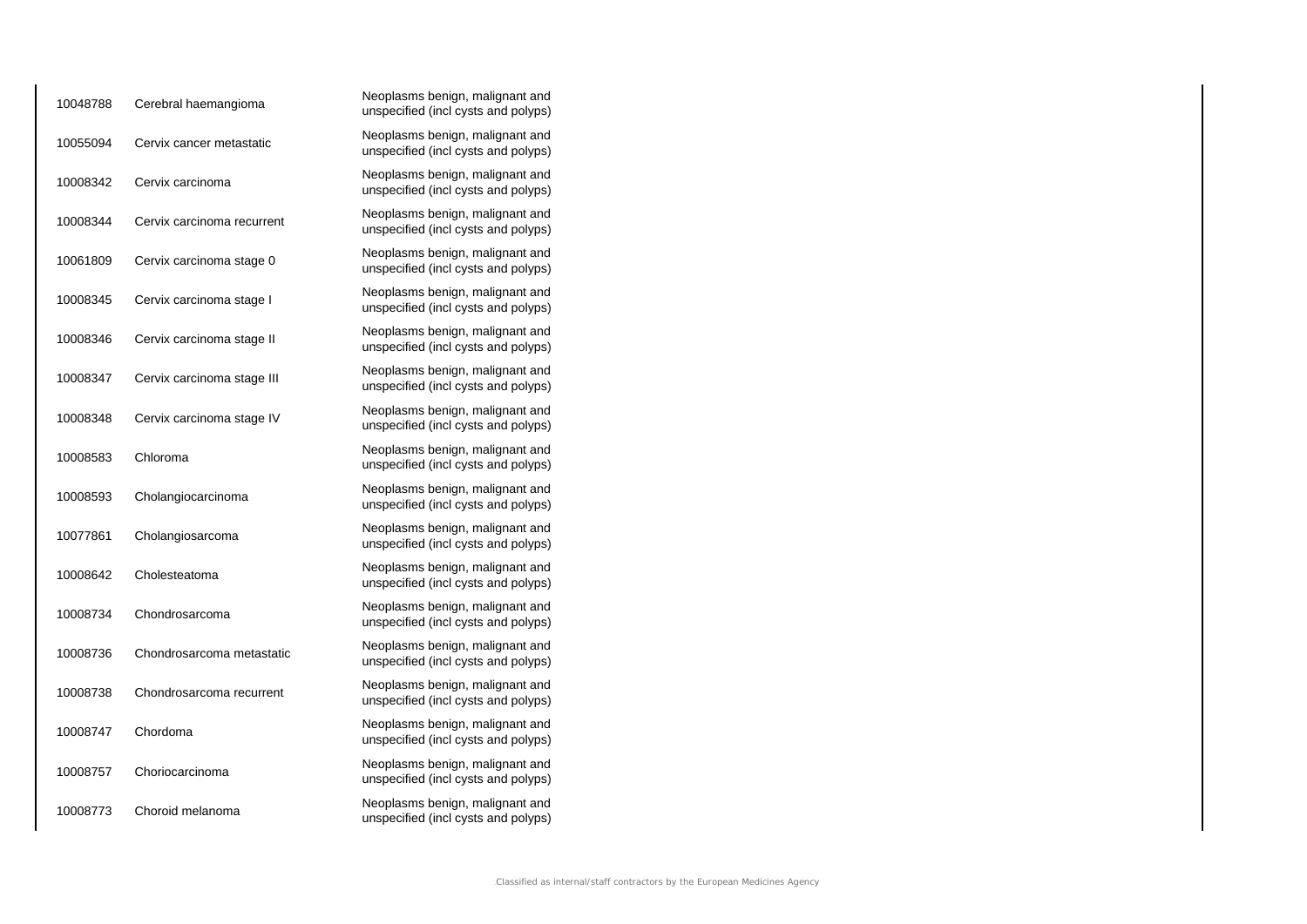| | | |
|---|---|---|
| 10048788 | Cerebral haemangioma | Neoplasms benign, malignant and unspecified (incl cysts and polyps) |
| 10055094 | Cervix cancer metastatic | Neoplasms benign, malignant and unspecified (incl cysts and polyps) |
| 10008342 | Cervix carcinoma | Neoplasms benign, malignant and unspecified (incl cysts and polyps) |
| 10008344 | Cervix carcinoma recurrent | Neoplasms benign, malignant and unspecified (incl cysts and polyps) |
| 10061809 | Cervix carcinoma stage 0 | Neoplasms benign, malignant and unspecified (incl cysts and polyps) |
| 10008345 | Cervix carcinoma stage I | Neoplasms benign, malignant and unspecified (incl cysts and polyps) |
| 10008346 | Cervix carcinoma stage II | Neoplasms benign, malignant and unspecified (incl cysts and polyps) |
| 10008347 | Cervix carcinoma stage III | Neoplasms benign, malignant and unspecified (incl cysts and polyps) |
| 10008348 | Cervix carcinoma stage IV | Neoplasms benign, malignant and unspecified (incl cysts and polyps) |
| 10008583 | Chloroma | Neoplasms benign, malignant and unspecified (incl cysts and polyps) |
| 10008593 | Cholangiocarcinoma | Neoplasms benign, malignant and unspecified (incl cysts and polyps) |
| 10077861 | Cholangiosarcoma | Neoplasms benign, malignant and unspecified (incl cysts and polyps) |
| 10008642 | Cholesteatoma | Neoplasms benign, malignant and unspecified (incl cysts and polyps) |
| 10008734 | Chondrosarcoma | Neoplasms benign, malignant and unspecified (incl cysts and polyps) |
| 10008736 | Chondrosarcoma metastatic | Neoplasms benign, malignant and unspecified (incl cysts and polyps) |
| 10008738 | Chondrosarcoma recurrent | Neoplasms benign, malignant and unspecified (incl cysts and polyps) |
| 10008747 | Chordoma | Neoplasms benign, malignant and unspecified (incl cysts and polyps) |
| 10008757 | Choriocarcinoma | Neoplasms benign, malignant and unspecified (incl cysts and polyps) |
| 10008773 | Choroid melanoma | Neoplasms benign, malignant and unspecified (incl cysts and polyps) |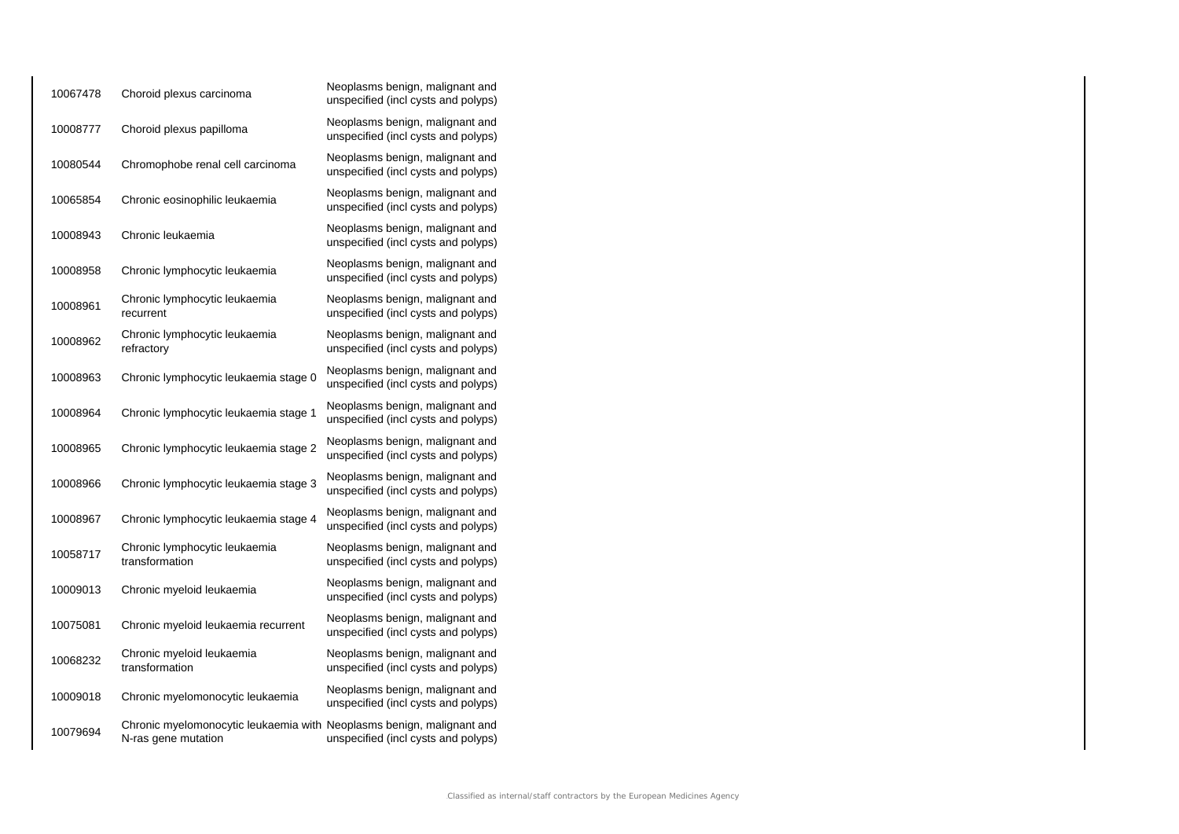| | | |
|---|---|---|
| 10067478 | Choroid plexus carcinoma | Neoplasms benign, malignant and unspecified (incl cysts and polyps) |
| 10008777 | Choroid plexus papilloma | Neoplasms benign, malignant and unspecified (incl cysts and polyps) |
| 10080544 | Chromophobe renal cell carcinoma | Neoplasms benign, malignant and unspecified (incl cysts and polyps) |
| 10065854 | Chronic eosinophilic leukaemia | Neoplasms benign, malignant and unspecified (incl cysts and polyps) |
| 10008943 | Chronic leukaemia | Neoplasms benign, malignant and unspecified (incl cysts and polyps) |
| 10008958 | Chronic lymphocytic leukaemia | Neoplasms benign, malignant and unspecified (incl cysts and polyps) |
| 10008961 | Chronic lymphocytic leukaemia recurrent | Neoplasms benign, malignant and unspecified (incl cysts and polyps) |
| 10008962 | Chronic lymphocytic leukaemia refractory | Neoplasms benign, malignant and unspecified (incl cysts and polyps) |
| 10008963 | Chronic lymphocytic leukaemia stage 0 | Neoplasms benign, malignant and unspecified (incl cysts and polyps) |
| 10008964 | Chronic lymphocytic leukaemia stage 1 | Neoplasms benign, malignant and unspecified (incl cysts and polyps) |
| 10008965 | Chronic lymphocytic leukaemia stage 2 | Neoplasms benign, malignant and unspecified (incl cysts and polyps) |
| 10008966 | Chronic lymphocytic leukaemia stage 3 | Neoplasms benign, malignant and unspecified (incl cysts and polyps) |
| 10008967 | Chronic lymphocytic leukaemia stage 4 | Neoplasms benign, malignant and unspecified (incl cysts and polyps) |
| 10058717 | Chronic lymphocytic leukaemia transformation | Neoplasms benign, malignant and unspecified (incl cysts and polyps) |
| 10009013 | Chronic myeloid leukaemia | Neoplasms benign, malignant and unspecified (incl cysts and polyps) |
| 10075081 | Chronic myeloid leukaemia recurrent | Neoplasms benign, malignant and unspecified (incl cysts and polyps) |
| 10068232 | Chronic myeloid leukaemia transformation | Neoplasms benign, malignant and unspecified (incl cysts and polyps) |
| 10009018 | Chronic myelomonocytic leukaemia | Neoplasms benign, malignant and unspecified (incl cysts and polyps) |
| 10079694 | Chronic myelomonocytic leukaemia with N-ras gene mutation | Neoplasms benign, malignant and unspecified (incl cysts and polyps) |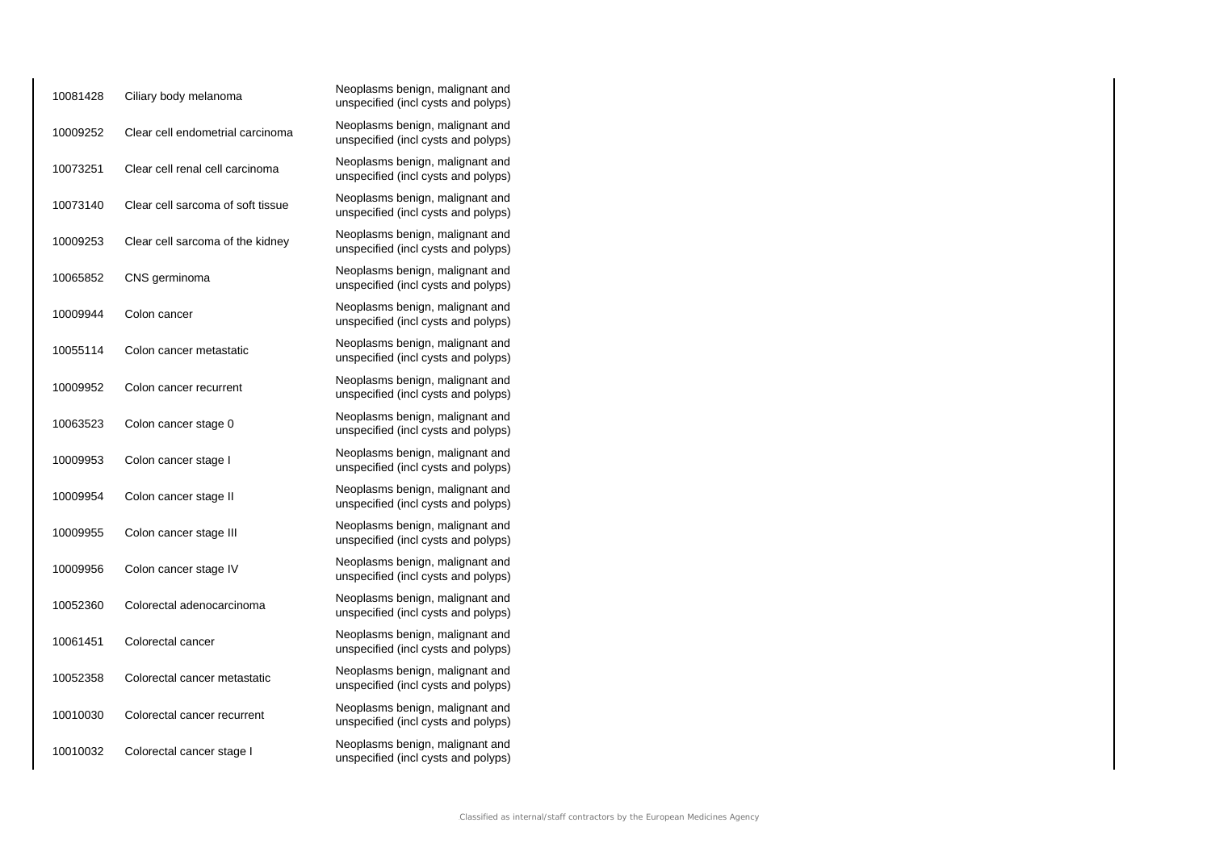| | | |
|---|---|---|
| 10081428 | Ciliary body melanoma | Neoplasms benign, malignant and unspecified (incl cysts and polyps) |
| 10009252 | Clear cell endometrial carcinoma | Neoplasms benign, malignant and unspecified (incl cysts and polyps) |
| 10073251 | Clear cell renal cell carcinoma | Neoplasms benign, malignant and unspecified (incl cysts and polyps) |
| 10073140 | Clear cell sarcoma of soft tissue | Neoplasms benign, malignant and unspecified (incl cysts and polyps) |
| 10009253 | Clear cell sarcoma of the kidney | Neoplasms benign, malignant and unspecified (incl cysts and polyps) |
| 10065852 | CNS germinoma | Neoplasms benign, malignant and unspecified (incl cysts and polyps) |
| 10009944 | Colon cancer | Neoplasms benign, malignant and unspecified (incl cysts and polyps) |
| 10055114 | Colon cancer metastatic | Neoplasms benign, malignant and unspecified (incl cysts and polyps) |
| 10009952 | Colon cancer recurrent | Neoplasms benign, malignant and unspecified (incl cysts and polyps) |
| 10063523 | Colon cancer stage 0 | Neoplasms benign, malignant and unspecified (incl cysts and polyps) |
| 10009953 | Colon cancer stage I | Neoplasms benign, malignant and unspecified (incl cysts and polyps) |
| 10009954 | Colon cancer stage II | Neoplasms benign, malignant and unspecified (incl cysts and polyps) |
| 10009955 | Colon cancer stage III | Neoplasms benign, malignant and unspecified (incl cysts and polyps) |
| 10009956 | Colon cancer stage IV | Neoplasms benign, malignant and unspecified (incl cysts and polyps) |
| 10052360 | Colorectal adenocarcinoma | Neoplasms benign, malignant and unspecified (incl cysts and polyps) |
| 10061451 | Colorectal cancer | Neoplasms benign, malignant and unspecified (incl cysts and polyps) |
| 10052358 | Colorectal cancer metastatic | Neoplasms benign, malignant and unspecified (incl cysts and polyps) |
| 10010030 | Colorectal cancer recurrent | Neoplasms benign, malignant and unspecified (incl cysts and polyps) |
| 10010032 | Colorectal cancer stage I | Neoplasms benign, malignant and unspecified (incl cysts and polyps) |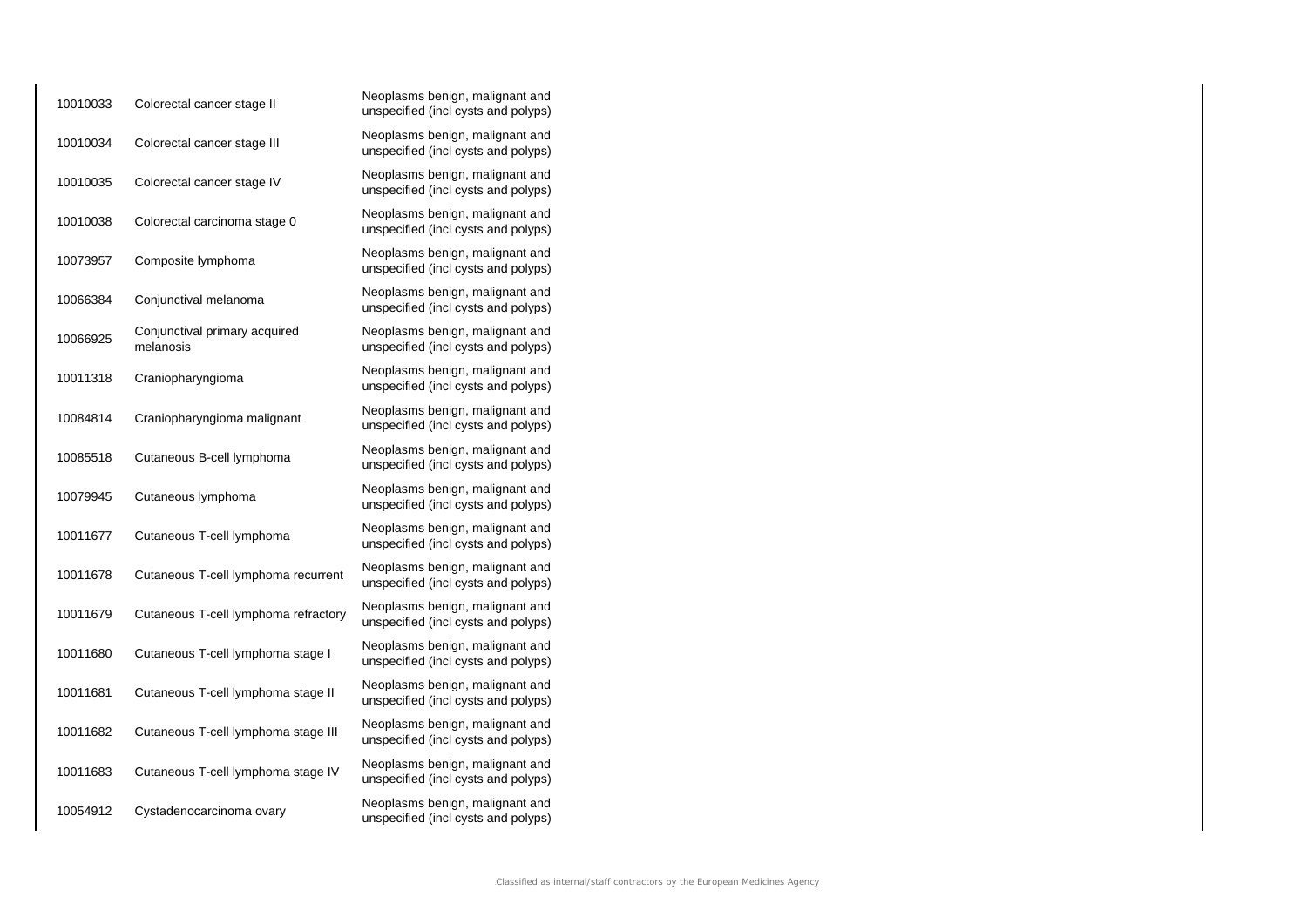| | | |
|---|---|---|
| 10010033 | Colorectal cancer stage II | Neoplasms benign, malignant and unspecified (incl cysts and polyps) |
| 10010034 | Colorectal cancer stage III | Neoplasms benign, malignant and unspecified (incl cysts and polyps) |
| 10010035 | Colorectal cancer stage IV | Neoplasms benign, malignant and unspecified (incl cysts and polyps) |
| 10010038 | Colorectal carcinoma stage 0 | Neoplasms benign, malignant and unspecified (incl cysts and polyps) |
| 10073957 | Composite lymphoma | Neoplasms benign, malignant and unspecified (incl cysts and polyps) |
| 10066384 | Conjunctival melanoma | Neoplasms benign, malignant and unspecified (incl cysts and polyps) |
| 10066925 | Conjunctival primary acquired melanosis | Neoplasms benign, malignant and unspecified (incl cysts and polyps) |
| 10011318 | Craniopharyngioma | Neoplasms benign, malignant and unspecified (incl cysts and polyps) |
| 10084814 | Craniopharyngioma malignant | Neoplasms benign, malignant and unspecified (incl cysts and polyps) |
| 10085518 | Cutaneous B-cell lymphoma | Neoplasms benign, malignant and unspecified (incl cysts and polyps) |
| 10079945 | Cutaneous lymphoma | Neoplasms benign, malignant and unspecified (incl cysts and polyps) |
| 10011677 | Cutaneous T-cell lymphoma | Neoplasms benign, malignant and unspecified (incl cysts and polyps) |
| 10011678 | Cutaneous T-cell lymphoma recurrent | Neoplasms benign, malignant and unspecified (incl cysts and polyps) |
| 10011679 | Cutaneous T-cell lymphoma refractory | Neoplasms benign, malignant and unspecified (incl cysts and polyps) |
| 10011680 | Cutaneous T-cell lymphoma stage I | Neoplasms benign, malignant and unspecified (incl cysts and polyps) |
| 10011681 | Cutaneous T-cell lymphoma stage II | Neoplasms benign, malignant and unspecified (incl cysts and polyps) |
| 10011682 | Cutaneous T-cell lymphoma stage III | Neoplasms benign, malignant and unspecified (incl cysts and polyps) |
| 10011683 | Cutaneous T-cell lymphoma stage IV | Neoplasms benign, malignant and unspecified (incl cysts and polyps) |
| 10054912 | Cystadenocarcinoma ovary | Neoplasms benign, malignant and unspecified (incl cysts and polyps) |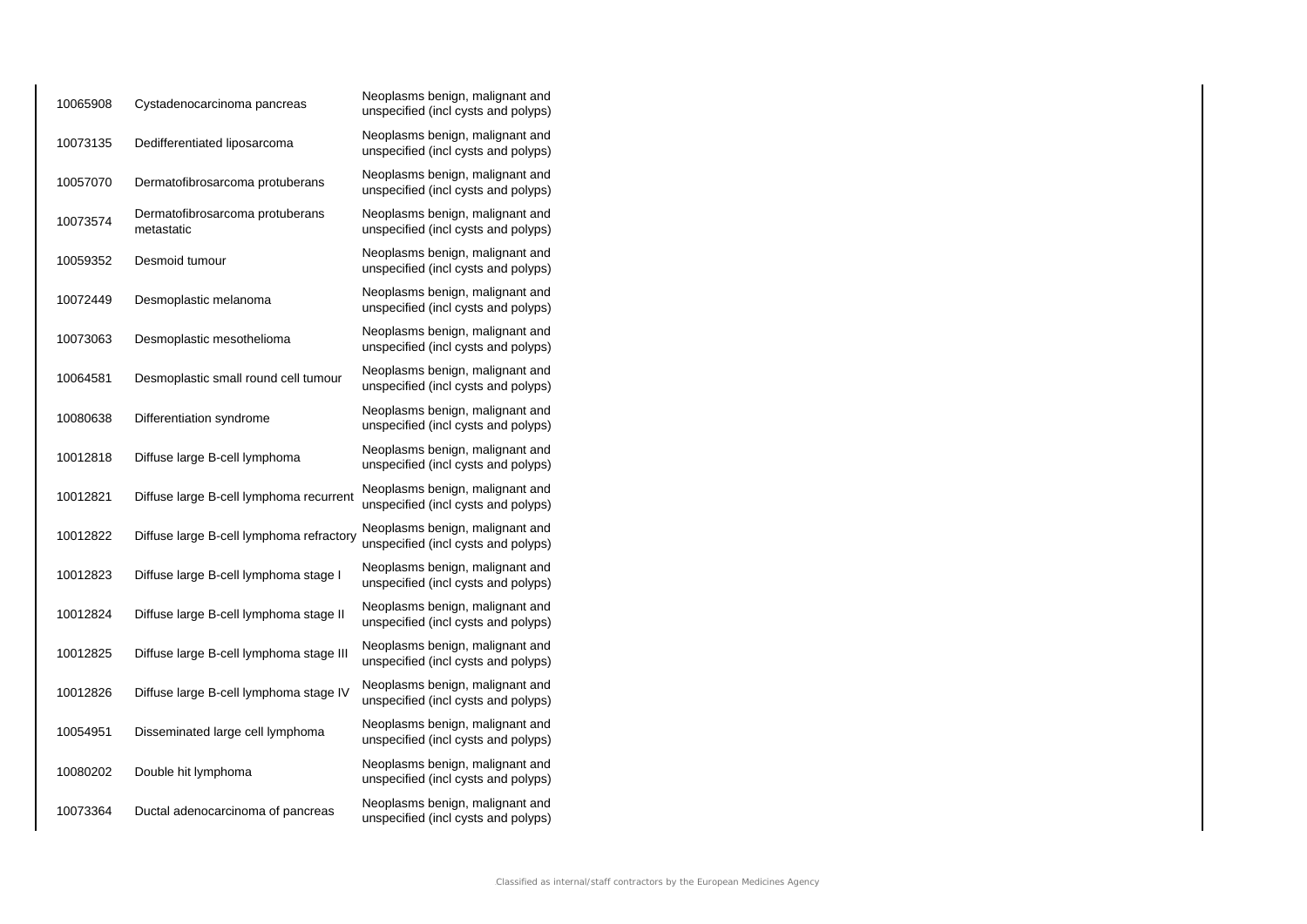| | | |
|---|---|---|
| 10065908 | Cystadenocarcinoma pancreas | Neoplasms benign, malignant and unspecified (incl cysts and polyps) |
| 10073135 | Dedifferentiated liposarcoma | Neoplasms benign, malignant and unspecified (incl cysts and polyps) |
| 10057070 | Dermatofibrosarcoma protuberans | Neoplasms benign, malignant and unspecified (incl cysts and polyps) |
| 10073574 | Dermatofibrosarcoma protuberans metastatic | Neoplasms benign, malignant and unspecified (incl cysts and polyps) |
| 10059352 | Desmoid tumour | Neoplasms benign, malignant and unspecified (incl cysts and polyps) |
| 10072449 | Desmoplastic melanoma | Neoplasms benign, malignant and unspecified (incl cysts and polyps) |
| 10073063 | Desmoplastic mesothelioma | Neoplasms benign, malignant and unspecified (incl cysts and polyps) |
| 10064581 | Desmoplastic small round cell tumour | Neoplasms benign, malignant and unspecified (incl cysts and polyps) |
| 10080638 | Differentiation syndrome | Neoplasms benign, malignant and unspecified (incl cysts and polyps) |
| 10012818 | Diffuse large B-cell lymphoma | Neoplasms benign, malignant and unspecified (incl cysts and polyps) |
| 10012821 | Diffuse large B-cell lymphoma recurrent | Neoplasms benign, malignant and unspecified (incl cysts and polyps) |
| 10012822 | Diffuse large B-cell lymphoma refractory | Neoplasms benign, malignant and unspecified (incl cysts and polyps) |
| 10012823 | Diffuse large B-cell lymphoma stage I | Neoplasms benign, malignant and unspecified (incl cysts and polyps) |
| 10012824 | Diffuse large B-cell lymphoma stage II | Neoplasms benign, malignant and unspecified (incl cysts and polyps) |
| 10012825 | Diffuse large B-cell lymphoma stage III | Neoplasms benign, malignant and unspecified (incl cysts and polyps) |
| 10012826 | Diffuse large B-cell lymphoma stage IV | Neoplasms benign, malignant and unspecified (incl cysts and polyps) |
| 10054951 | Disseminated large cell lymphoma | Neoplasms benign, malignant and unspecified (incl cysts and polyps) |
| 10080202 | Double hit lymphoma | Neoplasms benign, malignant and unspecified (incl cysts and polyps) |
| 10073364 | Ductal adenocarcinoma of pancreas | Neoplasms benign, malignant and unspecified (incl cysts and polyps) |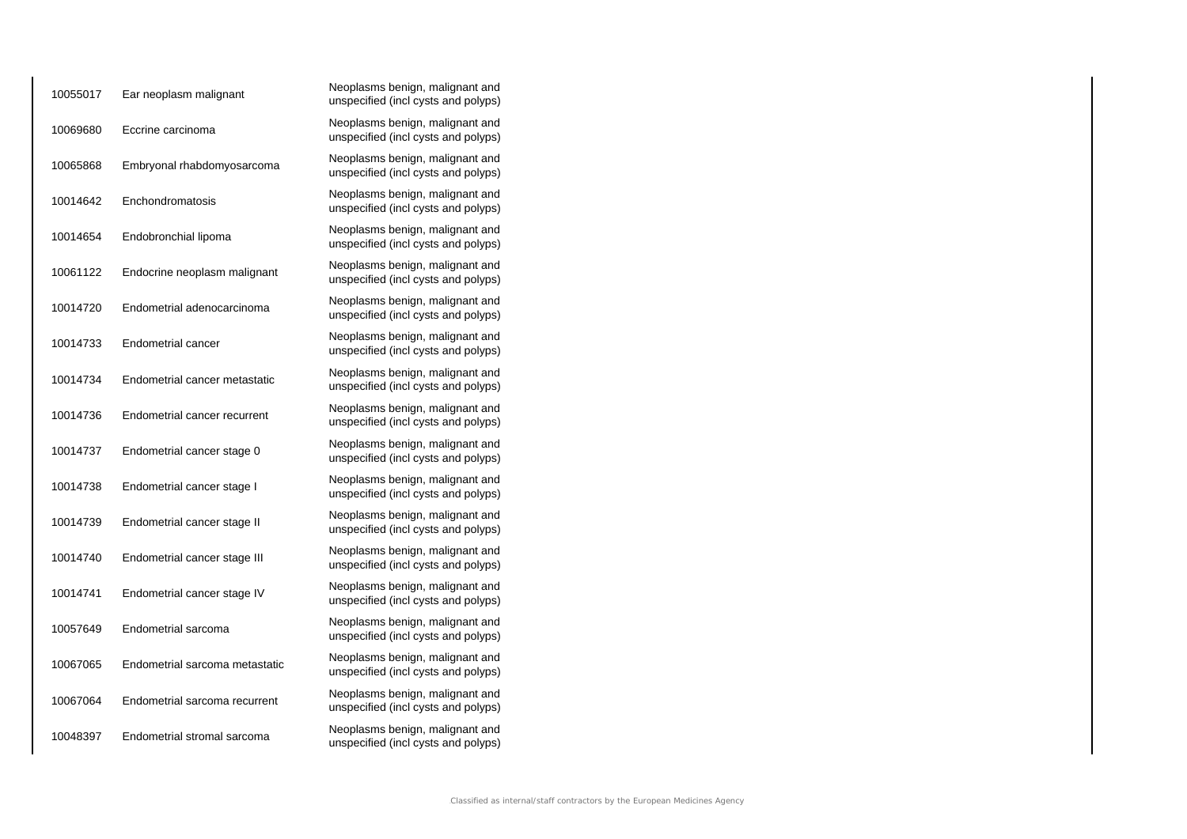| | | |
|---|---|---|
| 10055017 | Ear neoplasm malignant | Neoplasms benign, malignant and unspecified (incl cysts and polyps) |
| 10069680 | Eccrine carcinoma | Neoplasms benign, malignant and unspecified (incl cysts and polyps) |
| 10065868 | Embryonal rhabdomyosarcoma | Neoplasms benign, malignant and unspecified (incl cysts and polyps) |
| 10014642 | Enchondromatosis | Neoplasms benign, malignant and unspecified (incl cysts and polyps) |
| 10014654 | Endobronchial lipoma | Neoplasms benign, malignant and unspecified (incl cysts and polyps) |
| 10061122 | Endocrine neoplasm malignant | Neoplasms benign, malignant and unspecified (incl cysts and polyps) |
| 10014720 | Endometrial adenocarcinoma | Neoplasms benign, malignant and unspecified (incl cysts and polyps) |
| 10014733 | Endometrial cancer | Neoplasms benign, malignant and unspecified (incl cysts and polyps) |
| 10014734 | Endometrial cancer metastatic | Neoplasms benign, malignant and unspecified (incl cysts and polyps) |
| 10014736 | Endometrial cancer recurrent | Neoplasms benign, malignant and unspecified (incl cysts and polyps) |
| 10014737 | Endometrial cancer stage 0 | Neoplasms benign, malignant and unspecified (incl cysts and polyps) |
| 10014738 | Endometrial cancer stage I | Neoplasms benign, malignant and unspecified (incl cysts and polyps) |
| 10014739 | Endometrial cancer stage II | Neoplasms benign, malignant and unspecified (incl cysts and polyps) |
| 10014740 | Endometrial cancer stage III | Neoplasms benign, malignant and unspecified (incl cysts and polyps) |
| 10014741 | Endometrial cancer stage IV | Neoplasms benign, malignant and unspecified (incl cysts and polyps) |
| 10057649 | Endometrial sarcoma | Neoplasms benign, malignant and unspecified (incl cysts and polyps) |
| 10067065 | Endometrial sarcoma metastatic | Neoplasms benign, malignant and unspecified (incl cysts and polyps) |
| 10067064 | Endometrial sarcoma recurrent | Neoplasms benign, malignant and unspecified (incl cysts and polyps) |
| 10048397 | Endometrial stromal sarcoma | Neoplasms benign, malignant and unspecified (incl cysts and polyps) |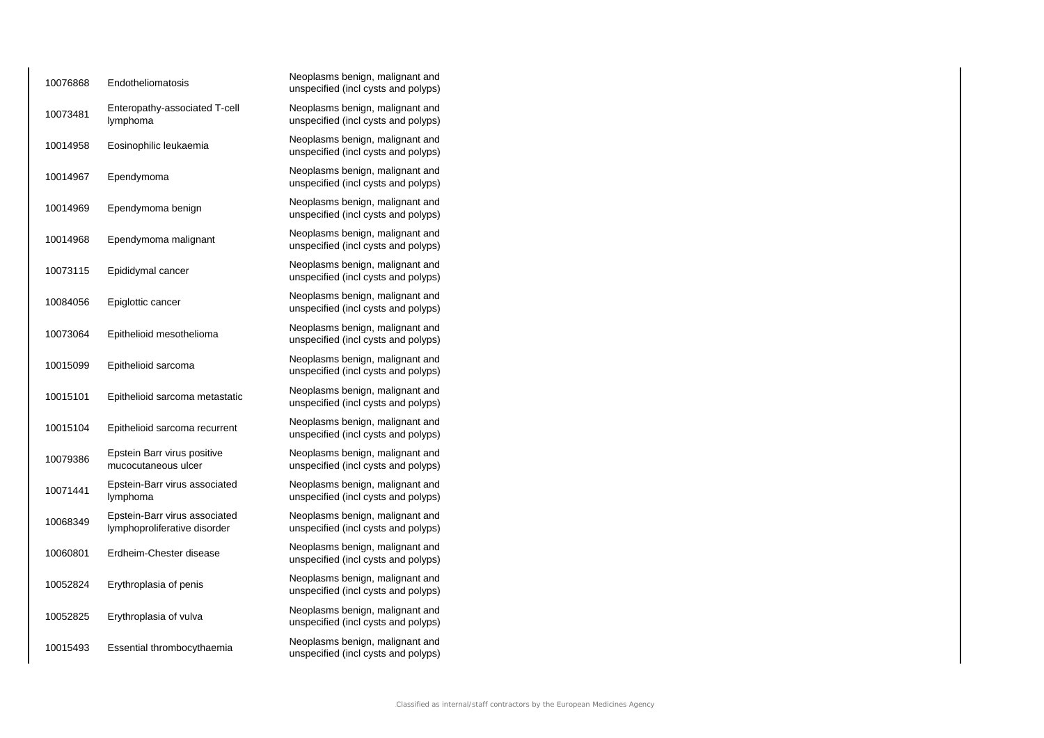| | | |
|---|---|---|
| 10076868 | Endotheliomatosis | Neoplasms benign, malignant and unspecified (incl cysts and polyps) |
| 10073481 | Enteropathy-associated T-cell lymphoma | Neoplasms benign, malignant and unspecified (incl cysts and polyps) |
| 10014958 | Eosinophilic leukaemia | Neoplasms benign, malignant and unspecified (incl cysts and polyps) |
| 10014967 | Ependymoma | Neoplasms benign, malignant and unspecified (incl cysts and polyps) |
| 10014969 | Ependymoma benign | Neoplasms benign, malignant and unspecified (incl cysts and polyps) |
| 10014968 | Ependymoma malignant | Neoplasms benign, malignant and unspecified (incl cysts and polyps) |
| 10073115 | Epididymal cancer | Neoplasms benign, malignant and unspecified (incl cysts and polyps) |
| 10084056 | Epiglottic cancer | Neoplasms benign, malignant and unspecified (incl cysts and polyps) |
| 10073064 | Epithelioid mesothelioma | Neoplasms benign, malignant and unspecified (incl cysts and polyps) |
| 10015099 | Epithelioid sarcoma | Neoplasms benign, malignant and unspecified (incl cysts and polyps) |
| 10015101 | Epithelioid sarcoma metastatic | Neoplasms benign, malignant and unspecified (incl cysts and polyps) |
| 10015104 | Epithelioid sarcoma recurrent | Neoplasms benign, malignant and unspecified (incl cysts and polyps) |
| 10079386 | Epstein Barr virus positive mucocutaneous ulcer | Neoplasms benign, malignant and unspecified (incl cysts and polyps) |
| 10071441 | Epstein-Barr virus associated lymphoma | Neoplasms benign, malignant and unspecified (incl cysts and polyps) |
| 10068349 | Epstein-Barr virus associated lymphoproliferative disorder | Neoplasms benign, malignant and unspecified (incl cysts and polyps) |
| 10060801 | Erdheim-Chester disease | Neoplasms benign, malignant and unspecified (incl cysts and polyps) |
| 10052824 | Erythroplasia of penis | Neoplasms benign, malignant and unspecified (incl cysts and polyps) |
| 10052825 | Erythroplasia of vulva | Neoplasms benign, malignant and unspecified (incl cysts and polyps) |
| 10015493 | Essential thrombocythaemia | Neoplasms benign, malignant and unspecified (incl cysts and polyps) |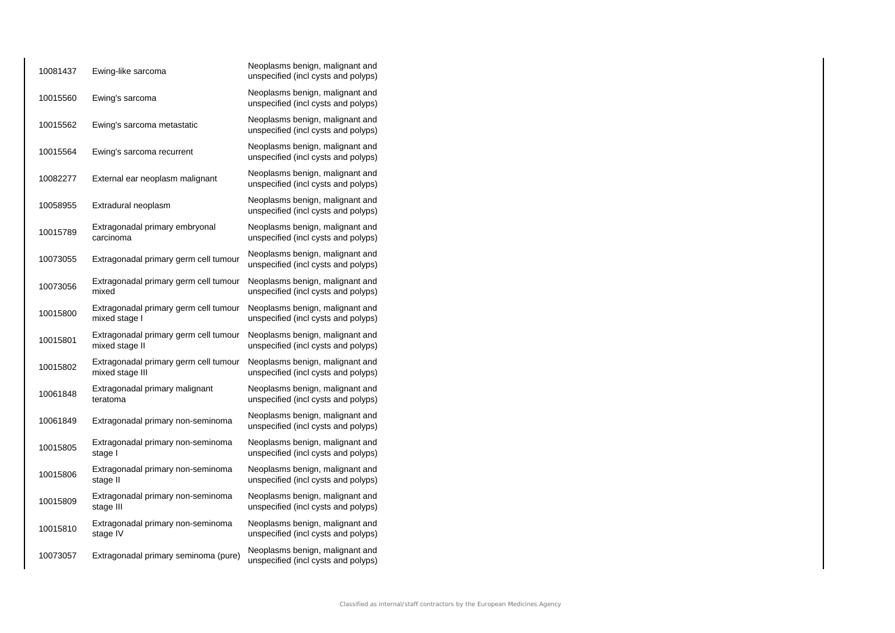| | | |
|---|---|---|
| 10081437 | Ewing-like sarcoma | Neoplasms benign, malignant and unspecified (incl cysts and polyps) |
| 10015560 | Ewing's sarcoma | Neoplasms benign, malignant and unspecified (incl cysts and polyps) |
| 10015562 | Ewing's sarcoma metastatic | Neoplasms benign, malignant and unspecified (incl cysts and polyps) |
| 10015564 | Ewing's sarcoma recurrent | Neoplasms benign, malignant and unspecified (incl cysts and polyps) |
| 10082277 | External ear neoplasm malignant | Neoplasms benign, malignant and unspecified (incl cysts and polyps) |
| 10058955 | Extradural neoplasm | Neoplasms benign, malignant and unspecified (incl cysts and polyps) |
| 10015789 | Extragonadal primary embryonal carcinoma | Neoplasms benign, malignant and unspecified (incl cysts and polyps) |
| 10073055 | Extragonadal primary germ cell tumour | Neoplasms benign, malignant and unspecified (incl cysts and polyps) |
| 10073056 | Extragonadal primary germ cell tumour mixed | Neoplasms benign, malignant and unspecified (incl cysts and polyps) |
| 10015800 | Extragonadal primary germ cell tumour mixed stage I | Neoplasms benign, malignant and unspecified (incl cysts and polyps) |
| 10015801 | Extragonadal primary germ cell tumour mixed stage II | Neoplasms benign, malignant and unspecified (incl cysts and polyps) |
| 10015802 | Extragonadal primary germ cell tumour mixed stage III | Neoplasms benign, malignant and unspecified (incl cysts and polyps) |
| 10061848 | Extragonadal primary malignant teratoma | Neoplasms benign, malignant and unspecified (incl cysts and polyps) |
| 10061849 | Extragonadal primary non-seminoma | Neoplasms benign, malignant and unspecified (incl cysts and polyps) |
| 10015805 | Extragonadal primary non-seminoma stage I | Neoplasms benign, malignant and unspecified (incl cysts and polyps) |
| 10015806 | Extragonadal primary non-seminoma stage II | Neoplasms benign, malignant and unspecified (incl cysts and polyps) |
| 10015809 | Extragonadal primary non-seminoma stage III | Neoplasms benign, malignant and unspecified (incl cysts and polyps) |
| 10015810 | Extragonadal primary non-seminoma stage IV | Neoplasms benign, malignant and unspecified (incl cysts and polyps) |
| 10073057 | Extragonadal primary seminoma (pure) | Neoplasms benign, malignant and unspecified (incl cysts and polyps) |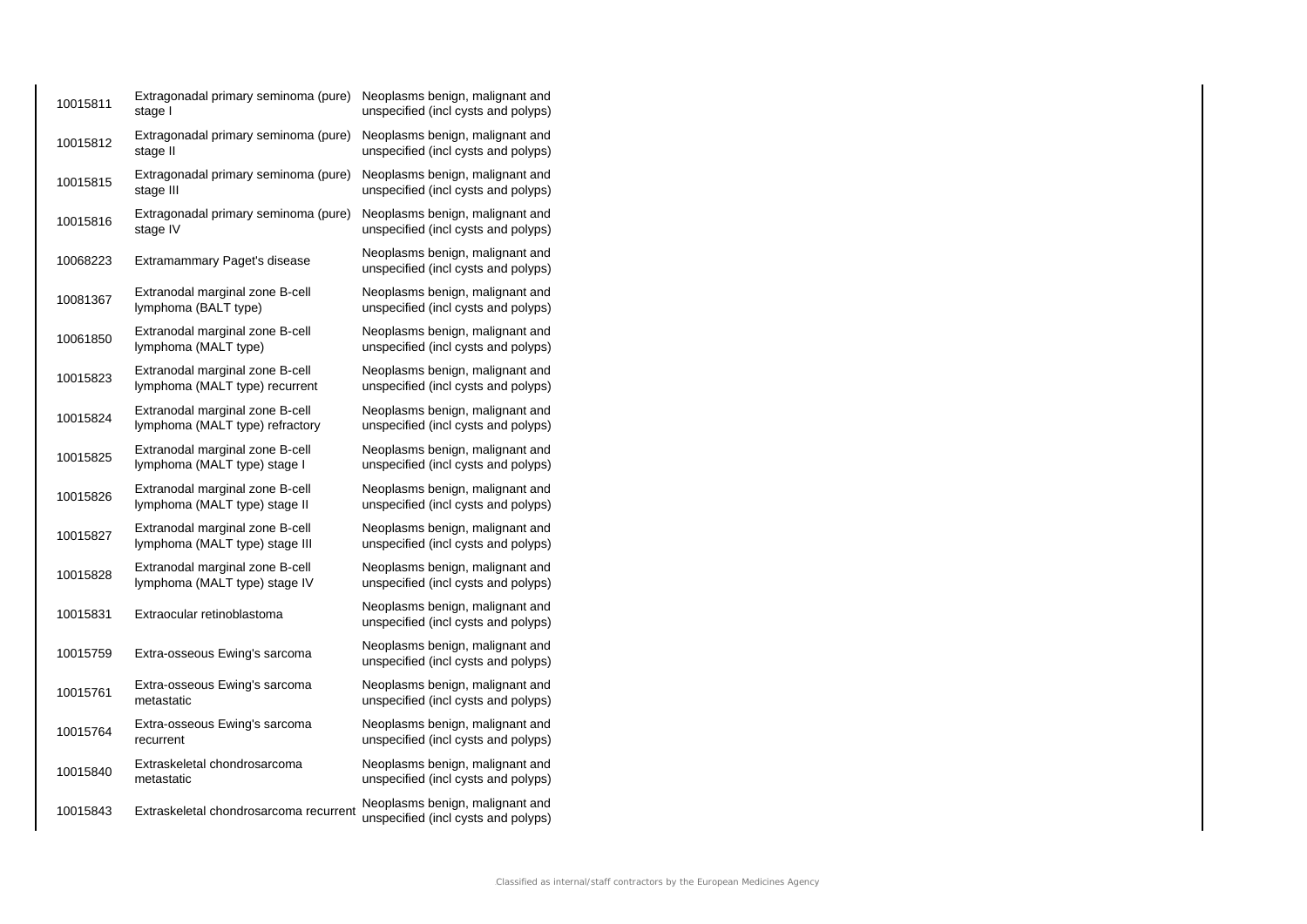| 10015811 | Extragonadal primary seminoma (pure) stage I | Neoplasms benign, malignant and unspecified (incl cysts and polyps) |
|---|---|---|
| 10015812 | Extragonadal primary seminoma (pure) stage II | Neoplasms benign, malignant and unspecified (incl cysts and polyps) |
| 10015815 | Extragonadal primary seminoma (pure) stage III | Neoplasms benign, malignant and unspecified (incl cysts and polyps) |
| 10015816 | Extragonadal primary seminoma (pure) stage IV | Neoplasms benign, malignant and unspecified (incl cysts and polyps) |
| 10068223 | Extramammary Paget's disease | Neoplasms benign, malignant and unspecified (incl cysts and polyps) |
| 10081367 | Extranodal marginal zone B-cell lymphoma (BALT type) | Neoplasms benign, malignant and unspecified (incl cysts and polyps) |
| 10061850 | Extranodal marginal zone B-cell lymphoma (MALT type) | Neoplasms benign, malignant and unspecified (incl cysts and polyps) |
| 10015823 | Extranodal marginal zone B-cell lymphoma (MALT type) recurrent | Neoplasms benign, malignant and unspecified (incl cysts and polyps) |
| 10015824 | Extranodal marginal zone B-cell lymphoma (MALT type) refractory | Neoplasms benign, malignant and unspecified (incl cysts and polyps) |
| 10015825 | Extranodal marginal zone B-cell lymphoma (MALT type) stage I | Neoplasms benign, malignant and unspecified (incl cysts and polyps) |
| 10015826 | Extranodal marginal zone B-cell lymphoma (MALT type) stage II | Neoplasms benign, malignant and unspecified (incl cysts and polyps) |
| 10015827 | Extranodal marginal zone B-cell lymphoma (MALT type) stage III | Neoplasms benign, malignant and unspecified (incl cysts and polyps) |
| 10015828 | Extranodal marginal zone B-cell lymphoma (MALT type) stage IV | Neoplasms benign, malignant and unspecified (incl cysts and polyps) |
| 10015831 | Extraocular retinoblastoma | Neoplasms benign, malignant and unspecified (incl cysts and polyps) |
| 10015759 | Extra-osseous Ewing's sarcoma | Neoplasms benign, malignant and unspecified (incl cysts and polyps) |
| 10015761 | Extra-osseous Ewing's sarcoma metastatic | Neoplasms benign, malignant and unspecified (incl cysts and polyps) |
| 10015764 | Extra-osseous Ewing's sarcoma recurrent | Neoplasms benign, malignant and unspecified (incl cysts and polyps) |
| 10015840 | Extraskeletal chondrosarcoma metastatic | Neoplasms benign, malignant and unspecified (incl cysts and polyps) |
| 10015843 | Extraskeletal chondrosarcoma recurrent | Neoplasms benign, malignant and unspecified (incl cysts and polyps) |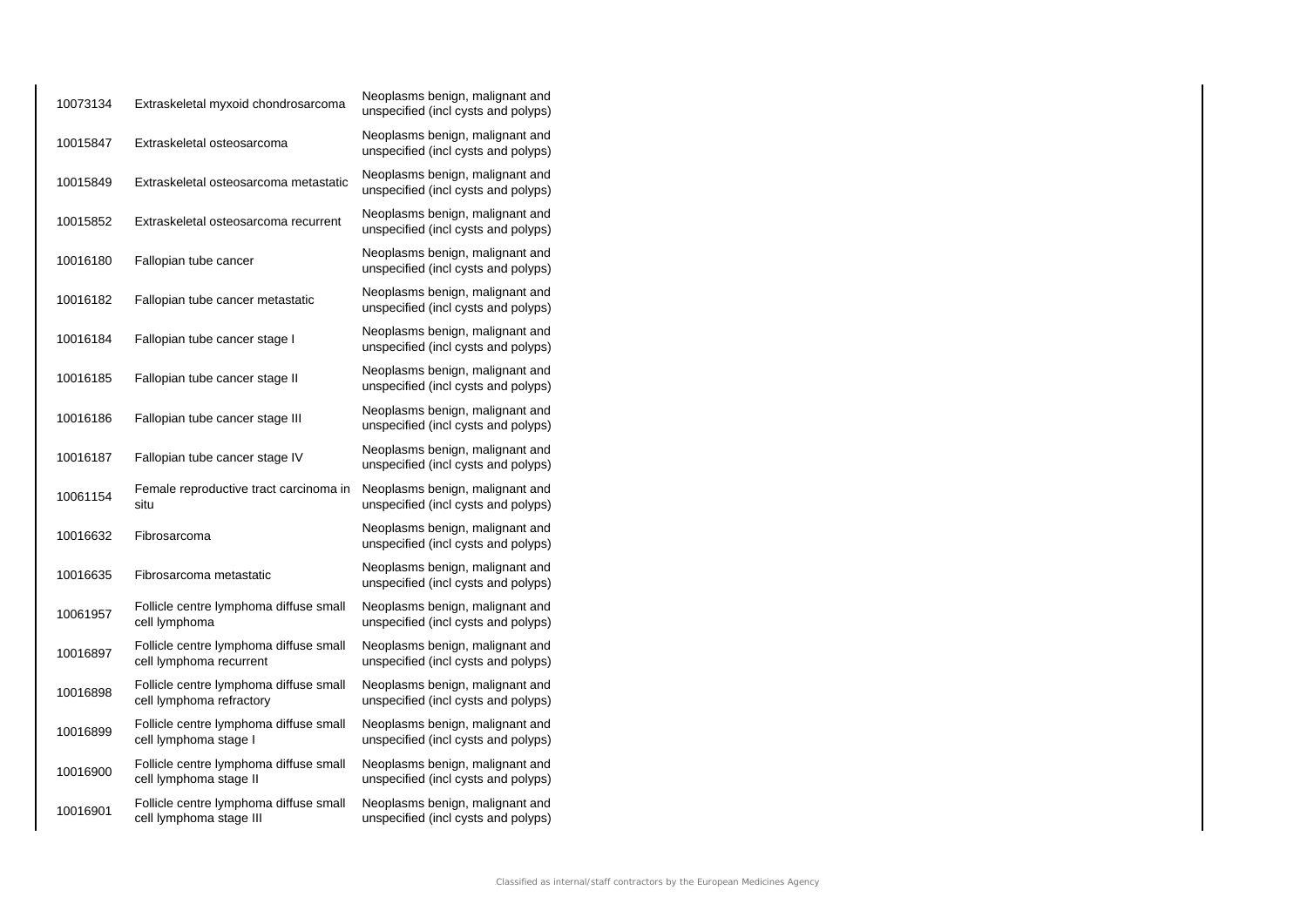| | | |
|---|---|---|
| 10073134 | Extraskeletal myxoid chondrosarcoma | Neoplasms benign, malignant and unspecified (incl cysts and polyps) |
| 10015847 | Extraskeletal osteosarcoma | Neoplasms benign, malignant and unspecified (incl cysts and polyps) |
| 10015849 | Extraskeletal osteosarcoma metastatic | Neoplasms benign, malignant and unspecified (incl cysts and polyps) |
| 10015852 | Extraskeletal osteosarcoma recurrent | Neoplasms benign, malignant and unspecified (incl cysts and polyps) |
| 10016180 | Fallopian tube cancer | Neoplasms benign, malignant and unspecified (incl cysts and polyps) |
| 10016182 | Fallopian tube cancer metastatic | Neoplasms benign, malignant and unspecified (incl cysts and polyps) |
| 10016184 | Fallopian tube cancer stage I | Neoplasms benign, malignant and unspecified (incl cysts and polyps) |
| 10016185 | Fallopian tube cancer stage II | Neoplasms benign, malignant and unspecified (incl cysts and polyps) |
| 10016186 | Fallopian tube cancer stage III | Neoplasms benign, malignant and unspecified (incl cysts and polyps) |
| 10016187 | Fallopian tube cancer stage IV | Neoplasms benign, malignant and unspecified (incl cysts and polyps) |
| 10061154 | Female reproductive tract carcinoma in situ | Neoplasms benign, malignant and unspecified (incl cysts and polyps) |
| 10016632 | Fibrosarcoma | Neoplasms benign, malignant and unspecified (incl cysts and polyps) |
| 10016635 | Fibrosarcoma metastatic | Neoplasms benign, malignant and unspecified (incl cysts and polyps) |
| 10061957 | Follicle centre lymphoma diffuse small cell lymphoma | Neoplasms benign, malignant and unspecified (incl cysts and polyps) |
| 10016897 | Follicle centre lymphoma diffuse small cell lymphoma recurrent | Neoplasms benign, malignant and unspecified (incl cysts and polyps) |
| 10016898 | Follicle centre lymphoma diffuse small cell lymphoma refractory | Neoplasms benign, malignant and unspecified (incl cysts and polyps) |
| 10016899 | Follicle centre lymphoma diffuse small cell lymphoma stage I | Neoplasms benign, malignant and unspecified (incl cysts and polyps) |
| 10016900 | Follicle centre lymphoma diffuse small cell lymphoma stage II | Neoplasms benign, malignant and unspecified (incl cysts and polyps) |
| 10016901 | Follicle centre lymphoma diffuse small cell lymphoma stage III | Neoplasms benign, malignant and unspecified (incl cysts and polyps) |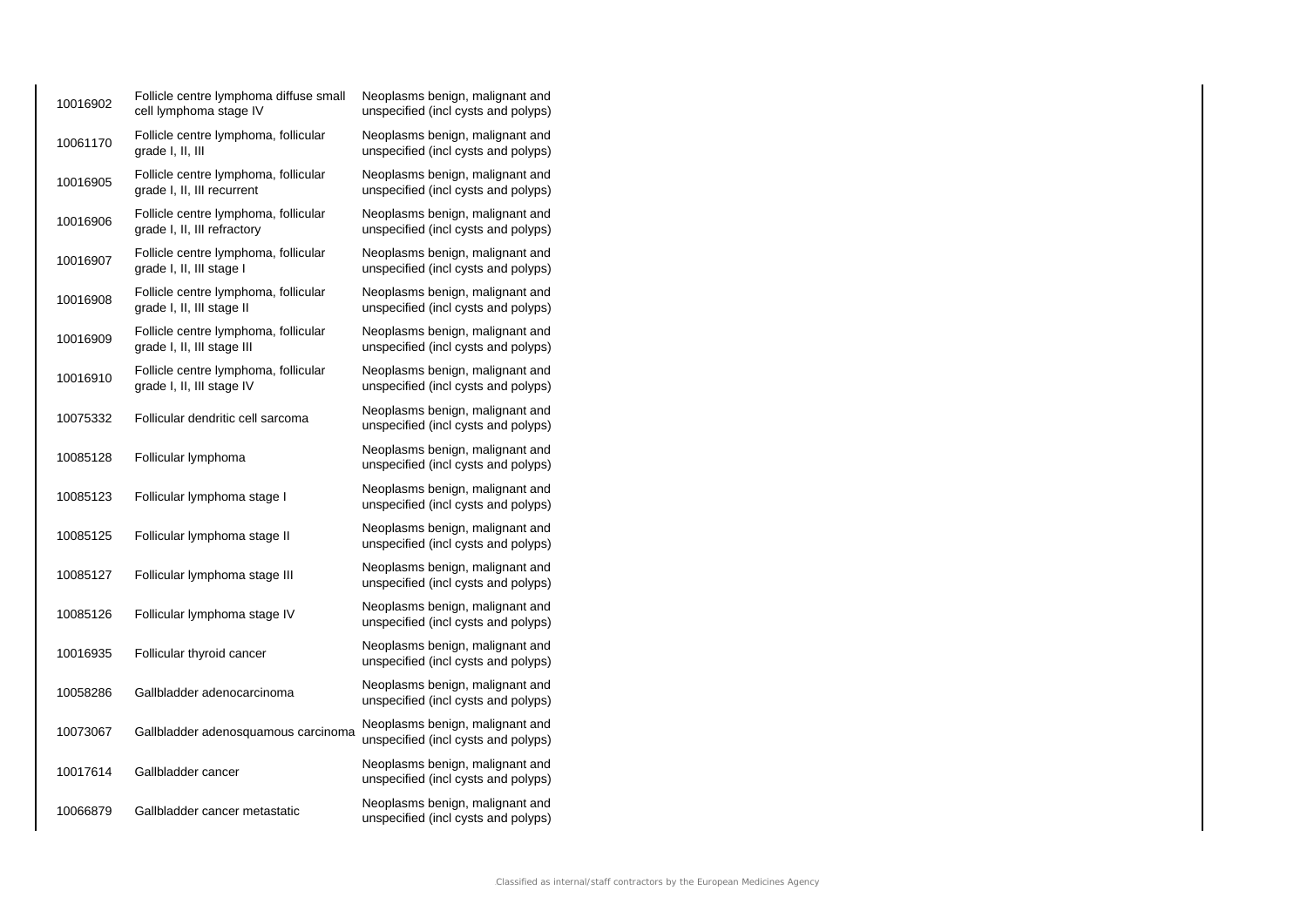| | | |
|---|---|---|
| 10016902 | Follicle centre lymphoma diffuse small cell lymphoma stage IV | Neoplasms benign, malignant and unspecified (incl cysts and polyps) |
| 10061170 | Follicle centre lymphoma, follicular grade I, II, III | Neoplasms benign, malignant and unspecified (incl cysts and polyps) |
| 10016905 | Follicle centre lymphoma, follicular grade I, II, III recurrent | Neoplasms benign, malignant and unspecified (incl cysts and polyps) |
| 10016906 | Follicle centre lymphoma, follicular grade I, II, III refractory | Neoplasms benign, malignant and unspecified (incl cysts and polyps) |
| 10016907 | Follicle centre lymphoma, follicular grade I, II, III stage I | Neoplasms benign, malignant and unspecified (incl cysts and polyps) |
| 10016908 | Follicle centre lymphoma, follicular grade I, II, III stage II | Neoplasms benign, malignant and unspecified (incl cysts and polyps) |
| 10016909 | Follicle centre lymphoma, follicular grade I, II, III stage III | Neoplasms benign, malignant and unspecified (incl cysts and polyps) |
| 10016910 | Follicle centre lymphoma, follicular grade I, II, III stage IV | Neoplasms benign, malignant and unspecified (incl cysts and polyps) |
| 10075332 | Follicular dendritic cell sarcoma | Neoplasms benign, malignant and unspecified (incl cysts and polyps) |
| 10085128 | Follicular lymphoma | Neoplasms benign, malignant and unspecified (incl cysts and polyps) |
| 10085123 | Follicular lymphoma stage I | Neoplasms benign, malignant and unspecified (incl cysts and polyps) |
| 10085125 | Follicular lymphoma stage II | Neoplasms benign, malignant and unspecified (incl cysts and polyps) |
| 10085127 | Follicular lymphoma stage III | Neoplasms benign, malignant and unspecified (incl cysts and polyps) |
| 10085126 | Follicular lymphoma stage IV | Neoplasms benign, malignant and unspecified (incl cysts and polyps) |
| 10016935 | Follicular thyroid cancer | Neoplasms benign, malignant and unspecified (incl cysts and polyps) |
| 10058286 | Gallbladder adenocarcinoma | Neoplasms benign, malignant and unspecified (incl cysts and polyps) |
| 10073067 | Gallbladder adenosquamous carcinoma | Neoplasms benign, malignant and unspecified (incl cysts and polyps) |
| 10017614 | Gallbladder cancer | Neoplasms benign, malignant and unspecified (incl cysts and polyps) |
| 10066879 | Gallbladder cancer metastatic | Neoplasms benign, malignant and unspecified (incl cysts and polyps) |

Classified as internal/staff contractors by the European Medicines Agency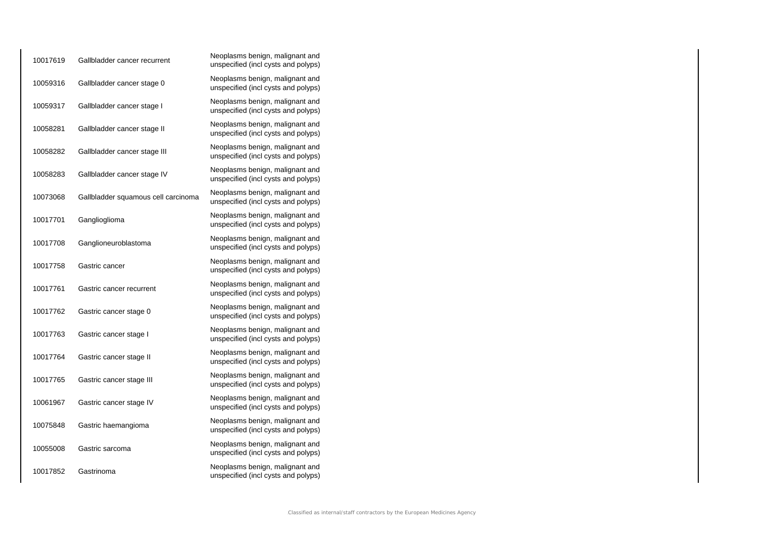| | | |
|---|---|---|
| 10017619 | Gallbladder cancer recurrent | Neoplasms benign, malignant and unspecified (incl cysts and polyps) |
| 10059316 | Gallbladder cancer stage 0 | Neoplasms benign, malignant and unspecified (incl cysts and polyps) |
| 10059317 | Gallbladder cancer stage I | Neoplasms benign, malignant and unspecified (incl cysts and polyps) |
| 10058281 | Gallbladder cancer stage II | Neoplasms benign, malignant and unspecified (incl cysts and polyps) |
| 10058282 | Gallbladder cancer stage III | Neoplasms benign, malignant and unspecified (incl cysts and polyps) |
| 10058283 | Gallbladder cancer stage IV | Neoplasms benign, malignant and unspecified (incl cysts and polyps) |
| 10073068 | Gallbladder squamous cell carcinoma | Neoplasms benign, malignant and unspecified (incl cysts and polyps) |
| 10017701 | Ganglioglioma | Neoplasms benign, malignant and unspecified (incl cysts and polyps) |
| 10017708 | Ganglioneuroblastoma | Neoplasms benign, malignant and unspecified (incl cysts and polyps) |
| 10017758 | Gastric cancer | Neoplasms benign, malignant and unspecified (incl cysts and polyps) |
| 10017761 | Gastric cancer recurrent | Neoplasms benign, malignant and unspecified (incl cysts and polyps) |
| 10017762 | Gastric cancer stage 0 | Neoplasms benign, malignant and unspecified (incl cysts and polyps) |
| 10017763 | Gastric cancer stage I | Neoplasms benign, malignant and unspecified (incl cysts and polyps) |
| 10017764 | Gastric cancer stage II | Neoplasms benign, malignant and unspecified (incl cysts and polyps) |
| 10017765 | Gastric cancer stage III | Neoplasms benign, malignant and unspecified (incl cysts and polyps) |
| 10061967 | Gastric cancer stage IV | Neoplasms benign, malignant and unspecified (incl cysts and polyps) |
| 10075848 | Gastric haemangioma | Neoplasms benign, malignant and unspecified (incl cysts and polyps) |
| 10055008 | Gastric sarcoma | Neoplasms benign, malignant and unspecified (incl cysts and polyps) |
| 10017852 | Gastrinoma | Neoplasms benign, malignant and unspecified (incl cysts and polyps) |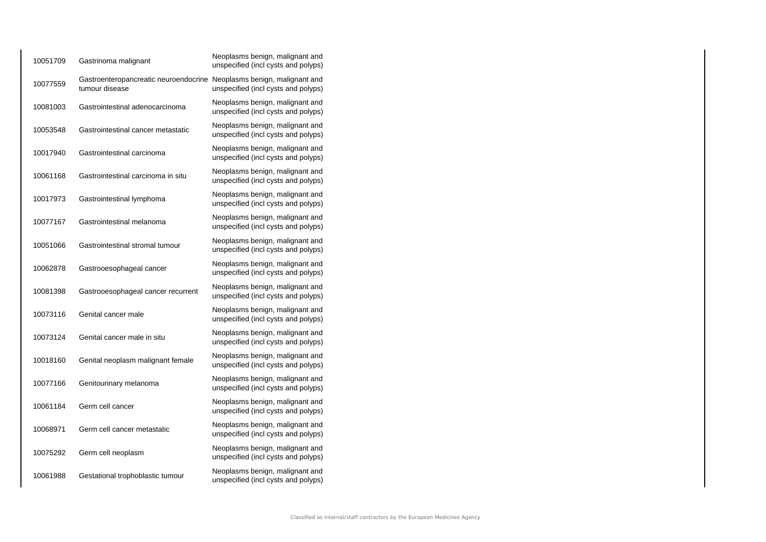| | | |
|---|---|---|
| 10051709 | Gastrinoma malignant | Neoplasms benign, malignant and unspecified (incl cysts and polyps) |
| 10077559 | Gastroenteropancreatic neuroendocrine tumour disease | Neoplasms benign, malignant and unspecified (incl cysts and polyps) |
| 10081003 | Gastrointestinal adenocarcinoma | Neoplasms benign, malignant and unspecified (incl cysts and polyps) |
| 10053548 | Gastrointestinal cancer metastatic | Neoplasms benign, malignant and unspecified (incl cysts and polyps) |
| 10017940 | Gastrointestinal carcinoma | Neoplasms benign, malignant and unspecified (incl cysts and polyps) |
| 10061168 | Gastrointestinal carcinoma in situ | Neoplasms benign, malignant and unspecified (incl cysts and polyps) |
| 10017973 | Gastrointestinal lymphoma | Neoplasms benign, malignant and unspecified (incl cysts and polyps) |
| 10077167 | Gastrointestinal melanoma | Neoplasms benign, malignant and unspecified (incl cysts and polyps) |
| 10051066 | Gastrointestinal stromal tumour | Neoplasms benign, malignant and unspecified (incl cysts and polyps) |
| 10062878 | Gastrooesophageal cancer | Neoplasms benign, malignant and unspecified (incl cysts and polyps) |
| 10081398 | Gastrooesophageal cancer recurrent | Neoplasms benign, malignant and unspecified (incl cysts and polyps) |
| 10073116 | Genital cancer male | Neoplasms benign, malignant and unspecified (incl cysts and polyps) |
| 10073124 | Genital cancer male in situ | Neoplasms benign, malignant and unspecified (incl cysts and polyps) |
| 10018160 | Genital neoplasm malignant female | Neoplasms benign, malignant and unspecified (incl cysts and polyps) |
| 10077166 | Genitourinary melanoma | Neoplasms benign, malignant and unspecified (incl cysts and polyps) |
| 10061184 | Germ cell cancer | Neoplasms benign, malignant and unspecified (incl cysts and polyps) |
| 10068971 | Germ cell cancer metastatic | Neoplasms benign, malignant and unspecified (incl cysts and polyps) |
| 10075292 | Germ cell neoplasm | Neoplasms benign, malignant and unspecified (incl cysts and polyps) |
| 10061988 | Gestational trophoblastic tumour | Neoplasms benign, malignant and unspecified (incl cysts and polyps) |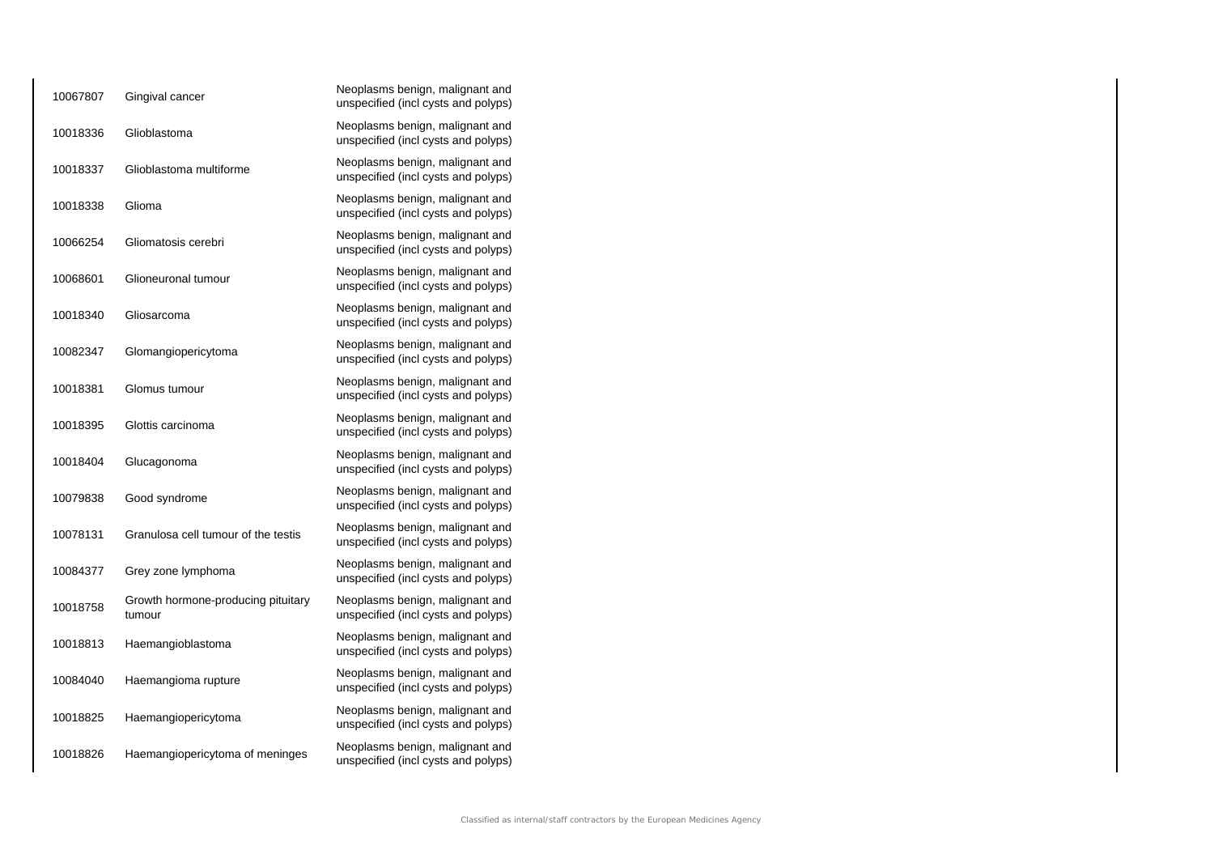| | | |
|---|---|---|
| 10067807 | Gingival cancer | Neoplasms benign, malignant and unspecified (incl cysts and polyps) |
| 10018336 | Glioblastoma | Neoplasms benign, malignant and unspecified (incl cysts and polyps) |
| 10018337 | Glioblastoma multiforme | Neoplasms benign, malignant and unspecified (incl cysts and polyps) |
| 10018338 | Glioma | Neoplasms benign, malignant and unspecified (incl cysts and polyps) |
| 10066254 | Gliomatosis cerebri | Neoplasms benign, malignant and unspecified (incl cysts and polyps) |
| 10068601 | Glioneuronal tumour | Neoplasms benign, malignant and unspecified (incl cysts and polyps) |
| 10018340 | Gliosarcoma | Neoplasms benign, malignant and unspecified (incl cysts and polyps) |
| 10082347 | Glomangiopericytoma | Neoplasms benign, malignant and unspecified (incl cysts and polyps) |
| 10018381 | Glomus tumour | Neoplasms benign, malignant and unspecified (incl cysts and polyps) |
| 10018395 | Glottis carcinoma | Neoplasms benign, malignant and unspecified (incl cysts and polyps) |
| 10018404 | Glucagonoma | Neoplasms benign, malignant and unspecified (incl cysts and polyps) |
| 10079838 | Good syndrome | Neoplasms benign, malignant and unspecified (incl cysts and polyps) |
| 10078131 | Granulosa cell tumour of the testis | Neoplasms benign, malignant and unspecified (incl cysts and polyps) |
| 10084377 | Grey zone lymphoma | Neoplasms benign, malignant and unspecified (incl cysts and polyps) |
| 10018758 | Growth hormone-producing pituitary tumour | Neoplasms benign, malignant and unspecified (incl cysts and polyps) |
| 10018813 | Haemangioblastoma | Neoplasms benign, malignant and unspecified (incl cysts and polyps) |
| 10084040 | Haemangioma rupture | Neoplasms benign, malignant and unspecified (incl cysts and polyps) |
| 10018825 | Haemangiopericytoma | Neoplasms benign, malignant and unspecified (incl cysts and polyps) |
| 10018826 | Haemangiopericytoma of meninges | Neoplasms benign, malignant and unspecified (incl cysts and polyps) |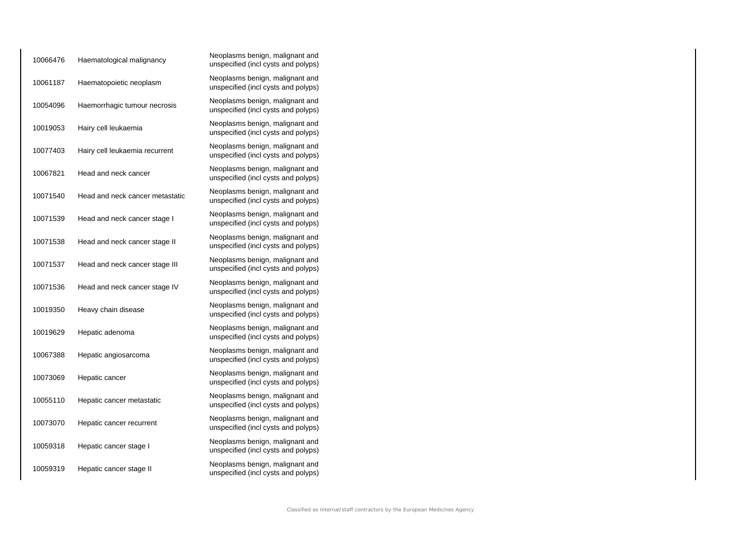| | | |
|---|---|---|
| 10066476 | Haematological malignancy | Neoplasms benign, malignant and unspecified (incl cysts and polyps) |
| 10061187 | Haematopoietic neoplasm | Neoplasms benign, malignant and unspecified (incl cysts and polyps) |
| 10054096 | Haemorrhagic tumour necrosis | Neoplasms benign, malignant and unspecified (incl cysts and polyps) |
| 10019053 | Hairy cell leukaemia | Neoplasms benign, malignant and unspecified (incl cysts and polyps) |
| 10077403 | Hairy cell leukaemia recurrent | Neoplasms benign, malignant and unspecified (incl cysts and polyps) |
| 10067821 | Head and neck cancer | Neoplasms benign, malignant and unspecified (incl cysts and polyps) |
| 10071540 | Head and neck cancer metastatic | Neoplasms benign, malignant and unspecified (incl cysts and polyps) |
| 10071539 | Head and neck cancer stage I | Neoplasms benign, malignant and unspecified (incl cysts and polyps) |
| 10071538 | Head and neck cancer stage II | Neoplasms benign, malignant and unspecified (incl cysts and polyps) |
| 10071537 | Head and neck cancer stage III | Neoplasms benign, malignant and unspecified (incl cysts and polyps) |
| 10071536 | Head and neck cancer stage IV | Neoplasms benign, malignant and unspecified (incl cysts and polyps) |
| 10019350 | Heavy chain disease | Neoplasms benign, malignant and unspecified (incl cysts and polyps) |
| 10019629 | Hepatic adenoma | Neoplasms benign, malignant and unspecified (incl cysts and polyps) |
| 10067388 | Hepatic angiosarcoma | Neoplasms benign, malignant and unspecified (incl cysts and polyps) |
| 10073069 | Hepatic cancer | Neoplasms benign, malignant and unspecified (incl cysts and polyps) |
| 10055110 | Hepatic cancer metastatic | Neoplasms benign, malignant and unspecified (incl cysts and polyps) |
| 10073070 | Hepatic cancer recurrent | Neoplasms benign, malignant and unspecified (incl cysts and polyps) |
| 10059318 | Hepatic cancer stage I | Neoplasms benign, malignant and unspecified (incl cysts and polyps) |
| 10059319 | Hepatic cancer stage II | Neoplasms benign, malignant and unspecified (incl cysts and polyps) |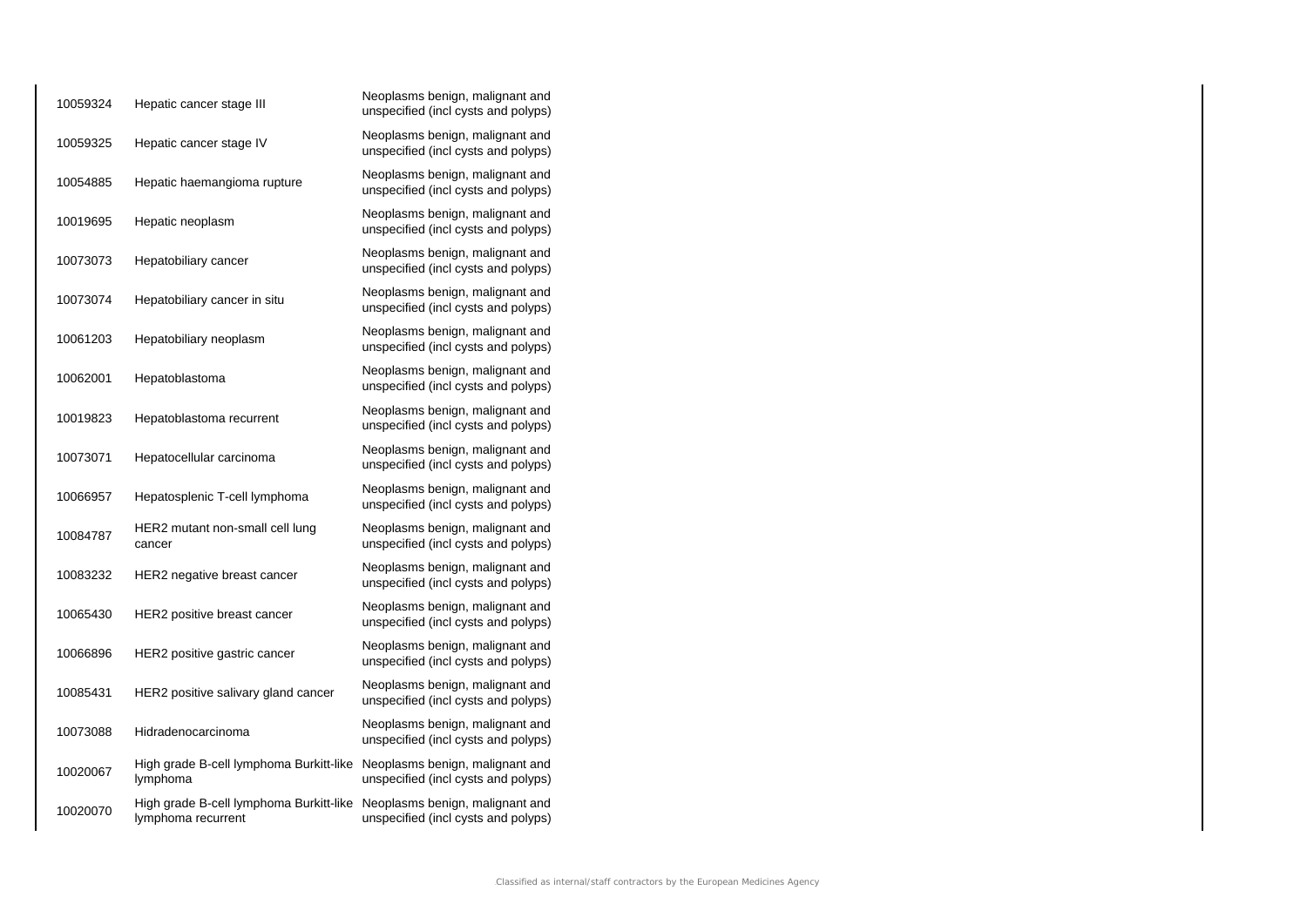| | | |
|---|---|---|
| 10059324 | Hepatic cancer stage III | Neoplasms benign, malignant and unspecified (incl cysts and polyps) |
| 10059325 | Hepatic cancer stage IV | Neoplasms benign, malignant and unspecified (incl cysts and polyps) |
| 10054885 | Hepatic haemangioma rupture | Neoplasms benign, malignant and unspecified (incl cysts and polyps) |
| 10019695 | Hepatic neoplasm | Neoplasms benign, malignant and unspecified (incl cysts and polyps) |
| 10073073 | Hepatobiliary cancer | Neoplasms benign, malignant and unspecified (incl cysts and polyps) |
| 10073074 | Hepatobiliary cancer in situ | Neoplasms benign, malignant and unspecified (incl cysts and polyps) |
| 10061203 | Hepatobiliary neoplasm | Neoplasms benign, malignant and unspecified (incl cysts and polyps) |
| 10062001 | Hepatoblastoma | Neoplasms benign, malignant and unspecified (incl cysts and polyps) |
| 10019823 | Hepatoblastoma recurrent | Neoplasms benign, malignant and unspecified (incl cysts and polyps) |
| 10073071 | Hepatocellular carcinoma | Neoplasms benign, malignant and unspecified (incl cysts and polyps) |
| 10066957 | Hepatosplenic T-cell lymphoma | Neoplasms benign, malignant and unspecified (incl cysts and polyps) |
| 10084787 | HER2 mutant non-small cell lung cancer | Neoplasms benign, malignant and unspecified (incl cysts and polyps) |
| 10083232 | HER2 negative breast cancer | Neoplasms benign, malignant and unspecified (incl cysts and polyps) |
| 10065430 | HER2 positive breast cancer | Neoplasms benign, malignant and unspecified (incl cysts and polyps) |
| 10066896 | HER2 positive gastric cancer | Neoplasms benign, malignant and unspecified (incl cysts and polyps) |
| 10085431 | HER2 positive salivary gland cancer | Neoplasms benign, malignant and unspecified (incl cysts and polyps) |
| 10073088 | Hidradenocarcinoma | Neoplasms benign, malignant and unspecified (incl cysts and polyps) |
| 10020067 | High grade B-cell lymphoma Burkitt-like lymphoma | Neoplasms benign, malignant and unspecified (incl cysts and polyps) |
| 10020070 | High grade B-cell lymphoma Burkitt-like lymphoma recurrent | Neoplasms benign, malignant and unspecified (incl cysts and polyps) |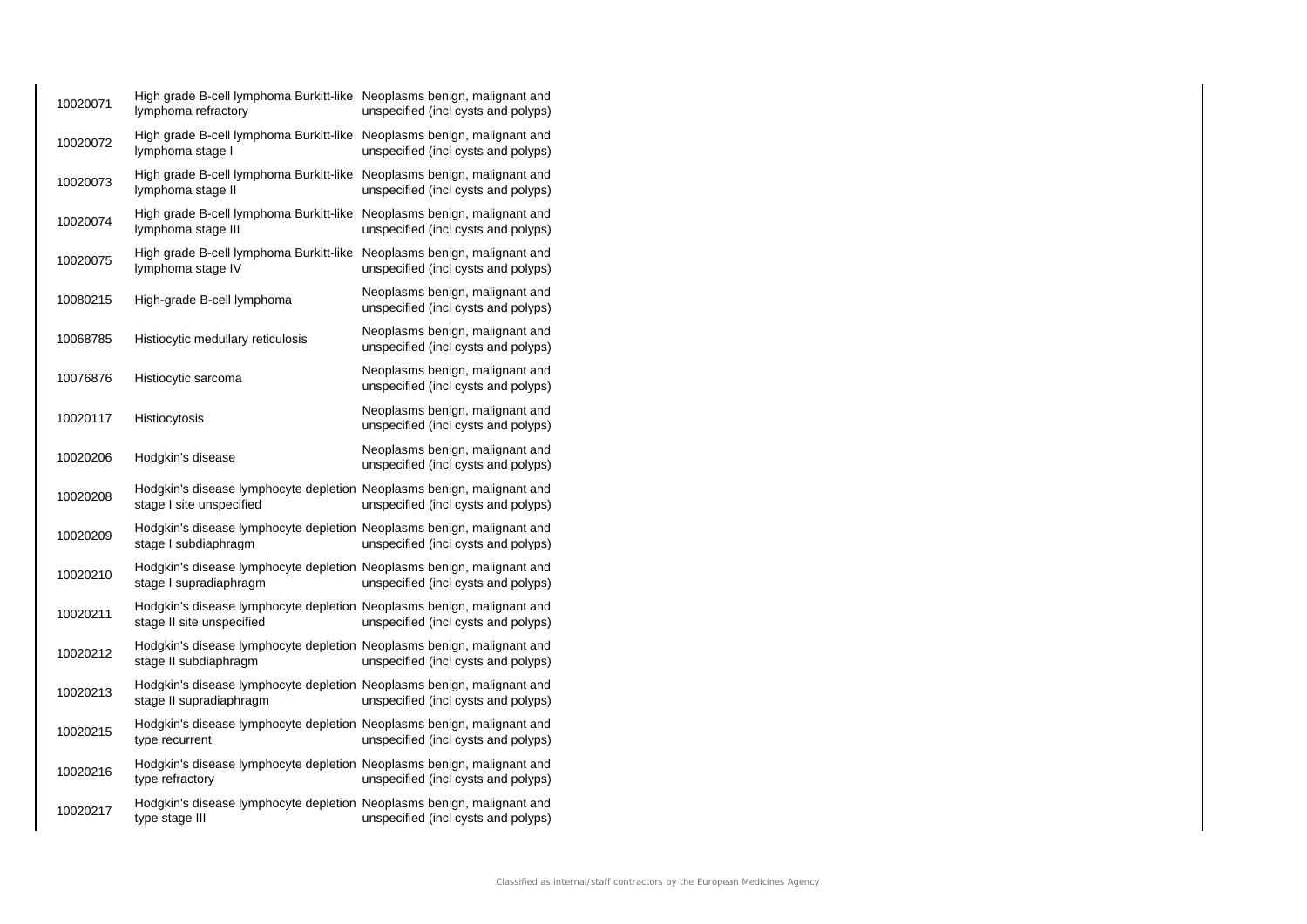| | | |
|---|---|---|
| 10020071 | High grade B-cell lymphoma Burkitt-like lymphoma refractory | Neoplasms benign, malignant and unspecified (incl cysts and polyps) |
| 10020072 | High grade B-cell lymphoma Burkitt-like lymphoma stage I | Neoplasms benign, malignant and unspecified (incl cysts and polyps) |
| 10020073 | High grade B-cell lymphoma Burkitt-like lymphoma stage II | Neoplasms benign, malignant and unspecified (incl cysts and polyps) |
| 10020074 | High grade B-cell lymphoma Burkitt-like lymphoma stage III | Neoplasms benign, malignant and unspecified (incl cysts and polyps) |
| 10020075 | High grade B-cell lymphoma Burkitt-like lymphoma stage IV | Neoplasms benign, malignant and unspecified (incl cysts and polyps) |
| 10080215 | High-grade B-cell lymphoma | Neoplasms benign, malignant and unspecified (incl cysts and polyps) |
| 10068785 | Histiocytic medullary reticulosis | Neoplasms benign, malignant and unspecified (incl cysts and polyps) |
| 10076876 | Histiocytic sarcoma | Neoplasms benign, malignant and unspecified (incl cysts and polyps) |
| 10020117 | Histiocytosis | Neoplasms benign, malignant and unspecified (incl cysts and polyps) |
| 10020206 | Hodgkin's disease | Neoplasms benign, malignant and unspecified (incl cysts and polyps) |
| 10020208 | Hodgkin's disease lymphocyte depletion stage I site unspecified | Neoplasms benign, malignant and unspecified (incl cysts and polyps) |
| 10020209 | Hodgkin's disease lymphocyte depletion stage I subdiaphragm | Neoplasms benign, malignant and unspecified (incl cysts and polyps) |
| 10020210 | Hodgkin's disease lymphocyte depletion stage I supradiaphragm | Neoplasms benign, malignant and unspecified (incl cysts and polyps) |
| 10020211 | Hodgkin's disease lymphocyte depletion stage II site unspecified | Neoplasms benign, malignant and unspecified (incl cysts and polyps) |
| 10020212 | Hodgkin's disease lymphocyte depletion stage II subdiaphragm | Neoplasms benign, malignant and unspecified (incl cysts and polyps) |
| 10020213 | Hodgkin's disease lymphocyte depletion stage II supradiaphragm | Neoplasms benign, malignant and unspecified (incl cysts and polyps) |
| 10020215 | Hodgkin's disease lymphocyte depletion type recurrent | Neoplasms benign, malignant and unspecified (incl cysts and polyps) |
| 10020216 | Hodgkin's disease lymphocyte depletion type refractory | Neoplasms benign, malignant and unspecified (incl cysts and polyps) |
| 10020217 | Hodgkin's disease lymphocyte depletion type stage III | Neoplasms benign, malignant and unspecified (incl cysts and polyps) |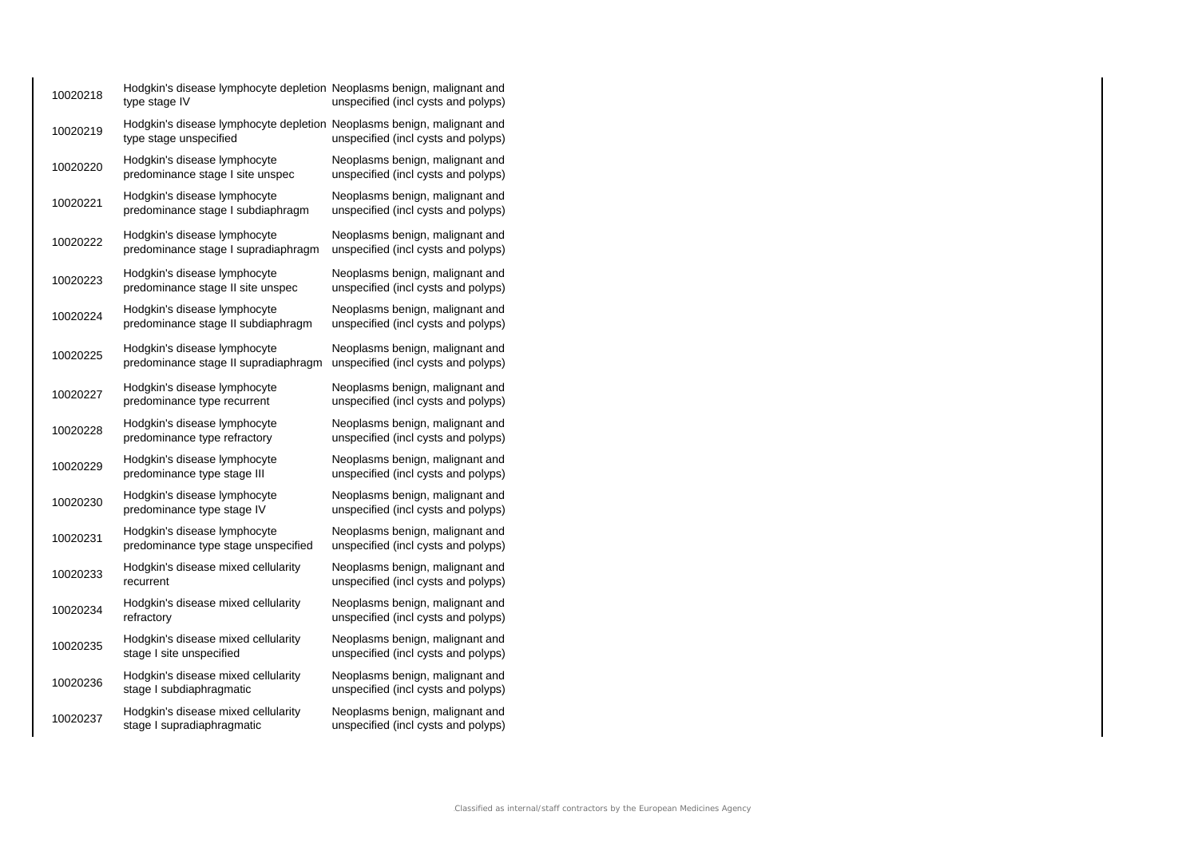| | | |
|---|---|---|
| 10020218 | Hodgkin's disease lymphocyte depletion type stage IV | Neoplasms benign, malignant and unspecified (incl cysts and polyps) |
| 10020219 | Hodgkin's disease lymphocyte depletion type stage unspecified | Neoplasms benign, malignant and unspecified (incl cysts and polyps) |
| 10020220 | Hodgkin's disease lymphocyte predominance stage I site unspec | Neoplasms benign, malignant and unspecified (incl cysts and polyps) |
| 10020221 | Hodgkin's disease lymphocyte predominance stage I subdiaphragm | Neoplasms benign, malignant and unspecified (incl cysts and polyps) |
| 10020222 | Hodgkin's disease lymphocyte predominance stage I supradiaphragm | Neoplasms benign, malignant and unspecified (incl cysts and polyps) |
| 10020223 | Hodgkin's disease lymphocyte predominance stage II site unspec | Neoplasms benign, malignant and unspecified (incl cysts and polyps) |
| 10020224 | Hodgkin's disease lymphocyte predominance stage II subdiaphragm | Neoplasms benign, malignant and unspecified (incl cysts and polyps) |
| 10020225 | Hodgkin's disease lymphocyte predominance stage II supradiaphragm | Neoplasms benign, malignant and unspecified (incl cysts and polyps) |
| 10020227 | Hodgkin's disease lymphocyte predominance type recurrent | Neoplasms benign, malignant and unspecified (incl cysts and polyps) |
| 10020228 | Hodgkin's disease lymphocyte predominance type refractory | Neoplasms benign, malignant and unspecified (incl cysts and polyps) |
| 10020229 | Hodgkin's disease lymphocyte predominance type stage III | Neoplasms benign, malignant and unspecified (incl cysts and polyps) |
| 10020230 | Hodgkin's disease lymphocyte predominance type stage IV | Neoplasms benign, malignant and unspecified (incl cysts and polyps) |
| 10020231 | Hodgkin's disease lymphocyte predominance type stage unspecified | Neoplasms benign, malignant and unspecified (incl cysts and polyps) |
| 10020233 | Hodgkin's disease mixed cellularity recurrent | Neoplasms benign, malignant and unspecified (incl cysts and polyps) |
| 10020234 | Hodgkin's disease mixed cellularity refractory | Neoplasms benign, malignant and unspecified (incl cysts and polyps) |
| 10020235 | Hodgkin's disease mixed cellularity stage I site unspecified | Neoplasms benign, malignant and unspecified (incl cysts and polyps) |
| 10020236 | Hodgkin's disease mixed cellularity stage I subdiaphragmatic | Neoplasms benign, malignant and unspecified (incl cysts and polyps) |
| 10020237 | Hodgkin's disease mixed cellularity stage I supradiaphragmatic | Neoplasms benign, malignant and unspecified (incl cysts and polyps) |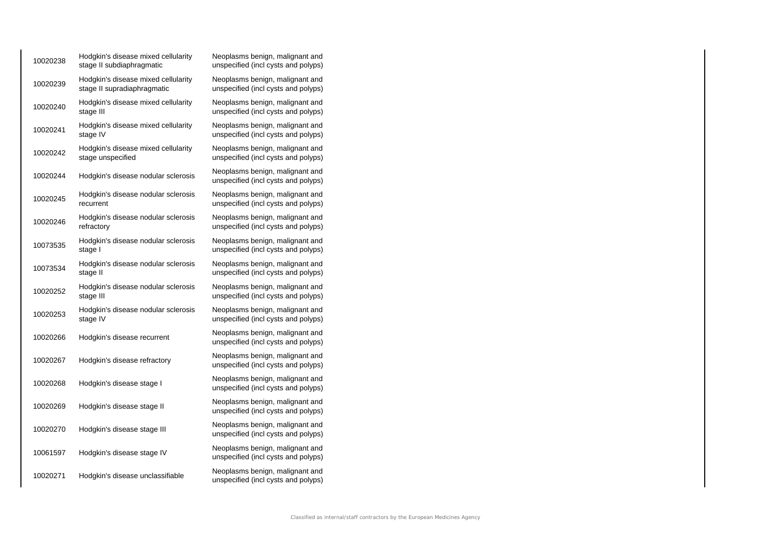| | | |
|---|---|---|
| 10020238 | Hodgkin's disease mixed cellularity stage II subdiaphragmatic | Neoplasms benign, malignant and unspecified (incl cysts and polyps) |
| 10020239 | Hodgkin's disease mixed cellularity stage II supradiaphragmatic | Neoplasms benign, malignant and unspecified (incl cysts and polyps) |
| 10020240 | Hodgkin's disease mixed cellularity stage III | Neoplasms benign, malignant and unspecified (incl cysts and polyps) |
| 10020241 | Hodgkin's disease mixed cellularity stage IV | Neoplasms benign, malignant and unspecified (incl cysts and polyps) |
| 10020242 | Hodgkin's disease mixed cellularity stage unspecified | Neoplasms benign, malignant and unspecified (incl cysts and polyps) |
| 10020244 | Hodgkin's disease nodular sclerosis | Neoplasms benign, malignant and unspecified (incl cysts and polyps) |
| 10020245 | Hodgkin's disease nodular sclerosis recurrent | Neoplasms benign, malignant and unspecified (incl cysts and polyps) |
| 10020246 | Hodgkin's disease nodular sclerosis refractory | Neoplasms benign, malignant and unspecified (incl cysts and polyps) |
| 10073535 | Hodgkin's disease nodular sclerosis stage I | Neoplasms benign, malignant and unspecified (incl cysts and polyps) |
| 10073534 | Hodgkin's disease nodular sclerosis stage II | Neoplasms benign, malignant and unspecified (incl cysts and polyps) |
| 10020252 | Hodgkin's disease nodular sclerosis stage III | Neoplasms benign, malignant and unspecified (incl cysts and polyps) |
| 10020253 | Hodgkin's disease nodular sclerosis stage IV | Neoplasms benign, malignant and unspecified (incl cysts and polyps) |
| 10020266 | Hodgkin's disease recurrent | Neoplasms benign, malignant and unspecified (incl cysts and polyps) |
| 10020267 | Hodgkin's disease refractory | Neoplasms benign, malignant and unspecified (incl cysts and polyps) |
| 10020268 | Hodgkin's disease stage I | Neoplasms benign, malignant and unspecified (incl cysts and polyps) |
| 10020269 | Hodgkin's disease stage II | Neoplasms benign, malignant and unspecified (incl cysts and polyps) |
| 10020270 | Hodgkin's disease stage III | Neoplasms benign, malignant and unspecified (incl cysts and polyps) |
| 10061597 | Hodgkin's disease stage IV | Neoplasms benign, malignant and unspecified (incl cysts and polyps) |
| 10020271 | Hodgkin's disease unclassifiable | Neoplasms benign, malignant and unspecified (incl cysts and polyps) |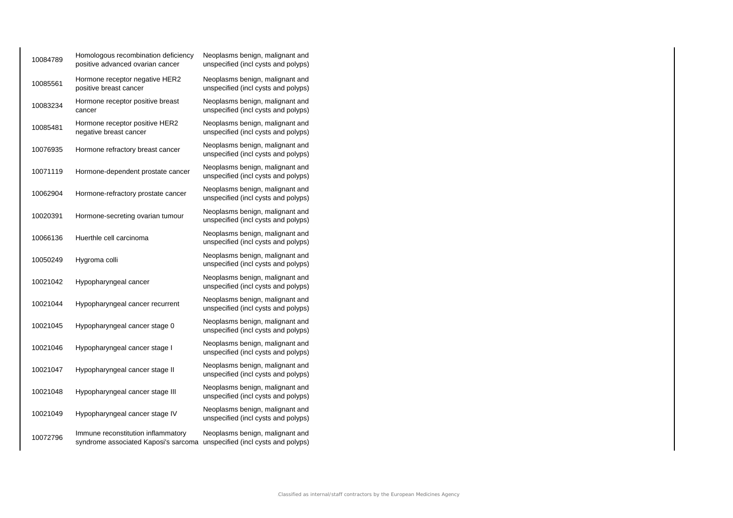| | | |
|---|---|---|
| 10084789 | Homologous recombination deficiency positive advanced ovarian cancer | Neoplasms benign, malignant and unspecified (incl cysts and polyps) |
| 10085561 | Hormone receptor negative HER2 positive breast cancer | Neoplasms benign, malignant and unspecified (incl cysts and polyps) |
| 10083234 | Hormone receptor positive breast cancer | Neoplasms benign, malignant and unspecified (incl cysts and polyps) |
| 10085481 | Hormone receptor positive HER2 negative breast cancer | Neoplasms benign, malignant and unspecified (incl cysts and polyps) |
| 10076935 | Hormone refractory breast cancer | Neoplasms benign, malignant and unspecified (incl cysts and polyps) |
| 10071119 | Hormone-dependent prostate cancer | Neoplasms benign, malignant and unspecified (incl cysts and polyps) |
| 10062904 | Hormone-refractory prostate cancer | Neoplasms benign, malignant and unspecified (incl cysts and polyps) |
| 10020391 | Hormone-secreting ovarian tumour | Neoplasms benign, malignant and unspecified (incl cysts and polyps) |
| 10066136 | Huerthle cell carcinoma | Neoplasms benign, malignant and unspecified (incl cysts and polyps) |
| 10050249 | Hygroma colli | Neoplasms benign, malignant and unspecified (incl cysts and polyps) |
| 10021042 | Hypopharyngeal cancer | Neoplasms benign, malignant and unspecified (incl cysts and polyps) |
| 10021044 | Hypopharyngeal cancer recurrent | Neoplasms benign, malignant and unspecified (incl cysts and polyps) |
| 10021045 | Hypopharyngeal cancer stage 0 | Neoplasms benign, malignant and unspecified (incl cysts and polyps) |
| 10021046 | Hypopharyngeal cancer stage I | Neoplasms benign, malignant and unspecified (incl cysts and polyps) |
| 10021047 | Hypopharyngeal cancer stage II | Neoplasms benign, malignant and unspecified (incl cysts and polyps) |
| 10021048 | Hypopharyngeal cancer stage III | Neoplasms benign, malignant and unspecified (incl cysts and polyps) |
| 10021049 | Hypopharyngeal cancer stage IV | Neoplasms benign, malignant and unspecified (incl cysts and polyps) |
| 10072796 | Immune reconstitution inflammatory syndrome associated Kaposi's sarcoma | Neoplasms benign, malignant and unspecified (incl cysts and polyps) |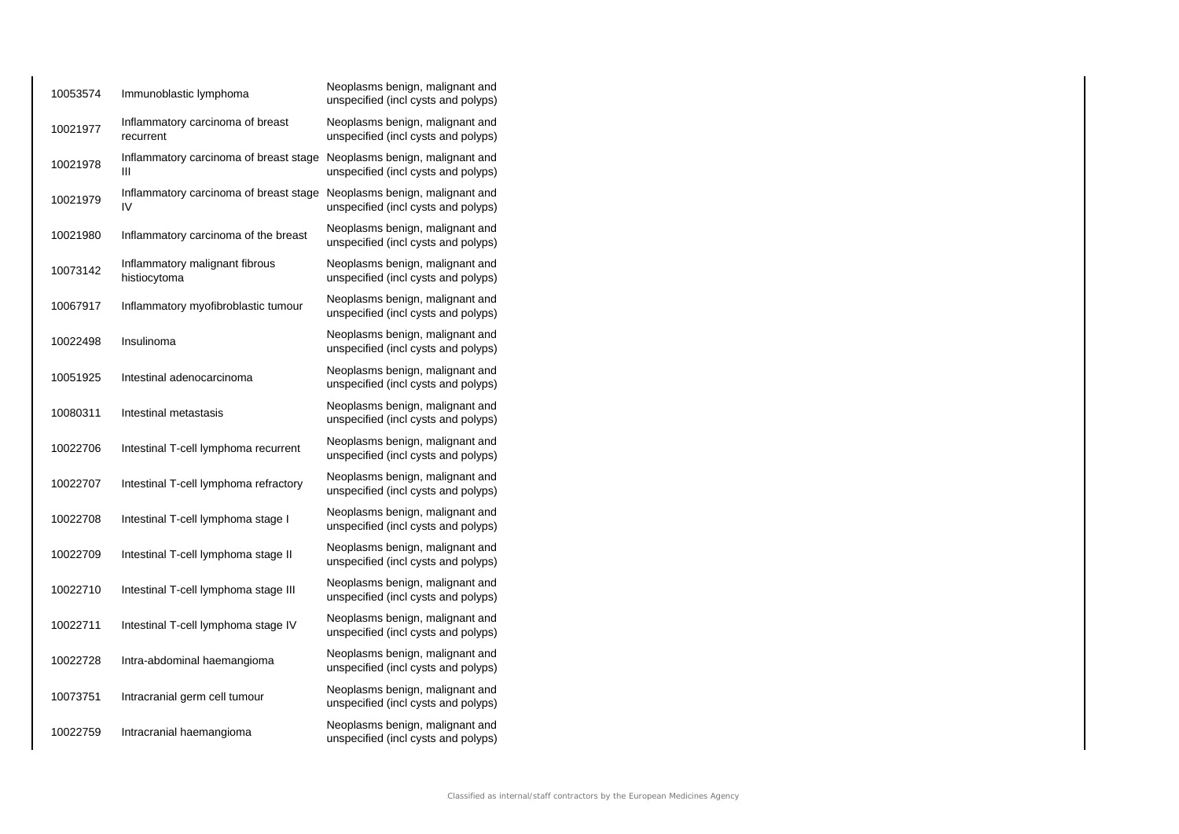| | | |
|---|---|---|
| 10053574 | Immunoblastic lymphoma | Neoplasms benign, malignant and unspecified (incl cysts and polyps) |
| 10021977 | Inflammatory carcinoma of breast recurrent | Neoplasms benign, malignant and unspecified (incl cysts and polyps) |
| 10021978 | Inflammatory carcinoma of breast stage III | Neoplasms benign, malignant and unspecified (incl cysts and polyps) |
| 10021979 | Inflammatory carcinoma of breast stage IV | Neoplasms benign, malignant and unspecified (incl cysts and polyps) |
| 10021980 | Inflammatory carcinoma of the breast | Neoplasms benign, malignant and unspecified (incl cysts and polyps) |
| 10073142 | Inflammatory malignant fibrous histiocytoma | Neoplasms benign, malignant and unspecified (incl cysts and polyps) |
| 10067917 | Inflammatory myofibroblastic tumour | Neoplasms benign, malignant and unspecified (incl cysts and polyps) |
| 10022498 | Insulinoma | Neoplasms benign, malignant and unspecified (incl cysts and polyps) |
| 10051925 | Intestinal adenocarcinoma | Neoplasms benign, malignant and unspecified (incl cysts and polyps) |
| 10080311 | Intestinal metastasis | Neoplasms benign, malignant and unspecified (incl cysts and polyps) |
| 10022706 | Intestinal T-cell lymphoma recurrent | Neoplasms benign, malignant and unspecified (incl cysts and polyps) |
| 10022707 | Intestinal T-cell lymphoma refractory | Neoplasms benign, malignant and unspecified (incl cysts and polyps) |
| 10022708 | Intestinal T-cell lymphoma stage I | Neoplasms benign, malignant and unspecified (incl cysts and polyps) |
| 10022709 | Intestinal T-cell lymphoma stage II | Neoplasms benign, malignant and unspecified (incl cysts and polyps) |
| 10022710 | Intestinal T-cell lymphoma stage III | Neoplasms benign, malignant and unspecified (incl cysts and polyps) |
| 10022711 | Intestinal T-cell lymphoma stage IV | Neoplasms benign, malignant and unspecified (incl cysts and polyps) |
| 10022728 | Intra-abdominal haemangioma | Neoplasms benign, malignant and unspecified (incl cysts and polyps) |
| 10073751 | Intracranial germ cell tumour | Neoplasms benign, malignant and unspecified (incl cysts and polyps) |
| 10022759 | Intracranial haemangioma | Neoplasms benign, malignant and unspecified (incl cysts and polyps) |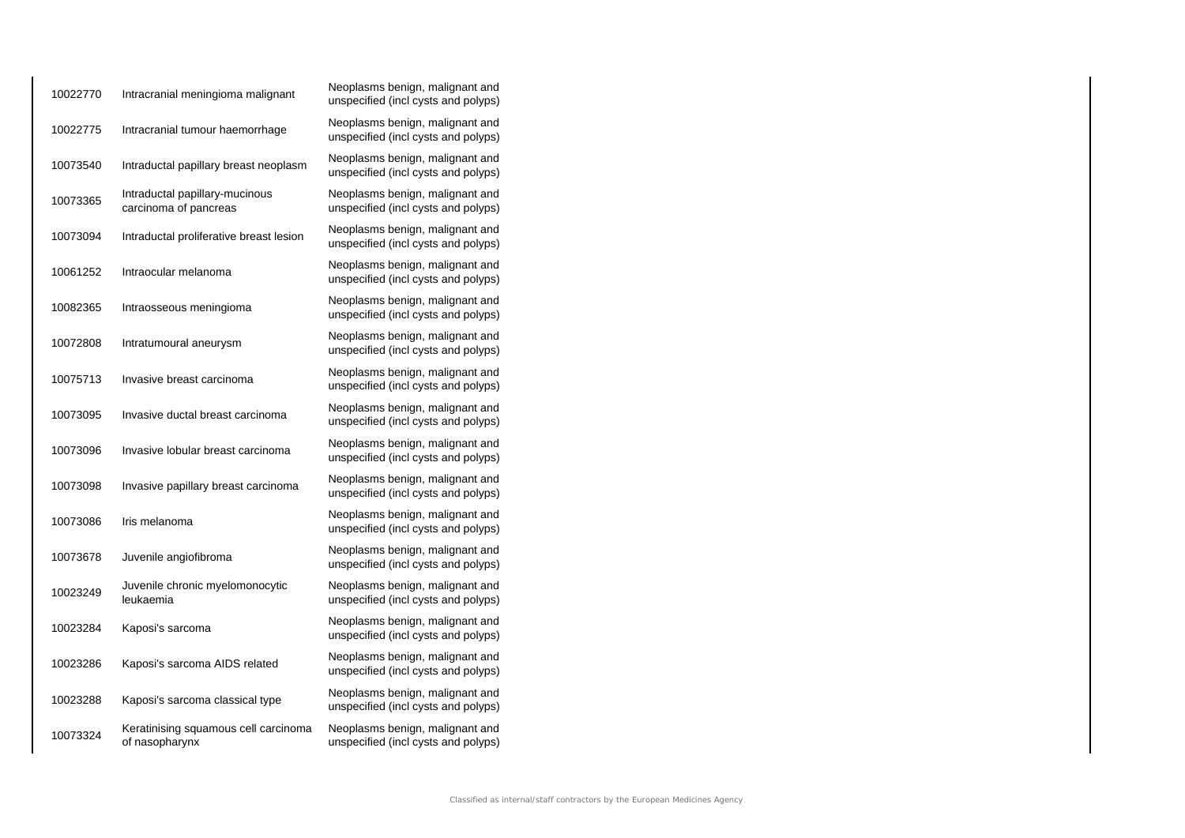| | | |
|---|---|---|
| 10022770 | Intracranial meningioma malignant | Neoplasms benign, malignant and unspecified (incl cysts and polyps) |
| 10022775 | Intracranial tumour haemorrhage | Neoplasms benign, malignant and unspecified (incl cysts and polyps) |
| 10073540 | Intraductal papillary breast neoplasm | Neoplasms benign, malignant and unspecified (incl cysts and polyps) |
| 10073365 | Intraductal papillary-mucinous carcinoma of pancreas | Neoplasms benign, malignant and unspecified (incl cysts and polyps) |
| 10073094 | Intraductal proliferative breast lesion | Neoplasms benign, malignant and unspecified (incl cysts and polyps) |
| 10061252 | Intraocular melanoma | Neoplasms benign, malignant and unspecified (incl cysts and polyps) |
| 10082365 | Intraosseous meningioma | Neoplasms benign, malignant and unspecified (incl cysts and polyps) |
| 10072808 | Intratumoural aneurysm | Neoplasms benign, malignant and unspecified (incl cysts and polyps) |
| 10075713 | Invasive breast carcinoma | Neoplasms benign, malignant and unspecified (incl cysts and polyps) |
| 10073095 | Invasive ductal breast carcinoma | Neoplasms benign, malignant and unspecified (incl cysts and polyps) |
| 10073096 | Invasive lobular breast carcinoma | Neoplasms benign, malignant and unspecified (incl cysts and polyps) |
| 10073098 | Invasive papillary breast carcinoma | Neoplasms benign, malignant and unspecified (incl cysts and polyps) |
| 10073086 | Iris melanoma | Neoplasms benign, malignant and unspecified (incl cysts and polyps) |
| 10073678 | Juvenile angiofibroma | Neoplasms benign, malignant and unspecified (incl cysts and polyps) |
| 10023249 | Juvenile chronic myelomonocytic leukaemia | Neoplasms benign, malignant and unspecified (incl cysts and polyps) |
| 10023284 | Kaposi's sarcoma | Neoplasms benign, malignant and unspecified (incl cysts and polyps) |
| 10023286 | Kaposi's sarcoma AIDS related | Neoplasms benign, malignant and unspecified (incl cysts and polyps) |
| 10023288 | Kaposi's sarcoma classical type | Neoplasms benign, malignant and unspecified (incl cysts and polyps) |
| 10073324 | Keratinising squamous cell carcinoma of nasopharynx | Neoplasms benign, malignant and unspecified (incl cysts and polyps) |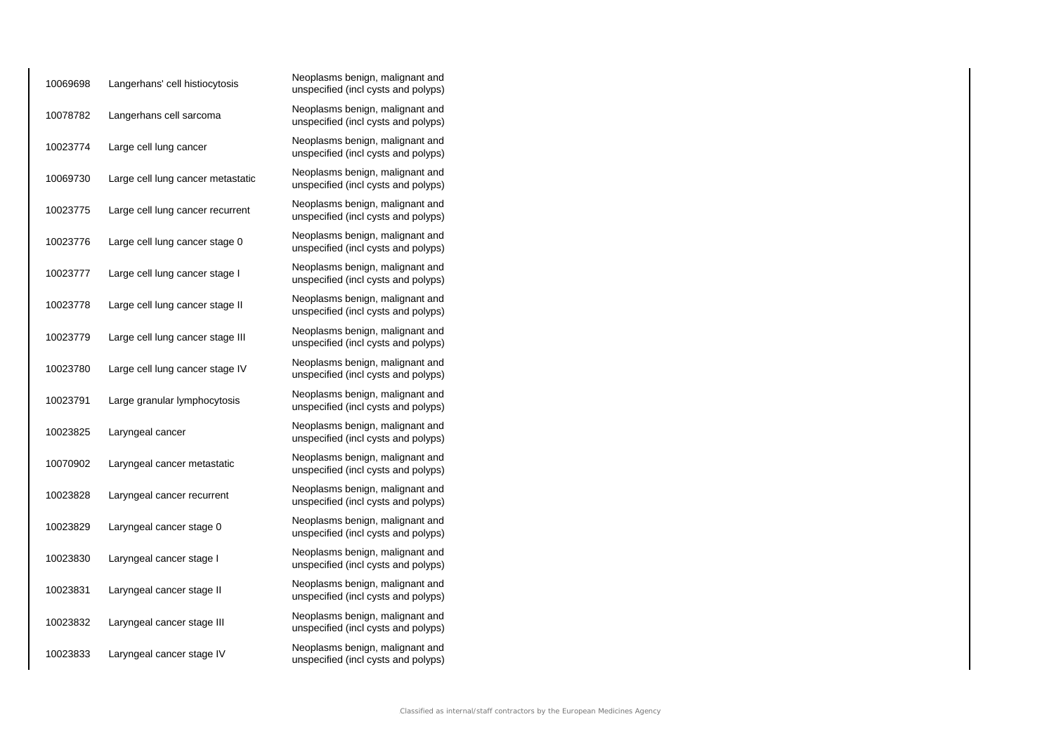| | | |
|---|---|---|
| 10069698 | Langerhans' cell histiocytosis | Neoplasms benign, malignant and unspecified (incl cysts and polyps) |
| 10078782 | Langerhans cell sarcoma | Neoplasms benign, malignant and unspecified (incl cysts and polyps) |
| 10023774 | Large cell lung cancer | Neoplasms benign, malignant and unspecified (incl cysts and polyps) |
| 10069730 | Large cell lung cancer metastatic | Neoplasms benign, malignant and unspecified (incl cysts and polyps) |
| 10023775 | Large cell lung cancer recurrent | Neoplasms benign, malignant and unspecified (incl cysts and polyps) |
| 10023776 | Large cell lung cancer stage 0 | Neoplasms benign, malignant and unspecified (incl cysts and polyps) |
| 10023777 | Large cell lung cancer stage I | Neoplasms benign, malignant and unspecified (incl cysts and polyps) |
| 10023778 | Large cell lung cancer stage II | Neoplasms benign, malignant and unspecified (incl cysts and polyps) |
| 10023779 | Large cell lung cancer stage III | Neoplasms benign, malignant and unspecified (incl cysts and polyps) |
| 10023780 | Large cell lung cancer stage IV | Neoplasms benign, malignant and unspecified (incl cysts and polyps) |
| 10023791 | Large granular lymphocytosis | Neoplasms benign, malignant and unspecified (incl cysts and polyps) |
| 10023825 | Laryngeal cancer | Neoplasms benign, malignant and unspecified (incl cysts and polyps) |
| 10070902 | Laryngeal cancer metastatic | Neoplasms benign, malignant and unspecified (incl cysts and polyps) |
| 10023828 | Laryngeal cancer recurrent | Neoplasms benign, malignant and unspecified (incl cysts and polyps) |
| 10023829 | Laryngeal cancer stage 0 | Neoplasms benign, malignant and unspecified (incl cysts and polyps) |
| 10023830 | Laryngeal cancer stage I | Neoplasms benign, malignant and unspecified (incl cysts and polyps) |
| 10023831 | Laryngeal cancer stage II | Neoplasms benign, malignant and unspecified (incl cysts and polyps) |
| 10023832 | Laryngeal cancer stage III | Neoplasms benign, malignant and unspecified (incl cysts and polyps) |
| 10023833 | Laryngeal cancer stage IV | Neoplasms benign, malignant and unspecified (incl cysts and polyps) |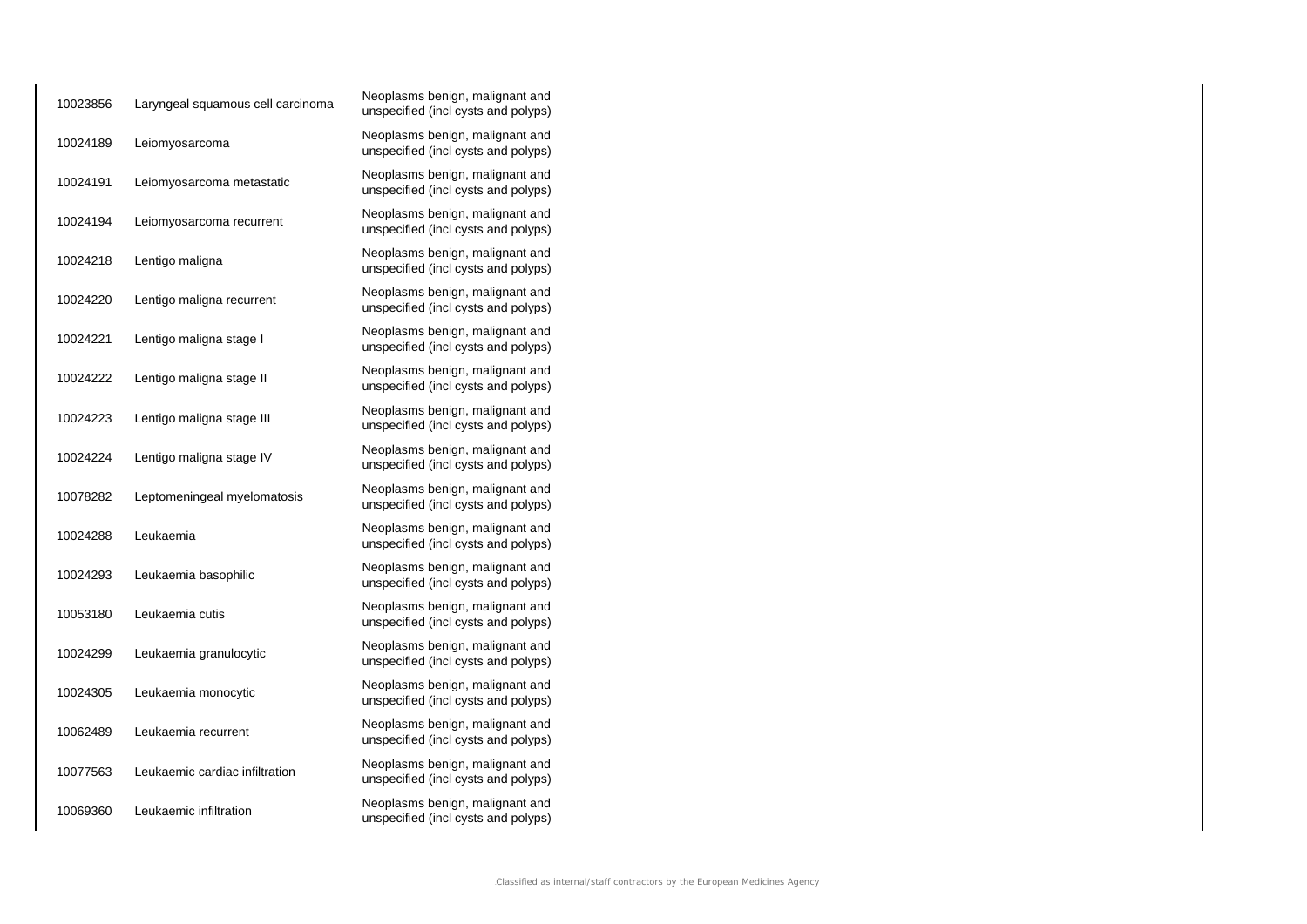| | | |
|---|---|---|
| 10023856 | Laryngeal squamous cell carcinoma | Neoplasms benign, malignant and unspecified (incl cysts and polyps) |
| 10024189 | Leiomyosarcoma | Neoplasms benign, malignant and unspecified (incl cysts and polyps) |
| 10024191 | Leiomyosarcoma metastatic | Neoplasms benign, malignant and unspecified (incl cysts and polyps) |
| 10024194 | Leiomyosarcoma recurrent | Neoplasms benign, malignant and unspecified (incl cysts and polyps) |
| 10024218 | Lentigo maligna | Neoplasms benign, malignant and unspecified (incl cysts and polyps) |
| 10024220 | Lentigo maligna recurrent | Neoplasms benign, malignant and unspecified (incl cysts and polyps) |
| 10024221 | Lentigo maligna stage I | Neoplasms benign, malignant and unspecified (incl cysts and polyps) |
| 10024222 | Lentigo maligna stage II | Neoplasms benign, malignant and unspecified (incl cysts and polyps) |
| 10024223 | Lentigo maligna stage III | Neoplasms benign, malignant and unspecified (incl cysts and polyps) |
| 10024224 | Lentigo maligna stage IV | Neoplasms benign, malignant and unspecified (incl cysts and polyps) |
| 10078282 | Leptomeningeal myelomatosis | Neoplasms benign, malignant and unspecified (incl cysts and polyps) |
| 10024288 | Leukaemia | Neoplasms benign, malignant and unspecified (incl cysts and polyps) |
| 10024293 | Leukaemia basophilic | Neoplasms benign, malignant and unspecified (incl cysts and polyps) |
| 10053180 | Leukaemia cutis | Neoplasms benign, malignant and unspecified (incl cysts and polyps) |
| 10024299 | Leukaemia granulocytic | Neoplasms benign, malignant and unspecified (incl cysts and polyps) |
| 10024305 | Leukaemia monocytic | Neoplasms benign, malignant and unspecified (incl cysts and polyps) |
| 10062489 | Leukaemia recurrent | Neoplasms benign, malignant and unspecified (incl cysts and polyps) |
| 10077563 | Leukaemic cardiac infiltration | Neoplasms benign, malignant and unspecified (incl cysts and polyps) |
| 10069360 | Leukaemic infiltration | Neoplasms benign, malignant and unspecified (incl cysts and polyps) |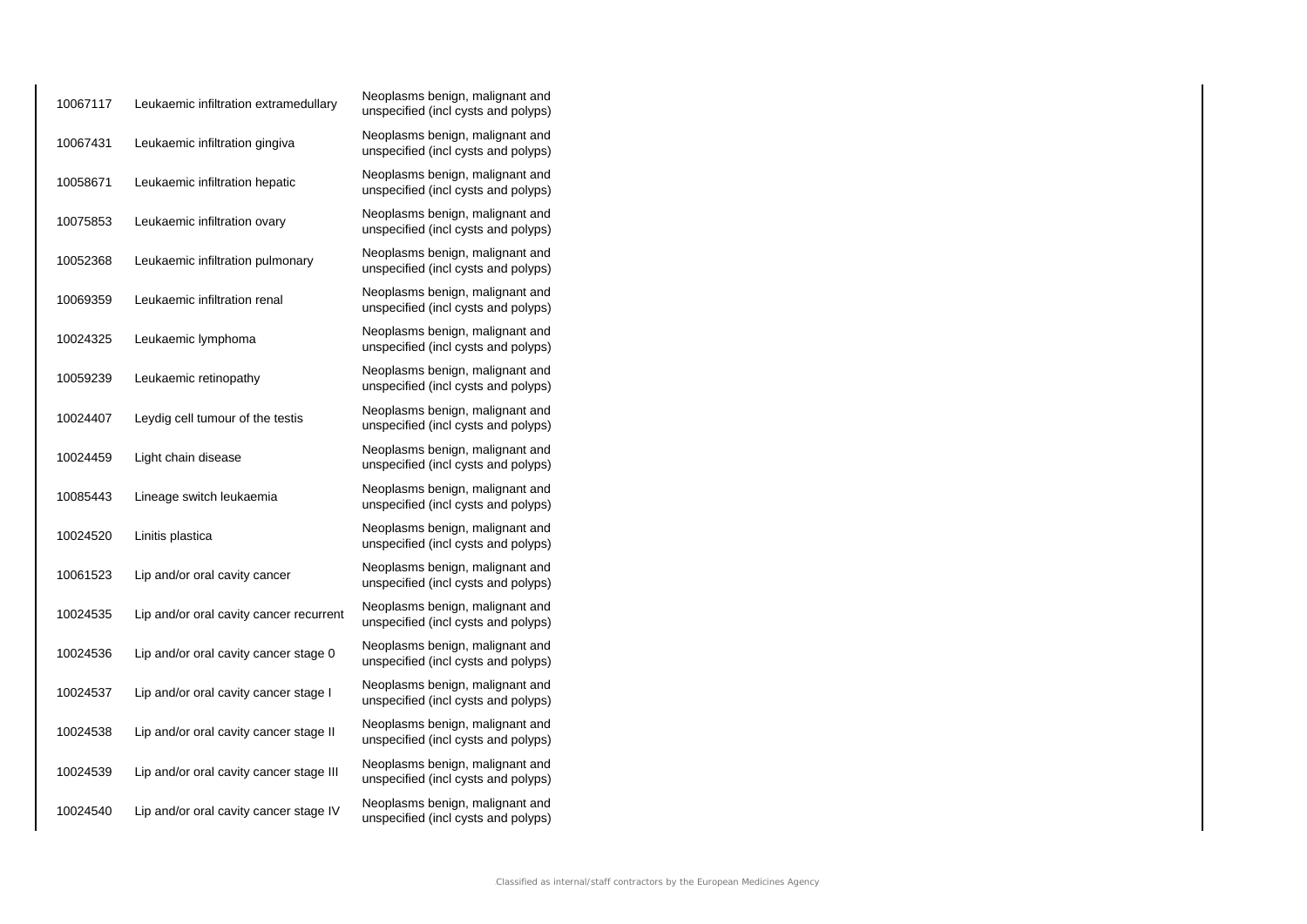| | | |
|---|---|---|
| 10067117 | Leukaemic infiltration extramedullary | Neoplasms benign, malignant and unspecified (incl cysts and polyps) |
| 10067431 | Leukaemic infiltration gingiva | Neoplasms benign, malignant and unspecified (incl cysts and polyps) |
| 10058671 | Leukaemic infiltration hepatic | Neoplasms benign, malignant and unspecified (incl cysts and polyps) |
| 10075853 | Leukaemic infiltration ovary | Neoplasms benign, malignant and unspecified (incl cysts and polyps) |
| 10052368 | Leukaemic infiltration pulmonary | Neoplasms benign, malignant and unspecified (incl cysts and polyps) |
| 10069359 | Leukaemic infiltration renal | Neoplasms benign, malignant and unspecified (incl cysts and polyps) |
| 10024325 | Leukaemic lymphoma | Neoplasms benign, malignant and unspecified (incl cysts and polyps) |
| 10059239 | Leukaemic retinopathy | Neoplasms benign, malignant and unspecified (incl cysts and polyps) |
| 10024407 | Leydig cell tumour of the testis | Neoplasms benign, malignant and unspecified (incl cysts and polyps) |
| 10024459 | Light chain disease | Neoplasms benign, malignant and unspecified (incl cysts and polyps) |
| 10085443 | Lineage switch leukaemia | Neoplasms benign, malignant and unspecified (incl cysts and polyps) |
| 10024520 | Linitis plastica | Neoplasms benign, malignant and unspecified (incl cysts and polyps) |
| 10061523 | Lip and/or oral cavity cancer | Neoplasms benign, malignant and unspecified (incl cysts and polyps) |
| 10024535 | Lip and/or oral cavity cancer recurrent | Neoplasms benign, malignant and unspecified (incl cysts and polyps) |
| 10024536 | Lip and/or oral cavity cancer stage 0 | Neoplasms benign, malignant and unspecified (incl cysts and polyps) |
| 10024537 | Lip and/or oral cavity cancer stage I | Neoplasms benign, malignant and unspecified (incl cysts and polyps) |
| 10024538 | Lip and/or oral cavity cancer stage II | Neoplasms benign, malignant and unspecified (incl cysts and polyps) |
| 10024539 | Lip and/or oral cavity cancer stage III | Neoplasms benign, malignant and unspecified (incl cysts and polyps) |
| 10024540 | Lip and/or oral cavity cancer stage IV | Neoplasms benign, malignant and unspecified (incl cysts and polyps) |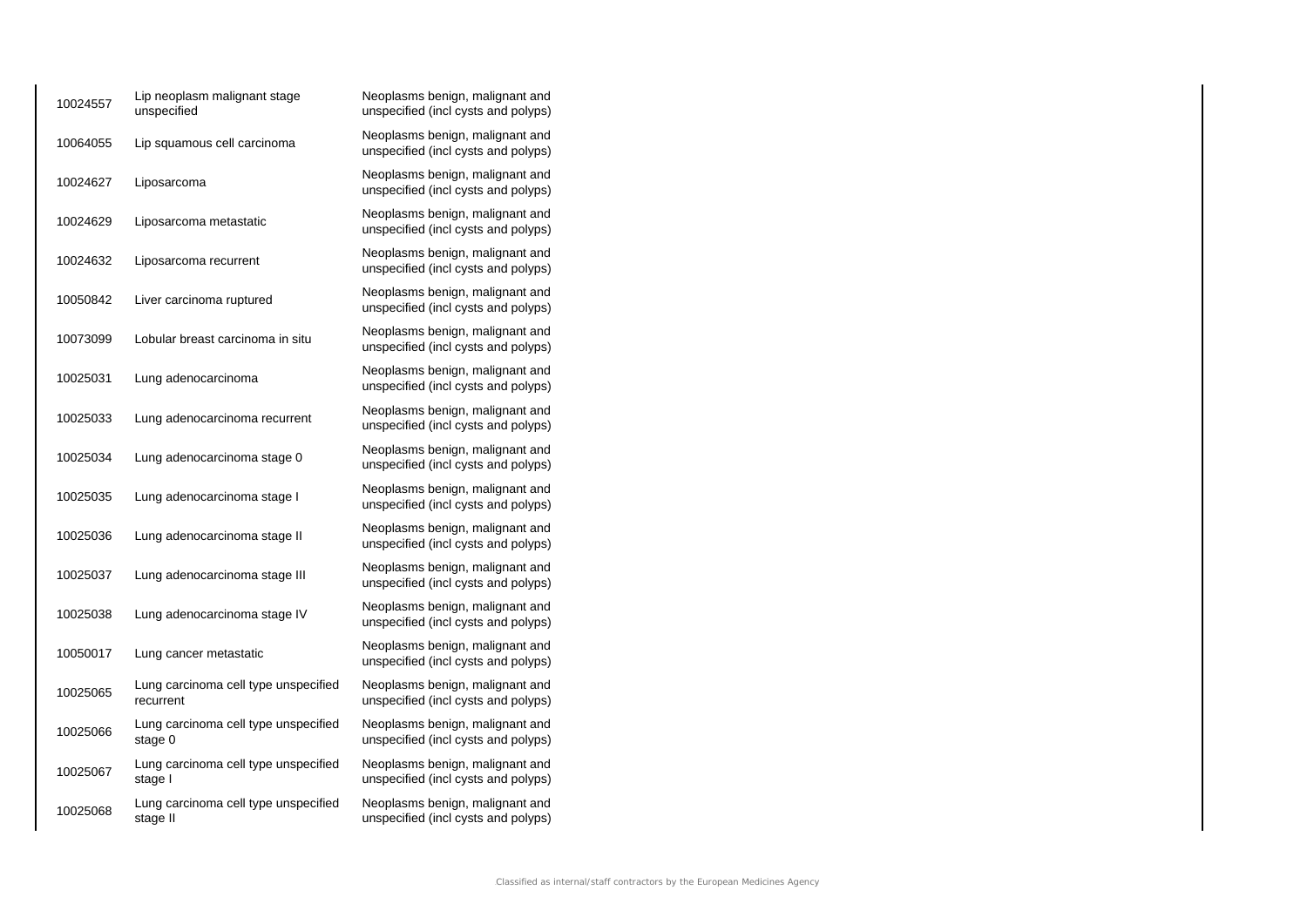| | | |
|---|---|---|
| 10024557 | Lip neoplasm malignant stage unspecified | Neoplasms benign, malignant and unspecified (incl cysts and polyps) |
| 10064055 | Lip squamous cell carcinoma | Neoplasms benign, malignant and unspecified (incl cysts and polyps) |
| 10024627 | Liposarcoma | Neoplasms benign, malignant and unspecified (incl cysts and polyps) |
| 10024629 | Liposarcoma metastatic | Neoplasms benign, malignant and unspecified (incl cysts and polyps) |
| 10024632 | Liposarcoma recurrent | Neoplasms benign, malignant and unspecified (incl cysts and polyps) |
| 10050842 | Liver carcinoma ruptured | Neoplasms benign, malignant and unspecified (incl cysts and polyps) |
| 10073099 | Lobular breast carcinoma in situ | Neoplasms benign, malignant and unspecified (incl cysts and polyps) |
| 10025031 | Lung adenocarcinoma | Neoplasms benign, malignant and unspecified (incl cysts and polyps) |
| 10025033 | Lung adenocarcinoma recurrent | Neoplasms benign, malignant and unspecified (incl cysts and polyps) |
| 10025034 | Lung adenocarcinoma stage 0 | Neoplasms benign, malignant and unspecified (incl cysts and polyps) |
| 10025035 | Lung adenocarcinoma stage I | Neoplasms benign, malignant and unspecified (incl cysts and polyps) |
| 10025036 | Lung adenocarcinoma stage II | Neoplasms benign, malignant and unspecified (incl cysts and polyps) |
| 10025037 | Lung adenocarcinoma stage III | Neoplasms benign, malignant and unspecified (incl cysts and polyps) |
| 10025038 | Lung adenocarcinoma stage IV | Neoplasms benign, malignant and unspecified (incl cysts and polyps) |
| 10050017 | Lung cancer metastatic | Neoplasms benign, malignant and unspecified (incl cysts and polyps) |
| 10025065 | Lung carcinoma cell type unspecified recurrent | Neoplasms benign, malignant and unspecified (incl cysts and polyps) |
| 10025066 | Lung carcinoma cell type unspecified stage 0 | Neoplasms benign, malignant and unspecified (incl cysts and polyps) |
| 10025067 | Lung carcinoma cell type unspecified stage I | Neoplasms benign, malignant and unspecified (incl cysts and polyps) |
| 10025068 | Lung carcinoma cell type unspecified stage II | Neoplasms benign, malignant and unspecified (incl cysts and polyps) |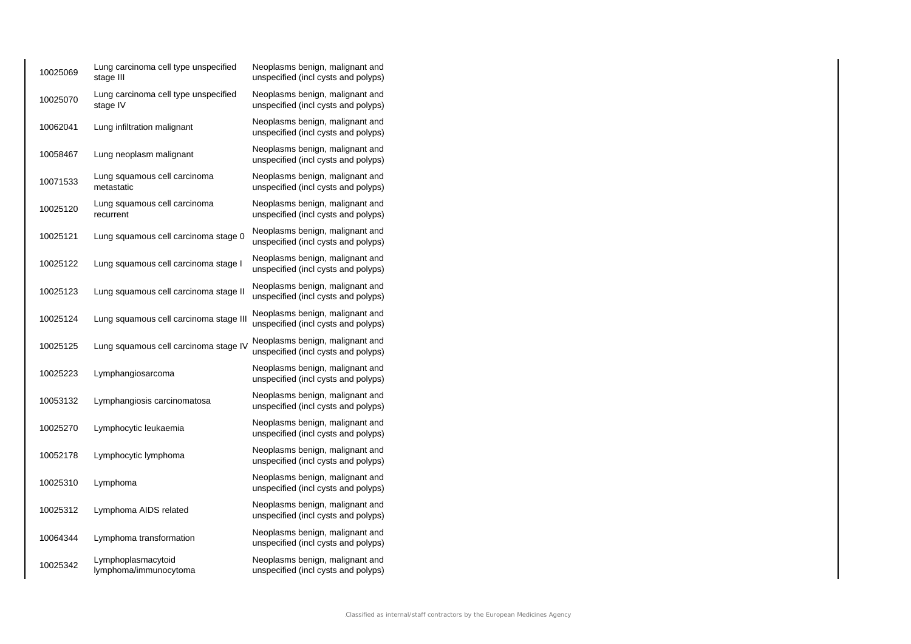| | | |
|---|---|---|
| 10025069 | Lung carcinoma cell type unspecified stage III | Neoplasms benign, malignant and unspecified (incl cysts and polyps) |
| 10025070 | Lung carcinoma cell type unspecified stage IV | Neoplasms benign, malignant and unspecified (incl cysts and polyps) |
| 10062041 | Lung infiltration malignant | Neoplasms benign, malignant and unspecified (incl cysts and polyps) |
| 10058467 | Lung neoplasm malignant | Neoplasms benign, malignant and unspecified (incl cysts and polyps) |
| 10071533 | Lung squamous cell carcinoma metastatic | Neoplasms benign, malignant and unspecified (incl cysts and polyps) |
| 10025120 | Lung squamous cell carcinoma recurrent | Neoplasms benign, malignant and unspecified (incl cysts and polyps) |
| 10025121 | Lung squamous cell carcinoma stage 0 | Neoplasms benign, malignant and unspecified (incl cysts and polyps) |
| 10025122 | Lung squamous cell carcinoma stage I | Neoplasms benign, malignant and unspecified (incl cysts and polyps) |
| 10025123 | Lung squamous cell carcinoma stage II | Neoplasms benign, malignant and unspecified (incl cysts and polyps) |
| 10025124 | Lung squamous cell carcinoma stage III | Neoplasms benign, malignant and unspecified (incl cysts and polyps) |
| 10025125 | Lung squamous cell carcinoma stage IV | Neoplasms benign, malignant and unspecified (incl cysts and polyps) |
| 10025223 | Lymphangiosarcoma | Neoplasms benign, malignant and unspecified (incl cysts and polyps) |
| 10053132 | Lymphangiosis carcinomatosa | Neoplasms benign, malignant and unspecified (incl cysts and polyps) |
| 10025270 | Lymphocytic leukaemia | Neoplasms benign, malignant and unspecified (incl cysts and polyps) |
| 10052178 | Lymphocytic lymphoma | Neoplasms benign, malignant and unspecified (incl cysts and polyps) |
| 10025310 | Lymphoma | Neoplasms benign, malignant and unspecified (incl cysts and polyps) |
| 10025312 | Lymphoma AIDS related | Neoplasms benign, malignant and unspecified (incl cysts and polyps) |
| 10064344 | Lymphoma transformation | Neoplasms benign, malignant and unspecified (incl cysts and polyps) |
| 10025342 | Lymphoplasmacytoid lymphoma/immunocytoma | Neoplasms benign, malignant and unspecified (incl cysts and polyps) |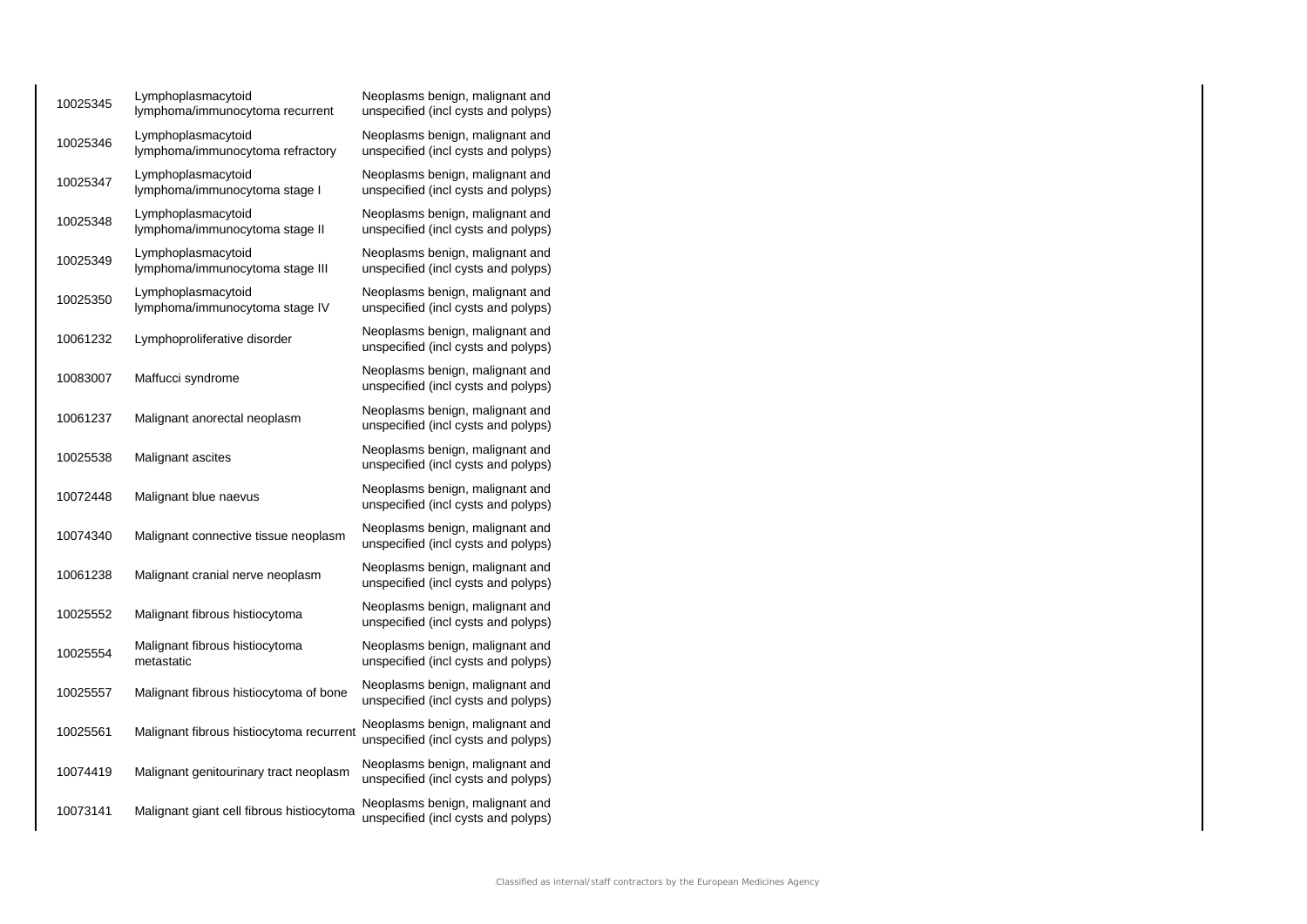| | | |
|---|---|---|
| 10025345 | Lymphoplasmacytoid lymphoma/immunocytoma recurrent | Neoplasms benign, malignant and unspecified (incl cysts and polyps) |
| 10025346 | Lymphoplasmacytoid lymphoma/immunocytoma refractory | Neoplasms benign, malignant and unspecified (incl cysts and polyps) |
| 10025347 | Lymphoplasmacytoid lymphoma/immunocytoma stage I | Neoplasms benign, malignant and unspecified (incl cysts and polyps) |
| 10025348 | Lymphoplasmacytoid lymphoma/immunocytoma stage II | Neoplasms benign, malignant and unspecified (incl cysts and polyps) |
| 10025349 | Lymphoplasmacytoid lymphoma/immunocytoma stage III | Neoplasms benign, malignant and unspecified (incl cysts and polyps) |
| 10025350 | Lymphoplasmacytoid lymphoma/immunocytoma stage IV | Neoplasms benign, malignant and unspecified (incl cysts and polyps) |
| 10061232 | Lymphoproliferative disorder | Neoplasms benign, malignant and unspecified (incl cysts and polyps) |
| 10083007 | Maffucci syndrome | Neoplasms benign, malignant and unspecified (incl cysts and polyps) |
| 10061237 | Malignant anorectal neoplasm | Neoplasms benign, malignant and unspecified (incl cysts and polyps) |
| 10025538 | Malignant ascites | Neoplasms benign, malignant and unspecified (incl cysts and polyps) |
| 10072448 | Malignant blue naevus | Neoplasms benign, malignant and unspecified (incl cysts and polyps) |
| 10074340 | Malignant connective tissue neoplasm | Neoplasms benign, malignant and unspecified (incl cysts and polyps) |
| 10061238 | Malignant cranial nerve neoplasm | Neoplasms benign, malignant and unspecified (incl cysts and polyps) |
| 10025552 | Malignant fibrous histiocytoma | Neoplasms benign, malignant and unspecified (incl cysts and polyps) |
| 10025554 | Malignant fibrous histiocytoma metastatic | Neoplasms benign, malignant and unspecified (incl cysts and polyps) |
| 10025557 | Malignant fibrous histiocytoma of bone | Neoplasms benign, malignant and unspecified (incl cysts and polyps) |
| 10025561 | Malignant fibrous histiocytoma recurrent | Neoplasms benign, malignant and unspecified (incl cysts and polyps) |
| 10074419 | Malignant genitourinary tract neoplasm | Neoplasms benign, malignant and unspecified (incl cysts and polyps) |
| 10073141 | Malignant giant cell fibrous histiocytoma | Neoplasms benign, malignant and unspecified (incl cysts and polyps) |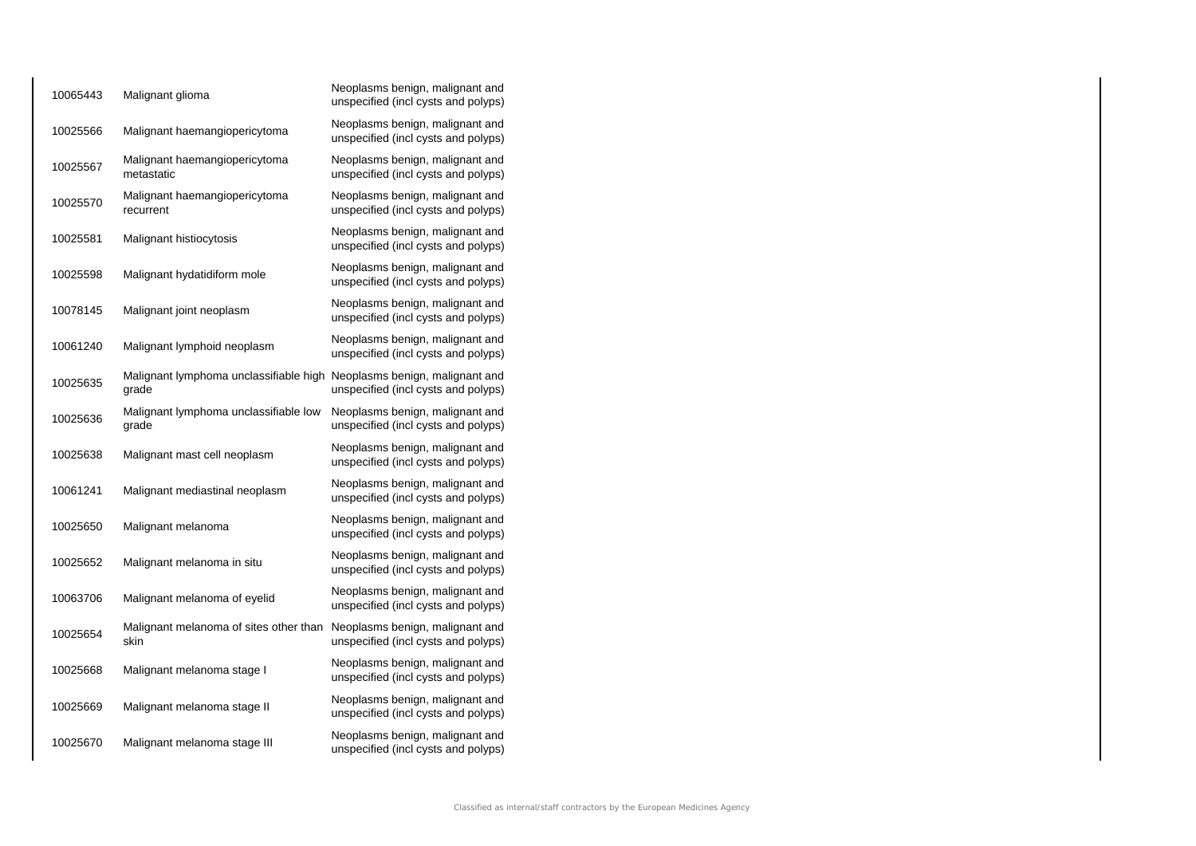| | | |
|---|---|---|
| 10065443 | Malignant glioma | Neoplasms benign, malignant and unspecified (incl cysts and polyps) |
| 10025566 | Malignant haemangiopericytoma | Neoplasms benign, malignant and unspecified (incl cysts and polyps) |
| 10025567 | Malignant haemangiopericytoma metastatic | Neoplasms benign, malignant and unspecified (incl cysts and polyps) |
| 10025570 | Malignant haemangiopericytoma recurrent | Neoplasms benign, malignant and unspecified (incl cysts and polyps) |
| 10025581 | Malignant histiocytosis | Neoplasms benign, malignant and unspecified (incl cysts and polyps) |
| 10025598 | Malignant hydatidiform mole | Neoplasms benign, malignant and unspecified (incl cysts and polyps) |
| 10078145 | Malignant joint neoplasm | Neoplasms benign, malignant and unspecified (incl cysts and polyps) |
| 10061240 | Malignant lymphoid neoplasm | Neoplasms benign, malignant and unspecified (incl cysts and polyps) |
| 10025635 | Malignant lymphoma unclassifiable high grade | Neoplasms benign, malignant and unspecified (incl cysts and polyps) |
| 10025636 | Malignant lymphoma unclassifiable low grade | Neoplasms benign, malignant and unspecified (incl cysts and polyps) |
| 10025638 | Malignant mast cell neoplasm | Neoplasms benign, malignant and unspecified (incl cysts and polyps) |
| 10061241 | Malignant mediastinal neoplasm | Neoplasms benign, malignant and unspecified (incl cysts and polyps) |
| 10025650 | Malignant melanoma | Neoplasms benign, malignant and unspecified (incl cysts and polyps) |
| 10025652 | Malignant melanoma in situ | Neoplasms benign, malignant and unspecified (incl cysts and polyps) |
| 10063706 | Malignant melanoma of eyelid | Neoplasms benign, malignant and unspecified (incl cysts and polyps) |
| 10025654 | Malignant melanoma of sites other than skin | Neoplasms benign, malignant and unspecified (incl cysts and polyps) |
| 10025668 | Malignant melanoma stage I | Neoplasms benign, malignant and unspecified (incl cysts and polyps) |
| 10025669 | Malignant melanoma stage II | Neoplasms benign, malignant and unspecified (incl cysts and polyps) |
| 10025670 | Malignant melanoma stage III | Neoplasms benign, malignant and unspecified (incl cysts and polyps) |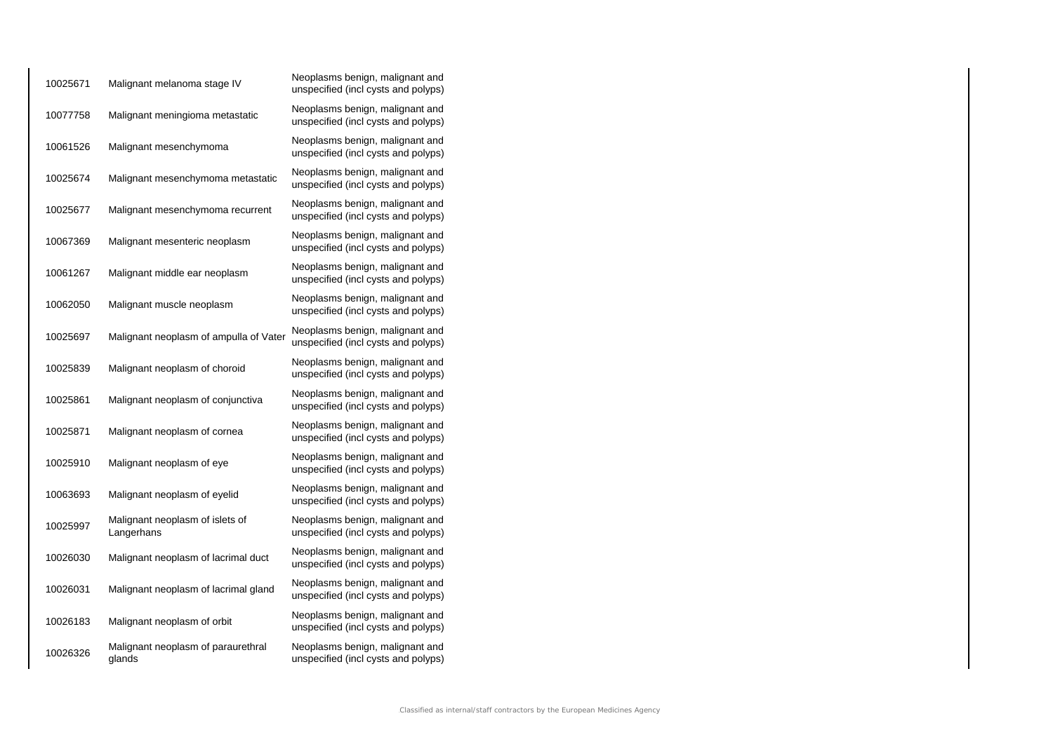| | | |
|---|---|---|
| 10025671 | Malignant melanoma stage IV | Neoplasms benign, malignant and unspecified (incl cysts and polyps) |
| 10077758 | Malignant meningioma metastatic | Neoplasms benign, malignant and unspecified (incl cysts and polyps) |
| 10061526 | Malignant mesenchymoma | Neoplasms benign, malignant and unspecified (incl cysts and polyps) |
| 10025674 | Malignant mesenchymoma metastatic | Neoplasms benign, malignant and unspecified (incl cysts and polyps) |
| 10025677 | Malignant mesenchymoma recurrent | Neoplasms benign, malignant and unspecified (incl cysts and polyps) |
| 10067369 | Malignant mesenteric neoplasm | Neoplasms benign, malignant and unspecified (incl cysts and polyps) |
| 10061267 | Malignant middle ear neoplasm | Neoplasms benign, malignant and unspecified (incl cysts and polyps) |
| 10062050 | Malignant muscle neoplasm | Neoplasms benign, malignant and unspecified (incl cysts and polyps) |
| 10025697 | Malignant neoplasm of ampulla of Vater | Neoplasms benign, malignant and unspecified (incl cysts and polyps) |
| 10025839 | Malignant neoplasm of choroid | Neoplasms benign, malignant and unspecified (incl cysts and polyps) |
| 10025861 | Malignant neoplasm of conjunctiva | Neoplasms benign, malignant and unspecified (incl cysts and polyps) |
| 10025871 | Malignant neoplasm of cornea | Neoplasms benign, malignant and unspecified (incl cysts and polyps) |
| 10025910 | Malignant neoplasm of eye | Neoplasms benign, malignant and unspecified (incl cysts and polyps) |
| 10063693 | Malignant neoplasm of eyelid | Neoplasms benign, malignant and unspecified (incl cysts and polyps) |
| 10025997 | Malignant neoplasm of islets of Langerhans | Neoplasms benign, malignant and unspecified (incl cysts and polyps) |
| 10026030 | Malignant neoplasm of lacrimal duct | Neoplasms benign, malignant and unspecified (incl cysts and polyps) |
| 10026031 | Malignant neoplasm of lacrimal gland | Neoplasms benign, malignant and unspecified (incl cysts and polyps) |
| 10026183 | Malignant neoplasm of orbit | Neoplasms benign, malignant and unspecified (incl cysts and polyps) |
| 10026326 | Malignant neoplasm of paraurethral glands | Neoplasms benign, malignant and unspecified (incl cysts and polyps) |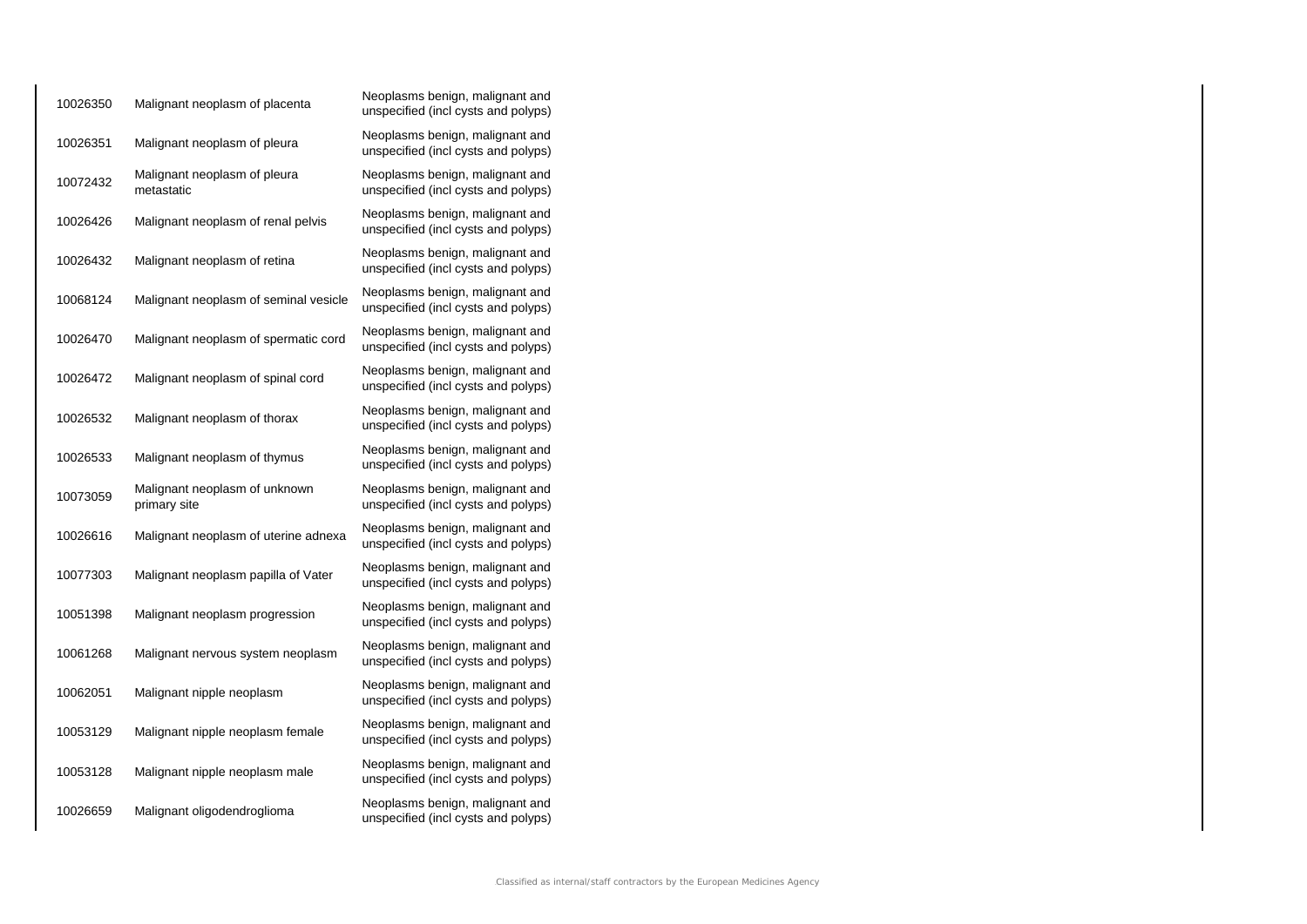| | | |
|---|---|---|
| 10026350 | Malignant neoplasm of placenta | Neoplasms benign, malignant and unspecified (incl cysts and polyps) |
| 10026351 | Malignant neoplasm of pleura | Neoplasms benign, malignant and unspecified (incl cysts and polyps) |
| 10072432 | Malignant neoplasm of pleura metastatic | Neoplasms benign, malignant and unspecified (incl cysts and polyps) |
| 10026426 | Malignant neoplasm of renal pelvis | Neoplasms benign, malignant and unspecified (incl cysts and polyps) |
| 10026432 | Malignant neoplasm of retina | Neoplasms benign, malignant and unspecified (incl cysts and polyps) |
| 10068124 | Malignant neoplasm of seminal vesicle | Neoplasms benign, malignant and unspecified (incl cysts and polyps) |
| 10026470 | Malignant neoplasm of spermatic cord | Neoplasms benign, malignant and unspecified (incl cysts and polyps) |
| 10026472 | Malignant neoplasm of spinal cord | Neoplasms benign, malignant and unspecified (incl cysts and polyps) |
| 10026532 | Malignant neoplasm of thorax | Neoplasms benign, malignant and unspecified (incl cysts and polyps) |
| 10026533 | Malignant neoplasm of thymus | Neoplasms benign, malignant and unspecified (incl cysts and polyps) |
| 10073059 | Malignant neoplasm of unknown primary site | Neoplasms benign, malignant and unspecified (incl cysts and polyps) |
| 10026616 | Malignant neoplasm of uterine adnexa | Neoplasms benign, malignant and unspecified (incl cysts and polyps) |
| 10077303 | Malignant neoplasm papilla of Vater | Neoplasms benign, malignant and unspecified (incl cysts and polyps) |
| 10051398 | Malignant neoplasm progression | Neoplasms benign, malignant and unspecified (incl cysts and polyps) |
| 10061268 | Malignant nervous system neoplasm | Neoplasms benign, malignant and unspecified (incl cysts and polyps) |
| 10062051 | Malignant nipple neoplasm | Neoplasms benign, malignant and unspecified (incl cysts and polyps) |
| 10053129 | Malignant nipple neoplasm female | Neoplasms benign, malignant and unspecified (incl cysts and polyps) |
| 10053128 | Malignant nipple neoplasm male | Neoplasms benign, malignant and unspecified (incl cysts and polyps) |
| 10026659 | Malignant oligodendroglioma | Neoplasms benign, malignant and unspecified (incl cysts and polyps) |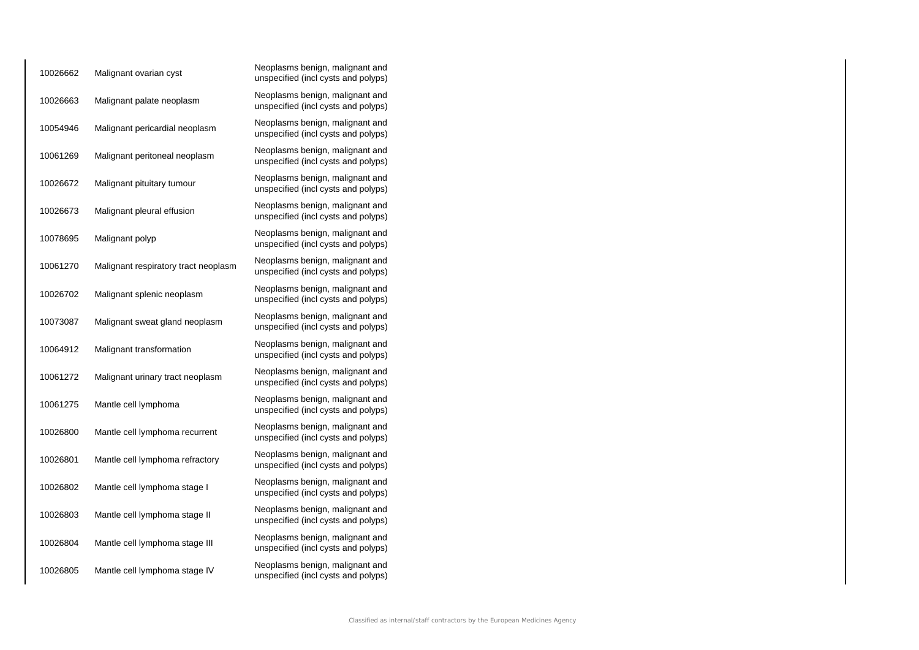| | | |
|---|---|---|
| 10026662 | Malignant ovarian cyst | Neoplasms benign, malignant and unspecified (incl cysts and polyps) |
| 10026663 | Malignant palate neoplasm | Neoplasms benign, malignant and unspecified (incl cysts and polyps) |
| 10054946 | Malignant pericardial neoplasm | Neoplasms benign, malignant and unspecified (incl cysts and polyps) |
| 10061269 | Malignant peritoneal neoplasm | Neoplasms benign, malignant and unspecified (incl cysts and polyps) |
| 10026672 | Malignant pituitary tumour | Neoplasms benign, malignant and unspecified (incl cysts and polyps) |
| 10026673 | Malignant pleural effusion | Neoplasms benign, malignant and unspecified (incl cysts and polyps) |
| 10078695 | Malignant polyp | Neoplasms benign, malignant and unspecified (incl cysts and polyps) |
| 10061270 | Malignant respiratory tract neoplasm | Neoplasms benign, malignant and unspecified (incl cysts and polyps) |
| 10026702 | Malignant splenic neoplasm | Neoplasms benign, malignant and unspecified (incl cysts and polyps) |
| 10073087 | Malignant sweat gland neoplasm | Neoplasms benign, malignant and unspecified (incl cysts and polyps) |
| 10064912 | Malignant transformation | Neoplasms benign, malignant and unspecified (incl cysts and polyps) |
| 10061272 | Malignant urinary tract neoplasm | Neoplasms benign, malignant and unspecified (incl cysts and polyps) |
| 10061275 | Mantle cell lymphoma | Neoplasms benign, malignant and unspecified (incl cysts and polyps) |
| 10026800 | Mantle cell lymphoma recurrent | Neoplasms benign, malignant and unspecified (incl cysts and polyps) |
| 10026801 | Mantle cell lymphoma refractory | Neoplasms benign, malignant and unspecified (incl cysts and polyps) |
| 10026802 | Mantle cell lymphoma stage I | Neoplasms benign, malignant and unspecified (incl cysts and polyps) |
| 10026803 | Mantle cell lymphoma stage II | Neoplasms benign, malignant and unspecified (incl cysts and polyps) |
| 10026804 | Mantle cell lymphoma stage III | Neoplasms benign, malignant and unspecified (incl cysts and polyps) |
| 10026805 | Mantle cell lymphoma stage IV | Neoplasms benign, malignant and unspecified (incl cysts and polyps) |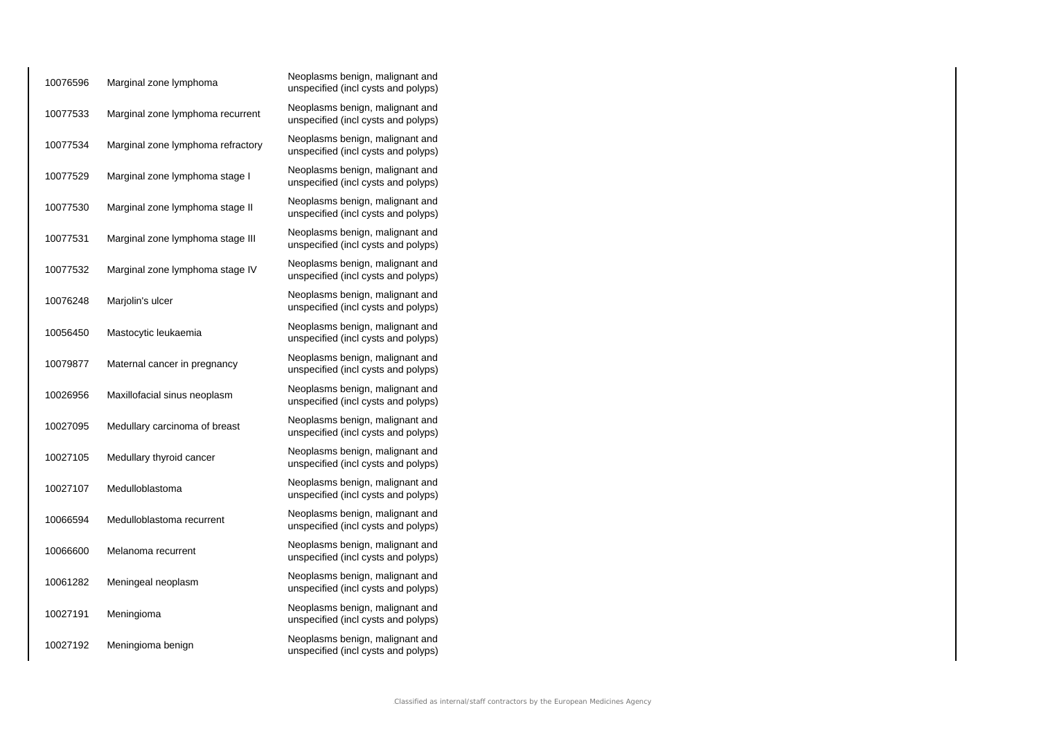| | | |
|---|---|---|
| 10076596 | Marginal zone lymphoma | Neoplasms benign, malignant and unspecified (incl cysts and polyps) |
| 10077533 | Marginal zone lymphoma recurrent | Neoplasms benign, malignant and unspecified (incl cysts and polyps) |
| 10077534 | Marginal zone lymphoma refractory | Neoplasms benign, malignant and unspecified (incl cysts and polyps) |
| 10077529 | Marginal zone lymphoma stage I | Neoplasms benign, malignant and unspecified (incl cysts and polyps) |
| 10077530 | Marginal zone lymphoma stage II | Neoplasms benign, malignant and unspecified (incl cysts and polyps) |
| 10077531 | Marginal zone lymphoma stage III | Neoplasms benign, malignant and unspecified (incl cysts and polyps) |
| 10077532 | Marginal zone lymphoma stage IV | Neoplasms benign, malignant and unspecified (incl cysts and polyps) |
| 10076248 | Marjolin's ulcer | Neoplasms benign, malignant and unspecified (incl cysts and polyps) |
| 10056450 | Mastocytic leukaemia | Neoplasms benign, malignant and unspecified (incl cysts and polyps) |
| 10079877 | Maternal cancer in pregnancy | Neoplasms benign, malignant and unspecified (incl cysts and polyps) |
| 10026956 | Maxillofacial sinus neoplasm | Neoplasms benign, malignant and unspecified (incl cysts and polyps) |
| 10027095 | Medullary carcinoma of breast | Neoplasms benign, malignant and unspecified (incl cysts and polyps) |
| 10027105 | Medullary thyroid cancer | Neoplasms benign, malignant and unspecified (incl cysts and polyps) |
| 10027107 | Medulloblastoma | Neoplasms benign, malignant and unspecified (incl cysts and polyps) |
| 10066594 | Medulloblastoma recurrent | Neoplasms benign, malignant and unspecified (incl cysts and polyps) |
| 10066600 | Melanoma recurrent | Neoplasms benign, malignant and unspecified (incl cysts and polyps) |
| 10061282 | Meningeal neoplasm | Neoplasms benign, malignant and unspecified (incl cysts and polyps) |
| 10027191 | Meningioma | Neoplasms benign, malignant and unspecified (incl cysts and polyps) |
| 10027192 | Meningioma benign | Neoplasms benign, malignant and unspecified (incl cysts and polyps) |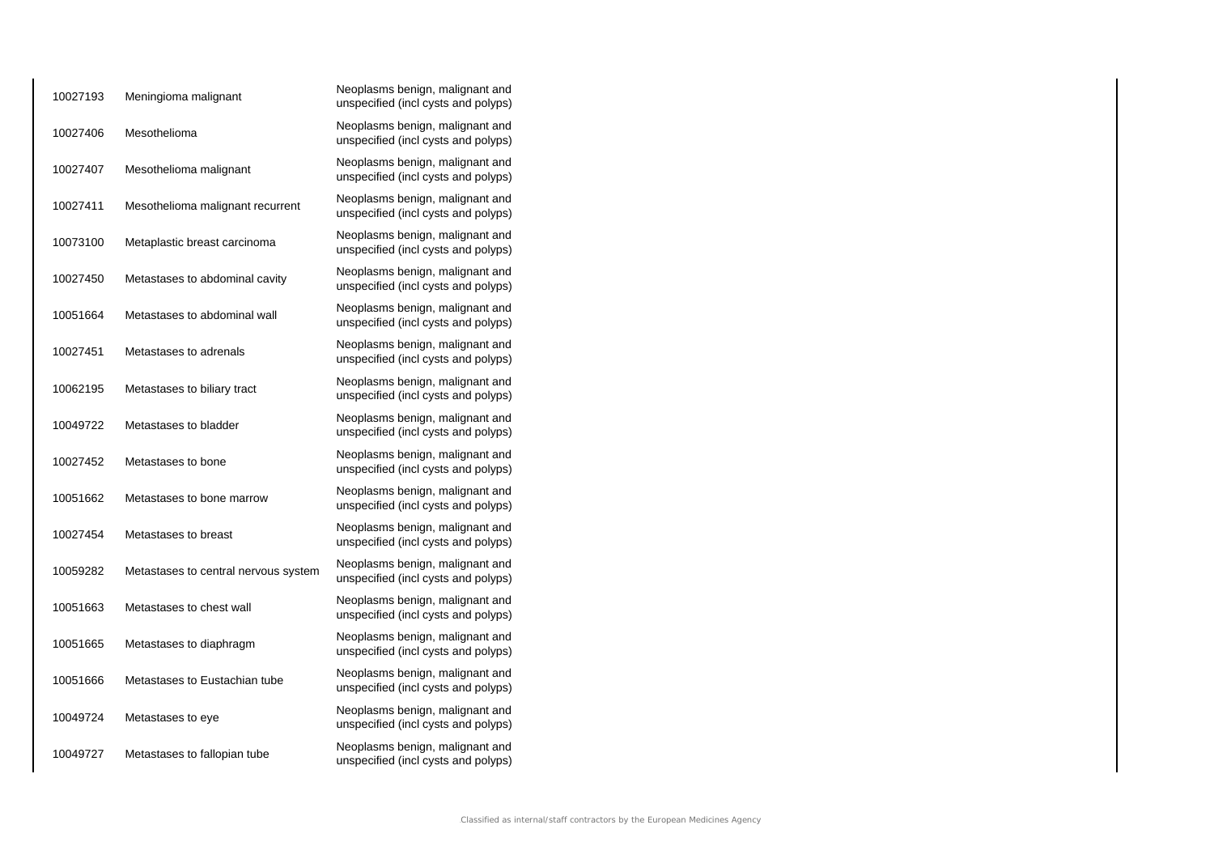| | | |
|---|---|---|
| 10027193 | Meningioma malignant | Neoplasms benign, malignant and unspecified (incl cysts and polyps) |
| 10027406 | Mesothelioma | Neoplasms benign, malignant and unspecified (incl cysts and polyps) |
| 10027407 | Mesothelioma malignant | Neoplasms benign, malignant and unspecified (incl cysts and polyps) |
| 10027411 | Mesothelioma malignant recurrent | Neoplasms benign, malignant and unspecified (incl cysts and polyps) |
| 10073100 | Metaplastic breast carcinoma | Neoplasms benign, malignant and unspecified (incl cysts and polyps) |
| 10027450 | Metastases to abdominal cavity | Neoplasms benign, malignant and unspecified (incl cysts and polyps) |
| 10051664 | Metastases to abdominal wall | Neoplasms benign, malignant and unspecified (incl cysts and polyps) |
| 10027451 | Metastases to adrenals | Neoplasms benign, malignant and unspecified (incl cysts and polyps) |
| 10062195 | Metastases to biliary tract | Neoplasms benign, malignant and unspecified (incl cysts and polyps) |
| 10049722 | Metastases to bladder | Neoplasms benign, malignant and unspecified (incl cysts and polyps) |
| 10027452 | Metastases to bone | Neoplasms benign, malignant and unspecified (incl cysts and polyps) |
| 10051662 | Metastases to bone marrow | Neoplasms benign, malignant and unspecified (incl cysts and polyps) |
| 10027454 | Metastases to breast | Neoplasms benign, malignant and unspecified (incl cysts and polyps) |
| 10059282 | Metastases to central nervous system | Neoplasms benign, malignant and unspecified (incl cysts and polyps) |
| 10051663 | Metastases to chest wall | Neoplasms benign, malignant and unspecified (incl cysts and polyps) |
| 10051665 | Metastases to diaphragm | Neoplasms benign, malignant and unspecified (incl cysts and polyps) |
| 10051666 | Metastases to Eustachian tube | Neoplasms benign, malignant and unspecified (incl cysts and polyps) |
| 10049724 | Metastases to eye | Neoplasms benign, malignant and unspecified (incl cysts and polyps) |
| 10049727 | Metastases to fallopian tube | Neoplasms benign, malignant and unspecified (incl cysts and polyps) |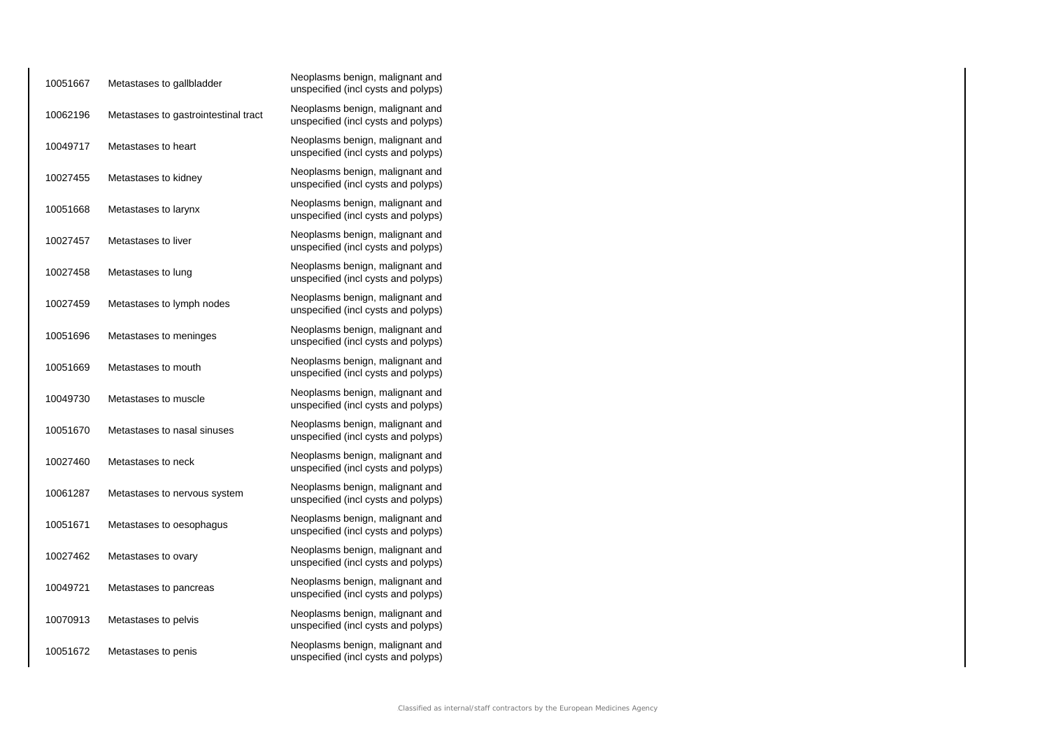| | | |
|---|---|---|
| 10051667 | Metastases to gallbladder | Neoplasms benign, malignant and unspecified (incl cysts and polyps) |
| 10062196 | Metastases to gastrointestinal tract | Neoplasms benign, malignant and unspecified (incl cysts and polyps) |
| 10049717 | Metastases to heart | Neoplasms benign, malignant and unspecified (incl cysts and polyps) |
| 10027455 | Metastases to kidney | Neoplasms benign, malignant and unspecified (incl cysts and polyps) |
| 10051668 | Metastases to larynx | Neoplasms benign, malignant and unspecified (incl cysts and polyps) |
| 10027457 | Metastases to liver | Neoplasms benign, malignant and unspecified (incl cysts and polyps) |
| 10027458 | Metastases to lung | Neoplasms benign, malignant and unspecified (incl cysts and polyps) |
| 10027459 | Metastases to lymph nodes | Neoplasms benign, malignant and unspecified (incl cysts and polyps) |
| 10051696 | Metastases to meninges | Neoplasms benign, malignant and unspecified (incl cysts and polyps) |
| 10051669 | Metastases to mouth | Neoplasms benign, malignant and unspecified (incl cysts and polyps) |
| 10049730 | Metastases to muscle | Neoplasms benign, malignant and unspecified (incl cysts and polyps) |
| 10051670 | Metastases to nasal sinuses | Neoplasms benign, malignant and unspecified (incl cysts and polyps) |
| 10027460 | Metastases to neck | Neoplasms benign, malignant and unspecified (incl cysts and polyps) |
| 10061287 | Metastases to nervous system | Neoplasms benign, malignant and unspecified (incl cysts and polyps) |
| 10051671 | Metastases to oesophagus | Neoplasms benign, malignant and unspecified (incl cysts and polyps) |
| 10027462 | Metastases to ovary | Neoplasms benign, malignant and unspecified (incl cysts and polyps) |
| 10049721 | Metastases to pancreas | Neoplasms benign, malignant and unspecified (incl cysts and polyps) |
| 10070913 | Metastases to pelvis | Neoplasms benign, malignant and unspecified (incl cysts and polyps) |
| 10051672 | Metastases to penis | Neoplasms benign, malignant and unspecified (incl cysts and polyps) |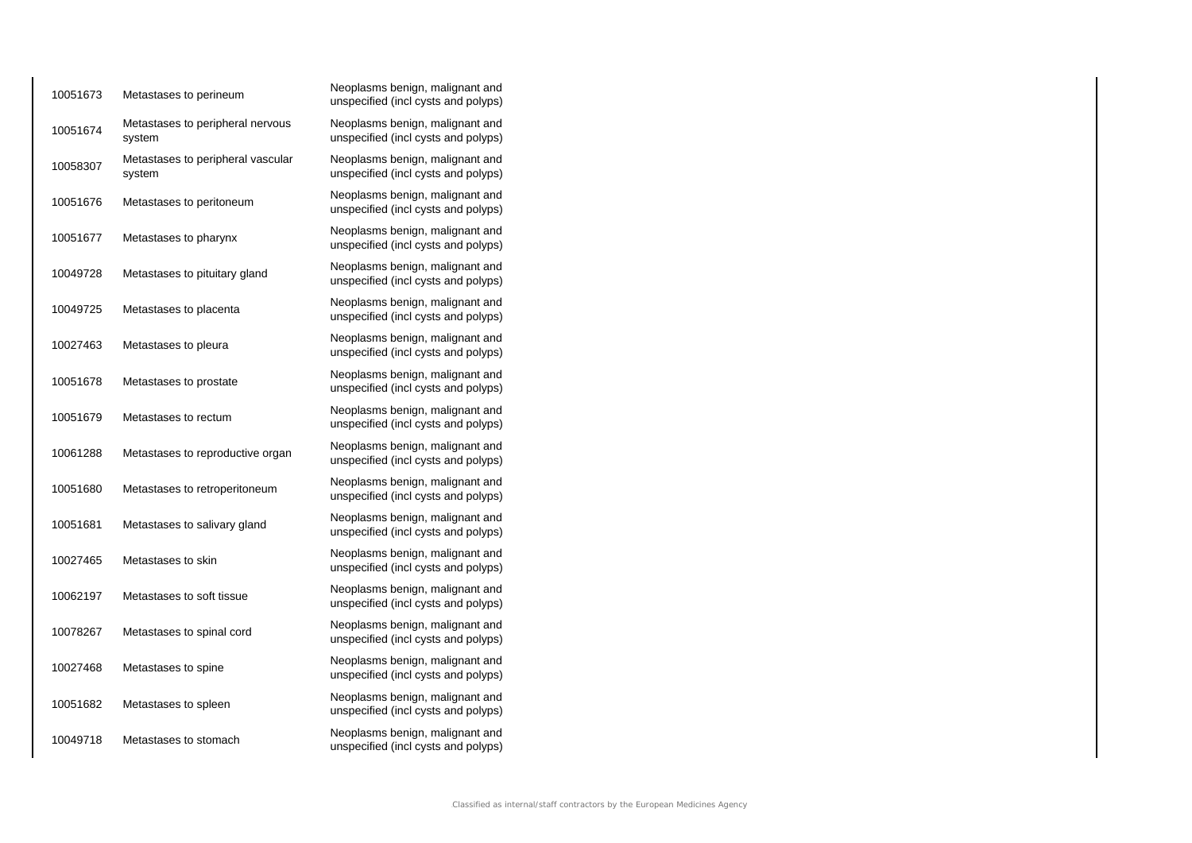| | | |
|---|---|---|
| 10051673 | Metastases to perineum | Neoplasms benign, malignant and unspecified (incl cysts and polyps) |
| 10051674 | Metastases to peripheral nervous system | Neoplasms benign, malignant and unspecified (incl cysts and polyps) |
| 10058307 | Metastases to peripheral vascular system | Neoplasms benign, malignant and unspecified (incl cysts and polyps) |
| 10051676 | Metastases to peritoneum | Neoplasms benign, malignant and unspecified (incl cysts and polyps) |
| 10051677 | Metastases to pharynx | Neoplasms benign, malignant and unspecified (incl cysts and polyps) |
| 10049728 | Metastases to pituitary gland | Neoplasms benign, malignant and unspecified (incl cysts and polyps) |
| 10049725 | Metastases to placenta | Neoplasms benign, malignant and unspecified (incl cysts and polyps) |
| 10027463 | Metastases to pleura | Neoplasms benign, malignant and unspecified (incl cysts and polyps) |
| 10051678 | Metastases to prostate | Neoplasms benign, malignant and unspecified (incl cysts and polyps) |
| 10051679 | Metastases to rectum | Neoplasms benign, malignant and unspecified (incl cysts and polyps) |
| 10061288 | Metastases to reproductive organ | Neoplasms benign, malignant and unspecified (incl cysts and polyps) |
| 10051680 | Metastases to retroperitoneum | Neoplasms benign, malignant and unspecified (incl cysts and polyps) |
| 10051681 | Metastases to salivary gland | Neoplasms benign, malignant and unspecified (incl cysts and polyps) |
| 10027465 | Metastases to skin | Neoplasms benign, malignant and unspecified (incl cysts and polyps) |
| 10062197 | Metastases to soft tissue | Neoplasms benign, malignant and unspecified (incl cysts and polyps) |
| 10078267 | Metastases to spinal cord | Neoplasms benign, malignant and unspecified (incl cysts and polyps) |
| 10027468 | Metastases to spine | Neoplasms benign, malignant and unspecified (incl cysts and polyps) |
| 10051682 | Metastases to spleen | Neoplasms benign, malignant and unspecified (incl cysts and polyps) |
| 10049718 | Metastases to stomach | Neoplasms benign, malignant and unspecified (incl cysts and polyps) |

Classified as internal/staff contractors by the European Medicines Agency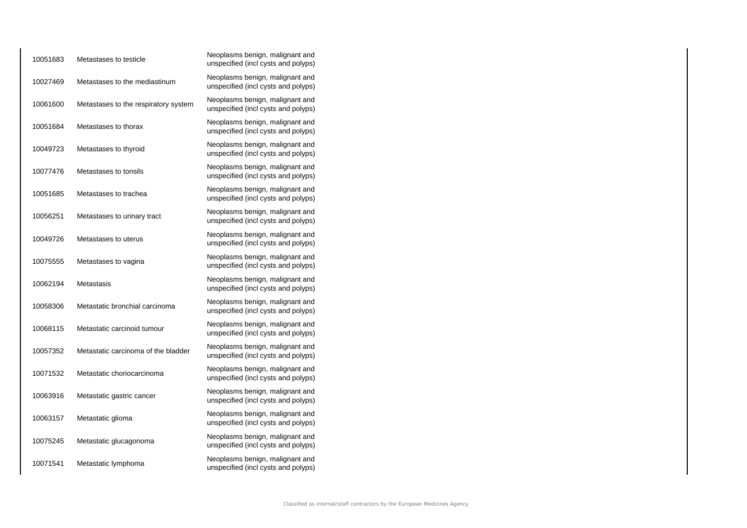| | | |
|---|---|---|
| 10051683 | Metastases to testicle | Neoplasms benign, malignant and unspecified (incl cysts and polyps) |
| 10027469 | Metastases to the mediastinum | Neoplasms benign, malignant and unspecified (incl cysts and polyps) |
| 10061600 | Metastases to the respiratory system | Neoplasms benign, malignant and unspecified (incl cysts and polyps) |
| 10051684 | Metastases to thorax | Neoplasms benign, malignant and unspecified (incl cysts and polyps) |
| 10049723 | Metastases to thyroid | Neoplasms benign, malignant and unspecified (incl cysts and polyps) |
| 10077476 | Metastases to tonsils | Neoplasms benign, malignant and unspecified (incl cysts and polyps) |
| 10051685 | Metastases to trachea | Neoplasms benign, malignant and unspecified (incl cysts and polyps) |
| 10056251 | Metastases to urinary tract | Neoplasms benign, malignant and unspecified (incl cysts and polyps) |
| 10049726 | Metastases to uterus | Neoplasms benign, malignant and unspecified (incl cysts and polyps) |
| 10075555 | Metastases to vagina | Neoplasms benign, malignant and unspecified (incl cysts and polyps) |
| 10062194 | Metastasis | Neoplasms benign, malignant and unspecified (incl cysts and polyps) |
| 10058306 | Metastatic bronchial carcinoma | Neoplasms benign, malignant and unspecified (incl cysts and polyps) |
| 10068115 | Metastatic carcinoid tumour | Neoplasms benign, malignant and unspecified (incl cysts and polyps) |
| 10057352 | Metastatic carcinoma of the bladder | Neoplasms benign, malignant and unspecified (incl cysts and polyps) |
| 10071532 | Metastatic choriocarcinoma | Neoplasms benign, malignant and unspecified (incl cysts and polyps) |
| 10063916 | Metastatic gastric cancer | Neoplasms benign, malignant and unspecified (incl cysts and polyps) |
| 10063157 | Metastatic glioma | Neoplasms benign, malignant and unspecified (incl cysts and polyps) |
| 10075245 | Metastatic glucagonoma | Neoplasms benign, malignant and unspecified (incl cysts and polyps) |
| 10071541 | Metastatic lymphoma | Neoplasms benign, malignant and unspecified (incl cysts and polyps) |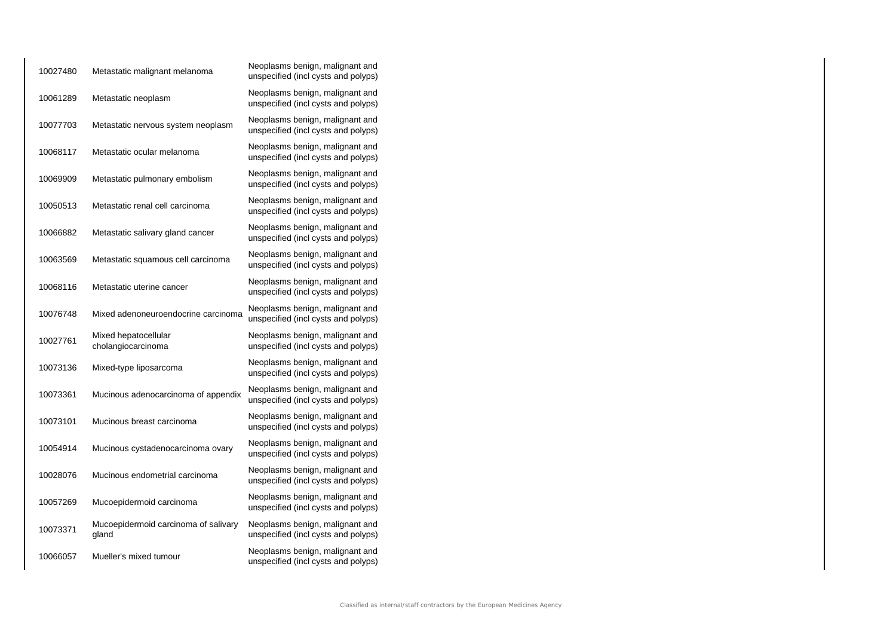| | | |
|---|---|---|
| 10027480 | Metastatic malignant melanoma | Neoplasms benign, malignant and unspecified (incl cysts and polyps) |
| 10061289 | Metastatic neoplasm | Neoplasms benign, malignant and unspecified (incl cysts and polyps) |
| 10077703 | Metastatic nervous system neoplasm | Neoplasms benign, malignant and unspecified (incl cysts and polyps) |
| 10068117 | Metastatic ocular melanoma | Neoplasms benign, malignant and unspecified (incl cysts and polyps) |
| 10069909 | Metastatic pulmonary embolism | Neoplasms benign, malignant and unspecified (incl cysts and polyps) |
| 10050513 | Metastatic renal cell carcinoma | Neoplasms benign, malignant and unspecified (incl cysts and polyps) |
| 10066882 | Metastatic salivary gland cancer | Neoplasms benign, malignant and unspecified (incl cysts and polyps) |
| 10063569 | Metastatic squamous cell carcinoma | Neoplasms benign, malignant and unspecified (incl cysts and polyps) |
| 10068116 | Metastatic uterine cancer | Neoplasms benign, malignant and unspecified (incl cysts and polyps) |
| 10076748 | Mixed adenoneuroendocrine carcinoma | Neoplasms benign, malignant and unspecified (incl cysts and polyps) |
| 10027761 | Mixed hepatocellular cholangiocarcinoma | Neoplasms benign, malignant and unspecified (incl cysts and polyps) |
| 10073136 | Mixed-type liposarcoma | Neoplasms benign, malignant and unspecified (incl cysts and polyps) |
| 10073361 | Mucinous adenocarcinoma of appendix | Neoplasms benign, malignant and unspecified (incl cysts and polyps) |
| 10073101 | Mucinous breast carcinoma | Neoplasms benign, malignant and unspecified (incl cysts and polyps) |
| 10054914 | Mucinous cystadenocarcinoma ovary | Neoplasms benign, malignant and unspecified (incl cysts and polyps) |
| 10028076 | Mucinous endometrial carcinoma | Neoplasms benign, malignant and unspecified (incl cysts and polyps) |
| 10057269 | Mucoepidermoid carcinoma | Neoplasms benign, malignant and unspecified (incl cysts and polyps) |
| 10073371 | Mucoepidermoid carcinoma of salivary gland | Neoplasms benign, malignant and unspecified (incl cysts and polyps) |
| 10066057 | Mueller's mixed tumour | Neoplasms benign, malignant and unspecified (incl cysts and polyps) |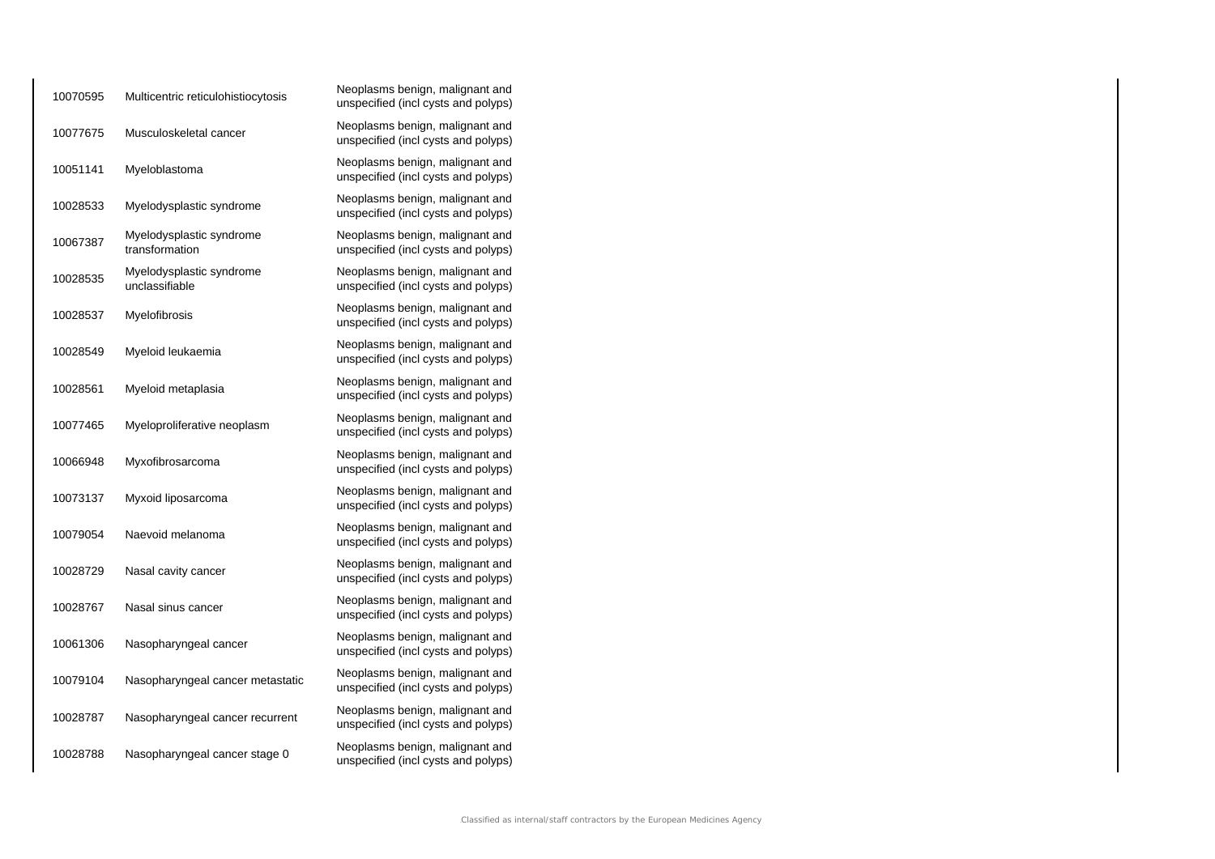| | | |
|---|---|---|
| 10070595 | Multicentric reticulohistiocytosis | Neoplasms benign, malignant and unspecified (incl cysts and polyps) |
| 10077675 | Musculoskeletal cancer | Neoplasms benign, malignant and unspecified (incl cysts and polyps) |
| 10051141 | Myeloblastoma | Neoplasms benign, malignant and unspecified (incl cysts and polyps) |
| 10028533 | Myelodysplastic syndrome | Neoplasms benign, malignant and unspecified (incl cysts and polyps) |
| 10067387 | Myelodysplastic syndrome transformation | Neoplasms benign, malignant and unspecified (incl cysts and polyps) |
| 10028535 | Myelodysplastic syndrome unclassifiable | Neoplasms benign, malignant and unspecified (incl cysts and polyps) |
| 10028537 | Myelofibrosis | Neoplasms benign, malignant and unspecified (incl cysts and polyps) |
| 10028549 | Myeloid leukaemia | Neoplasms benign, malignant and unspecified (incl cysts and polyps) |
| 10028561 | Myeloid metaplasia | Neoplasms benign, malignant and unspecified (incl cysts and polyps) |
| 10077465 | Myeloproliferative neoplasm | Neoplasms benign, malignant and unspecified (incl cysts and polyps) |
| 10066948 | Myxofibrosarcoma | Neoplasms benign, malignant and unspecified (incl cysts and polyps) |
| 10073137 | Myxoid liposarcoma | Neoplasms benign, malignant and unspecified (incl cysts and polyps) |
| 10079054 | Naevoid melanoma | Neoplasms benign, malignant and unspecified (incl cysts and polyps) |
| 10028729 | Nasal cavity cancer | Neoplasms benign, malignant and unspecified (incl cysts and polyps) |
| 10028767 | Nasal sinus cancer | Neoplasms benign, malignant and unspecified (incl cysts and polyps) |
| 10061306 | Nasopharyngeal cancer | Neoplasms benign, malignant and unspecified (incl cysts and polyps) |
| 10079104 | Nasopharyngeal cancer metastatic | Neoplasms benign, malignant and unspecified (incl cysts and polyps) |
| 10028787 | Nasopharyngeal cancer recurrent | Neoplasms benign, malignant and unspecified (incl cysts and polyps) |
| 10028788 | Nasopharyngeal cancer stage 0 | Neoplasms benign, malignant and unspecified (incl cysts and polyps) |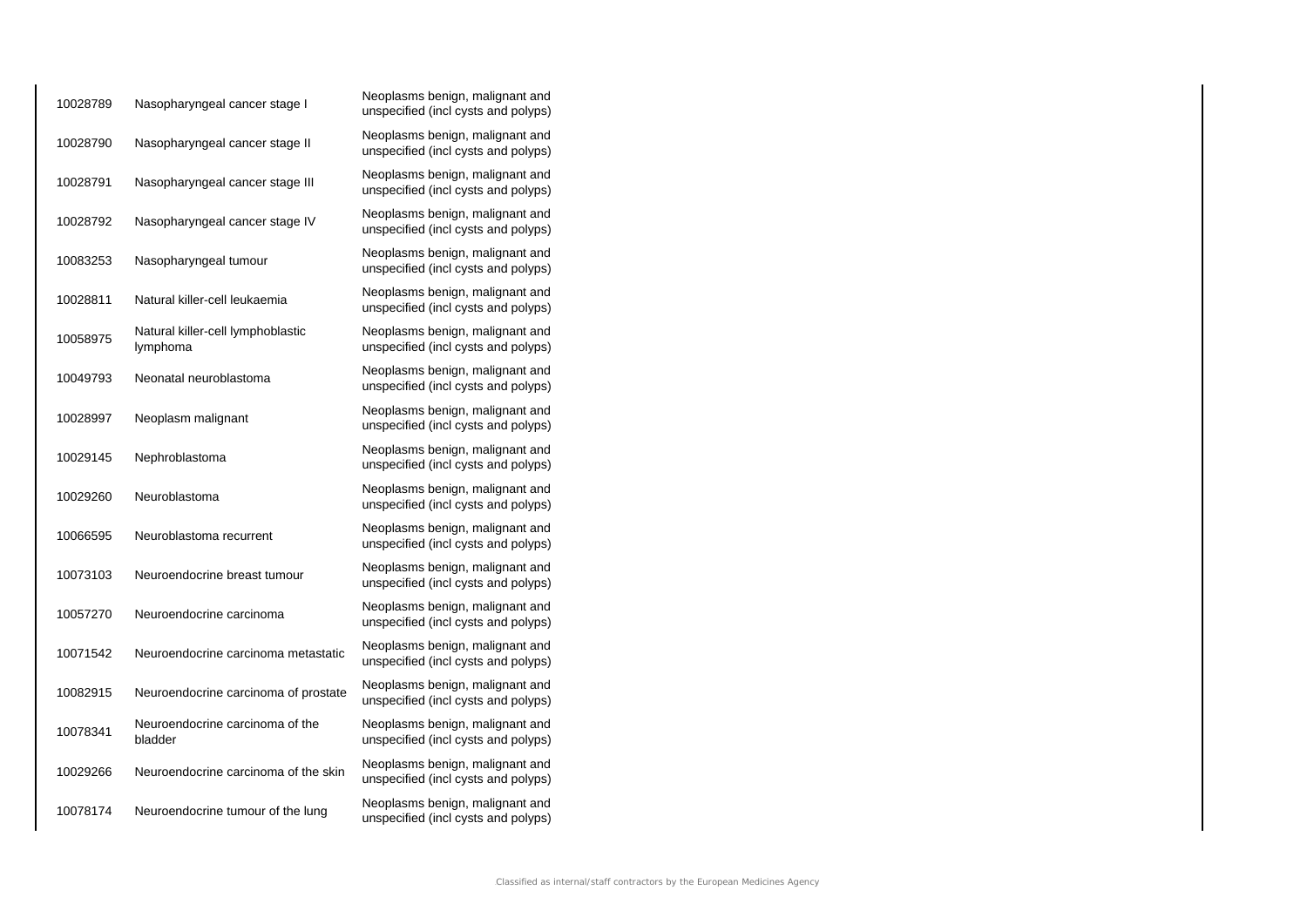| | | |
|---|---|---|
| 10028789 | Nasopharyngeal cancer stage I | Neoplasms benign, malignant and unspecified (incl cysts and polyps) |
| 10028790 | Nasopharyngeal cancer stage II | Neoplasms benign, malignant and unspecified (incl cysts and polyps) |
| 10028791 | Nasopharyngeal cancer stage III | Neoplasms benign, malignant and unspecified (incl cysts and polyps) |
| 10028792 | Nasopharyngeal cancer stage IV | Neoplasms benign, malignant and unspecified (incl cysts and polyps) |
| 10083253 | Nasopharyngeal tumour | Neoplasms benign, malignant and unspecified (incl cysts and polyps) |
| 10028811 | Natural killer-cell leukaemia | Neoplasms benign, malignant and unspecified (incl cysts and polyps) |
| 10058975 | Natural killer-cell lymphoblastic lymphoma | Neoplasms benign, malignant and unspecified (incl cysts and polyps) |
| 10049793 | Neonatal neuroblastoma | Neoplasms benign, malignant and unspecified (incl cysts and polyps) |
| 10028997 | Neoplasm malignant | Neoplasms benign, malignant and unspecified (incl cysts and polyps) |
| 10029145 | Nephroblastoma | Neoplasms benign, malignant and unspecified (incl cysts and polyps) |
| 10029260 | Neuroblastoma | Neoplasms benign, malignant and unspecified (incl cysts and polyps) |
| 10066595 | Neuroblastoma recurrent | Neoplasms benign, malignant and unspecified (incl cysts and polyps) |
| 10073103 | Neuroendocrine breast tumour | Neoplasms benign, malignant and unspecified (incl cysts and polyps) |
| 10057270 | Neuroendocrine carcinoma | Neoplasms benign, malignant and unspecified (incl cysts and polyps) |
| 10071542 | Neuroendocrine carcinoma metastatic | Neoplasms benign, malignant and unspecified (incl cysts and polyps) |
| 10082915 | Neuroendocrine carcinoma of prostate | Neoplasms benign, malignant and unspecified (incl cysts and polyps) |
| 10078341 | Neuroendocrine carcinoma of the bladder | Neoplasms benign, malignant and unspecified (incl cysts and polyps) |
| 10029266 | Neuroendocrine carcinoma of the skin | Neoplasms benign, malignant and unspecified (incl cysts and polyps) |
| 10078174 | Neuroendocrine tumour of the lung | Neoplasms benign, malignant and unspecified (incl cysts and polyps) |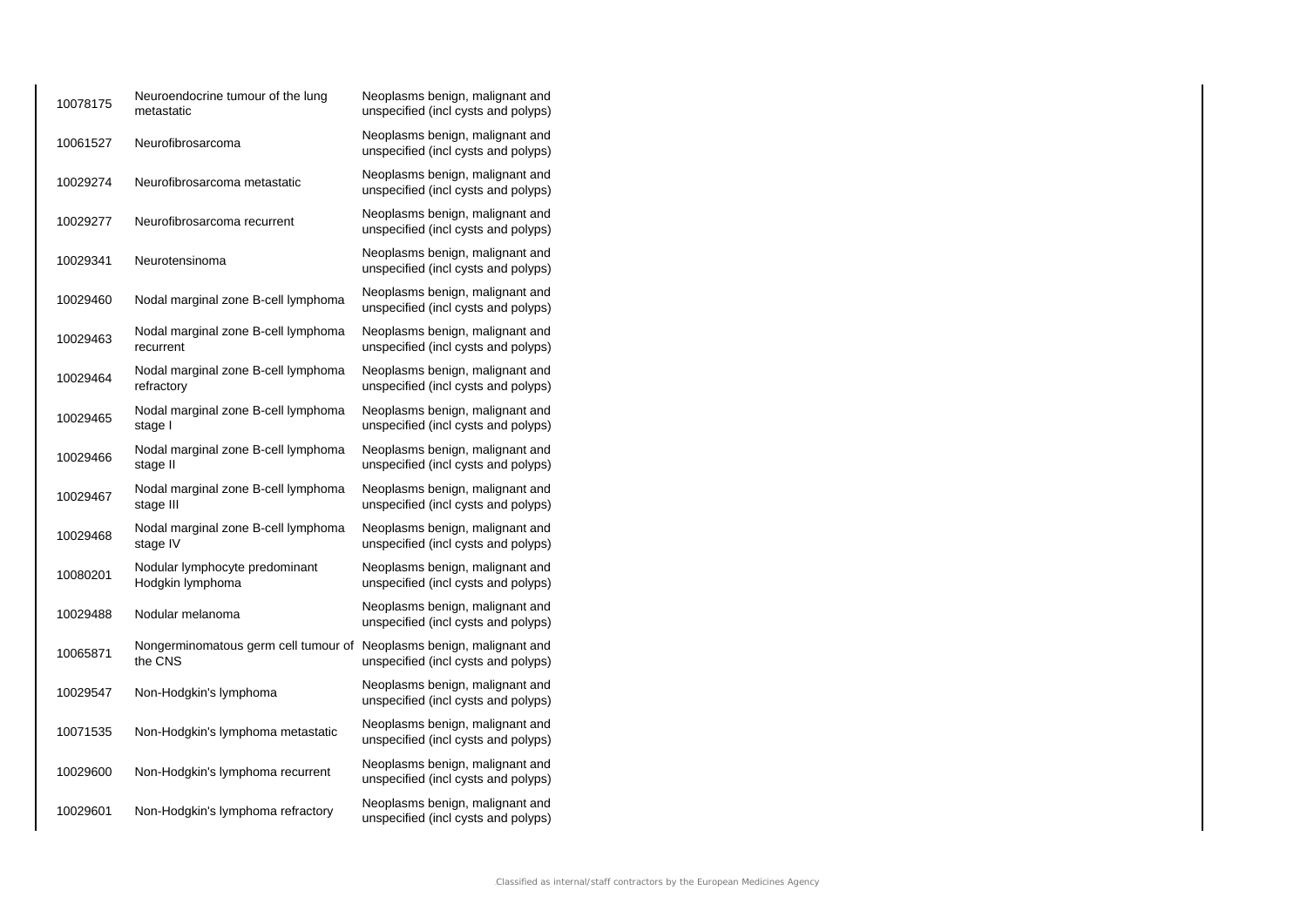| | | |
|---|---|---|
| 10078175 | Neuroendocrine tumour of the lung metastatic | Neoplasms benign, malignant and unspecified (incl cysts and polyps) |
| 10061527 | Neurofibrosarcoma | Neoplasms benign, malignant and unspecified (incl cysts and polyps) |
| 10029274 | Neurofibrosarcoma metastatic | Neoplasms benign, malignant and unspecified (incl cysts and polyps) |
| 10029277 | Neurofibrosarcoma recurrent | Neoplasms benign, malignant and unspecified (incl cysts and polyps) |
| 10029341 | Neurotensinoma | Neoplasms benign, malignant and unspecified (incl cysts and polyps) |
| 10029460 | Nodal marginal zone B-cell lymphoma | Neoplasms benign, malignant and unspecified (incl cysts and polyps) |
| 10029463 | Nodal marginal zone B-cell lymphoma recurrent | Neoplasms benign, malignant and unspecified (incl cysts and polyps) |
| 10029464 | Nodal marginal zone B-cell lymphoma refractory | Neoplasms benign, malignant and unspecified (incl cysts and polyps) |
| 10029465 | Nodal marginal zone B-cell lymphoma stage I | Neoplasms benign, malignant and unspecified (incl cysts and polyps) |
| 10029466 | Nodal marginal zone B-cell lymphoma stage II | Neoplasms benign, malignant and unspecified (incl cysts and polyps) |
| 10029467 | Nodal marginal zone B-cell lymphoma stage III | Neoplasms benign, malignant and unspecified (incl cysts and polyps) |
| 10029468 | Nodal marginal zone B-cell lymphoma stage IV | Neoplasms benign, malignant and unspecified (incl cysts and polyps) |
| 10080201 | Nodular lymphocyte predominant Hodgkin lymphoma | Neoplasms benign, malignant and unspecified (incl cysts and polyps) |
| 10029488 | Nodular melanoma | Neoplasms benign, malignant and unspecified (incl cysts and polyps) |
| 10065871 | Nongerminomatous germ cell tumour of the CNS | Neoplasms benign, malignant and unspecified (incl cysts and polyps) |
| 10029547 | Non-Hodgkin's lymphoma | Neoplasms benign, malignant and unspecified (incl cysts and polyps) |
| 10071535 | Non-Hodgkin's lymphoma metastatic | Neoplasms benign, malignant and unspecified (incl cysts and polyps) |
| 10029600 | Non-Hodgkin's lymphoma recurrent | Neoplasms benign, malignant and unspecified (incl cysts and polyps) |
| 10029601 | Non-Hodgkin's lymphoma refractory | Neoplasms benign, malignant and unspecified (incl cysts and polyps) |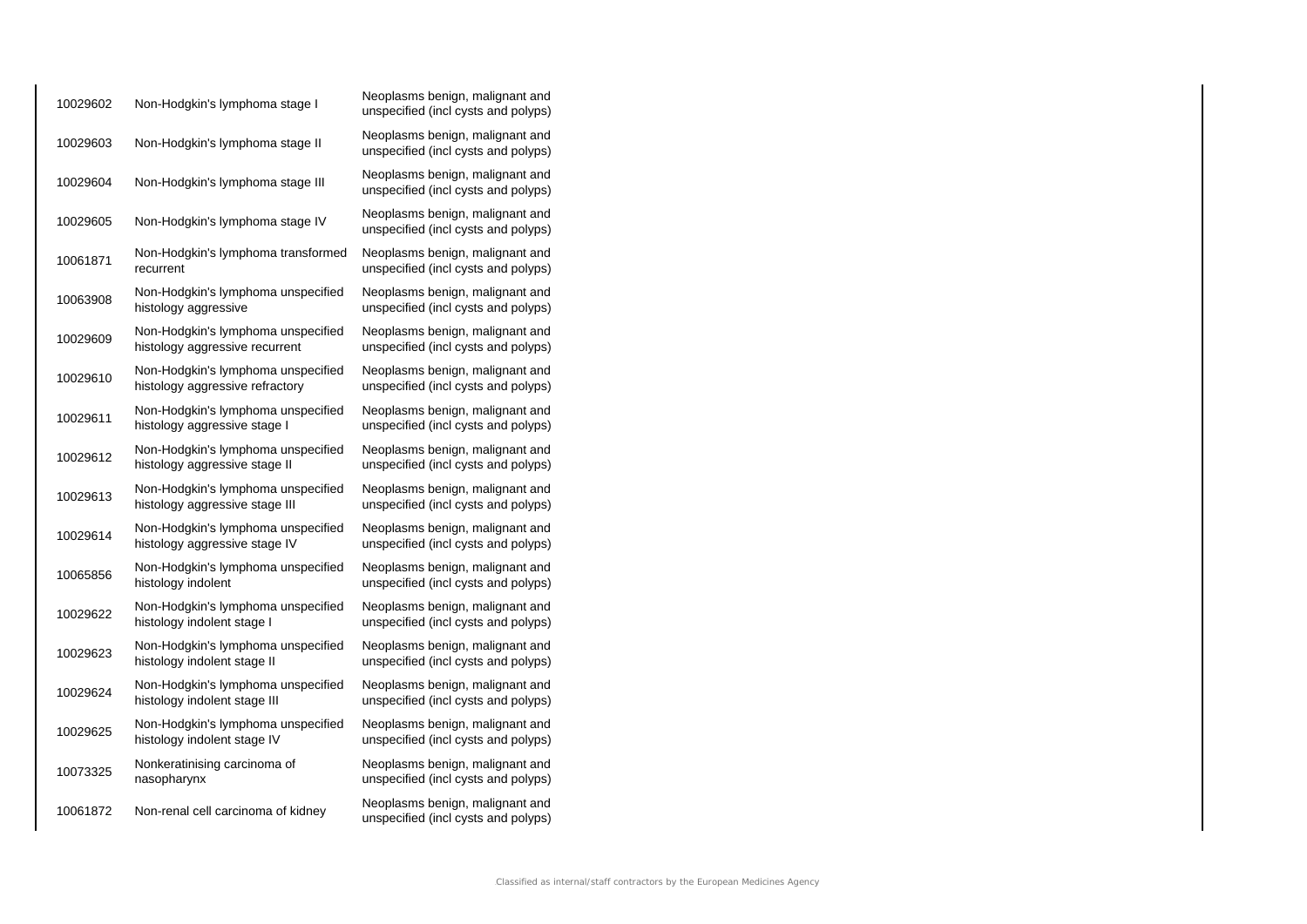| | | |
|---|---|---|
| 10029602 | Non-Hodgkin's lymphoma stage I | Neoplasms benign, malignant and unspecified (incl cysts and polyps) |
| 10029603 | Non-Hodgkin's lymphoma stage II | Neoplasms benign, malignant and unspecified (incl cysts and polyps) |
| 10029604 | Non-Hodgkin's lymphoma stage III | Neoplasms benign, malignant and unspecified (incl cysts and polyps) |
| 10029605 | Non-Hodgkin's lymphoma stage IV | Neoplasms benign, malignant and unspecified (incl cysts and polyps) |
| 10061871 | Non-Hodgkin's lymphoma transformed recurrent | Neoplasms benign, malignant and unspecified (incl cysts and polyps) |
| 10063908 | Non-Hodgkin's lymphoma unspecified histology aggressive | Neoplasms benign, malignant and unspecified (incl cysts and polyps) |
| 10029609 | Non-Hodgkin's lymphoma unspecified histology aggressive recurrent | Neoplasms benign, malignant and unspecified (incl cysts and polyps) |
| 10029610 | Non-Hodgkin's lymphoma unspecified histology aggressive refractory | Neoplasms benign, malignant and unspecified (incl cysts and polyps) |
| 10029611 | Non-Hodgkin's lymphoma unspecified histology aggressive stage I | Neoplasms benign, malignant and unspecified (incl cysts and polyps) |
| 10029612 | Non-Hodgkin's lymphoma unspecified histology aggressive stage II | Neoplasms benign, malignant and unspecified (incl cysts and polyps) |
| 10029613 | Non-Hodgkin's lymphoma unspecified histology aggressive stage III | Neoplasms benign, malignant and unspecified (incl cysts and polyps) |
| 10029614 | Non-Hodgkin's lymphoma unspecified histology aggressive stage IV | Neoplasms benign, malignant and unspecified (incl cysts and polyps) |
| 10065856 | Non-Hodgkin's lymphoma unspecified histology indolent | Neoplasms benign, malignant and unspecified (incl cysts and polyps) |
| 10029622 | Non-Hodgkin's lymphoma unspecified histology indolent stage I | Neoplasms benign, malignant and unspecified (incl cysts and polyps) |
| 10029623 | Non-Hodgkin's lymphoma unspecified histology indolent stage II | Neoplasms benign, malignant and unspecified (incl cysts and polyps) |
| 10029624 | Non-Hodgkin's lymphoma unspecified histology indolent stage III | Neoplasms benign, malignant and unspecified (incl cysts and polyps) |
| 10029625 | Non-Hodgkin's lymphoma unspecified histology indolent stage IV | Neoplasms benign, malignant and unspecified (incl cysts and polyps) |
| 10073325 | Nonkeratinising carcinoma of nasopharynx | Neoplasms benign, malignant and unspecified (incl cysts and polyps) |
| 10061872 | Non-renal cell carcinoma of kidney | Neoplasms benign, malignant and unspecified (incl cysts and polyps) |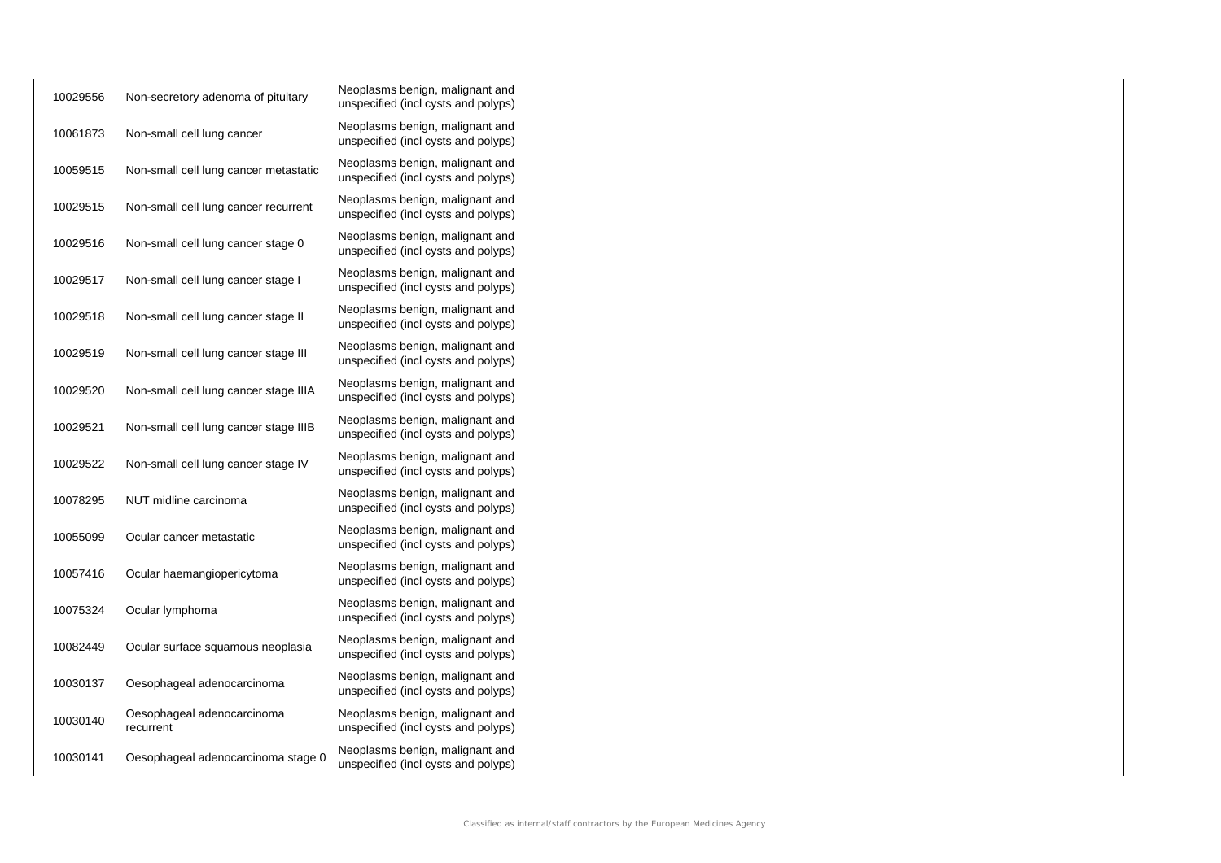| | | |
|---|---|---|
| 10029556 | Non-secretory adenoma of pituitary | Neoplasms benign, malignant and unspecified (incl cysts and polyps) |
| 10061873 | Non-small cell lung cancer | Neoplasms benign, malignant and unspecified (incl cysts and polyps) |
| 10059515 | Non-small cell lung cancer metastatic | Neoplasms benign, malignant and unspecified (incl cysts and polyps) |
| 10029515 | Non-small cell lung cancer recurrent | Neoplasms benign, malignant and unspecified (incl cysts and polyps) |
| 10029516 | Non-small cell lung cancer stage 0 | Neoplasms benign, malignant and unspecified (incl cysts and polyps) |
| 10029517 | Non-small cell lung cancer stage I | Neoplasms benign, malignant and unspecified (incl cysts and polyps) |
| 10029518 | Non-small cell lung cancer stage II | Neoplasms benign, malignant and unspecified (incl cysts and polyps) |
| 10029519 | Non-small cell lung cancer stage III | Neoplasms benign, malignant and unspecified (incl cysts and polyps) |
| 10029520 | Non-small cell lung cancer stage IIIA | Neoplasms benign, malignant and unspecified (incl cysts and polyps) |
| 10029521 | Non-small cell lung cancer stage IIIB | Neoplasms benign, malignant and unspecified (incl cysts and polyps) |
| 10029522 | Non-small cell lung cancer stage IV | Neoplasms benign, malignant and unspecified (incl cysts and polyps) |
| 10078295 | NUT midline carcinoma | Neoplasms benign, malignant and unspecified (incl cysts and polyps) |
| 10055099 | Ocular cancer metastatic | Neoplasms benign, malignant and unspecified (incl cysts and polyps) |
| 10057416 | Ocular haemangiopericytoma | Neoplasms benign, malignant and unspecified (incl cysts and polyps) |
| 10075324 | Ocular lymphoma | Neoplasms benign, malignant and unspecified (incl cysts and polyps) |
| 10082449 | Ocular surface squamous neoplasia | Neoplasms benign, malignant and unspecified (incl cysts and polyps) |
| 10030137 | Oesophageal adenocarcinoma | Neoplasms benign, malignant and unspecified (incl cysts and polyps) |
| 10030140 | Oesophageal adenocarcinoma recurrent | Neoplasms benign, malignant and unspecified (incl cysts and polyps) |
| 10030141 | Oesophageal adenocarcinoma stage 0 | Neoplasms benign, malignant and unspecified (incl cysts and polyps) |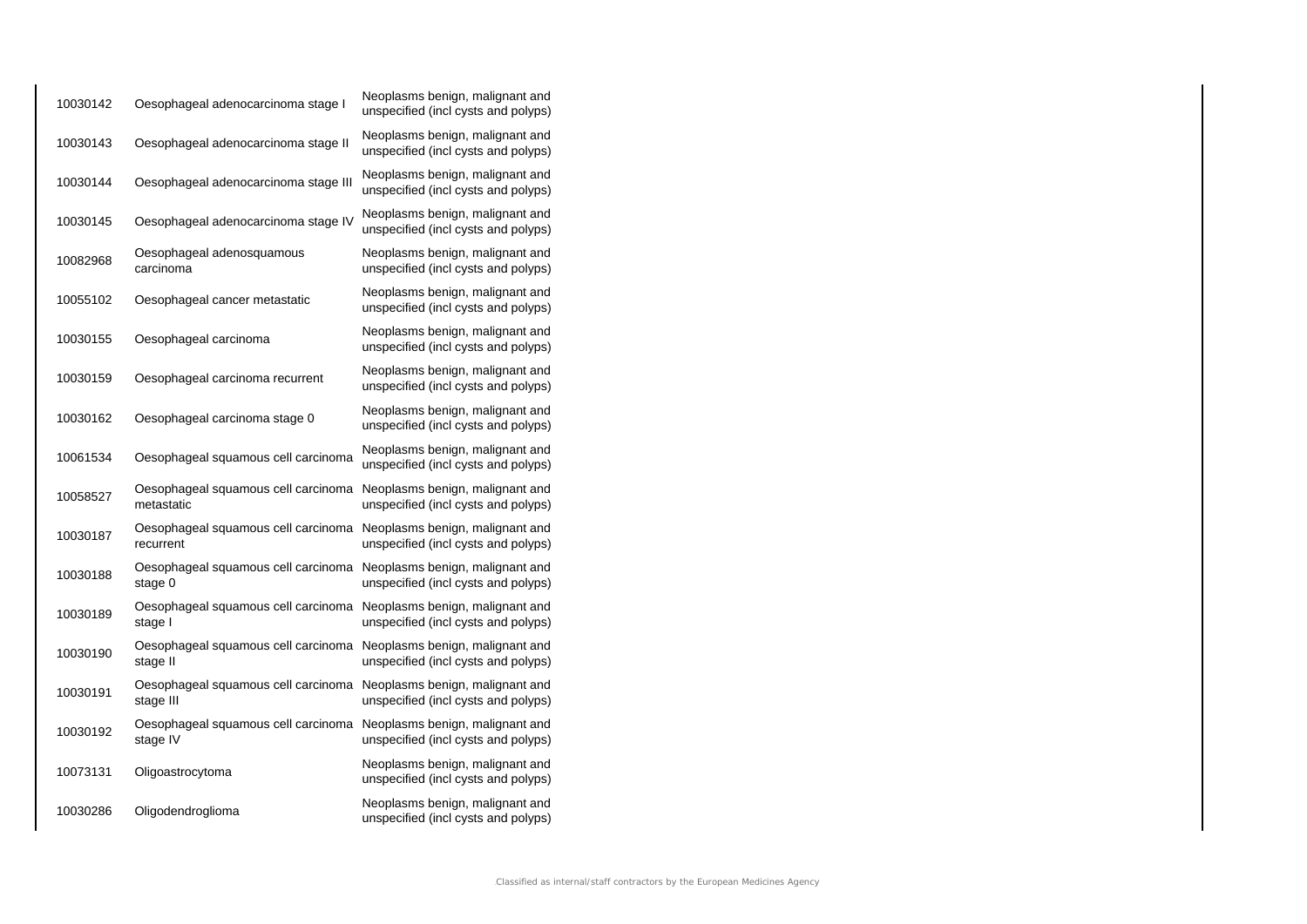| | | |
|---|---|---|
| 10030142 | Oesophageal adenocarcinoma stage I | Neoplasms benign, malignant and unspecified (incl cysts and polyps) |
| 10030143 | Oesophageal adenocarcinoma stage II | Neoplasms benign, malignant and unspecified (incl cysts and polyps) |
| 10030144 | Oesophageal adenocarcinoma stage III | Neoplasms benign, malignant and unspecified (incl cysts and polyps) |
| 10030145 | Oesophageal adenocarcinoma stage IV | Neoplasms benign, malignant and unspecified (incl cysts and polyps) |
| 10082968 | Oesophageal adenosquamous carcinoma | Neoplasms benign, malignant and unspecified (incl cysts and polyps) |
| 10055102 | Oesophageal cancer metastatic | Neoplasms benign, malignant and unspecified (incl cysts and polyps) |
| 10030155 | Oesophageal carcinoma | Neoplasms benign, malignant and unspecified (incl cysts and polyps) |
| 10030159 | Oesophageal carcinoma recurrent | Neoplasms benign, malignant and unspecified (incl cysts and polyps) |
| 10030162 | Oesophageal carcinoma stage 0 | Neoplasms benign, malignant and unspecified (incl cysts and polyps) |
| 10061534 | Oesophageal squamous cell carcinoma | Neoplasms benign, malignant and unspecified (incl cysts and polyps) |
| 10058527 | Oesophageal squamous cell carcinoma metastatic | Neoplasms benign, malignant and unspecified (incl cysts and polyps) |
| 10030187 | Oesophageal squamous cell carcinoma recurrent | Neoplasms benign, malignant and unspecified (incl cysts and polyps) |
| 10030188 | Oesophageal squamous cell carcinoma stage 0 | Neoplasms benign, malignant and unspecified (incl cysts and polyps) |
| 10030189 | Oesophageal squamous cell carcinoma stage I | Neoplasms benign, malignant and unspecified (incl cysts and polyps) |
| 10030190 | Oesophageal squamous cell carcinoma stage II | Neoplasms benign, malignant and unspecified (incl cysts and polyps) |
| 10030191 | Oesophageal squamous cell carcinoma stage III | Neoplasms benign, malignant and unspecified (incl cysts and polyps) |
| 10030192 | Oesophageal squamous cell carcinoma stage IV | Neoplasms benign, malignant and unspecified (incl cysts and polyps) |
| 10073131 | Oligoastrocytoma | Neoplasms benign, malignant and unspecified (incl cysts and polyps) |
| 10030286 | Oligodendroglioma | Neoplasms benign, malignant and unspecified (incl cysts and polyps) |

Classified as internal/staff contractors by the European Medicines Agency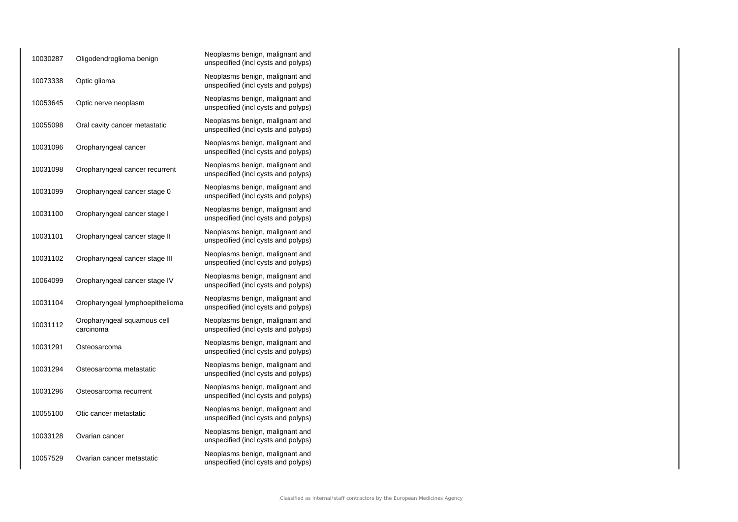| | | |
|---|---|---|
| 10030287 | Oligodendroglioma benign | Neoplasms benign, malignant and unspecified (incl cysts and polyps) |
| 10073338 | Optic glioma | Neoplasms benign, malignant and unspecified (incl cysts and polyps) |
| 10053645 | Optic nerve neoplasm | Neoplasms benign, malignant and unspecified (incl cysts and polyps) |
| 10055098 | Oral cavity cancer metastatic | Neoplasms benign, malignant and unspecified (incl cysts and polyps) |
| 10031096 | Oropharyngeal cancer | Neoplasms benign, malignant and unspecified (incl cysts and polyps) |
| 10031098 | Oropharyngeal cancer recurrent | Neoplasms benign, malignant and unspecified (incl cysts and polyps) |
| 10031099 | Oropharyngeal cancer stage 0 | Neoplasms benign, malignant and unspecified (incl cysts and polyps) |
| 10031100 | Oropharyngeal cancer stage I | Neoplasms benign, malignant and unspecified (incl cysts and polyps) |
| 10031101 | Oropharyngeal cancer stage II | Neoplasms benign, malignant and unspecified (incl cysts and polyps) |
| 10031102 | Oropharyngeal cancer stage III | Neoplasms benign, malignant and unspecified (incl cysts and polyps) |
| 10064099 | Oropharyngeal cancer stage IV | Neoplasms benign, malignant and unspecified (incl cysts and polyps) |
| 10031104 | Oropharyngeal lymphoepithelioma | Neoplasms benign, malignant and unspecified (incl cysts and polyps) |
| 10031112 | Oropharyngeal squamous cell carcinoma | Neoplasms benign, malignant and unspecified (incl cysts and polyps) |
| 10031291 | Osteosarcoma | Neoplasms benign, malignant and unspecified (incl cysts and polyps) |
| 10031294 | Osteosarcoma metastatic | Neoplasms benign, malignant and unspecified (incl cysts and polyps) |
| 10031296 | Osteosarcoma recurrent | Neoplasms benign, malignant and unspecified (incl cysts and polyps) |
| 10055100 | Otic cancer metastatic | Neoplasms benign, malignant and unspecified (incl cysts and polyps) |
| 10033128 | Ovarian cancer | Neoplasms benign, malignant and unspecified (incl cysts and polyps) |
| 10057529 | Ovarian cancer metastatic | Neoplasms benign, malignant and unspecified (incl cysts and polyps) |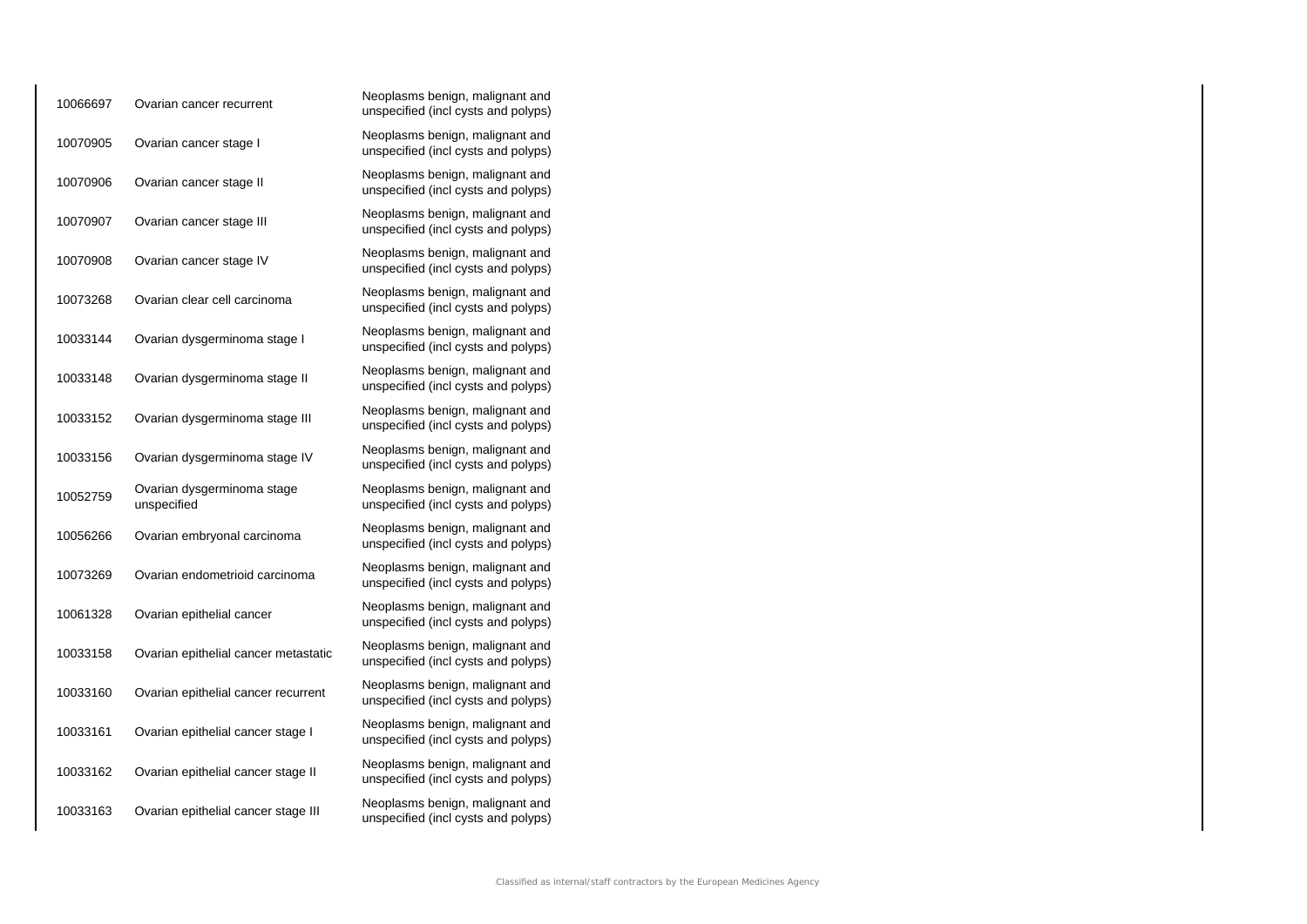| | | |
|---|---|---|
| 10066697 | Ovarian cancer recurrent | Neoplasms benign, malignant and unspecified (incl cysts and polyps) |
| 10070905 | Ovarian cancer stage I | Neoplasms benign, malignant and unspecified (incl cysts and polyps) |
| 10070906 | Ovarian cancer stage II | Neoplasms benign, malignant and unspecified (incl cysts and polyps) |
| 10070907 | Ovarian cancer stage III | Neoplasms benign, malignant and unspecified (incl cysts and polyps) |
| 10070908 | Ovarian cancer stage IV | Neoplasms benign, malignant and unspecified (incl cysts and polyps) |
| 10073268 | Ovarian clear cell carcinoma | Neoplasms benign, malignant and unspecified (incl cysts and polyps) |
| 10033144 | Ovarian dysgerminoma stage I | Neoplasms benign, malignant and unspecified (incl cysts and polyps) |
| 10033148 | Ovarian dysgerminoma stage II | Neoplasms benign, malignant and unspecified (incl cysts and polyps) |
| 10033152 | Ovarian dysgerminoma stage III | Neoplasms benign, malignant and unspecified (incl cysts and polyps) |
| 10033156 | Ovarian dysgerminoma stage IV | Neoplasms benign, malignant and unspecified (incl cysts and polyps) |
| 10052759 | Ovarian dysgerminoma stage unspecified | Neoplasms benign, malignant and unspecified (incl cysts and polyps) |
| 10056266 | Ovarian embryonal carcinoma | Neoplasms benign, malignant and unspecified (incl cysts and polyps) |
| 10073269 | Ovarian endometrioid carcinoma | Neoplasms benign, malignant and unspecified (incl cysts and polyps) |
| 10061328 | Ovarian epithelial cancer | Neoplasms benign, malignant and unspecified (incl cysts and polyps) |
| 10033158 | Ovarian epithelial cancer metastatic | Neoplasms benign, malignant and unspecified (incl cysts and polyps) |
| 10033160 | Ovarian epithelial cancer recurrent | Neoplasms benign, malignant and unspecified (incl cysts and polyps) |
| 10033161 | Ovarian epithelial cancer stage I | Neoplasms benign, malignant and unspecified (incl cysts and polyps) |
| 10033162 | Ovarian epithelial cancer stage II | Neoplasms benign, malignant and unspecified (incl cysts and polyps) |
| 10033163 | Ovarian epithelial cancer stage III | Neoplasms benign, malignant and unspecified (incl cysts and polyps) |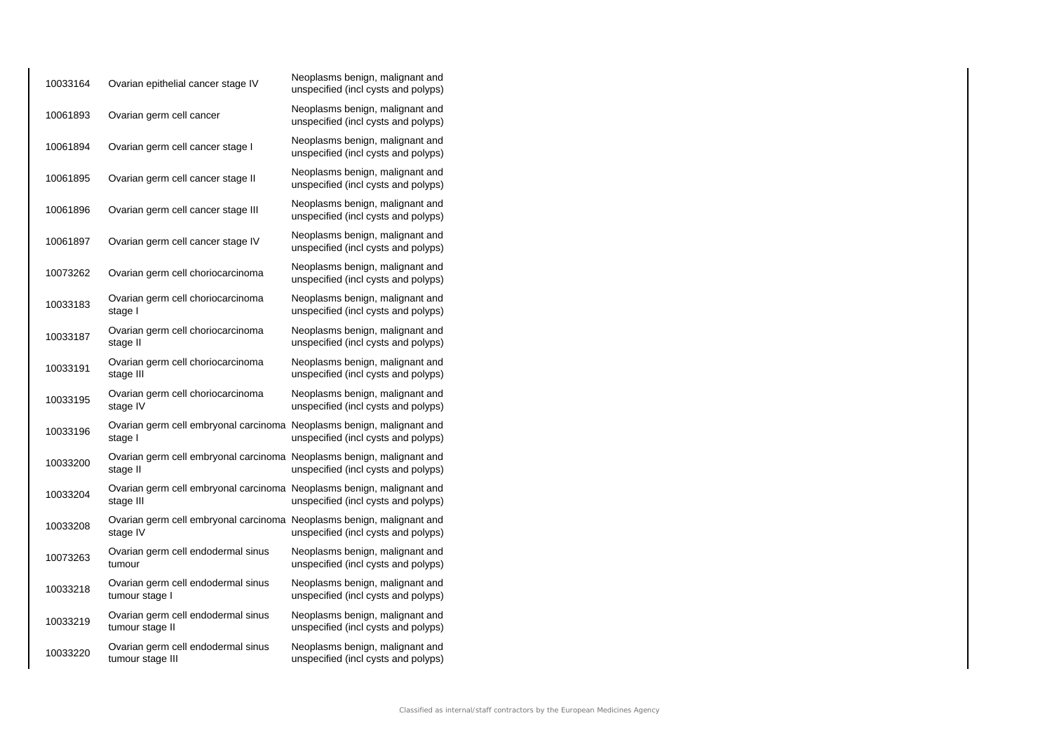| | | |
|---|---|---|
| 10033164 | Ovarian epithelial cancer stage IV | Neoplasms benign, malignant and unspecified (incl cysts and polyps) |
| 10061893 | Ovarian germ cell cancer | Neoplasms benign, malignant and unspecified (incl cysts and polyps) |
| 10061894 | Ovarian germ cell cancer stage I | Neoplasms benign, malignant and unspecified (incl cysts and polyps) |
| 10061895 | Ovarian germ cell cancer stage II | Neoplasms benign, malignant and unspecified (incl cysts and polyps) |
| 10061896 | Ovarian germ cell cancer stage III | Neoplasms benign, malignant and unspecified (incl cysts and polyps) |
| 10061897 | Ovarian germ cell cancer stage IV | Neoplasms benign, malignant and unspecified (incl cysts and polyps) |
| 10073262 | Ovarian germ cell choriocarcinoma | Neoplasms benign, malignant and unspecified (incl cysts and polyps) |
| 10033183 | Ovarian germ cell choriocarcinoma stage I | Neoplasms benign, malignant and unspecified (incl cysts and polyps) |
| 10033187 | Ovarian germ cell choriocarcinoma stage II | Neoplasms benign, malignant and unspecified (incl cysts and polyps) |
| 10033191 | Ovarian germ cell choriocarcinoma stage III | Neoplasms benign, malignant and unspecified (incl cysts and polyps) |
| 10033195 | Ovarian germ cell choriocarcinoma stage IV | Neoplasms benign, malignant and unspecified (incl cysts and polyps) |
| 10033196 | Ovarian germ cell embryonal carcinoma stage I | Neoplasms benign, malignant and unspecified (incl cysts and polyps) |
| 10033200 | Ovarian germ cell embryonal carcinoma stage II | Neoplasms benign, malignant and unspecified (incl cysts and polyps) |
| 10033204 | Ovarian germ cell embryonal carcinoma stage III | Neoplasms benign, malignant and unspecified (incl cysts and polyps) |
| 10033208 | Ovarian germ cell embryonal carcinoma stage IV | Neoplasms benign, malignant and unspecified (incl cysts and polyps) |
| 10073263 | Ovarian germ cell endodermal sinus tumour | Neoplasms benign, malignant and unspecified (incl cysts and polyps) |
| 10033218 | Ovarian germ cell endodermal sinus tumour stage I | Neoplasms benign, malignant and unspecified (incl cysts and polyps) |
| 10033219 | Ovarian germ cell endodermal sinus tumour stage II | Neoplasms benign, malignant and unspecified (incl cysts and polyps) |
| 10033220 | Ovarian germ cell endodermal sinus tumour stage III | Neoplasms benign, malignant and unspecified (incl cysts and polyps) |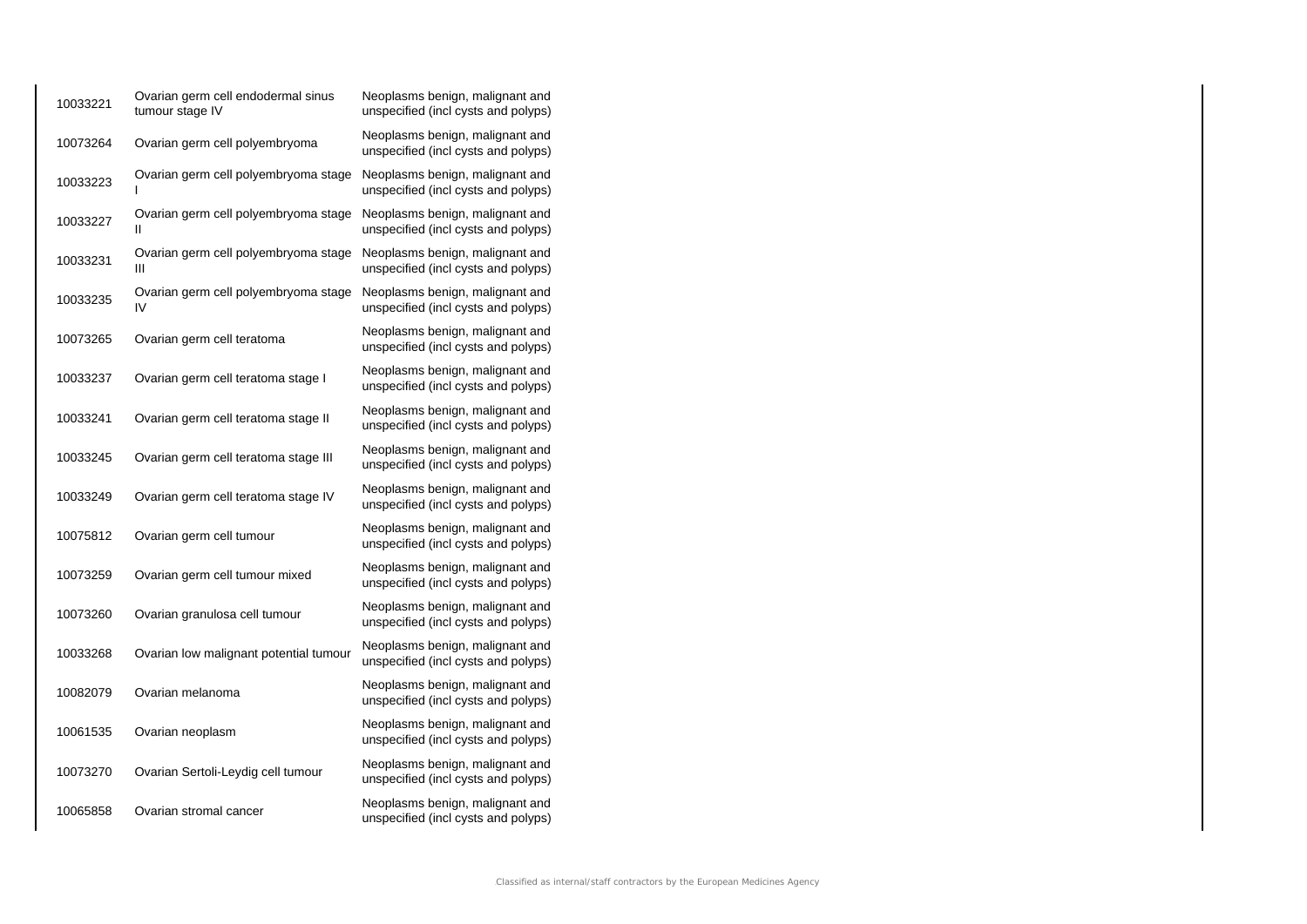| | | |
|---|---|---|
| 10033221 | Ovarian germ cell endodermal sinus tumour stage IV | Neoplasms benign, malignant and unspecified (incl cysts and polyps) |
| 10073264 | Ovarian germ cell polyembryoma | Neoplasms benign, malignant and unspecified (incl cysts and polyps) |
| 10033223 | Ovarian germ cell polyembryoma stage I | Neoplasms benign, malignant and unspecified (incl cysts and polyps) |
| 10033227 | Ovarian germ cell polyembryoma stage II | Neoplasms benign, malignant and unspecified (incl cysts and polyps) |
| 10033231 | Ovarian germ cell polyembryoma stage III | Neoplasms benign, malignant and unspecified (incl cysts and polyps) |
| 10033235 | Ovarian germ cell polyembryoma stage IV | Neoplasms benign, malignant and unspecified (incl cysts and polyps) |
| 10073265 | Ovarian germ cell teratoma | Neoplasms benign, malignant and unspecified (incl cysts and polyps) |
| 10033237 | Ovarian germ cell teratoma stage I | Neoplasms benign, malignant and unspecified (incl cysts and polyps) |
| 10033241 | Ovarian germ cell teratoma stage II | Neoplasms benign, malignant and unspecified (incl cysts and polyps) |
| 10033245 | Ovarian germ cell teratoma stage III | Neoplasms benign, malignant and unspecified (incl cysts and polyps) |
| 10033249 | Ovarian germ cell teratoma stage IV | Neoplasms benign, malignant and unspecified (incl cysts and polyps) |
| 10075812 | Ovarian germ cell tumour | Neoplasms benign, malignant and unspecified (incl cysts and polyps) |
| 10073259 | Ovarian germ cell tumour mixed | Neoplasms benign, malignant and unspecified (incl cysts and polyps) |
| 10073260 | Ovarian granulosa cell tumour | Neoplasms benign, malignant and unspecified (incl cysts and polyps) |
| 10033268 | Ovarian low malignant potential tumour | Neoplasms benign, malignant and unspecified (incl cysts and polyps) |
| 10082079 | Ovarian melanoma | Neoplasms benign, malignant and unspecified (incl cysts and polyps) |
| 10061535 | Ovarian neoplasm | Neoplasms benign, malignant and unspecified (incl cysts and polyps) |
| 10073270 | Ovarian Sertoli-Leydig cell tumour | Neoplasms benign, malignant and unspecified (incl cysts and polyps) |
| 10065858 | Ovarian stromal cancer | Neoplasms benign, malignant and unspecified (incl cysts and polyps) |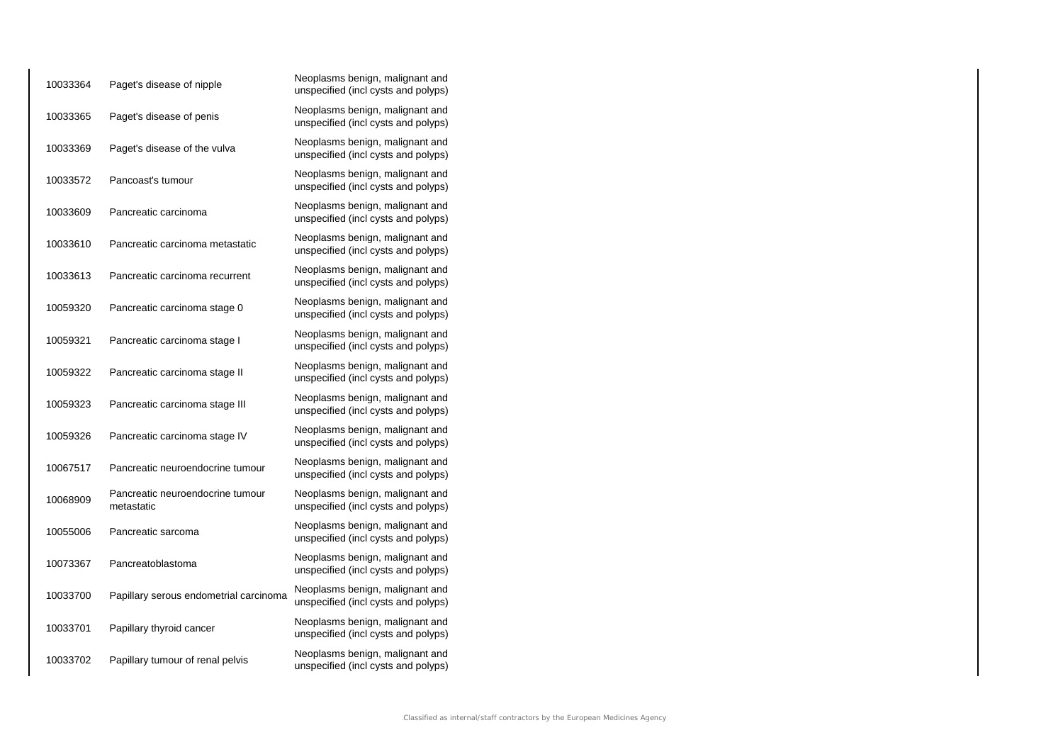| | | |
|---|---|---|
| 10033364 | Paget's disease of nipple | Neoplasms benign, malignant and unspecified (incl cysts and polyps) |
| 10033365 | Paget's disease of penis | Neoplasms benign, malignant and unspecified (incl cysts and polyps) |
| 10033369 | Paget's disease of the vulva | Neoplasms benign, malignant and unspecified (incl cysts and polyps) |
| 10033572 | Pancoast's tumour | Neoplasms benign, malignant and unspecified (incl cysts and polyps) |
| 10033609 | Pancreatic carcinoma | Neoplasms benign, malignant and unspecified (incl cysts and polyps) |
| 10033610 | Pancreatic carcinoma metastatic | Neoplasms benign, malignant and unspecified (incl cysts and polyps) |
| 10033613 | Pancreatic carcinoma recurrent | Neoplasms benign, malignant and unspecified (incl cysts and polyps) |
| 10059320 | Pancreatic carcinoma stage 0 | Neoplasms benign, malignant and unspecified (incl cysts and polyps) |
| 10059321 | Pancreatic carcinoma stage I | Neoplasms benign, malignant and unspecified (incl cysts and polyps) |
| 10059322 | Pancreatic carcinoma stage II | Neoplasms benign, malignant and unspecified (incl cysts and polyps) |
| 10059323 | Pancreatic carcinoma stage III | Neoplasms benign, malignant and unspecified (incl cysts and polyps) |
| 10059326 | Pancreatic carcinoma stage IV | Neoplasms benign, malignant and unspecified (incl cysts and polyps) |
| 10067517 | Pancreatic neuroendocrine tumour | Neoplasms benign, malignant and unspecified (incl cysts and polyps) |
| 10068909 | Pancreatic neuroendocrine tumour metastatic | Neoplasms benign, malignant and unspecified (incl cysts and polyps) |
| 10055006 | Pancreatic sarcoma | Neoplasms benign, malignant and unspecified (incl cysts and polyps) |
| 10073367 | Pancreatoblastoma | Neoplasms benign, malignant and unspecified (incl cysts and polyps) |
| 10033700 | Papillary serous endometrial carcinoma | Neoplasms benign, malignant and unspecified (incl cysts and polyps) |
| 10033701 | Papillary thyroid cancer | Neoplasms benign, malignant and unspecified (incl cysts and polyps) |
| 10033702 | Papillary tumour of renal pelvis | Neoplasms benign, malignant and unspecified (incl cysts and polyps) |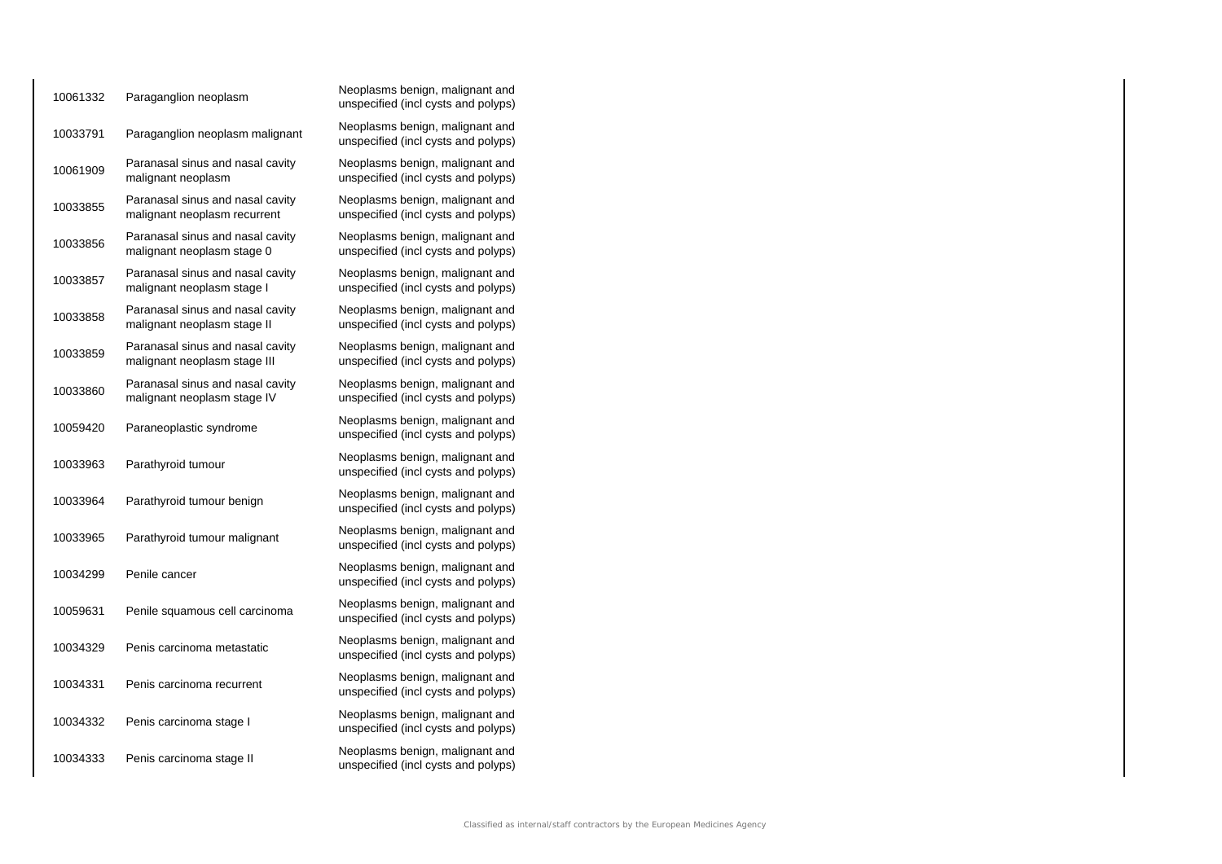| | | |
|---|---|---|
| 10061332 | Paraganglion neoplasm | Neoplasms benign, malignant and unspecified (incl cysts and polyps) |
| 10033791 | Paraganglion neoplasm malignant | Neoplasms benign, malignant and unspecified (incl cysts and polyps) |
| 10061909 | Paranasal sinus and nasal cavity malignant neoplasm | Neoplasms benign, malignant and unspecified (incl cysts and polyps) |
| 10033855 | Paranasal sinus and nasal cavity malignant neoplasm recurrent | Neoplasms benign, malignant and unspecified (incl cysts and polyps) |
| 10033856 | Paranasal sinus and nasal cavity malignant neoplasm stage 0 | Neoplasms benign, malignant and unspecified (incl cysts and polyps) |
| 10033857 | Paranasal sinus and nasal cavity malignant neoplasm stage I | Neoplasms benign, malignant and unspecified (incl cysts and polyps) |
| 10033858 | Paranasal sinus and nasal cavity malignant neoplasm stage II | Neoplasms benign, malignant and unspecified (incl cysts and polyps) |
| 10033859 | Paranasal sinus and nasal cavity malignant neoplasm stage III | Neoplasms benign, malignant and unspecified (incl cysts and polyps) |
| 10033860 | Paranasal sinus and nasal cavity malignant neoplasm stage IV | Neoplasms benign, malignant and unspecified (incl cysts and polyps) |
| 10059420 | Paraneoplastic syndrome | Neoplasms benign, malignant and unspecified (incl cysts and polyps) |
| 10033963 | Parathyroid tumour | Neoplasms benign, malignant and unspecified (incl cysts and polyps) |
| 10033964 | Parathyroid tumour benign | Neoplasms benign, malignant and unspecified (incl cysts and polyps) |
| 10033965 | Parathyroid tumour malignant | Neoplasms benign, malignant and unspecified (incl cysts and polyps) |
| 10034299 | Penile cancer | Neoplasms benign, malignant and unspecified (incl cysts and polyps) |
| 10059631 | Penile squamous cell carcinoma | Neoplasms benign, malignant and unspecified (incl cysts and polyps) |
| 10034329 | Penis carcinoma metastatic | Neoplasms benign, malignant and unspecified (incl cysts and polyps) |
| 10034331 | Penis carcinoma recurrent | Neoplasms benign, malignant and unspecified (incl cysts and polyps) |
| 10034332 | Penis carcinoma stage I | Neoplasms benign, malignant and unspecified (incl cysts and polyps) |
| 10034333 | Penis carcinoma stage II | Neoplasms benign, malignant and unspecified (incl cysts and polyps) |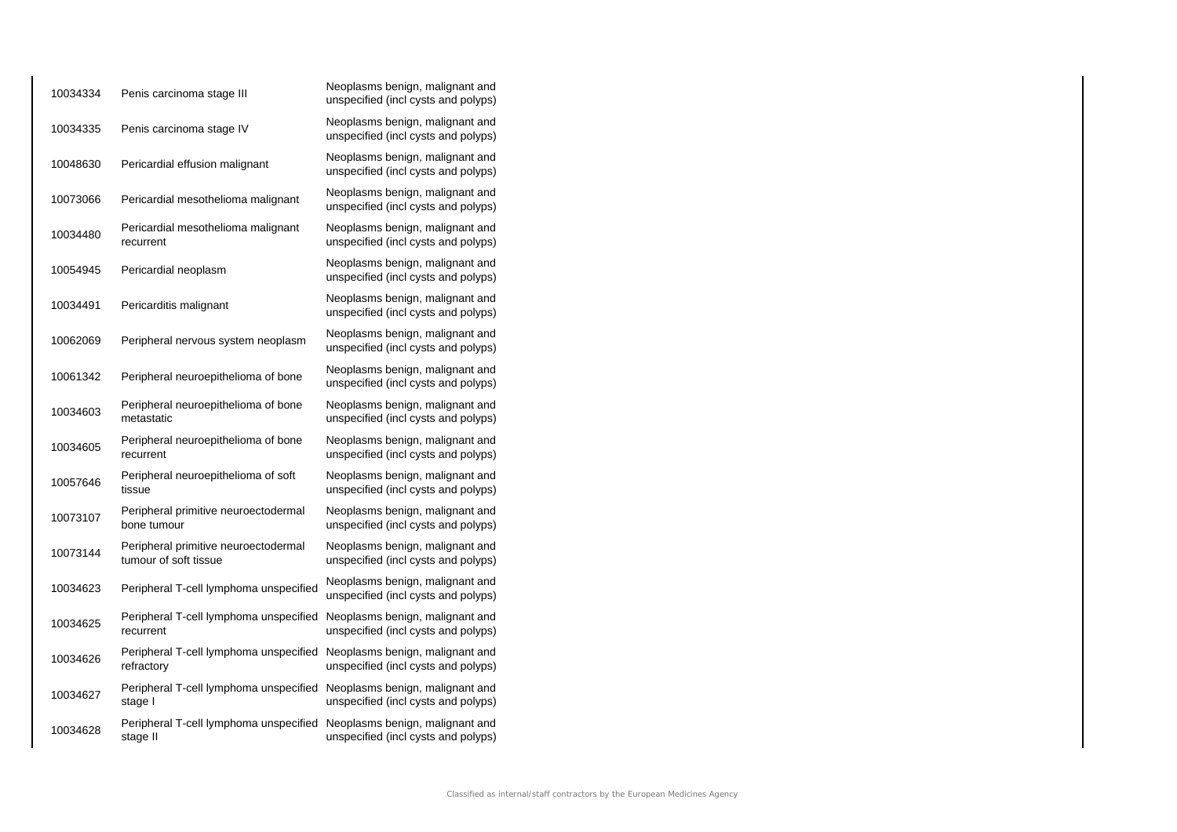| | | |
|---|---|---|
| 10034334 | Penis carcinoma stage III | Neoplasms benign, malignant and unspecified (incl cysts and polyps) |
| 10034335 | Penis carcinoma stage IV | Neoplasms benign, malignant and unspecified (incl cysts and polyps) |
| 10048630 | Pericardial effusion malignant | Neoplasms benign, malignant and unspecified (incl cysts and polyps) |
| 10073066 | Pericardial mesothelioma malignant | Neoplasms benign, malignant and unspecified (incl cysts and polyps) |
| 10034480 | Pericardial mesothelioma malignant recurrent | Neoplasms benign, malignant and unspecified (incl cysts and polyps) |
| 10054945 | Pericardial neoplasm | Neoplasms benign, malignant and unspecified (incl cysts and polyps) |
| 10034491 | Pericarditis malignant | Neoplasms benign, malignant and unspecified (incl cysts and polyps) |
| 10062069 | Peripheral nervous system neoplasm | Neoplasms benign, malignant and unspecified (incl cysts and polyps) |
| 10061342 | Peripheral neuroepithelioma of bone | Neoplasms benign, malignant and unspecified (incl cysts and polyps) |
| 10034603 | Peripheral neuroepithelioma of bone metastatic | Neoplasms benign, malignant and unspecified (incl cysts and polyps) |
| 10034605 | Peripheral neuroepithelioma of bone recurrent | Neoplasms benign, malignant and unspecified (incl cysts and polyps) |
| 10057646 | Peripheral neuroepithelioma of soft tissue | Neoplasms benign, malignant and unspecified (incl cysts and polyps) |
| 10073107 | Peripheral primitive neuroectodermal bone tumour | Neoplasms benign, malignant and unspecified (incl cysts and polyps) |
| 10073144 | Peripheral primitive neuroectodermal tumour of soft tissue | Neoplasms benign, malignant and unspecified (incl cysts and polyps) |
| 10034623 | Peripheral T-cell lymphoma unspecified | Neoplasms benign, malignant and unspecified (incl cysts and polyps) |
| 10034625 | Peripheral T-cell lymphoma unspecified recurrent | Neoplasms benign, malignant and unspecified (incl cysts and polyps) |
| 10034626 | Peripheral T-cell lymphoma unspecified refractory | Neoplasms benign, malignant and unspecified (incl cysts and polyps) |
| 10034627 | Peripheral T-cell lymphoma unspecified stage I | Neoplasms benign, malignant and unspecified (incl cysts and polyps) |
| 10034628 | Peripheral T-cell lymphoma unspecified stage II | Neoplasms benign, malignant and unspecified (incl cysts and polyps) |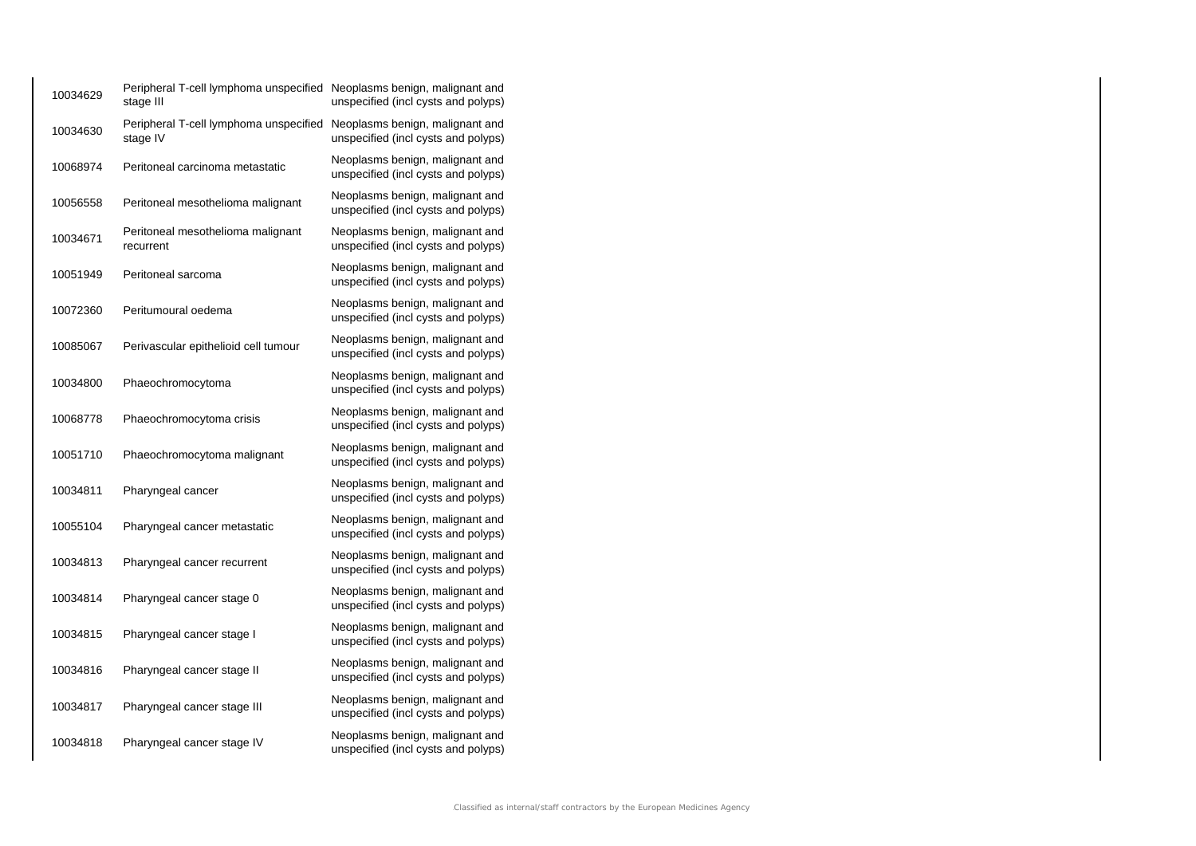| | | |
|---|---|---|
| 10034629 | Peripheral T-cell lymphoma unspecified stage III | Neoplasms benign, malignant and unspecified (incl cysts and polyps) |
| 10034630 | Peripheral T-cell lymphoma unspecified stage IV | Neoplasms benign, malignant and unspecified (incl cysts and polyps) |
| 10068974 | Peritoneal carcinoma metastatic | Neoplasms benign, malignant and unspecified (incl cysts and polyps) |
| 10056558 | Peritoneal mesothelioma malignant | Neoplasms benign, malignant and unspecified (incl cysts and polyps) |
| 10034671 | Peritoneal mesothelioma malignant recurrent | Neoplasms benign, malignant and unspecified (incl cysts and polyps) |
| 10051949 | Peritoneal sarcoma | Neoplasms benign, malignant and unspecified (incl cysts and polyps) |
| 10072360 | Peritumoural oedema | Neoplasms benign, malignant and unspecified (incl cysts and polyps) |
| 10085067 | Perivascular epithelioid cell tumour | Neoplasms benign, malignant and unspecified (incl cysts and polyps) |
| 10034800 | Phaeochromocytoma | Neoplasms benign, malignant and unspecified (incl cysts and polyps) |
| 10068778 | Phaeochromocytoma crisis | Neoplasms benign, malignant and unspecified (incl cysts and polyps) |
| 10051710 | Phaeochromocytoma malignant | Neoplasms benign, malignant and unspecified (incl cysts and polyps) |
| 10034811 | Pharyngeal cancer | Neoplasms benign, malignant and unspecified (incl cysts and polyps) |
| 10055104 | Pharyngeal cancer metastatic | Neoplasms benign, malignant and unspecified (incl cysts and polyps) |
| 10034813 | Pharyngeal cancer recurrent | Neoplasms benign, malignant and unspecified (incl cysts and polyps) |
| 10034814 | Pharyngeal cancer stage 0 | Neoplasms benign, malignant and unspecified (incl cysts and polyps) |
| 10034815 | Pharyngeal cancer stage I | Neoplasms benign, malignant and unspecified (incl cysts and polyps) |
| 10034816 | Pharyngeal cancer stage II | Neoplasms benign, malignant and unspecified (incl cysts and polyps) |
| 10034817 | Pharyngeal cancer stage III | Neoplasms benign, malignant and unspecified (incl cysts and polyps) |
| 10034818 | Pharyngeal cancer stage IV | Neoplasms benign, malignant and unspecified (incl cysts and polyps) |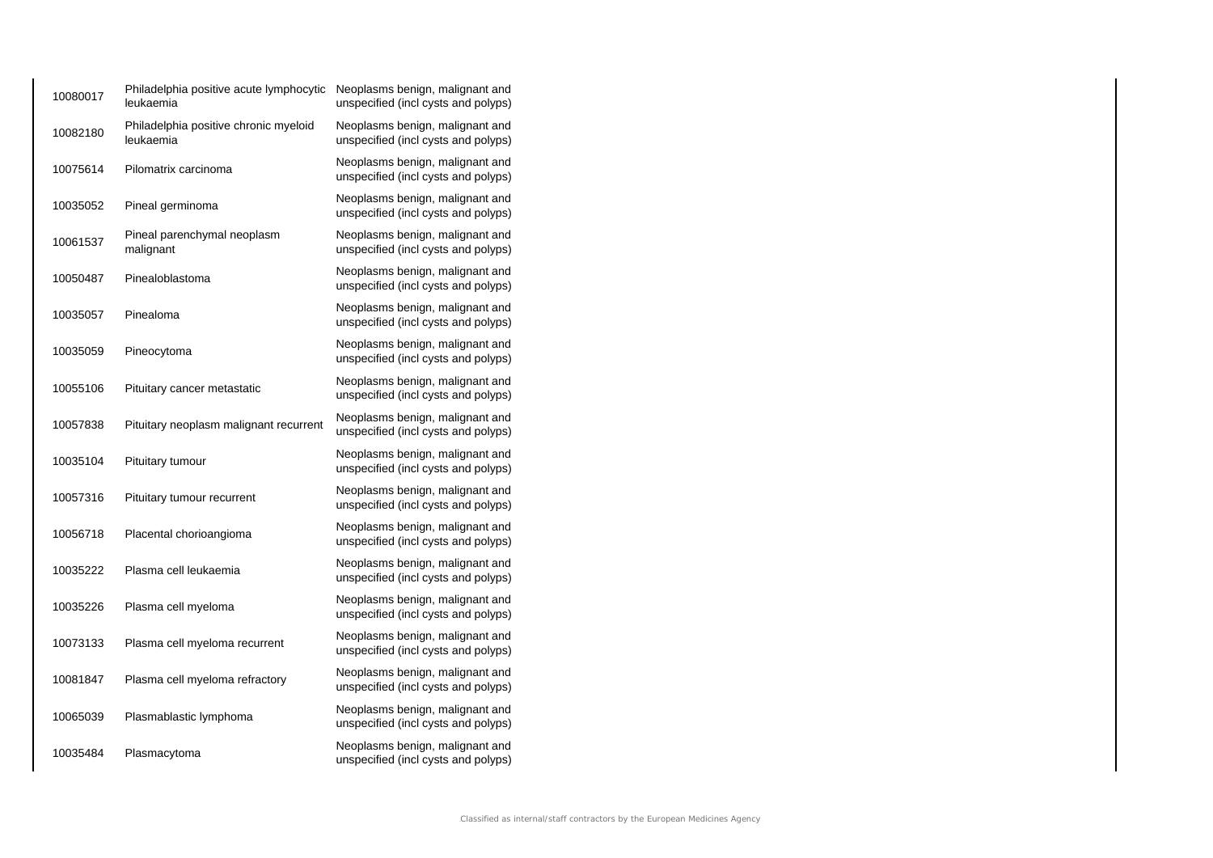| | | |
|---|---|---|
| 10080017 | Philadelphia positive acute lymphocytic leukaemia | Neoplasms benign, malignant and unspecified (incl cysts and polyps) |
| 10082180 | Philadelphia positive chronic myeloid leukaemia | Neoplasms benign, malignant and unspecified (incl cysts and polyps) |
| 10075614 | Pilomatrix carcinoma | Neoplasms benign, malignant and unspecified (incl cysts and polyps) |
| 10035052 | Pineal germinoma | Neoplasms benign, malignant and unspecified (incl cysts and polyps) |
| 10061537 | Pineal parenchymal neoplasm malignant | Neoplasms benign, malignant and unspecified (incl cysts and polyps) |
| 10050487 | Pinealoblastoma | Neoplasms benign, malignant and unspecified (incl cysts and polyps) |
| 10035057 | Pinealoma | Neoplasms benign, malignant and unspecified (incl cysts and polyps) |
| 10035059 | Pineocytoma | Neoplasms benign, malignant and unspecified (incl cysts and polyps) |
| 10055106 | Pituitary cancer metastatic | Neoplasms benign, malignant and unspecified (incl cysts and polyps) |
| 10057838 | Pituitary neoplasm malignant recurrent | Neoplasms benign, malignant and unspecified (incl cysts and polyps) |
| 10035104 | Pituitary tumour | Neoplasms benign, malignant and unspecified (incl cysts and polyps) |
| 10057316 | Pituitary tumour recurrent | Neoplasms benign, malignant and unspecified (incl cysts and polyps) |
| 10056718 | Placental chorioangioma | Neoplasms benign, malignant and unspecified (incl cysts and polyps) |
| 10035222 | Plasma cell leukaemia | Neoplasms benign, malignant and unspecified (incl cysts and polyps) |
| 10035226 | Plasma cell myeloma | Neoplasms benign, malignant and unspecified (incl cysts and polyps) |
| 10073133 | Plasma cell myeloma recurrent | Neoplasms benign, malignant and unspecified (incl cysts and polyps) |
| 10081847 | Plasma cell myeloma refractory | Neoplasms benign, malignant and unspecified (incl cysts and polyps) |
| 10065039 | Plasmablastic lymphoma | Neoplasms benign, malignant and unspecified (incl cysts and polyps) |
| 10035484 | Plasmacytoma | Neoplasms benign, malignant and unspecified (incl cysts and polyps) |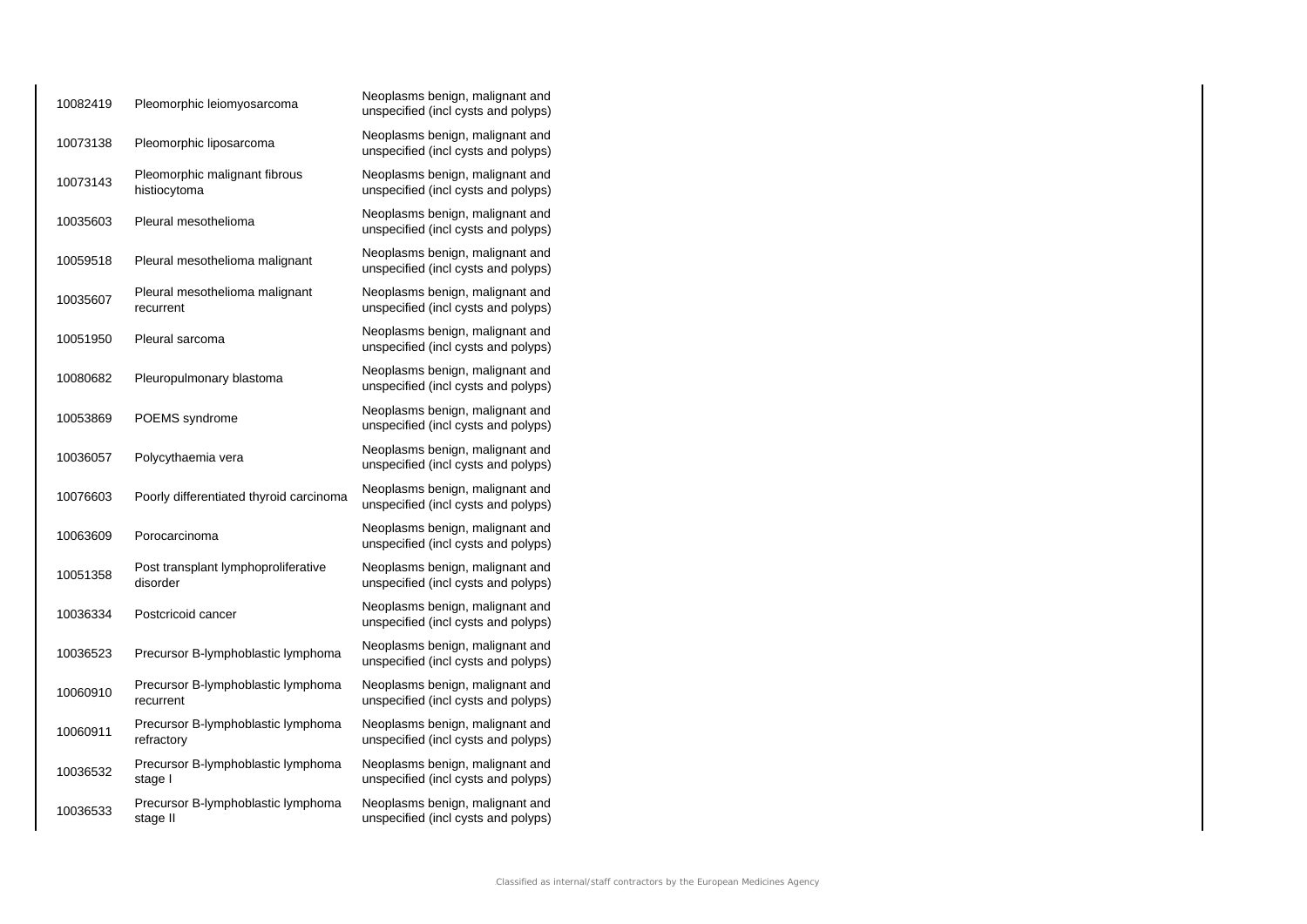| | | |
|---|---|---|
| 10082419 | Pleomorphic leiomyosarcoma | Neoplasms benign, malignant and unspecified (incl cysts and polyps) |
| 10073138 | Pleomorphic liposarcoma | Neoplasms benign, malignant and unspecified (incl cysts and polyps) |
| 10073143 | Pleomorphic malignant fibrous histiocytoma | Neoplasms benign, malignant and unspecified (incl cysts and polyps) |
| 10035603 | Pleural mesothelioma | Neoplasms benign, malignant and unspecified (incl cysts and polyps) |
| 10059518 | Pleural mesothelioma malignant | Neoplasms benign, malignant and unspecified (incl cysts and polyps) |
| 10035607 | Pleural mesothelioma malignant recurrent | Neoplasms benign, malignant and unspecified (incl cysts and polyps) |
| 10051950 | Pleural sarcoma | Neoplasms benign, malignant and unspecified (incl cysts and polyps) |
| 10080682 | Pleuropulmonary blastoma | Neoplasms benign, malignant and unspecified (incl cysts and polyps) |
| 10053869 | POEMS syndrome | Neoplasms benign, malignant and unspecified (incl cysts and polyps) |
| 10036057 | Polycythaemia vera | Neoplasms benign, malignant and unspecified (incl cysts and polyps) |
| 10076603 | Poorly differentiated thyroid carcinoma | Neoplasms benign, malignant and unspecified (incl cysts and polyps) |
| 10063609 | Porocarcinoma | Neoplasms benign, malignant and unspecified (incl cysts and polyps) |
| 10051358 | Post transplant lymphoproliferative disorder | Neoplasms benign, malignant and unspecified (incl cysts and polyps) |
| 10036334 | Postcricoid cancer | Neoplasms benign, malignant and unspecified (incl cysts and polyps) |
| 10036523 | Precursor B-lymphoblastic lymphoma | Neoplasms benign, malignant and unspecified (incl cysts and polyps) |
| 10060910 | Precursor B-lymphoblastic lymphoma recurrent | Neoplasms benign, malignant and unspecified (incl cysts and polyps) |
| 10060911 | Precursor B-lymphoblastic lymphoma refractory | Neoplasms benign, malignant and unspecified (incl cysts and polyps) |
| 10036532 | Precursor B-lymphoblastic lymphoma stage I | Neoplasms benign, malignant and unspecified (incl cysts and polyps) |
| 10036533 | Precursor B-lymphoblastic lymphoma stage II | Neoplasms benign, malignant and unspecified (incl cysts and polyps) |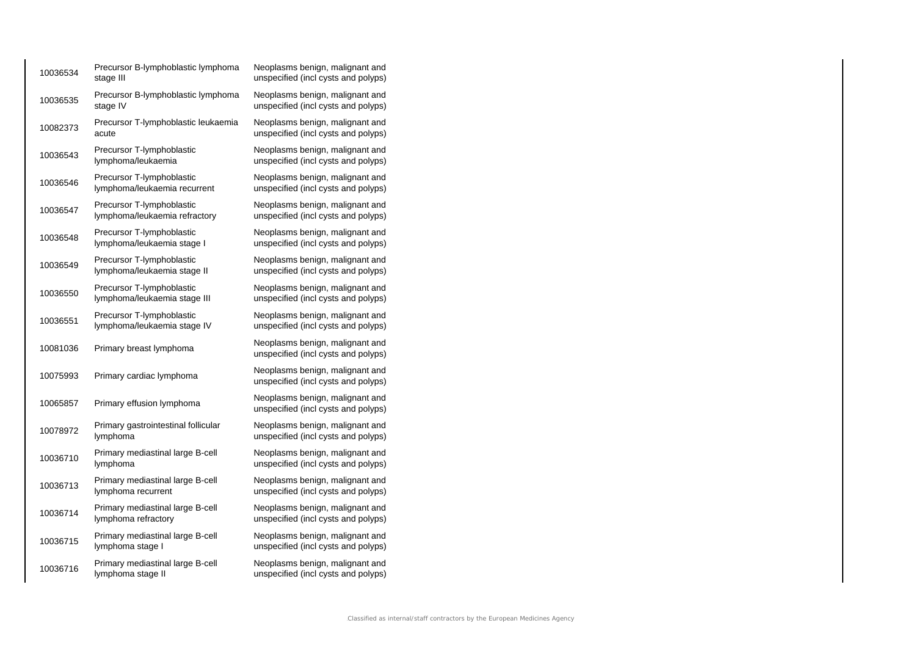| | | |
|---|---|---|
| 10036534 | Precursor B-lymphoblastic lymphoma stage III | Neoplasms benign, malignant and unspecified (incl cysts and polyps) |
| 10036535 | Precursor B-lymphoblastic lymphoma stage IV | Neoplasms benign, malignant and unspecified (incl cysts and polyps) |
| 10082373 | Precursor T-lymphoblastic leukaemia acute | Neoplasms benign, malignant and unspecified (incl cysts and polyps) |
| 10036543 | Precursor T-lymphoblastic lymphoma/leukaemia | Neoplasms benign, malignant and unspecified (incl cysts and polyps) |
| 10036546 | Precursor T-lymphoblastic lymphoma/leukaemia recurrent | Neoplasms benign, malignant and unspecified (incl cysts and polyps) |
| 10036547 | Precursor T-lymphoblastic lymphoma/leukaemia refractory | Neoplasms benign, malignant and unspecified (incl cysts and polyps) |
| 10036548 | Precursor T-lymphoblastic lymphoma/leukaemia stage I | Neoplasms benign, malignant and unspecified (incl cysts and polyps) |
| 10036549 | Precursor T-lymphoblastic lymphoma/leukaemia stage II | Neoplasms benign, malignant and unspecified (incl cysts and polyps) |
| 10036550 | Precursor T-lymphoblastic lymphoma/leukaemia stage III | Neoplasms benign, malignant and unspecified (incl cysts and polyps) |
| 10036551 | Precursor T-lymphoblastic lymphoma/leukaemia stage IV | Neoplasms benign, malignant and unspecified (incl cysts and polyps) |
| 10081036 | Primary breast lymphoma | Neoplasms benign, malignant and unspecified (incl cysts and polyps) |
| 10075993 | Primary cardiac lymphoma | Neoplasms benign, malignant and unspecified (incl cysts and polyps) |
| 10065857 | Primary effusion lymphoma | Neoplasms benign, malignant and unspecified (incl cysts and polyps) |
| 10078972 | Primary gastrointestinal follicular lymphoma | Neoplasms benign, malignant and unspecified (incl cysts and polyps) |
| 10036710 | Primary mediastinal large B-cell lymphoma | Neoplasms benign, malignant and unspecified (incl cysts and polyps) |
| 10036713 | Primary mediastinal large B-cell lymphoma recurrent | Neoplasms benign, malignant and unspecified (incl cysts and polyps) |
| 10036714 | Primary mediastinal large B-cell lymphoma refractory | Neoplasms benign, malignant and unspecified (incl cysts and polyps) |
| 10036715 | Primary mediastinal large B-cell lymphoma stage I | Neoplasms benign, malignant and unspecified (incl cysts and polyps) |
| 10036716 | Primary mediastinal large B-cell lymphoma stage II | Neoplasms benign, malignant and unspecified (incl cysts and polyps) |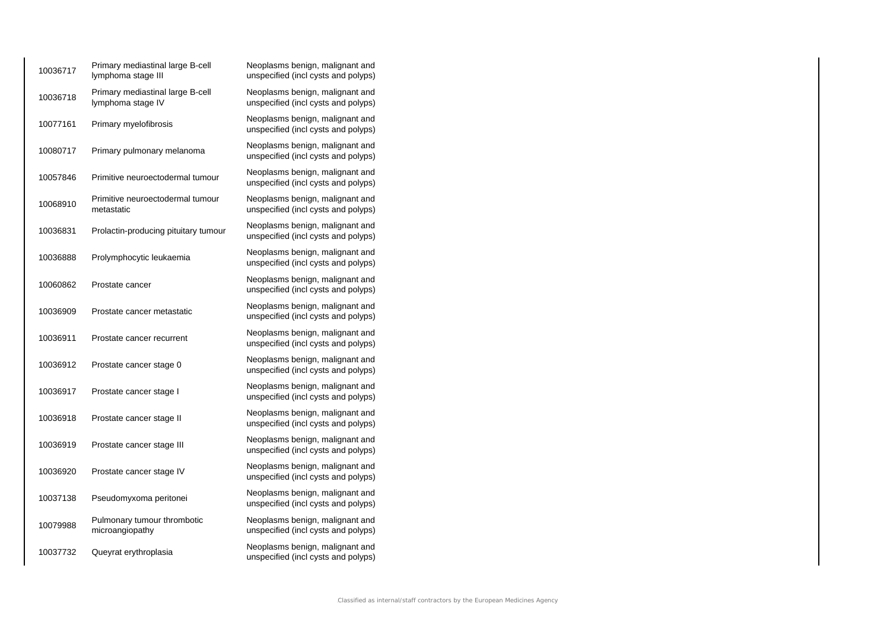| | | |
|---|---|---|
| 10036717 | Primary mediastinal large B-cell lymphoma stage III | Neoplasms benign, malignant and unspecified (incl cysts and polyps) |
| 10036718 | Primary mediastinal large B-cell lymphoma stage IV | Neoplasms benign, malignant and unspecified (incl cysts and polyps) |
| 10077161 | Primary myelofibrosis | Neoplasms benign, malignant and unspecified (incl cysts and polyps) |
| 10080717 | Primary pulmonary melanoma | Neoplasms benign, malignant and unspecified (incl cysts and polyps) |
| 10057846 | Primitive neuroectodermal tumour | Neoplasms benign, malignant and unspecified (incl cysts and polyps) |
| 10068910 | Primitive neuroectodermal tumour metastatic | Neoplasms benign, malignant and unspecified (incl cysts and polyps) |
| 10036831 | Prolactin-producing pituitary tumour | Neoplasms benign, malignant and unspecified (incl cysts and polyps) |
| 10036888 | Prolymphocytic leukaemia | Neoplasms benign, malignant and unspecified (incl cysts and polyps) |
| 10060862 | Prostate cancer | Neoplasms benign, malignant and unspecified (incl cysts and polyps) |
| 10036909 | Prostate cancer metastatic | Neoplasms benign, malignant and unspecified (incl cysts and polyps) |
| 10036911 | Prostate cancer recurrent | Neoplasms benign, malignant and unspecified (incl cysts and polyps) |
| 10036912 | Prostate cancer stage 0 | Neoplasms benign, malignant and unspecified (incl cysts and polyps) |
| 10036917 | Prostate cancer stage I | Neoplasms benign, malignant and unspecified (incl cysts and polyps) |
| 10036918 | Prostate cancer stage II | Neoplasms benign, malignant and unspecified (incl cysts and polyps) |
| 10036919 | Prostate cancer stage III | Neoplasms benign, malignant and unspecified (incl cysts and polyps) |
| 10036920 | Prostate cancer stage IV | Neoplasms benign, malignant and unspecified (incl cysts and polyps) |
| 10037138 | Pseudomyxoma peritonei | Neoplasms benign, malignant and unspecified (incl cysts and polyps) |
| 10079988 | Pulmonary tumour thrombotic microangiopathy | Neoplasms benign, malignant and unspecified (incl cysts and polyps) |
| 10037732 | Queyrat erythroplasia | Neoplasms benign, malignant and unspecified (incl cysts and polyps) |

Classified as internal/staff contractors by the European Medicines Agency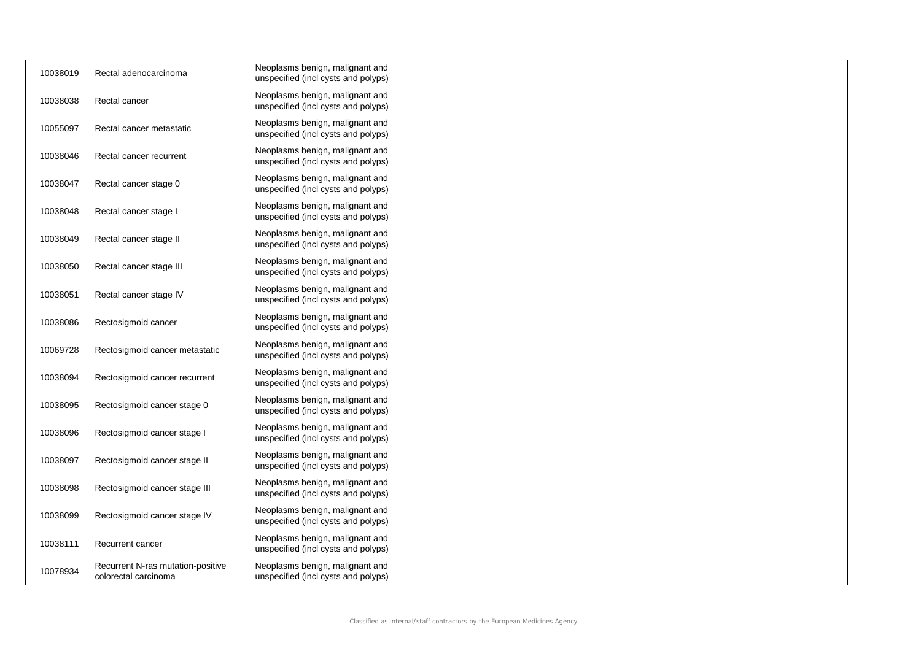| | | |
|---|---|---|
| 10038019 | Rectal adenocarcinoma | Neoplasms benign, malignant and unspecified (incl cysts and polyps) |
| 10038038 | Rectal cancer | Neoplasms benign, malignant and unspecified (incl cysts and polyps) |
| 10055097 | Rectal cancer metastatic | Neoplasms benign, malignant and unspecified (incl cysts and polyps) |
| 10038046 | Rectal cancer recurrent | Neoplasms benign, malignant and unspecified (incl cysts and polyps) |
| 10038047 | Rectal cancer stage 0 | Neoplasms benign, malignant and unspecified (incl cysts and polyps) |
| 10038048 | Rectal cancer stage I | Neoplasms benign, malignant and unspecified (incl cysts and polyps) |
| 10038049 | Rectal cancer stage II | Neoplasms benign, malignant and unspecified (incl cysts and polyps) |
| 10038050 | Rectal cancer stage III | Neoplasms benign, malignant and unspecified (incl cysts and polyps) |
| 10038051 | Rectal cancer stage IV | Neoplasms benign, malignant and unspecified (incl cysts and polyps) |
| 10038086 | Rectosigmoid cancer | Neoplasms benign, malignant and unspecified (incl cysts and polyps) |
| 10069728 | Rectosigmoid cancer metastatic | Neoplasms benign, malignant and unspecified (incl cysts and polyps) |
| 10038094 | Rectosigmoid cancer recurrent | Neoplasms benign, malignant and unspecified (incl cysts and polyps) |
| 10038095 | Rectosigmoid cancer stage 0 | Neoplasms benign, malignant and unspecified (incl cysts and polyps) |
| 10038096 | Rectosigmoid cancer stage I | Neoplasms benign, malignant and unspecified (incl cysts and polyps) |
| 10038097 | Rectosigmoid cancer stage II | Neoplasms benign, malignant and unspecified (incl cysts and polyps) |
| 10038098 | Rectosigmoid cancer stage III | Neoplasms benign, malignant and unspecified (incl cysts and polyps) |
| 10038099 | Rectosigmoid cancer stage IV | Neoplasms benign, malignant and unspecified (incl cysts and polyps) |
| 10038111 | Recurrent cancer | Neoplasms benign, malignant and unspecified (incl cysts and polyps) |
| 10078934 | Recurrent N-ras mutation-positive colorectal carcinoma | Neoplasms benign, malignant and unspecified (incl cysts and polyps) |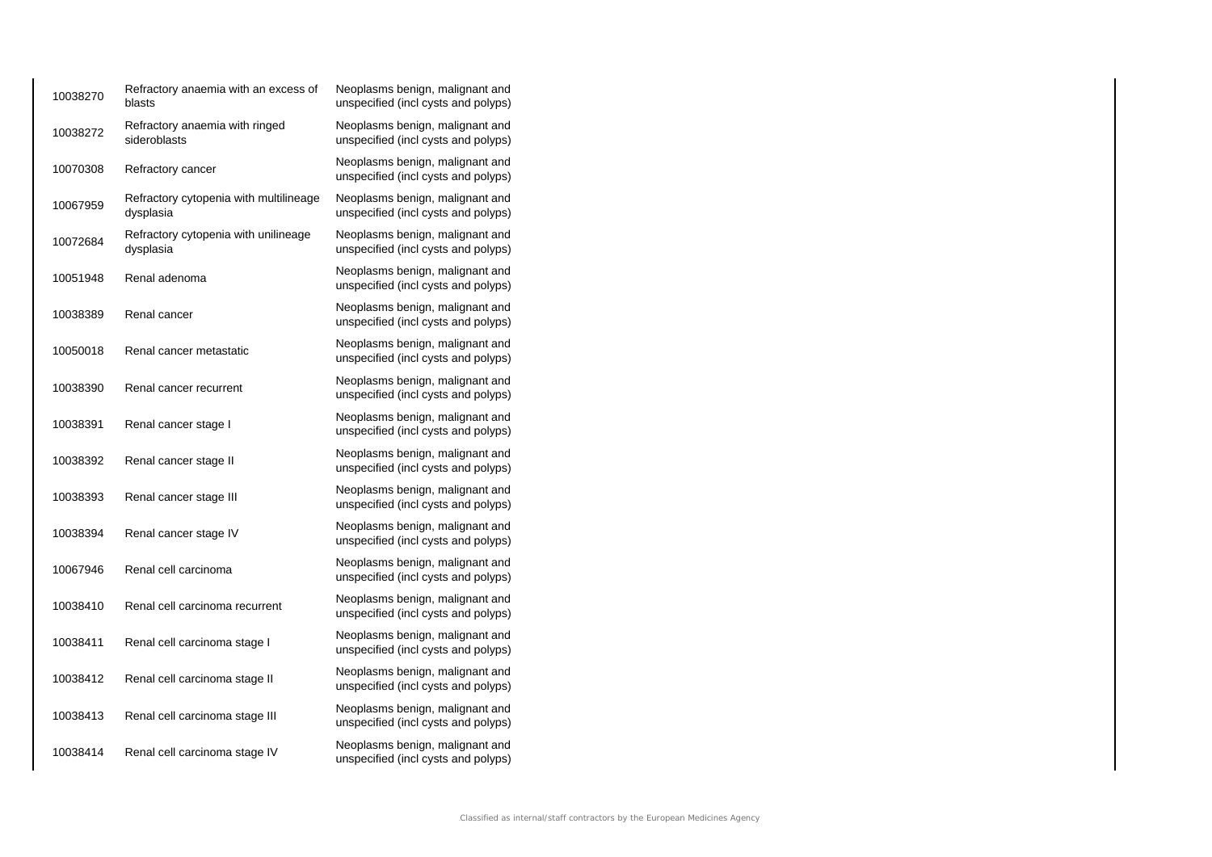| | | |
|---|---|---|
| 10038270 | Refractory anaemia with an excess of blasts | Neoplasms benign, malignant and unspecified (incl cysts and polyps) |
| 10038272 | Refractory anaemia with ringed sideroblasts | Neoplasms benign, malignant and unspecified (incl cysts and polyps) |
| 10070308 | Refractory cancer | Neoplasms benign, malignant and unspecified (incl cysts and polyps) |
| 10067959 | Refractory cytopenia with multilineage dysplasia | Neoplasms benign, malignant and unspecified (incl cysts and polyps) |
| 10072684 | Refractory cytopenia with unilineage dysplasia | Neoplasms benign, malignant and unspecified (incl cysts and polyps) |
| 10051948 | Renal adenoma | Neoplasms benign, malignant and unspecified (incl cysts and polyps) |
| 10038389 | Renal cancer | Neoplasms benign, malignant and unspecified (incl cysts and polyps) |
| 10050018 | Renal cancer metastatic | Neoplasms benign, malignant and unspecified (incl cysts and polyps) |
| 10038390 | Renal cancer recurrent | Neoplasms benign, malignant and unspecified (incl cysts and polyps) |
| 10038391 | Renal cancer stage I | Neoplasms benign, malignant and unspecified (incl cysts and polyps) |
| 10038392 | Renal cancer stage II | Neoplasms benign, malignant and unspecified (incl cysts and polyps) |
| 10038393 | Renal cancer stage III | Neoplasms benign, malignant and unspecified (incl cysts and polyps) |
| 10038394 | Renal cancer stage IV | Neoplasms benign, malignant and unspecified (incl cysts and polyps) |
| 10067946 | Renal cell carcinoma | Neoplasms benign, malignant and unspecified (incl cysts and polyps) |
| 10038410 | Renal cell carcinoma recurrent | Neoplasms benign, malignant and unspecified (incl cysts and polyps) |
| 10038411 | Renal cell carcinoma stage I | Neoplasms benign, malignant and unspecified (incl cysts and polyps) |
| 10038412 | Renal cell carcinoma stage II | Neoplasms benign, malignant and unspecified (incl cysts and polyps) |
| 10038413 | Renal cell carcinoma stage III | Neoplasms benign, malignant and unspecified (incl cysts and polyps) |
| 10038414 | Renal cell carcinoma stage IV | Neoplasms benign, malignant and unspecified (incl cysts and polyps) |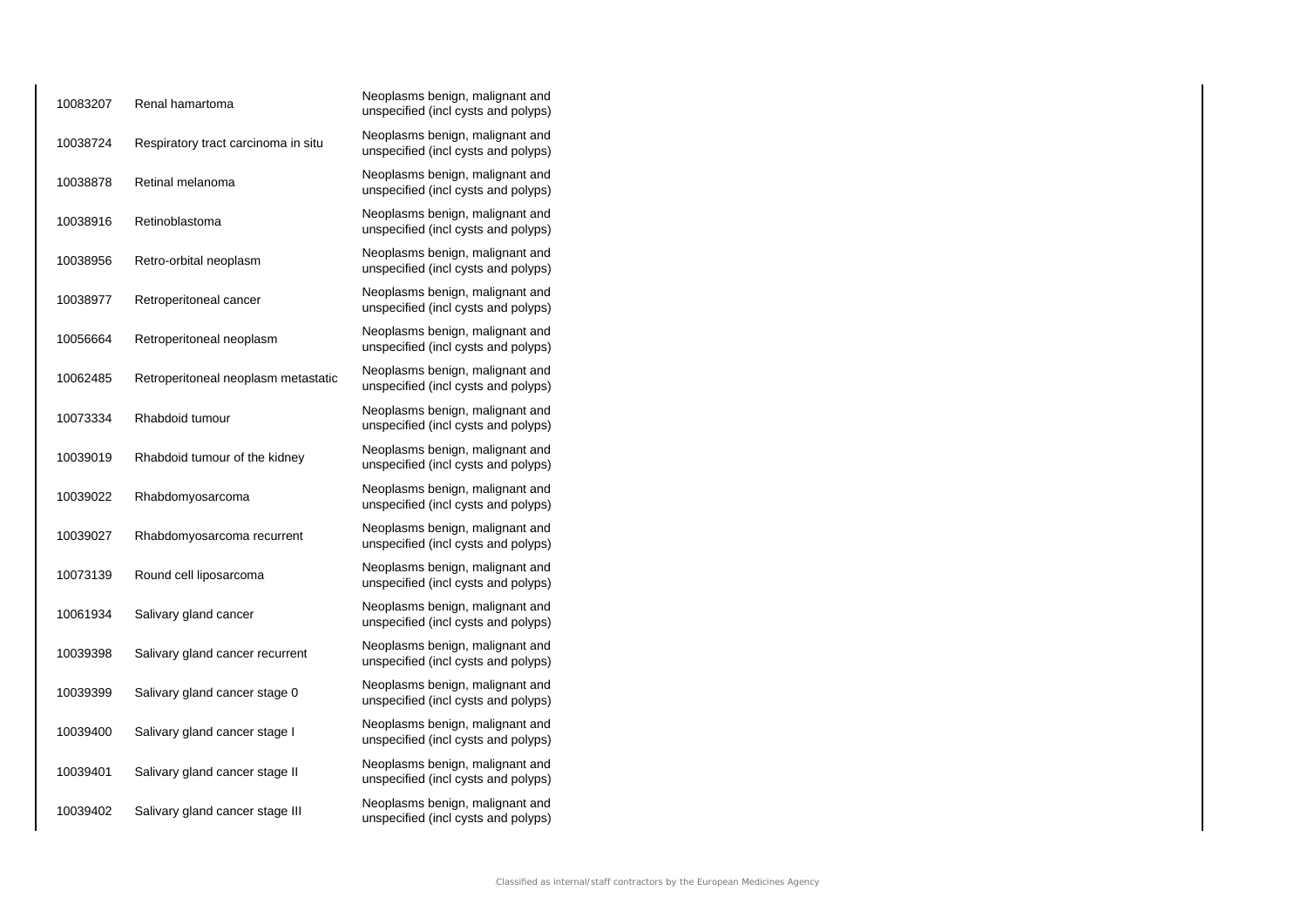| | | |
|---|---|---|
| 10083207 | Renal hamartoma | Neoplasms benign, malignant and unspecified (incl cysts and polyps) |
| 10038724 | Respiratory tract carcinoma in situ | Neoplasms benign, malignant and unspecified (incl cysts and polyps) |
| 10038878 | Retinal melanoma | Neoplasms benign, malignant and unspecified (incl cysts and polyps) |
| 10038916 | Retinoblastoma | Neoplasms benign, malignant and unspecified (incl cysts and polyps) |
| 10038956 | Retro-orbital neoplasm | Neoplasms benign, malignant and unspecified (incl cysts and polyps) |
| 10038977 | Retroperitoneal cancer | Neoplasms benign, malignant and unspecified (incl cysts and polyps) |
| 10056664 | Retroperitoneal neoplasm | Neoplasms benign, malignant and unspecified (incl cysts and polyps) |
| 10062485 | Retroperitoneal neoplasm metastatic | Neoplasms benign, malignant and unspecified (incl cysts and polyps) |
| 10073334 | Rhabdoid tumour | Neoplasms benign, malignant and unspecified (incl cysts and polyps) |
| 10039019 | Rhabdoid tumour of the kidney | Neoplasms benign, malignant and unspecified (incl cysts and polyps) |
| 10039022 | Rhabdomyosarcoma | Neoplasms benign, malignant and unspecified (incl cysts and polyps) |
| 10039027 | Rhabdomyosarcoma recurrent | Neoplasms benign, malignant and unspecified (incl cysts and polyps) |
| 10073139 | Round cell liposarcoma | Neoplasms benign, malignant and unspecified (incl cysts and polyps) |
| 10061934 | Salivary gland cancer | Neoplasms benign, malignant and unspecified (incl cysts and polyps) |
| 10039398 | Salivary gland cancer recurrent | Neoplasms benign, malignant and unspecified (incl cysts and polyps) |
| 10039399 | Salivary gland cancer stage 0 | Neoplasms benign, malignant and unspecified (incl cysts and polyps) |
| 10039400 | Salivary gland cancer stage I | Neoplasms benign, malignant and unspecified (incl cysts and polyps) |
| 10039401 | Salivary gland cancer stage II | Neoplasms benign, malignant and unspecified (incl cysts and polyps) |
| 10039402 | Salivary gland cancer stage III | Neoplasms benign, malignant and unspecified (incl cysts and polyps) |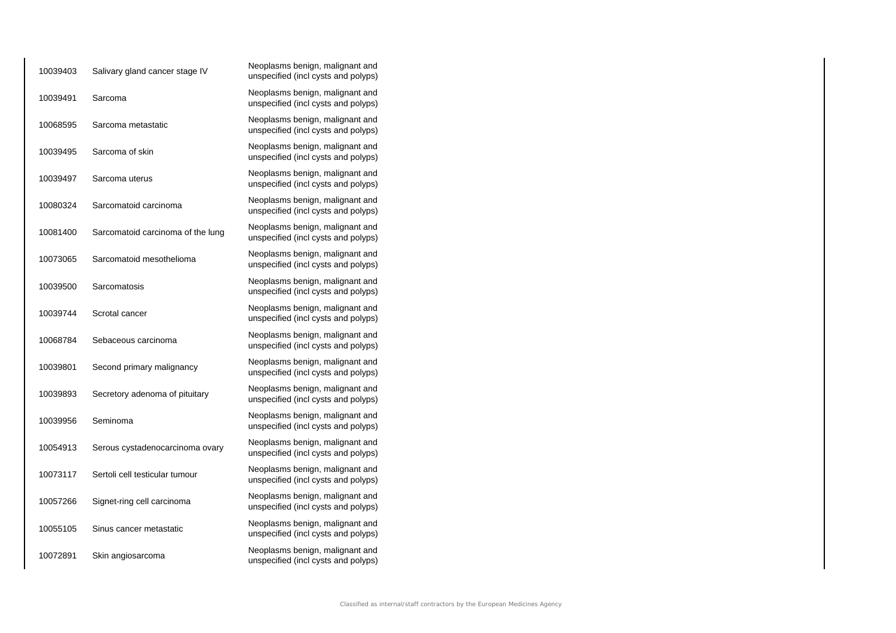| | | |
|---|---|---|
| 10039403 | Salivary gland cancer stage IV | Neoplasms benign, malignant and unspecified (incl cysts and polyps) |
| 10039491 | Sarcoma | Neoplasms benign, malignant and unspecified (incl cysts and polyps) |
| 10068595 | Sarcoma metastatic | Neoplasms benign, malignant and unspecified (incl cysts and polyps) |
| 10039495 | Sarcoma of skin | Neoplasms benign, malignant and unspecified (incl cysts and polyps) |
| 10039497 | Sarcoma uterus | Neoplasms benign, malignant and unspecified (incl cysts and polyps) |
| 10080324 | Sarcomatoid carcinoma | Neoplasms benign, malignant and unspecified (incl cysts and polyps) |
| 10081400 | Sarcomatoid carcinoma of the lung | Neoplasms benign, malignant and unspecified (incl cysts and polyps) |
| 10073065 | Sarcomatoid mesothelioma | Neoplasms benign, malignant and unspecified (incl cysts and polyps) |
| 10039500 | Sarcomatosis | Neoplasms benign, malignant and unspecified (incl cysts and polyps) |
| 10039744 | Scrotal cancer | Neoplasms benign, malignant and unspecified (incl cysts and polyps) |
| 10068784 | Sebaceous carcinoma | Neoplasms benign, malignant and unspecified (incl cysts and polyps) |
| 10039801 | Second primary malignancy | Neoplasms benign, malignant and unspecified (incl cysts and polyps) |
| 10039893 | Secretory adenoma of pituitary | Neoplasms benign, malignant and unspecified (incl cysts and polyps) |
| 10039956 | Seminoma | Neoplasms benign, malignant and unspecified (incl cysts and polyps) |
| 10054913 | Serous cystadenocarcinoma ovary | Neoplasms benign, malignant and unspecified (incl cysts and polyps) |
| 10073117 | Sertoli cell testicular tumour | Neoplasms benign, malignant and unspecified (incl cysts and polyps) |
| 10057266 | Signet-ring cell carcinoma | Neoplasms benign, malignant and unspecified (incl cysts and polyps) |
| 10055105 | Sinus cancer metastatic | Neoplasms benign, malignant and unspecified (incl cysts and polyps) |
| 10072891 | Skin angiosarcoma | Neoplasms benign, malignant and unspecified (incl cysts and polyps) |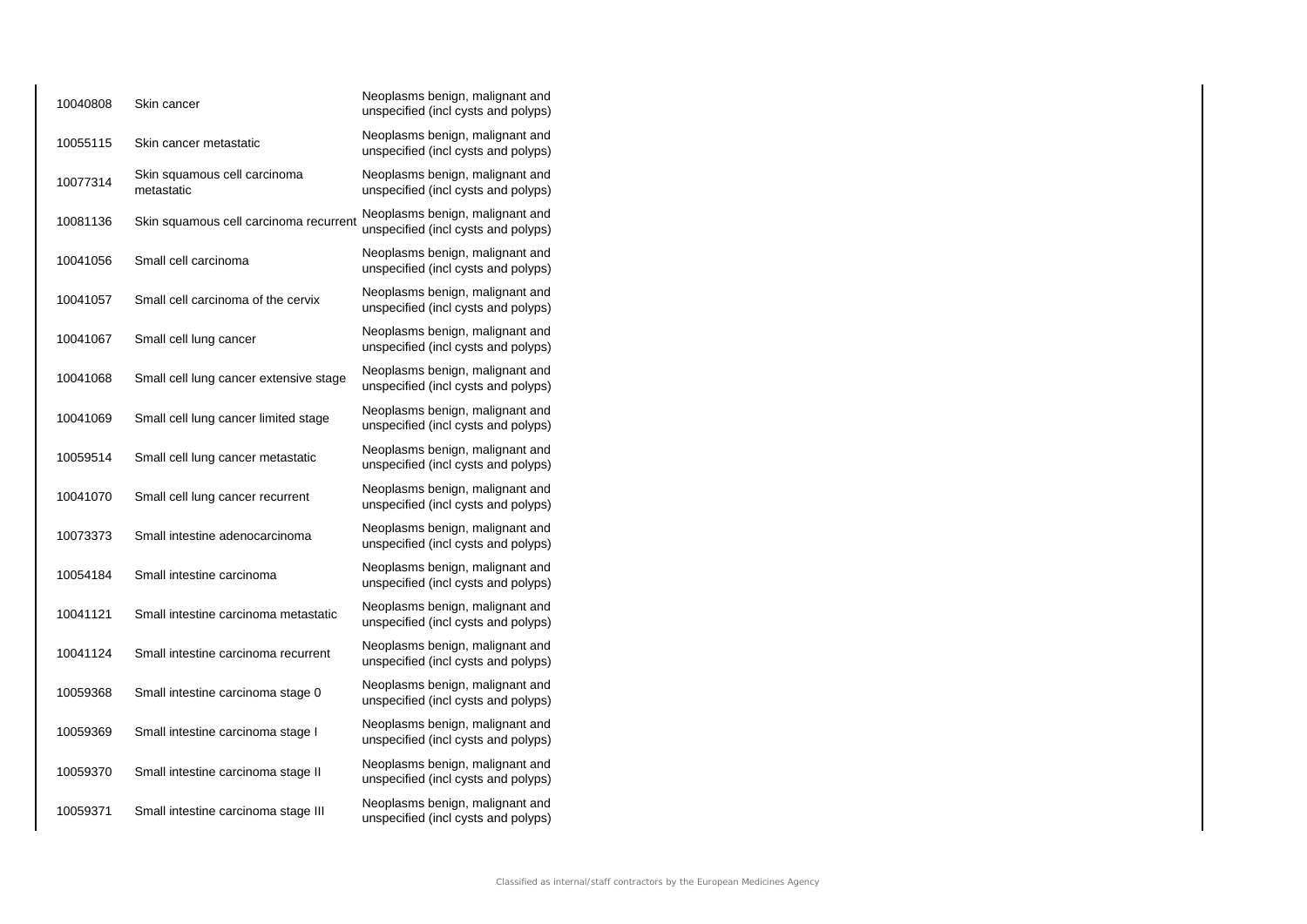| | | |
|---|---|---|
| 10040808 | Skin cancer | Neoplasms benign, malignant and unspecified (incl cysts and polyps) |
| 10055115 | Skin cancer metastatic | Neoplasms benign, malignant and unspecified (incl cysts and polyps) |
| 10077314 | Skin squamous cell carcinoma metastatic | Neoplasms benign, malignant and unspecified (incl cysts and polyps) |
| 10081136 | Skin squamous cell carcinoma recurrent | Neoplasms benign, malignant and unspecified (incl cysts and polyps) |
| 10041056 | Small cell carcinoma | Neoplasms benign, malignant and unspecified (incl cysts and polyps) |
| 10041057 | Small cell carcinoma of the cervix | Neoplasms benign, malignant and unspecified (incl cysts and polyps) |
| 10041067 | Small cell lung cancer | Neoplasms benign, malignant and unspecified (incl cysts and polyps) |
| 10041068 | Small cell lung cancer extensive stage | Neoplasms benign, malignant and unspecified (incl cysts and polyps) |
| 10041069 | Small cell lung cancer limited stage | Neoplasms benign, malignant and unspecified (incl cysts and polyps) |
| 10059514 | Small cell lung cancer metastatic | Neoplasms benign, malignant and unspecified (incl cysts and polyps) |
| 10041070 | Small cell lung cancer recurrent | Neoplasms benign, malignant and unspecified (incl cysts and polyps) |
| 10073373 | Small intestine adenocarcinoma | Neoplasms benign, malignant and unspecified (incl cysts and polyps) |
| 10054184 | Small intestine carcinoma | Neoplasms benign, malignant and unspecified (incl cysts and polyps) |
| 10041121 | Small intestine carcinoma metastatic | Neoplasms benign, malignant and unspecified (incl cysts and polyps) |
| 10041124 | Small intestine carcinoma recurrent | Neoplasms benign, malignant and unspecified (incl cysts and polyps) |
| 10059368 | Small intestine carcinoma stage 0 | Neoplasms benign, malignant and unspecified (incl cysts and polyps) |
| 10059369 | Small intestine carcinoma stage I | Neoplasms benign, malignant and unspecified (incl cysts and polyps) |
| 10059370 | Small intestine carcinoma stage II | Neoplasms benign, malignant and unspecified (incl cysts and polyps) |
| 10059371 | Small intestine carcinoma stage III | Neoplasms benign, malignant and unspecified (incl cysts and polyps) |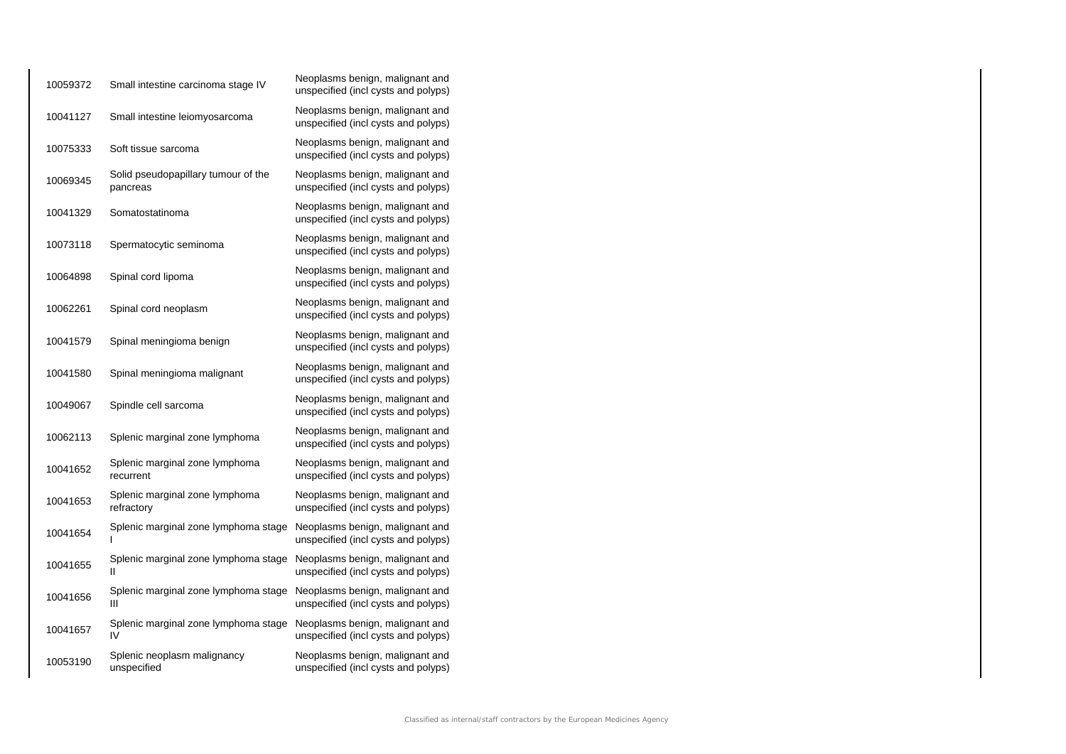| | | |
|---|---|---|
| 10059372 | Small intestine carcinoma stage IV | Neoplasms benign, malignant and unspecified (incl cysts and polyps) |
| 10041127 | Small intestine leiomyosarcoma | Neoplasms benign, malignant and unspecified (incl cysts and polyps) |
| 10075333 | Soft tissue sarcoma | Neoplasms benign, malignant and unspecified (incl cysts and polyps) |
| 10069345 | Solid pseudopapillary tumour of the pancreas | Neoplasms benign, malignant and unspecified (incl cysts and polyps) |
| 10041329 | Somatostatinoma | Neoplasms benign, malignant and unspecified (incl cysts and polyps) |
| 10073118 | Spermatocytic seminoma | Neoplasms benign, malignant and unspecified (incl cysts and polyps) |
| 10064898 | Spinal cord lipoma | Neoplasms benign, malignant and unspecified (incl cysts and polyps) |
| 10062261 | Spinal cord neoplasm | Neoplasms benign, malignant and unspecified (incl cysts and polyps) |
| 10041579 | Spinal meningioma benign | Neoplasms benign, malignant and unspecified (incl cysts and polyps) |
| 10041580 | Spinal meningioma malignant | Neoplasms benign, malignant and unspecified (incl cysts and polyps) |
| 10049067 | Spindle cell sarcoma | Neoplasms benign, malignant and unspecified (incl cysts and polyps) |
| 10062113 | Splenic marginal zone lymphoma | Neoplasms benign, malignant and unspecified (incl cysts and polyps) |
| 10041652 | Splenic marginal zone lymphoma recurrent | Neoplasms benign, malignant and unspecified (incl cysts and polyps) |
| 10041653 | Splenic marginal zone lymphoma refractory | Neoplasms benign, malignant and unspecified (incl cysts and polyps) |
| 10041654 | Splenic marginal zone lymphoma stage I | Neoplasms benign, malignant and unspecified (incl cysts and polyps) |
| 10041655 | Splenic marginal zone lymphoma stage II | Neoplasms benign, malignant and unspecified (incl cysts and polyps) |
| 10041656 | Splenic marginal zone lymphoma stage III | Neoplasms benign, malignant and unspecified (incl cysts and polyps) |
| 10041657 | Splenic marginal zone lymphoma stage IV | Neoplasms benign, malignant and unspecified (incl cysts and polyps) |
| 10053190 | Splenic neoplasm malignancy unspecified | Neoplasms benign, malignant and unspecified (incl cysts and polyps) |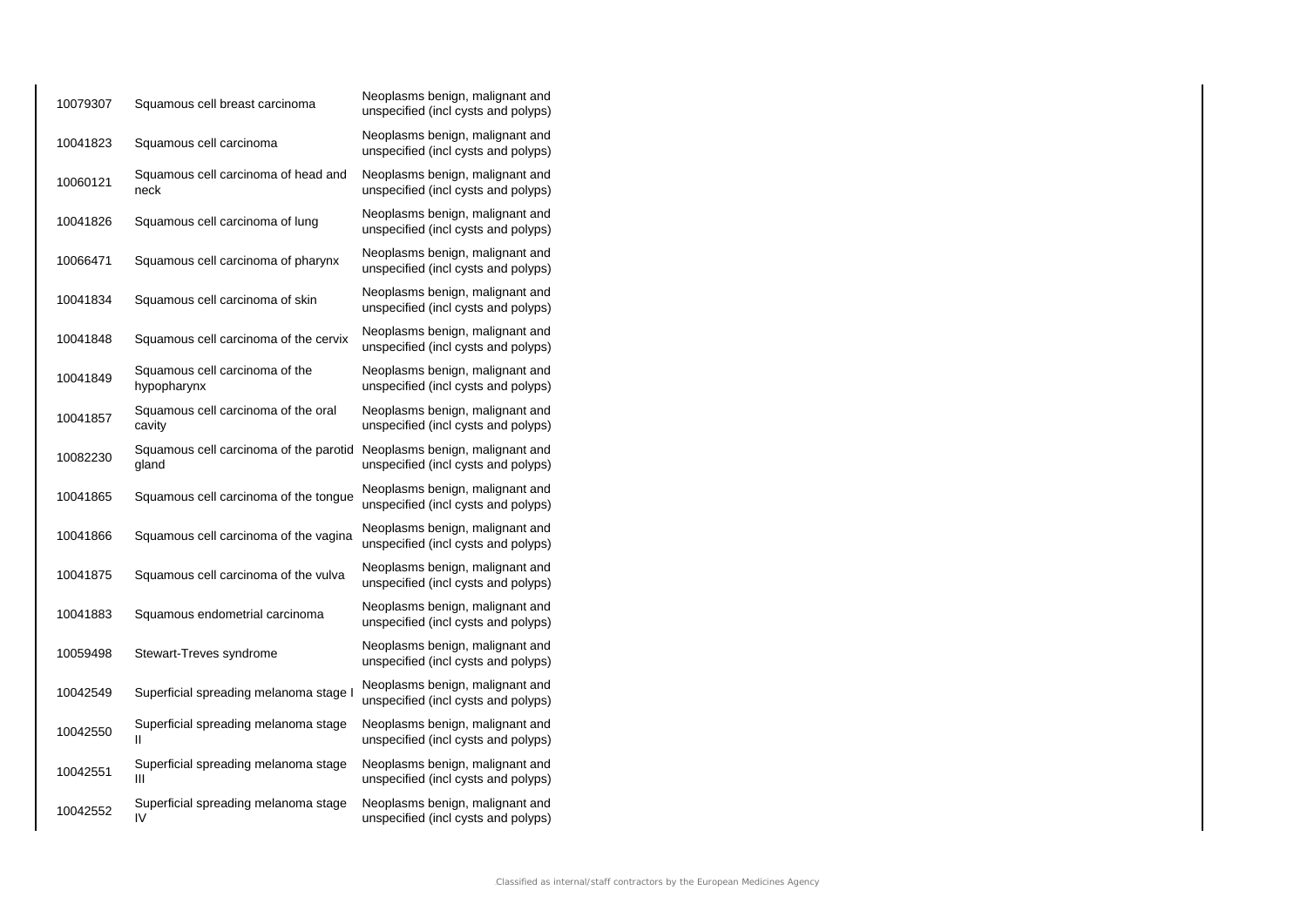| | | |
|---|---|---|
| 10079307 | Squamous cell breast carcinoma | Neoplasms benign, malignant and unspecified (incl cysts and polyps) |
| 10041823 | Squamous cell carcinoma | Neoplasms benign, malignant and unspecified (incl cysts and polyps) |
| 10060121 | Squamous cell carcinoma of head and neck | Neoplasms benign, malignant and unspecified (incl cysts and polyps) |
| 10041826 | Squamous cell carcinoma of lung | Neoplasms benign, malignant and unspecified (incl cysts and polyps) |
| 10066471 | Squamous cell carcinoma of pharynx | Neoplasms benign, malignant and unspecified (incl cysts and polyps) |
| 10041834 | Squamous cell carcinoma of skin | Neoplasms benign, malignant and unspecified (incl cysts and polyps) |
| 10041848 | Squamous cell carcinoma of the cervix | Neoplasms benign, malignant and unspecified (incl cysts and polyps) |
| 10041849 | Squamous cell carcinoma of the hypopharynx | Neoplasms benign, malignant and unspecified (incl cysts and polyps) |
| 10041857 | Squamous cell carcinoma of the oral cavity | Neoplasms benign, malignant and unspecified (incl cysts and polyps) |
| 10082230 | Squamous cell carcinoma of the parotid gland | Neoplasms benign, malignant and unspecified (incl cysts and polyps) |
| 10041865 | Squamous cell carcinoma of the tongue | Neoplasms benign, malignant and unspecified (incl cysts and polyps) |
| 10041866 | Squamous cell carcinoma of the vagina | Neoplasms benign, malignant and unspecified (incl cysts and polyps) |
| 10041875 | Squamous cell carcinoma of the vulva | Neoplasms benign, malignant and unspecified (incl cysts and polyps) |
| 10041883 | Squamous endometrial carcinoma | Neoplasms benign, malignant and unspecified (incl cysts and polyps) |
| 10059498 | Stewart-Treves syndrome | Neoplasms benign, malignant and unspecified (incl cysts and polyps) |
| 10042549 | Superficial spreading melanoma stage I | Neoplasms benign, malignant and unspecified (incl cysts and polyps) |
| 10042550 | Superficial spreading melanoma stage II | Neoplasms benign, malignant and unspecified (incl cysts and polyps) |
| 10042551 | Superficial spreading melanoma stage III | Neoplasms benign, malignant and unspecified (incl cysts and polyps) |
| 10042552 | Superficial spreading melanoma stage IV | Neoplasms benign, malignant and unspecified (incl cysts and polyps) |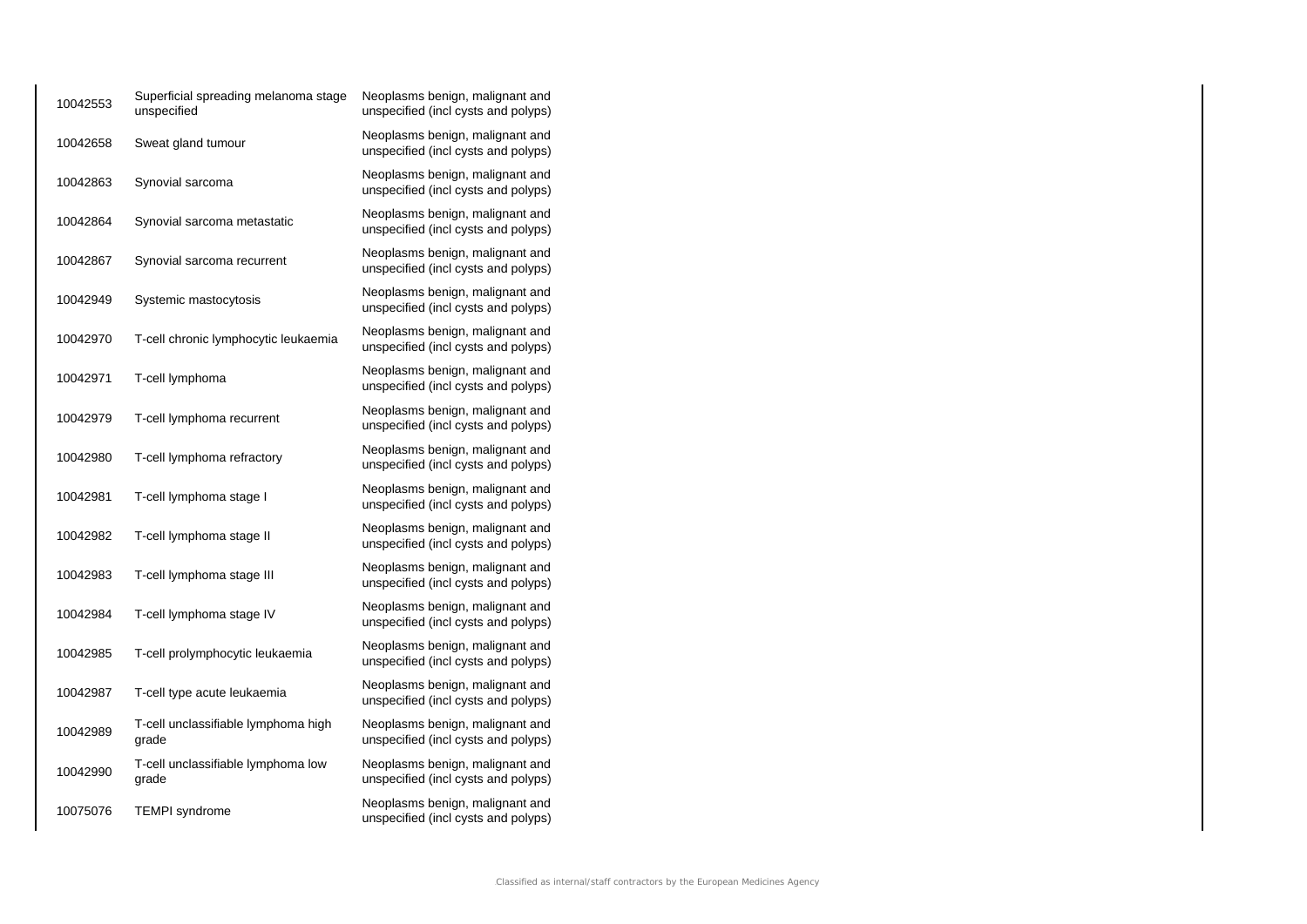| | | |
|---|---|---|
| 10042553 | Superficial spreading melanoma stage unspecified | Neoplasms benign, malignant and unspecified (incl cysts and polyps) |
| 10042658 | Sweat gland tumour | Neoplasms benign, malignant and unspecified (incl cysts and polyps) |
| 10042863 | Synovial sarcoma | Neoplasms benign, malignant and unspecified (incl cysts and polyps) |
| 10042864 | Synovial sarcoma metastatic | Neoplasms benign, malignant and unspecified (incl cysts and polyps) |
| 10042867 | Synovial sarcoma recurrent | Neoplasms benign, malignant and unspecified (incl cysts and polyps) |
| 10042949 | Systemic mastocytosis | Neoplasms benign, malignant and unspecified (incl cysts and polyps) |
| 10042970 | T-cell chronic lymphocytic leukaemia | Neoplasms benign, malignant and unspecified (incl cysts and polyps) |
| 10042971 | T-cell lymphoma | Neoplasms benign, malignant and unspecified (incl cysts and polyps) |
| 10042979 | T-cell lymphoma recurrent | Neoplasms benign, malignant and unspecified (incl cysts and polyps) |
| 10042980 | T-cell lymphoma refractory | Neoplasms benign, malignant and unspecified (incl cysts and polyps) |
| 10042981 | T-cell lymphoma stage I | Neoplasms benign, malignant and unspecified (incl cysts and polyps) |
| 10042982 | T-cell lymphoma stage II | Neoplasms benign, malignant and unspecified (incl cysts and polyps) |
| 10042983 | T-cell lymphoma stage III | Neoplasms benign, malignant and unspecified (incl cysts and polyps) |
| 10042984 | T-cell lymphoma stage IV | Neoplasms benign, malignant and unspecified (incl cysts and polyps) |
| 10042985 | T-cell prolymphocytic leukaemia | Neoplasms benign, malignant and unspecified (incl cysts and polyps) |
| 10042987 | T-cell type acute leukaemia | Neoplasms benign, malignant and unspecified (incl cysts and polyps) |
| 10042989 | T-cell unclassifiable lymphoma high grade | Neoplasms benign, malignant and unspecified (incl cysts and polyps) |
| 10042990 | T-cell unclassifiable lymphoma low grade | Neoplasms benign, malignant and unspecified (incl cysts and polyps) |
| 10075076 | TEMPI syndrome | Neoplasms benign, malignant and unspecified (incl cysts and polyps) |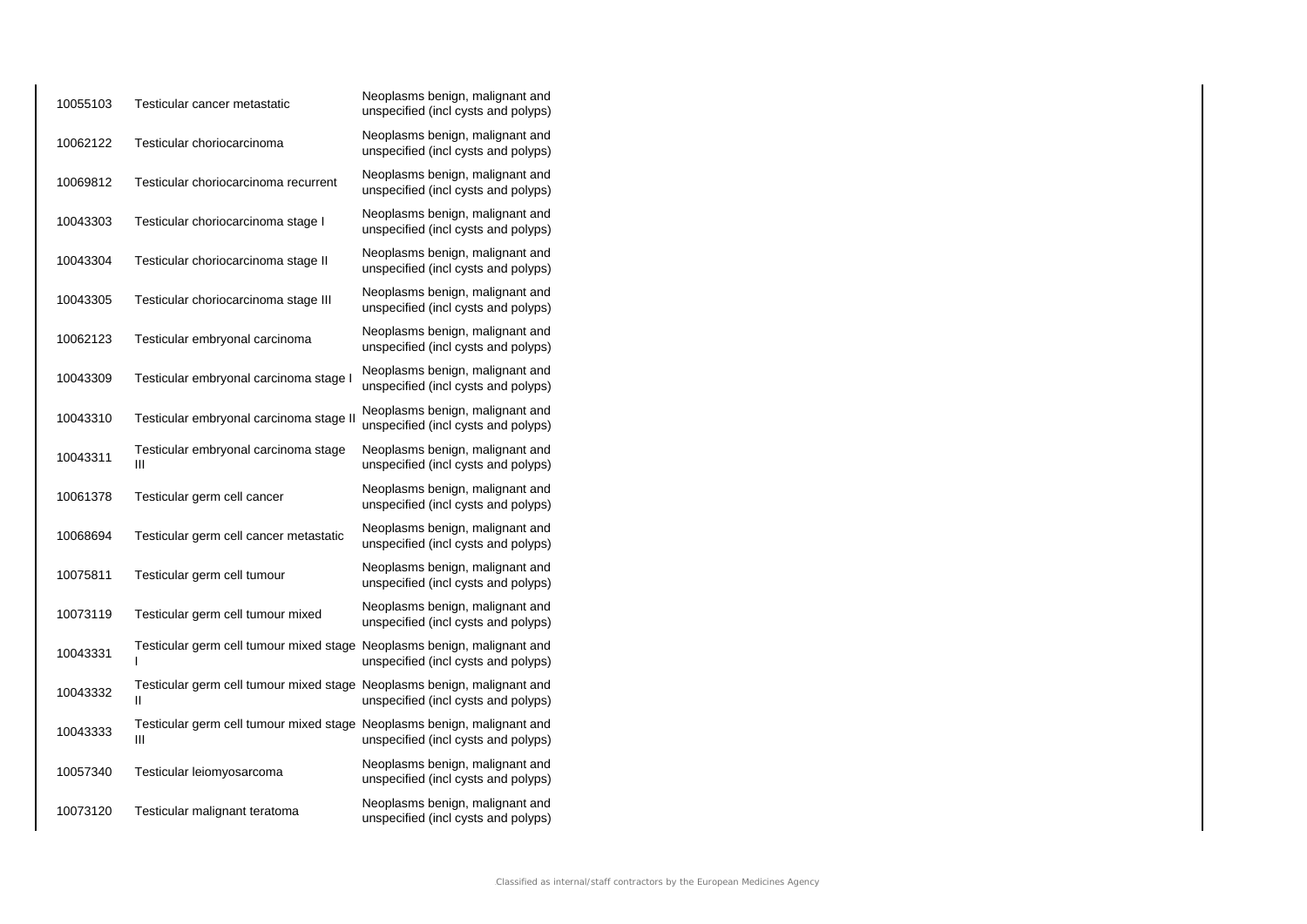| | | |
|---|---|---|
| 10055103 | Testicular cancer metastatic | Neoplasms benign, malignant and unspecified (incl cysts and polyps) |
| 10062122 | Testicular choriocarcinoma | Neoplasms benign, malignant and unspecified (incl cysts and polyps) |
| 10069812 | Testicular choriocarcinoma recurrent | Neoplasms benign, malignant and unspecified (incl cysts and polyps) |
| 10043303 | Testicular choriocarcinoma stage I | Neoplasms benign, malignant and unspecified (incl cysts and polyps) |
| 10043304 | Testicular choriocarcinoma stage II | Neoplasms benign, malignant and unspecified (incl cysts and polyps) |
| 10043305 | Testicular choriocarcinoma stage III | Neoplasms benign, malignant and unspecified (incl cysts and polyps) |
| 10062123 | Testicular embryonal carcinoma | Neoplasms benign, malignant and unspecified (incl cysts and polyps) |
| 10043309 | Testicular embryonal carcinoma stage I | Neoplasms benign, malignant and unspecified (incl cysts and polyps) |
| 10043310 | Testicular embryonal carcinoma stage II | Neoplasms benign, malignant and unspecified (incl cysts and polyps) |
| 10043311 | Testicular embryonal carcinoma stage III | Neoplasms benign, malignant and unspecified (incl cysts and polyps) |
| 10061378 | Testicular germ cell cancer | Neoplasms benign, malignant and unspecified (incl cysts and polyps) |
| 10068694 | Testicular germ cell cancer metastatic | Neoplasms benign, malignant and unspecified (incl cysts and polyps) |
| 10075811 | Testicular germ cell tumour | Neoplasms benign, malignant and unspecified (incl cysts and polyps) |
| 10073119 | Testicular germ cell tumour mixed | Neoplasms benign, malignant and unspecified (incl cysts and polyps) |
| 10043331 | Testicular germ cell tumour mixed stage I | Neoplasms benign, malignant and unspecified (incl cysts and polyps) |
| 10043332 | Testicular germ cell tumour mixed stage II | Neoplasms benign, malignant and unspecified (incl cysts and polyps) |
| 10043333 | Testicular germ cell tumour mixed stage III | Neoplasms benign, malignant and unspecified (incl cysts and polyps) |
| 10057340 | Testicular leiomyosarcoma | Neoplasms benign, malignant and unspecified (incl cysts and polyps) |
| 10073120 | Testicular malignant teratoma | Neoplasms benign, malignant and unspecified (incl cysts and polyps) |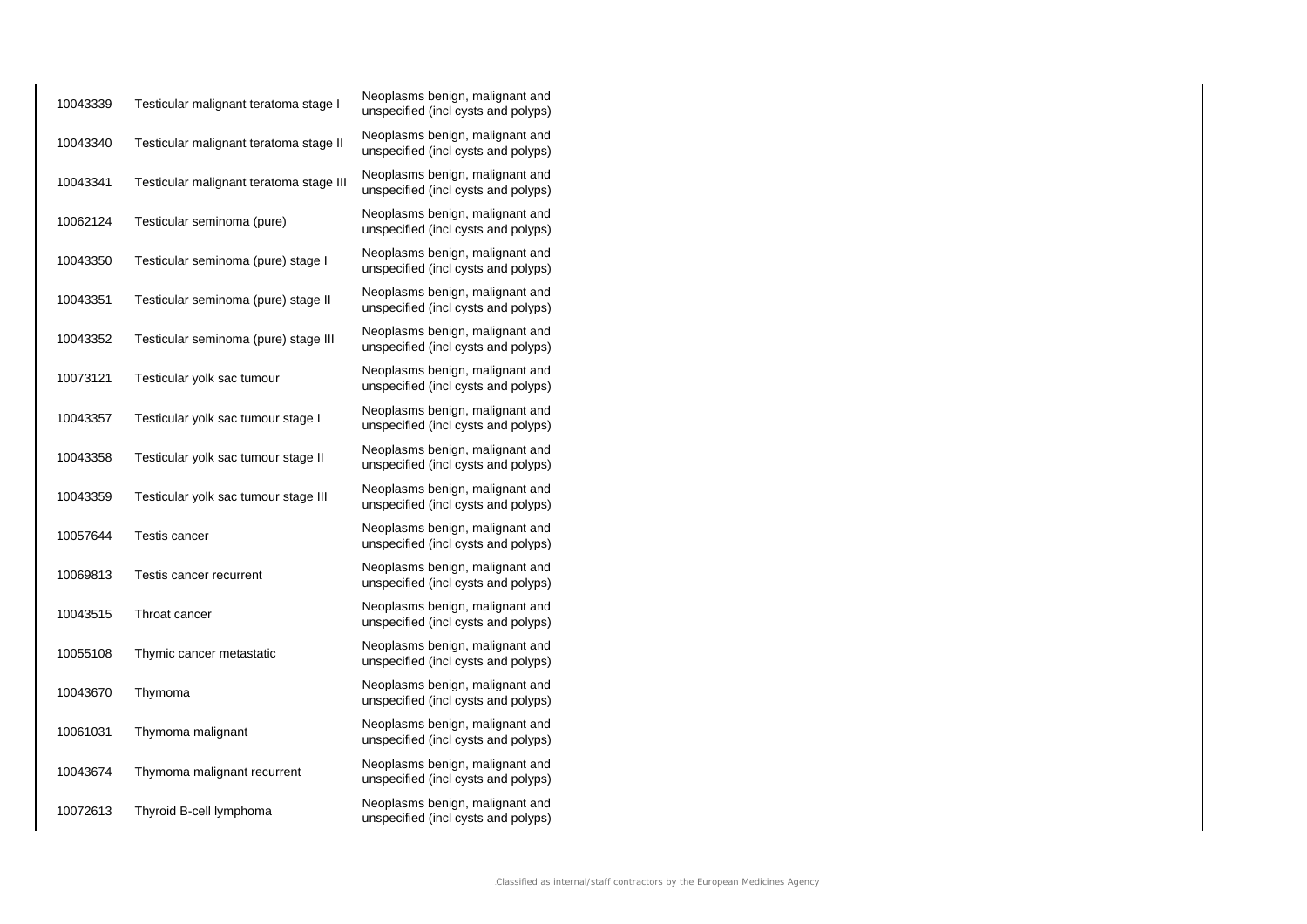| | | |
|---|---|---|
| 10043339 | Testicular malignant teratoma stage I | Neoplasms benign, malignant and unspecified (incl cysts and polyps) |
| 10043340 | Testicular malignant teratoma stage II | Neoplasms benign, malignant and unspecified (incl cysts and polyps) |
| 10043341 | Testicular malignant teratoma stage III | Neoplasms benign, malignant and unspecified (incl cysts and polyps) |
| 10062124 | Testicular seminoma (pure) | Neoplasms benign, malignant and unspecified (incl cysts and polyps) |
| 10043350 | Testicular seminoma (pure) stage I | Neoplasms benign, malignant and unspecified (incl cysts and polyps) |
| 10043351 | Testicular seminoma (pure) stage II | Neoplasms benign, malignant and unspecified (incl cysts and polyps) |
| 10043352 | Testicular seminoma (pure) stage III | Neoplasms benign, malignant and unspecified (incl cysts and polyps) |
| 10073121 | Testicular yolk sac tumour | Neoplasms benign, malignant and unspecified (incl cysts and polyps) |
| 10043357 | Testicular yolk sac tumour stage I | Neoplasms benign, malignant and unspecified (incl cysts and polyps) |
| 10043358 | Testicular yolk sac tumour stage II | Neoplasms benign, malignant and unspecified (incl cysts and polyps) |
| 10043359 | Testicular yolk sac tumour stage III | Neoplasms benign, malignant and unspecified (incl cysts and polyps) |
| 10057644 | Testis cancer | Neoplasms benign, malignant and unspecified (incl cysts and polyps) |
| 10069813 | Testis cancer recurrent | Neoplasms benign, malignant and unspecified (incl cysts and polyps) |
| 10043515 | Throat cancer | Neoplasms benign, malignant and unspecified (incl cysts and polyps) |
| 10055108 | Thymic cancer metastatic | Neoplasms benign, malignant and unspecified (incl cysts and polyps) |
| 10043670 | Thymoma | Neoplasms benign, malignant and unspecified (incl cysts and polyps) |
| 10061031 | Thymoma malignant | Neoplasms benign, malignant and unspecified (incl cysts and polyps) |
| 10043674 | Thymoma malignant recurrent | Neoplasms benign, malignant and unspecified (incl cysts and polyps) |
| 10072613 | Thyroid B-cell lymphoma | Neoplasms benign, malignant and unspecified (incl cysts and polyps) |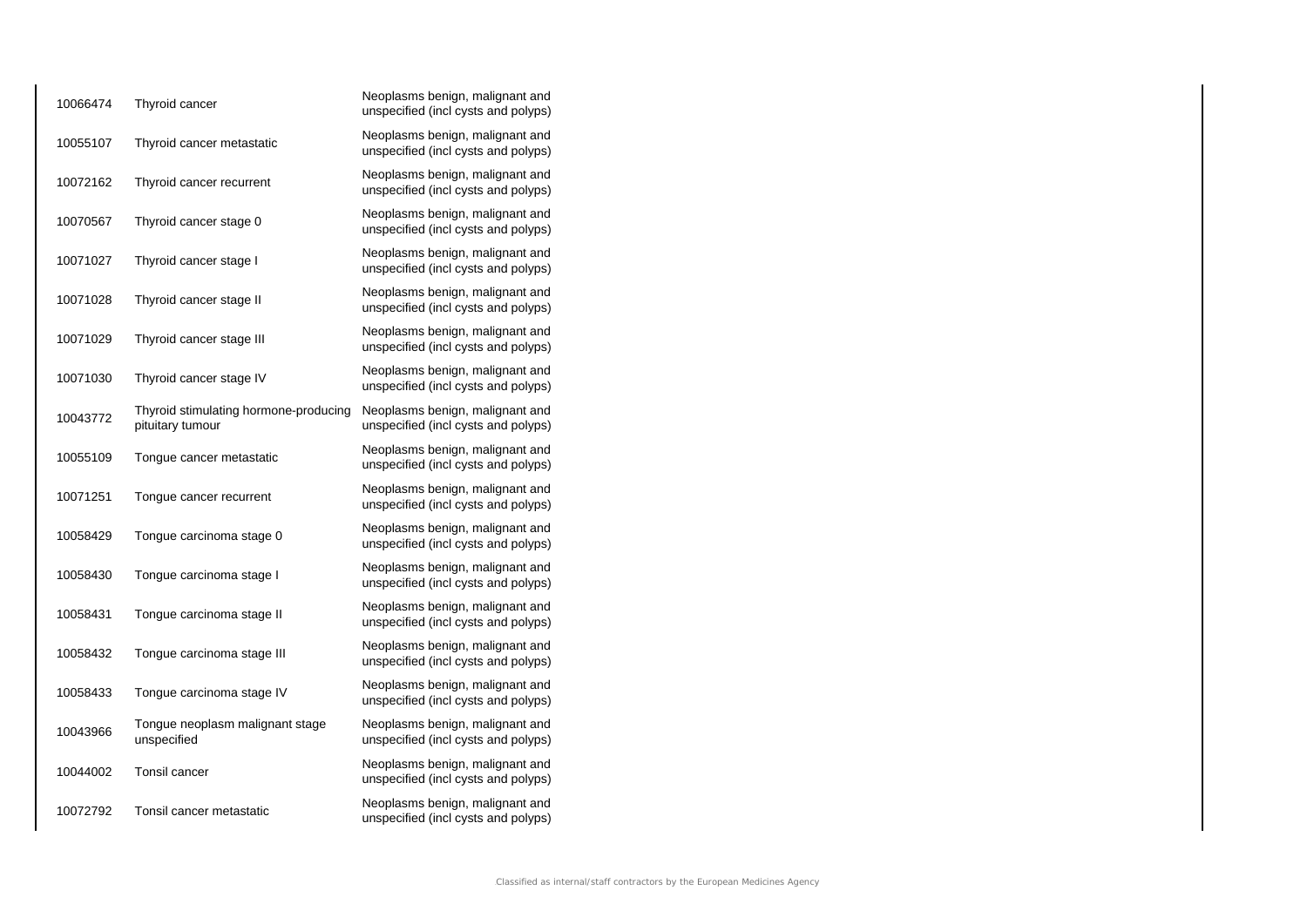| | | |
|---|---|---|
| 10066474 | Thyroid cancer | Neoplasms benign, malignant and unspecified (incl cysts and polyps) |
| 10055107 | Thyroid cancer metastatic | Neoplasms benign, malignant and unspecified (incl cysts and polyps) |
| 10072162 | Thyroid cancer recurrent | Neoplasms benign, malignant and unspecified (incl cysts and polyps) |
| 10070567 | Thyroid cancer stage 0 | Neoplasms benign, malignant and unspecified (incl cysts and polyps) |
| 10071027 | Thyroid cancer stage I | Neoplasms benign, malignant and unspecified (incl cysts and polyps) |
| 10071028 | Thyroid cancer stage II | Neoplasms benign, malignant and unspecified (incl cysts and polyps) |
| 10071029 | Thyroid cancer stage III | Neoplasms benign, malignant and unspecified (incl cysts and polyps) |
| 10071030 | Thyroid cancer stage IV | Neoplasms benign, malignant and unspecified (incl cysts and polyps) |
| 10043772 | Thyroid stimulating hormone-producing pituitary tumour | Neoplasms benign, malignant and unspecified (incl cysts and polyps) |
| 10055109 | Tongue cancer metastatic | Neoplasms benign, malignant and unspecified (incl cysts and polyps) |
| 10071251 | Tongue cancer recurrent | Neoplasms benign, malignant and unspecified (incl cysts and polyps) |
| 10058429 | Tongue carcinoma stage 0 | Neoplasms benign, malignant and unspecified (incl cysts and polyps) |
| 10058430 | Tongue carcinoma stage I | Neoplasms benign, malignant and unspecified (incl cysts and polyps) |
| 10058431 | Tongue carcinoma stage II | Neoplasms benign, malignant and unspecified (incl cysts and polyps) |
| 10058432 | Tongue carcinoma stage III | Neoplasms benign, malignant and unspecified (incl cysts and polyps) |
| 10058433 | Tongue carcinoma stage IV | Neoplasms benign, malignant and unspecified (incl cysts and polyps) |
| 10043966 | Tongue neoplasm malignant stage unspecified | Neoplasms benign, malignant and unspecified (incl cysts and polyps) |
| 10044002 | Tonsil cancer | Neoplasms benign, malignant and unspecified (incl cysts and polyps) |
| 10072792 | Tonsil cancer metastatic | Neoplasms benign, malignant and unspecified (incl cysts and polyps) |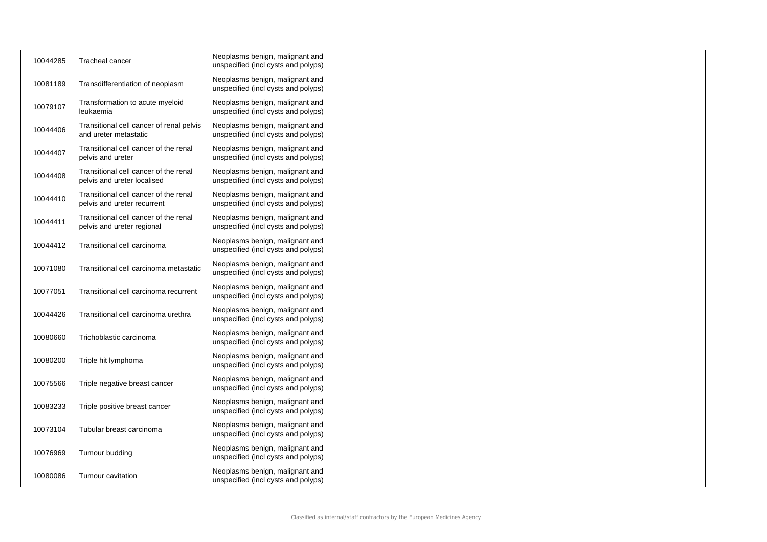| | | |
|---|---|---|
| 10044285 | Tracheal cancer | Neoplasms benign, malignant and unspecified (incl cysts and polyps) |
| 10081189 | Transdifferentiation of neoplasm | Neoplasms benign, malignant and unspecified (incl cysts and polyps) |
| 10079107 | Transformation to acute myeloid leukaemia | Neoplasms benign, malignant and unspecified (incl cysts and polyps) |
| 10044406 | Transitional cell cancer of renal pelvis and ureter metastatic | Neoplasms benign, malignant and unspecified (incl cysts and polyps) |
| 10044407 | Transitional cell cancer of the renal pelvis and ureter | Neoplasms benign, malignant and unspecified (incl cysts and polyps) |
| 10044408 | Transitional cell cancer of the renal pelvis and ureter localised | Neoplasms benign, malignant and unspecified (incl cysts and polyps) |
| 10044410 | Transitional cell cancer of the renal pelvis and ureter recurrent | Neoplasms benign, malignant and unspecified (incl cysts and polyps) |
| 10044411 | Transitional cell cancer of the renal pelvis and ureter regional | Neoplasms benign, malignant and unspecified (incl cysts and polyps) |
| 10044412 | Transitional cell carcinoma | Neoplasms benign, malignant and unspecified (incl cysts and polyps) |
| 10071080 | Transitional cell carcinoma metastatic | Neoplasms benign, malignant and unspecified (incl cysts and polyps) |
| 10077051 | Transitional cell carcinoma recurrent | Neoplasms benign, malignant and unspecified (incl cysts and polyps) |
| 10044426 | Transitional cell carcinoma urethra | Neoplasms benign, malignant and unspecified (incl cysts and polyps) |
| 10080660 | Trichoblastic carcinoma | Neoplasms benign, malignant and unspecified (incl cysts and polyps) |
| 10080200 | Triple hit lymphoma | Neoplasms benign, malignant and unspecified (incl cysts and polyps) |
| 10075566 | Triple negative breast cancer | Neoplasms benign, malignant and unspecified (incl cysts and polyps) |
| 10083233 | Triple positive breast cancer | Neoplasms benign, malignant and unspecified (incl cysts and polyps) |
| 10073104 | Tubular breast carcinoma | Neoplasms benign, malignant and unspecified (incl cysts and polyps) |
| 10076969 | Tumour budding | Neoplasms benign, malignant and unspecified (incl cysts and polyps) |
| 10080086 | Tumour cavitation | Neoplasms benign, malignant and unspecified (incl cysts and polyps) |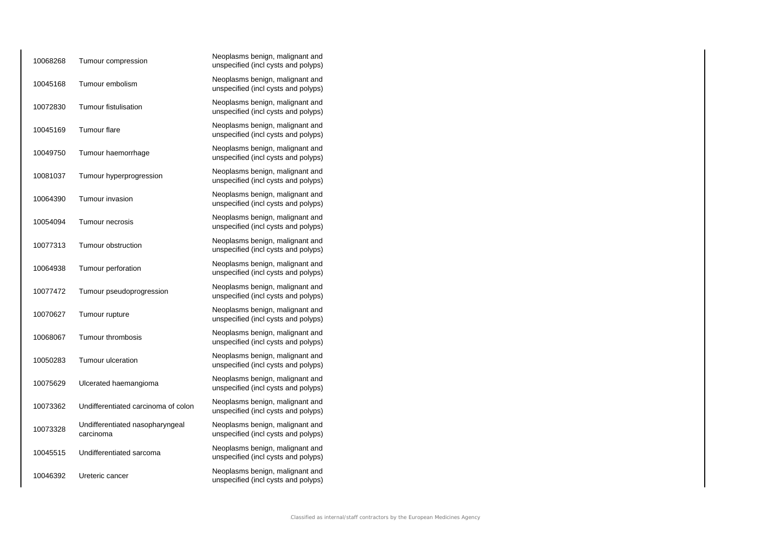| | | |
|---|---|---|
| 10068268 | Tumour compression | Neoplasms benign, malignant and unspecified (incl cysts and polyps) |
| 10045168 | Tumour embolism | Neoplasms benign, malignant and unspecified (incl cysts and polyps) |
| 10072830 | Tumour fistulisation | Neoplasms benign, malignant and unspecified (incl cysts and polyps) |
| 10045169 | Tumour flare | Neoplasms benign, malignant and unspecified (incl cysts and polyps) |
| 10049750 | Tumour haemorrhage | Neoplasms benign, malignant and unspecified (incl cysts and polyps) |
| 10081037 | Tumour hyperprogression | Neoplasms benign, malignant and unspecified (incl cysts and polyps) |
| 10064390 | Tumour invasion | Neoplasms benign, malignant and unspecified (incl cysts and polyps) |
| 10054094 | Tumour necrosis | Neoplasms benign, malignant and unspecified (incl cysts and polyps) |
| 10077313 | Tumour obstruction | Neoplasms benign, malignant and unspecified (incl cysts and polyps) |
| 10064938 | Tumour perforation | Neoplasms benign, malignant and unspecified (incl cysts and polyps) |
| 10077472 | Tumour pseudoprogression | Neoplasms benign, malignant and unspecified (incl cysts and polyps) |
| 10070627 | Tumour rupture | Neoplasms benign, malignant and unspecified (incl cysts and polyps) |
| 10068067 | Tumour thrombosis | Neoplasms benign, malignant and unspecified (incl cysts and polyps) |
| 10050283 | Tumour ulceration | Neoplasms benign, malignant and unspecified (incl cysts and polyps) |
| 10075629 | Ulcerated haemangioma | Neoplasms benign, malignant and unspecified (incl cysts and polyps) |
| 10073362 | Undifferentiated carcinoma of colon | Neoplasms benign, malignant and unspecified (incl cysts and polyps) |
| 10073328 | Undifferentiated nasopharyngeal carcinoma | Neoplasms benign, malignant and unspecified (incl cysts and polyps) |
| 10045515 | Undifferentiated sarcoma | Neoplasms benign, malignant and unspecified (incl cysts and polyps) |
| 10046392 | Ureteric cancer | Neoplasms benign, malignant and unspecified (incl cysts and polyps) |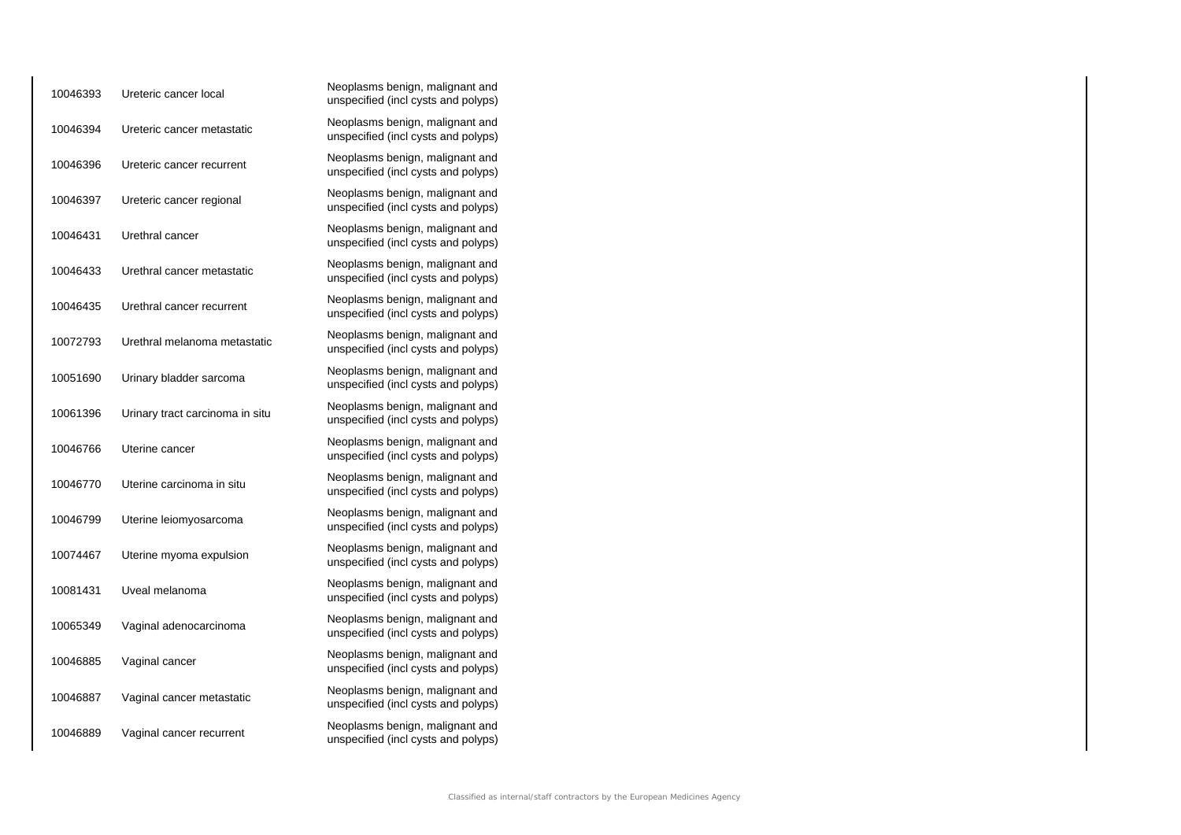| | | |
|---|---|---|
| 10046393 | Ureteric cancer local | Neoplasms benign, malignant and unspecified (incl cysts and polyps) |
| 10046394 | Ureteric cancer metastatic | Neoplasms benign, malignant and unspecified (incl cysts and polyps) |
| 10046396 | Ureteric cancer recurrent | Neoplasms benign, malignant and unspecified (incl cysts and polyps) |
| 10046397 | Ureteric cancer regional | Neoplasms benign, malignant and unspecified (incl cysts and polyps) |
| 10046431 | Urethral cancer | Neoplasms benign, malignant and unspecified (incl cysts and polyps) |
| 10046433 | Urethral cancer metastatic | Neoplasms benign, malignant and unspecified (incl cysts and polyps) |
| 10046435 | Urethral cancer recurrent | Neoplasms benign, malignant and unspecified (incl cysts and polyps) |
| 10072793 | Urethral melanoma metastatic | Neoplasms benign, malignant and unspecified (incl cysts and polyps) |
| 10051690 | Urinary bladder sarcoma | Neoplasms benign, malignant and unspecified (incl cysts and polyps) |
| 10061396 | Urinary tract carcinoma in situ | Neoplasms benign, malignant and unspecified (incl cysts and polyps) |
| 10046766 | Uterine cancer | Neoplasms benign, malignant and unspecified (incl cysts and polyps) |
| 10046770 | Uterine carcinoma in situ | Neoplasms benign, malignant and unspecified (incl cysts and polyps) |
| 10046799 | Uterine leiomyosarcoma | Neoplasms benign, malignant and unspecified (incl cysts and polyps) |
| 10074467 | Uterine myoma expulsion | Neoplasms benign, malignant and unspecified (incl cysts and polyps) |
| 10081431 | Uveal melanoma | Neoplasms benign, malignant and unspecified (incl cysts and polyps) |
| 10065349 | Vaginal adenocarcinoma | Neoplasms benign, malignant and unspecified (incl cysts and polyps) |
| 10046885 | Vaginal cancer | Neoplasms benign, malignant and unspecified (incl cysts and polyps) |
| 10046887 | Vaginal cancer metastatic | Neoplasms benign, malignant and unspecified (incl cysts and polyps) |
| 10046889 | Vaginal cancer recurrent | Neoplasms benign, malignant and unspecified (incl cysts and polyps) |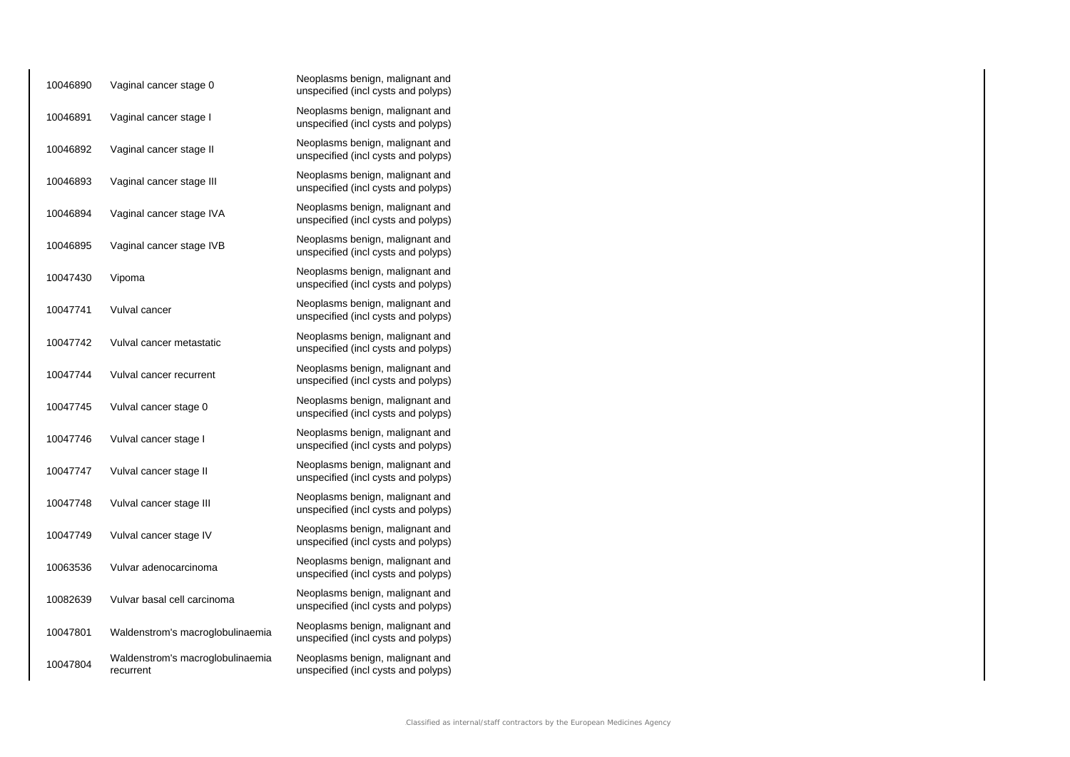| | | |
|---|---|---|
| 10046890 | Vaginal cancer stage 0 | Neoplasms benign, malignant and unspecified (incl cysts and polyps) |
| 10046891 | Vaginal cancer stage I | Neoplasms benign, malignant and unspecified (incl cysts and polyps) |
| 10046892 | Vaginal cancer stage II | Neoplasms benign, malignant and unspecified (incl cysts and polyps) |
| 10046893 | Vaginal cancer stage III | Neoplasms benign, malignant and unspecified (incl cysts and polyps) |
| 10046894 | Vaginal cancer stage IVA | Neoplasms benign, malignant and unspecified (incl cysts and polyps) |
| 10046895 | Vaginal cancer stage IVB | Neoplasms benign, malignant and unspecified (incl cysts and polyps) |
| 10047430 | Vipoma | Neoplasms benign, malignant and unspecified (incl cysts and polyps) |
| 10047741 | Vulval cancer | Neoplasms benign, malignant and unspecified (incl cysts and polyps) |
| 10047742 | Vulval cancer metastatic | Neoplasms benign, malignant and unspecified (incl cysts and polyps) |
| 10047744 | Vulval cancer recurrent | Neoplasms benign, malignant and unspecified (incl cysts and polyps) |
| 10047745 | Vulval cancer stage 0 | Neoplasms benign, malignant and unspecified (incl cysts and polyps) |
| 10047746 | Vulval cancer stage I | Neoplasms benign, malignant and unspecified (incl cysts and polyps) |
| 10047747 | Vulval cancer stage II | Neoplasms benign, malignant and unspecified (incl cysts and polyps) |
| 10047748 | Vulval cancer stage III | Neoplasms benign, malignant and unspecified (incl cysts and polyps) |
| 10047749 | Vulval cancer stage IV | Neoplasms benign, malignant and unspecified (incl cysts and polyps) |
| 10063536 | Vulvar adenocarcinoma | Neoplasms benign, malignant and unspecified (incl cysts and polyps) |
| 10082639 | Vulvar basal cell carcinoma | Neoplasms benign, malignant and unspecified (incl cysts and polyps) |
| 10047801 | Waldenstrom's macroglobulinaemia | Neoplasms benign, malignant and unspecified (incl cysts and polyps) |
| 10047804 | Waldenstrom's macroglobulinaemia recurrent | Neoplasms benign, malignant and unspecified (incl cysts and polyps) |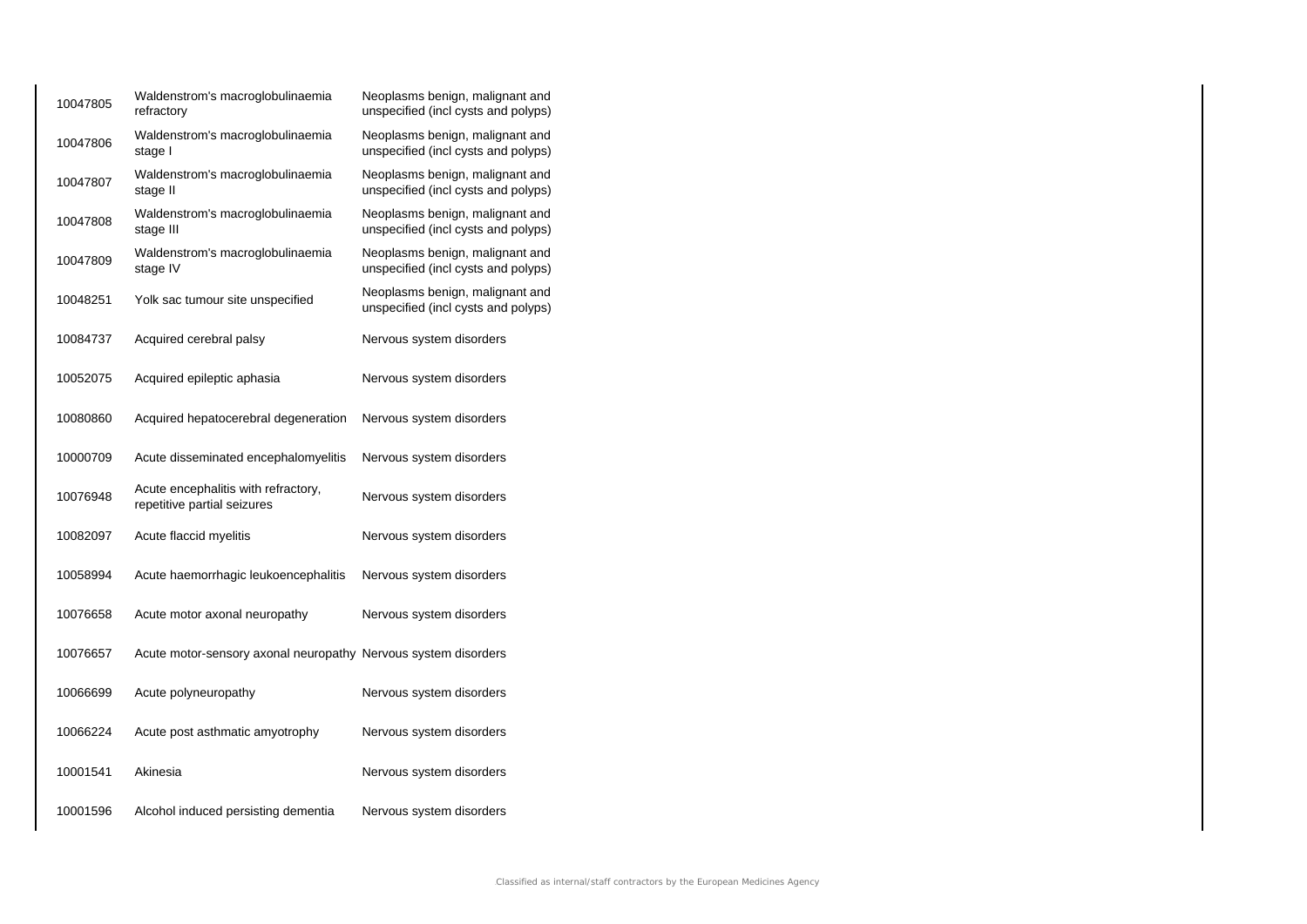| | | |
|---|---|---|
| 10047805 | Waldenstrom's macroglobulinaemia refractory | Neoplasms benign, malignant and unspecified (incl cysts and polyps) |
| 10047806 | Waldenstrom's macroglobulinaemia stage I | Neoplasms benign, malignant and unspecified (incl cysts and polyps) |
| 10047807 | Waldenstrom's macroglobulinaemia stage II | Neoplasms benign, malignant and unspecified (incl cysts and polyps) |
| 10047808 | Waldenstrom's macroglobulinaemia stage III | Neoplasms benign, malignant and unspecified (incl cysts and polyps) |
| 10047809 | Waldenstrom's macroglobulinaemia stage IV | Neoplasms benign, malignant and unspecified (incl cysts and polyps) |
| 10048251 | Yolk sac tumour site unspecified | Neoplasms benign, malignant and unspecified (incl cysts and polyps) |
| 10084737 | Acquired cerebral palsy | Nervous system disorders |
| 10052075 | Acquired epileptic aphasia | Nervous system disorders |
| 10080860 | Acquired hepatocerebral degeneration | Nervous system disorders |
| 10000709 | Acute disseminated encephalomyelitis | Nervous system disorders |
| 10076948 | Acute encephalitis with refractory, repetitive partial seizures | Nervous system disorders |
| 10082097 | Acute flaccid myelitis | Nervous system disorders |
| 10058994 | Acute haemorrhagic leukoencephalitis | Nervous system disorders |
| 10076658 | Acute motor axonal neuropathy | Nervous system disorders |
| 10076657 | Acute motor-sensory axonal neuropathy | Nervous system disorders |
| 10066699 | Acute polyneuropathy | Nervous system disorders |
| 10066224 | Acute post asthmatic amyotrophy | Nervous system disorders |
| 10001541 | Akinesia | Nervous system disorders |
| 10001596 | Alcohol induced persisting dementia | Nervous system disorders |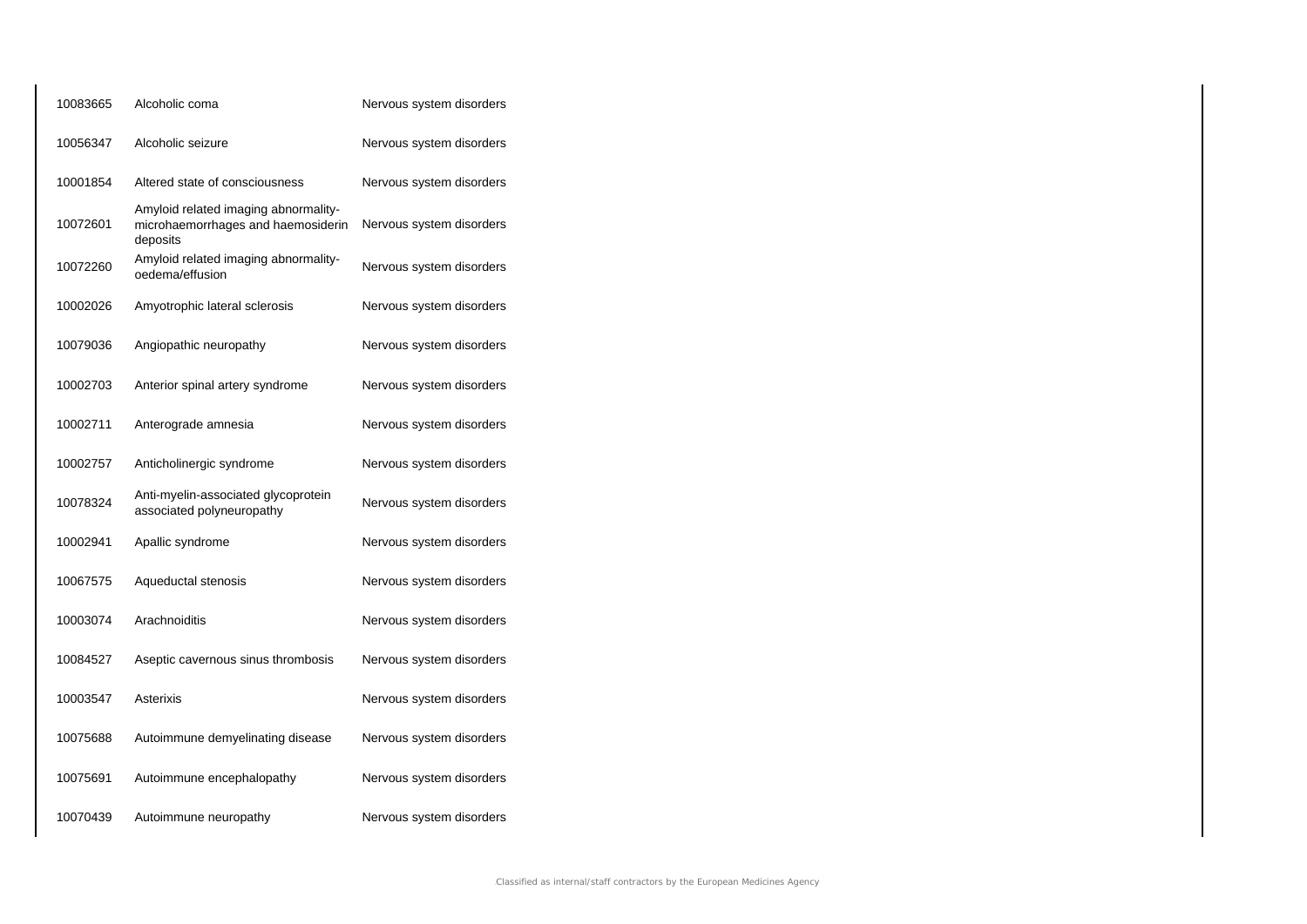| | | |
|---|---|---|
| 10083665 | Alcoholic coma | Nervous system disorders |
| 10056347 | Alcoholic seizure | Nervous system disorders |
| 10001854 | Altered state of consciousness | Nervous system disorders |
| 10072601 | Amyloid related imaging abnormality-microhaemorrhages and haemosiderin deposits | Nervous system disorders |
| 10072260 | Amyloid related imaging abnormality-oedema/effusion | Nervous system disorders |
| 10002026 | Amyotrophic lateral sclerosis | Nervous system disorders |
| 10079036 | Angiopathic neuropathy | Nervous system disorders |
| 10002703 | Anterior spinal artery syndrome | Nervous system disorders |
| 10002711 | Anterograde amnesia | Nervous system disorders |
| 10002757 | Anticholinergic syndrome | Nervous system disorders |
| 10078324 | Anti-myelin-associated glycoprotein associated polyneuropathy | Nervous system disorders |
| 10002941 | Apallic syndrome | Nervous system disorders |
| 10067575 | Aqueductal stenosis | Nervous system disorders |
| 10003074 | Arachnoiditis | Nervous system disorders |
| 10084527 | Aseptic cavernous sinus thrombosis | Nervous system disorders |
| 10003547 | Asterixis | Nervous system disorders |
| 10075688 | Autoimmune demyelinating disease | Nervous system disorders |
| 10075691 | Autoimmune encephalopathy | Nervous system disorders |
| 10070439 | Autoimmune neuropathy | Nervous system disorders |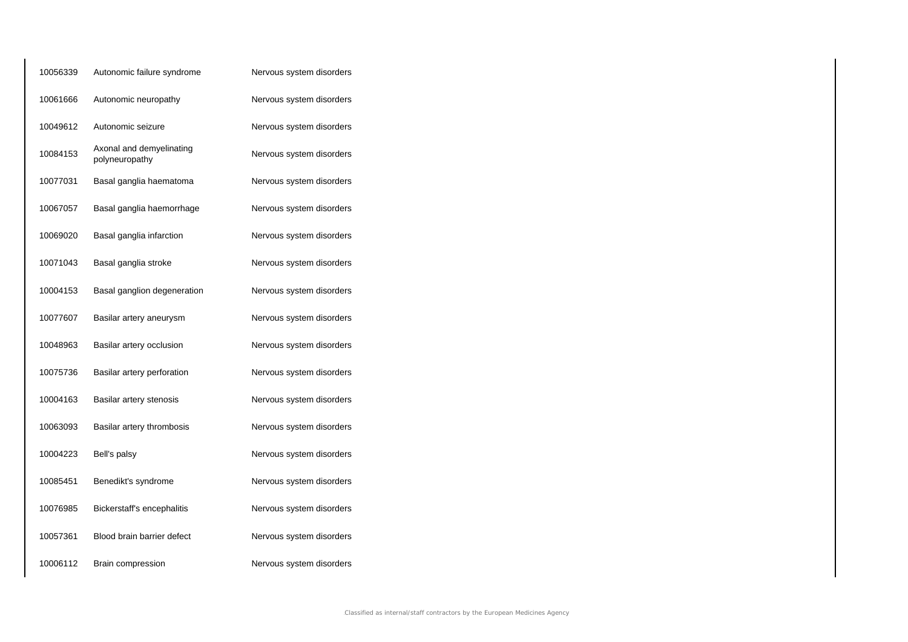| | | |
|---|---|---|
| 10056339 | Autonomic failure syndrome | Nervous system disorders |
| 10061666 | Autonomic neuropathy | Nervous system disorders |
| 10049612 | Autonomic seizure | Nervous system disorders |
| 10084153 | Axonal and demyelinating polyneuropathy | Nervous system disorders |
| 10077031 | Basal ganglia haematoma | Nervous system disorders |
| 10067057 | Basal ganglia haemorrhage | Nervous system disorders |
| 10069020 | Basal ganglia infarction | Nervous system disorders |
| 10071043 | Basal ganglia stroke | Nervous system disorders |
| 10004153 | Basal ganglion degeneration | Nervous system disorders |
| 10077607 | Basilar artery aneurysm | Nervous system disorders |
| 10048963 | Basilar artery occlusion | Nervous system disorders |
| 10075736 | Basilar artery perforation | Nervous system disorders |
| 10004163 | Basilar artery stenosis | Nervous system disorders |
| 10063093 | Basilar artery thrombosis | Nervous system disorders |
| 10004223 | Bell's palsy | Nervous system disorders |
| 10085451 | Benedikt's syndrome | Nervous system disorders |
| 10076985 | Bickerstaff's encephalitis | Nervous system disorders |
| 10057361 | Blood brain barrier defect | Nervous system disorders |
| 10006112 | Brain compression | Nervous system disorders |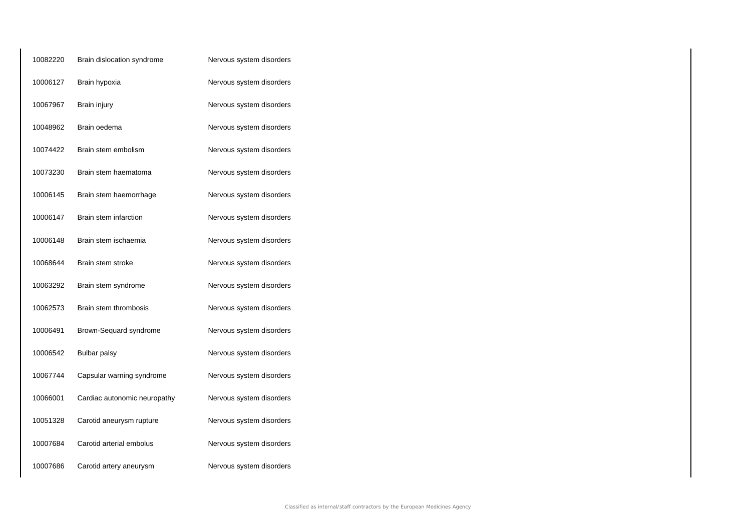| | | |
|---|---|---|
| 10082220 | Brain dislocation syndrome | Nervous system disorders |
| 10006127 | Brain hypoxia | Nervous system disorders |
| 10067967 | Brain injury | Nervous system disorders |
| 10048962 | Brain oedema | Nervous system disorders |
| 10074422 | Brain stem embolism | Nervous system disorders |
| 10073230 | Brain stem haematoma | Nervous system disorders |
| 10006145 | Brain stem haemorrhage | Nervous system disorders |
| 10006147 | Brain stem infarction | Nervous system disorders |
| 10006148 | Brain stem ischaemia | Nervous system disorders |
| 10068644 | Brain stem stroke | Nervous system disorders |
| 10063292 | Brain stem syndrome | Nervous system disorders |
| 10062573 | Brain stem thrombosis | Nervous system disorders |
| 10006491 | Brown-Sequard syndrome | Nervous system disorders |
| 10006542 | Bulbar palsy | Nervous system disorders |
| 10067744 | Capsular warning syndrome | Nervous system disorders |
| 10066001 | Cardiac autonomic neuropathy | Nervous system disorders |
| 10051328 | Carotid aneurysm rupture | Nervous system disorders |
| 10007684 | Carotid arterial embolus | Nervous system disorders |
| 10007686 | Carotid artery aneurysm | Nervous system disorders |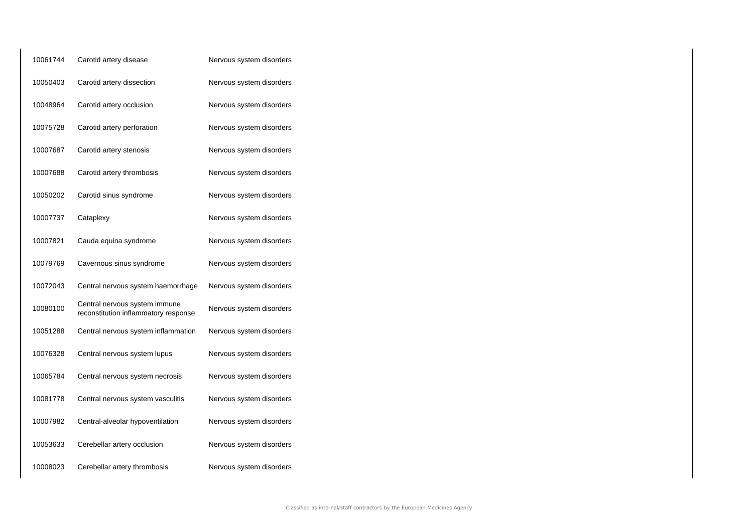| | | |
|---|---|---|
| 10061744 | Carotid artery disease | Nervous system disorders |
| 10050403 | Carotid artery dissection | Nervous system disorders |
| 10048964 | Carotid artery occlusion | Nervous system disorders |
| 10075728 | Carotid artery perforation | Nervous system disorders |
| 10007687 | Carotid artery stenosis | Nervous system disorders |
| 10007688 | Carotid artery thrombosis | Nervous system disorders |
| 10050202 | Carotid sinus syndrome | Nervous system disorders |
| 10007737 | Cataplexy | Nervous system disorders |
| 10007821 | Cauda equina syndrome | Nervous system disorders |
| 10079769 | Cavernous sinus syndrome | Nervous system disorders |
| 10072043 | Central nervous system haemorrhage | Nervous system disorders |
| 10080100 | Central nervous system immune reconstitution inflammatory response | Nervous system disorders |
| 10051288 | Central nervous system inflammation | Nervous system disorders |
| 10076328 | Central nervous system lupus | Nervous system disorders |
| 10065784 | Central nervous system necrosis | Nervous system disorders |
| 10081778 | Central nervous system vasculitis | Nervous system disorders |
| 10007982 | Central-alveolar hypoventilation | Nervous system disorders |
| 10053633 | Cerebellar artery occlusion | Nervous system disorders |
| 10008023 | Cerebellar artery thrombosis | Nervous system disorders |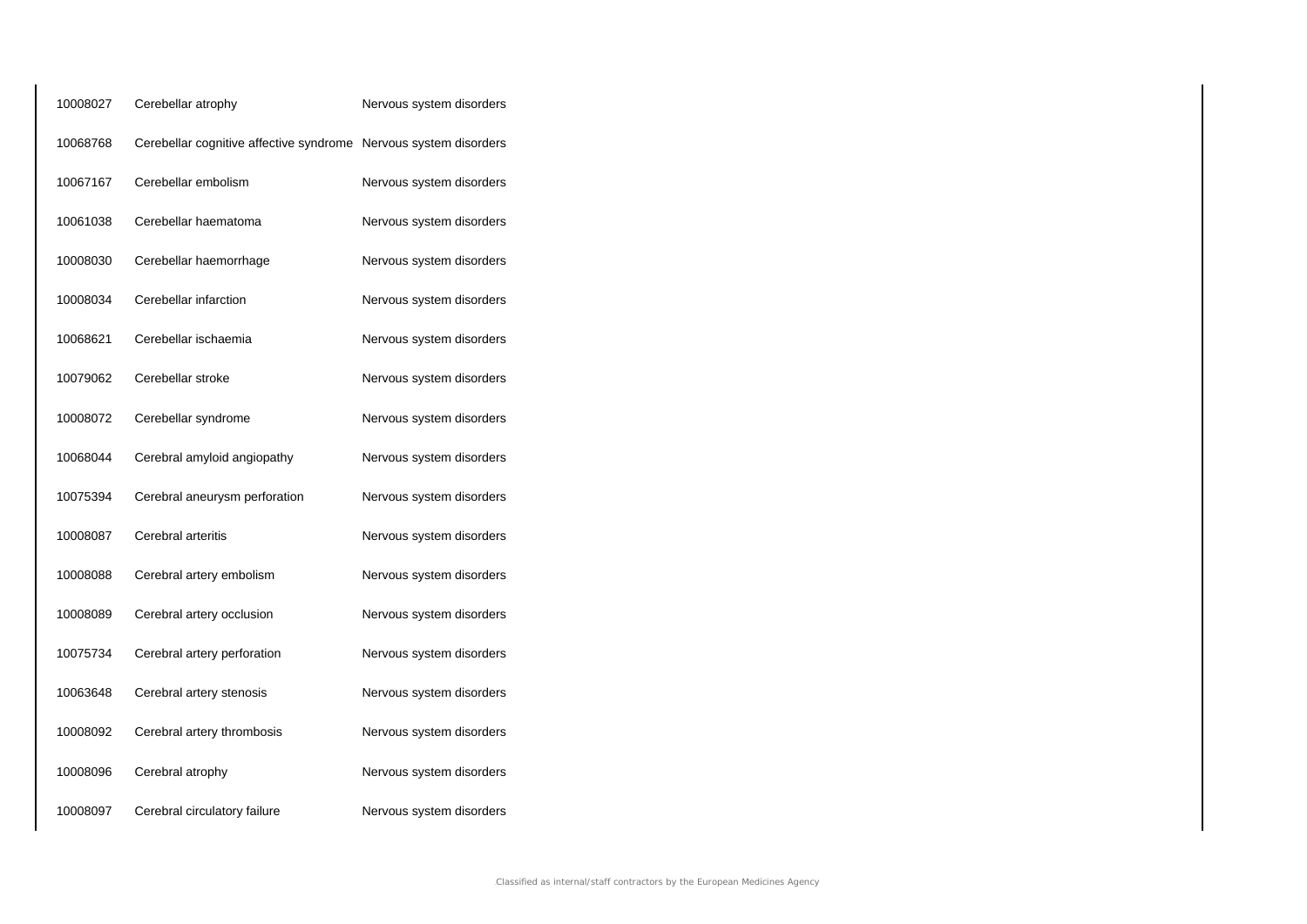| | | |
|---|---|---|
| 10008027 | Cerebellar atrophy | Nervous system disorders |
| 10068768 | Cerebellar cognitive affective syndrome | Nervous system disorders |
| 10067167 | Cerebellar embolism | Nervous system disorders |
| 10061038 | Cerebellar haematoma | Nervous system disorders |
| 10008030 | Cerebellar haemorrhage | Nervous system disorders |
| 10008034 | Cerebellar infarction | Nervous system disorders |
| 10068621 | Cerebellar ischaemia | Nervous system disorders |
| 10079062 | Cerebellar stroke | Nervous system disorders |
| 10008072 | Cerebellar syndrome | Nervous system disorders |
| 10068044 | Cerebral amyloid angiopathy | Nervous system disorders |
| 10075394 | Cerebral aneurysm perforation | Nervous system disorders |
| 10008087 | Cerebral arteritis | Nervous system disorders |
| 10008088 | Cerebral artery embolism | Nervous system disorders |
| 10008089 | Cerebral artery occlusion | Nervous system disorders |
| 10075734 | Cerebral artery perforation | Nervous system disorders |
| 10063648 | Cerebral artery stenosis | Nervous system disorders |
| 10008092 | Cerebral artery thrombosis | Nervous system disorders |
| 10008096 | Cerebral atrophy | Nervous system disorders |
| 10008097 | Cerebral circulatory failure | Nervous system disorders |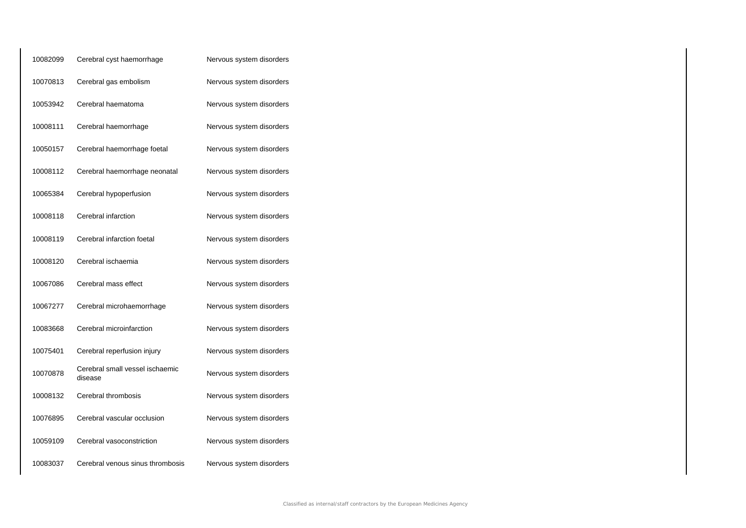| | | |
|---|---|---|
| 10082099 | Cerebral cyst haemorrhage | Nervous system disorders |
| 10070813 | Cerebral gas embolism | Nervous system disorders |
| 10053942 | Cerebral haematoma | Nervous system disorders |
| 10008111 | Cerebral haemorrhage | Nervous system disorders |
| 10050157 | Cerebral haemorrhage foetal | Nervous system disorders |
| 10008112 | Cerebral haemorrhage neonatal | Nervous system disorders |
| 10065384 | Cerebral hypoperfusion | Nervous system disorders |
| 10008118 | Cerebral infarction | Nervous system disorders |
| 10008119 | Cerebral infarction foetal | Nervous system disorders |
| 10008120 | Cerebral ischaemia | Nervous system disorders |
| 10067086 | Cerebral mass effect | Nervous system disorders |
| 10067277 | Cerebral microhaemorrhage | Nervous system disorders |
| 10083668 | Cerebral microinfarction | Nervous system disorders |
| 10075401 | Cerebral reperfusion injury | Nervous system disorders |
| 10070878 | Cerebral small vessel ischaemic disease | Nervous system disorders |
| 10008132 | Cerebral thrombosis | Nervous system disorders |
| 10076895 | Cerebral vascular occlusion | Nervous system disorders |
| 10059109 | Cerebral vasoconstriction | Nervous system disorders |
| 10083037 | Cerebral venous sinus thrombosis | Nervous system disorders |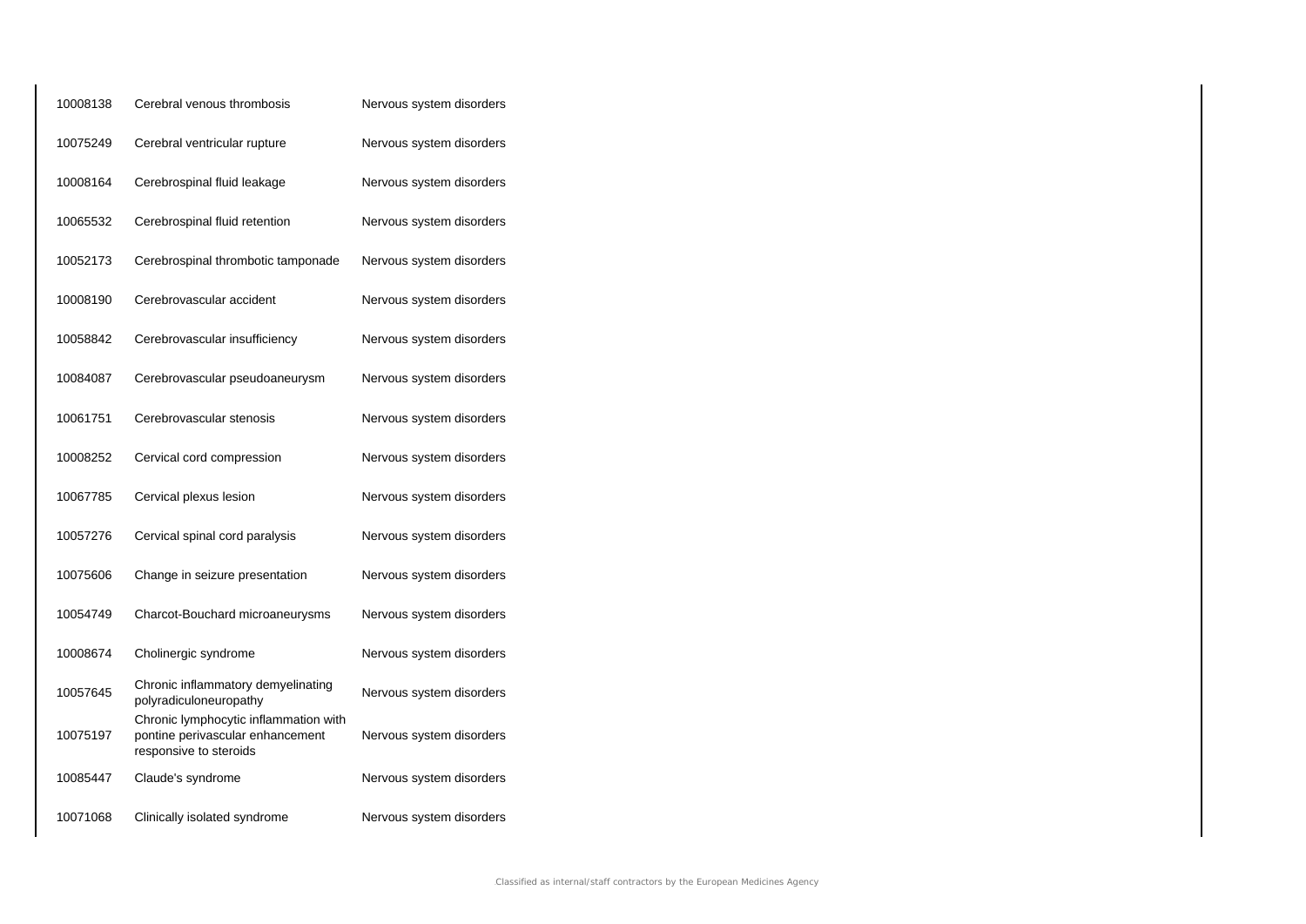| | | |
|---|---|---|
| 10008138 | Cerebral venous thrombosis | Nervous system disorders |
| 10075249 | Cerebral ventricular rupture | Nervous system disorders |
| 10008164 | Cerebrospinal fluid leakage | Nervous system disorders |
| 10065532 | Cerebrospinal fluid retention | Nervous system disorders |
| 10052173 | Cerebrospinal thrombotic tamponade | Nervous system disorders |
| 10008190 | Cerebrovascular accident | Nervous system disorders |
| 10058842 | Cerebrovascular insufficiency | Nervous system disorders |
| 10084087 | Cerebrovascular pseudoaneurysm | Nervous system disorders |
| 10061751 | Cerebrovascular stenosis | Nervous system disorders |
| 10008252 | Cervical cord compression | Nervous system disorders |
| 10067785 | Cervical plexus lesion | Nervous system disorders |
| 10057276 | Cervical spinal cord paralysis | Nervous system disorders |
| 10075606 | Change in seizure presentation | Nervous system disorders |
| 10054749 | Charcot-Bouchard microaneurysms | Nervous system disorders |
| 10008674 | Cholinergic syndrome | Nervous system disorders |
| 10057645 | Chronic inflammatory demyelinating polyradiculoneuropathy | Nervous system disorders |
| 10075197 | Chronic lymphocytic inflammation with pontine perivascular enhancement responsive to steroids | Nervous system disorders |
| 10085447 | Claude's syndrome | Nervous system disorders |
| 10071068 | Clinically isolated syndrome | Nervous system disorders |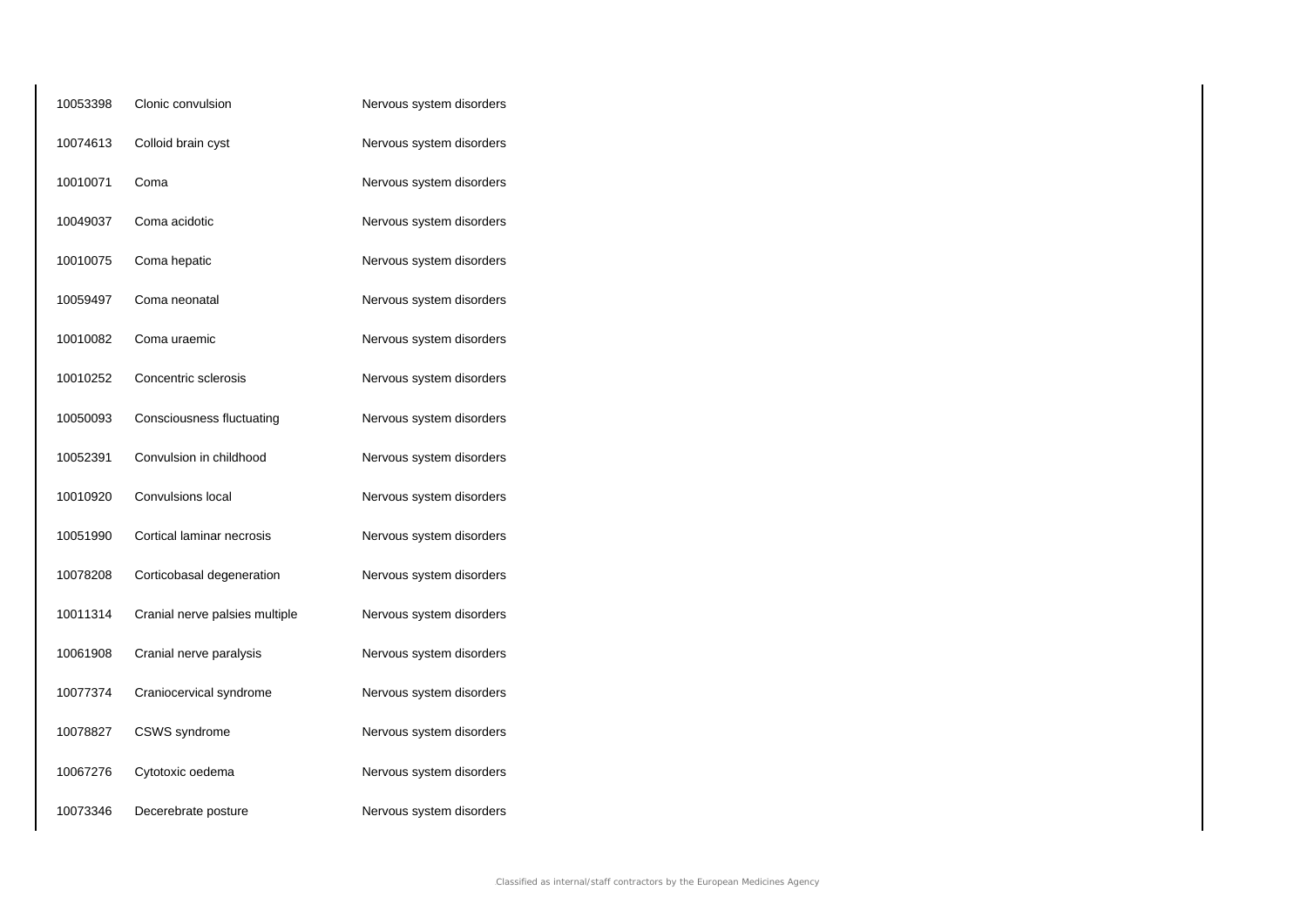| | | |
|---|---|---|
| 10053398 | Clonic convulsion | Nervous system disorders |
| 10074613 | Colloid brain cyst | Nervous system disorders |
| 10010071 | Coma | Nervous system disorders |
| 10049037 | Coma acidotic | Nervous system disorders |
| 10010075 | Coma hepatic | Nervous system disorders |
| 10059497 | Coma neonatal | Nervous system disorders |
| 10010082 | Coma uraemic | Nervous system disorders |
| 10010252 | Concentric sclerosis | Nervous system disorders |
| 10050093 | Consciousness fluctuating | Nervous system disorders |
| 10052391 | Convulsion in childhood | Nervous system disorders |
| 10010920 | Convulsions local | Nervous system disorders |
| 10051990 | Cortical laminar necrosis | Nervous system disorders |
| 10078208 | Corticobasal degeneration | Nervous system disorders |
| 10011314 | Cranial nerve palsies multiple | Nervous system disorders |
| 10061908 | Cranial nerve paralysis | Nervous system disorders |
| 10077374 | Craniocervical syndrome | Nervous system disorders |
| 10078827 | CSWS syndrome | Nervous system disorders |
| 10067276 | Cytotoxic oedema | Nervous system disorders |
| 10073346 | Decerebrate posture | Nervous system disorders |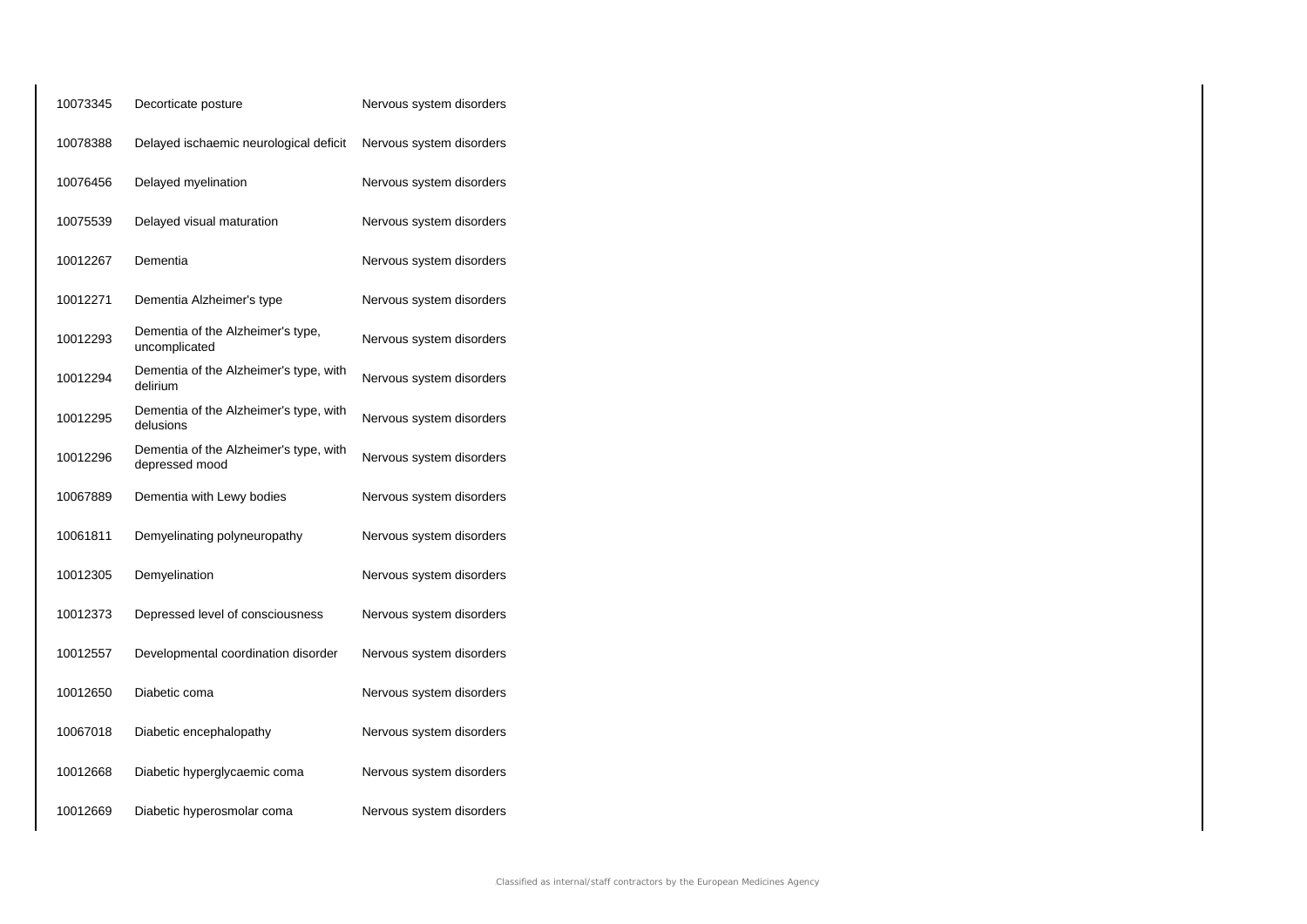| | | |
|---|---|---|
| 10073345 | Decorticate posture | Nervous system disorders |
| 10078388 | Delayed ischaemic neurological deficit | Nervous system disorders |
| 10076456 | Delayed myelination | Nervous system disorders |
| 10075539 | Delayed visual maturation | Nervous system disorders |
| 10012267 | Dementia | Nervous system disorders |
| 10012271 | Dementia Alzheimer's type | Nervous system disorders |
| 10012293 | Dementia of the Alzheimer's type, uncomplicated | Nervous system disorders |
| 10012294 | Dementia of the Alzheimer's type, with delirium | Nervous system disorders |
| 10012295 | Dementia of the Alzheimer's type, with delusions | Nervous system disorders |
| 10012296 | Dementia of the Alzheimer's type, with depressed mood | Nervous system disorders |
| 10067889 | Dementia with Lewy bodies | Nervous system disorders |
| 10061811 | Demyelinating polyneuropathy | Nervous system disorders |
| 10012305 | Demyelination | Nervous system disorders |
| 10012373 | Depressed level of consciousness | Nervous system disorders |
| 10012557 | Developmental coordination disorder | Nervous system disorders |
| 10012650 | Diabetic coma | Nervous system disorders |
| 10067018 | Diabetic encephalopathy | Nervous system disorders |
| 10012668 | Diabetic hyperglycaemic coma | Nervous system disorders |
| 10012669 | Diabetic hyperosmolar coma | Nervous system disorders |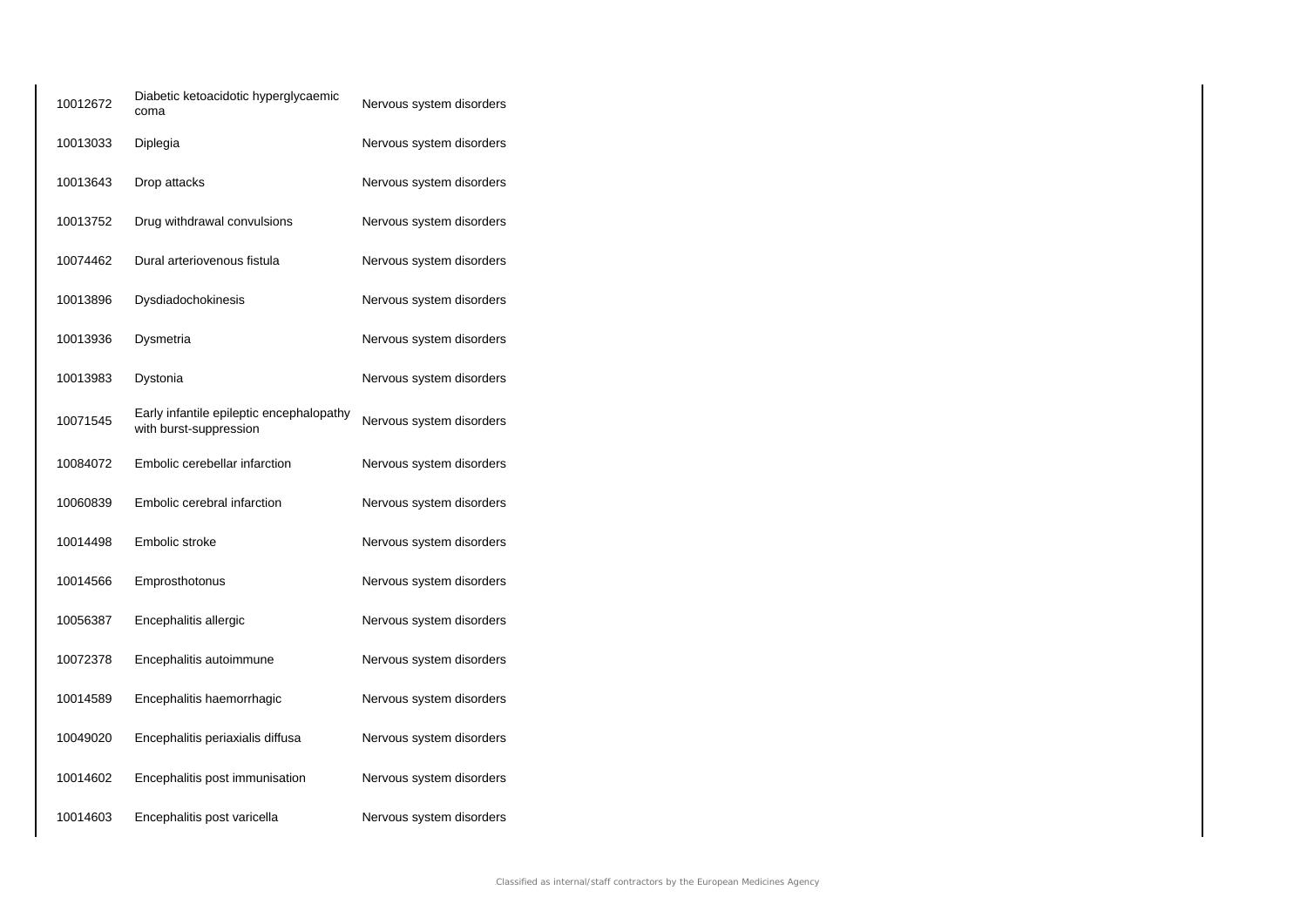| | | |
|---|---|---|
| 10012672 | Diabetic ketoacidotic hyperglycaemic coma | Nervous system disorders |
| 10013033 | Diplegia | Nervous system disorders |
| 10013643 | Drop attacks | Nervous system disorders |
| 10013752 | Drug withdrawal convulsions | Nervous system disorders |
| 10074462 | Dural arteriovenous fistula | Nervous system disorders |
| 10013896 | Dysdiadochokinesis | Nervous system disorders |
| 10013936 | Dysmetria | Nervous system disorders |
| 10013983 | Dystonia | Nervous system disorders |
| 10071545 | Early infantile epileptic encephalopathy with burst-suppression | Nervous system disorders |
| 10084072 | Embolic cerebellar infarction | Nervous system disorders |
| 10060839 | Embolic cerebral infarction | Nervous system disorders |
| 10014498 | Embolic stroke | Nervous system disorders |
| 10014566 | Emprosthotonus | Nervous system disorders |
| 10056387 | Encephalitis allergic | Nervous system disorders |
| 10072378 | Encephalitis autoimmune | Nervous system disorders |
| 10014589 | Encephalitis haemorrhagic | Nervous system disorders |
| 10049020 | Encephalitis periaxialis diffusa | Nervous system disorders |
| 10014602 | Encephalitis post immunisation | Nervous system disorders |
| 10014603 | Encephalitis post varicella | Nervous system disorders |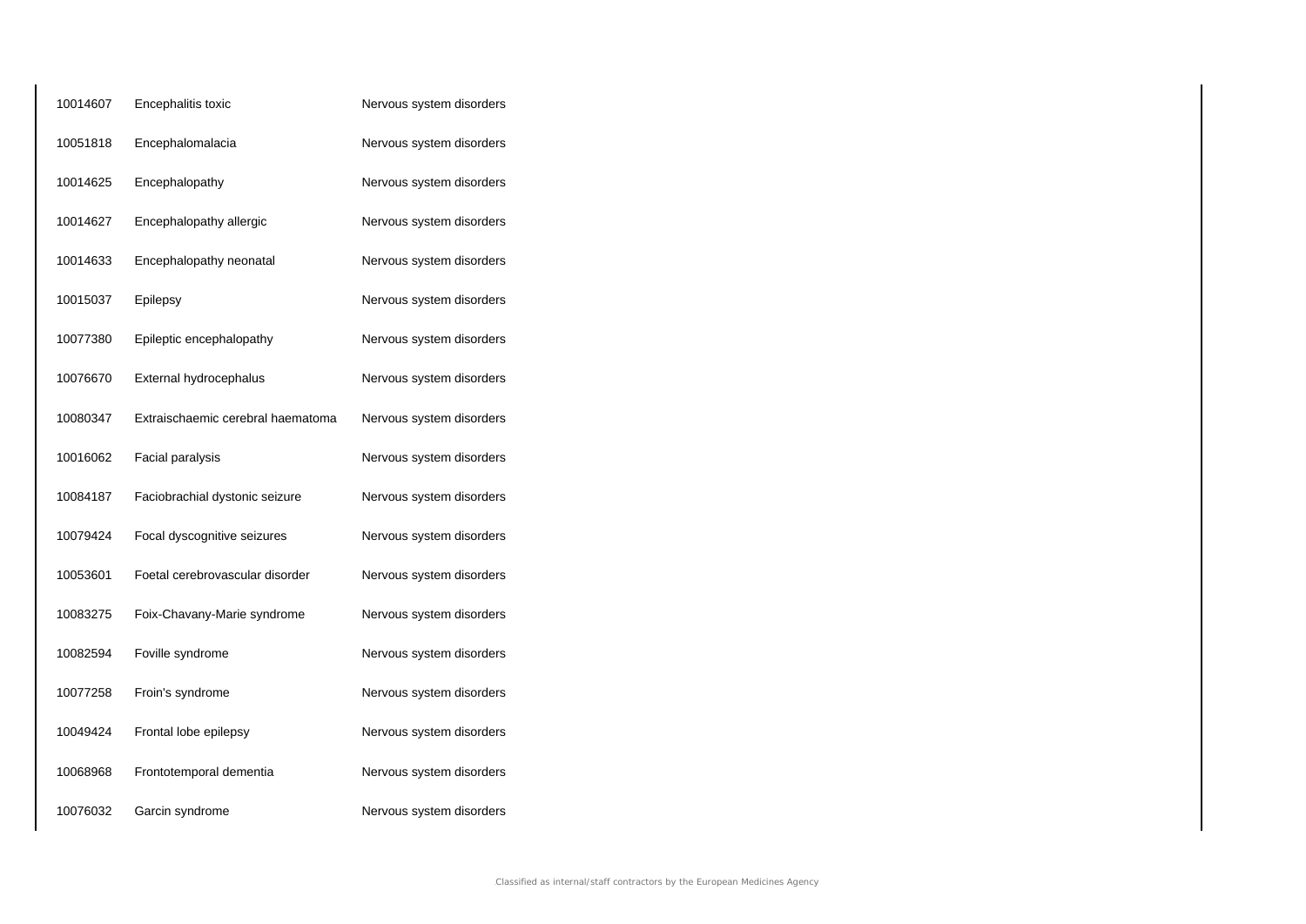| | | |
|---|---|---|
| 10014607 | Encephalitis toxic | Nervous system disorders |
| 10051818 | Encephalomalacia | Nervous system disorders |
| 10014625 | Encephalopathy | Nervous system disorders |
| 10014627 | Encephalopathy allergic | Nervous system disorders |
| 10014633 | Encephalopathy neonatal | Nervous system disorders |
| 10015037 | Epilepsy | Nervous system disorders |
| 10077380 | Epileptic encephalopathy | Nervous system disorders |
| 10076670 | External hydrocephalus | Nervous system disorders |
| 10080347 | Extraischaemic cerebral haematoma | Nervous system disorders |
| 10016062 | Facial paralysis | Nervous system disorders |
| 10084187 | Faciobrachial dystonic seizure | Nervous system disorders |
| 10079424 | Focal dyscognitive seizures | Nervous system disorders |
| 10053601 | Foetal cerebrovascular disorder | Nervous system disorders |
| 10083275 | Foix-Chavany-Marie syndrome | Nervous system disorders |
| 10082594 | Foville syndrome | Nervous system disorders |
| 10077258 | Froin's syndrome | Nervous system disorders |
| 10049424 | Frontal lobe epilepsy | Nervous system disorders |
| 10068968 | Frontotemporal dementia | Nervous system disorders |
| 10076032 | Garcin syndrome | Nervous system disorders |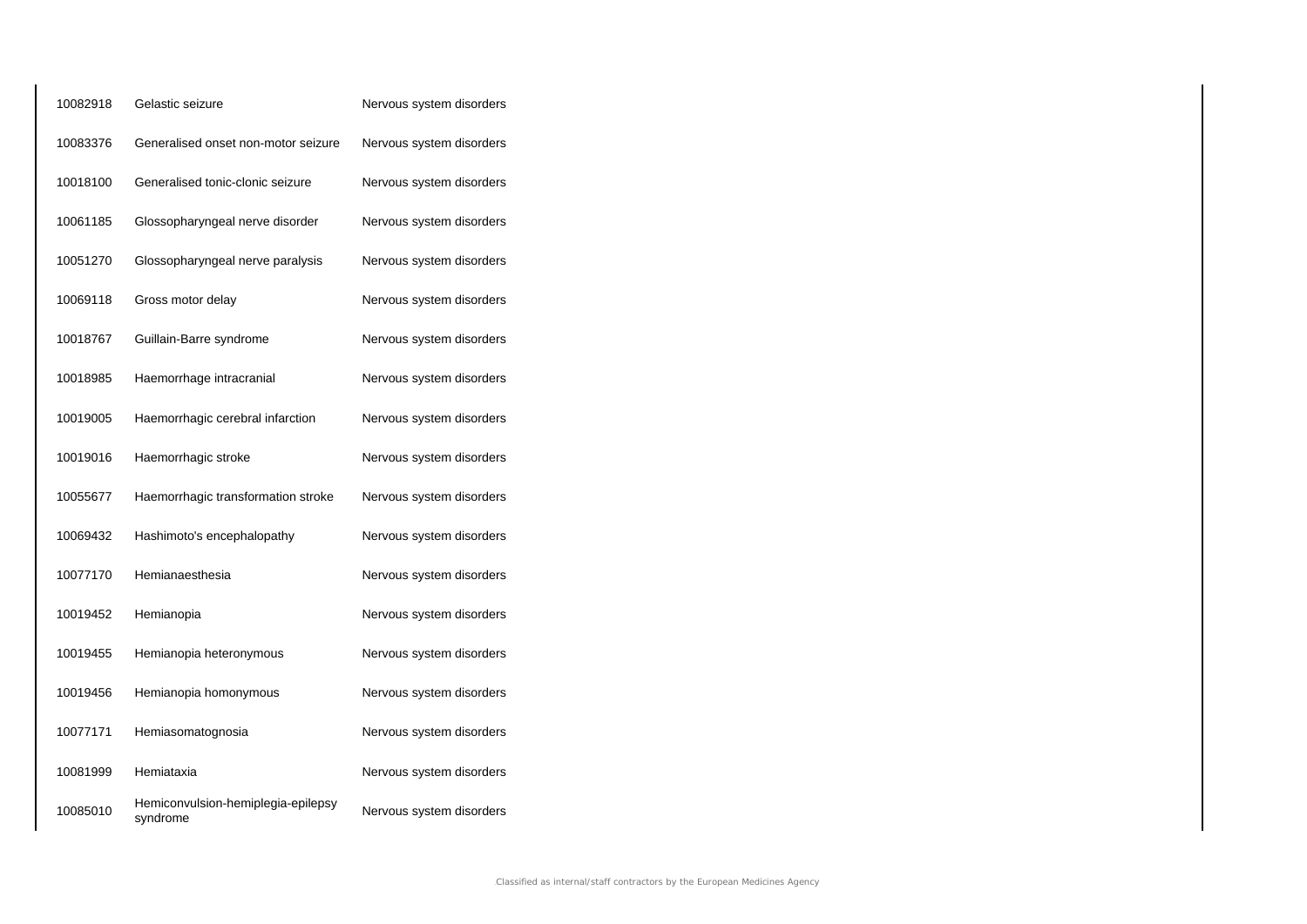| | | |
|---|---|---|
| 10082918 | Gelastic seizure | Nervous system disorders |
| 10083376 | Generalised onset non-motor seizure | Nervous system disorders |
| 10018100 | Generalised tonic-clonic seizure | Nervous system disorders |
| 10061185 | Glossopharyngeal nerve disorder | Nervous system disorders |
| 10051270 | Glossopharyngeal nerve paralysis | Nervous system disorders |
| 10069118 | Gross motor delay | Nervous system disorders |
| 10018767 | Guillain-Barre syndrome | Nervous system disorders |
| 10018985 | Haemorrhage intracranial | Nervous system disorders |
| 10019005 | Haemorrhagic cerebral infarction | Nervous system disorders |
| 10019016 | Haemorrhagic stroke | Nervous system disorders |
| 10055677 | Haemorrhagic transformation stroke | Nervous system disorders |
| 10069432 | Hashimoto's encephalopathy | Nervous system disorders |
| 10077170 | Hemianaesthesia | Nervous system disorders |
| 10019452 | Hemianopia | Nervous system disorders |
| 10019455 | Hemianopia heteronymous | Nervous system disorders |
| 10019456 | Hemianopia homonymous | Nervous system disorders |
| 10077171 | Hemiasomatognosia | Nervous system disorders |
| 10081999 | Hemiataxia | Nervous system disorders |
| 10085010 | Hemiconvulsion-hemiplegia-epilepsy syndrome | Nervous system disorders |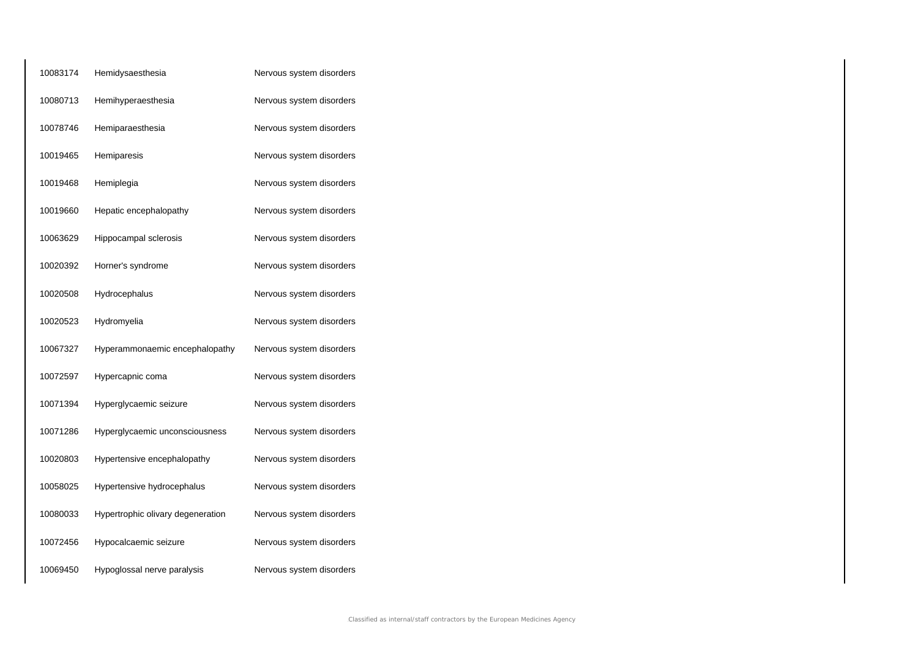| | | |
|---|---|---|
| 10083174 | Hemidysaesthesia | Nervous system disorders |
| 10080713 | Hemihyperaesthesia | Nervous system disorders |
| 10078746 | Hemiparaesthesia | Nervous system disorders |
| 10019465 | Hemiparesis | Nervous system disorders |
| 10019468 | Hemiplegia | Nervous system disorders |
| 10019660 | Hepatic encephalopathy | Nervous system disorders |
| 10063629 | Hippocampal sclerosis | Nervous system disorders |
| 10020392 | Horner's syndrome | Nervous system disorders |
| 10020508 | Hydrocephalus | Nervous system disorders |
| 10020523 | Hydromyelia | Nervous system disorders |
| 10067327 | Hyperammonaemic encephalopathy | Nervous system disorders |
| 10072597 | Hypercapnic coma | Nervous system disorders |
| 10071394 | Hyperglycaemic seizure | Nervous system disorders |
| 10071286 | Hyperglycaemic unconsciousness | Nervous system disorders |
| 10020803 | Hypertensive encephalopathy | Nervous system disorders |
| 10058025 | Hypertensive hydrocephalus | Nervous system disorders |
| 10080033 | Hypertrophic olivary degeneration | Nervous system disorders |
| 10072456 | Hypocalcaemic seizure | Nervous system disorders |
| 10069450 | Hypoglossal nerve paralysis | Nervous system disorders |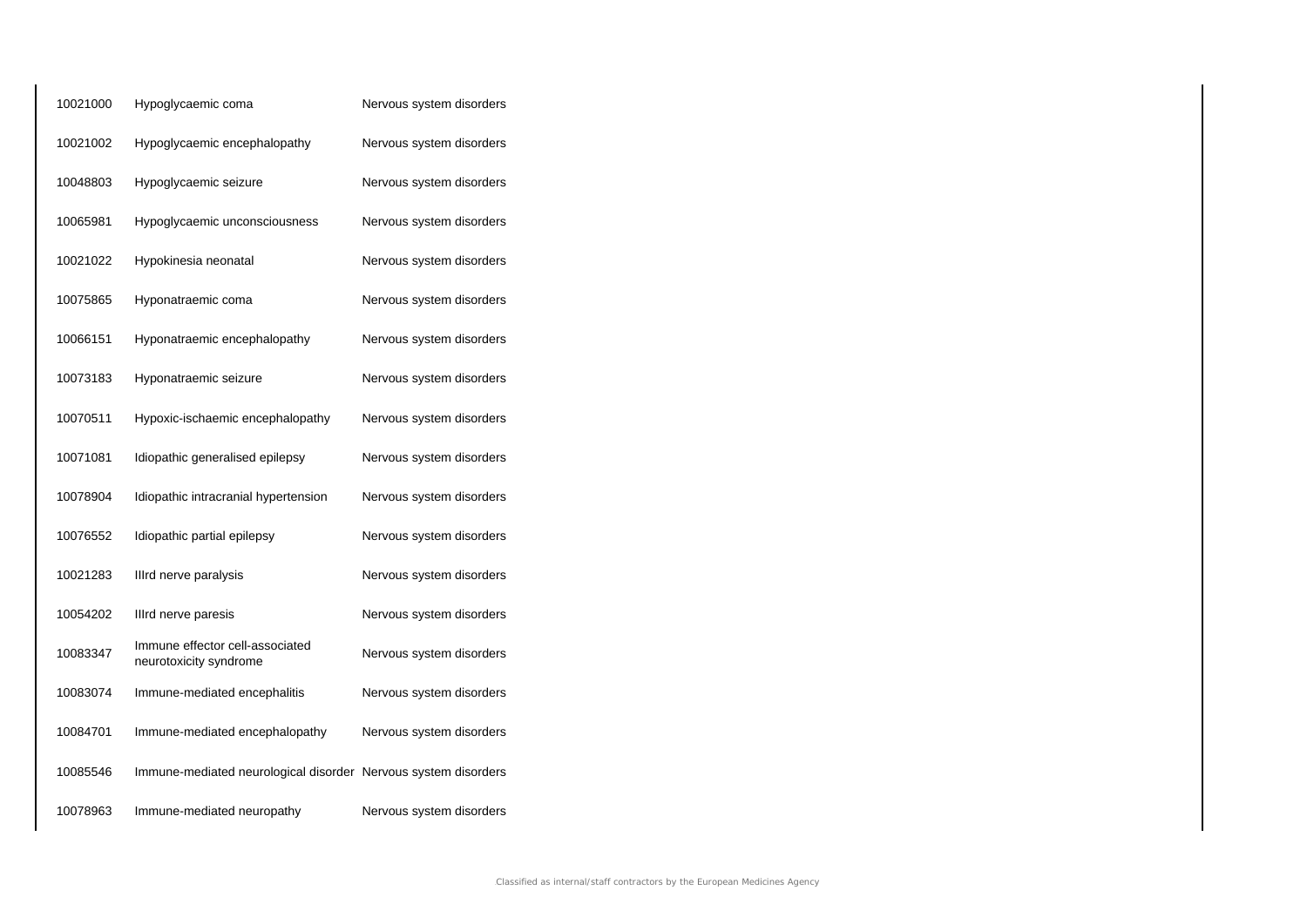| | | |
|---|---|---|
| 10021000 | Hypoglycaemic coma | Nervous system disorders |
| 10021002 | Hypoglycaemic encephalopathy | Nervous system disorders |
| 10048803 | Hypoglycaemic seizure | Nervous system disorders |
| 10065981 | Hypoglycaemic unconsciousness | Nervous system disorders |
| 10021022 | Hypokinesia neonatal | Nervous system disorders |
| 10075865 | Hyponatraemic coma | Nervous system disorders |
| 10066151 | Hyponatraemic encephalopathy | Nervous system disorders |
| 10073183 | Hyponatraemic seizure | Nervous system disorders |
| 10070511 | Hypoxic-ischaemic encephalopathy | Nervous system disorders |
| 10071081 | Idiopathic generalised epilepsy | Nervous system disorders |
| 10078904 | Idiopathic intracranial hypertension | Nervous system disorders |
| 10076552 | Idiopathic partial epilepsy | Nervous system disorders |
| 10021283 | IIIrd nerve paralysis | Nervous system disorders |
| 10054202 | IIIrd nerve paresis | Nervous system disorders |
| 10083347 | Immune effector cell-associated neurotoxicity syndrome | Nervous system disorders |
| 10083074 | Immune-mediated encephalitis | Nervous system disorders |
| 10084701 | Immune-mediated encephalopathy | Nervous system disorders |
| 10085546 | Immune-mediated neurological disorder | Nervous system disorders |
| 10078963 | Immune-mediated neuropathy | Nervous system disorders |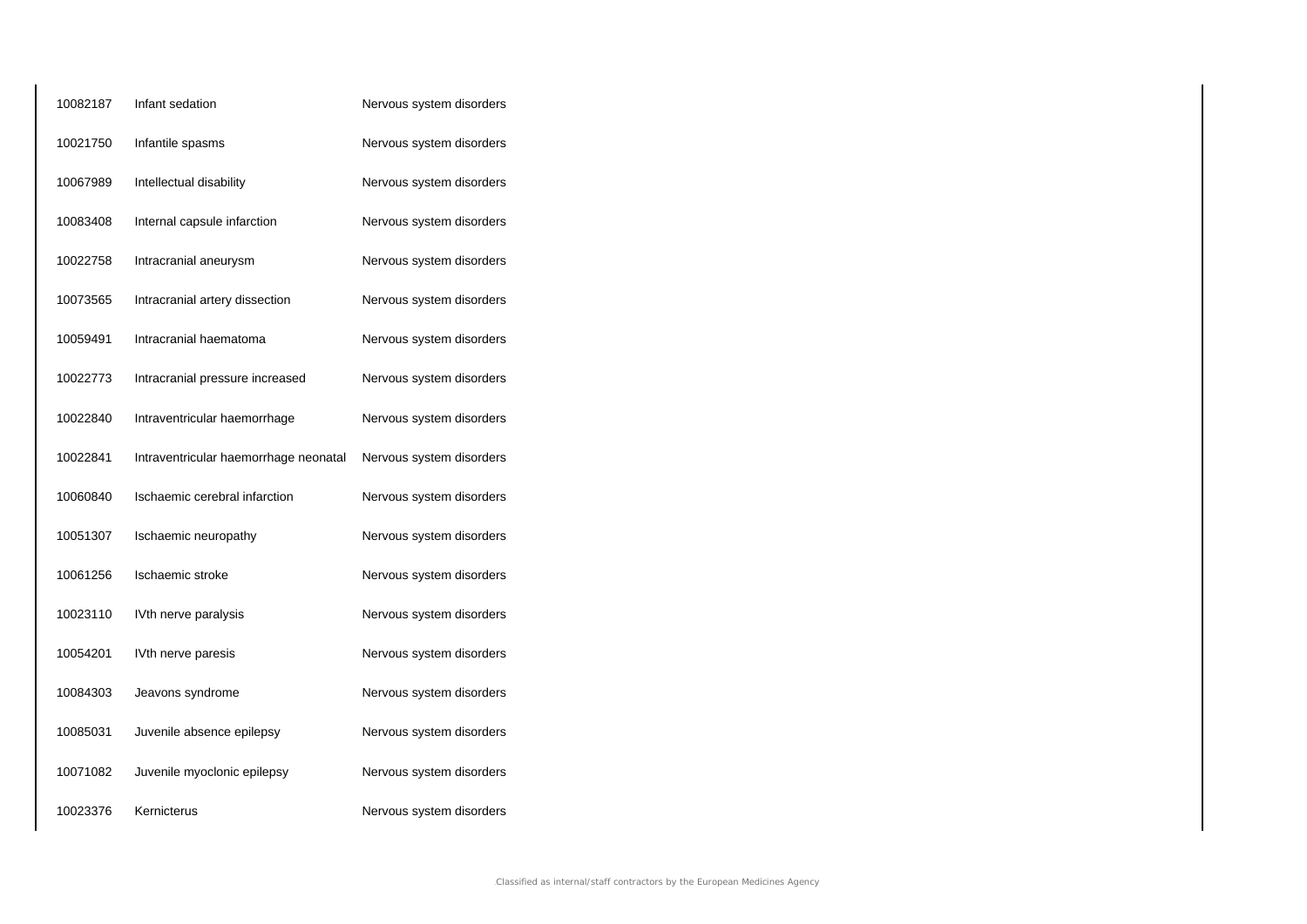| | | |
|---|---|---|
| 10082187 | Infant sedation | Nervous system disorders |
| 10021750 | Infantile spasms | Nervous system disorders |
| 10067989 | Intellectual disability | Nervous system disorders |
| 10083408 | Internal capsule infarction | Nervous system disorders |
| 10022758 | Intracranial aneurysm | Nervous system disorders |
| 10073565 | Intracranial artery dissection | Nervous system disorders |
| 10059491 | Intracranial haematoma | Nervous system disorders |
| 10022773 | Intracranial pressure increased | Nervous system disorders |
| 10022840 | Intraventricular haemorrhage | Nervous system disorders |
| 10022841 | Intraventricular haemorrhage neonatal | Nervous system disorders |
| 10060840 | Ischaemic cerebral infarction | Nervous system disorders |
| 10051307 | Ischaemic neuropathy | Nervous system disorders |
| 10061256 | Ischaemic stroke | Nervous system disorders |
| 10023110 | IVth nerve paralysis | Nervous system disorders |
| 10054201 | IVth nerve paresis | Nervous system disorders |
| 10084303 | Jeavons syndrome | Nervous system disorders |
| 10085031 | Juvenile absence epilepsy | Nervous system disorders |
| 10071082 | Juvenile myoclonic epilepsy | Nervous system disorders |
| 10023376 | Kernicterus | Nervous system disorders |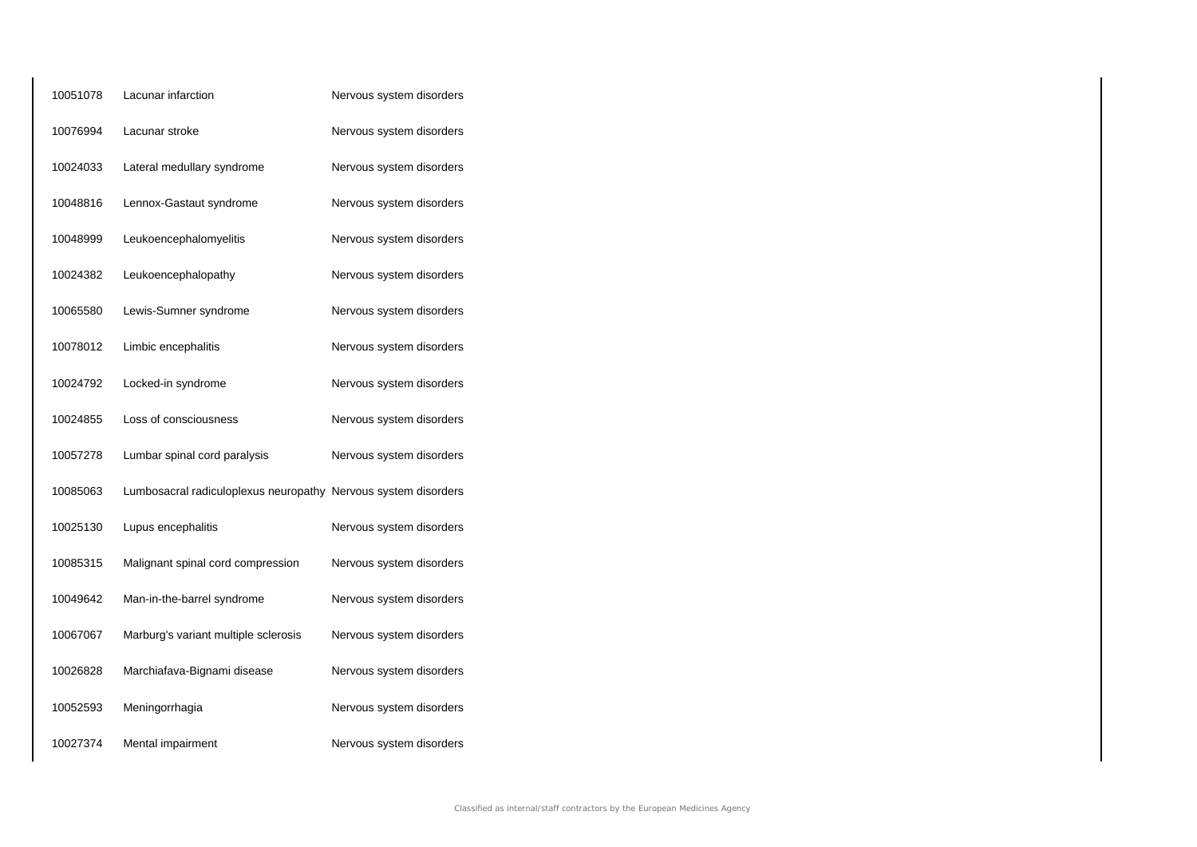| | | |
|---|---|---|
| 10051078 | Lacunar infarction | Nervous system disorders |
| 10076994 | Lacunar stroke | Nervous system disorders |
| 10024033 | Lateral medullary syndrome | Nervous system disorders |
| 10048816 | Lennox-Gastaut syndrome | Nervous system disorders |
| 10048999 | Leukoencephalomyelitis | Nervous system disorders |
| 10024382 | Leukoencephalopathy | Nervous system disorders |
| 10065580 | Lewis-Sumner syndrome | Nervous system disorders |
| 10078012 | Limbic encephalitis | Nervous system disorders |
| 10024792 | Locked-in syndrome | Nervous system disorders |
| 10024855 | Loss of consciousness | Nervous system disorders |
| 10057278 | Lumbar spinal cord paralysis | Nervous system disorders |
| 10085063 | Lumbosacral radiculoplexus neuropathy | Nervous system disorders |
| 10025130 | Lupus encephalitis | Nervous system disorders |
| 10085315 | Malignant spinal cord compression | Nervous system disorders |
| 10049642 | Man-in-the-barrel syndrome | Nervous system disorders |
| 10067067 | Marburg's variant multiple sclerosis | Nervous system disorders |
| 10026828 | Marchiafava-Bignami disease | Nervous system disorders |
| 10052593 | Meningorrhagia | Nervous system disorders |
| 10027374 | Mental impairment | Nervous system disorders |

Classified as internal/staff contractors by the European Medicines Agency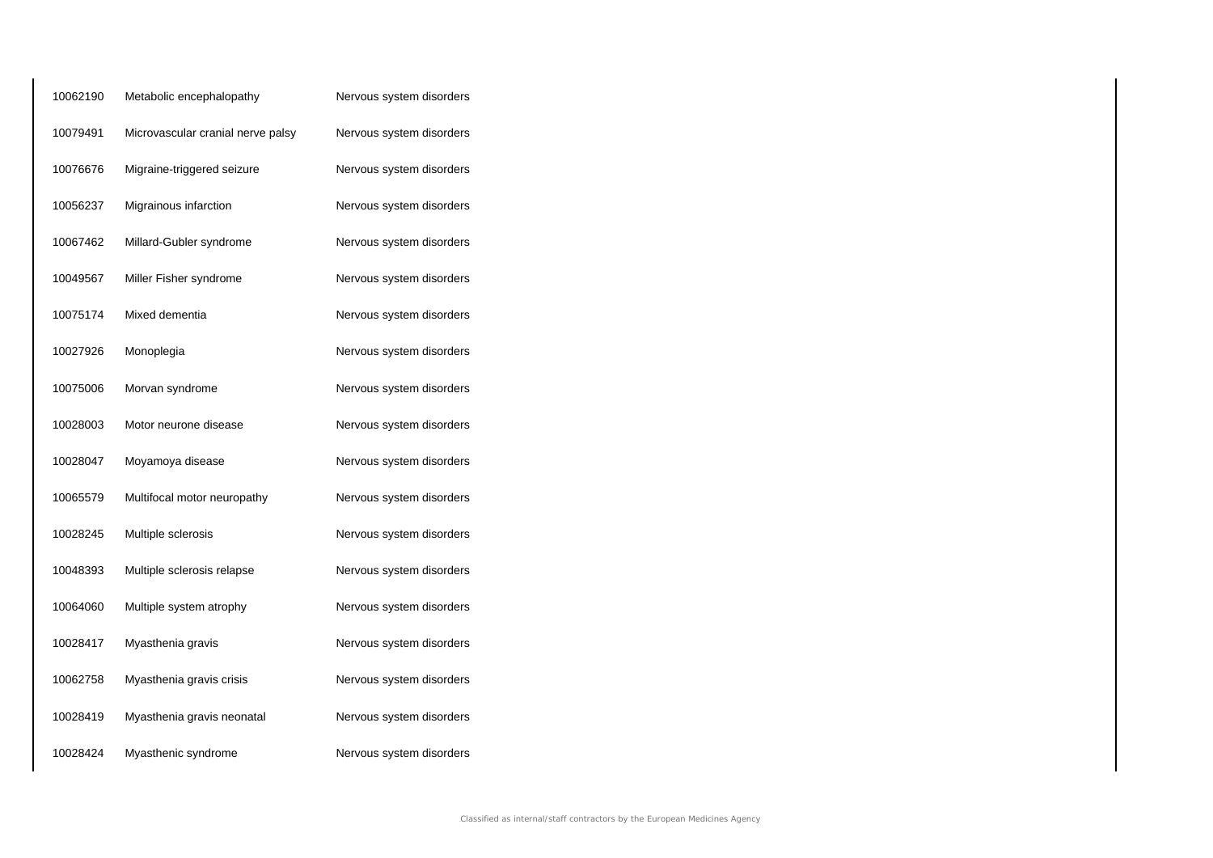| | | |
|---|---|---|
| 10062190 | Metabolic encephalopathy | Nervous system disorders |
| 10079491 | Microvascular cranial nerve palsy | Nervous system disorders |
| 10076676 | Migraine-triggered seizure | Nervous system disorders |
| 10056237 | Migrainous infarction | Nervous system disorders |
| 10067462 | Millard-Gubler syndrome | Nervous system disorders |
| 10049567 | Miller Fisher syndrome | Nervous system disorders |
| 10075174 | Mixed dementia | Nervous system disorders |
| 10027926 | Monoplegia | Nervous system disorders |
| 10075006 | Morvan syndrome | Nervous system disorders |
| 10028003 | Motor neurone disease | Nervous system disorders |
| 10028047 | Moyamoya disease | Nervous system disorders |
| 10065579 | Multifocal motor neuropathy | Nervous system disorders |
| 10028245 | Multiple sclerosis | Nervous system disorders |
| 10048393 | Multiple sclerosis relapse | Nervous system disorders |
| 10064060 | Multiple system atrophy | Nervous system disorders |
| 10028417 | Myasthenia gravis | Nervous system disorders |
| 10062758 | Myasthenia gravis crisis | Nervous system disorders |
| 10028419 | Myasthenia gravis neonatal | Nervous system disorders |
| 10028424 | Myasthenic syndrome | Nervous system disorders |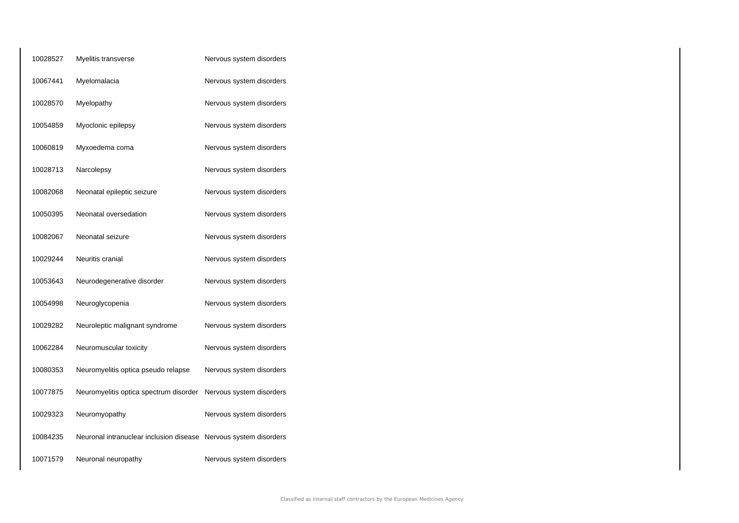| | | |
|---|---|---|
| 10028527 | Myelitis transverse | Nervous system disorders |
| 10067441 | Myelomalacia | Nervous system disorders |
| 10028570 | Myelopathy | Nervous system disorders |
| 10054859 | Myoclonic epilepsy | Nervous system disorders |
| 10060819 | Myxoedema coma | Nervous system disorders |
| 10028713 | Narcolepsy | Nervous system disorders |
| 10082068 | Neonatal epileptic seizure | Nervous system disorders |
| 10050395 | Neonatal oversedation | Nervous system disorders |
| 10082067 | Neonatal seizure | Nervous system disorders |
| 10029244 | Neuritis cranial | Nervous system disorders |
| 10053643 | Neurodegenerative disorder | Nervous system disorders |
| 10054998 | Neuroglycopenia | Nervous system disorders |
| 10029282 | Neuroleptic malignant syndrome | Nervous system disorders |
| 10062284 | Neuromuscular toxicity | Nervous system disorders |
| 10080353 | Neuromyelitis optica pseudo relapse | Nervous system disorders |
| 10077875 | Neuromyelitis optica spectrum disorder | Nervous system disorders |
| 10029323 | Neuromyopathy | Nervous system disorders |
| 10084235 | Neuronal intranuclear inclusion disease | Nervous system disorders |
| 10071579 | Neuronal neuropathy | Nervous system disorders |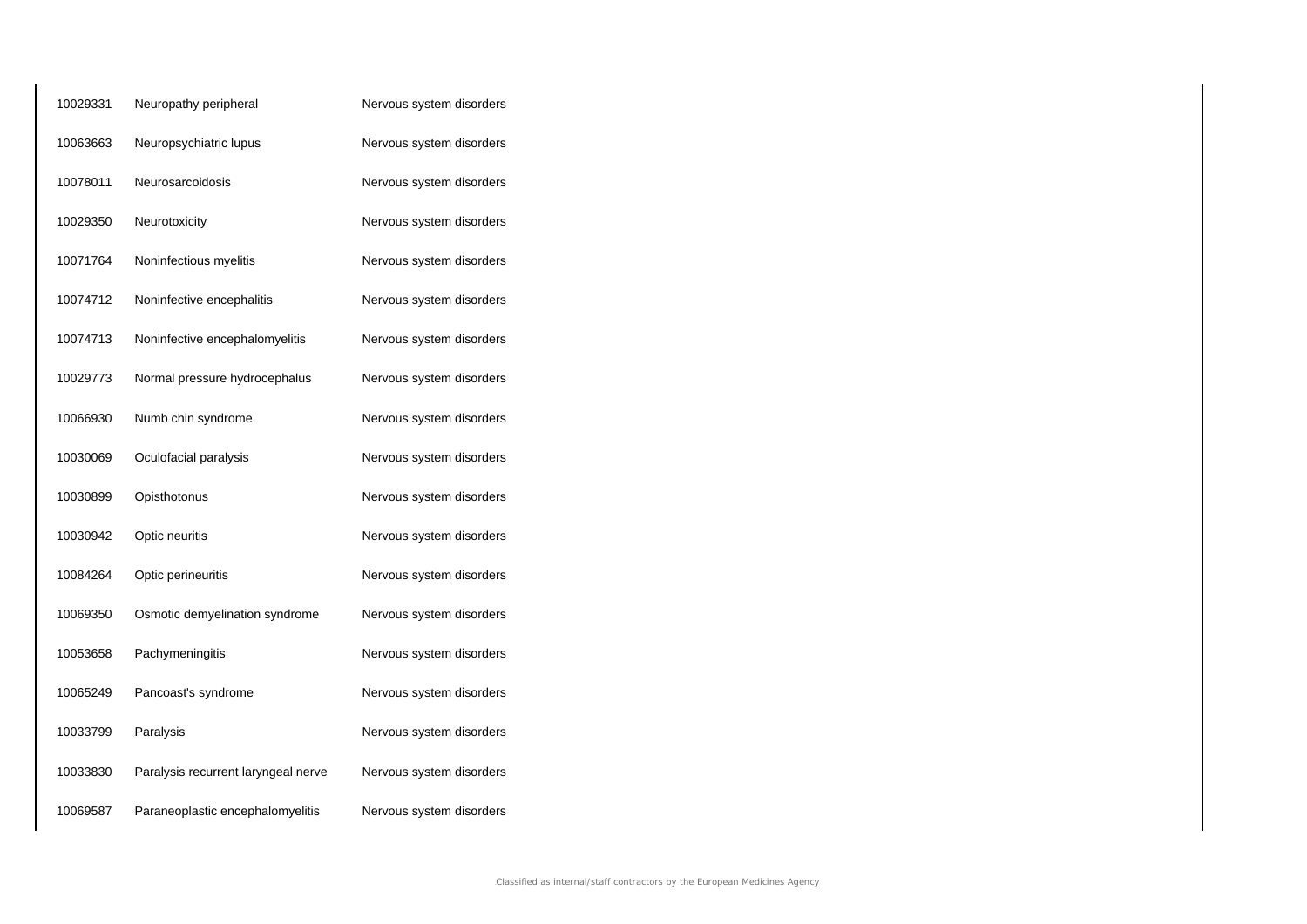| | | |
|---|---|---|
| 10029331 | Neuropathy peripheral | Nervous system disorders |
| 10063663 | Neuropsychiatric lupus | Nervous system disorders |
| 10078011 | Neurosarcoidosis | Nervous system disorders |
| 10029350 | Neurotoxicity | Nervous system disorders |
| 10071764 | Noninfectious myelitis | Nervous system disorders |
| 10074712 | Noninfective encephalitis | Nervous system disorders |
| 10074713 | Noninfective encephalomyelitis | Nervous system disorders |
| 10029773 | Normal pressure hydrocephalus | Nervous system disorders |
| 10066930 | Numb chin syndrome | Nervous system disorders |
| 10030069 | Oculofacial paralysis | Nervous system disorders |
| 10030899 | Opisthotonus | Nervous system disorders |
| 10030942 | Optic neuritis | Nervous system disorders |
| 10084264 | Optic perineuritis | Nervous system disorders |
| 10069350 | Osmotic demyelination syndrome | Nervous system disorders |
| 10053658 | Pachymeningitis | Nervous system disorders |
| 10065249 | Pancoast's syndrome | Nervous system disorders |
| 10033799 | Paralysis | Nervous system disorders |
| 10033830 | Paralysis recurrent laryngeal nerve | Nervous system disorders |
| 10069587 | Paraneoplastic encephalomyelitis | Nervous system disorders |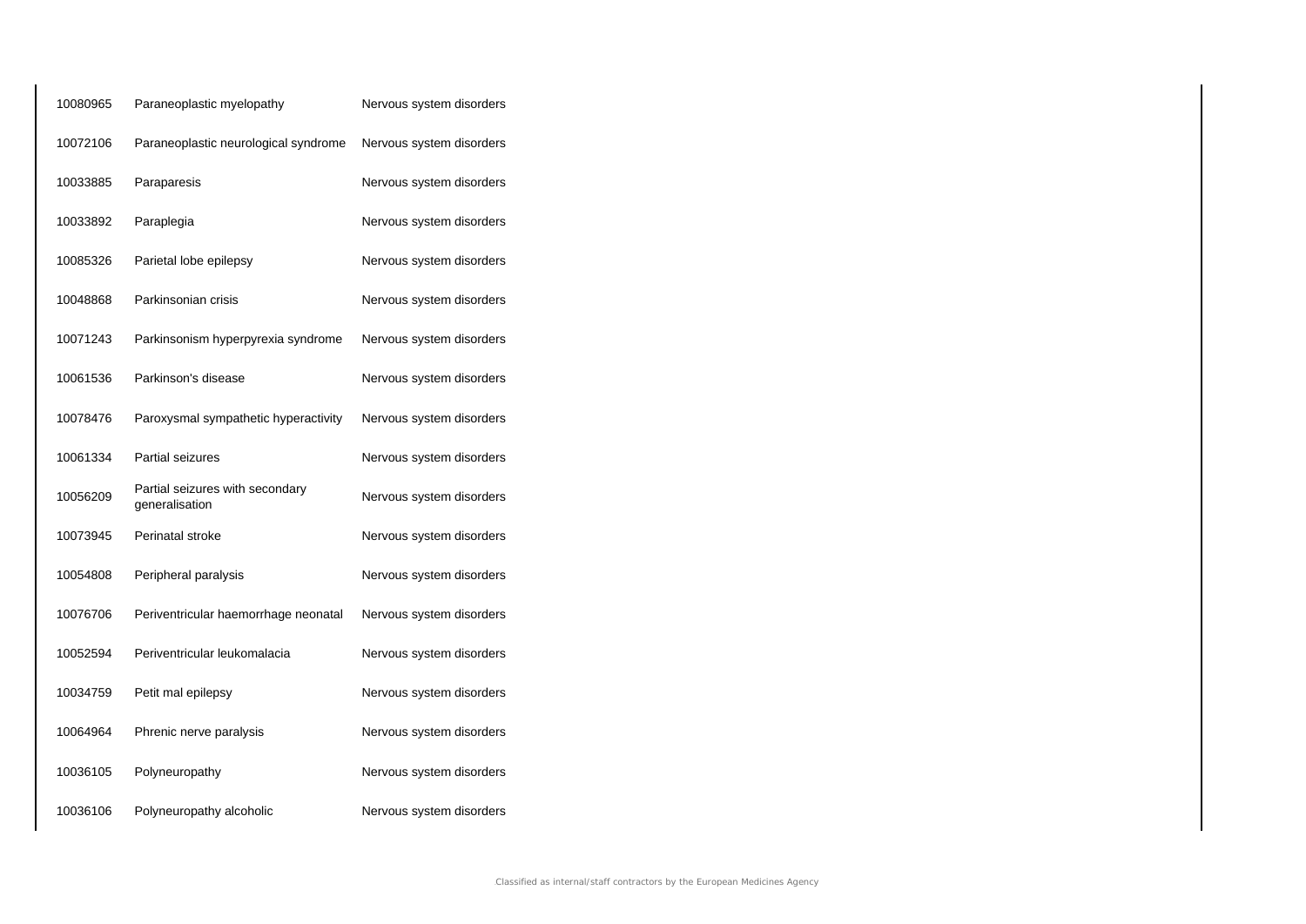| | | |
|---|---|---|
| 10080965 | Paraneoplastic myelopathy | Nervous system disorders |
| 10072106 | Paraneoplastic neurological syndrome | Nervous system disorders |
| 10033885 | Paraparesis | Nervous system disorders |
| 10033892 | Paraplegia | Nervous system disorders |
| 10085326 | Parietal lobe epilepsy | Nervous system disorders |
| 10048868 | Parkinsonian crisis | Nervous system disorders |
| 10071243 | Parkinsonism hyperpyrexia syndrome | Nervous system disorders |
| 10061536 | Parkinson's disease | Nervous system disorders |
| 10078476 | Paroxysmal sympathetic hyperactivity | Nervous system disorders |
| 10061334 | Partial seizures | Nervous system disorders |
| 10056209 | Partial seizures with secondary generalisation | Nervous system disorders |
| 10073945 | Perinatal stroke | Nervous system disorders |
| 10054808 | Peripheral paralysis | Nervous system disorders |
| 10076706 | Periventricular haemorrhage neonatal | Nervous system disorders |
| 10052594 | Periventricular leukomalacia | Nervous system disorders |
| 10034759 | Petit mal epilepsy | Nervous system disorders |
| 10064964 | Phrenic nerve paralysis | Nervous system disorders |
| 10036105 | Polyneuropathy | Nervous system disorders |
| 10036106 | Polyneuropathy alcoholic | Nervous system disorders |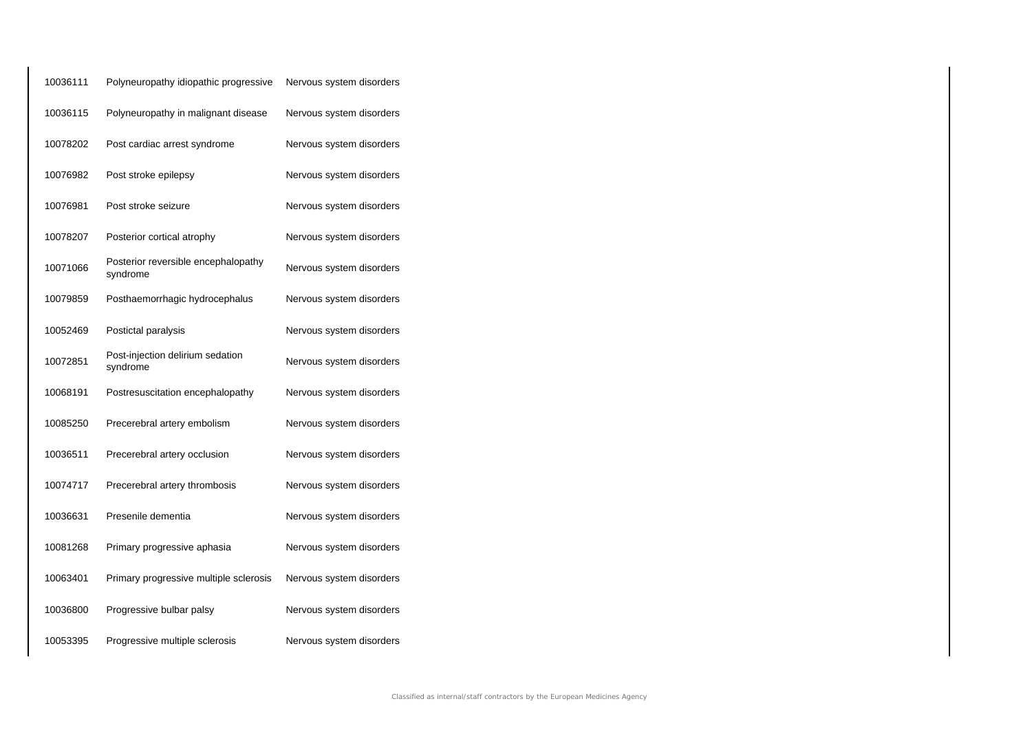| | | |
|---|---|---|
| 10036111 | Polyneuropathy idiopathic progressive | Nervous system disorders |
| 10036115 | Polyneuropathy in malignant disease | Nervous system disorders |
| 10078202 | Post cardiac arrest syndrome | Nervous system disorders |
| 10076982 | Post stroke epilepsy | Nervous system disorders |
| 10076981 | Post stroke seizure | Nervous system disorders |
| 10078207 | Posterior cortical atrophy | Nervous system disorders |
| 10071066 | Posterior reversible encephalopathy syndrome | Nervous system disorders |
| 10079859 | Posthaemorrhagic hydrocephalus | Nervous system disorders |
| 10052469 | Postictal paralysis | Nervous system disorders |
| 10072851 | Post-injection delirium sedation syndrome | Nervous system disorders |
| 10068191 | Postresuscitation encephalopathy | Nervous system disorders |
| 10085250 | Precerebral artery embolism | Nervous system disorders |
| 10036511 | Precerebral artery occlusion | Nervous system disorders |
| 10074717 | Precerebral artery thrombosis | Nervous system disorders |
| 10036631 | Presenile dementia | Nervous system disorders |
| 10081268 | Primary progressive aphasia | Nervous system disorders |
| 10063401 | Primary progressive multiple sclerosis | Nervous system disorders |
| 10036800 | Progressive bulbar palsy | Nervous system disorders |
| 10053395 | Progressive multiple sclerosis | Nervous system disorders |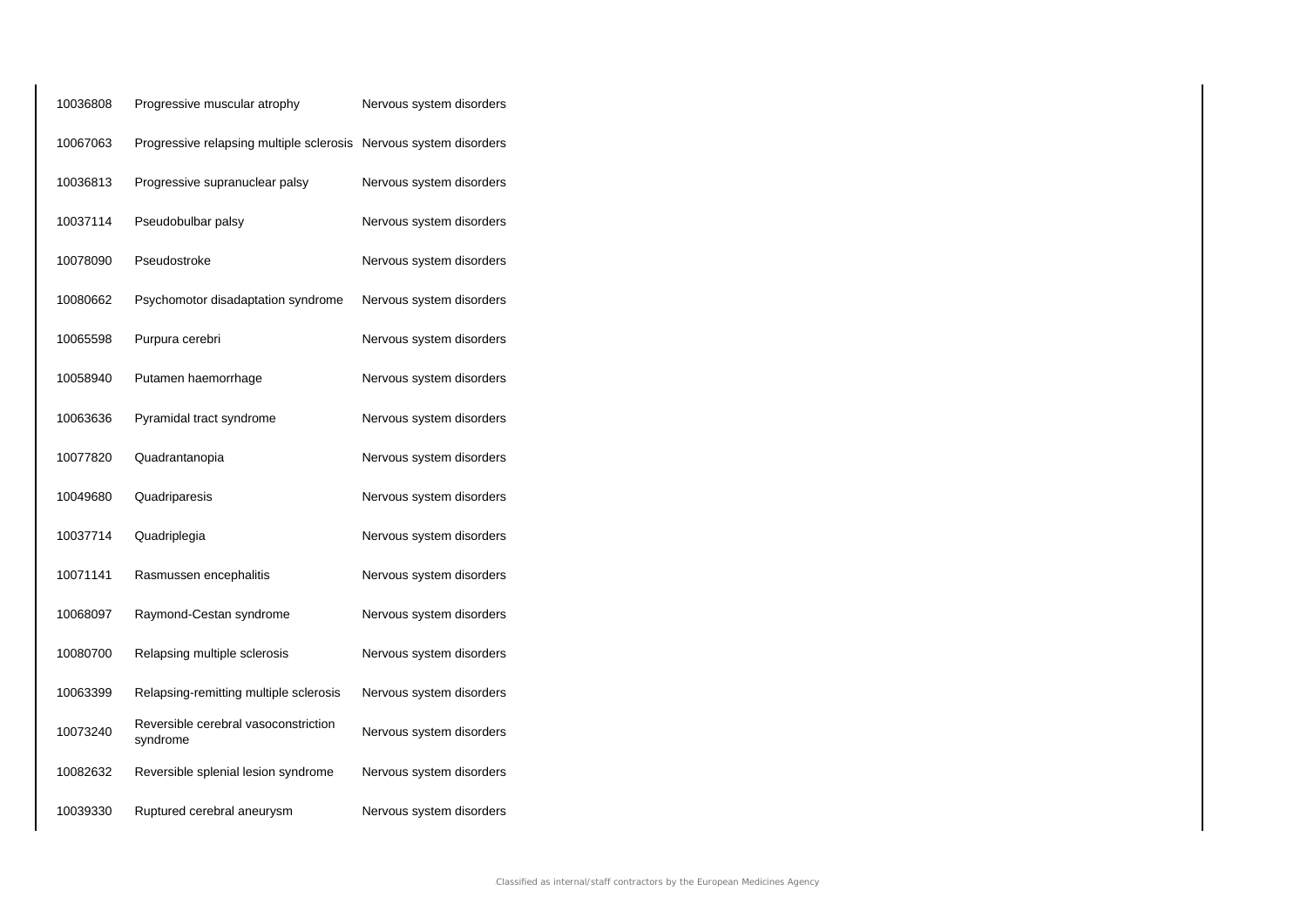| | | |
|---|---|---|
| 10036808 | Progressive muscular atrophy | Nervous system disorders |
| 10067063 | Progressive relapsing multiple sclerosis | Nervous system disorders |
| 10036813 | Progressive supranuclear palsy | Nervous system disorders |
| 10037114 | Pseudobulbar palsy | Nervous system disorders |
| 10078090 | Pseudostroke | Nervous system disorders |
| 10080662 | Psychomotor disadaptation syndrome | Nervous system disorders |
| 10065598 | Purpura cerebri | Nervous system disorders |
| 10058940 | Putamen haemorrhage | Nervous system disorders |
| 10063636 | Pyramidal tract syndrome | Nervous system disorders |
| 10077820 | Quadrantanopia | Nervous system disorders |
| 10049680 | Quadriparesis | Nervous system disorders |
| 10037714 | Quadriplegia | Nervous system disorders |
| 10071141 | Rasmussen encephalitis | Nervous system disorders |
| 10068097 | Raymond-Cestan syndrome | Nervous system disorders |
| 10080700 | Relapsing multiple sclerosis | Nervous system disorders |
| 10063399 | Relapsing-remitting multiple sclerosis | Nervous system disorders |
| 10073240 | Reversible cerebral vasoconstriction syndrome | Nervous system disorders |
| 10082632 | Reversible splenial lesion syndrome | Nervous system disorders |
| 10039330 | Ruptured cerebral aneurysm | Nervous system disorders |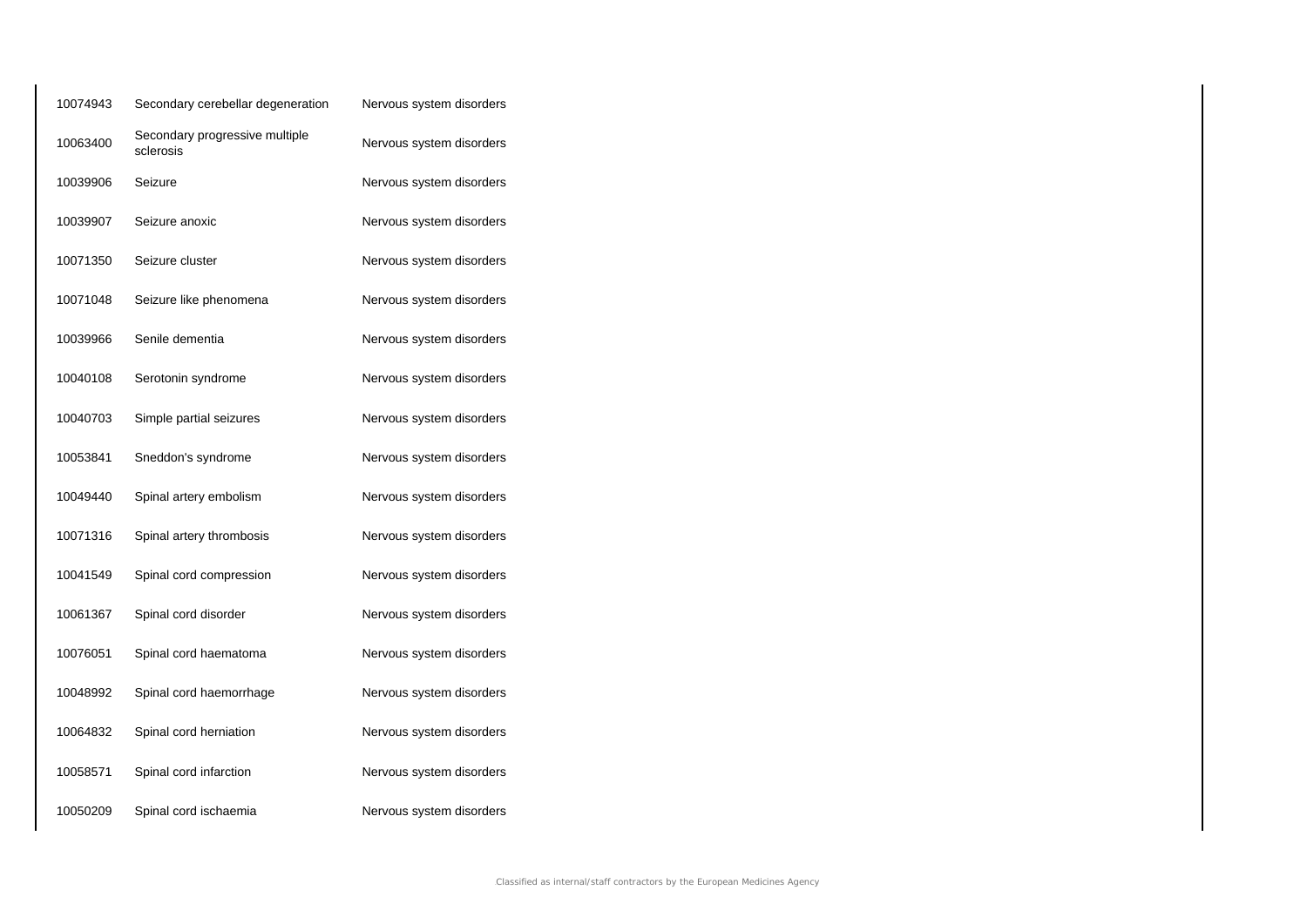| | | |
|---|---|---|
| 10074943 | Secondary cerebellar degeneration | Nervous system disorders |
| 10063400 | Secondary progressive multiple sclerosis | Nervous system disorders |
| 10039906 | Seizure | Nervous system disorders |
| 10039907 | Seizure anoxic | Nervous system disorders |
| 10071350 | Seizure cluster | Nervous system disorders |
| 10071048 | Seizure like phenomena | Nervous system disorders |
| 10039966 | Senile dementia | Nervous system disorders |
| 10040108 | Serotonin syndrome | Nervous system disorders |
| 10040703 | Simple partial seizures | Nervous system disorders |
| 10053841 | Sneddon's syndrome | Nervous system disorders |
| 10049440 | Spinal artery embolism | Nervous system disorders |
| 10071316 | Spinal artery thrombosis | Nervous system disorders |
| 10041549 | Spinal cord compression | Nervous system disorders |
| 10061367 | Spinal cord disorder | Nervous system disorders |
| 10076051 | Spinal cord haematoma | Nervous system disorders |
| 10048992 | Spinal cord haemorrhage | Nervous system disorders |
| 10064832 | Spinal cord herniation | Nervous system disorders |
| 10058571 | Spinal cord infarction | Nervous system disorders |
| 10050209 | Spinal cord ischaemia | Nervous system disorders |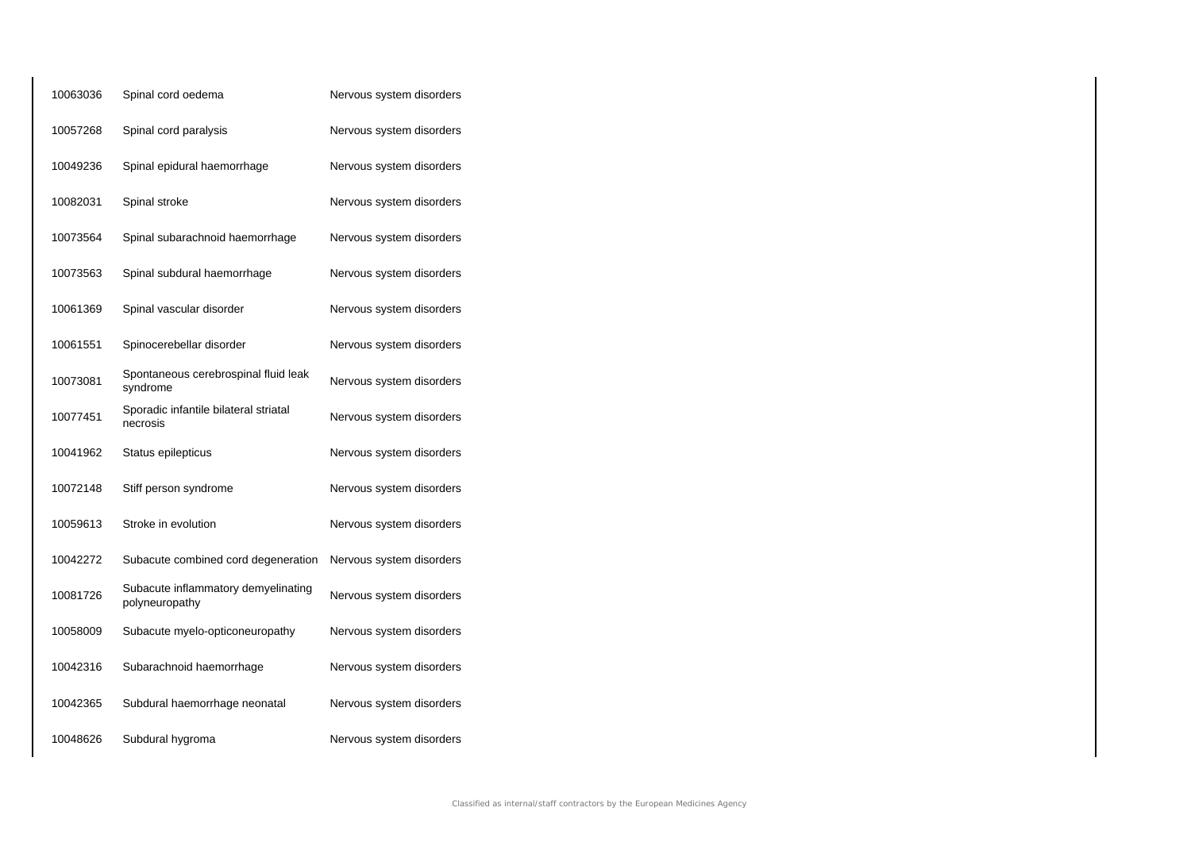| | | |
|---|---|---|
| 10063036 | Spinal cord oedema | Nervous system disorders |
| 10057268 | Spinal cord paralysis | Nervous system disorders |
| 10049236 | Spinal epidural haemorrhage | Nervous system disorders |
| 10082031 | Spinal stroke | Nervous system disorders |
| 10073564 | Spinal subarachnoid haemorrhage | Nervous system disorders |
| 10073563 | Spinal subdural haemorrhage | Nervous system disorders |
| 10061369 | Spinal vascular disorder | Nervous system disorders |
| 10061551 | Spinocerebellar disorder | Nervous system disorders |
| 10073081 | Spontaneous cerebrospinal fluid leak syndrome | Nervous system disorders |
| 10077451 | Sporadic infantile bilateral striatal necrosis | Nervous system disorders |
| 10041962 | Status epilepticus | Nervous system disorders |
| 10072148 | Stiff person syndrome | Nervous system disorders |
| 10059613 | Stroke in evolution | Nervous system disorders |
| 10042272 | Subacute combined cord degeneration | Nervous system disorders |
| 10081726 | Subacute inflammatory demyelinating polyneuropathy | Nervous system disorders |
| 10058009 | Subacute myelo-opticoneuropathy | Nervous system disorders |
| 10042316 | Subarachnoid haemorrhage | Nervous system disorders |
| 10042365 | Subdural haemorrhage neonatal | Nervous system disorders |
| 10048626 | Subdural hygroma | Nervous system disorders |

Classified as internal/staff contractors by the European Medicines Agency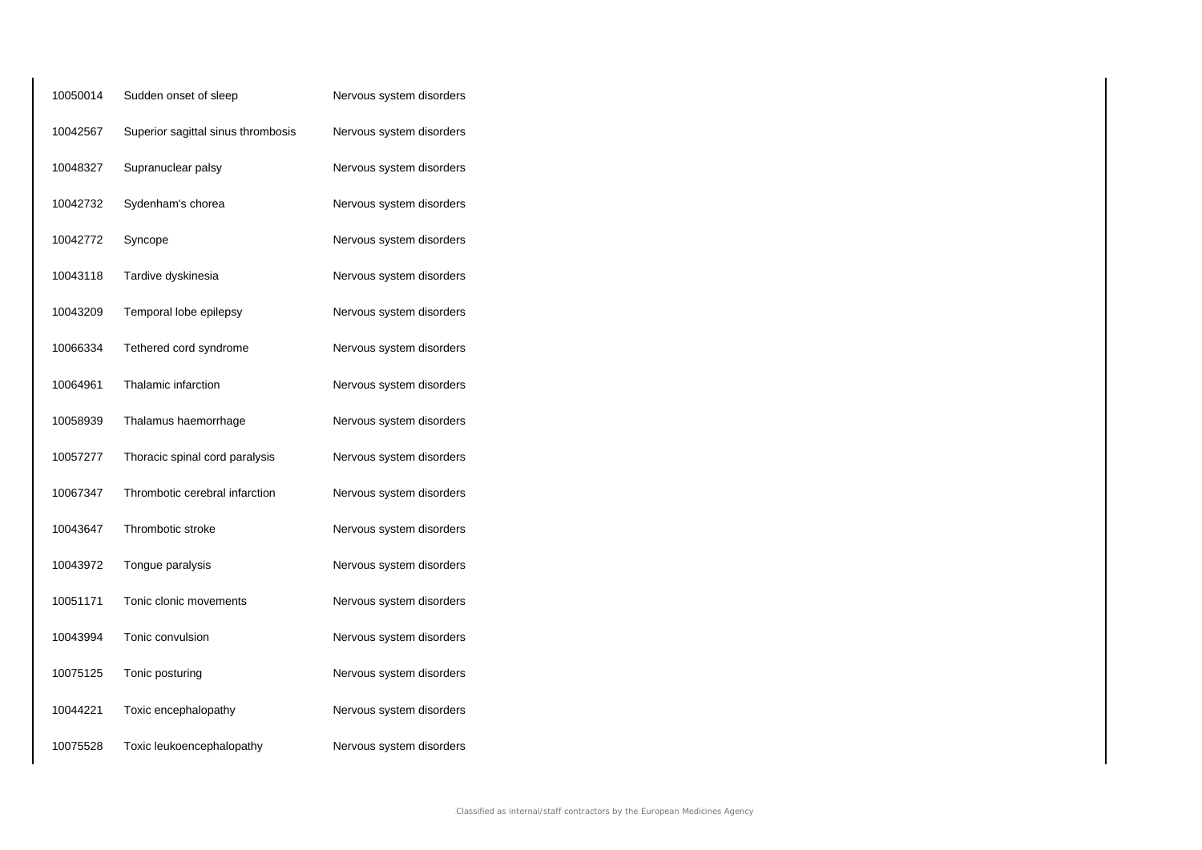| | | |
|---|---|---|
| 10050014 | Sudden onset of sleep | Nervous system disorders |
| 10042567 | Superior sagittal sinus thrombosis | Nervous system disorders |
| 10048327 | Supranuclear palsy | Nervous system disorders |
| 10042732 | Sydenham's chorea | Nervous system disorders |
| 10042772 | Syncope | Nervous system disorders |
| 10043118 | Tardive dyskinesia | Nervous system disorders |
| 10043209 | Temporal lobe epilepsy | Nervous system disorders |
| 10066334 | Tethered cord syndrome | Nervous system disorders |
| 10064961 | Thalamic infarction | Nervous system disorders |
| 10058939 | Thalamus haemorrhage | Nervous system disorders |
| 10057277 | Thoracic spinal cord paralysis | Nervous system disorders |
| 10067347 | Thrombotic cerebral infarction | Nervous system disorders |
| 10043647 | Thrombotic stroke | Nervous system disorders |
| 10043972 | Tongue paralysis | Nervous system disorders |
| 10051171 | Tonic clonic movements | Nervous system disorders |
| 10043994 | Tonic convulsion | Nervous system disorders |
| 10075125 | Tonic posturing | Nervous system disorders |
| 10044221 | Toxic encephalopathy | Nervous system disorders |
| 10075528 | Toxic leukoencephalopathy | Nervous system disorders |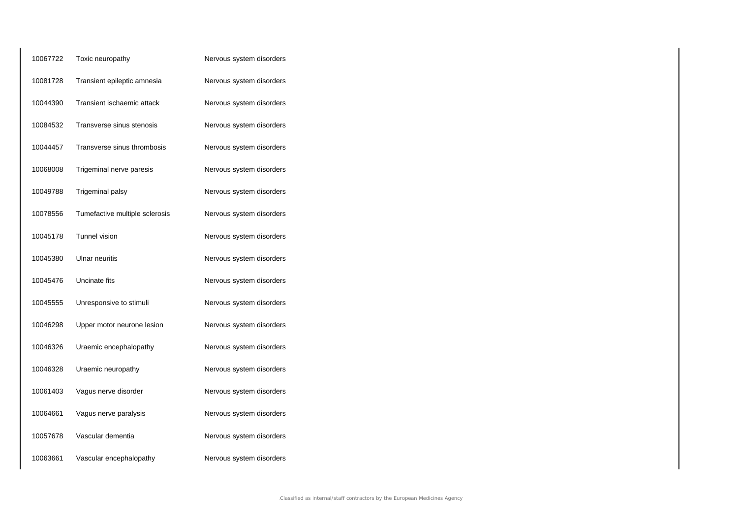| | | |
|---|---|---|
| 10067722 | Toxic neuropathy | Nervous system disorders |
| 10081728 | Transient epileptic amnesia | Nervous system disorders |
| 10044390 | Transient ischaemic attack | Nervous system disorders |
| 10084532 | Transverse sinus stenosis | Nervous system disorders |
| 10044457 | Transverse sinus thrombosis | Nervous system disorders |
| 10068008 | Trigeminal nerve paresis | Nervous system disorders |
| 10049788 | Trigeminal palsy | Nervous system disorders |
| 10078556 | Tumefactive multiple sclerosis | Nervous system disorders |
| 10045178 | Tunnel vision | Nervous system disorders |
| 10045380 | Ulnar neuritis | Nervous system disorders |
| 10045476 | Uncinate fits | Nervous system disorders |
| 10045555 | Unresponsive to stimuli | Nervous system disorders |
| 10046298 | Upper motor neurone lesion | Nervous system disorders |
| 10046326 | Uraemic encephalopathy | Nervous system disorders |
| 10046328 | Uraemic neuropathy | Nervous system disorders |
| 10061403 | Vagus nerve disorder | Nervous system disorders |
| 10064661 | Vagus nerve paralysis | Nervous system disorders |
| 10057678 | Vascular dementia | Nervous system disorders |
| 10063661 | Vascular encephalopathy | Nervous system disorders |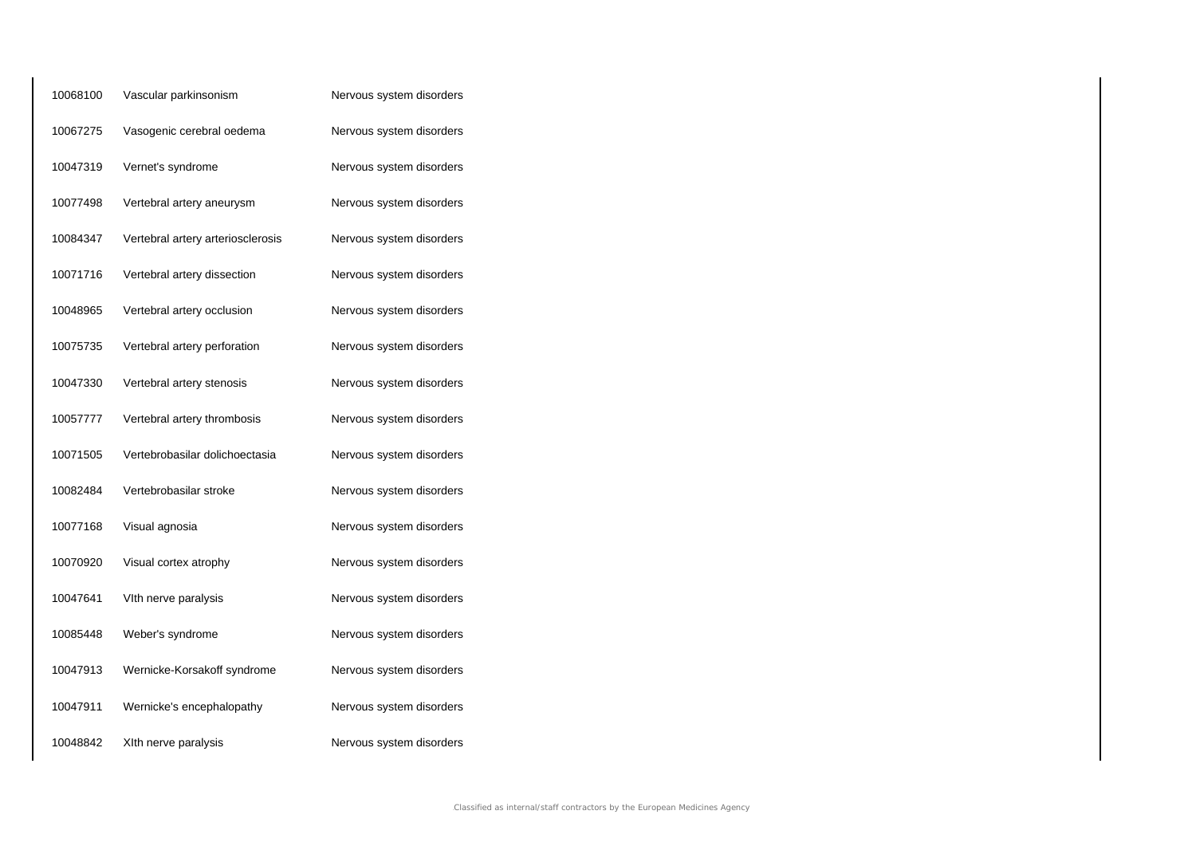| | | |
|---|---|---|
| 10068100 | Vascular parkinsonism | Nervous system disorders |
| 10067275 | Vasogenic cerebral oedema | Nervous system disorders |
| 10047319 | Vernet's syndrome | Nervous system disorders |
| 10077498 | Vertebral artery aneurysm | Nervous system disorders |
| 10084347 | Vertebral artery arteriosclerosis | Nervous system disorders |
| 10071716 | Vertebral artery dissection | Nervous system disorders |
| 10048965 | Vertebral artery occlusion | Nervous system disorders |
| 10075735 | Vertebral artery perforation | Nervous system disorders |
| 10047330 | Vertebral artery stenosis | Nervous system disorders |
| 10057777 | Vertebral artery thrombosis | Nervous system disorders |
| 10071505 | Vertebrobasilar dolichoectasia | Nervous system disorders |
| 10082484 | Vertebrobasilar stroke | Nervous system disorders |
| 10077168 | Visual agnosia | Nervous system disorders |
| 10070920 | Visual cortex atrophy | Nervous system disorders |
| 10047641 | VIth nerve paralysis | Nervous system disorders |
| 10085448 | Weber's syndrome | Nervous system disorders |
| 10047913 | Wernicke-Korsakoff syndrome | Nervous system disorders |
| 10047911 | Wernicke's encephalopathy | Nervous system disorders |
| 10048842 | XIth nerve paralysis | Nervous system disorders |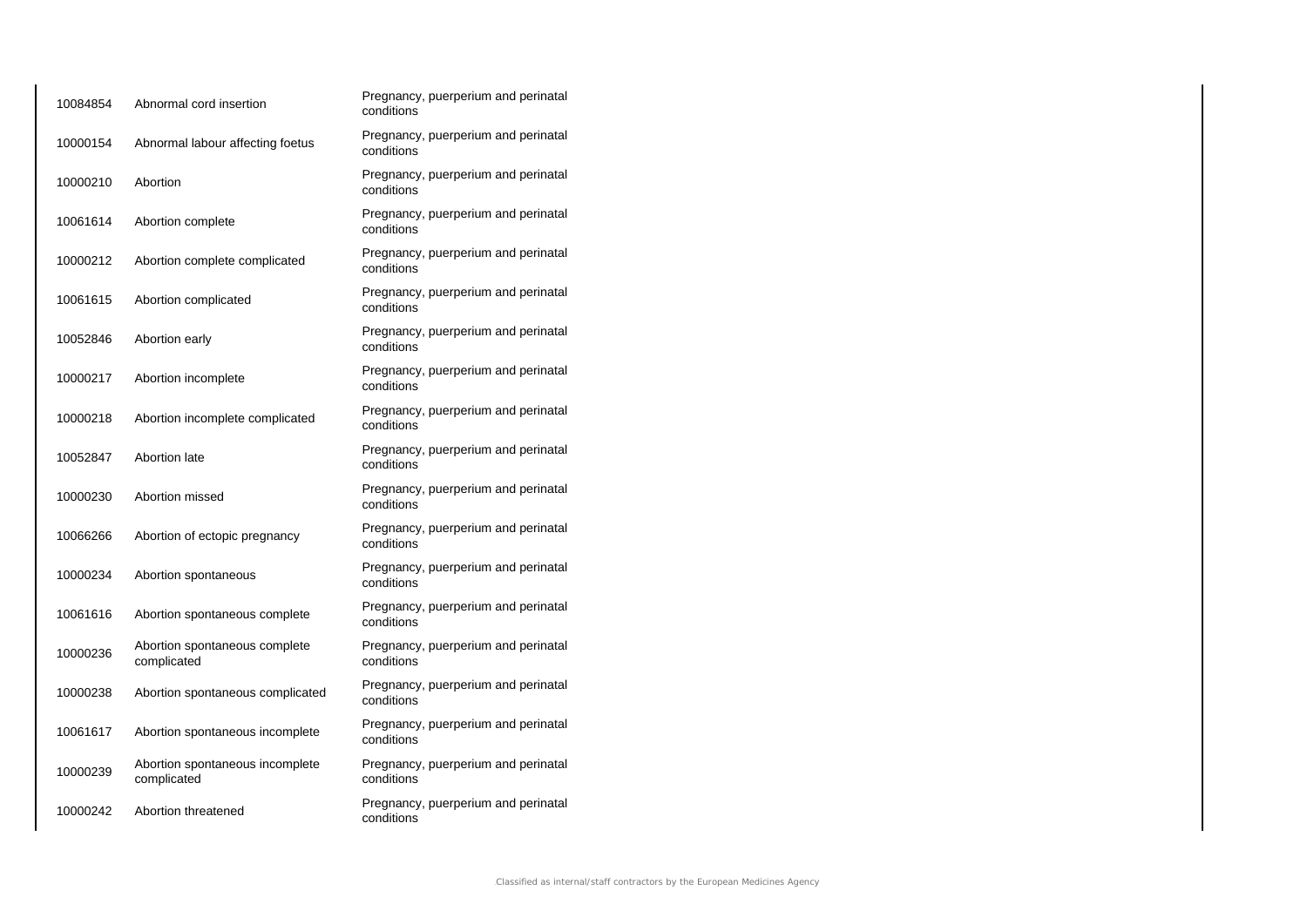| | | |
|---|---|---|
| 10084854 | Abnormal cord insertion | Pregnancy, puerperium and perinatal conditions |
| 10000154 | Abnormal labour affecting foetus | Pregnancy, puerperium and perinatal conditions |
| 10000210 | Abortion | Pregnancy, puerperium and perinatal conditions |
| 10061614 | Abortion complete | Pregnancy, puerperium and perinatal conditions |
| 10000212 | Abortion complete complicated | Pregnancy, puerperium and perinatal conditions |
| 10061615 | Abortion complicated | Pregnancy, puerperium and perinatal conditions |
| 10052846 | Abortion early | Pregnancy, puerperium and perinatal conditions |
| 10000217 | Abortion incomplete | Pregnancy, puerperium and perinatal conditions |
| 10000218 | Abortion incomplete complicated | Pregnancy, puerperium and perinatal conditions |
| 10052847 | Abortion late | Pregnancy, puerperium and perinatal conditions |
| 10000230 | Abortion missed | Pregnancy, puerperium and perinatal conditions |
| 10066266 | Abortion of ectopic pregnancy | Pregnancy, puerperium and perinatal conditions |
| 10000234 | Abortion spontaneous | Pregnancy, puerperium and perinatal conditions |
| 10061616 | Abortion spontaneous complete | Pregnancy, puerperium and perinatal conditions |
| 10000236 | Abortion spontaneous complete complicated | Pregnancy, puerperium and perinatal conditions |
| 10000238 | Abortion spontaneous complicated | Pregnancy, puerperium and perinatal conditions |
| 10061617 | Abortion spontaneous incomplete | Pregnancy, puerperium and perinatal conditions |
| 10000239 | Abortion spontaneous incomplete complicated | Pregnancy, puerperium and perinatal conditions |
| 10000242 | Abortion threatened | Pregnancy, puerperium and perinatal conditions |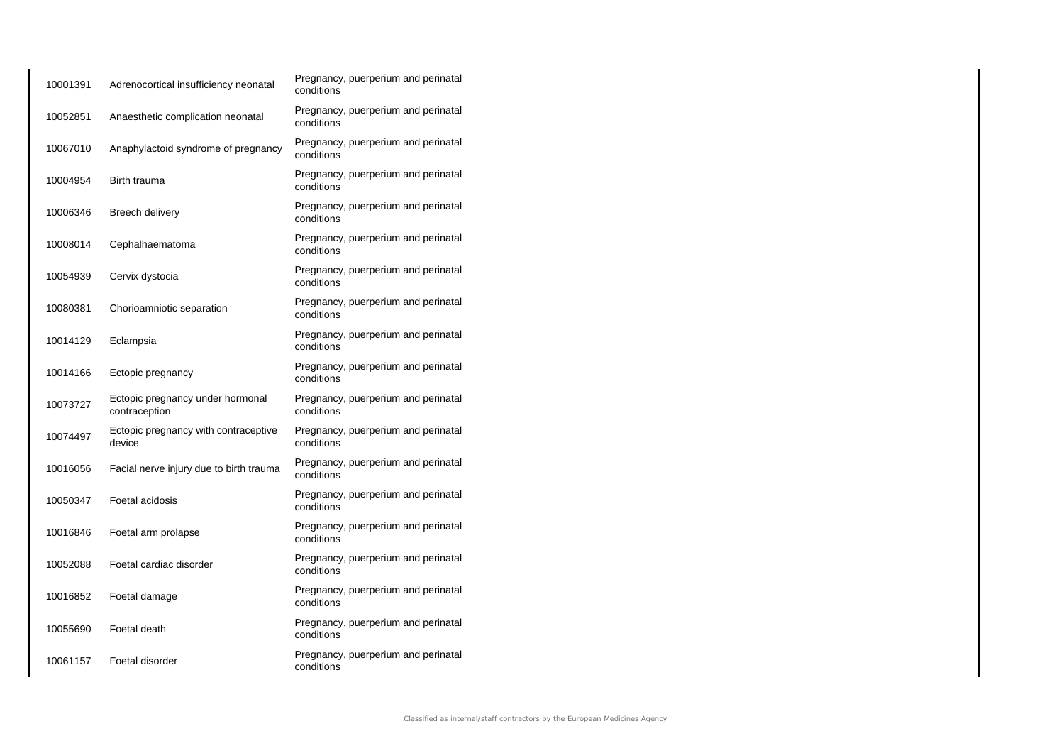| | | |
|---|---|---|
| 10001391 | Adrenocortical insufficiency neonatal | Pregnancy, puerperium and perinatal conditions |
| 10052851 | Anaesthetic complication neonatal | Pregnancy, puerperium and perinatal conditions |
| 10067010 | Anaphylactoid syndrome of pregnancy | Pregnancy, puerperium and perinatal conditions |
| 10004954 | Birth trauma | Pregnancy, puerperium and perinatal conditions |
| 10006346 | Breech delivery | Pregnancy, puerperium and perinatal conditions |
| 10008014 | Cephalhaematoma | Pregnancy, puerperium and perinatal conditions |
| 10054939 | Cervix dystocia | Pregnancy, puerperium and perinatal conditions |
| 10080381 | Chorioamniotic separation | Pregnancy, puerperium and perinatal conditions |
| 10014129 | Eclampsia | Pregnancy, puerperium and perinatal conditions |
| 10014166 | Ectopic pregnancy | Pregnancy, puerperium and perinatal conditions |
| 10073727 | Ectopic pregnancy under hormonal contraception | Pregnancy, puerperium and perinatal conditions |
| 10074497 | Ectopic pregnancy with contraceptive device | Pregnancy, puerperium and perinatal conditions |
| 10016056 | Facial nerve injury due to birth trauma | Pregnancy, puerperium and perinatal conditions |
| 10050347 | Foetal acidosis | Pregnancy, puerperium and perinatal conditions |
| 10016846 | Foetal arm prolapse | Pregnancy, puerperium and perinatal conditions |
| 10052088 | Foetal cardiac disorder | Pregnancy, puerperium and perinatal conditions |
| 10016852 | Foetal damage | Pregnancy, puerperium and perinatal conditions |
| 10055690 | Foetal death | Pregnancy, puerperium and perinatal conditions |
| 10061157 | Foetal disorder | Pregnancy, puerperium and perinatal conditions |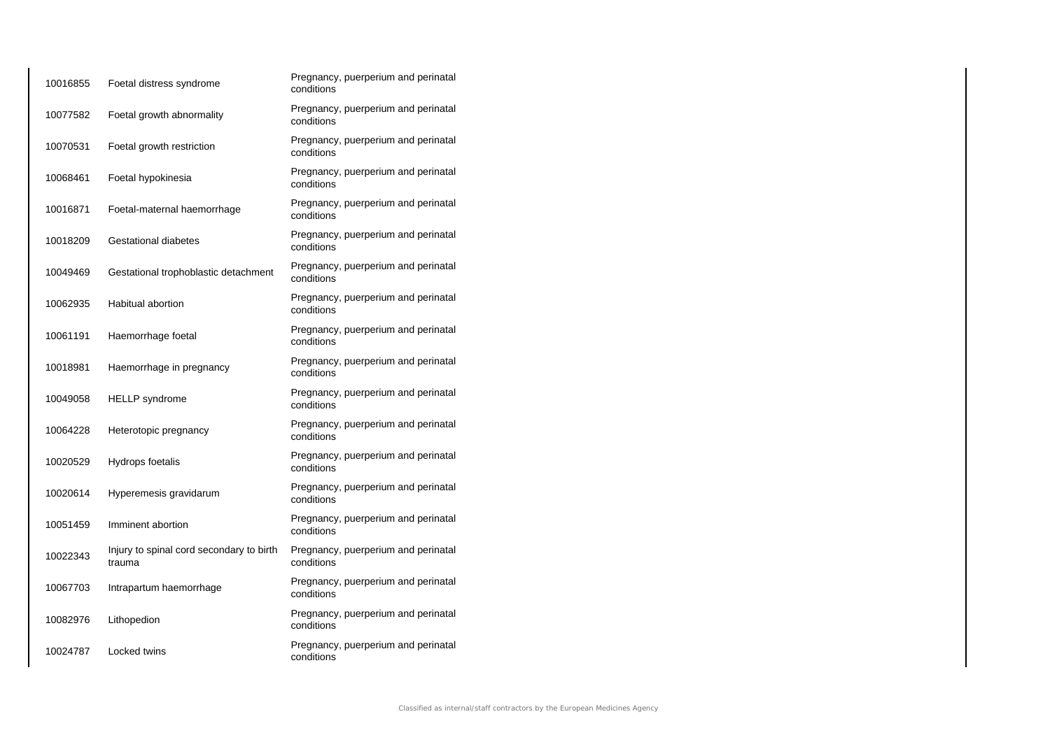| | | |
|---|---|---|
| 10016855 | Foetal distress syndrome | Pregnancy, puerperium and perinatal conditions |
| 10077582 | Foetal growth abnormality | Pregnancy, puerperium and perinatal conditions |
| 10070531 | Foetal growth restriction | Pregnancy, puerperium and perinatal conditions |
| 10068461 | Foetal hypokinesia | Pregnancy, puerperium and perinatal conditions |
| 10016871 | Foetal-maternal haemorrhage | Pregnancy, puerperium and perinatal conditions |
| 10018209 | Gestational diabetes | Pregnancy, puerperium and perinatal conditions |
| 10049469 | Gestational trophoblastic detachment | Pregnancy, puerperium and perinatal conditions |
| 10062935 | Habitual abortion | Pregnancy, puerperium and perinatal conditions |
| 10061191 | Haemorrhage foetal | Pregnancy, puerperium and perinatal conditions |
| 10018981 | Haemorrhage in pregnancy | Pregnancy, puerperium and perinatal conditions |
| 10049058 | HELLP syndrome | Pregnancy, puerperium and perinatal conditions |
| 10064228 | Heterotopic pregnancy | Pregnancy, puerperium and perinatal conditions |
| 10020529 | Hydrops foetalis | Pregnancy, puerperium and perinatal conditions |
| 10020614 | Hyperemesis gravidarum | Pregnancy, puerperium and perinatal conditions |
| 10051459 | Imminent abortion | Pregnancy, puerperium and perinatal conditions |
| 10022343 | Injury to spinal cord secondary to birth trauma | Pregnancy, puerperium and perinatal conditions |
| 10067703 | Intrapartum haemorrhage | Pregnancy, puerperium and perinatal conditions |
| 10082976 | Lithopedion | Pregnancy, puerperium and perinatal conditions |
| 10024787 | Locked twins | Pregnancy, puerperium and perinatal conditions |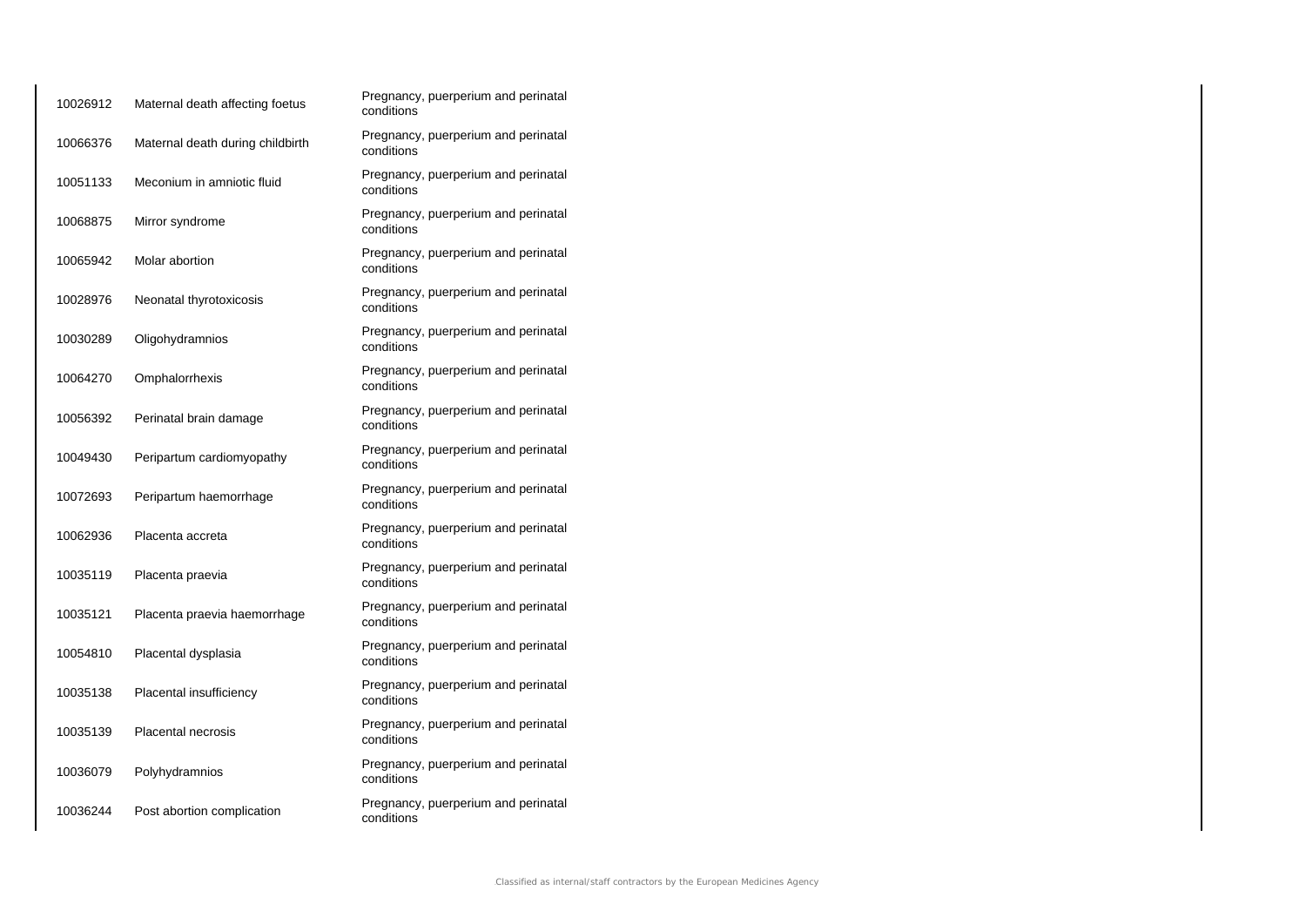| | | |
|---|---|---|
| 10026912 | Maternal death affecting foetus | Pregnancy, puerperium and perinatal conditions |
| 10066376 | Maternal death during childbirth | Pregnancy, puerperium and perinatal conditions |
| 10051133 | Meconium in amniotic fluid | Pregnancy, puerperium and perinatal conditions |
| 10068875 | Mirror syndrome | Pregnancy, puerperium and perinatal conditions |
| 10065942 | Molar abortion | Pregnancy, puerperium and perinatal conditions |
| 10028976 | Neonatal thyrotoxicosis | Pregnancy, puerperium and perinatal conditions |
| 10030289 | Oligohydramnios | Pregnancy, puerperium and perinatal conditions |
| 10064270 | Omphalorrhexis | Pregnancy, puerperium and perinatal conditions |
| 10056392 | Perinatal brain damage | Pregnancy, puerperium and perinatal conditions |
| 10049430 | Peripartum cardiomyopathy | Pregnancy, puerperium and perinatal conditions |
| 10072693 | Peripartum haemorrhage | Pregnancy, puerperium and perinatal conditions |
| 10062936 | Placenta accreta | Pregnancy, puerperium and perinatal conditions |
| 10035119 | Placenta praevia | Pregnancy, puerperium and perinatal conditions |
| 10035121 | Placenta praevia haemorrhage | Pregnancy, puerperium and perinatal conditions |
| 10054810 | Placental dysplasia | Pregnancy, puerperium and perinatal conditions |
| 10035138 | Placental insufficiency | Pregnancy, puerperium and perinatal conditions |
| 10035139 | Placental necrosis | Pregnancy, puerperium and perinatal conditions |
| 10036079 | Polyhydramnios | Pregnancy, puerperium and perinatal conditions |
| 10036244 | Post abortion complication | Pregnancy, puerperium and perinatal conditions |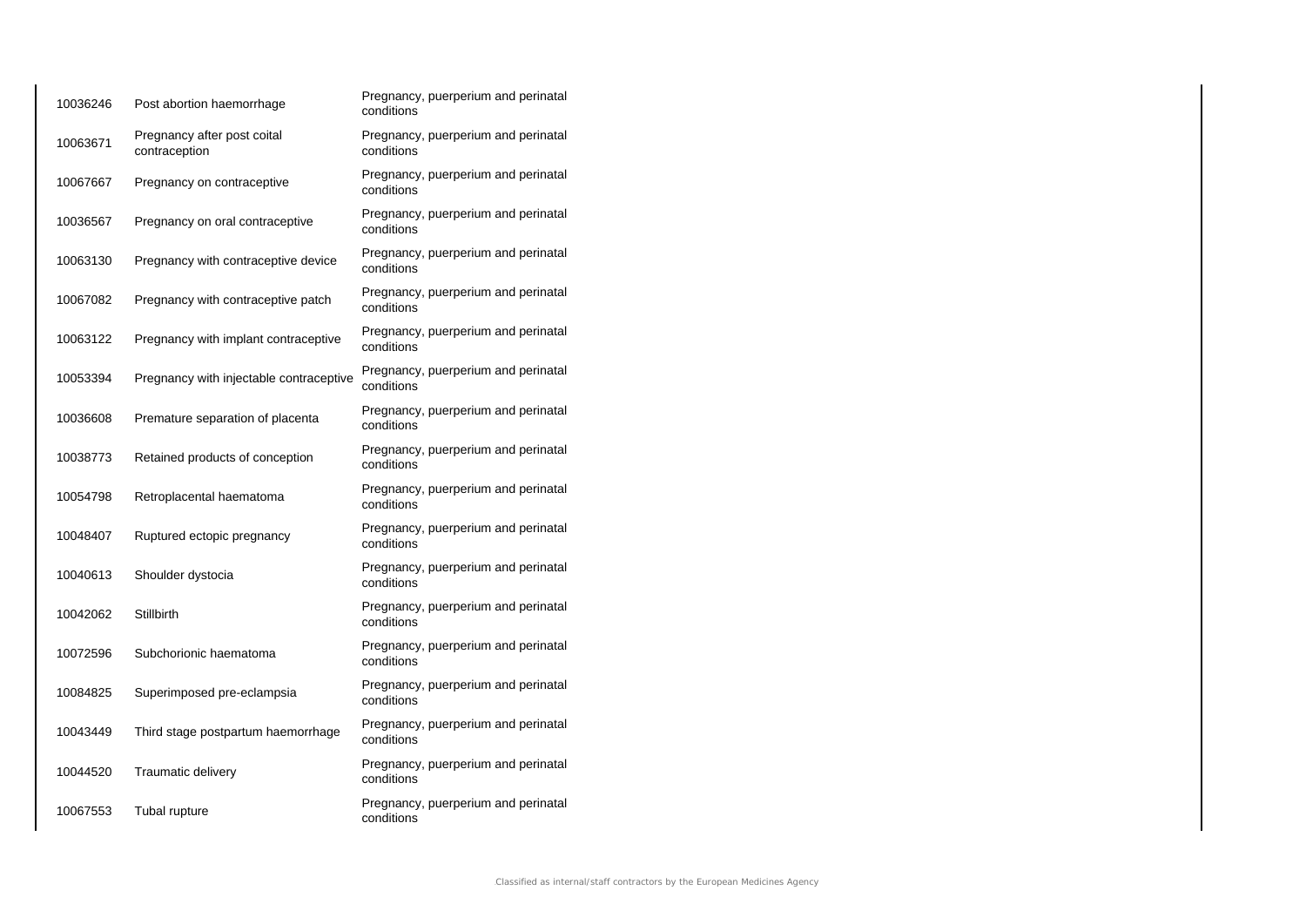| | | |
|---|---|---|
| 10036246 | Post abortion haemorrhage | Pregnancy, puerperium and perinatal conditions |
| 10063671 | Pregnancy after post coital contraception | Pregnancy, puerperium and perinatal conditions |
| 10067667 | Pregnancy on contraceptive | Pregnancy, puerperium and perinatal conditions |
| 10036567 | Pregnancy on oral contraceptive | Pregnancy, puerperium and perinatal conditions |
| 10063130 | Pregnancy with contraceptive device | Pregnancy, puerperium and perinatal conditions |
| 10067082 | Pregnancy with contraceptive patch | Pregnancy, puerperium and perinatal conditions |
| 10063122 | Pregnancy with implant contraceptive | Pregnancy, puerperium and perinatal conditions |
| 10053394 | Pregnancy with injectable contraceptive | Pregnancy, puerperium and perinatal conditions |
| 10036608 | Premature separation of placenta | Pregnancy, puerperium and perinatal conditions |
| 10038773 | Retained products of conception | Pregnancy, puerperium and perinatal conditions |
| 10054798 | Retroplacental haematoma | Pregnancy, puerperium and perinatal conditions |
| 10048407 | Ruptured ectopic pregnancy | Pregnancy, puerperium and perinatal conditions |
| 10040613 | Shoulder dystocia | Pregnancy, puerperium and perinatal conditions |
| 10042062 | Stillbirth | Pregnancy, puerperium and perinatal conditions |
| 10072596 | Subchorionic haematoma | Pregnancy, puerperium and perinatal conditions |
| 10084825 | Superimposed pre-eclampsia | Pregnancy, puerperium and perinatal conditions |
| 10043449 | Third stage postpartum haemorrhage | Pregnancy, puerperium and perinatal conditions |
| 10044520 | Traumatic delivery | Pregnancy, puerperium and perinatal conditions |
| 10067553 | Tubal rupture | Pregnancy, puerperium and perinatal conditions |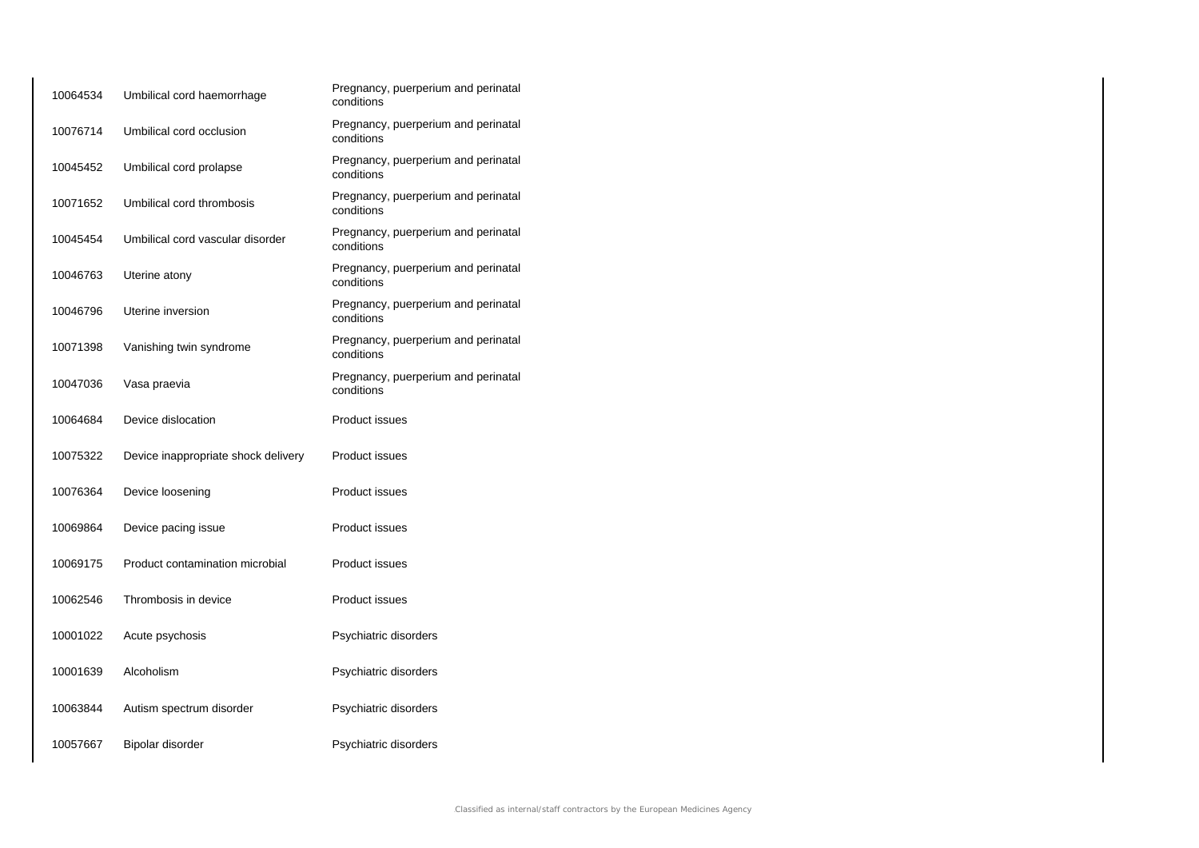| | | |
|---|---|---|
| 10064534 | Umbilical cord haemorrhage | Pregnancy, puerperium and perinatal conditions |
| 10076714 | Umbilical cord occlusion | Pregnancy, puerperium and perinatal conditions |
| 10045452 | Umbilical cord prolapse | Pregnancy, puerperium and perinatal conditions |
| 10071652 | Umbilical cord thrombosis | Pregnancy, puerperium and perinatal conditions |
| 10045454 | Umbilical cord vascular disorder | Pregnancy, puerperium and perinatal conditions |
| 10046763 | Uterine atony | Pregnancy, puerperium and perinatal conditions |
| 10046796 | Uterine inversion | Pregnancy, puerperium and perinatal conditions |
| 10071398 | Vanishing twin syndrome | Pregnancy, puerperium and perinatal conditions |
| 10047036 | Vasa praevia | Pregnancy, puerperium and perinatal conditions |
| 10064684 | Device dislocation | Product issues |
| 10075322 | Device inappropriate shock delivery | Product issues |
| 10076364 | Device loosening | Product issues |
| 10069864 | Device pacing issue | Product issues |
| 10069175 | Product contamination microbial | Product issues |
| 10062546 | Thrombosis in device | Product issues |
| 10001022 | Acute psychosis | Psychiatric disorders |
| 10001639 | Alcoholism | Psychiatric disorders |
| 10063844 | Autism spectrum disorder | Psychiatric disorders |
| 10057667 | Bipolar disorder | Psychiatric disorders |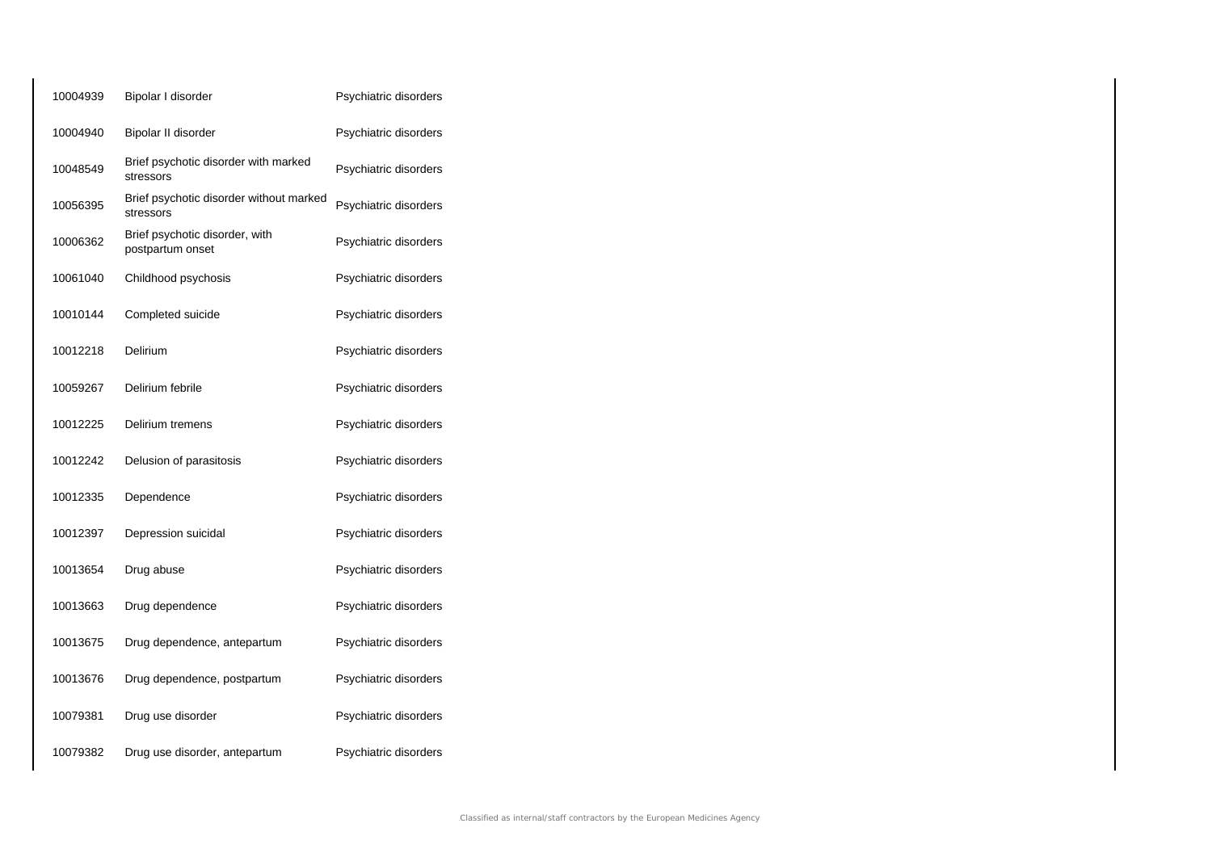| | | |
|---|---|---|
| 10004939 | Bipolar I disorder | Psychiatric disorders |
| 10004940 | Bipolar II disorder | Psychiatric disorders |
| 10048549 | Brief psychotic disorder with marked stressors | Psychiatric disorders |
| 10056395 | Brief psychotic disorder without marked stressors | Psychiatric disorders |
| 10006362 | Brief psychotic disorder, with postpartum onset | Psychiatric disorders |
| 10061040 | Childhood psychosis | Psychiatric disorders |
| 10010144 | Completed suicide | Psychiatric disorders |
| 10012218 | Delirium | Psychiatric disorders |
| 10059267 | Delirium febrile | Psychiatric disorders |
| 10012225 | Delirium tremens | Psychiatric disorders |
| 10012242 | Delusion of parasitosis | Psychiatric disorders |
| 10012335 | Dependence | Psychiatric disorders |
| 10012397 | Depression suicidal | Psychiatric disorders |
| 10013654 | Drug abuse | Psychiatric disorders |
| 10013663 | Drug dependence | Psychiatric disorders |
| 10013675 | Drug dependence, antepartum | Psychiatric disorders |
| 10013676 | Drug dependence, postpartum | Psychiatric disorders |
| 10079381 | Drug use disorder | Psychiatric disorders |
| 10079382 | Drug use disorder, antepartum | Psychiatric disorders |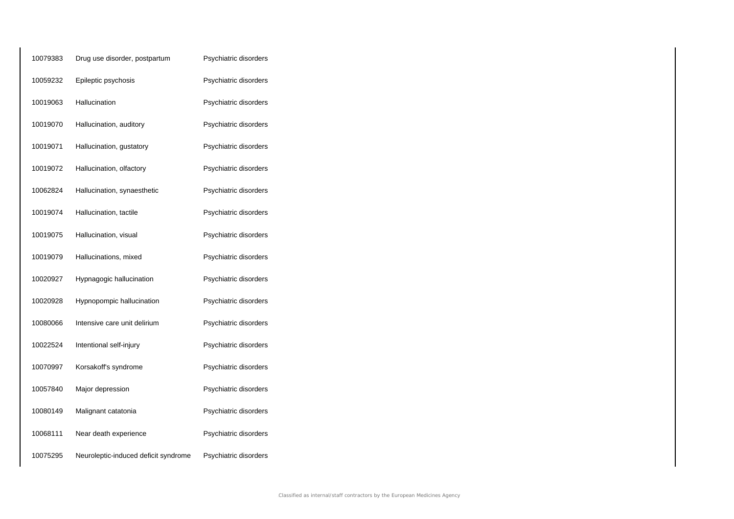| | | |
|---|---|---|
| 10079383 | Drug use disorder, postpartum | Psychiatric disorders |
| 10059232 | Epileptic psychosis | Psychiatric disorders |
| 10019063 | Hallucination | Psychiatric disorders |
| 10019070 | Hallucination, auditory | Psychiatric disorders |
| 10019071 | Hallucination, gustatory | Psychiatric disorders |
| 10019072 | Hallucination, olfactory | Psychiatric disorders |
| 10062824 | Hallucination, synaesthetic | Psychiatric disorders |
| 10019074 | Hallucination, tactile | Psychiatric disorders |
| 10019075 | Hallucination, visual | Psychiatric disorders |
| 10019079 | Hallucinations, mixed | Psychiatric disorders |
| 10020927 | Hypnagogic hallucination | Psychiatric disorders |
| 10020928 | Hypnopompic hallucination | Psychiatric disorders |
| 10080066 | Intensive care unit delirium | Psychiatric disorders |
| 10022524 | Intentional self-injury | Psychiatric disorders |
| 10070997 | Korsakoff's syndrome | Psychiatric disorders |
| 10057840 | Major depression | Psychiatric disorders |
| 10080149 | Malignant catatonia | Psychiatric disorders |
| 10068111 | Near death experience | Psychiatric disorders |
| 10075295 | Neuroleptic-induced deficit syndrome | Psychiatric disorders |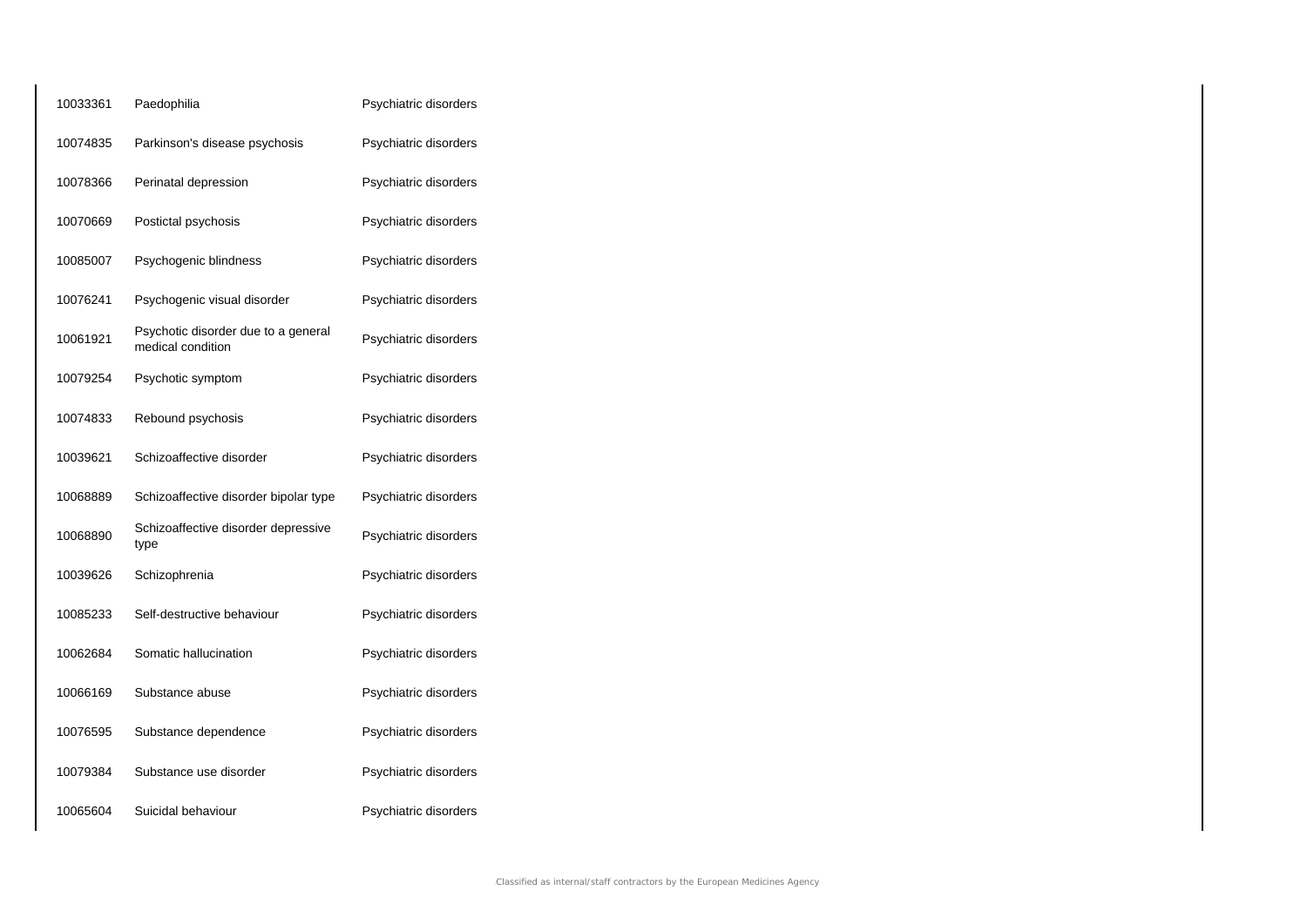| | | |
|---|---|---|
| 10033361 | Paedophilia | Psychiatric disorders |
| 10074835 | Parkinson's disease psychosis | Psychiatric disorders |
| 10078366 | Perinatal depression | Psychiatric disorders |
| 10070669 | Postictal psychosis | Psychiatric disorders |
| 10085007 | Psychogenic blindness | Psychiatric disorders |
| 10076241 | Psychogenic visual disorder | Psychiatric disorders |
| 10061921 | Psychotic disorder due to a general medical condition | Psychiatric disorders |
| 10079254 | Psychotic symptom | Psychiatric disorders |
| 10074833 | Rebound psychosis | Psychiatric disorders |
| 10039621 | Schizoaffective disorder | Psychiatric disorders |
| 10068889 | Schizoaffective disorder bipolar type | Psychiatric disorders |
| 10068890 | Schizoaffective disorder depressive type | Psychiatric disorders |
| 10039626 | Schizophrenia | Psychiatric disorders |
| 10085233 | Self-destructive behaviour | Psychiatric disorders |
| 10062684 | Somatic hallucination | Psychiatric disorders |
| 10066169 | Substance abuse | Psychiatric disorders |
| 10076595 | Substance dependence | Psychiatric disorders |
| 10079384 | Substance use disorder | Psychiatric disorders |
| 10065604 | Suicidal behaviour | Psychiatric disorders |

Classified as internal/staff contractors by the European Medicines Agency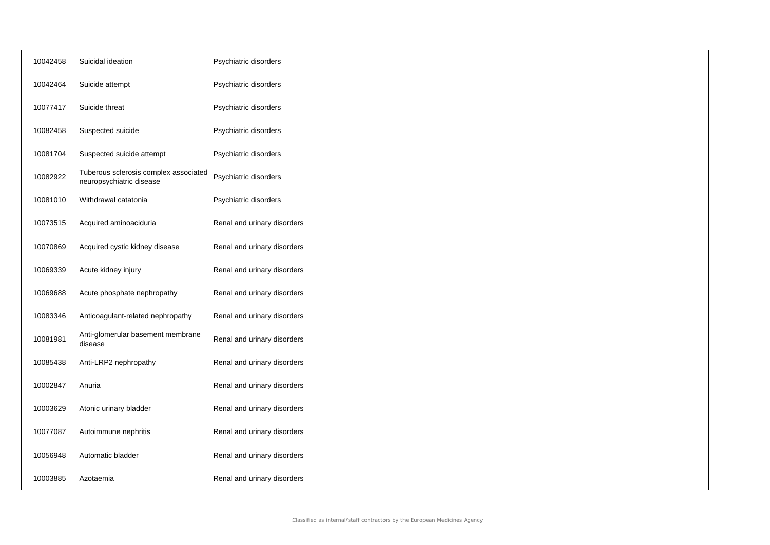| | | |
|---|---|---|
| 10042458 | Suicidal ideation | Psychiatric disorders |
| 10042464 | Suicide attempt | Psychiatric disorders |
| 10077417 | Suicide threat | Psychiatric disorders |
| 10082458 | Suspected suicide | Psychiatric disorders |
| 10081704 | Suspected suicide attempt | Psychiatric disorders |
| 10082922 | Tuberous sclerosis complex associated neuropsychiatric disease | Psychiatric disorders |
| 10081010 | Withdrawal catatonia | Psychiatric disorders |
| 10073515 | Acquired aminoaciduria | Renal and urinary disorders |
| 10070869 | Acquired cystic kidney disease | Renal and urinary disorders |
| 10069339 | Acute kidney injury | Renal and urinary disorders |
| 10069688 | Acute phosphate nephropathy | Renal and urinary disorders |
| 10083346 | Anticoagulant-related nephropathy | Renal and urinary disorders |
| 10081981 | Anti-glomerular basement membrane disease | Renal and urinary disorders |
| 10085438 | Anti-LRP2 nephropathy | Renal and urinary disorders |
| 10002847 | Anuria | Renal and urinary disorders |
| 10003629 | Atonic urinary bladder | Renal and urinary disorders |
| 10077087 | Autoimmune nephritis | Renal and urinary disorders |
| 10056948 | Automatic bladder | Renal and urinary disorders |
| 10003885 | Azotaemia | Renal and urinary disorders |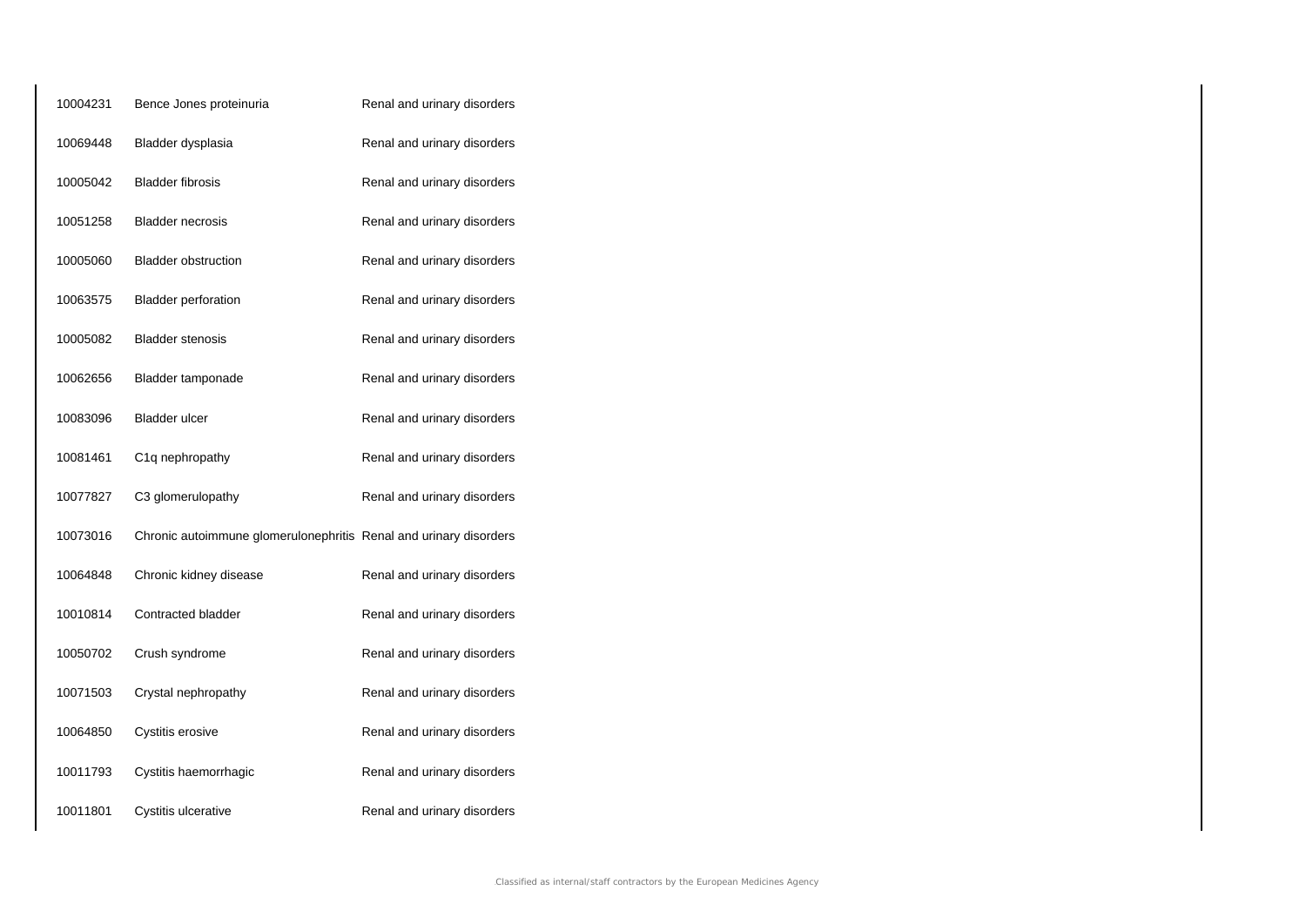| | | |
|---|---|---|
| 10004231 | Bence Jones proteinuria | Renal and urinary disorders |
| 10069448 | Bladder dysplasia | Renal and urinary disorders |
| 10005042 | Bladder fibrosis | Renal and urinary disorders |
| 10051258 | Bladder necrosis | Renal and urinary disorders |
| 10005060 | Bladder obstruction | Renal and urinary disorders |
| 10063575 | Bladder perforation | Renal and urinary disorders |
| 10005082 | Bladder stenosis | Renal and urinary disorders |
| 10062656 | Bladder tamponade | Renal and urinary disorders |
| 10083096 | Bladder ulcer | Renal and urinary disorders |
| 10081461 | C1q nephropathy | Renal and urinary disorders |
| 10077827 | C3 glomerulopathy | Renal and urinary disorders |
| 10073016 | Chronic autoimmune glomerulonephritis | Renal and urinary disorders |
| 10064848 | Chronic kidney disease | Renal and urinary disorders |
| 10010814 | Contracted bladder | Renal and urinary disorders |
| 10050702 | Crush syndrome | Renal and urinary disorders |
| 10071503 | Crystal nephropathy | Renal and urinary disorders |
| 10064850 | Cystitis erosive | Renal and urinary disorders |
| 10011793 | Cystitis haemorrhagic | Renal and urinary disorders |
| 10011801 | Cystitis ulcerative | Renal and urinary disorders |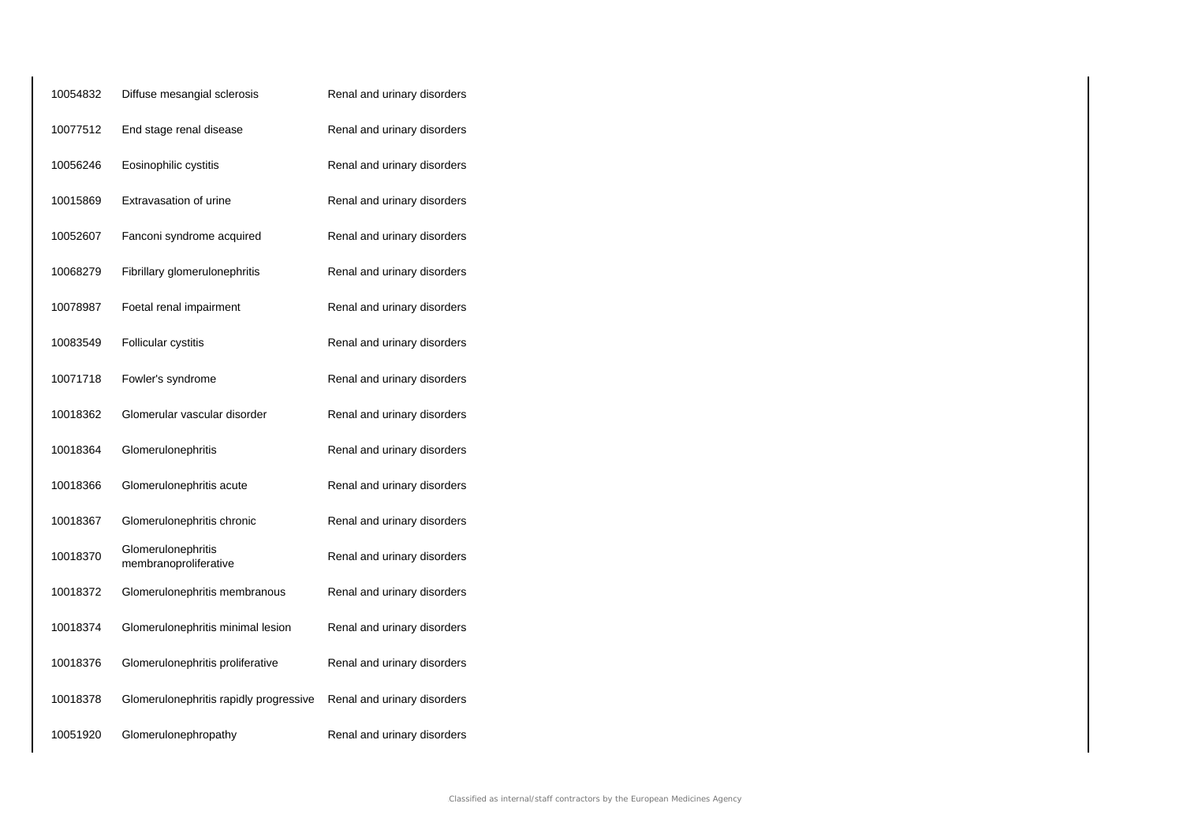| | | |
|---|---|---|
| 10054832 | Diffuse mesangial sclerosis | Renal and urinary disorders |
| 10077512 | End stage renal disease | Renal and urinary disorders |
| 10056246 | Eosinophilic cystitis | Renal and urinary disorders |
| 10015869 | Extravasation of urine | Renal and urinary disorders |
| 10052607 | Fanconi syndrome acquired | Renal and urinary disorders |
| 10068279 | Fibrillary glomerulonephritis | Renal and urinary disorders |
| 10078987 | Foetal renal impairment | Renal and urinary disorders |
| 10083549 | Follicular cystitis | Renal and urinary disorders |
| 10071718 | Fowler's syndrome | Renal and urinary disorders |
| 10018362 | Glomerular vascular disorder | Renal and urinary disorders |
| 10018364 | Glomerulonephritis | Renal and urinary disorders |
| 10018366 | Glomerulonephritis acute | Renal and urinary disorders |
| 10018367 | Glomerulonephritis chronic | Renal and urinary disorders |
| 10018370 | Glomerulonephritis membranoproliferative | Renal and urinary disorders |
| 10018372 | Glomerulonephritis membranous | Renal and urinary disorders |
| 10018374 | Glomerulonephritis minimal lesion | Renal and urinary disorders |
| 10018376 | Glomerulonephritis proliferative | Renal and urinary disorders |
| 10018378 | Glomerulonephritis rapidly progressive | Renal and urinary disorders |
| 10051920 | Glomerulonephropathy | Renal and urinary disorders |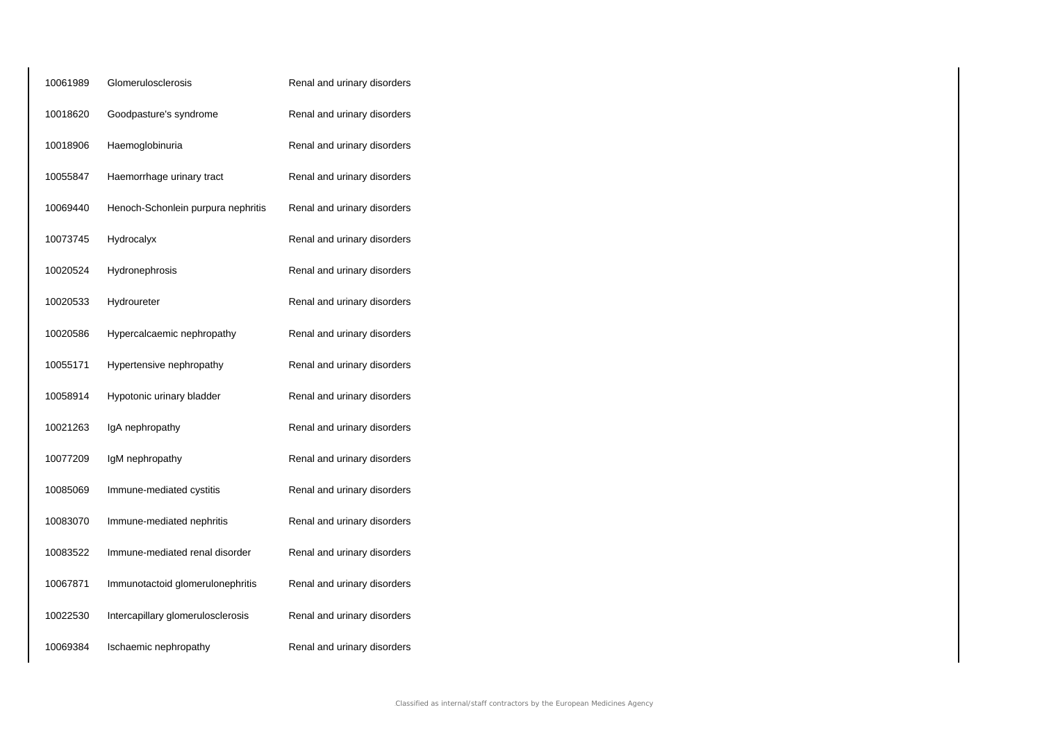| | | |
|---|---|---|
| 10061989 | Glomerulosclerosis | Renal and urinary disorders |
| 10018620 | Goodpasture's syndrome | Renal and urinary disorders |
| 10018906 | Haemoglobinuria | Renal and urinary disorders |
| 10055847 | Haemorrhage urinary tract | Renal and urinary disorders |
| 10069440 | Henoch-Schonlein purpura nephritis | Renal and urinary disorders |
| 10073745 | Hydrocalyx | Renal and urinary disorders |
| 10020524 | Hydronephrosis | Renal and urinary disorders |
| 10020533 | Hydroureter | Renal and urinary disorders |
| 10020586 | Hypercalcaemic nephropathy | Renal and urinary disorders |
| 10055171 | Hypertensive nephropathy | Renal and urinary disorders |
| 10058914 | Hypotonic urinary bladder | Renal and urinary disorders |
| 10021263 | IgA nephropathy | Renal and urinary disorders |
| 10077209 | IgM nephropathy | Renal and urinary disorders |
| 10085069 | Immune-mediated cystitis | Renal and urinary disorders |
| 10083070 | Immune-mediated nephritis | Renal and urinary disorders |
| 10083522 | Immune-mediated renal disorder | Renal and urinary disorders |
| 10067871 | Immunotactoid glomerulonephritis | Renal and urinary disorders |
| 10022530 | Intercapillary glomerulosclerosis | Renal and urinary disorders |
| 10069384 | Ischaemic nephropathy | Renal and urinary disorders |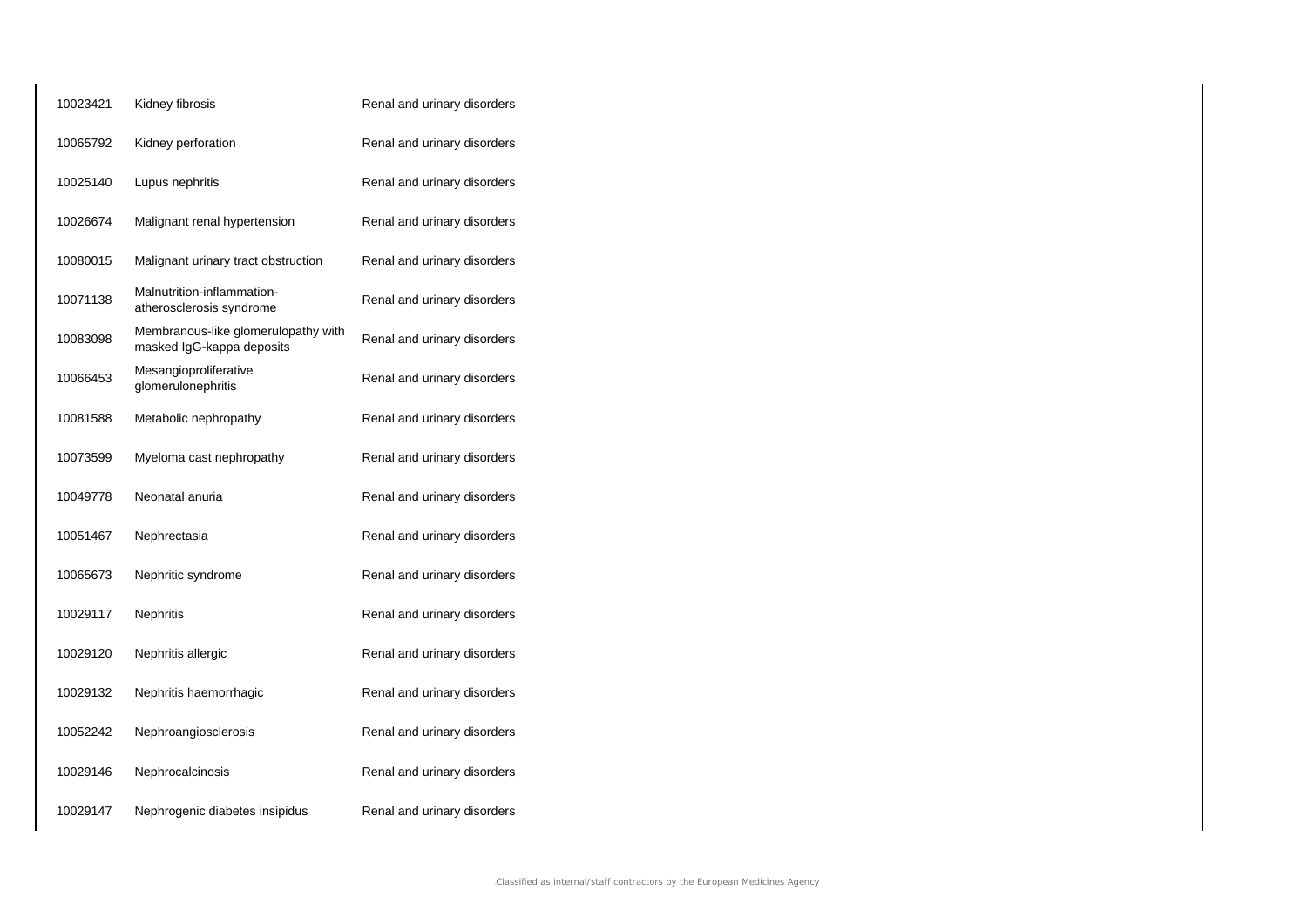| | | |
|---|---|---|
| 10023421 | Kidney fibrosis | Renal and urinary disorders |
| 10065792 | Kidney perforation | Renal and urinary disorders |
| 10025140 | Lupus nephritis | Renal and urinary disorders |
| 10026674 | Malignant renal hypertension | Renal and urinary disorders |
| 10080015 | Malignant urinary tract obstruction | Renal and urinary disorders |
| 10071138 | Malnutrition-inflammation-atherosclerosis syndrome | Renal and urinary disorders |
| 10083098 | Membranous-like glomerulopathy with masked IgG-kappa deposits | Renal and urinary disorders |
| 10066453 | Mesangioproliferative glomerulonephritis | Renal and urinary disorders |
| 10081588 | Metabolic nephropathy | Renal and urinary disorders |
| 10073599 | Myeloma cast nephropathy | Renal and urinary disorders |
| 10049778 | Neonatal anuria | Renal and urinary disorders |
| 10051467 | Nephrectasia | Renal and urinary disorders |
| 10065673 | Nephritic syndrome | Renal and urinary disorders |
| 10029117 | Nephritis | Renal and urinary disorders |
| 10029120 | Nephritis allergic | Renal and urinary disorders |
| 10029132 | Nephritis haemorrhagic | Renal and urinary disorders |
| 10052242 | Nephroangiosclerosis | Renal and urinary disorders |
| 10029146 | Nephrocalcinosis | Renal and urinary disorders |
| 10029147 | Nephrogenic diabetes insipidus | Renal and urinary disorders |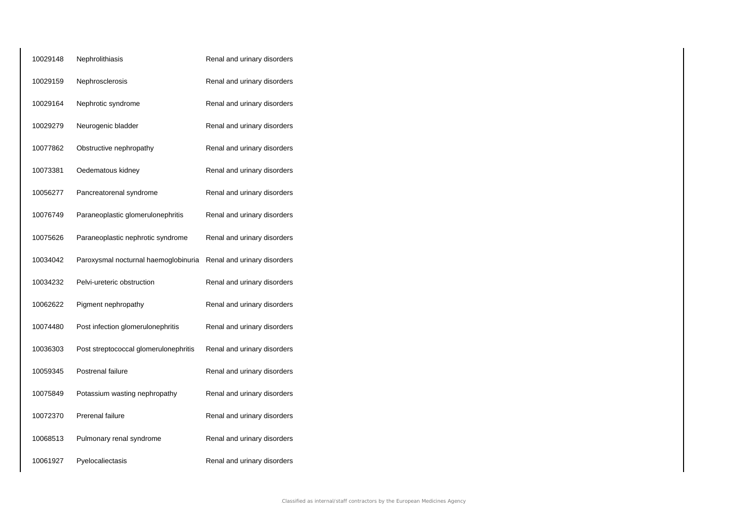| | | |
|---|---|---|
| 10029148 | Nephrolithiasis | Renal and urinary disorders |
| 10029159 | Nephrosclerosis | Renal and urinary disorders |
| 10029164 | Nephrotic syndrome | Renal and urinary disorders |
| 10029279 | Neurogenic bladder | Renal and urinary disorders |
| 10077862 | Obstructive nephropathy | Renal and urinary disorders |
| 10073381 | Oedematous kidney | Renal and urinary disorders |
| 10056277 | Pancreatorenal syndrome | Renal and urinary disorders |
| 10076749 | Paraneoplastic glomerulonephritis | Renal and urinary disorders |
| 10075626 | Paraneoplastic nephrotic syndrome | Renal and urinary disorders |
| 10034042 | Paroxysmal nocturnal haemoglobinuria | Renal and urinary disorders |
| 10034232 | Pelvi-ureteric obstruction | Renal and urinary disorders |
| 10062622 | Pigment nephropathy | Renal and urinary disorders |
| 10074480 | Post infection glomerulonephritis | Renal and urinary disorders |
| 10036303 | Post streptococcal glomerulonephritis | Renal and urinary disorders |
| 10059345 | Postrenal failure | Renal and urinary disorders |
| 10075849 | Potassium wasting nephropathy | Renal and urinary disorders |
| 10072370 | Prerenal failure | Renal and urinary disorders |
| 10068513 | Pulmonary renal syndrome | Renal and urinary disorders |
| 10061927 | Pyelocaliectasis | Renal and urinary disorders |

Classified as internal/staff contractors by the European Medicines Agency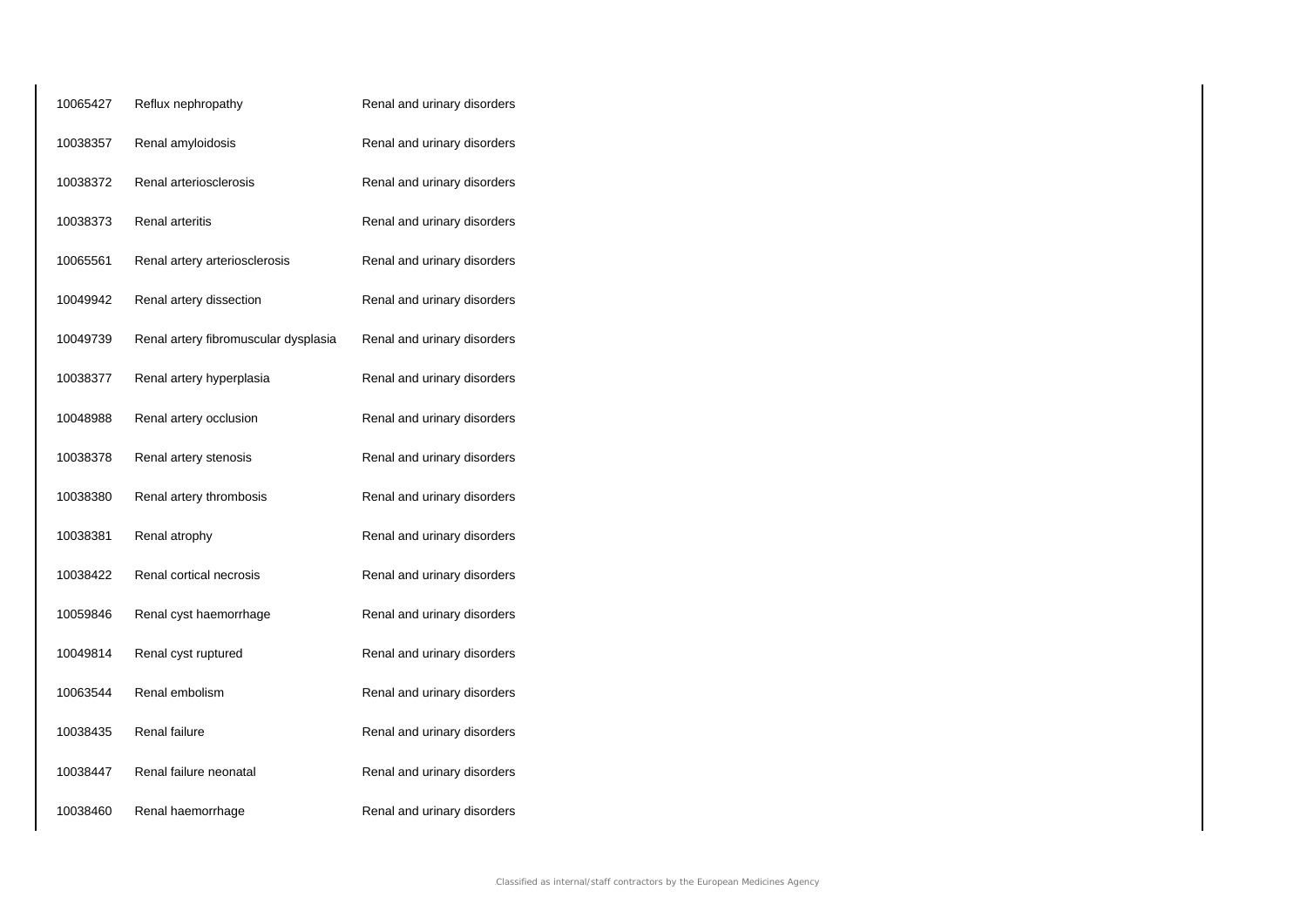| | | |
|---|---|---|
| 10065427 | Reflux nephropathy | Renal and urinary disorders |
| 10038357 | Renal amyloidosis | Renal and urinary disorders |
| 10038372 | Renal arteriosclerosis | Renal and urinary disorders |
| 10038373 | Renal arteritis | Renal and urinary disorders |
| 10065561 | Renal artery arteriosclerosis | Renal and urinary disorders |
| 10049942 | Renal artery dissection | Renal and urinary disorders |
| 10049739 | Renal artery fibromuscular dysplasia | Renal and urinary disorders |
| 10038377 | Renal artery hyperplasia | Renal and urinary disorders |
| 10048988 | Renal artery occlusion | Renal and urinary disorders |
| 10038378 | Renal artery stenosis | Renal and urinary disorders |
| 10038380 | Renal artery thrombosis | Renal and urinary disorders |
| 10038381 | Renal atrophy | Renal and urinary disorders |
| 10038422 | Renal cortical necrosis | Renal and urinary disorders |
| 10059846 | Renal cyst haemorrhage | Renal and urinary disorders |
| 10049814 | Renal cyst ruptured | Renal and urinary disorders |
| 10063544 | Renal embolism | Renal and urinary disorders |
| 10038435 | Renal failure | Renal and urinary disorders |
| 10038447 | Renal failure neonatal | Renal and urinary disorders |
| 10038460 | Renal haemorrhage | Renal and urinary disorders |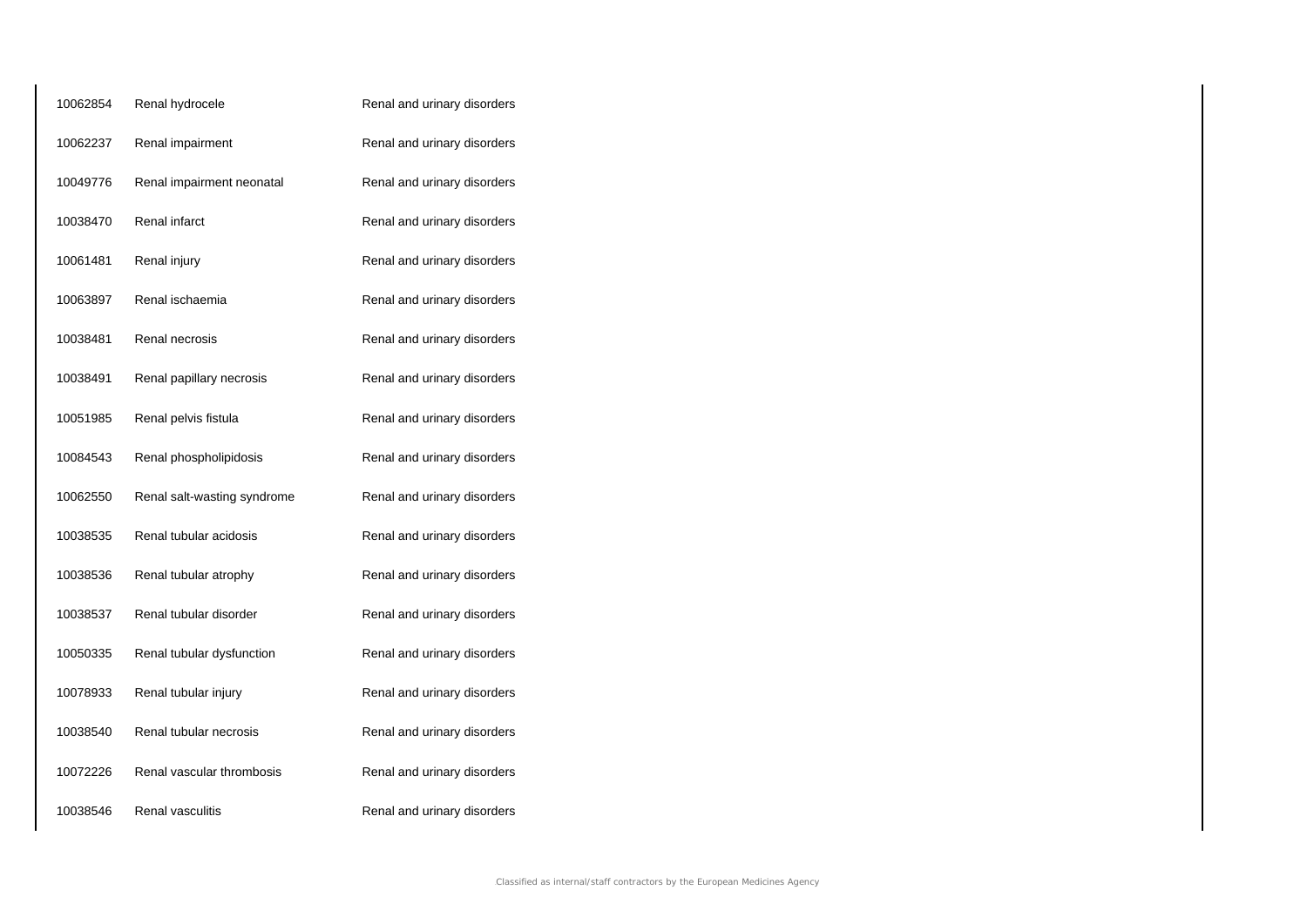| | | |
|---|---|---|
| 10062854 | Renal hydrocele | Renal and urinary disorders |
| 10062237 | Renal impairment | Renal and urinary disorders |
| 10049776 | Renal impairment neonatal | Renal and urinary disorders |
| 10038470 | Renal infarct | Renal and urinary disorders |
| 10061481 | Renal injury | Renal and urinary disorders |
| 10063897 | Renal ischaemia | Renal and urinary disorders |
| 10038481 | Renal necrosis | Renal and urinary disorders |
| 10038491 | Renal papillary necrosis | Renal and urinary disorders |
| 10051985 | Renal pelvis fistula | Renal and urinary disorders |
| 10084543 | Renal phospholipidosis | Renal and urinary disorders |
| 10062550 | Renal salt-wasting syndrome | Renal and urinary disorders |
| 10038535 | Renal tubular acidosis | Renal and urinary disorders |
| 10038536 | Renal tubular atrophy | Renal and urinary disorders |
| 10038537 | Renal tubular disorder | Renal and urinary disorders |
| 10050335 | Renal tubular dysfunction | Renal and urinary disorders |
| 10078933 | Renal tubular injury | Renal and urinary disorders |
| 10038540 | Renal tubular necrosis | Renal and urinary disorders |
| 10072226 | Renal vascular thrombosis | Renal and urinary disorders |
| 10038546 | Renal vasculitis | Renal and urinary disorders |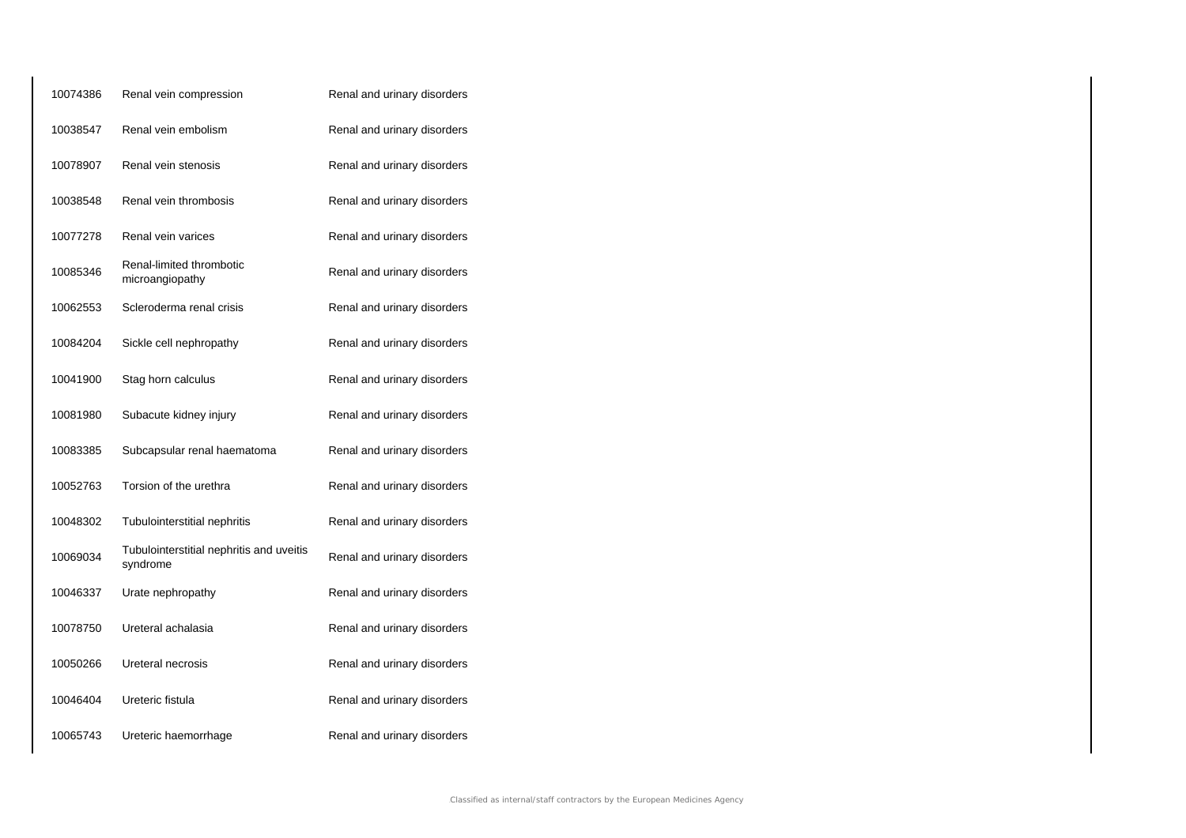| | | |
|---|---|---|
| 10074386 | Renal vein compression | Renal and urinary disorders |
| 10038547 | Renal vein embolism | Renal and urinary disorders |
| 10078907 | Renal vein stenosis | Renal and urinary disorders |
| 10038548 | Renal vein thrombosis | Renal and urinary disorders |
| 10077278 | Renal vein varices | Renal and urinary disorders |
| 10085346 | Renal-limited thrombotic microangiopathy | Renal and urinary disorders |
| 10062553 | Scleroderma renal crisis | Renal and urinary disorders |
| 10084204 | Sickle cell nephropathy | Renal and urinary disorders |
| 10041900 | Stag horn calculus | Renal and urinary disorders |
| 10081980 | Subacute kidney injury | Renal and urinary disorders |
| 10083385 | Subcapsular renal haematoma | Renal and urinary disorders |
| 10052763 | Torsion of the urethra | Renal and urinary disorders |
| 10048302 | Tubulointerstitial nephritis | Renal and urinary disorders |
| 10069034 | Tubulointerstitial nephritis and uveitis syndrome | Renal and urinary disorders |
| 10046337 | Urate nephropathy | Renal and urinary disorders |
| 10078750 | Ureteral achalasia | Renal and urinary disorders |
| 10050266 | Ureteral necrosis | Renal and urinary disorders |
| 10046404 | Ureteric fistula | Renal and urinary disorders |
| 10065743 | Ureteric haemorrhage | Renal and urinary disorders |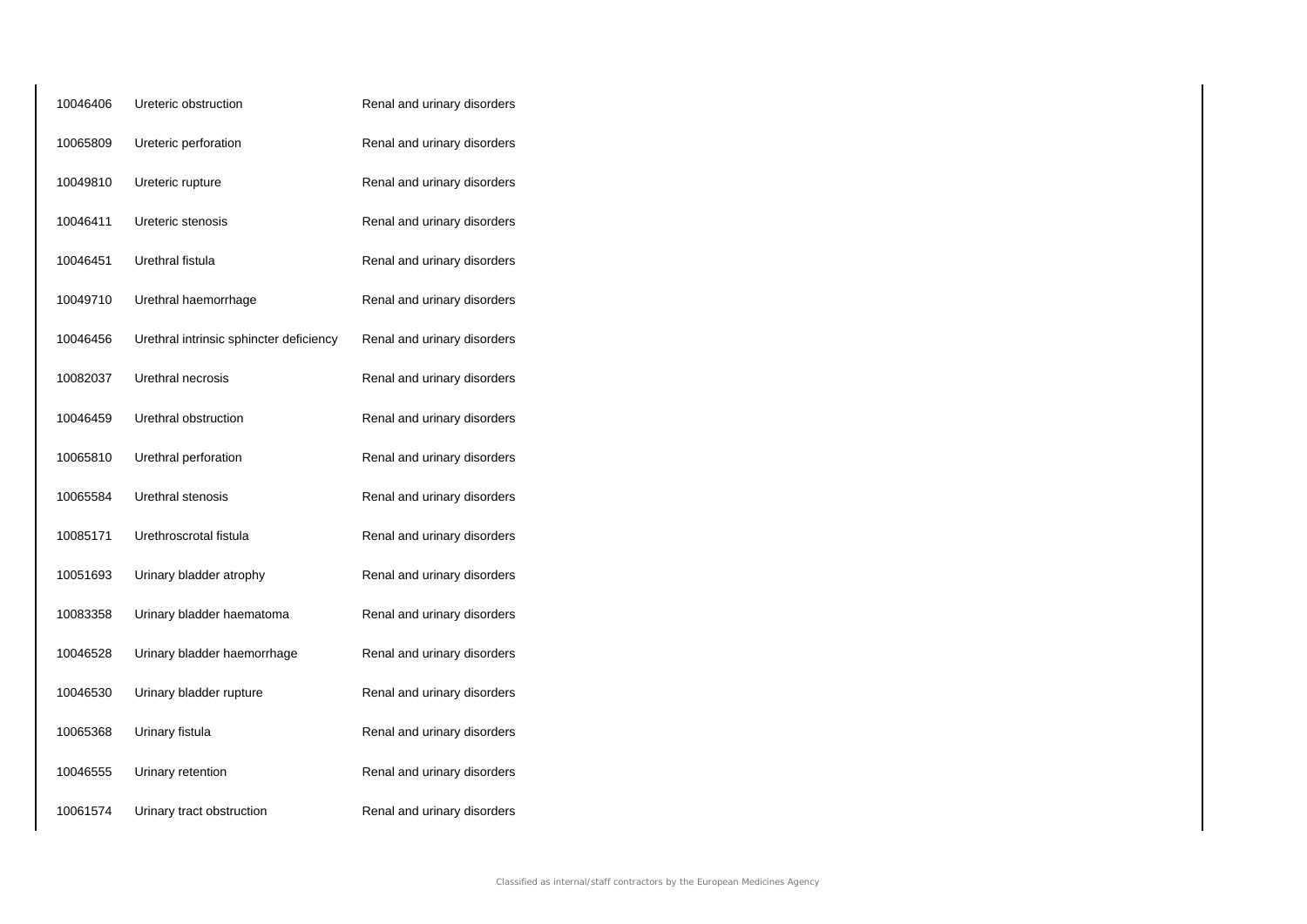| | | |
|---|---|---|
| 10046406 | Ureteric obstruction | Renal and urinary disorders |
| 10065809 | Ureteric perforation | Renal and urinary disorders |
| 10049810 | Ureteric rupture | Renal and urinary disorders |
| 10046411 | Ureteric stenosis | Renal and urinary disorders |
| 10046451 | Urethral fistula | Renal and urinary disorders |
| 10049710 | Urethral haemorrhage | Renal and urinary disorders |
| 10046456 | Urethral intrinsic sphincter deficiency | Renal and urinary disorders |
| 10082037 | Urethral necrosis | Renal and urinary disorders |
| 10046459 | Urethral obstruction | Renal and urinary disorders |
| 10065810 | Urethral perforation | Renal and urinary disorders |
| 10065584 | Urethral stenosis | Renal and urinary disorders |
| 10085171 | Urethroscrotal fistula | Renal and urinary disorders |
| 10051693 | Urinary bladder atrophy | Renal and urinary disorders |
| 10083358 | Urinary bladder haematoma | Renal and urinary disorders |
| 10046528 | Urinary bladder haemorrhage | Renal and urinary disorders |
| 10046530 | Urinary bladder rupture | Renal and urinary disorders |
| 10065368 | Urinary fistula | Renal and urinary disorders |
| 10046555 | Urinary retention | Renal and urinary disorders |
| 10061574 | Urinary tract obstruction | Renal and urinary disorders |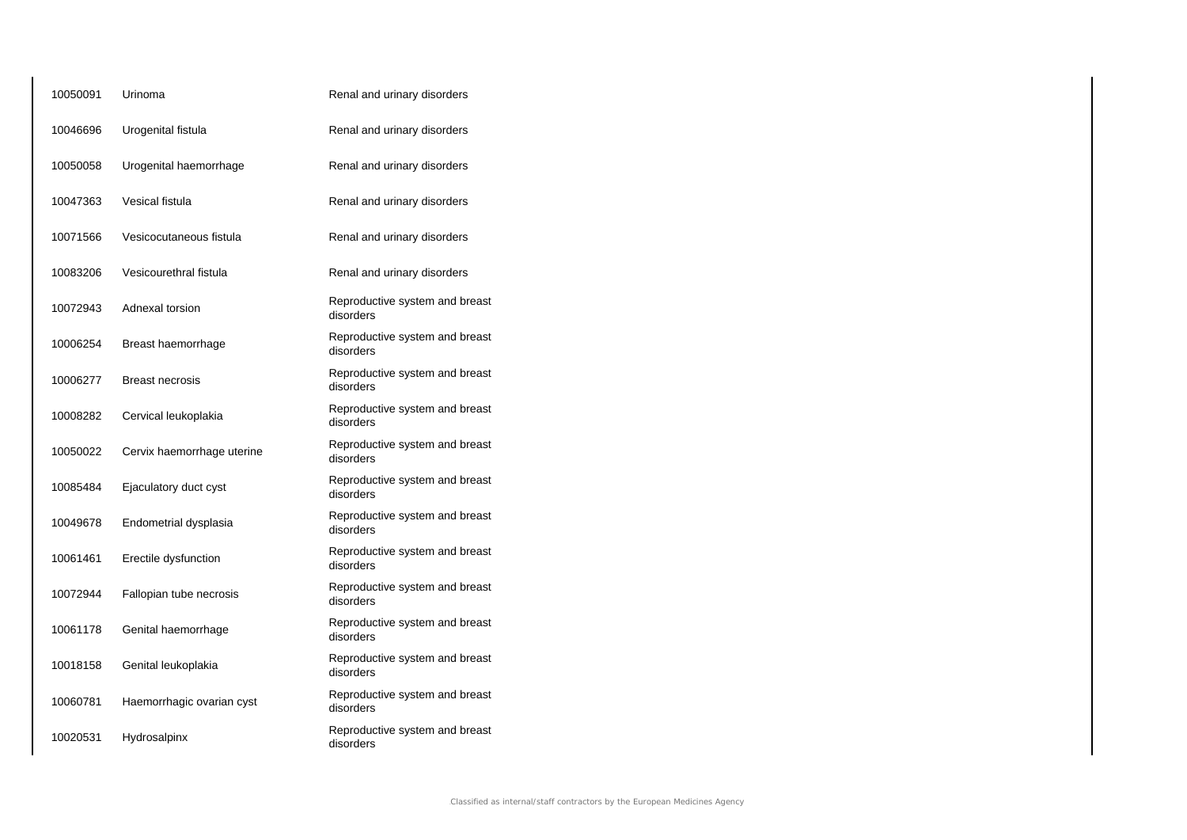| | | |
|---|---|---|
| 10050091 | Urinoma | Renal and urinary disorders |
| 10046696 | Urogenital fistula | Renal and urinary disorders |
| 10050058 | Urogenital haemorrhage | Renal and urinary disorders |
| 10047363 | Vesical fistula | Renal and urinary disorders |
| 10071566 | Vesicocutaneous fistula | Renal and urinary disorders |
| 10083206 | Vesicourethral fistula | Renal and urinary disorders |
| 10072943 | Adnexal torsion | Reproductive system and breast disorders |
| 10006254 | Breast haemorrhage | Reproductive system and breast disorders |
| 10006277 | Breast necrosis | Reproductive system and breast disorders |
| 10008282 | Cervical leukoplakia | Reproductive system and breast disorders |
| 10050022 | Cervix haemorrhage uterine | Reproductive system and breast disorders |
| 10085484 | Ejaculatory duct cyst | Reproductive system and breast disorders |
| 10049678 | Endometrial dysplasia | Reproductive system and breast disorders |
| 10061461 | Erectile dysfunction | Reproductive system and breast disorders |
| 10072944 | Fallopian tube necrosis | Reproductive system and breast disorders |
| 10061178 | Genital haemorrhage | Reproductive system and breast disorders |
| 10018158 | Genital leukoplakia | Reproductive system and breast disorders |
| 10060781 | Haemorrhagic ovarian cyst | Reproductive system and breast disorders |
| 10020531 | Hydrosalpinx | Reproductive system and breast disorders |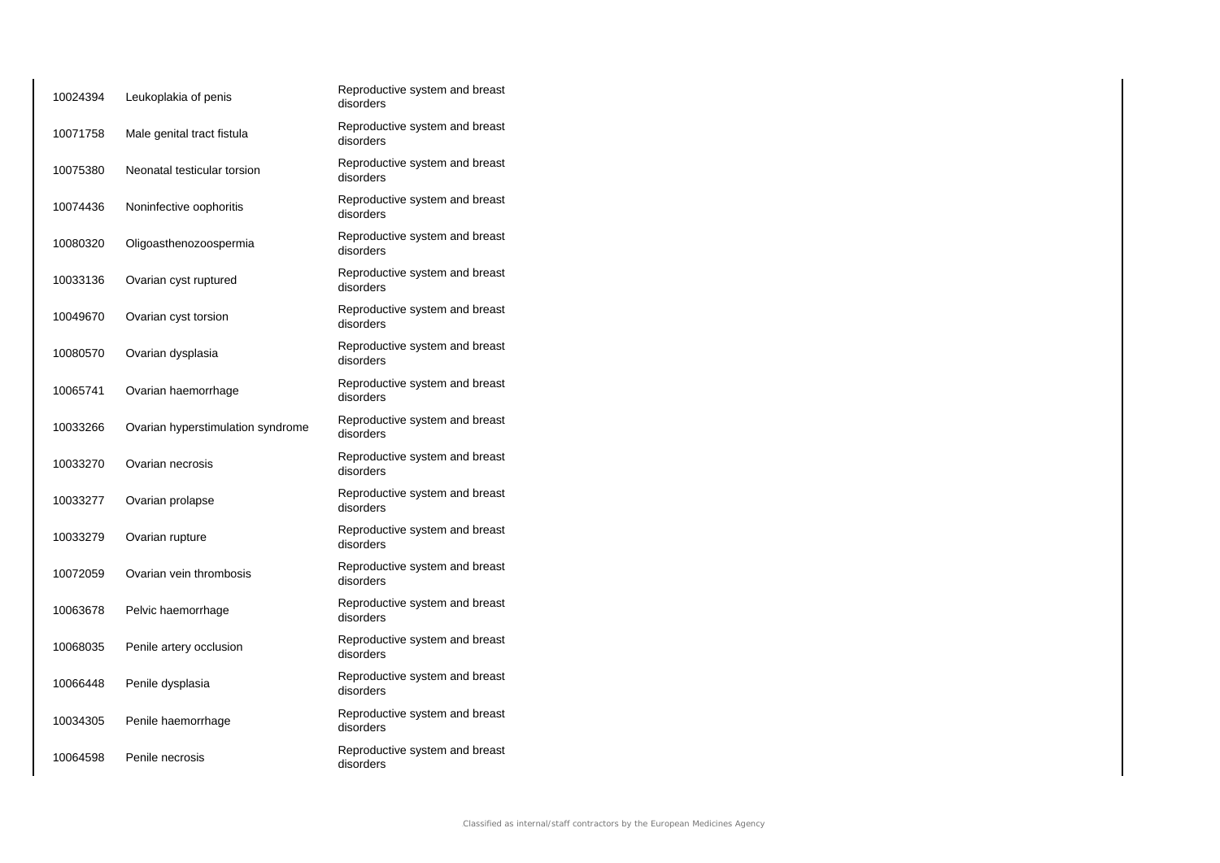| | | |
|---|---|---|
| 10024394 | Leukoplakia of penis | Reproductive system and breast disorders |
| 10071758 | Male genital tract fistula | Reproductive system and breast disorders |
| 10075380 | Neonatal testicular torsion | Reproductive system and breast disorders |
| 10074436 | Noninfective oophoritis | Reproductive system and breast disorders |
| 10080320 | Oligoasthenozoospermia | Reproductive system and breast disorders |
| 10033136 | Ovarian cyst ruptured | Reproductive system and breast disorders |
| 10049670 | Ovarian cyst torsion | Reproductive system and breast disorders |
| 10080570 | Ovarian dysplasia | Reproductive system and breast disorders |
| 10065741 | Ovarian haemorrhage | Reproductive system and breast disorders |
| 10033266 | Ovarian hyperstimulation syndrome | Reproductive system and breast disorders |
| 10033270 | Ovarian necrosis | Reproductive system and breast disorders |
| 10033277 | Ovarian prolapse | Reproductive system and breast disorders |
| 10033279 | Ovarian rupture | Reproductive system and breast disorders |
| 10072059 | Ovarian vein thrombosis | Reproductive system and breast disorders |
| 10063678 | Pelvic haemorrhage | Reproductive system and breast disorders |
| 10068035 | Penile artery occlusion | Reproductive system and breast disorders |
| 10066448 | Penile dysplasia | Reproductive system and breast disorders |
| 10034305 | Penile haemorrhage | Reproductive system and breast disorders |
| 10064598 | Penile necrosis | Reproductive system and breast disorders |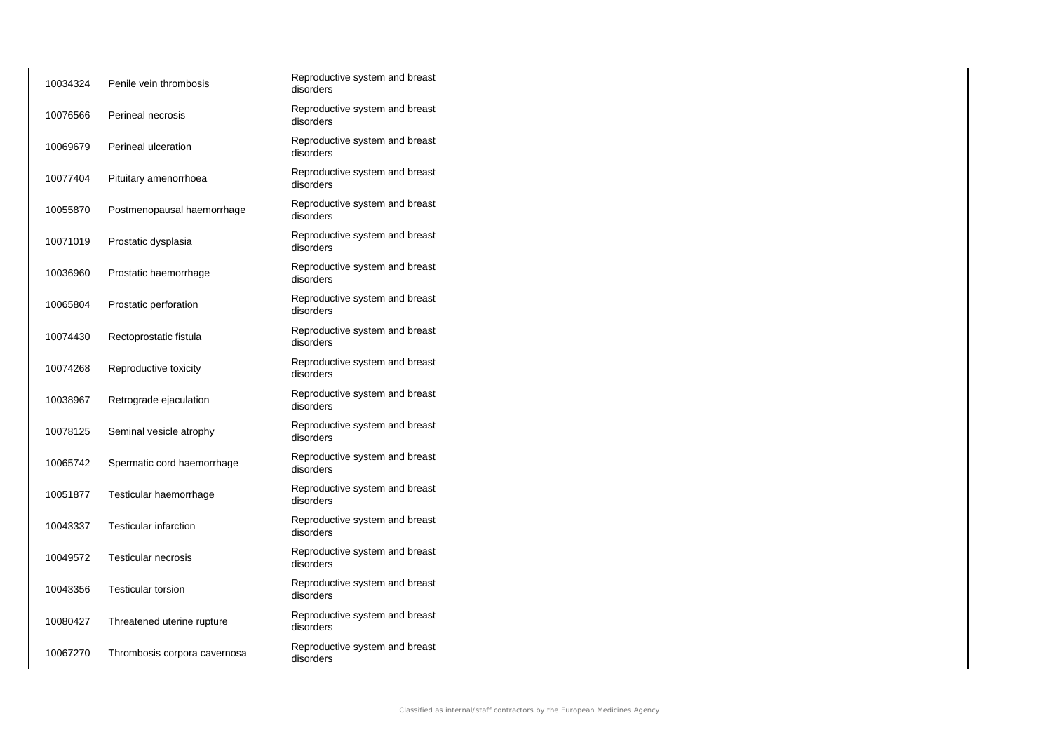| | | |
|---|---|---|
| 10034324 | Penile vein thrombosis | Reproductive system and breast disorders |
| 10076566 | Perineal necrosis | Reproductive system and breast disorders |
| 10069679 | Perineal ulceration | Reproductive system and breast disorders |
| 10077404 | Pituitary amenorrhoea | Reproductive system and breast disorders |
| 10055870 | Postmenopausal haemorrhage | Reproductive system and breast disorders |
| 10071019 | Prostatic dysplasia | Reproductive system and breast disorders |
| 10036960 | Prostatic haemorrhage | Reproductive system and breast disorders |
| 10065804 | Prostatic perforation | Reproductive system and breast disorders |
| 10074430 | Rectoprostatic fistula | Reproductive system and breast disorders |
| 10074268 | Reproductive toxicity | Reproductive system and breast disorders |
| 10038967 | Retrograde ejaculation | Reproductive system and breast disorders |
| 10078125 | Seminal vesicle atrophy | Reproductive system and breast disorders |
| 10065742 | Spermatic cord haemorrhage | Reproductive system and breast disorders |
| 10051877 | Testicular haemorrhage | Reproductive system and breast disorders |
| 10043337 | Testicular infarction | Reproductive system and breast disorders |
| 10049572 | Testicular necrosis | Reproductive system and breast disorders |
| 10043356 | Testicular torsion | Reproductive system and breast disorders |
| 10080427 | Threatened uterine rupture | Reproductive system and breast disorders |
| 10067270 | Thrombosis corpora cavernosa | Reproductive system and breast disorders |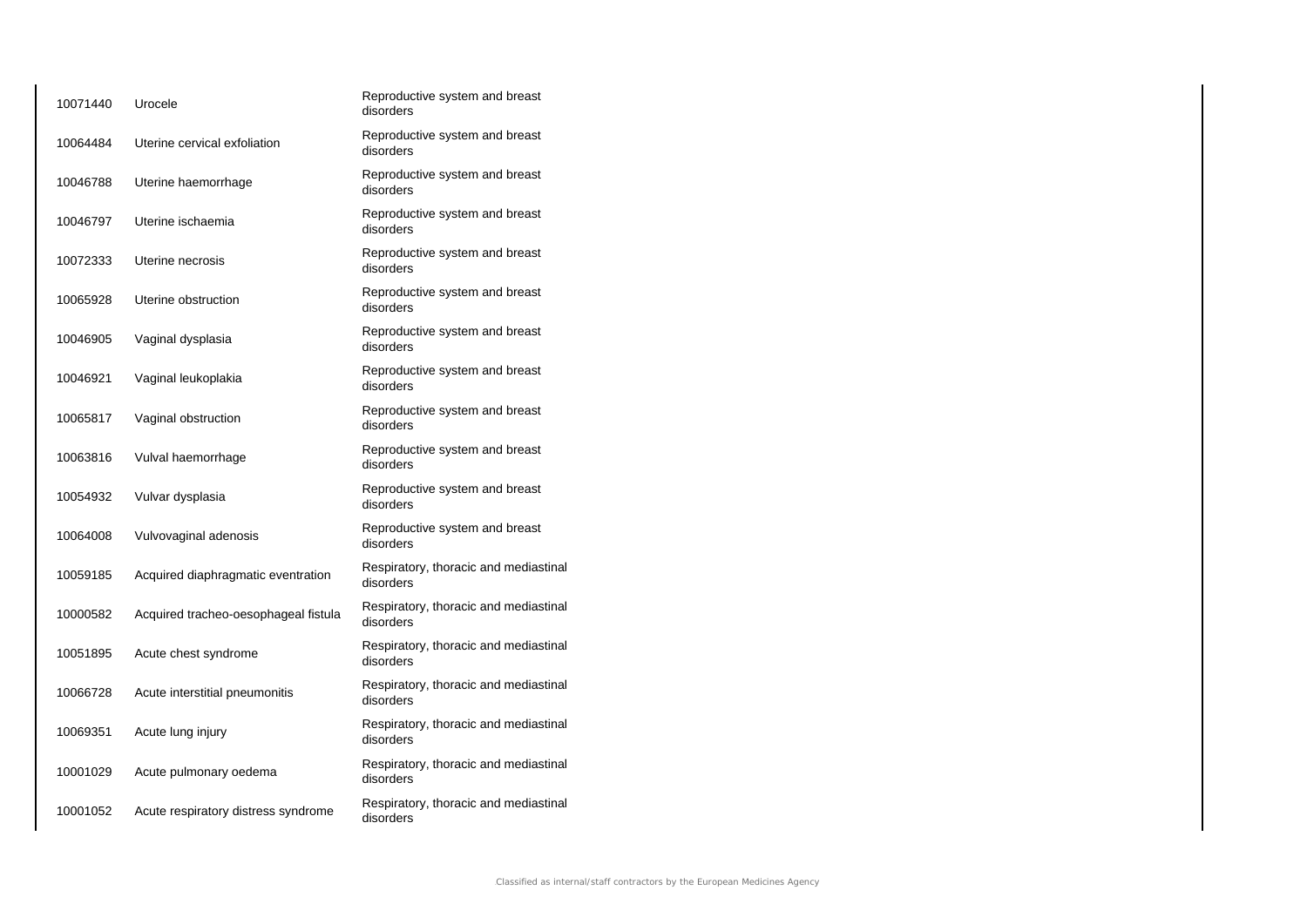| | | |
|---|---|---|
| 10071440 | Urocele | Reproductive system and breast disorders |
| 10064484 | Uterine cervical exfoliation | Reproductive system and breast disorders |
| 10046788 | Uterine haemorrhage | Reproductive system and breast disorders |
| 10046797 | Uterine ischaemia | Reproductive system and breast disorders |
| 10072333 | Uterine necrosis | Reproductive system and breast disorders |
| 10065928 | Uterine obstruction | Reproductive system and breast disorders |
| 10046905 | Vaginal dysplasia | Reproductive system and breast disorders |
| 10046921 | Vaginal leukoplakia | Reproductive system and breast disorders |
| 10065817 | Vaginal obstruction | Reproductive system and breast disorders |
| 10063816 | Vulval haemorrhage | Reproductive system and breast disorders |
| 10054932 | Vulvar dysplasia | Reproductive system and breast disorders |
| 10064008 | Vulvovaginal adenosis | Reproductive system and breast disorders |
| 10059185 | Acquired diaphragmatic eventration | Respiratory, thoracic and mediastinal disorders |
| 10000582 | Acquired tracheo-oesophageal fistula | Respiratory, thoracic and mediastinal disorders |
| 10051895 | Acute chest syndrome | Respiratory, thoracic and mediastinal disorders |
| 10066728 | Acute interstitial pneumonitis | Respiratory, thoracic and mediastinal disorders |
| 10069351 | Acute lung injury | Respiratory, thoracic and mediastinal disorders |
| 10001029 | Acute pulmonary oedema | Respiratory, thoracic and mediastinal disorders |
| 10001052 | Acute respiratory distress syndrome | Respiratory, thoracic and mediastinal disorders |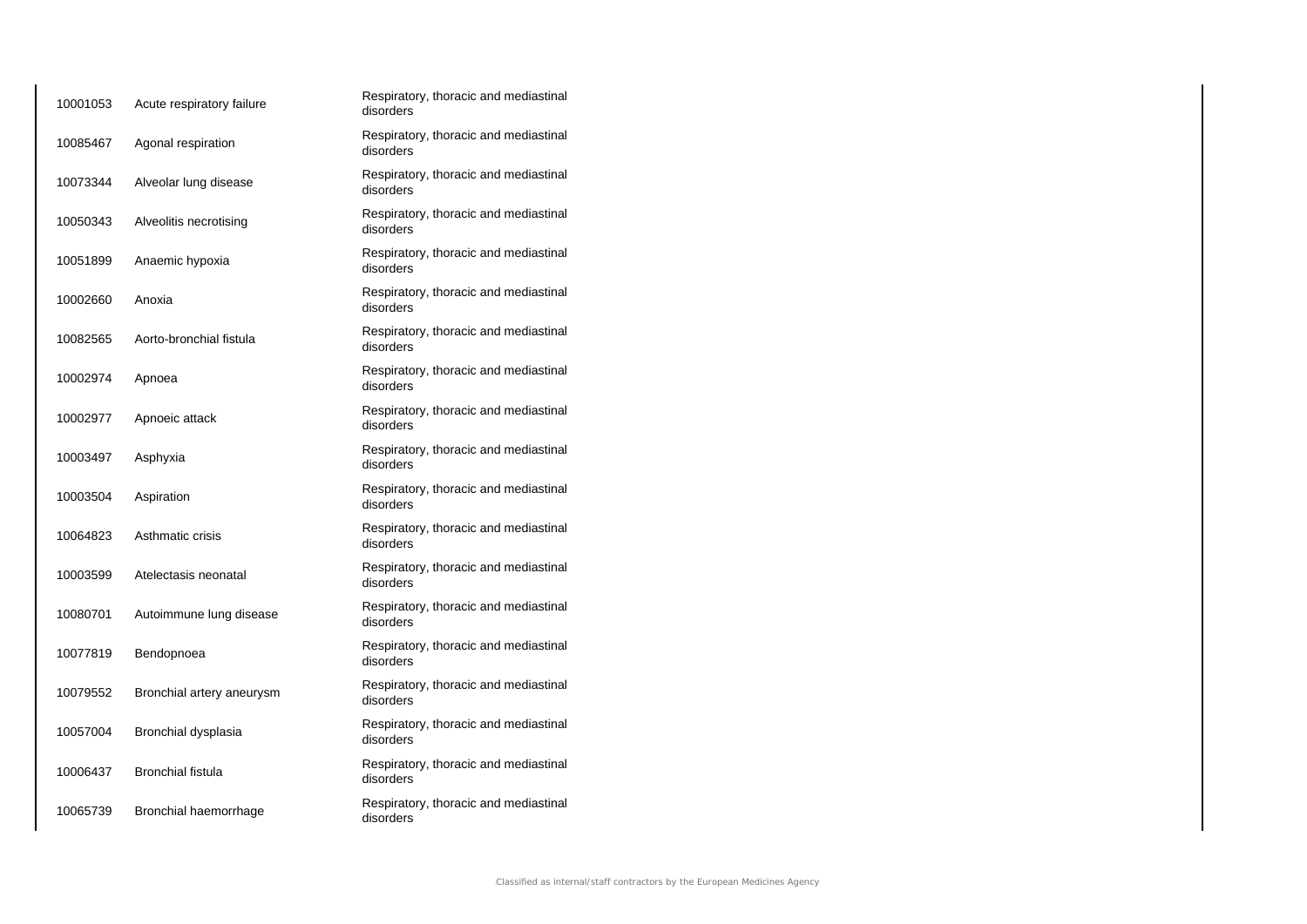| | | |
|---|---|---|
| 10001053 | Acute respiratory failure | Respiratory, thoracic and mediastinal disorders |
| 10085467 | Agonal respiration | Respiratory, thoracic and mediastinal disorders |
| 10073344 | Alveolar lung disease | Respiratory, thoracic and mediastinal disorders |
| 10050343 | Alveolitis necrotising | Respiratory, thoracic and mediastinal disorders |
| 10051899 | Anaemic hypoxia | Respiratory, thoracic and mediastinal disorders |
| 10002660 | Anoxia | Respiratory, thoracic and mediastinal disorders |
| 10082565 | Aorto-bronchial fistula | Respiratory, thoracic and mediastinal disorders |
| 10002974 | Apnoea | Respiratory, thoracic and mediastinal disorders |
| 10002977 | Apnoeic attack | Respiratory, thoracic and mediastinal disorders |
| 10003497 | Asphyxia | Respiratory, thoracic and mediastinal disorders |
| 10003504 | Aspiration | Respiratory, thoracic and mediastinal disorders |
| 10064823 | Asthmatic crisis | Respiratory, thoracic and mediastinal disorders |
| 10003599 | Atelectasis neonatal | Respiratory, thoracic and mediastinal disorders |
| 10080701 | Autoimmune lung disease | Respiratory, thoracic and mediastinal disorders |
| 10077819 | Bendopnoea | Respiratory, thoracic and mediastinal disorders |
| 10079552 | Bronchial artery aneurysm | Respiratory, thoracic and mediastinal disorders |
| 10057004 | Bronchial dysplasia | Respiratory, thoracic and mediastinal disorders |
| 10006437 | Bronchial fistula | Respiratory, thoracic and mediastinal disorders |
| 10065739 | Bronchial haemorrhage | Respiratory, thoracic and mediastinal disorders |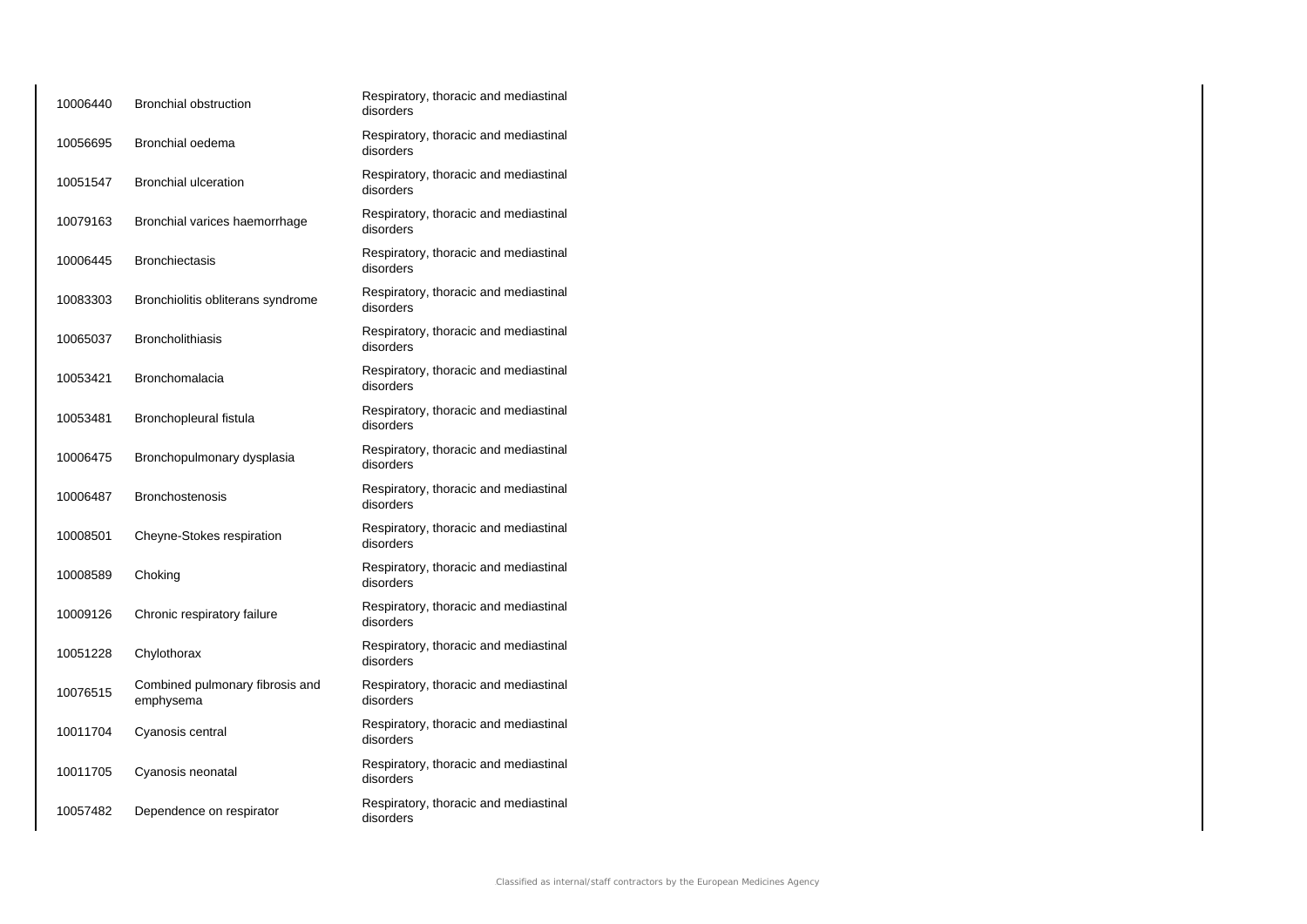| | | |
|---|---|---|
| 10006440 | Bronchial obstruction | Respiratory, thoracic and mediastinal disorders |
| 10056695 | Bronchial oedema | Respiratory, thoracic and mediastinal disorders |
| 10051547 | Bronchial ulceration | Respiratory, thoracic and mediastinal disorders |
| 10079163 | Bronchial varices haemorrhage | Respiratory, thoracic and mediastinal disorders |
| 10006445 | Bronchiectasis | Respiratory, thoracic and mediastinal disorders |
| 10083303 | Bronchiolitis obliterans syndrome | Respiratory, thoracic and mediastinal disorders |
| 10065037 | Broncholithiasis | Respiratory, thoracic and mediastinal disorders |
| 10053421 | Bronchomalacia | Respiratory, thoracic and mediastinal disorders |
| 10053481 | Bronchopleural fistula | Respiratory, thoracic and mediastinal disorders |
| 10006475 | Bronchopulmonary dysplasia | Respiratory, thoracic and mediastinal disorders |
| 10006487 | Bronchostenosis | Respiratory, thoracic and mediastinal disorders |
| 10008501 | Cheyne-Stokes respiration | Respiratory, thoracic and mediastinal disorders |
| 10008589 | Choking | Respiratory, thoracic and mediastinal disorders |
| 10009126 | Chronic respiratory failure | Respiratory, thoracic and mediastinal disorders |
| 10051228 | Chylothorax | Respiratory, thoracic and mediastinal disorders |
| 10076515 | Combined pulmonary fibrosis and emphysema | Respiratory, thoracic and mediastinal disorders |
| 10011704 | Cyanosis central | Respiratory, thoracic and mediastinal disorders |
| 10011705 | Cyanosis neonatal | Respiratory, thoracic and mediastinal disorders |
| 10057482 | Dependence on respirator | Respiratory, thoracic and mediastinal disorders |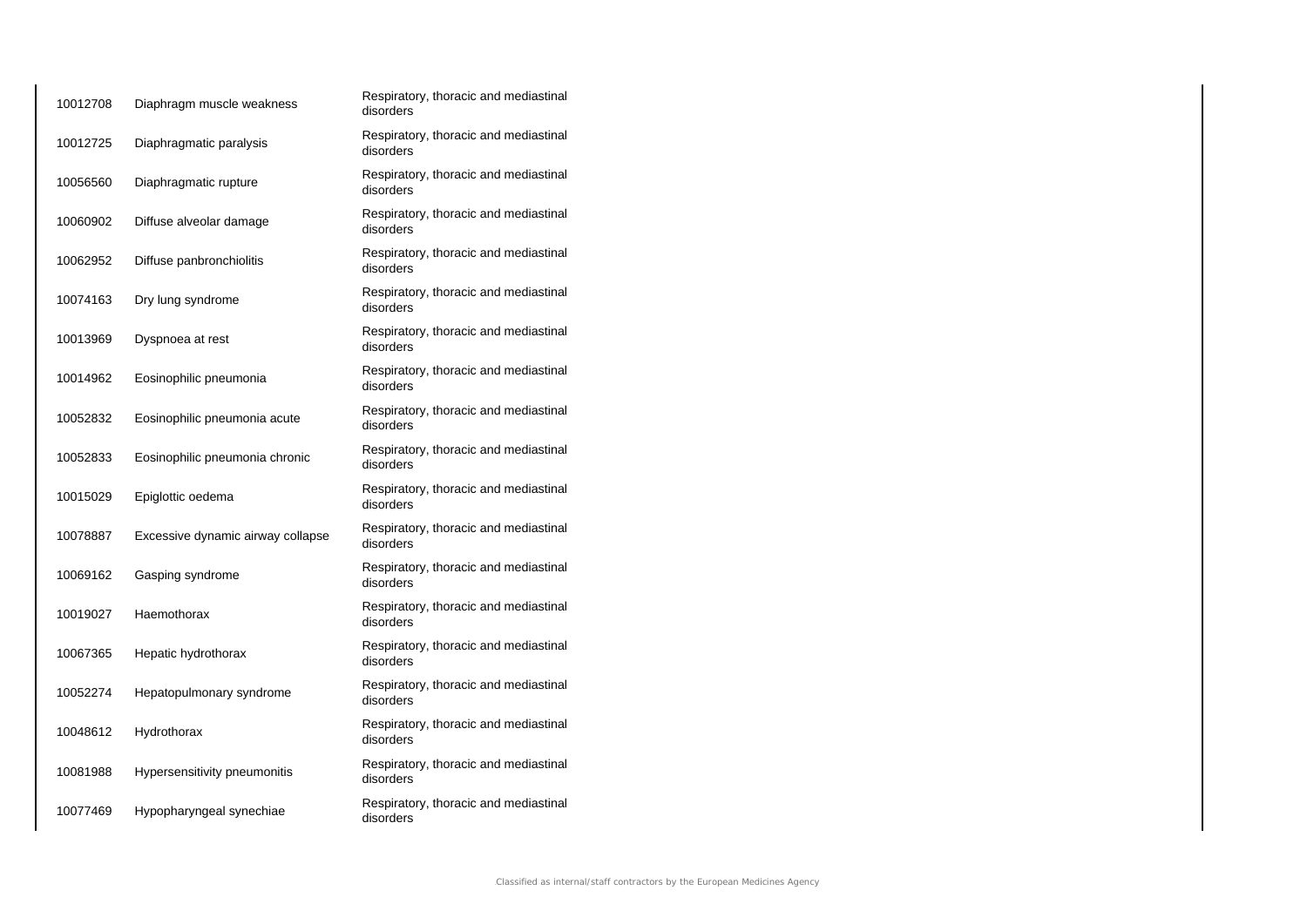| | | |
|---|---|---|
| 10012708 | Diaphragm muscle weakness | Respiratory, thoracic and mediastinal disorders |
| 10012725 | Diaphragmatic paralysis | Respiratory, thoracic and mediastinal disorders |
| 10056560 | Diaphragmatic rupture | Respiratory, thoracic and mediastinal disorders |
| 10060902 | Diffuse alveolar damage | Respiratory, thoracic and mediastinal disorders |
| 10062952 | Diffuse panbronchiolitis | Respiratory, thoracic and mediastinal disorders |
| 10074163 | Dry lung syndrome | Respiratory, thoracic and mediastinal disorders |
| 10013969 | Dyspnoea at rest | Respiratory, thoracic and mediastinal disorders |
| 10014962 | Eosinophilic pneumonia | Respiratory, thoracic and mediastinal disorders |
| 10052832 | Eosinophilic pneumonia acute | Respiratory, thoracic and mediastinal disorders |
| 10052833 | Eosinophilic pneumonia chronic | Respiratory, thoracic and mediastinal disorders |
| 10015029 | Epiglottic oedema | Respiratory, thoracic and mediastinal disorders |
| 10078887 | Excessive dynamic airway collapse | Respiratory, thoracic and mediastinal disorders |
| 10069162 | Gasping syndrome | Respiratory, thoracic and mediastinal disorders |
| 10019027 | Haemothorax | Respiratory, thoracic and mediastinal disorders |
| 10067365 | Hepatic hydrothorax | Respiratory, thoracic and mediastinal disorders |
| 10052274 | Hepatopulmonary syndrome | Respiratory, thoracic and mediastinal disorders |
| 10048612 | Hydrothorax | Respiratory, thoracic and mediastinal disorders |
| 10081988 | Hypersensitivity pneumonitis | Respiratory, thoracic and mediastinal disorders |
| 10077469 | Hypopharyngeal synechiae | Respiratory, thoracic and mediastinal disorders |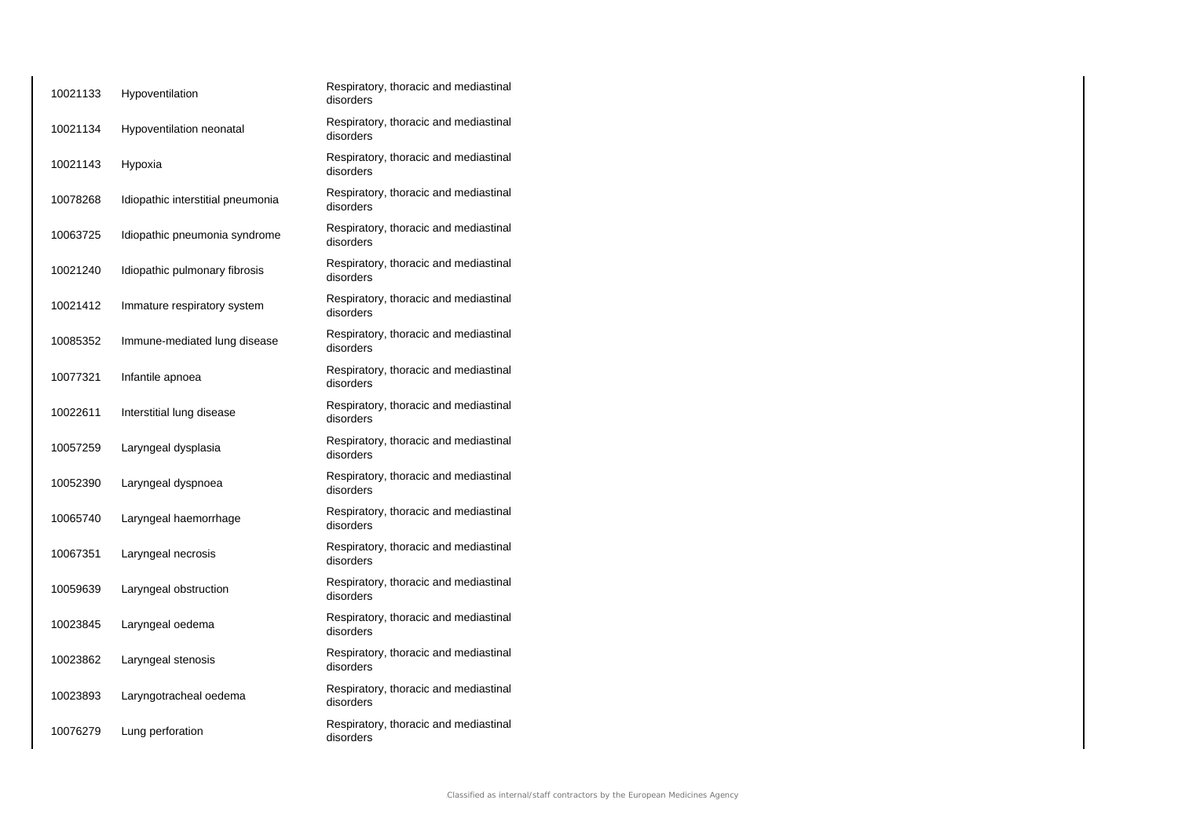| 10021133 | Hypoventilation | Respiratory, thoracic and mediastinal disorders |
|---|---|---|
| 10021134 | Hypoventilation neonatal | Respiratory, thoracic and mediastinal disorders |
| 10021143 | Hypoxia | Respiratory, thoracic and mediastinal disorders |
| 10078268 | Idiopathic interstitial pneumonia | Respiratory, thoracic and mediastinal disorders |
| 10063725 | Idiopathic pneumonia syndrome | Respiratory, thoracic and mediastinal disorders |
| 10021240 | Idiopathic pulmonary fibrosis | Respiratory, thoracic and mediastinal disorders |
| 10021412 | Immature respiratory system | Respiratory, thoracic and mediastinal disorders |
| 10085352 | Immune-mediated lung disease | Respiratory, thoracic and mediastinal disorders |
| 10077321 | Infantile apnoea | Respiratory, thoracic and mediastinal disorders |
| 10022611 | Interstitial lung disease | Respiratory, thoracic and mediastinal disorders |
| 10057259 | Laryngeal dysplasia | Respiratory, thoracic and mediastinal disorders |
| 10052390 | Laryngeal dyspnoea | Respiratory, thoracic and mediastinal disorders |
| 10065740 | Laryngeal haemorrhage | Respiratory, thoracic and mediastinal disorders |
| 10067351 | Laryngeal necrosis | Respiratory, thoracic and mediastinal disorders |
| 10059639 | Laryngeal obstruction | Respiratory, thoracic and mediastinal disorders |
| 10023845 | Laryngeal oedema | Respiratory, thoracic and mediastinal disorders |
| 10023862 | Laryngeal stenosis | Respiratory, thoracic and mediastinal disorders |
| 10023893 | Laryngotracheal oedema | Respiratory, thoracic and mediastinal disorders |
| 10076279 | Lung perforation | Respiratory, thoracic and mediastinal disorders |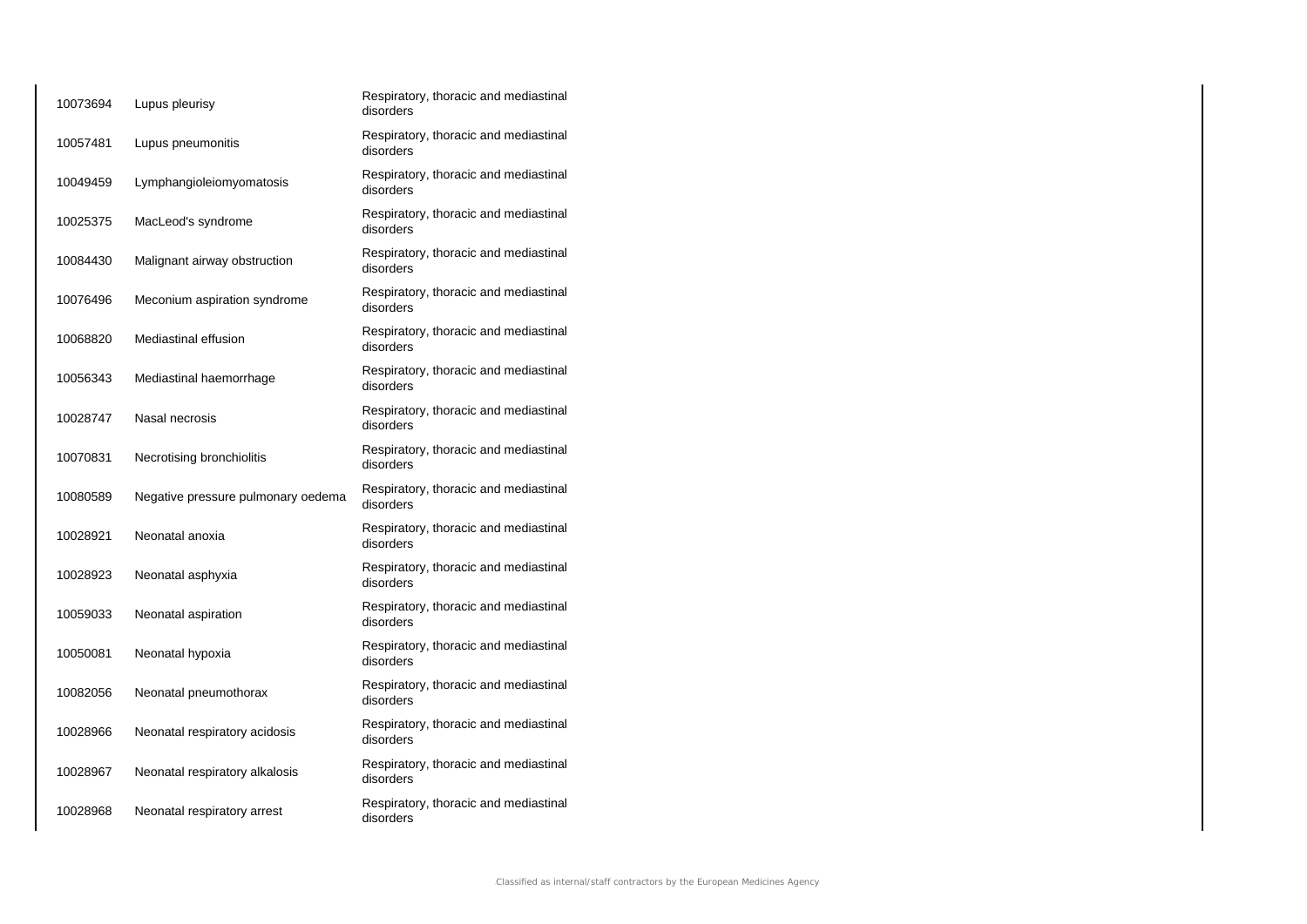| | | |
|---|---|---|
| 10073694 | Lupus pleurisy | Respiratory, thoracic and mediastinal disorders |
| 10057481 | Lupus pneumonitis | Respiratory, thoracic and mediastinal disorders |
| 10049459 | Lymphangioleiomyomatosis | Respiratory, thoracic and mediastinal disorders |
| 10025375 | MacLeod's syndrome | Respiratory, thoracic and mediastinal disorders |
| 10084430 | Malignant airway obstruction | Respiratory, thoracic and mediastinal disorders |
| 10076496 | Meconium aspiration syndrome | Respiratory, thoracic and mediastinal disorders |
| 10068820 | Mediastinal effusion | Respiratory, thoracic and mediastinal disorders |
| 10056343 | Mediastinal haemorrhage | Respiratory, thoracic and mediastinal disorders |
| 10028747 | Nasal necrosis | Respiratory, thoracic and mediastinal disorders |
| 10070831 | Necrotising bronchiolitis | Respiratory, thoracic and mediastinal disorders |
| 10080589 | Negative pressure pulmonary oedema | Respiratory, thoracic and mediastinal disorders |
| 10028921 | Neonatal anoxia | Respiratory, thoracic and mediastinal disorders |
| 10028923 | Neonatal asphyxia | Respiratory, thoracic and mediastinal disorders |
| 10059033 | Neonatal aspiration | Respiratory, thoracic and mediastinal disorders |
| 10050081 | Neonatal hypoxia | Respiratory, thoracic and mediastinal disorders |
| 10082056 | Neonatal pneumothorax | Respiratory, thoracic and mediastinal disorders |
| 10028966 | Neonatal respiratory acidosis | Respiratory, thoracic and mediastinal disorders |
| 10028967 | Neonatal respiratory alkalosis | Respiratory, thoracic and mediastinal disorders |
| 10028968 | Neonatal respiratory arrest | Respiratory, thoracic and mediastinal disorders |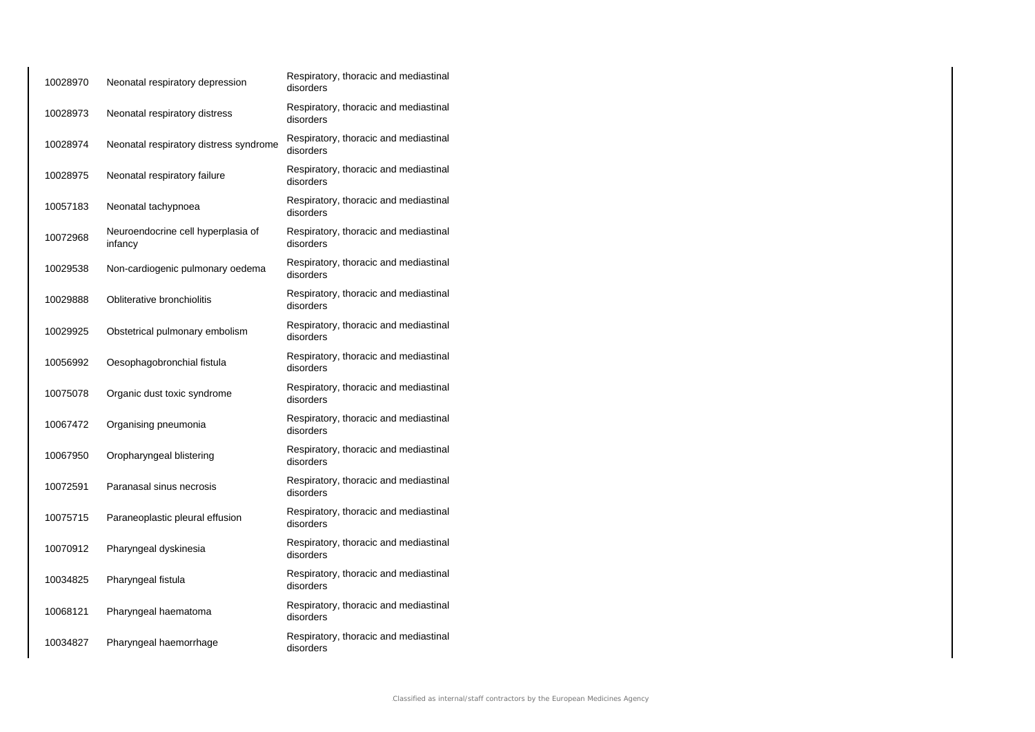| | | |
|---|---|---|
| 10028970 | Neonatal respiratory depression | Respiratory, thoracic and mediastinal disorders |
| 10028973 | Neonatal respiratory distress | Respiratory, thoracic and mediastinal disorders |
| 10028974 | Neonatal respiratory distress syndrome | Respiratory, thoracic and mediastinal disorders |
| 10028975 | Neonatal respiratory failure | Respiratory, thoracic and mediastinal disorders |
| 10057183 | Neonatal tachypnoea | Respiratory, thoracic and mediastinal disorders |
| 10072968 | Neuroendocrine cell hyperplasia of infancy | Respiratory, thoracic and mediastinal disorders |
| 10029538 | Non-cardiogenic pulmonary oedema | Respiratory, thoracic and mediastinal disorders |
| 10029888 | Obliterative bronchiolitis | Respiratory, thoracic and mediastinal disorders |
| 10029925 | Obstetrical pulmonary embolism | Respiratory, thoracic and mediastinal disorders |
| 10056992 | Oesophagobronchial fistula | Respiratory, thoracic and mediastinal disorders |
| 10075078 | Organic dust toxic syndrome | Respiratory, thoracic and mediastinal disorders |
| 10067472 | Organising pneumonia | Respiratory, thoracic and mediastinal disorders |
| 10067950 | Oropharyngeal blistering | Respiratory, thoracic and mediastinal disorders |
| 10072591 | Paranasal sinus necrosis | Respiratory, thoracic and mediastinal disorders |
| 10075715 | Paraneoplastic pleural effusion | Respiratory, thoracic and mediastinal disorders |
| 10070912 | Pharyngeal dyskinesia | Respiratory, thoracic and mediastinal disorders |
| 10034825 | Pharyngeal fistula | Respiratory, thoracic and mediastinal disorders |
| 10068121 | Pharyngeal haematoma | Respiratory, thoracic and mediastinal disorders |
| 10034827 | Pharyngeal haemorrhage | Respiratory, thoracic and mediastinal disorders |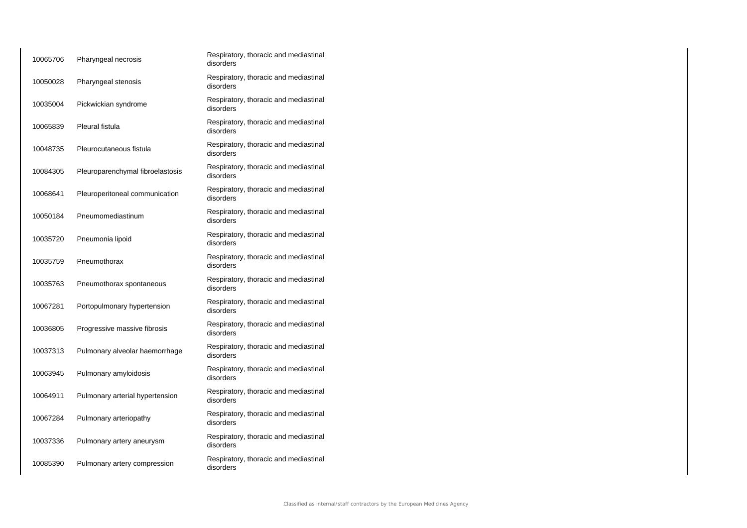| | | |
|---|---|---|
| 10065706 | Pharyngeal necrosis | Respiratory, thoracic and mediastinal disorders |
| 10050028 | Pharyngeal stenosis | Respiratory, thoracic and mediastinal disorders |
| 10035004 | Pickwickian syndrome | Respiratory, thoracic and mediastinal disorders |
| 10065839 | Pleural fistula | Respiratory, thoracic and mediastinal disorders |
| 10048735 | Pleurocutaneous fistula | Respiratory, thoracic and mediastinal disorders |
| 10084305 | Pleuroparenchymal fibroelastosis | Respiratory, thoracic and mediastinal disorders |
| 10068641 | Pleuroperitoneal communication | Respiratory, thoracic and mediastinal disorders |
| 10050184 | Pneumomediastinum | Respiratory, thoracic and mediastinal disorders |
| 10035720 | Pneumonia lipoid | Respiratory, thoracic and mediastinal disorders |
| 10035759 | Pneumothorax | Respiratory, thoracic and mediastinal disorders |
| 10035763 | Pneumothorax spontaneous | Respiratory, thoracic and mediastinal disorders |
| 10067281 | Portopulmonary hypertension | Respiratory, thoracic and mediastinal disorders |
| 10036805 | Progressive massive fibrosis | Respiratory, thoracic and mediastinal disorders |
| 10037313 | Pulmonary alveolar haemorrhage | Respiratory, thoracic and mediastinal disorders |
| 10063945 | Pulmonary amyloidosis | Respiratory, thoracic and mediastinal disorders |
| 10064911 | Pulmonary arterial hypertension | Respiratory, thoracic and mediastinal disorders |
| 10067284 | Pulmonary arteriopathy | Respiratory, thoracic and mediastinal disorders |
| 10037336 | Pulmonary artery aneurysm | Respiratory, thoracic and mediastinal disorders |
| 10085390 | Pulmonary artery compression | Respiratory, thoracic and mediastinal disorders |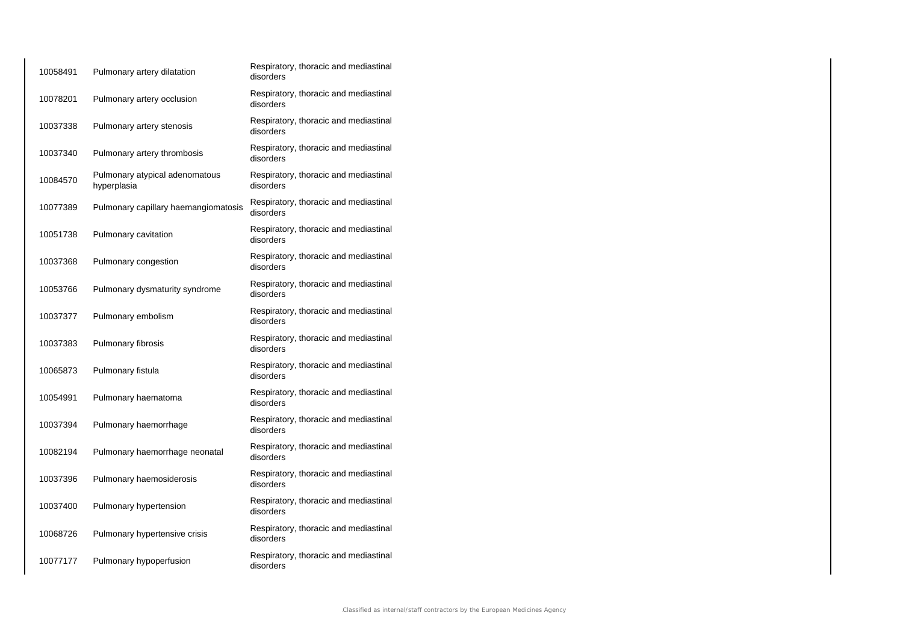| | | |
|---|---|---|
| 10058491 | Pulmonary artery dilatation | Respiratory, thoracic and mediastinal disorders |
| 10078201 | Pulmonary artery occlusion | Respiratory, thoracic and mediastinal disorders |
| 10037338 | Pulmonary artery stenosis | Respiratory, thoracic and mediastinal disorders |
| 10037340 | Pulmonary artery thrombosis | Respiratory, thoracic and mediastinal disorders |
| 10084570 | Pulmonary atypical adenomatous hyperplasia | Respiratory, thoracic and mediastinal disorders |
| 10077389 | Pulmonary capillary haemangiomatosis | Respiratory, thoracic and mediastinal disorders |
| 10051738 | Pulmonary cavitation | Respiratory, thoracic and mediastinal disorders |
| 10037368 | Pulmonary congestion | Respiratory, thoracic and mediastinal disorders |
| 10053766 | Pulmonary dysmaturity syndrome | Respiratory, thoracic and mediastinal disorders |
| 10037377 | Pulmonary embolism | Respiratory, thoracic and mediastinal disorders |
| 10037383 | Pulmonary fibrosis | Respiratory, thoracic and mediastinal disorders |
| 10065873 | Pulmonary fistula | Respiratory, thoracic and mediastinal disorders |
| 10054991 | Pulmonary haematoma | Respiratory, thoracic and mediastinal disorders |
| 10037394 | Pulmonary haemorrhage | Respiratory, thoracic and mediastinal disorders |
| 10082194 | Pulmonary haemorrhage neonatal | Respiratory, thoracic and mediastinal disorders |
| 10037396 | Pulmonary haemosiderosis | Respiratory, thoracic and mediastinal disorders |
| 10037400 | Pulmonary hypertension | Respiratory, thoracic and mediastinal disorders |
| 10068726 | Pulmonary hypertensive crisis | Respiratory, thoracic and mediastinal disorders |
| 10077177 | Pulmonary hypoperfusion | Respiratory, thoracic and mediastinal disorders |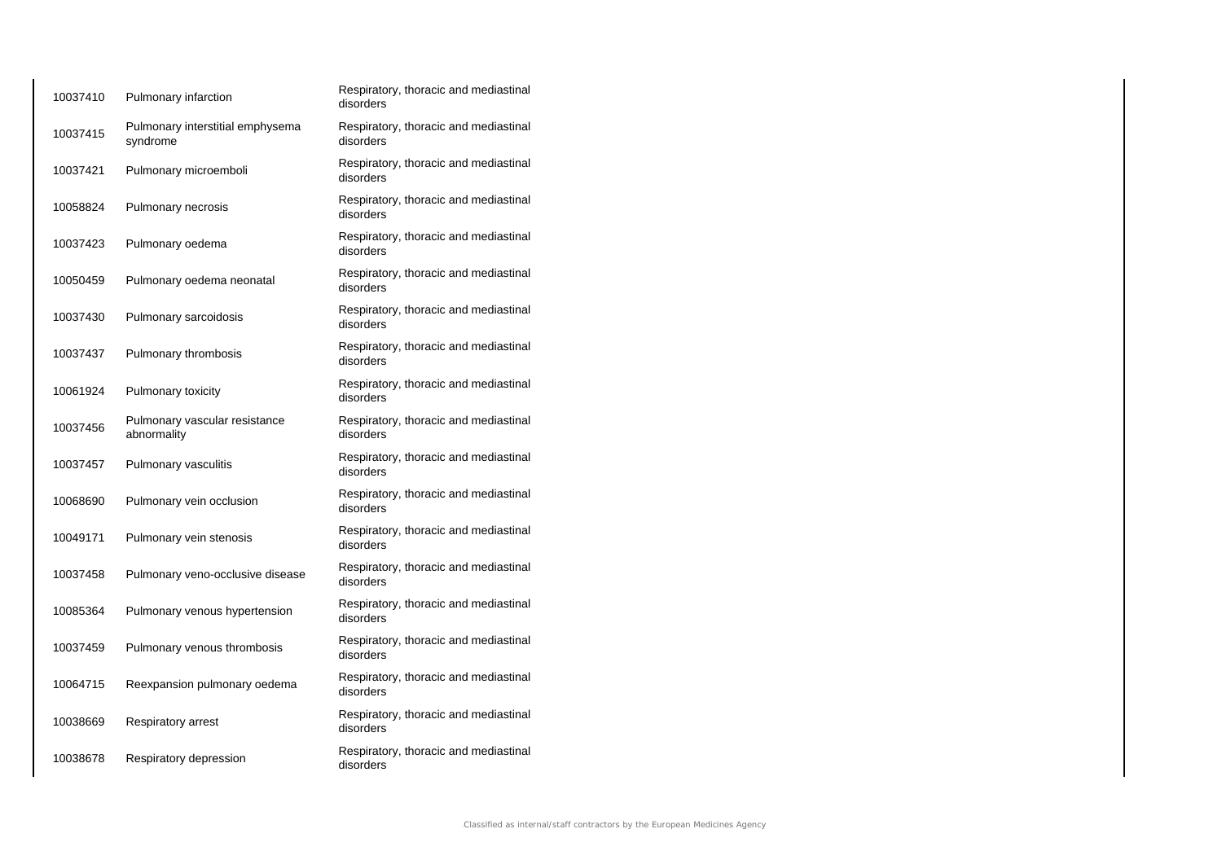| | | |
|---|---|---|
| 10037410 | Pulmonary infarction | Respiratory, thoracic and mediastinal disorders |
| 10037415 | Pulmonary interstitial emphysema syndrome | Respiratory, thoracic and mediastinal disorders |
| 10037421 | Pulmonary microemboli | Respiratory, thoracic and mediastinal disorders |
| 10058824 | Pulmonary necrosis | Respiratory, thoracic and mediastinal disorders |
| 10037423 | Pulmonary oedema | Respiratory, thoracic and mediastinal disorders |
| 10050459 | Pulmonary oedema neonatal | Respiratory, thoracic and mediastinal disorders |
| 10037430 | Pulmonary sarcoidosis | Respiratory, thoracic and mediastinal disorders |
| 10037437 | Pulmonary thrombosis | Respiratory, thoracic and mediastinal disorders |
| 10061924 | Pulmonary toxicity | Respiratory, thoracic and mediastinal disorders |
| 10037456 | Pulmonary vascular resistance abnormality | Respiratory, thoracic and mediastinal disorders |
| 10037457 | Pulmonary vasculitis | Respiratory, thoracic and mediastinal disorders |
| 10068690 | Pulmonary vein occlusion | Respiratory, thoracic and mediastinal disorders |
| 10049171 | Pulmonary vein stenosis | Respiratory, thoracic and mediastinal disorders |
| 10037458 | Pulmonary veno-occlusive disease | Respiratory, thoracic and mediastinal disorders |
| 10085364 | Pulmonary venous hypertension | Respiratory, thoracic and mediastinal disorders |
| 10037459 | Pulmonary venous thrombosis | Respiratory, thoracic and mediastinal disorders |
| 10064715 | Reexpansion pulmonary oedema | Respiratory, thoracic and mediastinal disorders |
| 10038669 | Respiratory arrest | Respiratory, thoracic and mediastinal disorders |
| 10038678 | Respiratory depression | Respiratory, thoracic and mediastinal disorders |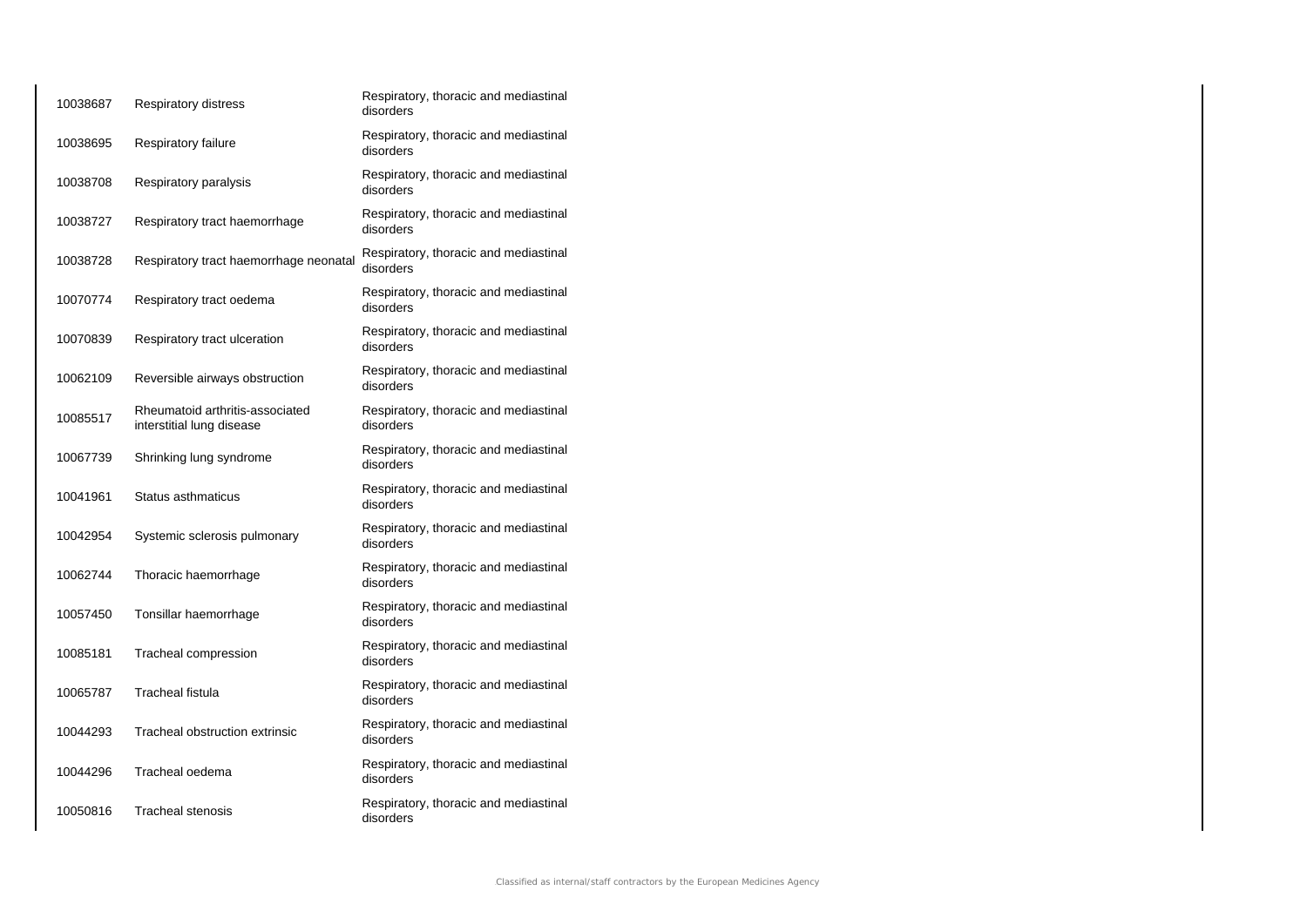| | | |
|---|---|---|
| 10038687 | Respiratory distress | Respiratory, thoracic and mediastinal disorders |
| 10038695 | Respiratory failure | Respiratory, thoracic and mediastinal disorders |
| 10038708 | Respiratory paralysis | Respiratory, thoracic and mediastinal disorders |
| 10038727 | Respiratory tract haemorrhage | Respiratory, thoracic and mediastinal disorders |
| 10038728 | Respiratory tract haemorrhage neonatal | Respiratory, thoracic and mediastinal disorders |
| 10070774 | Respiratory tract oedema | Respiratory, thoracic and mediastinal disorders |
| 10070839 | Respiratory tract ulceration | Respiratory, thoracic and mediastinal disorders |
| 10062109 | Reversible airways obstruction | Respiratory, thoracic and mediastinal disorders |
| 10085517 | Rheumatoid arthritis-associated interstitial lung disease | Respiratory, thoracic and mediastinal disorders |
| 10067739 | Shrinking lung syndrome | Respiratory, thoracic and mediastinal disorders |
| 10041961 | Status asthmaticus | Respiratory, thoracic and mediastinal disorders |
| 10042954 | Systemic sclerosis pulmonary | Respiratory, thoracic and mediastinal disorders |
| 10062744 | Thoracic haemorrhage | Respiratory, thoracic and mediastinal disorders |
| 10057450 | Tonsillar haemorrhage | Respiratory, thoracic and mediastinal disorders |
| 10085181 | Tracheal compression | Respiratory, thoracic and mediastinal disorders |
| 10065787 | Tracheal fistula | Respiratory, thoracic and mediastinal disorders |
| 10044293 | Tracheal obstruction extrinsic | Respiratory, thoracic and mediastinal disorders |
| 10044296 | Tracheal oedema | Respiratory, thoracic and mediastinal disorders |
| 10050816 | Tracheal stenosis | Respiratory, thoracic and mediastinal disorders |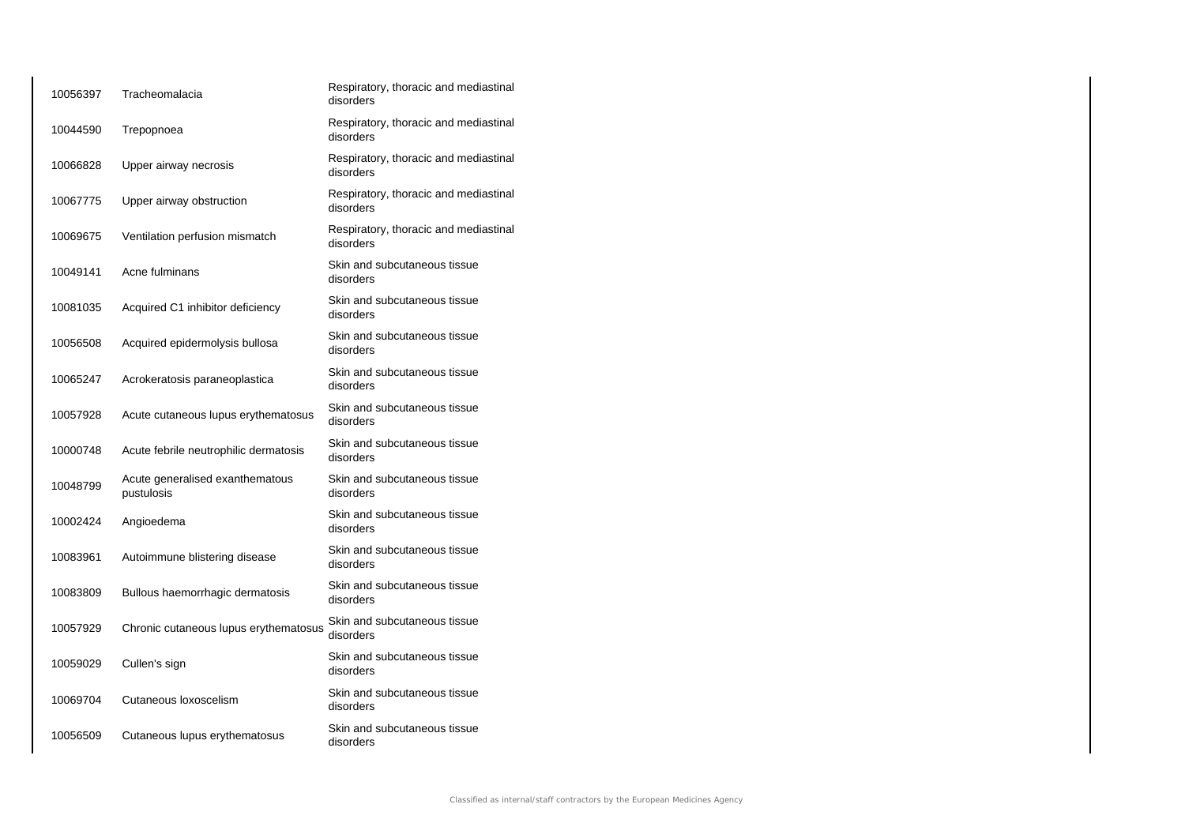| | | |
|---|---|---|
| 10056397 | Tracheomalacia | Respiratory, thoracic and mediastinal disorders |
| 10044590 | Trepopnoea | Respiratory, thoracic and mediastinal disorders |
| 10066828 | Upper airway necrosis | Respiratory, thoracic and mediastinal disorders |
| 10067775 | Upper airway obstruction | Respiratory, thoracic and mediastinal disorders |
| 10069675 | Ventilation perfusion mismatch | Respiratory, thoracic and mediastinal disorders |
| 10049141 | Acne fulminans | Skin and subcutaneous tissue disorders |
| 10081035 | Acquired C1 inhibitor deficiency | Skin and subcutaneous tissue disorders |
| 10056508 | Acquired epidermolysis bullosa | Skin and subcutaneous tissue disorders |
| 10065247 | Acrokeratosis paraneoplastica | Skin and subcutaneous tissue disorders |
| 10057928 | Acute cutaneous lupus erythematosus | Skin and subcutaneous tissue disorders |
| 10000748 | Acute febrile neutrophilic dermatosis | Skin and subcutaneous tissue disorders |
| 10048799 | Acute generalised exanthematous pustulosis | Skin and subcutaneous tissue disorders |
| 10002424 | Angioedema | Skin and subcutaneous tissue disorders |
| 10083961 | Autoimmune blistering disease | Skin and subcutaneous tissue disorders |
| 10083809 | Bullous haemorrhagic dermatosis | Skin and subcutaneous tissue disorders |
| 10057929 | Chronic cutaneous lupus erythematosus | Skin and subcutaneous tissue disorders |
| 10059029 | Cullen's sign | Skin and subcutaneous tissue disorders |
| 10069704 | Cutaneous loxoscelism | Skin and subcutaneous tissue disorders |
| 10056509 | Cutaneous lupus erythematosus | Skin and subcutaneous tissue disorders |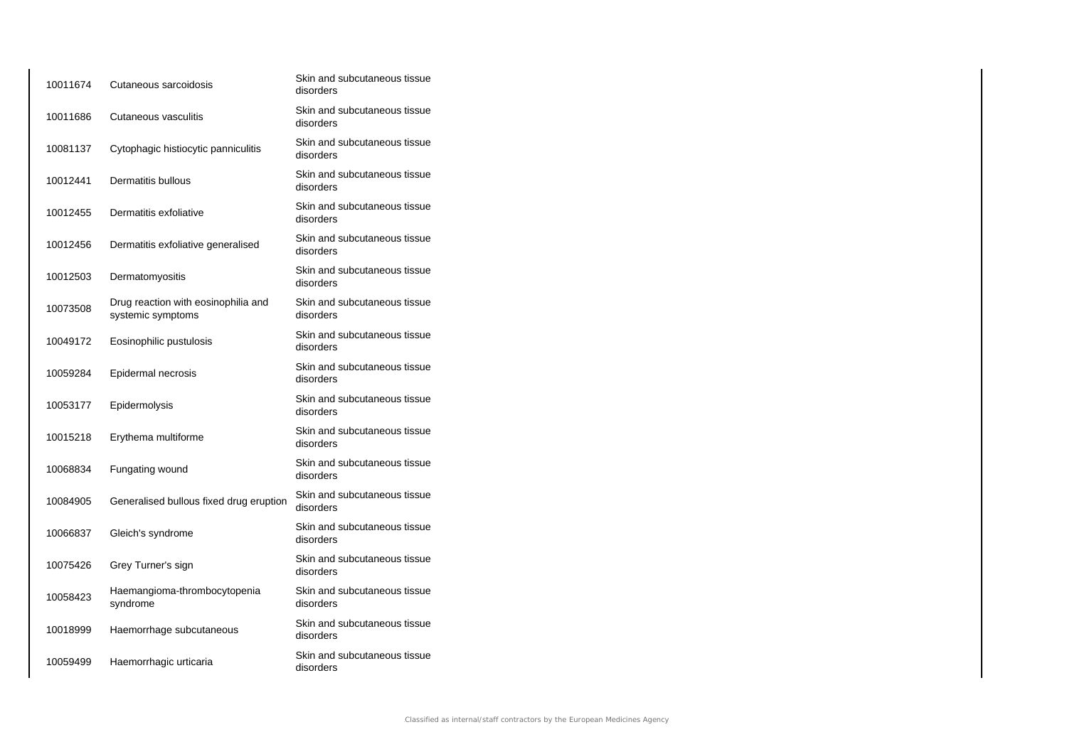| | | |
|---|---|---|
| 10011674 | Cutaneous sarcoidosis | Skin and subcutaneous tissue disorders |
| 10011686 | Cutaneous vasculitis | Skin and subcutaneous tissue disorders |
| 10081137 | Cytophagic histiocytic panniculitis | Skin and subcutaneous tissue disorders |
| 10012441 | Dermatitis bullous | Skin and subcutaneous tissue disorders |
| 10012455 | Dermatitis exfoliative | Skin and subcutaneous tissue disorders |
| 10012456 | Dermatitis exfoliative generalised | Skin and subcutaneous tissue disorders |
| 10012503 | Dermatomyositis | Skin and subcutaneous tissue disorders |
| 10073508 | Drug reaction with eosinophilia and systemic symptoms | Skin and subcutaneous tissue disorders |
| 10049172 | Eosinophilic pustulosis | Skin and subcutaneous tissue disorders |
| 10059284 | Epidermal necrosis | Skin and subcutaneous tissue disorders |
| 10053177 | Epidermolysis | Skin and subcutaneous tissue disorders |
| 10015218 | Erythema multiforme | Skin and subcutaneous tissue disorders |
| 10068834 | Fungating wound | Skin and subcutaneous tissue disorders |
| 10084905 | Generalised bullous fixed drug eruption | Skin and subcutaneous tissue disorders |
| 10066837 | Gleich's syndrome | Skin and subcutaneous tissue disorders |
| 10075426 | Grey Turner's sign | Skin and subcutaneous tissue disorders |
| 10058423 | Haemangioma-thrombocytopenia syndrome | Skin and subcutaneous tissue disorders |
| 10018999 | Haemorrhage subcutaneous | Skin and subcutaneous tissue disorders |
| 10059499 | Haemorrhagic urticaria | Skin and subcutaneous tissue disorders |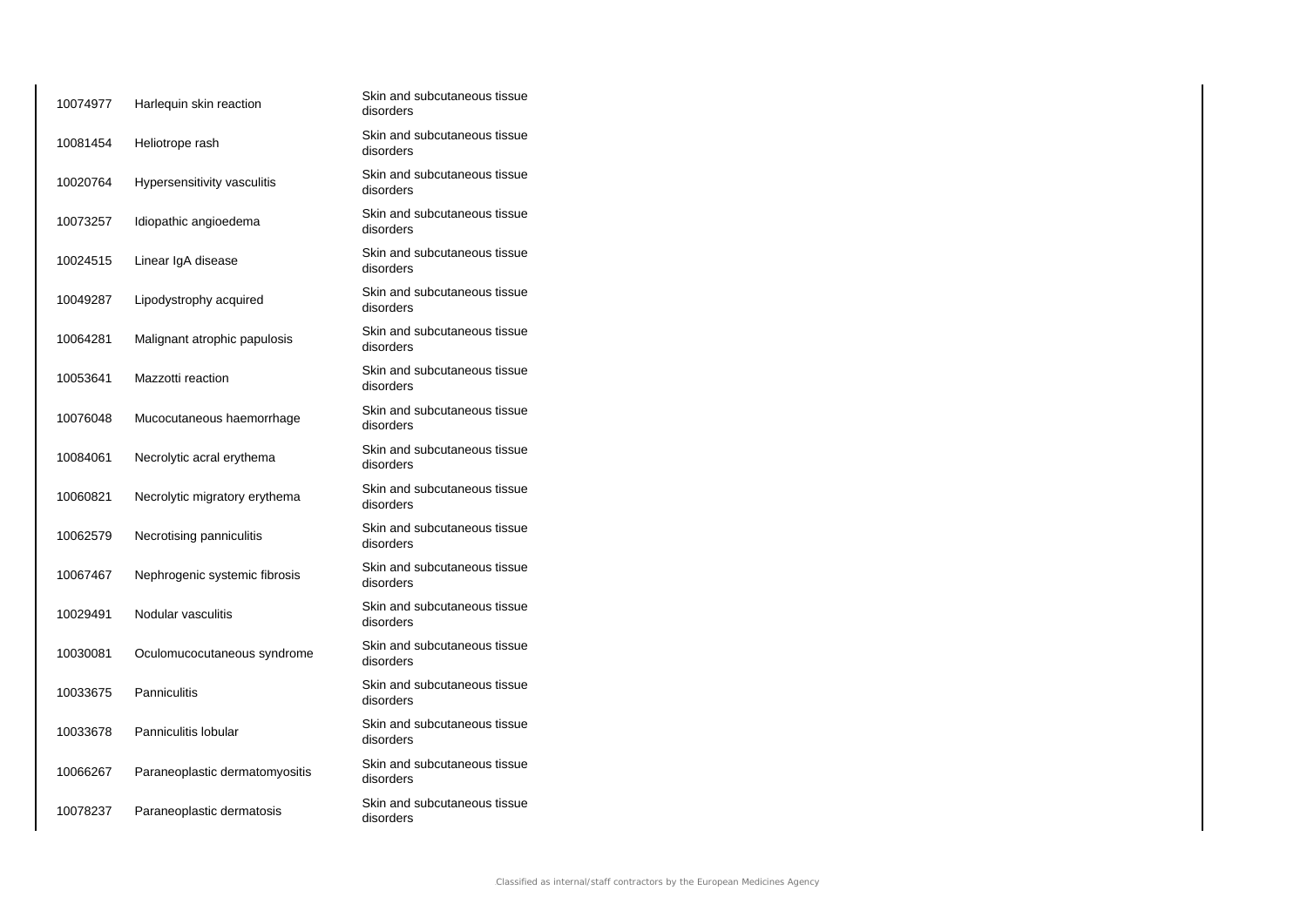| | | |
|---|---|---|
| 10074977 | Harlequin skin reaction | Skin and subcutaneous tissue disorders |
| 10081454 | Heliotrope rash | Skin and subcutaneous tissue disorders |
| 10020764 | Hypersensitivity vasculitis | Skin and subcutaneous tissue disorders |
| 10073257 | Idiopathic angioedema | Skin and subcutaneous tissue disorders |
| 10024515 | Linear IgA disease | Skin and subcutaneous tissue disorders |
| 10049287 | Lipodystrophy acquired | Skin and subcutaneous tissue disorders |
| 10064281 | Malignant atrophic papulosis | Skin and subcutaneous tissue disorders |
| 10053641 | Mazzotti reaction | Skin and subcutaneous tissue disorders |
| 10076048 | Mucocutaneous haemorrhage | Skin and subcutaneous tissue disorders |
| 10084061 | Necrolytic acral erythema | Skin and subcutaneous tissue disorders |
| 10060821 | Necrolytic migratory erythema | Skin and subcutaneous tissue disorders |
| 10062579 | Necrotising panniculitis | Skin and subcutaneous tissue disorders |
| 10067467 | Nephrogenic systemic fibrosis | Skin and subcutaneous tissue disorders |
| 10029491 | Nodular vasculitis | Skin and subcutaneous tissue disorders |
| 10030081 | Oculomucocutaneous syndrome | Skin and subcutaneous tissue disorders |
| 10033675 | Panniculitis | Skin and subcutaneous tissue disorders |
| 10033678 | Panniculitis lobular | Skin and subcutaneous tissue disorders |
| 10066267 | Paraneoplastic dermatomyositis | Skin and subcutaneous tissue disorders |
| 10078237 | Paraneoplastic dermatosis | Skin and subcutaneous tissue disorders |

Classified as internal/staff contractors by the European Medicines Agency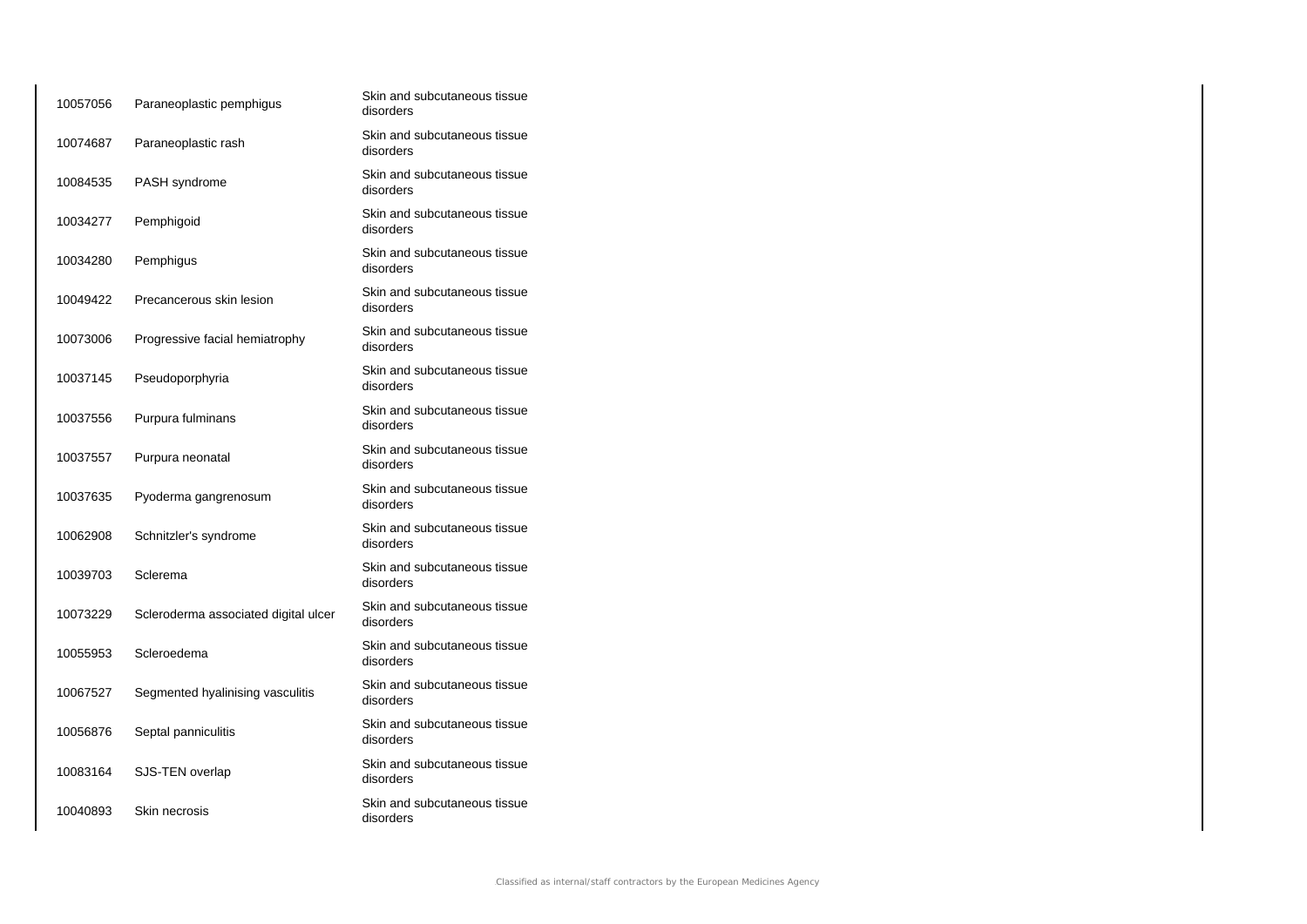| | | |
|---|---|---|
| 10057056 | Paraneoplastic pemphigus | Skin and subcutaneous tissue disorders |
| 10074687 | Paraneoplastic rash | Skin and subcutaneous tissue disorders |
| 10084535 | PASH syndrome | Skin and subcutaneous tissue disorders |
| 10034277 | Pemphigoid | Skin and subcutaneous tissue disorders |
| 10034280 | Pemphigus | Skin and subcutaneous tissue disorders |
| 10049422 | Precancerous skin lesion | Skin and subcutaneous tissue disorders |
| 10073006 | Progressive facial hemiatrophy | Skin and subcutaneous tissue disorders |
| 10037145 | Pseudoporphyria | Skin and subcutaneous tissue disorders |
| 10037556 | Purpura fulminans | Skin and subcutaneous tissue disorders |
| 10037557 | Purpura neonatal | Skin and subcutaneous tissue disorders |
| 10037635 | Pyoderma gangrenosum | Skin and subcutaneous tissue disorders |
| 10062908 | Schnitzler's syndrome | Skin and subcutaneous tissue disorders |
| 10039703 | Sclerema | Skin and subcutaneous tissue disorders |
| 10073229 | Scleroderma associated digital ulcer | Skin and subcutaneous tissue disorders |
| 10055953 | Scleroedema | Skin and subcutaneous tissue disorders |
| 10067527 | Segmented hyalinising vasculitis | Skin and subcutaneous tissue disorders |
| 10056876 | Septal panniculitis | Skin and subcutaneous tissue disorders |
| 10083164 | SJS-TEN overlap | Skin and subcutaneous tissue disorders |
| 10040893 | Skin necrosis | Skin and subcutaneous tissue disorders |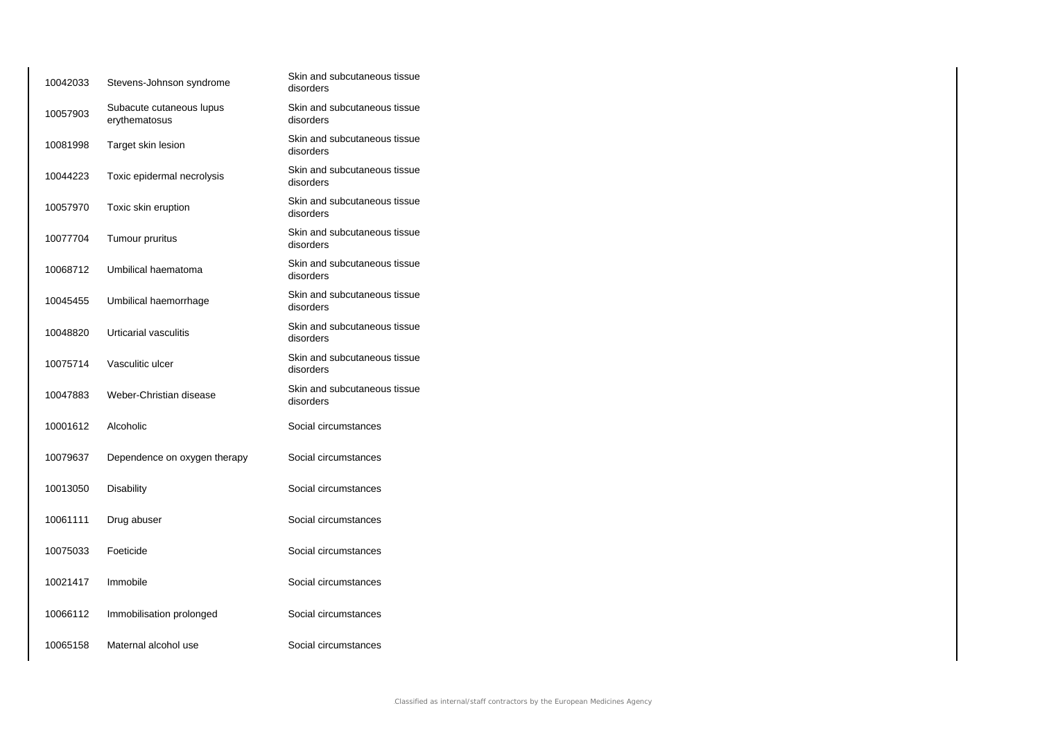| | | |
|---|---|---|
| 10042033 | Stevens-Johnson syndrome | Skin and subcutaneous tissue disorders |
| 10057903 | Subacute cutaneous lupus erythematosus | Skin and subcutaneous tissue disorders |
| 10081998 | Target skin lesion | Skin and subcutaneous tissue disorders |
| 10044223 | Toxic epidermal necrolysis | Skin and subcutaneous tissue disorders |
| 10057970 | Toxic skin eruption | Skin and subcutaneous tissue disorders |
| 10077704 | Tumour pruritus | Skin and subcutaneous tissue disorders |
| 10068712 | Umbilical haematoma | Skin and subcutaneous tissue disorders |
| 10045455 | Umbilical haemorrhage | Skin and subcutaneous tissue disorders |
| 10048820 | Urticarial vasculitis | Skin and subcutaneous tissue disorders |
| 10075714 | Vasculitic ulcer | Skin and subcutaneous tissue disorders |
| 10047883 | Weber-Christian disease | Skin and subcutaneous tissue disorders |
| 10001612 | Alcoholic | Social circumstances |
| 10079637 | Dependence on oxygen therapy | Social circumstances |
| 10013050 | Disability | Social circumstances |
| 10061111 | Drug abuser | Social circumstances |
| 10075033 | Foeticide | Social circumstances |
| 10021417 | Immobile | Social circumstances |
| 10066112 | Immobilisation prolonged | Social circumstances |
| 10065158 | Maternal alcohol use | Social circumstances |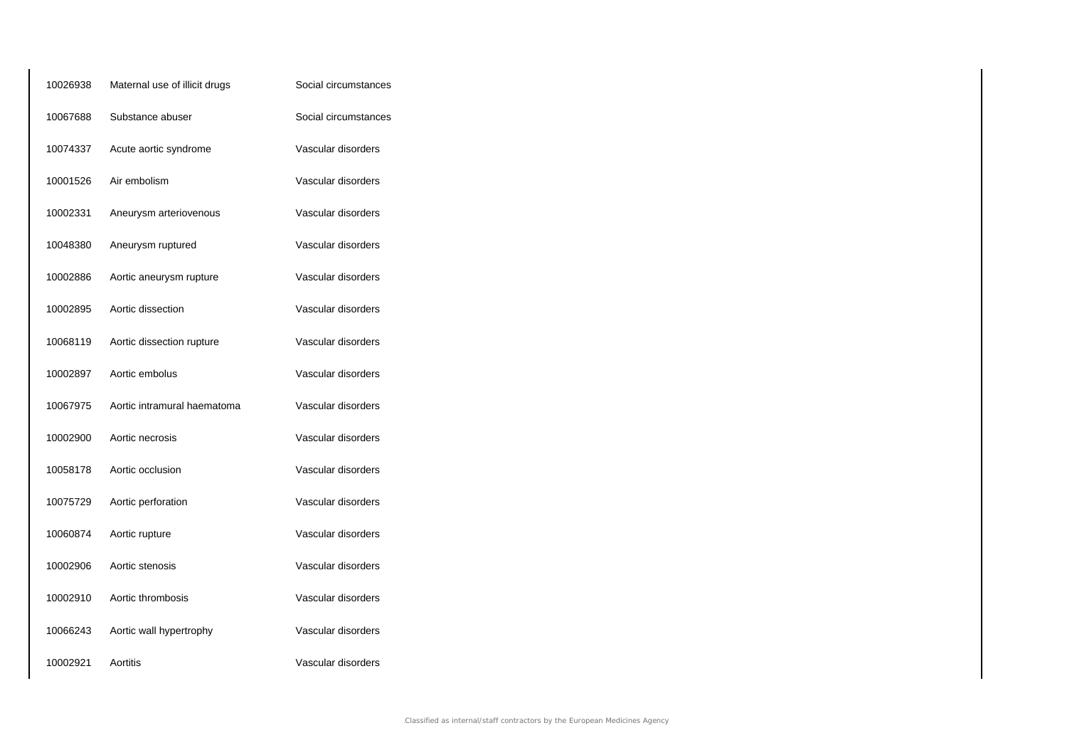| | | |
|---|---|---|
| 10026938 | Maternal use of illicit drugs | Social circumstances |
| 10067688 | Substance abuser | Social circumstances |
| 10074337 | Acute aortic syndrome | Vascular disorders |
| 10001526 | Air embolism | Vascular disorders |
| 10002331 | Aneurysm arteriovenous | Vascular disorders |
| 10048380 | Aneurysm ruptured | Vascular disorders |
| 10002886 | Aortic aneurysm rupture | Vascular disorders |
| 10002895 | Aortic dissection | Vascular disorders |
| 10068119 | Aortic dissection rupture | Vascular disorders |
| 10002897 | Aortic embolus | Vascular disorders |
| 10067975 | Aortic intramural haematoma | Vascular disorders |
| 10002900 | Aortic necrosis | Vascular disorders |
| 10058178 | Aortic occlusion | Vascular disorders |
| 10075729 | Aortic perforation | Vascular disorders |
| 10060874 | Aortic rupture | Vascular disorders |
| 10002906 | Aortic stenosis | Vascular disorders |
| 10002910 | Aortic thrombosis | Vascular disorders |
| 10066243 | Aortic wall hypertrophy | Vascular disorders |
| 10002921 | Aortitis | Vascular disorders |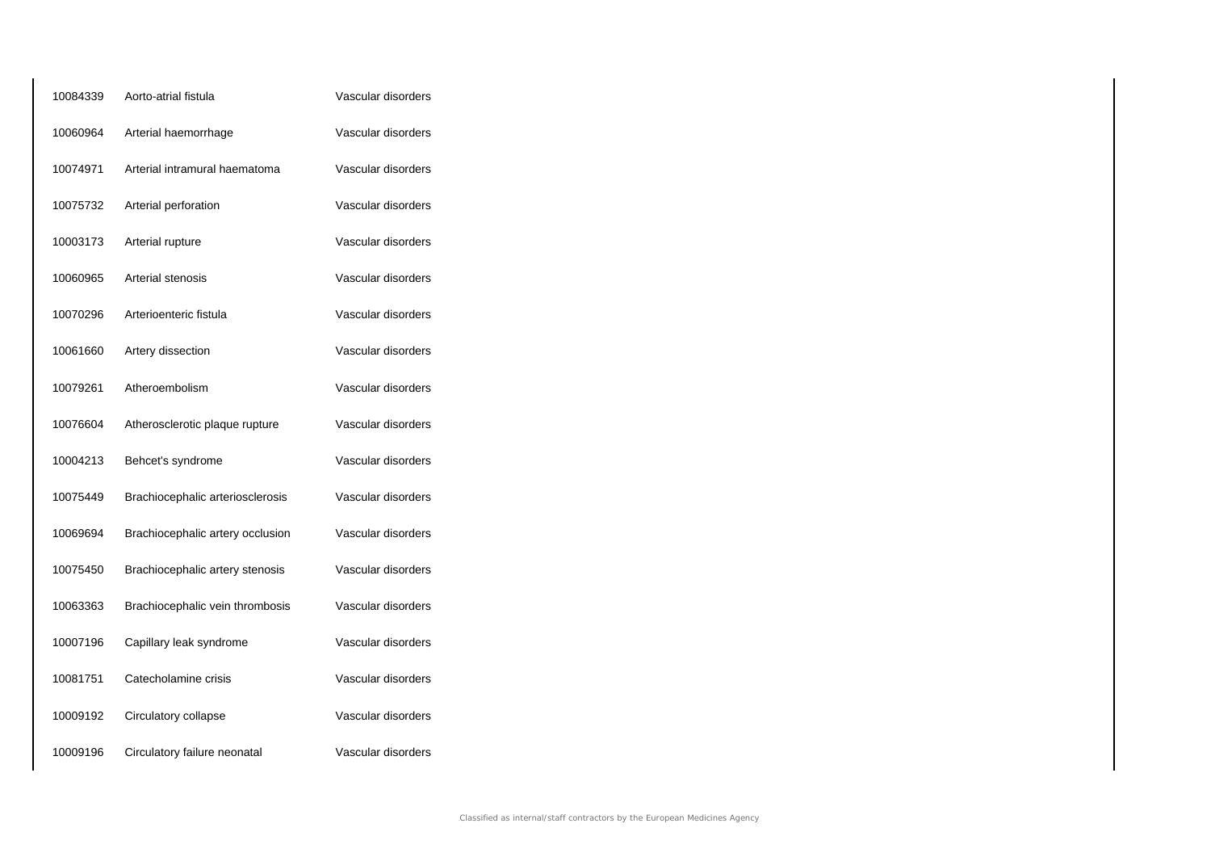| | | |
|---|---|---|
| 10084339 | Aorto-atrial fistula | Vascular disorders |
| 10060964 | Arterial haemorrhage | Vascular disorders |
| 10074971 | Arterial intramural haematoma | Vascular disorders |
| 10075732 | Arterial perforation | Vascular disorders |
| 10003173 | Arterial rupture | Vascular disorders |
| 10060965 | Arterial stenosis | Vascular disorders |
| 10070296 | Arterioenteric fistula | Vascular disorders |
| 10061660 | Artery dissection | Vascular disorders |
| 10079261 | Atheroembolism | Vascular disorders |
| 10076604 | Atherosclerotic plaque rupture | Vascular disorders |
| 10004213 | Behcet's syndrome | Vascular disorders |
| 10075449 | Brachiocephalic arteriosclerosis | Vascular disorders |
| 10069694 | Brachiocephalic artery occlusion | Vascular disorders |
| 10075450 | Brachiocephalic artery stenosis | Vascular disorders |
| 10063363 | Brachiocephalic vein thrombosis | Vascular disorders |
| 10007196 | Capillary leak syndrome | Vascular disorders |
| 10081751 | Catecholamine crisis | Vascular disorders |
| 10009192 | Circulatory collapse | Vascular disorders |
| 10009196 | Circulatory failure neonatal | Vascular disorders |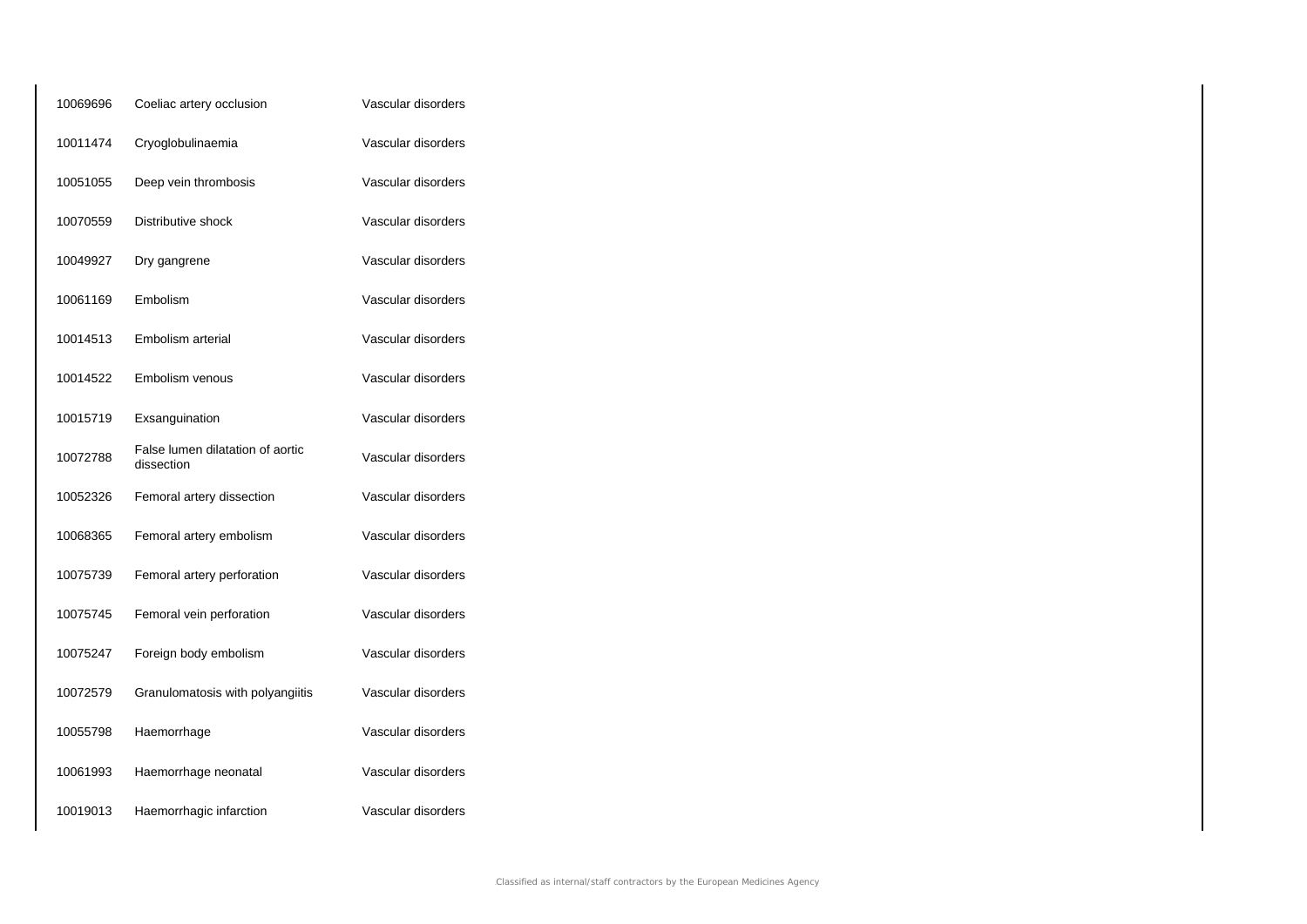| | | |
|---|---|---|
| 10069696 | Coeliac artery occlusion | Vascular disorders |
| 10011474 | Cryoglobulinaemia | Vascular disorders |
| 10051055 | Deep vein thrombosis | Vascular disorders |
| 10070559 | Distributive shock | Vascular disorders |
| 10049927 | Dry gangrene | Vascular disorders |
| 10061169 | Embolism | Vascular disorders |
| 10014513 | Embolism arterial | Vascular disorders |
| 10014522 | Embolism venous | Vascular disorders |
| 10015719 | Exsanguination | Vascular disorders |
| 10072788 | False lumen dilatation of aortic dissection | Vascular disorders |
| 10052326 | Femoral artery dissection | Vascular disorders |
| 10068365 | Femoral artery embolism | Vascular disorders |
| 10075739 | Femoral artery perforation | Vascular disorders |
| 10075745 | Femoral vein perforation | Vascular disorders |
| 10075247 | Foreign body embolism | Vascular disorders |
| 10072579 | Granulomatosis with polyangiitis | Vascular disorders |
| 10055798 | Haemorrhage | Vascular disorders |
| 10061993 | Haemorrhage neonatal | Vascular disorders |
| 10019013 | Haemorrhagic infarction | Vascular disorders |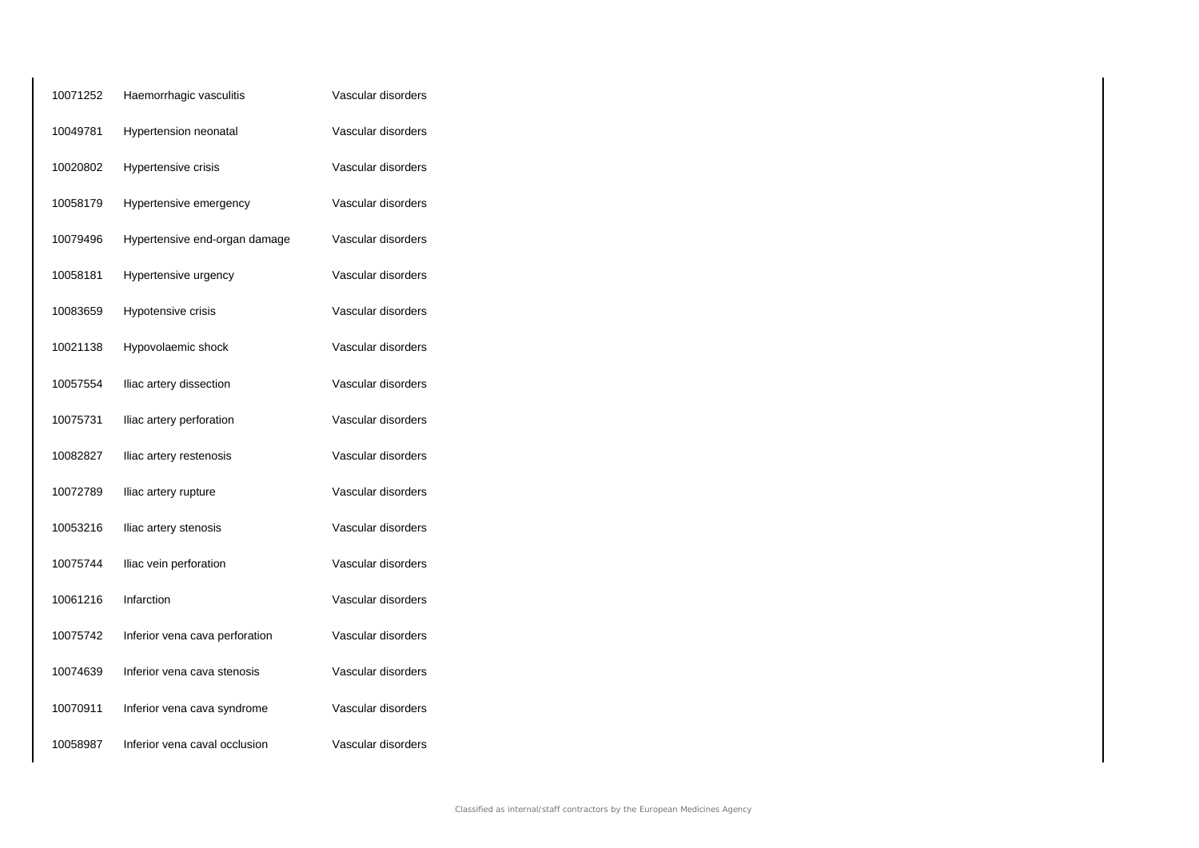| | | |
|---|---|---|
| 10071252 | Haemorrhagic vasculitis | Vascular disorders |
| 10049781 | Hypertension neonatal | Vascular disorders |
| 10020802 | Hypertensive crisis | Vascular disorders |
| 10058179 | Hypertensive emergency | Vascular disorders |
| 10079496 | Hypertensive end-organ damage | Vascular disorders |
| 10058181 | Hypertensive urgency | Vascular disorders |
| 10083659 | Hypotensive crisis | Vascular disorders |
| 10021138 | Hypovolaemic shock | Vascular disorders |
| 10057554 | Iliac artery dissection | Vascular disorders |
| 10075731 | Iliac artery perforation | Vascular disorders |
| 10082827 | Iliac artery restenosis | Vascular disorders |
| 10072789 | Iliac artery rupture | Vascular disorders |
| 10053216 | Iliac artery stenosis | Vascular disorders |
| 10075744 | Iliac vein perforation | Vascular disorders |
| 10061216 | Infarction | Vascular disorders |
| 10075742 | Inferior vena cava perforation | Vascular disorders |
| 10074639 | Inferior vena cava stenosis | Vascular disorders |
| 10070911 | Inferior vena cava syndrome | Vascular disorders |
| 10058987 | Inferior vena caval occlusion | Vascular disorders |

Classified as internal/staff contractors by the European Medicines Agency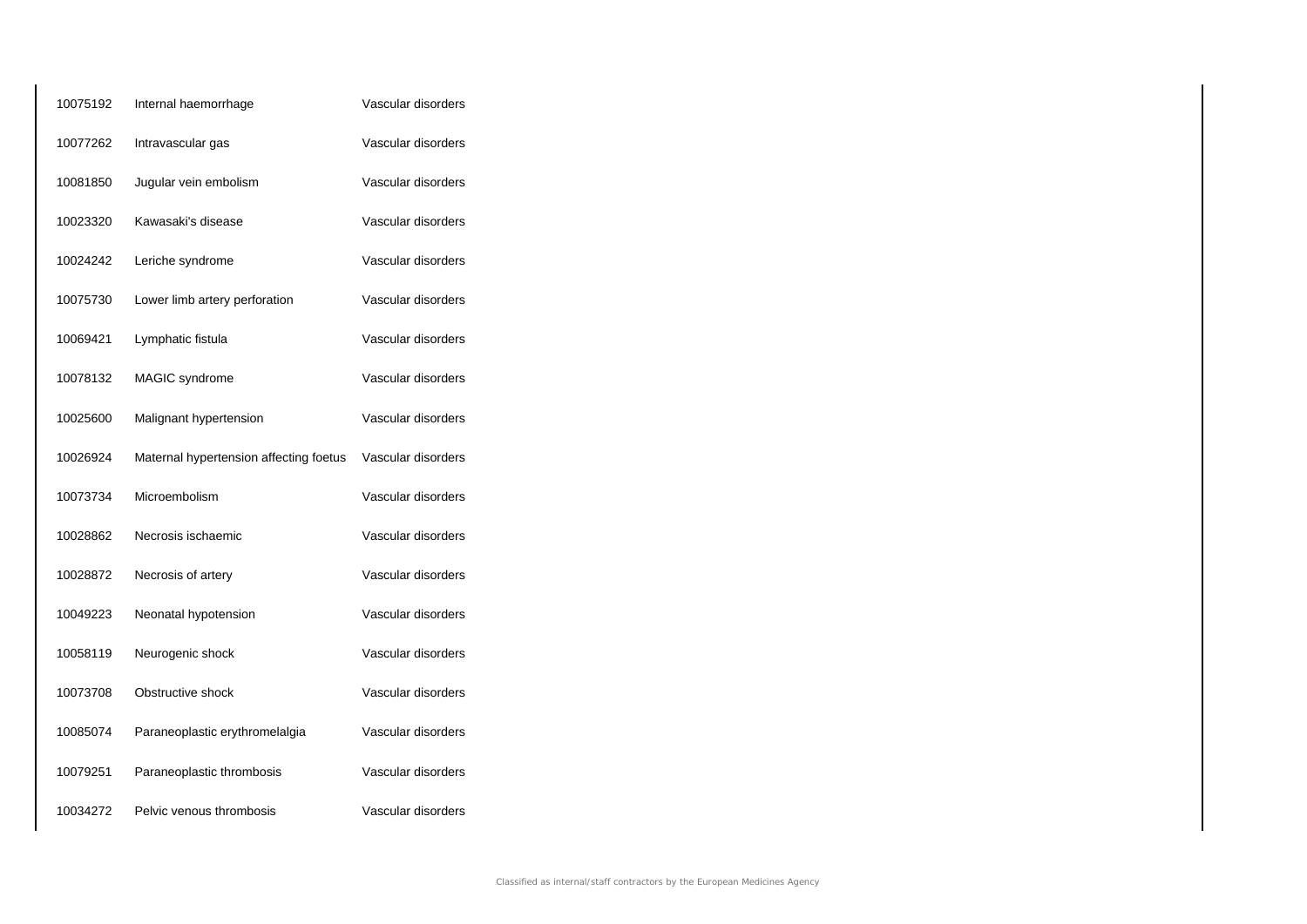| | | |
|---|---|---|
| 10075192 | Internal haemorrhage | Vascular disorders |
| 10077262 | Intravascular gas | Vascular disorders |
| 10081850 | Jugular vein embolism | Vascular disorders |
| 10023320 | Kawasaki's disease | Vascular disorders |
| 10024242 | Leriche syndrome | Vascular disorders |
| 10075730 | Lower limb artery perforation | Vascular disorders |
| 10069421 | Lymphatic fistula | Vascular disorders |
| 10078132 | MAGIC syndrome | Vascular disorders |
| 10025600 | Malignant hypertension | Vascular disorders |
| 10026924 | Maternal hypertension affecting foetus | Vascular disorders |
| 10073734 | Microembolism | Vascular disorders |
| 10028862 | Necrosis ischaemic | Vascular disorders |
| 10028872 | Necrosis of artery | Vascular disorders |
| 10049223 | Neonatal hypotension | Vascular disorders |
| 10058119 | Neurogenic shock | Vascular disorders |
| 10073708 | Obstructive shock | Vascular disorders |
| 10085074 | Paraneoplastic erythromelalgia | Vascular disorders |
| 10079251 | Paraneoplastic thrombosis | Vascular disorders |
| 10034272 | Pelvic venous thrombosis | Vascular disorders |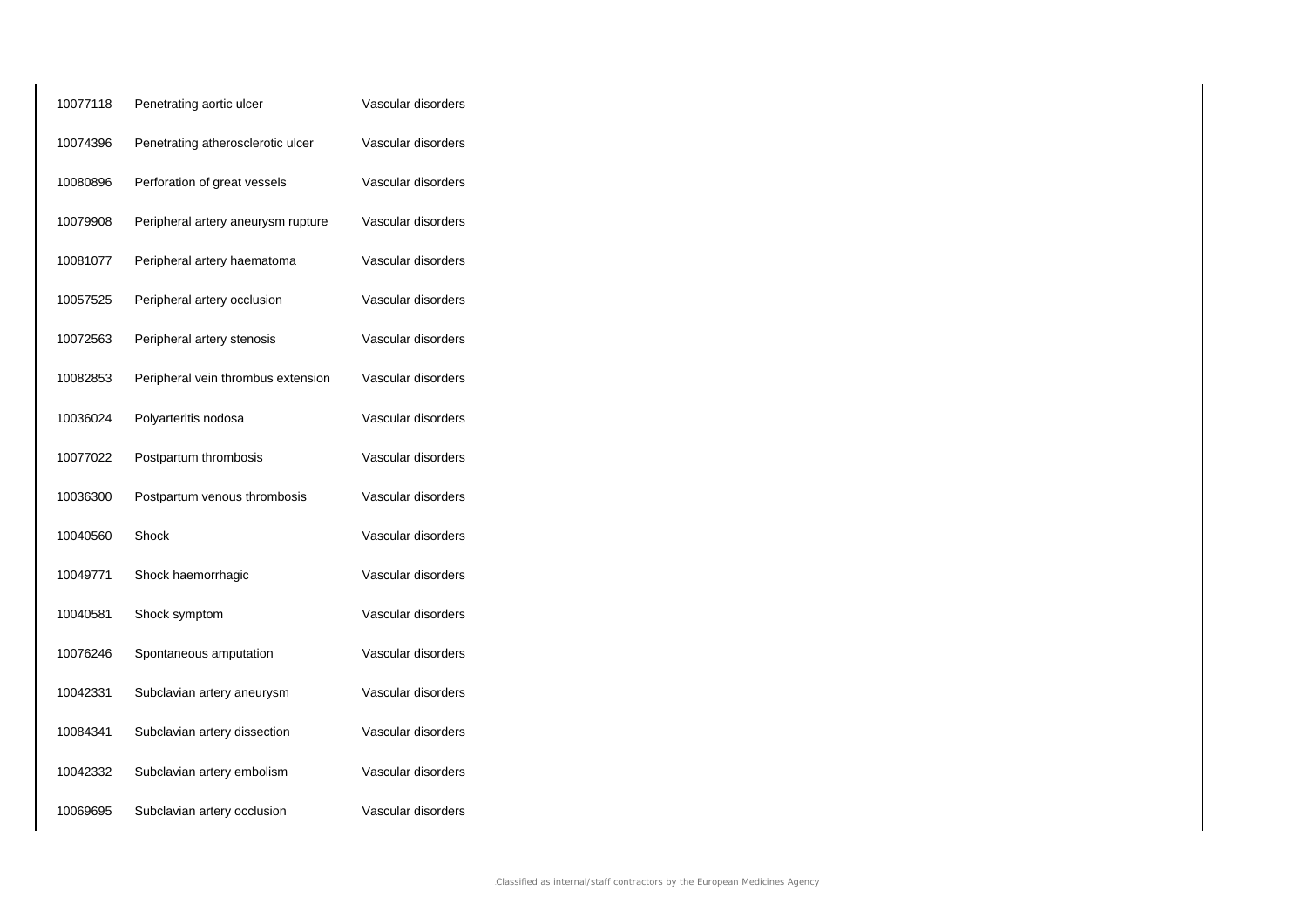| | | |
|---|---|---|
| 10077118 | Penetrating aortic ulcer | Vascular disorders |
| 10074396 | Penetrating atherosclerotic ulcer | Vascular disorders |
| 10080896 | Perforation of great vessels | Vascular disorders |
| 10079908 | Peripheral artery aneurysm rupture | Vascular disorders |
| 10081077 | Peripheral artery haematoma | Vascular disorders |
| 10057525 | Peripheral artery occlusion | Vascular disorders |
| 10072563 | Peripheral artery stenosis | Vascular disorders |
| 10082853 | Peripheral vein thrombus extension | Vascular disorders |
| 10036024 | Polyarteritis nodosa | Vascular disorders |
| 10077022 | Postpartum thrombosis | Vascular disorders |
| 10036300 | Postpartum venous thrombosis | Vascular disorders |
| 10040560 | Shock | Vascular disorders |
| 10049771 | Shock haemorrhagic | Vascular disorders |
| 10040581 | Shock symptom | Vascular disorders |
| 10076246 | Spontaneous amputation | Vascular disorders |
| 10042331 | Subclavian artery aneurysm | Vascular disorders |
| 10084341 | Subclavian artery dissection | Vascular disorders |
| 10042332 | Subclavian artery embolism | Vascular disorders |
| 10069695 | Subclavian artery occlusion | Vascular disorders |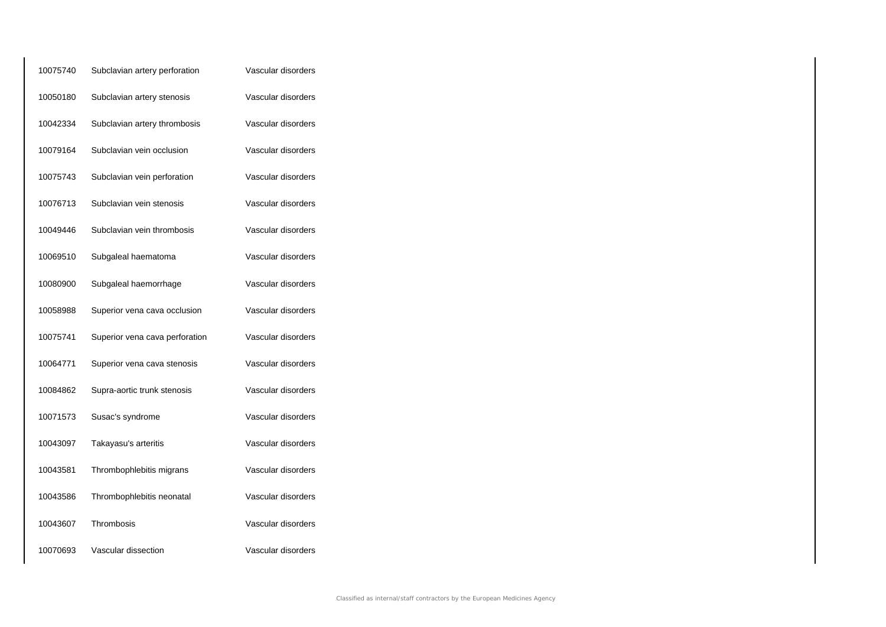| | | |
|---|---|---|
| 10075740 | Subclavian artery perforation | Vascular disorders |
| 10050180 | Subclavian artery stenosis | Vascular disorders |
| 10042334 | Subclavian artery thrombosis | Vascular disorders |
| 10079164 | Subclavian vein occlusion | Vascular disorders |
| 10075743 | Subclavian vein perforation | Vascular disorders |
| 10076713 | Subclavian vein stenosis | Vascular disorders |
| 10049446 | Subclavian vein thrombosis | Vascular disorders |
| 10069510 | Subgaleal haematoma | Vascular disorders |
| 10080900 | Subgaleal haemorrhage | Vascular disorders |
| 10058988 | Superior vena cava occlusion | Vascular disorders |
| 10075741 | Superior vena cava perforation | Vascular disorders |
| 10064771 | Superior vena cava stenosis | Vascular disorders |
| 10084862 | Supra-aortic trunk stenosis | Vascular disorders |
| 10071573 | Susac's syndrome | Vascular disorders |
| 10043097 | Takayasu's arteritis | Vascular disorders |
| 10043581 | Thrombophlebitis migrans | Vascular disorders |
| 10043586 | Thrombophlebitis neonatal | Vascular disorders |
| 10043607 | Thrombosis | Vascular disorders |
| 10070693 | Vascular dissection | Vascular disorders |

Classified as internal/staff contractors by the European Medicines Agency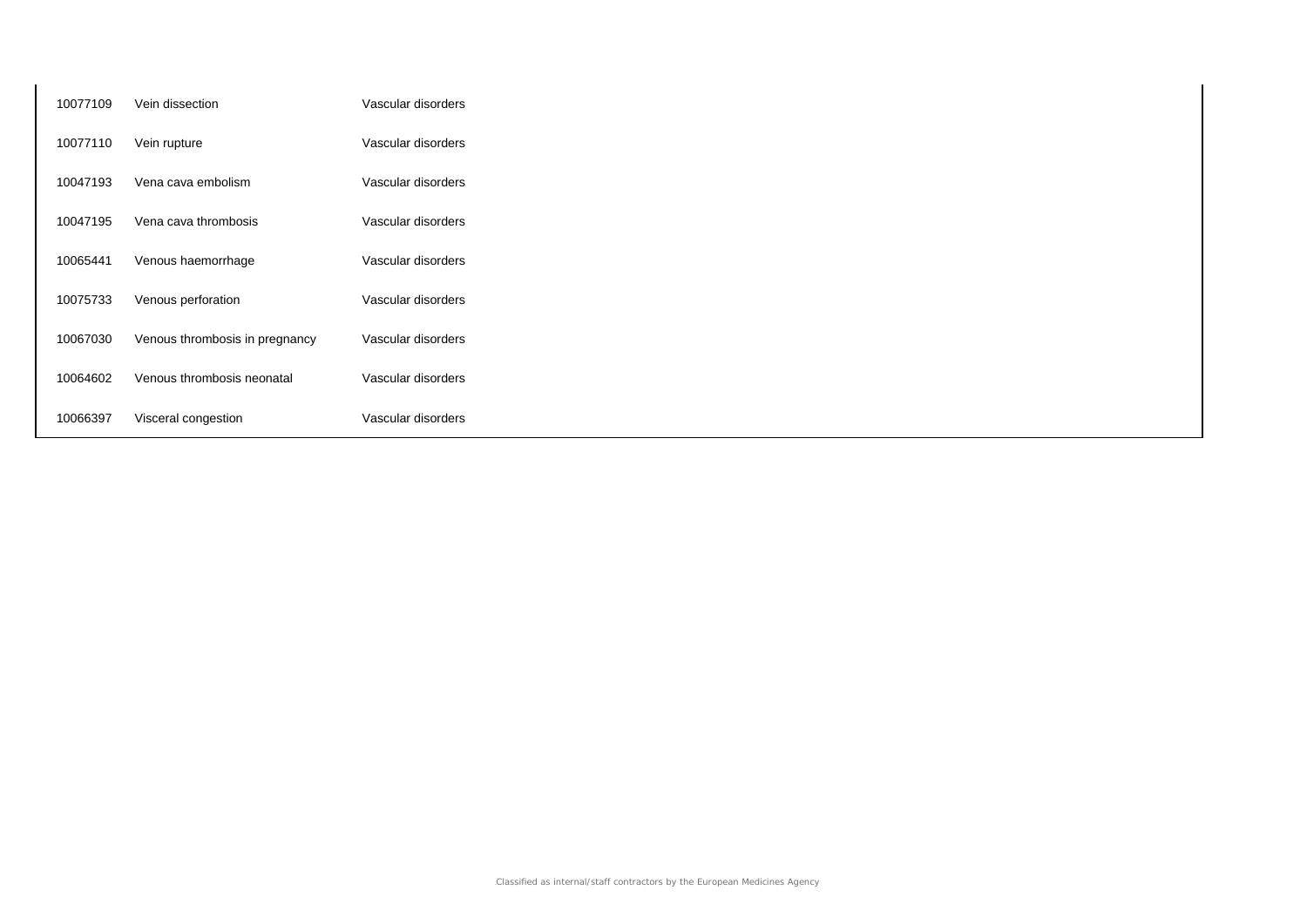| | | |
|---|---|---|
| 10077109 | Vein dissection | Vascular disorders |
| 10077110 | Vein rupture | Vascular disorders |
| 10047193 | Vena cava embolism | Vascular disorders |
| 10047195 | Vena cava thrombosis | Vascular disorders |
| 10065441 | Venous haemorrhage | Vascular disorders |
| 10075733 | Venous perforation | Vascular disorders |
| 10067030 | Venous thrombosis in pregnancy | Vascular disorders |
| 10064602 | Venous thrombosis neonatal | Vascular disorders |
| 10066397 | Visceral congestion | Vascular disorders |

Classified as internal/staff contractors by the European Medicines Agency